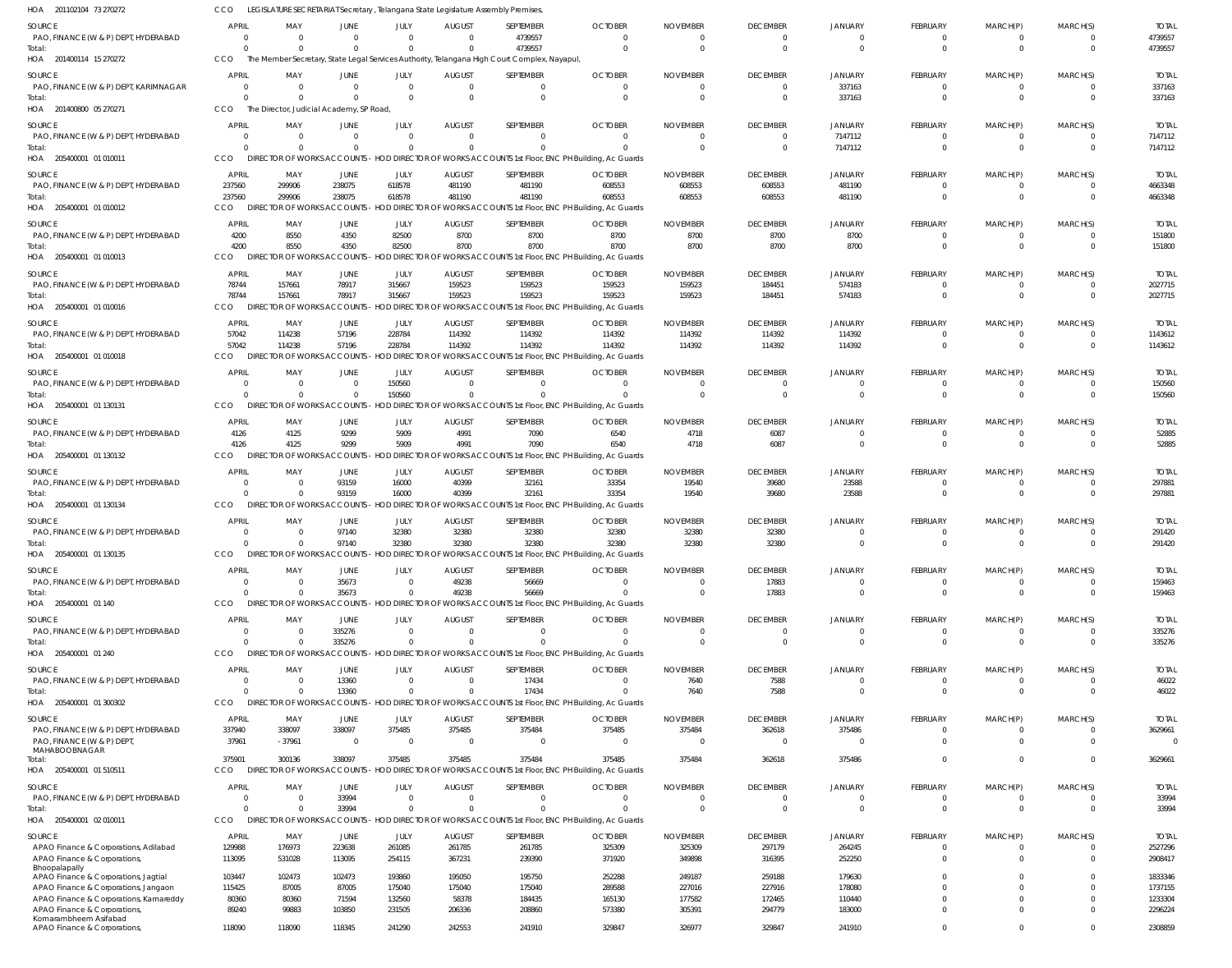HOA 201102104 73 270272 CCO LEGISLATURE SECRETARIAT Secretary, Telangana State Legislature Assembly Premises,

| SOURCE | APRIL | MAY | JUNE | JULY | AUGUST | SEPTEMBER | OCTOBER | NOVEMBER | DECEMBER | JANUARY | FEBRUARY | MARCH(P) | MARCH(S) | TOTAL |
|---|---|---|---|---|---|---|---|---|---|---|---|---|---|---|
| PAO, FINANCE (W & P) DEPT, HYDERABAD | 0 | 0 | 0 | 0 | 0 | 4739557 | 0 | 0 | 0 | 0 | 0 | 0 | 0 | 4739557 |
| Total: | 0 | 0 | 0 | 0 | 0 | 4739557 | 0 | 0 | 0 | 0 | 0 | 0 | 0 | 4739557 |

HOA 201400114 15 270272 CCO The Member Secretary, State Legal Services Authority, Telangana High Court Complex, Nayapul,

| SOURCE | APRIL | MAY | JUNE | JULY | AUGUST | SEPTEMBER | OCTOBER | NOVEMBER | DECEMBER | JANUARY | FEBRUARY | MARCH(P) | MARCH(S) | TOTAL |
|---|---|---|---|---|---|---|---|---|---|---|---|---|---|---|
| PAO, FINANCE (W & P) DEPT, KARIMNAGAR | 0 | 0 | 0 | 0 | 0 | 0 | 0 | 0 | 0 | 337163 | 0 | 0 | 0 | 337163 |
| Total: | 0 | 0 | 0 | 0 | 0 | 0 | 0 | 0 | 0 | 337163 | 0 | 0 | 0 | 337163 |

HOA 201400800 05 270271 CCO The Director, Judicial Academy, SP Road,

| SOURCE | APRIL | MAY | JUNE | JULY | AUGUST | SEPTEMBER | OCTOBER | NOVEMBER | DECEMBER | JANUARY | FEBRUARY | MARCH(P) | MARCH(S) | TOTAL |
|---|---|---|---|---|---|---|---|---|---|---|---|---|---|---|
| PAO, FINANCE (W & P) DEPT, HYDERABAD | 0 | 0 | 0 | 0 | 0 | 0 | 0 | 0 | 0 | 7147112 | 0 | 0 | 0 | 7147112 |
| Total: | 0 | 0 | 0 | 0 | 0 | 0 | 0 | 0 | 0 | 7147112 | 0 | 0 | 0 | 7147112 |

HOA 205400001 01 010011 CCO DIRECTOR OF WORKS ACCOUNTS - HOD DIRECTOR OF WORKS ACCOUNTS 1st Floor, ENC PH Building, Ac Guards

| SOURCE | APRIL | MAY | JUNE | JULY | AUGUST | SEPTEMBER | OCTOBER | NOVEMBER | DECEMBER | JANUARY | FEBRUARY | MARCH(P) | MARCH(S) | TOTAL |
|---|---|---|---|---|---|---|---|---|---|---|---|---|---|---|
| PAO, FINANCE (W & P) DEPT, HYDERABAD | 237560 | 299906 | 238075 | 618578 | 481190 | 481190 | 608553 | 608553 | 608553 | 481190 | 0 | 0 | 0 | 4663348 |
| Total: | 237560 | 299906 | 238075 | 618578 | 481190 | 481190 | 608553 | 608553 | 608553 | 481190 | 0 | 0 | 0 | 4663348 |

HOA 205400001 01 010012 CCO DIRECTOR OF WORKS ACCOUNTS - HOD DIRECTOR OF WORKS ACCOUNTS 1st Floor, ENC PH Building, Ac Guards

| SOURCE | APRIL | MAY | JUNE | JULY | AUGUST | SEPTEMBER | OCTOBER | NOVEMBER | DECEMBER | JANUARY | FEBRUARY | MARCH(P) | MARCH(S) | TOTAL |
|---|---|---|---|---|---|---|---|---|---|---|---|---|---|---|
| PAO, FINANCE (W & P) DEPT, HYDERABAD | 4200 | 8550 | 4350 | 82500 | 8700 | 8700 | 8700 | 8700 | 8700 | 8700 | 0 | 0 | 0 | 151800 |
| Total: | 4200 | 8550 | 4350 | 82500 | 8700 | 8700 | 8700 | 8700 | 8700 | 8700 | 0 | 0 | 0 | 151800 |

HOA 205400001 01 010013 CCO DIRECTOR OF WORKS ACCOUNTS - HOD DIRECTOR OF WORKS ACCOUNTS 1st Floor, ENC PH Building, Ac Guards

| SOURCE | APRIL | MAY | JUNE | JULY | AUGUST | SEPTEMBER | OCTOBER | NOVEMBER | DECEMBER | JANUARY | FEBRUARY | MARCH(P) | MARCH(S) | TOTAL |
|---|---|---|---|---|---|---|---|---|---|---|---|---|---|---|
| PAO, FINANCE (W & P) DEPT, HYDERABAD | 78744 | 157661 | 78917 | 315667 | 159523 | 159523 | 159523 | 159523 | 184451 | 574183 | 0 | 0 | 0 | 2027715 |
| Total: | 78744 | 157661 | 78917 | 315667 | 159523 | 159523 | 159523 | 159523 | 184451 | 574183 | 0 | 0 | 0 | 2027715 |

HOA 205400001 01 010016 CCO DIRECTOR OF WORKS ACCOUNTS - HOD DIRECTOR OF WORKS ACCOUNTS 1st Floor, ENC PH Building, Ac Guards

| SOURCE | APRIL | MAY | JUNE | JULY | AUGUST | SEPTEMBER | OCTOBER | NOVEMBER | DECEMBER | JANUARY | FEBRUARY | MARCH(P) | MARCH(S) | TOTAL |
|---|---|---|---|---|---|---|---|---|---|---|---|---|---|---|
| PAO, FINANCE (W & P) DEPT, HYDERABAD | 57042 | 114238 | 57196 | 228784 | 114392 | 114392 | 114392 | 114392 | 114392 | 114392 | 0 | 0 | 0 | 1143612 |
| Total: | 57042 | 114238 | 57196 | 228784 | 114392 | 114392 | 114392 | 114392 | 114392 | 114392 | 0 | 0 | 0 | 1143612 |

HOA 205400001 01 010018 CCO DIRECTOR OF WORKS ACCOUNTS - HOD DIRECTOR OF WORKS ACCOUNTS 1st Floor, ENC PH Building, Ac Guards

| SOURCE | APRIL | MAY | JUNE | JULY | AUGUST | SEPTEMBER | OCTOBER | NOVEMBER | DECEMBER | JANUARY | FEBRUARY | MARCH(P) | MARCH(S) | TOTAL |
|---|---|---|---|---|---|---|---|---|---|---|---|---|---|---|
| PAO, FINANCE (W & P) DEPT, HYDERABAD | 0 | 0 | 0 | 150560 | 0 | 0 | 0 | 0 | 0 | 0 | 0 | 0 | 0 | 150560 |
| Total: | 0 | 0 | 0 | 150560 | 0 | 0 | 0 | 0 | 0 | 0 | 0 | 0 | 0 | 150560 |

HOA 205400001 01 130131 CCO DIRECTOR OF WORKS ACCOUNTS - HOD DIRECTOR OF WORKS ACCOUNTS 1st Floor, ENC PH Building, Ac Guards

| SOURCE | APRIL | MAY | JUNE | JULY | AUGUST | SEPTEMBER | OCTOBER | NOVEMBER | DECEMBER | JANUARY | FEBRUARY | MARCH(P) | MARCH(S) | TOTAL |
|---|---|---|---|---|---|---|---|---|---|---|---|---|---|---|
| PAO, FINANCE (W & P) DEPT, HYDERABAD | 4126 | 4125 | 9299 | 5909 | 4991 | 7090 | 6540 | 4718 | 6087 | 0 | 0 | 0 | 0 | 52885 |
| Total: | 4126 | 4125 | 9299 | 5909 | 4991 | 7090 | 6540 | 4718 | 6087 | 0 | 0 | 0 | 0 | 52885 |

HOA 205400001 01 130132 CCO DIRECTOR OF WORKS ACCOUNTS - HOD DIRECTOR OF WORKS ACCOUNTS 1st Floor, ENC PH Building, Ac Guards

| SOURCE | APRIL | MAY | JUNE | JULY | AUGUST | SEPTEMBER | OCTOBER | NOVEMBER | DECEMBER | JANUARY | FEBRUARY | MARCH(P) | MARCH(S) | TOTAL |
|---|---|---|---|---|---|---|---|---|---|---|---|---|---|---|
| PAO, FINANCE (W & P) DEPT, HYDERABAD | 0 | 0 | 93159 | 16000 | 40399 | 32161 | 33354 | 19540 | 39680 | 23588 | 0 | 0 | 0 | 297881 |
| Total: | 0 | 0 | 93159 | 16000 | 40399 | 32161 | 33354 | 19540 | 39680 | 23588 | 0 | 0 | 0 | 297881 |

HOA 205400001 01 130134 CCO DIRECTOR OF WORKS ACCOUNTS - HOD DIRECTOR OF WORKS ACCOUNTS 1st Floor, ENC PH Building, Ac Guards

| SOURCE | APRIL | MAY | JUNE | JULY | AUGUST | SEPTEMBER | OCTOBER | NOVEMBER | DECEMBER | JANUARY | FEBRUARY | MARCH(P) | MARCH(S) | TOTAL |
|---|---|---|---|---|---|---|---|---|---|---|---|---|---|---|
| PAO, FINANCE (W & P) DEPT, HYDERABAD | 0 | 0 | 97140 | 32380 | 32380 | 32380 | 32380 | 32380 | 32380 | 0 | 0 | 0 | 0 | 291420 |
| Total: | 0 | 0 | 97140 | 32380 | 32380 | 32380 | 32380 | 32380 | 32380 | 0 | 0 | 0 | 0 | 291420 |

HOA 205400001 01 130135 CCO DIRECTOR OF WORKS ACCOUNTS - HOD DIRECTOR OF WORKS ACCOUNTS 1st Floor, ENC PH Building, Ac Guards

| SOURCE | APRIL | MAY | JUNE | JULY | AUGUST | SEPTEMBER | OCTOBER | NOVEMBER | DECEMBER | JANUARY | FEBRUARY | MARCH(P) | MARCH(S) | TOTAL |
|---|---|---|---|---|---|---|---|---|---|---|---|---|---|---|
| PAO, FINANCE (W & P) DEPT, HYDERABAD | 0 | 0 | 35673 | 0 | 49238 | 56669 | 0 | 0 | 17883 | 0 | 0 | 0 | 0 | 159463 |
| Total: | 0 | 0 | 35673 | 0 | 49238 | 56669 | 0 | 0 | 17883 | 0 | 0 | 0 | 0 | 159463 |

HOA 205400001 01 140 CCO DIRECTOR OF WORKS ACCOUNTS - HOD DIRECTOR OF WORKS ACCOUNTS 1st Floor, ENC PH Building, Ac Guards

| SOURCE | APRIL | MAY | JUNE | JULY | AUGUST | SEPTEMBER | OCTOBER | NOVEMBER | DECEMBER | JANUARY | FEBRUARY | MARCH(P) | MARCH(S) | TOTAL |
|---|---|---|---|---|---|---|---|---|---|---|---|---|---|---|
| PAO, FINANCE (W & P) DEPT, HYDERABAD | 0 | 0 | 335276 | 0 | 0 | 0 | 0 | 0 | 0 | 0 | 0 | 0 | 0 | 335276 |
| Total: | 0 | 0 | 335276 | 0 | 0 | 0 | 0 | 0 | 0 | 0 | 0 | 0 | 0 | 335276 |

HOA 205400001 01 240 CCO DIRECTOR OF WORKS ACCOUNTS - HOD DIRECTOR OF WORKS ACCOUNTS 1st Floor, ENC PH Building, Ac Guards

| SOURCE | APRIL | MAY | JUNE | JULY | AUGUST | SEPTEMBER | OCTOBER | NOVEMBER | DECEMBER | JANUARY | FEBRUARY | MARCH(P) | MARCH(S) | TOTAL |
|---|---|---|---|---|---|---|---|---|---|---|---|---|---|---|
| PAO, FINANCE (W & P) DEPT, HYDERABAD | 0 | 0 | 13360 | 0 | 0 | 17434 | 0 | 7640 | 7588 | 0 | 0 | 0 | 0 | 46022 |
| Total: | 0 | 0 | 13360 | 0 | 0 | 17434 | 0 | 7640 | 7588 | 0 | 0 | 0 | 0 | 46022 |

HOA 205400001 01 300302 CCO DIRECTOR OF WORKS ACCOUNTS - HOD DIRECTOR OF WORKS ACCOUNTS 1st Floor, ENC PH Building, Ac Guards

| SOURCE | APRIL | MAY | JUNE | JULY | AUGUST | SEPTEMBER | OCTOBER | NOVEMBER | DECEMBER | JANUARY | FEBRUARY | MARCH(P) | MARCH(S) | TOTAL |
|---|---|---|---|---|---|---|---|---|---|---|---|---|---|---|
| PAO, FINANCE (W & P) DEPT, HYDERABAD | 337940 | 338097 | 338097 | 375485 | 375485 | 375484 | 375485 | 375484 | 362618 | 375486 | 0 | 0 | 0 | 3629661 |
| PAO, FINANCE (W & P) DEPT, MAHABOOBNAGAR | 37961 | -37961 | 0 | 0 | 0 | 0 | 0 | 0 | 0 | 0 | 0 | 0 | 0 | 0 |
| Total: | 375901 | 300136 | 338097 | 375485 | 375485 | 375484 | 375485 | 375484 | 362618 | 375486 | 0 | 0 | 0 | 3629661 |

HOA 205400001 01 510511 CCO DIRECTOR OF WORKS ACCOUNTS - HOD DIRECTOR OF WORKS ACCOUNTS 1st Floor, ENC PH Building, Ac Guards

| SOURCE | APRIL | MAY | JUNE | JULY | AUGUST | SEPTEMBER | OCTOBER | NOVEMBER | DECEMBER | JANUARY | FEBRUARY | MARCH(P) | MARCH(S) | TOTAL |
|---|---|---|---|---|---|---|---|---|---|---|---|---|---|---|
| PAO, FINANCE (W & P) DEPT, HYDERABAD | 0 | 0 | 33994 | 0 | 0 | 0 | 0 | 0 | 0 | 0 | 0 | 0 | 0 | 33994 |
| Total: | 0 | 0 | 33994 | 0 | 0 | 0 | 0 | 0 | 0 | 0 | 0 | 0 | 0 | 33994 |

HOA 205400001 02 010011 CCO DIRECTOR OF WORKS ACCOUNTS - HOD DIRECTOR OF WORKS ACCOUNTS 1st Floor, ENC PH Building, Ac Guards

| SOURCE | APRIL | MAY | JUNE | JULY | AUGUST | SEPTEMBER | OCTOBER | NOVEMBER | DECEMBER | JANUARY | FEBRUARY | MARCH(P) | MARCH(S) | TOTAL |
|---|---|---|---|---|---|---|---|---|---|---|---|---|---|---|
| APAO Finance & Corporations, Adilabad | 129988 | 176973 | 223638 | 261085 | 261785 | 261785 | 325309 | 325309 | 297179 | 264245 | 0 | 0 | 0 | 2527296 |
| APAO Finance & Corporations, Bhoopalapally | 113095 | 531028 | 113095 | 254115 | 367231 | 239390 | 371920 | 349898 | 316395 | 252250 | 0 | 0 | 0 | 2908417 |
| APAO Finance & Corporations, Jagtial | 103447 | 102473 | 102473 | 193860 | 195050 | 195750 | 252288 | 249187 | 259188 | 179630 | 0 | 0 | 0 | 1833346 |
| APAO Finance & Corporations, Jangaon | 115425 | 87005 | 87005 | 175040 | 175040 | 175040 | 289588 | 227016 | 227916 | 178080 | 0 | 0 | 0 | 1737155 |
| APAO Finance & Corporations, Kamareddy | 80360 | 80360 | 71594 | 132560 | 58378 | 184435 | 165130 | 177582 | 172465 | 110440 | 0 | 0 | 0 | 1233304 |
| APAO Finance & Corporations, Komarambheem Asifabad | 89240 | 99883 | 103850 | 231505 | 206336 | 208860 | 573380 | 305391 | 294779 | 183000 | 0 | 0 | 0 | 2296224 |
| APAO Finance & Corporations, | 118090 | 118090 | 118345 | 241290 | 242553 | 241910 | 329847 | 326977 | 329847 | 241910 | 0 | 0 | 0 | 2308859 |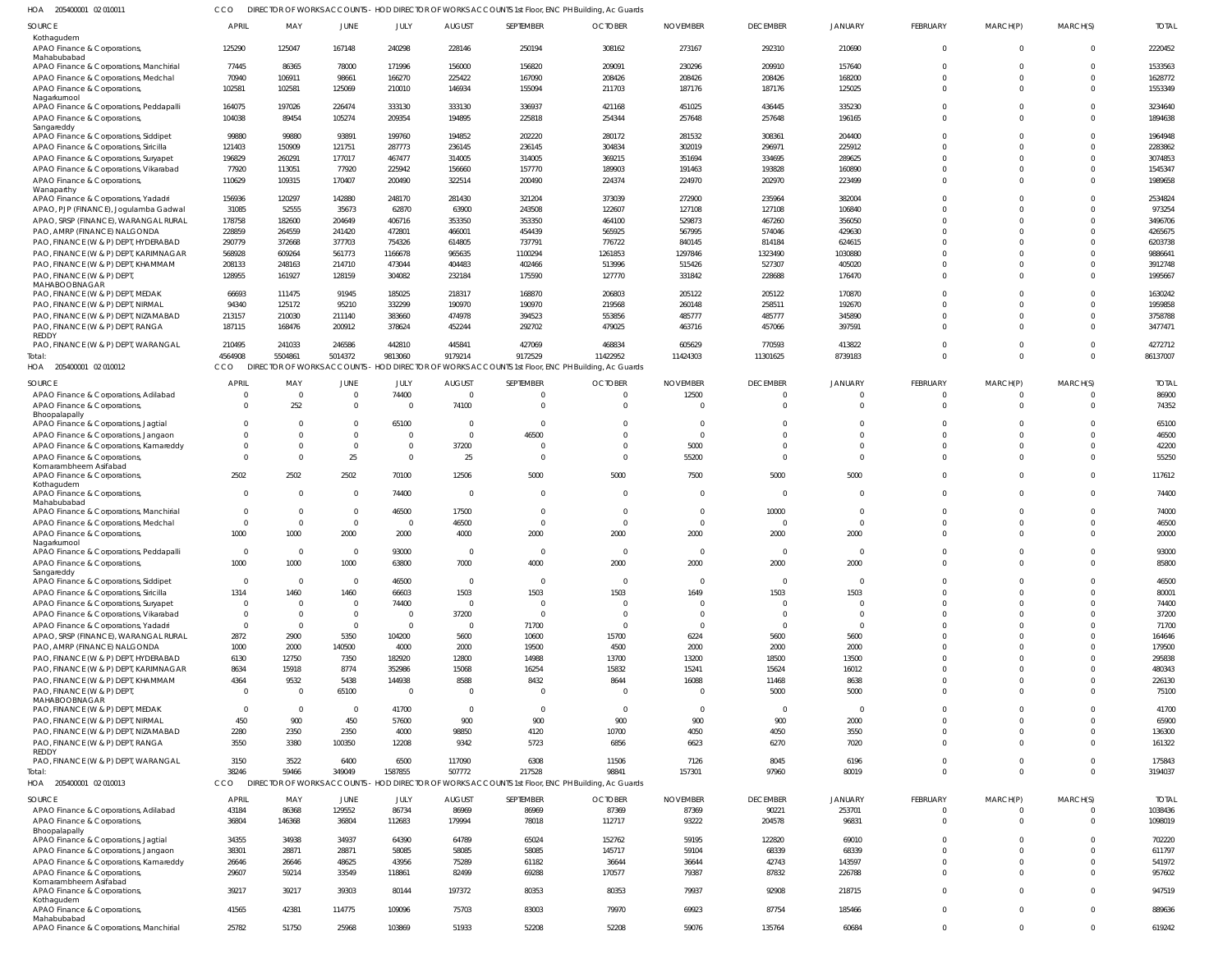HOA 205400001 02 010011 CCO DIRECTOR OF WORKS ACCOUNTS - HOD DIRECTOR OF WORKS ACCOUNTS 1st Floor, ENC PH Building, Ac Guards

| SOURCE | APRIL | MAY | JUNE | JULY | AUGUST | SEPTEMBER | OCTOBER | NOVEMBER | DECEMBER | JANUARY | FEBRUARY | MARCH(P) | MARCH(S) | TOTAL |
|---|---|---|---|---|---|---|---|---|---|---|---|---|---|---|
| Kothagudem | | | | | | | | | | | | | | |
| APAO Finance & Corporations, Mahabubabad | 125290 | 125047 | 167148 | 240298 | 228146 | 250194 | 308162 | 273167 | 292310 | 210690 | 0 | 0 | 0 | 2220452 |
| APAO Finance & Corporations, Manchirial | 77445 | 86365 | 78000 | 171996 | 156000 | 156820 | 209091 | 230296 | 209910 | 157640 | 0 | 0 | 0 | 1533563 |
| APAO Finance & Corporations, Medchal | 70940 | 106911 | 98661 | 166270 | 225422 | 167090 | 208426 | 208426 | 208426 | 168200 | 0 | 0 | 0 | 1628772 |
| APAO Finance & Corporations, Nagarkurnool | 102581 | 102581 | 125069 | 210010 | 146934 | 155094 | 211703 | 187176 | 187176 | 125025 | 0 | 0 | 0 | 1553349 |
| APAO Finance & Corporations, Peddapalli | 164075 | 197026 | 226474 | 333130 | 333130 | 336937 | 421168 | 451025 | 436445 | 335230 | 0 | 0 | 0 | 3234640 |
| APAO Finance & Corporations, Sangareddy | 104038 | 89454 | 105274 | 209354 | 194895 | 225818 | 254344 | 257648 | 257648 | 196165 | 0 | 0 | 0 | 1894638 |
| APAO Finance & Corporations, Siddipet | 99880 | 99880 | 93891 | 199760 | 194852 | 202220 | 280172 | 281532 | 308361 | 204400 | 0 | 0 | 0 | 1964948 |
| APAO Finance & Corporations, Siricilla | 121403 | 150909 | 121751 | 287773 | 236145 | 236145 | 304834 | 302019 | 296971 | 225912 | 0 | 0 | 0 | 2283862 |
| APAO Finance & Corporations, Suryapet | 196829 | 260291 | 177017 | 467477 | 314005 | 314005 | 369215 | 351694 | 334695 | 289625 | 0 | 0 | 0 | 3074853 |
| APAO Finance & Corporations, Vikarabad | 77920 | 113051 | 77920 | 225942 | 156660 | 157770 | 189903 | 191463 | 193828 | 160890 | 0 | 0 | 0 | 1545347 |
| APAO Finance & Corporations, Wanaparthy | 110629 | 109315 | 170407 | 200490 | 322514 | 200490 | 224374 | 224970 | 202970 | 223499 | 0 | 0 | 0 | 1989658 |
| APAO Finance & Corporations, Yadadri | 156936 | 120297 | 142880 | 248170 | 281430 | 321204 | 373039 | 272900 | 235964 | 382004 | 0 | 0 | 0 | 2534824 |
| APAO, PJP (FINANCE), Jogulamba Gadwal | 31085 | 52555 | 35673 | 62870 | 63900 | 243508 | 122607 | 127108 | 127108 | 106840 | 0 | 0 | 0 | 973254 |
| APAO, SRSP (FINANCE), WARANGAL RURAL | 178758 | 182600 | 204649 | 406716 | 353350 | 353350 | 464100 | 529873 | 467260 | 356050 | 0 | 0 | 0 | 3496706 |
| PAO, AMRP (FINANCE) NALGONDA | 228859 | 264559 | 241420 | 472801 | 466001 | 454439 | 565925 | 567995 | 574046 | 429630 | 0 | 0 | 0 | 4265675 |
| PAO, FINANCE (W & P) DEPT, HYDERABAD | 290779 | 372668 | 377703 | 754326 | 614805 | 737791 | 776722 | 840145 | 814184 | 624615 | 0 | 0 | 0 | 6203738 |
| PAO, FINANCE (W & P) DEPT, KARIMNAGAR | 568928 | 609264 | 561773 | 1166678 | 965635 | 1100294 | 1261853 | 1297846 | 1323490 | 1030880 | 0 | 0 | 0 | 9886641 |
| PAO, FINANCE (W & P) DEPT, KHAMMAM | 208133 | 248163 | 214710 | 473044 | 404483 | 402466 | 513996 | 515426 | 527307 | 405020 | 0 | 0 | 0 | 3912748 |
| PAO, FINANCE (W & P) DEPT, MAHABOOBNAGAR | 128955 | 161927 | 128159 | 304082 | 232184 | 175590 | 127770 | 331842 | 228688 | 176470 | 0 | 0 | 0 | 1995667 |
| PAO, FINANCE (W & P) DEPT, MEDAK | 66693 | 111475 | 91945 | 185025 | 218317 | 168870 | 206803 | 205122 | 205122 | 170870 | 0 | 0 | 0 | 1630242 |
| PAO, FINANCE (W & P) DEPT, NIRMAL | 94340 | 125172 | 95210 | 332299 | 190970 | 190970 | 219568 | 260148 | 258511 | 192670 | 0 | 0 | 0 | 1959858 |
| PAO, FINANCE (W & P) DEPT, NIZAMABAD | 213157 | 210030 | 211140 | 383660 | 474978 | 394523 | 553856 | 485777 | 485777 | 345890 | 0 | 0 | 0 | 3758788 |
| PAO, FINANCE (W & P) DEPT, RANGA REDDY | 187115 | 168476 | 200912 | 378624 | 452244 | 292702 | 479025 | 463716 | 457066 | 397591 | 0 | 0 | 0 | 3477471 |
| PAO, FINANCE (W & P) DEPT, WARANGAL | 210495 | 241033 | 246586 | 442810 | 445841 | 427069 | 468834 | 605629 | 770593 | 413822 | 0 | 0 | 0 | 4272712 |
| Total: | 4564908 | 5504861 | 5014372 | 9813060 | 9179214 | 9172529 | 11422952 | 11424303 | 11301625 | 8739183 | 0 | 0 | 0 | 86137007 |

HOA 205400001 02 010012 CCO DIRECTOR OF WORKS ACCOUNTS - HOD DIRECTOR OF WORKS ACCOUNTS 1st Floor, ENC PH Building, Ac Guards

| SOURCE | APRIL | MAY | JUNE | JULY | AUGUST | SEPTEMBER | OCTOBER | NOVEMBER | DECEMBER | JANUARY | FEBRUARY | MARCH(P) | MARCH(S) | TOTAL |
|---|---|---|---|---|---|---|---|---|---|---|---|---|---|---|
| APAO Finance & Corporations, Adilabad | 0 | 0 | 0 | 74400 | 0 | 0 | 0 | 12500 | 0 | 0 | 0 | 0 | 0 | 86900 |
| APAO Finance & Corporations, Bhoopalapally | 0 | 252 | 0 | 0 | 74100 | 0 | 0 | 0 | 0 | 0 | 0 | 0 | 0 | 74352 |
| APAO Finance & Corporations, Jagtial | 0 | 0 | 0 | 65100 | 0 | 0 | 0 | 0 | 0 | 0 | 0 | 0 | 0 | 65100 |
| APAO Finance & Corporations, Jangaon | 0 | 0 | 0 | 0 | 0 | 46500 | 0 | 0 | 0 | 0 | 0 | 0 | 0 | 46500 |
| APAO Finance & Corporations, Kamareddy | 0 | 0 | 0 | 0 | 37200 | 0 | 0 | 5000 | 0 | 0 | 0 | 0 | 0 | 42200 |
| APAO Finance & Corporations, Komarambheem Asifabad | 0 | 0 | 25 | 0 | 25 | 0 | 0 | 55200 | 0 | 0 | 0 | 0 | 0 | 55250 |
| APAO Finance & Corporations, Kothagudem | 2502 | 2502 | 2502 | 70100 | 12506 | 5000 | 5000 | 7500 | 5000 | 5000 | 0 | 0 | 0 | 117612 |
| APAO Finance & Corporations, Mahabubabad | 0 | 0 | 0 | 74400 | 0 | 0 | 0 | 0 | 0 | 0 | 0 | 0 | 0 | 74400 |
| APAO Finance & Corporations, Manchirial | 0 | 0 | 0 | 46500 | 17500 | 0 | 0 | 0 | 10000 | 0 | 0 | 0 | 0 | 74000 |
| APAO Finance & Corporations, Medchal | 0 | 0 | 0 | 0 | 46500 | 0 | 0 | 0 | 0 | 0 | 0 | 0 | 0 | 46500 |
| APAO Finance & Corporations, Nagarkurnool | 1000 | 1000 | 2000 | 2000 | 4000 | 2000 | 2000 | 2000 | 2000 | 2000 | 0 | 0 | 0 | 20000 |
| APAO Finance & Corporations, Peddapalli | 0 | 0 | 0 | 93000 | 0 | 0 | 0 | 0 | 0 | 0 | 0 | 0 | 0 | 93000 |
| APAO Finance & Corporations, Sangareddy | 1000 | 1000 | 1000 | 63800 | 7000 | 4000 | 2000 | 2000 | 2000 | 2000 | 0 | 0 | 0 | 85800 |
| APAO Finance & Corporations, Siddipet | 0 | 0 | 0 | 46500 | 0 | 0 | 0 | 0 | 0 | 0 | 0 | 0 | 0 | 46500 |
| APAO Finance & Corporations, Siricilla | 1314 | 1460 | 1460 | 66603 | 1503 | 1503 | 1503 | 1649 | 1503 | 1503 | 0 | 0 | 0 | 80001 |
| APAO Finance & Corporations, Suryapet | 0 | 0 | 0 | 74400 | 0 | 0 | 0 | 0 | 0 | 0 | 0 | 0 | 0 | 74400 |
| APAO Finance & Corporations, Vikarabad | 0 | 0 | 0 | 0 | 37200 | 0 | 0 | 0 | 0 | 0 | 0 | 0 | 0 | 37200 |
| APAO Finance & Corporations, Yadadri | 0 | 0 | 0 | 0 | 0 | 71700 | 0 | 0 | 0 | 0 | 0 | 0 | 0 | 71700 |
| APAO, SRSP (FINANCE), WARANGAL RURAL | 2872 | 2900 | 5350 | 104200 | 5600 | 10600 | 15700 | 6224 | 5600 | 5600 | 0 | 0 | 0 | 164646 |
| PAO, AMRP (FINANCE) NALGONDA | 1000 | 2000 | 140500 | 4000 | 2000 | 19500 | 4500 | 2000 | 2000 | 2000 | 0 | 0 | 0 | 179500 |
| PAO, FINANCE (W & P) DEPT, HYDERABAD | 6130 | 12750 | 7350 | 182920 | 12800 | 14988 | 13700 | 13200 | 18500 | 13500 | 0 | 0 | 0 | 295838 |
| PAO, FINANCE (W & P) DEPT, KARIMNAGAR | 8634 | 15918 | 8774 | 352986 | 15068 | 16254 | 15832 | 15241 | 15624 | 16012 | 0 | 0 | 0 | 480343 |
| PAO, FINANCE (W & P) DEPT, KHAMMAM | 4364 | 9532 | 5438 | 144938 | 8588 | 8432 | 8644 | 16088 | 11468 | 8638 | 0 | 0 | 0 | 226130 |
| PAO, FINANCE (W & P) DEPT, MAHABOOBNAGAR | 0 | 0 | 65100 | 0 | 0 | 0 | 0 | 0 | 5000 | 5000 | 0 | 0 | 0 | 75100 |
| PAO, FINANCE (W & P) DEPT, MEDAK | 0 | 0 | 0 | 41700 | 0 | 0 | 0 | 0 | 0 | 0 | 0 | 0 | 0 | 41700 |
| PAO, FINANCE (W & P) DEPT, NIRMAL | 450 | 900 | 450 | 57600 | 900 | 900 | 900 | 900 | 900 | 2000 | 0 | 0 | 0 | 65900 |
| PAO, FINANCE (W & P) DEPT, NIZAMABAD | 2280 | 2350 | 2350 | 4000 | 98850 | 4120 | 10700 | 4050 | 4050 | 3550 | 0 | 0 | 0 | 136300 |
| PAO, FINANCE (W & P) DEPT, RANGA REDDY | 3550 | 3380 | 100350 | 12208 | 9342 | 5723 | 6856 | 6623 | 6270 | 7020 | 0 | 0 | 0 | 161322 |
| PAO, FINANCE (W & P) DEPT, WARANGAL | 3150 | 3522 | 6400 | 6500 | 117090 | 6308 | 11506 | 7126 | 8045 | 6196 | 0 | 0 | 0 | 175843 |
| Total: | 38246 | 59466 | 349049 | 1587855 | 507772 | 217528 | 98841 | 157301 | 97960 | 80019 | 0 | 0 | 0 | 3194037 |

HOA 205400001 02 010013 CCO DIRECTOR OF WORKS ACCOUNTS - HOD DIRECTOR OF WORKS ACCOUNTS 1st Floor, ENC PH Building, Ac Guards

| SOURCE | APRIL | MAY | JUNE | JULY | AUGUST | SEPTEMBER | OCTOBER | NOVEMBER | DECEMBER | JANUARY | FEBRUARY | MARCH(P) | MARCH(S) | TOTAL |
|---|---|---|---|---|---|---|---|---|---|---|---|---|---|---|
| APAO Finance & Corporations, Adilabad | 43184 | 86368 | 129552 | 86734 | 86969 | 86969 | 87369 | 87369 | 90221 | 253701 | 0 | 0 | 0 | 1038436 |
| APAO Finance & Corporations, Bhoopalapally | 36804 | 146368 | 36804 | 112683 | 179994 | 78018 | 112717 | 93222 | 204578 | 96831 | 0 | 0 | 0 | 1098019 |
| APAO Finance & Corporations, Jagtial | 34355 | 34938 | 34937 | 64390 | 64789 | 65024 | 152762 | 59195 | 122820 | 69010 | 0 | 0 | 0 | 702220 |
| APAO Finance & Corporations, Jangaon | 38301 | 28871 | 28871 | 58085 | 58085 | 58085 | 145717 | 59104 | 68339 | 68339 | 0 | 0 | 0 | 611797 |
| APAO Finance & Corporations, Kamareddy | 26646 | 26646 | 48625 | 43956 | 75289 | 61182 | 36644 | 36644 | 42743 | 143597 | 0 | 0 | 0 | 541972 |
| APAO Finance & Corporations, Komarambheem Asifabad | 29607 | 59214 | 33549 | 118861 | 82499 | 69288 | 170577 | 79387 | 87832 | 226788 | 0 | 0 | 0 | 957602 |
| APAO Finance & Corporations, Kothagudem | 39217 | 39217 | 39303 | 80144 | 197372 | 80353 | 80353 | 79937 | 92908 | 218715 | 0 | 0 | 0 | 947519 |
| APAO Finance & Corporations, Mahabubabad | 41565 | 42381 | 114775 | 109096 | 75703 | 83003 | 79970 | 69923 | 87754 | 185466 | 0 | 0 | 0 | 889636 |
| APAO Finance & Corporations, Manchirial | 25782 | 51750 | 25968 | 103869 | 51933 | 52208 | 52208 | 59076 | 135764 | 60684 | 0 | 0 | 0 | 619242 |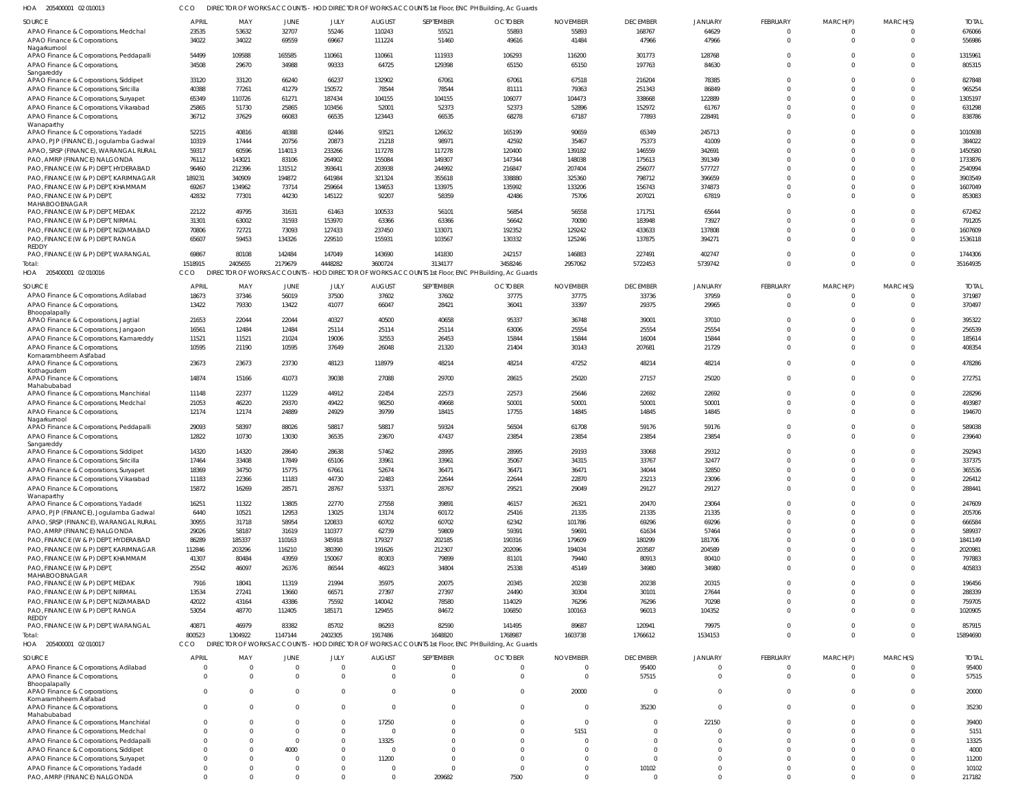HOA 205400001 02 010013 CCO DIRECTOR OF WORKS ACCOUNTS - HOD DIRECTOR OF WORKS ACCOUNTS 1st Floor, ENC PH Building, Ac Guards

| SOURCE | APRIL | MAY | JUNE | JULY | AUGUST | SEPTEMBER | OCTOBER | NOVEMBER | DECEMBER | JANUARY | FEBRUARY | MARCH(P) | MARCH(S) | TOTAL |
|---|---|---|---|---|---|---|---|---|---|---|---|---|---|---|
| APAO Finance & Corporations, Medchal | 23535 | 53632 | 32707 | 55246 | 110243 | 55521 | 55893 | 55893 | 168767 | 64629 | 0 | 0 | 0 | 676066 |
| APAO Finance & Corporations, Nagarkurnool | 34022 | 34022 | 69559 | 69667 | 111224 | 51460 | 49616 | 41484 | 47966 | 47966 | 0 | 0 | 0 | 556986 |
| APAO Finance & Corporations, Peddapalli | 54499 | 109588 | 165585 | 110661 | 110661 | 111933 | 106293 | 116200 | 301773 | 128768 | 0 | 0 | 0 | 1315961 |
| APAO Finance & Corporations, Sangareddy | 34508 | 29670 | 34988 | 99333 | 64725 | 129398 | 65150 | 65150 | 197763 | 84630 | 0 | 0 | 0 | 805315 |
| APAO Finance & Corporations, Siddipet | 33120 | 33120 | 66240 | 66237 | 132902 | 67061 | 67061 | 67518 | 216204 | 78385 | 0 | 0 | 0 | 827848 |
| APAO Finance & Corporations, Siricilla | 40388 | 77261 | 41279 | 150572 | 78544 | 78544 | 81111 | 79363 | 251343 | 86849 | 0 | 0 | 0 | 965254 |
| APAO Finance & Corporations, Suryapet | 65349 | 110726 | 61271 | 187434 | 104155 | 104155 | 106077 | 104473 | 338668 | 122889 | 0 | 0 | 0 | 1305197 |
| APAO Finance & Corporations, Vikarabad | 25865 | 51730 | 25865 | 103456 | 52001 | 52373 | 52373 | 52896 | 152972 | 61767 | 0 | 0 | 0 | 631298 |
| APAO Finance & Corporations, Wanaparthy | 36712 | 37629 | 66083 | 66535 | 123443 | 66535 | 68278 | 67187 | 77893 | 228491 | 0 | 0 | 0 | 838786 |
| APAO Finance & Corporations, Yadadri | 52215 | 40816 | 48388 | 82446 | 93521 | 126632 | 165199 | 90659 | 65349 | 245713 | 0 | 0 | 0 | 1010938 |
| APAO, PJP (FINANCE), Jogulamba Gadwal | 10319 | 17444 | 20756 | 20873 | 21218 | 98971 | 42592 | 35467 | 75373 | 41009 | 0 | 0 | 0 | 384022 |
| APAO, SRSP (FINANCE), WARANGAL RURAL | 59317 | 60596 | 114013 | 233266 | 117278 | 117278 | 120400 | 139182 | 146559 | 342691 | 0 | 0 | 0 | 1450580 |
| PAO, AMRP (FINANCE) NALGONDA | 76112 | 143021 | 83106 | 264902 | 155084 | 149307 | 147344 | 148038 | 175613 | 391349 | 0 | 0 | 0 | 1733876 |
| PAO, FINANCE (W & P) DEPT, HYDERABAD | 96460 | 212396 | 131512 | 393641 | 203938 | 244992 | 216847 | 207404 | 256077 | 577727 | 0 | 0 | 0 | 2540994 |
| PAO, FINANCE (W & P) DEPT, KARIMNAGAR | 189231 | 340909 | 194872 | 641984 | 321324 | 355618 | 338880 | 325360 | 798712 | 396659 | 0 | 0 | 0 | 3903549 |
| PAO, FINANCE (W & P) DEPT, KHAMMAM | 69267 | 134962 | 73714 | 259664 | 134653 | 133975 | 135992 | 133206 | 156743 | 374873 | 0 | 0 | 0 | 1607049 |
| PAO, FINANCE (W & P) DEPT, MAHABOOBNAGAR | 42832 | 77301 | 44230 | 145122 | 92207 | 58359 | 42486 | 75706 | 207021 | 67819 | 0 | 0 | 0 | 853083 |
| PAO, FINANCE (W & P) DEPT, MEDAK | 22122 | 49795 | 31631 | 61463 | 100533 | 56101 | 56854 | 56558 | 171751 | 65644 | 0 | 0 | 0 | 672452 |
| PAO, FINANCE (W & P) DEPT, NIRMAL | 31301 | 63002 | 31593 | 153970 | 63366 | 63366 | 56642 | 70090 | 183948 | 73927 | 0 | 0 | 0 | 791205 |
| PAO, FINANCE (W & P) DEPT, NIZAMABAD | 70806 | 72721 | 73093 | 127433 | 237450 | 133071 | 192352 | 129242 | 433633 | 137808 | 0 | 0 | 0 | 1607609 |
| PAO, FINANCE (W & P) DEPT, RANGA REDDY | 65607 | 59453 | 134326 | 229510 | 155931 | 103567 | 130332 | 125246 | 137875 | 394271 | 0 | 0 | 0 | 1536118 |
| PAO, FINANCE (W & P) DEPT, WARANGAL | 69867 | 80108 | 142484 | 147049 | 143690 | 141830 | 242157 | 146883 | 227491 | 402747 | 0 | 0 | 0 | 1744306 |
| Total: | 1518915 | 2405655 | 2179679 | 4448282 | 3600724 | 3134177 | 3458246 | 2957062 | 5722453 | 5739742 | 0 | 0 | 0 | 35164935 |

HOA 205400001 02 010016 CCO DIRECTOR OF WORKS ACCOUNTS - HOD DIRECTOR OF WORKS ACCOUNTS 1st Floor, ENC PH Building, Ac Guards

| SOURCE | APRIL | MAY | JUNE | JULY | AUGUST | SEPTEMBER | OCTOBER | NOVEMBER | DECEMBER | JANUARY | FEBRUARY | MARCH(P) | MARCH(S) | TOTAL |
|---|---|---|---|---|---|---|---|---|---|---|---|---|---|---|
| APAO Finance & Corporations, Adilabad | 18673 | 37346 | 56019 | 37500 | 37602 | 37602 | 37775 | 37775 | 33736 | 37959 | 0 | 0 | 0 | 371987 |
| APAO Finance & Corporations, Bhoopalapally | 13422 | 79330 | 13422 | 41077 | 66047 | 28421 | 36041 | 33397 | 29375 | 29965 | 0 | 0 | 0 | 370497 |
| APAO Finance & Corporations, Jagtial | 21653 | 22044 | 22044 | 40327 | 40500 | 40658 | 95337 | 36748 | 39001 | 37010 | 0 | 0 | 0 | 395322 |
| APAO Finance & Corporations, Jangaon | 16561 | 12484 | 12484 | 25114 | 25114 | 25114 | 63006 | 25554 | 25554 | 25554 | 0 | 0 | 0 | 256539 |
| APAO Finance & Corporations, Kamareddy | 11521 | 11521 | 21024 | 19006 | 32553 | 26453 | 15844 | 15844 | 16004 | 15844 | 0 | 0 | 0 | 185614 |
| APAO Finance & Corporations, Komarambheem Asifabad | 10595 | 21190 | 10595 | 37649 | 26048 | 21320 | 21404 | 30143 | 207681 | 21729 | 0 | 0 | 0 | 408354 |
| APAO Finance & Corporations, Kothagudem | 23673 | 23673 | 23730 | 48123 | 118979 | 48214 | 48214 | 47252 | 48214 | 48214 | 0 | 0 | 0 | 478286 |
| APAO Finance & Corporations, Mahabubabad | 14874 | 15166 | 41073 | 39038 | 27088 | 29700 | 28615 | 25020 | 27157 | 25020 | 0 | 0 | 0 | 272751 |
| APAO Finance & Corporations, Manchirial | 11148 | 22377 | 11229 | 44912 | 22454 | 22573 | 22573 | 25646 | 22692 | 22692 | 0 | 0 | 0 | 228296 |
| APAO Finance & Corporations, Medchal | 21053 | 46220 | 29370 | 49422 | 98250 | 49668 | 50001 | 50001 | 50001 | 50001 | 0 | 0 | 0 | 493987 |
| APAO Finance & Corporations, Nagarkurnool | 12174 | 12174 | 24889 | 24929 | 39799 | 18415 | 17755 | 14845 | 14845 | 14845 | 0 | 0 | 0 | 194670 |
| APAO Finance & Corporations, Peddapalli | 29093 | 58397 | 88026 | 58817 | 58817 | 59324 | 56504 | 61708 | 59176 | 59176 | 0 | 0 | 0 | 589038 |
| APAO Finance & Corporations, Sangareddy | 12822 | 10730 | 13030 | 36535 | 23670 | 47437 | 23854 | 23854 | 23854 | 23854 | 0 | 0 | 0 | 239640 |
| APAO Finance & Corporations, Siddipet | 14320 | 14320 | 28640 | 28638 | 57462 | 28995 | 28995 | 29193 | 33068 | 29312 | 0 | 0 | 0 | 292943 |
| APAO Finance & Corporations, Siricilla | 17464 | 33408 | 17849 | 65106 | 33961 | 33961 | 35067 | 34315 | 33767 | 32477 | 0 | 0 | 0 | 337375 |
| APAO Finance & Corporations, Suryapet | 18369 | 34750 | 15775 | 67661 | 52674 | 36471 | 36471 | 36471 | 34044 | 32850 | 0 | 0 | 0 | 365536 |
| APAO Finance & Corporations, Vikarabad | 11183 | 22366 | 11183 | 44730 | 22483 | 22644 | 22644 | 22870 | 23213 | 23096 | 0 | 0 | 0 | 226412 |
| APAO Finance & Corporations, Wanaparthy | 15872 | 16269 | 28571 | 28767 | 53371 | 28767 | 29521 | 29049 | 29127 | 29127 | 0 | 0 | 0 | 288441 |
| APAO Finance & Corporations, Yadadri | 16251 | 11322 | 13805 | 22770 | 27558 | 39891 | 46157 | 26321 | 20470 | 23064 | 0 | 0 | 0 | 247609 |
| APAO, PJP (FINANCE), Jogulamba Gadwal | 6440 | 10521 | 12953 | 13025 | 13174 | 60172 | 25416 | 21335 | 21335 | 21335 | 0 | 0 | 0 | 205706 |
| APAO, SRSP (FINANCE), WARANGAL RURAL | 30955 | 31718 | 58954 | 120833 | 60702 | 60702 | 62342 | 101786 | 69296 | 69296 | 0 | 0 | 0 | 666584 |
| PAO, AMRP (FINANCE) NALGONDA | 29026 | 58187 | 31619 | 110377 | 62739 | 59809 | 59391 | 59691 | 61634 | 57464 | 0 | 0 | 0 | 589937 |
| PAO, FINANCE (W & P) DEPT, HYDERABAD | 86289 | 185337 | 110163 | 345918 | 179327 | 202185 | 190316 | 179609 | 180299 | 181706 | 0 | 0 | 0 | 1841149 |
| PAO, FINANCE (W & P) DEPT, KARIMNAGAR | 112846 | 203296 | 116210 | 380390 | 191626 | 212307 | 202096 | 194034 | 203587 | 204589 | 0 | 0 | 0 | 2020981 |
| PAO, FINANCE (W & P) DEPT, KHAMMAM | 41307 | 80484 | 43959 | 150067 | 80303 | 79899 | 81101 | 79440 | 80913 | 80410 | 0 | 0 | 0 | 797883 |
| PAO, FINANCE (W & P) DEPT, MAHABOOBNAGAR | 25542 | 46097 | 26376 | 86544 | 46023 | 34804 | 25338 | 45149 | 34980 | 34980 | 0 | 0 | 0 | 405833 |
| PAO, FINANCE (W & P) DEPT, MEDAK | 7916 | 18041 | 11319 | 21994 | 35975 | 20075 | 20345 | 20238 | 20238 | 20315 | 0 | 0 | 0 | 196456 |
| PAO, FINANCE (W & P) DEPT, NIRMAL | 13534 | 27241 | 13660 | 66571 | 27397 | 27397 | 24490 | 30304 | 30101 | 27644 | 0 | 0 | 0 | 288339 |
| PAO, FINANCE (W & P) DEPT, NIZAMABAD | 42022 | 43164 | 43386 | 75592 | 140042 | 78580 | 114029 | 76296 | 76296 | 70298 | 0 | 0 | 0 | 759705 |
| PAO, FINANCE (W & P) DEPT, RANGA REDDY | 53054 | 48770 | 112405 | 185171 | 129455 | 84672 | 106850 | 100163 | 96013 | 104352 | 0 | 0 | 0 | 1020905 |
| PAO, FINANCE (W & P) DEPT, WARANGAL | 40871 | 46979 | 83382 | 85702 | 86293 | 82590 | 141495 | 89687 | 120941 | 79975 | 0 | 0 | 0 | 857915 |
| Total: | 800523 | 1304922 | 1147144 | 2402305 | 1917486 | 1648820 | 1768987 | 1603738 | 1766612 | 1534153 | 0 | 0 | 0 | 15894690 |

HOA 205400001 02 010017 CCO DIRECTOR OF WORKS ACCOUNTS - HOD DIRECTOR OF WORKS ACCOUNTS 1st Floor, ENC PH Building, Ac Guards

| SOURCE | APRIL | MAY | JUNE | JULY | AUGUST | SEPTEMBER | OCTOBER | NOVEMBER | DECEMBER | JANUARY | FEBRUARY | MARCH(P) | MARCH(S) | TOTAL |
|---|---|---|---|---|---|---|---|---|---|---|---|---|---|---|
| APAO Finance & Corporations, Adilabad | 0 | 0 | 0 | 0 | 0 | 0 | 0 | 0 | 95400 | 0 | 0 | 0 | 0 | 95400 |
| APAO Finance & Corporations, Bhoopalapally | 0 | 0 | 0 | 0 | 0 | 0 | 0 | 0 | 57515 | 0 | 0 | 0 | 0 | 57515 |
| APAO Finance & Corporations, Komarambheem Asifabad | 0 | 0 | 0 | 0 | 0 | 0 | 0 | 20000 | 0 | 0 | 0 | 0 | 0 | 20000 |
| APAO Finance & Corporations, Mahabubabad | 0 | 0 | 0 | 0 | 0 | 0 | 0 | 0 | 35230 | 0 | 0 | 0 | 0 | 35230 |
| APAO Finance & Corporations, Manchirial | 0 | 0 | 0 | 0 | 17250 | 0 | 0 | 0 | 0 | 22150 | 0 | 0 | 0 | 39400 |
| APAO Finance & Corporations, Medchal | 0 | 0 | 0 | 0 | 0 | 0 | 0 | 5151 | 0 | 0 | 0 | 0 | 0 | 5151 |
| APAO Finance & Corporations, Peddapalli | 0 | 0 | 0 | 0 | 13325 | 0 | 0 | 0 | 0 | 0 | 0 | 0 | 0 | 13325 |
| APAO Finance & Corporations, Siddipet | 0 | 0 | 4000 | 0 | 0 | 0 | 0 | 0 | 0 | 0 | 0 | 0 | 0 | 4000 |
| APAO Finance & Corporations, Suryapet | 0 | 0 | 0 | 0 | 11200 | 0 | 0 | 0 | 0 | 0 | 0 | 0 | 0 | 11200 |
| APAO Finance & Corporations, Yadadri | 0 | 0 | 0 | 0 | 0 | 0 | 0 | 0 | 10102 | 0 | 0 | 0 | 0 | 10102 |
| PAO, AMRP (FINANCE) NALGONDA | 0 | 0 | 0 | 0 | 0 | 209682 | 7500 | 0 | 0 | 0 | 0 | 0 | 0 | 217182 |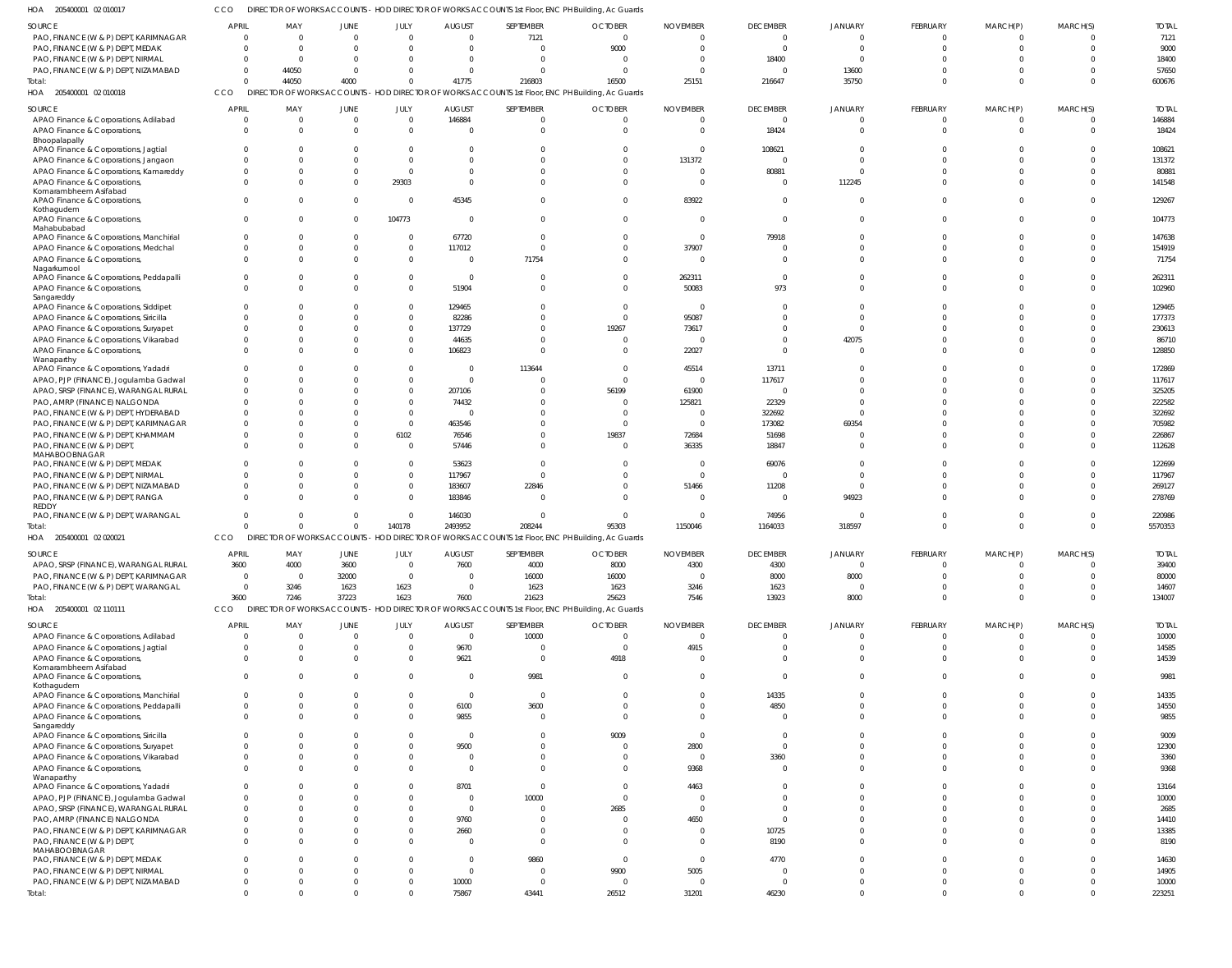HOA 205400001 02 010017 CCO DIRECTOR OF WORKS ACCOUNTS - HOD DIRECTOR OF WORKS ACCOUNTS 1st Floor, ENC PH Building, Ac Guards

| SOURCE | APRIL | MAY | JUNE | JULY | AUGUST | SEPTEMBER | OCTOBER | NOVEMBER | DECEMBER | JANUARY | FEBRUARY | MARCH(P) | MARCH(S) | TOTAL |
|---|---|---|---|---|---|---|---|---|---|---|---|---|---|---|
| PAO, FINANCE (W & P) DEPT, KARIMNAGAR | 0 | 0 | 0 | 0 | 0 | 7121 | 0 | 0 | 0 | 0 | 0 | 0 | 0 | 7121 |
| PAO, FINANCE (W & P) DEPT, MEDAK | 0 | 0 | 0 | 0 | 0 | 0 | 9000 | 0 | 0 | 0 | 0 | 0 | 0 | 9000 |
| PAO, FINANCE (W & P) DEPT, NIRMAL | 0 | 0 | 0 | 0 | 0 | 0 | 0 | 0 | 18400 | 0 | 0 | 0 | 0 | 18400 |
| PAO, FINANCE (W & P) DEPT, NIZAMABAD | 0 | 44050 | 0 | 0 | 0 | 0 | 0 | 0 | 0 | 13600 | 0 | 0 | 0 | 57650 |
| Total: | 0 | 44050 | 4000 | 0 | 41775 | 216803 | 16500 | 25151 | 216647 | 35750 | 0 | 0 | 0 | 600676 |

HOA 205400001 02 010018 CCO DIRECTOR OF WORKS ACCOUNTS - HOD DIRECTOR OF WORKS ACCOUNTS 1st Floor, ENC PH Building, Ac Guards

| SOURCE | APRIL | MAY | JUNE | JULY | AUGUST | SEPTEMBER | OCTOBER | NOVEMBER | DECEMBER | JANUARY | FEBRUARY | MARCH(P) | MARCH(S) | TOTAL |
|---|---|---|---|---|---|---|---|---|---|---|---|---|---|---|
| APAO Finance & Corporations, Adilabad | 0 | 0 | 0 | 0 | 146884 | 0 | 0 | 0 | 0 | 0 | 0 | 0 | 0 | 146884 |
| APAO Finance & Corporations, Bhoopalapally | 0 | 0 | 0 | 0 | 0 | 0 | 0 | 0 | 18424 | 0 | 0 | 0 | 0 | 18424 |
| APAO Finance & Corporations, Jagtial | 0 | 0 | 0 | 0 | 0 | 0 | 0 | 0 | 108621 | 0 | 0 | 0 | 0 | 108621 |
| APAO Finance & Corporations, Jangaon | 0 | 0 | 0 | 0 | 0 | 0 | 0 | 131372 | 0 | 0 | 0 | 0 | 0 | 131372 |
| APAO Finance & Corporations, Kamareddy | 0 | 0 | 0 | 0 | 0 | 0 | 0 | 0 | 80881 | 0 | 0 | 0 | 0 | 80881 |
| APAO Finance & Corporations, Komarambheem Asifabad | 0 | 0 | 0 | 29303 | 0 | 0 | 0 | 0 | 0 | 112245 | 0 | 0 | 0 | 141548 |
| APAO Finance & Corporations, Kothagudem | 0 | 0 | 0 | 0 | 45345 | 0 | 0 | 83922 | 0 | 0 | 0 | 0 | 0 | 129267 |
| APAO Finance & Corporations, Mahabubabad | 0 | 0 | 0 | 104773 | 0 | 0 | 0 | 0 | 0 | 0 | 0 | 0 | 0 | 104773 |
| APAO Finance & Corporations, Manchirial | 0 | 0 | 0 | 0 | 67720 | 0 | 0 | 0 | 79918 | 0 | 0 | 0 | 0 | 147638 |
| APAO Finance & Corporations, Medchal | 0 | 0 | 0 | 0 | 117012 | 0 | 0 | 37907 | 0 | 0 | 0 | 0 | 0 | 154919 |
| APAO Finance & Corporations, Nagarkurnool | 0 | 0 | 0 | 0 | 0 | 71754 | 0 | 0 | 0 | 0 | 0 | 0 | 0 | 71754 |
| APAO Finance & Corporations, Peddapalli | 0 | 0 | 0 | 0 | 0 | 0 | 0 | 262311 | 0 | 0 | 0 | 0 | 0 | 262311 |
| APAO Finance & Corporations, Sangareddy | 0 | 0 | 0 | 0 | 51904 | 0 | 0 | 50083 | 973 | 0 | 0 | 0 | 0 | 102960 |
| APAO Finance & Corporations, Siddipet | 0 | 0 | 0 | 0 | 129465 | 0 | 0 | 0 | 0 | 0 | 0 | 0 | 0 | 129465 |
| APAO Finance & Corporations, Siricilla | 0 | 0 | 0 | 0 | 82286 | 0 | 0 | 95087 | 0 | 0 | 0 | 0 | 0 | 177373 |
| APAO Finance & Corporations, Suryapet | 0 | 0 | 0 | 0 | 137729 | 0 | 19267 | 73617 | 0 | 0 | 0 | 0 | 0 | 230613 |
| APAO Finance & Corporations, Vikarabad | 0 | 0 | 0 | 0 | 44635 | 0 | 0 | 0 | 0 | 42075 | 0 | 0 | 0 | 86710 |
| APAO Finance & Corporations, Wanaparthy | 0 | 0 | 0 | 0 | 106823 | 0 | 0 | 22027 | 0 | 0 | 0 | 0 | 0 | 128850 |
| APAO Finance & Corporations, Yadadri | 0 | 0 | 0 | 0 | 0 | 113644 | 0 | 45514 | 13711 | 0 | 0 | 0 | 0 | 172869 |
| APAO, PJP (FINANCE), Jogulamba Gadwal | 0 | 0 | 0 | 0 | 0 | 0 | 0 | 0 | 117617 | 0 | 0 | 0 | 0 | 117617 |
| APAO, SRSP (FINANCE), WARANGAL RURAL | 0 | 0 | 0 | 0 | 207106 | 0 | 56199 | 61900 | 0 | 0 | 0 | 0 | 0 | 325205 |
| PAO, AMRP (FINANCE) NALGONDA | 0 | 0 | 0 | 0 | 74432 | 0 | 0 | 125821 | 22329 | 0 | 0 | 0 | 0 | 222582 |
| PAO, FINANCE (W & P) DEPT, HYDERABAD | 0 | 0 | 0 | 0 | 0 | 0 | 0 | 0 | 322692 | 0 | 0 | 0 | 0 | 322692 |
| PAO, FINANCE (W & P) DEPT, KARIMNAGAR | 0 | 0 | 0 | 0 | 463546 | 0 | 0 | 0 | 173082 | 69354 | 0 | 0 | 0 | 705982 |
| PAO, FINANCE (W & P) DEPT, KHAMMAM | 0 | 0 | 0 | 6102 | 76546 | 0 | 19837 | 72684 | 51698 | 0 | 0 | 0 | 0 | 226867 |
| PAO, FINANCE (W & P) DEPT, MAHABOOBNAGAR | 0 | 0 | 0 | 0 | 57446 | 0 | 0 | 36335 | 18847 | 0 | 0 | 0 | 0 | 112628 |
| PAO, FINANCE (W & P) DEPT, MEDAK | 0 | 0 | 0 | 0 | 53623 | 0 | 0 | 0 | 69076 | 0 | 0 | 0 | 0 | 122699 |
| PAO, FINANCE (W & P) DEPT, NIRMAL | 0 | 0 | 0 | 0 | 117967 | 0 | 0 | 0 | 0 | 0 | 0 | 0 | 0 | 117967 |
| PAO, FINANCE (W & P) DEPT, NIZAMABAD | 0 | 0 | 0 | 0 | 183607 | 22846 | 0 | 51466 | 11208 | 0 | 0 | 0 | 0 | 269127 |
| PAO, FINANCE (W & P) DEPT, RANGA REDDY | 0 | 0 | 0 | 0 | 183846 | 0 | 0 | 0 | 0 | 94923 | 0 | 0 | 0 | 278769 |
| PAO, FINANCE (W & P) DEPT, WARANGAL | 0 | 0 | 0 | 0 | 146030 | 0 | 0 | 0 | 74956 | 0 | 0 | 0 | 0 | 220986 |
| Total: | 0 | 0 | 0 | 140178 | 2493952 | 208244 | 95303 | 1150046 | 1164033 | 318597 | 0 | 0 | 0 | 5570353 |

HOA 205400001 02 020021 CCO DIRECTOR OF WORKS ACCOUNTS - HOD DIRECTOR OF WORKS ACCOUNTS 1st Floor, ENC PH Building, Ac Guards

| SOURCE | APRIL | MAY | JUNE | JULY | AUGUST | SEPTEMBER | OCTOBER | NOVEMBER | DECEMBER | JANUARY | FEBRUARY | MARCH(P) | MARCH(S) | TOTAL |
|---|---|---|---|---|---|---|---|---|---|---|---|---|---|---|
| APAO, SRSP (FINANCE), WARANGAL RURAL | 3600 | 4000 | 3600 | 0 | 7600 | 4000 | 8000 | 4300 | 4300 | 0 | 0 | 0 | 0 | 39400 |
| PAO, FINANCE (W & P) DEPT, KARIMNAGAR | 0 | 0 | 32000 | 0 | 0 | 16000 | 16000 | 0 | 8000 | 8000 | 0 | 0 | 0 | 80000 |
| PAO, FINANCE (W & P) DEPT, WARANGAL | 0 | 3246 | 1623 | 1623 | 0 | 1623 | 1623 | 3246 | 1623 | 0 | 0 | 0 | 0 | 14607 |
| Total: | 3600 | 7246 | 37223 | 1623 | 7600 | 21623 | 25623 | 7546 | 13923 | 8000 | 0 | 0 | 0 | 134007 |

HOA 205400001 02 110111 CCO DIRECTOR OF WORKS ACCOUNTS - HOD DIRECTOR OF WORKS ACCOUNTS 1st Floor, ENC PH Building, Ac Guards

| SOURCE | APRIL | MAY | JUNE | JULY | AUGUST | SEPTEMBER | OCTOBER | NOVEMBER | DECEMBER | JANUARY | FEBRUARY | MARCH(P) | MARCH(S) | TOTAL |
|---|---|---|---|---|---|---|---|---|---|---|---|---|---|---|
| APAO Finance & Corporations, Adilabad | 0 | 0 | 0 | 0 | 0 | 10000 | 0 | 0 | 0 | 0 | 0 | 0 | 0 | 10000 |
| APAO Finance & Corporations, Jagtial | 0 | 0 | 0 | 0 | 9670 | 0 | 0 | 4915 | 0 | 0 | 0 | 0 | 0 | 14585 |
| APAO Finance & Corporations, Komarambheem Asifabad | 0 | 0 | 0 | 0 | 9621 | 0 | 4918 | 0 | 0 | 0 | 0 | 0 | 0 | 14539 |
| APAO Finance & Corporations, Kothagudem | 0 | 0 | 0 | 0 | 0 | 9981 | 0 | 0 | 0 | 0 | 0 | 0 | 0 | 9981 |
| APAO Finance & Corporations, Manchirial | 0 | 0 | 0 | 0 | 0 | 0 | 0 | 0 | 14335 | 0 | 0 | 0 | 0 | 14335 |
| APAO Finance & Corporations, Peddapalli | 0 | 0 | 0 | 0 | 6100 | 3600 | 0 | 0 | 4850 | 0 | 0 | 0 | 0 | 14550 |
| APAO Finance & Corporations, Sangareddy | 0 | 0 | 0 | 0 | 9855 | 0 | 0 | 0 | 0 | 0 | 0 | 0 | 0 | 9855 |
| APAO Finance & Corporations, Siricilla | 0 | 0 | 0 | 0 | 0 | 0 | 9009 | 0 | 0 | 0 | 0 | 0 | 0 | 9009 |
| APAO Finance & Corporations, Suryapet | 0 | 0 | 0 | 0 | 9500 | 0 | 0 | 2800 | 0 | 0 | 0 | 0 | 0 | 12300 |
| APAO Finance & Corporations, Vikarabad | 0 | 0 | 0 | 0 | 0 | 0 | 0 | 0 | 3360 | 0 | 0 | 0 | 0 | 3360 |
| APAO Finance & Corporations, Wanaparthy | 0 | 0 | 0 | 0 | 0 | 0 | 0 | 9368 | 0 | 0 | 0 | 0 | 0 | 9368 |
| APAO Finance & Corporations, Yadadri | 0 | 0 | 0 | 0 | 8701 | 0 | 0 | 4463 | 0 | 0 | 0 | 0 | 0 | 13164 |
| APAO, PJP (FINANCE), Jogulamba Gadwal | 0 | 0 | 0 | 0 | 0 | 10000 | 0 | 0 | 0 | 0 | 0 | 0 | 0 | 10000 |
| APAO, SRSP (FINANCE), WARANGAL RURAL | 0 | 0 | 0 | 0 | 0 | 0 | 2685 | 0 | 0 | 0 | 0 | 0 | 0 | 2685 |
| PAO, AMRP (FINANCE) NALGONDA | 0 | 0 | 0 | 0 | 9760 | 0 | 0 | 4650 | 0 | 0 | 0 | 0 | 0 | 14410 |
| PAO, FINANCE (W & P) DEPT, KARIMNAGAR | 0 | 0 | 0 | 0 | 2660 | 0 | 0 | 0 | 10725 | 0 | 0 | 0 | 0 | 13385 |
| PAO, FINANCE (W & P) DEPT, MAHABOOBNAGAR | 0 | 0 | 0 | 0 | 0 | 0 | 0 | 0 | 8190 | 0 | 0 | 0 | 0 | 8190 |
| PAO, FINANCE (W & P) DEPT, MEDAK | 0 | 0 | 0 | 0 | 0 | 9860 | 0 | 0 | 4770 | 0 | 0 | 0 | 0 | 14630 |
| PAO, FINANCE (W & P) DEPT, NIRMAL | 0 | 0 | 0 | 0 | 0 | 0 | 9900 | 5005 | 0 | 0 | 0 | 0 | 0 | 14905 |
| PAO, FINANCE (W & P) DEPT, NIZAMABAD | 0 | 0 | 0 | 0 | 10000 | 0 | 0 | 0 | 0 | 0 | 0 | 0 | 0 | 10000 |
| Total: | 0 | 0 | 0 | 0 | 75867 | 43441 | 26512 | 31201 | 46230 | 0 | 0 | 0 | 0 | 223251 |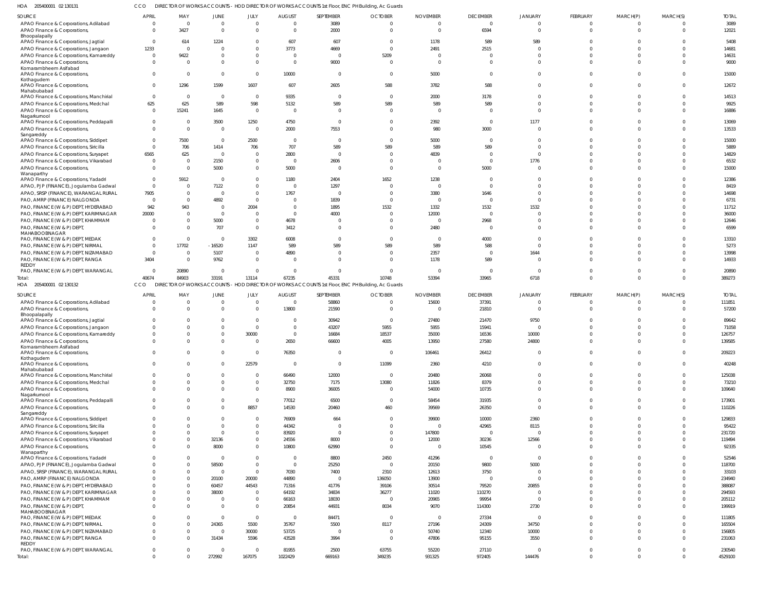HOA 205400001 02 130131 &nbsp;&nbsp;&nbsp; CCO &nbsp;&nbsp;&nbsp; DIRECTOR OF WORKS ACCOUNTS - HOD DIRECTOR OF WORKS ACCOUNTS 1st Floor, ENC PH Building, Ac Guards

| SOURCE | APRIL | MAY | JUNE | JULY | AUGUST | SEPTEMBER | OCTOBER | NOVEMBER | DECEMBER | JANUARY | FEBRUARY | MARCH(P) | MARCH(S) | TOTAL |
|---|---|---|---|---|---|---|---|---|---|---|---|---|---|---|
| APAO Finance & Corporations, Adilabad | 0 | 0 | 0 | 0 | 0 | 3089 | 0 | 0 | 0 | 0 | 0 | 0 | 0 | 3089 |
| APAO Finance & Corporations, Bhoopalapally | 0 | 3427 | 0 | 0 | 0 | 2000 | 0 | 0 | 6594 | 0 | 0 | 0 | 0 | 12021 |
| APAO Finance & Corporations, Jagtial | 0 | 614 | 1224 | 0 | 607 | 607 | 0 | 1178 | 589 | 589 | 0 | 0 | 0 | 5408 |
| APAO Finance & Corporations, Jangaon | 1233 | 0 | 0 | 0 | 3773 | 4669 | 0 | 2491 | 2515 | 0 | 0 | 0 | 0 | 14681 |
| APAO Finance & Corporations, Kamareddy | 0 | 9422 | 0 | 0 | 0 | 0 | 5209 | 0 | 0 | 0 | 0 | 0 | 0 | 14631 |
| APAO Finance & Corporations, Komarambheem Asifabad | 0 | 0 | 0 | 0 | 0 | 9000 | 0 | 0 | 0 | 0 | 0 | 0 | 0 | 9000 |
| APAO Finance & Corporations, Kothagudem | 0 | 0 | 0 | 0 | 10000 | 0 | 0 | 5000 | 0 | 0 | 0 | 0 | 0 | 15000 |
| APAO Finance & Corporations, Mahabubabad | 0 | 1296 | 1599 | 1607 | 607 | 2605 | 588 | 3782 | 588 | 0 | 0 | 0 | 0 | 12672 |
| APAO Finance & Corporations, Manchirial | 0 | 0 | 0 | 0 | 9335 | 0 | 0 | 2000 | 3178 | 0 | 0 | 0 | 0 | 14513 |
| APAO Finance & Corporations, Medchal | 625 | 625 | 589 | 598 | 5132 | 589 | 589 | 589 | 589 | 0 | 0 | 0 | 0 | 9925 |
| APAO Finance & Corporations, Nagarkurnool | 0 | 15241 | 1645 | 0 | 0 | 0 | 0 | 0 | 0 | 0 | 0 | 0 | 0 | 16886 |
| APAO Finance & Corporations, Peddapalli | 0 | 0 | 3500 | 1250 | 4750 | 0 | 0 | 2392 | 0 | 1177 | 0 | 0 | 0 | 13069 |
| APAO Finance & Corporations, Sangareddy | 0 | 0 | 0 | 0 | 2000 | 7553 | 0 | 980 | 3000 | 0 | 0 | 0 | 0 | 13533 |
| APAO Finance & Corporations, Siddipet | 0 | 7500 | 0 | 2500 | 0 | 0 | 0 | 5000 | 0 | 0 | 0 | 0 | 0 | 15000 |
| APAO Finance & Corporations, Siricilla | 0 | 706 | 1414 | 706 | 707 | 589 | 589 | 589 | 589 | 0 | 0 | 0 | 0 | 5889 |
| APAO Finance & Corporations, Suryapet | 6565 | 625 | 0 | 0 | 2800 | 0 | 0 | 4839 | 0 | 0 | 0 | 0 | 0 | 14829 |
| APAO Finance & Corporations, Vikarabad | 0 | 0 | 2150 | 0 | 0 | 2606 | 0 | 0 | 0 | 1776 | 0 | 0 | 0 | 6532 |
| APAO Finance & Corporations, Wanaparthy | 0 | 0 | 5000 | 0 | 5000 | 0 | 0 | 0 | 5000 | 0 | 0 | 0 | 0 | 15000 |
| APAO Finance & Corporations, Yadadri | 0 | 5912 | 0 | 0 | 1180 | 2404 | 1652 | 1238 | 0 | 0 | 0 | 0 | 0 | 12386 |
| APAO, PJP (FINANCE), Jogulamba Gadwal | 0 | 0 | 7122 | 0 | 0 | 1297 | 0 | 0 | 0 | 0 | 0 | 0 | 0 | 8419 |
| APAO, SRSP (FINANCE), WARANGAL RURAL | 7905 | 0 | 0 | 0 | 1767 | 0 | 0 | 3380 | 1646 | 0 | 0 | 0 | 0 | 14698 |
| PAO, AMRP (FINANCE) NALGONDA | 0 | 0 | 4892 | 0 | 0 | 1839 | 0 | 0 | 0 | 0 | 0 | 0 | 0 | 6731 |
| PAO, FINANCE (W & P) DEPT, HYDERABAD | 942 | 943 | 0 | 2004 | 0 | 1895 | 1532 | 1332 | 1532 | 1532 | 0 | 0 | 0 | 11712 |
| PAO, FINANCE (W & P) DEPT, KARIMNAGAR | 20000 | 0 | 0 | 0 | 0 | 4000 | 0 | 12000 | 0 | 0 | 0 | 0 | 0 | 36000 |
| PAO, FINANCE (W & P) DEPT, KHAMMAM | 0 | 0 | 5000 | 0 | 4678 | 0 | 0 | 0 | 2968 | 0 | 0 | 0 | 0 | 12646 |
| PAO, FINANCE (W & P) DEPT, MAHABOOBNAGAR | 0 | 0 | 707 | 0 | 3412 | 0 | 0 | 2480 | 0 | 0 | 0 | 0 | 0 | 6599 |
| PAO, FINANCE (W & P) DEPT, MEDAK | 0 | 0 | 0 | 3302 | 6008 | 0 | 0 | 0 | 4000 | 0 | 0 | 0 | 0 | 13310 |
| PAO, FINANCE (W & P) DEPT, NIRMAL | 0 | 17702 | -16520 | 1147 | 589 | 589 | 589 | 589 | 588 | 0 | 0 | 0 | 0 | 5273 |
| PAO, FINANCE (W & P) DEPT, NIZAMABAD | 0 | 0 | 5107 | 0 | 4890 | 0 | 0 | 2357 | 0 | 1644 | 0 | 0 | 0 | 13998 |
| PAO, FINANCE (W & P) DEPT, RANGA REDDY | 3404 | 0 | 9762 | 0 | 0 | 0 | 0 | 1178 | 589 | 0 | 0 | 0 | 0 | 14933 |
| PAO, FINANCE (W & P) DEPT, WARANGAL | 0 | 20890 | 0 | 0 | 0 | 0 | 0 | 0 | 0 | 0 | 0 | 0 | 0 | 20890 |
| Total: | 40674 | 84903 | 33191 | 13114 | 67235 | 45331 | 10748 | 53394 | 33965 | 6718 | 0 | 0 | 0 | 389273 |

HOA 205400001 02 130132 &nbsp;&nbsp;&nbsp; CCO &nbsp;&nbsp;&nbsp; DIRECTOR OF WORKS ACCOUNTS - HOD DIRECTOR OF WORKS ACCOUNTS 1st Floor, ENC PH Building, Ac Guards

| SOURCE | APRIL | MAY | JUNE | JULY | AUGUST | SEPTEMBER | OCTOBER | NOVEMBER | DECEMBER | JANUARY | FEBRUARY | MARCH(P) | MARCH(S) | TOTAL |
|---|---|---|---|---|---|---|---|---|---|---|---|---|---|---|
| APAO Finance & Corporations, Adilabad | 0 | 0 | 0 | 0 | 0 | 58860 | 0 | 15600 | 37391 | 0 | 0 | 0 | 0 | 111851 |
| APAO Finance & Corporations, Bhoopalapally | 0 | 0 | 0 | 0 | 13800 | 21590 | 0 | 0 | 21810 | 0 | 0 | 0 | 0 | 57200 |
| APAO Finance & Corporations, Jagtial | 0 | 0 | 0 | 0 | 0 | 30942 | 0 | 27480 | 21470 | 9750 | 0 | 0 | 0 | 89642 |
| APAO Finance & Corporations, Jangaon | 0 | 0 | 0 | 0 | 0 | 43207 | 5955 | 5955 | 15941 | 0 | 0 | 0 | 0 | 71058 |
| APAO Finance & Corporations, Kamareddy | 0 | 0 | 0 | 30000 | 0 | 16684 | 18537 | 35000 | 16536 | 10000 | 0 | 0 | 0 | 126757 |
| APAO Finance & Corporations, Komarambheem Asifabad | 0 | 0 | 0 | 0 | 2650 | 66600 | 4005 | 13950 | 27580 | 24800 | 0 | 0 | 0 | 139585 |
| APAO Finance & Corporations, Kothagudem | 0 | 0 | 0 | 0 | 76350 | 0 | 0 | 106461 | 26412 | 0 | 0 | 0 | 0 | 209223 |
| APAO Finance & Corporations, Mahabubabad | 0 | 0 | 0 | 22579 | 0 | 0 | 11099 | 2360 | 4210 | 0 | 0 | 0 | 0 | 40248 |
| APAO Finance & Corporations, Manchirial | 0 | 0 | 0 | 0 | 66490 | 12000 | 0 | 20480 | 26068 | 0 | 0 | 0 | 0 | 125038 |
| APAO Finance & Corporations, Medchal | 0 | 0 | 0 | 0 | 32750 | 7175 | 13080 | 11826 | 8379 | 0 | 0 | 0 | 0 | 73210 |
| APAO Finance & Corporations, Nagarkurnool | 0 | 0 | 0 | 0 | 8900 | 36005 | 0 | 54000 | 10735 | 0 | 0 | 0 | 0 | 109640 |
| APAO Finance & Corporations, Peddapalli | 0 | 0 | 0 | 0 | 77012 | 6500 | 0 | 58454 | 31935 | 0 | 0 | 0 | 0 | 173901 |
| APAO Finance & Corporations, Sangareddy | 0 | 0 | 0 | 8857 | 14530 | 20460 | 460 | 39569 | 26350 | 0 | 0 | 0 | 0 | 110226 |
| APAO Finance & Corporations, Siddipet | 0 | 0 | 0 | 0 | 76909 | 664 | 0 | 39900 | 10000 | 2360 | 0 | 0 | 0 | 129833 |
| APAO Finance & Corporations, Siricilla | 0 | 0 | 0 | 0 | 44342 | 0 | 0 | 0 | 42965 | 8115 | 0 | 0 | 0 | 95422 |
| APAO Finance & Corporations, Suryapet | 0 | 0 | 0 | 0 | 83920 | 0 | 0 | 147800 | 0 | 0 | 0 | 0 | 0 | 231720 |
| APAO Finance & Corporations, Vikarabad | 0 | 0 | 32136 | 0 | 24556 | 8000 | 0 | 12000 | 30236 | 12566 | 0 | 0 | 0 | 119494 |
| APAO Finance & Corporations, Wanaparthy | 0 | 0 | 8000 | 0 | 10800 | 62990 | 0 | 0 | 10545 | 0 | 0 | 0 | 0 | 92335 |
| APAO Finance & Corporations, Yadadri | 0 | 0 | 0 | 0 | 0 | 8800 | 2450 | 41296 | 0 | 0 | 0 | 0 | 0 | 52546 |
| APAO, PJP (FINANCE), Jogulamba Gadwal | 0 | 0 | 58500 | 0 | 0 | 25250 | 0 | 20150 | 9800 | 5000 | 0 | 0 | 0 | 118700 |
| APAO, SRSP (FINANCE), WARANGAL RURAL | 0 | 0 | 0 | 0 | 7030 | 7400 | 2310 | 12613 | 3750 | 0 | 0 | 0 | 0 | 33103 |
| PAO, AMRP (FINANCE) NALGONDA | 0 | 0 | 20100 | 20000 | 44890 | 0 | 136050 | 13900 | 0 | 0 | 0 | 0 | 0 | 234940 |
| PAO, FINANCE (W & P) DEPT, HYDERABAD | 0 | 0 | 60457 | 44543 | 71316 | 41776 | 39106 | 30514 | 79520 | 20855 | 0 | 0 | 0 | 388087 |
| PAO, FINANCE (W & P) DEPT, KARIMNAGAR | 0 | 0 | 38000 | 0 | 64192 | 34834 | 36277 | 11020 | 110270 | 0 | 0 | 0 | 0 | 294593 |
| PAO, FINANCE (W & P) DEPT, KHAMMAM | 0 | 0 | 0 | 0 | 66163 | 18030 | 0 | 20965 | 99954 | 0 | 0 | 0 | 0 | 205112 |
| PAO, FINANCE (W & P) DEPT, MAHABOOBNAGAR | 0 | 0 | 0 | 0 | 20854 | 44931 | 8034 | 9070 | 114300 | 2730 | 0 | 0 | 0 | 199919 |
| PAO, FINANCE (W & P) DEPT, MEDAK | 0 | 0 | 0 | 0 | 0 | 84471 | 0 | 0 | 27334 | 0 | 0 | 0 | 0 | 111805 |
| PAO, FINANCE (W & P) DEPT, NIRMAL | 0 | 0 | 24365 | 5500 | 35767 | 5500 | 8117 | 27196 | 24309 | 34750 | 0 | 0 | 0 | 165504 |
| PAO, FINANCE (W & P) DEPT, NIZAMABAD | 0 | 0 | 0 | 30000 | 53725 | 0 | 0 | 50740 | 12340 | 10000 | 0 | 0 | 0 | 156805 |
| PAO, FINANCE (W & P) DEPT, RANGA REDDY | 0 | 0 | 31434 | 5596 | 43528 | 3994 | 0 | 47806 | 95155 | 3550 | 0 | 0 | 0 | 231063 |
| PAO, FINANCE (W & P) DEPT, WARANGAL | 0 | 0 | 0 | 0 | 81955 | 2500 | 63755 | 55220 | 27110 | 0 | 0 | 0 | 0 | 230540 |
| Total: | 0 | 0 | 272992 | 167075 | 1022429 | 669163 | 349235 | 931325 | 972405 | 144476 | 0 | 0 | 0 | 4529100 |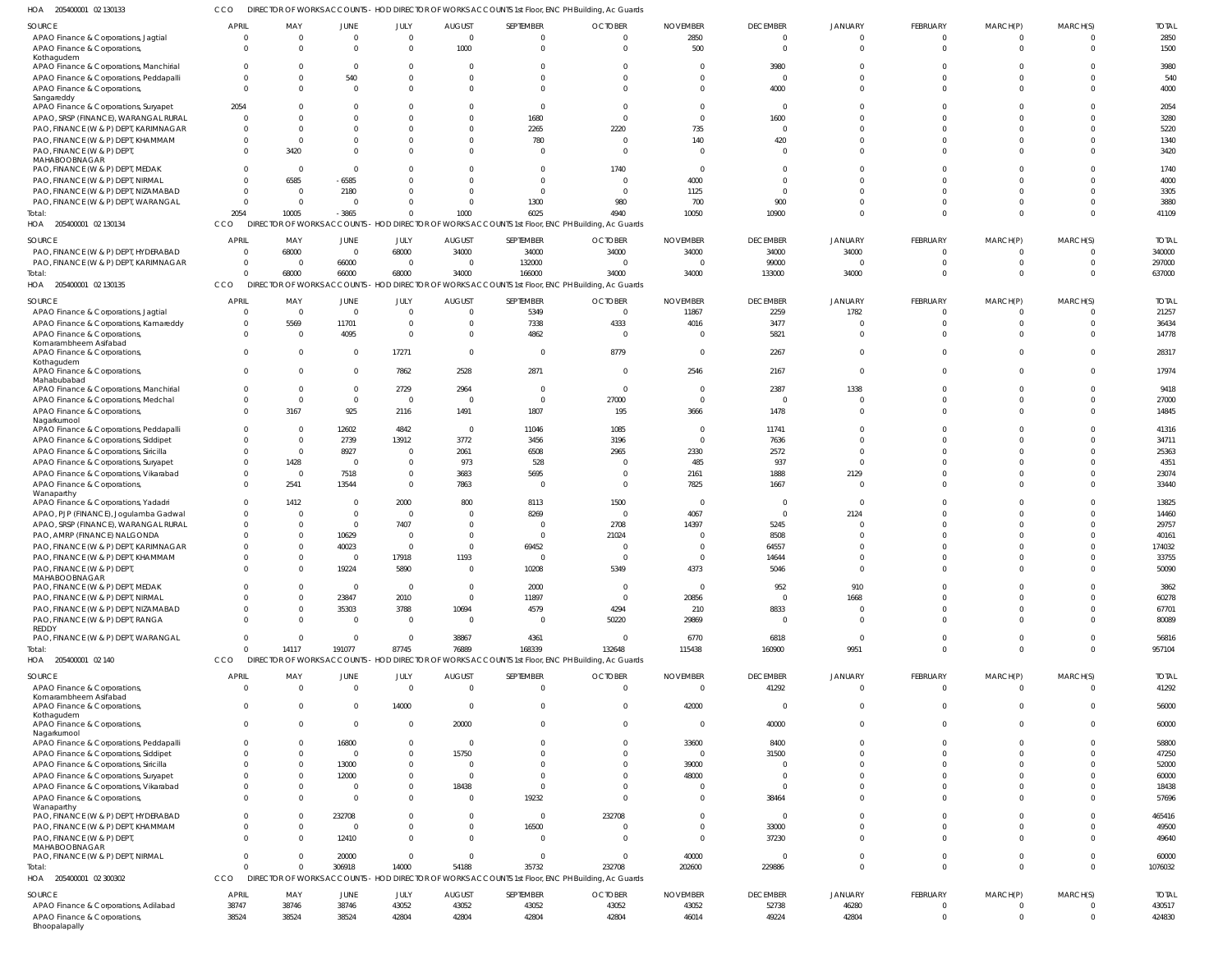HOA 205400001 02 130133 CCO DIRECTOR OF WORKS ACCOUNTS - HOD DIRECTOR OF WORKS ACCOUNTS 1st Floor, ENC PH Building, Ac Guards

| SOURCE | APRIL | MAY | JUNE | JULY | AUGUST | SEPTEMBER | OCTOBER | NOVEMBER | DECEMBER | JANUARY | FEBRUARY | MARCH(P) | MARCH(S) | TOTAL |
|---|---|---|---|---|---|---|---|---|---|---|---|---|---|---|
| APAO Finance & Corporations, Jagtial | 0 | 0 | 0 | 0 | 0 | 0 | 0 | 2850 | 0 | 0 | 0 | 0 | 0 | 2850 |
| APAO Finance & Corporations, Kothagudem | 0 | 0 | 0 | 0 | 1000 | 0 | 0 | 500 | 0 | 0 | 0 | 0 | 0 | 1500 |
| APAO Finance & Corporations, Manchirial | 0 | 0 | 0 | 0 | 0 | 0 | 0 | 0 | 3980 | 0 | 0 | 0 | 0 | 3980 |
| APAO Finance & Corporations, Peddapalli | 0 | 0 | 540 | 0 | 0 | 0 | 0 | 0 | 0 | 0 | 0 | 0 | 0 | 540 |
| APAO Finance & Corporations, Sangareddy | 0 | 0 | 0 | 0 | 0 | 0 | 0 | 0 | 4000 | 0 | 0 | 0 | 0 | 4000 |
| APAO Finance & Corporations, Suryapet | 2054 | 0 | 0 | 0 | 0 | 0 | 0 | 0 | 0 | 0 | 0 | 0 | 0 | 2054 |
| APAO, SRSP (FINANCE), WARANGAL RURAL | 0 | 0 | 0 | 0 | 0 | 1680 | 0 | 0 | 1600 | 0 | 0 | 0 | 0 | 3280 |
| PAO, FINANCE (W & P) DEPT, KARIMNAGAR | 0 | 0 | 0 | 0 | 0 | 2265 | 2220 | 735 | 0 | 0 | 0 | 0 | 0 | 5220 |
| PAO, FINANCE (W & P) DEPT, KHAMMAM | 0 | 0 | 0 | 0 | 0 | 780 | 0 | 140 | 420 | 0 | 0 | 0 | 0 | 1340 |
| PAO, FINANCE (W & P) DEPT, MAHABOOBNAGAR | 0 | 3420 | 0 | 0 | 0 | 0 | 0 | 0 | 0 | 0 | 0 | 0 | 0 | 3420 |
| PAO, FINANCE (W & P) DEPT, MEDAK | 0 | 0 | 0 | 0 | 0 | 0 | 1740 | 0 | 0 | 0 | 0 | 0 | 0 | 1740 |
| PAO, FINANCE (W & P) DEPT, NIRMAL | 0 | 6585 | -6585 | 0 | 0 | 0 | 0 | 4000 | 0 | 0 | 0 | 0 | 0 | 4000 |
| PAO, FINANCE (W & P) DEPT, NIZAMABAD | 0 | 0 | 2180 | 0 | 0 | 0 | 0 | 1125 | 0 | 0 | 0 | 0 | 0 | 3305 |
| PAO, FINANCE (W & P) DEPT, WARANGAL | 0 | 0 | 0 | 0 | 0 | 1300 | 980 | 700 | 900 | 0 | 0 | 0 | 0 | 3880 |
| Total: | 2054 | 10005 | -3865 | 0 | 1000 | 6025 | 4940 | 10050 | 10900 | 0 | 0 | 0 | 0 | 41109 |

HOA 205400001 02 130134 CCO DIRECTOR OF WORKS ACCOUNTS - HOD DIRECTOR OF WORKS ACCOUNTS 1st Floor, ENC PH Building, Ac Guards

| SOURCE | APRIL | MAY | JUNE | JULY | AUGUST | SEPTEMBER | OCTOBER | NOVEMBER | DECEMBER | JANUARY | FEBRUARY | MARCH(P) | MARCH(S) | TOTAL |
|---|---|---|---|---|---|---|---|---|---|---|---|---|---|---|
| PAO, FINANCE (W & P) DEPT, HYDERABAD | 0 | 68000 | 0 | 68000 | 34000 | 34000 | 34000 | 34000 | 34000 | 34000 | 0 | 0 | 0 | 340000 |
| PAO, FINANCE (W & P) DEPT, KARIMNAGAR | 0 | 0 | 66000 | 0 | 0 | 132000 | 0 | 0 | 99000 | 0 | 0 | 0 | 0 | 297000 |
| Total: | 0 | 68000 | 66000 | 68000 | 34000 | 166000 | 34000 | 34000 | 133000 | 34000 | 0 | 0 | 0 | 637000 |

HOA 205400001 02 130135 CCO DIRECTOR OF WORKS ACCOUNTS - HOD DIRECTOR OF WORKS ACCOUNTS 1st Floor, ENC PH Building, Ac Guards

| SOURCE | APRIL | MAY | JUNE | JULY | AUGUST | SEPTEMBER | OCTOBER | NOVEMBER | DECEMBER | JANUARY | FEBRUARY | MARCH(P) | MARCH(S) | TOTAL |
|---|---|---|---|---|---|---|---|---|---|---|---|---|---|---|
| APAO Finance & Corporations, Jagtial | 0 | 0 | 0 | 0 | 0 | 5349 | 0 | 11867 | 2259 | 1782 | 0 | 0 | 0 | 21257 |
| APAO Finance & Corporations, Kamareddy | 0 | 5569 | 11701 | 0 | 0 | 7338 | 4333 | 4016 | 3477 | 0 | 0 | 0 | 0 | 36434 |
| APAO Finance & Corporations, Komarambheem Asifabad | 0 | 0 | 4095 | 0 | 0 | 4862 | 0 | 0 | 5821 | 0 | 0 | 0 | 0 | 14778 |
| APAO Finance & Corporations, Kothagudem | 0 | 0 | 0 | 17271 | 0 | 0 | 8779 | 0 | 2267 | 0 | 0 | 0 | 0 | 28317 |
| APAO Finance & Corporations, Mahabubabad | 0 | 0 | 0 | 7862 | 2528 | 2871 | 0 | 2546 | 2167 | 0 | 0 | 0 | 0 | 17974 |
| APAO Finance & Corporations, Manchirial | 0 | 0 | 0 | 2729 | 2964 | 0 | 0 | 0 | 2387 | 1338 | 0 | 0 | 0 | 9418 |
| APAO Finance & Corporations, Medchal | 0 | 0 | 0 | 0 | 0 | 0 | 27000 | 0 | 0 | 0 | 0 | 0 | 0 | 27000 |
| APAO Finance & Corporations, Nagarkurnool | 0 | 3167 | 925 | 2116 | 1491 | 1807 | 195 | 3666 | 1478 | 0 | 0 | 0 | 0 | 14845 |
| APAO Finance & Corporations, Peddapalli | 0 | 0 | 12602 | 4842 | 0 | 11046 | 1085 | 0 | 11741 | 0 | 0 | 0 | 0 | 41316 |
| APAO Finance & Corporations, Siddipet | 0 | 0 | 2739 | 13912 | 3772 | 3456 | 3196 | 0 | 7636 | 0 | 0 | 0 | 0 | 34711 |
| APAO Finance & Corporations, Siricilla | 0 | 0 | 8927 | 0 | 2061 | 6508 | 2965 | 2330 | 2572 | 0 | 0 | 0 | 0 | 25363 |
| APAO Finance & Corporations, Suryapet | 0 | 1428 | 0 | 0 | 973 | 528 | 0 | 485 | 937 | 0 | 0 | 0 | 0 | 4351 |
| APAO Finance & Corporations, Vikarabad | 0 | 0 | 7518 | 0 | 3683 | 5695 | 0 | 2161 | 1888 | 2129 | 0 | 0 | 0 | 23074 |
| APAO Finance & Corporations, Wanaparthy | 0 | 2541 | 13544 | 0 | 7863 | 0 | 0 | 7825 | 1667 | 0 | 0 | 0 | 0 | 33440 |
| APAO Finance & Corporations, Yadadri | 0 | 1412 | 0 | 2000 | 800 | 8113 | 1500 | 0 | 0 | 0 | 0 | 0 | 0 | 13825 |
| APAO, PJP (FINANCE), Jogulamba Gadwal | 0 | 0 | 0 | 0 | 0 | 8269 | 0 | 4067 | 0 | 2124 | 0 | 0 | 0 | 14460 |
| APAO, SRSP (FINANCE), WARANGAL RURAL | 0 | 0 | 0 | 7407 | 0 | 0 | 2708 | 14397 | 5245 | 0 | 0 | 0 | 0 | 29757 |
| PAO, AMRP (FINANCE) NALGONDA | 0 | 0 | 10629 | 0 | 0 | 0 | 21024 | 0 | 8508 | 0 | 0 | 0 | 0 | 40161 |
| PAO, FINANCE (W & P) DEPT, KARIMNAGAR | 0 | 0 | 40023 | 0 | 0 | 69452 | 0 | 0 | 64557 | 0 | 0 | 0 | 0 | 174032 |
| PAO, FINANCE (W & P) DEPT, KHAMMAM | 0 | 0 | 0 | 17918 | 1193 | 0 | 0 | 0 | 14644 | 0 | 0 | 0 | 0 | 33755 |
| PAO, FINANCE (W & P) DEPT, MAHABOOBNAGAR | 0 | 0 | 19224 | 5890 | 0 | 10208 | 5349 | 4373 | 5046 | 0 | 0 | 0 | 0 | 50090 |
| PAO, FINANCE (W & P) DEPT, MEDAK | 0 | 0 | 0 | 0 | 0 | 2000 | 0 | 0 | 952 | 910 | 0 | 0 | 0 | 3862 |
| PAO, FINANCE (W & P) DEPT, NIRMAL | 0 | 0 | 23847 | 2010 | 0 | 11897 | 0 | 20856 | 0 | 1668 | 0 | 0 | 0 | 60278 |
| PAO, FINANCE (W & P) DEPT, NIZAMABAD | 0 | 0 | 35303 | 3788 | 10694 | 4579 | 4294 | 210 | 8833 | 0 | 0 | 0 | 0 | 67701 |
| PAO, FINANCE (W & P) DEPT, RANGA REDDY | 0 | 0 | 0 | 0 | 0 | 0 | 50220 | 29869 | 0 | 0 | 0 | 0 | 0 | 80089 |
| PAO, FINANCE (W & P) DEPT, WARANGAL | 0 | 0 | 0 | 0 | 38867 | 4361 | 0 | 6770 | 6818 | 0 | 0 | 0 | 0 | 56816 |
| Total: | 0 | 14117 | 191077 | 87745 | 76889 | 168339 | 132648 | 115438 | 160900 | 9951 | 0 | 0 | 0 | 957104 |

HOA 205400001 02 140 CCO DIRECTOR OF WORKS ACCOUNTS - HOD DIRECTOR OF WORKS ACCOUNTS 1st Floor, ENC PH Building, Ac Guards

| SOURCE | APRIL | MAY | JUNE | JULY | AUGUST | SEPTEMBER | OCTOBER | NOVEMBER | DECEMBER | JANUARY | FEBRUARY | MARCH(P) | MARCH(S) | TOTAL |
|---|---|---|---|---|---|---|---|---|---|---|---|---|---|---|
| APAO Finance & Corporations, Komarambheem Asifabad | 0 | 0 | 0 | 0 | 0 | 0 | 0 | 0 | 41292 | 0 | 0 | 0 | 0 | 41292 |
| APAO Finance & Corporations, Kothagudem | 0 | 0 | 0 | 14000 | 0 | 0 | 0 | 42000 | 0 | 0 | 0 | 0 | 0 | 56000 |
| APAO Finance & Corporations, Nagarkurnool | 0 | 0 | 0 | 0 | 20000 | 0 | 0 | 0 | 40000 | 0 | 0 | 0 | 0 | 60000 |
| APAO Finance & Corporations, Peddapalli | 0 | 0 | 16800 | 0 | 0 | 0 | 0 | 33600 | 8400 | 0 | 0 | 0 | 0 | 58800 |
| APAO Finance & Corporations, Siddipet | 0 | 0 | 0 | 0 | 15750 | 0 | 0 | 0 | 31500 | 0 | 0 | 0 | 0 | 47250 |
| APAO Finance & Corporations, Siricilla | 0 | 0 | 13000 | 0 | 0 | 0 | 0 | 39000 | 0 | 0 | 0 | 0 | 0 | 52000 |
| APAO Finance & Corporations, Suryapet | 0 | 0 | 12000 | 0 | 0 | 0 | 0 | 48000 | 0 | 0 | 0 | 0 | 0 | 60000 |
| APAO Finance & Corporations, Vikarabad | 0 | 0 | 0 | 0 | 18438 | 0 | 0 | 0 | 0 | 0 | 0 | 0 | 0 | 18438 |
| APAO Finance & Corporations, Wanaparthy | 0 | 0 | 0 | 0 | 0 | 19232 | 0 | 0 | 38464 | 0 | 0 | 0 | 0 | 57696 |
| PAO, FINANCE (W & P) DEPT, HYDERABAD | 0 | 0 | 232708 | 0 | 0 | 0 | 232708 | 0 | 0 | 0 | 0 | 0 | 0 | 465416 |
| PAO, FINANCE (W & P) DEPT, KHAMMAM | 0 | 0 | 0 | 0 | 0 | 16500 | 0 | 0 | 33000 | 0 | 0 | 0 | 0 | 49500 |
| PAO, FINANCE (W & P) DEPT, MAHABOOBNAGAR | 0 | 0 | 12410 | 0 | 0 | 0 | 0 | 0 | 37230 | 0 | 0 | 0 | 0 | 49640 |
| PAO, FINANCE (W & P) DEPT, NIRMAL | 0 | 0 | 20000 | 0 | 0 | 0 | 0 | 40000 | 0 | 0 | 0 | 0 | 0 | 60000 |
| Total: | 0 | 0 | 306918 | 14000 | 54188 | 35732 | 232708 | 202600 | 229886 | 0 | 0 | 0 | 0 | 1076032 |

HOA 205400001 02 300302 CCO DIRECTOR OF WORKS ACCOUNTS - HOD DIRECTOR OF WORKS ACCOUNTS 1st Floor, ENC PH Building, Ac Guards

| SOURCE | APRIL | MAY | JUNE | JULY | AUGUST | SEPTEMBER | OCTOBER | NOVEMBER | DECEMBER | JANUARY | FEBRUARY | MARCH(P) | MARCH(S) | TOTAL |
|---|---|---|---|---|---|---|---|---|---|---|---|---|---|---|
| APAO Finance & Corporations, Adilabad | 38747 | 38746 | 38746 | 43052 | 43052 | 43052 | 43052 | 43052 | 52738 | 46280 | 0 | 0 | 0 | 430517 |
| APAO Finance & Corporations, Bhoopalapally | 38524 | 38524 | 38524 | 42804 | 42804 | 42804 | 42804 | 46014 | 49224 | 42804 | 0 | 0 | 0 | 424830 |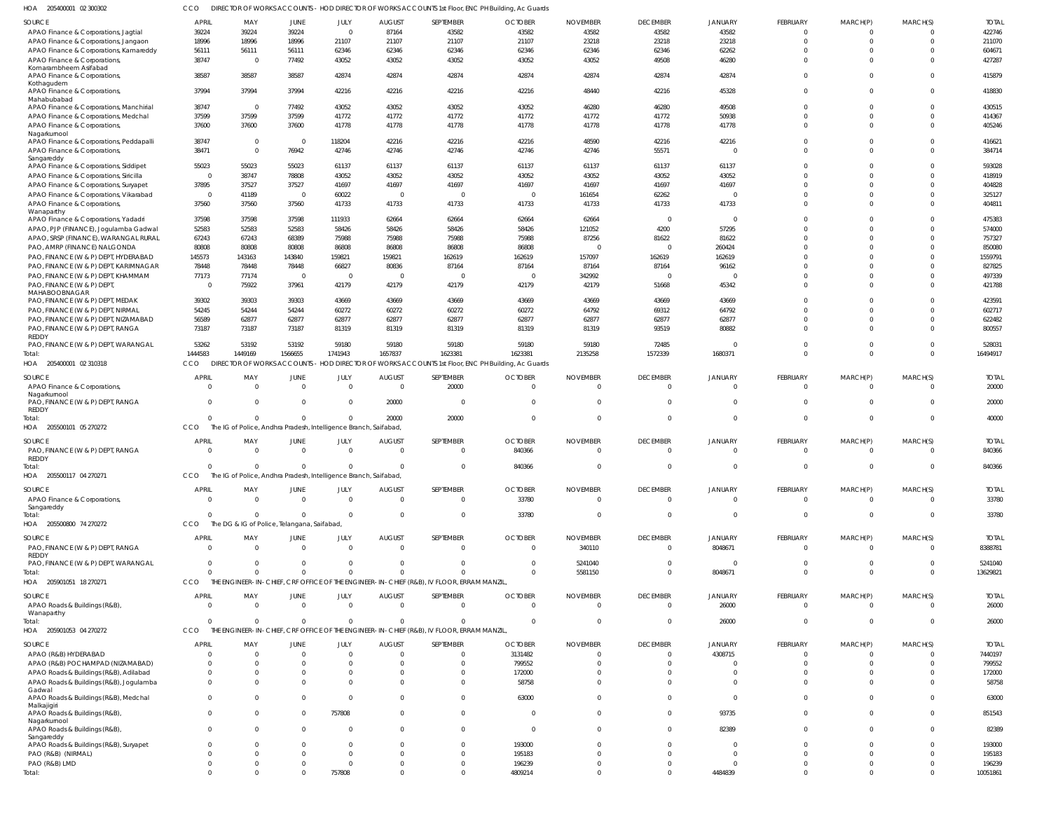HOA 205400001 02 300302 CCO DIRECTOR OF WORKS ACCOUNTS - HOD DIRECTOR OF WORKS ACCOUNTS 1st Floor, ENC PH Building, Ac Guards

| SOURCE | APRIL | MAY | JUNE | JULY | AUGUST | SEPTEMBER | OCTOBER | NOVEMBER | DECEMBER | JANUARY | FEBRUARY | MARCH(P) | MARCH(S) | TOTAL |
|---|---|---|---|---|---|---|---|---|---|---|---|---|---|---|
| APAO Finance & Corporations, Jagtial | 39224 | 39224 | 39224 | 0 | 87164 | 43582 | 43582 | 43582 | 43582 | 43582 | 0 | 0 | 0 | 422746 |
| APAO Finance & Corporations, Jangaon | 18996 | 18996 | 18996 | 21107 | 21107 | 21107 | 21107 | 23218 | 23218 | 23218 | 0 | 0 | 0 | 211070 |
| APAO Finance & Corporations, Kamareddy | 56111 | 56111 | 56111 | 62346 | 62346 | 62346 | 62346 | 62346 | 62346 | 62262 | 0 | 0 | 0 | 604671 |
| APAO Finance & Corporations, Komarambheem Asifabad | 38747 | 0 | 77492 | 43052 | 43052 | 43052 | 43052 | 43052 | 49508 | 46280 | 0 | 0 | 0 | 427287 |
| APAO Finance & Corporations, Kothagudem | 38587 | 38587 | 38587 | 42874 | 42874 | 42874 | 42874 | 42874 | 42874 | 42874 | 0 | 0 | 0 | 415879 |
| APAO Finance & Corporations, Mahabubabad | 37994 | 37994 | 37994 | 42216 | 42216 | 42216 | 42216 | 48440 | 42216 | 45328 | 0 | 0 | 0 | 418830 |
| APAO Finance & Corporations, Manchirial | 38747 | 0 | 77492 | 43052 | 43052 | 43052 | 43052 | 46280 | 46280 | 49508 | 0 | 0 | 0 | 430515 |
| APAO Finance & Corporations, Medchal | 37599 | 37599 | 37599 | 41772 | 41772 | 41772 | 41772 | 41772 | 41772 | 50938 | 0 | 0 | 0 | 414367 |
| APAO Finance & Corporations, Nagarkurnool | 37600 | 37600 | 37600 | 41778 | 41778 | 41778 | 41778 | 41778 | 41778 | 41778 | 0 | 0 | 0 | 405246 |
| APAO Finance & Corporations, Peddapalli | 38747 | 0 | 0 | 118204 | 42216 | 42216 | 42216 | 48590 | 42216 | 42216 | 0 | 0 | 0 | 416621 |
| APAO Finance & Corporations, Sangareddy | 38471 | 0 | 76942 | 42746 | 42746 | 42746 | 42746 | 42746 | 55571 | 0 | 0 | 0 | 0 | 384714 |
| APAO Finance & Corporations, Siddipet | 55023 | 55023 | 55023 | 61137 | 61137 | 61137 | 61137 | 61137 | 61137 | 61137 | 0 | 0 | 0 | 593028 |
| APAO Finance & Corporations, Siricilla | 0 | 38747 | 78808 | 43052 | 43052 | 43052 | 43052 | 43052 | 43052 | 43052 | 0 | 0 | 0 | 418919 |
| APAO Finance & Corporations, Suryapet | 37895 | 37527 | 37527 | 41697 | 41697 | 41697 | 41697 | 41697 | 41697 | 41697 | 0 | 0 | 0 | 404828 |
| APAO Finance & Corporations, Vikarabad | 0 | 41189 | 0 | 60022 | 0 | 0 | 0 | 161654 | 62262 | 0 | 0 | 0 | 0 | 325127 |
| APAO Finance & Corporations, Wanaparthy | 37560 | 37560 | 37560 | 41733 | 41733 | 41733 | 41733 | 41733 | 41733 | 41733 | 0 | 0 | 0 | 404811 |
| APAO Finance & Corporations, Yadadri | 37598 | 37598 | 37598 | 111933 | 62664 | 62664 | 62664 | 62664 | 0 | 0 | 0 | 0 | 0 | 475383 |
| APAO, PJP (FINANCE), Jogulamba Gadwal | 52583 | 52583 | 52583 | 58426 | 58426 | 58426 | 58426 | 121052 | 4200 | 57295 | 0 | 0 | 0 | 574000 |
| APAO, SRSP (FINANCE), WARANGAL RURAL | 67243 | 67243 | 68389 | 75988 | 75988 | 75988 | 75988 | 87256 | 81622 | 81622 | 0 | 0 | 0 | 757327 |
| PAO, AMRP (FINANCE) NALGONDA | 80808 | 80808 | 80808 | 86808 | 86808 | 86808 | 86808 | 0 | 0 | 260424 | 0 | 0 | 0 | 850080 |
| PAO, FINANCE (W & P) DEPT, HYDERABAD | 145573 | 143163 | 143840 | 159821 | 159821 | 162619 | 162619 | 157097 | 162619 | 162619 | 0 | 0 | 0 | 1559791 |
| PAO, FINANCE (W & P) DEPT, KARIMNAGAR | 78448 | 78448 | 78448 | 66827 | 80836 | 87164 | 87164 | 87164 | 87164 | 96162 | 0 | 0 | 0 | 827825 |
| PAO, FINANCE (W & P) DEPT, KHAMMAM | 77173 | 77174 | 0 | 0 | 0 | 0 | 0 | 342992 | 0 | 0 | 0 | 0 | 0 | 497339 |
| PAO, FINANCE (W & P) DEPT, MAHABOOBNAGAR | 0 | 75922 | 37961 | 42179 | 42179 | 42179 | 42179 | 42179 | 51668 | 45342 | 0 | 0 | 0 | 421788 |
| PAO, FINANCE (W & P) DEPT, MEDAK | 39302 | 39303 | 39303 | 43669 | 43669 | 43669 | 43669 | 43669 | 43669 | 43669 | 0 | 0 | 0 | 423591 |
| PAO, FINANCE (W & P) DEPT, NIRMAL | 54245 | 54244 | 54244 | 60272 | 60272 | 60272 | 60272 | 64792 | 69312 | 64792 | 0 | 0 | 0 | 602717 |
| PAO, FINANCE (W & P) DEPT, NIZAMABAD | 56589 | 62877 | 62877 | 62877 | 62877 | 62877 | 62877 | 62877 | 62877 | 62877 | 0 | 0 | 0 | 622482 |
| PAO, FINANCE (W & P) DEPT, RANGA REDDY | 73187 | 73187 | 73187 | 81319 | 81319 | 81319 | 81319 | 81319 | 93519 | 80882 | 0 | 0 | 0 | 800557 |
| PAO, FINANCE (W & P) DEPT, WARANGAL | 53262 | 53192 | 53192 | 59180 | 59180 | 59180 | 59180 | 59180 | 72485 | 0 | 0 | 0 | 0 | 528031 |
| Total: | 1444583 | 1449169 | 1566655 | 1741943 | 1657837 | 1623381 | 1623381 | 2135258 | 1572339 | 1680371 | 0 | 0 | 0 | 16494917 |

HOA 205400001 02 310318 CCO DIRECTOR OF WORKS ACCOUNTS - HOD DIRECTOR OF WORKS ACCOUNTS 1st Floor, ENC PH Building, Ac Guards

| SOURCE | APRIL | MAY | JUNE | JULY | AUGUST | SEPTEMBER | OCTOBER | NOVEMBER | DECEMBER | JANUARY | FEBRUARY | MARCH(P) | MARCH(S) | TOTAL |
|---|---|---|---|---|---|---|---|---|---|---|---|---|---|---|
| APAO Finance & Corporations, Nagarkurnool | 0 | 0 | 0 | 0 | 0 | 20000 | 0 | 0 | 0 | 0 | 0 | 0 | 0 | 20000 |
| PAO, FINANCE (W & P) DEPT, RANGA REDDY | 0 | 0 | 0 | 0 | 20000 | 0 | 0 | 0 | 0 | 0 | 0 | 0 | 0 | 20000 |
| Total: | 0 | 0 | 0 | 0 | 20000 | 20000 | 0 | 0 | 0 | 0 | 0 | 0 | 0 | 40000 |

HOA 205500101 05 270272 CCO The IG of Police, Andhra Pradesh, Intelligence Branch, Saifabad,

| SOURCE | APRIL | MAY | JUNE | JULY | AUGUST | SEPTEMBER | OCTOBER | NOVEMBER | DECEMBER | JANUARY | FEBRUARY | MARCH(P) | MARCH(S) | TOTAL |
|---|---|---|---|---|---|---|---|---|---|---|---|---|---|---|
| PAO, FINANCE (W & P) DEPT, RANGA REDDY | 0 | 0 | 0 | 0 | 0 | 0 | 840366 | 0 | 0 | 0 | 0 | 0 | 0 | 840366 |
| Total: | 0 | 0 | 0 | 0 | 0 | 0 | 840366 | 0 | 0 | 0 | 0 | 0 | 0 | 840366 |

HOA 205500117 04 270271 CCO The IG of Police, Andhra Pradesh, Intelligence Branch, Saifabad,

| SOURCE | APRIL | MAY | JUNE | JULY | AUGUST | SEPTEMBER | OCTOBER | NOVEMBER | DECEMBER | JANUARY | FEBRUARY | MARCH(P) | MARCH(S) | TOTAL |
|---|---|---|---|---|---|---|---|---|---|---|---|---|---|---|
| APAO Finance & Corporations, Sangareddy | 0 | 0 | 0 | 0 | 0 | 0 | 33780 | 0 | 0 | 0 | 0 | 0 | 0 | 33780 |
| Total: | 0 | 0 | 0 | 0 | 0 | 0 | 33780 | 0 | 0 | 0 | 0 | 0 | 0 | 33780 |

HOA 205500800 74 270272 CCO The DG & IG of Police, Telangana, Saifabad,

| SOURCE | APRIL | MAY | JUNE | JULY | AUGUST | SEPTEMBER | OCTOBER | NOVEMBER | DECEMBER | JANUARY | FEBRUARY | MARCH(P) | MARCH(S) | TOTAL |
|---|---|---|---|---|---|---|---|---|---|---|---|---|---|---|
| PAO, FINANCE (W & P) DEPT, RANGA REDDY | 0 | 0 | 0 | 0 | 0 | 0 | 0 | 340110 | 0 | 8048671 | 0 | 0 | 0 | 8388781 |
| PAO, FINANCE (W & P) DEPT, WARANGAL | 0 | 0 | 0 | 0 | 0 | 0 | 0 | 5241040 | 0 | 0 | 0 | 0 | 0 | 5241040 |
| Total: | 0 | 0 | 0 | 0 | 0 | 0 | 0 | 5581150 | 0 | 8048671 | 0 | 0 | 0 | 13629821 |

HOA 205901051 18 270271 CCO THE ENGINEER-IN-CHIEF, CRF OFFICE OF THE ENGINEER-IN-CHIEF (R&B), IV FLOOR, ERRAM MANZIL,

| SOURCE | APRIL | MAY | JUNE | JULY | AUGUST | SEPTEMBER | OCTOBER | NOVEMBER | DECEMBER | JANUARY | FEBRUARY | MARCH(P) | MARCH(S) | TOTAL |
|---|---|---|---|---|---|---|---|---|---|---|---|---|---|---|
| APAO Roads & Buildings (R&B), Wanaparthy | 0 | 0 | 0 | 0 | 0 | 0 | 0 | 0 | 0 | 26000 | 0 | 0 | 0 | 26000 |
| Total: | 0 | 0 | 0 | 0 | 0 | 0 | 0 | 0 | 0 | 26000 | 0 | 0 | 0 | 26000 |

HOA 205901053 04 270272 CCO THE ENGINEER-IN-CHIEF, CRF OFFICE OF THE ENGINEER-IN-CHIEF (R&B), IV FLOOR, ERRAM MANZIL,

| SOURCE | APRIL | MAY | JUNE | JULY | AUGUST | SEPTEMBER | OCTOBER | NOVEMBER | DECEMBER | JANUARY | FEBRUARY | MARCH(P) | MARCH(S) | TOTAL |
|---|---|---|---|---|---|---|---|---|---|---|---|---|---|---|
| APAO (R&B) HYDERABAD | 0 | 0 | 0 | 0 | 0 | 0 | 3131482 | 0 | 0 | 4308715 | 0 | 0 | 0 | 7440197 |
| APAO (R&B) POCHAMPAD (NIZAMABAD) | 0 | 0 | 0 | 0 | 0 | 0 | 799552 | 0 | 0 | 0 | 0 | 0 | 0 | 799552 |
| APAO Roads & Buildings (R&B), Adilabad | 0 | 0 | 0 | 0 | 0 | 0 | 172000 | 0 | 0 | 0 | 0 | 0 | 0 | 172000 |
| APAO Roads & Buildings (R&B), Jogulamba Gadwal | 0 | 0 | 0 | 0 | 0 | 0 | 58758 | 0 | 0 | 0 | 0 | 0 | 0 | 58758 |
| APAO Roads & Buildings (R&B), Medchal Malkajigiri | 0 | 0 | 0 | 0 | 0 | 0 | 63000 | 0 | 0 | 0 | 0 | 0 | 0 | 63000 |
| APAO Roads & Buildings (R&B), Nagarkurnool | 0 | 0 | 0 | 757808 | 0 | 0 | 0 | 0 | 0 | 93735 | 0 | 0 | 0 | 851543 |
| APAO Roads & Buildings (R&B), Sangareddy | 0 | 0 | 0 | 0 | 0 | 0 | 0 | 0 | 0 | 82389 | 0 | 0 | 0 | 82389 |
| APAO Roads & Buildings (R&B), Suryapet | 0 | 0 | 0 | 0 | 0 | 0 | 193000 | 0 | 0 | 0 | 0 | 0 | 0 | 193000 |
| PAO (R&B) (NIRMAL) | 0 | 0 | 0 | 0 | 0 | 0 | 195183 | 0 | 0 | 0 | 0 | 0 | 0 | 195183 |
| PAO (R&B) LMD | 0 | 0 | 0 | 0 | 0 | 0 | 196239 | 0 | 0 | 0 | 0 | 0 | 0 | 196239 |
| Total: | 0 | 0 | 0 | 757808 | 0 | 0 | 4809214 | 0 | 0 | 4484839 | 0 | 0 | 0 | 10051861 |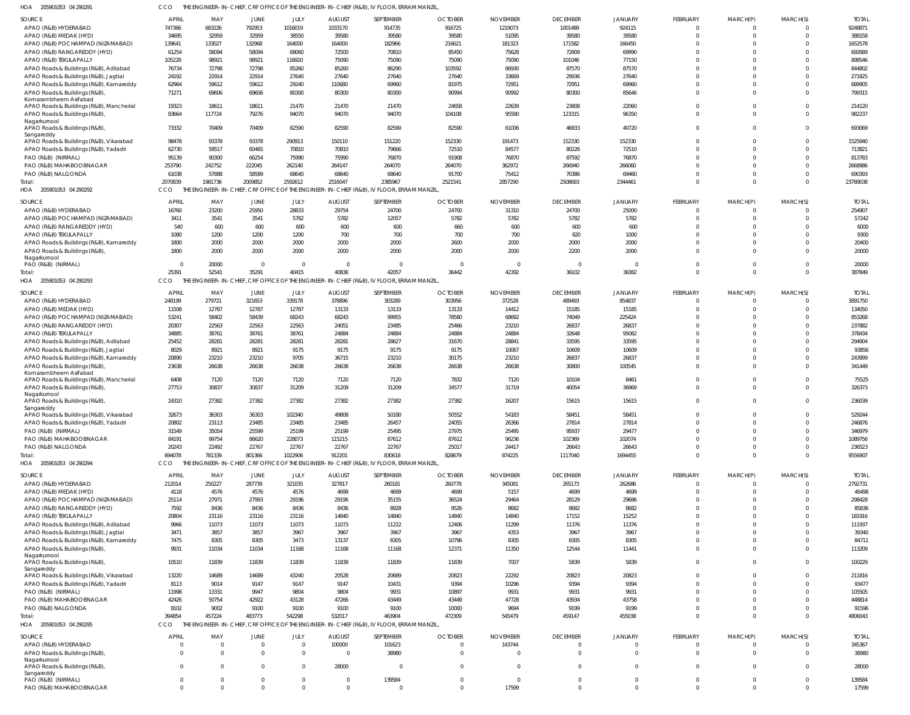HOA 205901053 04 290291 CCO THE ENGINEER-IN-CHIEF, CRF OFFICE OF THE ENGINEER-IN-CHIEF (R&B), IV FLOOR, ERRAM MANZIL,

| SOURCE | APRIL | MAY | JUNE | JULY | AUGUST | SEPTEMBER | OCTOBER | NOVEMBER | DECEMBER | JANUARY | FEBRUARY | MARCH(P) | MARCH(S) | TOTAL |
|---|---|---|---|---|---|---|---|---|---|---|---|---|---|---|
| APAO (R&B) HYDERABAD | 747366 | 683226 | 792953 | 1016019 | 1033170 | 914735 | 916725 | 1219073 | 1001489 | 924115 | 0 | 0 | 0 | 9248871 |
| APAO (R&B) MEDAK (HYD) | 34695 | 32959 | 32959 | 38550 | 39580 | 39580 | 39580 | 51095 | 39580 | 39580 | 0 | 0 | 0 | 388158 |
| APAO (R&B) POCHAMPAD (NIZAMABAD) | 139641 | 133027 | 132968 | 164000 | 164000 | 182966 | 216621 | 181323 | 171582 | 166450 | 0 | 0 | 0 | 1652578 |
| APAO (R&B) RANGAREDDY (HYD) | 61254 | 58094 | 58094 | 68060 | 72500 | 70810 | 85450 | 75628 | 72809 | 69990 | 0 | 0 | 0 | 692689 |
| APAO (R&B) TEKULAPALLY | 105228 | 98921 | 98921 | 116920 | 75090 | 75090 | 75090 | 75090 | 101046 | 77150 | 0 | 0 | 0 | 898546 |
| APAO Roads & Buildings (R&B), Adilabad | 76734 | 72798 | 72798 | 85260 | 85260 | 86290 | 103592 | 86930 | 87570 | 87570 | 0 | 0 | 0 | 844802 |
| APAO Roads & Buildings (R&B), Jagtial | 24192 | 22914 | 22914 | 27640 | 27640 | 27640 | 27640 | 33669 | 29936 | 27640 | 0 | 0 | 0 | 271825 |
| APAO Roads & Buildings (R&B), Kamareddy | 62964 | 59612 | 59612 | 29240 | 110680 | 69960 | 81975 | 72951 | 72951 | 69960 | 0 | 0 | 0 | 689905 |
| APAO Roads & Buildings (R&B), Komarambheem Asifabad | 71271 | 69606 | 69606 | 80300 | 80300 | 80300 | 90994 | 90992 | 80300 | 85646 | 0 | 0 | 0 | 799315 |
| APAO Roads & Buildings (R&B), Mancherial | 19323 | 18611 | 18611 | 21470 | 21470 | 21470 | 24658 | 22639 | 23808 | 22060 | 0 | 0 | 0 | 214120 |
| APAO Roads & Buildings (R&B), Nagarkurnool | 83664 | 117724 | 79276 | 94070 | 94070 | 94070 | 104108 | 95590 | 123315 | 96350 | 0 | 0 | 0 | 982237 |
| APAO Roads & Buildings (R&B), Sangareddy | 73332 | 70409 | 70409 | 82590 | 82590 | 82590 | 82590 | 61006 | 46833 | 40720 | 0 | 0 | 0 | 693069 |
| APAO Roads & Buildings (R&B), Vikarabad | 98478 | 93378 | 93378 | 290913 | 150110 | 151220 | 152330 | 191473 | 152330 | 152330 | 0 | 0 | 0 | 1525940 |
| APAO Roads & Buildings (R&B), Yadadri | 62730 | 59517 | 60465 | 70810 | 70810 | 79666 | 72510 | 84577 | 80226 | 72510 | 0 | 0 | 0 | 713821 |
| PAO (R&B) (NIRMAL) | 95139 | 90300 | 66254 | 75990 | 75990 | 76870 | 91908 | 76870 | 87592 | 76870 | 0 | 0 | 0 | 813783 |
| PAO (R&B) MAHABOOBNAGAR | 253790 | 242752 | 222045 | 262140 | 264147 | 264070 | 264070 | 362972 | 266940 | 266060 | 0 | 0 | 0 | 2668986 |
| PAO (R&B) NALGONDA | 61038 | 57888 | 58589 | 68640 | 68640 | 68640 | 91700 | 75412 | 70386 | 69460 | 0 | 0 | 0 | 690393 |
| Total: | 2070839 | 1981736 | 2009852 | 2592612 | 2516047 | 2385967 | 2521541 | 2857290 | 2508693 | 2344461 | 0 | 0 | 0 | 23789038 |

HOA 205901053 04 290292 CCO THE ENGINEER-IN-CHIEF, CRF OFFICE OF THE ENGINEER-IN-CHIEF (R&B), IV FLOOR, ERRAM MANZIL,

| SOURCE | APRIL | MAY | JUNE | JULY | AUGUST | SEPTEMBER | OCTOBER | NOVEMBER | DECEMBER | JANUARY | FEBRUARY | MARCH(P) | MARCH(S) | TOTAL |
|---|---|---|---|---|---|---|---|---|---|---|---|---|---|---|
| APAO (R&B) HYDERABAD | 16760 | 23200 | 25950 | 28833 | 29754 | 24700 | 24700 | 31310 | 24700 | 25000 | 0 | 0 | 0 | 254907 |
| APAO (R&B) POCHAMPAD (NIZAMABAD) | 3411 | 3541 | 3541 | 5782 | 5782 | 12057 | 5782 | 5782 | 5782 | 5782 | 0 | 0 | 0 | 57242 |
| APAO (R&B) RANGAREDDY (HYD) | 540 | 600 | 600 | 600 | 600 | 600 | 660 | 600 | 600 | 600 | 0 | 0 | 0 | 6000 |
| APAO (R&B) TEKULAPALLY | 1080 | 1200 | 1200 | 1200 | 700 | 700 | 700 | 700 | 820 | 1000 | 0 | 0 | 0 | 9300 |
| APAO Roads & Buildings (R&B), Kamareddy | 1800 | 2000 | 2000 | 2000 | 2000 | 2000 | 2600 | 2000 | 2000 | 2000 | 0 | 0 | 0 | 20400 |
| APAO Roads & Buildings (R&B), Nagarkurnool | 1800 | 2000 | 2000 | 2000 | 2000 | 2000 | 2000 | 2000 | 2200 | 2000 | 0 | 0 | 0 | 20000 |
| PAO (R&B) (NIRMAL) | 0 | 20000 | 0 | 0 | 0 | 0 | 0 | 0 | 0 | 0 | 0 | 0 | 0 | 20000 |
| Total: | 25391 | 52541 | 35291 | 40415 | 40836 | 42057 | 36442 | 42392 | 36102 | 36382 | 0 | 0 | 0 | 387849 |

HOA 205901053 04 290293 CCO THE ENGINEER-IN-CHIEF, CRF OFFICE OF THE ENGINEER-IN-CHIEF (R&B), IV FLOOR, ERRAM MANZIL,

| SOURCE | APRIL | MAY | JUNE | JULY | AUGUST | SEPTEMBER | OCTOBER | NOVEMBER | DECEMBER | JANUARY | FEBRUARY | MARCH(P) | MARCH(S) | TOTAL |
|---|---|---|---|---|---|---|---|---|---|---|---|---|---|---|
| APAO (R&B) HYDERABAD | 248199 | 279721 | 321653 | 339178 | 378896 | 303289 | 303956 | 372528 | 489493 | 854837 | 0 | 0 | 0 | 3891750 |
| APAO (R&B) MEDAK (HYD) | 11508 | 12787 | 12787 | 12787 | 13133 | 13133 | 13133 | 14412 | 15185 | 15185 | 0 | 0 | 0 | 134050 |
| APAO (R&B) POCHAMPAD (NIZAMABAD) | 53241 | 58402 | 58439 | 68243 | 68243 | 99955 | 78580 | 68692 | 74049 | 225424 | 0 | 0 | 0 | 853268 |
| APAO (R&B) RANGAREDDY (HYD) | 20307 | 22563 | 22563 | 22563 | 24051 | 23485 | 25466 | 23210 | 26837 | 26837 | 0 | 0 | 0 | 237882 |
| APAO (R&B) TEKULAPALLY | 34885 | 38761 | 38761 | 38761 | 24884 | 24884 | 24884 | 24884 | 32648 | 95082 | 0 | 0 | 0 | 378434 |
| APAO Roads & Buildings (R&B), Adilabad | 25452 | 28281 | 28281 | 28281 | 28281 | 28627 | 31670 | 28841 | 33595 | 33595 | 0 | 0 | 0 | 294904 |
| APAO Roads & Buildings (R&B), Jagtial | 8029 | 8921 | 8921 | 9175 | 9175 | 9175 | 9175 | 10067 | 10609 | 10609 | 0 | 0 | 0 | 93856 |
| APAO Roads & Buildings (R&B), Kamareddy | 20890 | 23210 | 23210 | 9705 | 36715 | 23210 | 30175 | 23210 | 26837 | 26837 | 0 | 0 | 0 | 243999 |
| APAO Roads & Buildings (R&B), Komarambheem Asifabad | 23638 | 26638 | 26638 | 26638 | 26638 | 26638 | 26638 | 26638 | 30800 | 100545 | 0 | 0 | 0 | 341449 |
| APAO Roads & Buildings (R&B), Mancherial | 6408 | 7120 | 7120 | 7120 | 7120 | 7120 | 7832 | 7120 | 10104 | 8461 | 0 | 0 | 0 | 75525 |
| APAO Roads & Buildings (R&B), Nagarkurnool | 27753 | 30837 | 30837 | 31209 | 31209 | 31209 | 34577 | 31719 | 40054 | 36969 | 0 | 0 | 0 | 326373 |
| APAO Roads & Buildings (R&B), Sangareddy | 24310 | 27382 | 27382 | 27382 | 27382 | 27382 | 27382 | 16207 | 15615 | 15615 | 0 | 0 | 0 | 236039 |
| APAO Roads & Buildings (R&B), Vikarabad | 32673 | 36303 | 36303 | 102340 | 49808 | 50180 | 50552 | 54183 | 58451 | 58451 | 0 | 0 | 0 | 529244 |
| APAO Roads & Buildings (R&B), Yadadri | 20802 | 23113 | 23485 | 23485 | 23485 | 26457 | 24055 | 26366 | 27814 | 27814 | 0 | 0 | 0 | 246876 |
| PAO (R&B) (NIRMAL) | 31549 | 35054 | 25599 | 25199 | 25199 | 25495 | 27975 | 25495 | 95937 | 29477 | 0 | 0 | 0 | 346979 |
| PAO (R&B) MAHABOOBNAGAR | 84191 | 99754 | 86620 | 228073 | 115215 | 87612 | 87612 | 96236 | 102369 | 102074 | 0 | 0 | 0 | 1089756 |
| PAO (R&B) NALGONDA | 20243 | 22492 | 22767 | 22767 | 22767 | 22767 | 25017 | 24417 | 26643 | 26643 | 0 | 0 | 0 | 236523 |
| Total: | 694078 | 781339 | 801366 | 1022906 | 912201 | 830618 | 828679 | 874225 | 1117040 | 1694455 | 0 | 0 | 0 | 9556907 |

HOA 205901053 04 290294 CCO THE ENGINEER-IN-CHIEF, CRF OFFICE OF THE ENGINEER-IN-CHIEF (R&B), IV FLOOR, ERRAM MANZIL,

| SOURCE | APRIL | MAY | JUNE | JULY | AUGUST | SEPTEMBER | OCTOBER | NOVEMBER | DECEMBER | JANUARY | FEBRUARY | MARCH(P) | MARCH(S) | TOTAL |
|---|---|---|---|---|---|---|---|---|---|---|---|---|---|---|
| APAO (R&B) HYDERABAD | 212014 | 250227 | 287739 | 321035 | 327817 | 260181 | 260778 | 345081 | 265173 | 262686 | 0 | 0 | 0 | 2792731 |
| APAO (R&B) MEDAK (HYD) | 4118 | 4576 | 4576 | 4576 | 4699 | 4699 | 4699 | 5157 | 4699 | 4699 | 0 | 0 | 0 | 46498 |
| APAO (R&B) POCHAMPAD (NIZAMABAD) | 25114 | 27971 | 27993 | 29196 | 29196 | 35155 | 36524 | 29464 | 28129 | 29686 | 0 | 0 | 0 | 298428 |
| APAO (R&B) RANGAREDDY (HYD) | 7592 | 8436 | 8436 | 8436 | 8436 | 8928 | 9526 | 8682 | 8682 | 8682 | 0 | 0 | 0 | 85836 |
| APAO (R&B) TEKULAPALLY | 20804 | 23116 | 23116 | 23116 | 14840 | 14840 | 14840 | 14840 | 17152 | 15252 | 0 | 0 | 0 | 181916 |
| APAO Roads & Buildings (R&B), Adilabad | 9966 | 11073 | 11073 | 11073 | 11073 | 11222 | 12406 | 11299 | 11376 | 11376 | 0 | 0 | 0 | 111937 |
| APAO Roads & Buildings (R&B), Jagtial | 3471 | 3857 | 3857 | 3967 | 3967 | 3967 | 3967 | 4353 | 3967 | 3967 | 0 | 0 | 0 | 39340 |
| APAO Roads & Buildings (R&B), Kamareddy | 7475 | 8305 | 8305 | 3473 | 13137 | 8305 | 10796 | 8305 | 8305 | 8305 | 0 | 0 | 0 | 84711 |
| APAO Roads & Buildings (R&B), Nagarkurnool | 9931 | 11034 | 11034 | 11168 | 11168 | 11168 | 12371 | 11350 | 12544 | 11441 | 0 | 0 | 0 | 113209 |
| APAO Roads & Buildings (R&B), Sangareddy | 10510 | 11839 | 11839 | 11839 | 11839 | 11839 | 11839 | 7007 | 5839 | 5839 | 0 | 0 | 0 | 100229 |
| APAO Roads & Buildings (R&B), Vikarabad | 13220 | 14689 | 14689 | 43240 | 20528 | 20689 | 20823 | 22292 | 20823 | 20823 | 0 | 0 | 0 | 211816 |
| APAO Roads & Buildings (R&B), Yadadri | 8113 | 9014 | 9147 | 9147 | 9147 | 10431 | 9394 | 10296 | 9394 | 9394 | 0 | 0 | 0 | 93477 |
| PAO (R&B) (NIRMAL) | 11998 | 13331 | 9947 | 9804 | 9804 | 9931 | 10897 | 9931 | 9931 | 9931 | 0 | 0 | 0 | 105505 |
| PAO (R&B) MAHABOOBNAGAR | 42426 | 50754 | 42922 | 43128 | 47266 | 43449 | 43449 | 47728 | 43934 | 43758 | 0 | 0 | 0 | 448814 |
| PAO (R&B) NALGONDA | 8102 | 9002 | 9100 | 9100 | 9100 | 9100 | 10000 | 9694 | 9199 | 9199 | 0 | 0 | 0 | 91596 |
| Total: | 394854 | 457224 | 483773 | 542298 | 532017 | 463904 | 472309 | 545479 | 459147 | 455038 | 0 | 0 | 0 | 4806043 |

HOA 205901053 04 290295 CCO THE ENGINEER-IN-CHIEF, CRF OFFICE OF THE ENGINEER-IN-CHIEF (R&B), IV FLOOR, ERRAM MANZIL,

| SOURCE | APRIL | MAY | JUNE | JULY | AUGUST | SEPTEMBER | OCTOBER | NOVEMBER | DECEMBER | JANUARY | FEBRUARY | MARCH(P) | MARCH(S) | TOTAL |
|---|---|---|---|---|---|---|---|---|---|---|---|---|---|---|
| APAO (R&B) HYDERABAD | 0 | 0 | 0 | 0 | 100000 | 101623 | 0 | 143744 | 0 | 0 | 0 | 0 | 0 | 345367 |
| APAO Roads & Buildings (R&B), Nagarkurnool | 0 | 0 | 0 | 0 | 0 | 38980 | 0 | 0 | 0 | 0 | 0 | 0 | 0 | 38980 |
| APAO Roads & Buildings (R&B), Sangareddy | 0 | 0 | 0 | 0 | 28000 | 0 | 0 | 0 | 0 | 0 | 0 | 0 | 0 | 28000 |
| PAO (R&B) (NIRMAL) | 0 | 0 | 0 | 0 | 0 | 139584 | 0 | 0 | 0 | 0 | 0 | 0 | 0 | 139584 |
| PAO (R&B) MAHABOOBNAGAR | 0 | 0 | 0 | 0 | 0 | 0 | 0 | 17599 | 0 | 0 | 0 | 0 | 0 | 17599 |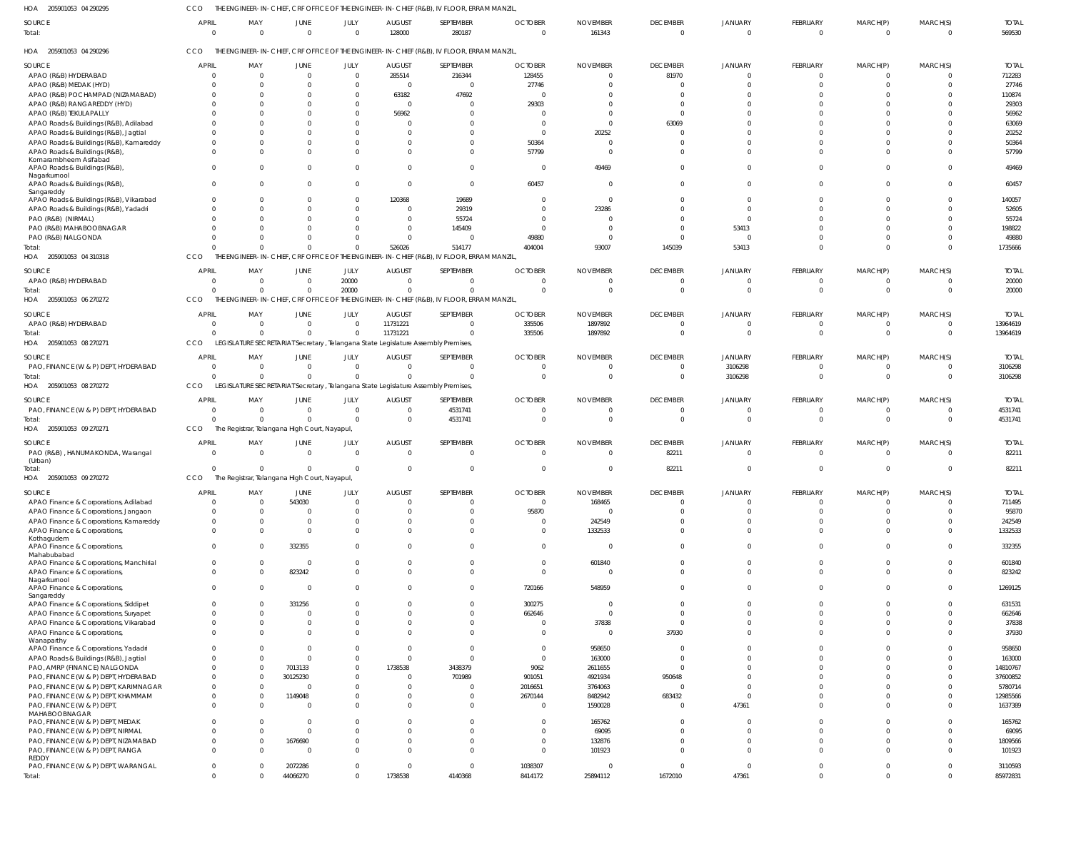HOA 205901053 04 290295 CCO THE ENGINEER-IN-CHIEF, CRF OFFICE OF THE ENGINEER-IN-CHIEF (R&B), IV FLOOR, ERRAM MANZIL,

| SOURCE | APRIL | MAY | JUNE | JULY | AUGUST | SEPTEMBER | OCTOBER | NOVEMBER | DECEMBER | JANUARY | FEBRUARY | MARCH(P) | MARCH(S) | TOTAL |
|---|---|---|---|---|---|---|---|---|---|---|---|---|---|---|
| Total: | 0 | 0 | 0 | 0 | 128000 | 280187 | 0 | 161343 | 0 | 0 | 0 | 0 | 0 | 569530 |

HOA 205901053 04 290296 CCO THE ENGINEER-IN-CHIEF, CRF OFFICE OF THE ENGINEER-IN-CHIEF (R&B), IV FLOOR, ERRAM MANZIL,

| SOURCE | APRIL | MAY | JUNE | JULY | AUGUST | SEPTEMBER | OCTOBER | NOVEMBER | DECEMBER | JANUARY | FEBRUARY | MARCH(P) | MARCH(S) | TOTAL |
|---|---|---|---|---|---|---|---|---|---|---|---|---|---|---|
| APAO (R&B) HYDERABAD | 0 | 0 | 0 | 0 | 285514 | 216344 | 128455 | 0 | 81970 | 0 | 0 | 0 | 0 | 712283 |
| APAO (R&B) MEDAK (HYD) | 0 | 0 | 0 | 0 | 0 | 0 | 27746 | 0 | 0 | 0 | 0 | 0 | 0 | 27746 |
| APAO (R&B) POCHAMPAD (NIZAMABAD) | 0 | 0 | 0 | 0 | 63182 | 47692 | 0 | 0 | 0 | 0 | 0 | 0 | 0 | 110874 |
| APAO (R&B) RANGAREDDY (HYD) | 0 | 0 | 0 | 0 | 0 | 0 | 29303 | 0 | 0 | 0 | 0 | 0 | 0 | 29303 |
| APAO (R&B) TEKULAPALLY | 0 | 0 | 0 | 0 | 56962 | 0 | 0 | 0 | 0 | 0 | 0 | 0 | 0 | 56962 |
| APAO Roads & Buildings (R&B), Adilabad | 0 | 0 | 0 | 0 | 0 | 0 | 0 | 0 | 63069 | 0 | 0 | 0 | 0 | 63069 |
| APAO Roads & Buildings (R&B), Jagtial | 0 | 0 | 0 | 0 | 0 | 0 | 0 | 20252 | 0 | 0 | 0 | 0 | 0 | 20252 |
| APAO Roads & Buildings (R&B), Kamareddy | 0 | 0 | 0 | 0 | 0 | 0 | 50364 | 0 | 0 | 0 | 0 | 0 | 0 | 50364 |
| APAO Roads & Buildings (R&B), Komarambheem Asifabad | 0 | 0 | 0 | 0 | 0 | 0 | 57799 | 0 | 0 | 0 | 0 | 0 | 0 | 57799 |
| APAO Roads & Buildings (R&B), Nagarkurnool | 0 | 0 | 0 | 0 | 0 | 0 | 0 | 49469 | 0 | 0 | 0 | 0 | 0 | 49469 |
| APAO Roads & Buildings (R&B), Sangareddy | 0 | 0 | 0 | 0 | 0 | 0 | 60457 | 0 | 0 | 0 | 0 | 0 | 0 | 60457 |
| APAO Roads & Buildings (R&B), Vikarabad | 0 | 0 | 0 | 0 | 120368 | 19689 | 0 | 0 | 0 | 0 | 0 | 0 | 0 | 140057 |
| APAO Roads & Buildings (R&B), Yadadri | 0 | 0 | 0 | 0 | 0 | 29319 | 0 | 23286 | 0 | 0 | 0 | 0 | 0 | 52605 |
| PAO (R&B) (NIRMAL) | 0 | 0 | 0 | 0 | 0 | 55724 | 0 | 0 | 0 | 0 | 0 | 0 | 0 | 55724 |
| PAO (R&B) MAHABOOBNAGAR | 0 | 0 | 0 | 0 | 0 | 145409 | 0 | 0 | 0 | 53413 | 0 | 0 | 0 | 198822 |
| PAO (R&B) NALGONDA | 0 | 0 | 0 | 0 | 0 | 0 | 49880 | 0 | 0 | 0 | 0 | 0 | 0 | 49880 |
| Total: | 0 | 0 | 0 | 0 | 526026 | 514177 | 404004 | 93007 | 145039 | 53413 | 0 | 0 | 0 | 1735666 |

HOA 205901053 04 310318 CCO THE ENGINEER-IN-CHIEF, CRF OFFICE OF THE ENGINEER-IN-CHIEF (R&B), IV FLOOR, ERRAM MANZIL,

| SOURCE | APRIL | MAY | JUNE | JULY | AUGUST | SEPTEMBER | OCTOBER | NOVEMBER | DECEMBER | JANUARY | FEBRUARY | MARCH(P) | MARCH(S) | TOTAL |
|---|---|---|---|---|---|---|---|---|---|---|---|---|---|---|
| APAO (R&B) HYDERABAD | 0 | 0 | 0 | 20000 | 0 | 0 | 0 | 0 | 0 | 0 | 0 | 0 | 0 | 20000 |
| Total: | 0 | 0 | 0 | 20000 | 0 | 0 | 0 | 0 | 0 | 0 | 0 | 0 | 0 | 20000 |

HOA 205901053 06 270272 CCO THE ENGINEER-IN-CHIEF, CRF OFFICE OF THE ENGINEER-IN-CHIEF (R&B), IV FLOOR, ERRAM MANZIL,

| SOURCE | APRIL | MAY | JUNE | JULY | AUGUST | SEPTEMBER | OCTOBER | NOVEMBER | DECEMBER | JANUARY | FEBRUARY | MARCH(P) | MARCH(S) | TOTAL |
|---|---|---|---|---|---|---|---|---|---|---|---|---|---|---|
| APAO (R&B) HYDERABAD | 0 | 0 | 0 | 0 | 11731221 | 0 | 335506 | 1897892 | 0 | 0 | 0 | 0 | 0 | 13964619 |
| Total: | 0 | 0 | 0 | 0 | 11731221 | 0 | 335506 | 1897892 | 0 | 0 | 0 | 0 | 0 | 13964619 |

HOA 205901053 08 270271 CCO LEGISLATURE SECRETARIAT Secretary , Telangana State Legislature Assembly Premises,

| SOURCE | APRIL | MAY | JUNE | JULY | AUGUST | SEPTEMBER | OCTOBER | NOVEMBER | DECEMBER | JANUARY | FEBRUARY | MARCH(P) | MARCH(S) | TOTAL |
|---|---|---|---|---|---|---|---|---|---|---|---|---|---|---|
| PAO, FINANCE (W & P) DEPT, HYDERABAD | 0 | 0 | 0 | 0 | 0 | 0 | 0 | 0 | 0 | 3106298 | 0 | 0 | 0 | 3106298 |
| Total: | 0 | 0 | 0 | 0 | 0 | 0 | 0 | 0 | 0 | 3106298 | 0 | 0 | 0 | 3106298 |

HOA 205901053 08 270272 CCO LEGISLATURE SECRETARIAT Secretary , Telangana State Legislature Assembly Premises,

| SOURCE | APRIL | MAY | JUNE | JULY | AUGUST | SEPTEMBER | OCTOBER | NOVEMBER | DECEMBER | JANUARY | FEBRUARY | MARCH(P) | MARCH(S) | TOTAL |
|---|---|---|---|---|---|---|---|---|---|---|---|---|---|---|
| PAO, FINANCE (W & P) DEPT, HYDERABAD | 0 | 0 | 0 | 0 | 0 | 4531741 | 0 | 0 | 0 | 0 | 0 | 0 | 0 | 4531741 |
| Total: | 0 | 0 | 0 | 0 | 0 | 4531741 | 0 | 0 | 0 | 0 | 0 | 0 | 0 | 4531741 |

HOA 205901053 09 270271 CCO The Registrar, Telangana High Court, Nayapul,

| SOURCE | APRIL | MAY | JUNE | JULY | AUGUST | SEPTEMBER | OCTOBER | NOVEMBER | DECEMBER | JANUARY | FEBRUARY | MARCH(P) | MARCH(S) | TOTAL |
|---|---|---|---|---|---|---|---|---|---|---|---|---|---|---|
| PAO (R&B) , HANUMAKONDA, Warangal (Urban) | 0 | 0 | 0 | 0 | 0 | 0 | 0 | 0 | 82211 | 0 | 0 | 0 | 0 | 82211 |
| Total: | 0 | 0 | 0 | 0 | 0 | 0 | 0 | 0 | 82211 | 0 | 0 | 0 | 0 | 82211 |

HOA 205901053 09 270272 CCO The Registrar, Telangana High Court, Nayapul,

| SOURCE | APRIL | MAY | JUNE | JULY | AUGUST | SEPTEMBER | OCTOBER | NOVEMBER | DECEMBER | JANUARY | FEBRUARY | MARCH(P) | MARCH(S) | TOTAL |
|---|---|---|---|---|---|---|---|---|---|---|---|---|---|---|
| APAO Finance & Corporations, Adilabad | 0 | 0 | 543030 | 0 | 0 | 0 | 0 | 168465 | 0 | 0 | 0 | 0 | 0 | 711495 |
| APAO Finance & Corporations, Jangaon | 0 | 0 | 0 | 0 | 0 | 0 | 95870 | 0 | 0 | 0 | 0 | 0 | 0 | 95870 |
| APAO Finance & Corporations, Kamareddy | 0 | 0 | 0 | 0 | 0 | 0 | 0 | 242549 | 0 | 0 | 0 | 0 | 0 | 242549 |
| APAO Finance & Corporations, Kothagudem | 0 | 0 | 0 | 0 | 0 | 0 | 0 | 1332533 | 0 | 0 | 0 | 0 | 0 | 1332533 |
| APAO Finance & Corporations, Mahabubabad | 0 | 0 | 332355 | 0 | 0 | 0 | 0 | 0 | 0 | 0 | 0 | 0 | 0 | 332355 |
| APAO Finance & Corporations, Manchirial | 0 | 0 | 0 | 0 | 0 | 0 | 0 | 601840 | 0 | 0 | 0 | 0 | 0 | 601840 |
| APAO Finance & Corporations, Nagarkurnool | 0 | 0 | 823242 | 0 | 0 | 0 | 0 | 0 | 0 | 0 | 0 | 0 | 0 | 823242 |
| APAO Finance & Corporations, Sangareddy | 0 | 0 | 0 | 0 | 0 | 0 | 720166 | 548959 | 0 | 0 | 0 | 0 | 0 | 1269125 |
| APAO Finance & Corporations, Siddipet | 0 | 0 | 331256 | 0 | 0 | 0 | 300275 | 0 | 0 | 0 | 0 | 0 | 0 | 631531 |
| APAO Finance & Corporations, Suryapet | 0 | 0 | 0 | 0 | 0 | 0 | 662646 | 0 | 0 | 0 | 0 | 0 | 0 | 662646 |
| APAO Finance & Corporations, Vikarabad | 0 | 0 | 0 | 0 | 0 | 0 | 0 | 37838 | 0 | 0 | 0 | 0 | 0 | 37838 |
| APAO Finance & Corporations, Wanaparthy | 0 | 0 | 0 | 0 | 0 | 0 | 0 | 0 | 37930 | 0 | 0 | 0 | 0 | 37930 |
| APAO Finance & Corporations, Yadadri | 0 | 0 | 0 | 0 | 0 | 0 | 0 | 958650 | 0 | 0 | 0 | 0 | 0 | 958650 |
| APAO Roads & Buildings (R&B), Jagtial | 0 | 0 | 0 | 0 | 0 | 0 | 0 | 163000 | 0 | 0 | 0 | 0 | 0 | 163000 |
| PAO, AMRP (FINANCE) NALGONDA | 0 | 0 | 7013133 | 0 | 1738538 | 3438379 | 9062 | 2611655 | 0 | 0 | 0 | 0 | 0 | 14810767 |
| PAO, FINANCE (W & P) DEPT, HYDERABAD | 0 | 0 | 30125230 | 0 | 0 | 701989 | 901051 | 4921934 | 950648 | 0 | 0 | 0 | 0 | 37600852 |
| PAO, FINANCE (W & P) DEPT, KARIMNAGAR | 0 | 0 | 0 | 0 | 0 | 0 | 2016651 | 3764063 | 0 | 0 | 0 | 0 | 0 | 5780714 |
| PAO, FINANCE (W & P) DEPT, KHAMMAM | 0 | 0 | 1149048 | 0 | 0 | 0 | 2670144 | 8482942 | 683432 | 0 | 0 | 0 | 0 | 12985566 |
| PAO, FINANCE (W & P) DEPT, MAHABOOBNAGAR | 0 | 0 | 0 | 0 | 0 | 0 | 0 | 1590028 | 0 | 47361 | 0 | 0 | 0 | 1637389 |
| PAO, FINANCE (W & P) DEPT, MEDAK | 0 | 0 | 0 | 0 | 0 | 0 | 0 | 165762 | 0 | 0 | 0 | 0 | 0 | 165762 |
| PAO, FINANCE (W & P) DEPT, NIRMAL | 0 | 0 | 0 | 0 | 0 | 0 | 0 | 69095 | 0 | 0 | 0 | 0 | 0 | 69095 |
| PAO, FINANCE (W & P) DEPT, NIZAMABAD | 0 | 0 | 1676690 | 0 | 0 | 0 | 0 | 132876 | 0 | 0 | 0 | 0 | 0 | 1809566 |
| PAO, FINANCE (W & P) DEPT, RANGA REDDY | 0 | 0 | 0 | 0 | 0 | 0 | 0 | 101923 | 0 | 0 | 0 | 0 | 0 | 101923 |
| PAO, FINANCE (W & P) DEPT, WARANGAL | 0 | 0 | 2072286 | 0 | 0 | 0 | 1038307 | 0 | 0 | 0 | 0 | 0 | 0 | 3110593 |
| Total: | 0 | 0 | 44066270 | 0 | 1738538 | 4140368 | 8414172 | 25894112 | 1672010 | 47361 | 0 | 0 | 0 | 85972831 |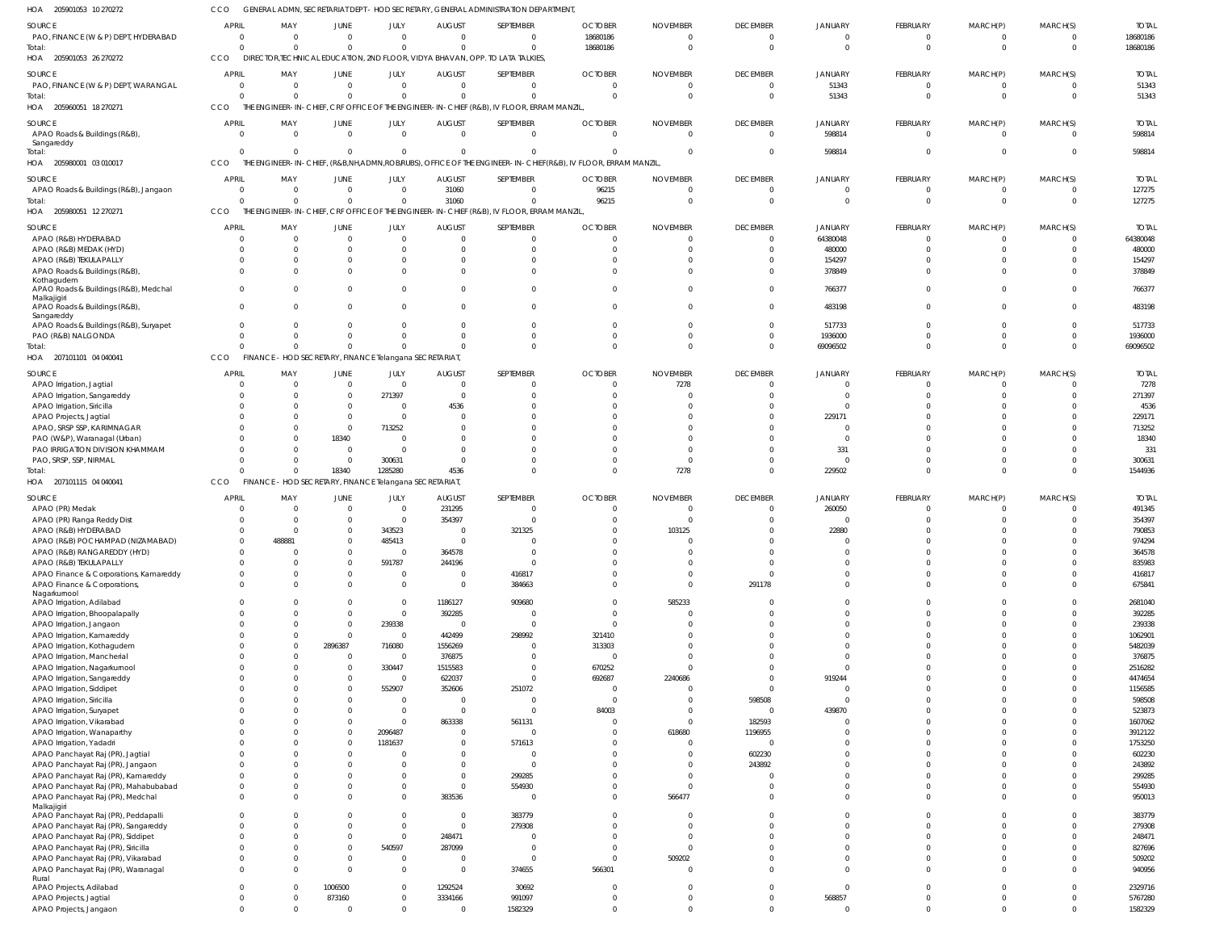HOA 205901053 10 270272 CCO GENERAL ADMN, SECRETARIAT DEPT - HOD SECRETARY, GENERAL ADMINISTRATION DEPARTMENT,

| SOURCE | APRIL | MAY | JUNE | JULY | AUGUST | SEPTEMBER | OCTOBER | NOVEMBER | DECEMBER | JANUARY | FEBRUARY | MARCH(P) | MARCH(S) | TOTAL |
|---|---|---|---|---|---|---|---|---|---|---|---|---|---|---|
| PAO, FINANCE (W & P) DEPT, HYDERABAD | 0 | 0 | 0 | 0 | 0 | 0 | 18680186 | 0 | 0 | 0 | 0 | 0 | 0 | 18680186 |
| Total: | 0 | 0 | 0 | 0 | 0 | 0 | 18680186 | 0 | 0 | 0 | 0 | 0 | 0 | 18680186 |

HOA 205901053 26 270272 CCO DIRECTOR, TECHNICAL EDUCATION, 2ND FLOOR, VIDYA BHAVAN, OPP. TO LATA TALKIES,

| SOURCE | APRIL | MAY | JUNE | JULY | AUGUST | SEPTEMBER | OCTOBER | NOVEMBER | DECEMBER | JANUARY | FEBRUARY | MARCH(P) | MARCH(S) | TOTAL |
|---|---|---|---|---|---|---|---|---|---|---|---|---|---|---|
| PAO, FINANCE (W & P) DEPT, WARANGAL | 0 | 0 | 0 | 0 | 0 | 0 | 0 | 0 | 0 | 51343 | 0 | 0 | 0 | 51343 |
| Total: | 0 | 0 | 0 | 0 | 0 | 0 | 0 | 0 | 0 | 51343 | 0 | 0 | 0 | 51343 |

HOA 205960051 18 270271 CCO THE ENGINEER-IN-CHIEF, CRF OFFICE OF THE ENGINEER-IN-CHIEF (R&B), IV FLOOR, ERRAM MANZIL,

| SOURCE | APRIL | MAY | JUNE | JULY | AUGUST | SEPTEMBER | OCTOBER | NOVEMBER | DECEMBER | JANUARY | FEBRUARY | MARCH(P) | MARCH(S) | TOTAL |
|---|---|---|---|---|---|---|---|---|---|---|---|---|---|---|
| APAO Roads & Buildings (R&B), Sangareddy | 0 | 0 | 0 | 0 | 0 | 0 | 0 | 0 | 0 | 598814 | 0 | 0 | 0 | 598814 |
| Total: | 0 | 0 | 0 | 0 | 0 | 0 | 0 | 0 | 0 | 598814 | 0 | 0 | 0 | 598814 |

HOA 205980001 03 010017 CCO THE ENGINEER-IN-CHIEF, (R&B,NH,ADMN,ROB/RUBS), OFFICE OF THE ENGINEER-IN-CHIEF(R&B), IV FLOOR, ERRAM MANZIL,

| SOURCE | APRIL | MAY | JUNE | JULY | AUGUST | SEPTEMBER | OCTOBER | NOVEMBER | DECEMBER | JANUARY | FEBRUARY | MARCH(P) | MARCH(S) | TOTAL |
|---|---|---|---|---|---|---|---|---|---|---|---|---|---|---|
| APAO Roads & Buildings (R&B), Jangaon | 0 | 0 | 0 | 0 | 31060 | 0 | 96215 | 0 | 0 | 0 | 0 | 0 | 0 | 127275 |
| Total: | 0 | 0 | 0 | 0 | 31060 | 0 | 96215 | 0 | 0 | 0 | 0 | 0 | 0 | 127275 |

HOA 205980051 12 270271 CCO THE ENGINEER-IN-CHIEF, CRF OFFICE OF THE ENGINEER-IN-CHIEF (R&B), IV FLOOR, ERRAM MANZIL,

| SOURCE | APRIL | MAY | JUNE | JULY | AUGUST | SEPTEMBER | OCTOBER | NOVEMBER | DECEMBER | JANUARY | FEBRUARY | MARCH(P) | MARCH(S) | TOTAL |
|---|---|---|---|---|---|---|---|---|---|---|---|---|---|---|
| APAO (R&B) HYDERABAD | 0 | 0 | 0 | 0 | 0 | 0 | 0 | 0 | 0 | 64380048 | 0 | 0 | 0 | 64380048 |
| APAO (R&B) MEDAK (HYD) | 0 | 0 | 0 | 0 | 0 | 0 | 0 | 0 | 0 | 480000 | 0 | 0 | 0 | 480000 |
| APAO (R&B) TEKULAPALLY | 0 | 0 | 0 | 0 | 0 | 0 | 0 | 0 | 0 | 154297 | 0 | 0 | 0 | 154297 |
| APAO Roads & Buildings (R&B), Kothagudem | 0 | 0 | 0 | 0 | 0 | 0 | 0 | 0 | 0 | 378849 | 0 | 0 | 0 | 378849 |
| APAO Roads & Buildings (R&B), Medchal Malkajigiri | 0 | 0 | 0 | 0 | 0 | 0 | 0 | 0 | 0 | 766377 | 0 | 0 | 0 | 766377 |
| APAO Roads & Buildings (R&B), Sangareddy | 0 | 0 | 0 | 0 | 0 | 0 | 0 | 0 | 0 | 483198 | 0 | 0 | 0 | 483198 |
| APAO Roads & Buildings (R&B), Suryapet | 0 | 0 | 0 | 0 | 0 | 0 | 0 | 0 | 0 | 517733 | 0 | 0 | 0 | 517733 |
| PAO (R&B) NALGONDA | 0 | 0 | 0 | 0 | 0 | 0 | 0 | 0 | 0 | 1936000 | 0 | 0 | 0 | 1936000 |
| Total: | 0 | 0 | 0 | 0 | 0 | 0 | 0 | 0 | 0 | 69096502 | 0 | 0 | 0 | 69096502 |

HOA 207101101 04 040041 CCO FINANCE - HOD SECRETARY, FINANCE Telangana SECRETARIAT,

| SOURCE | APRIL | MAY | JUNE | JULY | AUGUST | SEPTEMBER | OCTOBER | NOVEMBER | DECEMBER | JANUARY | FEBRUARY | MARCH(P) | MARCH(S) | TOTAL |
|---|---|---|---|---|---|---|---|---|---|---|---|---|---|---|
| APAO Irrigation, Jagtial | 0 | 0 | 0 | 0 | 0 | 0 | 0 | 7278 | 0 | 0 | 0 | 0 | 0 | 7278 |
| APAO Irrigation, Sangareddy | 0 | 0 | 0 | 271397 | 0 | 0 | 0 | 0 | 0 | 0 | 0 | 0 | 0 | 271397 |
| APAO Irrigation, Siricilla | 0 | 0 | 0 | 0 | 4536 | 0 | 0 | 0 | 0 | 0 | 0 | 0 | 0 | 4536 |
| APAO Projects, Jagtial | 0 | 0 | 0 | 0 | 0 | 0 | 0 | 0 | 0 | 229171 | 0 | 0 | 0 | 229171 |
| APAO, SRSP SSP, KARIMNAGAR | 0 | 0 | 0 | 713252 | 0 | 0 | 0 | 0 | 0 | 0 | 0 | 0 | 0 | 713252 |
| PAO (W&P), Waranagal (Urban) | 0 | 0 | 18340 | 0 | 0 | 0 | 0 | 0 | 0 | 0 | 0 | 0 | 0 | 18340 |
| PAO IRRIGATION DIVISION KHAMMAM | 0 | 0 | 0 | 0 | 0 | 0 | 0 | 0 | 0 | 331 | 0 | 0 | 0 | 331 |
| PAO, SRSP, SSP, NIRMAL | 0 | 0 | 0 | 300631 | 0 | 0 | 0 | 0 | 0 | 0 | 0 | 0 | 0 | 300631 |
| Total: | 0 | 0 | 18340 | 1285280 | 4536 | 0 | 0 | 7278 | 0 | 229502 | 0 | 0 | 0 | 1544936 |

HOA 207101115 04 040041 CCO FINANCE - HOD SECRETARY, FINANCE Telangana SECRETARIAT,

| SOURCE | APRIL | MAY | JUNE | JULY | AUGUST | SEPTEMBER | OCTOBER | NOVEMBER | DECEMBER | JANUARY | FEBRUARY | MARCH(P) | MARCH(S) | TOTAL |
|---|---|---|---|---|---|---|---|---|---|---|---|---|---|---|
| APAO (PR) Medak | 0 | 0 | 0 | 0 | 231295 | 0 | 0 | 0 | 0 | 260050 | 0 | 0 | 0 | 491345 |
| APAO (PR) Ranga Reddy Dist | 0 | 0 | 0 | 0 | 354397 | 0 | 0 | 0 | 0 | 0 | 0 | 0 | 0 | 354397 |
| APAO (R&B) HYDERABAD | 0 | 0 | 0 | 343523 | 0 | 321325 | 0 | 103125 | 0 | 22880 | 0 | 0 | 0 | 790853 |
| APAO (R&B) POCHAMPAD (NIZAMABAD) | 0 | 488881 | 0 | 485413 | 0 | 0 | 0 | 0 | 0 | 0 | 0 | 0 | 0 | 974294 |
| APAO (R&B) RANGAREDDY (HYD) | 0 | 0 | 0 | 0 | 364578 | 0 | 0 | 0 | 0 | 0 | 0 | 0 | 0 | 364578 |
| APAO (R&B) TEKULAPALLY | 0 | 0 | 0 | 591787 | 244196 | 0 | 0 | 0 | 0 | 0 | 0 | 0 | 0 | 835983 |
| APAO Finance & Corporations, Kamareddy | 0 | 0 | 0 | 0 | 0 | 416817 | 0 | 0 | 0 | 0 | 0 | 0 | 0 | 416817 |
| APAO Finance & Corporations, Nagarkurnool | 0 | 0 | 0 | 0 | 0 | 384663 | 0 | 0 | 291178 | 0 | 0 | 0 | 0 | 675841 |
| APAO Irrigation, Adilabad | 0 | 0 | 0 | 0 | 1186127 | 909680 | 0 | 585233 | 0 | 0 | 0 | 0 | 0 | 2681040 |
| APAO Irrigation, Bhoopalapally | 0 | 0 | 0 | 0 | 392285 | 0 | 0 | 0 | 0 | 0 | 0 | 0 | 0 | 392285 |
| APAO Irrigation, Jangaon | 0 | 0 | 0 | 239338 | 0 | 0 | 0 | 0 | 0 | 0 | 0 | 0 | 0 | 239338 |
| APAO Irrigation, Kamareddy | 0 | 0 | 0 | 0 | 442499 | 298992 | 321410 | 0 | 0 | 0 | 0 | 0 | 0 | 1062901 |
| APAO Irrigation, Kothagudem | 0 | 0 | 2896387 | 716080 | 1556269 | 0 | 313303 | 0 | 0 | 0 | 0 | 0 | 0 | 5482039 |
| APAO Irrigation, Mancherial | 0 | 0 | 0 | 0 | 376875 | 0 | 0 | 0 | 0 | 0 | 0 | 0 | 0 | 376875 |
| APAO Irrigation, Nagarkurnool | 0 | 0 | 0 | 330447 | 1515583 | 0 | 670252 | 0 | 0 | 0 | 0 | 0 | 0 | 2516282 |
| APAO Irrigation, Sangareddy | 0 | 0 | 0 | 0 | 622037 | 0 | 692687 | 2240686 | 0 | 919244 | 0 | 0 | 0 | 4474654 |
| APAO Irrigation, Siddipet | 0 | 0 | 0 | 552907 | 352606 | 251072 | 0 | 0 | 0 | 0 | 0 | 0 | 0 | 1156585 |
| APAO Irrigation, Siricilla | 0 | 0 | 0 | 0 | 0 | 0 | 0 | 0 | 598508 | 0 | 0 | 0 | 0 | 598508 |
| APAO Irrigation, Suryapet | 0 | 0 | 0 | 0 | 0 | 0 | 84003 | 0 | 0 | 439870 | 0 | 0 | 0 | 523873 |
| APAO Irrigation, Vikarabad | 0 | 0 | 0 | 0 | 863338 | 561131 | 0 | 0 | 182593 | 0 | 0 | 0 | 0 | 1607062 |
| APAO Irrigation, Wanaparthy | 0 | 0 | 0 | 2096487 | 0 | 0 | 0 | 618680 | 1196955 | 0 | 0 | 0 | 0 | 3912122 |
| APAO Irrigation, Yadadri | 0 | 0 | 0 | 1181637 | 0 | 571613 | 0 | 0 | 0 | 0 | 0 | 0 | 0 | 1753250 |
| APAO Panchayat Raj (PR), Jagtial | 0 | 0 | 0 | 0 | 0 | 0 | 0 | 0 | 602230 | 0 | 0 | 0 | 0 | 602230 |
| APAO Panchayat Raj (PR), Jangaon | 0 | 0 | 0 | 0 | 0 | 0 | 0 | 0 | 243892 | 0 | 0 | 0 | 0 | 243892 |
| APAO Panchayat Raj (PR), Kamareddy | 0 | 0 | 0 | 0 | 0 | 299285 | 0 | 0 | 0 | 0 | 0 | 0 | 0 | 299285 |
| APAO Panchayat Raj (PR), Mahabubabad | 0 | 0 | 0 | 0 | 0 | 554930 | 0 | 0 | 0 | 0 | 0 | 0 | 0 | 554930 |
| APAO Panchayat Raj (PR), Medchal Malkajigiri | 0 | 0 | 0 | 0 | 383536 | 0 | 0 | 566477 | 0 | 0 | 0 | 0 | 0 | 950013 |
| APAO Panchayat Raj (PR), Peddapalli | 0 | 0 | 0 | 0 | 0 | 383779 | 0 | 0 | 0 | 0 | 0 | 0 | 0 | 383779 |
| APAO Panchayat Raj (PR), Sangareddy | 0 | 0 | 0 | 0 | 0 | 279308 | 0 | 0 | 0 | 0 | 0 | 0 | 0 | 279308 |
| APAO Panchayat Raj (PR), Siddipet | 0 | 0 | 0 | 0 | 248471 | 0 | 0 | 0 | 0 | 0 | 0 | 0 | 0 | 248471 |
| APAO Panchayat Raj (PR), Siricilla | 0 | 0 | 0 | 540597 | 287099 | 0 | 0 | 0 | 0 | 0 | 0 | 0 | 0 | 827696 |
| APAO Panchayat Raj (PR), Vikarabad | 0 | 0 | 0 | 0 | 0 | 0 | 0 | 509202 | 0 | 0 | 0 | 0 | 0 | 509202 |
| APAO Panchayat Raj (PR), Waranagal Rural | 0 | 0 | 0 | 0 | 0 | 374655 | 566301 | 0 | 0 | 0 | 0 | 0 | 0 | 940956 |
| APAO Projects, Adilabad | 0 | 0 | 1006500 | 0 | 1292524 | 30692 | 0 | 0 | 0 | 0 | 0 | 0 | 0 | 2329716 |
| APAO Projects, Jagtial | 0 | 0 | 873160 | 0 | 3334166 | 991097 | 0 | 0 | 0 | 568857 | 0 | 0 | 0 | 5767280 |
| APAO Projects, Jangaon | 0 | 0 | 0 | 0 | 0 | 1582329 | 0 | 0 | 0 | 0 | 0 | 0 | 0 | 1582329 |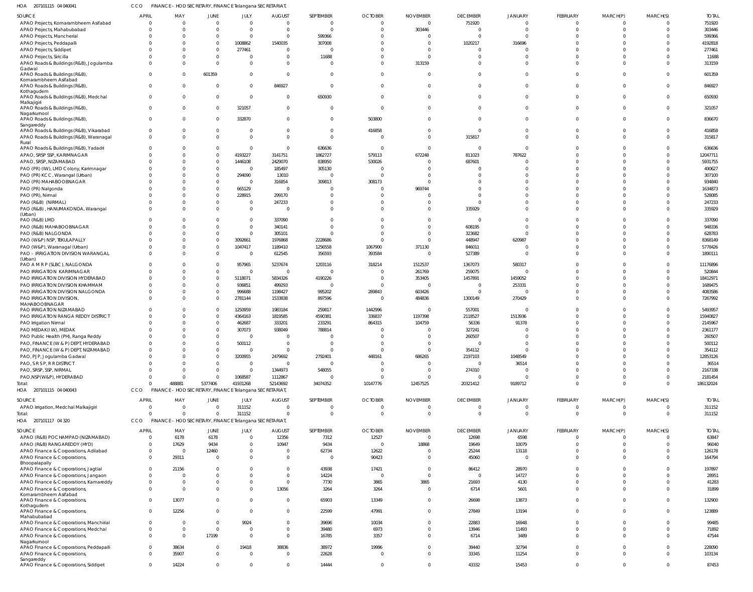HOA 207101115 04 040041 CCO FINANCE - HOD SECRETARY, FINANCE Telangana SECRETARIAT,

| SOURCE | APRIL | MAY | JUNE | JULY | AUGUST | SEPTEMBER | OCTOBER | NOVEMBER | DECEMBER | JANUARY | FEBRUARY | MARCH(P) | MARCH(S) | TOTAL |
|---|---|---|---|---|---|---|---|---|---|---|---|---|---|---|
| APAO Projects, Komarambheem Asifabad | 0 | 0 | 0 | 0 | 0 | 0 | 0 | 0 | 751920 | 0 | 0 | 0 | 0 | 751920 |
| APAO Projects, Mahabubabad | 0 | 0 | 0 | 0 | 0 | 0 | 0 | 303446 | 0 | 0 | 0 | 0 | 0 | 303446 |
| APAO Projects, Mancherial | 0 | 0 | 0 | 0 | 0 | 599366 | 0 | 0 | 0 | 0 | 0 | 0 | 0 | 599366 |
| APAO Projects, Peddapalli | 0 | 0 | 0 | 1008862 | 1540035 | 307008 | 0 | 0 | 1020217 | 316696 | 0 | 0 | 0 | 4192818 |
| APAO Projects, Siddipet | 0 | 0 | 0 | 277461 | 0 | 0 | 0 | 0 | 0 | 0 | 0 | 0 | 0 | 277461 |
| APAO Projects, Siricilla | 0 | 0 | 0 | 0 | 0 | 11688 | 0 | 0 | 0 | 0 | 0 | 0 | 0 | 11688 |
| APAO Roads & Buildings (R&B), Jogulamba Gadwal | 0 | 0 | 0 | 0 | 0 | 0 | 0 | 313159 | 0 | 0 | 0 | 0 | 0 | 313159 |
| APAO Roads & Buildings (R&B), Komarambheem Asifabad | 0 | 0 | 601359 | 0 | 0 | 0 | 0 | 0 | 0 | 0 | 0 | 0 | 0 | 601359 |
| APAO Roads & Buildings (R&B), Kothagudem | 0 | 0 | 0 | 0 | 846927 | 0 | 0 | 0 | 0 | 0 | 0 | 0 | 0 | 846927 |
| APAO Roads & Buildings (R&B), Medchal Malkajigiri | 0 | 0 | 0 | 0 | 0 | 650930 | 0 | 0 | 0 | 0 | 0 | 0 | 0 | 650930 |
| APAO Roads & Buildings (R&B), Nagarkurnool | 0 | 0 | 0 | 321057 | 0 | 0 | 0 | 0 | 0 | 0 | 0 | 0 | 0 | 321057 |
| APAO Roads & Buildings (R&B), Sangareddy | 0 | 0 | 0 | 332870 | 0 | 0 | 503800 | 0 | 0 | 0 | 0 | 0 | 0 | 836670 |
| APAO Roads & Buildings (R&B), Vikarabad | 0 | 0 | 0 | 0 | 0 | 0 | 416858 | 0 | 0 | 0 | 0 | 0 | 0 | 416858 |
| APAO Roads & Buildings (R&B), Waranagal Rural | 0 | 0 | 0 | 0 | 0 | 0 | 0 | 0 | 315817 | 0 | 0 | 0 | 0 | 315817 |
| APAO Roads & Buildings (R&B), Yadadri | 0 | 0 | 0 | 0 | 0 | 636636 | 0 | 0 | 0 | 0 | 0 | 0 | 0 | 636636 |
| APAO, SRSP SSP, KARIMNAGAR | 0 | 0 | 0 | 4193227 | 3141751 | 1862727 | 579113 | 672248 | 811023 | 787622 | 0 | 0 | 0 | 12047711 |
| APAO, SRSP, NIZAMABAD | 0 | 0 | 0 | 1446108 | 2429070 | 838950 | 530026 | 0 | 687601 | 0 | 0 | 0 | 0 | 5931755 |
| PAO (PR) (IW), LMD Colony, Karimnagar | 0 | 0 | 0 | 0 | 185497 | 305130 | 0 | 0 | 0 | 0 | 0 | 0 | 0 | 490627 |
| PAO (PR) KCC, Warangal (Urban) | 0 | 0 | 0 | 294090 | 13010 | 0 | 0 | 0 | 0 | 0 | 0 | 0 | 0 | 307100 |
| PAO (PR) MAHABOOBNAGAR | 0 | 0 | 0 | 0 | 316854 | 309813 | 308173 | 0 | 0 | 0 | 0 | 0 | 0 | 934840 |
| PAO (PR) Nalgonda | 0 | 0 | 0 | 665129 | 0 | 0 | 0 | 969744 | 0 | 0 | 0 | 0 | 0 | 1634873 |
| PAO (PR), Nirmal | 0 | 0 | 0 | 228915 | 299170 | 0 | 0 | 0 | 0 | 0 | 0 | 0 | 0 | 528085 |
| PAO (R&B) (NIRMAL) | 0 | 0 | 0 | 0 | 247233 | 0 | 0 | 0 | 0 | 0 | 0 | 0 | 0 | 247233 |
| PAO (R&B) , HANUMAKONDA, Warangal (Urban) | 0 | 0 | 0 | 0 | 0 | 0 | 0 | 0 | 335929 | 0 | 0 | 0 | 0 | 335929 |
| PAO (R&B) LMD | 0 | 0 | 0 | 0 | 337090 | 0 | 0 | 0 | 0 | 0 | 0 | 0 | 0 | 337090 |
| PAO (R&B) MAHABOOBNAGAR | 0 | 0 | 0 | 0 | 340141 | 0 | 0 | 0 | 608195 | 0 | 0 | 0 | 0 | 948336 |
| PAO (R&B) NALGONDA | 0 | 0 | 0 | 0 | 305101 | 0 | 0 | 0 | 323682 | 0 | 0 | 0 | 0 | 628783 |
| PAO (W&P) NSP, TEKULAPALLY | 0 | 0 | 0 | 3092661 | 1976868 | 2228686 | 0 | 0 | 448947 | 620987 | 0 | 0 | 0 | 8368149 |
| PAO (W&P), Waranagal (Urban) | 0 | 0 | 0 | 1047417 | 1189410 | 1256558 | 1067900 | 371130 | 846011 | 0 | 0 | 0 | 0 | 5778426 |
| PAO - IRRIGATION DIVISION WARANGAL (Urban) | 0 | 0 | 0 | 0 | 612545 | 356593 | 393584 | 0 | 527389 | 0 | 0 | 0 | 0 | 1890111 |
| PAO A M R P (SLBC), NALGONDA | 0 | 0 | 0 | 957965 | 5237674 | 1203116 | 318214 | 1512537 | 1367073 | 580317 | 0 | 0 | 0 | 11176896 |
| PAO IRRIGATION KARIMNAGAR | 0 | 0 | 0 | 0 | 0 | 0 | 0 | 261769 | 259075 | 0 | 0 | 0 | 0 | 520844 |
| PAO IRRIGATION DIVISION HYDERABAD | 0 | 0 | 0 | 5118071 | 5834326 | 4190226 | 0 | 353405 | 1457891 | 1459052 | 0 | 0 | 0 | 18412971 |
| PAO IRRIGATION DIVISION KHAMMAM | 0 | 0 | 0 | 936851 | 499293 | 0 | 0 | 0 | 0 | 253331 | 0 | 0 | 0 | 1689475 |
| PAO IRRIGATION DIVISION NALGONDA | 0 | 0 | 0 | 996688 | 1198427 | 995202 | 289843 | 603426 | 0 | 0 | 0 | 0 | 0 | 4083586 |
| PAO IRRIGATION DIVISION, MAHABOOBNAGAR | 0 | 0 | 0 | 2781144 | 1533838 | 897596 | 0 | 484836 | 1300149 | 270429 | 0 | 0 | 0 | 7267992 |
| PAO IRRIGATION NIZAMABAD | 0 | 0 | 0 | 1250959 | 1983184 | 259817 | 1442996 | 0 | 557001 | 0 | 0 | 0 | 0 | 5493957 |
| PAO IRRIGATION RANGA REDDY DISTRICT | 0 | 0 | 0 | 4364163 | 1819585 | 4590381 | 336837 | 1197398 | 2118527 | 1513936 | 0 | 0 | 0 | 15940827 |
| PAO Irrigation Nirmal | 0 | 0 | 0 | 462687 | 333201 | 233291 | 864315 | 104759 | 56336 | 91378 | 0 | 0 | 0 | 2145967 |
| PAO MEDAK(IW), MEDAK | 0 | 0 | 0 | 307073 | 938049 | 788814 | 0 | 0 | 327241 | 0 | 0 | 0 | 0 | 2361177 |
| PAO Public Health (PH), Ranga Reddy | 0 | 0 | 0 | 0 | 0 | 0 | 0 | 0 | 260507 | 0 | 0 | 0 | 0 | 260507 |
| PAO, FINANCE (W & P) DEPT, HYDERABAD | 0 | 0 | 0 | 500112 | 0 | 0 | 0 | 0 | 0 | 0 | 0 | 0 | 0 | 500112 |
| PAO, FINANCE (W & P) DEPT, NIZAMABAD | 0 | 0 | 0 | 0 | 0 | 0 | 0 | 0 | 354112 | 0 | 0 | 0 | 0 | 354112 |
| PAO, PJP, Jogulamba Gadwal | 0 | 0 | 0 | 3200955 | 2479692 | 2792401 | 448161 | 686265 | 2197103 | 1048549 | 0 | 0 | 0 | 12853126 |
| PAO, S R S P, R R DISTRICT | 0 | 0 | 0 | 0 | 0 | 0 | 0 | 0 | 0 | 36514 | 0 | 0 | 0 | 36514 |
| PAO, SRSP, SSP, NIRMAL | 0 | 0 | 0 | 0 | 1344973 | 548055 | 0 | 0 | 274310 | 0 | 0 | 0 | 0 | 2167338 |
| PAO,NSP(W&P), HYDERABAD | 0 | 0 | 0 | 1068587 | 1112867 | 0 | 0 | 0 | 0 | 0 | 0 | 0 | 0 | 2181454 |
| Total: | 0 | 488881 | 5377406 | 41931268 | 52143692 | 34074352 | 10147776 | 12457525 | 20321412 | 9189712 | 0 | 0 | 0 | 186132024 |

HOA 207101115 04 040043 CCO FINANCE - HOD SECRETARY, FINANCE Telangana SECRETARIAT,

| SOURCE | APRIL | MAY | JUNE | JULY | AUGUST | SEPTEMBER | OCTOBER | NOVEMBER | DECEMBER | JANUARY | FEBRUARY | MARCH(P) | MARCH(S) | TOTAL |
|---|---|---|---|---|---|---|---|---|---|---|---|---|---|---|
| APAO Irrigation, Medchal Malkajigiri | 0 | 0 | 0 | 311152 | 0 | 0 | 0 | 0 | 0 | 0 | 0 | 0 | 0 | 311152 |
| Total: | 0 | 0 | 0 | 311152 | 0 | 0 | 0 | 0 | 0 | 0 | 0 | 0 | 0 | 311152 |

HOA 207101117 04 320 CCO FINANCE - HOD SECRETARY, FINANCE Telangana SECRETARIAT,

| SOURCE | APRIL | MAY | JUNE | JULY | AUGUST | SEPTEMBER | OCTOBER | NOVEMBER | DECEMBER | JANUARY | FEBRUARY | MARCH(P) | MARCH(S) | TOTAL |
|---|---|---|---|---|---|---|---|---|---|---|---|---|---|---|
| APAO (R&B) POCHAMPAD (NIZAMABAD) | 0 | 6178 | 6178 | 0 | 12356 | 7312 | 12527 | 0 | 12698 | 6598 | 0 | 0 | 0 | 63847 |
| APAO (R&B) RANGAREDDY (HYD) | 0 | 17629 | 9434 | 0 | 10947 | 9434 | 0 | 18868 | 19649 | 10079 | 0 | 0 | 0 | 96040 |
| APAO Finance & Corporations, Adilabad | 0 | 0 | 12460 | 0 | 0 | 62734 | 12622 | 0 | 25244 | 13118 | 0 | 0 | 0 | 126178 |
| APAO Finance & Corporations, Bhoopalapally | 0 | 29311 | 0 | 0 | 0 | 0 | 90423 | 0 | 45060 | 0 | 0 | 0 | 0 | 164794 |
| APAO Finance & Corporations, Jagtial | 0 | 21156 | 0 | 0 | 0 | 43938 | 17421 | 0 | 86412 | 28970 | 0 | 0 | 0 | 197897 |
| APAO Finance & Corporations, Jangaon | 0 | 0 | 0 | 0 | 0 | 14224 | 0 | 0 | 0 | 14727 | 0 | 0 | 0 | 28951 |
| APAO Finance & Corporations, Kamareddy | 0 | 0 | 0 | 0 | 0 | 7730 | 3865 | 3865 | 21693 | 4130 | 0 | 0 | 0 | 41283 |
| APAO Finance & Corporations, Komarambheem Asifabad | 0 | 0 | 0 | 0 | 13056 | 3264 | 3264 | 0 | 6714 | 5601 | 0 | 0 | 0 | 31899 |
| APAO Finance & Corporations, Kothagudem | 0 | 13077 | 0 | 0 | 0 | 65903 | 13349 | 0 | 26698 | 13873 | 0 | 0 | 0 | 132900 |
| APAO Finance & Corporations, Mahabubabad | 0 | 12256 | 0 | 0 | 0 | 22599 | 47991 | 0 | 27849 | 13194 | 0 | 0 | 0 | 123889 |
| APAO Finance & Corporations, Manchirial | 0 | 0 | 0 | 9924 | 0 | 39696 | 10034 | 0 | 22883 | 16948 | 0 | 0 | 0 | 99485 |
| APAO Finance & Corporations, Medchal | 0 | 0 | 0 | 0 | 0 | 39480 | 6973 | 0 | 13946 | 11493 | 0 | 0 | 0 | 71892 |
| APAO Finance & Corporations, Nagarkurnool | 0 | 0 | 17199 | 0 | 0 | 16785 | 3357 | 0 | 6714 | 3489 | 0 | 0 | 0 | 47544 |
| APAO Finance & Corporations, Peddapalli | 0 | 38634 | 0 | 19418 | 38836 | 38972 | 19996 | 0 | 39440 | 32794 | 0 | 0 | 0 | 228090 |
| APAO Finance & Corporations, Sangareddy | 0 | 35907 | 0 | 0 | 0 | 22628 | 0 | 0 | 33345 | 11254 | 0 | 0 | 0 | 103134 |
| APAO Finance & Corporations, Siddipet | 0 | 14224 | 0 | 0 | 0 | 14444 | 0 | 0 | 43332 | 15453 | 0 | 0 | 0 | 87453 |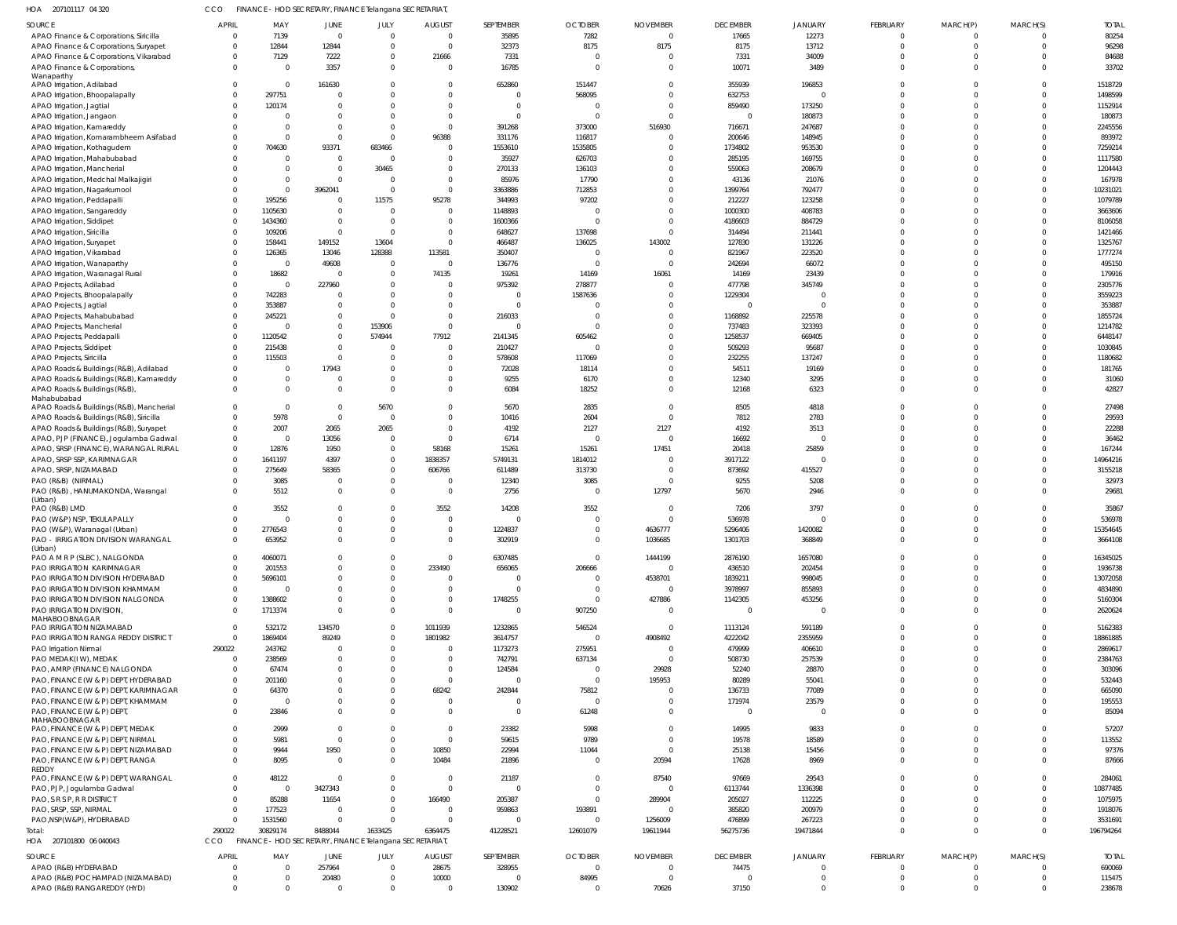HOA 207101117 04 320 CCO FINANCE - HOD SECRETARY, FINANCE Telangana SECRETARIAT,

| SOURCE | APRIL | MAY | JUNE | JULY | AUGUST | SEPTEMBER | OCTOBER | NOVEMBER | DECEMBER | JANUARY | FEBRUARY | MARCH(P) | MARCH(S) | TOTAL |
|---|---|---|---|---|---|---|---|---|---|---|---|---|---|---|
| APAO Finance & Corporations, Siricilla | 0 | 7139 | 0 | 0 | 0 | 35895 | 7282 | 0 | 17665 | 12273 | 0 | 0 | 0 | 80254 |
| APAO Finance & Corporations, Suryapet | 0 | 12844 | 12844 | 0 | 0 | 32373 | 8175 | 8175 | 8175 | 13712 | 0 | 0 | 0 | 96298 |
| APAO Finance & Corporations, Vikarabad | 0 | 7129 | 7222 | 0 | 21666 | 7331 | 0 | 0 | 7331 | 34009 | 0 | 0 | 0 | 84688 |
| APAO Finance & Corporations, Wanaparthy | 0 | 0 | 3357 | 0 | 0 | 16785 | 0 | 0 | 10071 | 3489 | 0 | 0 | 0 | 33702 |
| APAO Irrigation, Adilabad | 0 | 0 | 161630 | 0 | 0 | 652860 | 151447 | 0 | 355939 | 196853 | 0 | 0 | 0 | 1518729 |
| APAO Irrigation, Bhoopalapally | 0 | 297751 | 0 | 0 | 0 | 0 | 568095 | 0 | 632753 | 0 | 0 | 0 | 0 | 1498599 |
| APAO Irrigation, Jagtial | 0 | 120174 | 0 | 0 | 0 | 0 | 0 | 0 | 859490 | 173250 | 0 | 0 | 0 | 1152914 |
| APAO Irrigation, Jangaon | 0 | 0 | 0 | 0 | 0 | 0 | 0 | 0 | 0 | 180873 | 0 | 0 | 0 | 180873 |
| APAO Irrigation, Kamareddy | 0 | 0 | 0 | 0 | 0 | 391268 | 373000 | 516930 | 716671 | 247687 | 0 | 0 | 0 | 2245556 |
| APAO Irrigation, Komarambheem Asifabad | 0 | 0 | 0 | 0 | 96388 | 331176 | 116817 | 0 | 200646 | 148945 | 0 | 0 | 0 | 893972 |
| APAO Irrigation, Kothagudem | 0 | 704630 | 93371 | 683466 | 0 | 1553610 | 1535805 | 0 | 1734802 | 953530 | 0 | 0 | 0 | 7259214 |
| APAO Irrigation, Mahabubabad | 0 | 0 | 0 | 0 | 0 | 35927 | 626703 | 0 | 285195 | 169755 | 0 | 0 | 0 | 1117580 |
| APAO Irrigation, Mancherial | 0 | 0 | 0 | 30465 | 0 | 270133 | 136103 | 0 | 559063 | 208679 | 0 | 0 | 0 | 1204443 |
| APAO Irrigation, Medchal Malkajigiri | 0 | 0 | 0 | 0 | 0 | 85976 | 17790 | 0 | 43136 | 21076 | 0 | 0 | 0 | 167978 |
| APAO Irrigation, Nagarkurnool | 0 | 0 | 3962041 | 0 | 0 | 3363886 | 712853 | 0 | 1399764 | 792477 | 0 | 0 | 0 | 10231021 |
| APAO Irrigation, Peddapalli | 0 | 195256 | 0 | 11575 | 95278 | 344993 | 97202 | 0 | 212227 | 123258 | 0 | 0 | 0 | 1079789 |
| APAO Irrigation, Sangareddy | 0 | 1105630 | 0 | 0 | 0 | 1148893 | 0 | 0 | 1000300 | 408783 | 0 | 0 | 0 | 3663606 |
| APAO Irrigation, Siddipet | 0 | 1434360 | 0 | 0 | 0 | 1600366 | 0 | 0 | 4186603 | 884729 | 0 | 0 | 0 | 8106058 |
| APAO Irrigation, Siricilla | 0 | 109206 | 0 | 0 | 0 | 648627 | 137698 | 0 | 314494 | 211441 | 0 | 0 | 0 | 1421466 |
| APAO Irrigation, Suryapet | 0 | 158441 | 149152 | 13604 | 0 | 466487 | 136025 | 143002 | 127830 | 131226 | 0 | 0 | 0 | 1325767 |
| APAO Irrigation, Vikarabad | 0 | 126365 | 13046 | 128388 | 113581 | 350407 | 0 | 0 | 821967 | 223520 | 0 | 0 | 0 | 1777274 |
| APAO Irrigation, Wanaparthy | 0 | 0 | 49608 | 0 | 0 | 136776 | 0 | 0 | 242694 | 66072 | 0 | 0 | 0 | 495150 |
| APAO Irrigation, Waranagal Rural | 0 | 18682 | 0 | 0 | 74135 | 19261 | 14169 | 16061 | 14169 | 23439 | 0 | 0 | 0 | 179916 |
| APAO Projects, Adilabad | 0 | 0 | 227960 | 0 | 0 | 975392 | 278877 | 0 | 477798 | 345749 | 0 | 0 | 0 | 2305776 |
| APAO Projects, Bhoopalapally | 0 | 742283 | 0 | 0 | 0 | 0 | 1587636 | 0 | 1229304 | 0 | 0 | 0 | 0 | 3559223 |
| APAO Projects, Jagtial | 0 | 353887 | 0 | 0 | 0 | 0 | 0 | 0 | 0 | 0 | 0 | 0 | 0 | 353887 |
| APAO Projects, Mahabubabad | 0 | 245221 | 0 | 0 | 0 | 216033 | 0 | 0 | 1168892 | 225578 | 0 | 0 | 0 | 1855724 |
| APAO Projects, Mancherial | 0 | 0 | 0 | 153906 | 0 | 0 | 0 | 0 | 737483 | 323393 | 0 | 0 | 0 | 1214782 |
| APAO Projects, Peddapalli | 0 | 1120542 | 0 | 574944 | 77912 | 2141345 | 605462 | 0 | 1258537 | 669405 | 0 | 0 | 0 | 6448147 |
| APAO Projects, Siddipet | 0 | 215438 | 0 | 0 | 0 | 210427 | 0 | 0 | 509293 | 95687 | 0 | 0 | 0 | 1030845 |
| APAO Projects, Siricilla | 0 | 115503 | 0 | 0 | 0 | 578608 | 117069 | 0 | 232255 | 137247 | 0 | 0 | 0 | 1180682 |
| APAO Roads & Buildings (R&B), Adilabad | 0 | 0 | 17943 | 0 | 0 | 72028 | 18114 | 0 | 54511 | 19169 | 0 | 0 | 0 | 181765 |
| APAO Roads & Buildings (R&B), Kamareddy | 0 | 0 | 0 | 0 | 0 | 9255 | 6170 | 0 | 12340 | 3295 | 0 | 0 | 0 | 31060 |
| APAO Roads & Buildings (R&B), Mahabubabad | 0 | 0 | 0 | 0 | 0 | 6084 | 18252 | 0 | 12168 | 6323 | 0 | 0 | 0 | 42827 |
| APAO Roads & Buildings (R&B), Mancherial | 0 | 0 | 0 | 5670 | 0 | 5670 | 2835 | 0 | 8505 | 4818 | 0 | 0 | 0 | 27498 |
| APAO Roads & Buildings (R&B), Siricilla | 0 | 5978 | 0 | 0 | 0 | 10416 | 2604 | 0 | 7812 | 2783 | 0 | 0 | 0 | 29593 |
| APAO Roads & Buildings (R&B), Suryapet | 0 | 2007 | 2065 | 2065 | 0 | 4192 | 2127 | 2127 | 4192 | 3513 | 0 | 0 | 0 | 22288 |
| APAO, PJP (FINANCE), Jogulamba Gadwal | 0 | 0 | 13056 | 0 | 0 | 6714 | 0 | 0 | 16692 | 0 | 0 | 0 | 0 | 36462 |
| APAO, SRSP (FINANCE), WARANGAL RURAL | 0 | 12876 | 1950 | 0 | 58168 | 15261 | 15261 | 17451 | 20418 | 25859 | 0 | 0 | 0 | 167244 |
| APAO, SRSP SSP, KARIMNAGAR | 0 | 1641197 | 4397 | 0 | 1838357 | 5749131 | 1814012 | 0 | 3917122 | 0 | 0 | 0 | 0 | 14964216 |
| APAO, SRSP, NIZAMABAD | 0 | 275649 | 58365 | 0 | 606766 | 611489 | 313730 | 0 | 873692 | 415527 | 0 | 0 | 0 | 3155218 |
| PAO (R&B) (NIRMAL) | 0 | 3085 | 0 | 0 | 0 | 12340 | 3085 | 0 | 9255 | 5208 | 0 | 0 | 0 | 32973 |
| PAO (R&B), HANUMAKONDA, Warangal (Urban) | 0 | 5512 | 0 | 0 | 0 | 2756 | 0 | 12797 | 5670 | 2946 | 0 | 0 | 0 | 29681 |
| PAO (R&B) LMD | 0 | 3552 | 0 | 0 | 3552 | 14208 | 3552 | 0 | 7206 | 3797 | 0 | 0 | 0 | 35867 |
| PAO (W&P) NSP, TEKULAPALLY | 0 | 0 | 0 | 0 | 0 | 0 | 0 | 0 | 536978 | 0 | 0 | 0 | 0 | 536978 |
| PAO (W&P), Waranagal (Urban) | 0 | 2776543 | 0 | 0 | 0 | 1224837 | 0 | 4636777 | 5296406 | 1420082 | 0 | 0 | 0 | 15354645 |
| PAO - IRRIGATION DIVISION WARANGAL (Urban) | 0 | 653952 | 0 | 0 | 0 | 302919 | 0 | 1036685 | 1301703 | 368849 | 0 | 0 | 0 | 3664108 |
| PAO A M R P (SLBC), NALGONDA | 0 | 4060071 | 0 | 0 | 0 | 6307485 | 0 | 1444199 | 2876190 | 1657080 | 0 | 0 | 0 | 16345025 |
| PAO IRRIGATION KARIMNAGAR | 0 | 201553 | 0 | 0 | 233490 | 656065 | 206666 | 0 | 436510 | 202454 | 0 | 0 | 0 | 1936738 |
| PAO IRRIGATION DIVISION HYDERABAD | 0 | 5696101 | 0 | 0 | 0 | 0 | 0 | 4538701 | 1839211 | 998045 | 0 | 0 | 0 | 13072058 |
| PAO IRRIGATION DIVISION KHAMMAM | 0 | 0 | 0 | 0 | 0 | 0 | 0 | 0 | 3978997 | 855893 | 0 | 0 | 0 | 4834890 |
| PAO IRRIGATION DIVISION NALGONDA | 0 | 1388602 | 0 | 0 | 0 | 1748255 | 0 | 427886 | 1142305 | 453256 | 0 | 0 | 0 | 5160304 |
| PAO IRRIGATION DIVISION, MAHABOOBNAGAR | 0 | 1713374 | 0 | 0 | 0 | 0 | 907250 | 0 | 0 | 0 | 0 | 0 | 0 | 2620624 |
| PAO IRRIGATION NIZAMABAD | 0 | 532172 | 134570 | 0 | 1011939 | 1232865 | 546524 | 0 | 1113124 | 591189 | 0 | 0 | 0 | 5162383 |
| PAO IRRIGATION RANGA REDDY DISTRICT | 0 | 1869404 | 89249 | 0 | 1801982 | 3614757 | 0 | 4908492 | 4222042 | 2355959 | 0 | 0 | 0 | 18861885 |
| PAO Irrigation Nirmal | 290022 | 243762 | 0 | 0 | 0 | 1173273 | 275951 | 0 | 479999 | 406610 | 0 | 0 | 0 | 2869617 |
| PAO MEDAK(IW), MEDAK | 0 | 238569 | 0 | 0 | 0 | 742791 | 637134 | 0 | 508730 | 257539 | 0 | 0 | 0 | 2384763 |
| PAO, AMRP (FINANCE) NALGONDA | 0 | 67474 | 0 | 0 | 0 | 124584 | 0 | 29928 | 52240 | 28870 | 0 | 0 | 0 | 303096 |
| PAO, FINANCE (W & P) DEPT, HYDERABAD | 0 | 201160 | 0 | 0 | 0 | 0 | 0 | 195953 | 80289 | 55041 | 0 | 0 | 0 | 532443 |
| PAO, FINANCE (W & P) DEPT, KARIMNAGAR | 0 | 64370 | 0 | 0 | 68242 | 242844 | 75812 | 0 | 136733 | 77089 | 0 | 0 | 0 | 665090 |
| PAO, FINANCE (W & P) DEPT, KHAMMAM | 0 | 0 | 0 | 0 | 0 | 0 | 0 | 0 | 171974 | 23579 | 0 | 0 | 0 | 195553 |
| PAO, FINANCE (W & P) DEPT, MAHABOOBNAGAR | 0 | 23846 | 0 | 0 | 0 | 0 | 61248 | 0 | 0 | 0 | 0 | 0 | 0 | 85094 |
| PAO, FINANCE (W & P) DEPT, MEDAK | 0 | 2999 | 0 | 0 | 0 | 23382 | 5998 | 0 | 14995 | 9833 | 0 | 0 | 0 | 57207 |
| PAO, FINANCE (W & P) DEPT, NIRMAL | 0 | 5981 | 0 | 0 | 0 | 59615 | 9789 | 0 | 19578 | 18589 | 0 | 0 | 0 | 113552 |
| PAO, FINANCE (W & P) DEPT, NIZAMABAD | 0 | 9944 | 1950 | 0 | 10850 | 22994 | 11044 | 0 | 25138 | 15456 | 0 | 0 | 0 | 97376 |
| PAO, FINANCE (W & P) DEPT, RANGA REDDY | 0 | 8095 | 0 | 0 | 10484 | 21896 | 0 | 20594 | 17628 | 8969 | 0 | 0 | 0 | 87666 |
| PAO, FINANCE (W & P) DEPT, WARANGAL | 0 | 48122 | 0 | 0 | 0 | 21187 | 0 | 87540 | 97669 | 29543 | 0 | 0 | 0 | 284061 |
| PAO, PJP, Jogulamba Gadwal | 0 | 0 | 3427343 | 0 | 0 | 0 | 0 | 0 | 6113744 | 1336398 | 0 | 0 | 0 | 10877485 |
| PAO, S R S P, R R DISTRICT | 0 | 85288 | 11654 | 0 | 166490 | 205387 | 0 | 289904 | 205027 | 112225 | 0 | 0 | 0 | 1075975 |
| PAO, SRSP, SSP, NIRMAL | 0 | 177523 | 0 | 0 | 0 | 959863 | 193891 | 0 | 385820 | 200979 | 0 | 0 | 0 | 1918076 |
| PAO,NSP(W&P), HYDERABAD | 0 | 1531560 | 0 | 0 | 0 | 0 | 0 | 1256009 | 476899 | 267223 | 0 | 0 | 0 | 3531691 |
| Total: | 290022 | 30829174 | 8488044 | 1633425 | 6364475 | 41228521 | 12601079 | 19611944 | 56275736 | 19471844 | 0 | 0 | 0 | 196794264 |

HOA 207101800 06 040043 CCO FINANCE - HOD SECRETARY, FINANCE Telangana SECRETARIAT,

| SOURCE | APRIL | MAY | JUNE | JULY | AUGUST | SEPTEMBER | OCTOBER | NOVEMBER | DECEMBER | JANUARY | FEBRUARY | MARCH(P) | MARCH(S) | TOTAL |
|---|---|---|---|---|---|---|---|---|---|---|---|---|---|---|
| APAO (R&B) HYDERABAD | 0 | 0 | 257964 | 0 | 28675 | 328955 | 0 | 0 | 74475 | 0 | 0 | 0 | 0 | 690069 |
| APAO (R&B) POCHAMPAD (NIZAMABAD) | 0 | 0 | 20480 | 0 | 10000 | 0 | 84995 | 0 | 0 | 0 | 0 | 0 | 0 | 115475 |
| APAO (R&B) RANGAREDDY (HYD) | 0 | 0 | 0 | 0 | 0 | 130902 | 0 | 70626 | 37150 | 0 | 0 | 0 | 0 | 238678 |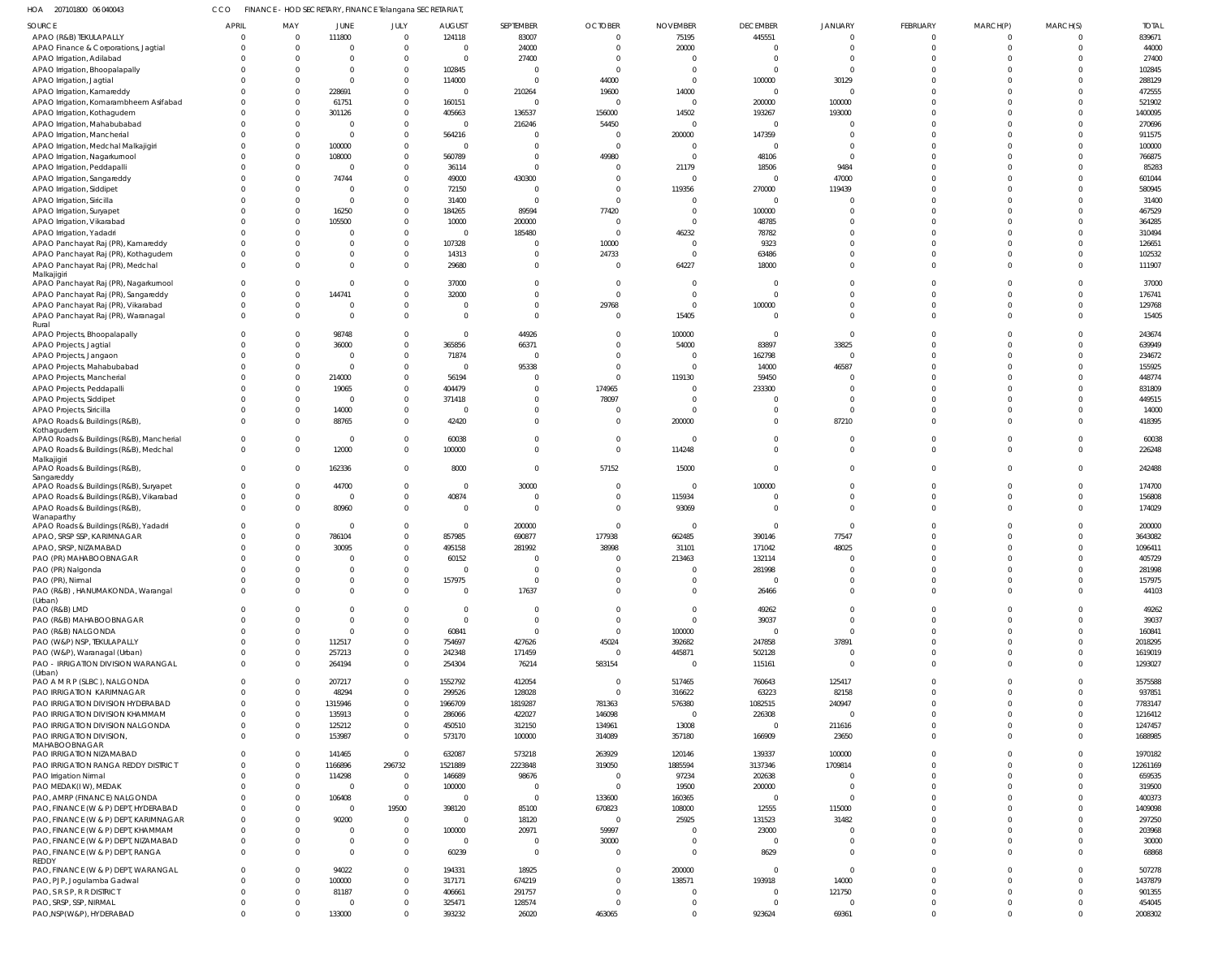HOA 207101800 06 040043 CCO FINANCE - HOD SECRETARY, FINANCE Telangana SECRETARIAT,

| SOURCE | APRIL | MAY | JUNE | JULY | AUGUST | SEPTEMBER | OCTOBER | NOVEMBER | DECEMBER | JANUARY | FEBRUARY | MARCH(P) | MARCH(S) | TOTAL |
|---|---|---|---|---|---|---|---|---|---|---|---|---|---|---|
| APAO (R&B) TEKULAPALLY | 0 | 0 | 111800 | 0 | 124118 | 83007 | 0 | 75195 | 445551 | 0 | 0 | 0 | 0 | 839671 |
| APAO Finance & Corporations, Jagtial | 0 | 0 | 0 | 0 | 0 | 24000 | 0 | 20000 | 0 | 0 | 0 | 0 | 0 | 44000 |
| APAO Irrigation, Adilabad | 0 | 0 | 0 | 0 | 0 | 27400 | 0 | 0 | 0 | 0 | 0 | 0 | 0 | 27400 |
| APAO Irrigation, Bhoopalapally | 0 | 0 | 0 | 0 | 102845 | 0 | 0 | 0 | 0 | 0 | 0 | 0 | 0 | 102845 |
| APAO Irrigation, Jagtial | 0 | 0 | 0 | 0 | 114000 | 0 | 44000 | 0 | 100000 | 30129 | 0 | 0 | 0 | 288129 |
| APAO Irrigation, Kamareddy | 0 | 0 | 228691 | 0 | 0 | 210264 | 19600 | 14000 | 0 | 0 | 0 | 0 | 0 | 472555 |
| APAO Irrigation, Komarambheem Asifabad | 0 | 0 | 61751 | 0 | 160151 | 0 | 0 | 0 | 200000 | 100000 | 0 | 0 | 0 | 521902 |
| APAO Irrigation, Kothagudem | 0 | 0 | 301126 | 0 | 405663 | 136537 | 156000 | 14502 | 193267 | 193000 | 0 | 0 | 0 | 1400095 |
| APAO Irrigation, Mahabubabad | 0 | 0 | 0 | 0 | 0 | 216246 | 54450 | 0 | 0 | 0 | 0 | 0 | 0 | 270696 |
| APAO Irrigation, Mancherial | 0 | 0 | 0 | 0 | 564216 | 0 | 0 | 200000 | 147359 | 0 | 0 | 0 | 0 | 911575 |
| APAO Irrigation, Medchal Malkajigiri | 0 | 0 | 100000 | 0 | 0 | 0 | 0 | 0 | 0 | 0 | 0 | 0 | 0 | 100000 |
| APAO Irrigation, Nagarkurnool | 0 | 0 | 108000 | 0 | 560789 | 0 | 49980 | 0 | 48106 | 0 | 0 | 0 | 0 | 766875 |
| APAO Irrigation, Peddapalli | 0 | 0 | 0 | 0 | 36114 | 0 | 0 | 21179 | 18506 | 9484 | 0 | 0 | 0 | 85283 |
| APAO Irrigation, Sangareddy | 0 | 0 | 74744 | 0 | 49000 | 430300 | 0 | 0 | 0 | 47000 | 0 | 0 | 0 | 601044 |
| APAO Irrigation, Siddipet | 0 | 0 | 0 | 0 | 72150 | 0 | 0 | 119356 | 270000 | 119439 | 0 | 0 | 0 | 580945 |
| APAO Irrigation, Siricilla | 0 | 0 | 0 | 0 | 31400 | 0 | 0 | 0 | 0 | 0 | 0 | 0 | 0 | 31400 |
| APAO Irrigation, Suryapet | 0 | 0 | 16250 | 0 | 184265 | 89594 | 77420 | 0 | 100000 | 0 | 0 | 0 | 0 | 467529 |
| APAO Irrigation, Vikarabad | 0 | 0 | 105500 | 0 | 10000 | 200000 | 0 | 0 | 48785 | 0 | 0 | 0 | 0 | 364285 |
| APAO Irrigation, Yadadri | 0 | 0 | 0 | 0 | 0 | 185480 | 0 | 46232 | 78782 | 0 | 0 | 0 | 0 | 310494 |
| APAO Panchayat Raj (PR), Kamareddy | 0 | 0 | 0 | 0 | 107328 | 0 | 10000 | 0 | 9323 | 0 | 0 | 0 | 0 | 126651 |
| APAO Panchayat Raj (PR), Kothagudem | 0 | 0 | 0 | 0 | 14313 | 0 | 24733 | 0 | 63486 | 0 | 0 | 0 | 0 | 102532 |
| APAO Panchayat Raj (PR), Medchal Malkajigiri | 0 | 0 | 0 | 0 | 29680 | 0 | 0 | 64227 | 18000 | 0 | 0 | 0 | 0 | 111907 |
| APAO Panchayat Raj (PR), Nagarkurnool | 0 | 0 | 0 | 0 | 37000 | 0 | 0 | 0 | 0 | 0 | 0 | 0 | 0 | 37000 |
| APAO Panchayat Raj (PR), Sangareddy | 0 | 0 | 144741 | 0 | 32000 | 0 | 0 | 0 | 0 | 0 | 0 | 0 | 0 | 176741 |
| APAO Panchayat Raj (PR), Vikarabad | 0 | 0 | 0 | 0 | 0 | 0 | 29768 | 0 | 100000 | 0 | 0 | 0 | 0 | 129768 |
| APAO Panchayat Raj (PR), Waranagal Rural | 0 | 0 | 0 | 0 | 0 | 0 | 0 | 15405 | 0 | 0 | 0 | 0 | 0 | 15405 |
| APAO Projects, Bhoopalapally | 0 | 0 | 98748 | 0 | 0 | 44926 | 0 | 100000 | 0 | 0 | 0 | 0 | 0 | 243674 |
| APAO Projects, Jagtial | 0 | 0 | 36000 | 0 | 365856 | 66371 | 0 | 54000 | 83897 | 33825 | 0 | 0 | 0 | 639949 |
| APAO Projects, Jangaon | 0 | 0 | 0 | 0 | 71874 | 0 | 0 | 0 | 162798 | 0 | 0 | 0 | 0 | 234672 |
| APAO Projects, Mahabubabad | 0 | 0 | 0 | 0 | 0 | 95338 | 0 | 0 | 14000 | 46587 | 0 | 0 | 0 | 155925 |
| APAO Projects, Mancherial | 0 | 0 | 214000 | 0 | 56194 | 0 | 0 | 119130 | 59450 | 0 | 0 | 0 | 0 | 448774 |
| APAO Projects, Peddapalli | 0 | 0 | 19065 | 0 | 404479 | 0 | 174965 | 0 | 233300 | 0 | 0 | 0 | 0 | 831809 |
| APAO Projects, Siddipet | 0 | 0 | 0 | 0 | 371418 | 0 | 78097 | 0 | 0 | 0 | 0 | 0 | 0 | 449515 |
| APAO Projects, Siricilla | 0 | 0 | 14000 | 0 | 0 | 0 | 0 | 0 | 0 | 0 | 0 | 0 | 0 | 14000 |
| APAO Roads & Buildings (R&B), Kothagudem | 0 | 0 | 88765 | 0 | 42420 | 0 | 0 | 200000 | 0 | 87210 | 0 | 0 | 0 | 418395 |
| APAO Roads & Buildings (R&B), Mancherial | 0 | 0 | 0 | 0 | 60038 | 0 | 0 | 0 | 0 | 0 | 0 | 0 | 0 | 60038 |
| APAO Roads & Buildings (R&B), Medchal Malkajigiri | 0 | 0 | 12000 | 0 | 100000 | 0 | 0 | 114248 | 0 | 0 | 0 | 0 | 0 | 226248 |
| APAO Roads & Buildings (R&B), Sangareddy | 0 | 0 | 162336 | 0 | 8000 | 0 | 57152 | 15000 | 0 | 0 | 0 | 0 | 0 | 242488 |
| APAO Roads & Buildings (R&B), Suryapet | 0 | 0 | 44700 | 0 | 0 | 30000 | 0 | 0 | 100000 | 0 | 0 | 0 | 0 | 174700 |
| APAO Roads & Buildings (R&B), Vikarabad | 0 | 0 | 0 | 0 | 40874 | 0 | 0 | 115934 | 0 | 0 | 0 | 0 | 0 | 156808 |
| APAO Roads & Buildings (R&B), Wanaparthy | 0 | 0 | 80960 | 0 | 0 | 0 | 0 | 93069 | 0 | 0 | 0 | 0 | 0 | 174029 |
| APAO Roads & Buildings (R&B), Yadadri | 0 | 0 | 0 | 0 | 0 | 200000 | 0 | 0 | 0 | 0 | 0 | 0 | 0 | 200000 |
| APAO, SRSP SSP, KARIMNAGAR | 0 | 0 | 786104 | 0 | 857985 | 690877 | 177938 | 662485 | 390146 | 77547 | 0 | 0 | 0 | 3643082 |
| APAO, SRSP, NIZAMABAD | 0 | 0 | 30095 | 0 | 495158 | 281992 | 38998 | 31101 | 171042 | 48025 | 0 | 0 | 0 | 1096411 |
| PAO (PR) MAHABOOBNAGAR | 0 | 0 | 0 | 0 | 60152 | 0 | 0 | 213463 | 132114 | 0 | 0 | 0 | 0 | 405729 |
| PAO (PR) Nalgonda | 0 | 0 | 0 | 0 | 0 | 0 | 0 | 0 | 281998 | 0 | 0 | 0 | 0 | 281998 |
| PAO (PR), Nirmal | 0 | 0 | 0 | 0 | 157975 | 0 | 0 | 0 | 0 | 0 | 0 | 0 | 0 | 157975 |
| PAO (R&B) , HANUMAKONDA, Warangal (Urban) | 0 | 0 | 0 | 0 | 0 | 17637 | 0 | 0 | 26466 | 0 | 0 | 0 | 0 | 44103 |
| PAO (R&B) LMD | 0 | 0 | 0 | 0 | 0 | 0 | 0 | 0 | 49262 | 0 | 0 | 0 | 0 | 49262 |
| PAO (R&B) MAHABOOBNAGAR | 0 | 0 | 0 | 0 | 0 | 0 | 0 | 0 | 39037 | 0 | 0 | 0 | 0 | 39037 |
| PAO (R&B) NALGONDA | 0 | 0 | 0 | 0 | 60841 | 0 | 0 | 100000 | 0 | 0 | 0 | 0 | 0 | 160841 |
| PAO (W&P) NSP, TEKULAPALLY | 0 | 0 | 112517 | 0 | 754697 | 427626 | 45024 | 392682 | 247858 | 37891 | 0 | 0 | 0 | 2018295 |
| PAO (W&P), Waranagal (Urban) | 0 | 0 | 257213 | 0 | 242348 | 171459 | 0 | 445871 | 502128 | 0 | 0 | 0 | 0 | 1619019 |
| PAO - IRRIGATION DIVISION WARANGAL (Urban) | 0 | 0 | 264194 | 0 | 254304 | 76214 | 583154 | 0 | 115161 | 0 | 0 | 0 | 0 | 1293027 |
| PAO A M R P (SLBC), NALGONDA | 0 | 0 | 207217 | 0 | 1552792 | 412054 | 0 | 517465 | 760643 | 125417 | 0 | 0 | 0 | 3575588 |
| PAO IRRIGATION KARIMNAGAR | 0 | 0 | 48294 | 0 | 299526 | 128028 | 0 | 316622 | 63223 | 82158 | 0 | 0 | 0 | 937851 |
| PAO IRRIGATION DIVISION HYDERABAD | 0 | 0 | 1315946 | 0 | 1966709 | 1819287 | 781363 | 576380 | 1082515 | 240947 | 0 | 0 | 0 | 7783147 |
| PAO IRRIGATION DIVISION KHAMMAM | 0 | 0 | 135913 | 0 | 286066 | 422027 | 146098 | 0 | 226308 | 0 | 0 | 0 | 0 | 1216412 |
| PAO IRRIGATION DIVISION NALGONDA | 0 | 0 | 125212 | 0 | 450510 | 312150 | 134961 | 13008 | 0 | 211616 | 0 | 0 | 0 | 1247457 |
| PAO IRRIGATION DIVISION, MAHABOOBNAGAR | 0 | 0 | 153987 | 0 | 573170 | 100000 | 314089 | 357180 | 166909 | 23650 | 0 | 0 | 0 | 1688985 |
| PAO IRRIGATION NIZAMABAD | 0 | 0 | 141465 | 0 | 632087 | 573218 | 263929 | 120146 | 139337 | 100000 | 0 | 0 | 0 | 1970182 |
| PAO IRRIGATION RANGA REDDY DISTRICT | 0 | 0 | 1166896 | 296732 | 1521889 | 2223848 | 319050 | 1885594 | 3137346 | 1709814 | 0 | 0 | 0 | 12261169 |
| PAO Irrigation Nirmal | 0 | 0 | 114298 | 0 | 146689 | 98676 | 0 | 97234 | 202638 | 0 | 0 | 0 | 0 | 659535 |
| PAO MEDAK(IW), MEDAK | 0 | 0 | 0 | 0 | 100000 | 0 | 0 | 19500 | 200000 | 0 | 0 | 0 | 0 | 319500 |
| PAO, AMRP (FINANCE) NALGONDA | 0 | 0 | 106408 | 0 | 0 | 0 | 133600 | 160365 | 0 | 0 | 0 | 0 | 0 | 400373 |
| PAO, FINANCE (W & P) DEPT, HYDERABAD | 0 | 0 | 0 | 19500 | 398120 | 85100 | 670823 | 108000 | 12555 | 115000 | 0 | 0 | 0 | 1409098 |
| PAO, FINANCE (W & P) DEPT, KARIMNAGAR | 0 | 0 | 90200 | 0 | 0 | 18120 | 0 | 25925 | 131523 | 31482 | 0 | 0 | 0 | 297250 |
| PAO, FINANCE (W & P) DEPT, KHAMMAM | 0 | 0 | 0 | 0 | 100000 | 20971 | 59997 | 0 | 23000 | 0 | 0 | 0 | 0 | 203968 |
| PAO, FINANCE (W & P) DEPT, NIZAMABAD | 0 | 0 | 0 | 0 | 0 | 0 | 30000 | 0 | 0 | 0 | 0 | 0 | 0 | 30000 |
| PAO, FINANCE (W & P) DEPT, RANGA REDDY | 0 | 0 | 0 | 0 | 60239 | 0 | 0 | 0 | 8629 | 0 | 0 | 0 | 0 | 68868 |
| PAO, FINANCE (W & P) DEPT, WARANGAL | 0 | 0 | 94022 | 0 | 194331 | 18925 | 0 | 200000 | 0 | 0 | 0 | 0 | 0 | 507278 |
| PAO, PJP, Jogulamba Gadwal | 0 | 0 | 100000 | 0 | 317171 | 674219 | 0 | 138571 | 193918 | 14000 | 0 | 0 | 0 | 1437879 |
| PAO, S R S P, R R DISTRICT | 0 | 0 | 81187 | 0 | 406661 | 291757 | 0 | 0 | 0 | 121750 | 0 | 0 | 0 | 901355 |
| PAO, SRSP, SSP, NIRMAL | 0 | 0 | 0 | 0 | 325471 | 128574 | 0 | 0 | 0 | 0 | 0 | 0 | 0 | 454045 |
| PAO,NSP(W&P), HYDERABAD | 0 | 0 | 133000 | 0 | 393232 | 26020 | 463065 | 0 | 923624 | 69361 | 0 | 0 | 0 | 2008302 |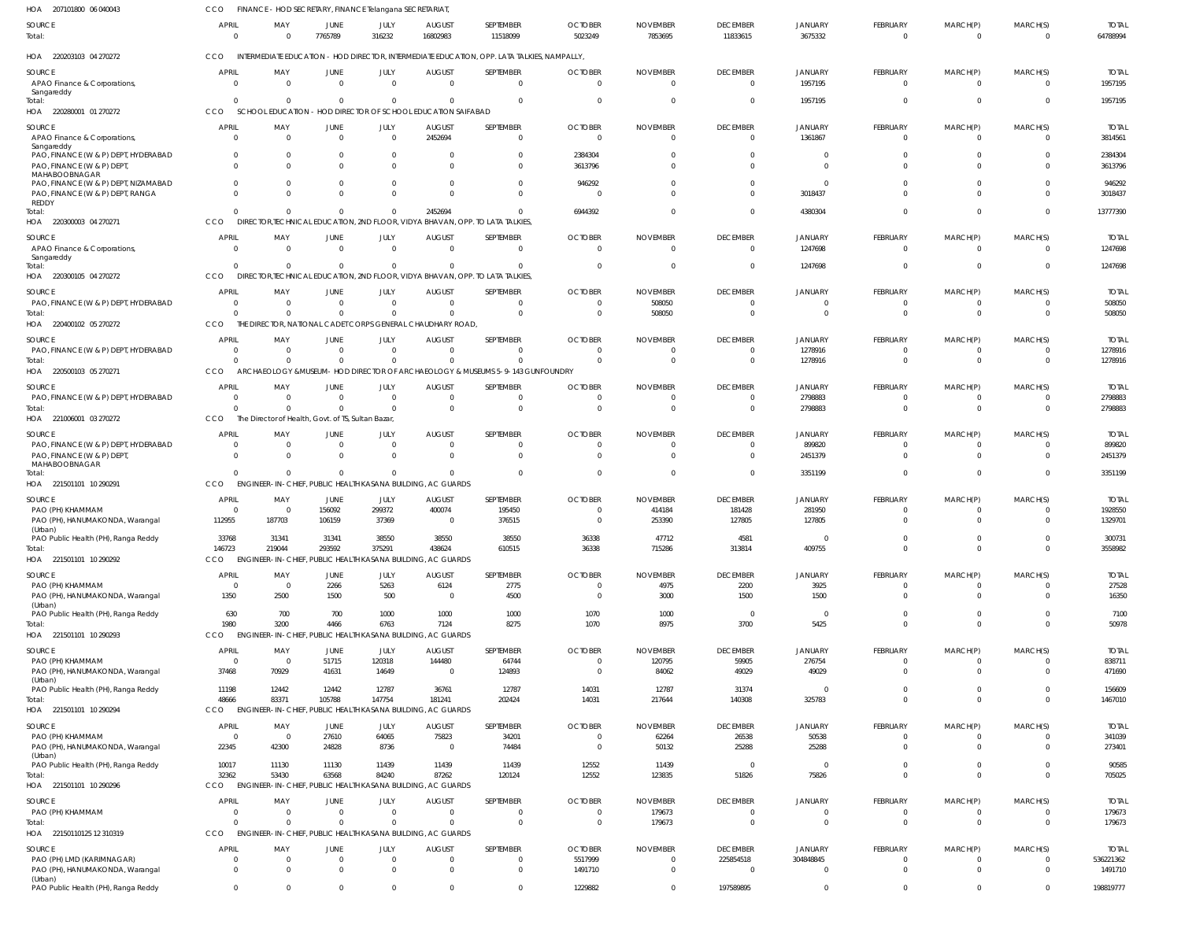HOA 207101800 06 040043 CCO FINANCE - HOD SECRETARY, FINANCE Telangana SECRETARIAT,

| SOURCE | APRIL | MAY | JUNE | JULY | AUGUST | SEPTEMBER | OCTOBER | NOVEMBER | DECEMBER | JANUARY | FEBRUARY | MARCH(P) | MARCH(S) | TOTAL |
|---|---|---|---|---|---|---|---|---|---|---|---|---|---|---|
| Total: | 0 | 0 | 7765789 | 316232 | 16802983 | 11518099 | 5023249 | 7853695 | 11833615 | 3675332 | 0 | 0 | 0 | 64788994 |

HOA 220203103 04 270272 CCO INTERMEDIATE EDUCATION - HOD DIRECTOR, INTERMEDIATE EDUCATION, OPP. LATA TALKIES, NAMPALLY,

| SOURCE | APRIL | MAY | JUNE | JULY | AUGUST | SEPTEMBER | OCTOBER | NOVEMBER | DECEMBER | JANUARY | FEBRUARY | MARCH(P) | MARCH(S) | TOTAL |
|---|---|---|---|---|---|---|---|---|---|---|---|---|---|---|
| APAO Finance & Corporations, Sangareddy | 0 | 0 | 0 | 0 | 0 | 0 | 0 | 0 | 0 | 1957195 | 0 | 0 | 0 | 1957195 |
| Total: | 0 | 0 | 0 | 0 | 0 | 0 | 0 | 0 | 0 | 1957195 | 0 | 0 | 0 | 1957195 |

HOA 220280001 01 270272 CCO SCHOOL EDUCATION - HOD DIRECTOR OF SCHOOL EDUCATION SAIFABAD

| SOURCE | APRIL | MAY | JUNE | JULY | AUGUST | SEPTEMBER | OCTOBER | NOVEMBER | DECEMBER | JANUARY | FEBRUARY | MARCH(P) | MARCH(S) | TOTAL |
|---|---|---|---|---|---|---|---|---|---|---|---|---|---|---|
| APAO Finance & Corporations, Sangareddy | 0 | 0 | 0 | 0 | 2452694 | 0 | 0 | 0 | 0 | 1361867 | 0 | 0 | 0 | 3814561 |
| PAO, FINANCE (W & P) DEPT, HYDERABAD | 0 | 0 | 0 | 0 | 0 | 0 | 2384304 | 0 | 0 | 0 | 0 | 0 | 0 | 2384304 |
| PAO, FINANCE (W & P) DEPT, MAHABOOBNAGAR | 0 | 0 | 0 | 0 | 0 | 0 | 3613796 | 0 | 0 | 0 | 0 | 0 | 0 | 3613796 |
| PAO, FINANCE (W & P) DEPT, NIZAMABAD | 0 | 0 | 0 | 0 | 0 | 0 | 946292 | 0 | 0 | 0 | 0 | 0 | 0 | 946292 |
| PAO, FINANCE (W & P) DEPT, RANGA REDDY | 0 | 0 | 0 | 0 | 0 | 0 | 0 | 0 | 0 | 3018437 | 0 | 0 | 0 | 3018437 |
| Total: | 0 | 0 | 0 | 0 | 2452694 | 0 | 6944392 | 0 | 0 | 4380304 | 0 | 0 | 0 | 13777390 |

HOA 220300003 04 270271 CCO DIRECTOR,TECHNICAL EDUCATION, 2ND FLOOR, VIDYA BHAVAN, OPP. TO LATA TALKIES,

| SOURCE | APRIL | MAY | JUNE | JULY | AUGUST | SEPTEMBER | OCTOBER | NOVEMBER | DECEMBER | JANUARY | FEBRUARY | MARCH(P) | MARCH(S) | TOTAL |
|---|---|---|---|---|---|---|---|---|---|---|---|---|---|---|
| APAO Finance & Corporations, Sangareddy | 0 | 0 | 0 | 0 | 0 | 0 | 0 | 0 | 0 | 1247698 | 0 | 0 | 0 | 1247698 |
| Total: | 0 | 0 | 0 | 0 | 0 | 0 | 0 | 0 | 0 | 1247698 | 0 | 0 | 0 | 1247698 |

HOA 220300105 04 270272 CCO DIRECTOR,TECHNICAL EDUCATION, 2ND FLOOR, VIDYA BHAVAN, OPP. TO LATA TALKIES,

| SOURCE | APRIL | MAY | JUNE | JULY | AUGUST | SEPTEMBER | OCTOBER | NOVEMBER | DECEMBER | JANUARY | FEBRUARY | MARCH(P) | MARCH(S) | TOTAL |
|---|---|---|---|---|---|---|---|---|---|---|---|---|---|---|
| PAO, FINANCE (W & P) DEPT, HYDERABAD | 0 | 0 | 0 | 0 | 0 | 0 | 0 | 508050 | 0 | 0 | 0 | 0 | 0 | 508050 |
| Total: | 0 | 0 | 0 | 0 | 0 | 0 | 0 | 508050 | 0 | 0 | 0 | 0 | 0 | 508050 |

HOA 220400102 05 270272 CCO THE DIRECTOR, NATIONAL CADET CORPS GENERAL CHAUDHARY ROAD,

| SOURCE | APRIL | MAY | JUNE | JULY | AUGUST | SEPTEMBER | OCTOBER | NOVEMBER | DECEMBER | JANUARY | FEBRUARY | MARCH(P) | MARCH(S) | TOTAL |
|---|---|---|---|---|---|---|---|---|---|---|---|---|---|---|
| PAO, FINANCE (W & P) DEPT, HYDERABAD | 0 | 0 | 0 | 0 | 0 | 0 | 0 | 0 | 0 | 1278916 | 0 | 0 | 0 | 1278916 |
| Total: | 0 | 0 | 0 | 0 | 0 | 0 | 0 | 0 | 0 | 1278916 | 0 | 0 | 0 | 1278916 |

HOA 220500103 05 270271 CCO ARCHAEOLOGY & MUSEUM - HOD DIRECTOR OF ARCHAEOLOGY & MUSEUMS 5-9-143 GUNFOUNDRY

| SOURCE | APRIL | MAY | JUNE | JULY | AUGUST | SEPTEMBER | OCTOBER | NOVEMBER | DECEMBER | JANUARY | FEBRUARY | MARCH(P) | MARCH(S) | TOTAL |
|---|---|---|---|---|---|---|---|---|---|---|---|---|---|---|
| PAO, FINANCE (W & P) DEPT, HYDERABAD | 0 | 0 | 0 | 0 | 0 | 0 | 0 | 0 | 0 | 2798883 | 0 | 0 | 0 | 2798883 |
| Total: | 0 | 0 | 0 | 0 | 0 | 0 | 0 | 0 | 0 | 2798883 | 0 | 0 | 0 | 2798883 |

HOA 221006001 03 270272 CCO The Director of Health, Govt. of TS, Sultan Bazar,

| SOURCE | APRIL | MAY | JUNE | JULY | AUGUST | SEPTEMBER | OCTOBER | NOVEMBER | DECEMBER | JANUARY | FEBRUARY | MARCH(P) | MARCH(S) | TOTAL |
|---|---|---|---|---|---|---|---|---|---|---|---|---|---|---|
| PAO, FINANCE (W & P) DEPT, HYDERABAD | 0 | 0 | 0 | 0 | 0 | 0 | 0 | 0 | 0 | 899820 | 0 | 0 | 0 | 899820 |
| PAO, FINANCE (W & P) DEPT, MAHABOOBNAGAR | 0 | 0 | 0 | 0 | 0 | 0 | 0 | 0 | 0 | 2451379 | 0 | 0 | 0 | 2451379 |
| Total: | 0 | 0 | 0 | 0 | 0 | 0 | 0 | 0 | 0 | 3351199 | 0 | 0 | 0 | 3351199 |

HOA 221501101 10 290291 CCO ENGINEER-IN-CHIEF, PUBLIC HEALTH KASANA BUILDING, AC GUARDS

| SOURCE | APRIL | MAY | JUNE | JULY | AUGUST | SEPTEMBER | OCTOBER | NOVEMBER | DECEMBER | JANUARY | FEBRUARY | MARCH(P) | MARCH(S) | TOTAL |
|---|---|---|---|---|---|---|---|---|---|---|---|---|---|---|
| PAO (PH) KHAMMAM | 0 | 0 | 156092 | 299372 | 400074 | 195450 | 0 | 414184 | 181428 | 281950 | 0 | 0 | 0 | 1928550 |
| PAO (PH), HANUMAKONDA, Warangal (Urban) | 112955 | 187703 | 106159 | 37369 | 0 | 376515 | 0 | 253390 | 127805 | 127805 | 0 | 0 | 0 | 1329701 |
| PAO Public Health (PH), Ranga Reddy | 33768 | 31341 | 31341 | 38550 | 38550 | 38550 | 36338 | 47712 | 4581 | 0 | 0 | 0 | 0 | 300731 |
| Total: | 146723 | 219044 | 293592 | 375291 | 438624 | 610515 | 36338 | 715286 | 313814 | 409755 | 0 | 0 | 0 | 3558982 |

HOA 221501101 10 290292 CCO ENGINEER-IN-CHIEF, PUBLIC HEALTH KASANA BUILDING, AC GUARDS

| SOURCE | APRIL | MAY | JUNE | JULY | AUGUST | SEPTEMBER | OCTOBER | NOVEMBER | DECEMBER | JANUARY | FEBRUARY | MARCH(P) | MARCH(S) | TOTAL |
|---|---|---|---|---|---|---|---|---|---|---|---|---|---|---|
| PAO (PH) KHAMMAM | 0 | 0 | 2266 | 5263 | 6124 | 2775 | 0 | 4975 | 2200 | 3925 | 0 | 0 | 0 | 27528 |
| PAO (PH), HANUMAKONDA, Warangal (Urban) | 1350 | 2500 | 1500 | 500 | 0 | 4500 | 0 | 3000 | 1500 | 1500 | 0 | 0 | 0 | 16350 |
| PAO Public Health (PH), Ranga Reddy | 630 | 700 | 700 | 1000 | 1000 | 1000 | 1070 | 1000 | 0 | 0 | 0 | 0 | 0 | 7100 |
| Total: | 1980 | 3200 | 4466 | 6763 | 7124 | 8275 | 1070 | 8975 | 3700 | 5425 | 0 | 0 | 0 | 50978 |

HOA 221501101 10 290293 CCO ENGINEER-IN-CHIEF, PUBLIC HEALTH KASANA BUILDING, AC GUARDS

| SOURCE | APRIL | MAY | JUNE | JULY | AUGUST | SEPTEMBER | OCTOBER | NOVEMBER | DECEMBER | JANUARY | FEBRUARY | MARCH(P) | MARCH(S) | TOTAL |
|---|---|---|---|---|---|---|---|---|---|---|---|---|---|---|
| PAO (PH) KHAMMAM | 0 | 0 | 51715 | 120318 | 144480 | 64744 | 0 | 120795 | 59905 | 276754 | 0 | 0 | 0 | 838711 |
| PAO (PH), HANUMAKONDA, Warangal (Urban) | 37468 | 70929 | 41631 | 14649 | 0 | 124893 | 0 | 84062 | 49029 | 49029 | 0 | 0 | 0 | 471690 |
| PAO Public Health (PH), Ranga Reddy | 11198 | 12442 | 12442 | 12787 | 36761 | 12787 | 14031 | 12787 | 31374 | 0 | 0 | 0 | 0 | 156609 |
| Total: | 48666 | 83371 | 105788 | 147754 | 181241 | 202424 | 14031 | 217644 | 140308 | 325783 | 0 | 0 | 0 | 1467010 |

HOA 221501101 10 290294 CCO ENGINEER-IN-CHIEF, PUBLIC HEALTH KASANA BUILDING, AC GUARDS

| SOURCE | APRIL | MAY | JUNE | JULY | AUGUST | SEPTEMBER | OCTOBER | NOVEMBER | DECEMBER | JANUARY | FEBRUARY | MARCH(P) | MARCH(S) | TOTAL |
|---|---|---|---|---|---|---|---|---|---|---|---|---|---|---|
| PAO (PH) KHAMMAM | 0 | 0 | 27610 | 64065 | 75823 | 34201 | 0 | 62264 | 26538 | 50538 | 0 | 0 | 0 | 341039 |
| PAO (PH), HANUMAKONDA, Warangal (Urban) | 22345 | 42300 | 24828 | 8736 | 0 | 74484 | 0 | 50132 | 25288 | 25288 | 0 | 0 | 0 | 273401 |
| PAO Public Health (PH), Ranga Reddy | 10017 | 11130 | 11130 | 11439 | 11439 | 11439 | 12552 | 11439 | 0 | 0 | 0 | 0 | 0 | 90585 |
| Total: | 32362 | 53430 | 63568 | 84240 | 87262 | 120124 | 12552 | 123835 | 51826 | 75826 | 0 | 0 | 0 | 705025 |

HOA 221501101 10 290296 CCO ENGINEER-IN-CHIEF, PUBLIC HEALTH KASANA BUILDING, AC GUARDS

| SOURCE | APRIL | MAY | JUNE | JULY | AUGUST | SEPTEMBER | OCTOBER | NOVEMBER | DECEMBER | JANUARY | FEBRUARY | MARCH(P) | MARCH(S) | TOTAL |
|---|---|---|---|---|---|---|---|---|---|---|---|---|---|---|
| PAO (PH) KHAMMAM | 0 | 0 | 0 | 0 | 0 | 0 | 0 | 179673 | 0 | 0 | 0 | 0 | 0 | 179673 |
| Total: | 0 | 0 | 0 | 0 | 0 | 0 | 0 | 179673 | 0 | 0 | 0 | 0 | 0 | 179673 |

HOA 221501101 25 12 310319 CCO ENGINEER-IN-CHIEF, PUBLIC HEALTH KASANA BUILDING, AC GUARDS

| SOURCE | APRIL | MAY | JUNE | JULY | AUGUST | SEPTEMBER | OCTOBER | NOVEMBER | DECEMBER | JANUARY | FEBRUARY | MARCH(P) | MARCH(S) | TOTAL |
|---|---|---|---|---|---|---|---|---|---|---|---|---|---|---|
| PAO (PH) LMD (KARIMNAGAR) | 0 | 0 | 0 | 0 | 0 | 0 | 5517999 | 0 | 225854518 | 304848845 | 0 | 0 | 0 | 536221362 |
| PAO (PH), HANUMAKONDA, Warangal (Urban) | 0 | 0 | 0 | 0 | 0 | 0 | 1491710 | 0 | 0 | 0 | 0 | 0 | 0 | 1491710 |
| PAO Public Health (PH), Ranga Reddy | 0 | 0 | 0 | 0 | 0 | 0 | 1229882 | 0 | 197589895 | 0 | 0 | 0 | 0 | 198819777 |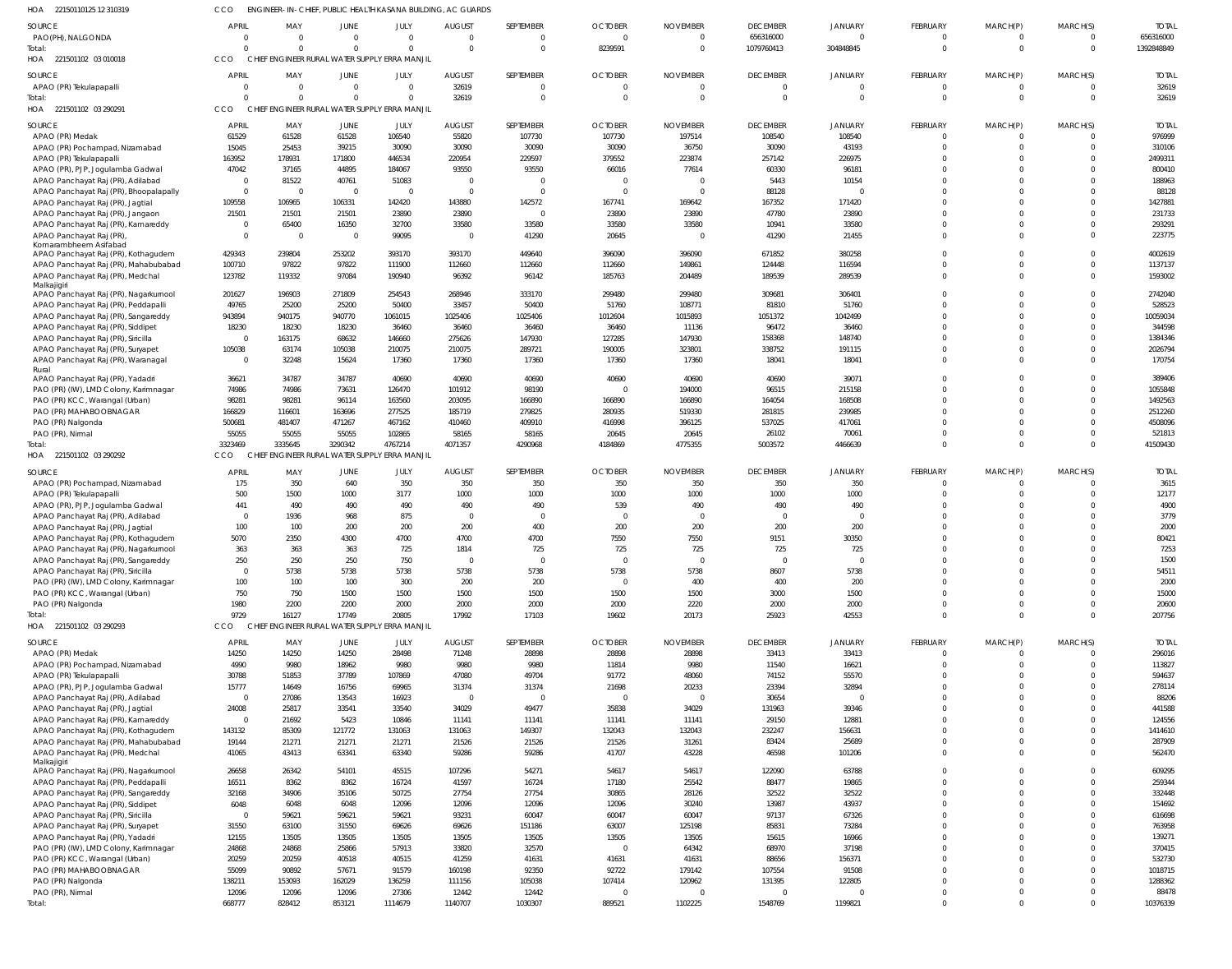HOA 22150110125 12 310319 CCO ENGINEER- IN- CHIEF, PUBLIC HEALTH KASANA BUILDING, AC GUARDS

| SOURCE | APRIL | MAY | JUNE | JULY | AUGUST | SEPTEMBER | OCTOBER | NOVEMBER | DECEMBER | JANUARY | FEBRUARY | MARCH(P) | MARCH(S) | TOTAL |
|---|---|---|---|---|---|---|---|---|---|---|---|---|---|---|
| PAO(PH), NALGONDA | 0 | 0 | 0 | 0 | 0 | 0 | 0 | 0 | 656316000 | 0 | 0 | 0 | 0 | 656316000 |
| Total: | 0 | 0 | 0 | 0 | 0 | 0 | 8239591 | 0 | 1079760413 | 304848845 | 0 | 0 | 0 | 1392848849 |

HOA 221501102 03 010018 CCO CHIEF ENGINEER RURAL WATER SUPPLY ERRA MANJIL

| SOURCE | APRIL | MAY | JUNE | JULY | AUGUST | SEPTEMBER | OCTOBER | NOVEMBER | DECEMBER | JANUARY | FEBRUARY | MARCH(P) | MARCH(S) | TOTAL |
|---|---|---|---|---|---|---|---|---|---|---|---|---|---|---|
| APAO (PR) Tekulapapalli | 0 | 0 | 0 | 0 | 32619 | 0 | 0 | 0 | 0 | 0 | 0 | 0 | 0 | 32619 |
| Total: | 0 | 0 | 0 | 0 | 32619 | 0 | 0 | 0 | 0 | 0 | 0 | 0 | 0 | 32619 |

HOA 221501102 03 290291 CCO CHIEF ENGINEER RURAL WATER SUPPLY ERRA MANJIL

| SOURCE | APRIL | MAY | JUNE | JULY | AUGUST | SEPTEMBER | OCTOBER | NOVEMBER | DECEMBER | JANUARY | FEBRUARY | MARCH(P) | MARCH(S) | TOTAL |
|---|---|---|---|---|---|---|---|---|---|---|---|---|---|---|
| APAO (PR) Medak | 61529 | 61528 | 61528 | 106540 | 55820 | 107730 | 107730 | 197514 | 108540 | 108540 | 0 | 0 | 0 | 976999 |
| APAO (PR) Pochampad, Nizamabad | 15045 | 25453 | 39215 | 30090 | 30090 | 30090 | 30090 | 36750 | 30090 | 43193 | 0 | 0 | 0 | 310106 |
| APAO (PR) Tekulapapalli | 163952 | 178931 | 171800 | 446534 | 220954 | 229597 | 379552 | 223874 | 257142 | 226975 | 0 | 0 | 0 | 2499311 |
| APAO (PR), PJP, Jogulamba Gadwal | 47042 | 37165 | 44895 | 184067 | 93550 | 93550 | 66016 | 77614 | 60330 | 96181 | 0 | 0 | 0 | 800410 |
| APAO Panchayat Raj (PR), Adilabad | 0 | 81522 | 40761 | 51083 | 0 | 0 | 0 | 0 | 5443 | 10154 | 0 | 0 | 0 | 188963 |
| APAO Panchayat Raj (PR), Bhoopalapally | 0 | 0 | 0 | 0 | 0 | 0 | 0 | 0 | 88128 | 0 | 0 | 0 | 0 | 88128 |
| APAO Panchayat Raj (PR), Jagtial | 109558 | 106965 | 106331 | 142420 | 143880 | 142572 | 167741 | 169642 | 167352 | 171420 | 0 | 0 | 0 | 1427881 |
| APAO Panchayat Raj (PR), Jangaon | 21501 | 21501 | 21501 | 23890 | 23890 | 0 | 23890 | 23890 | 47780 | 23890 | 0 | 0 | 0 | 231733 |
| APAO Panchayat Raj (PR), Kamareddy | 0 | 65400 | 16350 | 32700 | 33580 | 33580 | 33580 | 33580 | 10941 | 33580 | 0 | 0 | 0 | 293291 |
| APAO Panchayat Raj (PR), Komarambheem Asifabad | 0 | 0 | 0 | 99095 | 0 | 41290 | 20645 | 0 | 41290 | 21455 | 0 | 0 | 0 | 223775 |
| APAO Panchayat Raj (PR), Kothagudem | 429343 | 239804 | 253202 | 393170 | 393170 | 449640 | 396090 | 396090 | 671852 | 380258 | 0 | 0 | 0 | 4002619 |
| APAO Panchayat Raj (PR), Mahabubabad | 100710 | 97822 | 97822 | 111900 | 112660 | 112660 | 112660 | 149861 | 124448 | 116594 | 0 | 0 | 0 | 1137137 |
| APAO Panchayat Raj (PR), Medchal Malkajigiri | 123782 | 119332 | 97084 | 190940 | 96392 | 96142 | 185763 | 204489 | 189539 | 289539 | 0 | 0 | 0 | 1593002 |
| APAO Panchayat Raj (PR), Nagarkurnool | 201627 | 196903 | 271809 | 254543 | 268946 | 333170 | 299480 | 299480 | 309681 | 306401 | 0 | 0 | 0 | 2742040 |
| APAO Panchayat Raj (PR), Peddapalli | 49765 | 25200 | 25200 | 50400 | 33457 | 50400 | 51760 | 108771 | 81810 | 51760 | 0 | 0 | 0 | 528523 |
| APAO Panchayat Raj (PR), Sangareddy | 943894 | 940175 | 940770 | 1061015 | 1025406 | 1025406 | 1012604 | 1015893 | 1051372 | 1042499 | 0 | 0 | 0 | 10059034 |
| APAO Panchayat Raj (PR), Siddipet | 18230 | 18230 | 18230 | 36460 | 36460 | 36460 | 36460 | 11136 | 96472 | 36460 | 0 | 0 | 0 | 344598 |
| APAO Panchayat Raj (PR), Siricilla | 0 | 163175 | 68632 | 146660 | 275626 | 147930 | 127285 | 147930 | 158368 | 148740 | 0 | 0 | 0 | 1384346 |
| APAO Panchayat Raj (PR), Suryapet | 105038 | 63174 | 105038 | 210075 | 210075 | 289721 | 190005 | 323801 | 338752 | 191115 | 0 | 0 | 0 | 2026794 |
| APAO Panchayat Raj (PR), Waranagal Rural | 0 | 32248 | 15624 | 17360 | 17360 | 17360 | 17360 | 17360 | 18041 | 18041 | 0 | 0 | 0 | 170754 |
| APAO Panchayat Raj (PR), Yadadri | 36621 | 34787 | 34787 | 40690 | 40690 | 40690 | 40690 | 40690 | 40690 | 39071 | 0 | 0 | 0 | 389406 |
| PAO (PR) (IW), LMD Colony, Karimnagar | 74986 | 74986 | 73631 | 126470 | 101912 | 98190 | 0 | 194000 | 96515 | 215158 | 0 | 0 | 0 | 1055848 |
| PAO (PR) KCC, Warangal (Urban) | 98281 | 98281 | 96114 | 163560 | 203095 | 166890 | 166890 | 166890 | 164054 | 168508 | 0 | 0 | 0 | 1492563 |
| PAO (PR) MAHABOOBNAGAR | 166829 | 116601 | 163696 | 277525 | 185719 | 279825 | 280935 | 519330 | 281815 | 239985 | 0 | 0 | 0 | 2512260 |
| PAO (PR) Nalgonda | 500681 | 481407 | 471267 | 467162 | 410460 | 409910 | 416998 | 396125 | 537025 | 417061 | 0 | 0 | 0 | 4508096 |
| PAO (PR), Nirmal | 55055 | 55055 | 55055 | 102865 | 58165 | 58165 | 20645 | 20645 | 26102 | 70061 | 0 | 0 | 0 | 521813 |
| Total: | 3323469 | 3335645 | 3290342 | 4767214 | 4071357 | 4290968 | 4184869 | 4775355 | 5003572 | 4466639 | 0 | 0 | 0 | 41509430 |

HOA 221501102 03 290292 CCO CHIEF ENGINEER RURAL WATER SUPPLY ERRA MANJIL

| SOURCE | APRIL | MAY | JUNE | JULY | AUGUST | SEPTEMBER | OCTOBER | NOVEMBER | DECEMBER | JANUARY | FEBRUARY | MARCH(P) | MARCH(S) | TOTAL |
|---|---|---|---|---|---|---|---|---|---|---|---|---|---|---|
| APAO (PR) Pochampad, Nizamabad | 175 | 350 | 640 | 350 | 350 | 350 | 350 | 350 | 350 | 350 | 0 | 0 | 0 | 3615 |
| APAO (PR) Tekulapapalli | 500 | 1500 | 1000 | 3177 | 1000 | 1000 | 1000 | 1000 | 1000 | 1000 | 0 | 0 | 0 | 12177 |
| APAO (PR), PJP, Jogulamba Gadwal | 441 | 490 | 490 | 490 | 490 | 490 | 539 | 490 | 490 | 490 | 0 | 0 | 0 | 4900 |
| APAO Panchayat Raj (PR), Adilabad | 0 | 1936 | 968 | 875 | 0 | 0 | 0 | 0 | 0 | 0 | 0 | 0 | 0 | 3779 |
| APAO Panchayat Raj (PR), Jagtial | 100 | 100 | 200 | 200 | 200 | 400 | 200 | 200 | 200 | 200 | 0 | 0 | 0 | 2000 |
| APAO Panchayat Raj (PR), Kothagudem | 5070 | 2350 | 4300 | 4700 | 4700 | 4700 | 7550 | 7550 | 9151 | 30350 | 0 | 0 | 0 | 80421 |
| APAO Panchayat Raj (PR), Nagarkurnool | 363 | 363 | 363 | 725 | 1814 | 725 | 725 | 725 | 725 | 725 | 0 | 0 | 0 | 7253 |
| APAO Panchayat Raj (PR), Sangareddy | 250 | 250 | 250 | 750 | 0 | 0 | 0 | 0 | 0 | 0 | 0 | 0 | 0 | 1500 |
| APAO Panchayat Raj (PR), Siricilla | 0 | 5738 | 5738 | 5738 | 5738 | 5738 | 5738 | 5738 | 8607 | 5738 | 0 | 0 | 0 | 54511 |
| PAO (PR) (IW), LMD Colony, Karimnagar | 100 | 100 | 100 | 300 | 200 | 200 | 0 | 400 | 400 | 200 | 0 | 0 | 0 | 2000 |
| PAO (PR) KCC, Warangal (Urban) | 750 | 750 | 1500 | 1500 | 1500 | 1500 | 1500 | 1500 | 3000 | 1500 | 0 | 0 | 0 | 15000 |
| PAO (PR) Nalgonda | 1980 | 2200 | 2200 | 2000 | 2000 | 2000 | 2000 | 2220 | 2000 | 2000 | 0 | 0 | 0 | 20600 |
| Total: | 9729 | 16127 | 17749 | 20805 | 17992 | 17103 | 19602 | 20173 | 25923 | 42553 | 0 | 0 | 0 | 207756 |

HOA 221501102 03 290293 CCO CHIEF ENGINEER RURAL WATER SUPPLY ERRA MANJIL

| SOURCE | APRIL | MAY | JUNE | JULY | AUGUST | SEPTEMBER | OCTOBER | NOVEMBER | DECEMBER | JANUARY | FEBRUARY | MARCH(P) | MARCH(S) | TOTAL |
|---|---|---|---|---|---|---|---|---|---|---|---|---|---|---|
| APAO (PR) Medak | 14250 | 14250 | 14250 | 28498 | 71248 | 28898 | 28898 | 28898 | 33413 | 33413 | 0 | 0 | 0 | 296016 |
| APAO (PR) Pochampad, Nizamabad | 4990 | 9980 | 18962 | 9980 | 9980 | 9980 | 11814 | 9980 | 11540 | 16621 | 0 | 0 | 0 | 113827 |
| APAO (PR) Tekulapapalli | 30788 | 51853 | 37789 | 107869 | 47080 | 49704 | 91772 | 48060 | 74152 | 55570 | 0 | 0 | 0 | 594637 |
| APAO (PR), PJP, Jogulamba Gadwal | 15777 | 14649 | 16756 | 69965 | 31374 | 31374 | 21698 | 20233 | 23394 | 32894 | 0 | 0 | 0 | 278114 |
| APAO Panchayat Raj (PR), Adilabad | 0 | 27086 | 13543 | 16923 | 0 | 0 | 0 | 0 | 30654 | 0 | 0 | 0 | 0 | 88206 |
| APAO Panchayat Raj (PR), Jagtial | 24008 | 25817 | 33541 | 33540 | 34029 | 49477 | 35838 | 34029 | 131963 | 39346 | 0 | 0 | 0 | 441588 |
| APAO Panchayat Raj (PR), Kamareddy | 0 | 21692 | 5423 | 10846 | 11141 | 11141 | 11141 | 11141 | 29150 | 12881 | 0 | 0 | 0 | 124556 |
| APAO Panchayat Raj (PR), Kothagudem | 143132 | 85309 | 121772 | 131063 | 131063 | 149307 | 132043 | 132043 | 232247 | 156631 | 0 | 0 | 0 | 1414610 |
| APAO Panchayat Raj (PR), Mahabubabad | 19144 | 21271 | 21271 | 21271 | 21526 | 21526 | 21526 | 31261 | 83424 | 25689 | 0 | 0 | 0 | 287909 |
| APAO Panchayat Raj (PR), Medchal Malkajigiri | 41065 | 43413 | 63341 | 63340 | 59286 | 59286 | 41707 | 43228 | 46598 | 101206 | 0 | 0 | 0 | 562470 |
| APAO Panchayat Raj (PR), Nagarkurnool | 26658 | 26342 | 54101 | 45515 | 107296 | 54271 | 54617 | 54617 | 122090 | 63788 | 0 | 0 | 0 | 609295 |
| APAO Panchayat Raj (PR), Peddapalli | 16511 | 8362 | 8362 | 16724 | 41597 | 16724 | 17180 | 25542 | 88477 | 19865 | 0 | 0 | 0 | 259344 |
| APAO Panchayat Raj (PR), Sangareddy | 32168 | 34906 | 35106 | 50725 | 27754 | 27754 | 30865 | 28126 | 32522 | 32522 | 0 | 0 | 0 | 332448 |
| APAO Panchayat Raj (PR), Siddipet | 6048 | 6048 | 6048 | 12096 | 12096 | 12096 | 12096 | 30240 | 13987 | 43937 | 0 | 0 | 0 | 154692 |
| APAO Panchayat Raj (PR), Siricilla | 0 | 59621 | 59621 | 59621 | 93231 | 60047 | 60047 | 60047 | 97137 | 67326 | 0 | 0 | 0 | 616698 |
| APAO Panchayat Raj (PR), Suryapet | 31550 | 63100 | 31550 | 69626 | 69626 | 151186 | 63007 | 125198 | 85831 | 73284 | 0 | 0 | 0 | 763958 |
| APAO Panchayat Raj (PR), Yadadri | 12155 | 13505 | 13505 | 13505 | 13505 | 13505 | 13505 | 13505 | 15615 | 16966 | 0 | 0 | 0 | 139271 |
| PAO (PR) (IW), LMD Colony, Karimnagar | 24868 | 24868 | 25866 | 57913 | 33820 | 32570 | 0 | 64342 | 68970 | 37198 | 0 | 0 | 0 | 370415 |
| PAO (PR) KCC, Warangal (Urban) | 20259 | 20259 | 40518 | 40515 | 41259 | 41631 | 41631 | 41631 | 88656 | 156371 | 0 | 0 | 0 | 532730 |
| PAO (PR) MAHABOOBNAGAR | 55099 | 90892 | 57671 | 91579 | 160198 | 92350 | 92722 | 179142 | 107554 | 91508 | 0 | 0 | 0 | 1018715 |
| PAO (PR) Nalgonda | 138211 | 153093 | 162029 | 136259 | 111156 | 105038 | 107414 | 120962 | 131395 | 122805 | 0 | 0 | 0 | 1288362 |
| PAO (PR), Nirmal | 12096 | 12096 | 12096 | 27306 | 12442 | 12442 | 0 | 0 | 0 | 0 | 0 | 0 | 0 | 88478 |
| Total: | 668777 | 828412 | 853121 | 1114679 | 1140707 | 1030307 | 889521 | 1102225 | 1548769 | 1199821 | 0 | 0 | 0 | 10376339 |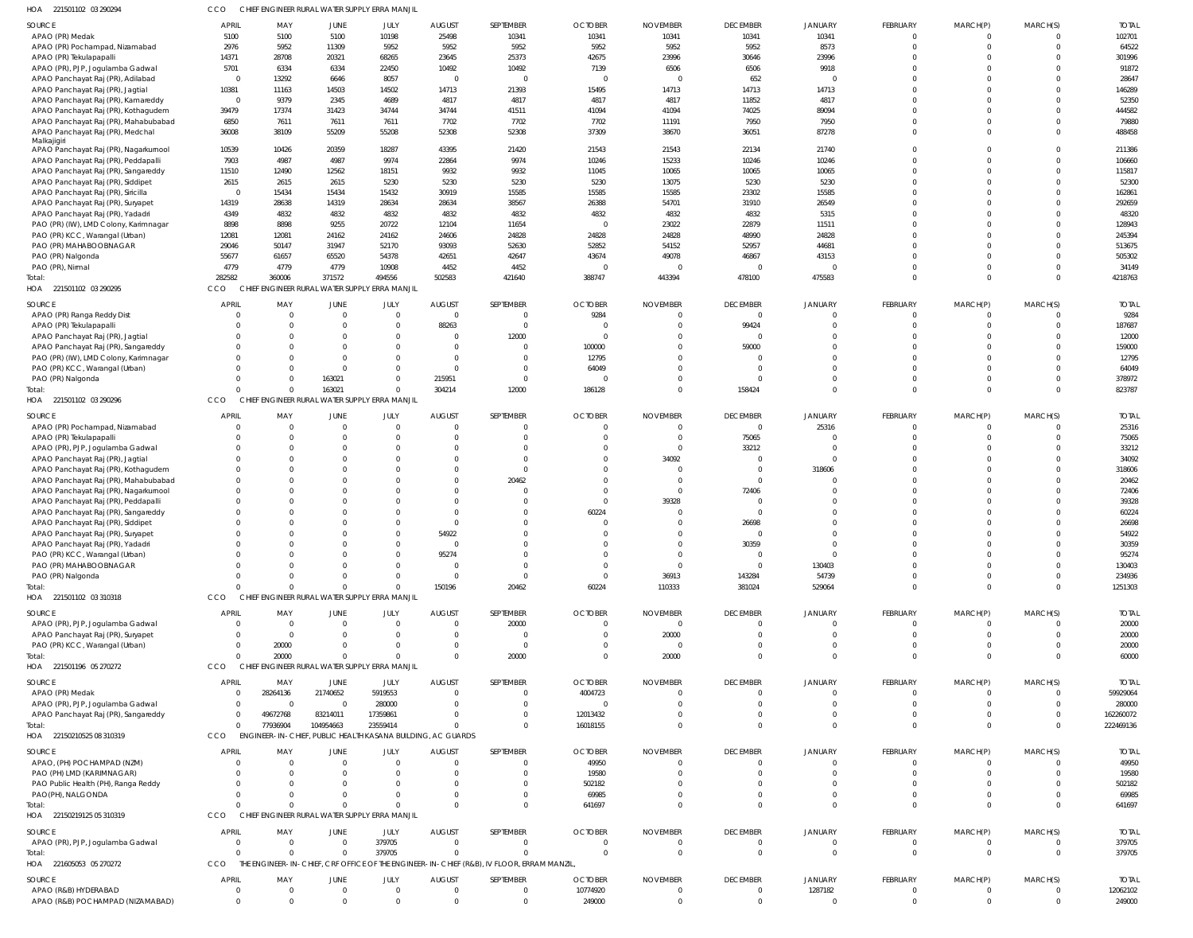HOA 221501102 03 290294 CCO CHIEF ENGINEER RURAL WATER SUPPLY ERRA MANJIL

| SOURCE | APRIL | MAY | JUNE | JULY | AUGUST | SEPTEMBER | OCTOBER | NOVEMBER | DECEMBER | JANUARY | FEBRUARY | MARCH(P) | MARCH(S) | TOTAL |
|---|---|---|---|---|---|---|---|---|---|---|---|---|---|---|
| APAO (PR) Medak | 5100 | 5100 | 5100 | 10198 | 25498 | 10341 | 10341 | 10341 | 10341 | 10341 | 0 | 0 | 0 | 102701 |
| APAO (PR) Pochampad, Nizamabad | 2976 | 5952 | 11309 | 5952 | 5952 | 5952 | 5952 | 5952 | 5952 | 8573 | 0 | 0 | 0 | 64522 |
| APAO (PR) Tekulapapalli | 14371 | 28708 | 20321 | 68265 | 23645 | 25373 | 42675 | 23996 | 30646 | 23996 | 0 | 0 | 0 | 301996 |
| APAO (PR), PJP, Jogulamba Gadwal | 5701 | 6334 | 6334 | 22450 | 10492 | 10492 | 7139 | 6506 | 6506 | 9918 | 0 | 0 | 0 | 91872 |
| APAO Panchayat Raj (PR), Adilabad | 0 | 13292 | 6646 | 8057 | 0 | 0 | 0 | 0 | 652 | 0 | 0 | 0 | 0 | 28647 |
| APAO Panchayat Raj (PR), Jagtial | 10381 | 11163 | 14503 | 14502 | 14713 | 21393 | 15495 | 14713 | 14713 | 14713 | 0 | 0 | 0 | 146289 |
| APAO Panchayat Raj (PR), Kamareddy | 0 | 9379 | 2345 | 4689 | 4817 | 4817 | 4817 | 4817 | 11852 | 4817 | 0 | 0 | 0 | 52350 |
| APAO Panchayat Raj (PR), Kothagudem | 39479 | 17374 | 31423 | 34744 | 34744 | 41511 | 41094 | 41094 | 74025 | 89094 | 0 | 0 | 0 | 444582 |
| APAO Panchayat Raj (PR), Mahabubabad | 6850 | 7611 | 7611 | 7611 | 7702 | 7702 | 7702 | 11191 | 7950 | 7950 | 0 | 0 | 0 | 79880 |
| APAO Panchayat Raj (PR), Medchal Malkajigiri | 36008 | 38109 | 55209 | 55208 | 52308 | 52308 | 37309 | 38670 | 36051 | 87278 | 0 | 0 | 0 | 488458 |
| APAO Panchayat Raj (PR), Nagarkurnool | 10539 | 10426 | 20359 | 18287 | 43395 | 21420 | 21543 | 21543 | 22134 | 21740 | 0 | 0 | 0 | 211386 |
| APAO Panchayat Raj (PR), Peddapalli | 7903 | 4987 | 4987 | 9974 | 22864 | 9974 | 10246 | 15233 | 10246 | 10246 | 0 | 0 | 0 | 106660 |
| APAO Panchayat Raj (PR), Sangareddy | 11510 | 12490 | 12562 | 18151 | 9932 | 9932 | 11045 | 10065 | 10065 | 10065 | 0 | 0 | 0 | 115817 |
| APAO Panchayat Raj (PR), Siddipet | 2615 | 2615 | 2615 | 5230 | 5230 | 5230 | 5230 | 13075 | 5230 | 5230 | 0 | 0 | 0 | 52300 |
| APAO Panchayat Raj (PR), Siricilla | 0 | 15434 | 15434 | 15432 | 30919 | 15585 | 15585 | 15585 | 23302 | 15585 | 0 | 0 | 0 | 162861 |
| APAO Panchayat Raj (PR), Suryapet | 14319 | 28638 | 14319 | 28634 | 28634 | 38567 | 26388 | 54701 | 31910 | 26549 | 0 | 0 | 0 | 292659 |
| APAO Panchayat Raj (PR), Yadadri | 4349 | 4832 | 4832 | 4832 | 4832 | 4832 | 4832 | 4832 | 4832 | 5315 | 0 | 0 | 0 | 48320 |
| PAO (PR) (IW), LMD Colony, Karimnagar | 8898 | 8898 | 9255 | 20722 | 12104 | 11654 | 0 | 23022 | 22879 | 11511 | 0 | 0 | 0 | 128943 |
| PAO (PR) KCC, Warangal (Urban) | 12081 | 12081 | 24162 | 24162 | 24606 | 24828 | 24828 | 24828 | 48990 | 24828 | 0 | 0 | 0 | 245394 |
| PAO (PR) MAHABOOBNAGAR | 29046 | 50147 | 31947 | 52170 | 93093 | 52630 | 52852 | 54152 | 52957 | 44681 | 0 | 0 | 0 | 513675 |
| PAO (PR) Nalgonda | 55677 | 61657 | 65520 | 54378 | 42651 | 42647 | 43674 | 49078 | 46867 | 43153 | 0 | 0 | 0 | 505302 |
| PAO (PR), Nirmal | 4779 | 4779 | 4779 | 10908 | 4452 | 4452 | 0 | 0 | 0 | 0 | 0 | 0 | 0 | 34149 |
| Total: | 282582 | 360006 | 371572 | 494556 | 502583 | 421640 | 388747 | 443394 | 478100 | 475583 | 0 | 0 | 0 | 4218763 |

HOA 221501102 03 290295 CCO CHIEF ENGINEER RURAL WATER SUPPLY ERRA MANJIL

| SOURCE | APRIL | MAY | JUNE | JULY | AUGUST | SEPTEMBER | OCTOBER | NOVEMBER | DECEMBER | JANUARY | FEBRUARY | MARCH(P) | MARCH(S) | TOTAL |
|---|---|---|---|---|---|---|---|---|---|---|---|---|---|---|
| APAO (PR) Ranga Reddy Dist | 0 | 0 | 0 | 0 | 0 | 0 | 9284 | 0 | 0 | 0 | 0 | 0 | 0 | 9284 |
| APAO (PR) Tekulapapalli | 0 | 0 | 0 | 0 | 88263 | 0 | 0 | 0 | 99424 | 0 | 0 | 0 | 0 | 187687 |
| APAO Panchayat Raj (PR), Jagtial | 0 | 0 | 0 | 0 | 0 | 12000 | 0 | 0 | 0 | 0 | 0 | 0 | 0 | 12000 |
| APAO Panchayat Raj (PR), Sangareddy | 0 | 0 | 0 | 0 | 0 | 0 | 100000 | 0 | 59000 | 0 | 0 | 0 | 0 | 159000 |
| PAO (PR) (IW), LMD Colony, Karimnagar | 0 | 0 | 0 | 0 | 0 | 0 | 12795 | 0 | 0 | 0 | 0 | 0 | 0 | 12795 |
| PAO (PR) KCC, Warangal (Urban) | 0 | 0 | 0 | 0 | 0 | 0 | 64049 | 0 | 0 | 0 | 0 | 0 | 0 | 64049 |
| PAO (PR) Nalgonda | 0 | 0 | 163021 | 0 | 215951 | 0 | 0 | 0 | 0 | 0 | 0 | 0 | 0 | 378972 |
| Total: | 0 | 0 | 163021 | 0 | 304214 | 12000 | 186128 | 0 | 158424 | 0 | 0 | 0 | 0 | 823787 |

HOA 221501102 03 290296 CCO CHIEF ENGINEER RURAL WATER SUPPLY ERRA MANJIL

| SOURCE | APRIL | MAY | JUNE | JULY | AUGUST | SEPTEMBER | OCTOBER | NOVEMBER | DECEMBER | JANUARY | FEBRUARY | MARCH(P) | MARCH(S) | TOTAL |
|---|---|---|---|---|---|---|---|---|---|---|---|---|---|---|
| APAO (PR) Pochampad, Nizamabad | 0 | 0 | 0 | 0 | 0 | 0 | 0 | 0 | 0 | 25316 | 0 | 0 | 0 | 25316 |
| APAO (PR) Tekulapapalli | 0 | 0 | 0 | 0 | 0 | 0 | 0 | 0 | 75065 | 0 | 0 | 0 | 0 | 75065 |
| APAO (PR), PJP, Jogulamba Gadwal | 0 | 0 | 0 | 0 | 0 | 0 | 0 | 0 | 33212 | 0 | 0 | 0 | 0 | 33212 |
| APAO Panchayat Raj (PR), Jagtial | 0 | 0 | 0 | 0 | 0 | 0 | 0 | 34092 | 0 | 0 | 0 | 0 | 0 | 34092 |
| APAO Panchayat Raj (PR), Kothagudem | 0 | 0 | 0 | 0 | 0 | 0 | 0 | 0 | 0 | 318606 | 0 | 0 | 0 | 318606 |
| APAO Panchayat Raj (PR), Mahabubabad | 0 | 0 | 0 | 0 | 0 | 20462 | 0 | 0 | 0 | 0 | 0 | 0 | 0 | 20462 |
| APAO Panchayat Raj (PR), Nagarkurnool | 0 | 0 | 0 | 0 | 0 | 0 | 0 | 0 | 72406 | 0 | 0 | 0 | 0 | 72406 |
| APAO Panchayat Raj (PR), Peddapalli | 0 | 0 | 0 | 0 | 0 | 0 | 0 | 39328 | 0 | 0 | 0 | 0 | 0 | 39328 |
| APAO Panchayat Raj (PR), Sangareddy | 0 | 0 | 0 | 0 | 0 | 0 | 60224 | 0 | 0 | 0 | 0 | 0 | 0 | 60224 |
| APAO Panchayat Raj (PR), Siddipet | 0 | 0 | 0 | 0 | 0 | 0 | 0 | 0 | 26698 | 0 | 0 | 0 | 0 | 26698 |
| APAO Panchayat Raj (PR), Suryapet | 0 | 0 | 0 | 0 | 54922 | 0 | 0 | 0 | 0 | 0 | 0 | 0 | 0 | 54922 |
| APAO Panchayat Raj (PR), Yadadri | 0 | 0 | 0 | 0 | 0 | 0 | 0 | 0 | 30359 | 0 | 0 | 0 | 0 | 30359 |
| PAO (PR) KCC, Warangal (Urban) | 0 | 0 | 0 | 0 | 95274 | 0 | 0 | 0 | 0 | 0 | 0 | 0 | 0 | 95274 |
| PAO (PR) MAHABOOBNAGAR | 0 | 0 | 0 | 0 | 0 | 0 | 0 | 0 | 0 | 130403 | 0 | 0 | 0 | 130403 |
| PAO (PR) Nalgonda | 0 | 0 | 0 | 0 | 0 | 0 | 0 | 36913 | 143284 | 54739 | 0 | 0 | 0 | 234936 |
| Total: | 0 | 0 | 0 | 0 | 150196 | 20462 | 60224 | 110333 | 381024 | 529064 | 0 | 0 | 0 | 1251303 |

HOA 221501102 03 310318 CCO CHIEF ENGINEER RURAL WATER SUPPLY ERRA MANJIL

| SOURCE | APRIL | MAY | JUNE | JULY | AUGUST | SEPTEMBER | OCTOBER | NOVEMBER | DECEMBER | JANUARY | FEBRUARY | MARCH(P) | MARCH(S) | TOTAL |
|---|---|---|---|---|---|---|---|---|---|---|---|---|---|---|
| APAO (PR), PJP, Jogulamba Gadwal | 0 | 0 | 0 | 0 | 0 | 20000 | 0 | 0 | 0 | 0 | 0 | 0 | 0 | 20000 |
| APAO Panchayat Raj (PR), Suryapet | 0 | 0 | 0 | 0 | 0 | 0 | 0 | 20000 | 0 | 0 | 0 | 0 | 0 | 20000 |
| PAO (PR) KCC, Warangal (Urban) | 0 | 20000 | 0 | 0 | 0 | 0 | 0 | 0 | 0 | 0 | 0 | 0 | 0 | 20000 |
| Total: | 0 | 20000 | 0 | 0 | 0 | 20000 | 0 | 20000 | 0 | 0 | 0 | 0 | 0 | 60000 |

HOA 221501196 05 270272 CCO CHIEF ENGINEER RURAL WATER SUPPLY ERRA MANJIL

| SOURCE | APRIL | MAY | JUNE | JULY | AUGUST | SEPTEMBER | OCTOBER | NOVEMBER | DECEMBER | JANUARY | FEBRUARY | MARCH(P) | MARCH(S) | TOTAL |
|---|---|---|---|---|---|---|---|---|---|---|---|---|---|---|
| APAO (PR) Medak | 0 | 28264136 | 21740652 | 5919553 | 0 | 0 | 4004723 | 0 | 0 | 0 | 0 | 0 | 0 | 59929064 |
| APAO (PR), PJP, Jogulamba Gadwal | 0 | 0 | 0 | 280000 | 0 | 0 | 0 | 0 | 0 | 0 | 0 | 0 | 0 | 280000 |
| APAO Panchayat Raj (PR), Sangareddy | 0 | 49672768 | 83214011 | 17359861 | 0 | 0 | 12013432 | 0 | 0 | 0 | 0 | 0 | 0 | 162260072 |
| Total: | 0 | 77936904 | 104954663 | 23559414 | 0 | 0 | 16018155 | 0 | 0 | 0 | 0 | 0 | 0 | 222469136 |

HOA 221502105 25 08 310319 CCO ENGINEER- IN- CHIEF, PUBLIC HEALTH KASANA BUILDING, AC GUARDS

| SOURCE | APRIL | MAY | JUNE | JULY | AUGUST | SEPTEMBER | OCTOBER | NOVEMBER | DECEMBER | JANUARY | FEBRUARY | MARCH(P) | MARCH(S) | TOTAL |
|---|---|---|---|---|---|---|---|---|---|---|---|---|---|---|
| APAO, (PH) POCHAMPAD (NZM) | 0 | 0 | 0 | 0 | 0 | 0 | 49950 | 0 | 0 | 0 | 0 | 0 | 0 | 49950 |
| PAO (PH) LMD (KARIMNAGAR) | 0 | 0 | 0 | 0 | 0 | 0 | 19580 | 0 | 0 | 0 | 0 | 0 | 0 | 19580 |
| PAO Public Health (PH), Ranga Reddy | 0 | 0 | 0 | 0 | 0 | 0 | 502182 | 0 | 0 | 0 | 0 | 0 | 0 | 502182 |
| PAO(PH), NALGONDA | 0 | 0 | 0 | 0 | 0 | 0 | 69985 | 0 | 0 | 0 | 0 | 0 | 0 | 69985 |
| Total: | 0 | 0 | 0 | 0 | 0 | 0 | 641697 | 0 | 0 | 0 | 0 | 0 | 0 | 641697 |

HOA 221502191 25 05 310319 CCO CHIEF ENGINEER RURAL WATER SUPPLY ERRA MANJIL

| SOURCE | APRIL | MAY | JUNE | JULY | AUGUST | SEPTEMBER | OCTOBER | NOVEMBER | DECEMBER | JANUARY | FEBRUARY | MARCH(P) | MARCH(S) | TOTAL |
|---|---|---|---|---|---|---|---|---|---|---|---|---|---|---|
| APAO (PR), PJP, Jogulamba Gadwal | 0 | 0 | 0 | 379705 | 0 | 0 | 0 | 0 | 0 | 0 | 0 | 0 | 0 | 379705 |
| Total: | 0 | 0 | 0 | 379705 | 0 | 0 | 0 | 0 | 0 | 0 | 0 | 0 | 0 | 379705 |

HOA 221605053 05 270272 CCO THE ENGINEER- IN- CHIEF, CRF OFFICE OF THE ENGINEER- IN- CHIEF (R&B), IV FLOOR, ERRAM MANZIL,

| SOURCE | APRIL | MAY | JUNE | JULY | AUGUST | SEPTEMBER | OCTOBER | NOVEMBER | DECEMBER | JANUARY | FEBRUARY | MARCH(P) | MARCH(S) | TOTAL |
|---|---|---|---|---|---|---|---|---|---|---|---|---|---|---|
| APAO (R&B) HYDERABAD | 0 | 0 | 0 | 0 | 0 | 0 | 10774920 | 0 | 0 | 1287182 | 0 | 0 | 0 | 12062102 |
| APAO (R&B) POCHAMPAD (NIZAMABAD) | 0 | 0 | 0 | 0 | 0 | 0 | 249000 | 0 | 0 | 0 | 0 | 0 | 0 | 249000 |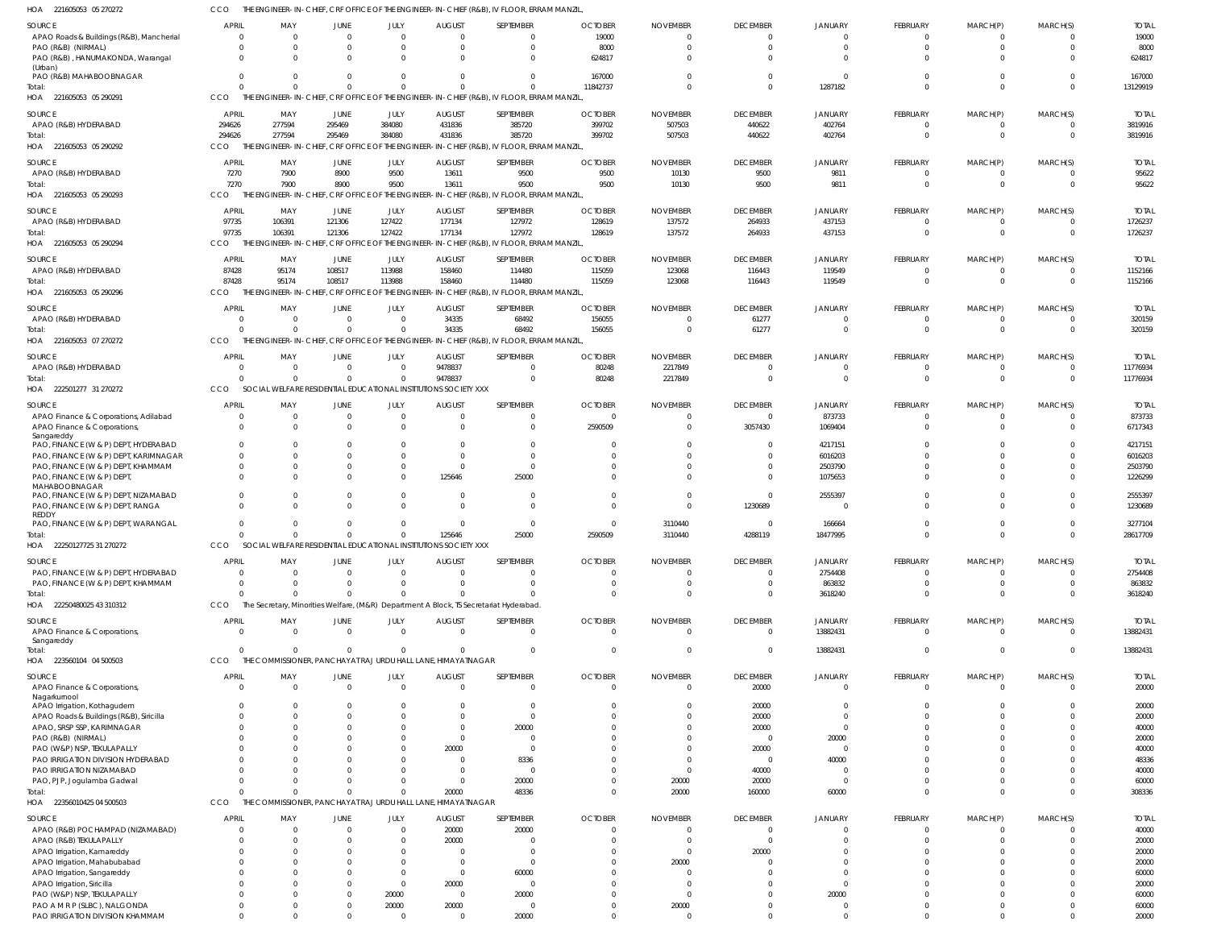HOA 221605053 05 270272 CCO THE ENGINEER-IN-CHIEF, CRF OFFICE OF THE ENGINEER-IN-CHIEF (R&B), IV FLOOR, ERRAM MANZIL,

| SOURCE | APRIL | MAY | JUNE | JULY | AUGUST | SEPTEMBER | OCTOBER | NOVEMBER | DECEMBER | JANUARY | FEBRUARY | MARCH(P) | MARCH(S) | TOTAL |
|---|---|---|---|---|---|---|---|---|---|---|---|---|---|---|
| APAO Roads & Buildings (R&B), Mancherial | 0 | 0 | 0 | 0 | 0 | 0 | 19000 | 0 | 0 | 0 | 0 | 0 | 0 | 19000 |
| PAO (R&B) (NIRMAL) | 0 | 0 | 0 | 0 | 0 | 0 | 8000 | 0 | 0 | 0 | 0 | 0 | 0 | 8000 |
| PAO (R&B), HANUMAKONDA, Warangal (Urban) | 0 | 0 | 0 | 0 | 0 | 0 | 624817 | 0 | 0 | 0 | 0 | 0 | 0 | 624817 |
| PAO (R&B) MAHABOOBNAGAR | 0 | 0 | 0 | 0 | 0 | 0 | 167000 | 0 | 0 | 0 | 0 | 0 | 0 | 167000 |
| Total: | 0 | 0 | 0 | 0 | 0 | 0 | 11842737 | 0 | 0 | 1287182 | 0 | 0 | 0 | 13129919 |

HOA 221605053 05 290291 CCO THE ENGINEER-IN-CHIEF, CRF OFFICE OF THE ENGINEER-IN-CHIEF (R&B), IV FLOOR, ERRAM MANZIL,

| SOURCE | APRIL | MAY | JUNE | JULY | AUGUST | SEPTEMBER | OCTOBER | NOVEMBER | DECEMBER | JANUARY | FEBRUARY | MARCH(P) | MARCH(S) | TOTAL |
|---|---|---|---|---|---|---|---|---|---|---|---|---|---|---|
| APAO (R&B) HYDERABAD | 294626 | 277594 | 295469 | 384080 | 431836 | 385720 | 399702 | 507503 | 440622 | 402764 | 0 | 0 | 0 | 3819916 |
| Total: | 294626 | 277594 | 295469 | 384080 | 431836 | 385720 | 399702 | 507503 | 440622 | 402764 | 0 | 0 | 0 | 3819916 |

HOA 221605053 05 290292 CCO THE ENGINEER-IN-CHIEF, CRF OFFICE OF THE ENGINEER-IN-CHIEF (R&B), IV FLOOR, ERRAM MANZIL,

| SOURCE | APRIL | MAY | JUNE | JULY | AUGUST | SEPTEMBER | OCTOBER | NOVEMBER | DECEMBER | JANUARY | FEBRUARY | MARCH(P) | MARCH(S) | TOTAL |
|---|---|---|---|---|---|---|---|---|---|---|---|---|---|---|
| APAO (R&B) HYDERABAD | 7270 | 7900 | 8900 | 9500 | 13611 | 9500 | 9500 | 10130 | 9500 | 9811 | 0 | 0 | 0 | 95622 |
| Total: | 7270 | 7900 | 8900 | 9500 | 13611 | 9500 | 9500 | 10130 | 9500 | 9811 | 0 | 0 | 0 | 95622 |

HOA 221605053 05 290293 CCO THE ENGINEER-IN-CHIEF, CRF OFFICE OF THE ENGINEER-IN-CHIEF (R&B), IV FLOOR, ERRAM MANZIL,

| SOURCE | APRIL | MAY | JUNE | JULY | AUGUST | SEPTEMBER | OCTOBER | NOVEMBER | DECEMBER | JANUARY | FEBRUARY | MARCH(P) | MARCH(S) | TOTAL |
|---|---|---|---|---|---|---|---|---|---|---|---|---|---|---|
| APAO (R&B) HYDERABAD | 97735 | 106391 | 121306 | 127422 | 177134 | 127972 | 128619 | 137572 | 264933 | 437153 | 0 | 0 | 0 | 1726237 |
| Total: | 97735 | 106391 | 121306 | 127422 | 177134 | 127972 | 128619 | 137572 | 264933 | 437153 | 0 | 0 | 0 | 1726237 |

HOA 221605053 05 290294 CCO THE ENGINEER-IN-CHIEF, CRF OFFICE OF THE ENGINEER-IN-CHIEF (R&B), IV FLOOR, ERRAM MANZIL,

| SOURCE | APRIL | MAY | JUNE | JULY | AUGUST | SEPTEMBER | OCTOBER | NOVEMBER | DECEMBER | JANUARY | FEBRUARY | MARCH(P) | MARCH(S) | TOTAL |
|---|---|---|---|---|---|---|---|---|---|---|---|---|---|---|
| APAO (R&B) HYDERABAD | 87428 | 95174 | 108517 | 113988 | 158460 | 114480 | 115059 | 123068 | 116443 | 119549 | 0 | 0 | 0 | 1152166 |
| Total: | 87428 | 95174 | 108517 | 113988 | 158460 | 114480 | 115059 | 123068 | 116443 | 119549 | 0 | 0 | 0 | 1152166 |

HOA 221605053 05 290296 CCO THE ENGINEER-IN-CHIEF, CRF OFFICE OF THE ENGINEER-IN-CHIEF (R&B), IV FLOOR, ERRAM MANZIL,

| SOURCE | APRIL | MAY | JUNE | JULY | AUGUST | SEPTEMBER | OCTOBER | NOVEMBER | DECEMBER | JANUARY | FEBRUARY | MARCH(P) | MARCH(S) | TOTAL |
|---|---|---|---|---|---|---|---|---|---|---|---|---|---|---|
| APAO (R&B) HYDERABAD | 0 | 0 | 0 | 0 | 34335 | 68492 | 156055 | 0 | 61277 | 0 | 0 | 0 | 0 | 320159 |
| Total: | 0 | 0 | 0 | 0 | 34335 | 68492 | 156055 | 0 | 61277 | 0 | 0 | 0 | 0 | 320159 |

HOA 221605053 07 270272 CCO THE ENGINEER-IN-CHIEF, CRF OFFICE OF THE ENGINEER-IN-CHIEF (R&B), IV FLOOR, ERRAM MANZIL,

| SOURCE | APRIL | MAY | JUNE | JULY | AUGUST | SEPTEMBER | OCTOBER | NOVEMBER | DECEMBER | JANUARY | FEBRUARY | MARCH(P) | MARCH(S) | TOTAL |
|---|---|---|---|---|---|---|---|---|---|---|---|---|---|---|
| APAO (R&B) HYDERABAD | 0 | 0 | 0 | 0 | 9478837 | 0 | 80248 | 2217849 | 0 | 0 | 0 | 0 | 0 | 11776934 |
| Total: | 0 | 0 | 0 | 0 | 9478837 | 0 | 80248 | 2217849 | 0 | 0 | 0 | 0 | 0 | 11776934 |

HOA 222501277 31 270272 CCO SOCIAL WELFARE RESIDENTIAL EDUCATIONAL INSTITUTIONS SOCIETY XXX

| SOURCE | APRIL | MAY | JUNE | JULY | AUGUST | SEPTEMBER | OCTOBER | NOVEMBER | DECEMBER | JANUARY | FEBRUARY | MARCH(P) | MARCH(S) | TOTAL |
|---|---|---|---|---|---|---|---|---|---|---|---|---|---|---|
| APAO Finance & Corporations, Adilabad | 0 | 0 | 0 | 0 | 0 | 0 | 0 | 0 | 0 | 873733 | 0 | 0 | 0 | 873733 |
| APAO Finance & Corporations, Sangareddy | 0 | 0 | 0 | 0 | 0 | 0 | 2590509 | 0 | 3057430 | 1069404 | 0 | 0 | 0 | 6717343 |
| PAO, FINANCE (W & P) DEPT, HYDERABAD | 0 | 0 | 0 | 0 | 0 | 0 | 0 | 0 | 0 | 4217151 | 0 | 0 | 0 | 4217151 |
| PAO, FINANCE (W & P) DEPT, KARIMNAGAR | 0 | 0 | 0 | 0 | 0 | 0 | 0 | 0 | 0 | 6016203 | 0 | 0 | 0 | 6016203 |
| PAO, FINANCE (W & P) DEPT, KHAMMAM | 0 | 0 | 0 | 0 | 0 | 0 | 0 | 0 | 0 | 2503790 | 0 | 0 | 0 | 2503790 |
| PAO, FINANCE (W & P) DEPT, MAHABOOBNAGAR | 0 | 0 | 0 | 0 | 125646 | 25000 | 0 | 0 | 0 | 1075653 | 0 | 0 | 0 | 1226299 |
| PAO, FINANCE (W & P) DEPT, NIZAMABAD | 0 | 0 | 0 | 0 | 0 | 0 | 0 | 0 | 0 | 2555397 | 0 | 0 | 0 | 2555397 |
| PAO, FINANCE (W & P) DEPT, RANGA REDDY | 0 | 0 | 0 | 0 | 0 | 0 | 0 | 0 | 1230689 | 0 | 0 | 0 | 0 | 1230689 |
| PAO, FINANCE (W & P) DEPT, WARANGAL | 0 | 0 | 0 | 0 | 0 | 0 | 0 | 3110440 | 0 | 166664 | 0 | 0 | 0 | 3277104 |
| Total: | 0 | 0 | 0 | 0 | 125646 | 25000 | 2590509 | 3110440 | 4288119 | 18477995 | 0 | 0 | 0 | 28617709 |

HOA 22250127725 31 270272 CCO SOCIAL WELFARE RESIDENTIAL EDUCATIONAL INSTITUTIONS SOCIETY XXX

| SOURCE | APRIL | MAY | JUNE | JULY | AUGUST | SEPTEMBER | OCTOBER | NOVEMBER | DECEMBER | JANUARY | FEBRUARY | MARCH(P) | MARCH(S) | TOTAL |
|---|---|---|---|---|---|---|---|---|---|---|---|---|---|---|
| PAO, FINANCE (W & P) DEPT, HYDERABAD | 0 | 0 | 0 | 0 | 0 | 0 | 0 | 0 | 0 | 2754408 | 0 | 0 | 0 | 2754408 |
| PAO, FINANCE (W & P) DEPT, KHAMMAM | 0 | 0 | 0 | 0 | 0 | 0 | 0 | 0 | 0 | 863832 | 0 | 0 | 0 | 863832 |
| Total: | 0 | 0 | 0 | 0 | 0 | 0 | 0 | 0 | 0 | 3618240 | 0 | 0 | 0 | 3618240 |

HOA 22250480025 43 310312 CCO The Secretary, Minorities Welfare, (M&R) Department A Block, TS Secretariat Hyderabad.

| SOURCE | APRIL | MAY | JUNE | JULY | AUGUST | SEPTEMBER | OCTOBER | NOVEMBER | DECEMBER | JANUARY | FEBRUARY | MARCH(P) | MARCH(S) | TOTAL |
|---|---|---|---|---|---|---|---|---|---|---|---|---|---|---|
| APAO Finance & Corporations, Sangareddy | 0 | 0 | 0 | 0 | 0 | 0 | 0 | 0 | 0 | 13882431 | 0 | 0 | 0 | 13882431 |
| Total: | 0 | 0 | 0 | 0 | 0 | 0 | 0 | 0 | 0 | 13882431 | 0 | 0 | 0 | 13882431 |

HOA 223560104 04 500503 CCO THE COMMISSIONER, PANCHAYAT RAJ URDU HALL LANE, HIMAYATNAGAR

| SOURCE | APRIL | MAY | JUNE | JULY | AUGUST | SEPTEMBER | OCTOBER | NOVEMBER | DECEMBER | JANUARY | FEBRUARY | MARCH(P) | MARCH(S) | TOTAL |
|---|---|---|---|---|---|---|---|---|---|---|---|---|---|---|
| APAO Finance & Corporations, Nagarkurnool | 0 | 0 | 0 | 0 | 0 | 0 | 0 | 0 | 20000 | 0 | 0 | 0 | 0 | 20000 |
| APAO Irrigation, Kothagudem | 0 | 0 | 0 | 0 | 0 | 0 | 0 | 0 | 20000 | 0 | 0 | 0 | 0 | 20000 |
| APAO Roads & Buildings (R&B), Siricilla | 0 | 0 | 0 | 0 | 0 | 0 | 0 | 0 | 20000 | 0 | 0 | 0 | 0 | 20000 |
| APAO, SRSP SSP, KARIMNAGAR | 0 | 0 | 0 | 0 | 0 | 20000 | 0 | 0 | 20000 | 0 | 0 | 0 | 0 | 40000 |
| PAO (R&B) (NIRMAL) | 0 | 0 | 0 | 0 | 0 | 0 | 0 | 0 | 0 | 20000 | 0 | 0 | 0 | 20000 |
| PAO (W&P) NSP, TEKULAPALLY | 0 | 0 | 0 | 0 | 20000 | 0 | 0 | 0 | 20000 | 0 | 0 | 0 | 0 | 40000 |
| PAO IRRIGATION DIVISION HYDERABAD | 0 | 0 | 0 | 0 | 0 | 8336 | 0 | 0 | 0 | 40000 | 0 | 0 | 0 | 48336 |
| PAO IRRIGATION NIZAMABAD | 0 | 0 | 0 | 0 | 0 | 0 | 0 | 0 | 40000 | 0 | 0 | 0 | 0 | 40000 |
| PAO, PJP, Jogulamba Gadwal | 0 | 0 | 0 | 0 | 0 | 20000 | 0 | 20000 | 20000 | 0 | 0 | 0 | 0 | 60000 |
| Total: | 0 | 0 | 0 | 0 | 20000 | 48336 | 0 | 20000 | 160000 | 60000 | 0 | 0 | 0 | 308336 |

HOA 22356010425 04 500503 CCO THE COMMISSIONER, PANCHAYAT RAJ URDU HALL LANE, HIMAYATNAGAR

| SOURCE | APRIL | MAY | JUNE | JULY | AUGUST | SEPTEMBER | OCTOBER | NOVEMBER | DECEMBER | JANUARY | FEBRUARY | MARCH(P) | MARCH(S) | TOTAL |
|---|---|---|---|---|---|---|---|---|---|---|---|---|---|---|
| APAO (R&B) POCHAMPAD (NIZAMABAD) | 0 | 0 | 0 | 0 | 20000 | 20000 | 0 | 0 | 0 | 0 | 0 | 0 | 0 | 40000 |
| APAO (R&B) TEKULAPALLY | 0 | 0 | 0 | 0 | 20000 | 0 | 0 | 0 | 0 | 0 | 0 | 0 | 0 | 20000 |
| APAO Irrigation, Kamareddy | 0 | 0 | 0 | 0 | 0 | 0 | 0 | 0 | 20000 | 0 | 0 | 0 | 0 | 20000 |
| APAO Irrigation, Mahabubabad | 0 | 0 | 0 | 0 | 0 | 0 | 0 | 20000 | 0 | 0 | 0 | 0 | 0 | 20000 |
| APAO Irrigation, Sangareddy | 0 | 0 | 0 | 0 | 0 | 60000 | 0 | 0 | 0 | 0 | 0 | 0 | 0 | 60000 |
| APAO Irrigation, Siricilla | 0 | 0 | 0 | 0 | 20000 | 0 | 0 | 0 | 0 | 0 | 0 | 0 | 0 | 20000 |
| PAO (W&P) NSP, TEKULAPALLY | 0 | 0 | 0 | 20000 | 0 | 20000 | 0 | 0 | 0 | 20000 | 0 | 0 | 0 | 60000 |
| PAO A M R P (SLBC), NALGONDA | 0 | 0 | 0 | 20000 | 20000 | 0 | 0 | 20000 | 0 | 0 | 0 | 0 | 0 | 60000 |
| PAO IRRIGATION DIVISION KHAMMAM | 0 | 0 | 0 | 0 | 0 | 20000 | 0 | 0 | 0 | 0 | 0 | 0 | 0 | 20000 |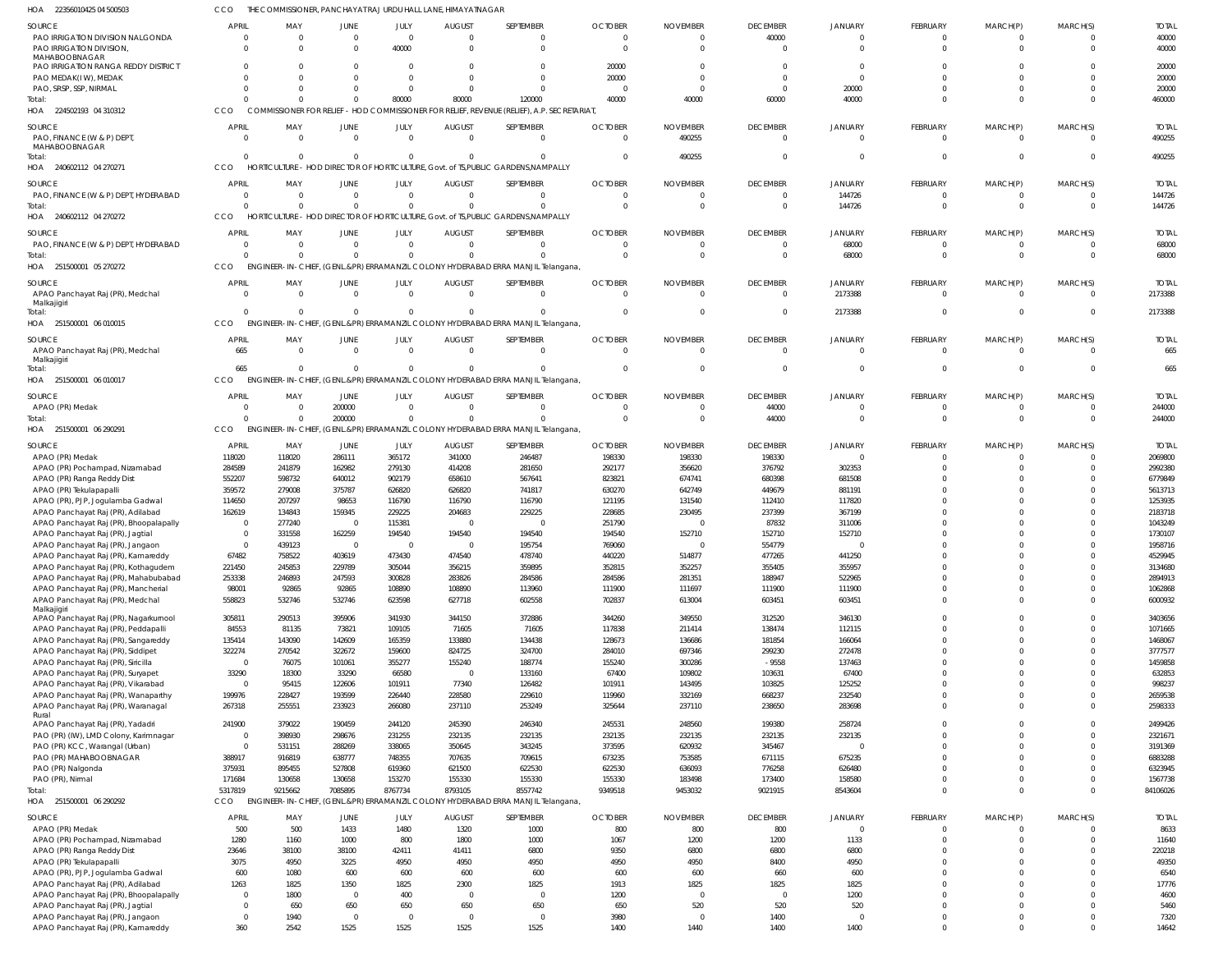HOA 22356010425 04 500503 CCO THE COMMISSIONER, PANCHAYATRAJ URDU HALL LANE, HIMAYATNAGAR

| SOURCE | APRIL | MAY | JUNE | JULY | AUGUST | SEPTEMBER | OCTOBER | NOVEMBER | DECEMBER | JANUARY | FEBRUARY | MARCH(P) | MARCH(S) | TOTAL |
|---|---|---|---|---|---|---|---|---|---|---|---|---|---|---|
| PAO IRRIGATION DIVISION NALGONDA | 0 | 0 | 0 | 0 | 0 | 0 | 0 | 0 | 40000 | 0 | 0 | 0 | 0 | 40000 |
| PAO IRRIGATION DIVISION, MAHABOOBNAGAR | 0 | 0 | 0 | 40000 | 0 | 0 | 0 | 0 | 0 | 0 | 0 | 0 | 0 | 40000 |
| PAO IRRIGATION RANGA REDDY DISTRICT | 0 | 0 | 0 | 0 | 0 | 0 | 20000 | 0 | 0 | 0 | 0 | 0 | 0 | 20000 |
| PAO MEDAK(IW), MEDAK | 0 | 0 | 0 | 0 | 0 | 0 | 20000 | 0 | 0 | 0 | 0 | 0 | 0 | 20000 |
| PAO, SRSP, SSP, NIRMAL | 0 | 0 | 0 | 0 | 0 | 0 | 0 | 0 | 0 | 20000 | 0 | 0 | 0 | 20000 |
| Total: | 0 | 0 | 0 | 80000 | 80000 | 120000 | 40000 | 40000 | 60000 | 40000 | 0 | 0 | 0 | 460000 |

HOA 224502193 04 310312 CCO COMMISSIONER FOR RELIEF - HOD COMMISSIONER FOR RELIEF, REVENUE (RELIEF), A.P. SECRETARIAT,

| SOURCE | APRIL | MAY | JUNE | JULY | AUGUST | SEPTEMBER | OCTOBER | NOVEMBER | DECEMBER | JANUARY | FEBRUARY | MARCH(P) | MARCH(S) | TOTAL |
|---|---|---|---|---|---|---|---|---|---|---|---|---|---|---|
| PAO, FINANCE (W & P) DEPT, MAHABOOBNAGAR | 0 | 0 | 0 | 0 | 0 | 0 | 0 | 490255 | 0 | 0 | 0 | 0 | 0 | 490255 |
| Total: | 0 | 0 | 0 | 0 | 0 | 0 | 0 | 490255 | 0 | 0 | 0 | 0 | 0 | 490255 |

HOA 240602112 04 270271 CCO HORTICULTURE - HOD DIRECTOR OF HORTICULTURE, Govt. of TS,PUBLIC GARDENS,NAMPALLY

| SOURCE | APRIL | MAY | JUNE | JULY | AUGUST | SEPTEMBER | OCTOBER | NOVEMBER | DECEMBER | JANUARY | FEBRUARY | MARCH(P) | MARCH(S) | TOTAL |
|---|---|---|---|---|---|---|---|---|---|---|---|---|---|---|
| PAO, FINANCE (W & P) DEPT, HYDERABAD | 0 | 0 | 0 | 0 | 0 | 0 | 0 | 0 | 0 | 144726 | 0 | 0 | 0 | 144726 |
| Total: | 0 | 0 | 0 | 0 | 0 | 0 | 0 | 0 | 0 | 144726 | 0 | 0 | 0 | 144726 |

HOA 240602112 04 270272 CCO HORTICULTURE - HOD DIRECTOR OF HORTICULTURE, Govt. of TS,PUBLIC GARDENS,NAMPALLY

| SOURCE | APRIL | MAY | JUNE | JULY | AUGUST | SEPTEMBER | OCTOBER | NOVEMBER | DECEMBER | JANUARY | FEBRUARY | MARCH(P) | MARCH(S) | TOTAL |
|---|---|---|---|---|---|---|---|---|---|---|---|---|---|---|
| PAO, FINANCE (W & P) DEPT, HYDERABAD | 0 | 0 | 0 | 0 | 0 | 0 | 0 | 0 | 0 | 68000 | 0 | 0 | 0 | 68000 |
| Total: | 0 | 0 | 0 | 0 | 0 | 0 | 0 | 0 | 0 | 68000 | 0 | 0 | 0 | 68000 |

HOA 251500001 05 270272 CCO ENGINEER-IN-CHIEF, (GENL.&PR) ERRAMANZIL COLONY HYDERABAD ERRA MANJIL Telangana,

| SOURCE | APRIL | MAY | JUNE | JULY | AUGUST | SEPTEMBER | OCTOBER | NOVEMBER | DECEMBER | JANUARY | FEBRUARY | MARCH(P) | MARCH(S) | TOTAL |
|---|---|---|---|---|---|---|---|---|---|---|---|---|---|---|
| APAO Panchayat Raj (PR), Medchal Malkajigiri | 0 | 0 | 0 | 0 | 0 | 0 | 0 | 0 | 0 | 2173388 | 0 | 0 | 0 | 2173388 |
| Total: | 0 | 0 | 0 | 0 | 0 | 0 | 0 | 0 | 0 | 2173388 | 0 | 0 | 0 | 2173388 |

HOA 251500001 06 010015 CCO ENGINEER-IN-CHIEF, (GENL.&PR) ERRAMANZIL COLONY HYDERABAD ERRA MANJIL Telangana,

| SOURCE | APRIL | MAY | JUNE | JULY | AUGUST | SEPTEMBER | OCTOBER | NOVEMBER | DECEMBER | JANUARY | FEBRUARY | MARCH(P) | MARCH(S) | TOTAL |
|---|---|---|---|---|---|---|---|---|---|---|---|---|---|---|
| APAO Panchayat Raj (PR), Medchal Malkajigiri | 665 | 0 | 0 | 0 | 0 | 0 | 0 | 0 | 0 | 0 | 0 | 0 | 0 | 665 |
| Total: | 665 | 0 | 0 | 0 | 0 | 0 | 0 | 0 | 0 | 0 | 0 | 0 | 0 | 665 |

HOA 251500001 06 010017 CCO ENGINEER-IN-CHIEF, (GENL.&PR) ERRAMANZIL COLONY HYDERABAD ERRA MANJIL Telangana,

| SOURCE | APRIL | MAY | JUNE | JULY | AUGUST | SEPTEMBER | OCTOBER | NOVEMBER | DECEMBER | JANUARY | FEBRUARY | MARCH(P) | MARCH(S) | TOTAL |
|---|---|---|---|---|---|---|---|---|---|---|---|---|---|---|
| APAO (PR) Medak | 0 | 0 | 200000 | 0 | 0 | 0 | 0 | 0 | 44000 | 0 | 0 | 0 | 0 | 244000 |
| Total: | 0 | 0 | 200000 | 0 | 0 | 0 | 0 | 0 | 44000 | 0 | 0 | 0 | 0 | 244000 |

HOA 251500001 06 290291 CCO ENGINEER-IN-CHIEF, (GENL.&PR) ERRAMANZIL COLONY HYDERABAD ERRA MANJIL Telangana,

| SOURCE | APRIL | MAY | JUNE | JULY | AUGUST | SEPTEMBER | OCTOBER | NOVEMBER | DECEMBER | JANUARY | FEBRUARY | MARCH(P) | MARCH(S) | TOTAL |
|---|---|---|---|---|---|---|---|---|---|---|---|---|---|---|
| APAO (PR) Medak | 118020 | 118020 | 286111 | 365172 | 341000 | 246487 | 198330 | 198330 | 198330 | 0 | 0 | 0 | 0 | 2069800 |
| APAO (PR) Pochampad, Nizamabad | 284589 | 241879 | 162982 | 279130 | 414208 | 281650 | 292177 | 356620 | 376792 | 302353 | 0 | 0 | 0 | 2992380 |
| APAO (PR) Ranga Reddy Dist | 552207 | 598732 | 640012 | 902179 | 658610 | 567641 | 823821 | 674741 | 680398 | 681508 | 0 | 0 | 0 | 6779849 |
| APAO (PR) Tekulapapalli | 359572 | 279008 | 375787 | 626820 | 626820 | 741817 | 630270 | 642749 | 449679 | 881191 | 0 | 0 | 0 | 5613713 |
| APAO (PR), PJP, Jogulamba Gadwal | 114650 | 207297 | 98653 | 116790 | 116790 | 116790 | 121195 | 131540 | 112410 | 117820 | 0 | 0 | 0 | 1253935 |
| APAO Panchayat Raj (PR), Adilabad | 162619 | 134843 | 159345 | 229225 | 204683 | 229225 | 228685 | 230495 | 237399 | 367199 | 0 | 0 | 0 | 2183718 |
| APAO Panchayat Raj (PR), Bhoopalapally | 0 | 277240 | 0 | 115381 | 0 | 0 | 251790 | 0 | 87832 | 311006 | 0 | 0 | 0 | 1043249 |
| APAO Panchayat Raj (PR), Jagtial | 0 | 331558 | 162259 | 194540 | 194540 | 194540 | 194540 | 152710 | 152710 | 152710 | 0 | 0 | 0 | 1730107 |
| APAO Panchayat Raj (PR), Jangaon | 0 | 439123 | 0 | 0 | 0 | 195754 | 769060 | 0 | 554779 | 0 | 0 | 0 | 0 | 1958716 |
| APAO Panchayat Raj (PR), Kamareddy | 67482 | 758522 | 403619 | 473430 | 474540 | 478740 | 440220 | 514877 | 477265 | 441250 | 0 | 0 | 0 | 4529945 |
| APAO Panchayat Raj (PR), Kothagudem | 221450 | 245853 | 229789 | 305044 | 356215 | 359895 | 352815 | 352257 | 355405 | 355957 | 0 | 0 | 0 | 3134680 |
| APAO Panchayat Raj (PR), Mahabubabad | 253338 | 246893 | 247593 | 300828 | 283826 | 284586 | 284586 | 281351 | 188947 | 522965 | 0 | 0 | 0 | 2894913 |
| APAO Panchayat Raj (PR), Mancherial | 98001 | 92865 | 92865 | 108890 | 108890 | 113960 | 111900 | 111697 | 111900 | 111900 | 0 | 0 | 0 | 1062868 |
| APAO Panchayat Raj (PR), Medchal Malkajigiri | 558823 | 532746 | 532746 | 623598 | 627718 | 602558 | 702837 | 613004 | 603451 | 603451 | 0 | 0 | 0 | 6000932 |
| APAO Panchayat Raj (PR), Nagarkurnool | 305811 | 290513 | 395906 | 341930 | 344150 | 372886 | 344260 | 349550 | 312520 | 346130 | 0 | 0 | 0 | 3403656 |
| APAO Panchayat Raj (PR), Peddapalli | 84553 | 81135 | 73821 | 109105 | 71605 | 71605 | 117838 | 211414 | 138474 | 112115 | 0 | 0 | 0 | 1071665 |
| APAO Panchayat Raj (PR), Sangareddy | 135414 | 143090 | 142609 | 165359 | 133880 | 134438 | 128673 | 136686 | 181854 | 166064 | 0 | 0 | 0 | 1468067 |
| APAO Panchayat Raj (PR), Siddipet | 322274 | 270542 | 322672 | 159600 | 824725 | 324700 | 284010 | 697346 | 299230 | 272478 | 0 | 0 | 0 | 3777577 |
| APAO Panchayat Raj (PR), Siricilla | 0 | 76075 | 101061 | 355277 | 155240 | 188774 | 155240 | 300286 | -9558 | 137463 | 0 | 0 | 0 | 1459858 |
| APAO Panchayat Raj (PR), Suryapet | 33290 | 18300 | 33290 | 66580 | 0 | 133160 | 67400 | 109802 | 103631 | 67400 | 0 | 0 | 0 | 632853 |
| APAO Panchayat Raj (PR), Vikarabad | 0 | 95415 | 122606 | 101911 | 77340 | 126482 | 101911 | 143495 | 103825 | 125252 | 0 | 0 | 0 | 998237 |
| APAO Panchayat Raj (PR), Wanaparthy | 199976 | 228427 | 193599 | 226440 | 228580 | 229610 | 119960 | 332169 | 668237 | 232540 | 0 | 0 | 0 | 2659538 |
| APAO Panchayat Raj (PR), Waranagal Rural | 267318 | 255551 | 233923 | 266080 | 237110 | 253249 | 325644 | 237110 | 238650 | 283698 | 0 | 0 | 0 | 2598333 |
| APAO Panchayat Raj (PR), Yadadri | 241900 | 379022 | 190459 | 244120 | 245390 | 246340 | 245531 | 248560 | 199380 | 258724 | 0 | 0 | 0 | 2499426 |
| PAO (PR) (IW), LMD Colony, Karimnagar | 0 | 398930 | 298676 | 231255 | 232135 | 232135 | 232135 | 232135 | 232135 | 232135 | 0 | 0 | 0 | 2321671 |
| PAO (PR) KCC, Warangal (Urban) | 0 | 531151 | 288269 | 338065 | 350645 | 343245 | 373595 | 620932 | 345467 | 0 | 0 | 0 | 0 | 3191369 |
| PAO (PR) MAHABOOBNAGAR | 388917 | 916819 | 638777 | 748355 | 707635 | 709615 | 673235 | 753585 | 671115 | 675235 | 0 | 0 | 0 | 6883288 |
| PAO (PR) Nalgonda | 375931 | 895455 | 527808 | 619360 | 621500 | 622530 | 622530 | 636093 | 776258 | 626480 | 0 | 0 | 0 | 6323945 |
| PAO (PR), Nirmal | 171684 | 130658 | 130658 | 153270 | 155330 | 155330 | 155330 | 183498 | 173400 | 158580 | 0 | 0 | 0 | 1567738 |
| Total: | 5317819 | 9215662 | 7085895 | 8767734 | 8793105 | 8557742 | 9349518 | 9453032 | 9021915 | 8543604 | 0 | 0 | 0 | 84106026 |

HOA 251500001 06 290292 CCO ENGINEER-IN-CHIEF, (GENL.&PR) ERRAMANZIL COLONY HYDERABAD ERRA MANJIL Telangana,

| SOURCE | APRIL | MAY | JUNE | JULY | AUGUST | SEPTEMBER | OCTOBER | NOVEMBER | DECEMBER | JANUARY | FEBRUARY | MARCH(P) | MARCH(S) | TOTAL |
|---|---|---|---|---|---|---|---|---|---|---|---|---|---|---|
| APAO (PR) Medak | 500 | 500 | 1433 | 1480 | 1320 | 1000 | 800 | 800 | 800 | 0 | 0 | 0 | 0 | 8633 |
| APAO (PR) Pochampad, Nizamabad | 1280 | 1160 | 1000 | 800 | 1800 | 1000 | 1067 | 1200 | 1200 | 1133 | 0 | 0 | 0 | 11640 |
| APAO (PR) Ranga Reddy Dist | 23646 | 38100 | 38100 | 42411 | 41411 | 6800 | 9350 | 6800 | 6800 | 6800 | 0 | 0 | 0 | 220218 |
| APAO (PR) Tekulapapalli | 3075 | 4950 | 3225 | 4950 | 4950 | 4950 | 4950 | 4950 | 8400 | 4950 | 0 | 0 | 0 | 49350 |
| APAO (PR), PJP, Jogulamba Gadwal | 600 | 1080 | 600 | 600 | 600 | 600 | 600 | 600 | 660 | 600 | 0 | 0 | 0 | 6540 |
| APAO Panchayat Raj (PR), Adilabad | 1263 | 1825 | 1350 | 1825 | 2300 | 1825 | 1913 | 1825 | 1825 | 1825 | 0 | 0 | 0 | 17776 |
| APAO Panchayat Raj (PR), Bhoopalapally | 0 | 1800 | 0 | 400 | 0 | 0 | 1200 | 0 | 0 | 1200 | 0 | 0 | 0 | 4600 |
| APAO Panchayat Raj (PR), Jagtial | 0 | 650 | 650 | 650 | 650 | 650 | 650 | 520 | 520 | 520 | 0 | 0 | 0 | 5460 |
| APAO Panchayat Raj (PR), Jangaon | 0 | 1940 | 0 | 0 | 0 | 0 | 3980 | 0 | 1400 | 0 | 0 | 0 | 0 | 7320 |
| APAO Panchayat Raj (PR), Kamareddy | 360 | 2542 | 1525 | 1525 | 1525 | 1525 | 1400 | 1440 | 1400 | 1400 | 0 | 0 | 0 | 14642 |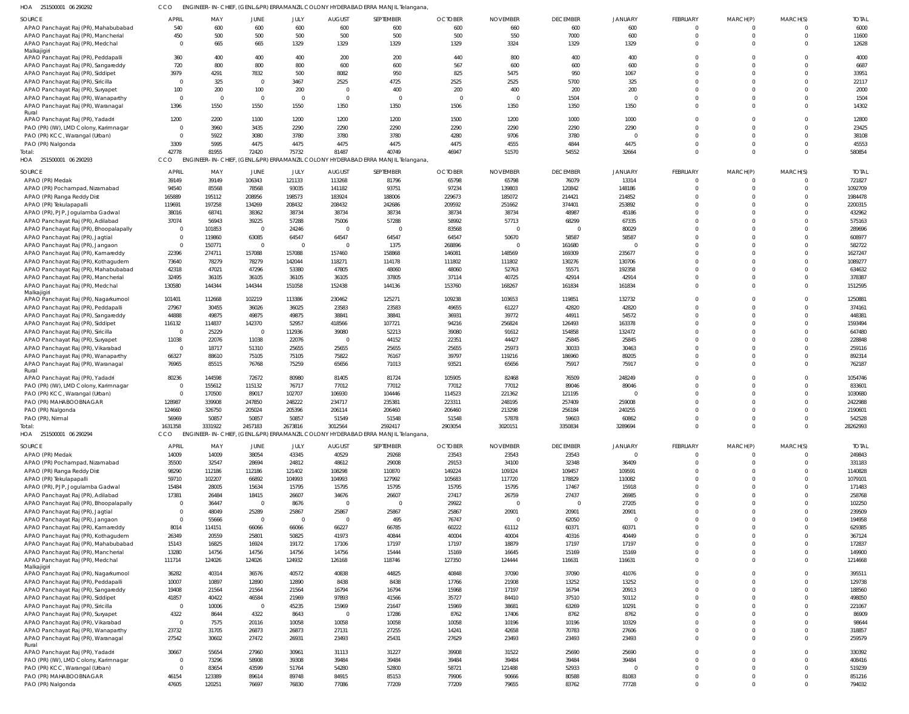HOA 251500001 06 290292 CCO ENGINEER-IN-CHIEF, (GENL.&PR) ERRAMANZIL COLONY HYDERABAD ERRA MANJIL Telangana,

| SOURCE | APRIL | MAY | JUNE | JULY | AUGUST | SEPTEMBER | OCTOBER | NOVEMBER | DECEMBER | JANUARY | FEBRUARY | MARCH(P) | MARCH(S) | TOTAL |
|---|---|---|---|---|---|---|---|---|---|---|---|---|---|---|
| APAO Panchayat Raj (PR), Mahabubabad | 540 | 600 | 600 | 600 | 600 | 600 | 600 | 660 | 600 | 600 | 0 | 0 | 0 | 6000 |
| APAO Panchayat Raj (PR), Mancherial | 450 | 500 | 500 | 500 | 500 | 500 | 500 | 550 | 7000 | 600 | 0 | 0 | 0 | 11600 |
| APAO Panchayat Raj (PR), Medchal Malkajigiri | 0 | 665 | 665 | 1329 | 1329 | 1329 | 1329 | 3324 | 1329 | 1329 | 0 | 0 | 0 | 12628 |
| APAO Panchayat Raj (PR), Peddapalli | 360 | 400 | 400 | 400 | 200 | 200 | 440 | 800 | 400 | 400 | 0 | 0 | 0 | 4000 |
| APAO Panchayat Raj (PR), Sangareddy | 720 | 800 | 800 | 800 | 600 | 600 | 567 | 600 | 600 | 600 | 0 | 0 | 0 | 6687 |
| APAO Panchayat Raj (PR), Siddipet | 3979 | 4291 | 7832 | 500 | 8082 | 950 | 825 | 5475 | 950 | 1067 | 0 | 0 | 0 | 33951 |
| APAO Panchayat Raj (PR), Siricilla | 0 | 325 | 0 | 3467 | 2525 | 4725 | 2525 | 2525 | 5700 | 325 | 0 | 0 | 0 | 22117 |
| APAO Panchayat Raj (PR), Suryapet | 100 | 200 | 100 | 200 | 0 | 400 | 200 | 400 | 200 | 200 | 0 | 0 | 0 | 2000 |
| APAO Panchayat Raj (PR), Wanaparthy | 0 | 0 | 0 | 0 | 0 | 0 | 0 | 0 | 1504 | 0 | 0 | 0 | 0 | 1504 |
| APAO Panchayat Raj (PR), Waranagal Rural | 1396 | 1550 | 1550 | 1550 | 1350 | 1350 | 1506 | 1350 | 1350 | 1350 | 0 | 0 | 0 | 14302 |
| APAO Panchayat Raj (PR), Yadadri | 1200 | 2200 | 1100 | 1200 | 1200 | 1200 | 1500 | 1200 | 1000 | 1000 | 0 | 0 | 0 | 12800 |
| PAO (PR) (IW), LMD Colony, Karimnagar | 0 | 3960 | 3435 | 2290 | 2290 | 2290 | 2290 | 2290 | 2290 | 2290 | 0 | 0 | 0 | 23425 |
| PAO (PR) KCC, Warangal (Urban) | 0 | 5922 | 3080 | 3780 | 3780 | 3780 | 4280 | 9706 | 3780 | 0 | 0 | 0 | 0 | 38108 |
| PAO (PR) Nalgonda | 3309 | 5995 | 4475 | 4475 | 4475 | 4475 | 4475 | 4555 | 4844 | 4475 | 0 | 0 | 0 | 45553 |
| Total: | 42778 | 81955 | 72420 | 75732 | 81487 | 40749 | 46947 | 51570 | 54552 | 32664 | 0 | 0 | 0 | 580854 |

HOA 251500001 06 290293 CCO ENGINEER-IN-CHIEF, (GENL.&PR) ERRAMANZIL COLONY HYDERABAD ERRA MANJIL Telangana,

| SOURCE | APRIL | MAY | JUNE | JULY | AUGUST | SEPTEMBER | OCTOBER | NOVEMBER | DECEMBER | JANUARY | FEBRUARY | MARCH(P) | MARCH(S) | TOTAL |
|---|---|---|---|---|---|---|---|---|---|---|---|---|---|---|
| APAO (PR) Medak | 39149 | 39149 | 106343 | 121133 | 113268 | 81796 | 65798 | 65798 | 76079 | 13314 | 0 | 0 | 0 | 721827 |
| APAO (PR) Pochampad, Nizamabad | 94540 | 85568 | 78568 | 93035 | 141182 | 93751 | 97234 | 139803 | 120842 | 148186 | 0 | 0 | 0 | 1092709 |
| APAO (PR) Ranga Reddy Dist | 165889 | 195112 | 208956 | 198573 | 183924 | 188006 | 229673 | 185072 | 214421 | 214852 | 0 | 0 | 0 | 1984478 |
| APAO (PR) Tekulapapalli | 119691 | 197258 | 134269 | 208432 | 208432 | 242686 | 209592 | 251662 | 374401 | 253892 | 0 | 0 | 0 | 2200315 |
| APAO (PR), PJP, Jogulamba Gadwal | 38016 | 68741 | 38362 | 38734 | 38734 | 38734 | 38734 | 38734 | 48987 | 45186 | 0 | 0 | 0 | 432962 |
| APAO Panchayat Raj (PR), Adilabad | 37074 | 56943 | 39225 | 57288 | 75006 | 57288 | 58992 | 57713 | 68299 | 67335 | 0 | 0 | 0 | 575163 |
| APAO Panchayat Raj (PR), Bhoopalapally | 0 | 101853 | 0 | 24246 | 0 | 0 | 83568 | 0 | 0 | 80029 | 0 | 0 | 0 | 289696 |
| APAO Panchayat Raj (PR), Jagtial | 0 | 119860 | 63085 | 64547 | 64547 | 64547 | 64547 | 50670 | 58587 | 58587 | 0 | 0 | 0 | 608977 |
| APAO Panchayat Raj (PR), Jangaon | 0 | 150771 | 0 | 0 | 0 | 1375 | 268896 | 0 | 161680 | 0 | 0 | 0 | 0 | 582722 |
| APAO Panchayat Raj (PR), Kamareddy | 22396 | 274711 | 157088 | 157088 | 157460 | 158868 | 146081 | 148569 | 169309 | 235677 | 0 | 0 | 0 | 1627247 |
| APAO Panchayat Raj (PR), Kothagudem | 73640 | 78279 | 78279 | 142044 | 118271 | 114178 | 111802 | 111802 | 130276 | 130706 | 0 | 0 | 0 | 1089277 |
| APAO Panchayat Raj (PR), Mahabubabad | 42318 | 47021 | 47296 | 53380 | 47805 | 48060 | 48060 | 52763 | 55571 | 192358 | 0 | 0 | 0 | 634632 |
| APAO Panchayat Raj (PR), Mancherial | 32495 | 36105 | 36105 | 36105 | 36105 | 37805 | 37114 | 40725 | 42914 | 42914 | 0 | 0 | 0 | 378387 |
| APAO Panchayat Raj (PR), Medchal Malkajigiri | 130580 | 144344 | 144344 | 151058 | 152438 | 144136 | 153760 | 168267 | 161834 | 161834 | 0 | 0 | 0 | 1512595 |
| APAO Panchayat Raj (PR), Nagarkurnool | 101401 | 112668 | 102219 | 113386 | 230462 | 125271 | 109238 | 103653 | 119851 | 132732 | 0 | 0 | 0 | 1250881 |
| APAO Panchayat Raj (PR), Peddapalli | 27967 | 30455 | 36026 | 36025 | 23583 | 23583 | 49655 | 61227 | 42820 | 42820 | 0 | 0 | 0 | 374161 |
| APAO Panchayat Raj (PR), Sangareddy | 44888 | 49875 | 49875 | 49875 | 38841 | 38841 | 36931 | 39772 | 44911 | 54572 | 0 | 0 | 0 | 448381 |
| APAO Panchayat Raj (PR), Siddipet | 116132 | 114837 | 142370 | 52957 | 418566 | 107721 | 94216 | 256824 | 126493 | 163378 | 0 | 0 | 0 | 1593494 |
| APAO Panchayat Raj (PR), Siricilla | 0 | 25229 | 0 | 112936 | 39080 | 52213 | 39080 | 91612 | 154858 | 132472 | 0 | 0 | 0 | 647480 |
| APAO Panchayat Raj (PR), Suryapet | 11038 | 22076 | 11038 | 22076 | 0 | 44152 | 22351 | 44427 | 25845 | 25845 | 0 | 0 | 0 | 228848 |
| APAO Panchayat Raj (PR), Vikarabad | 0 | 18717 | 51310 | 25655 | 25655 | 25655 | 25655 | 25973 | 30033 | 30463 | 0 | 0 | 0 | 259116 |
| APAO Panchayat Raj (PR), Wanaparthy | 66327 | 88610 | 75105 | 75105 | 75822 | 76167 | 39797 | 119216 | 186960 | 89205 | 0 | 0 | 0 | 892314 |
| APAO Panchayat Raj (PR), Waranagal Rural | 76965 | 85515 | 76768 | 75259 | 65656 | 71013 | 93521 | 65656 | 75917 | 75917 | 0 | 0 | 0 | 762187 |
| APAO Panchayat Raj (PR), Yadadri | 80236 | 144598 | 72672 | 80980 | 81405 | 81724 | 105905 | 82468 | 76509 | 248249 | 0 | 0 | 0 | 1054746 |
| PAO (PR) (IW), LMD Colony, Karimnagar | 0 | 155612 | 115132 | 76717 | 77012 | 77012 | 77012 | 77012 | 89046 | 89046 | 0 | 0 | 0 | 833601 |
| PAO (PR) KCC, Warangal (Urban) | 0 | 170500 | 89017 | 102707 | 106930 | 104446 | 114523 | 221362 | 121195 | 0 | 0 | 0 | 0 | 1030680 |
| PAO (PR) MAHABOOBNAGAR | 128987 | 339908 | 247850 | 248222 | 234717 | 235381 | 223311 | 248195 | 257409 | 259008 | 0 | 0 | 0 | 2422988 |
| PAO (PR) Nalgonda | 124660 | 326750 | 205024 | 205396 | 206114 | 206460 | 206460 | 213298 | 256184 | 240255 | 0 | 0 | 0 | 2190601 |
| PAO (PR), Nirmal | 56969 | 50857 | 50857 | 50857 | 51549 | 51548 | 51548 | 57878 | 59603 | 60862 | 0 | 0 | 0 | 542528 |
| Total: | 1631358 | 3331922 | 2457183 | 2673816 | 3012564 | 2592417 | 2903054 | 3020151 | 3350834 | 3289694 | 0 | 0 | 0 | 28262993 |

HOA 251500001 06 290294 CCO ENGINEER-IN-CHIEF, (GENL.&PR) ERRAMANZIL COLONY HYDERABAD ERRA MANJIL Telangana,

| SOURCE | APRIL | MAY | JUNE | JULY | AUGUST | SEPTEMBER | OCTOBER | NOVEMBER | DECEMBER | JANUARY | FEBRUARY | MARCH(P) | MARCH(S) | TOTAL |
|---|---|---|---|---|---|---|---|---|---|---|---|---|---|---|
| APAO (PR) Medak | 14009 | 14009 | 38054 | 43345 | 40529 | 29268 | 23543 | 23543 | 23543 | 0 | 0 | 0 | 0 | 249843 |
| APAO (PR) Pochampad, Nizamabad | 35500 | 32547 | 28694 | 24812 | 48612 | 29008 | 29153 | 34100 | 32348 | 36409 | 0 | 0 | 0 | 331183 |
| APAO (PR) Ranga Reddy Dist | 98290 | 112186 | 112186 | 121402 | 108298 | 110870 | 149224 | 109324 | 109457 | 109591 | 0 | 0 | 0 | 1140828 |
| APAO (PR) Tekulapapalli | 59710 | 102207 | 66892 | 104993 | 104993 | 127992 | 105683 | 117720 | 178829 | 110082 | 0 | 0 | 0 | 1079101 |
| APAO (PR), PJP, Jogulamba Gadwal | 15484 | 28005 | 15634 | 15795 | 15795 | 15795 | 15795 | 15795 | 17467 | 15918 | 0 | 0 | 0 | 171483 |
| APAO Panchayat Raj (PR), Adilabad | 17381 | 26484 | 18415 | 26607 | 34676 | 26607 | 27417 | 26759 | 27437 | 26985 | 0 | 0 | 0 | 258768 |
| APAO Panchayat Raj (PR), Bhoopalapally | 0 | 36447 | 0 | 8676 | 0 | 0 | 29922 | 0 | 0 | 27205 | 0 | 0 | 0 | 102250 |
| APAO Panchayat Raj (PR), Jagtial | 0 | 48049 | 25289 | 25867 | 25867 | 25867 | 25867 | 20901 | 20901 | 20901 | 0 | 0 | 0 | 239509 |
| APAO Panchayat Raj (PR), Jangaon | 0 | 55666 | 0 | 0 | 0 | 495 | 76747 | 0 | 62050 | 0 | 0 | 0 | 0 | 194958 |
| APAO Panchayat Raj (PR), Kamareddy | 8014 | 114151 | 66066 | 66066 | 66227 | 66785 | 60222 | 61112 | 60371 | 60371 | 0 | 0 | 0 | 629385 |
| APAO Panchayat Raj (PR), Kothagudem | 26349 | 20559 | 25801 | 50825 | 41973 | 40844 | 40004 | 40004 | 40316 | 40449 | 0 | 0 | 0 | 367124 |
| APAO Panchayat Raj (PR), Mahabubabad | 15143 | 16825 | 16924 | 19172 | 17106 | 17197 | 17197 | 18879 | 17197 | 17197 | 0 | 0 | 0 | 172837 |
| APAO Panchayat Raj (PR), Mancherial | 13280 | 14756 | 14756 | 14756 | 14756 | 15444 | 15169 | 16645 | 15169 | 15169 | 0 | 0 | 0 | 149900 |
| APAO Panchayat Raj (PR), Medchal Malkajigiri | 111714 | 124026 | 124026 | 124932 | 126168 | 118746 | 127350 | 124444 | 116631 | 116631 | 0 | 0 | 0 | 1214668 |
| APAO Panchayat Raj (PR), Nagarkurnool | 36282 | 40314 | 36576 | 40572 | 40838 | 44825 | 40848 | 37090 | 37090 | 41076 | 0 | 0 | 0 | 395511 |
| APAO Panchayat Raj (PR), Peddapalli | 10007 | 10897 | 12890 | 12890 | 8438 | 8438 | 17766 | 21908 | 13252 | 13252 | 0 | 0 | 0 | 129738 |
| APAO Panchayat Raj (PR), Sangareddy | 19408 | 21564 | 21564 | 21564 | 16794 | 16794 | 15968 | 17197 | 16794 | 20913 | 0 | 0 | 0 | 188560 |
| APAO Panchayat Raj (PR), Siddipet | 41857 | 40422 | 46584 | 21969 | 97893 | 41566 | 35727 | 84410 | 37510 | 50112 | 0 | 0 | 0 | 498050 |
| APAO Panchayat Raj (PR), Siricilla | 0 | 10006 | 0 | 45235 | 15969 | 21647 | 15969 | 38681 | 63269 | 10291 | 0 | 0 | 0 | 221067 |
| APAO Panchayat Raj (PR), Suryapet | 4322 | 8644 | 4322 | 8643 | 0 | 17286 | 8762 | 17406 | 8762 | 8762 | 0 | 0 | 0 | 86909 |
| APAO Panchayat Raj (PR), Vikarabad | 0 | 7575 | 20116 | 10058 | 10058 | 10058 | 10058 | 10196 | 10196 | 10329 | 0 | 0 | 0 | 98644 |
| APAO Panchayat Raj (PR), Wanaparthy | 23732 | 31705 | 26873 | 26873 | 27131 | 27255 | 14241 | 42658 | 70783 | 27606 | 0 | 0 | 0 | 318857 |
| APAO Panchayat Raj (PR), Waranagal Rural | 27542 | 30602 | 27472 | 26931 | 23493 | 25431 | 27629 | 23493 | 23493 | 23493 | 0 | 0 | 0 | 259579 |
| APAO Panchayat Raj (PR), Yadadri | 30667 | 55654 | 27960 | 30961 | 31113 | 31227 | 39908 | 31522 | 25690 | 25690 | 0 | 0 | 0 | 330392 |
| PAO (PR) (IW), LMD Colony, Karimnagar | 0 | 73296 | 58908 | 39308 | 39484 | 39484 | 39484 | 39484 | 39484 | 39484 | 0 | 0 | 0 | 408416 |
| PAO (PR) KCC, Warangal (Urban) | 0 | 83654 | 43599 | 51764 | 54280 | 52800 | 58721 | 121488 | 52933 | 0 | 0 | 0 | 0 | 519239 |
| PAO (PR) MAHABOOBNAGAR | 46154 | 123389 | 89614 | 89748 | 84915 | 85153 | 79906 | 90666 | 80588 | 81083 | 0 | 0 | 0 | 851216 |
| PAO (PR) Nalgonda | 47605 | 120251 | 76697 | 76830 | 77086 | 77209 | 77209 | 79655 | 83762 | 77728 | 0 | 0 | 0 | 794032 |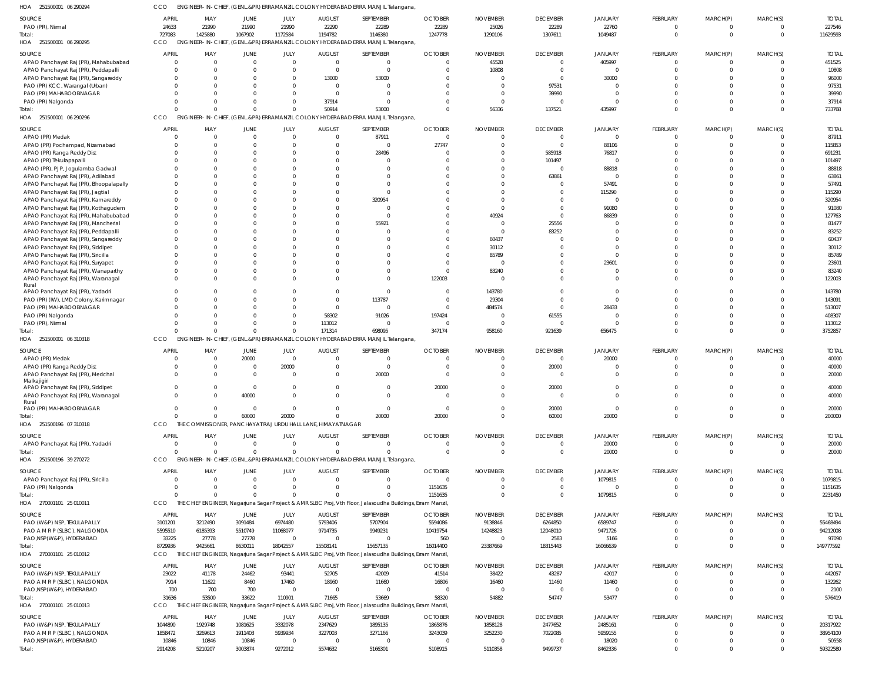HOA 251500001 06 290294 CCO ENGINEER- IN- CHIEF, (GENL.&PR) ERRAMANZIL COLONY HYDERABAD ERRA MANJIL Telangana,

| SOURCE | APRIL | MAY | JUNE | JULY | AUGUST | SEPTEMBER | OCTOBER | NOVEMBER | DECEMBER | JANUARY | FEBRUARY | MARCH(P) | MARCH(S) | TOTAL |
|---|---|---|---|---|---|---|---|---|---|---|---|---|---|---|
| PAO (PR), Nirmal | 24633 | 21990 | 21990 | 21990 | 22290 | 22289 | 22289 | 25026 | 22289 | 22760 | 0 | 0 | 0 | 227546 |
| Total: | 727083 | 1425880 | 1067902 | 1172584 | 1194782 | 1146380 | 1247778 | 1290106 | 1307611 | 1049487 | 0 | 0 | 0 | 11629593 |

HOA 251500001 06 290295 CCO ENGINEER- IN- CHIEF, (GENL.&PR) ERRAMANZIL COLONY HYDERABAD ERRA MANJIL Telangana,

| SOURCE | APRIL | MAY | JUNE | JULY | AUGUST | SEPTEMBER | OCTOBER | NOVEMBER | DECEMBER | JANUARY | FEBRUARY | MARCH(P) | MARCH(S) | TOTAL |
|---|---|---|---|---|---|---|---|---|---|---|---|---|---|---|
| APAO Panchayat Raj (PR), Mahabubabad | 0 | 0 | 0 | 0 | 0 | 0 | 0 | 45528 | 0 | 405997 | 0 | 0 | 0 | 451525 |
| APAO Panchayat Raj (PR), Peddapalli | 0 | 0 | 0 | 0 | 0 | 0 | 0 | 10808 | 0 | 0 | 0 | 0 | 0 | 10808 |
| APAO Panchayat Raj (PR), Sangareddy | 0 | 0 | 0 | 0 | 13000 | 53000 | 0 | 0 | 0 | 30000 | 0 | 0 | 0 | 96000 |
| PAO (PR) KCC, Warangal (Urban) | 0 | 0 | 0 | 0 | 0 | 0 | 0 | 0 | 97531 | 0 | 0 | 0 | 0 | 97531 |
| PAO (PR) MAHABOOBNAGAR | 0 | 0 | 0 | 0 | 0 | 0 | 0 | 0 | 39990 | 0 | 0 | 0 | 0 | 39990 |
| PAO (PR) Nalgonda | 0 | 0 | 0 | 0 | 37914 | 0 | 0 | 0 | 0 | 0 | 0 | 0 | 0 | 37914 |
| Total: | 0 | 0 | 0 | 0 | 50914 | 53000 | 0 | 56336 | 137521 | 435997 | 0 | 0 | 0 | 733768 |

HOA 251500001 06 290296 CCO ENGINEER- IN- CHIEF, (GENL.&PR) ERRAMANZIL COLONY HYDERABAD ERRA MANJIL Telangana,

| SOURCE | APRIL | MAY | JUNE | JULY | AUGUST | SEPTEMBER | OCTOBER | NOVEMBER | DECEMBER | JANUARY | FEBRUARY | MARCH(P) | MARCH(S) | TOTAL |
|---|---|---|---|---|---|---|---|---|---|---|---|---|---|---|
| APAO (PR) Medak | 0 | 0 | 0 | 0 | 0 | 87911 | 0 | 0 | 0 | 0 | 0 | 0 | 0 | 87911 |
| APAO (PR) Pochampad, Nizamabad | 0 | 0 | 0 | 0 | 0 | 0 | 27747 | 0 | 0 | 88106 | 0 | 0 | 0 | 115853 |
| APAO (PR) Ranga Reddy Dist | 0 | 0 | 0 | 0 | 0 | 28496 | 0 | 0 | 585918 | 76817 | 0 | 0 | 0 | 691231 |
| APAO (PR) Tekulapapalli | 0 | 0 | 0 | 0 | 0 | 0 | 0 | 0 | 101497 | 0 | 0 | 0 | 0 | 101497 |
| APAO (PR), PJP, Jogulamba Gadwal | 0 | 0 | 0 | 0 | 0 | 0 | 0 | 0 | 0 | 88818 | 0 | 0 | 0 | 88818 |
| APAO Panchayat Raj (PR), Adilabad | 0 | 0 | 0 | 0 | 0 | 0 | 0 | 0 | 63861 | 0 | 0 | 0 | 0 | 63861 |
| APAO Panchayat Raj (PR), Bhoopalapally | 0 | 0 | 0 | 0 | 0 | 0 | 0 | 0 | 0 | 57491 | 0 | 0 | 0 | 57491 |
| APAO Panchayat Raj (PR), Jagtial | 0 | 0 | 0 | 0 | 0 | 0 | 0 | 0 | 0 | 115290 | 0 | 0 | 0 | 115290 |
| APAO Panchayat Raj (PR), Kamareddy | 0 | 0 | 0 | 0 | 0 | 320954 | 0 | 0 | 0 | 0 | 0 | 0 | 0 | 320954 |
| APAO Panchayat Raj (PR), Kothagudem | 0 | 0 | 0 | 0 | 0 | 0 | 0 | 0 | 0 | 91080 | 0 | 0 | 0 | 91080 |
| APAO Panchayat Raj (PR), Mahabubabad | 0 | 0 | 0 | 0 | 0 | 0 | 0 | 40924 | 0 | 86839 | 0 | 0 | 0 | 127763 |
| APAO Panchayat Raj (PR), Mancherial | 0 | 0 | 0 | 0 | 0 | 55921 | 0 | 0 | 25556 | 0 | 0 | 0 | 0 | 81477 |
| APAO Panchayat Raj (PR), Peddapalli | 0 | 0 | 0 | 0 | 0 | 0 | 0 | 0 | 83252 | 0 | 0 | 0 | 0 | 83252 |
| APAO Panchayat Raj (PR), Sangareddy | 0 | 0 | 0 | 0 | 0 | 0 | 0 | 60437 | 0 | 0 | 0 | 0 | 0 | 60437 |
| APAO Panchayat Raj (PR), Siddipet | 0 | 0 | 0 | 0 | 0 | 0 | 0 | 30112 | 0 | 0 | 0 | 0 | 0 | 30112 |
| APAO Panchayat Raj (PR), Siricilla | 0 | 0 | 0 | 0 | 0 | 0 | 0 | 85789 | 0 | 0 | 0 | 0 | 0 | 85789 |
| APAO Panchayat Raj (PR), Suryapet | 0 | 0 | 0 | 0 | 0 | 0 | 0 | 0 | 0 | 23601 | 0 | 0 | 0 | 23601 |
| APAO Panchayat Raj (PR), Wanaparthy | 0 | 0 | 0 | 0 | 0 | 0 | 0 | 83240 | 0 | 0 | 0 | 0 | 0 | 83240 |
| APAO Panchayat Raj (PR), Waranagal Rural | 0 | 0 | 0 | 0 | 0 | 0 | 122003 | 0 | 0 | 0 | 0 | 0 | 0 | 122003 |
| APAO Panchayat Raj (PR), Yadadri | 0 | 0 | 0 | 0 | 0 | 0 | 0 | 143780 | 0 | 0 | 0 | 0 | 0 | 143780 |
| PAO (PR) (IW), LMD Colony, Karimnagar | 0 | 0 | 0 | 0 | 0 | 113787 | 0 | 29304 | 0 | 0 | 0 | 0 | 0 | 143091 |
| PAO (PR) MAHABOOBNAGAR | 0 | 0 | 0 | 0 | 0 | 0 | 0 | 484574 | 0 | 28433 | 0 | 0 | 0 | 513007 |
| PAO (PR) Nalgonda | 0 | 0 | 0 | 0 | 58302 | 91026 | 197424 | 0 | 61555 | 0 | 0 | 0 | 0 | 408307 |
| PAO (PR), Nirmal | 0 | 0 | 0 | 0 | 113012 | 0 | 0 | 0 | 0 | 0 | 0 | 0 | 0 | 113012 |
| Total: | 0 | 0 | 0 | 0 | 171314 | 698095 | 347174 | 958160 | 921639 | 656475 | 0 | 0 | 0 | 3752857 |

HOA 251500001 06 310318 CCO ENGINEER- IN- CHIEF, (GENL.&PR) ERRAMANZIL COLONY HYDERABAD ERRA MANJIL Telangana,

| SOURCE | APRIL | MAY | JUNE | JULY | AUGUST | SEPTEMBER | OCTOBER | NOVEMBER | DECEMBER | JANUARY | FEBRUARY | MARCH(P) | MARCH(S) | TOTAL |
|---|---|---|---|---|---|---|---|---|---|---|---|---|---|---|
| APAO (PR) Medak | 0 | 0 | 20000 | 0 | 0 | 0 | 0 | 0 | 0 | 20000 | 0 | 0 | 0 | 40000 |
| APAO (PR) Ranga Reddy Dist | 0 | 0 | 0 | 20000 | 0 | 0 | 0 | 0 | 20000 | 0 | 0 | 0 | 0 | 40000 |
| APAO Panchayat Raj (PR), Medchal Malkajigiri | 0 | 0 | 0 | 0 | 0 | 20000 | 0 | 0 | 0 | 0 | 0 | 0 | 0 | 20000 |
| APAO Panchayat Raj (PR), Siddipet | 0 | 0 | 0 | 0 | 0 | 0 | 20000 | 0 | 20000 | 0 | 0 | 0 | 0 | 40000 |
| APAO Panchayat Raj (PR), Waranagal Rural | 0 | 0 | 40000 | 0 | 0 | 0 | 0 | 0 | 0 | 0 | 0 | 0 | 0 | 40000 |
| PAO (PR) MAHABOOBNAGAR | 0 | 0 | 0 | 0 | 0 | 0 | 0 | 0 | 20000 | 0 | 0 | 0 | 0 | 20000 |
| Total: | 0 | 0 | 60000 | 20000 | 0 | 20000 | 20000 | 0 | 60000 | 20000 | 0 | 0 | 0 | 200000 |

HOA 251500196 07 310318 CCO THE COMMISSIONER, PANCHAYAT RAJ URDU HALL LANE, HIMAYATNAGAR

| SOURCE | APRIL | MAY | JUNE | JULY | AUGUST | SEPTEMBER | OCTOBER | NOVEMBER | DECEMBER | JANUARY | FEBRUARY | MARCH(P) | MARCH(S) | TOTAL |
|---|---|---|---|---|---|---|---|---|---|---|---|---|---|---|
| APAO Panchayat Raj (PR), Yadadri | 0 | 0 | 0 | 0 | 0 | 0 | 0 | 0 | 0 | 20000 | 0 | 0 | 0 | 20000 |
| Total: | 0 | 0 | 0 | 0 | 0 | 0 | 0 | 0 | 0 | 20000 | 0 | 0 | 0 | 20000 |

HOA 251500196 39 270272 CCO ENGINEER- IN- CHIEF, (GENL.&PR) ERRAMANZIL COLONY HYDERABAD ERRA MANJIL Telangana,

| SOURCE | APRIL | MAY | JUNE | JULY | AUGUST | SEPTEMBER | OCTOBER | NOVEMBER | DECEMBER | JANUARY | FEBRUARY | MARCH(P) | MARCH(S) | TOTAL |
|---|---|---|---|---|---|---|---|---|---|---|---|---|---|---|
| APAO Panchayat Raj (PR), Siricilla | 0 | 0 | 0 | 0 | 0 | 0 | 0 | 0 | 0 | 1079815 | 0 | 0 | 0 | 1079815 |
| PAO (PR) Nalgonda | 0 | 0 | 0 | 0 | 0 | 0 | 1151635 | 0 | 0 | 0 | 0 | 0 | 0 | 1151635 |
| Total: | 0 | 0 | 0 | 0 | 0 | 0 | 1151635 | 0 | 0 | 1079815 | 0 | 0 | 0 | 2231450 |

HOA 270001101 25 010011 CCO THE CHIEF ENGINEER, Nagarjuna Sagar Project & AMRSLBC Proj, Vth Floor, Jalasoudha Buildings, Erram Manzil,

| SOURCE | APRIL | MAY | JUNE | JULY | AUGUST | SEPTEMBER | OCTOBER | NOVEMBER | DECEMBER | JANUARY | FEBRUARY | MARCH(P) | MARCH(S) | TOTAL |
|---|---|---|---|---|---|---|---|---|---|---|---|---|---|---|
| PAO (W&P) NSP, TEKULAPALLY | 3101201 | 3212490 | 3091484 | 6974480 | 5793406 | 5707904 | 5594086 | 9138846 | 6264850 | 6589747 | 0 | 0 | 0 | 55468494 |
| PAO A M R P (SLBC), NALGONDA | 5595510 | 6185393 | 5510749 | 11068077 | 9714735 | 9949231 | 10419754 | 14248823 | 12048010 | 9471726 | 0 | 0 | 0 | 94212008 |
| PAO,NSP(W&P), HYDERABAD | 33225 | 27778 | 27778 | 0 | 0 | 0 | 560 | 0 | 2583 | 5166 | 0 | 0 | 0 | 97090 |
| Total: | 8729936 | 9425661 | 8630011 | 18042557 | 15508141 | 15657135 | 16014400 | 23387669 | 18315443 | 16066639 | 0 | 0 | 0 | 149777592 |

HOA 270001101 25 010012 CCO THE CHIEF ENGINEER, Nagarjuna Sagar Project & AMRSLBC Proj, Vth Floor, Jalasoudha Buildings, Erram Manzil,

| SOURCE | APRIL | MAY | JUNE | JULY | AUGUST | SEPTEMBER | OCTOBER | NOVEMBER | DECEMBER | JANUARY | FEBRUARY | MARCH(P) | MARCH(S) | TOTAL |
|---|---|---|---|---|---|---|---|---|---|---|---|---|---|---|
| PAO (W&P) NSP, TEKULAPALLY | 23022 | 41178 | 24462 | 93441 | 52705 | 42009 | 41514 | 38422 | 43287 | 42017 | 0 | 0 | 0 | 442057 |
| PAO A M R P (SLBC), NALGONDA | 7914 | 11622 | 8460 | 17460 | 18960 | 11660 | 16806 | 16460 | 11460 | 11460 | 0 | 0 | 0 | 132262 |
| PAO,NSP(W&P), HYDERABAD | 700 | 700 | 700 | 0 | 0 | 0 | 0 | 0 | 0 | 0 | 0 | 0 | 0 | 2100 |
| Total: | 31636 | 53500 | 33622 | 110901 | 71665 | 53669 | 58320 | 54882 | 54747 | 53477 | 0 | 0 | 0 | 576419 |

HOA 270001101 25 010013 CCO THE CHIEF ENGINEER, Nagarjuna Sagar Project & AMRSLBC Proj, Vth Floor, Jalasoudha Buildings, Erram Manzil,

| SOURCE | APRIL | MAY | JUNE | JULY | AUGUST | SEPTEMBER | OCTOBER | NOVEMBER | DECEMBER | JANUARY | FEBRUARY | MARCH(P) | MARCH(S) | TOTAL |
|---|---|---|---|---|---|---|---|---|---|---|---|---|---|---|
| PAO (W&P) NSP, TEKULAPALLY | 1044890 | 1929748 | 1081625 | 3332078 | 2347629 | 1895135 | 1865876 | 1858128 | 2477652 | 2485161 | 0 | 0 | 0 | 20317922 |
| PAO A M R P (SLBC), NALGONDA | 1858472 | 3269613 | 1911403 | 5939934 | 3227003 | 3271166 | 3243039 | 3252230 | 7022085 | 5959155 | 0 | 0 | 0 | 38954100 |
| PAO,NSP(W&P), HYDERABAD | 10846 | 10846 | 10846 | 0 | 0 | 0 | 0 | 0 | 0 | 18020 | 0 | 0 | 0 | 50558 |
| Total: | 2914208 | 5210207 | 3003874 | 9272012 | 5574632 | 5166301 | 5108915 | 5110358 | 9499737 | 8462336 | 0 | 0 | 0 | 59322580 |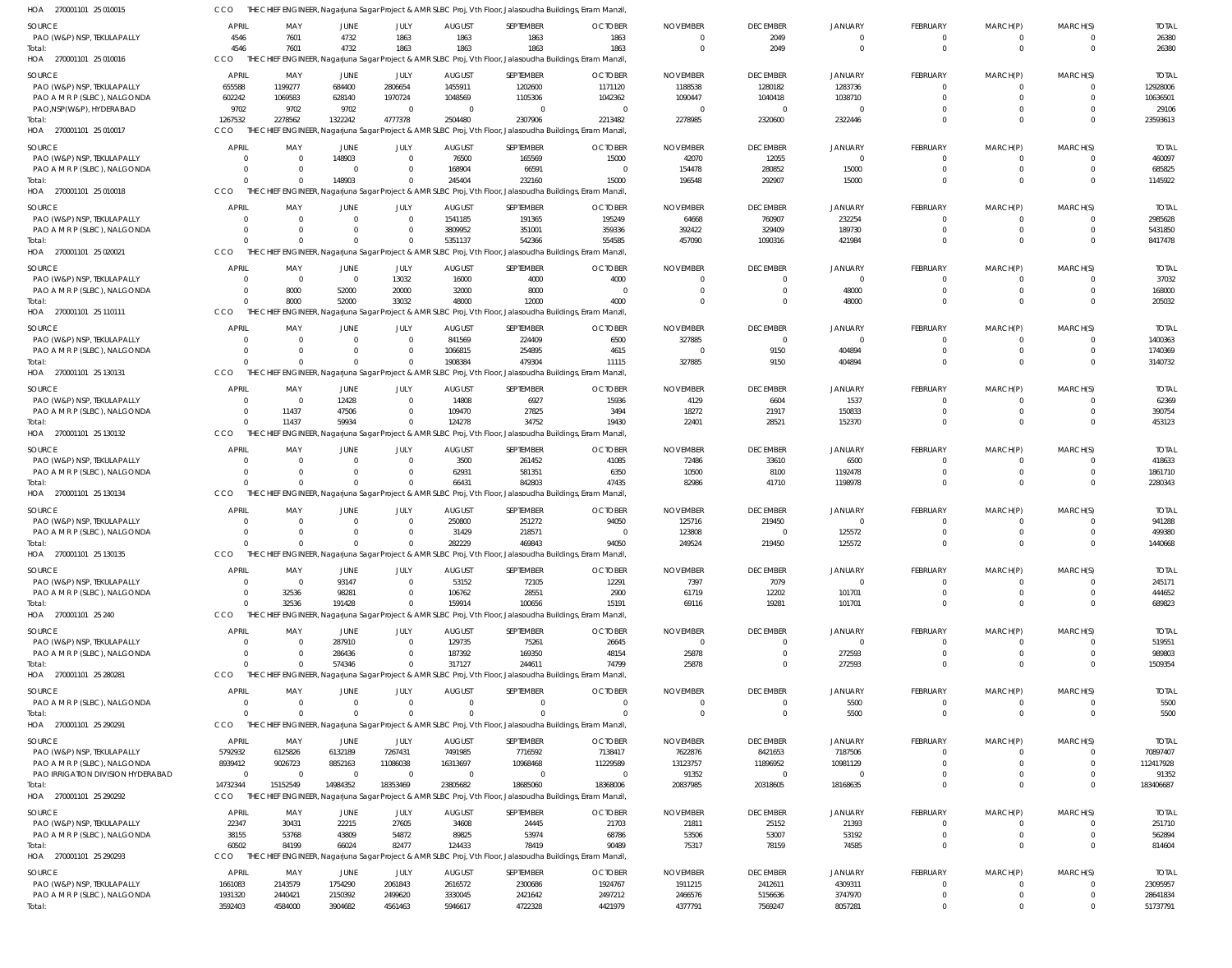HOA 270001101 25 010015 CCO THE CHIEF ENGINEER, Nagarjuna Sagar Project & AMR SLBC Proj, Vth Floor, Jalasoudha Buildings, Erram Manzil,

| SOURCE | APRIL | MAY | JUNE | JULY | AUGUST | SEPTEMBER | OCTOBER | NOVEMBER | DECEMBER | JANUARY | FEBRUARY | MARCH(P) | MARCH(S) | TOTAL |
|---|---|---|---|---|---|---|---|---|---|---|---|---|---|---|
| PAO (W&P) NSP, TEKULAPALLY | 4546 | 7601 | 4732 | 1863 | 1863 | 1863 | 1863 | 0 | 2049 | 0 | 0 | 0 | 0 | 26380 |
| Total: | 4546 | 7601 | 4732 | 1863 | 1863 | 1863 | 1863 | 0 | 2049 | 0 | 0 | 0 | 0 | 26380 |

HOA 270001101 25 010016 CCO THE CHIEF ENGINEER, Nagarjuna Sagar Project & AMR SLBC Proj, Vth Floor, Jalasoudha Buildings, Erram Manzil,

| SOURCE | APRIL | MAY | JUNE | JULY | AUGUST | SEPTEMBER | OCTOBER | NOVEMBER | DECEMBER | JANUARY | FEBRUARY | MARCH(P) | MARCH(S) | TOTAL |
|---|---|---|---|---|---|---|---|---|---|---|---|---|---|---|
| PAO (W&P) NSP, TEKULAPALLY | 655588 | 1199277 | 684400 | 2806654 | 1455911 | 1202600 | 1171120 | 1188538 | 1280182 | 1283736 | 0 | 0 | 0 | 12928006 |
| PAO A M R P (SLBC), NALGONDA | 602242 | 1069583 | 628140 | 1970724 | 1048569 | 1105306 | 1042362 | 1090447 | 1040418 | 1038710 | 0 | 0 | 0 | 10636501 |
| PAO,NSP(W&P), HYDERABAD | 9702 | 9702 | 9702 | 0 | 0 | 0 | 0 | 0 | 0 | 0 | 0 | 0 | 0 | 29106 |
| Total: | 1267532 | 2278562 | 1322242 | 4777378 | 2504480 | 2307906 | 2213482 | 2278985 | 2320600 | 2322446 | 0 | 0 | 0 | 23593613 |

HOA 270001101 25 010017 CCO THE CHIEF ENGINEER, Nagarjuna Sagar Project & AMR SLBC Proj, Vth Floor, Jalasoudha Buildings, Erram Manzil,

| SOURCE | APRIL | MAY | JUNE | JULY | AUGUST | SEPTEMBER | OCTOBER | NOVEMBER | DECEMBER | JANUARY | FEBRUARY | MARCH(P) | MARCH(S) | TOTAL |
|---|---|---|---|---|---|---|---|---|---|---|---|---|---|---|
| PAO (W&P) NSP, TEKULAPALLY | 0 | 0 | 148903 | 0 | 76500 | 165569 | 15000 | 42070 | 12055 | 0 | 0 | 0 | 0 | 460097 |
| PAO A M R P (SLBC), NALGONDA | 0 | 0 | 0 | 0 | 168904 | 66591 | 0 | 154478 | 280852 | 15000 | 0 | 0 | 0 | 685825 |
| Total: | 0 | 0 | 148903 | 0 | 245404 | 232160 | 15000 | 196548 | 292907 | 15000 | 0 | 0 | 0 | 1145922 |

HOA 270001101 25 010018 CCO THE CHIEF ENGINEER, Nagarjuna Sagar Project & AMR SLBC Proj, Vth Floor, Jalasoudha Buildings, Erram Manzil,

| SOURCE | APRIL | MAY | JUNE | JULY | AUGUST | SEPTEMBER | OCTOBER | NOVEMBER | DECEMBER | JANUARY | FEBRUARY | MARCH(P) | MARCH(S) | TOTAL |
|---|---|---|---|---|---|---|---|---|---|---|---|---|---|---|
| PAO (W&P) NSP, TEKULAPALLY | 0 | 0 | 0 | 0 | 1541185 | 191365 | 195249 | 64668 | 760907 | 232254 | 0 | 0 | 0 | 2985628 |
| PAO A M R P (SLBC), NALGONDA | 0 | 0 | 0 | 0 | 3809952 | 351001 | 359336 | 392422 | 329409 | 189730 | 0 | 0 | 0 | 5431850 |
| Total: | 0 | 0 | 0 | 0 | 5351137 | 542366 | 554585 | 457090 | 1090316 | 421984 | 0 | 0 | 0 | 8417478 |

HOA 270001101 25 020021 CCO THE CHIEF ENGINEER, Nagarjuna Sagar Project & AMR SLBC Proj, Vth Floor, Jalasoudha Buildings, Erram Manzil,

| SOURCE | APRIL | MAY | JUNE | JULY | AUGUST | SEPTEMBER | OCTOBER | NOVEMBER | DECEMBER | JANUARY | FEBRUARY | MARCH(P) | MARCH(S) | TOTAL |
|---|---|---|---|---|---|---|---|---|---|---|---|---|---|---|
| PAO (W&P) NSP, TEKULAPALLY | 0 | 0 | 0 | 13032 | 16000 | 4000 | 4000 | 0 | 0 | 0 | 0 | 0 | 0 | 37032 |
| PAO A M R P (SLBC), NALGONDA | 0 | 8000 | 52000 | 20000 | 32000 | 8000 | 0 | 0 | 0 | 48000 | 0 | 0 | 0 | 168000 |
| Total: | 0 | 8000 | 52000 | 33032 | 48000 | 12000 | 4000 | 0 | 0 | 48000 | 0 | 0 | 0 | 205032 |

HOA 270001101 25 110111 CCO THE CHIEF ENGINEER, Nagarjuna Sagar Project & AMR SLBC Proj, Vth Floor, Jalasoudha Buildings, Erram Manzil,

| SOURCE | APRIL | MAY | JUNE | JULY | AUGUST | SEPTEMBER | OCTOBER | NOVEMBER | DECEMBER | JANUARY | FEBRUARY | MARCH(P) | MARCH(S) | TOTAL |
|---|---|---|---|---|---|---|---|---|---|---|---|---|---|---|
| PAO (W&P) NSP, TEKULAPALLY | 0 | 0 | 0 | 0 | 841569 | 224409 | 6500 | 327885 | 0 | 0 | 0 | 0 | 0 | 1400363 |
| PAO A M R P (SLBC), NALGONDA | 0 | 0 | 0 | 0 | 1066815 | 254895 | 4615 | 0 | 9150 | 404894 | 0 | 0 | 0 | 1740369 |
| Total: | 0 | 0 | 0 | 0 | 1908384 | 479304 | 11115 | 327885 | 9150 | 404894 | 0 | 0 | 0 | 3140732 |

HOA 270001101 25 130131 CCO THE CHIEF ENGINEER, Nagarjuna Sagar Project & AMR SLBC Proj, Vth Floor, Jalasoudha Buildings, Erram Manzil,

| SOURCE | APRIL | MAY | JUNE | JULY | AUGUST | SEPTEMBER | OCTOBER | NOVEMBER | DECEMBER | JANUARY | FEBRUARY | MARCH(P) | MARCH(S) | TOTAL |
|---|---|---|---|---|---|---|---|---|---|---|---|---|---|---|
| PAO (W&P) NSP, TEKULAPALLY | 0 | 0 | 12428 | 0 | 14808 | 6927 | 15936 | 4129 | 6604 | 1537 | 0 | 0 | 0 | 62369 |
| PAO A M R P (SLBC), NALGONDA | 0 | 11437 | 47506 | 0 | 109470 | 27825 | 3494 | 18272 | 21917 | 150833 | 0 | 0 | 0 | 390754 |
| Total: | 0 | 11437 | 59934 | 0 | 124278 | 34752 | 19430 | 22401 | 28521 | 152370 | 0 | 0 | 0 | 453123 |

HOA 270001101 25 130132 CCO THE CHIEF ENGINEER, Nagarjuna Sagar Project & AMR SLBC Proj, Vth Floor, Jalasoudha Buildings, Erram Manzil,

| SOURCE | APRIL | MAY | JUNE | JULY | AUGUST | SEPTEMBER | OCTOBER | NOVEMBER | DECEMBER | JANUARY | FEBRUARY | MARCH(P) | MARCH(S) | TOTAL |
|---|---|---|---|---|---|---|---|---|---|---|---|---|---|---|
| PAO (W&P) NSP, TEKULAPALLY | 0 | 0 | 0 | 0 | 3500 | 261452 | 41085 | 72486 | 33610 | 6500 | 0 | 0 | 0 | 418633 |
| PAO A M R P (SLBC), NALGONDA | 0 | 0 | 0 | 0 | 62931 | 581351 | 6350 | 10500 | 8100 | 1192478 | 0 | 0 | 0 | 1861710 |
| Total: | 0 | 0 | 0 | 0 | 66431 | 842803 | 47435 | 82986 | 41710 | 1198978 | 0 | 0 | 0 | 2280343 |

HOA 270001101 25 130134 CCO THE CHIEF ENGINEER, Nagarjuna Sagar Project & AMR SLBC Proj, Vth Floor, Jalasoudha Buildings, Erram Manzil,

| SOURCE | APRIL | MAY | JUNE | JULY | AUGUST | SEPTEMBER | OCTOBER | NOVEMBER | DECEMBER | JANUARY | FEBRUARY | MARCH(P) | MARCH(S) | TOTAL |
|---|---|---|---|---|---|---|---|---|---|---|---|---|---|---|
| PAO (W&P) NSP, TEKULAPALLY | 0 | 0 | 0 | 0 | 250800 | 251272 | 94050 | 125716 | 219450 | 0 | 0 | 0 | 0 | 941288 |
| PAO A M R P (SLBC), NALGONDA | 0 | 0 | 0 | 0 | 31429 | 218571 | 0 | 123808 | 0 | 125572 | 0 | 0 | 0 | 499380 |
| Total: | 0 | 0 | 0 | 0 | 282229 | 469843 | 94050 | 249524 | 219450 | 125572 | 0 | 0 | 0 | 1440668 |

HOA 270001101 25 130135 CCO THE CHIEF ENGINEER, Nagarjuna Sagar Project & AMR SLBC Proj, Vth Floor, Jalasoudha Buildings, Erram Manzil,

| SOURCE | APRIL | MAY | JUNE | JULY | AUGUST | SEPTEMBER | OCTOBER | NOVEMBER | DECEMBER | JANUARY | FEBRUARY | MARCH(P) | MARCH(S) | TOTAL |
|---|---|---|---|---|---|---|---|---|---|---|---|---|---|---|
| PAO (W&P) NSP, TEKULAPALLY | 0 | 0 | 93147 | 0 | 53152 | 72105 | 12291 | 7397 | 7079 | 0 | 0 | 0 | 0 | 245171 |
| PAO A M R P (SLBC), NALGONDA | 0 | 32536 | 98281 | 0 | 106762 | 28551 | 2900 | 61719 | 12202 | 101701 | 0 | 0 | 0 | 444652 |
| Total: | 0 | 32536 | 191428 | 0 | 159914 | 100656 | 15191 | 69116 | 19281 | 101701 | 0 | 0 | 0 | 689823 |

HOA 270001101 25 240 CCO THE CHIEF ENGINEER, Nagarjuna Sagar Project & AMR SLBC Proj, Vth Floor, Jalasoudha Buildings, Erram Manzil,

| SOURCE | APRIL | MAY | JUNE | JULY | AUGUST | SEPTEMBER | OCTOBER | NOVEMBER | DECEMBER | JANUARY | FEBRUARY | MARCH(P) | MARCH(S) | TOTAL |
|---|---|---|---|---|---|---|---|---|---|---|---|---|---|---|
| PAO (W&P) NSP, TEKULAPALLY | 0 | 0 | 287910 | 0 | 129735 | 75261 | 26645 | 0 | 0 | 0 | 0 | 0 | 0 | 519551 |
| PAO A M R P (SLBC), NALGONDA | 0 | 0 | 286436 | 0 | 187392 | 169350 | 48154 | 25878 | 0 | 272593 | 0 | 0 | 0 | 989803 |
| Total: | 0 | 0 | 574346 | 0 | 317127 | 244611 | 74799 | 25878 | 0 | 272593 | 0 | 0 | 0 | 1509354 |

HOA 270001101 25 280281 CCO THE CHIEF ENGINEER, Nagarjuna Sagar Project & AMR SLBC Proj, Vth Floor, Jalasoudha Buildings, Erram Manzil,

| SOURCE | APRIL | MAY | JUNE | JULY | AUGUST | SEPTEMBER | OCTOBER | NOVEMBER | DECEMBER | JANUARY | FEBRUARY | MARCH(P) | MARCH(S) | TOTAL |
|---|---|---|---|---|---|---|---|---|---|---|---|---|---|---|
| PAO A M R P (SLBC), NALGONDA | 0 | 0 | 0 | 0 | 0 | 0 | 0 | 0 | 0 | 5500 | 0 | 0 | 0 | 5500 |
| Total: | 0 | 0 | 0 | 0 | 0 | 0 | 0 | 0 | 0 | 5500 | 0 | 0 | 0 | 5500 |

HOA 270001101 25 290291 CCO THE CHIEF ENGINEER, Nagarjuna Sagar Project & AMR SLBC Proj, Vth Floor, Jalasoudha Buildings, Erram Manzil,

| SOURCE | APRIL | MAY | JUNE | JULY | AUGUST | SEPTEMBER | OCTOBER | NOVEMBER | DECEMBER | JANUARY | FEBRUARY | MARCH(P) | MARCH(S) | TOTAL |
|---|---|---|---|---|---|---|---|---|---|---|---|---|---|---|
| PAO (W&P) NSP, TEKULAPALLY | 5792932 | 6125826 | 6132189 | 7267431 | 7491985 | 7716592 | 7138417 | 7622876 | 8421653 | 7187506 | 0 | 0 | 0 | 70897407 |
| PAO A M R P (SLBC), NALGONDA | 8939412 | 9026723 | 8852163 | 11086038 | 16313697 | 10968468 | 11229589 | 13123757 | 11896952 | 10981129 | 0 | 0 | 0 | 112417928 |
| PAO IRRIGATION DIVISION HYDERABAD | 0 | 0 | 0 | 0 | 0 | 0 | 0 | 91352 | 0 | 0 | 0 | 0 | 0 | 91352 |
| Total: | 14732344 | 15152549 | 14984352 | 18353469 | 23805682 | 18685060 | 18368006 | 20837985 | 20318605 | 18168635 | 0 | 0 | 0 | 183406687 |

HOA 270001101 25 290292 CCO THE CHIEF ENGINEER, Nagarjuna Sagar Project & AMR SLBC Proj, Vth Floor, Jalasoudha Buildings, Erram Manzil,

| SOURCE | APRIL | MAY | JUNE | JULY | AUGUST | SEPTEMBER | OCTOBER | NOVEMBER | DECEMBER | JANUARY | FEBRUARY | MARCH(P) | MARCH(S) | TOTAL |
|---|---|---|---|---|---|---|---|---|---|---|---|---|---|---|
| PAO (W&P) NSP, TEKULAPALLY | 22347 | 30431 | 22215 | 27605 | 34608 | 24445 | 21703 | 21811 | 25152 | 21393 | 0 | 0 | 0 | 251710 |
| PAO A M R P (SLBC), NALGONDA | 38155 | 53768 | 43809 | 54872 | 89825 | 53974 | 68786 | 53506 | 53007 | 53192 | 0 | 0 | 0 | 562894 |
| Total: | 60502 | 84199 | 66024 | 82477 | 124433 | 78419 | 90489 | 75317 | 78159 | 74585 | 0 | 0 | 0 | 814604 |

HOA 270001101 25 290293 CCO THE CHIEF ENGINEER, Nagarjuna Sagar Project & AMR SLBC Proj, Vth Floor, Jalasoudha Buildings, Erram Manzil,

| SOURCE | APRIL | MAY | JUNE | JULY | AUGUST | SEPTEMBER | OCTOBER | NOVEMBER | DECEMBER | JANUARY | FEBRUARY | MARCH(P) | MARCH(S) | TOTAL |
|---|---|---|---|---|---|---|---|---|---|---|---|---|---|---|
| PAO (W&P) NSP, TEKULAPALLY | 1661083 | 2143579 | 1754290 | 2061843 | 2616572 | 2300686 | 1924767 | 1911215 | 2412611 | 4309311 | 0 | 0 | 0 | 23095957 |
| PAO A M R P (SLBC), NALGONDA | 1931320 | 2440421 | 2150392 | 2499620 | 3330045 | 2421642 | 2497212 | 2466576 | 5156636 | 3747970 | 0 | 0 | 0 | 28641834 |
| Total: | 3592403 | 4584000 | 3904682 | 4561463 | 5946617 | 4722328 | 4421979 | 4377791 | 7569247 | 8057281 | 0 | 0 | 0 | 51737791 |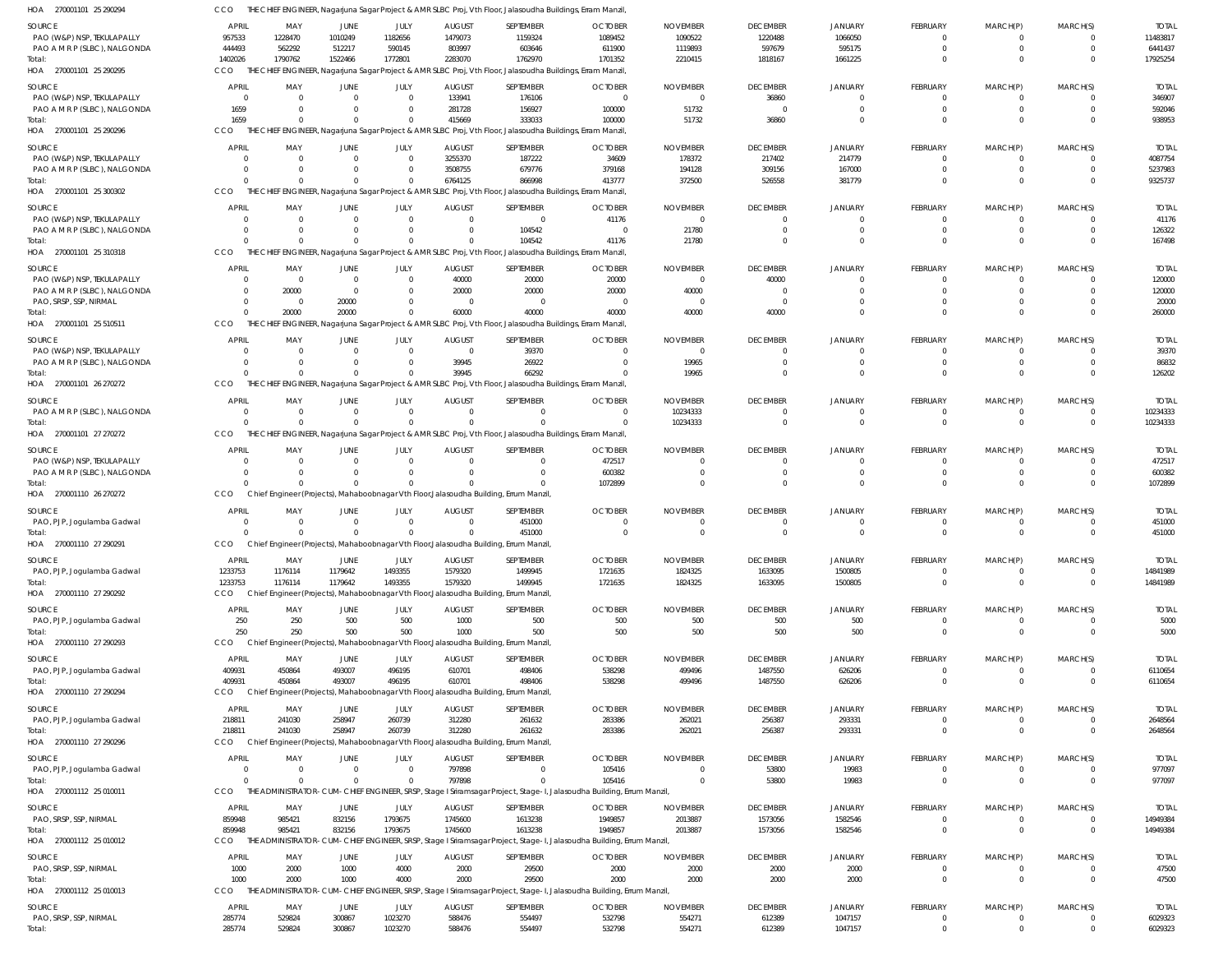HOA 270001101 25 290294 CCO THE CHIEF ENGINEER, Nagarjuna Sagar Project & AMR SLBC Proj, Vth Floor, Jalasoudha Buildings, Erram Manzil,

| SOURCE | APRIL | MAY | JUNE | JULY | AUGUST | SEPTEMBER | OCTOBER | NOVEMBER | DECEMBER | JANUARY | FEBRUARY | MARCH(P) | MARCH(S) | TOTAL |
|---|---|---|---|---|---|---|---|---|---|---|---|---|---|---|
| PAO (W&P) NSP, TEKULAPALLY | 957533 | 1228470 | 1010249 | 1182656 | 1479073 | 1159324 | 1089452 | 1090522 | 1220488 | 1066050 | 0 | 0 | 0 | 11483817 |
| PAO A M R P (SLBC), NALGONDA | 444493 | 562292 | 512217 | 590145 | 803997 | 603646 | 611900 | 1119893 | 597679 | 595175 | 0 | 0 | 0 | 6441437 |
| Total: | 1402026 | 1790762 | 1522466 | 1772801 | 2283070 | 1762970 | 1701352 | 2210415 | 1818167 | 1661225 | 0 | 0 | 0 | 17925254 |

HOA 270001101 25 290295 CCO THE CHIEF ENGINEER, Nagarjuna Sagar Project & AMR SLBC Proj, Vth Floor, Jalasoudha Buildings, Erram Manzil,

| SOURCE | APRIL | MAY | JUNE | JULY | AUGUST | SEPTEMBER | OCTOBER | NOVEMBER | DECEMBER | JANUARY | FEBRUARY | MARCH(P) | MARCH(S) | TOTAL |
|---|---|---|---|---|---|---|---|---|---|---|---|---|---|---|
| PAO (W&P) NSP, TEKULAPALLY | 0 | 0 | 0 | 0 | 133941 | 176106 | 0 | 0 | 36860 | 0 | 0 | 0 | 0 | 346907 |
| PAO A M R P (SLBC), NALGONDA | 1659 | 0 | 0 | 0 | 281728 | 156927 | 100000 | 51732 | 0 | 0 | 0 | 0 | 0 | 592046 |
| Total: | 1659 | 0 | 0 | 0 | 415669 | 333033 | 100000 | 51732 | 36860 | 0 | 0 | 0 | 0 | 938953 |

HOA 270001101 25 290296 CCO THE CHIEF ENGINEER, Nagarjuna Sagar Project & AMR SLBC Proj, Vth Floor, Jalasoudha Buildings, Erram Manzil,

| SOURCE | APRIL | MAY | JUNE | JULY | AUGUST | SEPTEMBER | OCTOBER | NOVEMBER | DECEMBER | JANUARY | FEBRUARY | MARCH(P) | MARCH(S) | TOTAL |
|---|---|---|---|---|---|---|---|---|---|---|---|---|---|---|
| PAO (W&P) NSP, TEKULAPALLY | 0 | 0 | 0 | 0 | 3255370 | 187222 | 34609 | 178372 | 217402 | 214779 | 0 | 0 | 0 | 4087754 |
| PAO A M R P (SLBC), NALGONDA | 0 | 0 | 0 | 0 | 3508755 | 679776 | 379168 | 194128 | 309156 | 167000 | 0 | 0 | 0 | 5237983 |
| Total: | 0 | 0 | 0 | 0 | 6764125 | 866998 | 413777 | 372500 | 526558 | 381779 | 0 | 0 | 0 | 9325737 |

HOA 270001101 25 300302 CCO THE CHIEF ENGINEER, Nagarjuna Sagar Project & AMR SLBC Proj, Vth Floor, Jalasoudha Buildings, Erram Manzil,

| SOURCE | APRIL | MAY | JUNE | JULY | AUGUST | SEPTEMBER | OCTOBER | NOVEMBER | DECEMBER | JANUARY | FEBRUARY | MARCH(P) | MARCH(S) | TOTAL |
|---|---|---|---|---|---|---|---|---|---|---|---|---|---|---|
| PAO (W&P) NSP, TEKULAPALLY | 0 | 0 | 0 | 0 | 0 | 0 | 41176 | 0 | 0 | 0 | 0 | 0 | 0 | 41176 |
| PAO A M R P (SLBC), NALGONDA | 0 | 0 | 0 | 0 | 0 | 104542 | 0 | 21780 | 0 | 0 | 0 | 0 | 0 | 126322 |
| Total: | 0 | 0 | 0 | 0 | 0 | 104542 | 41176 | 21780 | 0 | 0 | 0 | 0 | 0 | 167498 |

HOA 270001101 25 310318 CCO THE CHIEF ENGINEER, Nagarjuna Sagar Project & AMR SLBC Proj, Vth Floor, Jalasoudha Buildings, Erram Manzil,

| SOURCE | APRIL | MAY | JUNE | JULY | AUGUST | SEPTEMBER | OCTOBER | NOVEMBER | DECEMBER | JANUARY | FEBRUARY | MARCH(P) | MARCH(S) | TOTAL |
|---|---|---|---|---|---|---|---|---|---|---|---|---|---|---|
| PAO (W&P) NSP, TEKULAPALLY | 0 | 0 | 0 | 0 | 40000 | 20000 | 20000 | 0 | 40000 | 0 | 0 | 0 | 0 | 120000 |
| PAO A M R P (SLBC), NALGONDA | 0 | 20000 | 0 | 0 | 20000 | 20000 | 20000 | 40000 | 0 | 0 | 0 | 0 | 0 | 120000 |
| PAO, SRSP, SSP, NIRMAL | 0 | 0 | 20000 | 0 | 0 | 0 | 0 | 0 | 0 | 0 | 0 | 0 | 0 | 20000 |
| Total: | 0 | 20000 | 20000 | 0 | 60000 | 40000 | 40000 | 40000 | 40000 | 0 | 0 | 0 | 0 | 260000 |

HOA 270001101 25 510511 CCO THE CHIEF ENGINEER, Nagarjuna Sagar Project & AMR SLBC Proj, Vth Floor, Jalasoudha Buildings, Erram Manzil,

| SOURCE | APRIL | MAY | JUNE | JULY | AUGUST | SEPTEMBER | OCTOBER | NOVEMBER | DECEMBER | JANUARY | FEBRUARY | MARCH(P) | MARCH(S) | TOTAL |
|---|---|---|---|---|---|---|---|---|---|---|---|---|---|---|
| PAO (W&P) NSP, TEKULAPALLY | 0 | 0 | 0 | 0 | 0 | 39370 | 0 | 0 | 0 | 0 | 0 | 0 | 0 | 39370 |
| PAO A M R P (SLBC), NALGONDA | 0 | 0 | 0 | 0 | 39945 | 26922 | 0 | 19965 | 0 | 0 | 0 | 0 | 0 | 86832 |
| Total: | 0 | 0 | 0 | 0 | 39945 | 66292 | 0 | 19965 | 0 | 0 | 0 | 0 | 0 | 126202 |

HOA 270001101 26 270272 CCO THE CHIEF ENGINEER, Nagarjuna Sagar Project & AMR SLBC Proj, Vth Floor, Jalasoudha Buildings, Erram Manzil,

| SOURCE | APRIL | MAY | JUNE | JULY | AUGUST | SEPTEMBER | OCTOBER | NOVEMBER | DECEMBER | JANUARY | FEBRUARY | MARCH(P) | MARCH(S) | TOTAL |
|---|---|---|---|---|---|---|---|---|---|---|---|---|---|---|
| PAO A M R P (SLBC), NALGONDA | 0 | 0 | 0 | 0 | 0 | 0 | 0 | 10234333 | 0 | 0 | 0 | 0 | 0 | 10234333 |
| Total: | 0 | 0 | 0 | 0 | 0 | 0 | 0 | 10234333 | 0 | 0 | 0 | 0 | 0 | 10234333 |

HOA 270001101 27 270272 CCO THE CHIEF ENGINEER, Nagarjuna Sagar Project & AMR SLBC Proj, Vth Floor, Jalasoudha Buildings, Erram Manzil,

| SOURCE | APRIL | MAY | JUNE | JULY | AUGUST | SEPTEMBER | OCTOBER | NOVEMBER | DECEMBER | JANUARY | FEBRUARY | MARCH(P) | MARCH(S) | TOTAL |
|---|---|---|---|---|---|---|---|---|---|---|---|---|---|---|
| PAO (W&P) NSP, TEKULAPALLY | 0 | 0 | 0 | 0 | 0 | 0 | 472517 | 0 | 0 | 0 | 0 | 0 | 0 | 472517 |
| PAO A M R P (SLBC), NALGONDA | 0 | 0 | 0 | 0 | 0 | 0 | 600382 | 0 | 0 | 0 | 0 | 0 | 0 | 600382 |
| Total: | 0 | 0 | 0 | 0 | 0 | 0 | 1072899 | 0 | 0 | 0 | 0 | 0 | 0 | 1072899 |

HOA 270001110 26 270272 CCO Chief Engineer(Projects), Mahaboobnagar Vth Floor,Jalasoudha Building, Errum Manzil,

| SOURCE | APRIL | MAY | JUNE | JULY | AUGUST | SEPTEMBER | OCTOBER | NOVEMBER | DECEMBER | JANUARY | FEBRUARY | MARCH(P) | MARCH(S) | TOTAL |
|---|---|---|---|---|---|---|---|---|---|---|---|---|---|---|
| PAO, PJP, Jogulamba Gadwal | 0 | 0 | 0 | 0 | 0 | 451000 | 0 | 0 | 0 | 0 | 0 | 0 | 0 | 451000 |
| Total: | 0 | 0 | 0 | 0 | 0 | 451000 | 0 | 0 | 0 | 0 | 0 | 0 | 0 | 451000 |

HOA 270001110 27 290291 CCO Chief Engineer(Projects), Mahaboobnagar Vth Floor,Jalasoudha Building, Errum Manzil,

| SOURCE | APRIL | MAY | JUNE | JULY | AUGUST | SEPTEMBER | OCTOBER | NOVEMBER | DECEMBER | JANUARY | FEBRUARY | MARCH(P) | MARCH(S) | TOTAL |
|---|---|---|---|---|---|---|---|---|---|---|---|---|---|---|
| PAO, PJP, Jogulamba Gadwal | 1233753 | 1176114 | 1179642 | 1493355 | 1579320 | 1499945 | 1721635 | 1824325 | 1633095 | 1500805 | 0 | 0 | 0 | 14841989 |
| Total: | 1233753 | 1176114 | 1179642 | 1493355 | 1579320 | 1499945 | 1721635 | 1824325 | 1633095 | 1500805 | 0 | 0 | 0 | 14841989 |

HOA 270001110 27 290292 CCO Chief Engineer(Projects), Mahaboobnagar Vth Floor,Jalasoudha Building, Errum Manzil,

| SOURCE | APRIL | MAY | JUNE | JULY | AUGUST | SEPTEMBER | OCTOBER | NOVEMBER | DECEMBER | JANUARY | FEBRUARY | MARCH(P) | MARCH(S) | TOTAL |
|---|---|---|---|---|---|---|---|---|---|---|---|---|---|---|
| PAO, PJP, Jogulamba Gadwal | 250 | 250 | 500 | 500 | 1000 | 500 | 500 | 500 | 500 | 500 | 0 | 0 | 0 | 5000 |
| Total: | 250 | 250 | 500 | 500 | 1000 | 500 | 500 | 500 | 500 | 500 | 0 | 0 | 0 | 5000 |

HOA 270001110 27 290293 CCO Chief Engineer(Projects), Mahaboobnagar Vth Floor,Jalasoudha Building, Errum Manzil,

| SOURCE | APRIL | MAY | JUNE | JULY | AUGUST | SEPTEMBER | OCTOBER | NOVEMBER | DECEMBER | JANUARY | FEBRUARY | MARCH(P) | MARCH(S) | TOTAL |
|---|---|---|---|---|---|---|---|---|---|---|---|---|---|---|
| PAO, PJP, Jogulamba Gadwal | 409931 | 450864 | 493007 | 496195 | 610701 | 498406 | 538298 | 499496 | 1487550 | 626206 | 0 | 0 | 0 | 6110654 |
| Total: | 409931 | 450864 | 493007 | 496195 | 610701 | 498406 | 538298 | 499496 | 1487550 | 626206 | 0 | 0 | 0 | 6110654 |

HOA 270001110 27 290294 CCO Chief Engineer(Projects), Mahaboobnagar Vth Floor,Jalasoudha Building, Errum Manzil,

| SOURCE | APRIL | MAY | JUNE | JULY | AUGUST | SEPTEMBER | OCTOBER | NOVEMBER | DECEMBER | JANUARY | FEBRUARY | MARCH(P) | MARCH(S) | TOTAL |
|---|---|---|---|---|---|---|---|---|---|---|---|---|---|---|
| PAO, PJP, Jogulamba Gadwal | 218811 | 241030 | 258947 | 260739 | 312280 | 261632 | 283386 | 262021 | 256387 | 293331 | 0 | 0 | 0 | 2648564 |
| Total: | 218811 | 241030 | 258947 | 260739 | 312280 | 261632 | 283386 | 262021 | 256387 | 293331 | 0 | 0 | 0 | 2648564 |

HOA 270001110 27 290296 CCO Chief Engineer(Projects), Mahaboobnagar Vth Floor,Jalasoudha Building, Errum Manzil,

| SOURCE | APRIL | MAY | JUNE | JULY | AUGUST | SEPTEMBER | OCTOBER | NOVEMBER | DECEMBER | JANUARY | FEBRUARY | MARCH(P) | MARCH(S) | TOTAL |
|---|---|---|---|---|---|---|---|---|---|---|---|---|---|---|
| PAO, PJP, Jogulamba Gadwal | 0 | 0 | 0 | 0 | 797898 | 0 | 105416 | 0 | 53800 | 19983 | 0 | 0 | 0 | 977097 |
| Total: | 0 | 0 | 0 | 0 | 797898 | 0 | 105416 | 0 | 53800 | 19983 | 0 | 0 | 0 | 977097 |

HOA 270001112 25 010011 CCO THE ADMINISTRATOR-CUM-CHIEF ENGINEER, SRSP, Stage I Sriramsagar Project, Stage-I, Jalasoudha Building, Errum Manzil,

| SOURCE | APRIL | MAY | JUNE | JULY | AUGUST | SEPTEMBER | OCTOBER | NOVEMBER | DECEMBER | JANUARY | FEBRUARY | MARCH(P) | MARCH(S) | TOTAL |
|---|---|---|---|---|---|---|---|---|---|---|---|---|---|---|
| PAO, SRSP, SSP, NIRMAL | 859948 | 985421 | 832156 | 1793675 | 1745600 | 1613238 | 1949857 | 2013887 | 1573056 | 1582546 | 0 | 0 | 0 | 14949384 |
| Total: | 859948 | 985421 | 832156 | 1793675 | 1745600 | 1613238 | 1949857 | 2013887 | 1573056 | 1582546 | 0 | 0 | 0 | 14949384 |

HOA 270001112 25 010012 CCO THE ADMINISTRATOR-CUM-CHIEF ENGINEER, SRSP, Stage I Sriramsagar Project, Stage-I, Jalasoudha Building, Errum Manzil,

| SOURCE | APRIL | MAY | JUNE | JULY | AUGUST | SEPTEMBER | OCTOBER | NOVEMBER | DECEMBER | JANUARY | FEBRUARY | MARCH(P) | MARCH(S) | TOTAL |
|---|---|---|---|---|---|---|---|---|---|---|---|---|---|---|
| PAO, SRSP, SSP, NIRMAL | 1000 | 2000 | 1000 | 4000 | 2000 | 29500 | 2000 | 2000 | 2000 | 2000 | 0 | 0 | 0 | 47500 |
| Total: | 1000 | 2000 | 1000 | 4000 | 2000 | 29500 | 2000 | 2000 | 2000 | 2000 | 0 | 0 | 0 | 47500 |

HOA 270001112 25 010013 CCO THE ADMINISTRATOR-CUM-CHIEF ENGINEER, SRSP, Stage I Sriramsagar Project, Stage-I, Jalasoudha Building, Errum Manzil,

| SOURCE | APRIL | MAY | JUNE | JULY | AUGUST | SEPTEMBER | OCTOBER | NOVEMBER | DECEMBER | JANUARY | FEBRUARY | MARCH(P) | MARCH(S) | TOTAL |
|---|---|---|---|---|---|---|---|---|---|---|---|---|---|---|
| PAO, SRSP, SSP, NIRMAL | 285774 | 529824 | 300867 | 1023270 | 588476 | 554497 | 532798 | 554271 | 612389 | 1047157 | 0 | 0 | 0 | 6029323 |
| Total: | 285774 | 529824 | 300867 | 1023270 | 588476 | 554497 | 532798 | 554271 | 612389 | 1047157 | 0 | 0 | 0 | 6029323 |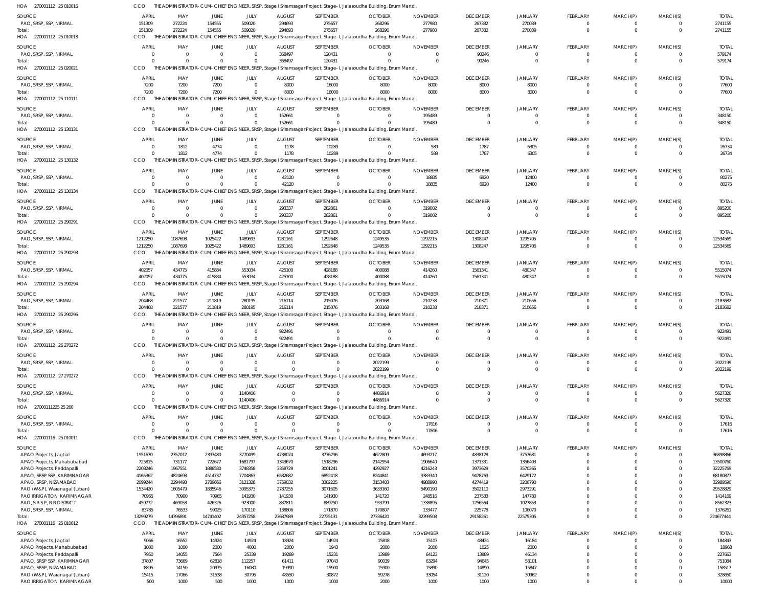HOA 270001112 25 010016 CCO THE ADMINISTRATOR-CUM-CHIEF ENGINEER, SRSP, Stage I Sriramsagar Project, Stage-I, Jalasoudha Building, Errum Manzil,

| SOURCE | APRIL | MAY | JUNE | JULY | AUGUST | SEPTEMBER | OCTOBER | NOVEMBER | DECEMBER | JANUARY | FEBRUARY | MARCH(P) | MARCH(S) | TOTAL |
|---|---|---|---|---|---|---|---|---|---|---|---|---|---|---|
| PAO, SRSP, SSP, NIRMAL | 151309 | 272224 | 154555 | 509020 | 294693 | 275657 | 268296 | 277980 | 267382 | 270039 | 0 | 0 | 0 | 2741155 |
| Total: | 151309 | 272224 | 154555 | 509020 | 294693 | 275657 | 268296 | 277980 | 267382 | 270039 | 0 | 0 | 0 | 2741155 |

HOA 270001112 25 010018 CCO THE ADMINISTRATOR-CUM-CHIEF ENGINEER, SRSP, Stage I Sriramsagar Project, Stage-I, Jalasoudha Building, Errum Manzil,

| SOURCE | APRIL | MAY | JUNE | JULY | AUGUST | SEPTEMBER | OCTOBER | NOVEMBER | DECEMBER | JANUARY | FEBRUARY | MARCH(P) | MARCH(S) | TOTAL |
|---|---|---|---|---|---|---|---|---|---|---|---|---|---|---|
| PAO, SRSP, SSP, NIRMAL | 0 | 0 | 0 | 0 | 368497 | 120431 | 0 | 0 | 90246 | 0 | 0 | 0 | 0 | 579174 |
| Total: | 0 | 0 | 0 | 0 | 368497 | 120431 | 0 | 0 | 90246 | 0 | 0 | 0 | 0 | 579174 |

HOA 270001112 25 020021 CCO THE ADMINISTRATOR-CUM-CHIEF ENGINEER, SRSP, Stage I Sriramsagar Project, Stage-I, Jalasoudha Building, Errum Manzil,

| SOURCE | APRIL | MAY | JUNE | JULY | AUGUST | SEPTEMBER | OCTOBER | NOVEMBER | DECEMBER | JANUARY | FEBRUARY | MARCH(P) | MARCH(S) | TOTAL |
|---|---|---|---|---|---|---|---|---|---|---|---|---|---|---|
| PAO, SRSP, SSP, NIRMAL | 7200 | 7200 | 7200 | 0 | 8000 | 16000 | 8000 | 8000 | 8000 | 8000 | 0 | 0 | 0 | 77600 |
| Total: | 7200 | 7200 | 7200 | 0 | 8000 | 16000 | 8000 | 8000 | 8000 | 8000 | 0 | 0 | 0 | 77600 |

HOA 270001112 25 110111 CCO THE ADMINISTRATOR-CUM-CHIEF ENGINEER, SRSP, Stage I Sriramsagar Project, Stage-I, Jalasoudha Building, Errum Manzil,

| SOURCE | APRIL | MAY | JUNE | JULY | AUGUST | SEPTEMBER | OCTOBER | NOVEMBER | DECEMBER | JANUARY | FEBRUARY | MARCH(P) | MARCH(S) | TOTAL |
|---|---|---|---|---|---|---|---|---|---|---|---|---|---|---|
| PAO, SRSP, SSP, NIRMAL | 0 | 0 | 0 | 0 | 152661 | 0 | 0 | 195489 | 0 | 0 | 0 | 0 | 0 | 348150 |
| Total: | 0 | 0 | 0 | 0 | 152661 | 0 | 0 | 195489 | 0 | 0 | 0 | 0 | 0 | 348150 |

HOA 270001112 25 130131 CCO THE ADMINISTRATOR-CUM-CHIEF ENGINEER, SRSP, Stage I Sriramsagar Project, Stage-I, Jalasoudha Building, Errum Manzil,

| SOURCE | APRIL | MAY | JUNE | JULY | AUGUST | SEPTEMBER | OCTOBER | NOVEMBER | DECEMBER | JANUARY | FEBRUARY | MARCH(P) | MARCH(S) | TOTAL |
|---|---|---|---|---|---|---|---|---|---|---|---|---|---|---|
| PAO, SRSP, SSP, NIRMAL | 0 | 1812 | 4774 | 0 | 1178 | 10289 | 0 | 589 | 1787 | 6305 | 0 | 0 | 0 | 26734 |
| Total: | 0 | 1812 | 4774 | 0 | 1178 | 10289 | 0 | 589 | 1787 | 6305 | 0 | 0 | 0 | 26734 |

HOA 270001112 25 130132 CCO THE ADMINISTRATOR-CUM-CHIEF ENGINEER, SRSP, Stage I Sriramsagar Project, Stage-I, Jalasoudha Building, Errum Manzil,

| SOURCE | APRIL | MAY | JUNE | JULY | AUGUST | SEPTEMBER | OCTOBER | NOVEMBER | DECEMBER | JANUARY | FEBRUARY | MARCH(P) | MARCH(S) | TOTAL |
|---|---|---|---|---|---|---|---|---|---|---|---|---|---|---|
| PAO, SRSP, SSP, NIRMAL | 0 | 0 | 0 | 0 | 42120 | 0 | 0 | 18835 | 6920 | 12400 | 0 | 0 | 0 | 80275 |
| Total: | 0 | 0 | 0 | 0 | 42120 | 0 | 0 | 18835 | 6920 | 12400 | 0 | 0 | 0 | 80275 |

HOA 270001112 25 130134 CCO THE ADMINISTRATOR-CUM-CHIEF ENGINEER, SRSP, Stage I Sriramsagar Project, Stage-I, Jalasoudha Building, Errum Manzil,

| SOURCE | APRIL | MAY | JUNE | JULY | AUGUST | SEPTEMBER | OCTOBER | NOVEMBER | DECEMBER | JANUARY | FEBRUARY | MARCH(P) | MARCH(S) | TOTAL |
|---|---|---|---|---|---|---|---|---|---|---|---|---|---|---|
| PAO, SRSP, SSP, NIRMAL | 0 | 0 | 0 | 0 | 293337 | 282861 | 0 | 319002 | 0 | 0 | 0 | 0 | 0 | 895200 |
| Total: | 0 | 0 | 0 | 0 | 293337 | 282861 | 0 | 319002 | 0 | 0 | 0 | 0 | 0 | 895200 |

HOA 270001112 25 290291 CCO THE ADMINISTRATOR-CUM-CHIEF ENGINEER, SRSP, Stage I Sriramsagar Project, Stage-I, Jalasoudha Building, Errum Manzil,

| SOURCE | APRIL | MAY | JUNE | JULY | AUGUST | SEPTEMBER | OCTOBER | NOVEMBER | DECEMBER | JANUARY | FEBRUARY | MARCH(P) | MARCH(S) | TOTAL |
|---|---|---|---|---|---|---|---|---|---|---|---|---|---|---|
| PAO, SRSP, SSP, NIRMAL | 1212250 | 1087693 | 1025422 | 1489693 | 1281161 | 1292648 | 1249535 | 1292215 | 1308247 | 1295705 | 0 | 0 | 0 | 12534569 |
| Total: | 1212250 | 1087693 | 1025422 | 1489693 | 1281161 | 1292648 | 1249535 | 1292215 | 1308247 | 1295705 | 0 | 0 | 0 | 12534569 |

HOA 270001112 25 290293 CCO THE ADMINISTRATOR-CUM-CHIEF ENGINEER, SRSP, Stage I Sriramsagar Project, Stage-I, Jalasoudha Building, Errum Manzil,

| SOURCE | APRIL | MAY | JUNE | JULY | AUGUST | SEPTEMBER | OCTOBER | NOVEMBER | DECEMBER | JANUARY | FEBRUARY | MARCH(P) | MARCH(S) | TOTAL |
|---|---|---|---|---|---|---|---|---|---|---|---|---|---|---|
| PAO, SRSP, SSP, NIRMAL | 402057 | 434775 | 415884 | 553034 | 425100 | 428188 | 400088 | 414260 | 1561341 | 480347 | 0 | 0 | 0 | 5515074 |
| Total: | 402057 | 434775 | 415884 | 553034 | 425100 | 428188 | 400088 | 414260 | 1561341 | 480347 | 0 | 0 | 0 | 5515074 |

HOA 270001112 25 290294 CCO THE ADMINISTRATOR-CUM-CHIEF ENGINEER, SRSP, Stage I Sriramsagar Project, Stage-I, Jalasoudha Building, Errum Manzil,

| SOURCE | APRIL | MAY | JUNE | JULY | AUGUST | SEPTEMBER | OCTOBER | NOVEMBER | DECEMBER | JANUARY | FEBRUARY | MARCH(P) | MARCH(S) | TOTAL |
|---|---|---|---|---|---|---|---|---|---|---|---|---|---|---|
| PAO, SRSP, SSP, NIRMAL | 204468 | 221577 | 211819 | 280195 | 216114 | 215076 | 203168 | 210238 | 210371 | 210656 | 0 | 0 | 0 | 2183682 |
| Total: | 204468 | 221577 | 211819 | 280195 | 216114 | 215076 | 203168 | 210238 | 210371 | 210656 | 0 | 0 | 0 | 2183682 |

HOA 270001112 25 290296 CCO THE ADMINISTRATOR-CUM-CHIEF ENGINEER, SRSP, Stage I Sriramsagar Project, Stage-I, Jalasoudha Building, Errum Manzil,

| SOURCE | APRIL | MAY | JUNE | JULY | AUGUST | SEPTEMBER | OCTOBER | NOVEMBER | DECEMBER | JANUARY | FEBRUARY | MARCH(P) | MARCH(S) | TOTAL |
|---|---|---|---|---|---|---|---|---|---|---|---|---|---|---|
| PAO, SRSP, SSP, NIRMAL | 0 | 0 | 0 | 0 | 922491 | 0 | 0 | 0 | 0 | 0 | 0 | 0 | 0 | 922491 |
| Total: | 0 | 0 | 0 | 0 | 922491 | 0 | 0 | 0 | 0 | 0 | 0 | 0 | 0 | 922491 |

HOA 270001112 26 270272 CCO THE ADMINISTRATOR-CUM-CHIEF ENGINEER, SRSP, Stage I Sriramsagar Project, Stage-I, Jalasoudha Building, Errum Manzil,

| SOURCE | APRIL | MAY | JUNE | JULY | AUGUST | SEPTEMBER | OCTOBER | NOVEMBER | DECEMBER | JANUARY | FEBRUARY | MARCH(P) | MARCH(S) | TOTAL |
|---|---|---|---|---|---|---|---|---|---|---|---|---|---|---|
| PAO, SRSP, SSP, NIRMAL | 0 | 0 | 0 | 0 | 0 | 0 | 2022199 | 0 | 0 | 0 | 0 | 0 | 0 | 2022199 |
| Total: | 0 | 0 | 0 | 0 | 0 | 0 | 2022199 | 0 | 0 | 0 | 0 | 0 | 0 | 2022199 |

HOA 270001112 27 270272 CCO THE ADMINISTRATOR-CUM-CHIEF ENGINEER, SRSP, Stage I Sriramsagar Project, Stage-I, Jalasoudha Building, Errum Manzil,

| SOURCE | APRIL | MAY | JUNE | JULY | AUGUST | SEPTEMBER | OCTOBER | NOVEMBER | DECEMBER | JANUARY | FEBRUARY | MARCH(P) | MARCH(S) | TOTAL |
|---|---|---|---|---|---|---|---|---|---|---|---|---|---|---|
| PAO, SRSP, SSP, NIRMAL | 0 | 0 | 0 | 1140406 | 0 | 0 | 4486914 | 0 | 0 | 0 | 0 | 0 | 0 | 5627320 |
| Total: | 0 | 0 | 0 | 1140406 | 0 | 0 | 4486914 | 0 | 0 | 0 | 0 | 0 | 0 | 5627320 |

HOA 27000111225 25 260 CCO THE ADMINISTRATOR-CUM-CHIEF ENGINEER, SRSP, Stage I Sriramsagar Project, Stage-I, Jalasoudha Building, Errum Manzil,

| SOURCE | APRIL | MAY | JUNE | JULY | AUGUST | SEPTEMBER | OCTOBER | NOVEMBER | DECEMBER | JANUARY | FEBRUARY | MARCH(P) | MARCH(S) | TOTAL |
|---|---|---|---|---|---|---|---|---|---|---|---|---|---|---|
| PAO, SRSP, SSP, NIRMAL | 0 | 0 | 0 | 0 | 0 | 0 | 0 | 17616 | 0 | 0 | 0 | 0 | 0 | 17616 |
| Total: | 0 | 0 | 0 | 0 | 0 | 0 | 0 | 17616 | 0 | 0 | 0 | 0 | 0 | 17616 |

HOA 270001116 25 010011 CCO THE ADMINISTRATOR-CUM-CHIEF ENGINEER, SRSP, Stage I Sriramsagar Project, Stage-I, Jalasoudha Building, Errum Manzil,

| SOURCE | APRIL | MAY | JUNE | JULY | AUGUST | SEPTEMBER | OCTOBER | NOVEMBER | DECEMBER | JANUARY | FEBRUARY | MARCH(P) | MARCH(S) | TOTAL |
|---|---|---|---|---|---|---|---|---|---|---|---|---|---|---|
| APAO Projects, Jagtial | 1951670 | 2357012 | 2393480 | 3770499 | 4738074 | 3776296 | 4622809 | 4693217 | 4838128 | 3757681 | 0 | 0 | 0 | 36898866 |
| APAO Projects, Mahabubabad | 725815 | 731177 | 722677 | 1681797 | 1343670 | 1518296 | 2142954 | 1906640 | 1371331 | 1356403 | 0 | 0 | 0 | 13500760 |
| APAO Projects, Peddapalli | 2208246 | 1967551 | 1888580 | 3748358 | 3358729 | 3001241 | 4292927 | 4216243 | 3973629 | 3570265 | 0 | 0 | 0 | 32225769 |
| APAO, SRSP SSP, KARIMNAGAR | 4165362 | 4824693 | 4514737 | 7704863 | 6582682 | 6852418 | 8244841 | 9383340 | 9478769 | 6429172 | 0 | 0 | 0 | 68180877 |
| APAO, SRSP, NIZAMABAD | 2099244 | 2294493 | 2789666 | 3121328 | 3759032 | 3302225 | 3153403 | 4988990 | 4274419 | 3206790 | 0 | 0 | 0 | 32989590 |
| PAO (W&P), Waranagal (Urban) | 1534420 | 1605479 | 1835946 | 3095373 | 2787255 | 3071605 | 3633160 | 5490190 | 3502110 | 2973291 | 0 | 0 | 0 | 29528829 |
| PAO IRRIGATION KARIMNAGAR | 70965 | 70900 | 70965 | 141930 | 141930 | 141930 | 141720 | 248516 | 237533 | 147780 | 0 | 0 | 0 | 1414169 |
| PAO, S R S P, R R DISTRICT | 459772 | 469053 | 426326 | 923000 | 837811 | 889250 | 933799 | 1338895 | 1256564 | 1027853 | 0 | 0 | 0 | 8562323 |
| PAO, SRSP, SSP, NIRMAL | 83785 | 76533 | 99025 | 170110 | 138806 | 171870 | 170807 | 133477 | 225778 | 106070 | 0 | 0 | 0 | 1376261 |
| Total: | 13299279 | 14396891 | 14741402 | 24357258 | 23687989 | 22725131 | 27336420 | 32399508 | 29158261 | 22575305 | 0 | 0 | 0 | 224677444 |

HOA 270001116 25 010012 CCO THE ADMINISTRATOR-CUM-CHIEF ENGINEER, SRSP, Stage I Sriramsagar Project, Stage-I, Jalasoudha Building, Errum Manzil,

| SOURCE | APRIL | MAY | JUNE | JULY | AUGUST | SEPTEMBER | OCTOBER | NOVEMBER | DECEMBER | JANUARY | FEBRUARY | MARCH(P) | MARCH(S) | TOTAL |
|---|---|---|---|---|---|---|---|---|---|---|---|---|---|---|
| APAO Projects, Jagtial | 9066 | 16552 | 14924 | 14924 | 18924 | 14924 | 15818 | 15103 | 48424 | 16184 | 0 | 0 | 0 | 184843 |
| APAO Projects, Mahabubabad | 1000 | 1000 | 2000 | 4000 | 2000 | 1943 | 2000 | 2000 | 1025 | 2000 | 0 | 0 | 0 | 18968 |
| APAO Projects, Peddapalli | 7950 | 14055 | 7564 | 25339 | 19289 | 15231 | 13989 | 64123 | 13989 | 46134 | 0 | 0 | 0 | 227663 |
| APAO, SRSP SSP, KARIMNAGAR | 37807 | 73669 | 62818 | 112257 | 61411 | 97043 | 90039 | 63294 | 94645 | 58101 | 0 | 0 | 0 | 751084 |
| APAO, SRSP, NIZAMABAD | 8895 | 14150 | 20975 | 16080 | 19990 | 15900 | 15900 | 15890 | 14890 | 15847 | 0 | 0 | 0 | 158517 |
| PAO (W&P), Waranagal (Urban) | 15415 | 17066 | 31538 | 30795 | 48550 | 30872 | 59278 | 33054 | 31120 | 30962 | 0 | 0 | 0 | 328650 |
| PAO IRRIGATION KARIMNAGAR | 500 | 1000 | 500 | 1000 | 1000 | 1000 | 2000 | 1000 | 1000 | 1000 | 0 | 0 | 0 | 10000 |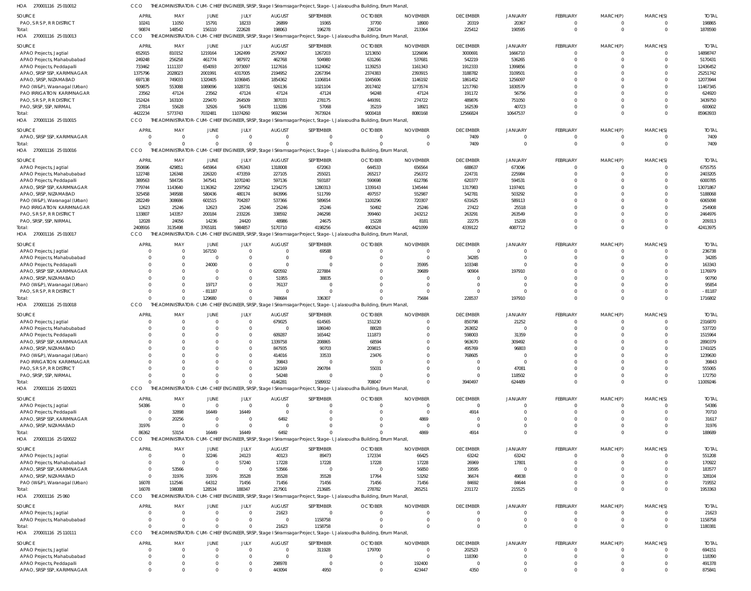HOA 270001116 25 010012 CCO THE ADMINISTRATOR-CUM-CHIEF ENGINEER, SRSP, Stage I Sriramsagar Project, Stage-I, Jalasoudha Building, Errum Manzil,

| SOURCE | APRIL | MAY | JUNE | JULY | AUGUST | SEPTEMBER | OCTOBER | NOVEMBER | DECEMBER | JANUARY | FEBRUARY | MARCH(P) | MARCH(S) | TOTAL |
|---|---|---|---|---|---|---|---|---|---|---|---|---|---|---|
| PAO, S R S P, R R DISTRICT | 10241 | 11050 | 15791 | 18233 | 26899 | 19365 | 37700 | 18900 | 20319 | 20367 | 0 | 0 | 0 | 198865 |
| Total: | 90874 | 148542 | 156110 | 222628 | 198063 | 196278 | 236724 | 213364 | 225412 | 190595 | 0 | 0 | 0 | 1878590 |

HOA 270001116 25 010013 CCO THE ADMINISTRATOR-CUM-CHIEF ENGINEER, SRSP, Stage I Sriramsagar Project, Stage-I, Jalasoudha Building, Errum Manzil,

| SOURCE | APRIL | MAY | JUNE | JULY | AUGUST | SEPTEMBER | OCTOBER | NOVEMBER | DECEMBER | JANUARY | FEBRUARY | MARCH(P) | MARCH(S) | TOTAL |
|---|---|---|---|---|---|---|---|---|---|---|---|---|---|---|
| APAO Projects, Jagtial | 652915 | 810152 | 1219164 | 1262499 | 2579067 | 1267203 | 1213650 | 1226696 | 3000691 | 1666710 | 0 | 0 | 0 | 14898747 |
| APAO Projects, Mahabubabad | 249248 | 256258 | 461774 | 987972 | 462768 | 504980 | 631266 | 537681 | 542219 | 536265 | 0 | 0 | 0 | 5170431 |
| APAO Projects, Peddapalli | 733462 | 1111337 | 654093 | 2073097 | 1127616 | 1124062 | 1139253 | 1161343 | 1912333 | 1399856 | 0 | 0 | 0 | 12436452 |
| APAO, SRSP SSP, KARIMNAGAR | 1375796 | 2028023 | 2001991 | 4317005 | 2194952 | 2267394 | 2374383 | 2393915 | 3188782 | 3109501 | 0 | 0 | 0 | 25251742 |
| APAO, SRSP, NIZAMABAD | 697138 | 749033 | 1320405 | 1036845 | 1854362 | 1106814 | 1045606 | 1146192 | 1861452 | 1256097 | 0 | 0 | 0 | 12073944 |
| PAO (W&P), Waranagal (Urban) | 509875 | 553088 | 1089096 | 1028731 | 926136 | 1021104 | 2017402 | 1273574 | 1217760 | 1830579 | 0 | 0 | 0 | 11467345 |
| PAO IRRIGATION KARIMNAGAR | 23562 | 47124 | 23562 | 47124 | 47124 | 47124 | 94248 | 47124 | 191172 | 56756 | 0 | 0 | 0 | 624920 |
| PAO, S R S P, R R DISTRICT | 152424 | 163100 | 229470 | 264509 | 387033 | 278175 | 449391 | 274722 | 489876 | 751050 | 0 | 0 | 0 | 3439750 |
| PAO, SRSP, SSP, NIRMAL | 27814 | 55628 | 32926 | 56478 | 113286 | 57068 | 35219 | 18921 | 162539 | 40723 | 0 | 0 | 0 | 600602 |
| Total: | 4422234 | 5773743 | 7032481 | 11074260 | 9692344 | 7673924 | 9000418 | 8080168 | 12566824 | 10647537 | 0 | 0 | 0 | 85963933 |

HOA 270001116 25 010015 CCO THE ADMINISTRATOR-CUM-CHIEF ENGINEER, SRSP, Stage I Sriramsagar Project, Stage-I, Jalasoudha Building, Errum Manzil,

| SOURCE | APRIL | MAY | JUNE | JULY | AUGUST | SEPTEMBER | OCTOBER | NOVEMBER | DECEMBER | JANUARY | FEBRUARY | MARCH(P) | MARCH(S) | TOTAL |
|---|---|---|---|---|---|---|---|---|---|---|---|---|---|---|
| APAO, SRSP SSP, KARIMNAGAR | 0 | 0 | 0 | 0 | 0 | 0 | 0 | 0 | 7409 | 0 | 0 | 0 | 0 | 7409 |
| Total: | 0 | 0 | 0 | 0 | 0 | 0 | 0 | 0 | 7409 | 0 | 0 | 0 | 0 | 7409 |

HOA 270001116 25 010016 CCO THE ADMINISTRATOR-CUM-CHIEF ENGINEER, SRSP, Stage I Sriramsagar Project, Stage-I, Jalasoudha Building, Errum Manzil,

| SOURCE | APRIL | MAY | JUNE | JULY | AUGUST | SEPTEMBER | OCTOBER | NOVEMBER | DECEMBER | JANUARY | FEBRUARY | MARCH(P) | MARCH(S) | TOTAL |
|---|---|---|---|---|---|---|---|---|---|---|---|---|---|---|
| APAO Projects, Jagtial | 350696 | 429851 | 645964 | 676343 | 1318008 | 672063 | 644533 | 656564 | 688637 | 673096 | 0 | 0 | 0 | 6755755 |
| APAO Projects, Mahabubabad | 122748 | 126348 | 226320 | 473359 | 227105 | 255021 | 265217 | 256372 | 224731 | 225984 | 0 | 0 | 0 | 2403205 |
| APAO Projects, Peddapalli | 389563 | 584726 | 347541 | 1070240 | 597136 | 593187 | 590698 | 612786 | 620377 | 594531 | 0 | 0 | 0 | 6000785 |
| APAO, SRSP SSP, KARIMNAGAR | 779744 | 1143640 | 1136362 | 2297562 | 1234275 | 1280313 | 1339143 | 1345444 | 1317983 | 1197401 | 0 | 0 | 0 | 13071867 |
| APAO, SRSP, NIZAMABAD | 325458 | 349588 | 580436 | 480174 | 843996 | 511799 | 497557 | 552987 | 542781 | 503292 | 0 | 0 | 0 | 5188068 |
| PAO (W&P), Waranagal (Urban) | 282249 | 308686 | 601515 | 704287 | 537366 | 589654 | 1100296 | 720307 | 631625 | 589113 | 0 | 0 | 0 | 6065098 |
| PAO IRRIGATION KARIMNAGAR | 12623 | 25246 | 12623 | 25246 | 25246 | 25246 | 50492 | 25246 | 27422 | 25518 | 0 | 0 | 0 | 254908 |
| PAO, S R S P, R R DISTRICT | 133807 | 143357 | 200184 | 233226 | 338592 | 246298 | 399460 | 243212 | 263291 | 263549 | 0 | 0 | 0 | 2464976 |
| PAO, SRSP, SSP, NIRMAL | 12028 | 24056 | 14236 | 24420 | 48986 | 24675 | 15228 | 8181 | 22275 | 15228 | 0 | 0 | 0 | 209313 |
| Total: | 2408916 | 3135498 | 3765181 | 5984857 | 5170710 | 4198256 | 4902624 | 4421099 | 4339122 | 4087712 | 0 | 0 | 0 | 42413975 |

HOA 270001116 25 010017 CCO THE ADMINISTRATOR-CUM-CHIEF ENGINEER, SRSP, Stage I Sriramsagar Project, Stage-I, Jalasoudha Building, Errum Manzil,

| SOURCE | APRIL | MAY | JUNE | JULY | AUGUST | SEPTEMBER | OCTOBER | NOVEMBER | DECEMBER | JANUARY | FEBRUARY | MARCH(P) | MARCH(S) | TOTAL |
|---|---|---|---|---|---|---|---|---|---|---|---|---|---|---|
| APAO Projects, Jagtial | 0 | 0 | 167150 | 0 | 0 | 69588 | 0 | 0 | 0 | 0 | 0 | 0 | 0 | 236738 |
| APAO Projects, Mahabubabad | 0 | 0 | 0 | 0 | 0 | 0 | 0 | 0 | 34285 | 0 | 0 | 0 | 0 | 34285 |
| APAO Projects, Peddapalli | 0 | 0 | 24000 | 0 | 0 | 0 | 0 | 35995 | 103348 | 0 | 0 | 0 | 0 | 163343 |
| APAO, SRSP SSP, KARIMNAGAR | 0 | 0 | 0 | 0 | 620592 | 227884 | 0 | 39689 | 90904 | 197910 | 0 | 0 | 0 | 1176979 |
| APAO, SRSP, NIZAMABAD | 0 | 0 | 0 | 0 | 51955 | 38835 | 0 | 0 | 0 | 0 | 0 | 0 | 0 | 90790 |
| PAO (W&P), Waranagal (Urban) | 0 | 0 | 19717 | 0 | 76137 | 0 | 0 | 0 | 0 | 0 | 0 | 0 | 0 | 95854 |
| PAO, S R S P, R R DISTRICT | 0 | 0 | -81187 | 0 | 0 | 0 | 0 | 0 | 0 | 0 | 0 | 0 | 0 | -81187 |
| Total: | 0 | 0 | 129680 | 0 | 748684 | 336307 | 0 | 75684 | 228537 | 197910 | 0 | 0 | 0 | 1716802 |

HOA 270001116 25 010018 CCO THE ADMINISTRATOR-CUM-CHIEF ENGINEER, SRSP, Stage I Sriramsagar Project, Stage-I, Jalasoudha Building, Errum Manzil,

| SOURCE | APRIL | MAY | JUNE | JULY | AUGUST | SEPTEMBER | OCTOBER | NOVEMBER | DECEMBER | JANUARY | FEBRUARY | MARCH(P) | MARCH(S) | TOTAL |
|---|---|---|---|---|---|---|---|---|---|---|---|---|---|---|
| APAO Projects, Jagtial | 0 | 0 | 0 | 0 | 679025 | 614565 | 151230 | 0 | 850798 | 21252 | 0 | 0 | 0 | 2316870 |
| APAO Projects, Mahabubabad | 0 | 0 | 0 | 0 | 0 | 186040 | 88028 | 0 | 263652 | 0 | 0 | 0 | 0 | 537720 |
| APAO Projects, Peddapalli | 0 | 0 | 0 | 0 | 609287 | 165442 | 111873 | 0 | 598003 | 31359 | 0 | 0 | 0 | 1515964 |
| APAO, SRSP SSP, KARIMNAGAR | 0 | 0 | 0 | 0 | 1339758 | 208865 | 68594 | 0 | 963670 | 309492 | 0 | 0 | 0 | 2890379 |
| APAO, SRSP, NIZAMABAD | 0 | 0 | 0 | 0 | 847935 | 90703 | 209815 | 0 | 495769 | 96803 | 0 | 0 | 0 | 1741025 |
| PAO (W&P), Waranagal (Urban) | 0 | 0 | 0 | 0 | 414016 | 33533 | 23476 | 0 | 768605 | 0 | 0 | 0 | 0 | 1239630 |
| PAO IRRIGATION KARIMNAGAR | 0 | 0 | 0 | 0 | 39843 | 0 | 0 | 0 | 0 | 0 | 0 | 0 | 0 | 39843 |
| PAO, S R S P, R R DISTRICT | 0 | 0 | 0 | 0 | 162169 | 290784 | 55031 | 0 | 0 | 47081 | 0 | 0 | 0 | 555065 |
| PAO, SRSP, SSP, NIRMAL | 0 | 0 | 0 | 0 | 54248 | 0 | 0 | 0 | 0 | 118502 | 0 | 0 | 0 | 172750 |
| Total: | 0 | 0 | 0 | 0 | 4146281 | 1589932 | 708047 | 0 | 3940497 | 624489 | 0 | 0 | 0 | 11009246 |

HOA 270001116 25 020021 CCO THE ADMINISTRATOR-CUM-CHIEF ENGINEER, SRSP, Stage I Sriramsagar Project, Stage-I, Jalasoudha Building, Errum Manzil,

| SOURCE | APRIL | MAY | JUNE | JULY | AUGUST | SEPTEMBER | OCTOBER | NOVEMBER | DECEMBER | JANUARY | FEBRUARY | MARCH(P) | MARCH(S) | TOTAL |
|---|---|---|---|---|---|---|---|---|---|---|---|---|---|---|
| APAO Projects, Jagtial | 54386 | 0 | 0 | 0 | 0 | 0 | 0 | 0 | 0 | 0 | 0 | 0 | 0 | 54386 |
| APAO Projects, Peddapalli | 0 | 32898 | 16449 | 16449 | 0 | 0 | 0 | 0 | 4914 | 0 | 0 | 0 | 0 | 70710 |
| APAO, SRSP SSP, KARIMNAGAR | 0 | 20256 | 0 | 0 | 6492 | 0 | 0 | 4869 | 0 | 0 | 0 | 0 | 0 | 31617 |
| APAO, SRSP, NIZAMABAD | 31976 | 0 | 0 | 0 | 0 | 0 | 0 | 0 | 0 | 0 | 0 | 0 | 0 | 31976 |
| Total: | 86362 | 53154 | 16449 | 16449 | 6492 | 0 | 0 | 4869 | 4914 | 0 | 0 | 0 | 0 | 188689 |

HOA 270001116 25 020022 CCO THE ADMINISTRATOR-CUM-CHIEF ENGINEER, SRSP, Stage I Sriramsagar Project, Stage-I, Jalasoudha Building, Errum Manzil,

| SOURCE | APRIL | MAY | JUNE | JULY | AUGUST | SEPTEMBER | OCTOBER | NOVEMBER | DECEMBER | JANUARY | FEBRUARY | MARCH(P) | MARCH(S) | TOTAL |
|---|---|---|---|---|---|---|---|---|---|---|---|---|---|---|
| APAO Projects, Jagtial | 0 | 0 | 32246 | 24123 | 40123 | 89473 | 172334 | 66425 | 63242 | 63242 | 0 | 0 | 0 | 551208 |
| APAO Projects, Mahabubabad | 0 | 0 | 0 | 57240 | 17228 | 17228 | 17228 | 17228 | 26969 | 17801 | 0 | 0 | 0 | 170922 |
| APAO, SRSP SSP, KARIMNAGAR | 0 | 53566 | 0 | 0 | 53566 | 0 | 0 | 56850 | 19595 | 0 | 0 | 0 | 0 | 183577 |
| APAO, SRSP, NIZAMABAD | 0 | 31976 | 31976 | 35528 | 35528 | 35528 | 17764 | 53292 | 36674 | 49838 | 0 | 0 | 0 | 328104 |
| PAO (W&P), Waranagal (Urban) | 16078 | 112546 | 64312 | 71456 | 71456 | 71456 | 71456 | 71456 | 84692 | 84644 | 0 | 0 | 0 | 719552 |
| Total: | 16078 | 198088 | 128534 | 188347 | 217901 | 213685 | 278782 | 265251 | 231172 | 215525 | 0 | 0 | 0 | 1953363 |

HOA 270001116 25 060 CCO THE ADMINISTRATOR-CUM-CHIEF ENGINEER, SRSP, Stage I Sriramsagar Project, Stage-I, Jalasoudha Building, Errum Manzil,

| SOURCE | APRIL | MAY | JUNE | JULY | AUGUST | SEPTEMBER | OCTOBER | NOVEMBER | DECEMBER | JANUARY | FEBRUARY | MARCH(P) | MARCH(S) | TOTAL |
|---|---|---|---|---|---|---|---|---|---|---|---|---|---|---|
| APAO Projects, Jagtial | 0 | 0 | 0 | 0 | 21623 | 0 | 0 | 0 | 0 | 0 | 0 | 0 | 0 | 21623 |
| APAO Projects, Mahabubabad | 0 | 0 | 0 | 0 | 0 | 1158758 | 0 | 0 | 0 | 0 | 0 | 0 | 0 | 1158758 |
| Total: | 0 | 0 | 0 | 0 | 21623 | 1158758 | 0 | 0 | 0 | 0 | 0 | 0 | 0 | 1180381 |

HOA 270001116 25 110111 CCO THE ADMINISTRATOR-CUM-CHIEF ENGINEER, SRSP, Stage I Sriramsagar Project, Stage-I, Jalasoudha Building, Errum Manzil,

| SOURCE | APRIL | MAY | JUNE | JULY | AUGUST | SEPTEMBER | OCTOBER | NOVEMBER | DECEMBER | JANUARY | FEBRUARY | MARCH(P) | MARCH(S) | TOTAL |
|---|---|---|---|---|---|---|---|---|---|---|---|---|---|---|
| APAO Projects, Jagtial | 0 | 0 | 0 | 0 | 0 | 311928 | 179700 | 0 | 202523 | 0 | 0 | 0 | 0 | 694151 |
| APAO Projects, Mahabubabad | 0 | 0 | 0 | 0 | 0 | 0 | 0 | 0 | 118390 | 0 | 0 | 0 | 0 | 118390 |
| APAO Projects, Peddapalli | 0 | 0 | 0 | 0 | 298978 | 0 | 0 | 192400 | 0 | 0 | 0 | 0 | 0 | 491378 |
| APAO, SRSP SSP, KARIMNAGAR | 0 | 0 | 0 | 0 | 443094 | 4950 | 0 | 423447 | 4350 | 0 | 0 | 0 | 0 | 875841 |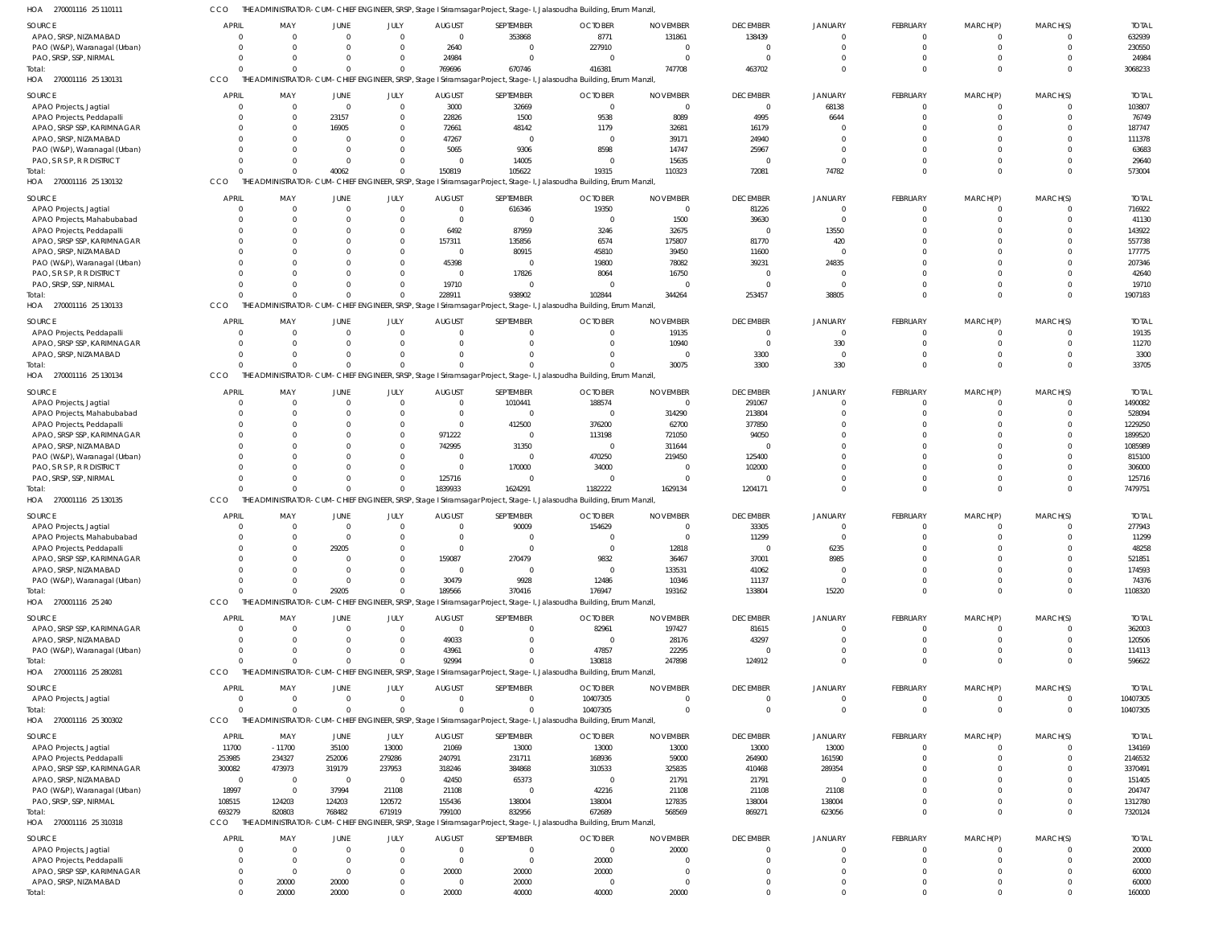HOA 270001116 25 110111 CCO THE ADMINISTRATOR-CUM-CHIEF ENGINEER, SRSP, Stage I Sriramsagar Project, Stage-I, Jalasoudha Building, Errum Manzil,

| SOURCE | APRIL | MAY | JUNE | JULY | AUGUST | SEPTEMBER | OCTOBER | NOVEMBER | DECEMBER | JANUARY | FEBRUARY | MARCH(P) | MARCH(S) | TOTAL |
|---|---|---|---|---|---|---|---|---|---|---|---|---|---|---|
| APAO, SRSP, NIZAMABAD | 0 | 0 | 0 | 0 | 0 | 353868 | 8771 | 131861 | 138439 | 0 | 0 | 0 | 0 | 632939 |
| PAO (W&P), Waranagal (Urban) | 0 | 0 | 0 | 0 | 2640 | 0 | 227910 | 0 | 0 | 0 | 0 | 0 | 0 | 230550 |
| PAO, SRSP, SSP, NIRMAL | 0 | 0 | 0 | 0 | 24984 | 0 | 0 | 0 | 0 | 0 | 0 | 0 | 0 | 24984 |
| Total: | 0 | 0 | 0 | 0 | 769696 | 670746 | 416381 | 747708 | 463702 | 0 | 0 | 0 | 0 | 3068233 |

HOA 270001116 25 130131 CCO THE ADMINISTRATOR-CUM-CHIEF ENGINEER, SRSP, Stage I Sriramsagar Project, Stage-I, Jalasoudha Building, Errum Manzil,

| SOURCE | APRIL | MAY | JUNE | JULY | AUGUST | SEPTEMBER | OCTOBER | NOVEMBER | DECEMBER | JANUARY | FEBRUARY | MARCH(P) | MARCH(S) | TOTAL |
|---|---|---|---|---|---|---|---|---|---|---|---|---|---|---|
| APAO Projects, Jagtial | 0 | 0 | 0 | 0 | 3000 | 32669 | 0 | 0 | 0 | 68138 | 0 | 0 | 0 | 103807 |
| APAO Projects, Peddapalli | 0 | 0 | 23157 | 0 | 22826 | 1500 | 9538 | 8089 | 4995 | 6644 | 0 | 0 | 0 | 76749 |
| APAO, SRSP SSP, KARIMNAGAR | 0 | 0 | 16905 | 0 | 72661 | 48142 | 1179 | 32681 | 16179 | 0 | 0 | 0 | 0 | 187747 |
| APAO, SRSP, NIZAMABAD | 0 | 0 | 0 | 0 | 47267 | 0 | 0 | 39171 | 24940 | 0 | 0 | 0 | 0 | 111378 |
| PAO (W&P), Waranagal (Urban) | 0 | 0 | 0 | 0 | 5065 | 9306 | 8598 | 14747 | 25967 | 0 | 0 | 0 | 0 | 63683 |
| PAO, S R S P, R R DISTRICT | 0 | 0 | 0 | 0 | 0 | 14005 | 0 | 15635 | 0 | 0 | 0 | 0 | 0 | 29640 |
| Total: | 0 | 0 | 40062 | 0 | 150819 | 105622 | 19315 | 110323 | 72081 | 74782 | 0 | 0 | 0 | 573004 |

HOA 270001116 25 130132 CCO THE ADMINISTRATOR-CUM-CHIEF ENGINEER, SRSP, Stage I Sriramsagar Project, Stage-I, Jalasoudha Building, Errum Manzil,

| SOURCE | APRIL | MAY | JUNE | JULY | AUGUST | SEPTEMBER | OCTOBER | NOVEMBER | DECEMBER | JANUARY | FEBRUARY | MARCH(P) | MARCH(S) | TOTAL |
|---|---|---|---|---|---|---|---|---|---|---|---|---|---|---|
| APAO Projects, Jagtial | 0 | 0 | 0 | 0 | 0 | 616346 | 19350 | 0 | 81226 | 0 | 0 | 0 | 0 | 716922 |
| APAO Projects, Mahabubabad | 0 | 0 | 0 | 0 | 0 | 0 | 0 | 1500 | 39630 | 0 | 0 | 0 | 0 | 41130 |
| APAO Projects, Peddapalli | 0 | 0 | 0 | 0 | 6492 | 87959 | 3246 | 32675 | 0 | 13550 | 0 | 0 | 0 | 143922 |
| APAO, SRSP SSP, KARIMNAGAR | 0 | 0 | 0 | 0 | 157311 | 135856 | 6574 | 175807 | 81770 | 420 | 0 | 0 | 0 | 557738 |
| APAO, SRSP, NIZAMABAD | 0 | 0 | 0 | 0 | 0 | 80915 | 45810 | 39450 | 11600 | 0 | 0 | 0 | 0 | 177775 |
| PAO (W&P), Waranagal (Urban) | 0 | 0 | 0 | 0 | 45398 | 0 | 19800 | 78082 | 39231 | 24835 | 0 | 0 | 0 | 207346 |
| PAO, S R S P, R R DISTRICT | 0 | 0 | 0 | 0 | 0 | 17826 | 8064 | 16750 | 0 | 0 | 0 | 0 | 0 | 42640 |
| PAO, SRSP, SSP, NIRMAL | 0 | 0 | 0 | 0 | 19710 | 0 | 0 | 0 | 0 | 0 | 0 | 0 | 0 | 19710 |
| Total: | 0 | 0 | 0 | 0 | 228911 | 938902 | 102844 | 344264 | 253457 | 38805 | 0 | 0 | 0 | 1907183 |

HOA 270001116 25 130133 CCO THE ADMINISTRATOR-CUM-CHIEF ENGINEER, SRSP, Stage I Sriramsagar Project, Stage-I, Jalasoudha Building, Errum Manzil,

| SOURCE | APRIL | MAY | JUNE | JULY | AUGUST | SEPTEMBER | OCTOBER | NOVEMBER | DECEMBER | JANUARY | FEBRUARY | MARCH(P) | MARCH(S) | TOTAL |
|---|---|---|---|---|---|---|---|---|---|---|---|---|---|---|
| APAO Projects, Peddapalli | 0 | 0 | 0 | 0 | 0 | 0 | 0 | 19135 | 0 | 0 | 0 | 0 | 0 | 19135 |
| APAO, SRSP SSP, KARIMNAGAR | 0 | 0 | 0 | 0 | 0 | 0 | 0 | 10940 | 0 | 330 | 0 | 0 | 0 | 11270 |
| APAO, SRSP, NIZAMABAD | 0 | 0 | 0 | 0 | 0 | 0 | 0 | 0 | 3300 | 0 | 0 | 0 | 0 | 3300 |
| Total: | 0 | 0 | 0 | 0 | 0 | 0 | 0 | 30075 | 3300 | 330 | 0 | 0 | 0 | 33705 |

HOA 270001116 25 130134 CCO THE ADMINISTRATOR-CUM-CHIEF ENGINEER, SRSP, Stage I Sriramsagar Project, Stage-I, Jalasoudha Building, Errum Manzil,

| SOURCE | APRIL | MAY | JUNE | JULY | AUGUST | SEPTEMBER | OCTOBER | NOVEMBER | DECEMBER | JANUARY | FEBRUARY | MARCH(P) | MARCH(S) | TOTAL |
|---|---|---|---|---|---|---|---|---|---|---|---|---|---|---|
| APAO Projects, Jagtial | 0 | 0 | 0 | 0 | 0 | 1010441 | 188574 | 0 | 291067 | 0 | 0 | 0 | 0 | 1490082 |
| APAO Projects, Mahabubabad | 0 | 0 | 0 | 0 | 0 | 0 | 0 | 314290 | 213804 | 0 | 0 | 0 | 0 | 528094 |
| APAO Projects, Peddapalli | 0 | 0 | 0 | 0 | 0 | 412500 | 376200 | 62700 | 377850 | 0 | 0 | 0 | 0 | 1229250 |
| APAO, SRSP SSP, KARIMNAGAR | 0 | 0 | 0 | 0 | 971222 | 0 | 113198 | 721050 | 94050 | 0 | 0 | 0 | 0 | 1899520 |
| APAO, SRSP, NIZAMABAD | 0 | 0 | 0 | 0 | 742995 | 31350 | 0 | 311644 | 0 | 0 | 0 | 0 | 0 | 1085989 |
| PAO (W&P), Waranagal (Urban) | 0 | 0 | 0 | 0 | 0 | 0 | 470250 | 219450 | 125400 | 0 | 0 | 0 | 0 | 815100 |
| PAO, S R S P, R R DISTRICT | 0 | 0 | 0 | 0 | 0 | 170000 | 34000 | 0 | 102000 | 0 | 0 | 0 | 0 | 306000 |
| PAO, SRSP, SSP, NIRMAL | 0 | 0 | 0 | 0 | 125716 | 0 | 0 | 0 | 0 | 0 | 0 | 0 | 0 | 125716 |
| Total: | 0 | 0 | 0 | 0 | 1839933 | 1624291 | 1182222 | 1629134 | 1204171 | 0 | 0 | 0 | 0 | 7479751 |

HOA 270001116 25 130135 CCO THE ADMINISTRATOR-CUM-CHIEF ENGINEER, SRSP, Stage I Sriramsagar Project, Stage-I, Jalasoudha Building, Errum Manzil,

| SOURCE | APRIL | MAY | JUNE | JULY | AUGUST | SEPTEMBER | OCTOBER | NOVEMBER | DECEMBER | JANUARY | FEBRUARY | MARCH(P) | MARCH(S) | TOTAL |
|---|---|---|---|---|---|---|---|---|---|---|---|---|---|---|
| APAO Projects, Jagtial | 0 | 0 | 0 | 0 | 0 | 90009 | 154629 | 0 | 33305 | 0 | 0 | 0 | 0 | 277943 |
| APAO Projects, Mahabubabad | 0 | 0 | 0 | 0 | 0 | 0 | 0 | 0 | 11299 | 0 | 0 | 0 | 0 | 11299 |
| APAO Projects, Peddapalli | 0 | 0 | 29205 | 0 | 0 | 0 | 0 | 12818 | 0 | 6235 | 0 | 0 | 0 | 48258 |
| APAO, SRSP SSP, KARIMNAGAR | 0 | 0 | 0 | 0 | 159087 | 270479 | 9832 | 36467 | 37001 | 8985 | 0 | 0 | 0 | 521851 |
| APAO, SRSP, NIZAMABAD | 0 | 0 | 0 | 0 | 0 | 0 | 0 | 133531 | 41062 | 0 | 0 | 0 | 0 | 174593 |
| PAO (W&P), Waranagal (Urban) | 0 | 0 | 0 | 0 | 30479 | 9928 | 12486 | 10346 | 11137 | 0 | 0 | 0 | 0 | 74376 |
| Total: | 0 | 0 | 29205 | 0 | 189566 | 370416 | 176947 | 193162 | 133804 | 15220 | 0 | 0 | 0 | 1108320 |

HOA 270001116 25 240 CCO THE ADMINISTRATOR-CUM-CHIEF ENGINEER, SRSP, Stage I Sriramsagar Project, Stage-I, Jalasoudha Building, Errum Manzil,

| SOURCE | APRIL | MAY | JUNE | JULY | AUGUST | SEPTEMBER | OCTOBER | NOVEMBER | DECEMBER | JANUARY | FEBRUARY | MARCH(P) | MARCH(S) | TOTAL |
|---|---|---|---|---|---|---|---|---|---|---|---|---|---|---|
| APAO, SRSP SSP, KARIMNAGAR | 0 | 0 | 0 | 0 | 0 | 0 | 82961 | 197427 | 81615 | 0 | 0 | 0 | 0 | 362003 |
| APAO, SRSP, NIZAMABAD | 0 | 0 | 0 | 0 | 49033 | 0 | 0 | 28176 | 43297 | 0 | 0 | 0 | 0 | 120506 |
| PAO (W&P), Waranagal (Urban) | 0 | 0 | 0 | 0 | 43961 | 0 | 47857 | 22295 | 0 | 0 | 0 | 0 | 0 | 114113 |
| Total: | 0 | 0 | 0 | 0 | 92994 | 0 | 130818 | 247898 | 124912 | 0 | 0 | 0 | 0 | 596622 |

HOA 270001116 25 280281 CCO THE ADMINISTRATOR-CUM-CHIEF ENGINEER, SRSP, Stage I Sriramsagar Project, Stage-I, Jalasoudha Building, Errum Manzil,

| SOURCE | APRIL | MAY | JUNE | JULY | AUGUST | SEPTEMBER | OCTOBER | NOVEMBER | DECEMBER | JANUARY | FEBRUARY | MARCH(P) | MARCH(S) | TOTAL |
|---|---|---|---|---|---|---|---|---|---|---|---|---|---|---|
| APAO Projects, Jagtial | 0 | 0 | 0 | 0 | 0 | 0 | 10407305 | 0 | 0 | 0 | 0 | 0 | 0 | 10407305 |
| Total: | 0 | 0 | 0 | 0 | 0 | 0 | 10407305 | 0 | 0 | 0 | 0 | 0 | 0 | 10407305 |

HOA 270001116 25 300302 CCO THE ADMINISTRATOR-CUM-CHIEF ENGINEER, SRSP, Stage I Sriramsagar Project, Stage-I, Jalasoudha Building, Errum Manzil,

| SOURCE | APRIL | MAY | JUNE | JULY | AUGUST | SEPTEMBER | OCTOBER | NOVEMBER | DECEMBER | JANUARY | FEBRUARY | MARCH(P) | MARCH(S) | TOTAL |
|---|---|---|---|---|---|---|---|---|---|---|---|---|---|---|
| APAO Projects, Jagtial | 11700 | -11700 | 35100 | 13000 | 21069 | 13000 | 13000 | 13000 | 13000 | 13000 | 0 | 0 | 0 | 134169 |
| APAO Projects, Peddapalli | 253985 | 234327 | 252006 | 279286 | 240791 | 231711 | 168936 | 59000 | 264900 | 161590 | 0 | 0 | 0 | 2146532 |
| APAO, SRSP SSP, KARIMNAGAR | 300082 | 473973 | 319179 | 237953 | 318246 | 384868 | 310533 | 325835 | 410468 | 289354 | 0 | 0 | 0 | 3370491 |
| APAO, SRSP, NIZAMABAD | 0 | 0 | 0 | 0 | 42450 | 65373 | 0 | 21791 | 21791 | 0 | 0 | 0 | 0 | 151405 |
| PAO (W&P), Waranagal (Urban) | 18997 | 0 | 37994 | 21108 | 21108 | 0 | 42216 | 21108 | 21108 | 21108 | 0 | 0 | 0 | 204747 |
| PAO, SRSP, SSP, NIRMAL | 108515 | 124203 | 124203 | 120572 | 155436 | 138004 | 138004 | 127835 | 138004 | 138004 | 0 | 0 | 0 | 1312780 |
| Total: | 693279 | 820803 | 768482 | 671919 | 799100 | 832956 | 672689 | 568569 | 869271 | 623056 | 0 | 0 | 0 | 7320124 |

HOA 270001116 25 310318 CCO THE ADMINISTRATOR-CUM-CHIEF ENGINEER, SRSP, Stage I Sriramsagar Project, Stage-I, Jalasoudha Building, Errum Manzil,

| SOURCE | APRIL | MAY | JUNE | JULY | AUGUST | SEPTEMBER | OCTOBER | NOVEMBER | DECEMBER | JANUARY | FEBRUARY | MARCH(P) | MARCH(S) | TOTAL |
|---|---|---|---|---|---|---|---|---|---|---|---|---|---|---|
| APAO Projects, Jagtial | 0 | 0 | 0 | 0 | 0 | 0 | 0 | 20000 | 0 | 0 | 0 | 0 | 0 | 20000 |
| APAO Projects, Peddapalli | 0 | 0 | 0 | 0 | 0 | 0 | 20000 | 0 | 0 | 0 | 0 | 0 | 0 | 20000 |
| APAO, SRSP SSP, KARIMNAGAR | 0 | 0 | 0 | 0 | 20000 | 20000 | 20000 | 0 | 0 | 0 | 0 | 0 | 0 | 60000 |
| APAO, SRSP, NIZAMABAD | 0 | 20000 | 20000 | 0 | 0 | 20000 | 0 | 0 | 0 | 0 | 0 | 0 | 0 | 60000 |
| Total: | 0 | 20000 | 20000 | 0 | 20000 | 40000 | 40000 | 20000 | 0 | 0 | 0 | 0 | 0 | 160000 |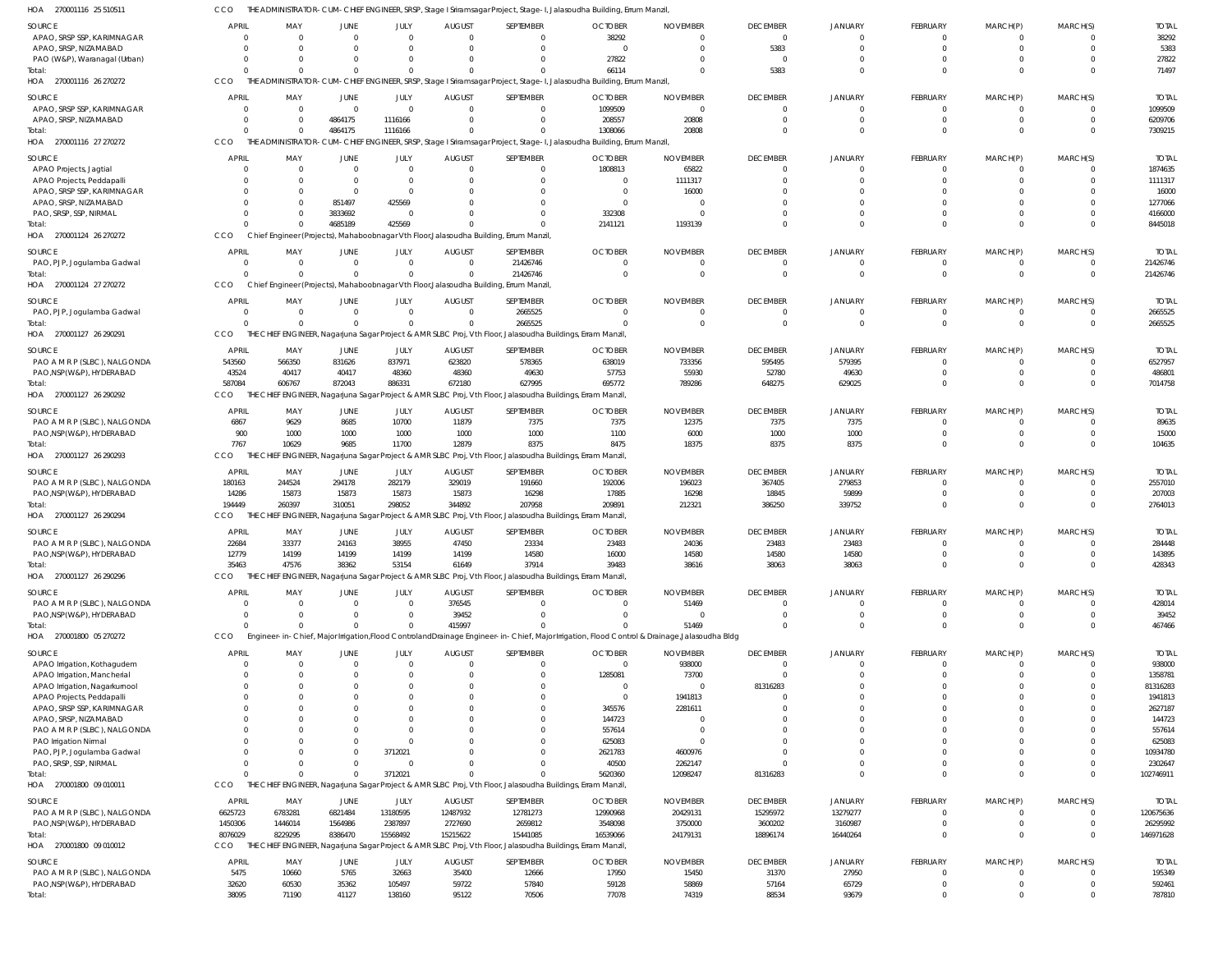HOA 270001116 25 510511 CCO THE ADMINISTRATOR-CUM-CHIEF ENGINEER, SRSP, Stage I Sriramsagar Project, Stage-I, Jalasoudha Building, Errum Manzil,

| SOURCE | APRIL | MAY | JUNE | JULY | AUGUST | SEPTEMBER | OCTOBER | NOVEMBER | DECEMBER | JANUARY | FEBRUARY | MARCH(P) | MARCH(S) | TOTAL |
|---|---|---|---|---|---|---|---|---|---|---|---|---|---|---|
| APAO, SRSP SSP, KARIMNAGAR | 0 | 0 | 0 | 0 | 0 | 0 | 38292 | 0 | 0 | 0 | 0 | 0 | 0 | 38292 |
| APAO, SRSP, NIZAMABAD | 0 | 0 | 0 | 0 | 0 | 0 | 0 | 0 | 5383 | 0 | 0 | 0 | 0 | 5383 |
| PAO (W&P), Waranagal (Urban) | 0 | 0 | 0 | 0 | 0 | 0 | 27822 | 0 | 0 | 0 | 0 | 0 | 0 | 27822 |
| Total: | 0 | 0 | 0 | 0 | 0 | 0 | 66114 | 0 | 5383 | 0 | 0 | 0 | 0 | 71497 |

HOA 270001116 26 270272 CCO THE ADMINISTRATOR-CUM-CHIEF ENGINEER, SRSP, Stage I Sriramsagar Project, Stage-I, Jalasoudha Building, Errum Manzil,

| SOURCE | APRIL | MAY | JUNE | JULY | AUGUST | SEPTEMBER | OCTOBER | NOVEMBER | DECEMBER | JANUARY | FEBRUARY | MARCH(P) | MARCH(S) | TOTAL |
|---|---|---|---|---|---|---|---|---|---|---|---|---|---|---|
| APAO, SRSP SSP, KARIMNAGAR | 0 | 0 | 0 | 0 | 0 | 0 | 1099509 | 0 | 0 | 0 | 0 | 0 | 0 | 1099509 |
| APAO, SRSP, NIZAMABAD | 0 | 0 | 4864175 | 1116166 | 0 | 0 | 208557 | 20808 | 0 | 0 | 0 | 0 | 0 | 6209706 |
| Total: | 0 | 0 | 4864175 | 1116166 | 0 | 0 | 1308066 | 20808 | 0 | 0 | 0 | 0 | 0 | 7309215 |

HOA 270001116 27 270272 CCO THE ADMINISTRATOR-CUM-CHIEF ENGINEER, SRSP, Stage I Sriramsagar Project, Stage-I, Jalasoudha Building, Errum Manzil,

| SOURCE | APRIL | MAY | JUNE | JULY | AUGUST | SEPTEMBER | OCTOBER | NOVEMBER | DECEMBER | JANUARY | FEBRUARY | MARCH(P) | MARCH(S) | TOTAL |
|---|---|---|---|---|---|---|---|---|---|---|---|---|---|---|
| APAO Projects, Jagtial | 0 | 0 | 0 | 0 | 0 | 0 | 1808813 | 65822 | 0 | 0 | 0 | 0 | 0 | 1874635 |
| APAO Projects, Peddapalli | 0 | 0 | 0 | 0 | 0 | 0 | 0 | 1111317 | 0 | 0 | 0 | 0 | 0 | 1111317 |
| APAO, SRSP SSP, KARIMNAGAR | 0 | 0 | 0 | 0 | 0 | 0 | 0 | 16000 | 0 | 0 | 0 | 0 | 0 | 16000 |
| APAO, SRSP, NIZAMABAD | 0 | 0 | 851497 | 425569 | 0 | 0 | 0 | 0 | 0 | 0 | 0 | 0 | 0 | 1277066 |
| PAO, SRSP, SSP, NIRMAL | 0 | 0 | 3833692 | 0 | 0 | 0 | 332308 | 0 | 0 | 0 | 0 | 0 | 0 | 4166000 |
| Total: | 0 | 0 | 4685189 | 425569 | 0 | 0 | 2141121 | 1193139 | 0 | 0 | 0 | 0 | 0 | 8445018 |

HOA 270001124 26 270272 CCO Chief Engineer (Projects), Mahaboobnagar Vth Floor,Jalasoudha Building, Errum Manzil,

| SOURCE | APRIL | MAY | JUNE | JULY | AUGUST | SEPTEMBER | OCTOBER | NOVEMBER | DECEMBER | JANUARY | FEBRUARY | MARCH(P) | MARCH(S) | TOTAL |
|---|---|---|---|---|---|---|---|---|---|---|---|---|---|---|
| PAO, PJP, Jogulamba Gadwal | 0 | 0 | 0 | 0 | 0 | 21426746 | 0 | 0 | 0 | 0 | 0 | 0 | 0 | 21426746 |
| Total: | 0 | 0 | 0 | 0 | 0 | 21426746 | 0 | 0 | 0 | 0 | 0 | 0 | 0 | 21426746 |

HOA 270001124 27 270272 CCO Chief Engineer (Projects), Mahaboobnagar Vth Floor,Jalasoudha Building, Errum Manzil,

| SOURCE | APRIL | MAY | JUNE | JULY | AUGUST | SEPTEMBER | OCTOBER | NOVEMBER | DECEMBER | JANUARY | FEBRUARY | MARCH(P) | MARCH(S) | TOTAL |
|---|---|---|---|---|---|---|---|---|---|---|---|---|---|---|
| PAO, PJP, Jogulamba Gadwal | 0 | 0 | 0 | 0 | 0 | 2665525 | 0 | 0 | 0 | 0 | 0 | 0 | 0 | 2665525 |
| Total: | 0 | 0 | 0 | 0 | 0 | 2665525 | 0 | 0 | 0 | 0 | 0 | 0 | 0 | 2665525 |

HOA 270001127 26 290291 CCO THE CHIEF ENGINEER, Nagarjuna Sagar Project & AMR SLBC Proj, Vth Floor, Jalasoudha Buildings, Erram Manzil,

| SOURCE | APRIL | MAY | JUNE | JULY | AUGUST | SEPTEMBER | OCTOBER | NOVEMBER | DECEMBER | JANUARY | FEBRUARY | MARCH(P) | MARCH(S) | TOTAL |
|---|---|---|---|---|---|---|---|---|---|---|---|---|---|---|
| PAO A M R P (SLBC), NALGONDA | 543560 | 566350 | 831626 | 837971 | 623820 | 578365 | 638019 | 733356 | 595495 | 579395 | 0 | 0 | 0 | 6527957 |
| PAO,NSP(W&P), HYDERABAD | 43524 | 40417 | 40417 | 48360 | 48360 | 49630 | 57753 | 55930 | 52780 | 49630 | 0 | 0 | 0 | 486801 |
| Total: | 587084 | 606767 | 872043 | 886331 | 672180 | 627995 | 695772 | 789286 | 648275 | 629025 | 0 | 0 | 0 | 7014758 |

HOA 270001127 26 290292 CCO THE CHIEF ENGINEER, Nagarjuna Sagar Project & AMR SLBC Proj, Vth Floor, Jalasoudha Buildings, Erram Manzil,

| SOURCE | APRIL | MAY | JUNE | JULY | AUGUST | SEPTEMBER | OCTOBER | NOVEMBER | DECEMBER | JANUARY | FEBRUARY | MARCH(P) | MARCH(S) | TOTAL |
|---|---|---|---|---|---|---|---|---|---|---|---|---|---|---|
| PAO A M R P (SLBC), NALGONDA | 6867 | 9629 | 8685 | 10700 | 11879 | 7375 | 7375 | 12375 | 7375 | 7375 | 0 | 0 | 0 | 89635 |
| PAO,NSP(W&P), HYDERABAD | 900 | 1000 | 1000 | 1000 | 1000 | 1000 | 1100 | 6000 | 1000 | 1000 | 0 | 0 | 0 | 15000 |
| Total: | 7767 | 10629 | 9685 | 11700 | 12879 | 8375 | 8475 | 18375 | 8375 | 8375 | 0 | 0 | 0 | 104635 |

HOA 270001127 26 290293 CCO THE CHIEF ENGINEER, Nagarjuna Sagar Project & AMR SLBC Proj, Vth Floor, Jalasoudha Buildings, Erram Manzil,

| SOURCE | APRIL | MAY | JUNE | JULY | AUGUST | SEPTEMBER | OCTOBER | NOVEMBER | DECEMBER | JANUARY | FEBRUARY | MARCH(P) | MARCH(S) | TOTAL |
|---|---|---|---|---|---|---|---|---|---|---|---|---|---|---|
| PAO A M R P (SLBC), NALGONDA | 180163 | 244524 | 294178 | 282179 | 329019 | 191660 | 192006 | 196023 | 367405 | 279853 | 0 | 0 | 0 | 2557010 |
| PAO,NSP(W&P), HYDERABAD | 14286 | 15873 | 15873 | 15873 | 15873 | 16298 | 17885 | 16298 | 18845 | 59899 | 0 | 0 | 0 | 207003 |
| Total: | 194449 | 260397 | 310051 | 298052 | 344892 | 207958 | 209891 | 212321 | 386250 | 339752 | 0 | 0 | 0 | 2764013 |

HOA 270001127 26 290294 CCO THE CHIEF ENGINEER, Nagarjuna Sagar Project & AMR SLBC Proj, Vth Floor, Jalasoudha Buildings, Erram Manzil,

| SOURCE | APRIL | MAY | JUNE | JULY | AUGUST | SEPTEMBER | OCTOBER | NOVEMBER | DECEMBER | JANUARY | FEBRUARY | MARCH(P) | MARCH(S) | TOTAL |
|---|---|---|---|---|---|---|---|---|---|---|---|---|---|---|
| PAO A M R P (SLBC), NALGONDA | 22684 | 33377 | 24163 | 38955 | 47450 | 23334 | 23483 | 24036 | 23483 | 23483 | 0 | 0 | 0 | 284448 |
| PAO,NSP(W&P), HYDERABAD | 12779 | 14199 | 14199 | 14199 | 14199 | 14580 | 16000 | 14580 | 14580 | 14580 | 0 | 0 | 0 | 143895 |
| Total: | 35463 | 47576 | 38362 | 53154 | 61649 | 37914 | 39483 | 38616 | 38063 | 38063 | 0 | 0 | 0 | 428343 |

HOA 270001127 26 290296 CCO THE CHIEF ENGINEER, Nagarjuna Sagar Project & AMR SLBC Proj, Vth Floor, Jalasoudha Buildings, Erram Manzil,

| SOURCE | APRIL | MAY | JUNE | JULY | AUGUST | SEPTEMBER | OCTOBER | NOVEMBER | DECEMBER | JANUARY | FEBRUARY | MARCH(P) | MARCH(S) | TOTAL |
|---|---|---|---|---|---|---|---|---|---|---|---|---|---|---|
| PAO A M R P (SLBC), NALGONDA | 0 | 0 | 0 | 0 | 376545 | 0 | 0 | 51469 | 0 | 0 | 0 | 0 | 0 | 428014 |
| PAO,NSP(W&P), HYDERABAD | 0 | 0 | 0 | 0 | 39452 | 0 | 0 | 0 | 0 | 0 | 0 | 0 | 0 | 39452 |
| Total: | 0 | 0 | 0 | 0 | 415997 | 0 | 0 | 51469 | 0 | 0 | 0 | 0 | 0 | 467466 |

HOA 270001800 05 270272 CCO Engineer-in-Chief, Major Irrigation,Flood Control and Drainage Engineer-in-Chief, Major Irrigation, Flood Control & Drainage,Jalasoudha Bldg

| SOURCE | APRIL | MAY | JUNE | JULY | AUGUST | SEPTEMBER | OCTOBER | NOVEMBER | DECEMBER | JANUARY | FEBRUARY | MARCH(P) | MARCH(S) | TOTAL |
|---|---|---|---|---|---|---|---|---|---|---|---|---|---|---|
| APAO Irrigation, Kothagudem | 0 | 0 | 0 | 0 | 0 | 0 | 0 | 938000 | 0 | 0 | 0 | 0 | 0 | 938000 |
| APAO Irrigation, Mancherial | 0 | 0 | 0 | 0 | 0 | 0 | 1285081 | 73700 | 0 | 0 | 0 | 0 | 0 | 1358781 |
| APAO Irrigation, Nagarkurnool | 0 | 0 | 0 | 0 | 0 | 0 | 0 | 0 | 81316283 | 0 | 0 | 0 | 0 | 81316283 |
| APAO Projects, Peddapalli | 0 | 0 | 0 | 0 | 0 | 0 | 0 | 1941813 | 0 | 0 | 0 | 0 | 0 | 1941813 |
| APAO, SRSP SSP, KARIMNAGAR | 0 | 0 | 0 | 0 | 0 | 0 | 345576 | 2281611 | 0 | 0 | 0 | 0 | 0 | 2627187 |
| APAO, SRSP, NIZAMABAD | 0 | 0 | 0 | 0 | 0 | 0 | 144723 | 0 | 0 | 0 | 0 | 0 | 0 | 144723 |
| PAO A M R P (SLBC), NALGONDA | 0 | 0 | 0 | 0 | 0 | 0 | 557614 | 0 | 0 | 0 | 0 | 0 | 0 | 557614 |
| PAO Irrigation Nirmal | 0 | 0 | 0 | 0 | 0 | 0 | 625083 | 0 | 0 | 0 | 0 | 0 | 0 | 625083 |
| PAO, PJP, Jogulamba Gadwal | 0 | 0 | 0 | 3712021 | 0 | 0 | 2621783 | 4600976 | 0 | 0 | 0 | 0 | 0 | 10934780 |
| PAO, SRSP, SSP, NIRMAL | 0 | 0 | 0 | 0 | 0 | 0 | 40500 | 2262147 | 0 | 0 | 0 | 0 | 0 | 2302647 |
| Total: | 0 | 0 | 0 | 3712021 | 0 | 0 | 5620360 | 12098247 | 81316283 | 0 | 0 | 0 | 0 | 102746911 |

HOA 270001800 09 010011 CCO THE CHIEF ENGINEER, Nagarjuna Sagar Project & AMR SLBC Proj, Vth Floor, Jalasoudha Buildings, Erram Manzil,

| SOURCE | APRIL | MAY | JUNE | JULY | AUGUST | SEPTEMBER | OCTOBER | NOVEMBER | DECEMBER | JANUARY | FEBRUARY | MARCH(P) | MARCH(S) | TOTAL |
|---|---|---|---|---|---|---|---|---|---|---|---|---|---|---|
| PAO A M R P (SLBC), NALGONDA | 6625723 | 6783281 | 6821484 | 13180595 | 12487932 | 12781273 | 12990968 | 20429131 | 15295972 | 13279277 | 0 | 0 | 0 | 120675636 |
| PAO,NSP(W&P), HYDERABAD | 1450306 | 1446014 | 1564986 | 2387897 | 2727690 | 2659812 | 3548098 | 3750000 | 3600202 | 3160987 | 0 | 0 | 0 | 26295992 |
| Total: | 8076029 | 8229295 | 8386470 | 15568492 | 15215622 | 15441085 | 16539066 | 24179131 | 18896174 | 16440264 | 0 | 0 | 0 | 146971628 |

HOA 270001800 09 010012 CCO THE CHIEF ENGINEER, Nagarjuna Sagar Project & AMR SLBC Proj, Vth Floor, Jalasoudha Buildings, Erram Manzil,

| SOURCE | APRIL | MAY | JUNE | JULY | AUGUST | SEPTEMBER | OCTOBER | NOVEMBER | DECEMBER | JANUARY | FEBRUARY | MARCH(P) | MARCH(S) | TOTAL |
|---|---|---|---|---|---|---|---|---|---|---|---|---|---|---|
| PAO A M R P (SLBC), NALGONDA | 5475 | 10660 | 5765 | 32663 | 35400 | 12666 | 17950 | 15450 | 31370 | 27950 | 0 | 0 | 0 | 195349 |
| PAO,NSP(W&P), HYDERABAD | 32620 | 60530 | 35362 | 105497 | 59722 | 57840 | 59128 | 58869 | 57164 | 65729 | 0 | 0 | 0 | 592461 |
| Total: | 38095 | 71190 | 41127 | 138160 | 95122 | 70506 | 77078 | 74319 | 88534 | 93679 | 0 | 0 | 0 | 787810 |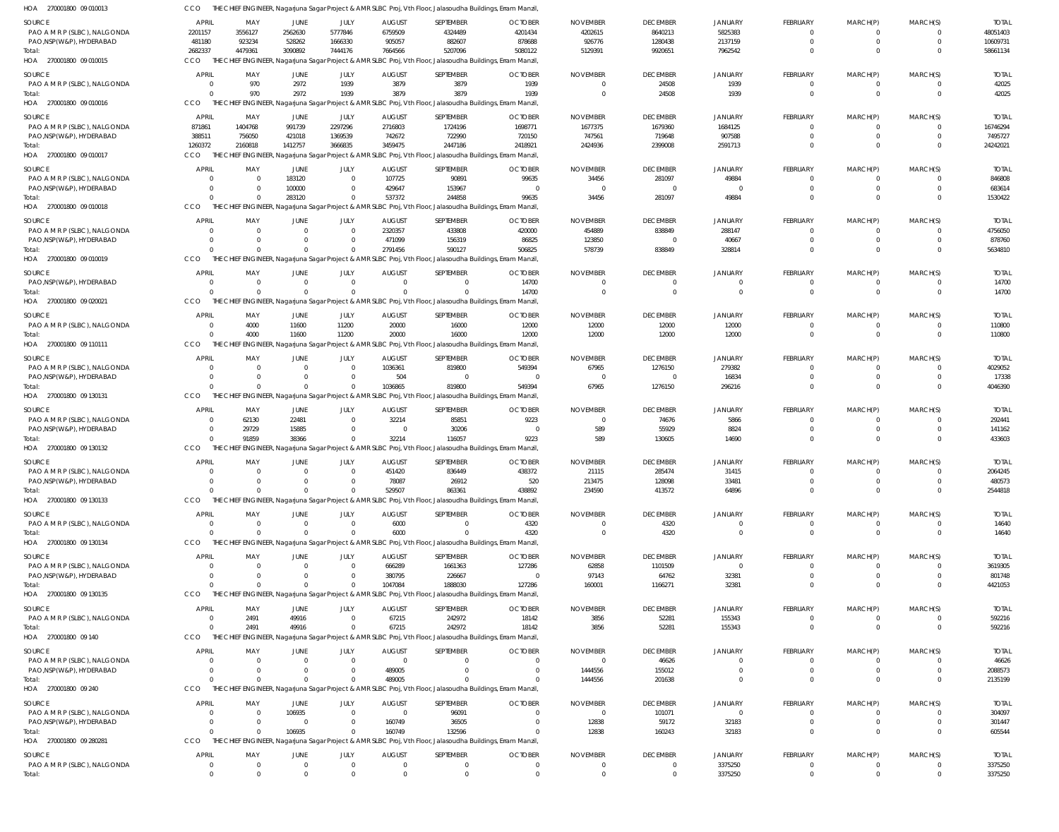HOA 270001800 09 010013 CCO THE CHIEF ENGINEER, Nagarjuna Sagar Project & AMR SLBC Proj, Vth Floor, Jalasoudha Buildings, Erram Manzil,

| SOURCE | APRIL | MAY | JUNE | JULY | AUGUST | SEPTEMBER | OCTOBER | NOVEMBER | DECEMBER | JANUARY | FEBRUARY | MARCH(P) | MARCH(S) | TOTAL |
|---|---|---|---|---|---|---|---|---|---|---|---|---|---|---|
| PAO A M R P (SLBC), NALGONDA | 2201157 | 3556127 | 2562630 | 5777846 | 6759509 | 4324489 | 4201434 | 4202615 | 8640213 | 5825383 | 0 | 0 | 0 | 48051403 |
| PAO,NSP(W&P), HYDERABAD | 481180 | 923234 | 528262 | 1666330 | 905057 | 882607 | 878688 | 926776 | 1280438 | 2137159 | 0 | 0 | 0 | 10609731 |
| Total: | 2682337 | 4479361 | 3090892 | 7444176 | 7664566 | 5207096 | 5080122 | 5129391 | 9920651 | 7962542 | 0 | 0 | 0 | 58661134 |

HOA 270001800 09 010015 CCO THE CHIEF ENGINEER, Nagarjuna Sagar Project & AMR SLBC Proj, Vth Floor, Jalasoudha Buildings, Erram Manzil,

| SOURCE | APRIL | MAY | JUNE | JULY | AUGUST | SEPTEMBER | OCTOBER | NOVEMBER | DECEMBER | JANUARY | FEBRUARY | MARCH(P) | MARCH(S) | TOTAL |
|---|---|---|---|---|---|---|---|---|---|---|---|---|---|---|
| PAO A M R P (SLBC), NALGONDA | 0 | 970 | 2972 | 1939 | 3879 | 3879 | 1939 | 0 | 24508 | 1939 | 0 | 0 | 0 | 42025 |
| Total: | 0 | 970 | 2972 | 1939 | 3879 | 3879 | 1939 | 0 | 24508 | 1939 | 0 | 0 | 0 | 42025 |

HOA 270001800 09 010016 CCO THE CHIEF ENGINEER, Nagarjuna Sagar Project & AMR SLBC Proj, Vth Floor, Jalasoudha Buildings, Erram Manzil,

| SOURCE | APRIL | MAY | JUNE | JULY | AUGUST | SEPTEMBER | OCTOBER | NOVEMBER | DECEMBER | JANUARY | FEBRUARY | MARCH(P) | MARCH(S) | TOTAL |
|---|---|---|---|---|---|---|---|---|---|---|---|---|---|---|
| PAO A M R P (SLBC), NALGONDA | 871861 | 1404768 | 991739 | 2297296 | 2716803 | 1724196 | 1698771 | 1677375 | 1679360 | 1684125 | 0 | 0 | 0 | 16746294 |
| PAO,NSP(W&P), HYDERABAD | 388511 | 756050 | 421018 | 1369539 | 742672 | 722990 | 720150 | 747561 | 719648 | 907588 | 0 | 0 | 0 | 7495727 |
| Total: | 1260372 | 2160818 | 1412757 | 3666835 | 3459475 | 2447186 | 2418921 | 2424936 | 2399008 | 2591713 | 0 | 0 | 0 | 24242021 |

HOA 270001800 09 010017 CCO THE CHIEF ENGINEER, Nagarjuna Sagar Project & AMR SLBC Proj, Vth Floor, Jalasoudha Buildings, Erram Manzil,

| SOURCE | APRIL | MAY | JUNE | JULY | AUGUST | SEPTEMBER | OCTOBER | NOVEMBER | DECEMBER | JANUARY | FEBRUARY | MARCH(P) | MARCH(S) | TOTAL |
|---|---|---|---|---|---|---|---|---|---|---|---|---|---|---|
| PAO A M R P (SLBC), NALGONDA | 0 | 0 | 183120 | 0 | 107725 | 90891 | 99635 | 34456 | 281097 | 49884 | 0 | 0 | 0 | 846808 |
| PAO,NSP(W&P), HYDERABAD | 0 | 0 | 100000 | 0 | 429647 | 153967 | 0 | 0 | 0 | 0 | 0 | 0 | 0 | 683614 |
| Total: | 0 | 0 | 283120 | 0 | 537372 | 244858 | 99635 | 34456 | 281097 | 49884 | 0 | 0 | 0 | 1530422 |

HOA 270001800 09 010018 CCO THE CHIEF ENGINEER, Nagarjuna Sagar Project & AMR SLBC Proj, Vth Floor, Jalasoudha Buildings, Erram Manzil,

| SOURCE | APRIL | MAY | JUNE | JULY | AUGUST | SEPTEMBER | OCTOBER | NOVEMBER | DECEMBER | JANUARY | FEBRUARY | MARCH(P) | MARCH(S) | TOTAL |
|---|---|---|---|---|---|---|---|---|---|---|---|---|---|---|
| PAO A M R P (SLBC), NALGONDA | 0 | 0 | 0 | 0 | 2320357 | 433808 | 420000 | 454889 | 838849 | 288147 | 0 | 0 | 0 | 4756050 |
| PAO,NSP(W&P), HYDERABAD | 0 | 0 | 0 | 0 | 471099 | 156319 | 86825 | 123850 | 0 | 40667 | 0 | 0 | 0 | 878760 |
| Total: | 0 | 0 | 0 | 0 | 2791456 | 590127 | 506825 | 578739 | 838849 | 328814 | 0 | 0 | 0 | 5634810 |

HOA 270001800 09 010019 CCO THE CHIEF ENGINEER, Nagarjuna Sagar Project & AMR SLBC Proj, Vth Floor, Jalasoudha Buildings, Erram Manzil,

| SOURCE | APRIL | MAY | JUNE | JULY | AUGUST | SEPTEMBER | OCTOBER | NOVEMBER | DECEMBER | JANUARY | FEBRUARY | MARCH(P) | MARCH(S) | TOTAL |
|---|---|---|---|---|---|---|---|---|---|---|---|---|---|---|
| PAO,NSP(W&P), HYDERABAD | 0 | 0 | 0 | 0 | 0 | 0 | 14700 | 0 | 0 | 0 | 0 | 0 | 0 | 14700 |
| Total: | 0 | 0 | 0 | 0 | 0 | 0 | 14700 | 0 | 0 | 0 | 0 | 0 | 0 | 14700 |

HOA 270001800 09 020021 CCO THE CHIEF ENGINEER, Nagarjuna Sagar Project & AMR SLBC Proj, Vth Floor, Jalasoudha Buildings, Erram Manzil,

| SOURCE | APRIL | MAY | JUNE | JULY | AUGUST | SEPTEMBER | OCTOBER | NOVEMBER | DECEMBER | JANUARY | FEBRUARY | MARCH(P) | MARCH(S) | TOTAL |
|---|---|---|---|---|---|---|---|---|---|---|---|---|---|---|
| PAO A M R P (SLBC), NALGONDA | 0 | 4000 | 11600 | 11200 | 20000 | 16000 | 12000 | 12000 | 12000 | 12000 | 0 | 0 | 0 | 110800 |
| Total: | 0 | 4000 | 11600 | 11200 | 20000 | 16000 | 12000 | 12000 | 12000 | 12000 | 0 | 0 | 0 | 110800 |

HOA 270001800 09 110111 CCO THE CHIEF ENGINEER, Nagarjuna Sagar Project & AMR SLBC Proj, Vth Floor, Jalasoudha Buildings, Erram Manzil,

| SOURCE | APRIL | MAY | JUNE | JULY | AUGUST | SEPTEMBER | OCTOBER | NOVEMBER | DECEMBER | JANUARY | FEBRUARY | MARCH(P) | MARCH(S) | TOTAL |
|---|---|---|---|---|---|---|---|---|---|---|---|---|---|---|
| PAO A M R P (SLBC), NALGONDA | 0 | 0 | 0 | 0 | 1036361 | 819800 | 549394 | 67965 | 1276150 | 279382 | 0 | 0 | 0 | 4029052 |
| PAO,NSP(W&P), HYDERABAD | 0 | 0 | 0 | 0 | 504 | 0 | 0 | 0 | 0 | 16834 | 0 | 0 | 0 | 17338 |
| Total: | 0 | 0 | 0 | 0 | 1036865 | 819800 | 549394 | 67965 | 1276150 | 296216 | 0 | 0 | 0 | 4046390 |

HOA 270001800 09 130131 CCO THE CHIEF ENGINEER, Nagarjuna Sagar Project & AMR SLBC Proj, Vth Floor, Jalasoudha Buildings, Erram Manzil,

| SOURCE | APRIL | MAY | JUNE | JULY | AUGUST | SEPTEMBER | OCTOBER | NOVEMBER | DECEMBER | JANUARY | FEBRUARY | MARCH(P) | MARCH(S) | TOTAL |
|---|---|---|---|---|---|---|---|---|---|---|---|---|---|---|
| PAO A M R P (SLBC), NALGONDA | 0 | 62130 | 22481 | 0 | 32214 | 85851 | 9223 | 0 | 74676 | 5866 | 0 | 0 | 0 | 292441 |
| PAO,NSP(W&P), HYDERABAD | 0 | 29729 | 15885 | 0 | 0 | 30206 | 0 | 589 | 55929 | 8824 | 0 | 0 | 0 | 141162 |
| Total: | 0 | 91859 | 38366 | 0 | 32214 | 116057 | 9223 | 589 | 130605 | 14690 | 0 | 0 | 0 | 433603 |

HOA 270001800 09 130132 CCO THE CHIEF ENGINEER, Nagarjuna Sagar Project & AMR SLBC Proj, Vth Floor, Jalasoudha Buildings, Erram Manzil,

| SOURCE | APRIL | MAY | JUNE | JULY | AUGUST | SEPTEMBER | OCTOBER | NOVEMBER | DECEMBER | JANUARY | FEBRUARY | MARCH(P) | MARCH(S) | TOTAL |
|---|---|---|---|---|---|---|---|---|---|---|---|---|---|---|
| PAO A M R P (SLBC), NALGONDA | 0 | 0 | 0 | 0 | 451420 | 836449 | 438372 | 21115 | 285474 | 31415 | 0 | 0 | 0 | 2064245 |
| PAO,NSP(W&P), HYDERABAD | 0 | 0 | 0 | 0 | 78087 | 26912 | 520 | 213475 | 128098 | 33481 | 0 | 0 | 0 | 480573 |
| Total: | 0 | 0 | 0 | 0 | 529507 | 863361 | 438892 | 234590 | 413572 | 64896 | 0 | 0 | 0 | 2544818 |

HOA 270001800 09 130133 CCO THE CHIEF ENGINEER, Nagarjuna Sagar Project & AMR SLBC Proj, Vth Floor, Jalasoudha Buildings, Erram Manzil,

| SOURCE | APRIL | MAY | JUNE | JULY | AUGUST | SEPTEMBER | OCTOBER | NOVEMBER | DECEMBER | JANUARY | FEBRUARY | MARCH(P) | MARCH(S) | TOTAL |
|---|---|---|---|---|---|---|---|---|---|---|---|---|---|---|
| PAO A M R P (SLBC), NALGONDA | 0 | 0 | 0 | 0 | 6000 | 0 | 4320 | 0 | 4320 | 0 | 0 | 0 | 0 | 14640 |
| Total: | 0 | 0 | 0 | 0 | 6000 | 0 | 4320 | 0 | 4320 | 0 | 0 | 0 | 0 | 14640 |

HOA 270001800 09 130134 CCO THE CHIEF ENGINEER, Nagarjuna Sagar Project & AMR SLBC Proj, Vth Floor, Jalasoudha Buildings, Erram Manzil,

| SOURCE | APRIL | MAY | JUNE | JULY | AUGUST | SEPTEMBER | OCTOBER | NOVEMBER | DECEMBER | JANUARY | FEBRUARY | MARCH(P) | MARCH(S) | TOTAL |
|---|---|---|---|---|---|---|---|---|---|---|---|---|---|---|
| PAO A M R P (SLBC), NALGONDA | 0 | 0 | 0 | 0 | 666289 | 1661363 | 127286 | 62858 | 1101509 | 0 | 0 | 0 | 0 | 3619305 |
| PAO,NSP(W&P), HYDERABAD | 0 | 0 | 0 | 0 | 380795 | 226667 | 0 | 97143 | 64762 | 32381 | 0 | 0 | 0 | 801748 |
| Total: | 0 | 0 | 0 | 0 | 1047084 | 1888030 | 127286 | 160001 | 1166271 | 32381 | 0 | 0 | 0 | 4421053 |

HOA 270001800 09 130135 CCO THE CHIEF ENGINEER, Nagarjuna Sagar Project & AMR SLBC Proj, Vth Floor, Jalasoudha Buildings, Erram Manzil,

| SOURCE | APRIL | MAY | JUNE | JULY | AUGUST | SEPTEMBER | OCTOBER | NOVEMBER | DECEMBER | JANUARY | FEBRUARY | MARCH(P) | MARCH(S) | TOTAL |
|---|---|---|---|---|---|---|---|---|---|---|---|---|---|---|
| PAO A M R P (SLBC), NALGONDA | 0 | 2491 | 49916 | 0 | 67215 | 242972 | 18142 | 3856 | 52281 | 155343 | 0 | 0 | 0 | 592216 |
| Total: | 0 | 2491 | 49916 | 0 | 67215 | 242972 | 18142 | 3856 | 52281 | 155343 | 0 | 0 | 0 | 592216 |

HOA 270001800 09 140 CCO THE CHIEF ENGINEER, Nagarjuna Sagar Project & AMR SLBC Proj, Vth Floor, Jalasoudha Buildings, Erram Manzil,

| SOURCE | APRIL | MAY | JUNE | JULY | AUGUST | SEPTEMBER | OCTOBER | NOVEMBER | DECEMBER | JANUARY | FEBRUARY | MARCH(P) | MARCH(S) | TOTAL |
|---|---|---|---|---|---|---|---|---|---|---|---|---|---|---|
| PAO A M R P (SLBC), NALGONDA | 0 | 0 | 0 | 0 | 0 | 0 | 0 | 0 | 46626 | 0 | 0 | 0 | 0 | 46626 |
| PAO,NSP(W&P), HYDERABAD | 0 | 0 | 0 | 0 | 489005 | 0 | 0 | 1444556 | 155012 | 0 | 0 | 0 | 0 | 2088573 |
| Total: | 0 | 0 | 0 | 0 | 489005 | 0 | 0 | 1444556 | 201638 | 0 | 0 | 0 | 0 | 2135199 |

HOA 270001800 09 240 CCO THE CHIEF ENGINEER, Nagarjuna Sagar Project & AMR SLBC Proj, Vth Floor, Jalasoudha Buildings, Erram Manzil,

| SOURCE | APRIL | MAY | JUNE | JULY | AUGUST | SEPTEMBER | OCTOBER | NOVEMBER | DECEMBER | JANUARY | FEBRUARY | MARCH(P) | MARCH(S) | TOTAL |
|---|---|---|---|---|---|---|---|---|---|---|---|---|---|---|
| PAO A M R P (SLBC), NALGONDA | 0 | 0 | 106935 | 0 | 0 | 96091 | 0 | 0 | 101071 | 0 | 0 | 0 | 0 | 304097 |
| PAO,NSP(W&P), HYDERABAD | 0 | 0 | 0 | 0 | 160749 | 36505 | 0 | 12838 | 59172 | 32183 | 0 | 0 | 0 | 301447 |
| Total: | 0 | 0 | 106935 | 0 | 160749 | 132596 | 0 | 12838 | 160243 | 32183 | 0 | 0 | 0 | 605544 |

HOA 270001800 09 280281 CCO THE CHIEF ENGINEER, Nagarjuna Sagar Project & AMR SLBC Proj, Vth Floor, Jalasoudha Buildings, Erram Manzil,

| SOURCE | APRIL | MAY | JUNE | JULY | AUGUST | SEPTEMBER | OCTOBER | NOVEMBER | DECEMBER | JANUARY | FEBRUARY | MARCH(P) | MARCH(S) | TOTAL |
|---|---|---|---|---|---|---|---|---|---|---|---|---|---|---|
| PAO A M R P (SLBC), NALGONDA | 0 | 0 | 0 | 0 | 0 | 0 | 0 | 0 | 0 | 3375250 | 0 | 0 | 0 | 3375250 |
| Total: | 0 | 0 | 0 | 0 | 0 | 0 | 0 | 0 | 0 | 3375250 | 0 | 0 | 0 | 3375250 |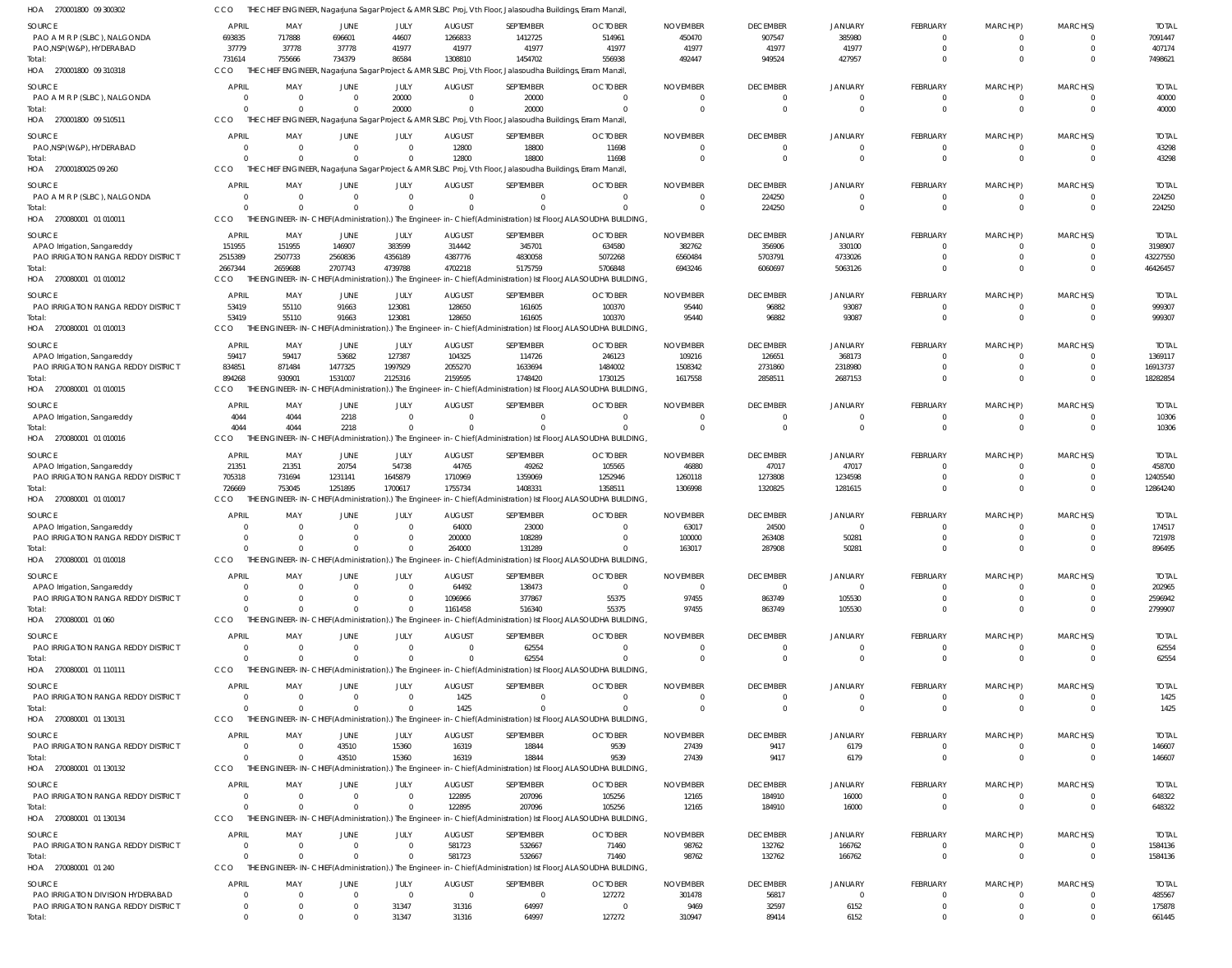HOA 270001800 09 300302 | CCO | THE CHIEF ENGINEER, Nagarjuna Sagar Project & AMR SLBC Proj, Vth Floor, Jalasoudha Buildings, Erram Manzil,

| SOURCE | APRIL | MAY | JUNE | JULY | AUGUST | SEPTEMBER | OCTOBER | NOVEMBER | DECEMBER | JANUARY | FEBRUARY | MARCH(P) | MARCH(S) | TOTAL |
|---|---|---|---|---|---|---|---|---|---|---|---|---|---|---|
| PAO A M R P (SLBC), NALGONDA | 693835 | 717888 | 696601 | 44607 | 1266833 | 1412725 | 514961 | 450470 | 907547 | 385980 | 0 | 0 | 0 | 7091447 |
| PAO,NSP(W&P), HYDERABAD | 37779 | 37778 | 37778 | 41977 | 41977 | 41977 | 41977 | 41977 | 41977 | 41977 | 0 | 0 | 0 | 407174 |
| Total: | 731614 | 755666 | 734379 | 86584 | 1308810 | 1454702 | 556938 | 492447 | 949524 | 427957 | 0 | 0 | 0 | 7498621 |

HOA 270001800 09 310318 | CCO | THE CHIEF ENGINEER, Nagarjuna Sagar Project & AMR SLBC Proj, Vth Floor, Jalasoudha Buildings, Erram Manzil,

| SOURCE | APRIL | MAY | JUNE | JULY | AUGUST | SEPTEMBER | OCTOBER | NOVEMBER | DECEMBER | JANUARY | FEBRUARY | MARCH(P) | MARCH(S) | TOTAL |
|---|---|---|---|---|---|---|---|---|---|---|---|---|---|---|
| PAO A M R P (SLBC), NALGONDA | 0 | 0 | 0 | 20000 | 0 | 20000 | 0 | 0 | 0 | 0 | 0 | 0 | 0 | 40000 |
| Total: | 0 | 0 | 0 | 20000 | 0 | 20000 | 0 | 0 | 0 | 0 | 0 | 0 | 0 | 40000 |

HOA 270001800 09 510511 | CCO | THE CHIEF ENGINEER, Nagarjuna Sagar Project & AMR SLBC Proj, Vth Floor, Jalasoudha Buildings, Erram Manzil,

| SOURCE | APRIL | MAY | JUNE | JULY | AUGUST | SEPTEMBER | OCTOBER | NOVEMBER | DECEMBER | JANUARY | FEBRUARY | MARCH(P) | MARCH(S) | TOTAL |
|---|---|---|---|---|---|---|---|---|---|---|---|---|---|---|
| PAO,NSP(W&P), HYDERABAD | 0 | 0 | 0 | 0 | 12800 | 18800 | 11698 | 0 | 0 | 0 | 0 | 0 | 0 | 43298 |
| Total: | 0 | 0 | 0 | 0 | 12800 | 18800 | 11698 | 0 | 0 | 0 | 0 | 0 | 0 | 43298 |

HOA 27000180025 09 260 | CCO | THE CHIEF ENGINEER, Nagarjuna Sagar Project & AMR SLBC Proj, Vth Floor, Jalasoudha Buildings, Erram Manzil,

| SOURCE | APRIL | MAY | JUNE | JULY | AUGUST | SEPTEMBER | OCTOBER | NOVEMBER | DECEMBER | JANUARY | FEBRUARY | MARCH(P) | MARCH(S) | TOTAL |
|---|---|---|---|---|---|---|---|---|---|---|---|---|---|---|
| PAO A M R P (SLBC), NALGONDA | 0 | 0 | 0 | 0 | 0 | 0 | 0 | 0 | 224250 | 0 | 0 | 0 | 0 | 224250 |
| Total: | 0 | 0 | 0 | 0 | 0 | 0 | 0 | 0 | 224250 | 0 | 0 | 0 | 0 | 224250 |

HOA 270080001 01 010011 | CCO | THE ENGINEER-IN-CHIEF(Administration).) The Engineer-in-Chief(Administration) Ist Floor,JALASOUDHA BUILDING,

| SOURCE | APRIL | MAY | JUNE | JULY | AUGUST | SEPTEMBER | OCTOBER | NOVEMBER | DECEMBER | JANUARY | FEBRUARY | MARCH(P) | MARCH(S) | TOTAL |
|---|---|---|---|---|---|---|---|---|---|---|---|---|---|---|
| APAO Irrigation, Sangareddy | 151955 | 151955 | 146907 | 383599 | 314442 | 345701 | 634580 | 382762 | 356906 | 330100 | 0 | 0 | 0 | 3198907 |
| PAO IRRIGATION RANGA REDDY DISTRICT | 2515389 | 2507733 | 2560836 | 4356189 | 4387776 | 4830058 | 5072268 | 6560484 | 5703791 | 4733026 | 0 | 0 | 0 | 43227550 |
| Total: | 2667344 | 2659688 | 2707743 | 4739788 | 4702218 | 5175759 | 5706848 | 6943246 | 6060697 | 5063126 | 0 | 0 | 0 | 46426457 |

HOA 270080001 01 010012 | CCO | THE ENGINEER-IN-CHIEF(Administration).) The Engineer-in-Chief(Administration) Ist Floor,JALASOUDHA BUILDING,

| SOURCE | APRIL | MAY | JUNE | JULY | AUGUST | SEPTEMBER | OCTOBER | NOVEMBER | DECEMBER | JANUARY | FEBRUARY | MARCH(P) | MARCH(S) | TOTAL |
|---|---|---|---|---|---|---|---|---|---|---|---|---|---|---|
| PAO IRRIGATION RANGA REDDY DISTRICT | 53419 | 55110 | 91663 | 123081 | 128650 | 161605 | 100370 | 95440 | 96882 | 93087 | 0 | 0 | 0 | 999307 |
| Total: | 53419 | 55110 | 91663 | 123081 | 128650 | 161605 | 100370 | 95440 | 96882 | 93087 | 0 | 0 | 0 | 999307 |

HOA 270080001 01 010013 | CCO | THE ENGINEER-IN-CHIEF(Administration).) The Engineer-in-Chief(Administration) Ist Floor,JALASOUDHA BUILDING,

| SOURCE | APRIL | MAY | JUNE | JULY | AUGUST | SEPTEMBER | OCTOBER | NOVEMBER | DECEMBER | JANUARY | FEBRUARY | MARCH(P) | MARCH(S) | TOTAL |
|---|---|---|---|---|---|---|---|---|---|---|---|---|---|---|
| APAO Irrigation, Sangareddy | 59417 | 59417 | 53682 | 127387 | 104325 | 114726 | 246123 | 109216 | 126651 | 368173 | 0 | 0 | 0 | 1369117 |
| PAO IRRIGATION RANGA REDDY DISTRICT | 834851 | 871484 | 1477325 | 1997929 | 2055270 | 1633694 | 1484002 | 1508342 | 2731860 | 2318980 | 0 | 0 | 0 | 16913737 |
| Total: | 894268 | 930901 | 1531007 | 2125316 | 2159595 | 1748420 | 1730125 | 1617558 | 2858511 | 2687153 | 0 | 0 | 0 | 18282854 |

HOA 270080001 01 010015 | CCO | THE ENGINEER-IN-CHIEF(Administration).) The Engineer-in-Chief(Administration) Ist Floor,JALASOUDHA BUILDING,

| SOURCE | APRIL | MAY | JUNE | JULY | AUGUST | SEPTEMBER | OCTOBER | NOVEMBER | DECEMBER | JANUARY | FEBRUARY | MARCH(P) | MARCH(S) | TOTAL |
|---|---|---|---|---|---|---|---|---|---|---|---|---|---|---|
| APAO Irrigation, Sangareddy | 4044 | 4044 | 2218 | 0 | 0 | 0 | 0 | 0 | 0 | 0 | 0 | 0 | 0 | 10306 |
| Total: | 4044 | 4044 | 2218 | 0 | 0 | 0 | 0 | 0 | 0 | 0 | 0 | 0 | 0 | 10306 |

HOA 270080001 01 010016 | CCO | THE ENGINEER-IN-CHIEF(Administration).) The Engineer-in-Chief(Administration) Ist Floor,JALASOUDHA BUILDING,

| SOURCE | APRIL | MAY | JUNE | JULY | AUGUST | SEPTEMBER | OCTOBER | NOVEMBER | DECEMBER | JANUARY | FEBRUARY | MARCH(P) | MARCH(S) | TOTAL |
|---|---|---|---|---|---|---|---|---|---|---|---|---|---|---|
| APAO Irrigation, Sangareddy | 21351 | 21351 | 20754 | 54738 | 44765 | 49262 | 105565 | 46880 | 47017 | 47017 | 0 | 0 | 0 | 458700 |
| PAO IRRIGATION RANGA REDDY DISTRICT | 705318 | 731694 | 1231141 | 1645879 | 1710969 | 1359069 | 1252946 | 1260118 | 1273808 | 1234598 | 0 | 0 | 0 | 12405540 |
| Total: | 726669 | 753045 | 1251895 | 1700617 | 1755734 | 1408331 | 1358511 | 1306998 | 1320825 | 1281615 | 0 | 0 | 0 | 12864240 |

HOA 270080001 01 010017 | CCO | THE ENGINEER-IN-CHIEF(Administration).) The Engineer-in-Chief(Administration) Ist Floor,JALASOUDHA BUILDING,

| SOURCE | APRIL | MAY | JUNE | JULY | AUGUST | SEPTEMBER | OCTOBER | NOVEMBER | DECEMBER | JANUARY | FEBRUARY | MARCH(P) | MARCH(S) | TOTAL |
|---|---|---|---|---|---|---|---|---|---|---|---|---|---|---|
| APAO Irrigation, Sangareddy | 0 | 0 | 0 | 0 | 64000 | 23000 | 0 | 63017 | 24500 | 0 | 0 | 0 | 0 | 174517 |
| PAO IRRIGATION RANGA REDDY DISTRICT | 0 | 0 | 0 | 0 | 200000 | 108289 | 0 | 100000 | 263408 | 50281 | 0 | 0 | 0 | 721978 |
| Total: | 0 | 0 | 0 | 0 | 264000 | 131289 | 0 | 163017 | 287908 | 50281 | 0 | 0 | 0 | 896495 |

HOA 270080001 01 010018 | CCO | THE ENGINEER-IN-CHIEF(Administration).) The Engineer-in-Chief(Administration) Ist Floor,JALASOUDHA BUILDING,

| SOURCE | APRIL | MAY | JUNE | JULY | AUGUST | SEPTEMBER | OCTOBER | NOVEMBER | DECEMBER | JANUARY | FEBRUARY | MARCH(P) | MARCH(S) | TOTAL |
|---|---|---|---|---|---|---|---|---|---|---|---|---|---|---|
| APAO Irrigation, Sangareddy | 0 | 0 | 0 | 0 | 64492 | 138473 | 0 | 0 | 0 | 0 | 0 | 0 | 0 | 202965 |
| PAO IRRIGATION RANGA REDDY DISTRICT | 0 | 0 | 0 | 0 | 1096966 | 377867 | 55375 | 97455 | 863749 | 105530 | 0 | 0 | 0 | 2596942 |
| Total: | 0 | 0 | 0 | 0 | 1161458 | 516340 | 55375 | 97455 | 863749 | 105530 | 0 | 0 | 0 | 2799907 |

HOA 270080001 01 060 | CCO | THE ENGINEER-IN-CHIEF(Administration).) The Engineer-in-Chief(Administration) Ist Floor,JALASOUDHA BUILDING,

| SOURCE | APRIL | MAY | JUNE | JULY | AUGUST | SEPTEMBER | OCTOBER | NOVEMBER | DECEMBER | JANUARY | FEBRUARY | MARCH(P) | MARCH(S) | TOTAL |
|---|---|---|---|---|---|---|---|---|---|---|---|---|---|---|
| PAO IRRIGATION RANGA REDDY DISTRICT | 0 | 0 | 0 | 0 | 0 | 62554 | 0 | 0 | 0 | 0 | 0 | 0 | 0 | 62554 |
| Total: | 0 | 0 | 0 | 0 | 0 | 62554 | 0 | 0 | 0 | 0 | 0 | 0 | 0 | 62554 |

HOA 270080001 01 110111 | CCO | THE ENGINEER-IN-CHIEF(Administration).) The Engineer-in-Chief(Administration) Ist Floor,JALASOUDHA BUILDING,

| SOURCE | APRIL | MAY | JUNE | JULY | AUGUST | SEPTEMBER | OCTOBER | NOVEMBER | DECEMBER | JANUARY | FEBRUARY | MARCH(P) | MARCH(S) | TOTAL |
|---|---|---|---|---|---|---|---|---|---|---|---|---|---|---|
| PAO IRRIGATION RANGA REDDY DISTRICT | 0 | 0 | 0 | 0 | 1425 | 0 | 0 | 0 | 0 | 0 | 0 | 0 | 0 | 1425 |
| Total: | 0 | 0 | 0 | 0 | 1425 | 0 | 0 | 0 | 0 | 0 | 0 | 0 | 0 | 1425 |

HOA 270080001 01 130131 | CCO | THE ENGINEER-IN-CHIEF(Administration).) The Engineer-in-Chief(Administration) Ist Floor,JALASOUDHA BUILDING,

| SOURCE | APRIL | MAY | JUNE | JULY | AUGUST | SEPTEMBER | OCTOBER | NOVEMBER | DECEMBER | JANUARY | FEBRUARY | MARCH(P) | MARCH(S) | TOTAL |
|---|---|---|---|---|---|---|---|---|---|---|---|---|---|---|
| PAO IRRIGATION RANGA REDDY DISTRICT | 0 | 0 | 43510 | 15360 | 16319 | 18844 | 9539 | 27439 | 9417 | 6179 | 0 | 0 | 0 | 146607 |
| Total: | 0 | 0 | 43510 | 15360 | 16319 | 18844 | 9539 | 27439 | 9417 | 6179 | 0 | 0 | 0 | 146607 |

HOA 270080001 01 130132 | CCO | THE ENGINEER-IN-CHIEF(Administration).) The Engineer-in-Chief(Administration) Ist Floor,JALASOUDHA BUILDING,

| SOURCE | APRIL | MAY | JUNE | JULY | AUGUST | SEPTEMBER | OCTOBER | NOVEMBER | DECEMBER | JANUARY | FEBRUARY | MARCH(P) | MARCH(S) | TOTAL |
|---|---|---|---|---|---|---|---|---|---|---|---|---|---|---|
| PAO IRRIGATION RANGA REDDY DISTRICT | 0 | 0 | 0 | 0 | 122895 | 207096 | 105256 | 12165 | 184910 | 16000 | 0 | 0 | 0 | 648322 |
| Total: | 0 | 0 | 0 | 0 | 122895 | 207096 | 105256 | 12165 | 184910 | 16000 | 0 | 0 | 0 | 648322 |

HOA 270080001 01 130134 | CCO | THE ENGINEER-IN-CHIEF(Administration).) The Engineer-in-Chief(Administration) Ist Floor,JALASOUDHA BUILDING,

| SOURCE | APRIL | MAY | JUNE | JULY | AUGUST | SEPTEMBER | OCTOBER | NOVEMBER | DECEMBER | JANUARY | FEBRUARY | MARCH(P) | MARCH(S) | TOTAL |
|---|---|---|---|---|---|---|---|---|---|---|---|---|---|---|
| PAO IRRIGATION RANGA REDDY DISTRICT | 0 | 0 | 0 | 0 | 581723 | 532667 | 71460 | 98762 | 132762 | 166762 | 0 | 0 | 0 | 1584136 |
| Total: | 0 | 0 | 0 | 0 | 581723 | 532667 | 71460 | 98762 | 132762 | 166762 | 0 | 0 | 0 | 1584136 |

HOA 270080001 01 240 | CCO | THE ENGINEER-IN-CHIEF(Administration).) The Engineer-in-Chief(Administration) Ist Floor,JALASOUDHA BUILDING,

| SOURCE | APRIL | MAY | JUNE | JULY | AUGUST | SEPTEMBER | OCTOBER | NOVEMBER | DECEMBER | JANUARY | FEBRUARY | MARCH(P) | MARCH(S) | TOTAL |
|---|---|---|---|---|---|---|---|---|---|---|---|---|---|---|
| PAO IRRIGATION DIVISION HYDERABAD | 0 | 0 | 0 | 0 | 0 | 0 | 127272 | 301478 | 56817 | 0 | 0 | 0 | 0 | 485567 |
| PAO IRRIGATION RANGA REDDY DISTRICT | 0 | 0 | 0 | 31347 | 31316 | 64997 | 0 | 9469 | 32597 | 6152 | 0 | 0 | 0 | 175878 |
| Total: | 0 | 0 | 0 | 31347 | 31316 | 64997 | 127272 | 310947 | 89414 | 6152 | 0 | 0 | 0 | 661445 |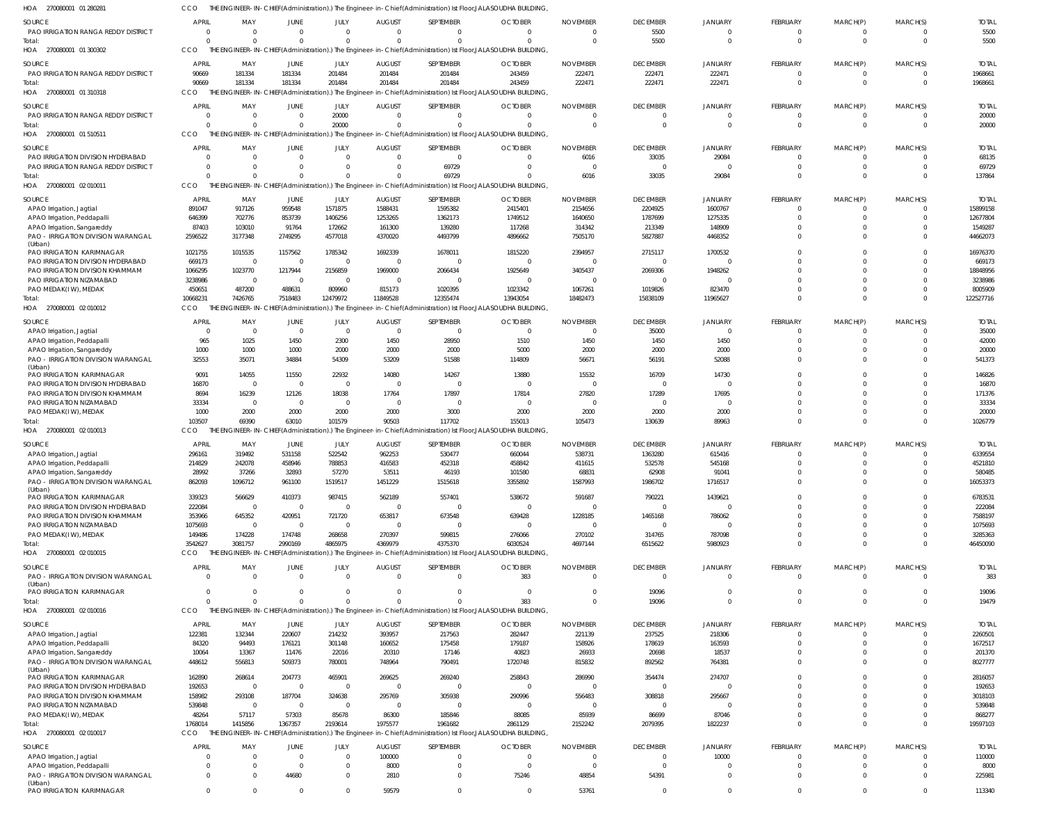HOA 270080001 01 280281 CCO THE ENGINEER-IN-CHIEF(Administration).) The Engineer- in- Chief(Administration) Ist Floor,JALASOUDHA BUILDING,

| SOURCE | APRIL | MAY | JUNE | JULY | AUGUST | SEPTEMBER | OCTOBER | NOVEMBER | DECEMBER | JANUARY | FEBRUARY | MARCH(P) | MARCH(S) | TOTAL |
|---|---|---|---|---|---|---|---|---|---|---|---|---|---|---|
| PAO IRRIGATION RANGA REDDY DISTRICT | 0 | 0 | 0 | 0 | 0 | 0 | 0 | 0 | 5500 | 0 | 0 | 0 | 0 | 5500 |
| Total: | 0 | 0 | 0 | 0 | 0 | 0 | 0 | 0 | 5500 | 0 | 0 | 0 | 0 | 5500 |

HOA 270080001 01 300302 CCO THE ENGINEER-IN-CHIEF(Administration).) The Engineer- in- Chief(Administration) Ist Floor,JALASOUDHA BUILDING,

| SOURCE | APRIL | MAY | JUNE | JULY | AUGUST | SEPTEMBER | OCTOBER | NOVEMBER | DECEMBER | JANUARY | FEBRUARY | MARCH(P) | MARCH(S) | TOTAL |
|---|---|---|---|---|---|---|---|---|---|---|---|---|---|---|
| PAO IRRIGATION RANGA REDDY DISTRICT | 90669 | 181334 | 181334 | 201484 | 201484 | 201484 | 243459 | 222471 | 222471 | 222471 | 0 | 0 | 0 | 1968661 |
| Total: | 90669 | 181334 | 181334 | 201484 | 201484 | 201484 | 243459 | 222471 | 222471 | 222471 | 0 | 0 | 0 | 1968661 |

HOA 270080001 01 310318 CCO THE ENGINEER-IN-CHIEF(Administration).) The Engineer- in- Chief(Administration) Ist Floor,JALASOUDHA BUILDING,

| SOURCE | APRIL | MAY | JUNE | JULY | AUGUST | SEPTEMBER | OCTOBER | NOVEMBER | DECEMBER | JANUARY | FEBRUARY | MARCH(P) | MARCH(S) | TOTAL |
|---|---|---|---|---|---|---|---|---|---|---|---|---|---|---|
| PAO IRRIGATION RANGA REDDY DISTRICT | 0 | 0 | 0 | 20000 | 0 | 0 | 0 | 0 | 0 | 0 | 0 | 0 | 0 | 20000 |
| Total: | 0 | 0 | 0 | 20000 | 0 | 0 | 0 | 0 | 0 | 0 | 0 | 0 | 0 | 20000 |

HOA 270080001 01 510511 CCO THE ENGINEER-IN-CHIEF(Administration).) The Engineer- in- Chief(Administration) Ist Floor,JALASOUDHA BUILDING,

| SOURCE | APRIL | MAY | JUNE | JULY | AUGUST | SEPTEMBER | OCTOBER | NOVEMBER | DECEMBER | JANUARY | FEBRUARY | MARCH(P) | MARCH(S) | TOTAL |
|---|---|---|---|---|---|---|---|---|---|---|---|---|---|---|
| PAO IRRIGATION DIVISION HYDERABAD | 0 | 0 | 0 | 0 | 0 | 0 | 0 | 6016 | 33035 | 29084 | 0 | 0 | 0 | 68135 |
| PAO IRRIGATION RANGA REDDY DISTRICT | 0 | 0 | 0 | 0 | 0 | 69729 | 0 | 0 | 0 | 0 | 0 | 0 | 0 | 69729 |
| Total: | 0 | 0 | 0 | 0 | 0 | 69729 | 0 | 6016 | 33035 | 29084 | 0 | 0 | 0 | 137864 |

HOA 270080001 02 010011 CCO THE ENGINEER-IN-CHIEF(Administration).) The Engineer- in- Chief(Administration) Ist Floor,JALASOUDHA BUILDING,

| SOURCE | APRIL | MAY | JUNE | JULY | AUGUST | SEPTEMBER | OCTOBER | NOVEMBER | DECEMBER | JANUARY | FEBRUARY | MARCH(P) | MARCH(S) | TOTAL |
|---|---|---|---|---|---|---|---|---|---|---|---|---|---|---|
| APAO Irrigation, Jagtial | 891047 | 917126 | 959548 | 1571875 | 1588431 | 1595382 | 2415401 | 2154656 | 2204925 | 1600767 | 0 | 0 | 0 | 15899158 |
| APAO Irrigation, Peddapalli | 646399 | 702776 | 853739 | 1406256 | 1253265 | 1362173 | 1749512 | 1640650 | 1787699 | 1275335 | 0 | 0 | 0 | 12677804 |
| APAO Irrigation, Sangareddy | 87403 | 103010 | 91764 | 172662 | 161300 | 139280 | 117268 | 314342 | 213349 | 148909 | 0 | 0 | 0 | 1549287 |
| PAO - IRRIGATION DIVISION WARANGAL (Urban) | 2596522 | 3177348 | 2749295 | 4577018 | 4370020 | 4493799 | 4896662 | 7505170 | 5827887 | 4468352 | 0 | 0 | 0 | 44662073 |
| PAO IRRIGATION KARIMNAGAR | 1021755 | 1015535 | 1157562 | 1785342 | 1692339 | 1678011 | 1815220 | 2394957 | 2715117 | 1700532 | 0 | 0 | 0 | 16976370 |
| PAO IRRIGATION DIVISION HYDERABAD | 669173 | 0 | 0 | 0 | 0 | 0 | 0 | 0 | 0 | 0 | 0 | 0 | 0 | 669173 |
| PAO IRRIGATION DIVISION KHAMMAM | 1066295 | 1023770 | 1217944 | 2156859 | 1969000 | 2066434 | 1925649 | 3405437 | 2069306 | 1948262 | 0 | 0 | 0 | 18848956 |
| PAO IRRIGATION NIZAMABAD | 3238986 | 0 | 0 | 0 | 0 | 0 | 0 | 0 | 0 | 0 | 0 | 0 | 0 | 3238986 |
| PAO MEDAK(IW), MEDAK | 450651 | 487200 | 488631 | 809960 | 815173 | 1020395 | 1023342 | 1067261 | 1019826 | 823470 | 0 | 0 | 0 | 8005909 |
| Total: | 10668231 | 7426765 | 7518483 | 12479972 | 11849528 | 12355474 | 13943054 | 18482473 | 15838109 | 11965627 | 0 | 0 | 0 | 122527716 |

HOA 270080001 02 010012 CCO THE ENGINEER-IN-CHIEF(Administration).) The Engineer- in- Chief(Administration) Ist Floor,JALASOUDHA BUILDING,

| SOURCE | APRIL | MAY | JUNE | JULY | AUGUST | SEPTEMBER | OCTOBER | NOVEMBER | DECEMBER | JANUARY | FEBRUARY | MARCH(P) | MARCH(S) | TOTAL |
|---|---|---|---|---|---|---|---|---|---|---|---|---|---|---|
| APAO Irrigation, Jagtial | 0 | 0 | 0 | 0 | 0 | 0 | 0 | 0 | 35000 | 0 | 0 | 0 | 0 | 35000 |
| APAO Irrigation, Peddapalli | 965 | 1025 | 1450 | 2300 | 1450 | 28950 | 1510 | 1450 | 1450 | 1450 | 0 | 0 | 0 | 42000 |
| APAO Irrigation, Sangareddy | 1000 | 1000 | 1000 | 2000 | 2000 | 2000 | 5000 | 2000 | 2000 | 2000 | 0 | 0 | 0 | 20000 |
| PAO - IRRIGATION DIVISION WARANGAL (Urban) | 32553 | 35071 | 34884 | 54309 | 53209 | 51588 | 114809 | 56671 | 56191 | 52088 | 0 | 0 | 0 | 541373 |
| PAO IRRIGATION KARIMNAGAR | 9091 | 14055 | 11550 | 22932 | 14080 | 14267 | 13880 | 15532 | 16709 | 14730 | 0 | 0 | 0 | 146826 |
| PAO IRRIGATION DIVISION HYDERABAD | 16870 | 0 | 0 | 0 | 0 | 0 | 0 | 0 | 0 | 0 | 0 | 0 | 0 | 16870 |
| PAO IRRIGATION DIVISION KHAMMAM | 8694 | 16239 | 12126 | 18038 | 17764 | 17897 | 17814 | 27820 | 17289 | 17695 | 0 | 0 | 0 | 171376 |
| PAO IRRIGATION NIZAMABAD | 33334 | 0 | 0 | 0 | 0 | 0 | 0 | 0 | 0 | 0 | 0 | 0 | 0 | 33334 |
| PAO MEDAK(IW), MEDAK | 1000 | 2000 | 2000 | 2000 | 2000 | 3000 | 2000 | 2000 | 2000 | 2000 | 0 | 0 | 0 | 20000 |
| Total: | 103507 | 69390 | 63010 | 101579 | 90503 | 117702 | 155013 | 105473 | 130639 | 89963 | 0 | 0 | 0 | 1026779 |

HOA 270080001 02 010013 CCO THE ENGINEER-IN-CHIEF(Administration).) The Engineer- in- Chief(Administration) Ist Floor,JALASOUDHA BUILDING,

| SOURCE | APRIL | MAY | JUNE | JULY | AUGUST | SEPTEMBER | OCTOBER | NOVEMBER | DECEMBER | JANUARY | FEBRUARY | MARCH(P) | MARCH(S) | TOTAL |
|---|---|---|---|---|---|---|---|---|---|---|---|---|---|---|
| APAO Irrigation, Jagtial | 296161 | 319492 | 531158 | 522542 | 962253 | 530477 | 660044 | 538731 | 1363280 | 615416 | 0 | 0 | 0 | 6339554 |
| APAO Irrigation, Peddapalli | 214829 | 242078 | 458946 | 788853 | 416583 | 452318 | 458842 | 411615 | 532578 | 545168 | 0 | 0 | 0 | 4521810 |
| APAO Irrigation, Sangareddy | 28992 | 37266 | 32893 | 57270 | 53511 | 46193 | 101580 | 68831 | 62908 | 91041 | 0 | 0 | 0 | 580485 |
| PAO - IRRIGATION DIVISION WARANGAL (Urban) | 862093 | 1096712 | 961100 | 1519517 | 1451229 | 1515618 | 3355892 | 1587993 | 1986702 | 1716517 | 0 | 0 | 0 | 16053373 |
| PAO IRRIGATION KARIMNAGAR | 339323 | 566629 | 410373 | 987415 | 562189 | 557401 | 538672 | 591687 | 790221 | 1439621 | 0 | 0 | 0 | 6783531 |
| PAO IRRIGATION DIVISION HYDERABAD | 222084 | 0 | 0 | 0 | 0 | 0 | 0 | 0 | 0 | 0 | 0 | 0 | 0 | 222084 |
| PAO IRRIGATION DIVISION KHAMMAM | 353966 | 645352 | 420951 | 721720 | 653817 | 673548 | 639428 | 1228185 | 1465168 | 786062 | 0 | 0 | 0 | 7588197 |
| PAO IRRIGATION NIZAMABAD | 1075693 | 0 | 0 | 0 | 0 | 0 | 0 | 0 | 0 | 0 | 0 | 0 | 0 | 1075693 |
| PAO MEDAK(IW), MEDAK | 149486 | 174228 | 174748 | 268658 | 270397 | 599815 | 276066 | 270102 | 314765 | 787098 | 0 | 0 | 0 | 3285363 |
| Total: | 3542627 | 3081757 | 2990169 | 4865975 | 4369979 | 4375370 | 6030524 | 4697144 | 6515622 | 5980923 | 0 | 0 | 0 | 46450090 |

HOA 270080001 02 010015 CCO THE ENGINEER-IN-CHIEF(Administration).) The Engineer- in- Chief(Administration) Ist Floor,JALASOUDHA BUILDING,

| SOURCE | APRIL | MAY | JUNE | JULY | AUGUST | SEPTEMBER | OCTOBER | NOVEMBER | DECEMBER | JANUARY | FEBRUARY | MARCH(P) | MARCH(S) | TOTAL |
|---|---|---|---|---|---|---|---|---|---|---|---|---|---|---|
| PAO - IRRIGATION DIVISION WARANGAL (Urban) | 0 | 0 | 0 | 0 | 0 | 0 | 383 | 0 | 0 | 0 | 0 | 0 | 0 | 383 |
| PAO IRRIGATION KARIMNAGAR | 0 | 0 | 0 | 0 | 0 | 0 | 0 | 0 | 19096 | 0 | 0 | 0 | 0 | 19096 |
| Total: | 0 | 0 | 0 | 0 | 0 | 0 | 383 | 0 | 19096 | 0 | 0 | 0 | 0 | 19479 |

HOA 270080001 02 010016 CCO THE ENGINEER-IN-CHIEF(Administration).) The Engineer- in- Chief(Administration) Ist Floor,JALASOUDHA BUILDING,

| SOURCE | APRIL | MAY | JUNE | JULY | AUGUST | SEPTEMBER | OCTOBER | NOVEMBER | DECEMBER | JANUARY | FEBRUARY | MARCH(P) | MARCH(S) | TOTAL |
|---|---|---|---|---|---|---|---|---|---|---|---|---|---|---|
| APAO Irrigation, Jagtial | 122381 | 132344 | 220607 | 214232 | 393957 | 217563 | 282447 | 221139 | 237525 | 218306 | 0 | 0 | 0 | 2260501 |
| APAO Irrigation, Peddapalli | 84320 | 94493 | 176121 | 301148 | 160652 | 175458 | 179187 | 158926 | 178619 | 163593 | 0 | 0 | 0 | 1672517 |
| APAO Irrigation, Sangareddy | 10064 | 13367 | 11476 | 22016 | 20310 | 17146 | 40823 | 26933 | 20698 | 18537 | 0 | 0 | 0 | 201370 |
| PAO - IRRIGATION DIVISION WARANGAL (Urban) | 448612 | 556813 | 509373 | 780001 | 748964 | 790491 | 1720748 | 815832 | 892562 | 764381 | 0 | 0 | 0 | 8027777 |
| PAO IRRIGATION KARIMNAGAR | 162890 | 268614 | 204773 | 465901 | 269625 | 269240 | 258843 | 286990 | 354474 | 274707 | 0 | 0 | 0 | 2816057 |
| PAO IRRIGATION DIVISION HYDERABAD | 192653 | 0 | 0 | 0 | 0 | 0 | 0 | 0 | 0 | 0 | 0 | 0 | 0 | 192653 |
| PAO IRRIGATION DIVISION KHAMMAM | 158982 | 293108 | 187704 | 324638 | 295769 | 305938 | 290996 | 556483 | 308818 | 295667 | 0 | 0 | 0 | 3018103 |
| PAO IRRIGATION NIZAMABAD | 539848 | 0 | 0 | 0 | 0 | 0 | 0 | 0 | 0 | 0 | 0 | 0 | 0 | 539848 |
| PAO MEDAK(IW), MEDAK | 48264 | 57117 | 57303 | 85678 | 86300 | 185846 | 88085 | 85939 | 86699 | 87046 | 0 | 0 | 0 | 868277 |
| Total: | 1768014 | 1415856 | 1367357 | 2193614 | 1975577 | 1961682 | 2861129 | 2152242 | 2079395 | 1822237 | 0 | 0 | 0 | 19597103 |

HOA 270080001 02 010017 CCO THE ENGINEER-IN-CHIEF(Administration).) The Engineer- in- Chief(Administration) Ist Floor,JALASOUDHA BUILDING,

| SOURCE | APRIL | MAY | JUNE | JULY | AUGUST | SEPTEMBER | OCTOBER | NOVEMBER | DECEMBER | JANUARY | FEBRUARY | MARCH(P) | MARCH(S) | TOTAL |
|---|---|---|---|---|---|---|---|---|---|---|---|---|---|---|
| APAO Irrigation, Jagtial | 0 | 0 | 0 | 0 | 100000 | 0 | 0 | 0 | 0 | 10000 | 0 | 0 | 0 | 110000 |
| APAO Irrigation, Peddapalli | 0 | 0 | 0 | 0 | 8000 | 0 | 0 | 0 | 0 | 0 | 0 | 0 | 0 | 8000 |
| PAO - IRRIGATION DIVISION WARANGAL (Urban) | 0 | 0 | 44680 | 0 | 2810 | 0 | 75246 | 48854 | 54391 | 0 | 0 | 0 | 0 | 225981 |
| PAO IRRIGATION KARIMNAGAR | 0 | 0 | 0 | 0 | 59579 | 0 | 0 | 53761 | 0 | 0 | 0 | 0 | 0 | 113340 |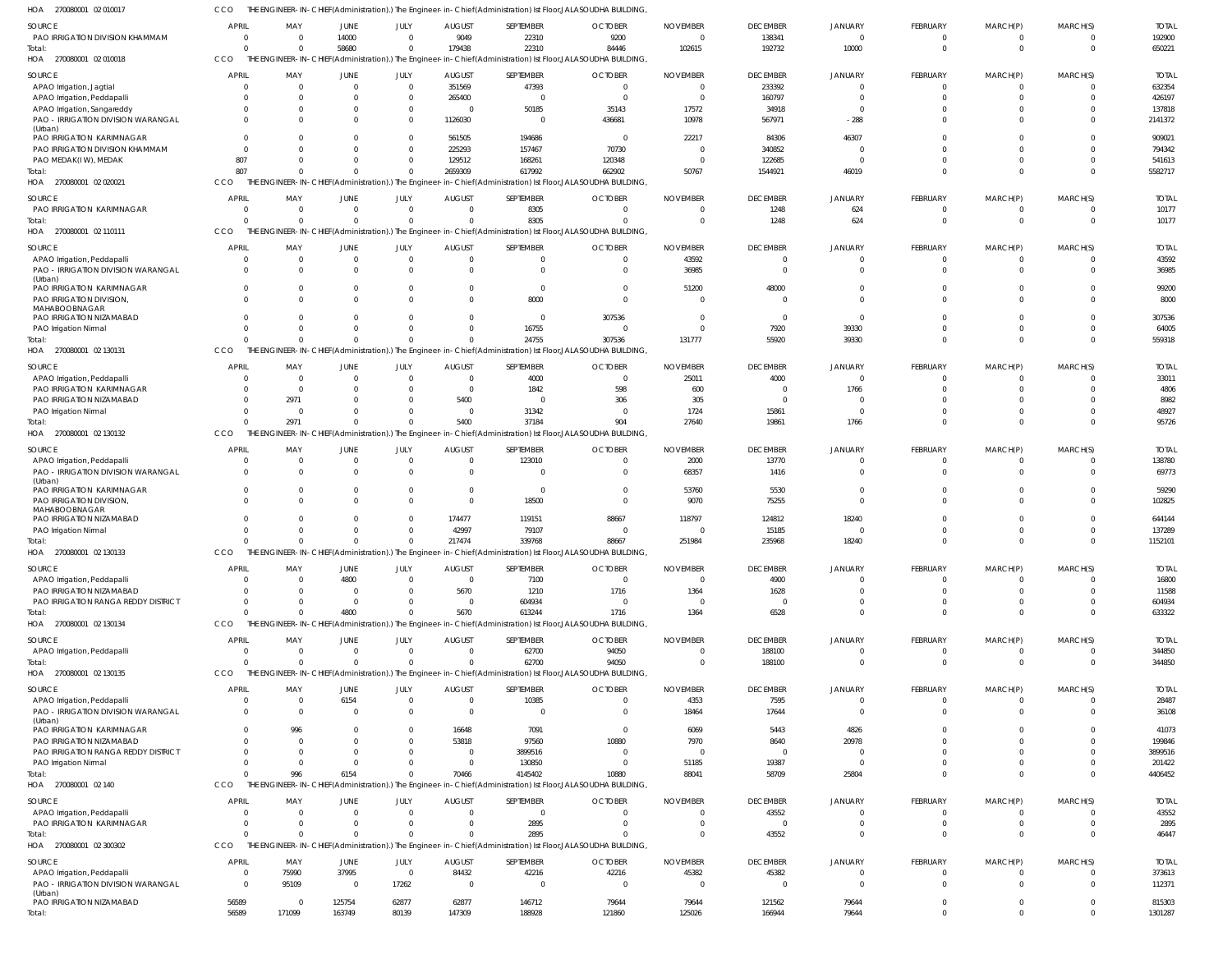HOA 270080001 02 010017 CCO THE ENGINEER-IN-CHIEF(Administration).) The Engineer-in-Chief(Administration) Ist Floor,JALASOUDHA BUILDING,

| SOURCE | APRIL | MAY | JUNE | JULY | AUGUST | SEPTEMBER | OCTOBER | NOVEMBER | DECEMBER | JANUARY | FEBRUARY | MARCH(P) | MARCH(S) | TOTAL |
|---|---|---|---|---|---|---|---|---|---|---|---|---|---|---|
| PAO IRRIGATION DIVISION KHAMMAM | 0 | 0 | 14000 | 0 | 9049 | 22310 | 9200 | 0 | 138341 | 0 | 0 | 0 | 0 | 192900 |
| Total: | 0 | 0 | 58680 | 0 | 179438 | 22310 | 84446 | 102615 | 192732 | 10000 | 0 | 0 | 0 | 650221 |

HOA 270080001 02 010018 CCO THE ENGINEER-IN-CHIEF(Administration).) The Engineer-in-Chief(Administration) Ist Floor,JALASOUDHA BUILDING,

| SOURCE | APRIL | MAY | JUNE | JULY | AUGUST | SEPTEMBER | OCTOBER | NOVEMBER | DECEMBER | JANUARY | FEBRUARY | MARCH(P) | MARCH(S) | TOTAL |
|---|---|---|---|---|---|---|---|---|---|---|---|---|---|---|
| APAO Irrigation, Jagtial | 0 | 0 | 0 | 0 | 351569 | 47393 | 0 | 0 | 233392 | 0 | 0 | 0 | 0 | 632354 |
| APAO Irrigation, Peddapalli | 0 | 0 | 0 | 0 | 265400 | 0 | 0 | 0 | 160797 | 0 | 0 | 0 | 0 | 426197 |
| APAO Irrigation, Sangareddy | 0 | 0 | 0 | 0 | 0 | 50185 | 35143 | 17572 | 34918 | 0 | 0 | 0 | 0 | 137818 |
| PAO - IRRIGATION DIVISION WARANGAL (Urban) | 0 | 0 | 0 | 0 | 1126030 | 0 | 436681 | 10978 | 567971 | -288 | 0 | 0 | 0 | 2141372 |
| PAO IRRIGATION KARIMNAGAR | 0 | 0 | 0 | 0 | 561505 | 194686 | 0 | 22217 | 84306 | 46307 | 0 | 0 | 0 | 909021 |
| PAO IRRIGATION DIVISION KHAMMAM | 0 | 0 | 0 | 0 | 225293 | 157467 | 70730 | 0 | 340852 | 0 | 0 | 0 | 0 | 794342 |
| PAO MEDAK(IW), MEDAK | 807 | 0 | 0 | 0 | 129512 | 168261 | 120348 | 0 | 122685 | 0 | 0 | 0 | 0 | 541613 |
| Total: | 807 | 0 | 0 | 0 | 2659309 | 617992 | 662902 | 50767 | 1544921 | 46019 | 0 | 0 | 0 | 5582717 |

HOA 270080001 02 020021 CCO THE ENGINEER-IN-CHIEF(Administration).) The Engineer-in-Chief(Administration) Ist Floor,JALASOUDHA BUILDING,

| SOURCE | APRIL | MAY | JUNE | JULY | AUGUST | SEPTEMBER | OCTOBER | NOVEMBER | DECEMBER | JANUARY | FEBRUARY | MARCH(P) | MARCH(S) | TOTAL |
|---|---|---|---|---|---|---|---|---|---|---|---|---|---|---|
| PAO IRRIGATION KARIMNAGAR | 0 | 0 | 0 | 0 | 0 | 8305 | 0 | 0 | 1248 | 624 | 0 | 0 | 0 | 10177 |
| Total: | 0 | 0 | 0 | 0 | 0 | 8305 | 0 | 0 | 1248 | 624 | 0 | 0 | 0 | 10177 |

HOA 270080001 02 110111 CCO THE ENGINEER-IN-CHIEF(Administration).) The Engineer-in-Chief(Administration) Ist Floor,JALASOUDHA BUILDING,

| SOURCE | APRIL | MAY | JUNE | JULY | AUGUST | SEPTEMBER | OCTOBER | NOVEMBER | DECEMBER | JANUARY | FEBRUARY | MARCH(P) | MARCH(S) | TOTAL |
|---|---|---|---|---|---|---|---|---|---|---|---|---|---|---|
| APAO Irrigation, Peddapalli | 0 | 0 | 0 | 0 | 0 | 0 | 0 | 43592 | 0 | 0 | 0 | 0 | 0 | 43592 |
| PAO - IRRIGATION DIVISION WARANGAL (Urban) | 0 | 0 | 0 | 0 | 0 | 0 | 0 | 36985 | 0 | 0 | 0 | 0 | 0 | 36985 |
| PAO IRRIGATION KARIMNAGAR | 0 | 0 | 0 | 0 | 0 | 0 | 0 | 51200 | 48000 | 0 | 0 | 0 | 0 | 99200 |
| PAO IRRIGATION DIVISION, MAHABOOBNAGAR | 0 | 0 | 0 | 0 | 0 | 8000 | 0 | 0 | 0 | 0 | 0 | 0 | 0 | 8000 |
| PAO IRRIGATION NIZAMABAD | 0 | 0 | 0 | 0 | 0 | 0 | 307536 | 0 | 0 | 0 | 0 | 0 | 0 | 307536 |
| PAO Irrigation Nirmal | 0 | 0 | 0 | 0 | 0 | 16755 | 0 | 0 | 7920 | 39330 | 0 | 0 | 0 | 64005 |
| Total: | 0 | 0 | 0 | 0 | 0 | 24755 | 307536 | 131777 | 55920 | 39330 | 0 | 0 | 0 | 559318 |

HOA 270080001 02 130131 CCO THE ENGINEER-IN-CHIEF(Administration).) The Engineer-in-Chief(Administration) Ist Floor,JALASOUDHA BUILDING,

| SOURCE | APRIL | MAY | JUNE | JULY | AUGUST | SEPTEMBER | OCTOBER | NOVEMBER | DECEMBER | JANUARY | FEBRUARY | MARCH(P) | MARCH(S) | TOTAL |
|---|---|---|---|---|---|---|---|---|---|---|---|---|---|---|
| APAO Irrigation, Peddapalli | 0 | 0 | 0 | 0 | 0 | 4000 | 0 | 25011 | 4000 | 0 | 0 | 0 | 0 | 33011 |
| PAO IRRIGATION KARIMNAGAR | 0 | 0 | 0 | 0 | 0 | 1842 | 598 | 600 | 0 | 1766 | 0 | 0 | 0 | 4806 |
| PAO IRRIGATION NIZAMABAD | 0 | 2971 | 0 | 0 | 5400 | 0 | 306 | 305 | 0 | 0 | 0 | 0 | 0 | 8982 |
| PAO Irrigation Nirmal | 0 | 0 | 0 | 0 | 0 | 31342 | 0 | 1724 | 15861 | 0 | 0 | 0 | 0 | 48927 |
| Total: | 0 | 2971 | 0 | 0 | 5400 | 37184 | 904 | 27640 | 19861 | 1766 | 0 | 0 | 0 | 95726 |

HOA 270080001 02 130132 CCO THE ENGINEER-IN-CHIEF(Administration).) The Engineer-in-Chief(Administration) Ist Floor,JALASOUDHA BUILDING,

| SOURCE | APRIL | MAY | JUNE | JULY | AUGUST | SEPTEMBER | OCTOBER | NOVEMBER | DECEMBER | JANUARY | FEBRUARY | MARCH(P) | MARCH(S) | TOTAL |
|---|---|---|---|---|---|---|---|---|---|---|---|---|---|---|
| APAO Irrigation, Peddapalli | 0 | 0 | 0 | 0 | 0 | 123010 | 0 | 2000 | 13770 | 0 | 0 | 0 | 0 | 138780 |
| PAO - IRRIGATION DIVISION WARANGAL (Urban) | 0 | 0 | 0 | 0 | 0 | 0 | 0 | 68357 | 1416 | 0 | 0 | 0 | 0 | 69773 |
| PAO IRRIGATION KARIMNAGAR | 0 | 0 | 0 | 0 | 0 | 0 | 0 | 53760 | 5530 | 0 | 0 | 0 | 0 | 59290 |
| PAO IRRIGATION DIVISION, MAHABOOBNAGAR | 0 | 0 | 0 | 0 | 0 | 18500 | 0 | 9070 | 75255 | 0 | 0 | 0 | 0 | 102825 |
| PAO IRRIGATION NIZAMABAD | 0 | 0 | 0 | 0 | 174477 | 119151 | 88667 | 118797 | 124812 | 18240 | 0 | 0 | 0 | 644144 |
| PAO Irrigation Nirmal | 0 | 0 | 0 | 0 | 42997 | 79107 | 0 | 0 | 15185 | 0 | 0 | 0 | 0 | 137289 |
| Total: | 0 | 0 | 0 | 0 | 217474 | 339768 | 88667 | 251984 | 235968 | 18240 | 0 | 0 | 0 | 1152101 |

HOA 270080001 02 130133 CCO THE ENGINEER-IN-CHIEF(Administration).) The Engineer-in-Chief(Administration) Ist Floor,JALASOUDHA BUILDING,

| SOURCE | APRIL | MAY | JUNE | JULY | AUGUST | SEPTEMBER | OCTOBER | NOVEMBER | DECEMBER | JANUARY | FEBRUARY | MARCH(P) | MARCH(S) | TOTAL |
|---|---|---|---|---|---|---|---|---|---|---|---|---|---|---|
| APAO Irrigation, Peddapalli | 0 | 0 | 4800 | 0 | 0 | 7100 | 0 | 0 | 4900 | 0 | 0 | 0 | 0 | 16800 |
| PAO IRRIGATION NIZAMABAD | 0 | 0 | 0 | 0 | 5670 | 1210 | 1716 | 1364 | 1628 | 0 | 0 | 0 | 0 | 11588 |
| PAO IRRIGATION RANGA REDDY DISTRICT | 0 | 0 | 0 | 0 | 0 | 604934 | 0 | 0 | 0 | 0 | 0 | 0 | 0 | 604934 |
| Total: | 0 | 0 | 4800 | 0 | 5670 | 613244 | 1716 | 1364 | 6528 | 0 | 0 | 0 | 0 | 633322 |

HOA 270080001 02 130134 CCO THE ENGINEER-IN-CHIEF(Administration).) The Engineer-in-Chief(Administration) Ist Floor,JALASOUDHA BUILDING,

| SOURCE | APRIL | MAY | JUNE | JULY | AUGUST | SEPTEMBER | OCTOBER | NOVEMBER | DECEMBER | JANUARY | FEBRUARY | MARCH(P) | MARCH(S) | TOTAL |
|---|---|---|---|---|---|---|---|---|---|---|---|---|---|---|
| APAO Irrigation, Peddapalli | 0 | 0 | 0 | 0 | 0 | 62700 | 94050 | 0 | 188100 | 0 | 0 | 0 | 0 | 344850 |
| Total: | 0 | 0 | 0 | 0 | 0 | 62700 | 94050 | 0 | 188100 | 0 | 0 | 0 | 0 | 344850 |

HOA 270080001 02 130135 CCO THE ENGINEER-IN-CHIEF(Administration).) The Engineer-in-Chief(Administration) Ist Floor,JALASOUDHA BUILDING,

| SOURCE | APRIL | MAY | JUNE | JULY | AUGUST | SEPTEMBER | OCTOBER | NOVEMBER | DECEMBER | JANUARY | FEBRUARY | MARCH(P) | MARCH(S) | TOTAL |
|---|---|---|---|---|---|---|---|---|---|---|---|---|---|---|
| APAO Irrigation, Peddapalli | 0 | 0 | 6154 | 0 | 0 | 10385 | 0 | 4353 | 7595 | 0 | 0 | 0 | 0 | 28487 |
| PAO - IRRIGATION DIVISION WARANGAL (Urban) | 0 | 0 | 0 | 0 | 0 | 0 | 0 | 18464 | 17644 | 0 | 0 | 0 | 0 | 36108 |
| PAO IRRIGATION KARIMNAGAR | 0 | 996 | 0 | 0 | 16648 | 7091 | 0 | 6069 | 5443 | 4826 | 0 | 0 | 0 | 41073 |
| PAO IRRIGATION NIZAMABAD | 0 | 0 | 0 | 0 | 53818 | 97560 | 10880 | 7970 | 8640 | 20978 | 0 | 0 | 0 | 199846 |
| PAO IRRIGATION RANGA REDDY DISTRICT | 0 | 0 | 0 | 0 | 0 | 3899516 | 0 | 0 | 0 | 0 | 0 | 0 | 0 | 3899516 |
| PAO Irrigation Nirmal | 0 | 0 | 0 | 0 | 0 | 130850 | 0 | 51185 | 19387 | 0 | 0 | 0 | 0 | 201422 |
| Total: | 0 | 996 | 6154 | 0 | 70466 | 4145402 | 10880 | 88041 | 58709 | 25804 | 0 | 0 | 0 | 4406452 |

HOA 270080001 02 140 CCO THE ENGINEER-IN-CHIEF(Administration).) The Engineer-in-Chief(Administration) Ist Floor,JALASOUDHA BUILDING,

| SOURCE | APRIL | MAY | JUNE | JULY | AUGUST | SEPTEMBER | OCTOBER | NOVEMBER | DECEMBER | JANUARY | FEBRUARY | MARCH(P) | MARCH(S) | TOTAL |
|---|---|---|---|---|---|---|---|---|---|---|---|---|---|---|
| APAO Irrigation, Peddapalli | 0 | 0 | 0 | 0 | 0 | 0 | 0 | 0 | 43552 | 0 | 0 | 0 | 0 | 43552 |
| PAO IRRIGATION KARIMNAGAR | 0 | 0 | 0 | 0 | 0 | 2895 | 0 | 0 | 0 | 0 | 0 | 0 | 0 | 2895 |
| Total: | 0 | 0 | 0 | 0 | 0 | 2895 | 0 | 0 | 43552 | 0 | 0 | 0 | 0 | 46447 |

HOA 270080001 02 300302 CCO THE ENGINEER-IN-CHIEF(Administration).) The Engineer-in-Chief(Administration) Ist Floor,JALASOUDHA BUILDING,

| SOURCE | APRIL | MAY | JUNE | JULY | AUGUST | SEPTEMBER | OCTOBER | NOVEMBER | DECEMBER | JANUARY | FEBRUARY | MARCH(P) | MARCH(S) | TOTAL |
|---|---|---|---|---|---|---|---|---|---|---|---|---|---|---|
| APAO Irrigation, Peddapalli | 0 | 75990 | 37995 | 0 | 84432 | 42216 | 42216 | 45382 | 45382 | 0 | 0 | 0 | 0 | 373613 |
| PAO - IRRIGATION DIVISION WARANGAL (Urban) | 0 | 95109 | 0 | 17262 | 0 | 0 | 0 | 0 | 0 | 0 | 0 | 0 | 0 | 112371 |
| PAO IRRIGATION NIZAMABAD | 56589 | 0 | 125754 | 62877 | 62877 | 146712 | 79644 | 79644 | 121562 | 79644 | 0 | 0 | 0 | 815303 |
| Total: | 56589 | 171099 | 163749 | 80139 | 147309 | 188928 | 121860 | 125026 | 166944 | 79644 | 0 | 0 | 0 | 1301287 |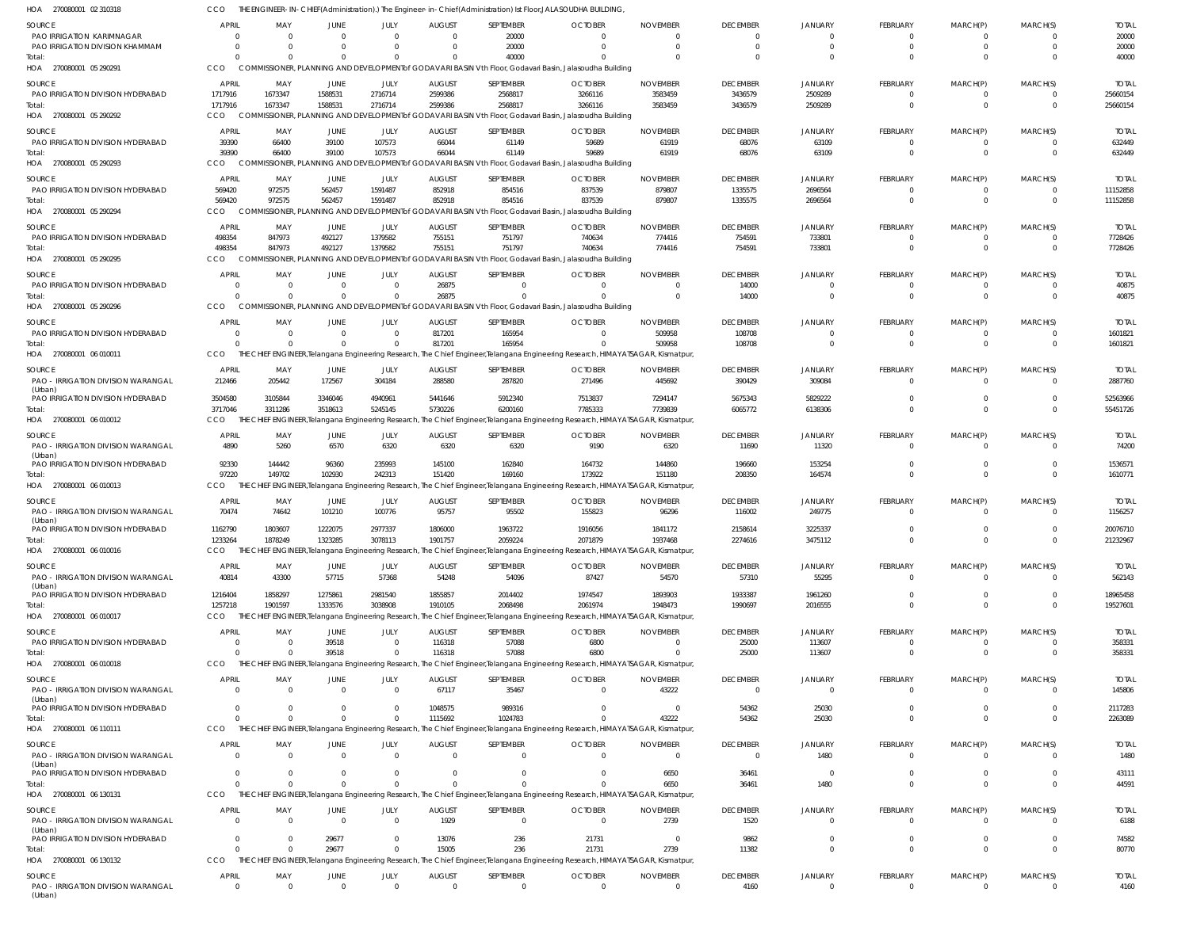HOA 270080001 02 310318 CCO THE ENGINEER-IN-CHIEF(Administration).) The Engineer-in-Chief(Administration) Ist Floor,JALASOUDHA BUILDING,

| SOURCE | APRIL | MAY | JUNE | JULY | AUGUST | SEPTEMBER | OCTOBER | NOVEMBER | DECEMBER | JANUARY | FEBRUARY | MARCH(P) | MARCH(S) | TOTAL |
|---|---|---|---|---|---|---|---|---|---|---|---|---|---|---|
| PAO IRRIGATION KARIMNAGAR | 0 | 0 | 0 | 0 | 0 | 20000 | 0 | 0 | 0 | 0 | 0 | 0 | 0 | 20000 |
| PAO IRRIGATION DIVISION KHAMMAM | 0 | 0 | 0 | 0 | 0 | 20000 | 0 | 0 | 0 | 0 | 0 | 0 | 0 | 20000 |
| Total: | 0 | 0 | 0 | 0 | 0 | 40000 | 0 | 0 | 0 | 0 | 0 | 0 | 0 | 40000 |

HOA 270080001 05 290291 CCO COMMISSIONER, PLANNING AND DEVELOPMENTof GODAVARI BASIN Vth Floor, Godavari Basin, Jalasoudha Building

| SOURCE | APRIL | MAY | JUNE | JULY | AUGUST | SEPTEMBER | OCTOBER | NOVEMBER | DECEMBER | JANUARY | FEBRUARY | MARCH(P) | MARCH(S) | TOTAL |
|---|---|---|---|---|---|---|---|---|---|---|---|---|---|---|
| PAO IRRIGATION DIVISION HYDERABAD | 1717916 | 1673347 | 1588531 | 2716714 | 2599386 | 2568817 | 3266116 | 3583459 | 3436579 | 2509289 | 0 | 0 | 0 | 25660154 |
| Total: | 1717916 | 1673347 | 1588531 | 2716714 | 2599386 | 2568817 | 3266116 | 3583459 | 3436579 | 2509289 | 0 | 0 | 0 | 25660154 |

HOA 270080001 05 290292 CCO COMMISSIONER, PLANNING AND DEVELOPMENTof GODAVARI BASIN Vth Floor, Godavari Basin, Jalasoudha Building

| SOURCE | APRIL | MAY | JUNE | JULY | AUGUST | SEPTEMBER | OCTOBER | NOVEMBER | DECEMBER | JANUARY | FEBRUARY | MARCH(P) | MARCH(S) | TOTAL |
|---|---|---|---|---|---|---|---|---|---|---|---|---|---|---|
| PAO IRRIGATION DIVISION HYDERABAD | 39390 | 66400 | 39100 | 107573 | 66044 | 61149 | 59689 | 61919 | 68076 | 63109 | 0 | 0 | 0 | 632449 |
| Total: | 39390 | 66400 | 39100 | 107573 | 66044 | 61149 | 59689 | 61919 | 68076 | 63109 | 0 | 0 | 0 | 632449 |

HOA 270080001 05 290293 CCO COMMISSIONER, PLANNING AND DEVELOPMENTof GODAVARI BASIN Vth Floor, Godavari Basin, Jalasoudha Building

| SOURCE | APRIL | MAY | JUNE | JULY | AUGUST | SEPTEMBER | OCTOBER | NOVEMBER | DECEMBER | JANUARY | FEBRUARY | MARCH(P) | MARCH(S) | TOTAL |
|---|---|---|---|---|---|---|---|---|---|---|---|---|---|---|
| PAO IRRIGATION DIVISION HYDERABAD | 569420 | 972575 | 562457 | 1591487 | 852918 | 854516 | 837539 | 879807 | 1335575 | 2696564 | 0 | 0 | 0 | 11152858 |
| Total: | 569420 | 972575 | 562457 | 1591487 | 852918 | 854516 | 837539 | 879807 | 1335575 | 2696564 | 0 | 0 | 0 | 11152858 |

HOA 270080001 05 290294 CCO COMMISSIONER, PLANNING AND DEVELOPMENTof GODAVARI BASIN Vth Floor, Godavari Basin, Jalasoudha Building

| SOURCE | APRIL | MAY | JUNE | JULY | AUGUST | SEPTEMBER | OCTOBER | NOVEMBER | DECEMBER | JANUARY | FEBRUARY | MARCH(P) | MARCH(S) | TOTAL |
|---|---|---|---|---|---|---|---|---|---|---|---|---|---|---|
| PAO IRRIGATION DIVISION HYDERABAD | 498354 | 847973 | 492127 | 1379582 | 755151 | 751797 | 740634 | 774416 | 754591 | 733801 | 0 | 0 | 0 | 7728426 |
| Total: | 498354 | 847973 | 492127 | 1379582 | 755151 | 751797 | 740634 | 774416 | 754591 | 733801 | 0 | 0 | 0 | 7728426 |

HOA 270080001 05 290295 CCO COMMISSIONER, PLANNING AND DEVELOPMENTof GODAVARI BASIN Vth Floor, Godavari Basin, Jalasoudha Building

| SOURCE | APRIL | MAY | JUNE | JULY | AUGUST | SEPTEMBER | OCTOBER | NOVEMBER | DECEMBER | JANUARY | FEBRUARY | MARCH(P) | MARCH(S) | TOTAL |
|---|---|---|---|---|---|---|---|---|---|---|---|---|---|---|
| PAO IRRIGATION DIVISION HYDERABAD | 0 | 0 | 0 | 0 | 26875 | 0 | 0 | 0 | 14000 | 0 | 0 | 0 | 0 | 40875 |
| Total: | 0 | 0 | 0 | 0 | 26875 | 0 | 0 | 0 | 14000 | 0 | 0 | 0 | 0 | 40875 |

HOA 270080001 05 290296 CCO COMMISSIONER, PLANNING AND DEVELOPMENTof GODAVARI BASIN Vth Floor, Godavari Basin, Jalasoudha Building

| SOURCE | APRIL | MAY | JUNE | JULY | AUGUST | SEPTEMBER | OCTOBER | NOVEMBER | DECEMBER | JANUARY | FEBRUARY | MARCH(P) | MARCH(S) | TOTAL |
|---|---|---|---|---|---|---|---|---|---|---|---|---|---|---|
| PAO IRRIGATION DIVISION HYDERABAD | 0 | 0 | 0 | 0 | 817201 | 165954 | 0 | 509958 | 108708 | 0 | 0 | 0 | 0 | 1601821 |
| Total: | 0 | 0 | 0 | 0 | 817201 | 165954 | 0 | 509958 | 108708 | 0 | 0 | 0 | 0 | 1601821 |

HOA 270080001 06 010011 CCO THE CHIEF ENGINEER,Telangana Engineering Research, The Chief Engineer,Telangana Engineering Research, HIMAYATSAGAR, Kismatpur,

| SOURCE | APRIL | MAY | JUNE | JULY | AUGUST | SEPTEMBER | OCTOBER | NOVEMBER | DECEMBER | JANUARY | FEBRUARY | MARCH(P) | MARCH(S) | TOTAL |
|---|---|---|---|---|---|---|---|---|---|---|---|---|---|---|
| PAO - IRRIGATION DIVISION WARANGAL (Urban) | 212466 | 205442 | 172567 | 304184 | 288580 | 287820 | 271496 | 445692 | 390429 | 309084 | 0 | 0 | 0 | 2887760 |
| PAO IRRIGATION DIVISION HYDERABAD | 3504580 | 3105844 | 3346046 | 4940961 | 5441646 | 5912340 | 7513837 | 7294147 | 5675343 | 5829222 | 0 | 0 | 0 | 52563966 |
| Total: | 3717046 | 3311286 | 3518613 | 5245145 | 5730226 | 6200160 | 7785333 | 7739839 | 6065772 | 6138306 | 0 | 0 | 0 | 55451726 |

HOA 270080001 06 010012 CCO THE CHIEF ENGINEER,Telangana Engineering Research, The Chief Engineer,Telangana Engineering Research, HIMAYATSAGAR, Kismatpur,

| SOURCE | APRIL | MAY | JUNE | JULY | AUGUST | SEPTEMBER | OCTOBER | NOVEMBER | DECEMBER | JANUARY | FEBRUARY | MARCH(P) | MARCH(S) | TOTAL |
|---|---|---|---|---|---|---|---|---|---|---|---|---|---|---|
| PAO - IRRIGATION DIVISION WARANGAL (Urban) | 4890 | 5260 | 6570 | 6320 | 6320 | 6320 | 9190 | 6320 | 11690 | 11320 | 0 | 0 | 0 | 74200 |
| PAO IRRIGATION DIVISION HYDERABAD | 92330 | 144442 | 96360 | 235993 | 145100 | 162840 | 164732 | 144860 | 196660 | 153254 | 0 | 0 | 0 | 1536571 |
| Total: | 97220 | 149702 | 102930 | 242313 | 151420 | 169160 | 173922 | 151180 | 208350 | 164574 | 0 | 0 | 0 | 1610771 |

HOA 270080001 06 010013 CCO THE CHIEF ENGINEER,Telangana Engineering Research, The Chief Engineer,Telangana Engineering Research, HIMAYATSAGAR, Kismatpur,

| SOURCE | APRIL | MAY | JUNE | JULY | AUGUST | SEPTEMBER | OCTOBER | NOVEMBER | DECEMBER | JANUARY | FEBRUARY | MARCH(P) | MARCH(S) | TOTAL |
|---|---|---|---|---|---|---|---|---|---|---|---|---|---|---|
| PAO - IRRIGATION DIVISION WARANGAL (Urban) | 70474 | 74642 | 101210 | 100776 | 95757 | 95502 | 155823 | 96296 | 116002 | 249775 | 0 | 0 | 0 | 1156257 |
| PAO IRRIGATION DIVISION HYDERABAD | 1162790 | 1803607 | 1222075 | 2977337 | 1806000 | 1963722 | 1916056 | 1841172 | 2158614 | 3225337 | 0 | 0 | 0 | 20076710 |
| Total: | 1233264 | 1878249 | 1323285 | 3078113 | 1901757 | 2059224 | 2071879 | 1937468 | 2274616 | 3475112 | 0 | 0 | 0 | 21232967 |

HOA 270080001 06 010016 CCO THE CHIEF ENGINEER,Telangana Engineering Research, The Chief Engineer,Telangana Engineering Research, HIMAYATSAGAR, Kismatpur,

| SOURCE | APRIL | MAY | JUNE | JULY | AUGUST | SEPTEMBER | OCTOBER | NOVEMBER | DECEMBER | JANUARY | FEBRUARY | MARCH(P) | MARCH(S) | TOTAL |
|---|---|---|---|---|---|---|---|---|---|---|---|---|---|---|
| PAO - IRRIGATION DIVISION WARANGAL (Urban) | 40814 | 43300 | 57715 | 57368 | 54248 | 54096 | 87427 | 54570 | 57310 | 55295 | 0 | 0 | 0 | 562143 |
| PAO IRRIGATION DIVISION HYDERABAD | 1216404 | 1858297 | 1275861 | 2981540 | 1855857 | 2014402 | 1974547 | 1893903 | 1933387 | 1961260 | 0 | 0 | 0 | 18965458 |
| Total: | 1257218 | 1901597 | 1333576 | 3038908 | 1910105 | 2068498 | 2061974 | 1948473 | 1990697 | 2016555 | 0 | 0 | 0 | 19527601 |

HOA 270080001 06 010017 CCO THE CHIEF ENGINEER,Telangana Engineering Research, The Chief Engineer,Telangana Engineering Research, HIMAYATSAGAR, Kismatpur,

| SOURCE | APRIL | MAY | JUNE | JULY | AUGUST | SEPTEMBER | OCTOBER | NOVEMBER | DECEMBER | JANUARY | FEBRUARY | MARCH(P) | MARCH(S) | TOTAL |
|---|---|---|---|---|---|---|---|---|---|---|---|---|---|---|
| PAO IRRIGATION DIVISION HYDERABAD | 0 | 0 | 39518 | 0 | 116318 | 57088 | 6800 | 0 | 25000 | 113607 | 0 | 0 | 0 | 358331 |
| Total: | 0 | 0 | 39518 | 0 | 116318 | 57088 | 6800 | 0 | 25000 | 113607 | 0 | 0 | 0 | 358331 |

HOA 270080001 06 010018 CCO THE CHIEF ENGINEER,Telangana Engineering Research, The Chief Engineer,Telangana Engineering Research, HIMAYATSAGAR, Kismatpur,

| SOURCE | APRIL | MAY | JUNE | JULY | AUGUST | SEPTEMBER | OCTOBER | NOVEMBER | DECEMBER | JANUARY | FEBRUARY | MARCH(P) | MARCH(S) | TOTAL |
|---|---|---|---|---|---|---|---|---|---|---|---|---|---|---|
| PAO - IRRIGATION DIVISION WARANGAL (Urban) | 0 | 0 | 0 | 0 | 67117 | 35467 | 0 | 43222 | 0 | 0 | 0 | 0 | 0 | 145806 |
| PAO IRRIGATION DIVISION HYDERABAD | 0 | 0 | 0 | 0 | 1048575 | 989316 | 0 | 0 | 54362 | 25030 | 0 | 0 | 0 | 2117283 |
| Total: | 0 | 0 | 0 | 0 | 1115692 | 1024783 | 0 | 43222 | 54362 | 25030 | 0 | 0 | 0 | 2263089 |

HOA 270080001 06 110111 CCO THE CHIEF ENGINEER,Telangana Engineering Research, The Chief Engineer,Telangana Engineering Research, HIMAYATSAGAR, Kismatpur,

| SOURCE | APRIL | MAY | JUNE | JULY | AUGUST | SEPTEMBER | OCTOBER | NOVEMBER | DECEMBER | JANUARY | FEBRUARY | MARCH(P) | MARCH(S) | TOTAL |
|---|---|---|---|---|---|---|---|---|---|---|---|---|---|---|
| PAO - IRRIGATION DIVISION WARANGAL (Urban) | 0 | 0 | 0 | 0 | 0 | 0 | 0 | 0 | 0 | 1480 | 0 | 0 | 0 | 1480 |
| PAO IRRIGATION DIVISION HYDERABAD | 0 | 0 | 0 | 0 | 0 | 0 | 0 | 6650 | 36461 | 0 | 0 | 0 | 0 | 43111 |
| Total: | 0 | 0 | 0 | 0 | 0 | 0 | 0 | 6650 | 36461 | 1480 | 0 | 0 | 0 | 44591 |

HOA 270080001 06 130131 CCO THE CHIEF ENGINEER,Telangana Engineering Research, The Chief Engineer,Telangana Engineering Research, HIMAYATSAGAR, Kismatpur,

| SOURCE | APRIL | MAY | JUNE | JULY | AUGUST | SEPTEMBER | OCTOBER | NOVEMBER | DECEMBER | JANUARY | FEBRUARY | MARCH(P) | MARCH(S) | TOTAL |
|---|---|---|---|---|---|---|---|---|---|---|---|---|---|---|
| PAO - IRRIGATION DIVISION WARANGAL (Urban) | 0 | 0 | 0 | 0 | 1929 | 0 | 0 | 2739 | 1520 | 0 | 0 | 0 | 0 | 6188 |
| PAO IRRIGATION DIVISION HYDERABAD | 0 | 0 | 29677 | 0 | 13076 | 236 | 21731 | 0 | 9862 | 0 | 0 | 0 | 0 | 74582 |
| Total: | 0 | 0 | 29677 | 0 | 15005 | 236 | 21731 | 2739 | 11382 | 0 | 0 | 0 | 0 | 80770 |

HOA 270080001 06 130132 CCO THE CHIEF ENGINEER,Telangana Engineering Research, The Chief Engineer,Telangana Engineering Research, HIMAYATSAGAR, Kismatpur,

| SOURCE | APRIL | MAY | JUNE | JULY | AUGUST | SEPTEMBER | OCTOBER | NOVEMBER | DECEMBER | JANUARY | FEBRUARY | MARCH(P) | MARCH(S) | TOTAL |
|---|---|---|---|---|---|---|---|---|---|---|---|---|---|---|
| PAO - IRRIGATION DIVISION WARANGAL (Urban) | 0 | 0 | 0 | 0 | 0 | 0 | 0 | 0 | 4160 | 0 | 0 | 0 | 0 | 4160 |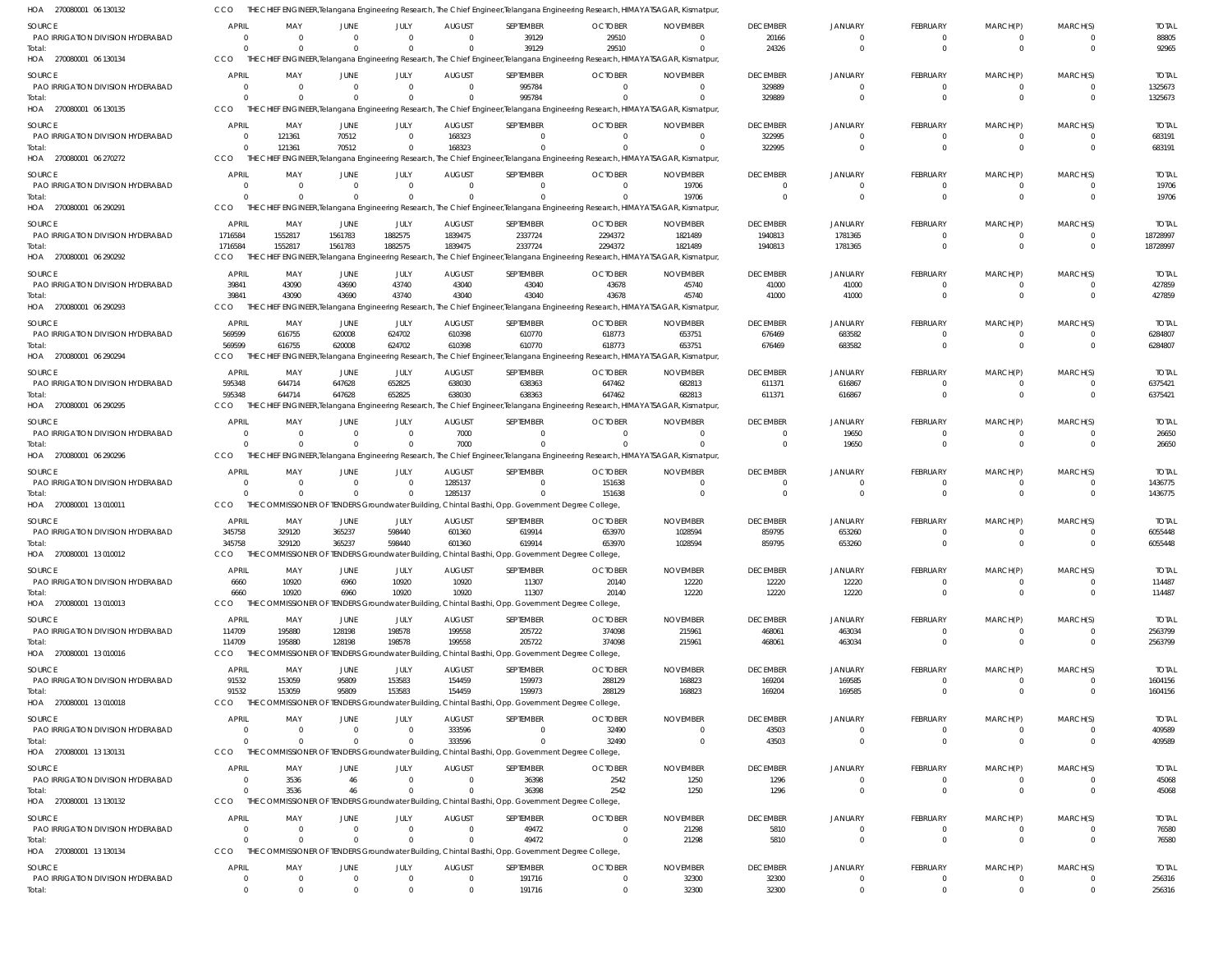HOA 270080001 06 130132 CCO THE CHIEF ENGINEER,Telangana Engineering Research, The Chief Engineer,Telangana Engineering Research, HIMAYATSAGAR, Kismatpur,

| SOURCE | APRIL | MAY | JUNE | JULY | AUGUST | SEPTEMBER | OCTOBER | NOVEMBER | DECEMBER | JANUARY | FEBRUARY | MARCH(P) | MARCH(S) | TOTAL |
|---|---|---|---|---|---|---|---|---|---|---|---|---|---|---|
| PAO IRRIGATION DIVISION HYDERABAD | 0 | 0 | 0 | 0 | 0 | 39129 | 29510 | 0 | 20166 | 0 | 0 | 0 | 0 | 88805 |
| Total: | 0 | 0 | 0 | 0 | 0 | 39129 | 29510 | 0 | 24326 | 0 | 0 | 0 | 0 | 92965 |

HOA 270080001 06 130134 CCO THE CHIEF ENGINEER,Telangana Engineering Research, The Chief Engineer,Telangana Engineering Research, HIMAYATSAGAR, Kismatpur,

| SOURCE | APRIL | MAY | JUNE | JULY | AUGUST | SEPTEMBER | OCTOBER | NOVEMBER | DECEMBER | JANUARY | FEBRUARY | MARCH(P) | MARCH(S) | TOTAL |
|---|---|---|---|---|---|---|---|---|---|---|---|---|---|---|
| PAO IRRIGATION DIVISION HYDERABAD | 0 | 0 | 0 | 0 | 0 | 995784 | 0 | 0 | 329889 | 0 | 0 | 0 | 0 | 1325673 |
| Total: | 0 | 0 | 0 | 0 | 0 | 995784 | 0 | 0 | 329889 | 0 | 0 | 0 | 0 | 1325673 |

HOA 270080001 06 130135 CCO THE CHIEF ENGINEER,Telangana Engineering Research, The Chief Engineer,Telangana Engineering Research, HIMAYATSAGAR, Kismatpur,

| SOURCE | APRIL | MAY | JUNE | JULY | AUGUST | SEPTEMBER | OCTOBER | NOVEMBER | DECEMBER | JANUARY | FEBRUARY | MARCH(P) | MARCH(S) | TOTAL |
|---|---|---|---|---|---|---|---|---|---|---|---|---|---|---|
| PAO IRRIGATION DIVISION HYDERABAD | 0 | 121361 | 70512 | 0 | 168323 | 0 | 0 | 0 | 322995 | 0 | 0 | 0 | 0 | 683191 |
| Total: | 0 | 121361 | 70512 | 0 | 168323 | 0 | 0 | 0 | 322995 | 0 | 0 | 0 | 0 | 683191 |

HOA 270080001 06 270272 CCO THE CHIEF ENGINEER,Telangana Engineering Research, The Chief Engineer,Telangana Engineering Research, HIMAYATSAGAR, Kismatpur,

| SOURCE | APRIL | MAY | JUNE | JULY | AUGUST | SEPTEMBER | OCTOBER | NOVEMBER | DECEMBER | JANUARY | FEBRUARY | MARCH(P) | MARCH(S) | TOTAL |
|---|---|---|---|---|---|---|---|---|---|---|---|---|---|---|
| PAO IRRIGATION DIVISION HYDERABAD | 0 | 0 | 0 | 0 | 0 | 0 | 0 | 19706 | 0 | 0 | 0 | 0 | 0 | 19706 |
| Total: | 0 | 0 | 0 | 0 | 0 | 0 | 0 | 19706 | 0 | 0 | 0 | 0 | 0 | 19706 |

HOA 270080001 06 290291 CCO THE CHIEF ENGINEER,Telangana Engineering Research, The Chief Engineer,Telangana Engineering Research, HIMAYATSAGAR, Kismatpur,

| SOURCE | APRIL | MAY | JUNE | JULY | AUGUST | SEPTEMBER | OCTOBER | NOVEMBER | DECEMBER | JANUARY | FEBRUARY | MARCH(P) | MARCH(S) | TOTAL |
|---|---|---|---|---|---|---|---|---|---|---|---|---|---|---|
| PAO IRRIGATION DIVISION HYDERABAD | 1716584 | 1552817 | 1561783 | 1882575 | 1839475 | 2337724 | 2294372 | 1821489 | 1940813 | 1781365 | 0 | 0 | 0 | 18728997 |
| Total: | 1716584 | 1552817 | 1561783 | 1882575 | 1839475 | 2337724 | 2294372 | 1821489 | 1940813 | 1781365 | 0 | 0 | 0 | 18728997 |

HOA 270080001 06 290292 CCO THE CHIEF ENGINEER,Telangana Engineering Research, The Chief Engineer,Telangana Engineering Research, HIMAYATSAGAR, Kismatpur,

| SOURCE | APRIL | MAY | JUNE | JULY | AUGUST | SEPTEMBER | OCTOBER | NOVEMBER | DECEMBER | JANUARY | FEBRUARY | MARCH(P) | MARCH(S) | TOTAL |
|---|---|---|---|---|---|---|---|---|---|---|---|---|---|---|
| PAO IRRIGATION DIVISION HYDERABAD | 39841 | 43090 | 43690 | 43740 | 43040 | 43040 | 43678 | 45740 | 41000 | 41000 | 0 | 0 | 0 | 427859 |
| Total: | 39841 | 43090 | 43690 | 43740 | 43040 | 43040 | 43678 | 45740 | 41000 | 41000 | 0 | 0 | 0 | 427859 |

HOA 270080001 06 290293 CCO THE CHIEF ENGINEER,Telangana Engineering Research, The Chief Engineer,Telangana Engineering Research, HIMAYATSAGAR, Kismatpur,

| SOURCE | APRIL | MAY | JUNE | JULY | AUGUST | SEPTEMBER | OCTOBER | NOVEMBER | DECEMBER | JANUARY | FEBRUARY | MARCH(P) | MARCH(S) | TOTAL |
|---|---|---|---|---|---|---|---|---|---|---|---|---|---|---|
| PAO IRRIGATION DIVISION HYDERABAD | 569599 | 616755 | 620008 | 624702 | 610398 | 610770 | 618773 | 653751 | 676469 | 683582 | 0 | 0 | 0 | 6284807 |
| Total: | 569599 | 616755 | 620008 | 624702 | 610398 | 610770 | 618773 | 653751 | 676469 | 683582 | 0 | 0 | 0 | 6284807 |

HOA 270080001 06 290294 CCO THE CHIEF ENGINEER,Telangana Engineering Research, The Chief Engineer,Telangana Engineering Research, HIMAYATSAGAR, Kismatpur,

| SOURCE | APRIL | MAY | JUNE | JULY | AUGUST | SEPTEMBER | OCTOBER | NOVEMBER | DECEMBER | JANUARY | FEBRUARY | MARCH(P) | MARCH(S) | TOTAL |
|---|---|---|---|---|---|---|---|---|---|---|---|---|---|---|
| PAO IRRIGATION DIVISION HYDERABAD | 595348 | 644714 | 647628 | 652825 | 638030 | 638363 | 647462 | 682813 | 611371 | 616867 | 0 | 0 | 0 | 6375421 |
| Total: | 595348 | 644714 | 647628 | 652825 | 638030 | 638363 | 647462 | 682813 | 611371 | 616867 | 0 | 0 | 0 | 6375421 |

HOA 270080001 06 290295 CCO THE CHIEF ENGINEER,Telangana Engineering Research, The Chief Engineer,Telangana Engineering Research, HIMAYATSAGAR, Kismatpur,

| SOURCE | APRIL | MAY | JUNE | JULY | AUGUST | SEPTEMBER | OCTOBER | NOVEMBER | DECEMBER | JANUARY | FEBRUARY | MARCH(P) | MARCH(S) | TOTAL |
|---|---|---|---|---|---|---|---|---|---|---|---|---|---|---|
| PAO IRRIGATION DIVISION HYDERABAD | 0 | 0 | 0 | 0 | 7000 | 0 | 0 | 0 | 0 | 19650 | 0 | 0 | 0 | 26650 |
| Total: | 0 | 0 | 0 | 0 | 7000 | 0 | 0 | 0 | 0 | 19650 | 0 | 0 | 0 | 26650 |

HOA 270080001 06 290296 CCO THE CHIEF ENGINEER,Telangana Engineering Research, The Chief Engineer,Telangana Engineering Research, HIMAYATSAGAR, Kismatpur,

| SOURCE | APRIL | MAY | JUNE | JULY | AUGUST | SEPTEMBER | OCTOBER | NOVEMBER | DECEMBER | JANUARY | FEBRUARY | MARCH(P) | MARCH(S) | TOTAL |
|---|---|---|---|---|---|---|---|---|---|---|---|---|---|---|
| PAO IRRIGATION DIVISION HYDERABAD | 0 | 0 | 0 | 0 | 1285137 | 0 | 151638 | 0 | 0 | 0 | 0 | 0 | 0 | 1436775 |
| Total: | 0 | 0 | 0 | 0 | 1285137 | 0 | 151638 | 0 | 0 | 0 | 0 | 0 | 0 | 1436775 |

HOA 270080001 13 010011 CCO THE COMMISSIONER OF TENDERS Groundwater Building, Chintal Basthi, Opp. Government Degree College,

| SOURCE | APRIL | MAY | JUNE | JULY | AUGUST | SEPTEMBER | OCTOBER | NOVEMBER | DECEMBER | JANUARY | FEBRUARY | MARCH(P) | MARCH(S) | TOTAL |
|---|---|---|---|---|---|---|---|---|---|---|---|---|---|---|
| PAO IRRIGATION DIVISION HYDERABAD | 345758 | 329120 | 365237 | 598440 | 601360 | 619914 | 653970 | 1028594 | 859795 | 653260 | 0 | 0 | 0 | 6055448 |
| Total: | 345758 | 329120 | 365237 | 598440 | 601360 | 619914 | 653970 | 1028594 | 859795 | 653260 | 0 | 0 | 0 | 6055448 |

HOA 270080001 13 010012 CCO THE COMMISSIONER OF TENDERS Groundwater Building, Chintal Basthi, Opp. Government Degree College,

| SOURCE | APRIL | MAY | JUNE | JULY | AUGUST | SEPTEMBER | OCTOBER | NOVEMBER | DECEMBER | JANUARY | FEBRUARY | MARCH(P) | MARCH(S) | TOTAL |
|---|---|---|---|---|---|---|---|---|---|---|---|---|---|---|
| PAO IRRIGATION DIVISION HYDERABAD | 6660 | 10920 | 6960 | 10920 | 10920 | 11307 | 20140 | 12220 | 12220 | 12220 | 0 | 0 | 0 | 114487 |
| Total: | 6660 | 10920 | 6960 | 10920 | 10920 | 11307 | 20140 | 12220 | 12220 | 12220 | 0 | 0 | 0 | 114487 |

HOA 270080001 13 010013 CCO THE COMMISSIONER OF TENDERS Groundwater Building, Chintal Basthi, Opp. Government Degree College,

| SOURCE | APRIL | MAY | JUNE | JULY | AUGUST | SEPTEMBER | OCTOBER | NOVEMBER | DECEMBER | JANUARY | FEBRUARY | MARCH(P) | MARCH(S) | TOTAL |
|---|---|---|---|---|---|---|---|---|---|---|---|---|---|---|
| PAO IRRIGATION DIVISION HYDERABAD | 114709 | 195880 | 128198 | 198578 | 199558 | 205722 | 374098 | 215961 | 468061 | 463034 | 0 | 0 | 0 | 2563799 |
| Total: | 114709 | 195880 | 128198 | 198578 | 199558 | 205722 | 374098 | 215961 | 468061 | 463034 | 0 | 0 | 0 | 2563799 |

HOA 270080001 13 010016 CCO THE COMMISSIONER OF TENDERS Groundwater Building, Chintal Basthi, Opp. Government Degree College,

| SOURCE | APRIL | MAY | JUNE | JULY | AUGUST | SEPTEMBER | OCTOBER | NOVEMBER | DECEMBER | JANUARY | FEBRUARY | MARCH(P) | MARCH(S) | TOTAL |
|---|---|---|---|---|---|---|---|---|---|---|---|---|---|---|
| PAO IRRIGATION DIVISION HYDERABAD | 91532 | 153059 | 95809 | 153583 | 154459 | 159973 | 288129 | 168823 | 169204 | 169585 | 0 | 0 | 0 | 1604156 |
| Total: | 91532 | 153059 | 95809 | 153583 | 154459 | 159973 | 288129 | 168823 | 169204 | 169585 | 0 | 0 | 0 | 1604156 |

HOA 270080001 13 010018 CCO THE COMMISSIONER OF TENDERS Groundwater Building, Chintal Basthi, Opp. Government Degree College,

| SOURCE | APRIL | MAY | JUNE | JULY | AUGUST | SEPTEMBER | OCTOBER | NOVEMBER | DECEMBER | JANUARY | FEBRUARY | MARCH(P) | MARCH(S) | TOTAL |
|---|---|---|---|---|---|---|---|---|---|---|---|---|---|---|
| PAO IRRIGATION DIVISION HYDERABAD | 0 | 0 | 0 | 0 | 333596 | 0 | 32490 | 0 | 43503 | 0 | 0 | 0 | 0 | 409589 |
| Total: | 0 | 0 | 0 | 0 | 333596 | 0 | 32490 | 0 | 43503 | 0 | 0 | 0 | 0 | 409589 |

HOA 270080001 13 130131 CCO THE COMMISSIONER OF TENDERS Groundwater Building, Chintal Basthi, Opp. Government Degree College,

| SOURCE | APRIL | MAY | JUNE | JULY | AUGUST | SEPTEMBER | OCTOBER | NOVEMBER | DECEMBER | JANUARY | FEBRUARY | MARCH(P) | MARCH(S) | TOTAL |
|---|---|---|---|---|---|---|---|---|---|---|---|---|---|---|
| PAO IRRIGATION DIVISION HYDERABAD | 0 | 3536 | 46 | 0 | 0 | 36398 | 2542 | 1250 | 1296 | 0 | 0 | 0 | 0 | 45068 |
| Total: | 0 | 3536 | 46 | 0 | 0 | 36398 | 2542 | 1250 | 1296 | 0 | 0 | 0 | 0 | 45068 |

HOA 270080001 13 130132 CCO THE COMMISSIONER OF TENDERS Groundwater Building, Chintal Basthi, Opp. Government Degree College,

| SOURCE | APRIL | MAY | JUNE | JULY | AUGUST | SEPTEMBER | OCTOBER | NOVEMBER | DECEMBER | JANUARY | FEBRUARY | MARCH(P) | MARCH(S) | TOTAL |
|---|---|---|---|---|---|---|---|---|---|---|---|---|---|---|
| PAO IRRIGATION DIVISION HYDERABAD | 0 | 0 | 0 | 0 | 0 | 49472 | 0 | 21298 | 5810 | 0 | 0 | 0 | 0 | 76580 |
| Total: | 0 | 0 | 0 | 0 | 0 | 49472 | 0 | 21298 | 5810 | 0 | 0 | 0 | 0 | 76580 |

HOA 270080001 13 130134 CCO THE COMMISSIONER OF TENDERS Groundwater Building, Chintal Basthi, Opp. Government Degree College,

| SOURCE | APRIL | MAY | JUNE | JULY | AUGUST | SEPTEMBER | OCTOBER | NOVEMBER | DECEMBER | JANUARY | FEBRUARY | MARCH(P) | MARCH(S) | TOTAL |
|---|---|---|---|---|---|---|---|---|---|---|---|---|---|---|
| PAO IRRIGATION DIVISION HYDERABAD | 0 | 0 | 0 | 0 | 0 | 191716 | 0 | 32300 | 32300 | 0 | 0 | 0 | 0 | 256316 |
| Total: | 0 | 0 | 0 | 0 | 0 | 191716 | 0 | 32300 | 32300 | 0 | 0 | 0 | 0 | 256316 |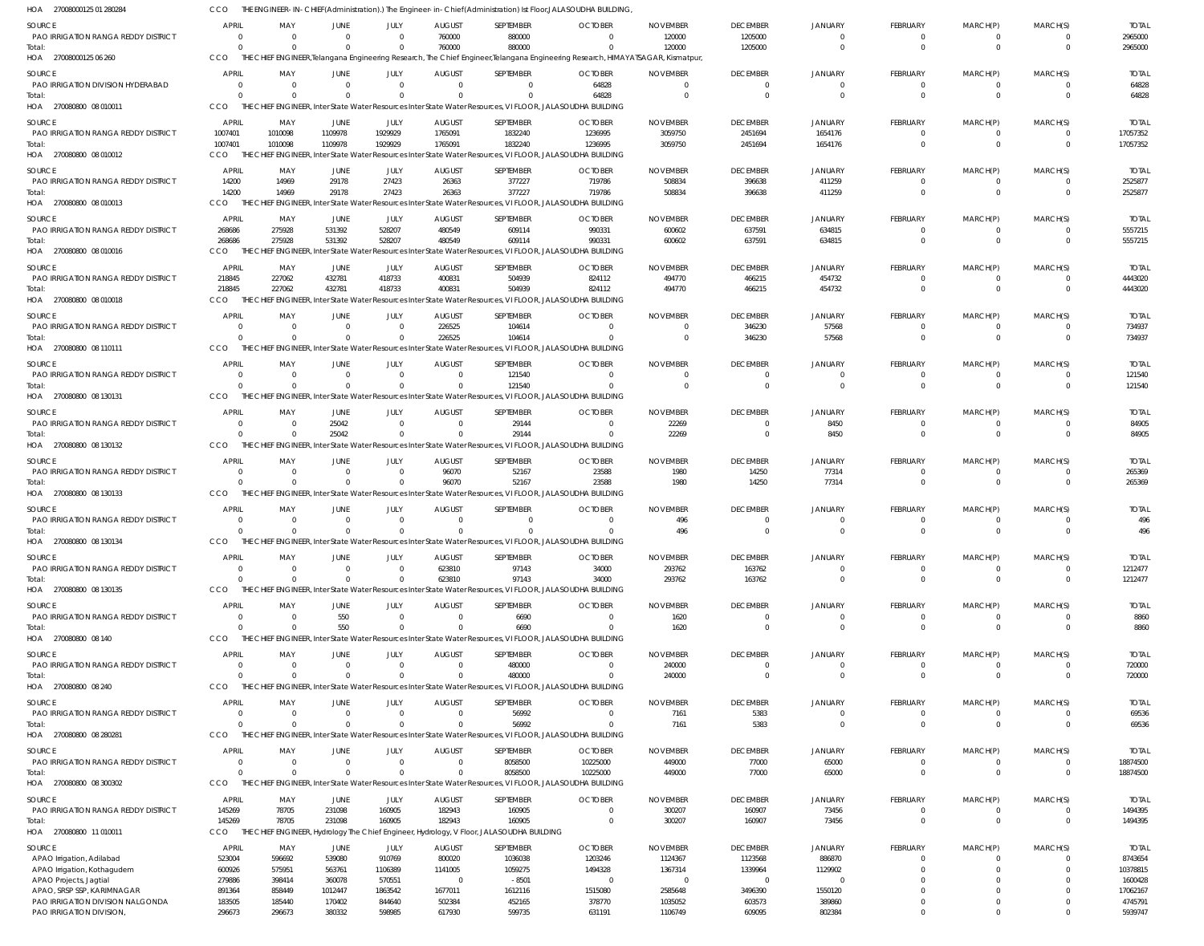HOA 27008000125 01 280284 CCO THE ENGINEER- IN- CHIEF(Administration).) The Engineer- in- Chief(Administration) Ist Floor,JALASOUDHA BUILDING,

| SOURCE | APRIL | MAY | JUNE | JULY | AUGUST | SEPTEMBER | OCTOBER | NOVEMBER | DECEMBER | JANUARY | FEBRUARY | MARCH(P) | MARCH(S) | TOTAL |
|---|---|---|---|---|---|---|---|---|---|---|---|---|---|---|
| PAO IRRIGATION RANGA REDDY DISTRICT | 0 | 0 | 0 | 0 | 760000 | 880000 | 0 | 120000 | 1205000 | 0 | 0 | 0 | 0 | 2965000 |
| Total: | 0 | 0 | 0 | 0 | 760000 | 880000 | 0 | 120000 | 1205000 | 0 | 0 | 0 | 0 | 2965000 |

HOA 27008000125 06 260 CCO THE CHIEF ENGINEER,Telangana Engineering Research, The Chief Engineer,Telangana Engineering Research, HIMAYATSAGAR, Kismatpur,

| SOURCE | APRIL | MAY | JUNE | JULY | AUGUST | SEPTEMBER | OCTOBER | NOVEMBER | DECEMBER | JANUARY | FEBRUARY | MARCH(P) | MARCH(S) | TOTAL |
|---|---|---|---|---|---|---|---|---|---|---|---|---|---|---|
| PAO IRRIGATION DIVISION HYDERABAD | 0 | 0 | 0 | 0 | 0 | 0 | 64828 | 0 | 0 | 0 | 0 | 0 | 0 | 64828 |
| Total: | 0 | 0 | 0 | 0 | 0 | 0 | 64828 | 0 | 0 | 0 | 0 | 0 | 0 | 64828 |

HOA 270080800 08 010011 CCO THE CHIEF ENGINEER, Inter State Water Resources Inter State Water Resources, VI FLOOR, JALASOUDHA BUILDING

| SOURCE | APRIL | MAY | JUNE | JULY | AUGUST | SEPTEMBER | OCTOBER | NOVEMBER | DECEMBER | JANUARY | FEBRUARY | MARCH(P) | MARCH(S) | TOTAL |
|---|---|---|---|---|---|---|---|---|---|---|---|---|---|---|
| PAO IRRIGATION RANGA REDDY DISTRICT | 1007401 | 1010098 | 1109978 | 1929929 | 1765091 | 1832240 | 1236995 | 3059750 | 2451694 | 1654176 | 0 | 0 | 0 | 17057352 |
| Total: | 1007401 | 1010098 | 1109978 | 1929929 | 1765091 | 1832240 | 1236995 | 3059750 | 2451694 | 1654176 | 0 | 0 | 0 | 17057352 |

HOA 270080800 08 010012 CCO THE CHIEF ENGINEER, Inter State Water Resources Inter State Water Resources, VI FLOOR, JALASOUDHA BUILDING

| SOURCE | APRIL | MAY | JUNE | JULY | AUGUST | SEPTEMBER | OCTOBER | NOVEMBER | DECEMBER | JANUARY | FEBRUARY | MARCH(P) | MARCH(S) | TOTAL |
|---|---|---|---|---|---|---|---|---|---|---|---|---|---|---|
| PAO IRRIGATION RANGA REDDY DISTRICT | 14200 | 14969 | 29178 | 27423 | 26363 | 377227 | 719786 | 508834 | 396638 | 411259 | 0 | 0 | 0 | 2525877 |
| Total: | 14200 | 14969 | 29178 | 27423 | 26363 | 377227 | 719786 | 508834 | 396638 | 411259 | 0 | 0 | 0 | 2525877 |

HOA 270080800 08 010013 CCO THE CHIEF ENGINEER, Inter State Water Resources Inter State Water Resources, VI FLOOR, JALASOUDHA BUILDING

| SOURCE | APRIL | MAY | JUNE | JULY | AUGUST | SEPTEMBER | OCTOBER | NOVEMBER | DECEMBER | JANUARY | FEBRUARY | MARCH(P) | MARCH(S) | TOTAL |
|---|---|---|---|---|---|---|---|---|---|---|---|---|---|---|
| PAO IRRIGATION RANGA REDDY DISTRICT | 268686 | 275928 | 531392 | 528207 | 480549 | 609114 | 990331 | 600602 | 637591 | 634815 | 0 | 0 | 0 | 5557215 |
| Total: | 268686 | 275928 | 531392 | 528207 | 480549 | 609114 | 990331 | 600602 | 637591 | 634815 | 0 | 0 | 0 | 5557215 |

HOA 270080800 08 010016 CCO THE CHIEF ENGINEER, Inter State Water Resources Inter State Water Resources, VI FLOOR, JALASOUDHA BUILDING

| SOURCE | APRIL | MAY | JUNE | JULY | AUGUST | SEPTEMBER | OCTOBER | NOVEMBER | DECEMBER | JANUARY | FEBRUARY | MARCH(P) | MARCH(S) | TOTAL |
|---|---|---|---|---|---|---|---|---|---|---|---|---|---|---|
| PAO IRRIGATION RANGA REDDY DISTRICT | 218845 | 227062 | 432781 | 418733 | 400831 | 504939 | 824112 | 494770 | 466215 | 454732 | 0 | 0 | 0 | 4443020 |
| Total: | 218845 | 227062 | 432781 | 418733 | 400831 | 504939 | 824112 | 494770 | 466215 | 454732 | 0 | 0 | 0 | 4443020 |

HOA 270080800 08 010018 CCO THE CHIEF ENGINEER, Inter State Water Resources Inter State Water Resources, VI FLOOR, JALASOUDHA BUILDING

| SOURCE | APRIL | MAY | JUNE | JULY | AUGUST | SEPTEMBER | OCTOBER | NOVEMBER | DECEMBER | JANUARY | FEBRUARY | MARCH(P) | MARCH(S) | TOTAL |
|---|---|---|---|---|---|---|---|---|---|---|---|---|---|---|
| PAO IRRIGATION RANGA REDDY DISTRICT | 0 | 0 | 0 | 0 | 226525 | 104614 | 0 | 0 | 346230 | 57568 | 0 | 0 | 0 | 734937 |
| Total: | 0 | 0 | 0 | 0 | 226525 | 104614 | 0 | 0 | 346230 | 57568 | 0 | 0 | 0 | 734937 |

HOA 270080800 08 110111 CCO THE CHIEF ENGINEER, Inter State Water Resources Inter State Water Resources, VI FLOOR, JALASOUDHA BUILDING

| SOURCE | APRIL | MAY | JUNE | JULY | AUGUST | SEPTEMBER | OCTOBER | NOVEMBER | DECEMBER | JANUARY | FEBRUARY | MARCH(P) | MARCH(S) | TOTAL |
|---|---|---|---|---|---|---|---|---|---|---|---|---|---|---|
| PAO IRRIGATION RANGA REDDY DISTRICT | 0 | 0 | 0 | 0 | 0 | 121540 | 0 | 0 | 0 | 0 | 0 | 0 | 0 | 121540 |
| Total: | 0 | 0 | 0 | 0 | 0 | 121540 | 0 | 0 | 0 | 0 | 0 | 0 | 0 | 121540 |

HOA 270080800 08 130131 CCO THE CHIEF ENGINEER, Inter State Water Resources Inter State Water Resources, VI FLOOR, JALASOUDHA BUILDING

| SOURCE | APRIL | MAY | JUNE | JULY | AUGUST | SEPTEMBER | OCTOBER | NOVEMBER | DECEMBER | JANUARY | FEBRUARY | MARCH(P) | MARCH(S) | TOTAL |
|---|---|---|---|---|---|---|---|---|---|---|---|---|---|---|
| PAO IRRIGATION RANGA REDDY DISTRICT | 0 | 0 | 25042 | 0 | 0 | 29144 | 0 | 22269 | 0 | 8450 | 0 | 0 | 0 | 84905 |
| Total: | 0 | 0 | 25042 | 0 | 0 | 29144 | 0 | 22269 | 0 | 8450 | 0 | 0 | 0 | 84905 |

HOA 270080800 08 130132 CCO THE CHIEF ENGINEER, Inter State Water Resources Inter State Water Resources, VI FLOOR, JALASOUDHA BUILDING

| SOURCE | APRIL | MAY | JUNE | JULY | AUGUST | SEPTEMBER | OCTOBER | NOVEMBER | DECEMBER | JANUARY | FEBRUARY | MARCH(P) | MARCH(S) | TOTAL |
|---|---|---|---|---|---|---|---|---|---|---|---|---|---|---|
| PAO IRRIGATION RANGA REDDY DISTRICT | 0 | 0 | 0 | 0 | 96070 | 52167 | 23588 | 1980 | 14250 | 77314 | 0 | 0 | 0 | 265369 |
| Total: | 0 | 0 | 0 | 0 | 96070 | 52167 | 23588 | 1980 | 14250 | 77314 | 0 | 0 | 0 | 265369 |

HOA 270080800 08 130133 CCO THE CHIEF ENGINEER, Inter State Water Resources Inter State Water Resources, VI FLOOR, JALASOUDHA BUILDING

| SOURCE | APRIL | MAY | JUNE | JULY | AUGUST | SEPTEMBER | OCTOBER | NOVEMBER | DECEMBER | JANUARY | FEBRUARY | MARCH(P) | MARCH(S) | TOTAL |
|---|---|---|---|---|---|---|---|---|---|---|---|---|---|---|
| PAO IRRIGATION RANGA REDDY DISTRICT | 0 | 0 | 0 | 0 | 0 | 0 | 0 | 496 | 0 | 0 | 0 | 0 | 0 | 496 |
| Total: | 0 | 0 | 0 | 0 | 0 | 0 | 0 | 496 | 0 | 0 | 0 | 0 | 0 | 496 |

HOA 270080800 08 130134 CCO THE CHIEF ENGINEER, Inter State Water Resources Inter State Water Resources, VI FLOOR, JALASOUDHA BUILDING

| SOURCE | APRIL | MAY | JUNE | JULY | AUGUST | SEPTEMBER | OCTOBER | NOVEMBER | DECEMBER | JANUARY | FEBRUARY | MARCH(P) | MARCH(S) | TOTAL |
|---|---|---|---|---|---|---|---|---|---|---|---|---|---|---|
| PAO IRRIGATION RANGA REDDY DISTRICT | 0 | 0 | 0 | 0 | 623810 | 97143 | 34000 | 293762 | 163762 | 0 | 0 | 0 | 0 | 1212477 |
| Total: | 0 | 0 | 0 | 0 | 623810 | 97143 | 34000 | 293762 | 163762 | 0 | 0 | 0 | 0 | 1212477 |

HOA 270080800 08 130135 CCO THE CHIEF ENGINEER, Inter State Water Resources Inter State Water Resources, VI FLOOR, JALASOUDHA BUILDING

| SOURCE | APRIL | MAY | JUNE | JULY | AUGUST | SEPTEMBER | OCTOBER | NOVEMBER | DECEMBER | JANUARY | FEBRUARY | MARCH(P) | MARCH(S) | TOTAL |
|---|---|---|---|---|---|---|---|---|---|---|---|---|---|---|
| PAO IRRIGATION RANGA REDDY DISTRICT | 0 | 0 | 550 | 0 | 0 | 6690 | 0 | 1620 | 0 | 0 | 0 | 0 | 0 | 8860 |
| Total: | 0 | 0 | 550 | 0 | 0 | 6690 | 0 | 1620 | 0 | 0 | 0 | 0 | 0 | 8860 |

HOA 270080800 08 140 CCO THE CHIEF ENGINEER, Inter State Water Resources Inter State Water Resources, VI FLOOR, JALASOUDHA BUILDING

| SOURCE | APRIL | MAY | JUNE | JULY | AUGUST | SEPTEMBER | OCTOBER | NOVEMBER | DECEMBER | JANUARY | FEBRUARY | MARCH(P) | MARCH(S) | TOTAL |
|---|---|---|---|---|---|---|---|---|---|---|---|---|---|---|
| PAO IRRIGATION RANGA REDDY DISTRICT | 0 | 0 | 0 | 0 | 0 | 480000 | 0 | 240000 | 0 | 0 | 0 | 0 | 0 | 720000 |
| Total: | 0 | 0 | 0 | 0 | 0 | 480000 | 0 | 240000 | 0 | 0 | 0 | 0 | 0 | 720000 |

HOA 270080800 08 240 CCO THE CHIEF ENGINEER, Inter State Water Resources Inter State Water Resources, VI FLOOR, JALASOUDHA BUILDING

| SOURCE | APRIL | MAY | JUNE | JULY | AUGUST | SEPTEMBER | OCTOBER | NOVEMBER | DECEMBER | JANUARY | FEBRUARY | MARCH(P) | MARCH(S) | TOTAL |
|---|---|---|---|---|---|---|---|---|---|---|---|---|---|---|
| PAO IRRIGATION RANGA REDDY DISTRICT | 0 | 0 | 0 | 0 | 0 | 56992 | 0 | 7161 | 5383 | 0 | 0 | 0 | 0 | 69536 |
| Total: | 0 | 0 | 0 | 0 | 0 | 56992 | 0 | 7161 | 5383 | 0 | 0 | 0 | 0 | 69536 |

HOA 270080800 08 280281 CCO THE CHIEF ENGINEER, Inter State Water Resources Inter State Water Resources, VI FLOOR, JALASOUDHA BUILDING

| SOURCE | APRIL | MAY | JUNE | JULY | AUGUST | SEPTEMBER | OCTOBER | NOVEMBER | DECEMBER | JANUARY | FEBRUARY | MARCH(P) | MARCH(S) | TOTAL |
|---|---|---|---|---|---|---|---|---|---|---|---|---|---|---|
| PAO IRRIGATION RANGA REDDY DISTRICT | 0 | 0 | 0 | 0 | 0 | 8058500 | 10225000 | 449000 | 77000 | 65000 | 0 | 0 | 0 | 18874500 |
| Total: | 0 | 0 | 0 | 0 | 0 | 8058500 | 10225000 | 449000 | 77000 | 65000 | 0 | 0 | 0 | 18874500 |

HOA 270080800 08 300302 CCO THE CHIEF ENGINEER, Inter State Water Resources Inter State Water Resources, VI FLOOR, JALASOUDHA BUILDING

| SOURCE | APRIL | MAY | JUNE | JULY | AUGUST | SEPTEMBER | OCTOBER | NOVEMBER | DECEMBER | JANUARY | FEBRUARY | MARCH(P) | MARCH(S) | TOTAL |
|---|---|---|---|---|---|---|---|---|---|---|---|---|---|---|
| PAO IRRIGATION RANGA REDDY DISTRICT | 145269 | 78705 | 231098 | 160905 | 182943 | 160905 | 0 | 300207 | 160907 | 73456 | 0 | 0 | 0 | 1494395 |
| Total: | 145269 | 78705 | 231098 | 160905 | 182943 | 160905 | 0 | 300207 | 160907 | 73456 | 0 | 0 | 0 | 1494395 |

HOA 270080800 11 010011 CCO THE CHIEF ENGINEER, Hydrology The Chief Engineer, Hydrology, V Floor, JALASOUDHA BUILDING

| SOURCE | APRIL | MAY | JUNE | JULY | AUGUST | SEPTEMBER | OCTOBER | NOVEMBER | DECEMBER | JANUARY | FEBRUARY | MARCH(P) | MARCH(S) | TOTAL |
|---|---|---|---|---|---|---|---|---|---|---|---|---|---|---|
| APAO Irrigation, Adilabad | 523004 | 596692 | 539080 | 910769 | 800020 | 1036038 | 1203246 | 1124367 | 1123568 | 886870 | 0 | 0 | 0 | 8743654 |
| APAO Irrigation, Kothagudem | 600926 | 575951 | 563761 | 1106389 | 1141005 | 1059275 | 1494328 | 1367314 | 1339964 | 1129902 | 0 | 0 | 0 | 10378815 |
| APAO Projects, Jagtial | 279886 | 398414 | 360078 | 570551 | 0 | -8501 | 0 | 0 | 0 | 0 | 0 | 0 | 0 | 1600428 |
| APAO, SRSP SSP, KARIMNAGAR | 891364 | 858449 | 1012447 | 1863542 | 1677011 | 1612116 | 1515080 | 2585648 | 3496390 | 1550120 | 0 | 0 | 0 | 17062167 |
| PAO IRRIGATION DIVISION NALGONDA | 183505 | 185440 | 170402 | 844640 | 502384 | 452165 | 378770 | 1035052 | 603573 | 389860 | 0 | 0 | 0 | 4745791 |
| PAO IRRIGATION DIVISION, | 296673 | 296673 | 380332 | 598985 | 617930 | 599735 | 631191 | 1106749 | 609095 | 802384 | 0 | 0 | 0 | 5939747 |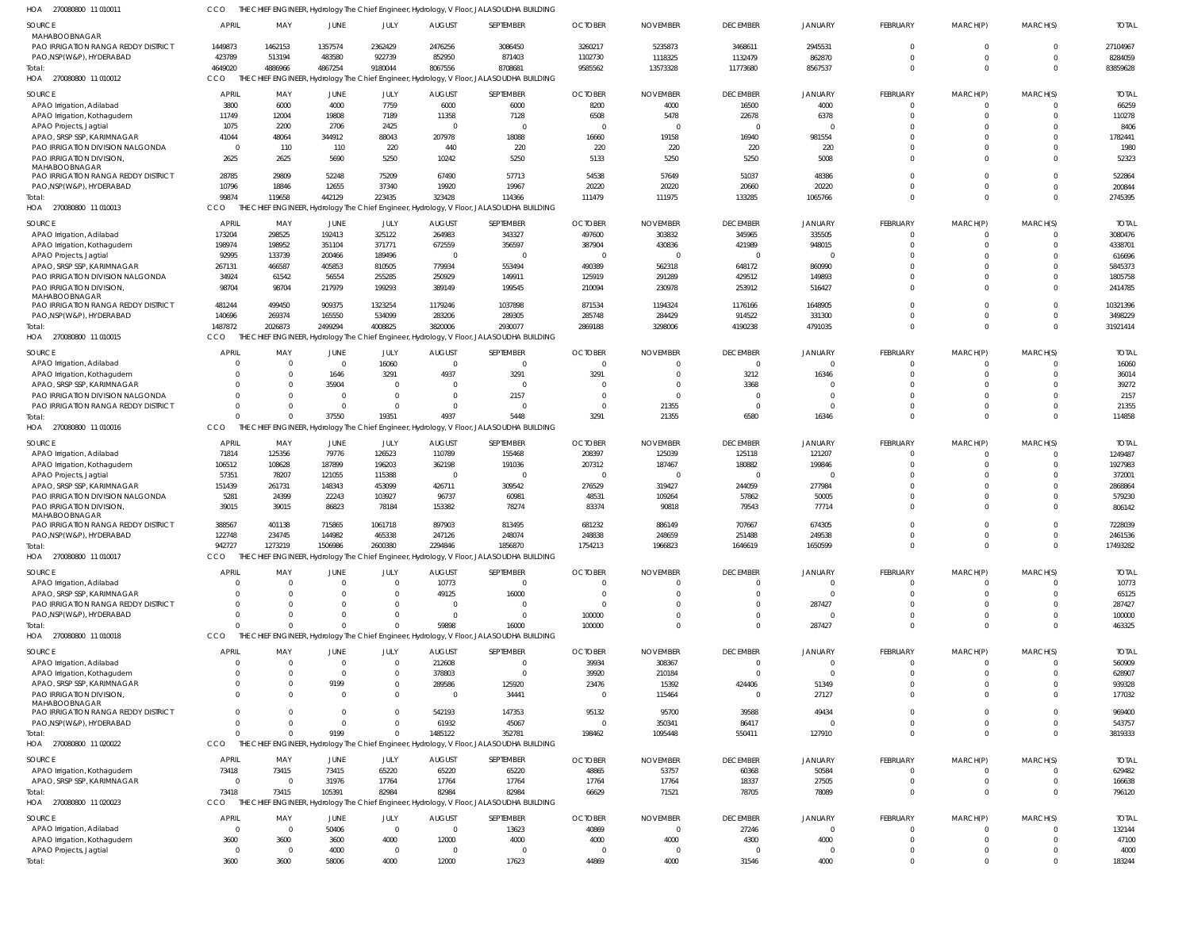HOA 270080800 11 010011 CCO THE CHIEF ENGINEER, Hydrology The Chief Engineer, Hydrology, V Floor, JALASOUDHA BUILDING

| SOURCE | APRIL | MAY | JUNE | JULY | AUGUST | SEPTEMBER | OCTOBER | NOVEMBER | DECEMBER | JANUARY | FEBRUARY | MARCH(P) | MARCH(S) | TOTAL |
|---|---|---|---|---|---|---|---|---|---|---|---|---|---|---|
| MAHABOOBNAGAR | | | | | | | | | | | | | | |
| PAO IRRIGATION RANGA REDDY DISTRICT | 1449873 | 1462153 | 1357574 | 2362429 | 2476256 | 3086450 | 3260217 | 5235873 | 3468611 | 2945531 | 0 | 0 | 0 | 27104967 |
| PAO,NSP(W&P), HYDERABAD | 423789 | 513194 | 483580 | 922739 | 852950 | 871403 | 1102730 | 1118325 | 1132479 | 862870 | 0 | 0 | 0 | 8284059 |
| Total: | 4649020 | 4886966 | 4867254 | 9180044 | 8067556 | 8708681 | 9585562 | 13573328 | 11773680 | 8567537 | 0 | 0 | 0 | 83859628 |

HOA 270080800 11 010012 CCO THE CHIEF ENGINEER, Hydrology The Chief Engineer, Hydrology, V Floor, JALASOUDHA BUILDING

| SOURCE | APRIL | MAY | JUNE | JULY | AUGUST | SEPTEMBER | OCTOBER | NOVEMBER | DECEMBER | JANUARY | FEBRUARY | MARCH(P) | MARCH(S) | TOTAL |
|---|---|---|---|---|---|---|---|---|---|---|---|---|---|---|
| APAO Irrigation, Adilabad | 3800 | 6000 | 4000 | 7759 | 6000 | 6000 | 8200 | 4000 | 16500 | 4000 | 0 | 0 | 0 | 66259 |
| APAO Irrigation, Kothagudem | 11749 | 12004 | 19808 | 7189 | 11358 | 7128 | 6508 | 5478 | 22678 | 6378 | 0 | 0 | 0 | 110278 |
| APAO Projects, Jagtial | 1075 | 2200 | 2706 | 2425 | 0 | 0 | 0 | 0 | 0 | 0 | 0 | 0 | 0 | 8406 |
| APAO, SRSP SSP, KARIMNAGAR | 41044 | 48064 | 344912 | 88043 | 207978 | 18088 | 16660 | 19158 | 16940 | 981554 | 0 | 0 | 0 | 1782441 |
| PAO IRRIGATION DIVISION NALGONDA | 0 | 110 | 110 | 220 | 440 | 220 | 220 | 220 | 220 | 220 | 0 | 0 | 0 | 1980 |
| PAO IRRIGATION DIVISION, MAHABOOBNAGAR | 2625 | 2625 | 5690 | 5250 | 10242 | 5250 | 5133 | 5250 | 5250 | 5008 | 0 | 0 | 0 | 52323 |
| PAO IRRIGATION RANGA REDDY DISTRICT | 28785 | 29809 | 52248 | 75209 | 67490 | 57713 | 54538 | 57649 | 51037 | 48386 | 0 | 0 | 0 | 522864 |
| PAO,NSP(W&P), HYDERABAD | 10796 | 18846 | 12655 | 37340 | 19920 | 19967 | 20220 | 20220 | 20660 | 20220 | 0 | 0 | 0 | 200844 |
| Total: | 99874 | 119658 | 442129 | 223435 | 323428 | 114366 | 111479 | 111975 | 133285 | 1065766 | 0 | 0 | 0 | 2745395 |

HOA 270080800 11 010013 CCO THE CHIEF ENGINEER, Hydrology The Chief Engineer, Hydrology, V Floor, JALASOUDHA BUILDING

| SOURCE | APRIL | MAY | JUNE | JULY | AUGUST | SEPTEMBER | OCTOBER | NOVEMBER | DECEMBER | JANUARY | FEBRUARY | MARCH(P) | MARCH(S) | TOTAL |
|---|---|---|---|---|---|---|---|---|---|---|---|---|---|---|
| APAO Irrigation, Adilabad | 173204 | 298525 | 192413 | 325122 | 264983 | 343327 | 497600 | 303832 | 345965 | 335505 | 0 | 0 | 0 | 3080476 |
| APAO Irrigation, Kothagudem | 198974 | 198952 | 351104 | 371771 | 672559 | 356597 | 387904 | 430836 | 421989 | 948015 | 0 | 0 | 0 | 4338701 |
| APAO Projects, Jagtial | 92995 | 133739 | 200466 | 189496 | 0 | 0 | 0 | 0 | 0 | 0 | 0 | 0 | 0 | 616696 |
| APAO, SRSP SSP, KARIMNAGAR | 267131 | 466587 | 405853 | 810505 | 779934 | 553494 | 490389 | 562318 | 648172 | 860990 | 0 | 0 | 0 | 5845373 |
| PAO IRRIGATION DIVISION NALGONDA | 34924 | 61542 | 56554 | 255285 | 250929 | 149911 | 125919 | 291289 | 429512 | 149893 | 0 | 0 | 0 | 1805758 |
| PAO IRRIGATION DIVISION, MAHABOOBNAGAR | 98704 | 98704 | 217979 | 199293 | 389149 | 199545 | 210094 | 230978 | 253912 | 516427 | 0 | 0 | 0 | 2414785 |
| PAO IRRIGATION RANGA REDDY DISTRICT | 481244 | 499450 | 909375 | 1323254 | 1179246 | 1037898 | 871534 | 1194324 | 1176166 | 1648905 | 0 | 0 | 0 | 10321396 |
| PAO,NSP(W&P), HYDERABAD | 140696 | 269374 | 165550 | 534099 | 283206 | 289305 | 285748 | 284429 | 914522 | 331300 | 0 | 0 | 0 | 3498229 |
| Total: | 1487872 | 2026873 | 2499294 | 4008825 | 3820006 | 2930077 | 2869188 | 3298006 | 4190238 | 4791035 | 0 | 0 | 0 | 31921414 |

HOA 270080800 11 010015 CCO THE CHIEF ENGINEER, Hydrology The Chief Engineer, Hydrology, V Floor, JALASOUDHA BUILDING

| SOURCE | APRIL | MAY | JUNE | JULY | AUGUST | SEPTEMBER | OCTOBER | NOVEMBER | DECEMBER | JANUARY | FEBRUARY | MARCH(P) | MARCH(S) | TOTAL |
|---|---|---|---|---|---|---|---|---|---|---|---|---|---|---|
| APAO Irrigation, Adilabad | 0 | 0 | 0 | 16060 | 0 | 0 | 0 | 0 | 0 | 0 | 0 | 0 | 0 | 16060 |
| APAO Irrigation, Kothagudem | 0 | 0 | 1646 | 3291 | 4937 | 3291 | 3291 | 0 | 3212 | 16346 | 0 | 0 | 0 | 36014 |
| APAO, SRSP SSP, KARIMNAGAR | 0 | 0 | 35904 | 0 | 0 | 0 | 0 | 0 | 3368 | 0 | 0 | 0 | 0 | 39272 |
| PAO IRRIGATION DIVISION NALGONDA | 0 | 0 | 0 | 0 | 0 | 2157 | 0 | 0 | 0 | 0 | 0 | 0 | 0 | 2157 |
| PAO IRRIGATION RANGA REDDY DISTRICT | 0 | 0 | 0 | 0 | 0 | 0 | 0 | 21355 | 0 | 0 | 0 | 0 | 0 | 21355 |
| Total: | 0 | 0 | 37550 | 19351 | 4937 | 5448 | 3291 | 21355 | 6580 | 16346 | 0 | 0 | 0 | 114858 |

HOA 270080800 11 010016 CCO THE CHIEF ENGINEER, Hydrology The Chief Engineer, Hydrology, V Floor, JALASOUDHA BUILDING

| SOURCE | APRIL | MAY | JUNE | JULY | AUGUST | SEPTEMBER | OCTOBER | NOVEMBER | DECEMBER | JANUARY | FEBRUARY | MARCH(P) | MARCH(S) | TOTAL |
|---|---|---|---|---|---|---|---|---|---|---|---|---|---|---|
| APAO Irrigation, Adilabad | 71814 | 125356 | 79776 | 126523 | 110789 | 155468 | 208397 | 125039 | 125118 | 121207 | 0 | 0 | 0 | 1249487 |
| APAO Irrigation, Kothagudem | 106512 | 108628 | 187899 | 196203 | 362198 | 191036 | 207312 | 187467 | 180882 | 199846 | 0 | 0 | 0 | 1927983 |
| APAO Projects, Jagtial | 57351 | 78207 | 121055 | 115388 | 0 | 0 | 0 | 0 | 0 | 0 | 0 | 0 | 0 | 372001 |
| APAO, SRSP SSP, KARIMNAGAR | 151439 | 261731 | 148343 | 453099 | 426711 | 309542 | 276529 | 319427 | 244059 | 277984 | 0 | 0 | 0 | 2868864 |
| PAO IRRIGATION DIVISION NALGONDA | 5281 | 24399 | 22243 | 103927 | 96737 | 60981 | 48531 | 109264 | 57862 | 50005 | 0 | 0 | 0 | 579230 |
| PAO IRRIGATION DIVISION, MAHABOOBNAGAR | 39015 | 39015 | 86823 | 78184 | 153382 | 78274 | 83374 | 90818 | 79543 | 77714 | 0 | 0 | 0 | 806142 |
| PAO IRRIGATION RANGA REDDY DISTRICT | 388567 | 401138 | 715865 | 1061718 | 897903 | 813495 | 681232 | 886149 | 707667 | 674305 | 0 | 0 | 0 | 7228039 |
| PAO,NSP(W&P), HYDERABAD | 122748 | 234745 | 144982 | 465338 | 247126 | 248074 | 248838 | 248659 | 251488 | 249538 | 0 | 0 | 0 | 2461536 |
| Total: | 942727 | 1273219 | 1506986 | 2600380 | 2294846 | 1856870 | 1754213 | 1966823 | 1646619 | 1650599 | 0 | 0 | 0 | 17493282 |

HOA 270080800 11 010017 CCO THE CHIEF ENGINEER, Hydrology The Chief Engineer, Hydrology, V Floor, JALASOUDHA BUILDING

| SOURCE | APRIL | MAY | JUNE | JULY | AUGUST | SEPTEMBER | OCTOBER | NOVEMBER | DECEMBER | JANUARY | FEBRUARY | MARCH(P) | MARCH(S) | TOTAL |
|---|---|---|---|---|---|---|---|---|---|---|---|---|---|---|
| APAO Irrigation, Adilabad | 0 | 0 | 0 | 0 | 10773 | 0 | 0 | 0 | 0 | 0 | 0 | 0 | 0 | 10773 |
| APAO, SRSP SSP, KARIMNAGAR | 0 | 0 | 0 | 0 | 49125 | 16000 | 0 | 0 | 0 | 0 | 0 | 0 | 0 | 65125 |
| PAO IRRIGATION RANGA REDDY DISTRICT | 0 | 0 | 0 | 0 | 0 | 0 | 0 | 0 | 0 | 287427 | 0 | 0 | 0 | 287427 |
| PAO,NSP(W&P), HYDERABAD | 0 | 0 | 0 | 0 | 0 | 0 | 100000 | 0 | 0 | 0 | 0 | 0 | 0 | 100000 |
| Total: | 0 | 0 | 0 | 0 | 59898 | 16000 | 100000 | 0 | 0 | 287427 | 0 | 0 | 0 | 463325 |

HOA 270080800 11 010018 CCO THE CHIEF ENGINEER, Hydrology The Chief Engineer, Hydrology, V Floor, JALASOUDHA BUILDING

| SOURCE | APRIL | MAY | JUNE | JULY | AUGUST | SEPTEMBER | OCTOBER | NOVEMBER | DECEMBER | JANUARY | FEBRUARY | MARCH(P) | MARCH(S) | TOTAL |
|---|---|---|---|---|---|---|---|---|---|---|---|---|---|---|
| APAO Irrigation, Adilabad | 0 | 0 | 0 | 0 | 212608 | 0 | 39934 | 308367 | 0 | 0 | 0 | 0 | 0 | 560909 |
| APAO Irrigation, Kothagudem | 0 | 0 | 0 | 0 | 378803 | 0 | 39920 | 210184 | 0 | 0 | 0 | 0 | 0 | 628907 |
| APAO, SRSP SSP, KARIMNAGAR | 0 | 0 | 9199 | 0 | 289586 | 125920 | 23476 | 15392 | 424406 | 51349 | 0 | 0 | 0 | 939328 |
| PAO IRRIGATION DIVISION, MAHABOOBNAGAR | 0 | 0 | 0 | 0 | 0 | 34441 | 0 | 115464 | 0 | 27127 | 0 | 0 | 0 | 177032 |
| PAO IRRIGATION RANGA REDDY DISTRICT | 0 | 0 | 0 | 0 | 542193 | 147353 | 95132 | 95700 | 39588 | 49434 | 0 | 0 | 0 | 969400 |
| PAO,NSP(W&P), HYDERABAD | 0 | 0 | 0 | 0 | 61932 | 45067 | 0 | 350341 | 86417 | 0 | 0 | 0 | 0 | 543757 |
| Total: | 0 | 0 | 9199 | 0 | 1485122 | 352781 | 198462 | 1095448 | 550411 | 127910 | 0 | 0 | 0 | 3819333 |

HOA 270080800 11 020022 CCO THE CHIEF ENGINEER, Hydrology The Chief Engineer, Hydrology, V Floor, JALASOUDHA BUILDING

| SOURCE | APRIL | MAY | JUNE | JULY | AUGUST | SEPTEMBER | OCTOBER | NOVEMBER | DECEMBER | JANUARY | FEBRUARY | MARCH(P) | MARCH(S) | TOTAL |
|---|---|---|---|---|---|---|---|---|---|---|---|---|---|---|
| APAO Irrigation, Kothagudem | 73418 | 73415 | 73415 | 65220 | 65220 | 65220 | 48865 | 53757 | 60368 | 50584 | 0 | 0 | 0 | 629482 |
| APAO, SRSP SSP, KARIMNAGAR | 0 | 0 | 31976 | 17764 | 17764 | 17764 | 17764 | 17764 | 18337 | 27505 | 0 | 0 | 0 | 166638 |
| Total: | 73418 | 73415 | 105391 | 82984 | 82984 | 82984 | 66629 | 71521 | 78705 | 78089 | 0 | 0 | 0 | 796120 |

HOA 270080800 11 020023 CCO THE CHIEF ENGINEER, Hydrology The Chief Engineer, Hydrology, V Floor, JALASOUDHA BUILDING

| SOURCE | APRIL | MAY | JUNE | JULY | AUGUST | SEPTEMBER | OCTOBER | NOVEMBER | DECEMBER | JANUARY | FEBRUARY | MARCH(P) | MARCH(S) | TOTAL |
|---|---|---|---|---|---|---|---|---|---|---|---|---|---|---|
| APAO Irrigation, Adilabad | 0 | 0 | 50406 | 0 | 0 | 13623 | 40869 | 0 | 27246 | 0 | 0 | 0 | 0 | 132144 |
| APAO Irrigation, Kothagudem | 3600 | 3600 | 3600 | 4000 | 12000 | 4000 | 4000 | 4000 | 4300 | 4000 | 0 | 0 | 0 | 47100 |
| APAO Projects, Jagtial | 0 | 0 | 4000 | 0 | 0 | 0 | 0 | 0 | 0 | 0 | 0 | 0 | 0 | 4000 |
| Total: | 3600 | 3600 | 58006 | 4000 | 12000 | 17623 | 44869 | 4000 | 31546 | 4000 | 0 | 0 | 0 | 183244 |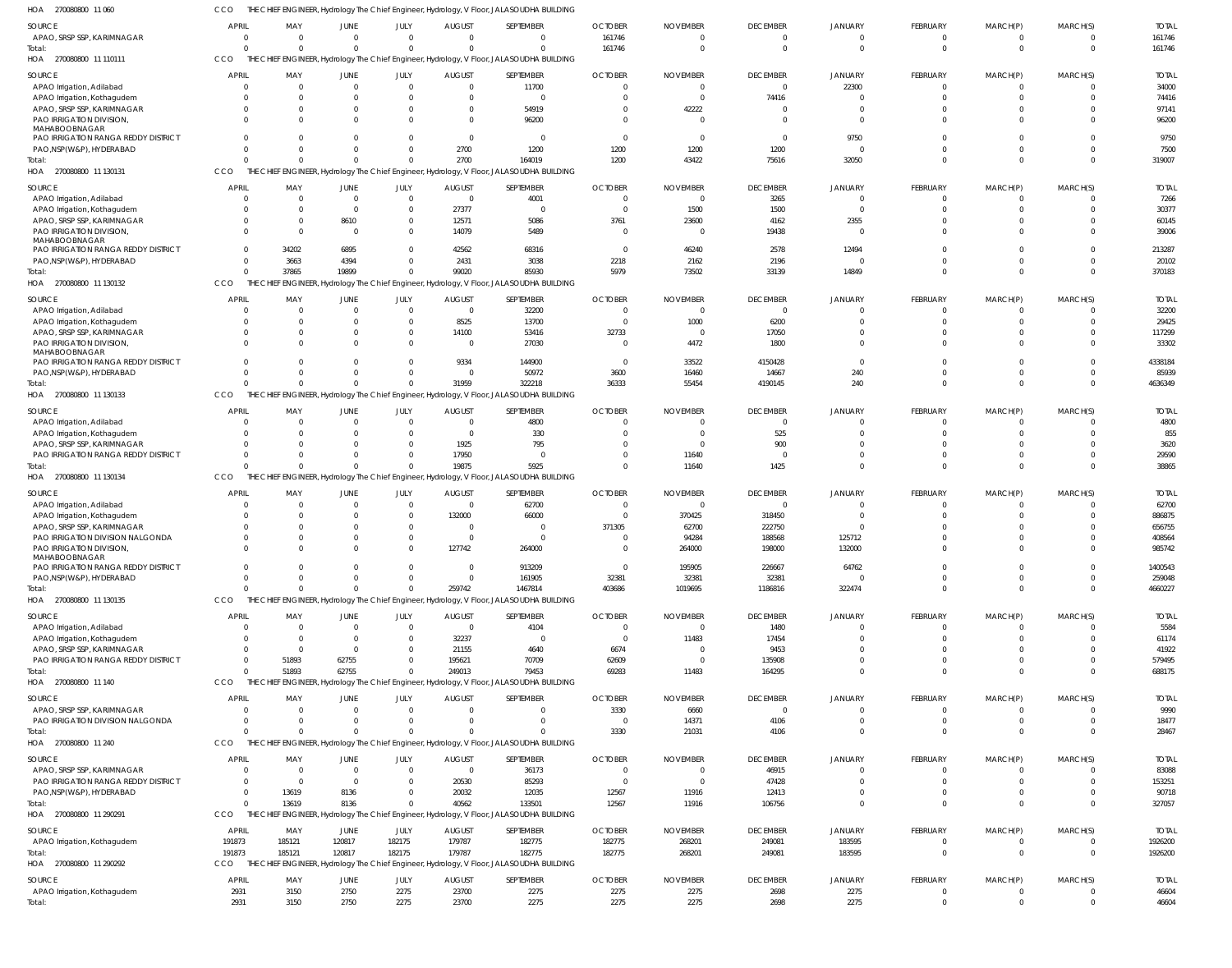HOA 270080800 11 060 CCO THE CHIEF ENGINEER, Hydrology The Chief Engineer, Hydrology, V Floor, JALASOUDHA BUILDING

| SOURCE | APRIL | MAY | JUNE | JULY | AUGUST | SEPTEMBER | OCTOBER | NOVEMBER | DECEMBER | JANUARY | FEBRUARY | MARCH(P) | MARCH(S) | TOTAL |
|---|---|---|---|---|---|---|---|---|---|---|---|---|---|---|
| APAO, SRSP SSP, KARIMNAGAR | 0 | 0 | 0 | 0 | 0 | 0 | 161746 | 0 | 0 | 0 | 0 | 0 | 0 | 161746 |
| Total: | 0 | 0 | 0 | 0 | 0 | 0 | 161746 | 0 | 0 | 0 | 0 | 0 | 0 | 161746 |

HOA 270080800 11 110111 CCO THE CHIEF ENGINEER, Hydrology The Chief Engineer, Hydrology, V Floor, JALASOUDHA BUILDING

| SOURCE | APRIL | MAY | JUNE | JULY | AUGUST | SEPTEMBER | OCTOBER | NOVEMBER | DECEMBER | JANUARY | FEBRUARY | MARCH(P) | MARCH(S) | TOTAL |
|---|---|---|---|---|---|---|---|---|---|---|---|---|---|---|
| APAO Irrigation, Adilabad | 0 | 0 | 0 | 0 | 0 | 11700 | 0 | 0 | 0 | 22300 | 0 | 0 | 0 | 34000 |
| APAO Irrigation, Kothagudem | 0 | 0 | 0 | 0 | 0 | 0 | 0 | 0 | 74416 | 0 | 0 | 0 | 0 | 74416 |
| APAO, SRSP SSP, KARIMNAGAR | 0 | 0 | 0 | 0 | 0 | 54919 | 0 | 42222 | 0 | 0 | 0 | 0 | 0 | 97141 |
| PAO IRRIGATION DIVISION, MAHABOOBNAGAR | 0 | 0 | 0 | 0 | 0 | 96200 | 0 | 0 | 0 | 0 | 0 | 0 | 0 | 96200 |
| PAO IRRIGATION RANGA REDDY DISTRICT | 0 | 0 | 0 | 0 | 0 | 0 | 0 | 0 | 0 | 9750 | 0 | 0 | 0 | 9750 |
| PAO,NSP(W&P), HYDERABAD | 0 | 0 | 0 | 0 | 2700 | 1200 | 1200 | 1200 | 1200 | 0 | 0 | 0 | 0 | 7500 |
| Total: | 0 | 0 | 0 | 0 | 2700 | 164019 | 1200 | 43422 | 75616 | 32050 | 0 | 0 | 0 | 319007 |

HOA 270080800 11 130131 CCO THE CHIEF ENGINEER, Hydrology The Chief Engineer, Hydrology, V Floor, JALASOUDHA BUILDING

| SOURCE | APRIL | MAY | JUNE | JULY | AUGUST | SEPTEMBER | OCTOBER | NOVEMBER | DECEMBER | JANUARY | FEBRUARY | MARCH(P) | MARCH(S) | TOTAL |
|---|---|---|---|---|---|---|---|---|---|---|---|---|---|---|
| APAO Irrigation, Adilabad | 0 | 0 | 0 | 0 | 0 | 4001 | 0 | 0 | 3265 | 0 | 0 | 0 | 0 | 7266 |
| APAO Irrigation, Kothagudem | 0 | 0 | 0 | 0 | 27377 | 0 | 0 | 1500 | 1500 | 0 | 0 | 0 | 0 | 30377 |
| APAO, SRSP SSP, KARIMNAGAR | 0 | 0 | 8610 | 0 | 12571 | 5086 | 3761 | 23600 | 4162 | 2355 | 0 | 0 | 0 | 60145 |
| PAO IRRIGATION DIVISION, MAHABOOBNAGAR | 0 | 0 | 0 | 0 | 14079 | 5489 | 0 | 0 | 19438 | 0 | 0 | 0 | 0 | 39006 |
| PAO IRRIGATION RANGA REDDY DISTRICT | 0 | 34202 | 6895 | 0 | 42562 | 68316 | 0 | 46240 | 2578 | 12494 | 0 | 0 | 0 | 213287 |
| PAO,NSP(W&P), HYDERABAD | 0 | 3663 | 4394 | 0 | 2431 | 3038 | 2218 | 2162 | 2196 | 0 | 0 | 0 | 0 | 20102 |
| Total: | 0 | 37865 | 19899 | 0 | 99020 | 85930 | 5979 | 73502 | 33139 | 14849 | 0 | 0 | 0 | 370183 |

HOA 270080800 11 130132 CCO THE CHIEF ENGINEER, Hydrology The Chief Engineer, Hydrology, V Floor, JALASOUDHA BUILDING

| SOURCE | APRIL | MAY | JUNE | JULY | AUGUST | SEPTEMBER | OCTOBER | NOVEMBER | DECEMBER | JANUARY | FEBRUARY | MARCH(P) | MARCH(S) | TOTAL |
|---|---|---|---|---|---|---|---|---|---|---|---|---|---|---|
| APAO Irrigation, Adilabad | 0 | 0 | 0 | 0 | 0 | 32200 | 0 | 0 | 0 | 0 | 0 | 0 | 0 | 32200 |
| APAO Irrigation, Kothagudem | 0 | 0 | 0 | 0 | 8525 | 13700 | 0 | 1000 | 6200 | 0 | 0 | 0 | 0 | 29425 |
| APAO, SRSP SSP, KARIMNAGAR | 0 | 0 | 0 | 0 | 14100 | 53416 | 32733 | 0 | 17050 | 0 | 0 | 0 | 0 | 117299 |
| PAO IRRIGATION DIVISION, MAHABOOBNAGAR | 0 | 0 | 0 | 0 | 0 | 27030 | 0 | 4472 | 1800 | 0 | 0 | 0 | 0 | 33302 |
| PAO IRRIGATION RANGA REDDY DISTRICT | 0 | 0 | 0 | 0 | 9334 | 144900 | 0 | 33522 | 4150428 | 0 | 0 | 0 | 0 | 4338184 |
| PAO,NSP(W&P), HYDERABAD | 0 | 0 | 0 | 0 | 0 | 50972 | 3600 | 16460 | 14667 | 240 | 0 | 0 | 0 | 85939 |
| Total: | 0 | 0 | 0 | 0 | 31959 | 322218 | 36333 | 55454 | 4190145 | 240 | 0 | 0 | 0 | 4636349 |

HOA 270080800 11 130133 CCO THE CHIEF ENGINEER, Hydrology The Chief Engineer, Hydrology, V Floor, JALASOUDHA BUILDING

| SOURCE | APRIL | MAY | JUNE | JULY | AUGUST | SEPTEMBER | OCTOBER | NOVEMBER | DECEMBER | JANUARY | FEBRUARY | MARCH(P) | MARCH(S) | TOTAL |
|---|---|---|---|---|---|---|---|---|---|---|---|---|---|---|
| APAO Irrigation, Adilabad | 0 | 0 | 0 | 0 | 0 | 4800 | 0 | 0 | 0 | 0 | 0 | 0 | 0 | 4800 |
| APAO Irrigation, Kothagudem | 0 | 0 | 0 | 0 | 0 | 330 | 0 | 0 | 525 | 0 | 0 | 0 | 0 | 855 |
| APAO, SRSP SSP, KARIMNAGAR | 0 | 0 | 0 | 0 | 1925 | 795 | 0 | 0 | 900 | 0 | 0 | 0 | 0 | 3620 |
| PAO IRRIGATION RANGA REDDY DISTRICT | 0 | 0 | 0 | 0 | 17950 | 0 | 0 | 11640 | 0 | 0 | 0 | 0 | 0 | 29590 |
| Total: | 0 | 0 | 0 | 0 | 19875 | 5925 | 0 | 11640 | 1425 | 0 | 0 | 0 | 0 | 38865 |

HOA 270080800 11 130134 CCO THE CHIEF ENGINEER, Hydrology The Chief Engineer, Hydrology, V Floor, JALASOUDHA BUILDING

| SOURCE | APRIL | MAY | JUNE | JULY | AUGUST | SEPTEMBER | OCTOBER | NOVEMBER | DECEMBER | JANUARY | FEBRUARY | MARCH(P) | MARCH(S) | TOTAL |
|---|---|---|---|---|---|---|---|---|---|---|---|---|---|---|
| APAO Irrigation, Adilabad | 0 | 0 | 0 | 0 | 0 | 62700 | 0 | 0 | 0 | 0 | 0 | 0 | 0 | 62700 |
| APAO Irrigation, Kothagudem | 0 | 0 | 0 | 0 | 132000 | 66000 | 0 | 370425 | 318450 | 0 | 0 | 0 | 0 | 886875 |
| APAO, SRSP SSP, KARIMNAGAR | 0 | 0 | 0 | 0 | 0 | 0 | 371305 | 62700 | 222750 | 0 | 0 | 0 | 0 | 656755 |
| PAO IRRIGATION DIVISION NALGONDA | 0 | 0 | 0 | 0 | 0 | 0 | 0 | 94284 | 188568 | 125712 | 0 | 0 | 0 | 408564 |
| PAO IRRIGATION DIVISION, MAHABOOBNAGAR | 0 | 0 | 0 | 0 | 127742 | 264000 | 0 | 264000 | 198000 | 132000 | 0 | 0 | 0 | 985742 |
| PAO IRRIGATION RANGA REDDY DISTRICT | 0 | 0 | 0 | 0 | 0 | 913209 | 0 | 195905 | 226667 | 64762 | 0 | 0 | 0 | 1400543 |
| PAO,NSP(W&P), HYDERABAD | 0 | 0 | 0 | 0 | 0 | 161905 | 32381 | 32381 | 32381 | 0 | 0 | 0 | 0 | 259048 |
| Total: | 0 | 0 | 0 | 0 | 259742 | 1467814 | 403686 | 1019695 | 1186816 | 322474 | 0 | 0 | 0 | 4660227 |

HOA 270080800 11 130135 CCO THE CHIEF ENGINEER, Hydrology The Chief Engineer, Hydrology, V Floor, JALASOUDHA BUILDING

| SOURCE | APRIL | MAY | JUNE | JULY | AUGUST | SEPTEMBER | OCTOBER | NOVEMBER | DECEMBER | JANUARY | FEBRUARY | MARCH(P) | MARCH(S) | TOTAL |
|---|---|---|---|---|---|---|---|---|---|---|---|---|---|---|
| APAO Irrigation, Adilabad | 0 | 0 | 0 | 0 | 0 | 4104 | 0 | 0 | 1480 | 0 | 0 | 0 | 0 | 5584 |
| APAO Irrigation, Kothagudem | 0 | 0 | 0 | 0 | 32237 | 0 | 0 | 11483 | 17454 | 0 | 0 | 0 | 0 | 61174 |
| APAO, SRSP SSP, KARIMNAGAR | 0 | 0 | 0 | 0 | 21155 | 4640 | 6674 | 0 | 9453 | 0 | 0 | 0 | 0 | 41922 |
| PAO IRRIGATION RANGA REDDY DISTRICT | 0 | 51893 | 62755 | 0 | 195621 | 70709 | 62609 | 0 | 135908 | 0 | 0 | 0 | 0 | 579495 |
| Total: | 0 | 51893 | 62755 | 0 | 249013 | 79453 | 69283 | 11483 | 164295 | 0 | 0 | 0 | 0 | 688175 |

HOA 270080800 11 140 CCO THE CHIEF ENGINEER, Hydrology The Chief Engineer, Hydrology, V Floor, JALASOUDHA BUILDING

| SOURCE | APRIL | MAY | JUNE | JULY | AUGUST | SEPTEMBER | OCTOBER | NOVEMBER | DECEMBER | JANUARY | FEBRUARY | MARCH(P) | MARCH(S) | TOTAL |
|---|---|---|---|---|---|---|---|---|---|---|---|---|---|---|
| APAO, SRSP SSP, KARIMNAGAR | 0 | 0 | 0 | 0 | 0 | 0 | 3330 | 6660 | 0 | 0 | 0 | 0 | 0 | 9990 |
| PAO IRRIGATION DIVISION NALGONDA | 0 | 0 | 0 | 0 | 0 | 0 | 0 | 14371 | 4106 | 0 | 0 | 0 | 0 | 18477 |
| Total: | 0 | 0 | 0 | 0 | 0 | 0 | 3330 | 21031 | 4106 | 0 | 0 | 0 | 0 | 28467 |

HOA 270080800 11 240 CCO THE CHIEF ENGINEER, Hydrology The Chief Engineer, Hydrology, V Floor, JALASOUDHA BUILDING

| SOURCE | APRIL | MAY | JUNE | JULY | AUGUST | SEPTEMBER | OCTOBER | NOVEMBER | DECEMBER | JANUARY | FEBRUARY | MARCH(P) | MARCH(S) | TOTAL |
|---|---|---|---|---|---|---|---|---|---|---|---|---|---|---|
| APAO, SRSP SSP, KARIMNAGAR | 0 | 0 | 0 | 0 | 0 | 36173 | 0 | 0 | 46915 | 0 | 0 | 0 | 0 | 83088 |
| PAO IRRIGATION RANGA REDDY DISTRICT | 0 | 0 | 0 | 0 | 20530 | 85293 | 0 | 0 | 47428 | 0 | 0 | 0 | 0 | 153251 |
| PAO,NSP(W&P), HYDERABAD | 0 | 13619 | 8136 | 0 | 20032 | 12035 | 12567 | 11916 | 12413 | 0 | 0 | 0 | 0 | 90718 |
| Total: | 0 | 13619 | 8136 | 0 | 40562 | 133501 | 12567 | 11916 | 106756 | 0 | 0 | 0 | 0 | 327057 |

HOA 270080800 11 290291 CCO THE CHIEF ENGINEER, Hydrology The Chief Engineer, Hydrology, V Floor, JALASOUDHA BUILDING

| SOURCE | APRIL | MAY | JUNE | JULY | AUGUST | SEPTEMBER | OCTOBER | NOVEMBER | DECEMBER | JANUARY | FEBRUARY | MARCH(P) | MARCH(S) | TOTAL |
|---|---|---|---|---|---|---|---|---|---|---|---|---|---|---|
| APAO Irrigation, Kothagudem | 191873 | 185121 | 120817 | 182175 | 179787 | 182775 | 182775 | 268201 | 249081 | 183595 | 0 | 0 | 0 | 1926200 |
| Total: | 191873 | 185121 | 120817 | 182175 | 179787 | 182775 | 182775 | 268201 | 249081 | 183595 | 0 | 0 | 0 | 1926200 |

HOA 270080800 11 290292 CCO THE CHIEF ENGINEER, Hydrology The Chief Engineer, Hydrology, V Floor, JALASOUDHA BUILDING

| SOURCE | APRIL | MAY | JUNE | JULY | AUGUST | SEPTEMBER | OCTOBER | NOVEMBER | DECEMBER | JANUARY | FEBRUARY | MARCH(P) | MARCH(S) | TOTAL |
|---|---|---|---|---|---|---|---|---|---|---|---|---|---|---|
| APAO Irrigation, Kothagudem | 2931 | 3150 | 2750 | 2275 | 23700 | 2275 | 2275 | 2275 | 2698 | 2275 | 0 | 0 | 0 | 46604 |
| Total: | 2931 | 3150 | 2750 | 2275 | 23700 | 2275 | 2275 | 2275 | 2698 | 2275 | 0 | 0 | 0 | 46604 |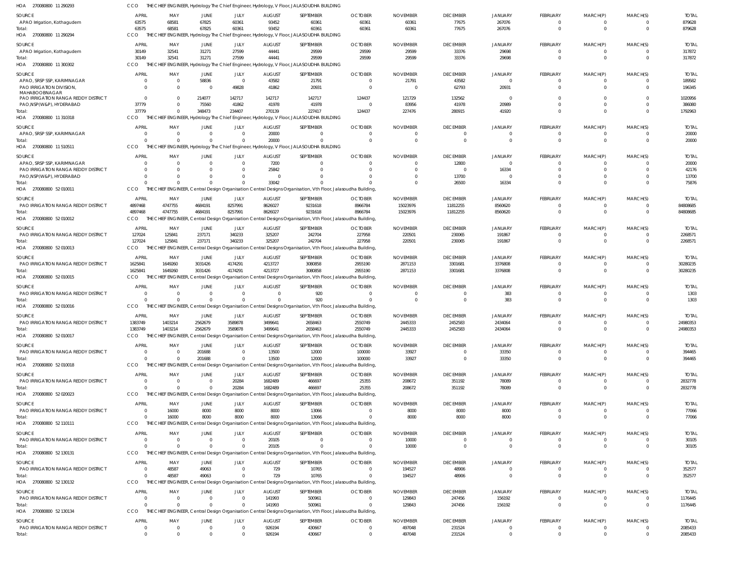HOA 270080800 11 290293 CCO THE CHIEF ENGINEER, Hydrology The Chief Engineer, Hydrology, V Floor, JALASOUDHA BUILDING

| SOURCE | APRIL | MAY | JUNE | JULY | AUGUST | SEPTEMBER | OCTOBER | NOVEMBER | DECEMBER | JANUARY | FEBRUARY | MARCH(P) | MARCH(S) | TOTAL |
|---|---|---|---|---|---|---|---|---|---|---|---|---|---|---|
| APAO Irrigation, Kothagudem | 63575 | 68581 | 67825 | 60361 | 93452 | 60361 | 60361 | 60361 | 77675 | 267076 | 0 | 0 | 0 | 879628 |
| Total: | 63575 | 68581 | 67825 | 60361 | 93452 | 60361 | 60361 | 60361 | 77675 | 267076 | 0 | 0 | 0 | 879628 |

HOA 270080800 11 290294 CCO THE CHIEF ENGINEER, Hydrology The Chief Engineer, Hydrology, V Floor, JALASOUDHA BUILDING

| SOURCE | APRIL | MAY | JUNE | JULY | AUGUST | SEPTEMBER | OCTOBER | NOVEMBER | DECEMBER | JANUARY | FEBRUARY | MARCH(P) | MARCH(S) | TOTAL |
|---|---|---|---|---|---|---|---|---|---|---|---|---|---|---|
| APAO Irrigation, Kothagudem | 30149 | 32541 | 31271 | 27599 | 44441 | 29599 | 29599 | 29599 | 33376 | 29698 | 0 | 0 | 0 | 317872 |
| Total: | 30149 | 32541 | 31271 | 27599 | 44441 | 29599 | 29599 | 29599 | 33376 | 29698 | 0 | 0 | 0 | 317872 |

HOA 270080800 11 300302 CCO THE CHIEF ENGINEER, Hydrology The Chief Engineer, Hydrology, V Floor, JALASOUDHA BUILDING

| SOURCE | APRIL | MAY | JUNE | JULY | AUGUST | SEPTEMBER | OCTOBER | NOVEMBER | DECEMBER | JANUARY | FEBRUARY | MARCH(P) | MARCH(S) | TOTAL |
|---|---|---|---|---|---|---|---|---|---|---|---|---|---|---|
| APAO, SRSP SSP, KARIMNAGAR | 0 | 0 | 58836 | 0 | 43582 | 21791 | 0 | 21791 | 43582 | 0 | 0 | 0 | 0 | 189582 |
| PAO IRRIGATION DIVISION, MAHABOOBNAGAR | 0 | 0 | 0 | 49828 | 41862 | 20931 | 0 | 0 | 62793 | 20931 | 0 | 0 | 0 | 196345 |
| PAO IRRIGATION RANGA REDDY DISTRICT | 0 | 0 | 214077 | 142717 | 142717 | 142717 | 124437 | 121729 | 132562 | 0 | 0 | 0 | 0 | 1020956 |
| PAO,NSP(W&P), HYDERABAD | 37779 | 0 | 75560 | 41862 | 41978 | 41978 | 0 | 83956 | 41978 | 20989 | 0 | 0 | 0 | 386080 |
| Total: | 37779 | 0 | 348473 | 234407 | 270139 | 227417 | 124437 | 227476 | 280915 | 41920 | 0 | 0 | 0 | 1792963 |

HOA 270080800 11 310318 CCO THE CHIEF ENGINEER, Hydrology The Chief Engineer, Hydrology, V Floor, JALASOUDHA BUILDING

| SOURCE | APRIL | MAY | JUNE | JULY | AUGUST | SEPTEMBER | OCTOBER | NOVEMBER | DECEMBER | JANUARY | FEBRUARY | MARCH(P) | MARCH(S) | TOTAL |
|---|---|---|---|---|---|---|---|---|---|---|---|---|---|---|
| APAO, SRSP SSP, KARIMNAGAR | 0 | 0 | 0 | 0 | 20000 | 0 | 0 | 0 | 0 | 0 | 0 | 0 | 0 | 20000 |
| Total: | 0 | 0 | 0 | 0 | 20000 | 0 | 0 | 0 | 0 | 0 | 0 | 0 | 0 | 20000 |

HOA 270080800 11 510511 CCO THE CHIEF ENGINEER, Hydrology The Chief Engineer, Hydrology, V Floor, JALASOUDHA BUILDING

| SOURCE | APRIL | MAY | JUNE | JULY | AUGUST | SEPTEMBER | OCTOBER | NOVEMBER | DECEMBER | JANUARY | FEBRUARY | MARCH(P) | MARCH(S) | TOTAL |
|---|---|---|---|---|---|---|---|---|---|---|---|---|---|---|
| APAO, SRSP SSP, KARIMNAGAR | 0 | 0 | 0 | 0 | 7200 | 0 | 0 | 0 | 12800 | 0 | 0 | 0 | 0 | 20000 |
| PAO IRRIGATION RANGA REDDY DISTRICT | 0 | 0 | 0 | 0 | 25842 | 0 | 0 | 0 | 0 | 16334 | 0 | 0 | 0 | 42176 |
| PAO,NSP(W&P), HYDERABAD | 0 | 0 | 0 | 0 | 0 | 0 | 0 | 0 | 13700 | 0 | 0 | 0 | 0 | 13700 |
| Total: | 0 | 0 | 0 | 0 | 33042 | 0 | 0 | 0 | 26500 | 16334 | 0 | 0 | 0 | 75876 |

HOA 270080800 52 010011 CCO THE CHIEF ENGINEER, Central Design Organisation Central Designs Organisation, Vth Floor, Jalasoudha Building,

| SOURCE | APRIL | MAY | JUNE | JULY | AUGUST | SEPTEMBER | OCTOBER | NOVEMBER | DECEMBER | JANUARY | FEBRUARY | MARCH(P) | MARCH(S) | TOTAL |
|---|---|---|---|---|---|---|---|---|---|---|---|---|---|---|
| PAO IRRIGATION RANGA REDDY DISTRICT | 4897468 | 4747755 | 4684191 | 8257991 | 8626027 | 9231618 | 8966784 | 15023976 | 11812255 | 8560620 | 0 | 0 | 0 | 84808685 |
| Total: | 4897468 | 4747755 | 4684191 | 8257991 | 8626027 | 9231618 | 8966784 | 15023976 | 11812255 | 8560620 | 0 | 0 | 0 | 84808685 |

HOA 270080800 52 010012 CCO THE CHIEF ENGINEER, Central Design Organisation Central Designs Organisation, Vth Floor, Jalasoudha Building,

| SOURCE | APRIL | MAY | JUNE | JULY | AUGUST | SEPTEMBER | OCTOBER | NOVEMBER | DECEMBER | JANUARY | FEBRUARY | MARCH(P) | MARCH(S) | TOTAL |
|---|---|---|---|---|---|---|---|---|---|---|---|---|---|---|
| PAO IRRIGATION RANGA REDDY DISTRICT | 127024 | 125841 | 237171 | 340233 | 325207 | 242704 | 227958 | 220501 | 230065 | 191867 | 0 | 0 | 0 | 2268571 |
| Total: | 127024 | 125841 | 237171 | 340233 | 325207 | 242704 | 227958 | 220501 | 230065 | 191867 | 0 | 0 | 0 | 2268571 |

HOA 270080800 52 010013 CCO THE CHIEF ENGINEER, Central Design Organisation Central Designs Organisation, Vth Floor, Jalasoudha Building,

| SOURCE | APRIL | MAY | JUNE | JULY | AUGUST | SEPTEMBER | OCTOBER | NOVEMBER | DECEMBER | JANUARY | FEBRUARY | MARCH(P) | MARCH(S) | TOTAL |
|---|---|---|---|---|---|---|---|---|---|---|---|---|---|---|
| PAO IRRIGATION RANGA REDDY DISTRICT | 1625841 | 1649260 | 3031426 | 4174291 | 4213727 | 3080858 | 2955190 | 2871153 | 3301681 | 3376808 | 0 | 0 | 0 | 30280235 |
| Total: | 1625841 | 1649260 | 3031426 | 4174291 | 4213727 | 3080858 | 2955190 | 2871153 | 3301681 | 3376808 | 0 | 0 | 0 | 30280235 |

HOA 270080800 52 010015 CCO THE CHIEF ENGINEER, Central Design Organisation Central Designs Organisation, Vth Floor, Jalasoudha Building,

| SOURCE | APRIL | MAY | JUNE | JULY | AUGUST | SEPTEMBER | OCTOBER | NOVEMBER | DECEMBER | JANUARY | FEBRUARY | MARCH(P) | MARCH(S) | TOTAL |
|---|---|---|---|---|---|---|---|---|---|---|---|---|---|---|
| PAO IRRIGATION RANGA REDDY DISTRICT | 0 | 0 | 0 | 0 | 0 | 920 | 0 | 0 | 0 | 383 | 0 | 0 | 0 | 1303 |
| Total: | 0 | 0 | 0 | 0 | 0 | 920 | 0 | 0 | 0 | 383 | 0 | 0 | 0 | 1303 |

HOA 270080800 52 010016 CCO THE CHIEF ENGINEER, Central Design Organisation Central Designs Organisation, Vth Floor, Jalasoudha Building,

| SOURCE | APRIL | MAY | JUNE | JULY | AUGUST | SEPTEMBER | OCTOBER | NOVEMBER | DECEMBER | JANUARY | FEBRUARY | MARCH(P) | MARCH(S) | TOTAL |
|---|---|---|---|---|---|---|---|---|---|---|---|---|---|---|
| PAO IRRIGATION RANGA REDDY DISTRICT | 1383749 | 1403214 | 2562679 | 3589878 | 3499641 | 2658463 | 2550749 | 2445333 | 2452583 | 2434064 | 0 | 0 | 0 | 24980353 |
| Total: | 1383749 | 1403214 | 2562679 | 3589878 | 3499641 | 2658463 | 2550749 | 2445333 | 2452583 | 2434064 | 0 | 0 | 0 | 24980353 |

HOA 270080800 52 010017 CCO THE CHIEF ENGINEER, Central Design Organisation Central Designs Organisation, Vth Floor, Jalasoudha Building,

| SOURCE | APRIL | MAY | JUNE | JULY | AUGUST | SEPTEMBER | OCTOBER | NOVEMBER | DECEMBER | JANUARY | FEBRUARY | MARCH(P) | MARCH(S) | TOTAL |
|---|---|---|---|---|---|---|---|---|---|---|---|---|---|---|
| PAO IRRIGATION RANGA REDDY DISTRICT | 0 | 0 | 201688 | 0 | 13500 | 12000 | 100000 | 33927 | 0 | 33350 | 0 | 0 | 0 | 394465 |
| Total: | 0 | 0 | 201688 | 0 | 13500 | 12000 | 100000 | 33927 | 0 | 33350 | 0 | 0 | 0 | 394465 |

HOA 270080800 52 010018 CCO THE CHIEF ENGINEER, Central Design Organisation Central Designs Organisation, Vth Floor, Jalasoudha Building,

| SOURCE | APRIL | MAY | JUNE | JULY | AUGUST | SEPTEMBER | OCTOBER | NOVEMBER | DECEMBER | JANUARY | FEBRUARY | MARCH(P) | MARCH(S) | TOTAL |
|---|---|---|---|---|---|---|---|---|---|---|---|---|---|---|
| PAO IRRIGATION RANGA REDDY DISTRICT | 0 | 0 | 0 | 20284 | 1682489 | 466697 | 25355 | 208672 | 351192 | 78089 | 0 | 0 | 0 | 2832778 |
| Total: | 0 | 0 | 0 | 20284 | 1682489 | 466697 | 25355 | 208672 | 351192 | 78089 | 0 | 0 | 0 | 2832778 |

HOA 270080800 52 020023 CCO THE CHIEF ENGINEER, Central Design Organisation Central Designs Organisation, Vth Floor, Jalasoudha Building,

| SOURCE | APRIL | MAY | JUNE | JULY | AUGUST | SEPTEMBER | OCTOBER | NOVEMBER | DECEMBER | JANUARY | FEBRUARY | MARCH(P) | MARCH(S) | TOTAL |
|---|---|---|---|---|---|---|---|---|---|---|---|---|---|---|
| PAO IRRIGATION RANGA REDDY DISTRICT | 0 | 16000 | 8000 | 8000 | 8000 | 13066 | 0 | 8000 | 8000 | 8000 | 0 | 0 | 0 | 77066 |
| Total: | 0 | 16000 | 8000 | 8000 | 8000 | 13066 | 0 | 8000 | 8000 | 8000 | 0 | 0 | 0 | 77066 |

HOA 270080800 52 110111 CCO THE CHIEF ENGINEER, Central Design Organisation Central Designs Organisation, Vth Floor, Jalasoudha Building,

| SOURCE | APRIL | MAY | JUNE | JULY | AUGUST | SEPTEMBER | OCTOBER | NOVEMBER | DECEMBER | JANUARY | FEBRUARY | MARCH(P) | MARCH(S) | TOTAL |
|---|---|---|---|---|---|---|---|---|---|---|---|---|---|---|
| PAO IRRIGATION RANGA REDDY DISTRICT | 0 | 0 | 0 | 0 | 20105 | 0 | 0 | 10000 | 0 | 0 | 0 | 0 | 0 | 30105 |
| Total: | 0 | 0 | 0 | 0 | 20105 | 0 | 0 | 10000 | 0 | 0 | 0 | 0 | 0 | 30105 |

HOA 270080800 52 130131 CCO THE CHIEF ENGINEER, Central Design Organisation Central Designs Organisation, Vth Floor, Jalasoudha Building,

| SOURCE | APRIL | MAY | JUNE | JULY | AUGUST | SEPTEMBER | OCTOBER | NOVEMBER | DECEMBER | JANUARY | FEBRUARY | MARCH(P) | MARCH(S) | TOTAL |
|---|---|---|---|---|---|---|---|---|---|---|---|---|---|---|
| PAO IRRIGATION RANGA REDDY DISTRICT | 0 | 48587 | 49063 | 0 | 729 | 10765 | 0 | 194527 | 48906 | 0 | 0 | 0 | 0 | 352577 |
| Total: | 0 | 48587 | 49063 | 0 | 729 | 10765 | 0 | 194527 | 48906 | 0 | 0 | 0 | 0 | 352577 |

HOA 270080800 52 130132 CCO THE CHIEF ENGINEER, Central Design Organisation Central Designs Organisation, Vth Floor, Jalasoudha Building,

| SOURCE | APRIL | MAY | JUNE | JULY | AUGUST | SEPTEMBER | OCTOBER | NOVEMBER | DECEMBER | JANUARY | FEBRUARY | MARCH(P) | MARCH(S) | TOTAL |
|---|---|---|---|---|---|---|---|---|---|---|---|---|---|---|
| PAO IRRIGATION RANGA REDDY DISTRICT | 0 | 0 | 0 | 0 | 141993 | 500961 | 0 | 129843 | 247456 | 156192 | 0 | 0 | 0 | 1176445 |
| Total: | 0 | 0 | 0 | 0 | 141993 | 500961 | 0 | 129843 | 247456 | 156192 | 0 | 0 | 0 | 1176445 |

HOA 270080800 52 130134 CCO THE CHIEF ENGINEER, Central Design Organisation Central Designs Organisation, Vth Floor, Jalasoudha Building,

| SOURCE | APRIL | MAY | JUNE | JULY | AUGUST | SEPTEMBER | OCTOBER | NOVEMBER | DECEMBER | JANUARY | FEBRUARY | MARCH(P) | MARCH(S) | TOTAL |
|---|---|---|---|---|---|---|---|---|---|---|---|---|---|---|
| PAO IRRIGATION RANGA REDDY DISTRICT | 0 | 0 | 0 | 0 | 926194 | 430667 | 0 | 497048 | 231524 | 0 | 0 | 0 | 0 | 2085433 |
| Total: | 0 | 0 | 0 | 0 | 926194 | 430667 | 0 | 497048 | 231524 | 0 | 0 | 0 | 0 | 2085433 |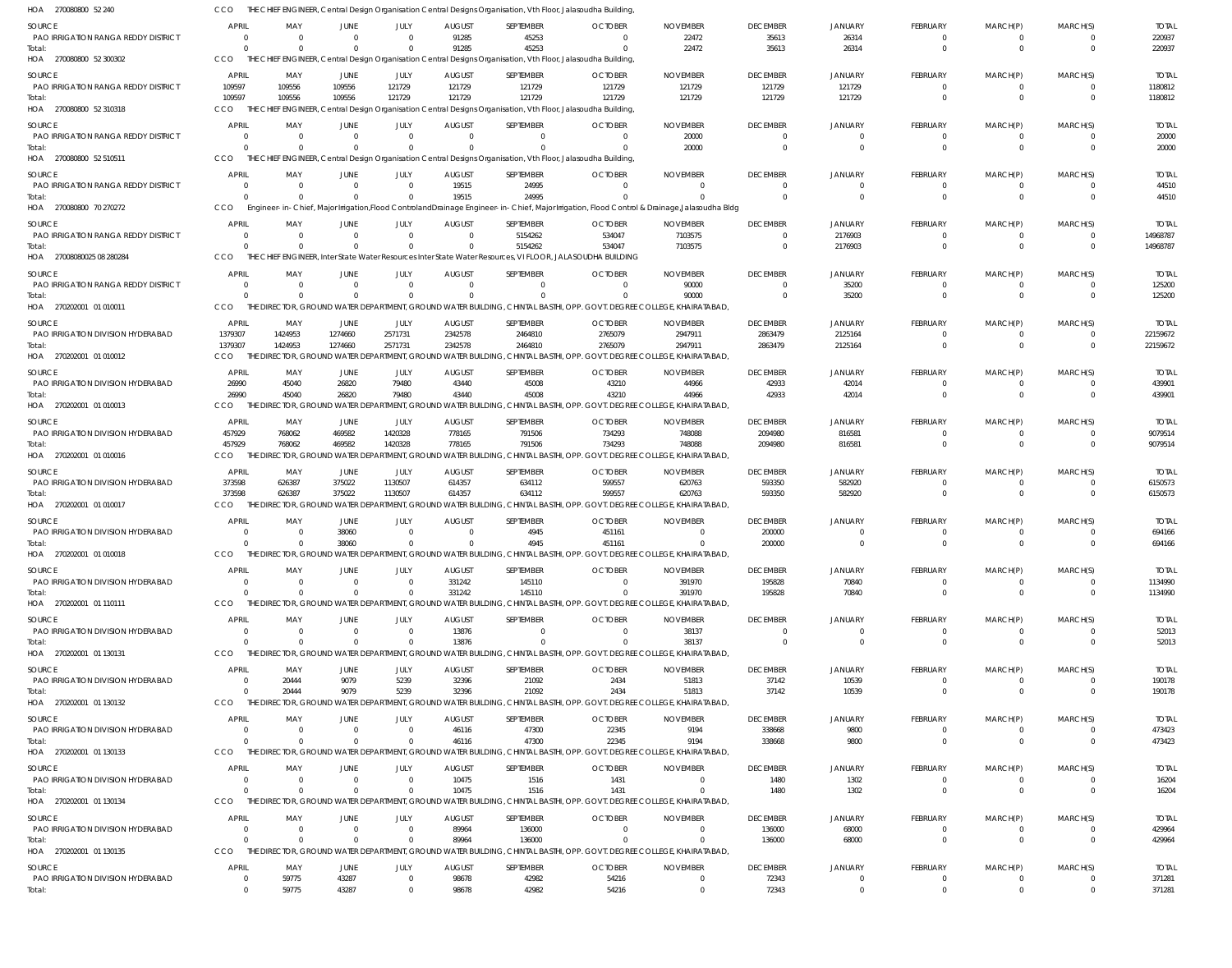HOA 270080800 52 240 CCO THE CHIEF ENGINEER, Central Design Organisation Central Designs Organisation, Vth Floor, Jalasoudha Building,

| SOURCE | APRIL | MAY | JUNE | JULY | AUGUST | SEPTEMBER | OCTOBER | NOVEMBER | DECEMBER | JANUARY | FEBRUARY | MARCH(P) | MARCH(S) | TOTAL |
|---|---|---|---|---|---|---|---|---|---|---|---|---|---|---|
| PAO IRRIGATION RANGA REDDY DISTRICT | 0 | 0 | 0 | 0 | 91285 | 45253 | 0 | 22472 | 35613 | 26314 | 0 | 0 | 0 | 220937 |
| Total: | 0 | 0 | 0 | 0 | 91285 | 45253 | 0 | 22472 | 35613 | 26314 | 0 | 0 | 0 | 220937 |

HOA 270080800 52 300302 CCO THE CHIEF ENGINEER, Central Design Organisation Central Designs Organisation, Vth Floor, Jalasoudha Building,

| SOURCE | APRIL | MAY | JUNE | JULY | AUGUST | SEPTEMBER | OCTOBER | NOVEMBER | DECEMBER | JANUARY | FEBRUARY | MARCH(P) | MARCH(S) | TOTAL |
|---|---|---|---|---|---|---|---|---|---|---|---|---|---|---|
| PAO IRRIGATION RANGA REDDY DISTRICT | 109597 | 109556 | 109556 | 121729 | 121729 | 121729 | 121729 | 121729 | 121729 | 121729 | 0 | 0 | 0 | 1180812 |
| Total: | 109597 | 109556 | 109556 | 121729 | 121729 | 121729 | 121729 | 121729 | 121729 | 121729 | 0 | 0 | 0 | 1180812 |

HOA 270080800 52 310318 CCO THE CHIEF ENGINEER, Central Design Organisation Central Designs Organisation, Vth Floor, Jalasoudha Building,

| SOURCE | APRIL | MAY | JUNE | JULY | AUGUST | SEPTEMBER | OCTOBER | NOVEMBER | DECEMBER | JANUARY | FEBRUARY | MARCH(P) | MARCH(S) | TOTAL |
|---|---|---|---|---|---|---|---|---|---|---|---|---|---|---|
| PAO IRRIGATION RANGA REDDY DISTRICT | 0 | 0 | 0 | 0 | 0 | 0 | 0 | 20000 | 0 | 0 | 0 | 0 | 0 | 20000 |
| Total: | 0 | 0 | 0 | 0 | 0 | 0 | 0 | 20000 | 0 | 0 | 0 | 0 | 0 | 20000 |

HOA 270080800 52 510511 CCO THE CHIEF ENGINEER, Central Design Organisation Central Designs Organisation, Vth Floor, Jalasoudha Building,

| SOURCE | APRIL | MAY | JUNE | JULY | AUGUST | SEPTEMBER | OCTOBER | NOVEMBER | DECEMBER | JANUARY | FEBRUARY | MARCH(P) | MARCH(S) | TOTAL |
|---|---|---|---|---|---|---|---|---|---|---|---|---|---|---|
| PAO IRRIGATION RANGA REDDY DISTRICT | 0 | 0 | 0 | 0 | 19515 | 24995 | 0 | 0 | 0 | 0 | 0 | 0 | 0 | 44510 |
| Total: | 0 | 0 | 0 | 0 | 19515 | 24995 | 0 | 0 | 0 | 0 | 0 | 0 | 0 | 44510 |

HOA 270080800 70 270272 CCO Engineer- in- Chief, MajorIrrigation,Flood ControlandDrainage Engineer- in- Chief, MajorIrrigation, Flood Control & Drainage,Jalasoudha Bldg

| SOURCE | APRIL | MAY | JUNE | JULY | AUGUST | SEPTEMBER | OCTOBER | NOVEMBER | DECEMBER | JANUARY | FEBRUARY | MARCH(P) | MARCH(S) | TOTAL |
|---|---|---|---|---|---|---|---|---|---|---|---|---|---|---|
| PAO IRRIGATION RANGA REDDY DISTRICT | 0 | 0 | 0 | 0 | 0 | 5154262 | 534047 | 7103575 | 0 | 2176903 | 0 | 0 | 0 | 14968787 |
| Total: | 0 | 0 | 0 | 0 | 0 | 5154262 | 534047 | 7103575 | 0 | 2176903 | 0 | 0 | 0 | 14968787 |

HOA 27008080025 08 280284 CCO THE CHIEF ENGINEER, InterState Water Resources InterState Water Resources, VI FLOOR, JALASOUDHA BUILDING

| SOURCE | APRIL | MAY | JUNE | JULY | AUGUST | SEPTEMBER | OCTOBER | NOVEMBER | DECEMBER | JANUARY | FEBRUARY | MARCH(P) | MARCH(S) | TOTAL |
|---|---|---|---|---|---|---|---|---|---|---|---|---|---|---|
| PAO IRRIGATION RANGA REDDY DISTRICT | 0 | 0 | 0 | 0 | 0 | 0 | 0 | 90000 | 0 | 35200 | 0 | 0 | 0 | 125200 |
| Total: | 0 | 0 | 0 | 0 | 0 | 0 | 0 | 90000 | 0 | 35200 | 0 | 0 | 0 | 125200 |

HOA 270202001 01 010011 CCO THE DIRECTOR, GROUND WATER DEPARTMENT, GROUND WATER BUILDING, CHINTAL BASTHI, OPP. GOVT. DEGREE COLLEGE, KHAIRATABAD,

| SOURCE | APRIL | MAY | JUNE | JULY | AUGUST | SEPTEMBER | OCTOBER | NOVEMBER | DECEMBER | JANUARY | FEBRUARY | MARCH(P) | MARCH(S) | TOTAL |
|---|---|---|---|---|---|---|---|---|---|---|---|---|---|---|
| PAO IRRIGATION DIVISION HYDERABAD | 1379307 | 1424953 | 1274660 | 2571731 | 2342578 | 2464810 | 2765079 | 2947911 | 2863479 | 2125164 | 0 | 0 | 0 | 22159672 |
| Total: | 1379307 | 1424953 | 1274660 | 2571731 | 2342578 | 2464810 | 2765079 | 2947911 | 2863479 | 2125164 | 0 | 0 | 0 | 22159672 |

HOA 270202001 01 010012 CCO THE DIRECTOR, GROUND WATER DEPARTMENT, GROUND WATER BUILDING, CHINTAL BASTHI, OPP. GOVT. DEGREE COLLEGE, KHAIRATABAD,

| SOURCE | APRIL | MAY | JUNE | JULY | AUGUST | SEPTEMBER | OCTOBER | NOVEMBER | DECEMBER | JANUARY | FEBRUARY | MARCH(P) | MARCH(S) | TOTAL |
|---|---|---|---|---|---|---|---|---|---|---|---|---|---|---|
| PAO IRRIGATION DIVISION HYDERABAD | 26990 | 45040 | 26820 | 79480 | 43440 | 45008 | 43210 | 44966 | 42933 | 42014 | 0 | 0 | 0 | 439901 |
| Total: | 26990 | 45040 | 26820 | 79480 | 43440 | 45008 | 43210 | 44966 | 42933 | 42014 | 0 | 0 | 0 | 439901 |

HOA 270202001 01 010013 CCO THE DIRECTOR, GROUND WATER DEPARTMENT, GROUND WATER BUILDING, CHINTAL BASTHI, OPP. GOVT. DEGREE COLLEGE, KHAIRATABAD,

| SOURCE | APRIL | MAY | JUNE | JULY | AUGUST | SEPTEMBER | OCTOBER | NOVEMBER | DECEMBER | JANUARY | FEBRUARY | MARCH(P) | MARCH(S) | TOTAL |
|---|---|---|---|---|---|---|---|---|---|---|---|---|---|---|
| PAO IRRIGATION DIVISION HYDERABAD | 457929 | 768062 | 469582 | 1420328 | 778165 | 791506 | 734293 | 748088 | 2094980 | 816581 | 0 | 0 | 0 | 9079514 |
| Total: | 457929 | 768062 | 469582 | 1420328 | 778165 | 791506 | 734293 | 748088 | 2094980 | 816581 | 0 | 0 | 0 | 9079514 |

HOA 270202001 01 010016 CCO THE DIRECTOR, GROUND WATER DEPARTMENT, GROUND WATER BUILDING, CHINTAL BASTHI, OPP. GOVT. DEGREE COLLEGE, KHAIRATABAD,

| SOURCE | APRIL | MAY | JUNE | JULY | AUGUST | SEPTEMBER | OCTOBER | NOVEMBER | DECEMBER | JANUARY | FEBRUARY | MARCH(P) | MARCH(S) | TOTAL |
|---|---|---|---|---|---|---|---|---|---|---|---|---|---|---|
| PAO IRRIGATION DIVISION HYDERABAD | 373598 | 626387 | 375022 | 1130507 | 614357 | 634112 | 599557 | 620763 | 593350 | 582920 | 0 | 0 | 0 | 6150573 |
| Total: | 373598 | 626387 | 375022 | 1130507 | 614357 | 634112 | 599557 | 620763 | 593350 | 582920 | 0 | 0 | 0 | 6150573 |

HOA 270202001 01 010017 CCO THE DIRECTOR, GROUND WATER DEPARTMENT, GROUND WATER BUILDING, CHINTAL BASTHI, OPP. GOVT. DEGREE COLLEGE, KHAIRATABAD,

| SOURCE | APRIL | MAY | JUNE | JULY | AUGUST | SEPTEMBER | OCTOBER | NOVEMBER | DECEMBER | JANUARY | FEBRUARY | MARCH(P) | MARCH(S) | TOTAL |
|---|---|---|---|---|---|---|---|---|---|---|---|---|---|---|
| PAO IRRIGATION DIVISION HYDERABAD | 0 | 0 | 38060 | 0 | 0 | 4945 | 451161 | 0 | 200000 | 0 | 0 | 0 | 0 | 694166 |
| Total: | 0 | 0 | 38060 | 0 | 0 | 4945 | 451161 | 0 | 200000 | 0 | 0 | 0 | 0 | 694166 |

HOA 270202001 01 010018 CCO THE DIRECTOR, GROUND WATER DEPARTMENT, GROUND WATER BUILDING, CHINTAL BASTHI, OPP. GOVT. DEGREE COLLEGE, KHAIRATABAD,

| SOURCE | APRIL | MAY | JUNE | JULY | AUGUST | SEPTEMBER | OCTOBER | NOVEMBER | DECEMBER | JANUARY | FEBRUARY | MARCH(P) | MARCH(S) | TOTAL |
|---|---|---|---|---|---|---|---|---|---|---|---|---|---|---|
| PAO IRRIGATION DIVISION HYDERABAD | 0 | 0 | 0 | 0 | 331242 | 145110 | 0 | 391970 | 195828 | 70840 | 0 | 0 | 0 | 1134990 |
| Total: | 0 | 0 | 0 | 0 | 331242 | 145110 | 0 | 391970 | 195828 | 70840 | 0 | 0 | 0 | 1134990 |

HOA 270202001 01 110111 CCO THE DIRECTOR, GROUND WATER DEPARTMENT, GROUND WATER BUILDING, CHINTAL BASTHI, OPP. GOVT. DEGREE COLLEGE, KHAIRATABAD,

| SOURCE | APRIL | MAY | JUNE | JULY | AUGUST | SEPTEMBER | OCTOBER | NOVEMBER | DECEMBER | JANUARY | FEBRUARY | MARCH(P) | MARCH(S) | TOTAL |
|---|---|---|---|---|---|---|---|---|---|---|---|---|---|---|
| PAO IRRIGATION DIVISION HYDERABAD | 0 | 0 | 0 | 0 | 13876 | 0 | 0 | 38137 | 0 | 0 | 0 | 0 | 0 | 52013 |
| Total: | 0 | 0 | 0 | 0 | 13876 | 0 | 0 | 38137 | 0 | 0 | 0 | 0 | 0 | 52013 |

HOA 270202001 01 130131 CCO THE DIRECTOR, GROUND WATER DEPARTMENT, GROUND WATER BUILDING, CHINTAL BASTHI, OPP. GOVT. DEGREE COLLEGE, KHAIRATABAD,

| SOURCE | APRIL | MAY | JUNE | JULY | AUGUST | SEPTEMBER | OCTOBER | NOVEMBER | DECEMBER | JANUARY | FEBRUARY | MARCH(P) | MARCH(S) | TOTAL |
|---|---|---|---|---|---|---|---|---|---|---|---|---|---|---|
| PAO IRRIGATION DIVISION HYDERABAD | 0 | 20444 | 9079 | 5239 | 32396 | 21092 | 2434 | 51813 | 37142 | 10539 | 0 | 0 | 0 | 190178 |
| Total: | 0 | 20444 | 9079 | 5239 | 32396 | 21092 | 2434 | 51813 | 37142 | 10539 | 0 | 0 | 0 | 190178 |

HOA 270202001 01 130132 CCO THE DIRECTOR, GROUND WATER DEPARTMENT, GROUND WATER BUILDING, CHINTAL BASTHI, OPP. GOVT. DEGREE COLLEGE, KHAIRATABAD,

| SOURCE | APRIL | MAY | JUNE | JULY | AUGUST | SEPTEMBER | OCTOBER | NOVEMBER | DECEMBER | JANUARY | FEBRUARY | MARCH(P) | MARCH(S) | TOTAL |
|---|---|---|---|---|---|---|---|---|---|---|---|---|---|---|
| PAO IRRIGATION DIVISION HYDERABAD | 0 | 0 | 0 | 0 | 46116 | 47300 | 22345 | 9194 | 338668 | 9800 | 0 | 0 | 0 | 473423 |
| Total: | 0 | 0 | 0 | 0 | 46116 | 47300 | 22345 | 9194 | 338668 | 9800 | 0 | 0 | 0 | 473423 |

HOA 270202001 01 130133 CCO THE DIRECTOR, GROUND WATER DEPARTMENT, GROUND WATER BUILDING, CHINTAL BASTHI, OPP. GOVT. DEGREE COLLEGE, KHAIRATABAD,

| SOURCE | APRIL | MAY | JUNE | JULY | AUGUST | SEPTEMBER | OCTOBER | NOVEMBER | DECEMBER | JANUARY | FEBRUARY | MARCH(P) | MARCH(S) | TOTAL |
|---|---|---|---|---|---|---|---|---|---|---|---|---|---|---|
| PAO IRRIGATION DIVISION HYDERABAD | 0 | 0 | 0 | 0 | 10475 | 1516 | 1431 | 0 | 1480 | 1302 | 0 | 0 | 0 | 16204 |
| Total: | 0 | 0 | 0 | 0 | 10475 | 1516 | 1431 | 0 | 1480 | 1302 | 0 | 0 | 0 | 16204 |

HOA 270202001 01 130134 CCO THE DIRECTOR, GROUND WATER DEPARTMENT, GROUND WATER BUILDING, CHINTAL BASTHI, OPP. GOVT. DEGREE COLLEGE, KHAIRATABAD,

| SOURCE | APRIL | MAY | JUNE | JULY | AUGUST | SEPTEMBER | OCTOBER | NOVEMBER | DECEMBER | JANUARY | FEBRUARY | MARCH(P) | MARCH(S) | TOTAL |
|---|---|---|---|---|---|---|---|---|---|---|---|---|---|---|
| PAO IRRIGATION DIVISION HYDERABAD | 0 | 0 | 0 | 0 | 89964 | 136000 | 0 | 0 | 136000 | 68000 | 0 | 0 | 0 | 429964 |
| Total: | 0 | 0 | 0 | 0 | 89964 | 136000 | 0 | 0 | 136000 | 68000 | 0 | 0 | 0 | 429964 |

HOA 270202001 01 130135 CCO THE DIRECTOR, GROUND WATER DEPARTMENT, GROUND WATER BUILDING, CHINTAL BASTHI, OPP. GOVT. DEGREE COLLEGE, KHAIRATABAD,

| SOURCE | APRIL | MAY | JUNE | JULY | AUGUST | SEPTEMBER | OCTOBER | NOVEMBER | DECEMBER | JANUARY | FEBRUARY | MARCH(P) | MARCH(S) | TOTAL |
|---|---|---|---|---|---|---|---|---|---|---|---|---|---|---|
| PAO IRRIGATION DIVISION HYDERABAD | 0 | 59775 | 43287 | 0 | 98678 | 42982 | 54216 | 0 | 72343 | 0 | 0 | 0 | 0 | 371281 |
| Total: | 0 | 59775 | 43287 | 0 | 98678 | 42982 | 54216 | 0 | 72343 | 0 | 0 | 0 | 0 | 371281 |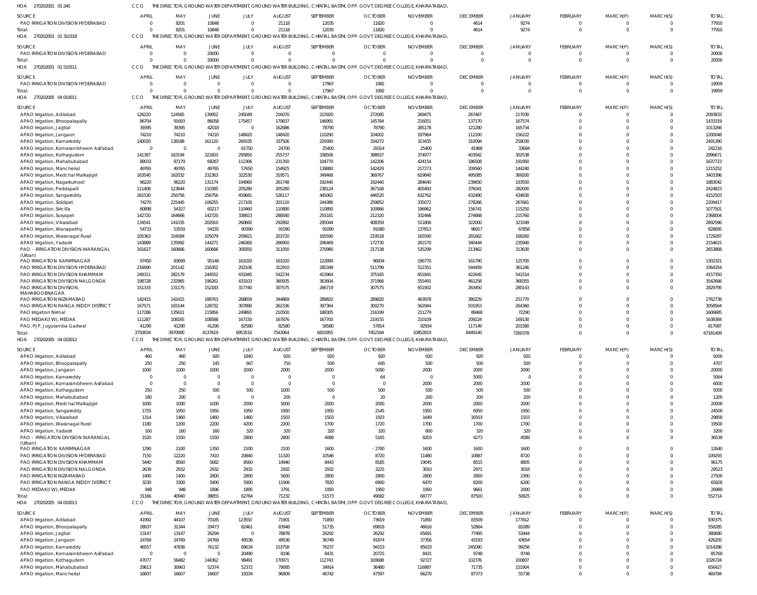HOA 270202001 01 240 CCO THE DIRECTOR, GROUND WATER DEPARTMENT, GROUND WATER BUILDING, CHINTAL BASTHI, OPP. GOVT. DEGREE COLLEGE, KHAIRATABAD,

| SOURCE | APRIL | MAY | JUNE | JULY | AUGUST | SEPTEMBER | OCTOBER | NOVEMBER | DECEMBER | JANUARY | FEBRUARY | MARCH(P) | MARCH(S) | TOTAL |
|---|---|---|---|---|---|---|---|---|---|---|---|---|---|---|
| PAO IRRIGATION DIVISION HYDERABAD | 0 | 8201 | 10848 | 0 | 21118 | 12035 | 11820 | 0 | 4614 | 9274 | 0 | 0 | 0 | 77910 |
| Total: | 0 | 8201 | 10848 | 0 | 21118 | 12035 | 11820 | 0 | 4614 | 9274 | 0 | 0 | 0 | 77910 |

HOA 270202001 01 310318 CCO THE DIRECTOR, GROUND WATER DEPARTMENT, GROUND WATER BUILDING, CHINTAL BASTHI, OPP. GOVT. DEGREE COLLEGE, KHAIRATABAD,

| SOURCE | APRIL | MAY | JUNE | JULY | AUGUST | SEPTEMBER | OCTOBER | NOVEMBER | DECEMBER | JANUARY | FEBRUARY | MARCH(P) | MARCH(S) | TOTAL |
|---|---|---|---|---|---|---|---|---|---|---|---|---|---|---|
| PAO IRRIGATION DIVISION HYDERABAD | 0 | 0 | 20000 | 0 | 0 | 0 | 0 | 0 | 0 | 0 | 0 | 0 | 0 | 20000 |
| Total: | 0 | 0 | 20000 | 0 | 0 | 0 | 0 | 0 | 0 | 0 | 0 | 0 | 0 | 20000 |

HOA 270202001 01 510511 CCO THE DIRECTOR, GROUND WATER DEPARTMENT, GROUND WATER BUILDING, CHINTAL BASTHI, OPP. GOVT. DEGREE COLLEGE, KHAIRATABAD,

| SOURCE | APRIL | MAY | JUNE | JULY | AUGUST | SEPTEMBER | OCTOBER | NOVEMBER | DECEMBER | JANUARY | FEBRUARY | MARCH(P) | MARCH(S) | TOTAL |
|---|---|---|---|---|---|---|---|---|---|---|---|---|---|---|
| PAO IRRIGATION DIVISION HYDERABAD | 0 | 0 | 0 | 0 | 0 | 17967 | 1992 | 0 | 0 | 0 | 0 | 0 | 0 | 19959 |
| Total: | 0 | 0 | 0 | 0 | 0 | 17967 | 1992 | 0 | 0 | 0 | 0 | 0 | 0 | 19959 |

HOA 270202005 04 010011 CCO THE DIRECTOR, GROUND WATER DEPARTMENT, GROUND WATER BUILDING, CHINTAL BASTHI, OPP. GOVT. DEGREE COLLEGE, KHAIRATABAD,

| SOURCE | APRIL | MAY | JUNE | JULY | AUGUST | SEPTEMBER | OCTOBER | NOVEMBER | DECEMBER | JANUARY | FEBRUARY | MARCH(P) | MARCH(S) | TOTAL |
|---|---|---|---|---|---|---|---|---|---|---|---|---|---|---|
| APAO Irrigation, Adilabad | 126220 | 124565 | 139952 | 245049 | 216070 | 215920 | 272085 | 269475 | 267467 | 217030 | 0 | 0 | 0 | 2093833 |
| APAO Irrigation, Bhoopalapally | 86704 | 91693 | 86058 | 175457 | 179837 | 146991 | 145784 | 216051 | 137170 | 167574 | 0 | 0 | 0 | 1433319 |
| APAO Irrigation, Jagtial | 39395 | 39395 | 42018 | 0 | 162686 | 78790 | 78790 | 285178 | 121280 | 165734 | 0 | 0 | 0 | 1013266 |
| APAO Irrigation, Jangaon | 74210 | 74210 | 74210 | 148420 | 148420 | 110290 | 104002 | 197964 | 112100 | 156222 | 0 | 0 | 0 | 1200048 |
| APAO Irrigation, Kamareddy | 140020 | 138188 | 161120 | 269335 | 337506 | 229390 | 334272 | 313435 | 310094 | 258030 | 0 | 0 | 0 | 2491390 |
| APAO Irrigation, Komarambheem Asifabad | 0 | 0 | 0 | 61750 | 24700 | 25400 | 29314 | 25400 | 41968 | 33684 | 0 | 0 | 0 | 242216 |
| APAO Irrigation, Kothagudem | 141387 | 163194 | 321603 | 295850 | 255737 | 338506 | 398937 | 374977 | 403942 | 302538 | 0 | 0 | 0 | 2996671 |
| APAO Irrigation, Mahabubabad | 89033 | 87179 | 68267 | 112306 | 231350 | 104770 | 142206 | 424154 | 186508 | 191950 | 0 | 0 | 0 | 1637723 |
| APAO Irrigation, Mancherial | 49765 | 49765 | 49765 | 57650 | 154925 | 139880 | 142429 | 217273 | 209560 | 144240 | 0 | 0 | 0 | 1215252 |
| APAO Irrigation, Medchal Malkajigiri | 163540 | 162032 | 232363 | 322530 | 319571 | 349468 | 369767 | 619840 | 495085 | 369200 | 0 | 0 | 0 | 3403396 |
| APAO Irrigation, Nagarkurnool | 96220 | 96220 | 131174 | 194960 | 261748 | 192440 | 192440 | 284640 | 239650 | 193550 | 0 | 0 | 0 | 1883042 |
| APAO Irrigation, Peddapalli | 111408 | 123644 | 110385 | 205280 | 205280 | 238124 | 367168 | 405493 | 376041 | 282000 | 0 | 0 | 0 | 2424823 |
| APAO Irrigation, Sangareddy | 261530 | 256756 | 256756 | 459681 | 526117 | 445061 | 446520 | 632762 | 432490 | 434830 | 0 | 0 | 0 | 4152503 |
| APAO Irrigation, Siddipet | 74270 | 225445 | 106255 | 217100 | 201110 | 244386 | 259852 | 335072 | 278266 | 267661 | 0 | 0 | 0 | 2209417 |
| APAO Irrigation, Siricilla | 60898 | 54327 | 60217 | 110460 | 110890 | 110890 | 100866 | 196962 | 156741 | 115250 | 0 | 0 | 0 | 1077501 |
| APAO Irrigation, Suryapet | 142720 | 164666 | 142720 | 338923 | 288580 | 255181 | 212320 | 332466 | 274668 | 215760 | 0 | 0 | 0 | 2368004 |
| APAO Irrigation, Vikarabad | 134541 | 141035 | 202910 | 260660 | 292892 | 295044 | 408359 | 511806 | 322000 | 323349 | 0 | 0 | 0 | 2892596 |
| APAO Irrigation, Wanaparthy | 54733 | 53559 | 54155 | 90390 | 91090 | 91090 | 91090 | 137813 | 96917 | 67858 | 0 | 0 | 0 | 828695 |
| APAO Irrigation, Waranagal Rural | 105363 | 104584 | 105079 | 209921 | 203720 | 165590 | 219518 | 165590 | 281662 | 168260 | 0 | 0 | 0 | 1729287 |
| APAO Irrigation, Yadadri | 143889 | 135992 | 144271 | 246360 | 266950 | 206469 | 172730 | 261570 | 340444 | 235940 | 0 | 0 | 0 | 2154615 |
| PAO - IRRIGATION DIVISION WARANGAL (Urban) | 161627 | 160666 | 160666 | 309350 | 311050 | 270980 | 217138 | 535299 | 213462 | 313630 | 0 | 0 | 0 | 2653868 |
| PAO IRRIGATION KARIMNAGAR | 97450 | 83699 | 95148 | 161020 | 161020 | 122890 | 96834 | 196770 | 161790 | 125700 | 0 | 0 | 0 | 1302321 |
| PAO IRRIGATION DIVISION HYDERABAD | 216690 | 201142 | 216302 | 202106 | 312910 | 285349 | 511799 | 512351 | 544459 | 361246 | 0 | 0 | 0 | 3364354 |
| PAO IRRIGATION DIVISION KHAMMAM | 249311 | 282179 | 244552 | 431945 | 542234 | 415964 | 375165 | 651841 | 422645 | 541514 | 0 | 0 | 0 | 4157350 |
| PAO IRRIGATION DIVISION NALGONDA | 198728 | 232965 | 196261 | 433103 | 360935 | 363604 | 371966 | 555491 | 461258 | 368355 | 0 | 0 | 0 | 3542666 |
| PAO IRRIGATION DIVISION, MAHABOOBNAGAR | 151333 | 131175 | 152183 | 317740 | 307575 | 266719 | 307575 | 651902 | 263450 | 280143 | 0 | 0 | 0 | 2829795 |
| PAO IRRIGATION NIZAMABAD | 142415 | 142415 | 188763 | 268659 | 344869 | 289820 | 289820 | 463978 | 380229 | 251770 | 0 | 0 | 0 | 2762738 |
| PAO IRRIGATION RANGA REDDY DISTRICT | 167571 | 165144 | 128732 | 307890 | 262336 | 397364 | 300270 | 562944 | 501953 | 264360 | 0 | 0 | 0 | 3058564 |
| PAO Irrigation Nirmal | 117286 | 135611 | 115856 | 249891 | 210500 | 188305 | 216199 | 211279 | 89468 | 72290 | 0 | 0 | 0 | 1606685 |
| PAO MEDAK(IW), MEDAK | 111287 | 108165 | 108588 | 167150 | 167876 | 167700 | 219155 | 210109 | 209224 | 169130 | 0 | 0 | 0 | 1638384 |
| PAO, PJP, Jogulamba Gadwal | 41290 | 41290 | 41290 | 82580 | 82580 | 58580 | 57814 | 92934 | 117149 | 201580 | 0 | 0 | 0 | 817087 |
| Total: | 3750834 | 3970900 | 4137619 | 6953516 | 7543064 | 6810955 | 7452184 | 10852819 | 8449140 | 7260378 | 0 | 0 | 0 | 67181409 |

HOA 270202005 04 010012 CCO THE DIRECTOR, GROUND WATER DEPARTMENT, GROUND WATER BUILDING, CHINTAL BASTHI, OPP. GOVT. DEGREE COLLEGE, KHAIRATABAD,

| SOURCE | APRIL | MAY | JUNE | JULY | AUGUST | SEPTEMBER | OCTOBER | NOVEMBER | DECEMBER | JANUARY | FEBRUARY | MARCH(P) | MARCH(S) | TOTAL |
|---|---|---|---|---|---|---|---|---|---|---|---|---|---|---|
| APAO Irrigation, Adilabad | 460 | 460 | 920 | 1840 | 920 | 920 | 920 | 920 | 920 | 920 | 0 | 0 | 0 | 9200 |
| APAO Irrigation, Bhoopalapally | 250 | 250 | 145 | 667 | 750 | 500 | 645 | 500 | 500 | 500 | 0 | 0 | 0 | 4707 |
| APAO Irrigation, Jangaon | 1000 | 1000 | 1000 | 2000 | 2000 | 2000 | 5000 | 2000 | 2000 | 2000 | 0 | 0 | 0 | 20000 |
| APAO Irrigation, Kamareddy | 0 | 0 | 0 | 0 | 0 | 0 | 64 | 0 | 5000 | 0 | 0 | 0 | 0 | 5064 |
| APAO Irrigation, Komarambheem Asifabad | 0 | 0 | 0 | 0 | 0 | 0 | 0 | 2000 | 2000 | 2000 | 0 | 0 | 0 | 6000 |
| APAO Irrigation, Kothagudem | 250 | 250 | 500 | 500 | 1000 | 500 | 500 | 500 | 500 | 500 | 0 | 0 | 0 | 5000 |
| APAO Irrigation, Mahabubabad | 180 | 200 | 0 | 0 | 200 | 0 | 20 | 200 | 200 | 200 | 0 | 0 | 0 | 1200 |
| APAO Irrigation, Medchal Malkajigiri | 1000 | 1000 | 1000 | 2000 | 5000 | 2000 | 2000 | 2000 | 2000 | 2000 | 0 | 0 | 0 | 20000 |
| APAO Irrigation, Sangareddy | 1755 | 1950 | 1950 | 1950 | 1950 | 1950 | 2145 | 1950 | 6950 | 1950 | 0 | 0 | 0 | 24500 |
| APAO Irrigation, Vikarabad | 1314 | 1460 | 1460 | 1460 | 1503 | 1503 | 1503 | 1649 | 16503 | 1503 | 0 | 0 | 0 | 29858 |
| APAO Irrigation, Waranagal Rural | 1180 | 1200 | 2200 | 4200 | 2200 | 1700 | 1720 | 1700 | 1700 | 1700 | 0 | 0 | 0 | 19500 |
| APAO Irrigation, Yadadri | 160 | 160 | 160 | 320 | 320 | 320 | 320 | 800 | 320 | 320 | 0 | 0 | 0 | 3200 |
| PAO - IRRIGATION DIVISION WARANGAL (Urban) | 1520 | 1550 | 1550 | 2800 | 2800 | 4089 | 5165 | 8203 | 4273 | 4589 | 0 | 0 | 0 | 36539 |
| PAO IRRIGATION KARIMNAGAR | 1290 | 2100 | 1350 | 2100 | 2100 | 1600 | -2700 | 1600 | 1600 | 1600 | 0 | 0 | 0 | 12640 |
| PAO IRRIGATION DIVISION HYDERABAD | 7150 | 12220 | 7410 | 20840 | 11320 | 10546 | 8720 | 11480 | 10887 | 8720 | 0 | 0 | 0 | 109293 |
| PAO IRRIGATION DIVISION KHAMMAM | 5440 | 8560 | 5682 | 8560 | 14940 | 8443 | 8185 | 19045 | 8515 | 8805 | 0 | 0 | 0 | 96175 |
| PAO IRRIGATION DIVISION NALGONDA | 2639 | 2932 | 2932 | 2932 | 2932 | 2932 | 3225 | 3010 | 2971 | 3018 | 0 | 0 | 0 | 29523 |
| PAO IRRIGATION NIZAMABAD | 1400 | 1400 | 2800 | 2800 | 5600 | 2800 | 2800 | 2800 | 2800 | 2300 | 0 | 0 | 0 | 27500 |
| PAO IRRIGATION RANGA REDDY DISTRICT | 3230 | 3300 | 5900 | 5900 | 11906 | 7820 | 6900 | 6470 | 8200 | 6200 | 0 | 0 | 0 | 65826 |
| PAO MEDAK(IW), MEDAK | 948 | 948 | 1896 | 1895 | 3791 | 1950 | 1950 | 1950 | 9661 | 2000 | 0 | 0 | 0 | 26989 |
| Total: | 31166 | 40940 | 38855 | 62764 | 71232 | 51573 | 49082 | 68777 | 87500 | 50825 | 0 | 0 | 0 | 552714 |

HOA 270202005 04 010013 CCO THE DIRECTOR, GROUND WATER DEPARTMENT, GROUND WATER BUILDING, CHINTAL BASTHI, OPP. GOVT. DEGREE COLLEGE, KHAIRATABAD,

| SOURCE | APRIL | MAY | JUNE | JULY | AUGUST | SEPTEMBER | OCTOBER | NOVEMBER | DECEMBER | JANUARY | FEBRUARY | MARCH(P) | MARCH(S) | TOTAL |
|---|---|---|---|---|---|---|---|---|---|---|---|---|---|---|
| APAO Irrigation, Adilabad | 41992 | 44107 | 70185 | 123550 | 71901 | 71850 | 73619 | 71850 | 83509 | 177812 | 0 | 0 | 0 | 830375 |
| APAO Irrigation, Bhoopalapally | 28937 | 31344 | 29473 | 82461 | 83948 | 51735 | 69818 | 46616 | 52864 | 81089 | 0 | 0 | 0 | 558285 |
| APAO Irrigation, Jagtial | 13147 | 13147 | 26294 | 0 | 78878 | 26292 | 26292 | 65691 | 77495 | 53444 | 0 | 0 | 0 | 380680 |
| APAO Irrigation, Jangaon | 24769 | 24769 | 24769 | 49536 | 49536 | 36749 | 91874 | 37356 | 43193 | 43654 | 0 | 0 | 0 | 426205 |
| APAO Irrigation, Kamareddy | 46557 | 47836 | 76132 | 89634 | 153758 | 76237 | 94153 | 85633 | 245090 | 99256 | 0 | 0 | 0 | 1014286 |
| APAO Irrigation, Komarambheem Asifabad | 0 | 0 | 0 | 20490 | 8196 | 8431 | 20725 | 8431 | 9748 | 9748 | 0 | 0 | 0 | 85769 |
| APAO Irrigation, Kothagudem | 47077 | 56482 | 144362 | 98491 | 170971 | 112743 | 100688 | 92727 | 102376 | 100807 | 0 | 0 | 0 | 1026724 |
| APAO Irrigation, Mahabubabad | 29613 | 30963 | 52374 | 52372 | 79085 | 34914 | 36480 | 116987 | 71735 | 151904 | 0 | 0 | 0 | 656427 |
| APAO Irrigation, Mancherial | 16607 | 16607 | 16607 | 19334 | 96909 | 46742 | 47597 | 66270 | 87373 | 55738 | 0 | 0 | 0 | 469784 |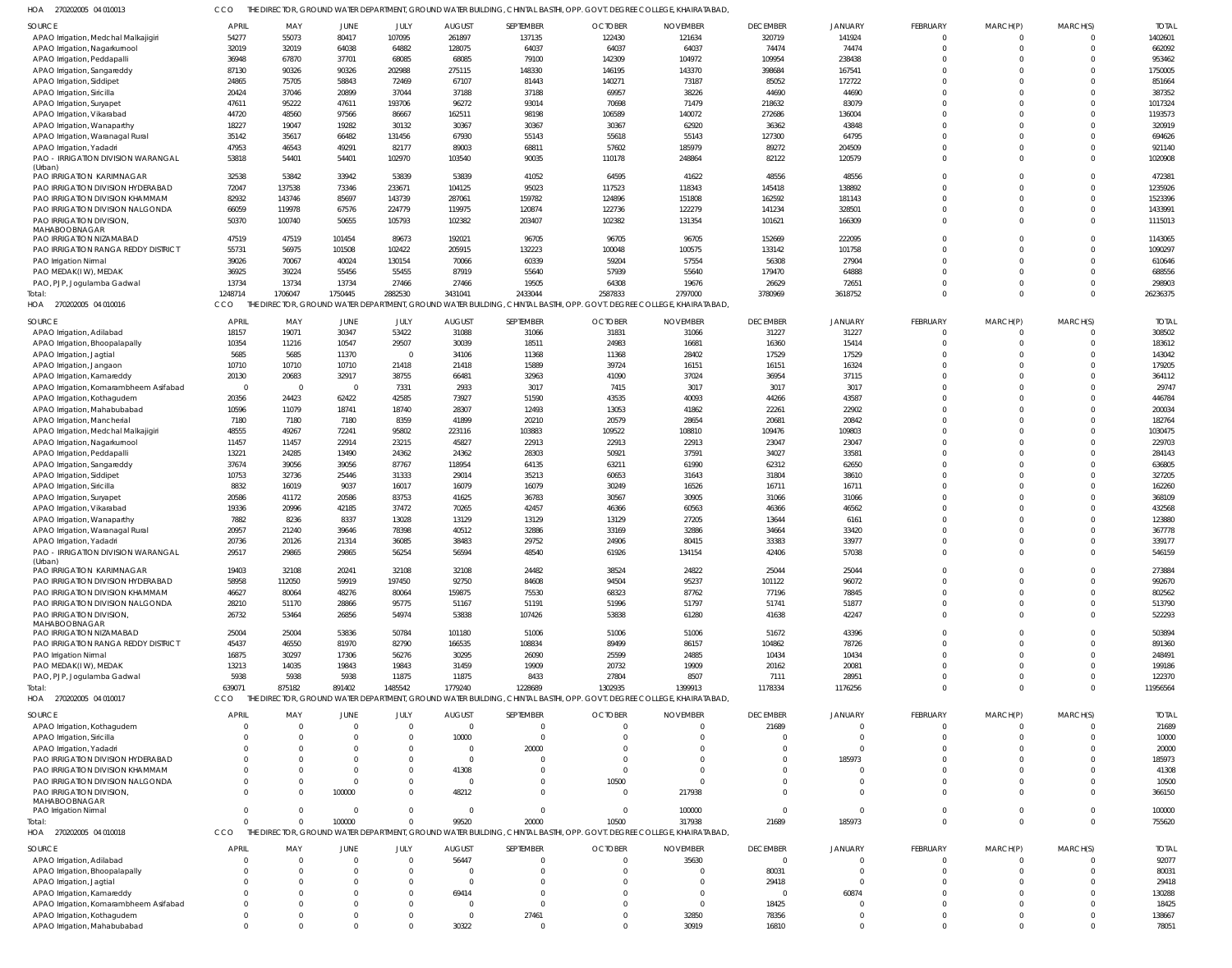HOA 270202005 04 010013 CCO THE DIRECTOR, GROUND WATER DEPARTMENT, GROUND WATER BUILDING, CHINTAL BASTHI, OPP. GOVT. DEGREE COLLEGE, KHAIRATABAD,

| SOURCE | APRIL | MAY | JUNE | JULY | AUGUST | SEPTEMBER | OCTOBER | NOVEMBER | DECEMBER | JANUARY | FEBRUARY | MARCH(P) | MARCH(S) | TOTAL |
|---|---|---|---|---|---|---|---|---|---|---|---|---|---|---|
| APAO Irrigation, Medchal Malkajigiri | 54277 | 55073 | 80417 | 107095 | 261897 | 137135 | 122430 | 121634 | 320719 | 141924 | 0 | 0 | 0 | 1402601 |
| APAO Irrigation, Nagarkurnool | 32019 | 32019 | 64038 | 64882 | 128075 | 64037 | 64037 | 64037 | 74474 | 74474 | 0 | 0 | 0 | 662092 |
| APAO Irrigation, Peddapalli | 36948 | 67870 | 37701 | 68085 | 68085 | 79100 | 142309 | 104972 | 109954 | 238438 | 0 | 0 | 0 | 953462 |
| APAO Irrigation, Sangareddy | 87130 | 90326 | 90326 | 202988 | 275115 | 148330 | 146195 | 143370 | 398684 | 167541 | 0 | 0 | 0 | 1750005 |
| APAO Irrigation, Siddipet | 24865 | 75705 | 58843 | 72469 | 67107 | 81443 | 140271 | 73187 | 85052 | 172722 | 0 | 0 | 0 | 851664 |
| APAO Irrigation, Siricilla | 20424 | 37046 | 20899 | 37044 | 37188 | 37188 | 69957 | 38226 | 44690 | 44690 | 0 | 0 | 0 | 387352 |
| APAO Irrigation, Suryapet | 47611 | 95222 | 47611 | 193706 | 96272 | 93014 | 70698 | 71479 | 218632 | 83079 | 0 | 0 | 0 | 1017324 |
| APAO Irrigation, Vikarabad | 44720 | 48560 | 97566 | 86667 | 162511 | 98198 | 106589 | 140072 | 272686 | 136004 | 0 | 0 | 0 | 1193573 |
| APAO Irrigation, Wanaparthy | 18227 | 19047 | 19282 | 30132 | 30367 | 30367 | 30367 | 62920 | 36362 | 43848 | 0 | 0 | 0 | 320919 |
| APAO Irrigation, Waranagal Rural | 35142 | 35617 | 66482 | 131456 | 67930 | 55143 | 55618 | 55143 | 127300 | 64795 | 0 | 0 | 0 | 694626 |
| APAO Irrigation, Yadadri | 47953 | 46543 | 49291 | 82177 | 89003 | 68811 | 57602 | 185979 | 89272 | 204509 | 0 | 0 | 0 | 921140 |
| PAO - IRRIGATION DIVISION WARANGAL (Urban) | 53818 | 54401 | 54401 | 102970 | 103540 | 90035 | 110178 | 248864 | 82122 | 120579 | 0 | 0 | 0 | 1020908 |
| PAO IRRIGATION KARIMNAGAR | 32538 | 53842 | 33942 | 53839 | 53839 | 41052 | 64595 | 41622 | 48556 | 48556 | 0 | 0 | 0 | 472381 |
| PAO IRRIGATION DIVISION HYDERABAD | 72047 | 137538 | 73346 | 233671 | 104125 | 95023 | 117523 | 118343 | 145418 | 138892 | 0 | 0 | 0 | 1235926 |
| PAO IRRIGATION DIVISION KHAMMAM | 82932 | 143746 | 85697 | 143739 | 287061 | 159782 | 124896 | 151808 | 162592 | 181143 | 0 | 0 | 0 | 1523396 |
| PAO IRRIGATION DIVISION NALGONDA | 66059 | 119978 | 67576 | 224779 | 119975 | 120874 | 122736 | 122279 | 141234 | 328501 | 0 | 0 | 0 | 1433991 |
| PAO IRRIGATION DIVISION, MAHABOOBNAGAR | 50370 | 100740 | 50655 | 105793 | 102382 | 203407 | 102382 | 131354 | 101621 | 166309 | 0 | 0 | 0 | 1115013 |
| PAO IRRIGATION NIZAMABAD | 47519 | 47519 | 101454 | 89673 | 192021 | 96705 | 96705 | 96705 | 152669 | 222095 | 0 | 0 | 0 | 1143065 |
| PAO IRRIGATION RANGA REDDY DISTRICT | 55731 | 56975 | 101508 | 102422 | 205915 | 132223 | 100048 | 100575 | 133142 | 101758 | 0 | 0 | 0 | 1090297 |
| PAO Irrigation Nirmal | 39026 | 70067 | 40024 | 130154 | 70066 | 60339 | 59204 | 57554 | 56308 | 27904 | 0 | 0 | 0 | 610646 |
| PAO MEDAK(IW), MEDAK | 36925 | 39224 | 55456 | 55455 | 87919 | 55640 | 57939 | 55640 | 179470 | 64888 | 0 | 0 | 0 | 688556 |
| PAO, PJP, Jogulamba Gadwal | 13734 | 13734 | 13734 | 27466 | 27466 | 19505 | 64308 | 19676 | 26629 | 72651 | 0 | 0 | 0 | 298903 |
| Total: | 1248714 | 1706047 | 1750445 | 2882530 | 3431041 | 2433044 | 2587833 | 2797000 | 3780969 | 3618752 | 0 | 0 | 0 | 26236375 |

HOA 270202005 04 010016 CCO THE DIRECTOR, GROUND WATER DEPARTMENT, GROUND WATER BUILDING, CHINTAL BASTHI, OPP. GOVT. DEGREE COLLEGE, KHAIRATABAD,

| SOURCE | APRIL | MAY | JUNE | JULY | AUGUST | SEPTEMBER | OCTOBER | NOVEMBER | DECEMBER | JANUARY | FEBRUARY | MARCH(P) | MARCH(S) | TOTAL |
|---|---|---|---|---|---|---|---|---|---|---|---|---|---|---|
| APAO Irrigation, Adilabad | 18157 | 19071 | 30347 | 53422 | 31088 | 31066 | 31831 | 31066 | 31227 | 31227 | 0 | 0 | 0 | 308502 |
| APAO Irrigation, Bhoopalapally | 10354 | 11216 | 10547 | 29507 | 30039 | 18511 | 24983 | 16681 | 16360 | 15414 | 0 | 0 | 0 | 183612 |
| APAO Irrigation, Jagtial | 5685 | 5685 | 11370 | 0 | 34106 | 11368 | 11368 | 28402 | 17529 | 17529 | 0 | 0 | 0 | 143042 |
| APAO Irrigation, Jangaon | 10710 | 10710 | 10710 | 21418 | 21418 | 15889 | 39724 | 16151 | 16151 | 16324 | 0 | 0 | 0 | 179205 |
| APAO Irrigation, Kamareddy | 20130 | 20683 | 32917 | 38755 | 66481 | 32963 | 41090 | 37024 | 36954 | 37115 | 0 | 0 | 0 | 364112 |
| APAO Irrigation, Komarambheem Asifabad | 0 | 0 | 0 | 7331 | 2933 | 3017 | 7415 | 3017 | 3017 | 3017 | 0 | 0 | 0 | 29747 |
| APAO Irrigation, Kothagudem | 20356 | 24423 | 62422 | 42585 | 73927 | 51590 | 43535 | 40093 | 44266 | 43587 | 0 | 0 | 0 | 446784 |
| APAO Irrigation, Mahabubabad | 10596 | 11079 | 18741 | 18740 | 28307 | 12493 | 13053 | 41862 | 22261 | 22902 | 0 | 0 | 0 | 200034 |
| APAO Irrigation, Mancherial | 7180 | 7180 | 7180 | 8359 | 41899 | 20210 | 20579 | 28654 | 20681 | 20842 | 0 | 0 | 0 | 182764 |
| APAO Irrigation, Medchal Malkajigiri | 48555 | 49267 | 72241 | 95802 | 223116 | 103883 | 109522 | 108810 | 109476 | 109803 | 0 | 0 | 0 | 1030475 |
| APAO Irrigation, Nagarkurnool | 11457 | 11457 | 22914 | 23215 | 45827 | 22913 | 22913 | 22913 | 23047 | 23047 | 0 | 0 | 0 | 229703 |
| APAO Irrigation, Peddapalli | 13221 | 24285 | 13490 | 24362 | 24362 | 28303 | 50921 | 37591 | 34027 | 33581 | 0 | 0 | 0 | 284143 |
| APAO Irrigation, Sangareddy | 37674 | 39056 | 39056 | 87767 | 118954 | 64135 | 63221 | 61990 | 62312 | 62650 | 0 | 0 | 0 | 636805 |
| APAO Irrigation, Siddipet | 10753 | 32736 | 25446 | 31333 | 29014 | 35213 | 60653 | 31643 | 31804 | 38610 | 0 | 0 | 0 | 327205 |
| APAO Irrigation, Siricilla | 8832 | 16019 | 9037 | 16017 | 16079 | 16079 | 30249 | 16526 | 16711 | 16711 | 0 | 0 | 0 | 162260 |
| APAO Irrigation, Suryapet | 20586 | 41172 | 20586 | 83753 | 41625 | 36783 | 30567 | 30905 | 31066 | 31066 | 0 | 0 | 0 | 368109 |
| APAO Irrigation, Vikarabad | 19336 | 20996 | 42185 | 37472 | 70265 | 42457 | 46366 | 60563 | 46366 | 46562 | 0 | 0 | 0 | 432568 |
| APAO Irrigation, Wanaparthy | 7882 | 8236 | 8337 | 13028 | 13129 | 13129 | 13129 | 27205 | 13644 | 6161 | 0 | 0 | 0 | 123880 |
| APAO Irrigation, Waranagal Rural | 20957 | 21240 | 39646 | 78398 | 40512 | 32886 | 33169 | 32886 | 34664 | 33420 | 0 | 0 | 0 | 367778 |
| APAO Irrigation, Yadadri | 20736 | 20126 | 21314 | 36085 | 38483 | 29752 | 24906 | 80415 | 33383 | 33977 | 0 | 0 | 0 | 339177 |
| PAO - IRRIGATION DIVISION WARANGAL (Urban) | 29517 | 29865 | 29865 | 56254 | 56594 | 48540 | 61926 | 134154 | 42406 | 57038 | 0 | 0 | 0 | 546159 |
| PAO IRRIGATION KARIMNAGAR | 19403 | 32108 | 20241 | 32108 | 32108 | 24482 | 38524 | 24822 | 25044 | 25044 | 0 | 0 | 0 | 273884 |
| PAO IRRIGATION DIVISION HYDERABAD | 58958 | 112050 | 59919 | 197450 | 92750 | 84608 | 94504 | 95237 | 101122 | 96072 | 0 | 0 | 0 | 992670 |
| PAO IRRIGATION DIVISION KHAMMAM | 46627 | 80064 | 48276 | 80064 | 159875 | 75530 | 68323 | 87762 | 77196 | 78845 | 0 | 0 | 0 | 802562 |
| PAO IRRIGATION DIVISION NALGONDA | 28210 | 51170 | 28866 | 95775 | 51167 | 51191 | 51996 | 51797 | 51741 | 51877 | 0 | 0 | 0 | 513790 |
| PAO IRRIGATION DIVISION, MAHABOOBNAGAR | 26732 | 53464 | 26856 | 54974 | 53838 | 107426 | 53838 | 61280 | 41638 | 42247 | 0 | 0 | 0 | 522293 |
| PAO IRRIGATION NIZAMABAD | 25004 | 25004 | 53836 | 50784 | 101180 | 51006 | 51006 | 51006 | 51672 | 43396 | 0 | 0 | 0 | 503894 |
| PAO IRRIGATION RANGA REDDY DISTRICT | 45437 | 46550 | 81970 | 82790 | 166535 | 108834 | 89499 | 86157 | 104862 | 78726 | 0 | 0 | 0 | 891360 |
| PAO Irrigation Nirmal | 16875 | 30297 | 17306 | 56276 | 30295 | 26090 | 25599 | 24885 | 10434 | 10434 | 0 | 0 | 0 | 248491 |
| PAO MEDAK(IW), MEDAK | 13213 | 14035 | 19843 | 19843 | 31459 | 19909 | 20732 | 19909 | 20162 | 20081 | 0 | 0 | 0 | 199186 |
| PAO, PJP, Jogulamba Gadwal | 5938 | 5938 | 5938 | 11875 | 11875 | 8433 | 27804 | 8507 | 7111 | 28951 | 0 | 0 | 0 | 122370 |
| Total: | 639071 | 875182 | 891402 | 1485542 | 1779240 | 1228689 | 1302935 | 1399913 | 1178334 | 1176256 | 0 | 0 | 0 | 11956564 |

HOA 270202005 04 010017 CCO THE DIRECTOR, GROUND WATER DEPARTMENT, GROUND WATER BUILDING, CHINTAL BASTHI, OPP. GOVT. DEGREE COLLEGE, KHAIRATABAD,

| SOURCE | APRIL | MAY | JUNE | JULY | AUGUST | SEPTEMBER | OCTOBER | NOVEMBER | DECEMBER | JANUARY | FEBRUARY | MARCH(P) | MARCH(S) | TOTAL |
|---|---|---|---|---|---|---|---|---|---|---|---|---|---|---|
| APAO Irrigation, Kothagudem | 0 | 0 | 0 | 0 | 0 | 0 | 0 | 0 | 21689 | 0 | 0 | 0 | 0 | 21689 |
| APAO Irrigation, Siricilla | 0 | 0 | 0 | 0 | 10000 | 0 | 0 | 0 | 0 | 0 | 0 | 0 | 0 | 10000 |
| APAO Irrigation, Yadadri | 0 | 0 | 0 | 0 | 0 | 20000 | 0 | 0 | 0 | 0 | 0 | 0 | 0 | 20000 |
| PAO IRRIGATION DIVISION HYDERABAD | 0 | 0 | 0 | 0 | 0 | 0 | 0 | 0 | 0 | 185973 | 0 | 0 | 0 | 185973 |
| PAO IRRIGATION DIVISION KHAMMAM | 0 | 0 | 0 | 0 | 41308 | 0 | 0 | 0 | 0 | 0 | 0 | 0 | 0 | 41308 |
| PAO IRRIGATION DIVISION NALGONDA | 0 | 0 | 0 | 0 | 0 | 0 | 10500 | 0 | 0 | 0 | 0 | 0 | 0 | 10500 |
| PAO IRRIGATION DIVISION, MAHABOOBNAGAR | 0 | 0 | 100000 | 0 | 48212 | 0 | 0 | 217938 | 0 | 0 | 0 | 0 | 0 | 366150 |
| PAO Irrigation Nirmal | 0 | 0 | 0 | 0 | 0 | 0 | 0 | 100000 | 0 | 0 | 0 | 0 | 0 | 100000 |
| Total: | 0 | 0 | 100000 | 0 | 99520 | 20000 | 10500 | 317938 | 21689 | 185973 | 0 | 0 | 0 | 755620 |

HOA 270202005 04 010018 CCO THE DIRECTOR, GROUND WATER DEPARTMENT, GROUND WATER BUILDING, CHINTAL BASTHI, OPP. GOVT. DEGREE COLLEGE, KHAIRATABAD,

| SOURCE | APRIL | MAY | JUNE | JULY | AUGUST | SEPTEMBER | OCTOBER | NOVEMBER | DECEMBER | JANUARY | FEBRUARY | MARCH(P) | MARCH(S) | TOTAL |
|---|---|---|---|---|---|---|---|---|---|---|---|---|---|---|
| APAO Irrigation, Adilabad | 0 | 0 | 0 | 0 | 56447 | 0 | 0 | 35630 | 0 | 0 | 0 | 0 | 0 | 92077 |
| APAO Irrigation, Bhoopalapally | 0 | 0 | 0 | 0 | 0 | 0 | 0 | 0 | 80031 | 0 | 0 | 0 | 0 | 80031 |
| APAO Irrigation, Jagtial | 0 | 0 | 0 | 0 | 0 | 0 | 0 | 0 | 29418 | 0 | 0 | 0 | 0 | 29418 |
| APAO Irrigation, Kamareddy | 0 | 0 | 0 | 0 | 69414 | 0 | 0 | 0 | 0 | 60874 | 0 | 0 | 0 | 130288 |
| APAO Irrigation, Komarambheem Asifabad | 0 | 0 | 0 | 0 | 0 | 0 | 0 | 0 | 18425 | 0 | 0 | 0 | 0 | 18425 |
| APAO Irrigation, Kothagudem | 0 | 0 | 0 | 0 | 0 | 27461 | 0 | 32850 | 78356 | 0 | 0 | 0 | 0 | 138667 |
| APAO Irrigation, Mahabubabad | 0 | 0 | 0 | 0 | 30322 | 0 | 0 | 30919 | 16810 | 0 | 0 | 0 | 0 | 78051 |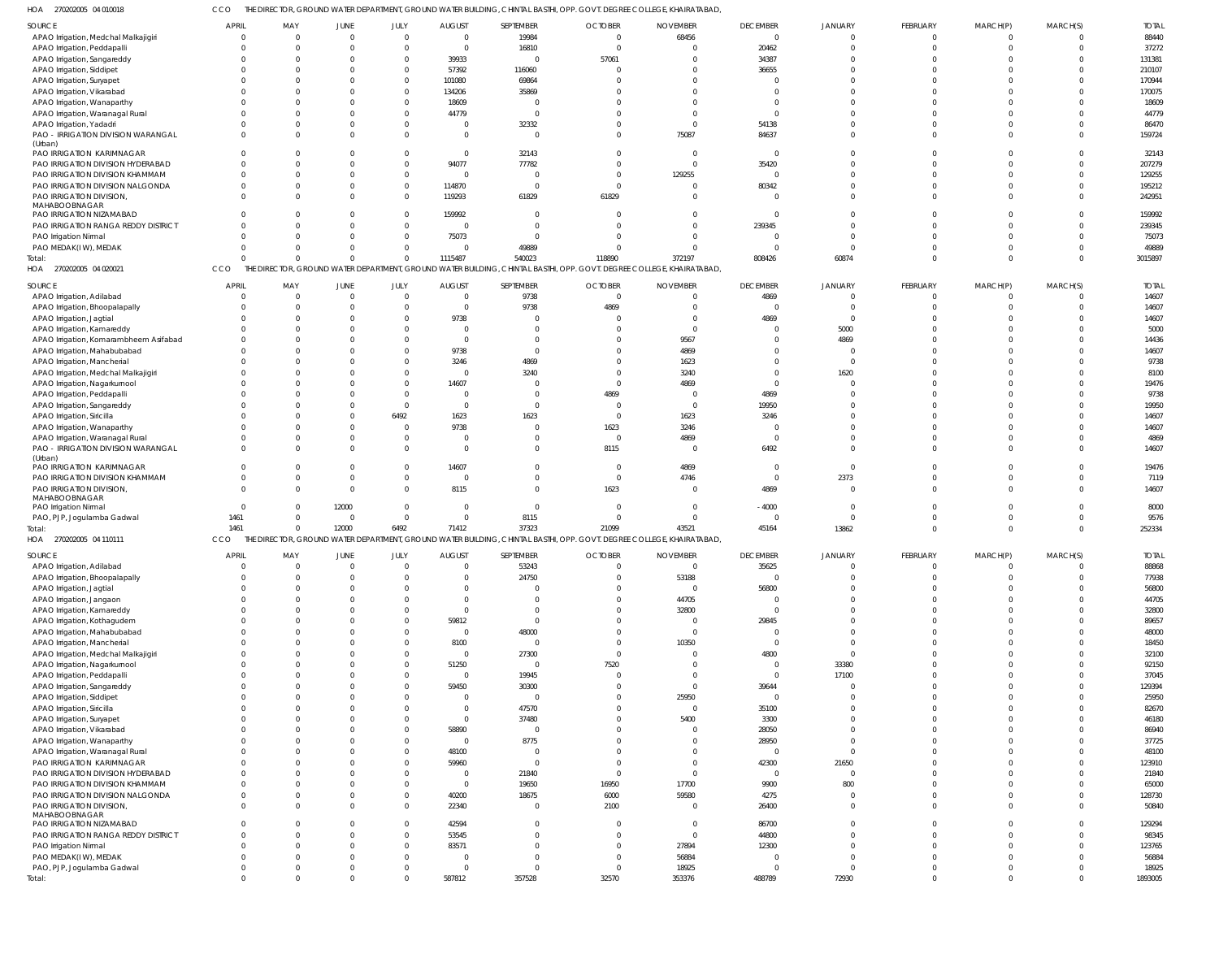HOA 270202005 04 010018 CCO THE DIRECTOR, GROUND WATER DEPARTMENT, GROUND WATER BUILDING, CHINTAL BASTHI, OPP. GOVT. DEGREE COLLEGE, KHAIRATABAD,

| SOURCE | APRIL | MAY | JUNE | JULY | AUGUST | SEPTEMBER | OCTOBER | NOVEMBER | DECEMBER | JANUARY | FEBRUARY | MARCH(P) | MARCH(S) | TOTAL |
|---|---|---|---|---|---|---|---|---|---|---|---|---|---|---|
| APAO Irrigation, Medchal Malkajigiri | 0 | 0 | 0 | 0 | 0 | 19984 | 0 | 68456 | 0 | 0 | 0 | 0 | 0 | 88440 |
| APAO Irrigation, Peddapalli | 0 | 0 | 0 | 0 | 0 | 16810 | 0 | 0 | 20462 | 0 | 0 | 0 | 0 | 37272 |
| APAO Irrigation, Sangareddy | 0 | 0 | 0 | 0 | 39933 | 0 | 57061 | 0 | 34387 | 0 | 0 | 0 | 0 | 131381 |
| APAO Irrigation, Siddipet | 0 | 0 | 0 | 0 | 57392 | 116060 | 0 | 0 | 36655 | 0 | 0 | 0 | 0 | 210107 |
| APAO Irrigation, Suryapet | 0 | 0 | 0 | 0 | 101080 | 69864 | 0 | 0 | 0 | 0 | 0 | 0 | 0 | 170944 |
| APAO Irrigation, Vikarabad | 0 | 0 | 0 | 0 | 134206 | 35869 | 0 | 0 | 0 | 0 | 0 | 0 | 0 | 170075 |
| APAO Irrigation, Wanaparthy | 0 | 0 | 0 | 0 | 18609 | 0 | 0 | 0 | 0 | 0 | 0 | 0 | 0 | 18609 |
| APAO Irrigation, Waranagal Rural | 0 | 0 | 0 | 0 | 44779 | 0 | 0 | 0 | 0 | 0 | 0 | 0 | 0 | 44779 |
| APAO Irrigation, Yadadri | 0 | 0 | 0 | 0 | 0 | 32332 | 0 | 0 | 54138 | 0 | 0 | 0 | 0 | 86470 |
| PAO - IRRIGATION DIVISION WARANGAL (Urban) | 0 | 0 | 0 | 0 | 0 | 0 | 0 | 75087 | 84637 | 0 | 0 | 0 | 0 | 159724 |
| PAO IRRIGATION KARIMNAGAR | 0 | 0 | 0 | 0 | 0 | 32143 | 0 | 0 | 0 | 0 | 0 | 0 | 0 | 32143 |
| PAO IRRIGATION DIVISION HYDERABAD | 0 | 0 | 0 | 0 | 94077 | 77782 | 0 | 0 | 35420 | 0 | 0 | 0 | 0 | 207279 |
| PAO IRRIGATION DIVISION KHAMMAM | 0 | 0 | 0 | 0 | 0 | 0 | 0 | 129255 | 0 | 0 | 0 | 0 | 0 | 129255 |
| PAO IRRIGATION DIVISION NALGONDA | 0 | 0 | 0 | 0 | 114870 | 0 | 0 | 0 | 80342 | 0 | 0 | 0 | 0 | 195212 |
| PAO IRRIGATION DIVISION, MAHABOOBNAGAR | 0 | 0 | 0 | 0 | 119293 | 61829 | 61829 | 0 | 0 | 0 | 0 | 0 | 0 | 242951 |
| PAO IRRIGATION NIZAMABAD | 0 | 0 | 0 | 0 | 159992 | 0 | 0 | 0 | 0 | 0 | 0 | 0 | 0 | 159992 |
| PAO IRRIGATION RANGA REDDY DISTRICT | 0 | 0 | 0 | 0 | 0 | 0 | 0 | 0 | 239345 | 0 | 0 | 0 | 0 | 239345 |
| PAO Irrigation Nirmal | 0 | 0 | 0 | 0 | 75073 | 0 | 0 | 0 | 0 | 0 | 0 | 0 | 0 | 75073 |
| PAO MEDAK(IW), MEDAK | 0 | 0 | 0 | 0 | 0 | 49889 | 0 | 0 | 0 | 0 | 0 | 0 | 0 | 49889 |
| Total: | 0 | 0 | 0 | 0 | 1115487 | 540023 | 118890 | 372197 | 808426 | 60874 | 0 | 0 | 0 | 3015897 |

HOA 270202005 04 020021 CCO THE DIRECTOR, GROUND WATER DEPARTMENT, GROUND WATER BUILDING, CHINTAL BASTHI, OPP. GOVT. DEGREE COLLEGE, KHAIRATABAD,

| SOURCE | APRIL | MAY | JUNE | JULY | AUGUST | SEPTEMBER | OCTOBER | NOVEMBER | DECEMBER | JANUARY | FEBRUARY | MARCH(P) | MARCH(S) | TOTAL |
|---|---|---|---|---|---|---|---|---|---|---|---|---|---|---|
| APAO Irrigation, Adilabad | 0 | 0 | 0 | 0 | 0 | 9738 | 0 | 0 | 4869 | 0 | 0 | 0 | 0 | 14607 |
| APAO Irrigation, Bhoopalapally | 0 | 0 | 0 | 0 | 0 | 9738 | 4869 | 0 | 0 | 0 | 0 | 0 | 0 | 14607 |
| APAO Irrigation, Jagtial | 0 | 0 | 0 | 0 | 9738 | 0 | 0 | 0 | 4869 | 0 | 0 | 0 | 0 | 14607 |
| APAO Irrigation, Kamareddy | 0 | 0 | 0 | 0 | 0 | 0 | 0 | 0 | 0 | 5000 | 0 | 0 | 0 | 5000 |
| APAO Irrigation, Komarambheem Asifabad | 0 | 0 | 0 | 0 | 0 | 0 | 0 | 9567 | 0 | 4869 | 0 | 0 | 0 | 14436 |
| APAO Irrigation, Mahabubabad | 0 | 0 | 0 | 0 | 9738 | 0 | 0 | 4869 | 0 | 0 | 0 | 0 | 0 | 14607 |
| APAO Irrigation, Mancherial | 0 | 0 | 0 | 0 | 3246 | 4869 | 0 | 1623 | 0 | 0 | 0 | 0 | 0 | 9738 |
| APAO Irrigation, Medchal Malkajigiri | 0 | 0 | 0 | 0 | 0 | 3240 | 0 | 3240 | 0 | 1620 | 0 | 0 | 0 | 8100 |
| APAO Irrigation, Nagarkurnool | 0 | 0 | 0 | 0 | 14607 | 0 | 0 | 4869 | 0 | 0 | 0 | 0 | 0 | 19476 |
| APAO Irrigation, Peddapalli | 0 | 0 | 0 | 0 | 0 | 0 | 4869 | 0 | 4869 | 0 | 0 | 0 | 0 | 9738 |
| APAO Irrigation, Sangareddy | 0 | 0 | 0 | 0 | 0 | 0 | 0 | 0 | 19950 | 0 | 0 | 0 | 0 | 19950 |
| APAO Irrigation, Siricilla | 0 | 0 | 0 | 6492 | 1623 | 1623 | 0 | 1623 | 3246 | 0 | 0 | 0 | 0 | 14607 |
| APAO Irrigation, Wanaparthy | 0 | 0 | 0 | 0 | 9738 | 0 | 1623 | 3246 | 0 | 0 | 0 | 0 | 0 | 14607 |
| APAO Irrigation, Waranagal Rural | 0 | 0 | 0 | 0 | 0 | 0 | 0 | 4869 | 0 | 0 | 0 | 0 | 0 | 4869 |
| PAO - IRRIGATION DIVISION WARANGAL (Urban) | 0 | 0 | 0 | 0 | 0 | 0 | 8115 | 0 | 6492 | 0 | 0 | 0 | 0 | 14607 |
| PAO IRRIGATION KARIMNAGAR | 0 | 0 | 0 | 0 | 14607 | 0 | 0 | 4869 | 0 | 0 | 0 | 0 | 0 | 19476 |
| PAO IRRIGATION DIVISION KHAMMAM | 0 | 0 | 0 | 0 | 0 | 0 | 0 | 4746 | 0 | 2373 | 0 | 0 | 0 | 7119 |
| PAO IRRIGATION DIVISION, MAHABOOBNAGAR | 0 | 0 | 0 | 0 | 8115 | 0 | 1623 | 0 | 4869 | 0 | 0 | 0 | 0 | 14607 |
| PAO Irrigation Nirmal | 0 | 0 | 12000 | 0 | 0 | 0 | 0 | 0 | -4000 | 0 | 0 | 0 | 0 | 8000 |
| PAO, PJP, Jogulamba Gadwal | 1461 | 0 | 0 | 0 | 0 | 8115 | 0 | 0 | 0 | 0 | 0 | 0 | 0 | 9576 |
| Total: | 1461 | 0 | 12000 | 6492 | 71412 | 37323 | 21099 | 43521 | 45164 | 13862 | 0 | 0 | 0 | 252334 |

HOA 270202005 04 110111 CCO THE DIRECTOR, GROUND WATER DEPARTMENT, GROUND WATER BUILDING, CHINTAL BASTHI, OPP. GOVT. DEGREE COLLEGE, KHAIRATABAD,

| SOURCE | APRIL | MAY | JUNE | JULY | AUGUST | SEPTEMBER | OCTOBER | NOVEMBER | DECEMBER | JANUARY | FEBRUARY | MARCH(P) | MARCH(S) | TOTAL |
|---|---|---|---|---|---|---|---|---|---|---|---|---|---|---|
| APAO Irrigation, Adilabad | 0 | 0 | 0 | 0 | 0 | 53243 | 0 | 0 | 35625 | 0 | 0 | 0 | 0 | 88868 |
| APAO Irrigation, Bhoopalapally | 0 | 0 | 0 | 0 | 0 | 24750 | 0 | 53188 | 0 | 0 | 0 | 0 | 0 | 77938 |
| APAO Irrigation, Jagtial | 0 | 0 | 0 | 0 | 0 | 0 | 0 | 0 | 56800 | 0 | 0 | 0 | 0 | 56800 |
| APAO Irrigation, Jangaon | 0 | 0 | 0 | 0 | 0 | 0 | 0 | 44705 | 0 | 0 | 0 | 0 | 0 | 44705 |
| APAO Irrigation, Kamareddy | 0 | 0 | 0 | 0 | 0 | 0 | 0 | 32800 | 0 | 0 | 0 | 0 | 0 | 32800 |
| APAO Irrigation, Kothagudem | 0 | 0 | 0 | 0 | 59812 | 0 | 0 | 0 | 29845 | 0 | 0 | 0 | 0 | 89657 |
| APAO Irrigation, Mahabubabad | 0 | 0 | 0 | 0 | 0 | 48000 | 0 | 0 | 0 | 0 | 0 | 0 | 0 | 48000 |
| APAO Irrigation, Mancherial | 0 | 0 | 0 | 0 | 8100 | 0 | 0 | 10350 | 0 | 0 | 0 | 0 | 0 | 18450 |
| APAO Irrigation, Medchal Malkajigiri | 0 | 0 | 0 | 0 | 0 | 27300 | 0 | 0 | 4800 | 0 | 0 | 0 | 0 | 32100 |
| APAO Irrigation, Nagarkurnool | 0 | 0 | 0 | 0 | 51250 | 0 | 7520 | 0 | 0 | 33380 | 0 | 0 | 0 | 92150 |
| APAO Irrigation, Peddapalli | 0 | 0 | 0 | 0 | 0 | 19945 | 0 | 0 | 0 | 17100 | 0 | 0 | 0 | 37045 |
| APAO Irrigation, Sangareddy | 0 | 0 | 0 | 0 | 59450 | 30300 | 0 | 0 | 39644 | 0 | 0 | 0 | 0 | 129394 |
| APAO Irrigation, Siddipet | 0 | 0 | 0 | 0 | 0 | 0 | 0 | 25950 | 0 | 0 | 0 | 0 | 0 | 25950 |
| APAO Irrigation, Siricilla | 0 | 0 | 0 | 0 | 0 | 47570 | 0 | 0 | 35100 | 0 | 0 | 0 | 0 | 82670 |
| APAO Irrigation, Suryapet | 0 | 0 | 0 | 0 | 0 | 37480 | 0 | 5400 | 3300 | 0 | 0 | 0 | 0 | 46180 |
| APAO Irrigation, Vikarabad | 0 | 0 | 0 | 0 | 58890 | 0 | 0 | 0 | 28050 | 0 | 0 | 0 | 0 | 86940 |
| APAO Irrigation, Wanaparthy | 0 | 0 | 0 | 0 | 0 | 8775 | 0 | 0 | 28950 | 0 | 0 | 0 | 0 | 37725 |
| APAO Irrigation, Waranagal Rural | 0 | 0 | 0 | 0 | 48100 | 0 | 0 | 0 | 0 | 0 | 0 | 0 | 0 | 48100 |
| PAO IRRIGATION KARIMNAGAR | 0 | 0 | 0 | 0 | 59960 | 0 | 0 | 0 | 42300 | 21650 | 0 | 0 | 0 | 123910 |
| PAO IRRIGATION DIVISION HYDERABAD | 0 | 0 | 0 | 0 | 0 | 21840 | 0 | 0 | 0 | 0 | 0 | 0 | 0 | 21840 |
| PAO IRRIGATION DIVISION KHAMMAM | 0 | 0 | 0 | 0 | 0 | 19650 | 16950 | 17700 | 9900 | 800 | 0 | 0 | 0 | 65000 |
| PAO IRRIGATION DIVISION NALGONDA | 0 | 0 | 0 | 0 | 40200 | 18675 | 6000 | 59580 | 4275 | 0 | 0 | 0 | 0 | 128730 |
| PAO IRRIGATION DIVISION, MAHABOOBNAGAR | 0 | 0 | 0 | 0 | 22340 | 0 | 2100 | 0 | 26400 | 0 | 0 | 0 | 0 | 50840 |
| PAO IRRIGATION NIZAMABAD | 0 | 0 | 0 | 0 | 42594 | 0 | 0 | 0 | 86700 | 0 | 0 | 0 | 0 | 129294 |
| PAO IRRIGATION RANGA REDDY DISTRICT | 0 | 0 | 0 | 0 | 53545 | 0 | 0 | 0 | 44800 | 0 | 0 | 0 | 0 | 98345 |
| PAO Irrigation Nirmal | 0 | 0 | 0 | 0 | 83571 | 0 | 0 | 27894 | 12300 | 0 | 0 | 0 | 0 | 123765 |
| PAO MEDAK(IW), MEDAK | 0 | 0 | 0 | 0 | 0 | 0 | 0 | 56884 | 0 | 0 | 0 | 0 | 0 | 56884 |
| PAO, PJP, Jogulamba Gadwal | 0 | 0 | 0 | 0 | 0 | 0 | 0 | 18925 | 0 | 0 | 0 | 0 | 0 | 18925 |
| Total: | 0 | 0 | 0 | 0 | 587812 | 357528 | 32570 | 353376 | 488789 | 72930 | 0 | 0 | 0 | 1893005 |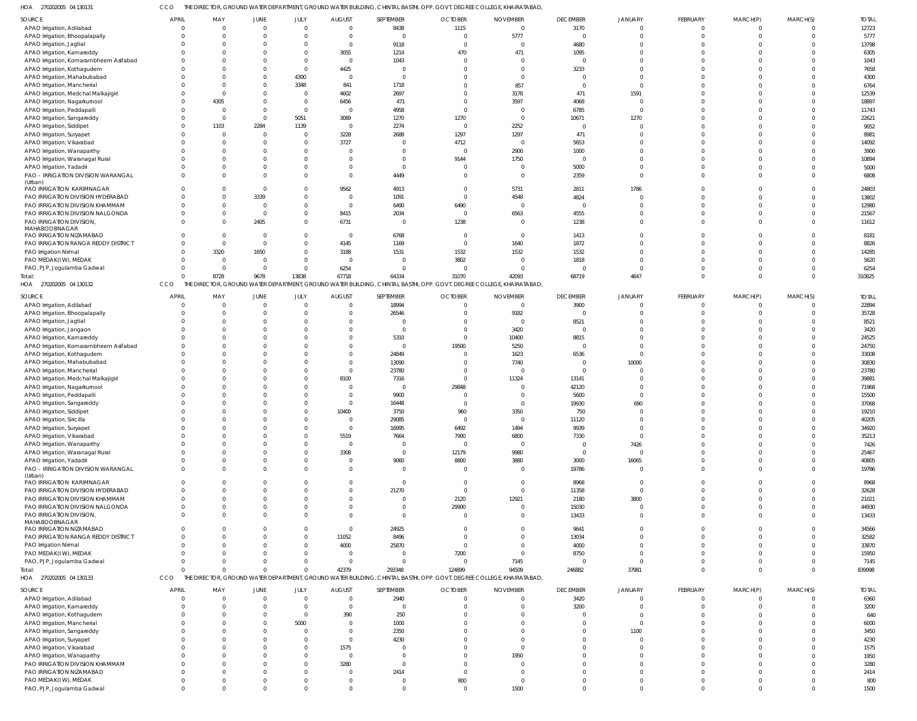HOA 270202005 04 130131 CCO THE DIRECTOR, GROUND WATER DEPARTMENT, GROUND WATER BUILDING, CHINTAL BASTHI, OPP. GOVT. DEGREE COLLEGE, KHAIRATABAD,

| SOURCE | APRIL | MAY | JUNE | JULY | AUGUST | SEPTEMBER | OCTOBER | NOVEMBER | DECEMBER | JANUARY | FEBRUARY | MARCH(P) | MARCH(S) | TOTAL |
|---|---|---|---|---|---|---|---|---|---|---|---|---|---|---|
| APAO Irrigation, Adilabad | 0 | 0 | 0 | 0 | 0 | 8438 | 1115 | 0 | 3170 | 0 | 0 | 0 | 0 | 12723 |
| APAO Irrigation, Bhoopalapally | 0 | 0 | 0 | 0 | 0 | 0 | 0 | 5777 | 0 | 0 | 0 | 0 | 0 | 5777 |
| APAO Irrigation, Jagtial | 0 | 0 | 0 | 0 | 0 | 9118 | 0 | 0 | 4680 | 0 | 0 | 0 | 0 | 13798 |
| APAO Irrigation, Kamareddy | 0 | 0 | 0 | 0 | 3055 | 1214 | 470 | 471 | 1095 | 0 | 0 | 0 | 0 | 6305 |
| APAO Irrigation, Komarambheem Asifabad | 0 | 0 | 0 | 0 | 0 | 1043 | 0 | 0 | 0 | 0 | 0 | 0 | 0 | 1043 |
| APAO Irrigation, Kothagudem | 0 | 0 | 0 | 0 | 4425 | 0 | 0 | 0 | 3233 | 0 | 0 | 0 | 0 | 7658 |
| APAO Irrigation, Mahabubabad | 0 | 0 | 0 | 4300 | 0 | 0 | 0 | 0 | 0 | 0 | 0 | 0 | 0 | 4300 |
| APAO Irrigation, Mancherial | 0 | 0 | 0 | 3348 | 841 | 1718 | 0 | 857 | 0 | 0 | 0 | 0 | 0 | 6764 |
| APAO Irrigation, Medchal Malkajigiri | 0 | 0 | 0 | 0 | 4602 | 2697 | 0 | 3178 | 471 | 1591 | 0 | 0 | 0 | 12539 |
| APAO Irrigation, Nagarkurnool | 0 | 4305 | 0 | 0 | 6456 | 471 | 0 | 3597 | 4068 | 0 | 0 | 0 | 0 | 18897 |
| APAO Irrigation, Peddapalli | 0 | 0 | 0 | 0 | 0 | 4958 | 0 | 0 | 6785 | 0 | 0 | 0 | 0 | 11743 |
| APAO Irrigation, Sangareddy | 0 | 0 | 0 | 5051 | 3089 | 1270 | 1270 | 0 | 10671 | 1270 | 0 | 0 | 0 | 22621 |
| APAO Irrigation, Siddipet | 0 | 1103 | 2284 | 1139 | 0 | 2274 | 0 | 2252 | 0 | 0 | 0 | 0 | 0 | 9052 |
| APAO Irrigation, Suryapet | 0 | 0 | 0 | 0 | 3228 | 2688 | 1297 | 1297 | 471 | 0 | 0 | 0 | 0 | 8981 |
| APAO Irrigation, Vikarabad | 0 | 0 | 0 | 0 | 3727 | 0 | 4712 | 0 | 5653 | 0 | 0 | 0 | 0 | 14092 |
| APAO Irrigation, Wanaparthy | 0 | 0 | 0 | 0 | 0 | 0 | 0 | 2900 | 1000 | 0 | 0 | 0 | 0 | 3900 |
| APAO Irrigation, Waranagal Rural | 0 | 0 | 0 | 0 | 0 | 0 | 9144 | 1750 | 0 | 0 | 0 | 0 | 0 | 10894 |
| APAO Irrigation, Yadadri | 0 | 0 | 0 | 0 | 0 | 0 | 0 | 0 | 5000 | 0 | 0 | 0 | 0 | 5000 |
| PAO - IRRIGATION DIVISION WARANGAL (Urban) | 0 | 0 | 0 | 0 | 0 | 4449 | 0 | 0 | 2359 | 0 | 0 | 0 | 0 | 6808 |
| PAO IRRIGATION KARIMNAGAR | 0 | 0 | 0 | 0 | 9562 | 4913 | 0 | 5731 | 2811 | 1786 | 0 | 0 | 0 | 24803 |
| PAO IRRIGATION DIVISION HYDERABAD | 0 | 0 | 3339 | 0 | 0 | 1091 | 0 | 4548 | 4824 | 0 | 0 | 0 | 0 | 13802 |
| PAO IRRIGATION DIVISION KHAMMAM | 0 | 0 | 0 | 0 | 0 | 6490 | 6490 | 0 | 0 | 0 | 0 | 0 | 0 | 12980 |
| PAO IRRIGATION DIVISION NALGONDA | 0 | 0 | 0 | 0 | 8415 | 2034 | 0 | 6563 | 4555 | 0 | 0 | 0 | 0 | 21567 |
| PAO IRRIGATION DIVISION, MAHABOOBNAGAR | 0 | 0 | 2405 | 0 | 6731 | 0 | 1238 | 0 | 1238 | 0 | 0 | 0 | 0 | 11612 |
| PAO IRRIGATION NIZAMABAD | 0 | 0 | 0 | 0 | 0 | 6768 | 0 | 0 | 1413 | 0 | 0 | 0 | 0 | 8181 |
| PAO IRRIGATION RANGA REDDY DISTRICT | 0 | 0 | 0 | 0 | 4145 | 1169 | 0 | 1640 | 1872 | 0 | 0 | 0 | 0 | 8826 |
| PAO Irrigation Nirmal | 0 | 3320 | 1650 | 0 | 3188 | 1531 | 1532 | 1532 | 1532 | 0 | 0 | 0 | 0 | 14285 |
| PAO MEDAK(IW), MEDAK | 0 | 0 | 0 | 0 | 0 | 0 | 3802 | 0 | 1818 | 0 | 0 | 0 | 0 | 5620 |
| PAO, PJP, Jogulamba Gadwal | 0 | 0 | 0 | 0 | 6254 | 0 | 0 | 0 | 0 | 0 | 0 | 0 | 0 | 6254 |
| Total: | 0 | 8728 | 9678 | 13838 | 67718 | 64334 | 31070 | 42093 | 68719 | 4647 | 0 | 0 | 0 | 310825 |

HOA 270202005 04 130132 CCO THE DIRECTOR, GROUND WATER DEPARTMENT, GROUND WATER BUILDING, CHINTAL BASTHI, OPP. GOVT. DEGREE COLLEGE, KHAIRATABAD,

| SOURCE | APRIL | MAY | JUNE | JULY | AUGUST | SEPTEMBER | OCTOBER | NOVEMBER | DECEMBER | JANUARY | FEBRUARY | MARCH(P) | MARCH(S) | TOTAL |
|---|---|---|---|---|---|---|---|---|---|---|---|---|---|---|
| APAO Irrigation, Adilabad | 0 | 0 | 0 | 0 | 0 | 18994 | 0 | 0 | 3900 | 0 | 0 | 0 | 0 | 22894 |
| APAO Irrigation, Bhoopalapally | 0 | 0 | 0 | 0 | 0 | 26546 | 0 | 9182 | 0 | 0 | 0 | 0 | 0 | 35728 |
| APAO Irrigation, Jagtial | 0 | 0 | 0 | 0 | 0 | 0 | 0 | 0 | 8521 | 0 | 0 | 0 | 0 | 8521 |
| APAO Irrigation, Jangaon | 0 | 0 | 0 | 0 | 0 | 0 | 0 | 3420 | 0 | 0 | 0 | 0 | 0 | 3420 |
| APAO Irrigation, Kamareddy | 0 | 0 | 0 | 0 | 0 | 5310 | 0 | 10400 | 8815 | 0 | 0 | 0 | 0 | 24525 |
| APAO Irrigation, Komarambheem Asifabad | 0 | 0 | 0 | 0 | 0 | 0 | 19500 | 5250 | 0 | 0 | 0 | 0 | 0 | 24750 |
| APAO Irrigation, Kothagudem | 0 | 0 | 0 | 0 | 0 | 24849 | 0 | 1623 | 6536 | 0 | 0 | 0 | 0 | 33008 |
| APAO Irrigation, Mahabubabad | 0 | 0 | 0 | 0 | 0 | 13090 | 0 | 7740 | 0 | 10000 | 0 | 0 | 0 | 30830 |
| APAO Irrigation, Mancherial | 0 | 0 | 0 | 0 | 0 | 23780 | 0 | 0 | 0 | 0 | 0 | 0 | 0 | 23780 |
| APAO Irrigation, Medchal Malkajigiri | 0 | 0 | 0 | 0 | 8100 | 7316 | 0 | 11324 | 13141 | 0 | 0 | 0 | 0 | 39881 |
| APAO Irrigation, Nagarkurnool | 0 | 0 | 0 | 0 | 0 | 0 | 29848 | 0 | 42120 | 0 | 0 | 0 | 0 | 71968 |
| APAO Irrigation, Peddapalli | 0 | 0 | 0 | 0 | 0 | 9900 | 0 | 0 | 5600 | 0 | 0 | 0 | 0 | 15500 |
| APAO Irrigation, Sangareddy | 0 | 0 | 0 | 0 | 0 | 16448 | 0 | 0 | 19930 | 690 | 0 | 0 | 0 | 37068 |
| APAO Irrigation, Siddipet | 0 | 0 | 0 | 0 | 10400 | 3750 | 960 | 3350 | 750 | 0 | 0 | 0 | 0 | 19210 |
| APAO Irrigation, Siricilla | 0 | 0 | 0 | 0 | 0 | 29085 | 0 | 0 | 11120 | 0 | 0 | 0 | 0 | 40205 |
| APAO Irrigation, Suryapet | 0 | 0 | 0 | 0 | 0 | 16995 | 6492 | 1494 | 9939 | 0 | 0 | 0 | 0 | 34920 |
| APAO Irrigation, Vikarabad | 0 | 0 | 0 | 0 | 5519 | 7664 | 7900 | 6800 | 7330 | 0 | 0 | 0 | 0 | 35213 |
| APAO Irrigation, Wanaparthy | 0 | 0 | 0 | 0 | 0 | 0 | 0 | 0 | 0 | 7426 | 0 | 0 | 0 | 7426 |
| APAO Irrigation, Waranagal Rural | 0 | 0 | 0 | 0 | 3308 | 0 | 12179 | 9980 | 0 | 0 | 0 | 0 | 0 | 25467 |
| APAO Irrigation, Yadadri | 0 | 0 | 0 | 0 | 0 | 9060 | 8800 | 3880 | 3000 | 16065 | 0 | 0 | 0 | 40805 |
| PAO - IRRIGATION DIVISION WARANGAL (Urban) | 0 | 0 | 0 | 0 | 0 | 0 | 0 | 0 | 19786 | 0 | 0 | 0 | 0 | 19786 |
| PAO IRRIGATION KARIMNAGAR | 0 | 0 | 0 | 0 | 0 | 0 | 0 | 0 | 8968 | 0 | 0 | 0 | 0 | 8968 |
| PAO IRRIGATION DIVISION HYDERABAD | 0 | 0 | 0 | 0 | 0 | 21270 | 0 | 0 | 11358 | 0 | 0 | 0 | 0 | 32628 |
| PAO IRRIGATION DIVISION KHAMMAM | 0 | 0 | 0 | 0 | 0 | 0 | 2120 | 12921 | 2180 | 3800 | 0 | 0 | 0 | 21021 |
| PAO IRRIGATION DIVISION NALGONDA | 0 | 0 | 0 | 0 | 0 | 0 | 29900 | 0 | 15030 | 0 | 0 | 0 | 0 | 44930 |
| PAO IRRIGATION DIVISION, MAHABOOBNAGAR | 0 | 0 | 0 | 0 | 0 | 0 | 0 | 0 | 13433 | 0 | 0 | 0 | 0 | 13433 |
| PAO IRRIGATION NIZAMABAD | 0 | 0 | 0 | 0 | 0 | 24925 | 0 | 0 | 9641 | 0 | 0 | 0 | 0 | 34566 |
| PAO IRRIGATION RANGA REDDY DISTRICT | 0 | 0 | 0 | 0 | 11052 | 8496 | 0 | 0 | 13034 | 0 | 0 | 0 | 0 | 32582 |
| PAO Irrigation Nirmal | 0 | 0 | 0 | 0 | 4000 | 25870 | 0 | 0 | 4000 | 0 | 0 | 0 | 0 | 33870 |
| PAO MEDAK(IW), MEDAK | 0 | 0 | 0 | 0 | 0 | 0 | 7200 | 0 | 8750 | 0 | 0 | 0 | 0 | 15950 |
| PAO, PJP, Jogulamba Gadwal | 0 | 0 | 0 | 0 | 0 | 0 | 0 | 7145 | 0 | 0 | 0 | 0 | 0 | 7145 |
| Total: | 0 | 0 | 0 | 0 | 42379 | 293348 | 124899 | 94509 | 246882 | 37981 | 0 | 0 | 0 | 839998 |

HOA 270202005 04 130133 CCO THE DIRECTOR, GROUND WATER DEPARTMENT, GROUND WATER BUILDING, CHINTAL BASTHI, OPP. GOVT. DEGREE COLLEGE, KHAIRATABAD,

| SOURCE | APRIL | MAY | JUNE | JULY | AUGUST | SEPTEMBER | OCTOBER | NOVEMBER | DECEMBER | JANUARY | FEBRUARY | MARCH(P) | MARCH(S) | TOTAL |
|---|---|---|---|---|---|---|---|---|---|---|---|---|---|---|
| APAO Irrigation, Adilabad | 0 | 0 | 0 | 0 | 0 | 2940 | 0 | 0 | 3420 | 0 | 0 | 0 | 0 | 6360 |
| APAO Irrigation, Kamareddy | 0 | 0 | 0 | 0 | 0 | 0 | 0 | 0 | 3200 | 0 | 0 | 0 | 0 | 3200 |
| APAO Irrigation, Kothagudem | 0 | 0 | 0 | 0 | 390 | 250 | 0 | 0 | 0 | 0 | 0 | 0 | 0 | 640 |
| APAO Irrigation, Mancherial | 0 | 0 | 0 | 5000 | 0 | 1000 | 0 | 0 | 0 | 0 | 0 | 0 | 0 | 6000 |
| APAO Irrigation, Sangareddy | 0 | 0 | 0 | 0 | 0 | 2350 | 0 | 0 | 0 | 1100 | 0 | 0 | 0 | 3450 |
| APAO Irrigation, Suryapet | 0 | 0 | 0 | 0 | 0 | 4230 | 0 | 0 | 0 | 0 | 0 | 0 | 0 | 4230 |
| APAO Irrigation, Vikarabad | 0 | 0 | 0 | 0 | 1575 | 0 | 0 | 0 | 0 | 0 | 0 | 0 | 0 | 1575 |
| APAO Irrigation, Wanaparthy | 0 | 0 | 0 | 0 | 0 | 0 | 0 | 1950 | 0 | 0 | 0 | 0 | 0 | 1950 |
| PAO IRRIGATION DIVISION KHAMMAM | 0 | 0 | 0 | 0 | 3280 | 0 | 0 | 0 | 0 | 0 | 0 | 0 | 0 | 3280 |
| PAO IRRIGATION NIZAMABAD | 0 | 0 | 0 | 0 | 0 | 2414 | 0 | 0 | 0 | 0 | 0 | 0 | 0 | 2414 |
| PAO MEDAK(IW), MEDAK | 0 | 0 | 0 | 0 | 0 | 0 | 800 | 0 | 0 | 0 | 0 | 0 | 0 | 800 |
| PAO, PJP, Jogulamba Gadwal | 0 | 0 | 0 | 0 | 0 | 0 | 0 | 1500 | 0 | 0 | 0 | 0 | 0 | 1500 |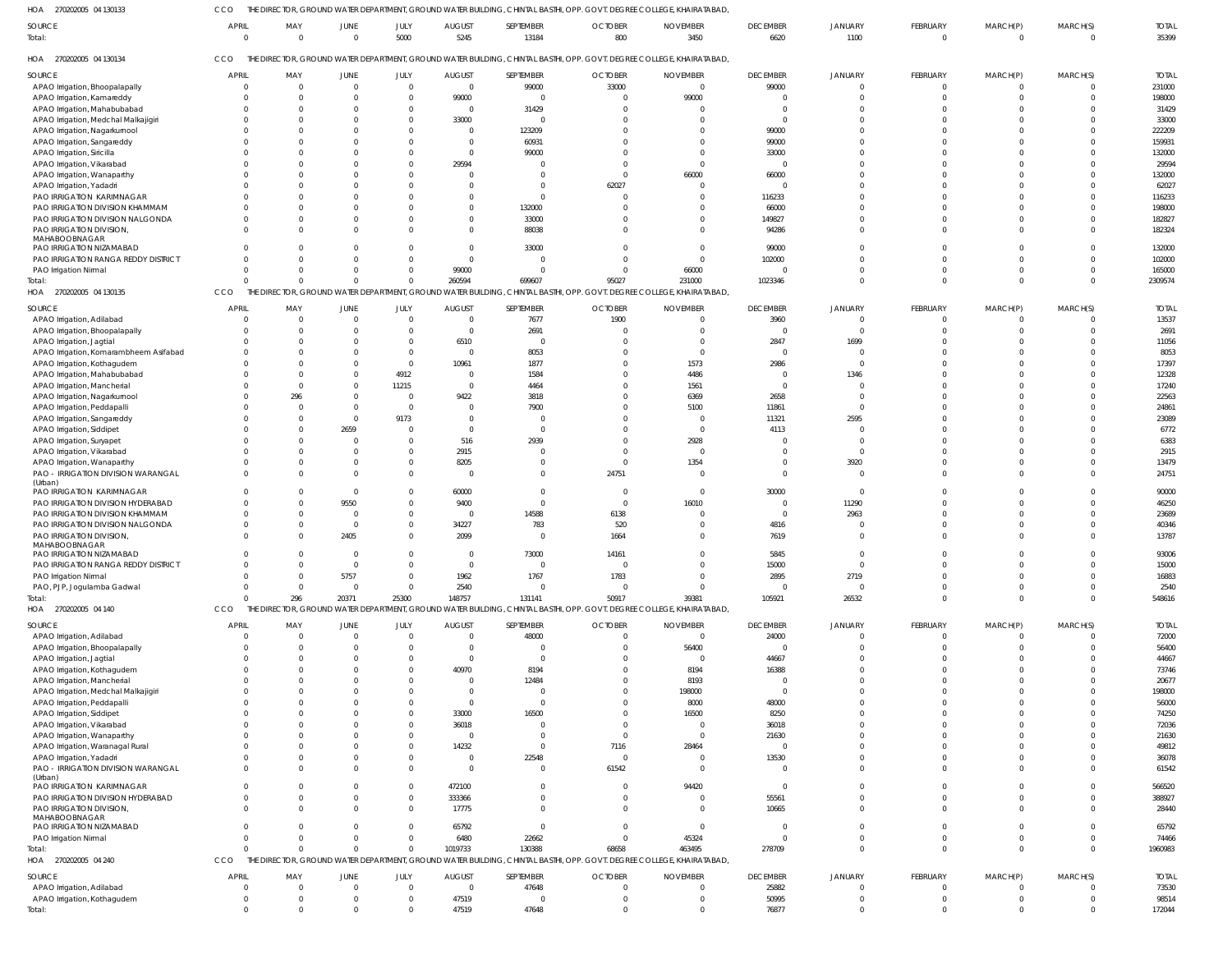HOA 270202005 04 130133 CCO THE DIRECTOR, GROUND WATER DEPARTMENT, GROUND WATER BUILDING, CHINTAL BASTHI, OPP. GOVT. DEGREE COLLEGE, KHAIRATABAD,

| SOURCE | APRIL | MAY | JUNE | JULY | AUGUST | SEPTEMBER | OCTOBER | NOVEMBER | DECEMBER | JANUARY | FEBRUARY | MARCH(P) | MARCH(S) | TOTAL |
|---|---|---|---|---|---|---|---|---|---|---|---|---|---|---|
| Total: | 0 | 0 | 0 | 5000 | 5245 | 13184 | 800 | 3450 | 6620 | 1100 | 0 | 0 | 0 | 35399 |

HOA 270202005 04 130134 CCO THE DIRECTOR, GROUND WATER DEPARTMENT, GROUND WATER BUILDING, CHINTAL BASTHI, OPP. GOVT. DEGREE COLLEGE, KHAIRATABAD,

| SOURCE | APRIL | MAY | JUNE | JULY | AUGUST | SEPTEMBER | OCTOBER | NOVEMBER | DECEMBER | JANUARY | FEBRUARY | MARCH(P) | MARCH(S) | TOTAL |
|---|---|---|---|---|---|---|---|---|---|---|---|---|---|---|
| APAO Irrigation, Bhoopalapally | 0 | 0 | 0 | 0 | 0 | 99000 | 33000 | 0 | 99000 | 0 | 0 | 0 | 0 | 231000 |
| APAO Irrigation, Kamareddy | 0 | 0 | 0 | 0 | 99000 | 0 | 0 | 99000 | 0 | 0 | 0 | 0 | 0 | 198000 |
| APAO Irrigation, Mahabubabad | 0 | 0 | 0 | 0 | 0 | 31429 | 0 | 0 | 0 | 0 | 0 | 0 | 0 | 31429 |
| APAO Irrigation, Medchal Malkajigiri | 0 | 0 | 0 | 0 | 33000 | 0 | 0 | 0 | 0 | 0 | 0 | 0 | 0 | 33000 |
| APAO Irrigation, Nagarkurnool | 0 | 0 | 0 | 0 | 0 | 123209 | 0 | 0 | 99000 | 0 | 0 | 0 | 0 | 222209 |
| APAO Irrigation, Sangareddy | 0 | 0 | 0 | 0 | 0 | 60931 | 0 | 0 | 99000 | 0 | 0 | 0 | 0 | 159931 |
| APAO Irrigation, Siricilla | 0 | 0 | 0 | 0 | 0 | 99000 | 0 | 0 | 33000 | 0 | 0 | 0 | 0 | 132000 |
| APAO Irrigation, Vikarabad | 0 | 0 | 0 | 0 | 29594 | 0 | 0 | 0 | 0 | 0 | 0 | 0 | 0 | 29594 |
| APAO Irrigation, Wanaparthy | 0 | 0 | 0 | 0 | 0 | 0 | 0 | 66000 | 66000 | 0 | 0 | 0 | 0 | 132000 |
| APAO Irrigation, Yadadri | 0 | 0 | 0 | 0 | 0 | 0 | 62027 | 0 | 0 | 0 | 0 | 0 | 0 | 62027 |
| PAO IRRIGATION KARIMNAGAR | 0 | 0 | 0 | 0 | 0 | 0 | 0 | 0 | 116233 | 0 | 0 | 0 | 0 | 116233 |
| PAO IRRIGATION DIVISION KHAMMAM | 0 | 0 | 0 | 0 | 0 | 132000 | 0 | 0 | 66000 | 0 | 0 | 0 | 0 | 198000 |
| PAO IRRIGATION DIVISION NALGONDA | 0 | 0 | 0 | 0 | 0 | 33000 | 0 | 0 | 149827 | 0 | 0 | 0 | 0 | 182827 |
| PAO IRRIGATION DIVISION, MAHABOOBNAGAR | 0 | 0 | 0 | 0 | 0 | 88038 | 0 | 0 | 94286 | 0 | 0 | 0 | 0 | 182324 |
| PAO IRRIGATION NIZAMABAD | 0 | 0 | 0 | 0 | 0 | 33000 | 0 | 0 | 99000 | 0 | 0 | 0 | 0 | 132000 |
| PAO IRRIGATION RANGA REDDY DISTRICT | 0 | 0 | 0 | 0 | 0 | 0 | 0 | 0 | 102000 | 0 | 0 | 0 | 0 | 102000 |
| PAO Irrigation Nirmal | 0 | 0 | 0 | 0 | 99000 | 0 | 0 | 66000 | 0 | 0 | 0 | 0 | 0 | 165000 |
| Total: | 0 | 0 | 0 | 0 | 260594 | 699607 | 95027 | 231000 | 1023346 | 0 | 0 | 0 | 0 | 2309574 |

HOA 270202005 04 130135 CCO THE DIRECTOR, GROUND WATER DEPARTMENT, GROUND WATER BUILDING, CHINTAL BASTHI, OPP. GOVT. DEGREE COLLEGE, KHAIRATABAD,

| SOURCE | APRIL | MAY | JUNE | JULY | AUGUST | SEPTEMBER | OCTOBER | NOVEMBER | DECEMBER | JANUARY | FEBRUARY | MARCH(P) | MARCH(S) | TOTAL |
|---|---|---|---|---|---|---|---|---|---|---|---|---|---|---|
| APAO Irrigation, Adilabad | 0 | 0 | 0 | 0 | 0 | 7677 | 1900 | 0 | 3960 | 0 | 0 | 0 | 0 | 13537 |
| APAO Irrigation, Bhoopalapally | 0 | 0 | 0 | 0 | 0 | 2691 | 0 | 0 | 0 | 0 | 0 | 0 | 0 | 2691 |
| APAO Irrigation, Jagtial | 0 | 0 | 0 | 0 | 6510 | 0 | 0 | 0 | 2847 | 1699 | 0 | 0 | 0 | 11056 |
| APAO Irrigation, Komarambheem Asifabad | 0 | 0 | 0 | 0 | 0 | 8053 | 0 | 0 | 0 | 0 | 0 | 0 | 0 | 8053 |
| APAO Irrigation, Kothagudem | 0 | 0 | 0 | 0 | 10961 | 1877 | 0 | 1573 | 2986 | 0 | 0 | 0 | 0 | 17397 |
| APAO Irrigation, Mahabubabad | 0 | 0 | 0 | 4912 | 0 | 1584 | 0 | 4486 | 0 | 1346 | 0 | 0 | 0 | 12328 |
| APAO Irrigation, Mancherial | 0 | 0 | 0 | 11215 | 0 | 4464 | 0 | 1561 | 0 | 0 | 0 | 0 | 0 | 17240 |
| APAO Irrigation, Nagarkurnool | 0 | 296 | 0 | 0 | 9422 | 3818 | 0 | 6369 | 2658 | 0 | 0 | 0 | 0 | 22563 |
| APAO Irrigation, Peddapalli | 0 | 0 | 0 | 0 | 0 | 7900 | 0 | 5100 | 11861 | 0 | 0 | 0 | 0 | 24861 |
| APAO Irrigation, Sangareddy | 0 | 0 | 0 | 9173 | 0 | 0 | 0 | 0 | 11321 | 2595 | 0 | 0 | 0 | 23089 |
| APAO Irrigation, Siddipet | 0 | 0 | 2659 | 0 | 0 | 0 | 0 | 0 | 4113 | 0 | 0 | 0 | 0 | 6772 |
| APAO Irrigation, Suryapet | 0 | 0 | 0 | 0 | 516 | 2939 | 0 | 2928 | 0 | 0 | 0 | 0 | 0 | 6383 |
| APAO Irrigation, Vikarabad | 0 | 0 | 0 | 0 | 2915 | 0 | 0 | 0 | 0 | 0 | 0 | 0 | 0 | 2915 |
| APAO Irrigation, Wanaparthy | 0 | 0 | 0 | 0 | 8205 | 0 | 0 | 1354 | 0 | 3920 | 0 | 0 | 0 | 13479 |
| PAO - IRRIGATION DIVISION WARANGAL (Urban) | 0 | 0 | 0 | 0 | 0 | 0 | 24751 | 0 | 0 | 0 | 0 | 0 | 0 | 24751 |
| PAO IRRIGATION KARIMNAGAR | 0 | 0 | 0 | 0 | 60000 | 0 | 0 | 0 | 30000 | 0 | 0 | 0 | 0 | 90000 |
| PAO IRRIGATION DIVISION HYDERABAD | 0 | 0 | 9550 | 0 | 9400 | 0 | 0 | 16010 | 0 | 11290 | 0 | 0 | 0 | 46250 |
| PAO IRRIGATION DIVISION KHAMMAM | 0 | 0 | 0 | 0 | 0 | 14588 | 6138 | 0 | 0 | 2963 | 0 | 0 | 0 | 23689 |
| PAO IRRIGATION DIVISION NALGONDA | 0 | 0 | 0 | 0 | 34227 | 783 | 520 | 0 | 4816 | 0 | 0 | 0 | 0 | 40346 |
| PAO IRRIGATION DIVISION, MAHABOOBNAGAR | 0 | 0 | 2405 | 0 | 2099 | 0 | 1664 | 0 | 7619 | 0 | 0 | 0 | 0 | 13787 |
| PAO IRRIGATION NIZAMABAD | 0 | 0 | 0 | 0 | 0 | 73000 | 14161 | 0 | 5845 | 0 | 0 | 0 | 0 | 93006 |
| PAO IRRIGATION RANGA REDDY DISTRICT | 0 | 0 | 0 | 0 | 0 | 0 | 0 | 0 | 15000 | 0 | 0 | 0 | 0 | 15000 |
| PAO Irrigation Nirmal | 0 | 0 | 5757 | 0 | 1962 | 1767 | 1783 | 0 | 2895 | 2719 | 0 | 0 | 0 | 16883 |
| PAO, PJP, Jogulamba Gadwal | 0 | 0 | 0 | 0 | 2540 | 0 | 0 | 0 | 0 | 0 | 0 | 0 | 0 | 2540 |
| Total: | 0 | 296 | 20371 | 25300 | 148757 | 131141 | 50917 | 39381 | 105921 | 26532 | 0 | 0 | 0 | 548616 |

HOA 270202005 04 140 CCO THE DIRECTOR, GROUND WATER DEPARTMENT, GROUND WATER BUILDING, CHINTAL BASTHI, OPP. GOVT. DEGREE COLLEGE, KHAIRATABAD,

| SOURCE | APRIL | MAY | JUNE | JULY | AUGUST | SEPTEMBER | OCTOBER | NOVEMBER | DECEMBER | JANUARY | FEBRUARY | MARCH(P) | MARCH(S) | TOTAL |
|---|---|---|---|---|---|---|---|---|---|---|---|---|---|---|
| APAO Irrigation, Adilabad | 0 | 0 | 0 | 0 | 0 | 48000 | 0 | 0 | 24000 | 0 | 0 | 0 | 0 | 72000 |
| APAO Irrigation, Bhoopalapally | 0 | 0 | 0 | 0 | 0 | 0 | 0 | 56400 | 0 | 0 | 0 | 0 | 0 | 56400 |
| APAO Irrigation, Jagtial | 0 | 0 | 0 | 0 | 0 | 0 | 0 | 0 | 44667 | 0 | 0 | 0 | 0 | 44667 |
| APAO Irrigation, Kothagudem | 0 | 0 | 0 | 0 | 40970 | 8194 | 0 | 8194 | 16388 | 0 | 0 | 0 | 0 | 73746 |
| APAO Irrigation, Mancherial | 0 | 0 | 0 | 0 | 0 | 12484 | 0 | 8193 | 0 | 0 | 0 | 0 | 0 | 20677 |
| APAO Irrigation, Medchal Malkajigiri | 0 | 0 | 0 | 0 | 0 | 0 | 0 | 198000 | 0 | 0 | 0 | 0 | 0 | 198000 |
| APAO Irrigation, Peddapalli | 0 | 0 | 0 | 0 | 0 | 0 | 0 | 8000 | 48000 | 0 | 0 | 0 | 0 | 56000 |
| APAO Irrigation, Siddipet | 0 | 0 | 0 | 0 | 33000 | 16500 | 0 | 16500 | 8250 | 0 | 0 | 0 | 0 | 74250 |
| APAO Irrigation, Vikarabad | 0 | 0 | 0 | 0 | 36018 | 0 | 0 | 0 | 36018 | 0 | 0 | 0 | 0 | 72036 |
| APAO Irrigation, Wanaparthy | 0 | 0 | 0 | 0 | 0 | 0 | 0 | 0 | 21630 | 0 | 0 | 0 | 0 | 21630 |
| APAO Irrigation, Waranagal Rural | 0 | 0 | 0 | 0 | 14232 | 0 | 7116 | 28464 | 0 | 0 | 0 | 0 | 0 | 49812 |
| APAO Irrigation, Yadadri | 0 | 0 | 0 | 0 | 0 | 22548 | 0 | 0 | 13530 | 0 | 0 | 0 | 0 | 36078 |
| PAO - IRRIGATION DIVISION WARANGAL (Urban) | 0 | 0 | 0 | 0 | 0 | 0 | 61542 | 0 | 0 | 0 | 0 | 0 | 0 | 61542 |
| PAO IRRIGATION KARIMNAGAR | 0 | 0 | 0 | 0 | 472100 | 0 | 0 | 94420 | 0 | 0 | 0 | 0 | 0 | 566520 |
| PAO IRRIGATION DIVISION HYDERABAD | 0 | 0 | 0 | 0 | 333366 | 0 | 0 | 0 | 55561 | 0 | 0 | 0 | 0 | 388927 |
| PAO IRRIGATION DIVISION, MAHABOOBNAGAR | 0 | 0 | 0 | 0 | 17775 | 0 | 0 | 0 | 10665 | 0 | 0 | 0 | 0 | 28440 |
| PAO IRRIGATION NIZAMABAD | 0 | 0 | 0 | 0 | 65792 | 0 | 0 | 0 | 0 | 0 | 0 | 0 | 0 | 65792 |
| PAO Irrigation Nirmal | 0 | 0 | 0 | 0 | 6480 | 22662 | 0 | 45324 | 0 | 0 | 0 | 0 | 0 | 74466 |
| Total: | 0 | 0 | 0 | 0 | 1019733 | 130388 | 68658 | 463495 | 278709 | 0 | 0 | 0 | 0 | 1960983 |

HOA 270202005 04 240 CCO THE DIRECTOR, GROUND WATER DEPARTMENT, GROUND WATER BUILDING, CHINTAL BASTHI, OPP. GOVT. DEGREE COLLEGE, KHAIRATABAD,

| SOURCE | APRIL | MAY | JUNE | JULY | AUGUST | SEPTEMBER | OCTOBER | NOVEMBER | DECEMBER | JANUARY | FEBRUARY | MARCH(P) | MARCH(S) | TOTAL |
|---|---|---|---|---|---|---|---|---|---|---|---|---|---|---|
| APAO Irrigation, Adilabad | 0 | 0 | 0 | 0 | 0 | 47648 | 0 | 0 | 25882 | 0 | 0 | 0 | 0 | 73530 |
| APAO Irrigation, Kothagudem | 0 | 0 | 0 | 0 | 47519 | 0 | 0 | 0 | 50995 | 0 | 0 | 0 | 0 | 98514 |
| Total: | 0 | 0 | 0 | 0 | 47519 | 47648 | 0 | 0 | 76877 | 0 | 0 | 0 | 0 | 172044 |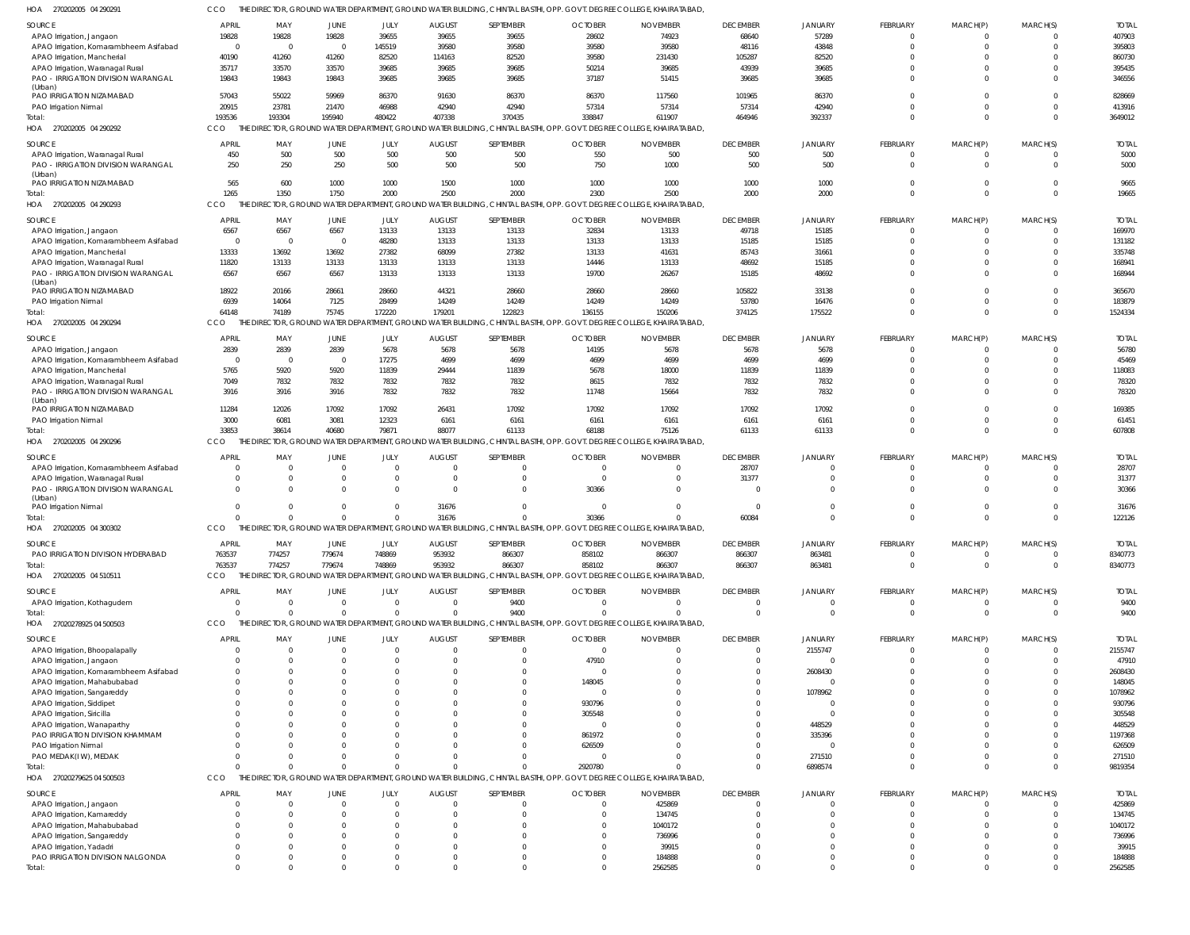HOA 270202005 04 290291 CCO THE DIRECTOR, GROUND WATER DEPARTMENT, GROUND WATER BUILDING, CHINTAL BASTHI, OPP. GOVT. DEGREE COLLEGE, KHAIRATABAD,

| SOURCE | APRIL | MAY | JUNE | JULY | AUGUST | SEPTEMBER | OCTOBER | NOVEMBER | DECEMBER | JANUARY | FEBRUARY | MARCH(P) | MARCH(S) | TOTAL |
|---|---|---|---|---|---|---|---|---|---|---|---|---|---|---|
| APAO Irrigation, Jangaon | 19828 | 19828 | 19828 | 39655 | 39655 | 39655 | 28602 | 74923 | 68640 | 57289 | 0 | 0 | 0 | 407903 |
| APAO Irrigation, Komarambheem Asifabad | 0 | 0 | 0 | 145519 | 39580 | 39580 | 39580 | 39580 | 48116 | 43848 | 0 | 0 | 0 | 395803 |
| APAO Irrigation, Mancherial | 40190 | 41260 | 41260 | 82520 | 114163 | 82520 | 39580 | 231430 | 105287 | 82520 | 0 | 0 | 0 | 860730 |
| APAO Irrigation, Waranagal Rural | 35717 | 33570 | 33570 | 39685 | 39685 | 39685 | 50214 | 39685 | 43939 | 39685 | 0 | 0 | 0 | 395435 |
| PAO - IRRIGATION DIVISION WARANGAL (Urban) | 19843 | 19843 | 19843 | 39685 | 39685 | 39685 | 37187 | 51415 | 39685 | 39685 | 0 | 0 | 0 | 346556 |
| PAO IRRIGATION NIZAMABAD | 57043 | 55022 | 59969 | 86370 | 91630 | 86370 | 86370 | 117560 | 101965 | 86370 | 0 | 0 | 0 | 828669 |
| PAO Irrigation Nirmal | 20915 | 23781 | 21470 | 46988 | 42940 | 42940 | 57314 | 57314 | 57314 | 42940 | 0 | 0 | 0 | 413916 |
| Total: | 193536 | 193304 | 195940 | 480422 | 407338 | 370435 | 338847 | 611907 | 464946 | 392337 | 0 | 0 | 0 | 3649012 |

HOA 270202005 04 290292 CCO THE DIRECTOR, GROUND WATER DEPARTMENT, GROUND WATER BUILDING, CHINTAL BASTHI, OPP. GOVT. DEGREE COLLEGE, KHAIRATABAD,

| SOURCE | APRIL | MAY | JUNE | JULY | AUGUST | SEPTEMBER | OCTOBER | NOVEMBER | DECEMBER | JANUARY | FEBRUARY | MARCH(P) | MARCH(S) | TOTAL |
|---|---|---|---|---|---|---|---|---|---|---|---|---|---|---|
| APAO Irrigation, Waranagal Rural | 450 | 500 | 500 | 500 | 500 | 500 | 550 | 500 | 500 | 500 | 0 | 0 | 0 | 5000 |
| PAO - IRRIGATION DIVISION WARANGAL (Urban) | 250 | 250 | 250 | 500 | 500 | 500 | 750 | 1000 | 500 | 500 | 0 | 0 | 0 | 5000 |
| PAO IRRIGATION NIZAMABAD | 565 | 600 | 1000 | 1000 | 1500 | 1000 | 1000 | 1000 | 1000 | 1000 | 0 | 0 | 0 | 9665 |
| Total: | 1265 | 1350 | 1750 | 2000 | 2500 | 2000 | 2300 | 2500 | 2000 | 2000 | 0 | 0 | 0 | 19665 |

HOA 270202005 04 290293 CCO THE DIRECTOR, GROUND WATER DEPARTMENT, GROUND WATER BUILDING, CHINTAL BASTHI, OPP. GOVT. DEGREE COLLEGE, KHAIRATABAD,

| SOURCE | APRIL | MAY | JUNE | JULY | AUGUST | SEPTEMBER | OCTOBER | NOVEMBER | DECEMBER | JANUARY | FEBRUARY | MARCH(P) | MARCH(S) | TOTAL |
|---|---|---|---|---|---|---|---|---|---|---|---|---|---|---|
| APAO Irrigation, Jangaon | 6567 | 6567 | 6567 | 13133 | 13133 | 13133 | 32834 | 13133 | 49718 | 15185 | 0 | 0 | 0 | 169970 |
| APAO Irrigation, Komarambheem Asifabad | 0 | 0 | 0 | 48280 | 13133 | 13133 | 13133 | 13133 | 15185 | 15185 | 0 | 0 | 0 | 131182 |
| APAO Irrigation, Mancherial | 13333 | 13692 | 13692 | 27382 | 68099 | 27382 | 13133 | 41631 | 85743 | 31661 | 0 | 0 | 0 | 335748 |
| APAO Irrigation, Waranagal Rural | 11820 | 13133 | 13133 | 13133 | 13133 | 13133 | 14446 | 13133 | 48692 | 15185 | 0 | 0 | 0 | 168941 |
| PAO - IRRIGATION DIVISION WARANGAL (Urban) | 6567 | 6567 | 6567 | 13133 | 13133 | 13133 | 19700 | 26267 | 15185 | 48692 | 0 | 0 | 0 | 168944 |
| PAO IRRIGATION NIZAMABAD | 18922 | 20166 | 28661 | 28660 | 44321 | 28660 | 28660 | 28660 | 105822 | 33138 | 0 | 0 | 0 | 365670 |
| PAO Irrigation Nirmal | 6939 | 14064 | 7125 | 28499 | 14249 | 14249 | 14249 | 14249 | 53780 | 16476 | 0 | 0 | 0 | 183879 |
| Total: | 64148 | 74189 | 75745 | 172220 | 179201 | 122823 | 136155 | 150206 | 374125 | 175522 | 0 | 0 | 0 | 1524334 |

HOA 270202005 04 290294 CCO THE DIRECTOR, GROUND WATER DEPARTMENT, GROUND WATER BUILDING, CHINTAL BASTHI, OPP. GOVT. DEGREE COLLEGE, KHAIRATABAD,

| SOURCE | APRIL | MAY | JUNE | JULY | AUGUST | SEPTEMBER | OCTOBER | NOVEMBER | DECEMBER | JANUARY | FEBRUARY | MARCH(P) | MARCH(S) | TOTAL |
|---|---|---|---|---|---|---|---|---|---|---|---|---|---|---|
| APAO Irrigation, Jangaon | 2839 | 2839 | 2839 | 5678 | 5678 | 5678 | 14195 | 5678 | 5678 | 5678 | 0 | 0 | 0 | 56780 |
| APAO Irrigation, Komarambheem Asifabad | 0 | 0 | 0 | 17275 | 4699 | 4699 | 4699 | 4699 | 4699 | 4699 | 0 | 0 | 0 | 45469 |
| APAO Irrigation, Mancherial | 5765 | 5920 | 5920 | 11839 | 29444 | 11839 | 5678 | 18000 | 11839 | 11839 | 0 | 0 | 0 | 118083 |
| APAO Irrigation, Waranagal Rural | 7049 | 7832 | 7832 | 7832 | 7832 | 7832 | 8615 | 7832 | 7832 | 7832 | 0 | 0 | 0 | 78320 |
| PAO - IRRIGATION DIVISION WARANGAL (Urban) | 3916 | 3916 | 3916 | 7832 | 7832 | 7832 | 11748 | 15664 | 7832 | 7832 | 0 | 0 | 0 | 78320 |
| PAO IRRIGATION NIZAMABAD | 11284 | 12026 | 17092 | 17092 | 26431 | 17092 | 17092 | 17092 | 17092 | 17092 | 0 | 0 | 0 | 169385 |
| PAO Irrigation Nirmal | 3000 | 6081 | 3081 | 12323 | 6161 | 6161 | 6161 | 6161 | 6161 | 6161 | 0 | 0 | 0 | 61451 |
| Total: | 33853 | 38614 | 40680 | 79871 | 88077 | 61133 | 68188 | 75126 | 61133 | 61133 | 0 | 0 | 0 | 607808 |

HOA 270202005 04 290296 CCO THE DIRECTOR, GROUND WATER DEPARTMENT, GROUND WATER BUILDING, CHINTAL BASTHI, OPP. GOVT. DEGREE COLLEGE, KHAIRATABAD,

| SOURCE | APRIL | MAY | JUNE | JULY | AUGUST | SEPTEMBER | OCTOBER | NOVEMBER | DECEMBER | JANUARY | FEBRUARY | MARCH(P) | MARCH(S) | TOTAL |
|---|---|---|---|---|---|---|---|---|---|---|---|---|---|---|
| APAO Irrigation, Komarambheem Asifabad | 0 | 0 | 0 | 0 | 0 | 0 | 0 | 0 | 28707 | 0 | 0 | 0 | 0 | 28707 |
| APAO Irrigation, Waranagal Rural | 0 | 0 | 0 | 0 | 0 | 0 | 0 | 0 | 31377 | 0 | 0 | 0 | 0 | 31377 |
| PAO - IRRIGATION DIVISION WARANGAL (Urban) | 0 | 0 | 0 | 0 | 0 | 0 | 30366 | 0 | 0 | 0 | 0 | 0 | 0 | 30366 |
| PAO Irrigation Nirmal | 0 | 0 | 0 | 0 | 31676 | 0 | 0 | 0 | 0 | 0 | 0 | 0 | 0 | 31676 |
| Total: | 0 | 0 | 0 | 0 | 31676 | 0 | 30366 | 0 | 60084 | 0 | 0 | 0 | 0 | 122126 |

HOA 270202005 04 300302 CCO THE DIRECTOR, GROUND WATER DEPARTMENT, GROUND WATER BUILDING, CHINTAL BASTHI, OPP. GOVT. DEGREE COLLEGE, KHAIRATABAD,

| SOURCE | APRIL | MAY | JUNE | JULY | AUGUST | SEPTEMBER | OCTOBER | NOVEMBER | DECEMBER | JANUARY | FEBRUARY | MARCH(P) | MARCH(S) | TOTAL |
|---|---|---|---|---|---|---|---|---|---|---|---|---|---|---|
| PAO IRRIGATION DIVISION HYDERABAD | 763537 | 774257 | 779674 | 748869 | 953932 | 866307 | 858102 | 866307 | 866307 | 863481 | 0 | 0 | 0 | 8340773 |
| Total: | 763537 | 774257 | 779674 | 748869 | 953932 | 866307 | 858102 | 866307 | 866307 | 863481 | 0 | 0 | 0 | 8340773 |

HOA 270202005 04 510511 CCO THE DIRECTOR, GROUND WATER DEPARTMENT, GROUND WATER BUILDING, CHINTAL BASTHI, OPP. GOVT. DEGREE COLLEGE, KHAIRATABAD,

| SOURCE | APRIL | MAY | JUNE | JULY | AUGUST | SEPTEMBER | OCTOBER | NOVEMBER | DECEMBER | JANUARY | FEBRUARY | MARCH(P) | MARCH(S) | TOTAL |
|---|---|---|---|---|---|---|---|---|---|---|---|---|---|---|
| APAO Irrigation, Kothagudem | 0 | 0 | 0 | 0 | 0 | 9400 | 0 | 0 | 0 | 0 | 0 | 0 | 0 | 9400 |
| Total: | 0 | 0 | 0 | 0 | 0 | 9400 | 0 | 0 | 0 | 0 | 0 | 0 | 0 | 9400 |

HOA 27020278925 04 500503 CCO THE DIRECTOR, GROUND WATER DEPARTMENT, GROUND WATER BUILDING, CHINTAL BASTHI, OPP. GOVT. DEGREE COLLEGE, KHAIRATABAD,

| SOURCE | APRIL | MAY | JUNE | JULY | AUGUST | SEPTEMBER | OCTOBER | NOVEMBER | DECEMBER | JANUARY | FEBRUARY | MARCH(P) | MARCH(S) | TOTAL |
|---|---|---|---|---|---|---|---|---|---|---|---|---|---|---|
| APAO Irrigation, Bhoopalapally | 0 | 0 | 0 | 0 | 0 | 0 | 0 | 0 | 0 | 2155747 | 0 | 0 | 0 | 2155747 |
| APAO Irrigation, Jangaon | 0 | 0 | 0 | 0 | 0 | 0 | 47910 | 0 | 0 | 0 | 0 | 0 | 0 | 47910 |
| APAO Irrigation, Komarambheem Asifabad | 0 | 0 | 0 | 0 | 0 | 0 | 0 | 0 | 0 | 2608430 | 0 | 0 | 0 | 2608430 |
| APAO Irrigation, Mahabubabad | 0 | 0 | 0 | 0 | 0 | 0 | 148045 | 0 | 0 | 0 | 0 | 0 | 0 | 148045 |
| APAO Irrigation, Sangareddy | 0 | 0 | 0 | 0 | 0 | 0 | 0 | 0 | 0 | 1078962 | 0 | 0 | 0 | 1078962 |
| APAO Irrigation, Siddipet | 0 | 0 | 0 | 0 | 0 | 0 | 930796 | 0 | 0 | 0 | 0 | 0 | 0 | 930796 |
| APAO Irrigation, Siricilla | 0 | 0 | 0 | 0 | 0 | 0 | 305548 | 0 | 0 | 0 | 0 | 0 | 0 | 305548 |
| APAO Irrigation, Wanaparthy | 0 | 0 | 0 | 0 | 0 | 0 | 0 | 0 | 0 | 448529 | 0 | 0 | 0 | 448529 |
| PAO IRRIGATION DIVISION KHAMMAM | 0 | 0 | 0 | 0 | 0 | 0 | 861972 | 0 | 0 | 335396 | 0 | 0 | 0 | 1197368 |
| PAO Irrigation Nirmal | 0 | 0 | 0 | 0 | 0 | 0 | 626509 | 0 | 0 | 0 | 0 | 0 | 0 | 626509 |
| PAO MEDAK(IW), MEDAK | 0 | 0 | 0 | 0 | 0 | 0 | 0 | 0 | 0 | 271510 | 0 | 0 | 0 | 271510 |
| Total: | 0 | 0 | 0 | 0 | 0 | 0 | 2920780 | 0 | 0 | 6898574 | 0 | 0 | 0 | 9819354 |

HOA 27020279625 04 500503 CCO THE DIRECTOR, GROUND WATER DEPARTMENT, GROUND WATER BUILDING, CHINTAL BASTHI, OPP. GOVT. DEGREE COLLEGE, KHAIRATABAD,

| SOURCE | APRIL | MAY | JUNE | JULY | AUGUST | SEPTEMBER | OCTOBER | NOVEMBER | DECEMBER | JANUARY | FEBRUARY | MARCH(P) | MARCH(S) | TOTAL |
|---|---|---|---|---|---|---|---|---|---|---|---|---|---|---|
| APAO Irrigation, Jangaon | 0 | 0 | 0 | 0 | 0 | 0 | 0 | 425869 | 0 | 0 | 0 | 0 | 0 | 425869 |
| APAO Irrigation, Kamareddy | 0 | 0 | 0 | 0 | 0 | 0 | 0 | 134745 | 0 | 0 | 0 | 0 | 0 | 134745 |
| APAO Irrigation, Mahabubabad | 0 | 0 | 0 | 0 | 0 | 0 | 0 | 1040172 | 0 | 0 | 0 | 0 | 0 | 1040172 |
| APAO Irrigation, Sangareddy | 0 | 0 | 0 | 0 | 0 | 0 | 0 | 736996 | 0 | 0 | 0 | 0 | 0 | 736996 |
| APAO Irrigation, Yadadri | 0 | 0 | 0 | 0 | 0 | 0 | 0 | 39915 | 0 | 0 | 0 | 0 | 0 | 39915 |
| PAO IRRIGATION DIVISION NALGONDA | 0 | 0 | 0 | 0 | 0 | 0 | 0 | 184888 | 0 | 0 | 0 | 0 | 0 | 184888 |
| Total: | 0 | 0 | 0 | 0 | 0 | 0 | 0 | 2562585 | 0 | 0 | 0 | 0 | 0 | 2562585 |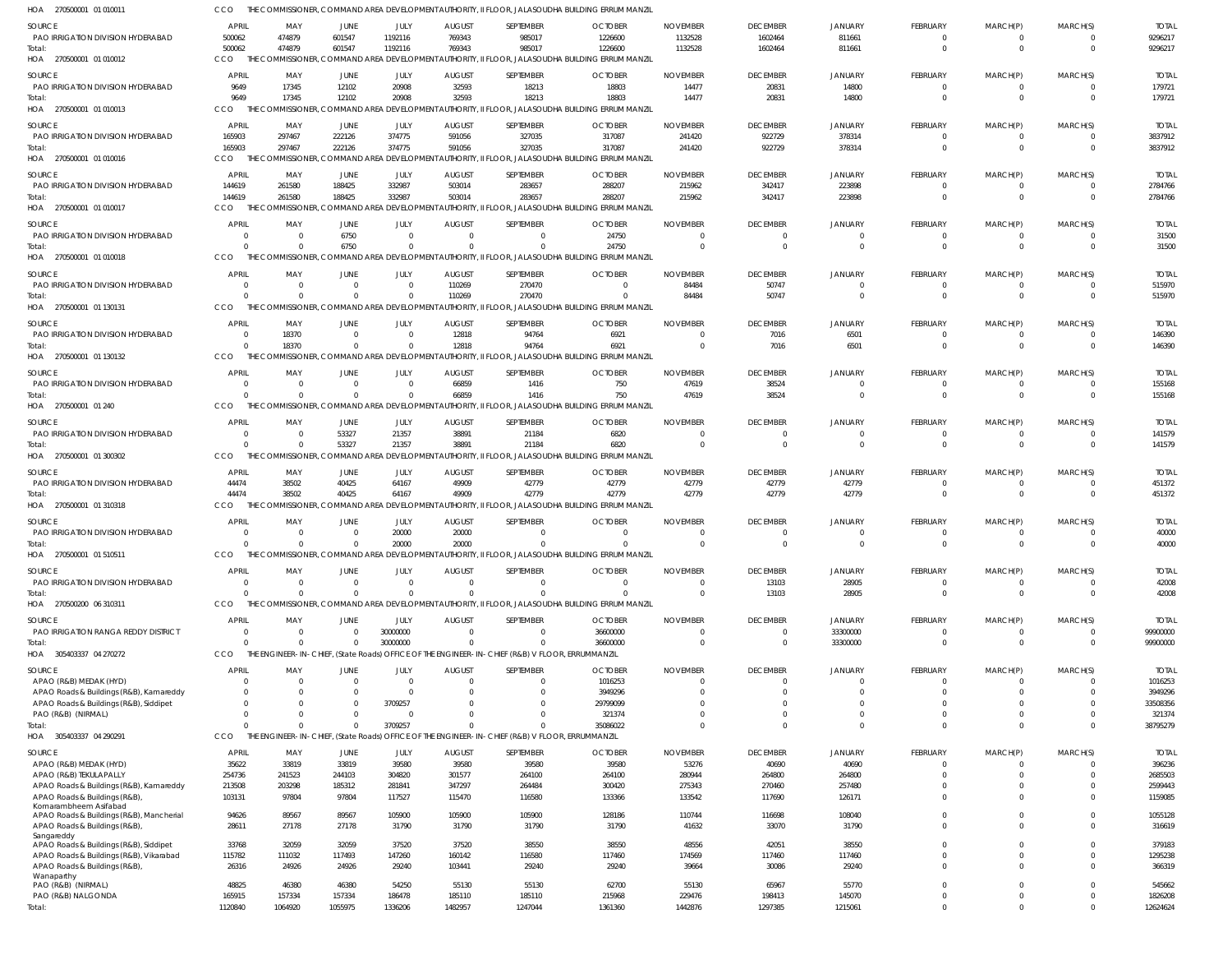HOA 270500001 01 010011 CCO THE COMMISSIONER, COMMAND AREA DEVELOPMENT AUTHORITY, II FLOOR, JALASOUDHA BUILDING ERRUM MANZIL

| SOURCE | APRIL | MAY | JUNE | JULY | AUGUST | SEPTEMBER | OCTOBER | NOVEMBER | DECEMBER | JANUARY | FEBRUARY | MARCH(P) | MARCH(S) | TOTAL |
|---|---|---|---|---|---|---|---|---|---|---|---|---|---|---|
| PAO IRRIGATION DIVISION HYDERABAD | 500062 | 474879 | 601547 | 1192116 | 769343 | 985017 | 1226600 | 1132528 | 1602464 | 811661 | 0 | 0 | 0 | 9296217 |
| Total: | 500062 | 474879 | 601547 | 1192116 | 769343 | 985017 | 1226600 | 1132528 | 1602464 | 811661 | 0 | 0 | 0 | 9296217 |

HOA 270500001 01 010012 CCO THE COMMISSIONER, COMMAND AREA DEVELOPMENT AUTHORITY, II FLOOR, JALASOUDHA BUILDING ERRUM MANZIL

| SOURCE | APRIL | MAY | JUNE | JULY | AUGUST | SEPTEMBER | OCTOBER | NOVEMBER | DECEMBER | JANUARY | FEBRUARY | MARCH(P) | MARCH(S) | TOTAL |
|---|---|---|---|---|---|---|---|---|---|---|---|---|---|---|
| PAO IRRIGATION DIVISION HYDERABAD | 9649 | 17345 | 12102 | 20908 | 32593 | 18213 | 18803 | 14477 | 20831 | 14800 | 0 | 0 | 0 | 179721 |
| Total: | 9649 | 17345 | 12102 | 20908 | 32593 | 18213 | 18803 | 14477 | 20831 | 14800 | 0 | 0 | 0 | 179721 |

HOA 270500001 01 010013 CCO THE COMMISSIONER, COMMAND AREA DEVELOPMENT AUTHORITY, II FLOOR, JALASOUDHA BUILDING ERRUM MANZIL

| SOURCE | APRIL | MAY | JUNE | JULY | AUGUST | SEPTEMBER | OCTOBER | NOVEMBER | DECEMBER | JANUARY | FEBRUARY | MARCH(P) | MARCH(S) | TOTAL |
|---|---|---|---|---|---|---|---|---|---|---|---|---|---|---|
| PAO IRRIGATION DIVISION HYDERABAD | 165903 | 297467 | 222126 | 374775 | 591056 | 327035 | 317087 | 241420 | 922729 | 378314 | 0 | 0 | 0 | 3837912 |
| Total: | 165903 | 297467 | 222126 | 374775 | 591056 | 327035 | 317087 | 241420 | 922729 | 378314 | 0 | 0 | 0 | 3837912 |

HOA 270500001 01 010016 CCO THE COMMISSIONER, COMMAND AREA DEVELOPMENT AUTHORITY, II FLOOR, JALASOUDHA BUILDING ERRUM MANZIL

| SOURCE | APRIL | MAY | JUNE | JULY | AUGUST | SEPTEMBER | OCTOBER | NOVEMBER | DECEMBER | JANUARY | FEBRUARY | MARCH(P) | MARCH(S) | TOTAL |
|---|---|---|---|---|---|---|---|---|---|---|---|---|---|---|
| PAO IRRIGATION DIVISION HYDERABAD | 144619 | 261580 | 188425 | 332987 | 503014 | 283657 | 288207 | 215962 | 342417 | 223898 | 0 | 0 | 0 | 2784766 |
| Total: | 144619 | 261580 | 188425 | 332987 | 503014 | 283657 | 288207 | 215962 | 342417 | 223898 | 0 | 0 | 0 | 2784766 |

HOA 270500001 01 010017 CCO THE COMMISSIONER, COMMAND AREA DEVELOPMENT AUTHORITY, II FLOOR, JALASOUDHA BUILDING ERRUM MANZIL

| SOURCE | APRIL | MAY | JUNE | JULY | AUGUST | SEPTEMBER | OCTOBER | NOVEMBER | DECEMBER | JANUARY | FEBRUARY | MARCH(P) | MARCH(S) | TOTAL |
|---|---|---|---|---|---|---|---|---|---|---|---|---|---|---|
| PAO IRRIGATION DIVISION HYDERABAD | 0 | 0 | 6750 | 0 | 0 | 0 | 24750 | 0 | 0 | 0 | 0 | 0 | 0 | 31500 |
| Total: | 0 | 0 | 6750 | 0 | 0 | 0 | 24750 | 0 | 0 | 0 | 0 | 0 | 0 | 31500 |

HOA 270500001 01 010018 CCO THE COMMISSIONER, COMMAND AREA DEVELOPMENT AUTHORITY, II FLOOR, JALASOUDHA BUILDING ERRUM MANZIL

| SOURCE | APRIL | MAY | JUNE | JULY | AUGUST | SEPTEMBER | OCTOBER | NOVEMBER | DECEMBER | JANUARY | FEBRUARY | MARCH(P) | MARCH(S) | TOTAL |
|---|---|---|---|---|---|---|---|---|---|---|---|---|---|---|
| PAO IRRIGATION DIVISION HYDERABAD | 0 | 0 | 0 | 0 | 110269 | 270470 | 0 | 84484 | 50747 | 0 | 0 | 0 | 0 | 515970 |
| Total: | 0 | 0 | 0 | 0 | 110269 | 270470 | 0 | 84484 | 50747 | 0 | 0 | 0 | 0 | 515970 |

HOA 270500001 01 130131 CCO THE COMMISSIONER, COMMAND AREA DEVELOPMENT AUTHORITY, II FLOOR, JALASOUDHA BUILDING ERRUM MANZIL

| SOURCE | APRIL | MAY | JUNE | JULY | AUGUST | SEPTEMBER | OCTOBER | NOVEMBER | DECEMBER | JANUARY | FEBRUARY | MARCH(P) | MARCH(S) | TOTAL |
|---|---|---|---|---|---|---|---|---|---|---|---|---|---|---|
| PAO IRRIGATION DIVISION HYDERABAD | 0 | 18370 | 0 | 0 | 12818 | 94764 | 6921 | 0 | 7016 | 6501 | 0 | 0 | 0 | 146390 |
| Total: | 0 | 18370 | 0 | 0 | 12818 | 94764 | 6921 | 0 | 7016 | 6501 | 0 | 0 | 0 | 146390 |

HOA 270500001 01 130132 CCO THE COMMISSIONER, COMMAND AREA DEVELOPMENT AUTHORITY, II FLOOR, JALASOUDHA BUILDING ERRUM MANZIL

| SOURCE | APRIL | MAY | JUNE | JULY | AUGUST | SEPTEMBER | OCTOBER | NOVEMBER | DECEMBER | JANUARY | FEBRUARY | MARCH(P) | MARCH(S) | TOTAL |
|---|---|---|---|---|---|---|---|---|---|---|---|---|---|---|
| PAO IRRIGATION DIVISION HYDERABAD | 0 | 0 | 0 | 0 | 66859 | 1416 | 750 | 47619 | 38524 | 0 | 0 | 0 | 0 | 155168 |
| Total: | 0 | 0 | 0 | 0 | 66859 | 1416 | 750 | 47619 | 38524 | 0 | 0 | 0 | 0 | 155168 |

HOA 270500001 01 240 CCO THE COMMISSIONER, COMMAND AREA DEVELOPMENT AUTHORITY, II FLOOR, JALASOUDHA BUILDING ERRUM MANZIL

| SOURCE | APRIL | MAY | JUNE | JULY | AUGUST | SEPTEMBER | OCTOBER | NOVEMBER | DECEMBER | JANUARY | FEBRUARY | MARCH(P) | MARCH(S) | TOTAL |
|---|---|---|---|---|---|---|---|---|---|---|---|---|---|---|
| PAO IRRIGATION DIVISION HYDERABAD | 0 | 0 | 53327 | 21357 | 38891 | 21184 | 6820 | 0 | 0 | 0 | 0 | 0 | 0 | 141579 |
| Total: | 0 | 0 | 53327 | 21357 | 38891 | 21184 | 6820 | 0 | 0 | 0 | 0 | 0 | 0 | 141579 |

HOA 270500001 01 300302 CCO THE COMMISSIONER, COMMAND AREA DEVELOPMENT AUTHORITY, II FLOOR, JALASOUDHA BUILDING ERRUM MANZIL

| SOURCE | APRIL | MAY | JUNE | JULY | AUGUST | SEPTEMBER | OCTOBER | NOVEMBER | DECEMBER | JANUARY | FEBRUARY | MARCH(P) | MARCH(S) | TOTAL |
|---|---|---|---|---|---|---|---|---|---|---|---|---|---|---|
| PAO IRRIGATION DIVISION HYDERABAD | 44474 | 38502 | 40425 | 64167 | 49909 | 42779 | 42779 | 42779 | 42779 | 42779 | 0 | 0 | 0 | 451372 |
| Total: | 44474 | 38502 | 40425 | 64167 | 49909 | 42779 | 42779 | 42779 | 42779 | 42779 | 0 | 0 | 0 | 451372 |

HOA 270500001 01 310318 CCO THE COMMISSIONER, COMMAND AREA DEVELOPMENT AUTHORITY, II FLOOR, JALASOUDHA BUILDING ERRUM MANZIL

| SOURCE | APRIL | MAY | JUNE | JULY | AUGUST | SEPTEMBER | OCTOBER | NOVEMBER | DECEMBER | JANUARY | FEBRUARY | MARCH(P) | MARCH(S) | TOTAL |
|---|---|---|---|---|---|---|---|---|---|---|---|---|---|---|
| PAO IRRIGATION DIVISION HYDERABAD | 0 | 0 | 0 | 20000 | 20000 | 0 | 0 | 0 | 0 | 0 | 0 | 0 | 0 | 40000 |
| Total: | 0 | 0 | 0 | 20000 | 20000 | 0 | 0 | 0 | 0 | 0 | 0 | 0 | 0 | 40000 |

HOA 270500001 01 510511 CCO THE COMMISSIONER, COMMAND AREA DEVELOPMENT AUTHORITY, II FLOOR, JALASOUDHA BUILDING ERRUM MANZIL

| SOURCE | APRIL | MAY | JUNE | JULY | AUGUST | SEPTEMBER | OCTOBER | NOVEMBER | DECEMBER | JANUARY | FEBRUARY | MARCH(P) | MARCH(S) | TOTAL |
|---|---|---|---|---|---|---|---|---|---|---|---|---|---|---|
| PAO IRRIGATION DIVISION HYDERABAD | 0 | 0 | 0 | 0 | 0 | 0 | 0 | 0 | 13103 | 28905 | 0 | 0 | 0 | 42008 |
| Total: | 0 | 0 | 0 | 0 | 0 | 0 | 0 | 0 | 13103 | 28905 | 0 | 0 | 0 | 42008 |

HOA 270500200 06 310311 CCO THE COMMISSIONER, COMMAND AREA DEVELOPMENT AUTHORITY, II FLOOR, JALASOUDHA BUILDING ERRUM MANZIL

| SOURCE | APRIL | MAY | JUNE | JULY | AUGUST | SEPTEMBER | OCTOBER | NOVEMBER | DECEMBER | JANUARY | FEBRUARY | MARCH(P) | MARCH(S) | TOTAL |
|---|---|---|---|---|---|---|---|---|---|---|---|---|---|---|
| PAO IRRIGATION RANGA REDDY DISTRICT | 0 | 0 | 0 | 30000000 | 0 | 0 | 36600000 | 0 | 0 | 33300000 | 0 | 0 | 0 | 99900000 |
| Total: | 0 | 0 | 0 | 30000000 | 0 | 0 | 36600000 | 0 | 0 | 33300000 | 0 | 0 | 0 | 99900000 |

HOA 305403337 04 270272 CCO THE ENGINEER-IN-CHIEF, (State Roads) OFFICE OF THE ENGINEER-IN-CHIEF (R&B) V FLOOR, ERRUMMANZIL

| SOURCE | APRIL | MAY | JUNE | JULY | AUGUST | SEPTEMBER | OCTOBER | NOVEMBER | DECEMBER | JANUARY | FEBRUARY | MARCH(P) | MARCH(S) | TOTAL |
|---|---|---|---|---|---|---|---|---|---|---|---|---|---|---|
| APAO (R&B) MEDAK (HYD) | 0 | 0 | 0 | 0 | 0 | 0 | 1016253 | 0 | 0 | 0 | 0 | 0 | 0 | 1016253 |
| APAO Roads & Buildings (R&B), Kamareddy | 0 | 0 | 0 | 0 | 0 | 0 | 3949296 | 0 | 0 | 0 | 0 | 0 | 0 | 3949296 |
| APAO Roads & Buildings (R&B), Siddipet | 0 | 0 | 0 | 3709257 | 0 | 0 | 29799099 | 0 | 0 | 0 | 0 | 0 | 0 | 33508356 |
| PAO (R&B) (NIRMAL) | 0 | 0 | 0 | 0 | 0 | 0 | 321374 | 0 | 0 | 0 | 0 | 0 | 0 | 321374 |
| Total: | 0 | 0 | 0 | 3709257 | 0 | 0 | 35086022 | 0 | 0 | 0 | 0 | 0 | 0 | 38795279 |

HOA 305403337 04 290291 CCO THE ENGINEER-IN-CHIEF, (State Roads) OFFICE OF THE ENGINEER-IN-CHIEF (R&B) V FLOOR, ERRUMMANZIL

| SOURCE | APRIL | MAY | JUNE | JULY | AUGUST | SEPTEMBER | OCTOBER | NOVEMBER | DECEMBER | JANUARY | FEBRUARY | MARCH(P) | MARCH(S) | TOTAL |
|---|---|---|---|---|---|---|---|---|---|---|---|---|---|---|
| APAO (R&B) MEDAK (HYD) | 35622 | 33819 | 33819 | 39580 | 39580 | 39580 | 39580 | 53276 | 40690 | 40690 | 0 | 0 | 0 | 396236 |
| APAO (R&B) TEKULAPALLY | 254736 | 241523 | 244103 | 304820 | 301577 | 264100 | 264100 | 280944 | 264800 | 264800 | 0 | 0 | 0 | 2685503 |
| APAO Roads & Buildings (R&B), Kamareddy | 213508 | 203298 | 185312 | 281841 | 347297 | 264484 | 300420 | 275343 | 270460 | 257480 | 0 | 0 | 0 | 2599443 |
| APAO Roads & Buildings (R&B), Komarambheem Asifabad | 103131 | 97804 | 97804 | 117527 | 115470 | 116580 | 133366 | 133542 | 117690 | 126171 | 0 | 0 | 0 | 1159085 |
| APAO Roads & Buildings (R&B), Mancherial | 94626 | 89567 | 89567 | 105900 | 105900 | 105900 | 128186 | 110744 | 116698 | 108040 | 0 | 0 | 0 | 1055128 |
| APAO Roads & Buildings (R&B), Sangareddy | 28611 | 27178 | 27178 | 31790 | 31790 | 31790 | 31790 | 41632 | 33070 | 31790 | 0 | 0 | 0 | 316619 |
| APAO Roads & Buildings (R&B), Siddipet | 33768 | 32059 | 32059 | 37520 | 37520 | 38550 | 38550 | 48556 | 42051 | 38550 | 0 | 0 | 0 | 379183 |
| APAO Roads & Buildings (R&B), Vikarabad | 115782 | 111032 | 117493 | 147260 | 160142 | 116580 | 117460 | 174569 | 117460 | 117460 | 0 | 0 | 0 | 1295238 |
| APAO Roads & Buildings (R&B), Wanaparthy | 26316 | 24926 | 24926 | 29240 | 103441 | 29240 | 29240 | 39664 | 30086 | 29240 | 0 | 0 | 0 | 366319 |
| PAO (R&B) (NIRMAL) | 48825 | 46380 | 46380 | 54250 | 55130 | 55130 | 62700 | 55130 | 65967 | 55770 | 0 | 0 | 0 | 545662 |
| PAO (R&B) NALGONDA | 165915 | 157334 | 157334 | 186478 | 185110 | 185110 | 215968 | 229476 | 198413 | 145070 | 0 | 0 | 0 | 1826208 |
| Total: | 1120840 | 1064920 | 1055975 | 1336206 | 1482957 | 1247044 | 1361360 | 1442876 | 1297385 | 1215061 | 0 | 0 | 0 | 12624624 |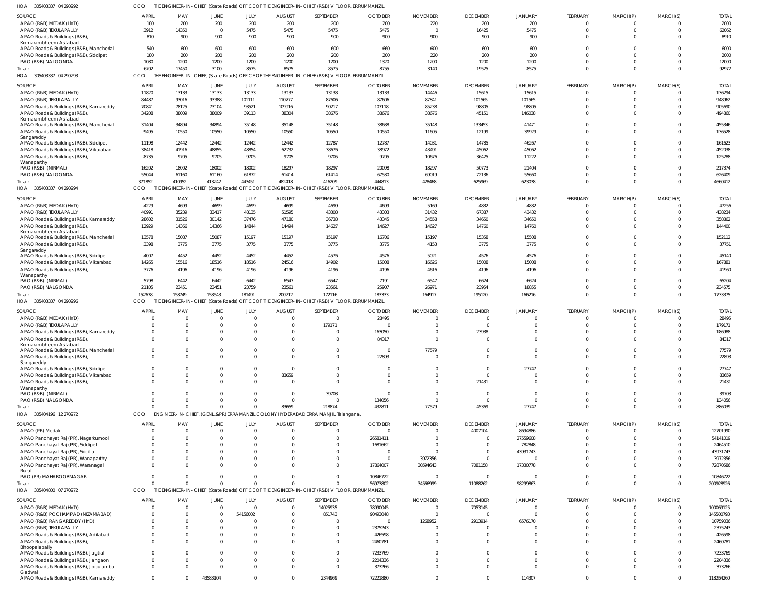HOA 305403337 04 290292 CCO THE ENGINEER-IN-CHIEF, (State Roads) OFFICE OF THE ENGINEER-IN-CHIEF (R&B) V FLOOR, ERRUMMANZIL

| SOURCE | APRIL | MAY | JUNE | JULY | AUGUST | SEPTEMBER | OCTOBER | NOVEMBER | DECEMBER | JANUARY | FEBRUARY | MARCH(P) | MARCH(S) | TOTAL |
|---|---|---|---|---|---|---|---|---|---|---|---|---|---|---|
| APAO (R&B) MEDAK (HYD) | 180 | 200 | 200 | 200 | 200 | 200 | 200 | 220 | 200 | 200 | 0 | 0 | 0 | 2000 |
| APAO (R&B) TEKULAPALLY | 3912 | 14350 | 0 | 5475 | 5475 | 5475 | 5475 | 0 | 16425 | 5475 | 0 | 0 | 0 | 62062 |
| APAO Roads & Buildings (R&B), Komarambheem Asifabad | 810 | 900 | 900 | 900 | 900 | 900 | 900 | 900 | 900 | 900 | 0 | 0 | 0 | 8910 |
| APAO Roads & Buildings (R&B), Mancherial | 540 | 600 | 600 | 600 | 600 | 600 | 660 | 600 | 600 | 600 | 0 | 0 | 0 | 6000 |
| APAO Roads & Buildings (R&B), Siddipet | 180 | 200 | 200 | 200 | 200 | 200 | 200 | 220 | 200 | 200 | 0 | 0 | 0 | 2000 |
| PAO (R&B) NALGONDA | 1080 | 1200 | 1200 | 1200 | 1200 | 1200 | 1320 | 1200 | 1200 | 1200 | 0 | 0 | 0 | 12000 |
| Total: | 6702 | 17450 | 3100 | 8575 | 8575 | 8575 | 8755 | 3140 | 19525 | 8575 | 0 | 0 | 0 | 92972 |

HOA 305403337 04 290293 CCO THE ENGINEER-IN-CHIEF, (State Roads) OFFICE OF THE ENGINEER-IN-CHIEF (R&B) V FLOOR, ERRUMMANZIL

| SOURCE | APRIL | MAY | JUNE | JULY | AUGUST | SEPTEMBER | OCTOBER | NOVEMBER | DECEMBER | JANUARY | FEBRUARY | MARCH(P) | MARCH(S) | TOTAL |
|---|---|---|---|---|---|---|---|---|---|---|---|---|---|---|
| APAO (R&B) MEDAK (HYD) | 11820 | 13133 | 13133 | 13133 | 13133 | 13133 | 13133 | 14446 | 15615 | 15615 | 0 | 0 | 0 | 136294 |
| APAO (R&B) TEKULAPALLY | 84487 | 93016 | 93388 | 101111 | 110777 | 87606 | 87606 | 87841 | 101565 | 101565 | 0 | 0 | 0 | 948962 |
| APAO Roads & Buildings (R&B), Kamareddy | 70841 | 78125 | 73104 | 93521 | 109916 | 90217 | 107118 | 85238 | 98805 | 98805 | 0 | 0 | 0 | 905690 |
| APAO Roads & Buildings (R&B), Komarambheem Asifabad | 34208 | 38009 | 38009 | 39113 | 38304 | 38676 | 38676 | 38676 | 45151 | 146038 | 0 | 0 | 0 | 494860 |
| APAO Roads & Buildings (R&B), Mancherial | 31404 | 34894 | 34894 | 35148 | 35148 | 35148 | 38638 | 35148 | 133453 | 41471 | 0 | 0 | 0 | 455346 |
| APAO Roads & Buildings (R&B), Sangareddy | 9495 | 10550 | 10550 | 10550 | 10550 | 10550 | 10550 | 11605 | 12199 | 39929 | 0 | 0 | 0 | 136528 |
| APAO Roads & Buildings (R&B), Siddipet | 11198 | 12442 | 12442 | 12442 | 12442 | 12787 | 12787 | 14031 | 14785 | 46267 | 0 | 0 | 0 | 161623 |
| APAO Roads & Buildings (R&B), Vikarabad | 38418 | 41916 | 48855 | 48854 | 62732 | 38676 | 38972 | 43491 | 45062 | 45062 | 0 | 0 | 0 | 452038 |
| APAO Roads & Buildings (R&B), Wanaparthy | 8735 | 9705 | 9705 | 9705 | 9705 | 9705 | 9705 | 10676 | 36425 | 11222 | 0 | 0 | 0 | 125288 |
| PAO (R&B) (NIRMAL) | 16202 | 18002 | 18002 | 18002 | 18297 | 18297 | 20098 | 18297 | 50773 | 21404 | 0 | 0 | 0 | 217374 |
| PAO (R&B) NALGONDA | 55044 | 61160 | 61160 | 61872 | 61414 | 61414 | 67530 | 69019 | 72136 | 55660 | 0 | 0 | 0 | 626409 |
| Total: | 371852 | 410952 | 413242 | 443451 | 482418 | 416209 | 444813 | 428468 | 625969 | 623038 | 0 | 0 | 0 | 4660412 |

HOA 305403337 04 290294 CCO THE ENGINEER-IN-CHIEF, (State Roads) OFFICE OF THE ENGINEER-IN-CHIEF (R&B) V FLOOR, ERRUMMANZIL

| SOURCE | APRIL | MAY | JUNE | JULY | AUGUST | SEPTEMBER | OCTOBER | NOVEMBER | DECEMBER | JANUARY | FEBRUARY | MARCH(P) | MARCH(S) | TOTAL |
|---|---|---|---|---|---|---|---|---|---|---|---|---|---|---|
| APAO (R&B) MEDAK (HYD) | 4229 | 4699 | 4699 | 4699 | 4699 | 4699 | 4699 | 5169 | 4832 | 4832 | 0 | 0 | 0 | 47256 |
| APAO (R&B) TEKULAPALLY | 40991 | 35239 | 33417 | 48135 | 51595 | 43303 | 43303 | 31432 | 67387 | 43432 | 0 | 0 | 0 | 438234 |
| APAO Roads & Buildings (R&B), Kamareddy | 28602 | 31526 | 30142 | 37476 | 47180 | 36733 | 43345 | 34558 | 34650 | 34650 | 0 | 0 | 0 | 358862 |
| APAO Roads & Buildings (R&B), Komarambheem Asifabad | 12929 | 14366 | 14366 | 14844 | 14494 | 14627 | 14627 | 14627 | 14760 | 14760 | 0 | 0 | 0 | 144400 |
| APAO Roads & Buildings (R&B), Mancherial | 13578 | 15087 | 15087 | 15197 | 15197 | 15197 | 16706 | 15197 | 15358 | 15508 | 0 | 0 | 0 | 152112 |
| APAO Roads & Buildings (R&B), Sangareddy | 3398 | 3775 | 3775 | 3775 | 3775 | 3775 | 3775 | 4153 | 3775 | 3775 | 0 | 0 | 0 | 37751 |
| APAO Roads & Buildings (R&B), Siddipet | 4007 | 4452 | 4452 | 4452 | 4452 | 4576 | 4576 | 5021 | 4576 | 4576 | 0 | 0 | 0 | 45140 |
| APAO Roads & Buildings (R&B), Vikarabad | 14265 | 15516 | 18516 | 18516 | 24516 | 14902 | 15008 | 16626 | 15008 | 15008 | 0 | 0 | 0 | 167881 |
| APAO Roads & Buildings (R&B), Wanaparthy | 3776 | 4196 | 4196 | 4196 | 4196 | 4196 | 4196 | 4616 | 4196 | 4196 | 0 | 0 | 0 | 41960 |
| PAO (R&B) (NIRMAL) | 5798 | 6442 | 6442 | 6442 | 6547 | 6547 | 7191 | 6547 | 6624 | 6624 | 0 | 0 | 0 | 65204 |
| PAO (R&B) NALGONDA | 21105 | 23451 | 23451 | 23759 | 23561 | 23561 | 25907 | 26971 | 23954 | 18855 | 0 | 0 | 0 | 234575 |
| Total: | 152678 | 158749 | 158543 | 181491 | 200212 | 172116 | 183333 | 164917 | 195120 | 166216 | 0 | 0 | 0 | 1733375 |

HOA 305403337 04 290296 CCO THE ENGINEER-IN-CHIEF, (State Roads) OFFICE OF THE ENGINEER-IN-CHIEF (R&B) V FLOOR, ERRUMMANZIL

| SOURCE | APRIL | MAY | JUNE | JULY | AUGUST | SEPTEMBER | OCTOBER | NOVEMBER | DECEMBER | JANUARY | FEBRUARY | MARCH(P) | MARCH(S) | TOTAL |
|---|---|---|---|---|---|---|---|---|---|---|---|---|---|---|
| APAO (R&B) MEDAK (HYD) | 0 | 0 | 0 | 0 | 0 | 0 | 28495 | 0 | 0 | 0 | 0 | 0 | 0 | 28495 |
| APAO (R&B) TEKULAPALLY | 0 | 0 | 0 | 0 | 0 | 179171 | 0 | 0 | 0 | 0 | 0 | 0 | 0 | 179171 |
| APAO Roads & Buildings (R&B), Kamareddy | 0 | 0 | 0 | 0 | 0 | 0 | 163050 | 0 | 23938 | 0 | 0 | 0 | 0 | 186988 |
| APAO Roads & Buildings (R&B), Komarambheem Asifabad | 0 | 0 | 0 | 0 | 0 | 0 | 84317 | 0 | 0 | 0 | 0 | 0 | 0 | 84317 |
| APAO Roads & Buildings (R&B), Mancherial | 0 | 0 | 0 | 0 | 0 | 0 | 0 | 77579 | 0 | 0 | 0 | 0 | 0 | 77579 |
| APAO Roads & Buildings (R&B), Sangareddy | 0 | 0 | 0 | 0 | 0 | 0 | 22893 | 0 | 0 | 0 | 0 | 0 | 0 | 22893 |
| APAO Roads & Buildings (R&B), Siddipet | 0 | 0 | 0 | 0 | 0 | 0 | 0 | 0 | 0 | 27747 | 0 | 0 | 0 | 27747 |
| APAO Roads & Buildings (R&B), Vikarabad | 0 | 0 | 0 | 0 | 83659 | 0 | 0 | 0 | 0 | 0 | 0 | 0 | 0 | 83659 |
| APAO Roads & Buildings (R&B), Wanaparthy | 0 | 0 | 0 | 0 | 0 | 0 | 0 | 0 | 21431 | 0 | 0 | 0 | 0 | 21431 |
| PAO (R&B) (NIRMAL) | 0 | 0 | 0 | 0 | 0 | 39703 | 0 | 0 | 0 | 0 | 0 | 0 | 0 | 39703 |
| PAO (R&B) NALGONDA | 0 | 0 | 0 | 0 | 0 | 0 | 134056 | 0 | 0 | 0 | 0 | 0 | 0 | 134056 |
| Total: | 0 | 0 | 0 | 0 | 83659 | 218874 | 432811 | 77579 | 45369 | 27747 | 0 | 0 | 0 | 886039 |

HOA 305404196 12 270272 CCO ENGINEER-IN-CHIEF, (GENL.&PR) ERRAMANZIL COLONY HYDERABAD ERRA MANJIL Telangana,

| SOURCE | APRIL | MAY | JUNE | JULY | AUGUST | SEPTEMBER | OCTOBER | NOVEMBER | DECEMBER | JANUARY | FEBRUARY | MARCH(P) | MARCH(S) | TOTAL |
|---|---|---|---|---|---|---|---|---|---|---|---|---|---|---|
| APAO (PR) Medak | 0 | 0 | 0 | 0 | 0 | 0 | 0 | 0 | 4007104 | 8694886 | 0 | 0 | 0 | 12701990 |
| APAO Panchayat Raj (PR), Nagarkurnool | 0 | 0 | 0 | 0 | 0 | 0 | 26581411 | 0 | 0 | 27559608 | 0 | 0 | 0 | 54141019 |
| APAO Panchayat Raj (PR), Siddipet | 0 | 0 | 0 | 0 | 0 | 0 | 1681662 | 0 | 0 | 782848 | 0 | 0 | 0 | 2464510 |
| APAO Panchayat Raj (PR), Siricilla | 0 | 0 | 0 | 0 | 0 | 0 | 0 | 0 | 0 | 43931743 | 0 | 0 | 0 | 43931743 |
| APAO Panchayat Raj (PR), Wanaparthy | 0 | 0 | 0 | 0 | 0 | 0 | 0 | 3972356 | 0 | 0 | 0 | 0 | 0 | 3972356 |
| APAO Panchayat Raj (PR), Waranagal Rural | 0 | 0 | 0 | 0 | 0 | 0 | 17864007 | 30594643 | 7081158 | 17330778 | 0 | 0 | 0 | 72870586 |
| PAO (PR) MAHABOOBNAGAR | 0 | 0 | 0 | 0 | 0 | 0 | 10846722 | 0 | 0 | 0 | 0 | 0 | 0 | 10846722 |
| Total: | 0 | 0 | 0 | 0 | 0 | 0 | 56973802 | 34566999 | 11088262 | 98299863 | 0 | 0 | 0 | 200928926 |

HOA 305404800 07 270272 CCO THE ENGINEER-IN-CHIEF, (State Roads) OFFICE OF THE ENGINEER-IN-CHIEF (R&B) V FLOOR, ERRUMMANZIL

| SOURCE | APRIL | MAY | JUNE | JULY | AUGUST | SEPTEMBER | OCTOBER | NOVEMBER | DECEMBER | JANUARY | FEBRUARY | MARCH(P) | MARCH(S) | TOTAL |
|---|---|---|---|---|---|---|---|---|---|---|---|---|---|---|
| APAO (R&B) MEDAK (HYD) | 0 | 0 | 0 | 0 | 0 | 14025935 | 78990045 | 0 | 7053145 | 0 | 0 | 0 | 0 | 100069125 |
| APAO (R&B) POCHAMPAD (NIZAMABAD) | 0 | 0 | 0 | 54156002 | 0 | 851743 | 90493048 | 0 | 0 | 0 | 0 | 0 | 0 | 145500793 |
| APAO (R&B) RANGAREDDY (HYD) | 0 | 0 | 0 | 0 | 0 | 0 | 0 | 1268952 | 2913914 | 6576170 | 0 | 0 | 0 | 10759036 |
| APAO (R&B) TEKULAPALLY | 0 | 0 | 0 | 0 | 0 | 0 | 2375243 | 0 | 0 | 0 | 0 | 0 | 0 | 2375243 |
| APAO Roads & Buildings (R&B), Adilabad | 0 | 0 | 0 | 0 | 0 | 0 | 426598 | 0 | 0 | 0 | 0 | 0 | 0 | 426598 |
| APAO Roads & Buildings (R&B), Bhoopalapally | 0 | 0 | 0 | 0 | 0 | 0 | 2460781 | 0 | 0 | 0 | 0 | 0 | 0 | 2460781 |
| APAO Roads & Buildings (R&B), Jagtial | 0 | 0 | 0 | 0 | 0 | 0 | 7233769 | 0 | 0 | 0 | 0 | 0 | 0 | 7233769 |
| APAO Roads & Buildings (R&B), Jangaon | 0 | 0 | 0 | 0 | 0 | 0 | 2204336 | 0 | 0 | 0 | 0 | 0 | 0 | 2204336 |
| APAO Roads & Buildings (R&B), Jogulamba Gadwal | 0 | 0 | 0 | 0 | 0 | 0 | 373266 | 0 | 0 | 0 | 0 | 0 | 0 | 373266 |
| APAO Roads & Buildings (R&B), Kamareddy | 0 | 0 | 43583104 | 0 | 0 | 2344969 | 72221880 | 0 | 0 | 114307 | 0 | 0 | 0 | 118264260 |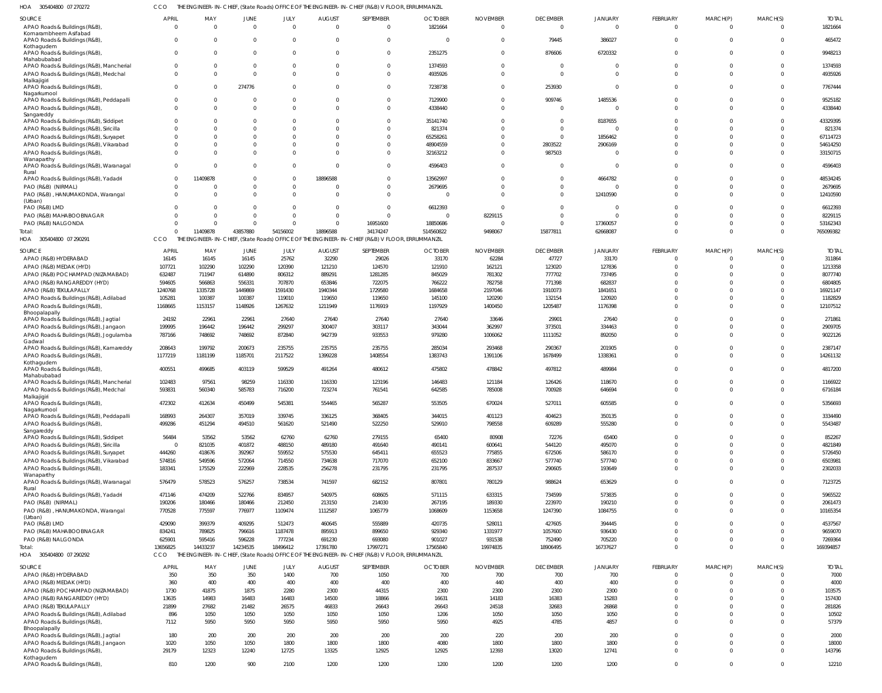HOA 305404800 07 270272 CCO THE ENGINEER-IN-CHIEF, (State Roads) OFFICE OF THE ENGINEER-IN-CHIEF (R&B) V FLOOR, ERRUMMANZIL

| SOURCE | APRIL | MAY | JUNE | JULY | AUGUST | SEPTEMBER | OCTOBER | NOVEMBER | DECEMBER | JANUARY | FEBRUARY | MARCH(P) | MARCH(S) | TOTAL |
|---|---|---|---|---|---|---|---|---|---|---|---|---|---|---|
| APAO Roads & Buildings (R&B), Komarambheem Asifabad | 0 | 0 | 0 | 0 | 0 | 0 | 1821664 | 0 | 0 | 0 | 0 | 0 | 0 | 1821664 |
| APAO Roads & Buildings (R&B), Kothagudem | 0 | 0 | 0 | 0 | 0 | 0 | 0 | 0 | 79445 | 386027 | 0 | 0 | 0 | 465472 |
| APAO Roads & Buildings (R&B), Mahabubabad | 0 | 0 | 0 | 0 | 0 | 0 | 2351275 | 0 | 876606 | 6720332 | 0 | 0 | 0 | 9948213 |
| APAO Roads & Buildings (R&B), Mancherial | 0 | 0 | 0 | 0 | 0 | 0 | 1374593 | 0 | 0 | 0 | 0 | 0 | 0 | 1374593 |
| APAO Roads & Buildings (R&B), Medchal Malkajigiri | 0 | 0 | 0 | 0 | 0 | 0 | 4935926 | 0 | 0 | 0 | 0 | 0 | 0 | 4935926 |
| APAO Roads & Buildings (R&B), Nagarkurnool | 0 | 0 | 274776 | 0 | 0 | 0 | 7238738 | 0 | 253930 | 0 | 0 | 0 | 0 | 7767444 |
| APAO Roads & Buildings (R&B), Peddapalli | 0 | 0 | 0 | 0 | 0 | 0 | 7129900 | 0 | 909746 | 1485536 | 0 | 0 | 0 | 9525182 |
| APAO Roads & Buildings (R&B), Sangareddy | 0 | 0 | 0 | 0 | 0 | 0 | 4338440 | 0 | 0 | 0 | 0 | 0 | 0 | 4338440 |
| APAO Roads & Buildings (R&B), Siddipet | 0 | 0 | 0 | 0 | 0 | 0 | 35141740 | 0 | 0 | 8187655 | 0 | 0 | 0 | 43329395 |
| APAO Roads & Buildings (R&B), Siricilla | 0 | 0 | 0 | 0 | 0 | 0 | 821374 | 0 | 0 | 0 | 0 | 0 | 0 | 821374 |
| APAO Roads & Buildings (R&B), Suryapet | 0 | 0 | 0 | 0 | 0 | 0 | 65258261 | 0 | 0 | 1856462 | 0 | 0 | 0 | 67114723 |
| APAO Roads & Buildings (R&B), Vikarabad | 0 | 0 | 0 | 0 | 0 | 0 | 48904559 | 0 | 2803522 | 2906169 | 0 | 0 | 0 | 54614250 |
| APAO Roads & Buildings (R&B), Wanaparthy | 0 | 0 | 0 | 0 | 0 | 0 | 32163212 | 0 | 987503 | 0 | 0 | 0 | 0 | 33150715 |
| APAO Roads & Buildings (R&B), Waranagal Rural | 0 | 0 | 0 | 0 | 0 | 0 | 4596403 | 0 | 0 | 0 | 0 | 0 | 0 | 4596403 |
| APAO Roads & Buildings (R&B), Yadadri | 0 | 11409878 | 0 | 0 | 18896588 | 0 | 13562997 | 0 | 0 | 4664782 | 0 | 0 | 0 | 48534245 |
| PAO (R&B) (NIRMAL) | 0 | 0 | 0 | 0 | 0 | 0 | 2679695 | 0 | 0 | 0 | 0 | 0 | 0 | 2679695 |
| PAO (R&B), HANUMAKONDA, Warangal (Urban) | 0 | 0 | 0 | 0 | 0 | 0 | 0 | 0 | 0 | 12410590 | 0 | 0 | 0 | 12410590 |
| PAO (R&B) LMD | 0 | 0 | 0 | 0 | 0 | 0 | 6612393 | 0 | 0 | 0 | 0 | 0 | 0 | 6612393 |
| PAO (R&B) MAHABOOBNAGAR | 0 | 0 | 0 | 0 | 0 | 0 | 0 | 8229115 | 0 | 0 | 0 | 0 | 0 | 8229115 |
| PAO (R&B) NALGONDA | 0 | 0 | 0 | 0 | 0 | 16951600 | 18850686 | 0 | 0 | 17360057 | 0 | 0 | 0 | 53162343 |
| Total: | 0 | 11409878 | 43857880 | 54156002 | 18896588 | 34174247 | 514560822 | 9498067 | 15877811 | 62668087 | 0 | 0 | 0 | 765099382 |

HOA 305404800 07 290291 CCO THE ENGINEER-IN-CHIEF, (State Roads) OFFICE OF THE ENGINEER-IN-CHIEF (R&B) V FLOOR, ERRUMMANZIL

| SOURCE | APRIL | MAY | JUNE | JULY | AUGUST | SEPTEMBER | OCTOBER | NOVEMBER | DECEMBER | JANUARY | FEBRUARY | MARCH(P) | MARCH(S) | TOTAL |
|---|---|---|---|---|---|---|---|---|---|---|---|---|---|---|
| APAO (R&B) HYDERABAD | 16145 | 16145 | 16145 | 25762 | 32290 | 29026 | 33170 | 62284 | 47727 | 33170 | 0 | 0 | 0 | 311864 |
| APAO (R&B) MEDAK (HYD) | 107721 | 102290 | 102290 | 120390 | 121210 | 124570 | 121910 | 162121 | 123020 | 127836 | 0 | 0 | 0 | 1213358 |
| APAO (R&B) POCHAMPAD (NIZAMABAD) | 632487 | 711947 | 614890 | 806312 | 889291 | 1281285 | 845029 | 781302 | 777702 | 737495 | 0 | 0 | 0 | 8077740 |
| APAO (R&B) RANGAREDDY (HYD) | 594605 | 566863 | 556331 | 707870 | 653846 | 722075 | 766222 | 782758 | 771398 | 682837 | 0 | 0 | 0 | 6804805 |
| APAO (R&B) TEKULAPALLY | 1240768 | 1335728 | 1449869 | 1591430 | 1940344 | 1729580 | 1684658 | 2197046 | 1910073 | 1841651 | 0 | 0 | 0 | 16921147 |
| APAO Roads & Buildings (R&B), Adilabad | 105281 | 100387 | 100387 | 119010 | 119650 | 119650 | 145100 | 120290 | 132154 | 120920 | 0 | 0 | 0 | 1182829 |
| APAO Roads & Buildings (R&B), Bhoopalapally | 1168665 | 1153157 | 1148926 | 1267632 | 1211949 | 1176919 | 1197929 | 1400450 | 1205487 | 1176398 | 0 | 0 | 0 | 12107512 |
| APAO Roads & Buildings (R&B), Jagtial | 24192 | 22961 | 22961 | 27640 | 27640 | 27640 | 27640 | 33646 | 29901 | 27640 | 0 | 0 | 0 | 271861 |
| APAO Roads & Buildings (R&B), Jangaon | 199995 | 196442 | 196442 | 299297 | 300407 | 303117 | 343044 | 362997 | 373501 | 334463 | 0 | 0 | 0 | 2909705 |
| APAO Roads & Buildings (R&B), Jogulamba Gadwal | 787166 | 748692 | 748692 | 872840 | 942739 | 933553 | 979280 | 1006062 | 1111052 | 892050 | 0 | 0 | 0 | 9022126 |
| APAO Roads & Buildings (R&B), Kamareddy | 208643 | 199792 | 200673 | 235755 | 235755 | 235755 | 285034 | 293468 | 290367 | 201905 | 0 | 0 | 0 | 2387147 |
| APAO Roads & Buildings (R&B), Kothagudem | 1177219 | 1181199 | 1185701 | 2117522 | 1399228 | 1408554 | 1383743 | 1391106 | 1678499 | 1338361 | 0 | 0 | 0 | 14261132 |
| APAO Roads & Buildings (R&B), Mahabubabad | 400551 | 499685 | 403119 | 599529 | 491264 | 480612 | 475802 | 478842 | 497812 | 489984 | 0 | 0 | 0 | 4817200 |
| APAO Roads & Buildings (R&B), Mancherial | 102483 | 97561 | 98259 | 116330 | 116330 | 123196 | 146483 | 121184 | 126426 | 118670 | 0 | 0 | 0 | 1166922 |
| APAO Roads & Buildings (R&B), Medchal Malkajigiri | 593831 | 560340 | 585783 | 716200 | 723274 | 761541 | 642585 | 785008 | 700928 | 646694 | 0 | 0 | 0 | 6716184 |
| APAO Roads & Buildings (R&B), Nagarkurnool | 472302 | 412634 | 450499 | 545381 | 554465 | 565287 | 553505 | 670024 | 527011 | 605585 | 0 | 0 | 0 | 5356693 |
| APAO Roads & Buildings (R&B), Peddapalli | 168993 | 264307 | 357019 | 339745 | 336125 | 368405 | 344015 | 401123 | 404623 | 350135 | 0 | 0 | 0 | 3334490 |
| APAO Roads & Buildings (R&B), Sangareddy | 499286 | 451294 | 494510 | 561620 | 521490 | 522250 | 529910 | 798558 | 609289 | 555280 | 0 | 0 | 0 | 5543487 |
| APAO Roads & Buildings (R&B), Siddipet | 56484 | 53562 | 53562 | 62760 | 62760 | 279155 | 65400 | 80908 | 72276 | 65400 | 0 | 0 | 0 | 852267 |
| APAO Roads & Buildings (R&B), Siricilla | 0 | 821035 | 401872 | 488150 | 489180 | 491640 | 490141 | 600641 | 544120 | 495070 | 0 | 0 | 0 | 4821849 |
| APAO Roads & Buildings (R&B), Suryapet | 444260 | 418676 | 392967 | 559552 | 575530 | 645411 | 655523 | 775855 | 672506 | 586170 | 0 | 0 | 0 | 5726450 |
| APAO Roads & Buildings (R&B), Vikarabad | 574816 | 549596 | 572064 | 714550 | 734638 | 717070 | 652100 | 833667 | 577740 | 577740 | 0 | 0 | 0 | 6503981 |
| APAO Roads & Buildings (R&B), Wanaparthy | 183341 | 175529 | 222969 | 228535 | 256278 | 231795 | 231795 | 287537 | 290605 | 193649 | 0 | 0 | 0 | 2302033 |
| APAO Roads & Buildings (R&B), Waranagal Rural | 576479 | 578523 | 576257 | 738534 | 741597 | 682152 | 807801 | 780129 | 988624 | 653629 | 0 | 0 | 0 | 7123725 |
| APAO Roads & Buildings (R&B), Yadadri | 471146 | 474209 | 522766 | 834957 | 540975 | 608605 | 571115 | 633315 | 734599 | 573835 | 0 | 0 | 0 | 5965522 |
| PAO (R&B) (NIRMAL) | 190206 | 180466 | 180466 | 212450 | 213150 | 214030 | 267195 | 189330 | 223970 | 190210 | 0 | 0 | 0 | 2061473 |
| PAO (R&B), HANUMAKONDA, Warangal (Urban) | 770528 | 775597 | 776977 | 1109474 | 1112587 | 1065779 | 1068609 | 1153658 | 1247390 | 1084755 | 0 | 0 | 0 | 10165354 |
| PAO (R&B) LMD | 429090 | 399379 | 409295 | 512473 | 460645 | 555889 | 420735 | 528011 | 427605 | 394445 | 0 | 0 | 0 | 4537567 |
| PAO (R&B) MAHABOOBNAGAR | 834241 | 789825 | 796616 | 1187478 | 895913 | 899650 | 929340 | 1331977 | 1057600 | 936430 | 0 | 0 | 0 | 9659070 |
| PAO (R&B) NALGONDA | 625901 | 595416 | 596228 | 777234 | 691230 | 693080 | 901027 | 931538 | 752490 | 705220 | 0 | 0 | 0 | 7269364 |
| Total: | 13656825 | 14433237 | 14234535 | 18496412 | 17391780 | 17997271 | 17565840 | 19974835 | 18906495 | 16737627 | 0 | 0 | 0 | 169394857 |

HOA 305404800 07 290292 CCO THE ENGINEER-IN-CHIEF, (State Roads) OFFICE OF THE ENGINEER-IN-CHIEF (R&B) V FLOOR, ERRUMMANZIL

| SOURCE | APRIL | MAY | JUNE | JULY | AUGUST | SEPTEMBER | OCTOBER | NOVEMBER | DECEMBER | JANUARY | FEBRUARY | MARCH(P) | MARCH(S) | TOTAL |
|---|---|---|---|---|---|---|---|---|---|---|---|---|---|---|
| APAO (R&B) HYDERABAD | 350 | 350 | 350 | 1400 | 700 | 1050 | 700 | 700 | 700 | 700 | 0 | 0 | 0 | 7000 |
| APAO (R&B) MEDAK (HYD) | 360 | 400 | 400 | 400 | 400 | 400 | 400 | 440 | 400 | 400 | 0 | 0 | 0 | 4000 |
| APAO (R&B) POCHAMPAD (NIZAMABAD) | 1730 | 41875 | 1875 | 2280 | 2300 | 44315 | 2300 | 2300 | 2300 | 2300 | 0 | 0 | 0 | 103575 |
| APAO (R&B) RANGAREDDY (HYD) | 13635 | 14983 | 16483 | 16483 | 14500 | 18866 | 16631 | 14183 | 16383 | 15283 | 0 | 0 | 0 | 157430 |
| APAO (R&B) TEKULAPALLY | 21899 | 27682 | 21482 | 26575 | 46833 | 26643 | 26643 | 24518 | 32683 | 26868 | 0 | 0 | 0 | 281826 |
| APAO Roads & Buildings (R&B), Adilabad | 896 | 1050 | 1050 | 1050 | 1050 | 1050 | 1206 | 1050 | 1050 | 1050 | 0 | 0 | 0 | 10502 |
| APAO Roads & Buildings (R&B), Bhoopalapally | 7112 | 5950 | 5950 | 5950 | 5950 | 5950 | 5950 | 4925 | 4785 | 4857 | 0 | 0 | 0 | 57379 |
| APAO Roads & Buildings (R&B), Jagtial | 180 | 200 | 200 | 200 | 200 | 200 | 200 | 220 | 200 | 200 | 0 | 0 | 0 | 2000 |
| APAO Roads & Buildings (R&B), Jangaon | 1020 | 1050 | 1050 | 1800 | 1800 | 1800 | 4080 | 1800 | 1800 | 1800 | 0 | 0 | 0 | 18000 |
| APAO Roads & Buildings (R&B), Kothagudem | 29179 | 12323 | 12240 | 12725 | 13325 | 12925 | 12925 | 12393 | 13020 | 12741 | 0 | 0 | 0 | 143796 |
| APAO Roads & Buildings (R&B), | 810 | 1200 | 900 | 2100 | 1200 | 1200 | 1200 | 1200 | 1200 | 1200 | 0 | 0 | 0 | 12210 |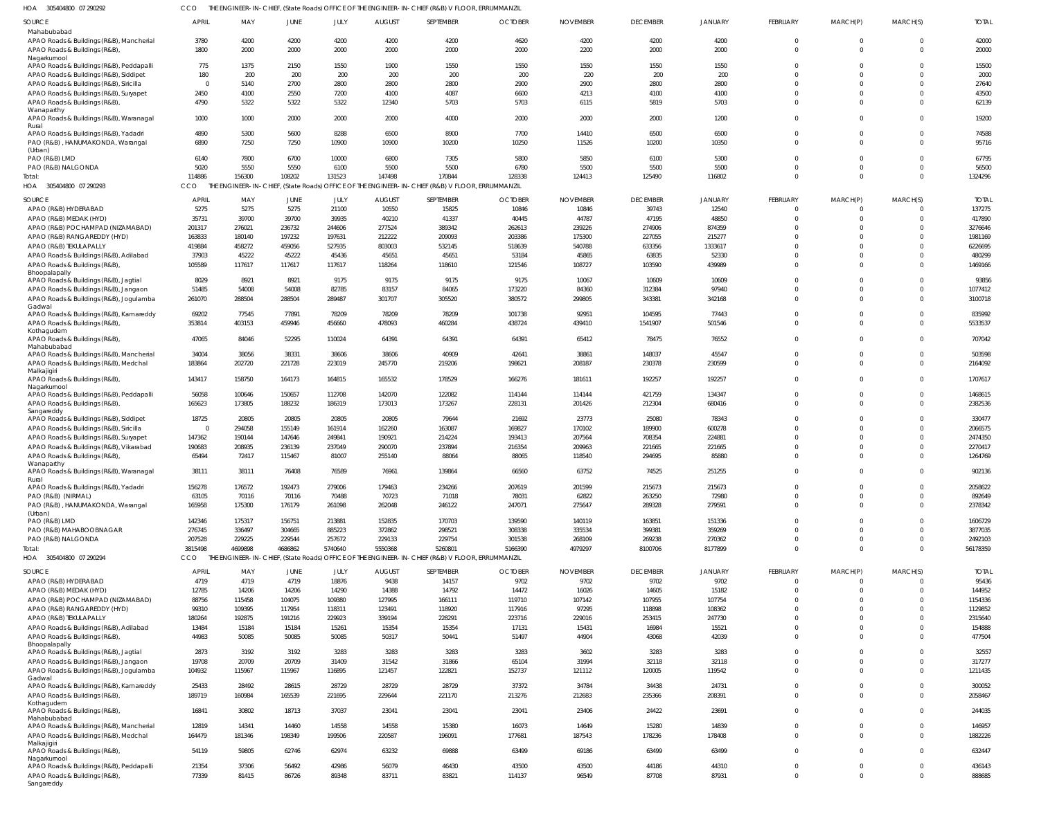HOA 305404800 07 290292 CCO THE ENGINEER-IN-CHIEF, (State Roads) OFFICE OF THE ENGINEER-IN-CHIEF (R&B) V FLOOR, ERRUMMANZIL

| SOURCE | APRIL | MAY | JUNE | JULY | AUGUST | SEPTEMBER | OCTOBER | NOVEMBER | DECEMBER | JANUARY | FEBRUARY | MARCH(P) | MARCH(S) | TOTAL |
|---|---|---|---|---|---|---|---|---|---|---|---|---|---|---|
| Mahabubabad | | | | | | | | | | | | | | |
| APAO Roads & Buildings (R&B), Mancherial | 3780 | 4200 | 4200 | 4200 | 4200 | 4200 | 4620 | 4200 | 4200 | 4200 | 0 | 0 | 0 | 42000 |
| APAO Roads & Buildings (R&B), Nagarkurnool | 1800 | 2000 | 2000 | 2000 | 2000 | 2000 | 2000 | 2200 | 2000 | 2000 | 0 | 0 | 0 | 20000 |
| APAO Roads & Buildings (R&B), Peddapalli | 775 | 1375 | 2150 | 1550 | 1900 | 1550 | 1550 | 1550 | 1550 | 1550 | 0 | 0 | 0 | 15500 |
| APAO Roads & Buildings (R&B), Siddipet | 180 | 200 | 200 | 200 | 200 | 200 | 200 | 220 | 200 | 200 | 0 | 0 | 0 | 2000 |
| APAO Roads & Buildings (R&B), Siricilla | 0 | 5140 | 2700 | 2800 | 2800 | 2800 | 2900 | 2900 | 2800 | 2800 | 0 | 0 | 0 | 27640 |
| APAO Roads & Buildings (R&B), Suryapet | 2450 | 4100 | 2550 | 7200 | 4100 | 4087 | 6600 | 4213 | 4100 | 4100 | 0 | 0 | 0 | 43500 |
| APAO Roads & Buildings (R&B), Wanaparthy | 4790 | 5322 | 5322 | 5322 | 12340 | 5703 | 5703 | 6115 | 5819 | 5703 | 0 | 0 | 0 | 62139 |
| APAO Roads & Buildings (R&B), Waranagal Rural | 1000 | 1000 | 2000 | 2000 | 2000 | 4000 | 2000 | 2000 | 2000 | 1200 | 0 | 0 | 0 | 19200 |
| APAO Roads & Buildings (R&B), Yadadri | 4890 | 5300 | 5600 | 8288 | 6500 | 8900 | 7700 | 14410 | 6500 | 6500 | 0 | 0 | 0 | 74588 |
| PAO (R&B) , HANUMAKONDA, Warangal (Urban) | 6890 | 7250 | 7250 | 10900 | 10900 | 10200 | 10250 | 11526 | 10200 | 10350 | 0 | 0 | 0 | 95716 |
| PAO (R&B) LMD | 6140 | 7800 | 6700 | 10000 | 6800 | 7305 | 5800 | 5850 | 6100 | 5300 | 0 | 0 | 0 | 67795 |
| PAO (R&B) NALGONDA | 5020 | 5550 | 5550 | 6100 | 5500 | 5500 | 6780 | 5500 | 5500 | 5500 | 0 | 0 | 0 | 56500 |
| Total: | 114886 | 156300 | 108202 | 131523 | 147498 | 170844 | 128338 | 124413 | 125490 | 116802 | 0 | 0 | 0 | 1324296 |

HOA 305404800 07 290293 CCO THE ENGINEER-IN-CHIEF, (State Roads) OFFICE OF THE ENGINEER-IN-CHIEF (R&B) V FLOOR, ERRUMMANZIL

| SOURCE | APRIL | MAY | JUNE | JULY | AUGUST | SEPTEMBER | OCTOBER | NOVEMBER | DECEMBER | JANUARY | FEBRUARY | MARCH(P) | MARCH(S) | TOTAL |
|---|---|---|---|---|---|---|---|---|---|---|---|---|---|---|
| APAO (R&B) HYDERABAD | 5275 | 5275 | 5275 | 21100 | 10550 | 15825 | 10846 | 10846 | 39743 | 12540 | 0 | 0 | 0 | 137275 |
| APAO (R&B) MEDAK (HYD) | 35731 | 39700 | 39700 | 39935 | 40210 | 41337 | 40445 | 44787 | 47195 | 48850 | 0 | 0 | 0 | 417890 |
| APAO (R&B) POCHAMPAD (NIZAMABAD) | 201317 | 276021 | 236732 | 244606 | 277524 | 389342 | 262613 | 239226 | 274906 | 874359 | 0 | 0 | 0 | 3276646 |
| APAO (R&B) RANGAREDDY (HYD) | 163833 | 180140 | 197232 | 197631 | 212222 | 209093 | 203386 | 175300 | 227055 | 215277 | 0 | 0 | 0 | 1981169 |
| APAO (R&B) TEKULAPALLY | 419884 | 458272 | 459056 | 527935 | 803003 | 532145 | 518639 | 540788 | 633356 | 1333617 | 0 | 0 | 0 | 6226695 |
| APAO Roads & Buildings (R&B), Adilabad | 37903 | 45222 | 45222 | 45436 | 45651 | 45651 | 53184 | 45865 | 63835 | 52330 | 0 | 0 | 0 | 480299 |
| APAO Roads & Buildings (R&B), Bhoopalapally | 105589 | 117617 | 117617 | 117617 | 118264 | 118610 | 121546 | 108727 | 103590 | 439989 | 0 | 0 | 0 | 1469166 |
| APAO Roads & Buildings (R&B), Jagtial | 8029 | 8921 | 8921 | 9175 | 9175 | 9175 | 9175 | 10067 | 10609 | 10609 | 0 | 0 | 0 | 93856 |
| APAO Roads & Buildings (R&B), Jangaon | 51485 | 54008 | 54008 | 82785 | 83157 | 84065 | 173220 | 84360 | 312384 | 97940 | 0 | 0 | 0 | 1077412 |
| APAO Roads & Buildings (R&B), Jogulamba Gadwal | 261070 | 288504 | 288504 | 289487 | 301707 | 305520 | 380572 | 299805 | 343381 | 342168 | 0 | 0 | 0 | 3100718 |
| APAO Roads & Buildings (R&B), Kamareddy | 69202 | 77545 | 77891 | 78209 | 78209 | 78209 | 101738 | 92951 | 104595 | 77443 | 0 | 0 | 0 | 835992 |
| APAO Roads & Buildings (R&B), Kothagudem | 353814 | 403153 | 459946 | 456660 | 478093 | 460284 | 438724 | 439410 | 1541907 | 501546 | 0 | 0 | 0 | 5533537 |
| APAO Roads & Buildings (R&B), Mahabubabad | 47065 | 84046 | 52295 | 110024 | 64391 | 64391 | 64391 | 65412 | 78475 | 76552 | 0 | 0 | 0 | 707042 |
| APAO Roads & Buildings (R&B), Mancherial | 34004 | 38056 | 38331 | 38606 | 38606 | 40909 | 42641 | 38861 | 148037 | 45547 | 0 | 0 | 0 | 503598 |
| APAO Roads & Buildings (R&B), Medchal Malkajigiri | 183864 | 202720 | 221728 | 223019 | 245770 | 219206 | 198621 | 208187 | 230378 | 230599 | 0 | 0 | 0 | 2164092 |
| APAO Roads & Buildings (R&B), Nagarkurnool | 143417 | 158750 | 164173 | 164815 | 165532 | 178529 | 166276 | 181611 | 192257 | 192257 | 0 | 0 | 0 | 1707617 |
| APAO Roads & Buildings (R&B), Peddapalli | 56058 | 100646 | 150657 | 112708 | 142070 | 122082 | 114144 | 114144 | 421759 | 134347 | 0 | 0 | 0 | 1468615 |
| APAO Roads & Buildings (R&B), Sangareddy | 165623 | 173805 | 188232 | 186319 | 173013 | 173267 | 228131 | 201426 | 212304 | 680416 | 0 | 0 | 0 | 2382536 |
| APAO Roads & Buildings (R&B), Siddipet | 18725 | 20805 | 20805 | 20805 | 20805 | 79644 | 21692 | 23773 | 25080 | 78343 | 0 | 0 | 0 | 330477 |
| APAO Roads & Buildings (R&B), Siricilla | 0 | 294058 | 155149 | 161914 | 162260 | 163087 | 169827 | 170102 | 189900 | 600278 | 0 | 0 | 0 | 2066575 |
| APAO Roads & Buildings (R&B), Suryapet | 147362 | 190144 | 147646 | 249841 | 190921 | 214224 | 193413 | 207564 | 708354 | 224881 | 0 | 0 | 0 | 2474350 |
| APAO Roads & Buildings (R&B), Vikarabad | 190683 | 208935 | 236139 | 237049 | 290070 | 237894 | 216354 | 209963 | 221665 | 221665 | 0 | 0 | 0 | 2270417 |
| APAO Roads & Buildings (R&B), Wanaparthy | 65494 | 72417 | 115467 | 81007 | 255140 | 88064 | 88065 | 118540 | 294695 | 85880 | 0 | 0 | 0 | 1264769 |
| APAO Roads & Buildings (R&B), Waranagal Rural | 38111 | 38111 | 76408 | 76589 | 76961 | 139864 | 66560 | 63752 | 74525 | 251255 | 0 | 0 | 0 | 902136 |
| APAO Roads & Buildings (R&B), Yadadri | 156278 | 176572 | 192473 | 279006 | 179463 | 234266 | 207619 | 201599 | 215673 | 215673 | 0 | 0 | 0 | 2058622 |
| PAO (R&B) (NIRMAL) | 63105 | 70116 | 70116 | 70488 | 70723 | 71018 | 78031 | 62822 | 263250 | 72980 | 0 | 0 | 0 | 892649 |
| PAO (R&B) , HANUMAKONDA, Warangal (Urban) | 165958 | 175300 | 176179 | 261098 | 262048 | 246122 | 247071 | 275647 | 289328 | 279591 | 0 | 0 | 0 | 2378342 |
| PAO (R&B) LMD | 142346 | 175317 | 156751 | 213881 | 152835 | 170703 | 139590 | 140119 | 163851 | 151336 | 0 | 0 | 0 | 1606729 |
| PAO (R&B) MAHABOOBNAGAR | 276745 | 336497 | 304665 | 885223 | 372862 | 298521 | 308338 | 335534 | 399381 | 359269 | 0 | 0 | 0 | 3877035 |
| PAO (R&B) NALGONDA | 207528 | 229225 | 229544 | 257672 | 229133 | 229754 | 301538 | 268109 | 269238 | 270362 | 0 | 0 | 0 | 2492103 |
| Total: | 3815498 | 4699898 | 4686862 | 5740640 | 5550368 | 5260801 | 5166390 | 4979297 | 8100706 | 8177899 | 0 | 0 | 0 | 56178359 |

HOA 305404800 07 290294 CCO THE ENGINEER-IN-CHIEF, (State Roads) OFFICE OF THE ENGINEER-IN-CHIEF (R&B) V FLOOR, ERRUMMANZIL

| SOURCE | APRIL | MAY | JUNE | JULY | AUGUST | SEPTEMBER | OCTOBER | NOVEMBER | DECEMBER | JANUARY | FEBRUARY | MARCH(P) | MARCH(S) | TOTAL |
|---|---|---|---|---|---|---|---|---|---|---|---|---|---|---|
| APAO (R&B) HYDERABAD | 4719 | 4719 | 4719 | 18876 | 9438 | 14157 | 9702 | 9702 | 9702 | 9702 | 0 | 0 | 0 | 95436 |
| APAO (R&B) MEDAK (HYD) | 12785 | 14206 | 14206 | 14290 | 14388 | 14792 | 14472 | 16026 | 14605 | 15182 | 0 | 0 | 0 | 144952 |
| APAO (R&B) POCHAMPAD (NIZAMABAD) | 88756 | 115458 | 104075 | 109380 | 127995 | 166111 | 119710 | 107142 | 107955 | 107754 | 0 | 0 | 0 | 1154336 |
| APAO (R&B) RANGAREDDY (HYD) | 99310 | 109395 | 117954 | 118311 | 123491 | 118920 | 117916 | 97295 | 118898 | 108362 | 0 | 0 | 0 | 1129852 |
| APAO (R&B) TEKULAPALLY | 180264 | 192875 | 191216 | 229923 | 339194 | 228291 | 223716 | 229016 | 253415 | 247730 | 0 | 0 | 0 | 2315640 |
| APAO Roads & Buildings (R&B), Adilabad | 13484 | 15184 | 15184 | 15261 | 15354 | 15354 | 17131 | 15431 | 16984 | 15521 | 0 | 0 | 0 | 154888 |
| APAO Roads & Buildings (R&B), Bhoopalapally | 44983 | 50085 | 50085 | 50085 | 50317 | 50441 | 51497 | 44904 | 43068 | 42039 | 0 | 0 | 0 | 477504 |
| APAO Roads & Buildings (R&B), Jagtial | 2873 | 3192 | 3192 | 3283 | 3283 | 3283 | 3283 | 3602 | 3283 | 3283 | 0 | 0 | 0 | 32557 |
| APAO Roads & Buildings (R&B), Jangaon | 19708 | 20709 | 20709 | 31409 | 31542 | 31866 | 65104 | 31994 | 32118 | 32118 | 0 | 0 | 0 | 317277 |
| APAO Roads & Buildings (R&B), Jogulamba Gadwal | 104932 | 115967 | 115967 | 116895 | 121457 | 122821 | 152737 | 121112 | 120005 | 119542 | 0 | 0 | 0 | 1211435 |
| APAO Roads & Buildings (R&B), Kamareddy | 25433 | 28492 | 28615 | 28729 | 28729 | 28729 | 37372 | 34784 | 34438 | 24731 | 0 | 0 | 0 | 300052 |
| APAO Roads & Buildings (R&B), Kothagudem | 189719 | 160984 | 165539 | 221695 | 229644 | 221170 | 213276 | 212683 | 235366 | 208391 | 0 | 0 | 0 | 2058467 |
| APAO Roads & Buildings (R&B), Mahabubabad | 16841 | 30802 | 18713 | 37037 | 23041 | 23041 | 23041 | 23406 | 24422 | 23691 | 0 | 0 | 0 | 244035 |
| APAO Roads & Buildings (R&B), Mancherial | 12819 | 14341 | 14460 | 14558 | 14558 | 15380 | 16073 | 14649 | 15280 | 14839 | 0 | 0 | 0 | 146957 |
| APAO Roads & Buildings (R&B), Medchal Malkajigiri | 164479 | 181346 | 198349 | 199506 | 220587 | 196091 | 177681 | 187543 | 178236 | 178408 | 0 | 0 | 0 | 1882226 |
| APAO Roads & Buildings (R&B), Nagarkurnool | 54119 | 59805 | 62746 | 62974 | 63232 | 69888 | 63499 | 69186 | 63499 | 63499 | 0 | 0 | 0 | 632447 |
| APAO Roads & Buildings (R&B), Peddapalli | 21354 | 37306 | 56492 | 42986 | 56079 | 46430 | 43500 | 43500 | 44186 | 44310 | 0 | 0 | 0 | 436143 |
| APAO Roads & Buildings (R&B), Sangareddy | 77339 | 81415 | 86726 | 89348 | 83711 | 83821 | 114137 | 96549 | 87708 | 87931 | 0 | 0 | 0 | 888685 |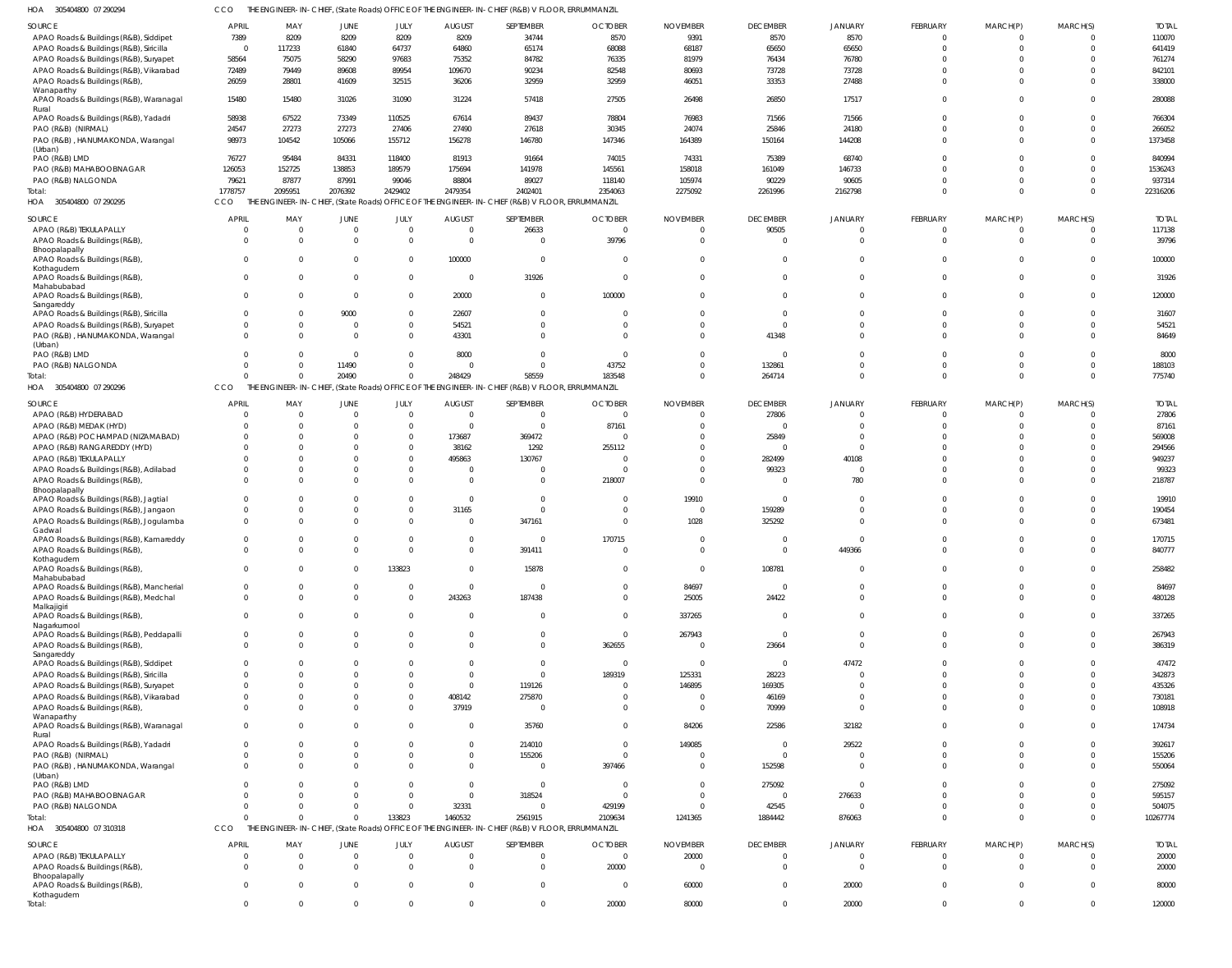HOA 305404800 07 290294 CCO THE ENGINEER-IN-CHIEF, (State Roads) OFFICE OF THE ENGINEER-IN-CHIEF (R&B) V FLOOR, ERRUMMANZIL

| SOURCE | APRIL | MAY | JUNE | JULY | AUGUST | SEPTEMBER | OCTOBER | NOVEMBER | DECEMBER | JANUARY | FEBRUARY | MARCH(P) | MARCH(S) | TOTAL |
|---|---|---|---|---|---|---|---|---|---|---|---|---|---|---|
| APAO Roads & Buildings (R&B), Siddipet | 7389 | 8209 | 8209 | 8209 | 8209 | 34744 | 8570 | 9391 | 8570 | 8570 | 0 | 0 | 0 | 110070 |
| APAO Roads & Buildings (R&B), Siricilla | 0 | 117233 | 61840 | 64737 | 64860 | 65174 | 68088 | 68187 | 65650 | 65650 | 0 | 0 | 0 | 641419 |
| APAO Roads & Buildings (R&B), Suryapet | 58564 | 75075 | 58290 | 97683 | 75352 | 84782 | 76335 | 81979 | 76434 | 76780 | 0 | 0 | 0 | 761274 |
| APAO Roads & Buildings (R&B), Vikarabad | 72489 | 79449 | 89608 | 89954 | 109670 | 90234 | 82548 | 80693 | 73728 | 73728 | 0 | 0 | 0 | 842101 |
| APAO Roads & Buildings (R&B), Wanaparthy | 26059 | 28801 | 41609 | 32515 | 36206 | 32959 | 32959 | 46051 | 33353 | 27488 | 0 | 0 | 0 | 338000 |
| APAO Roads & Buildings (R&B), Waranagal Rural | 15480 | 15480 | 31026 | 31090 | 31224 | 57418 | 27505 | 26498 | 26850 | 17517 | 0 | 0 | 0 | 280088 |
| APAO Roads & Buildings (R&B), Yadadri | 58938 | 67522 | 73349 | 110525 | 67614 | 89437 | 78804 | 76983 | 71566 | 71566 | 0 | 0 | 0 | 766304 |
| PAO (R&B) (NIRMAL) | 24547 | 27273 | 27273 | 27406 | 27490 | 27618 | 30345 | 24074 | 25846 | 24180 | 0 | 0 | 0 | 266052 |
| PAO (R&B) , HANUMAKONDA, Warangal (Urban) | 98973 | 104542 | 105066 | 155712 | 156278 | 146780 | 147346 | 164389 | 150164 | 144208 | 0 | 0 | 0 | 1373458 |
| PAO (R&B) LMD | 76727 | 95484 | 84331 | 118400 | 81913 | 91664 | 74015 | 74331 | 75389 | 68740 | 0 | 0 | 0 | 840994 |
| PAO (R&B) MAHABOOBNAGAR | 126053 | 152725 | 138853 | 189579 | 175694 | 141978 | 145561 | 158018 | 161049 | 146733 | 0 | 0 | 0 | 1536243 |
| PAO (R&B) NALGONDA | 79621 | 87877 | 87991 | 99046 | 88804 | 89027 | 118140 | 105974 | 90229 | 90605 | 0 | 0 | 0 | 937314 |
| Total: | 1778757 | 2095951 | 2076392 | 2429402 | 2479354 | 2402401 | 2354063 | 2275092 | 2261996 | 2162798 | 0 | 0 | 0 | 22316206 |

HOA 305404800 07 290295 CCO THE ENGINEER-IN-CHIEF, (State Roads) OFFICE OF THE ENGINEER-IN-CHIEF (R&B) V FLOOR, ERRUMMANZIL

| SOURCE | APRIL | MAY | JUNE | JULY | AUGUST | SEPTEMBER | OCTOBER | NOVEMBER | DECEMBER | JANUARY | FEBRUARY | MARCH(P) | MARCH(S) | TOTAL |
|---|---|---|---|---|---|---|---|---|---|---|---|---|---|---|
| APAO (R&B) TEKULAPALLY | 0 | 0 | 0 | 0 | 0 | 26633 | 0 | 0 | 90505 | 0 | 0 | 0 | 0 | 117138 |
| APAO Roads & Buildings (R&B), Bhoopalapally | 0 | 0 | 0 | 0 | 0 | 0 | 39796 | 0 | 0 | 0 | 0 | 0 | 0 | 39796 |
| APAO Roads & Buildings (R&B), Kothagudem | 0 | 0 | 0 | 0 | 100000 | 0 | 0 | 0 | 0 | 0 | 0 | 0 | 0 | 100000 |
| APAO Roads & Buildings (R&B), Mahabubabad | 0 | 0 | 0 | 0 | 0 | 31926 | 0 | 0 | 0 | 0 | 0 | 0 | 0 | 31926 |
| APAO Roads & Buildings (R&B), Sangareddy | 0 | 0 | 0 | 0 | 20000 | 0 | 100000 | 0 | 0 | 0 | 0 | 0 | 0 | 120000 |
| APAO Roads & Buildings (R&B), Siricilla | 0 | 0 | 9000 | 0 | 22607 | 0 | 0 | 0 | 0 | 0 | 0 | 0 | 0 | 31607 |
| APAO Roads & Buildings (R&B), Suryapet | 0 | 0 | 0 | 0 | 54521 | 0 | 0 | 0 | 0 | 0 | 0 | 0 | 0 | 54521 |
| PAO (R&B) , HANUMAKONDA, Warangal (Urban) | 0 | 0 | 0 | 0 | 43301 | 0 | 0 | 0 | 41348 | 0 | 0 | 0 | 0 | 84649 |
| PAO (R&B) LMD | 0 | 0 | 0 | 0 | 8000 | 0 | 0 | 0 | 0 | 0 | 0 | 0 | 0 | 8000 |
| PAO (R&B) NALGONDA | 0 | 0 | 11490 | 0 | 0 | 0 | 43752 | 0 | 132861 | 0 | 0 | 0 | 0 | 188103 |
| Total: | 0 | 0 | 20490 | 0 | 248429 | 58559 | 183548 | 0 | 264714 | 0 | 0 | 0 | 0 | 775740 |

HOA 305404800 07 290296 CCO THE ENGINEER-IN-CHIEF, (State Roads) OFFICE OF THE ENGINEER-IN-CHIEF (R&B) V FLOOR, ERRUMMANZIL

| SOURCE | APRIL | MAY | JUNE | JULY | AUGUST | SEPTEMBER | OCTOBER | NOVEMBER | DECEMBER | JANUARY | FEBRUARY | MARCH(P) | MARCH(S) | TOTAL |
|---|---|---|---|---|---|---|---|---|---|---|---|---|---|---|
| APAO (R&B) HYDERABAD | 0 | 0 | 0 | 0 | 0 | 0 | 0 | 0 | 27806 | 0 | 0 | 0 | 0 | 27806 |
| APAO (R&B) MEDAK (HYD) | 0 | 0 | 0 | 0 | 0 | 0 | 87161 | 0 | 0 | 0 | 0 | 0 | 0 | 87161 |
| APAO (R&B) POCHAMPAD (NIZAMABAD) | 0 | 0 | 0 | 0 | 173687 | 369472 | 0 | 0 | 25849 | 0 | 0 | 0 | 0 | 569008 |
| APAO (R&B) RANGAREDDY (HYD) | 0 | 0 | 0 | 0 | 38162 | 1292 | 255112 | 0 | 0 | 0 | 0 | 0 | 0 | 294566 |
| APAO (R&B) TEKULAPALLY | 0 | 0 | 0 | 0 | 495863 | 130767 | 0 | 0 | 282499 | 40108 | 0 | 0 | 0 | 949237 |
| APAO Roads & Buildings (R&B), Adilabad | 0 | 0 | 0 | 0 | 0 | 0 | 0 | 0 | 99323 | 0 | 0 | 0 | 0 | 99323 |
| APAO Roads & Buildings (R&B), Bhoopalapally | 0 | 0 | 0 | 0 | 0 | 0 | 218007 | 0 | 0 | 780 | 0 | 0 | 0 | 218787 |
| APAO Roads & Buildings (R&B), Jagtial | 0 | 0 | 0 | 0 | 0 | 0 | 0 | 19910 | 0 | 0 | 0 | 0 | 0 | 19910 |
| APAO Roads & Buildings (R&B), Jangaon | 0 | 0 | 0 | 0 | 31165 | 0 | 0 | 0 | 159289 | 0 | 0 | 0 | 0 | 190454 |
| APAO Roads & Buildings (R&B), Jogulamba Gadwal | 0 | 0 | 0 | 0 | 0 | 347161 | 0 | 1028 | 325292 | 0 | 0 | 0 | 0 | 673481 |
| APAO Roads & Buildings (R&B), Kamareddy | 0 | 0 | 0 | 0 | 0 | 0 | 170715 | 0 | 0 | 0 | 0 | 0 | 0 | 170715 |
| APAO Roads & Buildings (R&B), Kothagudem | 0 | 0 | 0 | 0 | 0 | 391411 | 0 | 0 | 0 | 449366 | 0 | 0 | 0 | 840777 |
| APAO Roads & Buildings (R&B), Mahabubabad | 0 | 0 | 0 | 133823 | 0 | 15878 | 0 | 0 | 108781 | 0 | 0 | 0 | 0 | 258482 |
| APAO Roads & Buildings (R&B), Mancherial | 0 | 0 | 0 | 0 | 0 | 0 | 0 | 84697 | 0 | 0 | 0 | 0 | 0 | 84697 |
| APAO Roads & Buildings (R&B), Medchal Malkajigiri | 0 | 0 | 0 | 0 | 243263 | 187438 | 0 | 25005 | 24422 | 0 | 0 | 0 | 0 | 480128 |
| APAO Roads & Buildings (R&B), Nagarkurnool | 0 | 0 | 0 | 0 | 0 | 0 | 0 | 337265 | 0 | 0 | 0 | 0 | 0 | 337265 |
| APAO Roads & Buildings (R&B), Peddapalli | 0 | 0 | 0 | 0 | 0 | 0 | 0 | 267943 | 0 | 0 | 0 | 0 | 0 | 267943 |
| APAO Roads & Buildings (R&B), Sangareddy | 0 | 0 | 0 | 0 | 0 | 0 | 362655 | 0 | 23664 | 0 | 0 | 0 | 0 | 386319 |
| APAO Roads & Buildings (R&B), Siddipet | 0 | 0 | 0 | 0 | 0 | 0 | 0 | 0 | 0 | 47472 | 0 | 0 | 0 | 47472 |
| APAO Roads & Buildings (R&B), Siricilla | 0 | 0 | 0 | 0 | 0 | 0 | 189319 | 125331 | 28223 | 0 | 0 | 0 | 0 | 342873 |
| APAO Roads & Buildings (R&B), Suryapet | 0 | 0 | 0 | 0 | 0 | 119126 | 0 | 146895 | 169305 | 0 | 0 | 0 | 0 | 435326 |
| APAO Roads & Buildings (R&B), Vikarabad | 0 | 0 | 0 | 0 | 408142 | 275870 | 0 | 0 | 46169 | 0 | 0 | 0 | 0 | 730181 |
| APAO Roads & Buildings (R&B), Wanaparthy | 0 | 0 | 0 | 0 | 37919 | 0 | 0 | 0 | 70999 | 0 | 0 | 0 | 0 | 108918 |
| APAO Roads & Buildings (R&B), Waranagal Rural | 0 | 0 | 0 | 0 | 0 | 35760 | 0 | 84206 | 22586 | 32182 | 0 | 0 | 0 | 174734 |
| APAO Roads & Buildings (R&B), Yadadri | 0 | 0 | 0 | 0 | 0 | 214010 | 0 | 149085 | 0 | 29522 | 0 | 0 | 0 | 392617 |
| PAO (R&B) (NIRMAL) | 0 | 0 | 0 | 0 | 0 | 155206 | 0 | 0 | 0 | 0 | 0 | 0 | 0 | 155206 |
| PAO (R&B) , HANUMAKONDA, Warangal (Urban) | 0 | 0 | 0 | 0 | 0 | 0 | 397466 | 0 | 152598 | 0 | 0 | 0 | 0 | 550064 |
| PAO (R&B) LMD | 0 | 0 | 0 | 0 | 0 | 0 | 0 | 0 | 275092 | 0 | 0 | 0 | 0 | 275092 |
| PAO (R&B) MAHABOOBNAGAR | 0 | 0 | 0 | 0 | 0 | 318524 | 0 | 0 | 0 | 276633 | 0 | 0 | 0 | 595157 |
| PAO (R&B) NALGONDA | 0 | 0 | 0 | 0 | 32331 | 0 | 429199 | 0 | 42545 | 0 | 0 | 0 | 0 | 504075 |
| Total: | 0 | 0 | 0 | 133823 | 1460532 | 2561915 | 2109634 | 1241365 | 1884442 | 876063 | 0 | 0 | 0 | 10267774 |

HOA 305404800 07 310318 CCO THE ENGINEER-IN-CHIEF, (State Roads) OFFICE OF THE ENGINEER-IN-CHIEF (R&B) V FLOOR, ERRUMMANZIL

| SOURCE | APRIL | MAY | JUNE | JULY | AUGUST | SEPTEMBER | OCTOBER | NOVEMBER | DECEMBER | JANUARY | FEBRUARY | MARCH(P) | MARCH(S) | TOTAL |
|---|---|---|---|---|---|---|---|---|---|---|---|---|---|---|
| APAO (R&B) TEKULAPALLY | 0 | 0 | 0 | 0 | 0 | 0 | 0 | 20000 | 0 | 0 | 0 | 0 | 0 | 20000 |
| APAO Roads & Buildings (R&B), Bhoopalapally | 0 | 0 | 0 | 0 | 0 | 0 | 20000 | 0 | 0 | 0 | 0 | 0 | 0 | 20000 |
| APAO Roads & Buildings (R&B), Kothagudem | 0 | 0 | 0 | 0 | 0 | 0 | 0 | 60000 | 0 | 20000 | 0 | 0 | 0 | 80000 |
| Total: | 0 | 0 | 0 | 0 | 0 | 0 | 20000 | 80000 | 0 | 20000 | 0 | 0 | 0 | 120000 |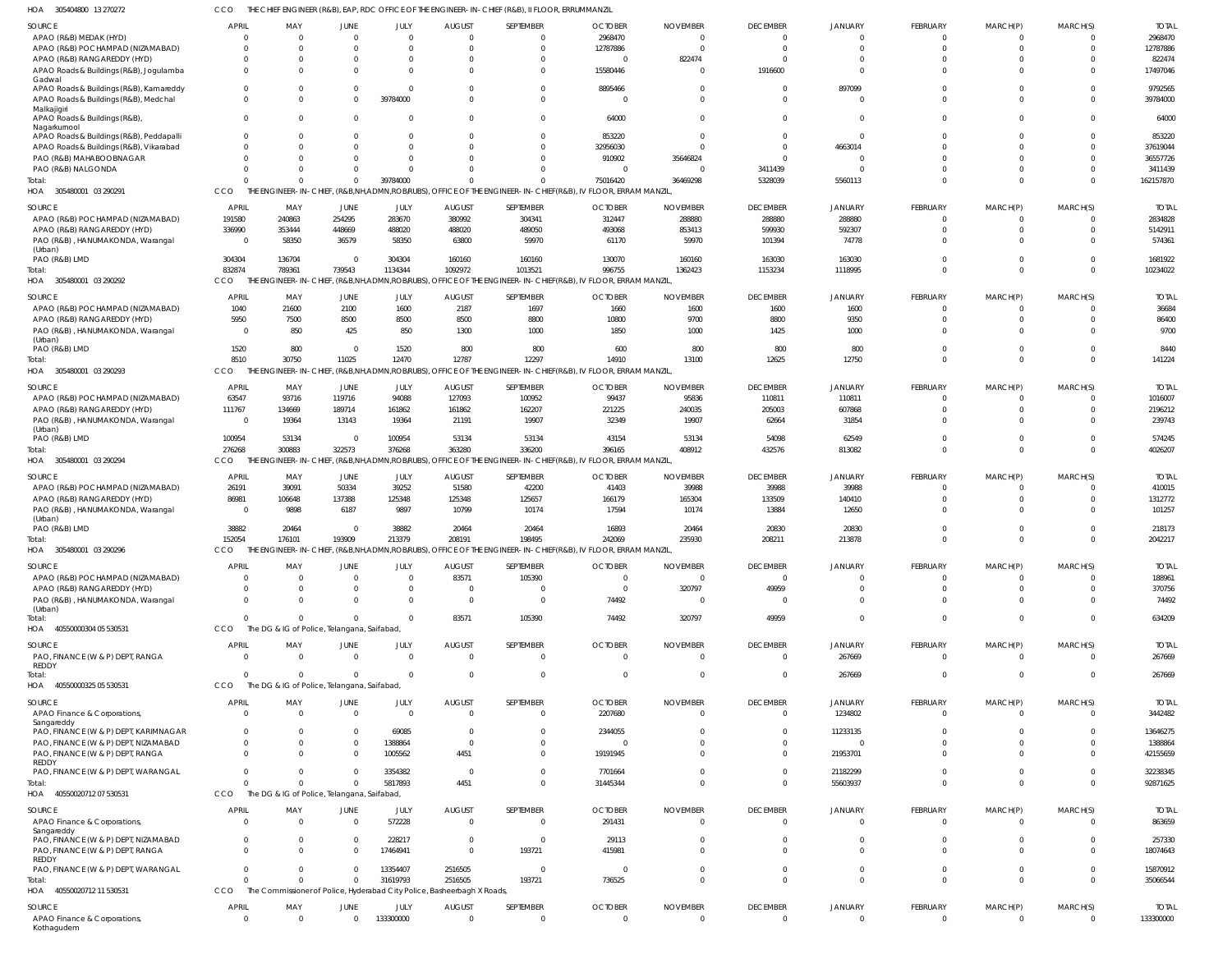HOA 305404800 13 270272 CCO THE CHIEF ENGINEER (R&B), EAP, RDC OFFICE OF THE ENGINEER- IN- CHIEF (R&B), II FLOOR, ERRUMMANZIL

| SOURCE | APRIL | MAY | JUNE | JULY | AUGUST | SEPTEMBER | OCTOBER | NOVEMBER | DECEMBER | JANUARY | FEBRUARY | MARCH(P) | MARCH(S) | TOTAL |
|---|---|---|---|---|---|---|---|---|---|---|---|---|---|---|
| APAO (R&B) MEDAK (HYD) | 0 | 0 | 0 | 0 | 0 | 0 | 2968470 | 0 | 0 | 0 | 0 | 0 | 0 | 2968470 |
| APAO (R&B) POCHAMPAD (NIZAMABAD) | 0 | 0 | 0 | 0 | 0 | 0 | 12787886 | 0 | 0 | 0 | 0 | 0 | 0 | 12787886 |
| APAO (R&B) RANGAREDDY (HYD) | 0 | 0 | 0 | 0 | 0 | 0 | 0 | 822474 | 0 | 0 | 0 | 0 | 0 | 822474 |
| APAO Roads & Buildings (R&B), Jogulamba Gadwal | 0 | 0 | 0 | 0 | 0 | 0 | 15580446 | 0 | 1916600 | 0 | 0 | 0 | 0 | 17497046 |
| APAO Roads & Buildings (R&B), Kamareddy | 0 | 0 | 0 | 0 | 0 | 0 | 8895466 | 0 | 0 | 897099 | 0 | 0 | 0 | 9792565 |
| APAO Roads & Buildings (R&B), Medchal Malkajigiri | 0 | 0 | 0 | 39784000 | 0 | 0 | 0 | 0 | 0 | 0 | 0 | 0 | 0 | 39784000 |
| APAO Roads & Buildings (R&B), Nagarkurnool | 0 | 0 | 0 | 0 | 0 | 0 | 64000 | 0 | 0 | 0 | 0 | 0 | 0 | 64000 |
| APAO Roads & Buildings (R&B), Peddapalli | 0 | 0 | 0 | 0 | 0 | 0 | 853220 | 0 | 0 | 0 | 0 | 0 | 0 | 853220 |
| APAO Roads & Buildings (R&B), Vikarabad | 0 | 0 | 0 | 0 | 0 | 0 | 32956030 | 0 | 0 | 4663014 | 0 | 0 | 0 | 37619044 |
| PAO (R&B) MAHABOOBNAGAR | 0 | 0 | 0 | 0 | 0 | 0 | 910902 | 35646824 | 0 | 0 | 0 | 0 | 0 | 36557726 |
| PAO (R&B) NALGONDA | 0 | 0 | 0 | 0 | 0 | 0 | 0 | 0 | 3411439 | 0 | 0 | 0 | 0 | 3411439 |
| Total: | 0 | 0 | 0 | 39784000 | 0 | 0 | 75016420 | 36469298 | 5328039 | 5560113 | 0 | 0 | 0 | 162157870 |

HOA 305480001 03 290291 CCO THE ENGINEER- IN- CHIEF, (R&B,NH,ADMN,ROB/RUBS), OFFICE OF THE ENGINEER- IN- CHIEF(R&B), IV FLOOR, ERRAM MANZIL,

| SOURCE | APRIL | MAY | JUNE | JULY | AUGUST | SEPTEMBER | OCTOBER | NOVEMBER | DECEMBER | JANUARY | FEBRUARY | MARCH(P) | MARCH(S) | TOTAL |
|---|---|---|---|---|---|---|---|---|---|---|---|---|---|---|
| APAO (R&B) POCHAMPAD (NIZAMABAD) | 191580 | 240863 | 254295 | 283670 | 380992 | 304341 | 312447 | 288880 | 288880 | 288880 | 0 | 0 | 0 | 2834828 |
| APAO (R&B) RANGAREDDY (HYD) | 336990 | 353444 | 448669 | 488020 | 488020 | 489050 | 493068 | 853413 | 599930 | 592307 | 0 | 0 | 0 | 5142911 |
| PAO (R&B) , HANUMAKONDA, Warangal (Urban) | 0 | 58350 | 36579 | 58350 | 63800 | 59970 | 61170 | 59970 | 101394 | 74778 | 0 | 0 | 0 | 574361 |
| PAO (R&B) LMD | 304304 | 136704 | 0 | 304304 | 160160 | 160160 | 130070 | 160160 | 163030 | 163030 | 0 | 0 | 0 | 1681922 |
| Total: | 832874 | 789361 | 739543 | 1134344 | 1092972 | 1013521 | 996755 | 1362423 | 1153234 | 1118995 | 0 | 0 | 0 | 10234022 |

HOA 305480001 03 290292 CCO THE ENGINEER- IN- CHIEF, (R&B,NH,ADMN,ROB/RUBS), OFFICE OF THE ENGINEER- IN- CHIEF(R&B), IV FLOOR, ERRAM MANZIL,

| SOURCE | APRIL | MAY | JUNE | JULY | AUGUST | SEPTEMBER | OCTOBER | NOVEMBER | DECEMBER | JANUARY | FEBRUARY | MARCH(P) | MARCH(S) | TOTAL |
|---|---|---|---|---|---|---|---|---|---|---|---|---|---|---|
| APAO (R&B) POCHAMPAD (NIZAMABAD) | 1040 | 21600 | 2100 | 1600 | 2187 | 1697 | 1660 | 1600 | 1600 | 1600 | 0 | 0 | 0 | 36684 |
| APAO (R&B) RANGAREDDY (HYD) | 5950 | 7500 | 8500 | 8500 | 8500 | 8800 | 10800 | 9700 | 8800 | 9350 | 0 | 0 | 0 | 86400 |
| PAO (R&B) , HANUMAKONDA, Warangal (Urban) | 0 | 850 | 425 | 850 | 1300 | 1000 | 1850 | 1000 | 1425 | 1000 | 0 | 0 | 0 | 9700 |
| PAO (R&B) LMD | 1520 | 800 | 0 | 1520 | 800 | 800 | 600 | 800 | 800 | 800 | 0 | 0 | 0 | 8440 |
| Total: | 8510 | 30750 | 11025 | 12470 | 12787 | 12297 | 14910 | 13100 | 12625 | 12750 | 0 | 0 | 0 | 141224 |

HOA 305480001 03 290293 CCO THE ENGINEER- IN- CHIEF, (R&B,NH,ADMN,ROB/RUBS), OFFICE OF THE ENGINEER- IN- CHIEF(R&B), IV FLOOR, ERRAM MANZIL,

| SOURCE | APRIL | MAY | JUNE | JULY | AUGUST | SEPTEMBER | OCTOBER | NOVEMBER | DECEMBER | JANUARY | FEBRUARY | MARCH(P) | MARCH(S) | TOTAL |
|---|---|---|---|---|---|---|---|---|---|---|---|---|---|---|
| APAO (R&B) POCHAMPAD (NIZAMABAD) | 63547 | 93716 | 119716 | 94088 | 127093 | 100952 | 99437 | 95836 | 110811 | 110811 | 0 | 0 | 0 | 1016007 |
| APAO (R&B) RANGAREDDY (HYD) | 111767 | 134669 | 189714 | 161862 | 161862 | 162207 | 221225 | 240035 | 205003 | 607868 | 0 | 0 | 0 | 2196212 |
| PAO (R&B) , HANUMAKONDA, Warangal (Urban) | 0 | 19364 | 13143 | 19364 | 21191 | 19907 | 32349 | 19907 | 62664 | 31854 | 0 | 0 | 0 | 239743 |
| PAO (R&B) LMD | 100954 | 53134 | 0 | 100954 | 53134 | 53134 | 43154 | 53134 | 54098 | 62549 | 0 | 0 | 0 | 574245 |
| Total: | 276268 | 300883 | 322573 | 376268 | 363280 | 336200 | 396165 | 408912 | 432576 | 813082 | 0 | 0 | 0 | 4026207 |

HOA 305480001 03 290294 CCO THE ENGINEER- IN- CHIEF, (R&B,NH,ADMN,ROB/RUBS), OFFICE OF THE ENGINEER- IN- CHIEF(R&B), IV FLOOR, ERRAM MANZIL,

| SOURCE | APRIL | MAY | JUNE | JULY | AUGUST | SEPTEMBER | OCTOBER | NOVEMBER | DECEMBER | JANUARY | FEBRUARY | MARCH(P) | MARCH(S) | TOTAL |
|---|---|---|---|---|---|---|---|---|---|---|---|---|---|---|
| APAO (R&B) POCHAMPAD (NIZAMABAD) | 26191 | 39091 | 50334 | 39252 | 51580 | 42200 | 41403 | 39988 | 39988 | 39988 | 0 | 0 | 0 | 410015 |
| APAO (R&B) RANGAREDDY (HYD) | 86981 | 106648 | 137388 | 125348 | 125348 | 125657 | 166179 | 165304 | 133509 | 140410 | 0 | 0 | 0 | 1312772 |
| PAO (R&B) , HANUMAKONDA, Warangal (Urban) | 0 | 9898 | 6187 | 9897 | 10799 | 10174 | 17594 | 10174 | 13884 | 12650 | 0 | 0 | 0 | 101257 |
| PAO (R&B) LMD | 38882 | 20464 | 0 | 38882 | 20464 | 20464 | 16893 | 20464 | 20830 | 20830 | 0 | 0 | 0 | 218173 |
| Total: | 152054 | 176101 | 193909 | 213379 | 208191 | 198495 | 242069 | 235930 | 208211 | 213878 | 0 | 0 | 0 | 2042217 |

HOA 305480001 03 290296 CCO THE ENGINEER- IN- CHIEF, (R&B,NH,ADMN,ROB/RUBS), OFFICE OF THE ENGINEER- IN- CHIEF(R&B), IV FLOOR, ERRAM MANZIL,

| SOURCE | APRIL | MAY | JUNE | JULY | AUGUST | SEPTEMBER | OCTOBER | NOVEMBER | DECEMBER | JANUARY | FEBRUARY | MARCH(P) | MARCH(S) | TOTAL |
|---|---|---|---|---|---|---|---|---|---|---|---|---|---|---|
| APAO (R&B) POCHAMPAD (NIZAMABAD) | 0 | 0 | 0 | 0 | 83571 | 105390 | 0 | 0 | 0 | 0 | 0 | 0 | 0 | 188961 |
| APAO (R&B) RANGAREDDY (HYD) | 0 | 0 | 0 | 0 | 0 | 0 | 0 | 320797 | 49959 | 0 | 0 | 0 | 0 | 370756 |
| PAO (R&B) , HANUMAKONDA, Warangal (Urban) | 0 | 0 | 0 | 0 | 0 | 0 | 74492 | 0 | 0 | 0 | 0 | 0 | 0 | 74492 |
| Total: | 0 | 0 | 0 | 0 | 83571 | 105390 | 74492 | 320797 | 49959 | 0 | 0 | 0 | 0 | 634209 |

HOA 40550000304 05 530531 CCO The DG & IG of Police, Telangana, Saifabad,

| SOURCE | APRIL | MAY | JUNE | JULY | AUGUST | SEPTEMBER | OCTOBER | NOVEMBER | DECEMBER | JANUARY | FEBRUARY | MARCH(P) | MARCH(S) | TOTAL |
|---|---|---|---|---|---|---|---|---|---|---|---|---|---|---|
| PAO, FINANCE (W & P) DEPT, RANGA REDDY | 0 | 0 | 0 | 0 | 0 | 0 | 0 | 0 | 0 | 267669 | 0 | 0 | 0 | 267669 |
| Total: | 0 | 0 | 0 | 0 | 0 | 0 | 0 | 0 | 0 | 267669 | 0 | 0 | 0 | 267669 |

HOA 40550000325 05 530531 CCO The DG & IG of Police, Telangana, Saifabad,

| SOURCE | APRIL | MAY | JUNE | JULY | AUGUST | SEPTEMBER | OCTOBER | NOVEMBER | DECEMBER | JANUARY | FEBRUARY | MARCH(P) | MARCH(S) | TOTAL |
|---|---|---|---|---|---|---|---|---|---|---|---|---|---|---|
| APAO Finance & Corporations, Sangareddy | 0 | 0 | 0 | 0 | 0 | 0 | 2207680 | 0 | 0 | 1234802 | 0 | 0 | 0 | 3442482 |
| PAO, FINANCE (W & P) DEPT, KARIMNAGAR | 0 | 0 | 0 | 69085 | 0 | 0 | 2344055 | 0 | 0 | 11233135 | 0 | 0 | 0 | 13646275 |
| PAO, FINANCE (W & P) DEPT, NIZAMABAD | 0 | 0 | 0 | 1388864 | 0 | 0 | 0 | 0 | 0 | 0 | 0 | 0 | 0 | 1388864 |
| PAO, FINANCE (W & P) DEPT, RANGA REDDY | 0 | 0 | 0 | 1005562 | 4451 | 0 | 19191945 | 0 | 0 | 21953701 | 0 | 0 | 0 | 42155659 |
| PAO, FINANCE (W & P) DEPT, WARANGAL | 0 | 0 | 0 | 3354382 | 0 | 0 | 7701664 | 0 | 0 | 21182299 | 0 | 0 | 0 | 32238345 |
| Total: | 0 | 0 | 0 | 5817893 | 4451 | 0 | 31445344 | 0 | 0 | 55603937 | 0 | 0 | 0 | 92871625 |

HOA 40550020712 07 530531 CCO The DG & IG of Police, Telangana, Saifabad,

| SOURCE | APRIL | MAY | JUNE | JULY | AUGUST | SEPTEMBER | OCTOBER | NOVEMBER | DECEMBER | JANUARY | FEBRUARY | MARCH(P) | MARCH(S) | TOTAL |
|---|---|---|---|---|---|---|---|---|---|---|---|---|---|---|
| APAO Finance & Corporations, Sangareddy | 0 | 0 | 0 | 572228 | 0 | 0 | 291431 | 0 | 0 | 0 | 0 | 0 | 0 | 863659 |
| PAO, FINANCE (W & P) DEPT, NIZAMABAD | 0 | 0 | 0 | 228217 | 0 | 0 | 29113 | 0 | 0 | 0 | 0 | 0 | 0 | 257330 |
| PAO, FINANCE (W & P) DEPT, RANGA REDDY | 0 | 0 | 0 | 17464941 | 0 | 193721 | 415981 | 0 | 0 | 0 | 0 | 0 | 0 | 18074643 |
| PAO, FINANCE (W & P) DEPT, WARANGAL | 0 | 0 | 0 | 13354407 | 2516505 | 0 | 0 | 0 | 0 | 0 | 0 | 0 | 0 | 15870912 |
| Total: | 0 | 0 | 0 | 31619793 | 2516505 | 193721 | 736525 | 0 | 0 | 0 | 0 | 0 | 0 | 35066544 |

HOA 40550020712 11 530531 CCO The Commissioner of Police, Hyderabad City Police, Basheerbagh X Roads,

| SOURCE | APRIL | MAY | JUNE | JULY | AUGUST | SEPTEMBER | OCTOBER | NOVEMBER | DECEMBER | JANUARY | FEBRUARY | MARCH(P) | MARCH(S) | TOTAL |
|---|---|---|---|---|---|---|---|---|---|---|---|---|---|---|
| APAO Finance & Corporations, Kothagudem | 0 | 0 | 0 | 133300000 | 0 | 0 | 0 | 0 | 0 | 0 | 0 | 0 | 0 | 133300000 |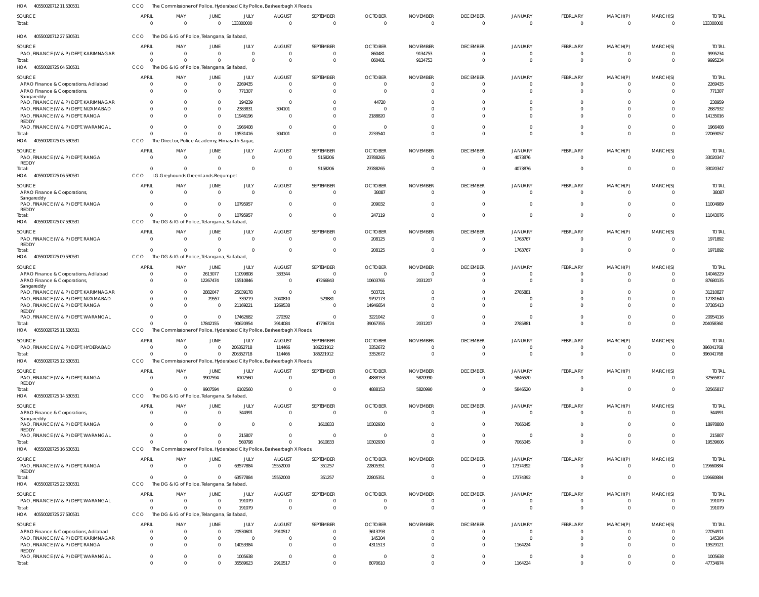HOA 40550020712 11 530531 CCO The Commissioner of Police, Hyderabad City Police, Basheerbagh X Roads,

| SOURCE | APRIL | MAY | JUNE | JULY | AUGUST | SEPTEMBER | OCTOBER | NOVEMBER | DECEMBER | JANUARY | FEBRUARY | MARCH(P) | MARCH(S) | TOTAL |
|---|---|---|---|---|---|---|---|---|---|---|---|---|---|---|
| Total: | 0 | 0 | 0 | 133300000 | 0 | 0 | 0 | 0 | 0 | 0 | 0 | 0 | 0 | 133300000 |

HOA 40550020712 27 530531 CCO The DG & IG of Police, Telangana, Saifabad,

| SOURCE | APRIL | MAY | JUNE | JULY | AUGUST | SEPTEMBER | OCTOBER | NOVEMBER | DECEMBER | JANUARY | FEBRUARY | MARCH(P) | MARCH(S) | TOTAL |
|---|---|---|---|---|---|---|---|---|---|---|---|---|---|---|
| PAO, FINANCE (W & P) DEPT, KARIMNAGAR | 0 | 0 | 0 | 0 | 0 | 0 | 860481 | 9134753 | 0 | 0 | 0 | 0 | 0 | 9995234 |
| Total: | 0 | 0 | 0 | 0 | 0 | 0 | 860481 | 9134753 | 0 | 0 | 0 | 0 | 0 | 9995234 |

HOA 40550020725 04 530531 CCO The DG & IG of Police, Telangana, Saifabad,

| SOURCE | APRIL | MAY | JUNE | JULY | AUGUST | SEPTEMBER | OCTOBER | NOVEMBER | DECEMBER | JANUARY | FEBRUARY | MARCH(P) | MARCH(S) | TOTAL |
|---|---|---|---|---|---|---|---|---|---|---|---|---|---|---|
| APAO Finance & Corporations, Adilabad | 0 | 0 | 0 | 2269435 | 0 | 0 | 0 | 0 | 0 | 0 | 0 | 0 | 0 | 2269435 |
| APAO Finance & Corporations, Sangareddy | 0 | 0 | 0 | 771307 | 0 | 0 | 0 | 0 | 0 | 0 | 0 | 0 | 0 | 771307 |
| PAO, FINANCE (W & P) DEPT, KARIMNAGAR | 0 | 0 | 0 | 194239 | 0 | 0 | 44720 | 0 | 0 | 0 | 0 | 0 | 0 | 238959 |
| PAO, FINANCE (W & P) DEPT, NIZAMABAD | 0 | 0 | 0 | 2383831 | 304101 | 0 | 0 | 0 | 0 | 0 | 0 | 0 | 0 | 2687932 |
| PAO, FINANCE (W & P) DEPT, RANGA REDDY | 0 | 0 | 0 | 11946196 | 0 | 0 | 2188820 | 0 | 0 | 0 | 0 | 0 | 0 | 14135016 |
| PAO, FINANCE (W & P) DEPT, WARANGAL | 0 | 0 | 0 | 1966408 | 0 | 0 | 0 | 0 | 0 | 0 | 0 | 0 | 0 | 1966408 |
| Total: | 0 | 0 | 0 | 19531416 | 304101 | 0 | 2233540 | 0 | 0 | 0 | 0 | 0 | 0 | 22069057 |

HOA 40550020725 05 530531 CCO The Director, Police Academy, Himayath Sagar,

| SOURCE | APRIL | MAY | JUNE | JULY | AUGUST | SEPTEMBER | OCTOBER | NOVEMBER | DECEMBER | JANUARY | FEBRUARY | MARCH(P) | MARCH(S) | TOTAL |
|---|---|---|---|---|---|---|---|---|---|---|---|---|---|---|
| PAO, FINANCE (W & P) DEPT, RANGA REDDY | 0 | 0 | 0 | 0 | 0 | 5158206 | 23788265 | 0 | 0 | 4073876 | 0 | 0 | 0 | 33020347 |
| Total: | 0 | 0 | 0 | 0 | 0 | 5158206 | 23788265 | 0 | 0 | 4073876 | 0 | 0 | 0 | 33020347 |

HOA 40550020725 06 530531 CCO I.G.Greyhounds GreenLands Begumpet

| SOURCE | APRIL | MAY | JUNE | JULY | AUGUST | SEPTEMBER | OCTOBER | NOVEMBER | DECEMBER | JANUARY | FEBRUARY | MARCH(P) | MARCH(S) | TOTAL |
|---|---|---|---|---|---|---|---|---|---|---|---|---|---|---|
| APAO Finance & Corporations, Sangareddy | 0 | 0 | 0 | 0 | 0 | 0 | 38087 | 0 | 0 | 0 | 0 | 0 | 0 | 38087 |
| PAO, FINANCE (W & P) DEPT, RANGA REDDY | 0 | 0 | 0 | 10795957 | 0 | 0 | 209032 | 0 | 0 | 0 | 0 | 0 | 0 | 11004989 |
| Total: | 0 | 0 | 0 | 10795957 | 0 | 0 | 247119 | 0 | 0 | 0 | 0 | 0 | 0 | 11043076 |

HOA 40550020725 07 530531 CCO The DG & IG of Police, Telangana, Saifabad,

| SOURCE | APRIL | MAY | JUNE | JULY | AUGUST | SEPTEMBER | OCTOBER | NOVEMBER | DECEMBER | JANUARY | FEBRUARY | MARCH(P) | MARCH(S) | TOTAL |
|---|---|---|---|---|---|---|---|---|---|---|---|---|---|---|
| PAO, FINANCE (W & P) DEPT, RANGA REDDY | 0 | 0 | 0 | 0 | 0 | 0 | 208125 | 0 | 0 | 1763767 | 0 | 0 | 0 | 1971892 |
| Total: | 0 | 0 | 0 | 0 | 0 | 0 | 208125 | 0 | 0 | 1763767 | 0 | 0 | 0 | 1971892 |

HOA 40550020725 09 530531 CCO The DG & IG of Police, Telangana, Saifabad,

| SOURCE | APRIL | MAY | JUNE | JULY | AUGUST | SEPTEMBER | OCTOBER | NOVEMBER | DECEMBER | JANUARY | FEBRUARY | MARCH(P) | MARCH(S) | TOTAL |
|---|---|---|---|---|---|---|---|---|---|---|---|---|---|---|
| APAO Finance & Corporations, Adilabad | 0 | 0 | 2613077 | 11099808 | 333344 | 0 | 0 | 0 | 0 | 0 | 0 | 0 | 0 | 14046229 |
| APAO Finance & Corporations, Sangareddy | 0 | 0 | 12267474 | 15510846 | 0 | 47266843 | 10603765 | 2031207 | 0 | 0 | 0 | 0 | 0 | 87680135 |
| PAO, FINANCE (W & P) DEPT, KARIMNAGAR | 0 | 0 | 2882047 | 25039178 | 0 | 0 | 503721 | 0 | 0 | 2785881 | 0 | 0 | 0 | 31210827 |
| PAO, FINANCE (W & P) DEPT, NIZAMABAD | 0 | 0 | 79557 | 339219 | 2040810 | 529881 | 9792173 | 0 | 0 | 0 | 0 | 0 | 0 | 12781640 |
| PAO, FINANCE (W & P) DEPT, RANGA REDDY | 0 | 0 | 0 | 21169221 | 1269538 | 0 | 14946654 | 0 | 0 | 0 | 0 | 0 | 0 | 37385413 |
| PAO, FINANCE (W & P) DEPT, WARANGAL | 0 | 0 | 0 | 17462682 | 270392 | 0 | 3221042 | 0 | 0 | 0 | 0 | 0 | 0 | 20954116 |
| Total: | 0 | 0 | 17842155 | 90620954 | 3914084 | 47796724 | 39067355 | 2031207 | 0 | 2785881 | 0 | 0 | 0 | 204058360 |

HOA 40550020725 11 530531 CCO The Commissioner of Police, Hyderabad City Police, Basheerbagh X Roads,

| SOURCE | APRIL | MAY | JUNE | JULY | AUGUST | SEPTEMBER | OCTOBER | NOVEMBER | DECEMBER | JANUARY | FEBRUARY | MARCH(P) | MARCH(S) | TOTAL |
|---|---|---|---|---|---|---|---|---|---|---|---|---|---|---|
| PAO, FINANCE (W & P) DEPT, HYDERABAD | 0 | 0 | 0 | 206352718 | 114466 | 186221912 | 3352672 | 0 | 0 | 0 | 0 | 0 | 0 | 396041768 |
| Total: | 0 | 0 | 0 | 206352718 | 114466 | 186221912 | 3352672 | 0 | 0 | 0 | 0 | 0 | 0 | 396041768 |

HOA 40550020725 12 530531 CCO The Commissioner of Police, Hyderabad City Police, Basheerbagh X Roads,

| SOURCE | APRIL | MAY | JUNE | JULY | AUGUST | SEPTEMBER | OCTOBER | NOVEMBER | DECEMBER | JANUARY | FEBRUARY | MARCH(P) | MARCH(S) | TOTAL |
|---|---|---|---|---|---|---|---|---|---|---|---|---|---|---|
| PAO, FINANCE (W & P) DEPT, RANGA REDDY | 0 | 0 | 9907594 | 6102560 | 0 | 0 | 4888153 | 5820990 | 0 | 5846520 | 0 | 0 | 0 | 32565817 |
| Total: | 0 | 0 | 9907594 | 6102560 | 0 | 0 | 4888153 | 5820990 | 0 | 5846520 | 0 | 0 | 0 | 32565817 |

HOA 40550020725 14 530531 CCO The DG & IG of Police, Telangana, Saifabad,

| SOURCE | APRIL | MAY | JUNE | JULY | AUGUST | SEPTEMBER | OCTOBER | NOVEMBER | DECEMBER | JANUARY | FEBRUARY | MARCH(P) | MARCH(S) | TOTAL |
|---|---|---|---|---|---|---|---|---|---|---|---|---|---|---|
| APAO Finance & Corporations, Sangareddy | 0 | 0 | 0 | 344991 | 0 | 0 | 0 | 0 | 0 | 0 | 0 | 0 | 0 | 344991 |
| PAO, FINANCE (W & P) DEPT, RANGA REDDY | 0 | 0 | 0 | 0 | 0 | 1610833 | 10302930 | 0 | 0 | 7065045 | 0 | 0 | 0 | 18978808 |
| PAO, FINANCE (W & P) DEPT, WARANGAL | 0 | 0 | 0 | 215807 | 0 | 0 | 0 | 0 | 0 | 0 | 0 | 0 | 0 | 215807 |
| Total: | 0 | 0 | 0 | 560798 | 0 | 1610833 | 10302930 | 0 | 0 | 7065045 | 0 | 0 | 0 | 19539606 |

HOA 40550020725 16 530531 CCO The Commissioner of Police, Hyderabad City Police, Basheerbagh X Roads,

| SOURCE | APRIL | MAY | JUNE | JULY | AUGUST | SEPTEMBER | OCTOBER | NOVEMBER | DECEMBER | JANUARY | FEBRUARY | MARCH(P) | MARCH(S) | TOTAL |
|---|---|---|---|---|---|---|---|---|---|---|---|---|---|---|
| PAO, FINANCE (W & P) DEPT, RANGA REDDY | 0 | 0 | 0 | 63577884 | 15552000 | 351257 | 22805351 | 0 | 0 | 17374392 | 0 | 0 | 0 | 119660884 |
| Total: | 0 | 0 | 0 | 63577884 | 15552000 | 351257 | 22805351 | 0 | 0 | 17374392 | 0 | 0 | 0 | 119660884 |

HOA 40550020725 22 530531 CCO The DG & IG of Police, Telangana, Saifabad,

| SOURCE | APRIL | MAY | JUNE | JULY | AUGUST | SEPTEMBER | OCTOBER | NOVEMBER | DECEMBER | JANUARY | FEBRUARY | MARCH(P) | MARCH(S) | TOTAL |
|---|---|---|---|---|---|---|---|---|---|---|---|---|---|---|
| PAO, FINANCE (W & P) DEPT, WARANGAL | 0 | 0 | 0 | 191079 | 0 | 0 | 0 | 0 | 0 | 0 | 0 | 0 | 0 | 191079 |
| Total: | 0 | 0 | 0 | 191079 | 0 | 0 | 0 | 0 | 0 | 0 | 0 | 0 | 0 | 191079 |

HOA 40550020725 27 530531 CCO The DG & IG of Police, Telangana, Saifabad,

| SOURCE | APRIL | MAY | JUNE | JULY | AUGUST | SEPTEMBER | OCTOBER | NOVEMBER | DECEMBER | JANUARY | FEBRUARY | MARCH(P) | MARCH(S) | TOTAL |
|---|---|---|---|---|---|---|---|---|---|---|---|---|---|---|
| APAO Finance & Corporations, Adilabad | 0 | 0 | 0 | 20530601 | 2910517 | 0 | 3613793 | 0 | 0 | 0 | 0 | 0 | 0 | 27054911 |
| PAO, FINANCE (W & P) DEPT, KARIMNAGAR | 0 | 0 | 0 | 0 | 0 | 0 | 145304 | 0 | 0 | 0 | 0 | 0 | 0 | 145304 |
| PAO, FINANCE (W & P) DEPT, RANGA REDDY | 0 | 0 | 0 | 14053384 | 0 | 0 | 4311513 | 0 | 0 | 1164224 | 0 | 0 | 0 | 19529121 |
| PAO, FINANCE (W & P) DEPT, WARANGAL | 0 | 0 | 0 | 1005638 | 0 | 0 | 0 | 0 | 0 | 0 | 0 | 0 | 0 | 1005638 |
| Total: | 0 | 0 | 0 | 35589623 | 2910517 | 0 | 8070610 | 0 | 0 | 1164224 | 0 | 0 | 0 | 47734974 |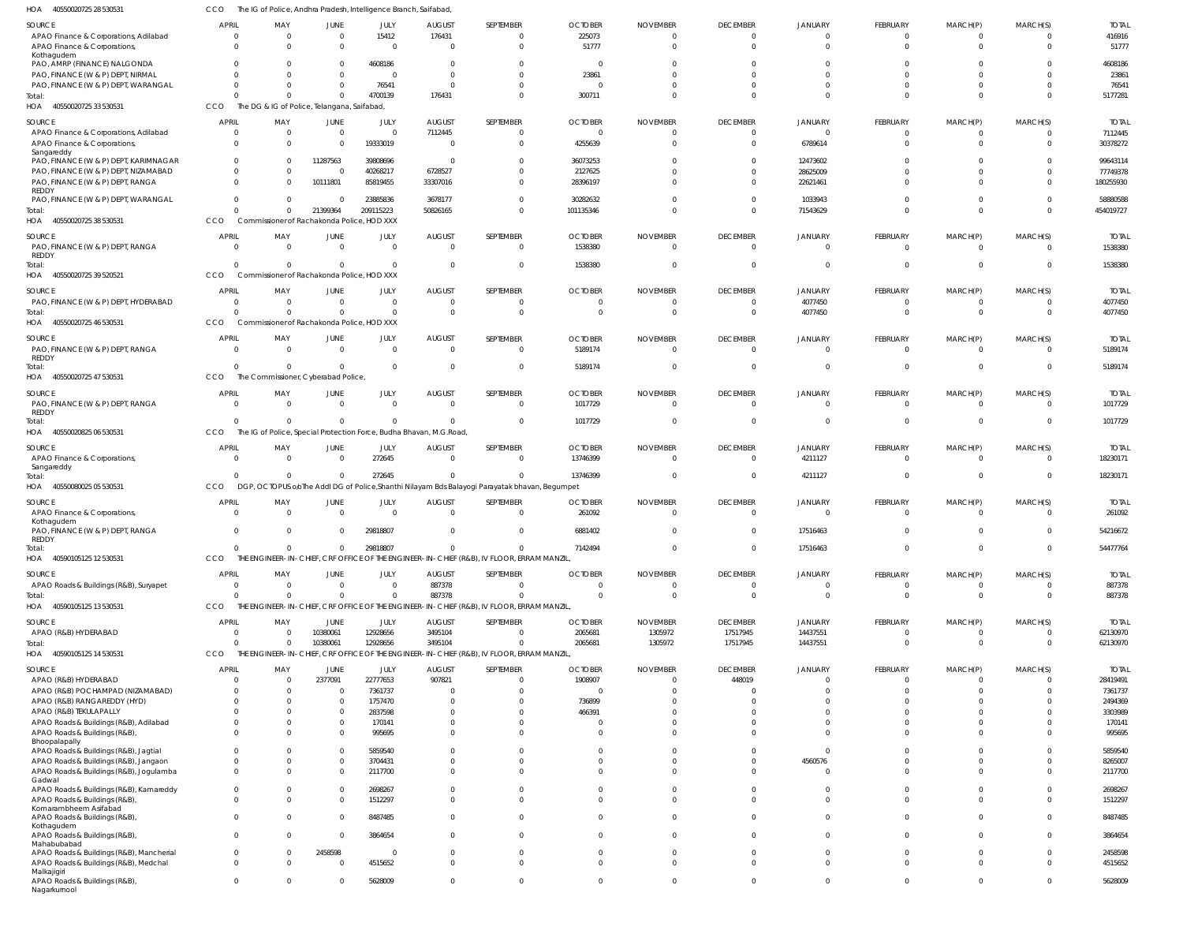HOA 40550020725 28 530531 CCO The IG of Police, Andhra Pradesh, Intelligence Branch, Saifabad,

| SOURCE | APRIL | MAY | JUNE | JULY | AUGUST | SEPTEMBER | OCTOBER | NOVEMBER | DECEMBER | JANUARY | FEBRUARY | MARCH(P) | MARCH(S) | TOTAL |
|---|---|---|---|---|---|---|---|---|---|---|---|---|---|---|
| APAO Finance & Corporations, Adilabad | 0 | 0 | 0 | 15412 | 176431 | 0 | 225073 | 0 | 0 | 0 | 0 | 0 | 0 | 416916 |
| APAO Finance & Corporations, Kothagudem | 0 | 0 | 0 | 0 | 0 | 0 | 51777 | 0 | 0 | 0 | 0 | 0 | 0 | 51777 |
| PAO, AMRP (FINANCE) NALGONDA | 0 | 0 | 0 | 4608186 | 0 | 0 | 0 | 0 | 0 | 0 | 0 | 0 | 0 | 4608186 |
| PAO, FINANCE (W & P) DEPT, NIRMAL | 0 | 0 | 0 | 0 | 0 | 0 | 23861 | 0 | 0 | 0 | 0 | 0 | 0 | 23861 |
| PAO, FINANCE (W & P) DEPT, WARANGAL | 0 | 0 | 0 | 76541 | 0 | 0 | 0 | 0 | 0 | 0 | 0 | 0 | 0 | 76541 |
| Total: | 0 | 0 | 0 | 4700139 | 176431 | 0 | 300711 | 0 | 0 | 0 | 0 | 0 | 0 | 5177281 |

HOA 40550020725 33 530531 CCO The DG & IG of Police, Telangana, Saifabad,

| SOURCE | APRIL | MAY | JUNE | JULY | AUGUST | SEPTEMBER | OCTOBER | NOVEMBER | DECEMBER | JANUARY | FEBRUARY | MARCH(P) | MARCH(S) | TOTAL |
|---|---|---|---|---|---|---|---|---|---|---|---|---|---|---|
| APAO Finance & Corporations, Adilabad | 0 | 0 | 0 | 0 | 7112445 | 0 | 0 | 0 | 0 | 0 | 0 | 0 | 0 | 7112445 |
| APAO Finance & Corporations, Sangareddy | 0 | 0 | 0 | 19333019 | 0 | 0 | 4255639 | 0 | 0 | 6789614 | 0 | 0 | 0 | 30378272 |
| PAO, FINANCE (W & P) DEPT, KARIMNAGAR | 0 | 0 | 11287563 | 39808696 | 0 | 0 | 36073253 | 0 | 0 | 12473602 | 0 | 0 | 0 | 99643114 |
| PAO, FINANCE (W & P) DEPT, NIZAMABAD | 0 | 0 | 0 | 40268217 | 6728527 | 0 | 2127625 | 0 | 0 | 28625009 | 0 | 0 | 0 | 77749378 |
| PAO, FINANCE (W & P) DEPT, RANGA REDDY | 0 | 0 | 10111801 | 85819455 | 33307016 | 0 | 28396197 | 0 | 0 | 22621461 | 0 | 0 | 0 | 180255930 |
| PAO, FINANCE (W & P) DEPT, WARANGAL | 0 | 0 | 0 | 23885836 | 3678177 | 0 | 30282632 | 0 | 0 | 1033943 | 0 | 0 | 0 | 58880588 |
| Total: | 0 | 0 | 21399364 | 209115223 | 50826165 | 0 | 101135346 | 0 | 0 | 71543629 | 0 | 0 | 0 | 454019727 |

HOA 40550020725 38 530531 CCO Commissioner of Rachakonda Police, HOD XXX

| SOURCE | APRIL | MAY | JUNE | JULY | AUGUST | SEPTEMBER | OCTOBER | NOVEMBER | DECEMBER | JANUARY | FEBRUARY | MARCH(P) | MARCH(S) | TOTAL |
|---|---|---|---|---|---|---|---|---|---|---|---|---|---|---|
| PAO, FINANCE (W & P) DEPT, RANGA REDDY | 0 | 0 | 0 | 0 | 0 | 0 | 1538380 | 0 | 0 | 0 | 0 | 0 | 0 | 1538380 |
| Total: | 0 | 0 | 0 | 0 | 0 | 0 | 1538380 | 0 | 0 | 0 | 0 | 0 | 0 | 1538380 |

HOA 40550020725 39 520521 CCO Commissioner of Rachakonda Police, HOD XXX

| SOURCE | APRIL | MAY | JUNE | JULY | AUGUST | SEPTEMBER | OCTOBER | NOVEMBER | DECEMBER | JANUARY | FEBRUARY | MARCH(P) | MARCH(S) | TOTAL |
|---|---|---|---|---|---|---|---|---|---|---|---|---|---|---|
| PAO, FINANCE (W & P) DEPT, HYDERABAD | 0 | 0 | 0 | 0 | 0 | 0 | 0 | 0 | 0 | 4077450 | 0 | 0 | 0 | 4077450 |
| Total: | 0 | 0 | 0 | 0 | 0 | 0 | 0 | 0 | 0 | 4077450 | 0 | 0 | 0 | 4077450 |

HOA 40550020725 46 530531 CCO Commissioner of Rachakonda Police, HOD XXX

| SOURCE | APRIL | MAY | JUNE | JULY | AUGUST | SEPTEMBER | OCTOBER | NOVEMBER | DECEMBER | JANUARY | FEBRUARY | MARCH(P) | MARCH(S) | TOTAL |
|---|---|---|---|---|---|---|---|---|---|---|---|---|---|---|
| PAO, FINANCE (W & P) DEPT, RANGA REDDY | 0 | 0 | 0 | 0 | 0 | 0 | 5189174 | 0 | 0 | 0 | 0 | 0 | 0 | 5189174 |
| Total: | 0 | 0 | 0 | 0 | 0 | 0 | 5189174 | 0 | 0 | 0 | 0 | 0 | 0 | 5189174 |

HOA 40550020725 47 530531 CCO The Commissioner, Cyberabad Police,

| SOURCE | APRIL | MAY | JUNE | JULY | AUGUST | SEPTEMBER | OCTOBER | NOVEMBER | DECEMBER | JANUARY | FEBRUARY | MARCH(P) | MARCH(S) | TOTAL |
|---|---|---|---|---|---|---|---|---|---|---|---|---|---|---|
| PAO, FINANCE (W & P) DEPT, RANGA REDDY | 0 | 0 | 0 | 0 | 0 | 0 | 1017729 | 0 | 0 | 0 | 0 | 0 | 0 | 1017729 |
| Total: | 0 | 0 | 0 | 0 | 0 | 0 | 1017729 | 0 | 0 | 0 | 0 | 0 | 0 | 1017729 |

HOA 40550020825 06 530531 CCO The IG of Police, Special Protection Force, Budha Bhavan, M.G.Road,

| SOURCE | APRIL | MAY | JUNE | JULY | AUGUST | SEPTEMBER | OCTOBER | NOVEMBER | DECEMBER | JANUARY | FEBRUARY | MARCH(P) | MARCH(S) | TOTAL |
|---|---|---|---|---|---|---|---|---|---|---|---|---|---|---|
| APAO Finance & Corporations, Sangareddy | 0 | 0 | 0 | 272645 | 0 | 0 | 13746399 | 0 | 0 | 4211127 | 0 | 0 | 0 | 18230171 |
| Total: | 0 | 0 | 0 | 272645 | 0 | 0 | 13746399 | 0 | 0 | 4211127 | 0 | 0 | 0 | 18230171 |

HOA 40550080025 05 530531 CCO DGP, OCTOPUS o/o The Addl DG of Police,Shanthi Nilayam Bds Balayogi Parayatak bhavan, Begumpet

| SOURCE | APRIL | MAY | JUNE | JULY | AUGUST | SEPTEMBER | OCTOBER | NOVEMBER | DECEMBER | JANUARY | FEBRUARY | MARCH(P) | MARCH(S) | TOTAL |
|---|---|---|---|---|---|---|---|---|---|---|---|---|---|---|
| APAO Finance & Corporations, Kothagudem | 0 | 0 | 0 | 0 | 0 | 0 | 261092 | 0 | 0 | 0 | 0 | 0 | 0 | 261092 |
| PAO, FINANCE (W & P) DEPT, RANGA REDDY | 0 | 0 | 0 | 29818807 | 0 | 0 | 6881402 | 0 | 0 | 17516463 | 0 | 0 | 0 | 54216672 |
| Total: | 0 | 0 | 0 | 29818807 | 0 | 0 | 7142494 | 0 | 0 | 17516463 | 0 | 0 | 0 | 54477764 |

HOA 40590105125 12 530531 CCO THE ENGINEER-IN-CHIEF, CRF OFFICE OF THE ENGINEER-IN-CHIEF (R&B), IV FLOOR, ERRAM MANZIL,

| SOURCE | APRIL | MAY | JUNE | JULY | AUGUST | SEPTEMBER | OCTOBER | NOVEMBER | DECEMBER | JANUARY | FEBRUARY | MARCH(P) | MARCH(S) | TOTAL |
|---|---|---|---|---|---|---|---|---|---|---|---|---|---|---|
| APAO Roads & Buildings (R&B), Suryapet | 0 | 0 | 0 | 0 | 887378 | 0 | 0 | 0 | 0 | 0 | 0 | 0 | 0 | 887378 |
| Total: | 0 | 0 | 0 | 0 | 887378 | 0 | 0 | 0 | 0 | 0 | 0 | 0 | 0 | 887378 |

HOA 40590105125 13 530531 CCO THE ENGINEER-IN-CHIEF, CRF OFFICE OF THE ENGINEER-IN-CHIEF (R&B), IV FLOOR, ERRAM MANZIL,

| SOURCE | APRIL | MAY | JUNE | JULY | AUGUST | SEPTEMBER | OCTOBER | NOVEMBER | DECEMBER | JANUARY | FEBRUARY | MARCH(P) | MARCH(S) | TOTAL |
|---|---|---|---|---|---|---|---|---|---|---|---|---|---|---|
| APAO (R&B) HYDERABAD | 0 | 0 | 10380061 | 12928656 | 3495104 | 0 | 2065681 | 1305972 | 17517945 | 14437551 | 0 | 0 | 0 | 62130970 |
| Total: | 0 | 0 | 10380061 | 12928656 | 3495104 | 0 | 2065681 | 1305972 | 17517945 | 14437551 | 0 | 0 | 0 | 62130970 |

HOA 40590105125 14 530531 CCO THE ENGINEER-IN-CHIEF, CRF OFFICE OF THE ENGINEER-IN-CHIEF (R&B), IV FLOOR, ERRAM MANZIL,

| SOURCE | APRIL | MAY | JUNE | JULY | AUGUST | SEPTEMBER | OCTOBER | NOVEMBER | DECEMBER | JANUARY | FEBRUARY | MARCH(P) | MARCH(S) | TOTAL |
|---|---|---|---|---|---|---|---|---|---|---|---|---|---|---|
| APAO (R&B) HYDERABAD | 0 | 0 | 2377091 | 22777653 | 907821 | 0 | 1908907 | 0 | 448019 | 0 | 0 | 0 | 0 | 28419491 |
| APAO (R&B) POCHAMPAD (NIZAMABAD) | 0 | 0 | 0 | 7361737 | 0 | 0 | 0 | 0 | 0 | 0 | 0 | 0 | 0 | 7361737 |
| APAO (R&B) RANGAREDDY (HYD) | 0 | 0 | 0 | 1757470 | 0 | 0 | 736899 | 0 | 0 | 0 | 0 | 0 | 0 | 2494369 |
| APAO (R&B) TEKULAPALLY | 0 | 0 | 0 | 2837598 | 0 | 0 | 466391 | 0 | 0 | 0 | 0 | 0 | 0 | 3303989 |
| APAO Roads & Buildings (R&B), Adilabad | 0 | 0 | 0 | 170141 | 0 | 0 | 0 | 0 | 0 | 0 | 0 | 0 | 0 | 170141 |
| APAO Roads & Buildings (R&B), Bhoopalapally | 0 | 0 | 0 | 995695 | 0 | 0 | 0 | 0 | 0 | 0 | 0 | 0 | 0 | 995695 |
| APAO Roads & Buildings (R&B), Jagtial | 0 | 0 | 0 | 5859540 | 0 | 0 | 0 | 0 | 0 | 0 | 0 | 0 | 0 | 5859540 |
| APAO Roads & Buildings (R&B), Jangaon | 0 | 0 | 0 | 3704431 | 0 | 0 | 0 | 0 | 0 | 4560576 | 0 | 0 | 0 | 8265007 |
| APAO Roads & Buildings (R&B), Jogulamba Gadwal | 0 | 0 | 0 | 2117700 | 0 | 0 | 0 | 0 | 0 | 0 | 0 | 0 | 0 | 2117700 |
| APAO Roads & Buildings (R&B), Kamareddy | 0 | 0 | 0 | 2698267 | 0 | 0 | 0 | 0 | 0 | 0 | 0 | 0 | 0 | 2698267 |
| APAO Roads & Buildings (R&B), Komarambheem Asifabad | 0 | 0 | 0 | 1512297 | 0 | 0 | 0 | 0 | 0 | 0 | 0 | 0 | 0 | 1512297 |
| APAO Roads & Buildings (R&B), Kothagudem | 0 | 0 | 0 | 8487485 | 0 | 0 | 0 | 0 | 0 | 0 | 0 | 0 | 0 | 8487485 |
| APAO Roads & Buildings (R&B), Mahabubabad | 0 | 0 | 0 | 3864654 | 0 | 0 | 0 | 0 | 0 | 0 | 0 | 0 | 0 | 3864654 |
| APAO Roads & Buildings (R&B), Mancherial | 0 | 0 | 2458598 | 0 | 0 | 0 | 0 | 0 | 0 | 0 | 0 | 0 | 0 | 2458598 |
| APAO Roads & Buildings (R&B), Medchal Malkajigiri | 0 | 0 | 0 | 4515652 | 0 | 0 | 0 | 0 | 0 | 0 | 0 | 0 | 0 | 4515652 |
| APAO Roads & Buildings (R&B), Nagarkurnool | 0 | 0 | 0 | 5628009 | 0 | 0 | 0 | 0 | 0 | 0 | 0 | 0 | 0 | 5628009 |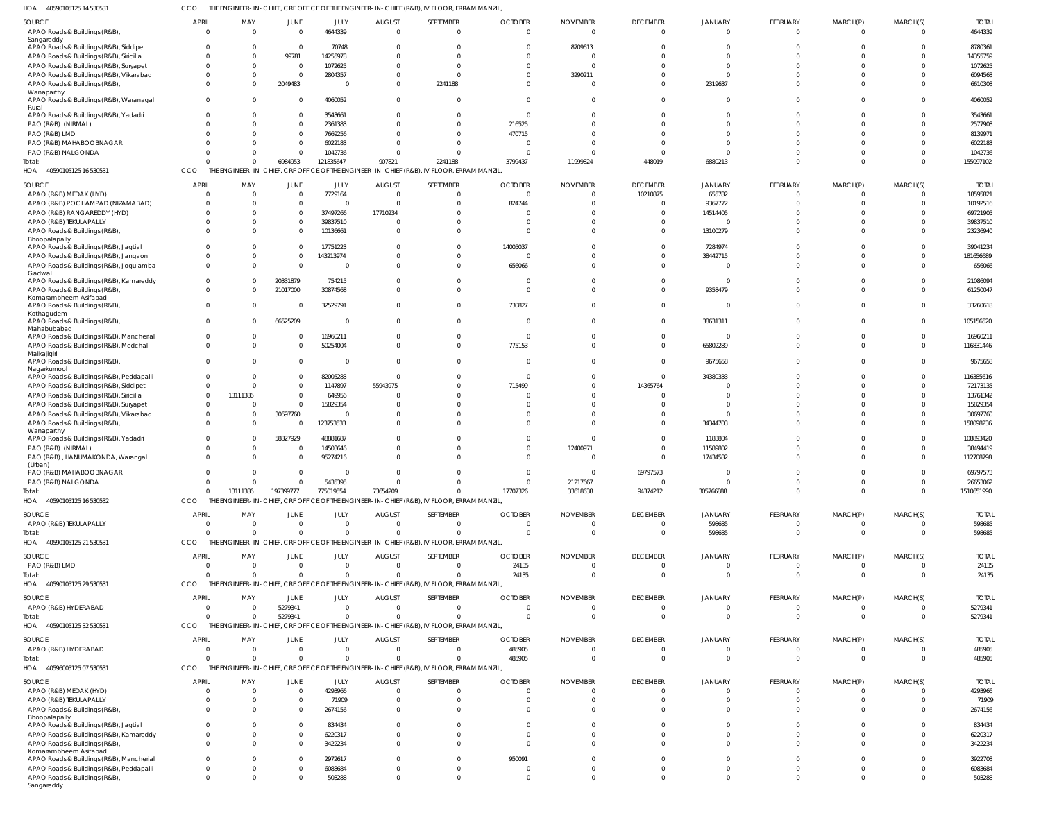HOA 40590105125 14 530531 CCO THE ENGINEER-IN-CHIEF, CRF OFFICE OF THE ENGINEER-IN-CHIEF (R&B), IV FLOOR, ERRAM MANZIL,

| SOURCE | APRIL | MAY | JUNE | JULY | AUGUST | SEPTEMBER | OCTOBER | NOVEMBER | DECEMBER | JANUARY | FEBRUARY | MARCH(P) | MARCH(S) | TOTAL |
|---|---|---|---|---|---|---|---|---|---|---|---|---|---|---|
| APAO Roads & Buildings (R&B), Sangareddy | 0 | 0 | 0 | 4644339 | 0 | 0 | 0 | 0 | 0 | 0 | 0 | 0 | 0 | 4644339 |
| APAO Roads & Buildings (R&B), Siddipet | 0 | 0 | 0 | 70748 | 0 | 0 | 0 | 8709613 | 0 | 0 | 0 | 0 | 0 | 8780361 |
| APAO Roads & Buildings (R&B), Siricilla | 0 | 0 | 99781 | 14255978 | 0 | 0 | 0 | 0 | 0 | 0 | 0 | 0 | 0 | 14355759 |
| APAO Roads & Buildings (R&B), Suryapet | 0 | 0 | 0 | 1072625 | 0 | 0 | 0 | 0 | 0 | 0 | 0 | 0 | 0 | 1072625 |
| APAO Roads & Buildings (R&B), Vikarabad | 0 | 0 | 0 | 2804357 | 0 | 0 | 0 | 3290211 | 0 | 0 | 0 | 0 | 0 | 6094568 |
| APAO Roads & Buildings (R&B), Wanaparthy | 0 | 0 | 2049483 | 0 | 0 | 2241188 | 0 | 0 | 0 | 2319637 | 0 | 0 | 0 | 6610308 |
| APAO Roads & Buildings (R&B), Waranagal Rural | 0 | 0 | 0 | 4060052 | 0 | 0 | 0 | 0 | 0 | 0 | 0 | 0 | 0 | 4060052 |
| APAO Roads & Buildings (R&B), Yadadri | 0 | 0 | 0 | 3543661 | 0 | 0 | 0 | 0 | 0 | 0 | 0 | 0 | 0 | 3543661 |
| PAO (R&B) (NIRMAL) | 0 | 0 | 0 | 2361383 | 0 | 0 | 216525 | 0 | 0 | 0 | 0 | 0 | 0 | 2577908 |
| PAO (R&B) LMD | 0 | 0 | 0 | 7669256 | 0 | 0 | 470715 | 0 | 0 | 0 | 0 | 0 | 0 | 8139971 |
| PAO (R&B) MAHABOOBNAGAR | 0 | 0 | 0 | 6022183 | 0 | 0 | 0 | 0 | 0 | 0 | 0 | 0 | 0 | 6022183 |
| PAO (R&B) NALGONDA | 0 | 0 | 0 | 1042736 | 0 | 0 | 0 | 0 | 0 | 0 | 0 | 0 | 0 | 1042736 |
| Total: | 0 | 0 | 6984953 | 121835647 | 907821 | 2241188 | 3799437 | 11999824 | 448019 | 6880213 | 0 | 0 | 0 | 155097102 |

HOA 40590105125 16 530531 CCO THE ENGINEER-IN-CHIEF, CRF OFFICE OF THE ENGINEER-IN-CHIEF (R&B), IV FLOOR, ERRAM MANZIL,

| SOURCE | APRIL | MAY | JUNE | JULY | AUGUST | SEPTEMBER | OCTOBER | NOVEMBER | DECEMBER | JANUARY | FEBRUARY | MARCH(P) | MARCH(S) | TOTAL |
|---|---|---|---|---|---|---|---|---|---|---|---|---|---|---|
| APAO (R&B) MEDAK (HYD) | 0 | 0 | 0 | 7729164 | 0 | 0 | 0 | 0 | 10210875 | 655782 | 0 | 0 | 0 | 18595821 |
| APAO (R&B) POCHAMPAD (NIZAMABAD) | 0 | 0 | 0 | 0 | 0 | 0 | 824744 | 0 | 0 | 9367772 | 0 | 0 | 0 | 10192516 |
| APAO (R&B) RANGAREDDY (HYD) | 0 | 0 | 0 | 37497266 | 17710234 | 0 | 0 | 0 | 0 | 14514405 | 0 | 0 | 0 | 69721905 |
| APAO (R&B) TEKULAPALLY | 0 | 0 | 0 | 39837510 | 0 | 0 | 0 | 0 | 0 | 0 | 0 | 0 | 0 | 39837510 |
| APAO Roads & Buildings (R&B), Bhoopalapally | 0 | 0 | 0 | 10136661 | 0 | 0 | 0 | 0 | 0 | 13100279 | 0 | 0 | 0 | 23236940 |
| APAO Roads & Buildings (R&B), Jagtial | 0 | 0 | 0 | 17751223 | 0 | 0 | 14005037 | 0 | 0 | 7284974 | 0 | 0 | 0 | 39041234 |
| APAO Roads & Buildings (R&B), Jangaon | 0 | 0 | 0 | 143213974 | 0 | 0 | 0 | 0 | 0 | 38442715 | 0 | 0 | 0 | 181656689 |
| APAO Roads & Buildings (R&B), Jogulamba Gadwal | 0 | 0 | 0 | 0 | 0 | 0 | 656066 | 0 | 0 | 0 | 0 | 0 | 0 | 656066 |
| APAO Roads & Buildings (R&B), Kamareddy | 0 | 0 | 20331879 | 754215 | 0 | 0 | 0 | 0 | 0 | 0 | 0 | 0 | 0 | 21086094 |
| APAO Roads & Buildings (R&B), Komarambheem Asifabad | 0 | 0 | 21017000 | 30874568 | 0 | 0 | 0 | 0 | 0 | 9358479 | 0 | 0 | 0 | 61250047 |
| APAO Roads & Buildings (R&B), Kothagudem | 0 | 0 | 0 | 32529791 | 0 | 0 | 730827 | 0 | 0 | 0 | 0 | 0 | 0 | 33260618 |
| APAO Roads & Buildings (R&B), Mahabubabad | 0 | 0 | 66525209 | 0 | 0 | 0 | 0 | 0 | 0 | 38631311 | 0 | 0 | 0 | 105156520 |
| APAO Roads & Buildings (R&B), Mancherial | 0 | 0 | 0 | 16960211 | 0 | 0 | 0 | 0 | 0 | 0 | 0 | 0 | 0 | 16960211 |
| APAO Roads & Buildings (R&B), Medchal Malkajigiri | 0 | 0 | 0 | 50254004 | 0 | 0 | 775153 | 0 | 0 | 65802289 | 0 | 0 | 0 | 116831446 |
| APAO Roads & Buildings (R&B), Nagarkurnool | 0 | 0 | 0 | 0 | 0 | 0 | 0 | 0 | 0 | 9675658 | 0 | 0 | 0 | 9675658 |
| APAO Roads & Buildings (R&B), Peddapalli | 0 | 0 | 0 | 82005283 | 0 | 0 | 0 | 0 | 0 | 34380333 | 0 | 0 | 0 | 116385616 |
| APAO Roads & Buildings (R&B), Siddipet | 0 | 0 | 0 | 1147897 | 55943975 | 0 | 715499 | 0 | 14365764 | 0 | 0 | 0 | 0 | 72173135 |
| APAO Roads & Buildings (R&B), Siricilla | 0 | 13111386 | 0 | 649956 | 0 | 0 | 0 | 0 | 0 | 0 | 0 | 0 | 0 | 13761342 |
| APAO Roads & Buildings (R&B), Suryapet | 0 | 0 | 0 | 15829354 | 0 | 0 | 0 | 0 | 0 | 0 | 0 | 0 | 0 | 15829354 |
| APAO Roads & Buildings (R&B), Vikarabad | 0 | 0 | 30697760 | 0 | 0 | 0 | 0 | 0 | 0 | 0 | 0 | 0 | 0 | 30697760 |
| APAO Roads & Buildings (R&B), Wanaparthy | 0 | 0 | 0 | 123753533 | 0 | 0 | 0 | 0 | 0 | 34344703 | 0 | 0 | 0 | 158098236 |
| APAO Roads & Buildings (R&B), Yadadri | 0 | 0 | 58827929 | 48881687 | 0 | 0 | 0 | 0 | 0 | 1183804 | 0 | 0 | 0 | 108893420 |
| PAO (R&B) (NIRMAL) | 0 | 0 | 0 | 14503646 | 0 | 0 | 0 | 12400971 | 0 | 11589802 | 0 | 0 | 0 | 38494419 |
| PAO (R&B), HANUMAKONDA, Warangal (Urban) | 0 | 0 | 0 | 95274216 | 0 | 0 | 0 | 0 | 0 | 17434582 | 0 | 0 | 0 | 112708798 |
| PAO (R&B) MAHABOOBNAGAR | 0 | 0 | 0 | 0 | 0 | 0 | 0 | 0 | 69797573 | 0 | 0 | 0 | 0 | 69797573 |
| PAO (R&B) NALGONDA | 0 | 0 | 0 | 5435395 | 0 | 0 | 0 | 21217667 | 0 | 0 | 0 | 0 | 0 | 26653062 |
| Total: | 0 | 13111386 | 197399777 | 775019554 | 73654209 | 0 | 17707326 | 33618638 | 94374212 | 305766888 | 0 | 0 | 0 | 1510651990 |

HOA 40590105125 16 530532 CCO THE ENGINEER-IN-CHIEF, CRF OFFICE OF THE ENGINEER-IN-CHIEF (R&B), IV FLOOR, ERRAM MANZIL,

| SOURCE | APRIL | MAY | JUNE | JULY | AUGUST | SEPTEMBER | OCTOBER | NOVEMBER | DECEMBER | JANUARY | FEBRUARY | MARCH(P) | MARCH(S) | TOTAL |
|---|---|---|---|---|---|---|---|---|---|---|---|---|---|---|
| APAO (R&B) TEKULAPALLY | 0 | 0 | 0 | 0 | 0 | 0 | 0 | 0 | 0 | 598685 | 0 | 0 | 0 | 598685 |
| Total: | 0 | 0 | 0 | 0 | 0 | 0 | 0 | 0 | 0 | 598685 | 0 | 0 | 0 | 598685 |

HOA 40590105125 21 530531 CCO THE ENGINEER-IN-CHIEF, CRF OFFICE OF THE ENGINEER-IN-CHIEF (R&B), IV FLOOR, ERRAM MANZIL,

| SOURCE | APRIL | MAY | JUNE | JULY | AUGUST | SEPTEMBER | OCTOBER | NOVEMBER | DECEMBER | JANUARY | FEBRUARY | MARCH(P) | MARCH(S) | TOTAL |
|---|---|---|---|---|---|---|---|---|---|---|---|---|---|---|
| PAO (R&B) LMD | 0 | 0 | 0 | 0 | 0 | 0 | 24135 | 0 | 0 | 0 | 0 | 0 | 0 | 24135 |
| Total: | 0 | 0 | 0 | 0 | 0 | 0 | 24135 | 0 | 0 | 0 | 0 | 0 | 0 | 24135 |

HOA 40590105125 29 530531 CCO THE ENGINEER-IN-CHIEF, CRF OFFICE OF THE ENGINEER-IN-CHIEF (R&B), IV FLOOR, ERRAM MANZIL,

| SOURCE | APRIL | MAY | JUNE | JULY | AUGUST | SEPTEMBER | OCTOBER | NOVEMBER | DECEMBER | JANUARY | FEBRUARY | MARCH(P) | MARCH(S) | TOTAL |
|---|---|---|---|---|---|---|---|---|---|---|---|---|---|---|
| APAO (R&B) HYDERABAD | 0 | 0 | 5279341 | 0 | 0 | 0 | 0 | 0 | 0 | 0 | 0 | 0 | 0 | 5279341 |
| Total: | 0 | 0 | 5279341 | 0 | 0 | 0 | 0 | 0 | 0 | 0 | 0 | 0 | 0 | 5279341 |

HOA 40590105125 32 530531 CCO THE ENGINEER-IN-CHIEF, CRF OFFICE OF THE ENGINEER-IN-CHIEF (R&B), IV FLOOR, ERRAM MANZIL,

| SOURCE | APRIL | MAY | JUNE | JULY | AUGUST | SEPTEMBER | OCTOBER | NOVEMBER | DECEMBER | JANUARY | FEBRUARY | MARCH(P) | MARCH(S) | TOTAL |
|---|---|---|---|---|---|---|---|---|---|---|---|---|---|---|
| APAO (R&B) HYDERABAD | 0 | 0 | 0 | 0 | 0 | 0 | 485905 | 0 | 0 | 0 | 0 | 0 | 0 | 485905 |
| Total: | 0 | 0 | 0 | 0 | 0 | 0 | 485905 | 0 | 0 | 0 | 0 | 0 | 0 | 485905 |

HOA 40596005125 07 530531 CCO THE ENGINEER-IN-CHIEF, CRF OFFICE OF THE ENGINEER-IN-CHIEF (R&B), IV FLOOR, ERRAM MANZIL,

| SOURCE | APRIL | MAY | JUNE | JULY | AUGUST | SEPTEMBER | OCTOBER | NOVEMBER | DECEMBER | JANUARY | FEBRUARY | MARCH(P) | MARCH(S) | TOTAL |
|---|---|---|---|---|---|---|---|---|---|---|---|---|---|---|
| APAO (R&B) MEDAK (HYD) | 0 | 0 | 0 | 4293966 | 0 | 0 | 0 | 0 | 0 | 0 | 0 | 0 | 0 | 4293966 |
| APAO (R&B) TEKULAPALLY | 0 | 0 | 0 | 71909 | 0 | 0 | 0 | 0 | 0 | 0 | 0 | 0 | 0 | 71909 |
| APAO Roads & Buildings (R&B), Bhoopalapally | 0 | 0 | 0 | 2674156 | 0 | 0 | 0 | 0 | 0 | 0 | 0 | 0 | 0 | 2674156 |
| APAO Roads & Buildings (R&B), Jagtial | 0 | 0 | 0 | 834434 | 0 | 0 | 0 | 0 | 0 | 0 | 0 | 0 | 0 | 834434 |
| APAO Roads & Buildings (R&B), Kamareddy | 0 | 0 | 0 | 6220317 | 0 | 0 | 0 | 0 | 0 | 0 | 0 | 0 | 0 | 6220317 |
| APAO Roads & Buildings (R&B), Komarambheem Asifabad | 0 | 0 | 0 | 3422234 | 0 | 0 | 0 | 0 | 0 | 0 | 0 | 0 | 0 | 3422234 |
| APAO Roads & Buildings (R&B), Mancherial | 0 | 0 | 0 | 2972617 | 0 | 0 | 950091 | 0 | 0 | 0 | 0 | 0 | 0 | 3922708 |
| APAO Roads & Buildings (R&B), Peddapalli | 0 | 0 | 0 | 6083684 | 0 | 0 | 0 | 0 | 0 | 0 | 0 | 0 | 0 | 6083684 |
| APAO Roads & Buildings (R&B), Sangareddy | 0 | 0 | 0 | 503288 | 0 | 0 | 0 | 0 | 0 | 0 | 0 | 0 | 0 | 503288 |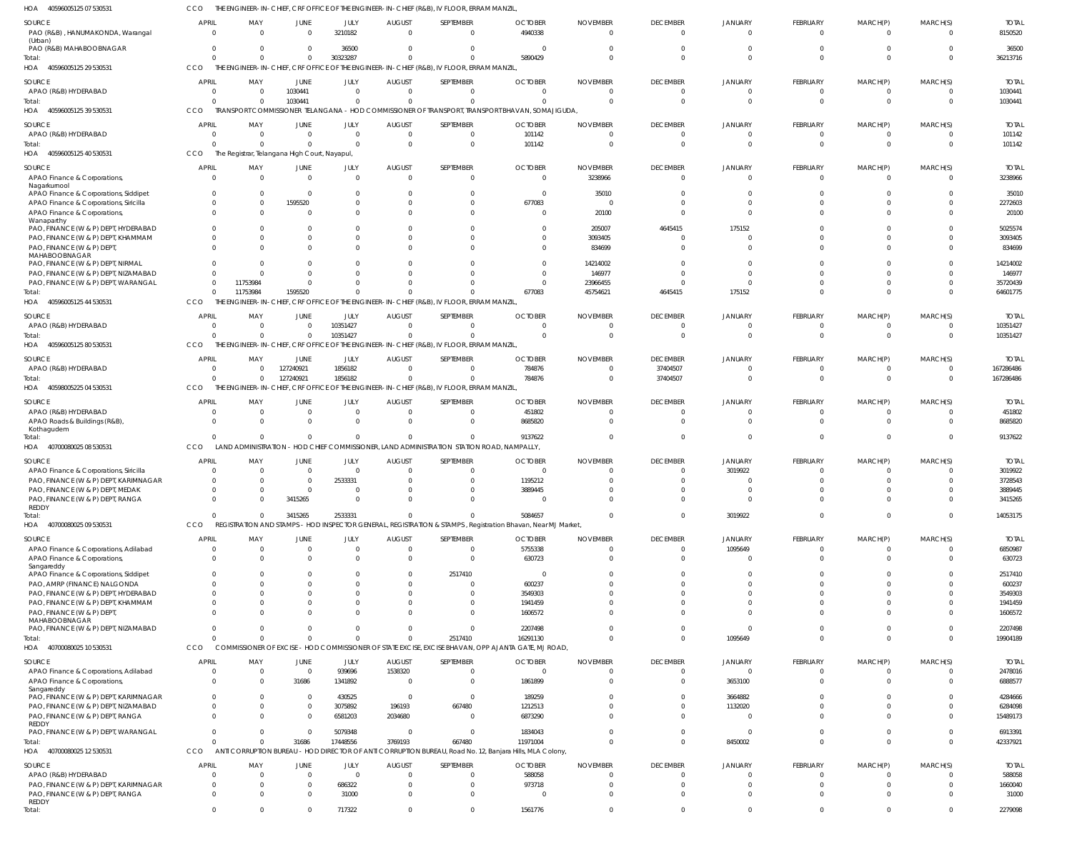HOA 40596005125 07 530531 CCO THE ENGINEER-IN-CHIEF, CRF OFFICE OF THE ENGINEER-IN-CHIEF (R&B), IV FLOOR, ERRAM MANZIL,

| SOURCE | APRIL | MAY | JUNE | JULY | AUGUST | SEPTEMBER | OCTOBER | NOVEMBER | DECEMBER | JANUARY | FEBRUARY | MARCH(P) | MARCH(S) | TOTAL |
|---|---|---|---|---|---|---|---|---|---|---|---|---|---|---|
| PAO (R&B), HANUMAKONDA, Warangal (Urban) | 0 | 0 | 0 | 3210182 | 0 | 0 | 4940338 | 0 | 0 | 0 | 0 | 0 | 0 | 8150520 |
| PAO (R&B) MAHABOOBNAGAR | 0 | 0 | 0 | 36500 | 0 | 0 | 0 | 0 | 0 | 0 | 0 | 0 | 0 | 36500 |
| Total: | 0 | 0 | 0 | 30323287 | 0 | 0 | 5890429 | 0 | 0 | 0 | 0 | 0 | 0 | 36213716 |

HOA 40596005125 29 530531 CCO THE ENGINEER-IN-CHIEF, CRF OFFICE OF THE ENGINEER-IN-CHIEF (R&B), IV FLOOR, ERRAM MANZIL,

| SOURCE | APRIL | MAY | JUNE | JULY | AUGUST | SEPTEMBER | OCTOBER | NOVEMBER | DECEMBER | JANUARY | FEBRUARY | MARCH(P) | MARCH(S) | TOTAL |
|---|---|---|---|---|---|---|---|---|---|---|---|---|---|---|
| APAO (R&B) HYDERABAD | 0 | 0 | 1030441 | 0 | 0 | 0 | 0 | 0 | 0 | 0 | 0 | 0 | 0 | 1030441 |
| Total: | 0 | 0 | 1030441 | 0 | 0 | 0 | 0 | 0 | 0 | 0 | 0 | 0 | 0 | 1030441 |

HOA 40596005125 39 530531 CCO TRANSPORT COMMISSIONER TELANGANA - HOD COMMISSIONER OF TRANSPORT, TRANSPORT BHAVAN, SOMAJIGUDA,

| SOURCE | APRIL | MAY | JUNE | JULY | AUGUST | SEPTEMBER | OCTOBER | NOVEMBER | DECEMBER | JANUARY | FEBRUARY | MARCH(P) | MARCH(S) | TOTAL |
|---|---|---|---|---|---|---|---|---|---|---|---|---|---|---|
| APAO (R&B) HYDERABAD | 0 | 0 | 0 | 0 | 0 | 0 | 101142 | 0 | 0 | 0 | 0 | 0 | 0 | 101142 |
| Total: | 0 | 0 | 0 | 0 | 0 | 0 | 101142 | 0 | 0 | 0 | 0 | 0 | 0 | 101142 |

HOA 40596005125 40 530531 CCO The Registrar, Telangana High Court, Nayapul,

| SOURCE | APRIL | MAY | JUNE | JULY | AUGUST | SEPTEMBER | OCTOBER | NOVEMBER | DECEMBER | JANUARY | FEBRUARY | MARCH(P) | MARCH(S) | TOTAL |
|---|---|---|---|---|---|---|---|---|---|---|---|---|---|---|
| APAO Finance & Corporations, Nagarkurnool | 0 | 0 | 0 | 0 | 0 | 0 | 0 | 3238966 | 0 | 0 | 0 | 0 | 0 | 3238966 |
| APAO Finance & Corporations, Siddipet | 0 | 0 | 0 | 0 | 0 | 0 | 0 | 35010 | 0 | 0 | 0 | 0 | 0 | 35010 |
| APAO Finance & Corporations, Siricilla | 0 | 0 | 1595520 | 0 | 0 | 0 | 677083 | 0 | 0 | 0 | 0 | 0 | 0 | 2272603 |
| APAO Finance & Corporations, Wanaparthy | 0 | 0 | 0 | 0 | 0 | 0 | 0 | 20100 | 0 | 0 | 0 | 0 | 0 | 20100 |
| PAO, FINANCE (W & P) DEPT, HYDERABAD | 0 | 0 | 0 | 0 | 0 | 0 | 0 | 205007 | 4645415 | 175152 | 0 | 0 | 0 | 5025574 |
| PAO, FINANCE (W & P) DEPT, KHAMMAM | 0 | 0 | 0 | 0 | 0 | 0 | 0 | 3093405 | 0 | 0 | 0 | 0 | 0 | 3093405 |
| PAO, FINANCE (W & P) DEPT, MAHABOOBNAGAR | 0 | 0 | 0 | 0 | 0 | 0 | 0 | 834699 | 0 | 0 | 0 | 0 | 0 | 834699 |
| PAO, FINANCE (W & P) DEPT, NIRMAL | 0 | 0 | 0 | 0 | 0 | 0 | 0 | 14214002 | 0 | 0 | 0 | 0 | 0 | 14214002 |
| PAO, FINANCE (W & P) DEPT, NIZAMABAD | 0 | 0 | 0 | 0 | 0 | 0 | 0 | 146977 | 0 | 0 | 0 | 0 | 0 | 146977 |
| PAO, FINANCE (W & P) DEPT, WARANGAL | 0 | 11753984 | 0 | 0 | 0 | 0 | 0 | 23966455 | 0 | 0 | 0 | 0 | 0 | 35720439 |
| Total: | 0 | 11753984 | 1595520 | 0 | 0 | 0 | 677083 | 45754621 | 4645415 | 175152 | 0 | 0 | 0 | 64601775 |

HOA 40596005125 44 530531 CCO THE ENGINEER-IN-CHIEF, CRF OFFICE OF THE ENGINEER-IN-CHIEF (R&B), IV FLOOR, ERRAM MANZIL,

| SOURCE | APRIL | MAY | JUNE | JULY | AUGUST | SEPTEMBER | OCTOBER | NOVEMBER | DECEMBER | JANUARY | FEBRUARY | MARCH(P) | MARCH(S) | TOTAL |
|---|---|---|---|---|---|---|---|---|---|---|---|---|---|---|
| APAO (R&B) HYDERABAD | 0 | 0 | 0 | 10351427 | 0 | 0 | 0 | 0 | 0 | 0 | 0 | 0 | 0 | 10351427 |
| Total: | 0 | 0 | 0 | 10351427 | 0 | 0 | 0 | 0 | 0 | 0 | 0 | 0 | 0 | 10351427 |

HOA 40596005125 80 530531 CCO THE ENGINEER-IN-CHIEF, CRF OFFICE OF THE ENGINEER-IN-CHIEF (R&B), IV FLOOR, ERRAM MANZIL,

| SOURCE | APRIL | MAY | JUNE | JULY | AUGUST | SEPTEMBER | OCTOBER | NOVEMBER | DECEMBER | JANUARY | FEBRUARY | MARCH(P) | MARCH(S) | TOTAL |
|---|---|---|---|---|---|---|---|---|---|---|---|---|---|---|
| APAO (R&B) HYDERABAD | 0 | 0 | 127240921 | 1856182 | 0 | 0 | 784876 | 0 | 37404507 | 0 | 0 | 0 | 0 | 167286486 |
| Total: | 0 | 0 | 127240921 | 1856182 | 0 | 0 | 784876 | 0 | 37404507 | 0 | 0 | 0 | 0 | 167286486 |

HOA 40598005225 04 530531 CCO THE ENGINEER-IN-CHIEF, CRF OFFICE OF THE ENGINEER-IN-CHIEF (R&B), IV FLOOR, ERRAM MANZIL,

| SOURCE | APRIL | MAY | JUNE | JULY | AUGUST | SEPTEMBER | OCTOBER | NOVEMBER | DECEMBER | JANUARY | FEBRUARY | MARCH(P) | MARCH(S) | TOTAL |
|---|---|---|---|---|---|---|---|---|---|---|---|---|---|---|
| APAO (R&B) HYDERABAD | 0 | 0 | 0 | 0 | 0 | 0 | 451802 | 0 | 0 | 0 | 0 | 0 | 0 | 451802 |
| APAO Roads & Buildings (R&B), Kothagudem | 0 | 0 | 0 | 0 | 0 | 0 | 8685820 | 0 | 0 | 0 | 0 | 0 | 0 | 8685820 |
| Total: | 0 | 0 | 0 | 0 | 0 | 0 | 9137622 | 0 | 0 | 0 | 0 | 0 | 0 | 9137622 |

HOA 40700080025 08 530531 CCO LAND ADMINISTRATION - HOD CHIEF COMMISSIONER, LAND ADMINISTRATION STATION ROAD, NAMPALLY,

| SOURCE | APRIL | MAY | JUNE | JULY | AUGUST | SEPTEMBER | OCTOBER | NOVEMBER | DECEMBER | JANUARY | FEBRUARY | MARCH(P) | MARCH(S) | TOTAL |
|---|---|---|---|---|---|---|---|---|---|---|---|---|---|---|
| APAO Finance & Corporations, Siricilla | 0 | 0 | 0 | 0 | 0 | 0 | 0 | 0 | 0 | 3019922 | 0 | 0 | 0 | 3019922 |
| PAO, FINANCE (W & P) DEPT, KARIMNAGAR | 0 | 0 | 0 | 2533331 | 0 | 0 | 1195212 | 0 | 0 | 0 | 0 | 0 | 0 | 3728543 |
| PAO, FINANCE (W & P) DEPT, MEDAK | 0 | 0 | 0 | 0 | 0 | 0 | 3889445 | 0 | 0 | 0 | 0 | 0 | 0 | 3889445 |
| PAO, FINANCE (W & P) DEPT, RANGA REDDY | 0 | 0 | 3415265 | 0 | 0 | 0 | 0 | 0 | 0 | 0 | 0 | 0 | 0 | 3415265 |
| Total: | 0 | 0 | 3415265 | 2533331 | 0 | 0 | 5084657 | 0 | 0 | 3019922 | 0 | 0 | 0 | 14053175 |

HOA 40700080025 09 530531 CCO REGISTRATION AND STAMPS - HOD INSPECTOR GENERAL, REGISTRATION & STAMPS, Registration Bhavan, Near MJ Market,

| SOURCE | APRIL | MAY | JUNE | JULY | AUGUST | SEPTEMBER | OCTOBER | NOVEMBER | DECEMBER | JANUARY | FEBRUARY | MARCH(P) | MARCH(S) | TOTAL |
|---|---|---|---|---|---|---|---|---|---|---|---|---|---|---|
| APAO Finance & Corporations, Adilabad | 0 | 0 | 0 | 0 | 0 | 0 | 5755338 | 0 | 0 | 1095649 | 0 | 0 | 0 | 6850987 |
| APAO Finance & Corporations, Sangareddy | 0 | 0 | 0 | 0 | 0 | 0 | 630723 | 0 | 0 | 0 | 0 | 0 | 0 | 630723 |
| APAO Finance & Corporations, Siddipet | 0 | 0 | 0 | 0 | 0 | 2517410 | 0 | 0 | 0 | 0 | 0 | 0 | 0 | 2517410 |
| PAO, AMRP (FINANCE) NALGONDA | 0 | 0 | 0 | 0 | 0 | 0 | 600237 | 0 | 0 | 0 | 0 | 0 | 0 | 600237 |
| PAO, FINANCE (W & P) DEPT, HYDERABAD | 0 | 0 | 0 | 0 | 0 | 0 | 3549303 | 0 | 0 | 0 | 0 | 0 | 0 | 3549303 |
| PAO, FINANCE (W & P) DEPT, KHAMMAM | 0 | 0 | 0 | 0 | 0 | 0 | 1941459 | 0 | 0 | 0 | 0 | 0 | 0 | 1941459 |
| PAO, FINANCE (W & P) DEPT, MAHABOOBNAGAR | 0 | 0 | 0 | 0 | 0 | 0 | 1606572 | 0 | 0 | 0 | 0 | 0 | 0 | 1606572 |
| PAO, FINANCE (W & P) DEPT, NIZAMABAD | 0 | 0 | 0 | 0 | 0 | 0 | 2207498 | 0 | 0 | 0 | 0 | 0 | 0 | 2207498 |
| Total: | 0 | 0 | 0 | 0 | 0 | 2517410 | 16291130 | 0 | 0 | 1095649 | 0 | 0 | 0 | 19904189 |

HOA 40700080025 10 530531 CCO COMMISSIONER OF EXCISE - HOD COMMISSIONER OF STATE EXCISE, EXCISE BHAVAN, OPP AJANTA GATE, MJ ROAD,

| SOURCE | APRIL | MAY | JUNE | JULY | AUGUST | SEPTEMBER | OCTOBER | NOVEMBER | DECEMBER | JANUARY | FEBRUARY | MARCH(P) | MARCH(S) | TOTAL |
|---|---|---|---|---|---|---|---|---|---|---|---|---|---|---|
| APAO Finance & Corporations, Adilabad | 0 | 0 | 0 | 939696 | 1538320 | 0 | 0 | 0 | 0 | 0 | 0 | 0 | 0 | 2478016 |
| APAO Finance & Corporations, Sangareddy | 0 | 0 | 31686 | 1341892 | 0 | 0 | 1861899 | 0 | 0 | 3653100 | 0 | 0 | 0 | 6888577 |
| PAO, FINANCE (W & P) DEPT, KARIMNAGAR | 0 | 0 | 0 | 430525 | 0 | 0 | 189259 | 0 | 0 | 3664882 | 0 | 0 | 0 | 4284666 |
| PAO, FINANCE (W & P) DEPT, NIZAMABAD | 0 | 0 | 0 | 3075892 | 196193 | 667480 | 1212513 | 0 | 0 | 1132020 | 0 | 0 | 0 | 6284098 |
| PAO, FINANCE (W & P) DEPT, RANGA REDDY | 0 | 0 | 0 | 6581203 | 2034680 | 0 | 6873290 | 0 | 0 | 0 | 0 | 0 | 0 | 15489173 |
| PAO, FINANCE (W & P) DEPT, WARANGAL | 0 | 0 | 0 | 5079348 | 0 | 0 | 1834043 | 0 | 0 | 0 | 0 | 0 | 0 | 6913391 |
| Total: | 0 | 0 | 31686 | 17448556 | 3769193 | 667480 | 11971004 | 0 | 0 | 8450002 | 0 | 0 | 0 | 42337921 |

HOA 40700080025 12 530531 CCO ANTI CORRUPTION BUREAU - HOD DIRECTOR OF ANTI CORRUPTION BUREAU, Road No. 12, Banjara Hills, MLA Colony,

| SOURCE | APRIL | MAY | JUNE | JULY | AUGUST | SEPTEMBER | OCTOBER | NOVEMBER | DECEMBER | JANUARY | FEBRUARY | MARCH(P) | MARCH(S) | TOTAL |
|---|---|---|---|---|---|---|---|---|---|---|---|---|---|---|
| APAO (R&B) HYDERABAD | 0 | 0 | 0 | 0 | 0 | 0 | 588058 | 0 | 0 | 0 | 0 | 0 | 0 | 588058 |
| PAO, FINANCE (W & P) DEPT, KARIMNAGAR | 0 | 0 | 0 | 686322 | 0 | 0 | 973718 | 0 | 0 | 0 | 0 | 0 | 0 | 1660040 |
| PAO, FINANCE (W & P) DEPT, RANGA REDDY | 0 | 0 | 0 | 31000 | 0 | 0 | 0 | 0 | 0 | 0 | 0 | 0 | 0 | 31000 |
| Total: | 0 | 0 | 0 | 717322 | 0 | 0 | 1561776 | 0 | 0 | 0 | 0 | 0 | 0 | 2279098 |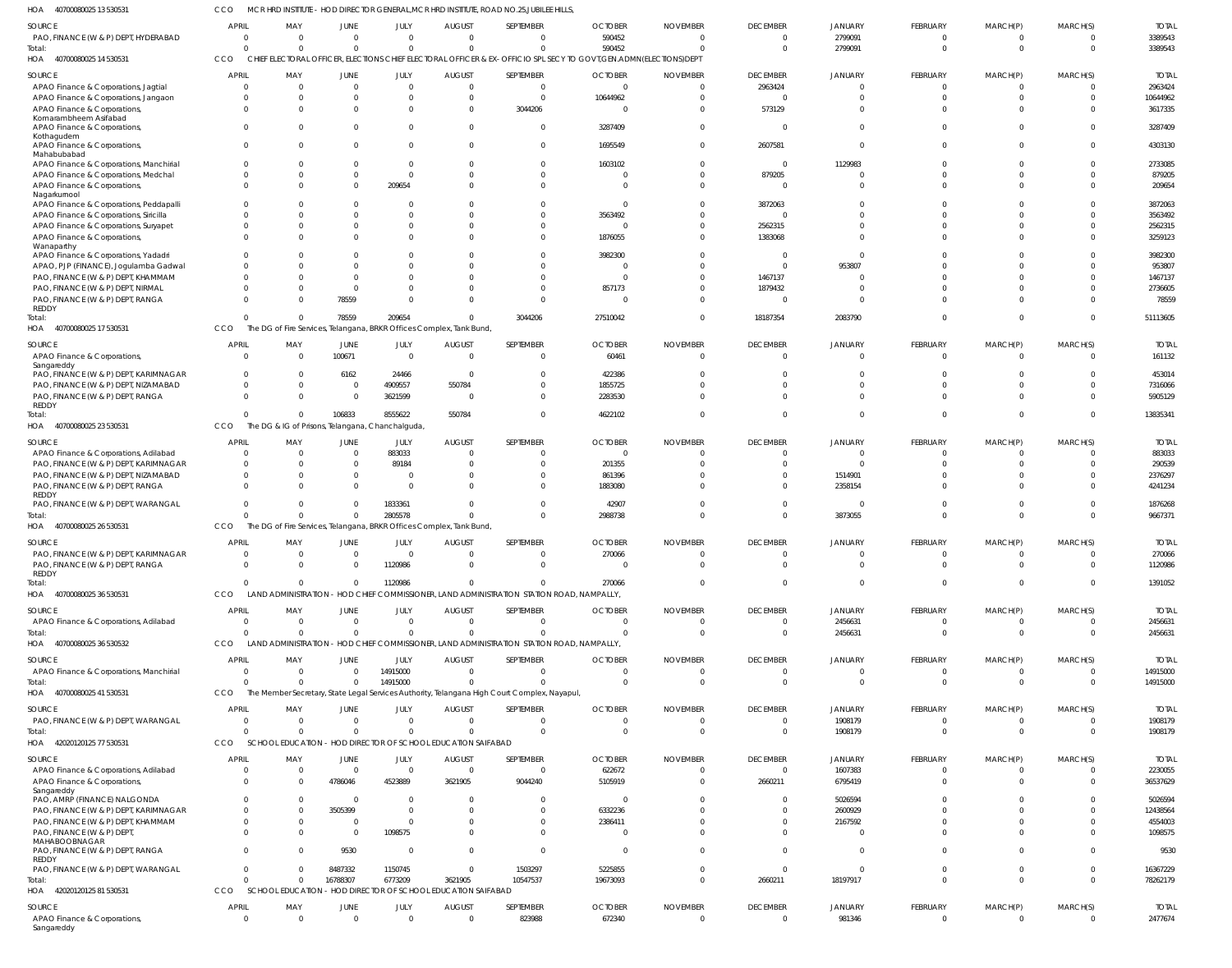HOA 40700080025 13 530531 CCO MCR HRD INSTITUTE - HOD DIRECTOR GENERAL,MCR HRD INSTITUTE, ROAD NO.25,JUBILEE HILLS,

| SOURCE | APRIL | MAY | JUNE | JULY | AUGUST | SEPTEMBER | OCTOBER | NOVEMBER | DECEMBER | JANUARY | FEBRUARY | MARCH(P) | MARCH(S) | TOTAL |
|---|---|---|---|---|---|---|---|---|---|---|---|---|---|---|
| PAO, FINANCE (W & P) DEPT, HYDERABAD | 0 | 0 | 0 | 0 | 0 | 0 | 590452 | 0 | 0 | 2799091 | 0 | 0 | 0 | 3389543 |
| Total: | 0 | 0 | 0 | 0 | 0 | 0 | 590452 | 0 | 0 | 2799091 | 0 | 0 | 0 | 3389543 |

HOA 40700080025 14 530531 CCO CHIEF ELECTORAL OFFICER, ELECTIONS CHIEF ELECTORAL OFFICER & EX-OFFICIO SPL SECY TO GOVT,GEN.ADMN(ELECTIONS)DEPT

| SOURCE | APRIL | MAY | JUNE | JULY | AUGUST | SEPTEMBER | OCTOBER | NOVEMBER | DECEMBER | JANUARY | FEBRUARY | MARCH(P) | MARCH(S) | TOTAL |
|---|---|---|---|---|---|---|---|---|---|---|---|---|---|---|
| APAO Finance & Corporations, Jagtial | 0 | 0 | 0 | 0 | 0 | 0 | 0 | 0 | 2963424 | 0 | 0 | 0 | 0 | 2963424 |
| APAO Finance & Corporations, Jangaon | 0 | 0 | 0 | 0 | 0 | 0 | 10644962 | 0 | 0 | 0 | 0 | 0 | 0 | 10644962 |
| APAO Finance & Corporations, Komarambheem Asifabad | 0 | 0 | 0 | 0 | 0 | 3044206 | 0 | 0 | 573129 | 0 | 0 | 0 | 0 | 3617335 |
| APAO Finance & Corporations, Kothagudem | 0 | 0 | 0 | 0 | 0 | 0 | 3287409 | 0 | 0 | 0 | 0 | 0 | 0 | 3287409 |
| APAO Finance & Corporations, Mahabubabad | 0 | 0 | 0 | 0 | 0 | 0 | 1695549 | 0 | 2607581 | 0 | 0 | 0 | 0 | 4303130 |
| APAO Finance & Corporations, Manchirial | 0 | 0 | 0 | 0 | 0 | 0 | 1603102 | 0 | 0 | 1129983 | 0 | 0 | 0 | 2733085 |
| APAO Finance & Corporations, Medchal | 0 | 0 | 0 | 0 | 0 | 0 | 0 | 0 | 879205 | 0 | 0 | 0 | 0 | 879205 |
| APAO Finance & Corporations, Nagarkurnool | 0 | 0 | 0 | 209654 | 0 | 0 | 0 | 0 | 0 | 0 | 0 | 0 | 0 | 209654 |
| APAO Finance & Corporations, Peddapalli | 0 | 0 | 0 | 0 | 0 | 0 | 0 | 0 | 3872063 | 0 | 0 | 0 | 0 | 3872063 |
| APAO Finance & Corporations, Siricilla | 0 | 0 | 0 | 0 | 0 | 0 | 3563492 | 0 | 0 | 0 | 0 | 0 | 0 | 3563492 |
| APAO Finance & Corporations, Suryapet | 0 | 0 | 0 | 0 | 0 | 0 | 0 | 0 | 2562315 | 0 | 0 | 0 | 0 | 2562315 |
| APAO Finance & Corporations, Wanaparthy | 0 | 0 | 0 | 0 | 0 | 0 | 1876055 | 0 | 1383068 | 0 | 0 | 0 | 0 | 3259123 |
| APAO Finance & Corporations, Yadadri | 0 | 0 | 0 | 0 | 0 | 0 | 3982300 | 0 | 0 | 0 | 0 | 0 | 0 | 3982300 |
| APAO, PJP (FINANCE), Jogulamba Gadwal | 0 | 0 | 0 | 0 | 0 | 0 | 0 | 0 | 0 | 953807 | 0 | 0 | 0 | 953807 |
| PAO, FINANCE (W & P) DEPT, KHAMMAM | 0 | 0 | 0 | 0 | 0 | 0 | 0 | 0 | 1467137 | 0 | 0 | 0 | 0 | 1467137 |
| PAO, FINANCE (W & P) DEPT, NIRMAL | 0 | 0 | 0 | 0 | 0 | 0 | 857173 | 0 | 1879432 | 0 | 0 | 0 | 0 | 2736605 |
| PAO, FINANCE (W & P) DEPT, RANGA REDDY | 0 | 0 | 78559 | 0 | 0 | 0 | 0 | 0 | 0 | 0 | 0 | 0 | 0 | 78559 |
| Total: | 0 | 0 | 78559 | 209654 | 0 | 3044206 | 27510042 | 0 | 18187354 | 2083790 | 0 | 0 | 0 | 51113605 |

HOA 40700080025 17 530531 CCO The DG of Fire Services, Telangana, BRKR Offices Complex, Tank Bund,

| SOURCE | APRIL | MAY | JUNE | JULY | AUGUST | SEPTEMBER | OCTOBER | NOVEMBER | DECEMBER | JANUARY | FEBRUARY | MARCH(P) | MARCH(S) | TOTAL |
|---|---|---|---|---|---|---|---|---|---|---|---|---|---|---|
| APAO Finance & Corporations, Sangareddy | 0 | 0 | 100671 | 0 | 0 | 0 | 60461 | 0 | 0 | 0 | 0 | 0 | 0 | 161132 |
| PAO, FINANCE (W & P) DEPT, KARIMNAGAR | 0 | 0 | 6162 | 24466 | 0 | 0 | 422386 | 0 | 0 | 0 | 0 | 0 | 0 | 453014 |
| PAO, FINANCE (W & P) DEPT, NIZAMABAD | 0 | 0 | 0 | 4909557 | 550784 | 0 | 1855725 | 0 | 0 | 0 | 0 | 0 | 0 | 7316066 |
| PAO, FINANCE (W & P) DEPT, RANGA REDDY | 0 | 0 | 0 | 3621599 | 0 | 0 | 2283530 | 0 | 0 | 0 | 0 | 0 | 0 | 5905129 |
| Total: | 0 | 0 | 106833 | 8555622 | 550784 | 0 | 4622102 | 0 | 0 | 0 | 0 | 0 | 0 | 13835341 |

HOA 40700080025 23 530531 CCO The DG & IG of Prisons, Telangana, Chanchalguda,

| SOURCE | APRIL | MAY | JUNE | JULY | AUGUST | SEPTEMBER | OCTOBER | NOVEMBER | DECEMBER | JANUARY | FEBRUARY | MARCH(P) | MARCH(S) | TOTAL |
|---|---|---|---|---|---|---|---|---|---|---|---|---|---|---|
| APAO Finance & Corporations, Adilabad | 0 | 0 | 0 | 883033 | 0 | 0 | 0 | 0 | 0 | 0 | 0 | 0 | 0 | 883033 |
| PAO, FINANCE (W & P) DEPT, KARIMNAGAR | 0 | 0 | 0 | 89184 | 0 | 0 | 201355 | 0 | 0 | 0 | 0 | 0 | 0 | 290539 |
| PAO, FINANCE (W & P) DEPT, NIZAMABAD | 0 | 0 | 0 | 0 | 0 | 0 | 861396 | 0 | 0 | 1514901 | 0 | 0 | 0 | 2376297 |
| PAO, FINANCE (W & P) DEPT, RANGA REDDY | 0 | 0 | 0 | 0 | 0 | 0 | 1883080 | 0 | 0 | 2358154 | 0 | 0 | 0 | 4241234 |
| PAO, FINANCE (W & P) DEPT, WARANGAL | 0 | 0 | 0 | 1833361 | 0 | 0 | 42907 | 0 | 0 | 0 | 0 | 0 | 0 | 1876268 |
| Total: | 0 | 0 | 0 | 2805578 | 0 | 0 | 2988738 | 0 | 0 | 3873055 | 0 | 0 | 0 | 9667371 |

HOA 40700080025 26 530531 CCO The DG of Fire Services, Telangana, BRKR Offices Complex, Tank Bund,

| SOURCE | APRIL | MAY | JUNE | JULY | AUGUST | SEPTEMBER | OCTOBER | NOVEMBER | DECEMBER | JANUARY | FEBRUARY | MARCH(P) | MARCH(S) | TOTAL |
|---|---|---|---|---|---|---|---|---|---|---|---|---|---|---|
| PAO, FINANCE (W & P) DEPT, KARIMNAGAR | 0 | 0 | 0 | 0 | 0 | 0 | 270066 | 0 | 0 | 0 | 0 | 0 | 0 | 270066 |
| PAO, FINANCE (W & P) DEPT, RANGA REDDY | 0 | 0 | 0 | 1120986 | 0 | 0 | 0 | 0 | 0 | 0 | 0 | 0 | 0 | 1120986 |
| Total: | 0 | 0 | 0 | 1120986 | 0 | 0 | 270066 | 0 | 0 | 0 | 0 | 0 | 0 | 1391052 |

HOA 40700080025 36 530531 CCO LAND ADMINISTRATION - HOD CHIEF COMMISSIONER, LAND ADMINISTRATION STATION ROAD, NAMPALLY,

| SOURCE | APRIL | MAY | JUNE | JULY | AUGUST | SEPTEMBER | OCTOBER | NOVEMBER | DECEMBER | JANUARY | FEBRUARY | MARCH(P) | MARCH(S) | TOTAL |
|---|---|---|---|---|---|---|---|---|---|---|---|---|---|---|
| APAO Finance & Corporations, Adilabad | 0 | 0 | 0 | 0 | 0 | 0 | 0 | 0 | 0 | 2456631 | 0 | 0 | 0 | 2456631 |
| Total: | 0 | 0 | 0 | 0 | 0 | 0 | 0 | 0 | 0 | 2456631 | 0 | 0 | 0 | 2456631 |

HOA 40700080025 36 530532 CCO LAND ADMINISTRATION - HOD CHIEF COMMISSIONER, LAND ADMINISTRATION STATION ROAD, NAMPALLY,

| SOURCE | APRIL | MAY | JUNE | JULY | AUGUST | SEPTEMBER | OCTOBER | NOVEMBER | DECEMBER | JANUARY | FEBRUARY | MARCH(P) | MARCH(S) | TOTAL |
|---|---|---|---|---|---|---|---|---|---|---|---|---|---|---|
| APAO Finance & Corporations, Manchirial | 0 | 0 | 0 | 14915000 | 0 | 0 | 0 | 0 | 0 | 0 | 0 | 0 | 0 | 14915000 |
| Total: | 0 | 0 | 0 | 14915000 | 0 | 0 | 0 | 0 | 0 | 0 | 0 | 0 | 0 | 14915000 |

HOA 40700080025 41 530531 CCO The Member Secretary, State Legal Services Authority, Telangana High Court Complex, Nayapul,

| SOURCE | APRIL | MAY | JUNE | JULY | AUGUST | SEPTEMBER | OCTOBER | NOVEMBER | DECEMBER | JANUARY | FEBRUARY | MARCH(P) | MARCH(S) | TOTAL |
|---|---|---|---|---|---|---|---|---|---|---|---|---|---|---|
| PAO, FINANCE (W & P) DEPT, WARANGAL | 0 | 0 | 0 | 0 | 0 | 0 | 0 | 0 | 0 | 1908179 | 0 | 0 | 0 | 1908179 |
| Total: | 0 | 0 | 0 | 0 | 0 | 0 | 0 | 0 | 0 | 1908179 | 0 | 0 | 0 | 1908179 |

HOA 42020120125 77 530531 CCO SCHOOL EDUCATION - HOD DIRECTOR OF SCHOOL EDUCATION SAIFABAD

| SOURCE | APRIL | MAY | JUNE | JULY | AUGUST | SEPTEMBER | OCTOBER | NOVEMBER | DECEMBER | JANUARY | FEBRUARY | MARCH(P) | MARCH(S) | TOTAL |
|---|---|---|---|---|---|---|---|---|---|---|---|---|---|---|
| APAO Finance & Corporations, Adilabad | 0 | 0 | 0 | 0 | 0 | 0 | 622672 | 0 | 0 | 1607383 | 0 | 0 | 0 | 2230055 |
| APAO Finance & Corporations, Sangareddy | 0 | 0 | 4786046 | 4523889 | 3621905 | 9044240 | 5105919 | 0 | 2660211 | 6795419 | 0 | 0 | 0 | 36537629 |
| PAO, AMRP (FINANCE) NALGONDA | 0 | 0 | 0 | 0 | 0 | 0 | 0 | 0 | 0 | 5026594 | 0 | 0 | 0 | 5026594 |
| PAO, FINANCE (W & P) DEPT, KARIMNAGAR | 0 | 0 | 3505399 | 0 | 0 | 0 | 6332236 | 0 | 0 | 2600929 | 0 | 0 | 0 | 12438564 |
| PAO, FINANCE (W & P) DEPT, KHAMMAM | 0 | 0 | 0 | 0 | 0 | 0 | 2386411 | 0 | 0 | 2167592 | 0 | 0 | 0 | 4554003 |
| PAO, FINANCE (W & P) DEPT, MAHABOOBNAGAR | 0 | 0 | 0 | 1098575 | 0 | 0 | 0 | 0 | 0 | 0 | 0 | 0 | 0 | 1098575 |
| PAO, FINANCE (W & P) DEPT, RANGA REDDY | 0 | 0 | 9530 | 0 | 0 | 0 | 0 | 0 | 0 | 0 | 0 | 0 | 0 | 9530 |
| PAO, FINANCE (W & P) DEPT, WARANGAL | 0 | 0 | 8487332 | 1150745 | 0 | 1503297 | 5225855 | 0 | 0 | 0 | 0 | 0 | 0 | 16367229 |
| Total: | 0 | 0 | 16788307 | 6773209 | 3621905 | 10547537 | 19673093 | 0 | 2660211 | 18197917 | 0 | 0 | 0 | 78262179 |

HOA 42020120125 81 530531 CCO SCHOOL EDUCATION - HOD DIRECTOR OF SCHOOL EDUCATION SAIFABAD

| SOURCE | APRIL | MAY | JUNE | JULY | AUGUST | SEPTEMBER | OCTOBER | NOVEMBER | DECEMBER | JANUARY | FEBRUARY | MARCH(P) | MARCH(S) | TOTAL |
|---|---|---|---|---|---|---|---|---|---|---|---|---|---|---|
| APAO Finance & Corporations, Sangareddy | 0 | 0 | 0 | 0 | 0 | 823988 | 672340 | 0 | 0 | 981346 | 0 | 0 | 0 | 2477674 |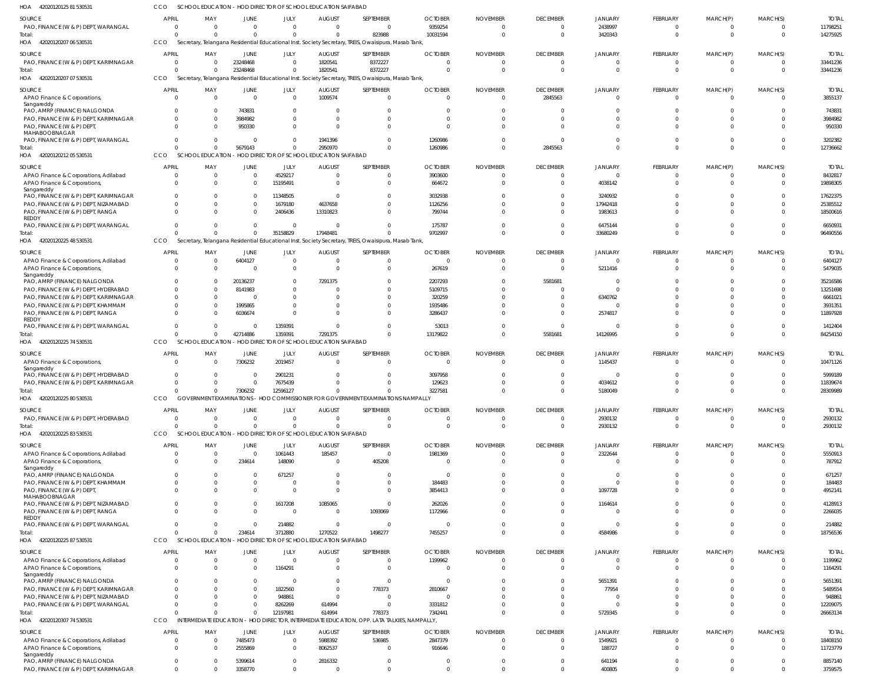HOA 420201201258153053 1 CCO SCHOOL EDUCATION - HOD DIRECTOR OF SCHOOL EDUCATION SAIFABAD

| SOURCE | APRIL | MAY | JUNE | JULY | AUGUST | SEPTEMBER | OCTOBER | NOVEMBER | DECEMBER | JANUARY | FEBRUARY | MARCH(P) | MARCH(S) | TOTAL |
|---|---|---|---|---|---|---|---|---|---|---|---|---|---|---|
| PAO, FINANCE (W & P) DEPT, WARANGAL | 0 | 0 | 0 | 0 | 0 | 0 | 9359254 | 0 | 0 | 2438997 | 0 | 0 | 0 | 11798251 |
| Total: | 0 | 0 | 0 | 0 | 0 | 823988 | 10031594 | 0 | 0 | 3420343 | 0 | 0 | 0 | 14275925 |

HOA 420201202070653053 1 CCO Secretary, Telangana Residential Educational Inst. Society Secretary, TREIS, Owaisipura, Masab Tank,

| SOURCE | APRIL | MAY | JUNE | JULY | AUGUST | SEPTEMBER | OCTOBER | NOVEMBER | DECEMBER | JANUARY | FEBRUARY | MARCH(P) | MARCH(S) | TOTAL |
|---|---|---|---|---|---|---|---|---|---|---|---|---|---|---|
| PAO, FINANCE (W & P) DEPT, KARIMNAGAR | 0 | 0 | 23248468 | 0 | 1820541 | 8372227 | 0 | 0 | 0 | 0 | 0 | 0 | 0 | 33441236 |
| Total: | 0 | 0 | 23248468 | 0 | 1820541 | 8372227 | 0 | 0 | 0 | 0 | 0 | 0 | 0 | 33441236 |

HOA 420201202070753053 1 CCO Secretary, Telangana Residential Educational Inst. Society Secretary, TREIS, Owaisipura, Masab Tank,

| SOURCE | APRIL | MAY | JUNE | JULY | AUGUST | SEPTEMBER | OCTOBER | NOVEMBER | DECEMBER | JANUARY | FEBRUARY | MARCH(P) | MARCH(S) | TOTAL |
|---|---|---|---|---|---|---|---|---|---|---|---|---|---|---|
| APAO Finance & Corporations, Sangareddy | 0 | 0 | 0 | 0 | 1009574 | 0 | 0 | 0 | 2845563 | 0 | 0 | 0 | 0 | 3855137 |
| PAO, AMRP (FINANCE) NALGONDA | 0 | 0 | 743831 | 0 | 0 | 0 | 0 | 0 | 0 | 0 | 0 | 0 | 0 | 743831 |
| PAO, FINANCE (W & P) DEPT, KARIMNAGAR | 0 | 0 | 3984982 | 0 | 0 | 0 | 0 | 0 | 0 | 0 | 0 | 0 | 0 | 3984982 |
| PAO, FINANCE (W & P) DEPT, MAHABOOBNAGAR | 0 | 0 | 950330 | 0 | 0 | 0 | 0 | 0 | 0 | 0 | 0 | 0 | 0 | 950330 |
| PAO, FINANCE (W & P) DEPT, WARANGAL | 0 | 0 | 0 | 0 | 1941396 | 0 | 1260986 | 0 | 0 | 0 | 0 | 0 | 0 | 3202382 |
| Total: | 0 | 0 | 5679143 | 0 | 2950970 | 0 | 1260986 | 0 | 2845563 | 0 | 0 | 0 | 0 | 12736662 |

HOA 420201202120553053 1 CCO SCHOOL EDUCATION - HOD DIRECTOR OF SCHOOL EDUCATION SAIFABAD

| SOURCE | APRIL | MAY | JUNE | JULY | AUGUST | SEPTEMBER | OCTOBER | NOVEMBER | DECEMBER | JANUARY | FEBRUARY | MARCH(P) | MARCH(S) | TOTAL |
|---|---|---|---|---|---|---|---|---|---|---|---|---|---|---|
| APAO Finance & Corporations, Adilabad | 0 | 0 | 0 | 4529217 | 0 | 0 | 3903600 | 0 | 0 | 0 | 0 | 0 | 0 | 8432817 |
| APAO Finance & Corporations, Sangareddy | 0 | 0 | 0 | 15195491 | 0 | 0 | 664672 | 0 | 0 | 4038142 | 0 | 0 | 0 | 19898305 |
| PAO, FINANCE (W & P) DEPT, KARIMNAGAR | 0 | 0 | 0 | 11348505 | 0 | 0 | 3032938 | 0 | 0 | 3240932 | 0 | 0 | 0 | 17622375 |
| PAO, FINANCE (W & P) DEPT, NIZAMABAD | 0 | 0 | 0 | 1679180 | 4637658 | 0 | 1126256 | 0 | 0 | 17942418 | 0 | 0 | 0 | 25385512 |
| PAO, FINANCE (W & P) DEPT, RANGA REDDY | 0 | 0 | 0 | 2406436 | 13310823 | 0 | 799744 | 0 | 0 | 1983613 | 0 | 0 | 0 | 18500616 |
| PAO, FINANCE (W & P) DEPT, WARANGAL | 0 | 0 | 0 | 0 | 0 | 0 | 175787 | 0 | 0 | 6475144 | 0 | 0 | 0 | 6650931 |
| Total: | 0 | 0 | 0 | 35158829 | 17948481 | 0 | 9702997 | 0 | 0 | 33680249 | 0 | 0 | 0 | 96490556 |

HOA 420201202254853053 1 CCO Secretary, Telangana Residential Educational Inst. Society Secretary, TREIS, Owaisipura, Masab Tank,

| SOURCE | APRIL | MAY | JUNE | JULY | AUGUST | SEPTEMBER | OCTOBER | NOVEMBER | DECEMBER | JANUARY | FEBRUARY | MARCH(P) | MARCH(S) | TOTAL |
|---|---|---|---|---|---|---|---|---|---|---|---|---|---|---|
| APAO Finance & Corporations, Adilabad | 0 | 0 | 6404127 | 0 | 0 | 0 | 0 | 0 | 0 | 0 | 0 | 0 | 0 | 6404127 |
| APAO Finance & Corporations, Sangareddy | 0 | 0 | 0 | 0 | 0 | 0 | 267619 | 0 | 0 | 5211416 | 0 | 0 | 0 | 5479035 |
| PAO, AMRP (FINANCE) NALGONDA | 0 | 0 | 20136237 | 0 | 7291375 | 0 | 2207293 | 0 | 5581681 | 0 | 0 | 0 | 0 | 35216586 |
| PAO, FINANCE (W & P) DEPT, HYDERABAD | 0 | 0 | 8141983 | 0 | 0 | 0 | 5109715 | 0 | 0 | 0 | 0 | 0 | 0 | 13251698 |
| PAO, FINANCE (W & P) DEPT, KARIMNAGAR | 0 | 0 | 0 | 0 | 0 | 0 | 320259 | 0 | 0 | 6340762 | 0 | 0 | 0 | 6661021 |
| PAO, FINANCE (W & P) DEPT, KHAMMAM | 0 | 0 | 1995865 | 0 | 0 | 0 | 1935486 | 0 | 0 | 0 | 0 | 0 | 0 | 3931351 |
| PAO, FINANCE (W & P) DEPT, RANGA REDDY | 0 | 0 | 6036674 | 0 | 0 | 0 | 3286437 | 0 | 0 | 2574817 | 0 | 0 | 0 | 11897928 |
| PAO, FINANCE (W & P) DEPT, WARANGAL | 0 | 0 | 0 | 1359391 | 0 | 0 | 53013 | 0 | 0 | 0 | 0 | 0 | 0 | 1412404 |
| Total: | 0 | 0 | 42714886 | 1359391 | 7291375 | 0 | 13179822 | 0 | 5581681 | 14126995 | 0 | 0 | 0 | 84254150 |

HOA 420201202257453053 1 CCO SCHOOL EDUCATION - HOD DIRECTOR OF SCHOOL EDUCATION SAIFABAD

| SOURCE | APRIL | MAY | JUNE | JULY | AUGUST | SEPTEMBER | OCTOBER | NOVEMBER | DECEMBER | JANUARY | FEBRUARY | MARCH(P) | MARCH(S) | TOTAL |
|---|---|---|---|---|---|---|---|---|---|---|---|---|---|---|
| APAO Finance & Corporations, Sangareddy | 0 | 0 | 7306232 | 2019457 | 0 | 0 | 0 | 0 | 0 | 1145437 | 0 | 0 | 0 | 10471126 |
| PAO, FINANCE (W & P) DEPT, HYDERABAD | 0 | 0 | 0 | 2901231 | 0 | 0 | 3097958 | 0 | 0 | 0 | 0 | 0 | 0 | 5999189 |
| PAO, FINANCE (W & P) DEPT, KARIMNAGAR | 0 | 0 | 0 | 7675439 | 0 | 0 | 129623 | 0 | 0 | 4034612 | 0 | 0 | 0 | 11839674 |
| Total: | 0 | 0 | 7306232 | 12596127 | 0 | 0 | 3227581 | 0 | 0 | 5180049 | 0 | 0 | 0 | 28309989 |

HOA 420201202258053053 1 CCO GOVERNMENT EXAMINATIONS - HOD COMMISSIONER FOR GOVERNMENT EXAMINATIONS NAMPALLY

| SOURCE | APRIL | MAY | JUNE | JULY | AUGUST | SEPTEMBER | OCTOBER | NOVEMBER | DECEMBER | JANUARY | FEBRUARY | MARCH(P) | MARCH(S) | TOTAL |
|---|---|---|---|---|---|---|---|---|---|---|---|---|---|---|
| PAO, FINANCE (W & P) DEPT, HYDERABAD | 0 | 0 | 0 | 0 | 0 | 0 | 0 | 0 | 0 | 2930132 | 0 | 0 | 0 | 2930132 |
| Total: | 0 | 0 | 0 | 0 | 0 | 0 | 0 | 0 | 0 | 2930132 | 0 | 0 | 0 | 2930132 |

HOA 420201202258353053 1 CCO SCHOOL EDUCATION - HOD DIRECTOR OF SCHOOL EDUCATION SAIFABAD

| SOURCE | APRIL | MAY | JUNE | JULY | AUGUST | SEPTEMBER | OCTOBER | NOVEMBER | DECEMBER | JANUARY | FEBRUARY | MARCH(P) | MARCH(S) | TOTAL |
|---|---|---|---|---|---|---|---|---|---|---|---|---|---|---|
| APAO Finance & Corporations, Adilabad | 0 | 0 | 0 | 1061443 | 185457 | 0 | 1981369 | 0 | 0 | 2322644 | 0 | 0 | 0 | 5550913 |
| APAO Finance & Corporations, Sangareddy | 0 | 0 | 234614 | 148090 | 0 | 405208 | 0 | 0 | 0 | 0 | 0 | 0 | 0 | 787912 |
| PAO, AMRP (FINANCE) NALGONDA | 0 | 0 | 0 | 671257 | 0 | 0 | 0 | 0 | 0 | 0 | 0 | 0 | 0 | 671257 |
| PAO, FINANCE (W & P) DEPT, KHAMMAM | 0 | 0 | 0 | 0 | 0 | 0 | 184483 | 0 | 0 | 0 | 0 | 0 | 0 | 184483 |
| PAO, FINANCE (W & P) DEPT, MAHABOOBNAGAR | 0 | 0 | 0 | 0 | 0 | 0 | 3854413 | 0 | 0 | 1097728 | 0 | 0 | 0 | 4952141 |
| PAO, FINANCE (W & P) DEPT, NIZAMABAD | 0 | 0 | 0 | 1617208 | 1085065 | 0 | 262026 | 0 | 0 | 1164614 | 0 | 0 | 0 | 4128913 |
| PAO, FINANCE (W & P) DEPT, RANGA REDDY | 0 | 0 | 0 | 0 | 0 | 1093069 | 1172966 | 0 | 0 | 0 | 0 | 0 | 0 | 2266035 |
| PAO, FINANCE (W & P) DEPT, WARANGAL | 0 | 0 | 0 | 214882 | 0 | 0 | 0 | 0 | 0 | 0 | 0 | 0 | 0 | 214882 |
| Total: | 0 | 0 | 234614 | 3712880 | 1270522 | 1498277 | 7455257 | 0 | 0 | 4584986 | 0 | 0 | 0 | 18756536 |

HOA 420201202258753053 1 CCO SCHOOL EDUCATION - HOD DIRECTOR OF SCHOOL EDUCATION SAIFABAD

| SOURCE | APRIL | MAY | JUNE | JULY | AUGUST | SEPTEMBER | OCTOBER | NOVEMBER | DECEMBER | JANUARY | FEBRUARY | MARCH(P) | MARCH(S) | TOTAL |
|---|---|---|---|---|---|---|---|---|---|---|---|---|---|---|
| APAO Finance & Corporations, Adilabad | 0 | 0 | 0 | 0 | 0 | 0 | 1199962 | 0 | 0 | 0 | 0 | 0 | 0 | 1199962 |
| APAO Finance & Corporations, Sangareddy | 0 | 0 | 0 | 1164291 | 0 | 0 | 0 | 0 | 0 | 0 | 0 | 0 | 0 | 1164291 |
| PAO, AMRP (FINANCE) NALGONDA | 0 | 0 | 0 | 0 | 0 | 0 | 0 | 0 | 0 | 5651391 | 0 | 0 | 0 | 5651391 |
| PAO, FINANCE (W & P) DEPT, KARIMNAGAR | 0 | 0 | 0 | 1822560 | 0 | 778373 | 2810667 | 0 | 0 | 77954 | 0 | 0 | 0 | 5489554 |
| PAO, FINANCE (W & P) DEPT, NIZAMABAD | 0 | 0 | 0 | 948861 | 0 | 0 | 0 | 0 | 0 | 0 | 0 | 0 | 0 | 948861 |
| PAO, FINANCE (W & P) DEPT, WARANGAL | 0 | 0 | 0 | 8262269 | 614994 | 0 | 3331812 | 0 | 0 | 0 | 0 | 0 | 0 | 12209075 |
| Total: | 0 | 0 | 0 | 12197981 | 614994 | 778373 | 7342441 | 0 | 0 | 5729345 | 0 | 0 | 0 | 26663134 |

HOA 420201203077453053 1 CCO INTERMEDIATE EDUCATION - HOD DIRECTOR, INTERMEDIATE EDUCATION, OPP. LATA TALKIES, NAMPALLY,

| SOURCE | APRIL | MAY | JUNE | JULY | AUGUST | SEPTEMBER | OCTOBER | NOVEMBER | DECEMBER | JANUARY | FEBRUARY | MARCH(P) | MARCH(S) | TOTAL |
|---|---|---|---|---|---|---|---|---|---|---|---|---|---|---|
| APAO Finance & Corporations, Adilabad | 0 | 0 | 7485473 | 0 | 5988392 | 536985 | 2847379 | 0 | 0 | 1549921 | 0 | 0 | 0 | 18408150 |
| APAO Finance & Corporations, Sangareddy | 0 | 0 | 2555869 | 0 | 8062537 | 0 | 916646 | 0 | 0 | 188727 | 0 | 0 | 0 | 11723779 |
| PAO, AMRP (FINANCE) NALGONDA | 0 | 0 | 5399614 | 0 | 2816332 | 0 | 0 | 0 | 0 | 641194 | 0 | 0 | 0 | 8857140 |
| PAO, FINANCE (W & P) DEPT, KARIMNAGAR | 0 | 0 | 3358770 | 0 | 0 | 0 | 0 | 0 | 0 | 400805 | 0 | 0 | 0 | 3759575 |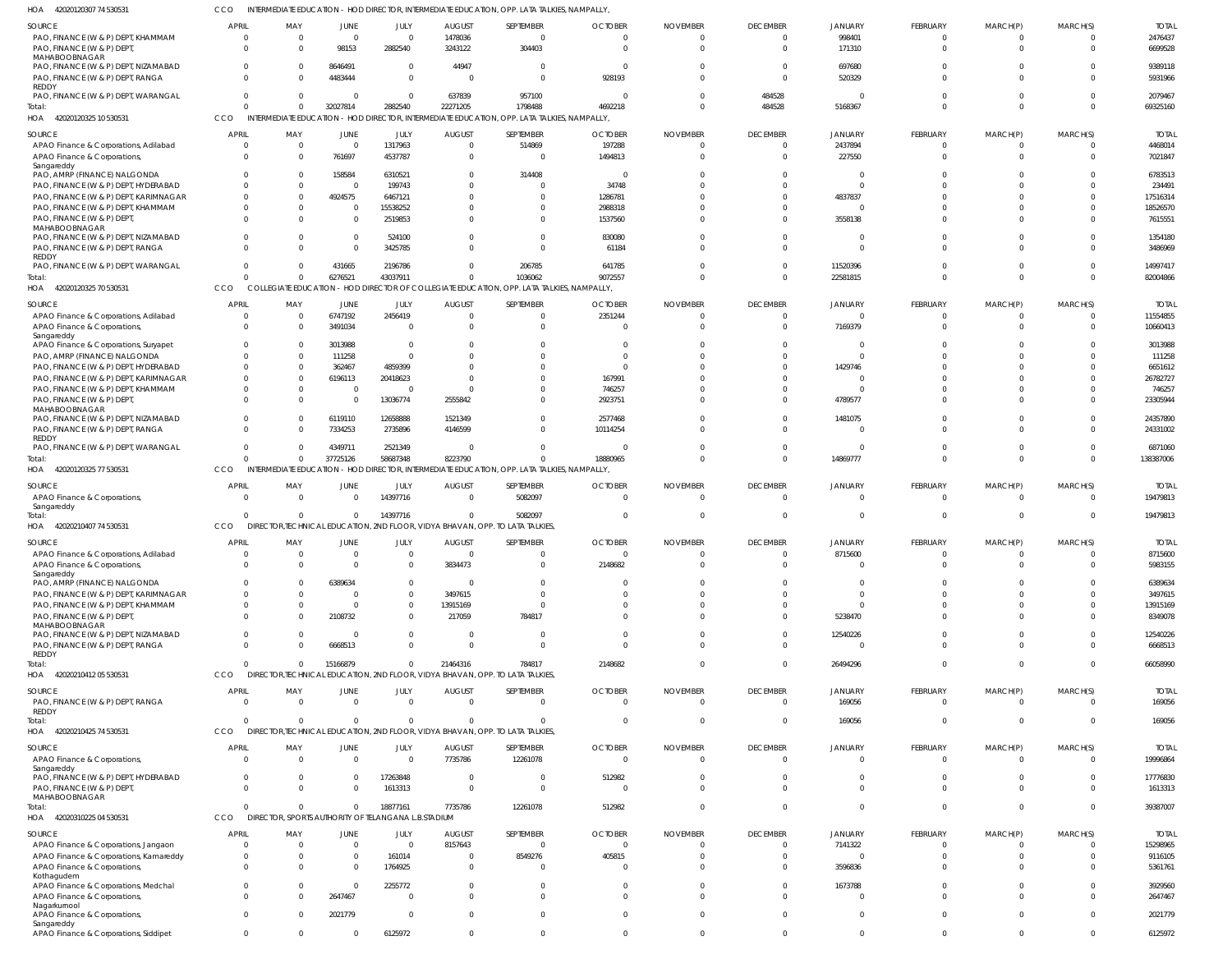HOA 42020120307 74 530531 CCO INTERMEDIATE EDUCATION - HOD DIRECTOR, INTERMEDIATE EDUCATION, OPP. LATA TALKIES, NAMPALLY,

| SOURCE | APRIL | MAY | JUNE | JULY | AUGUST | SEPTEMBER | OCTOBER | NOVEMBER | DECEMBER | JANUARY | FEBRUARY | MARCH(P) | MARCH(S) | TOTAL |
|---|---|---|---|---|---|---|---|---|---|---|---|---|---|---|
| PAO, FINANCE (W & P) DEPT, KHAMMAM | 0 | 0 | 0 | 0 | 1478036 | 0 | 0 | 0 | 0 | 998401 | 0 | 0 | 0 | 2476437 |
| PAO, FINANCE (W & P) DEPT, MAHABOOBNAGAR | 0 | 0 | 98153 | 2882540 | 3243122 | 304403 | 0 | 0 | 0 | 171310 | 0 | 0 | 0 | 6699528 |
| PAO, FINANCE (W & P) DEPT, NIZAMABAD | 0 | 0 | 8646491 | 0 | 44947 | 0 | 0 | 0 | 0 | 697680 | 0 | 0 | 0 | 9389118 |
| PAO, FINANCE (W & P) DEPT, RANGA REDDY | 0 | 0 | 4483444 | 0 | 0 | 0 | 928193 | 0 | 0 | 520329 | 0 | 0 | 0 | 5931966 |
| PAO, FINANCE (W & P) DEPT, WARANGAL | 0 | 0 | 0 | 0 | 637839 | 957100 | 0 | 0 | 484528 | 0 | 0 | 0 | 0 | 2079467 |
| Total: | 0 | 0 | 32027814 | 2882540 | 22271205 | 1798488 | 4692218 | 0 | 484528 | 5168367 | 0 | 0 | 0 | 69325160 |

HOA 42020120325 10 530531 CCO INTERMEDIATE EDUCATION - HOD DIRECTOR, INTERMEDIATE EDUCATION, OPP. LATA TALKIES, NAMPALLY,

| SOURCE | APRIL | MAY | JUNE | JULY | AUGUST | SEPTEMBER | OCTOBER | NOVEMBER | DECEMBER | JANUARY | FEBRUARY | MARCH(P) | MARCH(S) | TOTAL |
|---|---|---|---|---|---|---|---|---|---|---|---|---|---|---|
| APAO Finance & Corporations, Adilabad | 0 | 0 | 0 | 1317963 | 0 | 514869 | 197288 | 0 | 0 | 2437894 | 0 | 0 | 0 | 4468014 |
| APAO Finance & Corporations, Sangareddy | 0 | 0 | 761697 | 4537787 | 0 | 0 | 1494813 | 0 | 0 | 227550 | 0 | 0 | 0 | 7021847 |
| PAO, AMRP (FINANCE) NALGONDA | 0 | 0 | 158584 | 6310521 | 0 | 314408 | 0 | 0 | 0 | 0 | 0 | 0 | 0 | 6783513 |
| PAO, FINANCE (W & P) DEPT, HYDERABAD | 0 | 0 | 0 | 199743 | 0 | 0 | 34748 | 0 | 0 | 0 | 0 | 0 | 0 | 234491 |
| PAO, FINANCE (W & P) DEPT, KARIMNAGAR | 0 | 0 | 4924575 | 6467121 | 0 | 0 | 1286781 | 0 | 0 | 4837837 | 0 | 0 | 0 | 17516314 |
| PAO, FINANCE (W & P) DEPT, KHAMMAM | 0 | 0 | 0 | 15538252 | 0 | 0 | 2988318 | 0 | 0 | 0 | 0 | 0 | 0 | 18526570 |
| PAO, FINANCE (W & P) DEPT, MAHABOOBNAGAR | 0 | 0 | 0 | 2519853 | 0 | 0 | 1537560 | 0 | 0 | 3558138 | 0 | 0 | 0 | 7615551 |
| PAO, FINANCE (W & P) DEPT, NIZAMABAD | 0 | 0 | 0 | 524100 | 0 | 0 | 830080 | 0 | 0 | 0 | 0 | 0 | 0 | 1354180 |
| PAO, FINANCE (W & P) DEPT, RANGA REDDY | 0 | 0 | 0 | 3425785 | 0 | 0 | 61184 | 0 | 0 | 0 | 0 | 0 | 0 | 3486969 |
| PAO, FINANCE (W & P) DEPT, WARANGAL | 0 | 0 | 431665 | 2196786 | 0 | 206785 | 641785 | 0 | 0 | 11520396 | 0 | 0 | 0 | 14997417 |
| Total: | 0 | 0 | 6276521 | 43037911 | 0 | 1036062 | 9072557 | 0 | 0 | 22581815 | 0 | 0 | 0 | 82004866 |

HOA 42020120325 70 530531 CCO COLLEGIATE EDUCATION - HOD DIRECTOR OF COLLEGIATE EDUCATION, OPP. LATA TALKIES, NAMPALLY,

| SOURCE | APRIL | MAY | JUNE | JULY | AUGUST | SEPTEMBER | OCTOBER | NOVEMBER | DECEMBER | JANUARY | FEBRUARY | MARCH(P) | MARCH(S) | TOTAL |
|---|---|---|---|---|---|---|---|---|---|---|---|---|---|---|
| APAO Finance & Corporations, Adilabad | 0 | 0 | 6747192 | 2456419 | 0 | 0 | 2351244 | 0 | 0 | 0 | 0 | 0 | 0 | 11554855 |
| APAO Finance & Corporations, Sangareddy | 0 | 0 | 3491034 | 0 | 0 | 0 | 0 | 0 | 0 | 7169379 | 0 | 0 | 0 | 10660413 |
| APAO Finance & Corporations, Suryapet | 0 | 0 | 3013988 | 0 | 0 | 0 | 0 | 0 | 0 | 0 | 0 | 0 | 0 | 3013988 |
| PAO, AMRP (FINANCE) NALGONDA | 0 | 0 | 111258 | 0 | 0 | 0 | 0 | 0 | 0 | 0 | 0 | 0 | 0 | 111258 |
| PAO, FINANCE (W & P) DEPT, HYDERABAD | 0 | 0 | 362467 | 4859399 | 0 | 0 | 0 | 0 | 0 | 1429746 | 0 | 0 | 0 | 6651612 |
| PAO, FINANCE (W & P) DEPT, KARIMNAGAR | 0 | 0 | 6196113 | 20418623 | 0 | 0 | 167991 | 0 | 0 | 0 | 0 | 0 | 0 | 26782727 |
| PAO, FINANCE (W & P) DEPT, KHAMMAM | 0 | 0 | 0 | 0 | 0 | 0 | 746257 | 0 | 0 | 0 | 0 | 0 | 0 | 746257 |
| PAO, FINANCE (W & P) DEPT, MAHABOOBNAGAR | 0 | 0 | 0 | 13036774 | 2555842 | 0 | 2923751 | 0 | 0 | 4789577 | 0 | 0 | 0 | 23305944 |
| PAO, FINANCE (W & P) DEPT, NIZAMABAD | 0 | 0 | 6119110 | 12658888 | 1521349 | 0 | 2577468 | 0 | 0 | 1481075 | 0 | 0 | 0 | 24357890 |
| PAO, FINANCE (W & P) DEPT, RANGA REDDY | 0 | 0 | 7334253 | 2735896 | 4146599 | 0 | 10114254 | 0 | 0 | 0 | 0 | 0 | 0 | 24331002 |
| PAO, FINANCE (W & P) DEPT, WARANGAL | 0 | 0 | 4349711 | 2521349 | 0 | 0 | 0 | 0 | 0 | 0 | 0 | 0 | 0 | 6871060 |
| Total: | 0 | 0 | 37725126 | 58687348 | 8223790 | 0 | 18880965 | 0 | 0 | 14869777 | 0 | 0 | 0 | 138387006 |

HOA 42020120325 77 530531 CCO INTERMEDIATE EDUCATION - HOD DIRECTOR, INTERMEDIATE EDUCATION, OPP. LATA TALKIES, NAMPALLY,

| SOURCE | APRIL | MAY | JUNE | JULY | AUGUST | SEPTEMBER | OCTOBER | NOVEMBER | DECEMBER | JANUARY | FEBRUARY | MARCH(P) | MARCH(S) | TOTAL |
|---|---|---|---|---|---|---|---|---|---|---|---|---|---|---|
| APAO Finance & Corporations, Sangareddy | 0 | 0 | 0 | 14397716 | 0 | 5082097 | 0 | 0 | 0 | 0 | 0 | 0 | 0 | 19479813 |
| Total: | 0 | 0 | 0 | 14397716 | 0 | 5082097 | 0 | 0 | 0 | 0 | 0 | 0 | 0 | 19479813 |

HOA 42020210407 74 530531 CCO DIRECTOR,TECHNICAL EDUCATION, 2ND FLOOR, VIDYA BHAVAN, OPP. TO LATA TALKIES,

| SOURCE | APRIL | MAY | JUNE | JULY | AUGUST | SEPTEMBER | OCTOBER | NOVEMBER | DECEMBER | JANUARY | FEBRUARY | MARCH(P) | MARCH(S) | TOTAL |
|---|---|---|---|---|---|---|---|---|---|---|---|---|---|---|
| APAO Finance & Corporations, Adilabad | 0 | 0 | 0 | 0 | 0 | 0 | 0 | 0 | 0 | 8715600 | 0 | 0 | 0 | 8715600 |
| APAO Finance & Corporations, Sangareddy | 0 | 0 | 0 | 0 | 3834473 | 0 | 2148682 | 0 | 0 | 0 | 0 | 0 | 0 | 5983155 |
| PAO, AMRP (FINANCE) NALGONDA | 0 | 0 | 6389634 | 0 | 0 | 0 | 0 | 0 | 0 | 0 | 0 | 0 | 0 | 6389634 |
| PAO, FINANCE (W & P) DEPT, KARIMNAGAR | 0 | 0 | 0 | 0 | 3497615 | 0 | 0 | 0 | 0 | 0 | 0 | 0 | 0 | 3497615 |
| PAO, FINANCE (W & P) DEPT, KHAMMAM | 0 | 0 | 0 | 0 | 13915169 | 0 | 0 | 0 | 0 | 0 | 0 | 0 | 0 | 13915169 |
| PAO, FINANCE (W & P) DEPT, MAHABOOBNAGAR | 0 | 0 | 2108732 | 0 | 217059 | 784817 | 0 | 0 | 0 | 5238470 | 0 | 0 | 0 | 8349078 |
| PAO, FINANCE (W & P) DEPT, NIZAMABAD | 0 | 0 | 0 | 0 | 0 | 0 | 0 | 0 | 0 | 12540226 | 0 | 0 | 0 | 12540226 |
| PAO, FINANCE (W & P) DEPT, RANGA REDDY | 0 | 0 | 6668513 | 0 | 0 | 0 | 0 | 0 | 0 | 0 | 0 | 0 | 0 | 6668513 |
| Total: | 0 | 0 | 15166879 | 0 | 21464316 | 784817 | 2148682 | 0 | 0 | 26494296 | 0 | 0 | 0 | 66058990 |

HOA 42020210412 05 530531 CCO DIRECTOR,TECHNICAL EDUCATION, 2ND FLOOR, VIDYA BHAVAN, OPP. TO LATA TALKIES,

| SOURCE | APRIL | MAY | JUNE | JULY | AUGUST | SEPTEMBER | OCTOBER | NOVEMBER | DECEMBER | JANUARY | FEBRUARY | MARCH(P) | MARCH(S) | TOTAL |
|---|---|---|---|---|---|---|---|---|---|---|---|---|---|---|
| PAO, FINANCE (W & P) DEPT, RANGA REDDY | 0 | 0 | 0 | 0 | 0 | 0 | 0 | 0 | 0 | 169056 | 0 | 0 | 0 | 169056 |
| Total: | 0 | 0 | 0 | 0 | 0 | 0 | 0 | 0 | 0 | 169056 | 0 | 0 | 0 | 169056 |

HOA 42020210425 74 530531 CCO DIRECTOR,TECHNICAL EDUCATION, 2ND FLOOR, VIDYA BHAVAN, OPP. TO LATA TALKIES,

| SOURCE | APRIL | MAY | JUNE | JULY | AUGUST | SEPTEMBER | OCTOBER | NOVEMBER | DECEMBER | JANUARY | FEBRUARY | MARCH(P) | MARCH(S) | TOTAL |
|---|---|---|---|---|---|---|---|---|---|---|---|---|---|---|
| APAO Finance & Corporations, Sangareddy | 0 | 0 | 0 | 0 | 7735786 | 12261078 | 0 | 0 | 0 | 0 | 0 | 0 | 0 | 19996864 |
| PAO, FINANCE (W & P) DEPT, HYDERABAD | 0 | 0 | 0 | 17263848 | 0 | 0 | 512982 | 0 | 0 | 0 | 0 | 0 | 0 | 17776830 |
| PAO, FINANCE (W & P) DEPT, MAHABOOBNAGAR | 0 | 0 | 0 | 1613313 | 0 | 0 | 0 | 0 | 0 | 0 | 0 | 0 | 0 | 1613313 |
| Total: | 0 | 0 | 0 | 18877161 | 7735786 | 12261078 | 512982 | 0 | 0 | 0 | 0 | 0 | 0 | 39387007 |

HOA 42020310225 04 530531 CCO DIRECTOR, SPORTS AUTHORITY OF TELANGANA L.B.STADIUM

| SOURCE | APRIL | MAY | JUNE | JULY | AUGUST | SEPTEMBER | OCTOBER | NOVEMBER | DECEMBER | JANUARY | FEBRUARY | MARCH(P) | MARCH(S) | TOTAL |
|---|---|---|---|---|---|---|---|---|---|---|---|---|---|---|
| APAO Finance & Corporations, Jangaon | 0 | 0 | 0 | 0 | 8157643 | 0 | 0 | 0 | 0 | 7141322 | 0 | 0 | 0 | 15298965 |
| APAO Finance & Corporations, Kamareddy | 0 | 0 | 0 | 161014 | 0 | 8549276 | 405815 | 0 | 0 | 0 | 0 | 0 | 0 | 9116105 |
| APAO Finance & Corporations, Kothagudem | 0 | 0 | 0 | 1764925 | 0 | 0 | 0 | 0 | 0 | 3596836 | 0 | 0 | 0 | 5361761 |
| APAO Finance & Corporations, Medchal | 0 | 0 | 0 | 2255772 | 0 | 0 | 0 | 0 | 0 | 1673788 | 0 | 0 | 0 | 3929560 |
| APAO Finance & Corporations, Nagarkurnool | 0 | 0 | 2647467 | 0 | 0 | 0 | 0 | 0 | 0 | 0 | 0 | 0 | 0 | 2647467 |
| APAO Finance & Corporations, Sangareddy | 0 | 0 | 2021779 | 0 | 0 | 0 | 0 | 0 | 0 | 0 | 0 | 0 | 0 | 2021779 |
| APAO Finance & Corporations, Siddipet | 0 | 0 | 0 | 6125972 | 0 | 0 | 0 | 0 | 0 | 0 | 0 | 0 | 0 | 6125972 |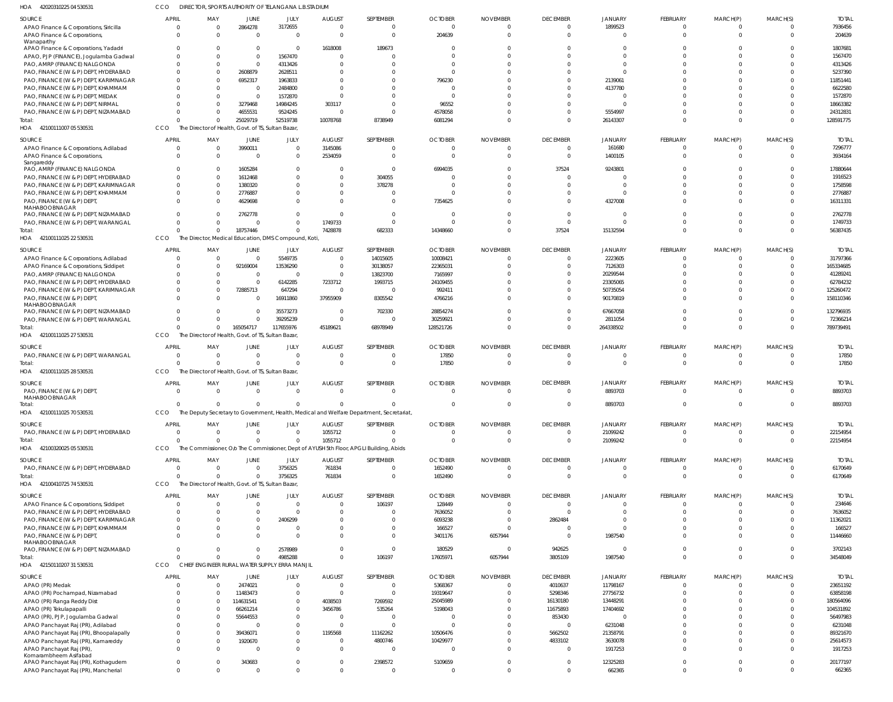HOA 42020310225 04 530531 CCO DIRECTOR, SPORTS AUTHORITY OF TELANGANA L.B.STADIUM

| SOURCE | APRIL | MAY | JUNE | JULY | AUGUST | SEPTEMBER | OCTOBER | NOVEMBER | DECEMBER | JANUARY | FEBRUARY | MARCH(P) | MARCH(S) | TOTAL |
|---|---|---|---|---|---|---|---|---|---|---|---|---|---|---|
| APAO Finance & Corporations, Siricilla | 0 | 0 | 2864278 | 3172655 | 0 | 0 | 0 | 0 | 0 | 1899523 | 0 | 0 | 0 | 7936456 |
| APAO Finance & Corporations, Wanaparthy | 0 | 0 | 0 | 0 | 0 | 0 | 204639 | 0 | 0 | 0 | 0 | 0 | 0 | 204639 |
| APAO Finance & Corporations, Yadadri | 0 | 0 | 0 | 0 | 1618008 | 189673 | 0 | 0 | 0 | 0 | 0 | 0 | 0 | 1807681 |
| APAO, PJP (FINANCE), Jogulamba Gadwal | 0 | 0 | 0 | 1567470 | 0 | 0 | 0 | 0 | 0 | 0 | 0 | 0 | 0 | 1567470 |
| PAO, AMRP (FINANCE) NALGONDA | 0 | 0 | 0 | 4313426 | 0 | 0 | 0 | 0 | 0 | 0 | 0 | 0 | 0 | 4313426 |
| PAO, FINANCE (W & P) DEPT, HYDERABAD | 0 | 0 | 2608879 | 2628511 | 0 | 0 | 0 | 0 | 0 | 0 | 0 | 0 | 0 | 5237390 |
| PAO, FINANCE (W & P) DEPT, KARIMNAGAR | 0 | 0 | 6952317 | 1963833 | 0 | 0 | 796230 | 0 | 0 | 2139061 | 0 | 0 | 0 | 11851441 |
| PAO, FINANCE (W & P) DEPT, KHAMMAM | 0 | 0 | 0 | 2484800 | 0 | 0 | 0 | 0 | 0 | 4137780 | 0 | 0 | 0 | 6622580 |
| PAO, FINANCE (W & P) DEPT, MEDAK | 0 | 0 | 0 | 1572870 | 0 | 0 | 0 | 0 | 0 | 0 | 0 | 0 | 0 | 1572870 |
| PAO, FINANCE (W & P) DEPT, NIRMAL | 0 | 0 | 3279468 | 14984245 | 303117 | 0 | 96552 | 0 | 0 | 0 | 0 | 0 | 0 | 18663382 |
| PAO, FINANCE (W & P) DEPT, NIZAMABAD | 0 | 0 | 4655531 | 9524245 | 0 | 0 | 4578058 | 0 | 0 | 5554997 | 0 | 0 | 0 | 24312831 |
| Total: | 0 | 0 | 25029719 | 52519738 | 10078768 | 8738949 | 6081294 | 0 | 0 | 26143307 | 0 | 0 | 0 | 128591775 |

HOA 42100111007 05 530531 CCO The Director of Health, Govt. of TS, Sultan Bazar,

| SOURCE | APRIL | MAY | JUNE | JULY | AUGUST | SEPTEMBER | OCTOBER | NOVEMBER | DECEMBER | JANUARY | FEBRUARY | MARCH(P) | MARCH(S) | TOTAL |
|---|---|---|---|---|---|---|---|---|---|---|---|---|---|---|
| APAO Finance & Corporations, Adilabad | 0 | 0 | 3990011 | 0 | 3145086 | 0 | 0 | 0 | 0 | 161680 | 0 | 0 | 0 | 7296777 |
| APAO Finance & Corporations, Sangareddy | 0 | 0 | 0 | 0 | 2534059 | 0 | 0 | 0 | 0 | 1400105 | 0 | 0 | 0 | 3934164 |
| PAO, AMRP (FINANCE) NALGONDA | 0 | 0 | 1605284 | 0 | 0 | 0 | 6994035 | 0 | 37524 | 9243801 | 0 | 0 | 0 | 17880644 |
| PAO, FINANCE (W & P) DEPT, HYDERABAD | 0 | 0 | 1612468 | 0 | 0 | 304055 | 0 | 0 | 0 | 0 | 0 | 0 | 0 | 1916523 |
| PAO, FINANCE (W & P) DEPT, KARIMNAGAR | 0 | 0 | 1380320 | 0 | 0 | 378278 | 0 | 0 | 0 | 0 | 0 | 0 | 0 | 1758598 |
| PAO, FINANCE (W & P) DEPT, KHAMMAM | 0 | 0 | 2776887 | 0 | 0 | 0 | 0 | 0 | 0 | 0 | 0 | 0 | 0 | 2776887 |
| PAO, FINANCE (W & P) DEPT, MAHABOOBNAGAR | 0 | 0 | 4629698 | 0 | 0 | 0 | 7354625 | 0 | 0 | 4327008 | 0 | 0 | 0 | 16311331 |
| PAO, FINANCE (W & P) DEPT, NIZAMABAD | 0 | 0 | 2762778 | 0 | 0 | 0 | 0 | 0 | 0 | 0 | 0 | 0 | 0 | 2762778 |
| PAO, FINANCE (W & P) DEPT, WARANGAL | 0 | 0 | 0 | 0 | 1749733 | 0 | 0 | 0 | 0 | 0 | 0 | 0 | 0 | 1749733 |
| Total: | 0 | 0 | 18757446 | 0 | 7428878 | 682333 | 14348660 | 0 | 37524 | 15132594 | 0 | 0 | 0 | 56387435 |

HOA 42100111025 22 530531 CCO The Director, Medical Education, DMS Compound, Koti,

| SOURCE | APRIL | MAY | JUNE | JULY | AUGUST | SEPTEMBER | OCTOBER | NOVEMBER | DECEMBER | JANUARY | FEBRUARY | MARCH(P) | MARCH(S) | TOTAL |
|---|---|---|---|---|---|---|---|---|---|---|---|---|---|---|
| APAO Finance & Corporations, Adilabad | 0 | 0 | 0 | 5549735 | 0 | 14015605 | 10008421 | 0 | 0 | 2223605 | 0 | 0 | 0 | 31797366 |
| APAO Finance & Corporations, Siddipet | 0 | 0 | 92169004 | 13536290 | 0 | 30138057 | 22365031 | 0 | 0 | 7126303 | 0 | 0 | 0 | 165334685 |
| PAO, AMRP (FINANCE) NALGONDA | 0 | 0 | 0 | 0 | 0 | 13823700 | 7165997 | 0 | 0 | 20299544 | 0 | 0 | 0 | 41289241 |
| PAO, FINANCE (W & P) DEPT, HYDERABAD | 0 | 0 | 0 | 6142285 | 7233712 | 1993715 | 24109455 | 0 | 0 | 23305065 | 0 | 0 | 0 | 62784232 |
| PAO, FINANCE (W & P) DEPT, KARIMNAGAR | 0 | 0 | 72885713 | 647294 | 0 | 0 | 992411 | 0 | 0 | 50735054 | 0 | 0 | 0 | 125260472 |
| PAO, FINANCE (W & P) DEPT, MAHABOOBNAGAR | 0 | 0 | 0 | 16911860 | 37955909 | 8305542 | 4766216 | 0 | 0 | 90170819 | 0 | 0 | 0 | 158110346 |
| PAO, FINANCE (W & P) DEPT, NIZAMABAD | 0 | 0 | 0 | 35573273 | 0 | 702330 | 28854274 | 0 | 0 | 67667058 | 0 | 0 | 0 | 132796935 |
| PAO, FINANCE (W & P) DEPT, WARANGAL | 0 | 0 | 0 | 39295239 | 0 | 0 | 30259921 | 0 | 0 | 2811054 | 0 | 0 | 0 | 72366214 |
| Total: | 0 | 0 | 165054717 | 117655976 | 45189621 | 68978949 | 128521726 | 0 | 0 | 264338502 | 0 | 0 | 0 | 789739491 |

HOA 42100111025 27 530531 CCO The Director of Health, Govt. of TS, Sultan Bazar,

| SOURCE | APRIL | MAY | JUNE | JULY | AUGUST | SEPTEMBER | OCTOBER | NOVEMBER | DECEMBER | JANUARY | FEBRUARY | MARCH(P) | MARCH(S) | TOTAL |
|---|---|---|---|---|---|---|---|---|---|---|---|---|---|---|
| PAO, FINANCE (W & P) DEPT, WARANGAL | 0 | 0 | 0 | 0 | 0 | 0 | 17850 | 0 | 0 | 0 | 0 | 0 | 0 | 17850 |
| Total: | 0 | 0 | 0 | 0 | 0 | 0 | 17850 | 0 | 0 | 0 | 0 | 0 | 0 | 17850 |

HOA 42100111025 28 530531 CCO The Director of Health, Govt. of TS, Sultan Bazar,

| SOURCE | APRIL | MAY | JUNE | JULY | AUGUST | SEPTEMBER | OCTOBER | NOVEMBER | DECEMBER | JANUARY | FEBRUARY | MARCH(P) | MARCH(S) | TOTAL |
|---|---|---|---|---|---|---|---|---|---|---|---|---|---|---|
| PAO, FINANCE (W & P) DEPT, MAHABOOBNAGAR | 0 | 0 | 0 | 0 | 0 | 0 | 0 | 0 | 0 | 8893703 | 0 | 0 | 0 | 8893703 |
| Total: | 0 | 0 | 0 | 0 | 0 | 0 | 0 | 0 | 0 | 8893703 | 0 | 0 | 0 | 8893703 |

HOA 42100111025 70 530531 CCO The Deputy Secretary to Government, Health, Medical and Welfare Department, Secretariat,

| SOURCE | APRIL | MAY | JUNE | JULY | AUGUST | SEPTEMBER | OCTOBER | NOVEMBER | DECEMBER | JANUARY | FEBRUARY | MARCH(P) | MARCH(S) | TOTAL |
|---|---|---|---|---|---|---|---|---|---|---|---|---|---|---|
| PAO, FINANCE (W & P) DEPT, HYDERABAD | 0 | 0 | 0 | 0 | 1055712 | 0 | 0 | 0 | 0 | 21099242 | 0 | 0 | 0 | 22154954 |
| Total: | 0 | 0 | 0 | 0 | 1055712 | 0 | 0 | 0 | 0 | 21099242 | 0 | 0 | 0 | 22154954 |

HOA 42100320025 05 530531 CCO The Commissioner, O/o The Commissioner, Dept of AYUSH 5th Floor, APGLI Building, Abids

| SOURCE | APRIL | MAY | JUNE | JULY | AUGUST | SEPTEMBER | OCTOBER | NOVEMBER | DECEMBER | JANUARY | FEBRUARY | MARCH(P) | MARCH(S) | TOTAL |
|---|---|---|---|---|---|---|---|---|---|---|---|---|---|---|
| PAO, FINANCE (W & P) DEPT, HYDERABAD | 0 | 0 | 0 | 3756325 | 761834 | 0 | 1652490 | 0 | 0 | 0 | 0 | 0 | 0 | 6170649 |
| Total: | 0 | 0 | 0 | 3756325 | 761834 | 0 | 1652490 | 0 | 0 | 0 | 0 | 0 | 0 | 6170649 |

HOA 42100410725 74 530531 CCO The Director of Health, Govt. of TS, Sultan Bazar,

| SOURCE | APRIL | MAY | JUNE | JULY | AUGUST | SEPTEMBER | OCTOBER | NOVEMBER | DECEMBER | JANUARY | FEBRUARY | MARCH(P) | MARCH(S) | TOTAL |
|---|---|---|---|---|---|---|---|---|---|---|---|---|---|---|
| APAO Finance & Corporations, Siddipet | 0 | 0 | 0 | 0 | 0 | 106197 | 128449 | 0 | 0 | 0 | 0 | 0 | 0 | 234646 |
| PAO, FINANCE (W & P) DEPT, HYDERABAD | 0 | 0 | 0 | 0 | 0 | 0 | 7636052 | 0 | 0 | 0 | 0 | 0 | 0 | 7636052 |
| PAO, FINANCE (W & P) DEPT, KARIMNAGAR | 0 | 0 | 0 | 2406299 | 0 | 0 | 6093238 | 0 | 2862484 | 0 | 0 | 0 | 0 | 11362021 |
| PAO, FINANCE (W & P) DEPT, KHAMMAM | 0 | 0 | 0 | 0 | 0 | 0 | 166527 | 0 | 0 | 0 | 0 | 0 | 0 | 166527 |
| PAO, FINANCE (W & P) DEPT, MAHABOOBNAGAR | 0 | 0 | 0 | 0 | 0 | 0 | 3401176 | 6057944 | 0 | 1987540 | 0 | 0 | 0 | 11446660 |
| PAO, FINANCE (W & P) DEPT, NIZAMABAD | 0 | 0 | 0 | 2578989 | 0 | 0 | 180529 | 0 | 942625 | 0 | 0 | 0 | 0 | 3702143 |
| Total: | 0 | 0 | 0 | 4985288 | 0 | 106197 | 17605971 | 6057944 | 3805109 | 1987540 | 0 | 0 | 0 | 34548049 |

HOA 42150110207 31 530531 CCO CHIEF ENGINEER RURAL WATER SUPPLY ERRA MANJIL

| SOURCE | APRIL | MAY | JUNE | JULY | AUGUST | SEPTEMBER | OCTOBER | NOVEMBER | DECEMBER | JANUARY | FEBRUARY | MARCH(P) | MARCH(S) | TOTAL |
|---|---|---|---|---|---|---|---|---|---|---|---|---|---|---|
| APAO (PR) Medak | 0 | 0 | 2474021 | 0 | 0 | 0 | 5368367 | 0 | 4010637 | 11798167 | 0 | 0 | 0 | 23651192 |
| APAO (PR) Pochampad, Nizamabad | 0 | 0 | 11483473 | 0 | 0 | 0 | 19319647 | 0 | 5298346 | 27756732 | 0 | 0 | 0 | 63858198 |
| APAO (PR) Ranga Reddy Dist | 0 | 0 | 114631541 | 0 | 4038503 | 7269592 | 25045989 | 0 | 16130180 | 13448291 | 0 | 0 | 0 | 180564096 |
| APAO (PR) Tekulapalli | 0 | 0 | 66261214 | 0 | 3456786 | 535264 | 5198043 | 0 | 11675893 | 17404692 | 0 | 0 | 0 | 104531892 |
| APAO (PR), PJP, Jogulamba Gadwal | 0 | 0 | 55644553 | 0 | 0 | 0 | 0 | 0 | 853430 | 0 | 0 | 0 | 0 | 56497983 |
| APAO Panchayat Raj (PR), Adilabad | 0 | 0 | 0 | 0 | 0 | 0 | 0 | 0 | 0 | 6231048 | 0 | 0 | 0 | 6231048 |
| APAO Panchayat Raj (PR), Bhoopalapally | 0 | 0 | 39436071 | 0 | 1195568 | 11162262 | 10506476 | 0 | 5662502 | 21358791 | 0 | 0 | 0 | 89321670 |
| APAO Panchayat Raj (PR), Kamareddy | 0 | 0 | 1920670 | 0 | 0 | 4800746 | 10429977 | 0 | 4833102 | 3630078 | 0 | 0 | 0 | 25614573 |
| APAO Panchayat Raj (PR), Komarambheem Asifabad | 0 | 0 | 0 | 0 | 0 | 0 | 0 | 0 | 0 | 1917253 | 0 | 0 | 0 | 1917253 |
| APAO Panchayat Raj (PR), Kothagudem | 0 | 0 | 343683 | 0 | 0 | 2398572 | 5109659 | 0 | 0 | 12325283 | 0 | 0 | 0 | 20177197 |
| APAO Panchayat Raj (PR), Mancherial | 0 | 0 | 0 | 0 | 0 | 0 | 0 | 0 | 0 | 662365 | 0 | 0 | 0 | 662365 |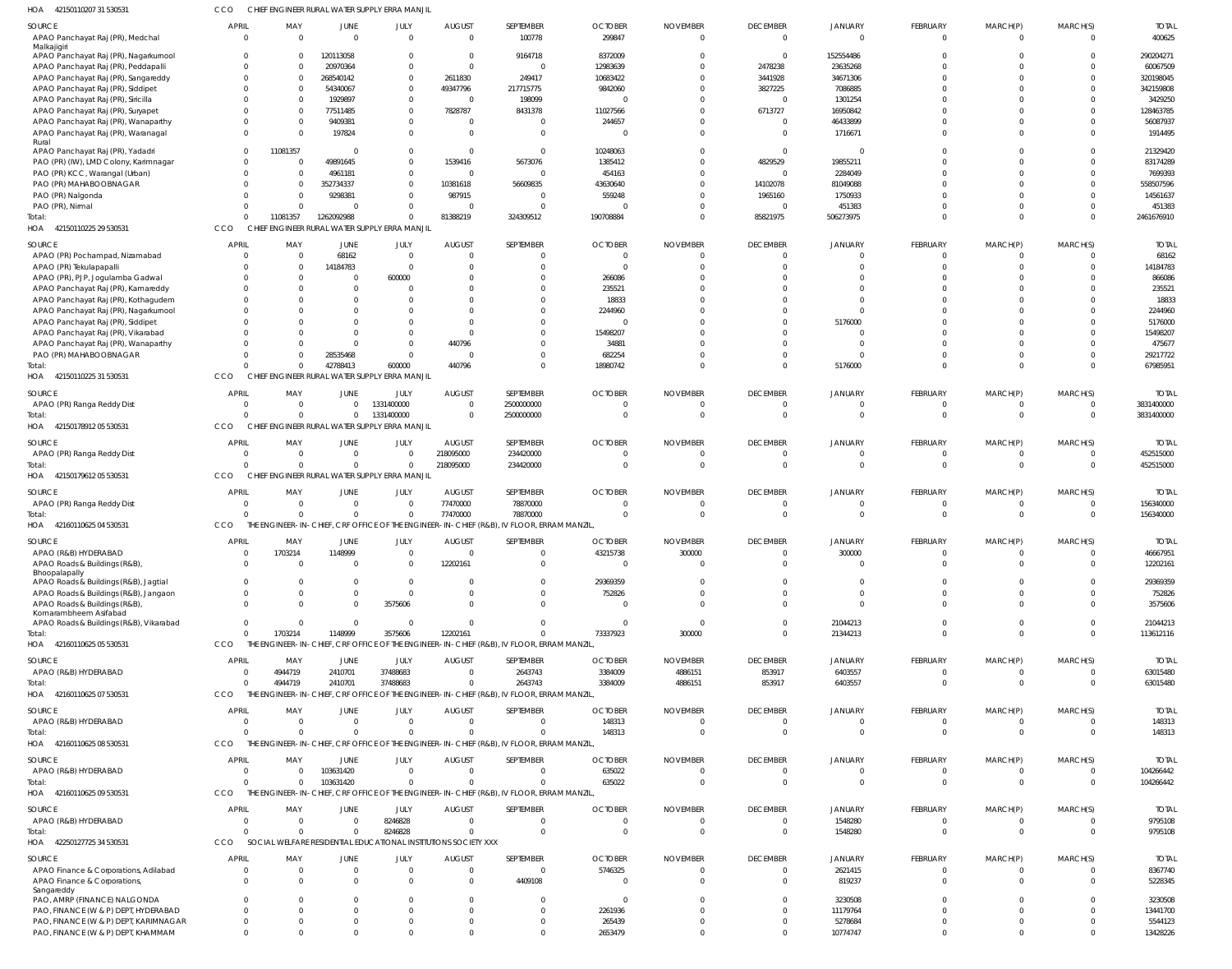HOA 42150110207 31 530531 CCO CHIEF ENGINEER RURAL WATER SUPPLY ERRA MANJIL

| SOURCE | APRIL | MAY | JUNE | JULY | AUGUST | SEPTEMBER | OCTOBER | NOVEMBER | DECEMBER | JANUARY | FEBRUARY | MARCH(P) | MARCH(S) | TOTAL |
|---|---|---|---|---|---|---|---|---|---|---|---|---|---|---|
| APAO Panchayat Raj (PR), Medchal Malkajigiri | 0 | 0 | 0 | 0 | 0 | 100778 | 299847 | 0 | 0 | 0 | 0 | 0 | 0 | 400625 |
| APAO Panchayat Raj (PR), Nagarkurnool | 0 | 0 | 120113058 | 0 | 0 | 9164718 | 8372009 | 0 | 0 | 152554486 | 0 | 0 | 0 | 290204271 |
| APAO Panchayat Raj (PR), Peddapalli | 0 | 0 | 20970364 | 0 | 0 | 0 | 12983639 | 0 | 2478238 | 23635268 | 0 | 0 | 0 | 60067509 |
| APAO Panchayat Raj (PR), Sangareddy | 0 | 0 | 268540142 | 0 | 2611830 | 249417 | 10683422 | 0 | 3441928 | 34671306 | 0 | 0 | 0 | 320198045 |
| APAO Panchayat Raj (PR), Siddipet | 0 | 0 | 54340067 | 0 | 49347796 | 217715775 | 9842060 | 0 | 3827225 | 7086885 | 0 | 0 | 0 | 342159808 |
| APAO Panchayat Raj (PR), Siricilla | 0 | 0 | 1929897 | 0 | 0 | 198099 | 0 | 0 | 0 | 1301254 | 0 | 0 | 0 | 3429250 |
| APAO Panchayat Raj (PR), Suryapet | 0 | 0 | 77511485 | 0 | 7828787 | 8431378 | 11027566 | 0 | 6713727 | 16950842 | 0 | 0 | 0 | 128463785 |
| APAO Panchayat Raj (PR), Wanaparthy | 0 | 0 | 9409381 | 0 | 0 | 0 | 244657 | 0 | 0 | 46433899 | 0 | 0 | 0 | 56087937 |
| APAO Panchayat Raj (PR), Waranagal Rural | 0 | 0 | 197824 | 0 | 0 | 0 | 0 | 0 | 0 | 1716671 | 0 | 0 | 0 | 1914495 |
| APAO Panchayat Raj (PR), Yadadri | 0 | 11081357 | 0 | 0 | 0 | 0 | 10248063 | 0 | 0 | 0 | 0 | 0 | 0 | 21329420 |
| PAO (PR) (IW), LMD Colony, Karimnagar | 0 | 0 | 49891645 | 0 | 1539416 | 5673076 | 1385412 | 0 | 4829529 | 19855211 | 0 | 0 | 0 | 83174289 |
| PAO (PR) KCC, Warangal (Urban) | 0 | 0 | 4961181 | 0 | 0 | 0 | 454163 | 0 | 0 | 2284049 | 0 | 0 | 0 | 7699393 |
| PAO (PR) MAHABOOBNAGAR | 0 | 0 | 352734337 | 0 | 10381618 | 56609835 | 43630640 | 0 | 14102078 | 81049088 | 0 | 0 | 0 | 558507596 |
| PAO (PR) Nalgonda | 0 | 0 | 9298381 | 0 | 987915 | 0 | 559248 | 0 | 1965160 | 1750933 | 0 | 0 | 0 | 14561637 |
| PAO (PR), Nirmal | 0 | 0 | 0 | 0 | 0 | 0 | 0 | 0 | 0 | 451383 | 0 | 0 | 0 | 451383 |
| Total: | 0 | 11081357 | 1262092988 | 0 | 81388219 | 324309512 | 190708884 | 0 | 85821975 | 506273975 | 0 | 0 | 0 | 2461676910 |

HOA 42150110225 29 530531 CCO CHIEF ENGINEER RURAL WATER SUPPLY ERRA MANJIL

| SOURCE | APRIL | MAY | JUNE | JULY | AUGUST | SEPTEMBER | OCTOBER | NOVEMBER | DECEMBER | JANUARY | FEBRUARY | MARCH(P) | MARCH(S) | TOTAL |
|---|---|---|---|---|---|---|---|---|---|---|---|---|---|---|
| APAO (PR) Pochampad, Nizamabad | 0 | 0 | 68162 | 0 | 0 | 0 | 0 | 0 | 0 | 0 | 0 | 0 | 0 | 68162 |
| APAO (PR) Tekulapapalli | 0 | 0 | 14184783 | 0 | 0 | 0 | 0 | 0 | 0 | 0 | 0 | 0 | 0 | 14184783 |
| APAO (PR), PJP, Jogulamba Gadwal | 0 | 0 | 0 | 600000 | 0 | 0 | 266086 | 0 | 0 | 0 | 0 | 0 | 0 | 866086 |
| APAO Panchayat Raj (PR), Kamareddy | 0 | 0 | 0 | 0 | 0 | 0 | 235521 | 0 | 0 | 0 | 0 | 0 | 0 | 235521 |
| APAO Panchayat Raj (PR), Kothagudem | 0 | 0 | 0 | 0 | 0 | 0 | 18833 | 0 | 0 | 0 | 0 | 0 | 0 | 18833 |
| APAO Panchayat Raj (PR), Nagarkurnool | 0 | 0 | 0 | 0 | 0 | 0 | 2244960 | 0 | 0 | 0 | 0 | 0 | 0 | 2244960 |
| APAO Panchayat Raj (PR), Siddipet | 0 | 0 | 0 | 0 | 0 | 0 | 0 | 0 | 0 | 5176000 | 0 | 0 | 0 | 5176000 |
| APAO Panchayat Raj (PR), Vikarabad | 0 | 0 | 0 | 0 | 0 | 0 | 15498207 | 0 | 0 | 0 | 0 | 0 | 0 | 15498207 |
| APAO Panchayat Raj (PR), Wanaparthy | 0 | 0 | 0 | 0 | 440796 | 0 | 34881 | 0 | 0 | 0 | 0 | 0 | 0 | 475677 |
| PAO (PR) MAHABOOBNAGAR | 0 | 0 | 28535468 | 0 | 0 | 0 | 682254 | 0 | 0 | 0 | 0 | 0 | 0 | 29217722 |
| Total: | 0 | 0 | 42788413 | 600000 | 440796 | 0 | 18980742 | 0 | 0 | 5176000 | 0 | 0 | 0 | 67985951 |

HOA 42150110225 31 530531 CCO CHIEF ENGINEER RURAL WATER SUPPLY ERRA MANJIL

| SOURCE | APRIL | MAY | JUNE | JULY | AUGUST | SEPTEMBER | OCTOBER | NOVEMBER | DECEMBER | JANUARY | FEBRUARY | MARCH(P) | MARCH(S) | TOTAL |
|---|---|---|---|---|---|---|---|---|---|---|---|---|---|---|
| APAO (PR) Ranga Reddy Dist | 0 | 0 | 0 | 1331400000 | 0 | 2500000000 | 0 | 0 | 0 | 0 | 0 | 0 | 0 | 3831400000 |
| Total: | 0 | 0 | 0 | 1331400000 | 0 | 2500000000 | 0 | 0 | 0 | 0 | 0 | 0 | 0 | 3831400000 |

HOA 42150178912 05 530531 CCO CHIEF ENGINEER RURAL WATER SUPPLY ERRA MANJIL

| SOURCE | APRIL | MAY | JUNE | JULY | AUGUST | SEPTEMBER | OCTOBER | NOVEMBER | DECEMBER | JANUARY | FEBRUARY | MARCH(P) | MARCH(S) | TOTAL |
|---|---|---|---|---|---|---|---|---|---|---|---|---|---|---|
| APAO (PR) Ranga Reddy Dist | 0 | 0 | 0 | 0 | 218095000 | 234420000 | 0 | 0 | 0 | 0 | 0 | 0 | 0 | 452515000 |
| Total: | 0 | 0 | 0 | 0 | 218095000 | 234420000 | 0 | 0 | 0 | 0 | 0 | 0 | 0 | 452515000 |

HOA 42150179612 05 530531 CCO CHIEF ENGINEER RURAL WATER SUPPLY ERRA MANJIL

| SOURCE | APRIL | MAY | JUNE | JULY | AUGUST | SEPTEMBER | OCTOBER | NOVEMBER | DECEMBER | JANUARY | FEBRUARY | MARCH(P) | MARCH(S) | TOTAL |
|---|---|---|---|---|---|---|---|---|---|---|---|---|---|---|
| APAO (PR) Ranga Reddy Dist | 0 | 0 | 0 | 0 | 77470000 | 78870000 | 0 | 0 | 0 | 0 | 0 | 0 | 0 | 156340000 |
| Total: | 0 | 0 | 0 | 0 | 77470000 | 78870000 | 0 | 0 | 0 | 0 | 0 | 0 | 0 | 156340000 |

HOA 42160110625 04 530531 CCO THE ENGINEER-IN-CHIEF, CRF OFFICE OF THE ENGINEER-IN-CHIEF (R&B), IV FLOOR, ERRAM MANZIL,

| SOURCE | APRIL | MAY | JUNE | JULY | AUGUST | SEPTEMBER | OCTOBER | NOVEMBER | DECEMBER | JANUARY | FEBRUARY | MARCH(P) | MARCH(S) | TOTAL |
|---|---|---|---|---|---|---|---|---|---|---|---|---|---|---|
| APAO (R&B) HYDERABAD | 0 | 1703214 | 1148999 | 0 | 0 | 0 | 43215738 | 300000 | 0 | 300000 | 0 | 0 | 0 | 46667951 |
| APAO Roads & Buildings (R&B), Bhoopalapally | 0 | 0 | 0 | 0 | 12202161 | 0 | 0 | 0 | 0 | 0 | 0 | 0 | 0 | 12202161 |
| APAO Roads & Buildings (R&B), Jagtial | 0 | 0 | 0 | 0 | 0 | 0 | 29369359 | 0 | 0 | 0 | 0 | 0 | 0 | 29369359 |
| APAO Roads & Buildings (R&B), Jangaon | 0 | 0 | 0 | 0 | 0 | 0 | 752826 | 0 | 0 | 0 | 0 | 0 | 0 | 752826 |
| APAO Roads & Buildings (R&B), Komarambheem Asifabad | 0 | 0 | 0 | 3575606 | 0 | 0 | 0 | 0 | 0 | 0 | 0 | 0 | 0 | 3575606 |
| APAO Roads & Buildings (R&B), Vikarabad | 0 | 0 | 0 | 0 | 0 | 0 | 0 | 0 | 0 | 21044213 | 0 | 0 | 0 | 21044213 |
| Total: | 0 | 1703214 | 1148999 | 3575606 | 12202161 | 0 | 73337923 | 300000 | 0 | 21344213 | 0 | 0 | 0 | 113612116 |

HOA 42160110625 05 530531 CCO THE ENGINEER-IN-CHIEF, CRF OFFICE OF THE ENGINEER-IN-CHIEF (R&B), IV FLOOR, ERRAM MANZIL,

| SOURCE | APRIL | MAY | JUNE | JULY | AUGUST | SEPTEMBER | OCTOBER | NOVEMBER | DECEMBER | JANUARY | FEBRUARY | MARCH(P) | MARCH(S) | TOTAL |
|---|---|---|---|---|---|---|---|---|---|---|---|---|---|---|
| APAO (R&B) HYDERABAD | 0 | 4944719 | 2410701 | 37488683 | 0 | 2643743 | 3384009 | 4886151 | 853917 | 6403557 | 0 | 0 | 0 | 63015480 |
| Total: | 0 | 4944719 | 2410701 | 37488683 | 0 | 2643743 | 3384009 | 4886151 | 853917 | 6403557 | 0 | 0 | 0 | 63015480 |

HOA 42160110625 07 530531 CCO THE ENGINEER-IN-CHIEF, CRF OFFICE OF THE ENGINEER-IN-CHIEF (R&B), IV FLOOR, ERRAM MANZIL,

| SOURCE | APRIL | MAY | JUNE | JULY | AUGUST | SEPTEMBER | OCTOBER | NOVEMBER | DECEMBER | JANUARY | FEBRUARY | MARCH(P) | MARCH(S) | TOTAL |
|---|---|---|---|---|---|---|---|---|---|---|---|---|---|---|
| APAO (R&B) HYDERABAD | 0 | 0 | 0 | 0 | 0 | 0 | 148313 | 0 | 0 | 0 | 0 | 0 | 0 | 148313 |
| Total: | 0 | 0 | 0 | 0 | 0 | 0 | 148313 | 0 | 0 | 0 | 0 | 0 | 0 | 148313 |

HOA 42160110625 08 530531 CCO THE ENGINEER-IN-CHIEF, CRF OFFICE OF THE ENGINEER-IN-CHIEF (R&B), IV FLOOR, ERRAM MANZIL,

| SOURCE | APRIL | MAY | JUNE | JULY | AUGUST | SEPTEMBER | OCTOBER | NOVEMBER | DECEMBER | JANUARY | FEBRUARY | MARCH(P) | MARCH(S) | TOTAL |
|---|---|---|---|---|---|---|---|---|---|---|---|---|---|---|
| APAO (R&B) HYDERABAD | 0 | 0 | 103631420 | 0 | 0 | 0 | 635022 | 0 | 0 | 0 | 0 | 0 | 0 | 104266442 |
| Total: | 0 | 0 | 103631420 | 0 | 0 | 0 | 635022 | 0 | 0 | 0 | 0 | 0 | 0 | 104266442 |

HOA 42160110625 09 530531 CCO THE ENGINEER-IN-CHIEF, CRF OFFICE OF THE ENGINEER-IN-CHIEF (R&B), IV FLOOR, ERRAM MANZIL,

| SOURCE | APRIL | MAY | JUNE | JULY | AUGUST | SEPTEMBER | OCTOBER | NOVEMBER | DECEMBER | JANUARY | FEBRUARY | MARCH(P) | MARCH(S) | TOTAL |
|---|---|---|---|---|---|---|---|---|---|---|---|---|---|---|
| APAO (R&B) HYDERABAD | 0 | 0 | 0 | 8246828 | 0 | 0 | 0 | 0 | 0 | 1548280 | 0 | 0 | 0 | 9795108 |
| Total: | 0 | 0 | 0 | 8246828 | 0 | 0 | 0 | 0 | 0 | 1548280 | 0 | 0 | 0 | 9795108 |

HOA 42250127725 34 530531 CCO SOCIAL WELFARE RESIDENTIAL EDUCATIONAL INSTITUTIONS SOCIETY XXX

| SOURCE | APRIL | MAY | JUNE | JULY | AUGUST | SEPTEMBER | OCTOBER | NOVEMBER | DECEMBER | JANUARY | FEBRUARY | MARCH(P) | MARCH(S) | TOTAL |
|---|---|---|---|---|---|---|---|---|---|---|---|---|---|---|
| APAO Finance & Corporations, Adilabad | 0 | 0 | 0 | 0 | 0 | 0 | 5746325 | 0 | 0 | 2621415 | 0 | 0 | 0 | 8367740 |
| APAO Finance & Corporations, Sangareddy | 0 | 0 | 0 | 0 | 0 | 4409108 | 0 | 0 | 0 | 819237 | 0 | 0 | 0 | 5228345 |
| PAO, AMRP (FINANCE) NALGONDA | 0 | 0 | 0 | 0 | 0 | 0 | 0 | 0 | 0 | 3230508 | 0 | 0 | 0 | 3230508 |
| PAO, FINANCE (W & P) DEPT, HYDERABAD | 0 | 0 | 0 | 0 | 0 | 0 | 2261936 | 0 | 0 | 11179764 | 0 | 0 | 0 | 13441700 |
| PAO, FINANCE (W & P) DEPT, KARIMNAGAR | 0 | 0 | 0 | 0 | 0 | 0 | 265439 | 0 | 0 | 5278684 | 0 | 0 | 0 | 5544123 |
| PAO, FINANCE (W & P) DEPT, KHAMMAM | 0 | 0 | 0 | 0 | 0 | 0 | 2653479 | 0 | 0 | 10774747 | 0 | 0 | 0 | 13428226 |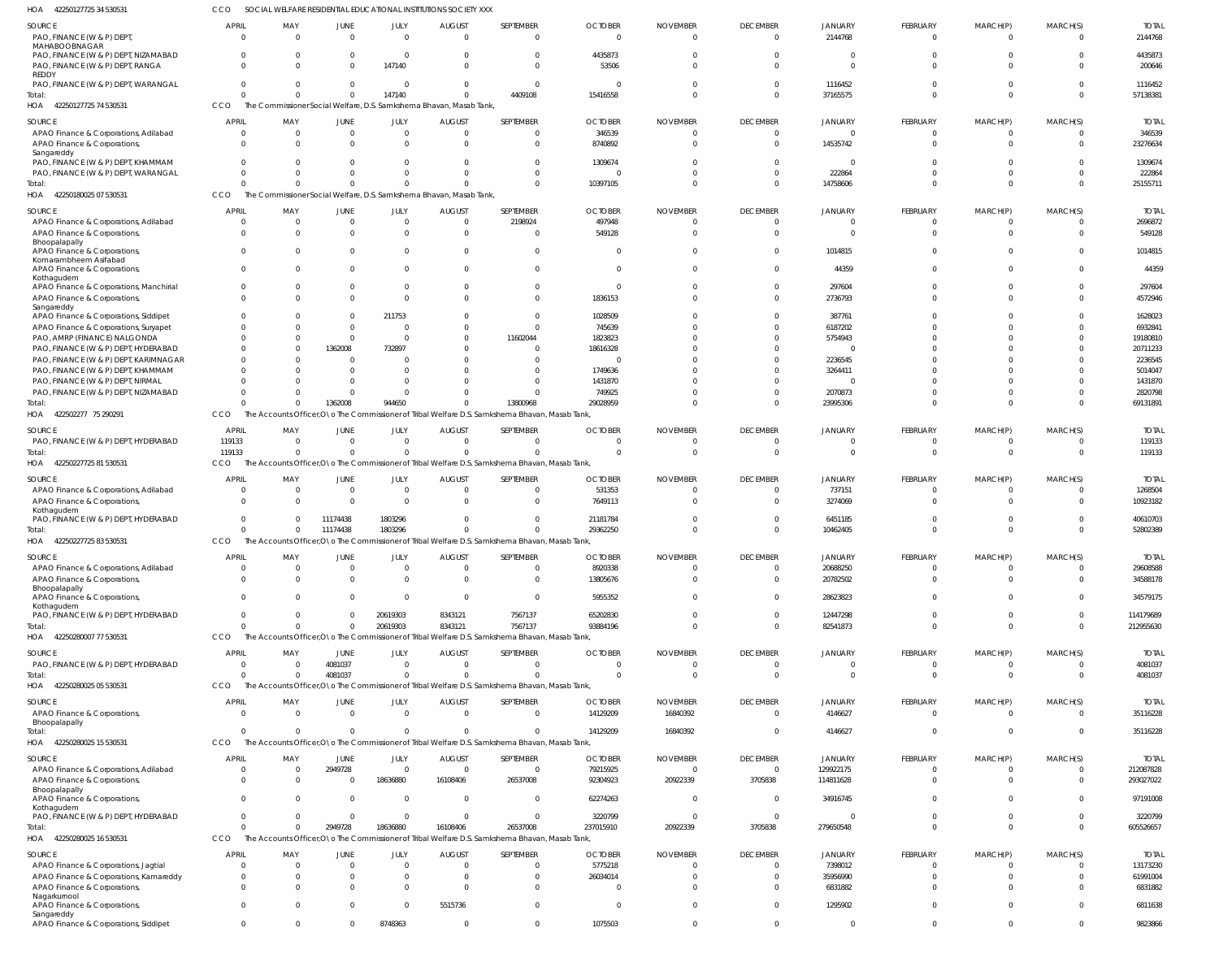HOA 42250127725 34 530531 CCO SOCIAL WELFARE RESIDENTIAL EDUCATIONAL INSTITUTIONS SOCIETY XXX

| SOURCE | APRIL | MAY | JUNE | JULY | AUGUST | SEPTEMBER | OCTOBER | NOVEMBER | DECEMBER | JANUARY | FEBRUARY | MARCH(P) | MARCH(S) | TOTAL |
|---|---|---|---|---|---|---|---|---|---|---|---|---|---|---|
| PAO, FINANCE (W & P) DEPT, MAHABOOBNAGAR | 0 | 0 | 0 | 0 | 0 | 0 | 0 | 0 | 0 | 2144768 | 0 | 0 | 0 | 2144768 |
| PAO, FINANCE (W & P) DEPT, NIZAMABAD | 0 | 0 | 0 | 0 | 0 | 0 | 4435873 | 0 | 0 | 0 | 0 | 0 | 0 | 4435873 |
| PAO, FINANCE (W & P) DEPT, RANGA REDDY | 0 | 0 | 0 | 147140 | 0 | 0 | 53506 | 0 | 0 | 0 | 0 | 0 | 0 | 200646 |
| PAO, FINANCE (W & P) DEPT, WARANGAL | 0 | 0 | 0 | 0 | 0 | 0 | 0 | 0 | 0 | 1116452 | 0 | 0 | 0 | 1116452 |
| Total: | 0 | 0 | 0 | 147140 | 0 | 4409108 | 15416558 | 0 | 0 | 37165575 | 0 | 0 | 0 | 57138381 |

HOA 42250127725 74 530531 CCO The Commissioner Social Welfare, D.S. Samkshema Bhavan, Masab Tank,

| SOURCE | APRIL | MAY | JUNE | JULY | AUGUST | SEPTEMBER | OCTOBER | NOVEMBER | DECEMBER | JANUARY | FEBRUARY | MARCH(P) | MARCH(S) | TOTAL |
|---|---|---|---|---|---|---|---|---|---|---|---|---|---|---|
| APAO Finance & Corporations, Adilabad | 0 | 0 | 0 | 0 | 0 | 0 | 346539 | 0 | 0 | 0 | 0 | 0 | 0 | 346539 |
| APAO Finance & Corporations, Sangareddy | 0 | 0 | 0 | 0 | 0 | 0 | 8740892 | 0 | 0 | 14535742 | 0 | 0 | 0 | 23276634 |
| PAO, FINANCE (W & P) DEPT, KHAMMAM | 0 | 0 | 0 | 0 | 0 | 0 | 1309674 | 0 | 0 | 0 | 0 | 0 | 0 | 1309674 |
| PAO, FINANCE (W & P) DEPT, WARANGAL | 0 | 0 | 0 | 0 | 0 | 0 | 0 | 0 | 0 | 222864 | 0 | 0 | 0 | 222864 |
| Total: | 0 | 0 | 0 | 0 | 0 | 0 | 10397105 | 0 | 0 | 14758606 | 0 | 0 | 0 | 25155711 |

HOA 42250180025 07 530531 CCO The Commissioner Social Welfare, D.S. Samkshema Bhavan, Masab Tank,

| SOURCE | APRIL | MAY | JUNE | JULY | AUGUST | SEPTEMBER | OCTOBER | NOVEMBER | DECEMBER | JANUARY | FEBRUARY | MARCH(P) | MARCH(S) | TOTAL |
|---|---|---|---|---|---|---|---|---|---|---|---|---|---|---|
| APAO Finance & Corporations, Adilabad | 0 | 0 | 0 | 0 | 0 | 2198924 | 497948 | 0 | 0 | 0 | 0 | 0 | 0 | 2696872 |
| APAO Finance & Corporations, Bhoopalapally | 0 | 0 | 0 | 0 | 0 | 0 | 549128 | 0 | 0 | 0 | 0 | 0 | 0 | 549128 |
| APAO Finance & Corporations, Komarambheem Asifabad | 0 | 0 | 0 | 0 | 0 | 0 | 0 | 0 | 0 | 1014815 | 0 | 0 | 0 | 1014815 |
| APAO Finance & Corporations, Kothagudem | 0 | 0 | 0 | 0 | 0 | 0 | 0 | 0 | 0 | 44359 | 0 | 0 | 0 | 44359 |
| APAO Finance & Corporations, Manchirial | 0 | 0 | 0 | 0 | 0 | 0 | 0 | 0 | 0 | 297604 | 0 | 0 | 0 | 297604 |
| APAO Finance & Corporations, Sangareddy | 0 | 0 | 0 | 0 | 0 | 0 | 1836153 | 0 | 0 | 2736793 | 0 | 0 | 0 | 4572946 |
| APAO Finance & Corporations, Siddipet | 0 | 0 | 0 | 211753 | 0 | 0 | 1028509 | 0 | 0 | 387761 | 0 | 0 | 0 | 1628023 |
| APAO Finance & Corporations, Suryapet | 0 | 0 | 0 | 0 | 0 | 0 | 745639 | 0 | 0 | 6187202 | 0 | 0 | 0 | 6932841 |
| PAO, AMRP (FINANCE) NALGONDA | 0 | 0 | 0 | 0 | 0 | 11602044 | 1823823 | 0 | 0 | 5754943 | 0 | 0 | 0 | 19180810 |
| PAO, FINANCE (W & P) DEPT, HYDERABAD | 0 | 0 | 1362008 | 732897 | 0 | 0 | 18616328 | 0 | 0 | 0 | 0 | 0 | 0 | 20711233 |
| PAO, FINANCE (W & P) DEPT, KARIMNAGAR | 0 | 0 | 0 | 0 | 0 | 0 | 0 | 0 | 0 | 2236545 | 0 | 0 | 0 | 2236545 |
| PAO, FINANCE (W & P) DEPT, KHAMMAM | 0 | 0 | 0 | 0 | 0 | 0 | 1749636 | 0 | 0 | 3264411 | 0 | 0 | 0 | 5014047 |
| PAO, FINANCE (W & P) DEPT, NIRMAL | 0 | 0 | 0 | 0 | 0 | 0 | 1431870 | 0 | 0 | 0 | 0 | 0 | 0 | 1431870 |
| PAO, FINANCE (W & P) DEPT, NIZAMABAD | 0 | 0 | 0 | 0 | 0 | 0 | 749925 | 0 | 0 | 2070873 | 0 | 0 | 0 | 2820798 |
| Total: | 0 | 0 | 1362008 | 944650 | 0 | 13800968 | 29028959 | 0 | 0 | 23995306 | 0 | 0 | 0 | 69131891 |

HOA 422502277 75 290291 CCO The Accounts Officer,O\o The Commissioner of Tribal Welfare D.S. Samkshema Bhavan, Masab Tank,

| SOURCE | APRIL | MAY | JUNE | JULY | AUGUST | SEPTEMBER | OCTOBER | NOVEMBER | DECEMBER | JANUARY | FEBRUARY | MARCH(P) | MARCH(S) | TOTAL |
|---|---|---|---|---|---|---|---|---|---|---|---|---|---|---|
| PAO, FINANCE (W & P) DEPT, HYDERABAD | 119133 | 0 | 0 | 0 | 0 | 0 | 0 | 0 | 0 | 0 | 0 | 0 | 0 | 119133 |
| Total: | 119133 | 0 | 0 | 0 | 0 | 0 | 0 | 0 | 0 | 0 | 0 | 0 | 0 | 119133 |

HOA 42250227725 81 530531 CCO The Accounts Officer,O\o The Commissioner of Tribal Welfare D.S. Samkshema Bhavan, Masab Tank,

| SOURCE | APRIL | MAY | JUNE | JULY | AUGUST | SEPTEMBER | OCTOBER | NOVEMBER | DECEMBER | JANUARY | FEBRUARY | MARCH(P) | MARCH(S) | TOTAL |
|---|---|---|---|---|---|---|---|---|---|---|---|---|---|---|
| APAO Finance & Corporations, Adilabad | 0 | 0 | 0 | 0 | 0 | 0 | 531353 | 0 | 0 | 737151 | 0 | 0 | 0 | 1268504 |
| APAO Finance & Corporations, Kothagudem | 0 | 0 | 0 | 0 | 0 | 0 | 7649113 | 0 | 0 | 3274069 | 0 | 0 | 0 | 10923182 |
| PAO, FINANCE (W & P) DEPT, HYDERABAD | 0 | 0 | 11174438 | 1803296 | 0 | 0 | 21181784 | 0 | 0 | 6451185 | 0 | 0 | 0 | 40610703 |
| Total: | 0 | 0 | 11174438 | 1803296 | 0 | 0 | 29362250 | 0 | 0 | 10462405 | 0 | 0 | 0 | 52802389 |

HOA 42250227725 83 530531 CCO The Accounts Officer,O\o The Commissioner of Tribal Welfare D.S. Samkshema Bhavan, Masab Tank,

| SOURCE | APRIL | MAY | JUNE | JULY | AUGUST | SEPTEMBER | OCTOBER | NOVEMBER | DECEMBER | JANUARY | FEBRUARY | MARCH(P) | MARCH(S) | TOTAL |
|---|---|---|---|---|---|---|---|---|---|---|---|---|---|---|
| APAO Finance & Corporations, Adilabad | 0 | 0 | 0 | 0 | 0 | 0 | 8920338 | 0 | 0 | 20688250 | 0 | 0 | 0 | 29608588 |
| APAO Finance & Corporations, Bhoopalapally | 0 | 0 | 0 | 0 | 0 | 0 | 13805676 | 0 | 0 | 20782502 | 0 | 0 | 0 | 34588178 |
| APAO Finance & Corporations, Kothagudem | 0 | 0 | 0 | 0 | 0 | 0 | 5955352 | 0 | 0 | 28623823 | 0 | 0 | 0 | 34579175 |
| PAO, FINANCE (W & P) DEPT, HYDERABAD | 0 | 0 | 0 | 20619303 | 8343121 | 7567137 | 65202830 | 0 | 0 | 12447298 | 0 | 0 | 0 | 114179689 |
| Total: | 0 | 0 | 0 | 20619303 | 8343121 | 7567137 | 93884196 | 0 | 0 | 82541873 | 0 | 0 | 0 | 212955630 |

HOA 42250280007 77 530531 CCO The Accounts Officer,O\o The Commissioner of Tribal Welfare D.S. Samkshema Bhavan, Masab Tank,

| SOURCE | APRIL | MAY | JUNE | JULY | AUGUST | SEPTEMBER | OCTOBER | NOVEMBER | DECEMBER | JANUARY | FEBRUARY | MARCH(P) | MARCH(S) | TOTAL |
|---|---|---|---|---|---|---|---|---|---|---|---|---|---|---|
| PAO, FINANCE (W & P) DEPT, HYDERABAD | 0 | 0 | 4081037 | 0 | 0 | 0 | 0 | 0 | 0 | 0 | 0 | 0 | 0 | 4081037 |
| Total: | 0 | 0 | 4081037 | 0 | 0 | 0 | 0 | 0 | 0 | 0 | 0 | 0 | 0 | 4081037 |

HOA 42250280025 05 530531 CCO The Accounts Officer,O\o The Commissioner of Tribal Welfare D.S. Samkshema Bhavan, Masab Tank,

| SOURCE | APRIL | MAY | JUNE | JULY | AUGUST | SEPTEMBER | OCTOBER | NOVEMBER | DECEMBER | JANUARY | FEBRUARY | MARCH(P) | MARCH(S) | TOTAL |
|---|---|---|---|---|---|---|---|---|---|---|---|---|---|---|
| APAO Finance & Corporations, Bhoopalapally | 0 | 0 | 0 | 0 | 0 | 0 | 14129209 | 16840392 | 0 | 4146627 | 0 | 0 | 0 | 35116228 |
| Total: | 0 | 0 | 0 | 0 | 0 | 0 | 14129209 | 16840392 | 0 | 4146627 | 0 | 0 | 0 | 35116228 |

HOA 42250280025 15 530531 CCO The Accounts Officer,O\o The Commissioner of Tribal Welfare D.S. Samkshema Bhavan, Masab Tank,

| SOURCE | APRIL | MAY | JUNE | JULY | AUGUST | SEPTEMBER | OCTOBER | NOVEMBER | DECEMBER | JANUARY | FEBRUARY | MARCH(P) | MARCH(S) | TOTAL |
|---|---|---|---|---|---|---|---|---|---|---|---|---|---|---|
| APAO Finance & Corporations, Adilabad | 0 | 0 | 2949728 | 0 | 0 | 0 | 79215925 | 0 | 0 | 129922175 | 0 | 0 | 0 | 212087828 |
| APAO Finance & Corporations, Bhoopalapally | 0 | 0 | 0 | 18636880 | 16108406 | 26537008 | 92304923 | 20922339 | 3705838 | 114811628 | 0 | 0 | 0 | 293027022 |
| APAO Finance & Corporations, Kothagudem | 0 | 0 | 0 | 0 | 0 | 0 | 62274263 | 0 | 0 | 34916745 | 0 | 0 | 0 | 97191008 |
| PAO, FINANCE (W & P) DEPT, HYDERABAD | 0 | 0 | 0 | 0 | 0 | 0 | 3220799 | 0 | 0 | 0 | 0 | 0 | 0 | 3220799 |
| Total: | 0 | 0 | 2949728 | 18636880 | 16108406 | 26537008 | 237015910 | 20922339 | 3705838 | 279650548 | 0 | 0 | 0 | 605526657 |

HOA 42250280025 16 530531 CCO The Accounts Officer,O\o The Commissioner of Tribal Welfare D.S. Samkshema Bhavan, Masab Tank,

| SOURCE | APRIL | MAY | JUNE | JULY | AUGUST | SEPTEMBER | OCTOBER | NOVEMBER | DECEMBER | JANUARY | FEBRUARY | MARCH(P) | MARCH(S) | TOTAL |
|---|---|---|---|---|---|---|---|---|---|---|---|---|---|---|
| APAO Finance & Corporations, Jagtial | 0 | 0 | 0 | 0 | 0 | 0 | 5775218 | 0 | 0 | 7398012 | 0 | 0 | 0 | 13173230 |
| APAO Finance & Corporations, Kamareddy | 0 | 0 | 0 | 0 | 0 | 0 | 26034014 | 0 | 0 | 35956990 | 0 | 0 | 0 | 61991004 |
| APAO Finance & Corporations, Nagarkurnool | 0 | 0 | 0 | 0 | 0 | 0 | 0 | 0 | 0 | 6831882 | 0 | 0 | 0 | 6831882 |
| APAO Finance & Corporations, Sangareddy | 0 | 0 | 0 | 0 | 5515736 | 0 | 0 | 0 | 0 | 1295902 | 0 | 0 | 0 | 6811638 |
| APAO Finance & Corporations, Siddipet | 0 | 0 | 0 | 8748363 | 0 | 0 | 1075503 | 0 | 0 | 0 | 0 | 0 | 0 | 9823866 |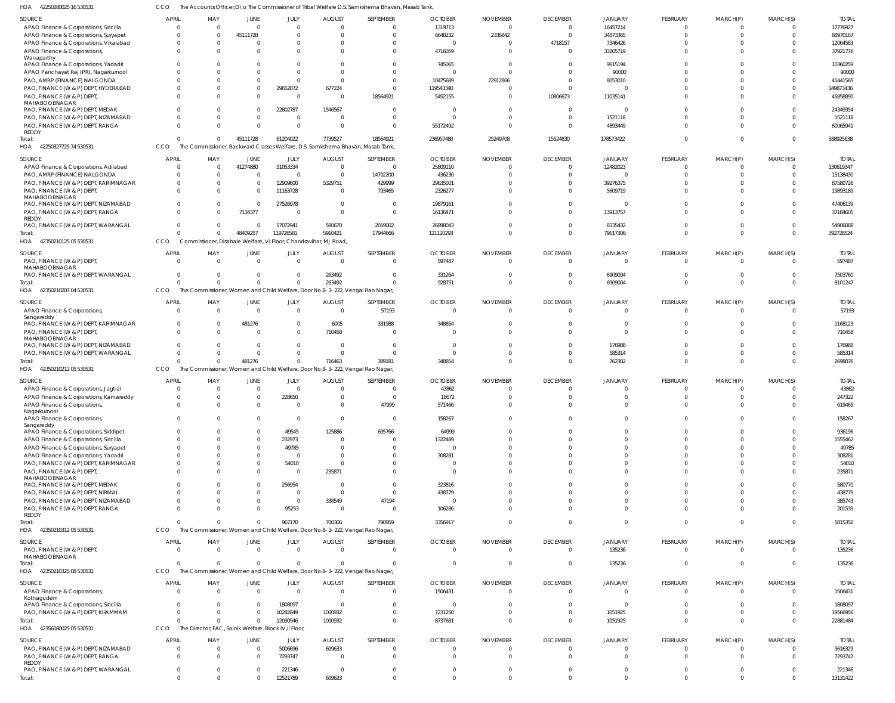HOA 42250280025 16 530531 CCO The Accounts Officer,O\o The Commissioner of Tribal Welfare D.S. Samkshema Bhavan, Masab Tank,

| SOURCE | APRIL | MAY | JUNE | JULY | AUGUST | SEPTEMBER | OCTOBER | NOVEMBER | DECEMBER | JANUARY | FEBRUARY | MARCH(P) | MARCH(S) | TOTAL |
|---|---|---|---|---|---|---|---|---|---|---|---|---|---|---|
| APAO Finance & Corporations, Siricilla | 0 | 0 | 0 | 0 | 0 | 0 | 1319713 | 0 | 0 | 16457214 | 0 | 0 | 0 | 17776927 |
| APAO Finance & Corporations, Suryapet | 0 | 0 | 45111728 | 0 | 0 | 0 | 6648232 | 2336842 | 0 | 34873365 | 0 | 0 | 0 | 88970167 |
| APAO Finance & Corporations, Vikarabad | 0 | 0 | 0 | 0 | 0 | 0 | 0 | 0 | 4718157 | 7346426 | 0 | 0 | 0 | 12064583 |
| APAO Finance & Corporations, Wanaparthy | 0 | 0 | 0 | 0 | 0 | 0 | 4716059 | 0 | 0 | 33205719 | 0 | 0 | 0 | 37921778 |
| APAO Finance & Corporations, Yadadri | 0 | 0 | 0 | 0 | 0 | 0 | 745065 | 0 | 0 | 9615194 | 0 | 0 | 0 | 10360259 |
| APAO Panchayat Raj (PR), Nagarkurnool | 0 | 0 | 0 | 0 | 0 | 0 | 0 | 0 | 0 | 90000 | 0 | 0 | 0 | 90000 |
| PAO, AMRP (FINANCE) NALGONDA | 0 | 0 | 0 | 0 | 0 | 0 | 10475689 | 22912866 | 0 | 8053010 | 0 | 0 | 0 | 41441565 |
| PAO, FINANCE (W & P) DEPT, HYDERABAD | 0 | 0 | 0 | 29652872 | 677224 | 0 | 119543340 | 0 | 0 | 0 | 0 | 0 | 0 | 149873436 |
| PAO, FINANCE (W & P) DEPT, MAHABOOBNAGAR | 0 | 0 | 0 | 0 | 0 | 18564921 | 5452155 | 0 | 10806673 | 11035141 | 0 | 0 | 0 | 45858890 |
| PAO, FINANCE (W & P) DEPT, MEDAK | 0 | 0 | 0 | 22802787 | 1546567 | 0 | 0 | 0 | 0 | 0 | 0 | 0 | 0 | 24349354 |
| PAO, FINANCE (W & P) DEPT, NIZAMABAD | 0 | 0 | 0 | 0 | 0 | 0 | 0 | 0 | 0 | 1521118 | 0 | 0 | 0 | 1521118 |
| PAO, FINANCE (W & P) DEPT, RANGA REDDY | 0 | 0 | 0 | 0 | 0 | 0 | 55172492 | 0 | 0 | 4893449 | 0 | 0 | 0 | 60065941 |
| Total: | 0 | 0 | 45111728 | 61204022 | 7739527 | 18564921 | 236957480 | 25249708 | 15524830 | 178573422 | 0 | 0 | 0 | 588925638 |

HOA 42250327725 74 530531 CCO The Commissioner, Backward Classes Welfare, D.S. Samkshema Bhavan, Masab Tank,

| SOURCE | APRIL | MAY | JUNE | JULY | AUGUST | SEPTEMBER | OCTOBER | NOVEMBER | DECEMBER | JANUARY | FEBRUARY | MARCH(P) | MARCH(S) | TOTAL |
|---|---|---|---|---|---|---|---|---|---|---|---|---|---|---|
| APAO Finance & Corporations, Adilabad | 0 | 0 | 41274880 | 51053334 | 0 | 0 | 25809110 | 0 | 0 | 12482023 | 0 | 0 | 0 | 130619347 |
| PAO, AMRP (FINANCE) NALGONDA | 0 | 0 | 0 | 0 | 0 | 14702200 | 436230 | 0 | 0 | 0 | 0 | 0 | 0 | 15138430 |
| PAO, FINANCE (W & P) DEPT, KARIMNAGAR | 0 | 0 | 0 | 12909600 | 5329751 | 429999 | 29635001 | 0 | 0 | 39276375 | 0 | 0 | 0 | 87580726 |
| PAO, FINANCE (W & P) DEPT, MAHABOOBNAGAR | 0 | 0 | 0 | 11163728 | 0 | 793465 | 2326277 | 0 | 0 | 5609719 | 0 | 0 | 0 | 19893189 |
| PAO, FINANCE (W & P) DEPT, NIZAMABAD | 0 | 0 | 0 | 27526978 | 0 | 0 | 19879161 | 0 | 0 | 0 | 0 | 0 | 0 | 47406139 |
| PAO, FINANCE (W & P) DEPT, RANGA REDDY | 0 | 0 | 7134377 | 0 | 0 | 0 | 16136471 | 0 | 0 | 13913757 | 0 | 0 | 0 | 37184605 |
| PAO, FINANCE (W & P) DEPT, WARANGAL | 0 | 0 | 0 | 17072941 | 580670 | 2019002 | 26898043 | 0 | 0 | 8335432 | 0 | 0 | 0 | 54906088 |
| Total: | 0 | 0 | 48409257 | 119726581 | 5910421 | 17944666 | 121120293 | 0 | 0 | 79617306 | 0 | 0 | 0 | 392728524 |

HOA 42350210125 05 530531 CCO Commissioner, Disabale Welfare, VI Floor, Chandravihar, MJ Road,

| SOURCE | APRIL | MAY | JUNE | JULY | AUGUST | SEPTEMBER | OCTOBER | NOVEMBER | DECEMBER | JANUARY | FEBRUARY | MARCH(P) | MARCH(S) | TOTAL |
|---|---|---|---|---|---|---|---|---|---|---|---|---|---|---|
| PAO, FINANCE (W & P) DEPT, MAHABOOBNAGAR | 0 | 0 | 0 | 0 | 0 | 0 | 597487 | 0 | 0 | 0 | 0 | 0 | 0 | 597487 |
| PAO, FINANCE (W & P) DEPT, WARANGAL | 0 | 0 | 0 | 0 | 263492 | 0 | 331264 | 0 | 0 | 6909004 | 0 | 0 | 0 | 7503760 |
| Total: | 0 | 0 | 0 | 0 | 263492 | 0 | 928751 | 0 | 0 | 6909004 | 0 | 0 | 0 | 8101247 |

HOA 42350210207 04 530531 CCO The Commissioner, Women and Child Welfare, Door No.8-3-222, Vengal Rao Nagar,

| SOURCE | APRIL | MAY | JUNE | JULY | AUGUST | SEPTEMBER | OCTOBER | NOVEMBER | DECEMBER | JANUARY | FEBRUARY | MARCH(P) | MARCH(S) | TOTAL |
|---|---|---|---|---|---|---|---|---|---|---|---|---|---|---|
| APAO Finance & Corporations, Sangareddy | 0 | 0 | 0 | 0 | 0 | 57193 | 0 | 0 | 0 | 0 | 0 | 0 | 0 | 57193 |
| PAO, FINANCE (W & P) DEPT, KARIMNAGAR | 0 | 0 | 481276 | 0 | 6005 | 331988 | 348854 | 0 | 0 | 0 | 0 | 0 | 0 | 1168123 |
| PAO, FINANCE (W & P) DEPT, MAHABOOBNAGAR | 0 | 0 | 0 | 0 | 710458 | 0 | 0 | 0 | 0 | 0 | 0 | 0 | 0 | 710458 |
| PAO, FINANCE (W & P) DEPT, NIZAMABAD | 0 | 0 | 0 | 0 | 0 | 0 | 0 | 0 | 0 | 176988 | 0 | 0 | 0 | 176988 |
| PAO, FINANCE (W & P) DEPT, WARANGAL | 0 | 0 | 0 | 0 | 0 | 0 | 0 | 0 | 0 | 585314 | 0 | 0 | 0 | 585314 |
| Total: | 0 | 0 | 481276 | 0 | 716463 | 389181 | 348854 | 0 | 0 | 762302 | 0 | 0 | 0 | 2698076 |

HOA 42350210212 05 530531 CCO The Commissioner, Women and Child Welfare, Door No.8-3-222, Vengal Rao Nagar,

| SOURCE | APRIL | MAY | JUNE | JULY | AUGUST | SEPTEMBER | OCTOBER | NOVEMBER | DECEMBER | JANUARY | FEBRUARY | MARCH(P) | MARCH(S) | TOTAL |
|---|---|---|---|---|---|---|---|---|---|---|---|---|---|---|
| APAO Finance & Corporations, Jagtial | 0 | 0 | 0 | 0 | 0 | 0 | 43862 | 0 | 0 | 0 | 0 | 0 | 0 | 43862 |
| APAO Finance & Corporations, Kamareddy | 0 | 0 | 0 | 228650 | 0 | 0 | 18672 | 0 | 0 | 0 | 0 | 0 | 0 | 247322 |
| APAO Finance & Corporations, Nagarkurnool | 0 | 0 | 0 | 0 | 0 | 47999 | 571466 | 0 | 0 | 0 | 0 | 0 | 0 | 619465 |
| APAO Finance & Corporations, Sangareddy | 0 | 0 | 0 | 0 | 0 | 0 | 158267 | 0 | 0 | 0 | 0 | 0 | 0 | 158267 |
| APAO Finance & Corporations, Siddipet | 0 | 0 | 0 | 49545 | 125886 | 695766 | 64999 | 0 | 0 | 0 | 0 | 0 | 0 | 936196 |
| APAO Finance & Corporations, Siricilla | 0 | 0 | 0 | 232973 | 0 | 0 | 1322489 | 0 | 0 | 0 | 0 | 0 | 0 | 1555462 |
| APAO Finance & Corporations, Suryapet | 0 | 0 | 0 | 49785 | 0 | 0 | 0 | 0 | 0 | 0 | 0 | 0 | 0 | 49785 |
| APAO Finance & Corporations, Yadadri | 0 | 0 | 0 | 0 | 0 | 0 | 308281 | 0 | 0 | 0 | 0 | 0 | 0 | 308281 |
| PAO, FINANCE (W & P) DEPT, KARIMNAGAR | 0 | 0 | 0 | 54010 | 0 | 0 | 0 | 0 | 0 | 0 | 0 | 0 | 0 | 54010 |
| PAO, FINANCE (W & P) DEPT, MAHABOOBNAGAR | 0 | 0 | 0 | 0 | 235871 | 0 | 0 | 0 | 0 | 0 | 0 | 0 | 0 | 235871 |
| PAO, FINANCE (W & P) DEPT, MEDAK | 0 | 0 | 0 | 256954 | 0 | 0 | 323816 | 0 | 0 | 0 | 0 | 0 | 0 | 580770 |
| PAO, FINANCE (W & P) DEPT, NIRMAL | 0 | 0 | 0 | 0 | 0 | 0 | 438779 | 0 | 0 | 0 | 0 | 0 | 0 | 438779 |
| PAO, FINANCE (W & P) DEPT, NIZAMABAD | 0 | 0 | 0 | 0 | 338549 | 47194 | 0 | 0 | 0 | 0 | 0 | 0 | 0 | 385743 |
| PAO, FINANCE (W & P) DEPT, RANGA REDDY | 0 | 0 | 0 | 95253 | 0 | 0 | 106286 | 0 | 0 | 0 | 0 | 0 | 0 | 201539 |
| Total: | 0 | 0 | 0 | 967170 | 700306 | 790959 | 3356917 | 0 | 0 | 0 | 0 | 0 | 0 | 5815352 |

HOA 42350210312 05 530531 CCO The Commissioner, Women and Child Welfare, Door No.8-3-222, Vengal Rao Nagar,

| SOURCE | APRIL | MAY | JUNE | JULY | AUGUST | SEPTEMBER | OCTOBER | NOVEMBER | DECEMBER | JANUARY | FEBRUARY | MARCH(P) | MARCH(S) | TOTAL |
|---|---|---|---|---|---|---|---|---|---|---|---|---|---|---|
| PAO, FINANCE (W & P) DEPT, MAHABOOBNAGAR | 0 | 0 | 0 | 0 | 0 | 0 | 0 | 0 | 0 | 135236 | 0 | 0 | 0 | 135236 |
| Total: | 0 | 0 | 0 | 0 | 0 | 0 | 0 | 0 | 0 | 135236 | 0 | 0 | 0 | 135236 |

HOA 42350210325 08 530531 CCO The Commissioner, Women and Child Welfare, Door No.8-3-222, Vengal Rao Nagar,

| SOURCE | APRIL | MAY | JUNE | JULY | AUGUST | SEPTEMBER | OCTOBER | NOVEMBER | DECEMBER | JANUARY | FEBRUARY | MARCH(P) | MARCH(S) | TOTAL |
|---|---|---|---|---|---|---|---|---|---|---|---|---|---|---|
| APAO Finance & Corporations, Kothagudem | 0 | 0 | 0 | 0 | 0 | 0 | 1506431 | 0 | 0 | 0 | 0 | 0 | 0 | 1506431 |
| APAO Finance & Corporations, Siricilla | 0 | 0 | 0 | 1808097 | 0 | 0 | 0 | 0 | 0 | 0 | 0 | 0 | 0 | 1808097 |
| PAO, FINANCE (W & P) DEPT, KHAMMAM | 0 | 0 | 0 | 10282849 | 1000932 | 0 | 7231250 | 0 | 0 | 1051925 | 0 | 0 | 0 | 19566956 |
| Total: | 0 | 0 | 0 | 12090946 | 1000932 | 0 | 8737681 | 0 | 0 | 1051925 | 0 | 0 | 0 | 22881484 |

HOA 42356080025 05 530531 CCO The Director, FAC, Sainik Welfare. Block IV,II Floor,

| SOURCE | APRIL | MAY | JUNE | JULY | AUGUST | SEPTEMBER | OCTOBER | NOVEMBER | DECEMBER | JANUARY | FEBRUARY | MARCH(P) | MARCH(S) | TOTAL |
|---|---|---|---|---|---|---|---|---|---|---|---|---|---|---|
| PAO, FINANCE (W & P) DEPT, NIZAMABAD | 0 | 0 | 0 | 5006696 | 609633 | 0 | 0 | 0 | 0 | 0 | 0 | 0 | 0 | 5616329 |
| PAO, FINANCE (W & P) DEPT, RANGA REDDY | 0 | 0 | 0 | 7293747 | 0 | 0 | 0 | 0 | 0 | 0 | 0 | 0 | 0 | 7293747 |
| PAO, FINANCE (W & P) DEPT, WARANGAL | 0 | 0 | 0 | 221346 | 0 | 0 | 0 | 0 | 0 | 0 | 0 | 0 | 0 | 221346 |
| Total: | 0 | 0 | 0 | 12521789 | 609633 | 0 | 0 | 0 | 0 | 0 | 0 | 0 | 0 | 13131422 |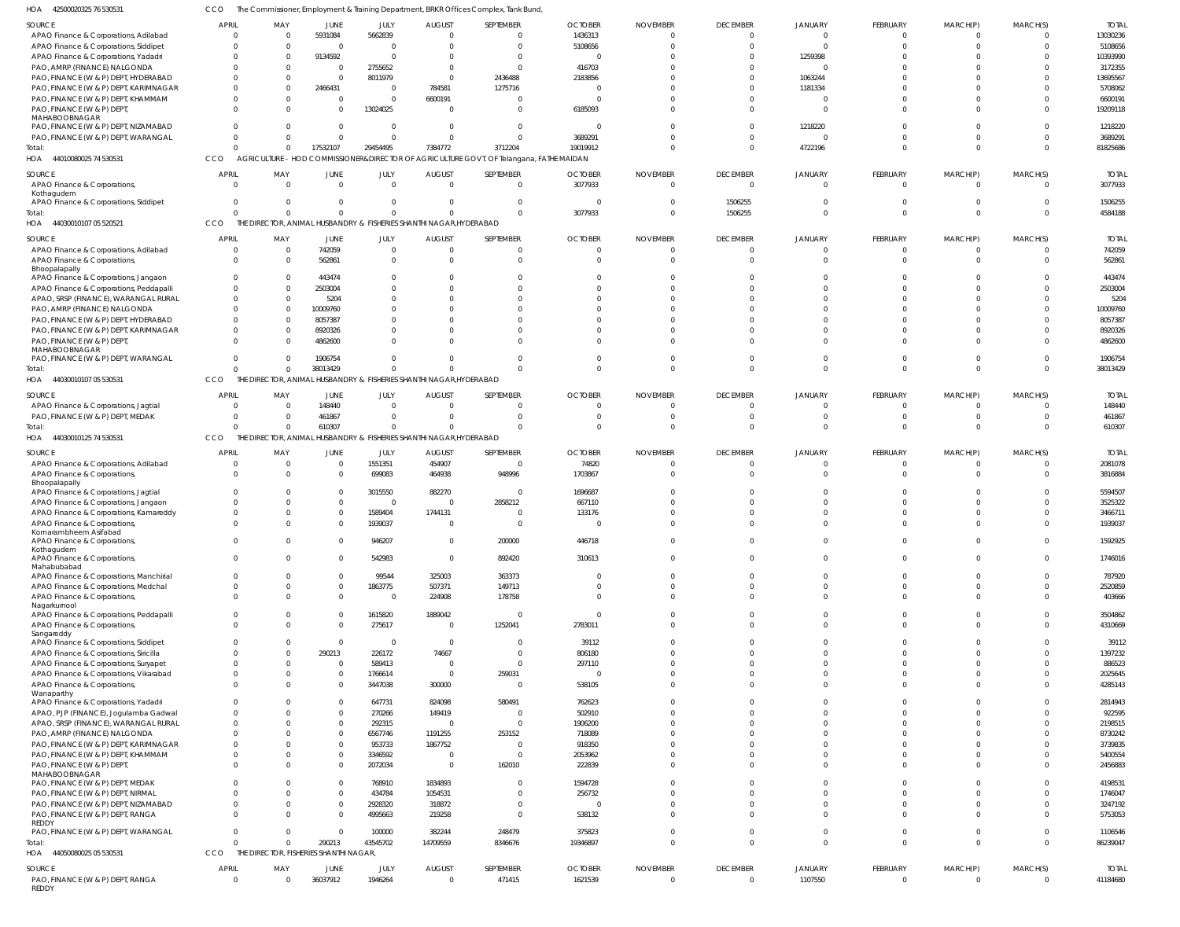HOA 42500020325 76 530531 CCO The Commissioner, Employment & Training Department, BRKR Offices Complex, Tank Bund,

| SOURCE | APRIL | MAY | JUNE | JULY | AUGUST | SEPTEMBER | OCTOBER | NOVEMBER | DECEMBER | JANUARY | FEBRUARY | MARCH(P) | MARCH(S) | TOTAL |
|---|---|---|---|---|---|---|---|---|---|---|---|---|---|---|
| APAO Finance & Corporations, Adilabad | 0 | 0 | 5931084 | 5662839 | 0 | 0 | 1436313 | 0 | 0 | 0 | 0 | 0 | 0 | 13030236 |
| APAO Finance & Corporations, Siddipet | 0 | 0 | 0 | 0 | 0 | 0 | 5108656 | 0 | 0 | 0 | 0 | 0 | 0 | 5108656 |
| APAO Finance & Corporations, Yadadri | 0 | 0 | 9134592 | 0 | 0 | 0 | 0 | 0 | 0 | 1259398 | 0 | 0 | 0 | 10393990 |
| PAO, AMRP (FINANCE) NALGONDA | 0 | 0 | 0 | 2755652 | 0 | 0 | 416703 | 0 | 0 | 0 | 0 | 0 | 0 | 3172355 |
| PAO, FINANCE (W & P) DEPT, HYDERABAD | 0 | 0 | 0 | 8011979 | 0 | 2436488 | 2183856 | 0 | 0 | 1063244 | 0 | 0 | 0 | 13695567 |
| PAO, FINANCE (W & P) DEPT, KARIMNAGAR | 0 | 0 | 2466431 | 0 | 784581 | 1275716 | 0 | 0 | 0 | 1181334 | 0 | 0 | 0 | 5708062 |
| PAO, FINANCE (W & P) DEPT, KHAMMAM | 0 | 0 | 0 | 0 | 6600191 | 0 | 0 | 0 | 0 | 0 | 0 | 0 | 0 | 6600191 |
| PAO, FINANCE (W & P) DEPT, MAHABOOBNAGAR | 0 | 0 | 0 | 13024025 | 0 | 0 | 6185093 | 0 | 0 | 0 | 0 | 0 | 0 | 19209118 |
| PAO, FINANCE (W & P) DEPT, NIZAMABAD | 0 | 0 | 0 | 0 | 0 | 0 | 0 | 0 | 0 | 1218220 | 0 | 0 | 0 | 1218220 |
| PAO, FINANCE (W & P) DEPT, WARANGAL | 0 | 0 | 0 | 0 | 0 | 0 | 3689291 | 0 | 0 | 0 | 0 | 0 | 0 | 3689291 |
| Total: | 0 | 0 | 17532107 | 29454495 | 7384772 | 3712204 | 19019912 | 0 | 0 | 4722196 | 0 | 0 | 0 | 81825686 |

HOA 44010080025 74 530531 CCO AGRICULTURE - HOD COMMISSIONER&DIRECTOR OF AGRICULTURE GOVT. OF Telangana, FATHE MAIDAN

| SOURCE | APRIL | MAY | JUNE | JULY | AUGUST | SEPTEMBER | OCTOBER | NOVEMBER | DECEMBER | JANUARY | FEBRUARY | MARCH(P) | MARCH(S) | TOTAL |
|---|---|---|---|---|---|---|---|---|---|---|---|---|---|---|
| APAO Finance & Corporations, Kothagudem | 0 | 0 | 0 | 0 | 0 | 0 | 3077933 | 0 | 0 | 0 | 0 | 0 | 0 | 3077933 |
| APAO Finance & Corporations, Siddipet | 0 | 0 | 0 | 0 | 0 | 0 | 0 | 0 | 1506255 | 0 | 0 | 0 | 0 | 1506255 |
| Total: | 0 | 0 | 0 | 0 | 0 | 0 | 3077933 | 0 | 1506255 | 0 | 0 | 0 | 0 | 4584188 |

HOA 44030010107 05 520521 CCO THE DIRECTOR, ANIMAL HUSBANDRY & FISHERIES SHANTHI NAGAR,HYDERABAD

| SOURCE | APRIL | MAY | JUNE | JULY | AUGUST | SEPTEMBER | OCTOBER | NOVEMBER | DECEMBER | JANUARY | FEBRUARY | MARCH(P) | MARCH(S) | TOTAL |
|---|---|---|---|---|---|---|---|---|---|---|---|---|---|---|
| APAO Finance & Corporations, Adilabad | 0 | 0 | 742059 | 0 | 0 | 0 | 0 | 0 | 0 | 0 | 0 | 0 | 0 | 742059 |
| APAO Finance & Corporations, Bhoopalapally | 0 | 0 | 562861 | 0 | 0 | 0 | 0 | 0 | 0 | 0 | 0 | 0 | 0 | 562861 |
| APAO Finance & Corporations, Jangaon | 0 | 0 | 443474 | 0 | 0 | 0 | 0 | 0 | 0 | 0 | 0 | 0 | 0 | 443474 |
| APAO Finance & Corporations, Peddapalli | 0 | 0 | 2503004 | 0 | 0 | 0 | 0 | 0 | 0 | 0 | 0 | 0 | 0 | 2503004 |
| APAO, SRSP (FINANCE), WARANGAL RURAL | 0 | 0 | 5204 | 0 | 0 | 0 | 0 | 0 | 0 | 0 | 0 | 0 | 0 | 5204 |
| PAO, AMRP (FINANCE) NALGONDA | 0 | 0 | 10009760 | 0 | 0 | 0 | 0 | 0 | 0 | 0 | 0 | 0 | 0 | 10009760 |
| PAO, FINANCE (W & P) DEPT, HYDERABAD | 0 | 0 | 8057387 | 0 | 0 | 0 | 0 | 0 | 0 | 0 | 0 | 0 | 0 | 8057387 |
| PAO, FINANCE (W & P) DEPT, KARIMNAGAR | 0 | 0 | 8920326 | 0 | 0 | 0 | 0 | 0 | 0 | 0 | 0 | 0 | 0 | 8920326 |
| PAO, FINANCE (W & P) DEPT, MAHABOOBNAGAR | 0 | 0 | 4862600 | 0 | 0 | 0 | 0 | 0 | 0 | 0 | 0 | 0 | 0 | 4862600 |
| PAO, FINANCE (W & P) DEPT, WARANGAL | 0 | 0 | 1906754 | 0 | 0 | 0 | 0 | 0 | 0 | 0 | 0 | 0 | 0 | 1906754 |
| Total: | 0 | 0 | 38013429 | 0 | 0 | 0 | 0 | 0 | 0 | 0 | 0 | 0 | 0 | 38013429 |

HOA 44030010107 05 530531 CCO THE DIRECTOR, ANIMAL HUSBANDRY & FISHERIES SHANTHI NAGAR,HYDERABAD

| SOURCE | APRIL | MAY | JUNE | JULY | AUGUST | SEPTEMBER | OCTOBER | NOVEMBER | DECEMBER | JANUARY | FEBRUARY | MARCH(P) | MARCH(S) | TOTAL |
|---|---|---|---|---|---|---|---|---|---|---|---|---|---|---|
| APAO Finance & Corporations, Jagtial | 0 | 0 | 148440 | 0 | 0 | 0 | 0 | 0 | 0 | 0 | 0 | 0 | 0 | 148440 |
| PAO, FINANCE (W & P) DEPT, MEDAK | 0 | 0 | 461867 | 0 | 0 | 0 | 0 | 0 | 0 | 0 | 0 | 0 | 0 | 461867 |
| Total: | 0 | 0 | 610307 | 0 | 0 | 0 | 0 | 0 | 0 | 0 | 0 | 0 | 0 | 610307 |

HOA 44030010125 74 530531 CCO THE DIRECTOR, ANIMAL HUSBANDRY & FISHERIES SHANTHI NAGAR,HYDERABAD

| SOURCE | APRIL | MAY | JUNE | JULY | AUGUST | SEPTEMBER | OCTOBER | NOVEMBER | DECEMBER | JANUARY | FEBRUARY | MARCH(P) | MARCH(S) | TOTAL |
|---|---|---|---|---|---|---|---|---|---|---|---|---|---|---|
| APAO Finance & Corporations, Adilabad | 0 | 0 | 0 | 1551351 | 454907 | 0 | 74820 | 0 | 0 | 0 | 0 | 0 | 0 | 2081078 |
| APAO Finance & Corporations, Bhoopalapally | 0 | 0 | 0 | 699083 | 464938 | 948996 | 1703867 | 0 | 0 | 0 | 0 | 0 | 0 | 3816884 |
| APAO Finance & Corporations, Jagtial | 0 | 0 | 0 | 3015550 | 882270 | 0 | 1696687 | 0 | 0 | 0 | 0 | 0 | 0 | 5594507 |
| APAO Finance & Corporations, Jangaon | 0 | 0 | 0 | 0 | 0 | 2858212 | 667110 | 0 | 0 | 0 | 0 | 0 | 0 | 3525322 |
| APAO Finance & Corporations, Kamareddy | 0 | 0 | 0 | 1589404 | 1744131 | 0 | 133176 | 0 | 0 | 0 | 0 | 0 | 0 | 3466711 |
| APAO Finance & Corporations, Komarambheem Asifabad | 0 | 0 | 0 | 1939037 | 0 | 0 | 0 | 0 | 0 | 0 | 0 | 0 | 0 | 1939037 |
| APAO Finance & Corporations, Kothagudem | 0 | 0 | 0 | 946207 | 0 | 200000 | 446718 | 0 | 0 | 0 | 0 | 0 | 0 | 1592925 |
| APAO Finance & Corporations, Mahabubabad | 0 | 0 | 0 | 542983 | 0 | 892420 | 310613 | 0 | 0 | 0 | 0 | 0 | 0 | 1746016 |
| APAO Finance & Corporations, Manchirial | 0 | 0 | 0 | 99544 | 325003 | 363373 | 0 | 0 | 0 | 0 | 0 | 0 | 0 | 787920 |
| APAO Finance & Corporations, Medchal | 0 | 0 | 0 | 1863775 | 507371 | 149713 | 0 | 0 | 0 | 0 | 0 | 0 | 0 | 2520859 |
| APAO Finance & Corporations, Nagarkurnool | 0 | 0 | 0 | 0 | 224908 | 178758 | 0 | 0 | 0 | 0 | 0 | 0 | 0 | 403666 |
| APAO Finance & Corporations, Peddapalli | 0 | 0 | 0 | 1615820 | 1889042 | 0 | 0 | 0 | 0 | 0 | 0 | 0 | 0 | 3504862 |
| APAO Finance & Corporations, Sangareddy | 0 | 0 | 0 | 275617 | 0 | 1252041 | 2783011 | 0 | 0 | 0 | 0 | 0 | 0 | 4310669 |
| APAO Finance & Corporations, Siddipet | 0 | 0 | 0 | 0 | 0 | 0 | 39112 | 0 | 0 | 0 | 0 | 0 | 0 | 39112 |
| APAO Finance & Corporations, Siricilla | 0 | 0 | 290213 | 226172 | 74667 | 0 | 806180 | 0 | 0 | 0 | 0 | 0 | 0 | 1397232 |
| APAO Finance & Corporations, Suryapet | 0 | 0 | 0 | 589413 | 0 | 0 | 297110 | 0 | 0 | 0 | 0 | 0 | 0 | 886523 |
| APAO Finance & Corporations, Vikarabad | 0 | 0 | 0 | 1766614 | 0 | 259031 | 0 | 0 | 0 | 0 | 0 | 0 | 0 | 2025645 |
| APAO Finance & Corporations, Wanaparthy | 0 | 0 | 0 | 3447038 | 300000 | 0 | 538105 | 0 | 0 | 0 | 0 | 0 | 0 | 4285143 |
| APAO Finance & Corporations, Yadadri | 0 | 0 | 0 | 647731 | 824098 | 580491 | 762623 | 0 | 0 | 0 | 0 | 0 | 0 | 2814943 |
| APAO, PJP (FINANCE), Jogulamba Gadwal | 0 | 0 | 0 | 270266 | 149419 | 0 | 502910 | 0 | 0 | 0 | 0 | 0 | 0 | 922595 |
| APAO, SRSP (FINANCE), WARANGAL RURAL | 0 | 0 | 0 | 292315 | 0 | 0 | 1906200 | 0 | 0 | 0 | 0 | 0 | 0 | 2198515 |
| PAO, AMRP (FINANCE) NALGONDA | 0 | 0 | 0 | 6567746 | 1191255 | 253152 | 718089 | 0 | 0 | 0 | 0 | 0 | 0 | 8730242 |
| PAO, FINANCE (W & P) DEPT, KARIMNAGAR | 0 | 0 | 0 | 953733 | 1867752 | 0 | 918350 | 0 | 0 | 0 | 0 | 0 | 0 | 3739835 |
| PAO, FINANCE (W & P) DEPT, KHAMMAM | 0 | 0 | 0 | 3346592 | 0 | 0 | 2053962 | 0 | 0 | 0 | 0 | 0 | 0 | 5400554 |
| PAO, FINANCE (W & P) DEPT, MAHABOOBNAGAR | 0 | 0 | 0 | 2072034 | 0 | 162010 | 222839 | 0 | 0 | 0 | 0 | 0 | 0 | 2456883 |
| PAO, FINANCE (W & P) DEPT, MEDAK | 0 | 0 | 0 | 768910 | 1834893 | 0 | 1594728 | 0 | 0 | 0 | 0 | 0 | 0 | 4198531 |
| PAO, FINANCE (W & P) DEPT, NIRMAL | 0 | 0 | 0 | 434784 | 1054531 | 0 | 256732 | 0 | 0 | 0 | 0 | 0 | 0 | 1746047 |
| PAO, FINANCE (W & P) DEPT, NIZAMABAD | 0 | 0 | 0 | 2928320 | 318872 | 0 | 0 | 0 | 0 | 0 | 0 | 0 | 0 | 3247192 |
| PAO, FINANCE (W & P) DEPT, RANGA REDDY | 0 | 0 | 0 | 4995663 | 219258 | 0 | 538132 | 0 | 0 | 0 | 0 | 0 | 0 | 5753053 |
| PAO, FINANCE (W & P) DEPT, WARANGAL | 0 | 0 | 0 | 100000 | 382244 | 248479 | 375823 | 0 | 0 | 0 | 0 | 0 | 0 | 1106546 |
| Total: | 0 | 0 | 290213 | 43545702 | 14709559 | 8346676 | 19346897 | 0 | 0 | 0 | 0 | 0 | 0 | 86239047 |

HOA 44050080025 05 530531 CCO THE DIRECTOR, FISHERIES SHANTHI NAGAR,

| SOURCE | APRIL | MAY | JUNE | JULY | AUGUST | SEPTEMBER | OCTOBER | NOVEMBER | DECEMBER | JANUARY | FEBRUARY | MARCH(P) | MARCH(S) | TOTAL |
|---|---|---|---|---|---|---|---|---|---|---|---|---|---|---|
| PAO, FINANCE (W & P) DEPT, RANGA REDDY | 0 | 0 | 36037912 | 1946264 | 0 | 471415 | 1621539 | 0 | 0 | 1107550 | 0 | 0 | 0 | 41184680 |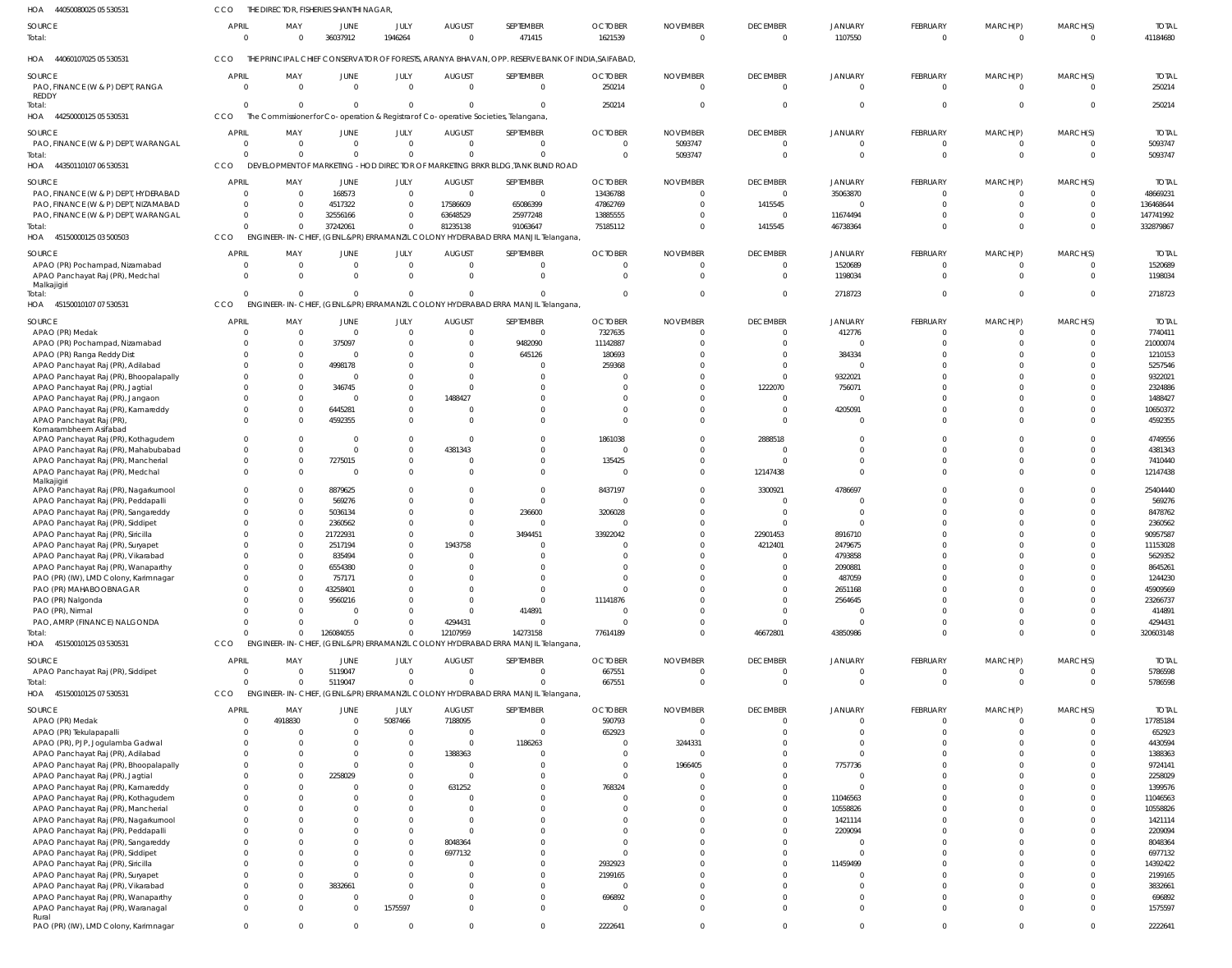HOA 44050080025 05 530531 CCO THE DIRECTOR, FISHERIES SHANTHI NAGAR,

| SOURCE | APRIL | MAY | JUNE | JULY | AUGUST | SEPTEMBER | OCTOBER | NOVEMBER | DECEMBER | JANUARY | FEBRUARY | MARCH(P) | MARCH(S) | TOTAL |
|---|---|---|---|---|---|---|---|---|---|---|---|---|---|---|
| Total: | 0 | 0 | 36037912 | 1946264 | 0 | 471415 | 1621539 | 0 | 0 | 1107550 | 0 | 0 | 0 | 41184680 |

HOA 44060107025 05 530531 CCO THE PRINCIPAL CHIEF CONSERVATOR OF FORESTS, ARANYA BHAVAN, OPP. RESERVE BANK OF INDIA,SAIFABAD,

| SOURCE | APRIL | MAY | JUNE | JULY | AUGUST | SEPTEMBER | OCTOBER | NOVEMBER | DECEMBER | JANUARY | FEBRUARY | MARCH(P) | MARCH(S) | TOTAL |
|---|---|---|---|---|---|---|---|---|---|---|---|---|---|---|
| PAO, FINANCE (W & P) DEPT, RANGA REDDY | 0 | 0 | 0 | 0 | 0 | 0 | 250214 | 0 | 0 | 0 | 0 | 0 | 0 | 250214 |
| Total: | 0 | 0 | 0 | 0 | 0 | 0 | 250214 | 0 | 0 | 0 | 0 | 0 | 0 | 250214 |

HOA 44250000125 05 530531 CCO The Commissioner for Co-operation & Registrar of Co-operative Societies, Telangana,

| SOURCE | APRIL | MAY | JUNE | JULY | AUGUST | SEPTEMBER | OCTOBER | NOVEMBER | DECEMBER | JANUARY | FEBRUARY | MARCH(P) | MARCH(S) | TOTAL |
|---|---|---|---|---|---|---|---|---|---|---|---|---|---|---|
| PAO, FINANCE (W & P) DEPT, WARANGAL | 0 | 0 | 0 | 0 | 0 | 0 | 0 | 5093747 | 0 | 0 | 0 | 0 | 0 | 5093747 |
| Total: | 0 | 0 | 0 | 0 | 0 | 0 | 0 | 5093747 | 0 | 0 | 0 | 0 | 0 | 5093747 |

HOA 44350110107 06 530531 CCO DEVELOPMENT OF MARKETING - HOD DIRECTOR OF MARKETING BRKR BLDG,TANK BUND ROAD

| SOURCE | APRIL | MAY | JUNE | JULY | AUGUST | SEPTEMBER | OCTOBER | NOVEMBER | DECEMBER | JANUARY | FEBRUARY | MARCH(P) | MARCH(S) | TOTAL |
|---|---|---|---|---|---|---|---|---|---|---|---|---|---|---|
| PAO, FINANCE (W & P) DEPT, HYDERABAD | 0 | 0 | 168573 | 0 | 0 | 0 | 13436788 | 0 | 0 | 35063870 | 0 | 0 | 0 | 48669231 |
| PAO, FINANCE (W & P) DEPT, NIZAMABAD | 0 | 0 | 4517322 | 0 | 17586609 | 65086399 | 47862769 | 0 | 1415545 | 0 | 0 | 0 | 0 | 136468644 |
| PAO, FINANCE (W & P) DEPT, WARANGAL | 0 | 0 | 32556166 | 0 | 63648529 | 25977248 | 13885555 | 0 | 0 | 11674494 | 0 | 0 | 0 | 147741992 |
| Total: | 0 | 0 | 37242061 | 0 | 81235138 | 91063647 | 75185112 | 0 | 1415545 | 46738364 | 0 | 0 | 0 | 332879867 |

HOA 45150000125 03 500503 CCO ENGINEER-IN-CHIEF, (GENL.&PR) ERRAMANZIL COLONY HYDERABAD ERRA MANJIL Telangana,

| SOURCE | APRIL | MAY | JUNE | JULY | AUGUST | SEPTEMBER | OCTOBER | NOVEMBER | DECEMBER | JANUARY | FEBRUARY | MARCH(P) | MARCH(S) | TOTAL |
|---|---|---|---|---|---|---|---|---|---|---|---|---|---|---|
| APAO (PR) Pochampad, Nizamabad | 0 | 0 | 0 | 0 | 0 | 0 | 0 | 0 | 0 | 1520689 | 0 | 0 | 0 | 1520689 |
| APAO Panchayat Raj (PR), Medchal Malkajigiri | 0 | 0 | 0 | 0 | 0 | 0 | 0 | 0 | 0 | 1198034 | 0 | 0 | 0 | 1198034 |
| Total: | 0 | 0 | 0 | 0 | 0 | 0 | 0 | 0 | 0 | 2718723 | 0 | 0 | 0 | 2718723 |

HOA 45150010107 07 530531 CCO ENGINEER-IN-CHIEF, (GENL.&PR) ERRAMANZIL COLONY HYDERABAD ERRA MANJIL Telangana,

| SOURCE | APRIL | MAY | JUNE | JULY | AUGUST | SEPTEMBER | OCTOBER | NOVEMBER | DECEMBER | JANUARY | FEBRUARY | MARCH(P) | MARCH(S) | TOTAL |
|---|---|---|---|---|---|---|---|---|---|---|---|---|---|---|
| APAO (PR) Medak | 0 | 0 | 0 | 0 | 0 | 0 | 7327635 | 0 | 0 | 412776 | 0 | 0 | 0 | 7740411 |
| APAO (PR) Pochampad, Nizamabad | 0 | 0 | 375097 | 0 | 0 | 9482090 | 11142887 | 0 | 0 | 0 | 0 | 0 | 0 | 21000074 |
| APAO (PR) Ranga Reddy Dist | 0 | 0 | 0 | 0 | 0 | 645126 | 180693 | 0 | 0 | 384334 | 0 | 0 | 0 | 1210153 |
| APAO Panchayat Raj (PR), Adilabad | 0 | 0 | 4998178 | 0 | 0 | 0 | 259368 | 0 | 0 | 0 | 0 | 0 | 0 | 5257546 |
| APAO Panchayat Raj (PR), Bhoopalapally | 0 | 0 | 0 | 0 | 0 | 0 | 0 | 0 | 0 | 9322021 | 0 | 0 | 0 | 9322021 |
| APAO Panchayat Raj (PR), Jagtial | 0 | 0 | 346745 | 0 | 0 | 0 | 0 | 0 | 1222070 | 756071 | 0 | 0 | 0 | 2324886 |
| APAO Panchayat Raj (PR), Jangaon | 0 | 0 | 0 | 0 | 1488427 | 0 | 0 | 0 | 0 | 0 | 0 | 0 | 0 | 1488427 |
| APAO Panchayat Raj (PR), Kamareddy | 0 | 0 | 6445281 | 0 | 0 | 0 | 0 | 0 | 0 | 4205091 | 0 | 0 | 0 | 10650372 |
| APAO Panchayat Raj (PR), Komarambheem Asifabad | 0 | 0 | 4592355 | 0 | 0 | 0 | 0 | 0 | 0 | 0 | 0 | 0 | 0 | 4592355 |
| APAO Panchayat Raj (PR), Kothagudem | 0 | 0 | 0 | 0 | 0 | 0 | 1861038 | 0 | 2888518 | 0 | 0 | 0 | 0 | 4749556 |
| APAO Panchayat Raj (PR), Mahabubabad | 0 | 0 | 0 | 0 | 4381343 | 0 | 0 | 0 | 0 | 0 | 0 | 0 | 0 | 4381343 |
| APAO Panchayat Raj (PR), Mancherial | 0 | 0 | 7275015 | 0 | 0 | 0 | 135425 | 0 | 0 | 0 | 0 | 0 | 0 | 7410440 |
| APAO Panchayat Raj (PR), Medchal Malkajigiri | 0 | 0 | 0 | 0 | 0 | 0 | 0 | 0 | 12147438 | 0 | 0 | 0 | 0 | 12147438 |
| APAO Panchayat Raj (PR), Nagarkurnool | 0 | 0 | 8879625 | 0 | 0 | 0 | 8437197 | 0 | 3300921 | 4786697 | 0 | 0 | 0 | 25404440 |
| APAO Panchayat Raj (PR), Peddapalli | 0 | 0 | 569276 | 0 | 0 | 0 | 0 | 0 | 0 | 0 | 0 | 0 | 0 | 569276 |
| APAO Panchayat Raj (PR), Sangareddy | 0 | 0 | 5036134 | 0 | 0 | 236600 | 3206028 | 0 | 0 | 0 | 0 | 0 | 0 | 8478762 |
| APAO Panchayat Raj (PR), Siddipet | 0 | 0 | 2360562 | 0 | 0 | 0 | 0 | 0 | 0 | 0 | 0 | 0 | 0 | 2360562 |
| APAO Panchayat Raj (PR), Siricilla | 0 | 0 | 21722931 | 0 | 0 | 3494451 | 33922042 | 0 | 22901453 | 8916710 | 0 | 0 | 0 | 90957587 |
| APAO Panchayat Raj (PR), Suryapet | 0 | 0 | 2517194 | 0 | 1943758 | 0 | 0 | 0 | 4212401 | 2479675 | 0 | 0 | 0 | 11153028 |
| APAO Panchayat Raj (PR), Vikarabad | 0 | 0 | 835494 | 0 | 0 | 0 | 0 | 0 | 0 | 4793858 | 0 | 0 | 0 | 5629352 |
| APAO Panchayat Raj (PR), Wanaparthy | 0 | 0 | 6554380 | 0 | 0 | 0 | 0 | 0 | 0 | 2090881 | 0 | 0 | 0 | 8645261 |
| PAO (PR) (IW), LMD Colony, Karimnagar | 0 | 0 | 757171 | 0 | 0 | 0 | 0 | 0 | 0 | 487059 | 0 | 0 | 0 | 1244230 |
| PAO (PR) MAHABOOBNAGAR | 0 | 0 | 43258401 | 0 | 0 | 0 | 0 | 0 | 0 | 2651168 | 0 | 0 | 0 | 45909569 |
| PAO (PR) Nalgonda | 0 | 0 | 9560216 | 0 | 0 | 0 | 11141876 | 0 | 0 | 2564645 | 0 | 0 | 0 | 23266737 |
| PAO (PR), Nirmal | 0 | 0 | 0 | 0 | 0 | 414891 | 0 | 0 | 0 | 0 | 0 | 0 | 0 | 414891 |
| PAO, AMRP (FINANCE) NALGONDA | 0 | 0 | 0 | 0 | 4294431 | 0 | 0 | 0 | 0 | 0 | 0 | 0 | 0 | 4294431 |
| Total: | 0 | 0 | 126084055 | 0 | 12107959 | 14273158 | 77614189 | 0 | 46672801 | 43850986 | 0 | 0 | 0 | 320603148 |

HOA 45150010125 03 530531 CCO ENGINEER-IN-CHIEF, (GENL.&PR) ERRAMANZIL COLONY HYDERABAD ERRA MANJIL Telangana,

| SOURCE | APRIL | MAY | JUNE | JULY | AUGUST | SEPTEMBER | OCTOBER | NOVEMBER | DECEMBER | JANUARY | FEBRUARY | MARCH(P) | MARCH(S) | TOTAL |
|---|---|---|---|---|---|---|---|---|---|---|---|---|---|---|
| APAO Panchayat Raj (PR), Siddipet | 0 | 0 | 5119047 | 0 | 0 | 0 | 667551 | 0 | 0 | 0 | 0 | 0 | 0 | 5786598 |
| Total: | 0 | 0 | 5119047 | 0 | 0 | 0 | 667551 | 0 | 0 | 0 | 0 | 0 | 0 | 5786598 |

HOA 45150010125 07 530531 CCO ENGINEER-IN-CHIEF, (GENL.&PR) ERRAMANZIL COLONY HYDERABAD ERRA MANJIL Telangana,

| SOURCE | APRIL | MAY | JUNE | JULY | AUGUST | SEPTEMBER | OCTOBER | NOVEMBER | DECEMBER | JANUARY | FEBRUARY | MARCH(P) | MARCH(S) | TOTAL |
|---|---|---|---|---|---|---|---|---|---|---|---|---|---|---|
| APAO (PR) Medak | 0 | 4918830 | 0 | 5087466 | 7188095 | 0 | 590793 | 0 | 0 | 0 | 0 | 0 | 0 | 17785184 |
| APAO (PR) Tekulapapalli | 0 | 0 | 0 | 0 | 0 | 0 | 652923 | 0 | 0 | 0 | 0 | 0 | 0 | 652923 |
| APAO (PR), PJP, Jogulamba Gadwal | 0 | 0 | 0 | 0 | 0 | 1186263 | 0 | 3244331 | 0 | 0 | 0 | 0 | 0 | 4430594 |
| APAO Panchayat Raj (PR), Adilabad | 0 | 0 | 0 | 0 | 1388363 | 0 | 0 | 0 | 0 | 0 | 0 | 0 | 0 | 1388363 |
| APAO Panchayat Raj (PR), Bhoopalapally | 0 | 0 | 0 | 0 | 0 | 0 | 0 | 1966405 | 0 | 7757736 | 0 | 0 | 0 | 9724141 |
| APAO Panchayat Raj (PR), Jagtial | 0 | 0 | 2258029 | 0 | 0 | 0 | 0 | 0 | 0 | 0 | 0 | 0 | 0 | 2258029 |
| APAO Panchayat Raj (PR), Kamareddy | 0 | 0 | 0 | 0 | 631252 | 0 | 768324 | 0 | 0 | 0 | 0 | 0 | 0 | 1399576 |
| APAO Panchayat Raj (PR), Kothagudem | 0 | 0 | 0 | 0 | 0 | 0 | 0 | 0 | 0 | 11046563 | 0 | 0 | 0 | 11046563 |
| APAO Panchayat Raj (PR), Mancherial | 0 | 0 | 0 | 0 | 0 | 0 | 0 | 0 | 0 | 10558826 | 0 | 0 | 0 | 10558826 |
| APAO Panchayat Raj (PR), Nagarkurnool | 0 | 0 | 0 | 0 | 0 | 0 | 0 | 0 | 0 | 1421114 | 0 | 0 | 0 | 1421114 |
| APAO Panchayat Raj (PR), Peddapalli | 0 | 0 | 0 | 0 | 0 | 0 | 0 | 0 | 0 | 2209094 | 0 | 0 | 0 | 2209094 |
| APAO Panchayat Raj (PR), Sangareddy | 0 | 0 | 0 | 0 | 8048364 | 0 | 0 | 0 | 0 | 0 | 0 | 0 | 0 | 8048364 |
| APAO Panchayat Raj (PR), Siddipet | 0 | 0 | 0 | 0 | 6977132 | 0 | 0 | 0 | 0 | 0 | 0 | 0 | 0 | 6977132 |
| APAO Panchayat Raj (PR), Siricilla | 0 | 0 | 0 | 0 | 0 | 0 | 2932923 | 0 | 0 | 11459499 | 0 | 0 | 0 | 14392422 |
| APAO Panchayat Raj (PR), Suryapet | 0 | 0 | 0 | 0 | 0 | 0 | 2199165 | 0 | 0 | 0 | 0 | 0 | 0 | 2199165 |
| APAO Panchayat Raj (PR), Vikarabad | 0 | 0 | 3832661 | 0 | 0 | 0 | 0 | 0 | 0 | 0 | 0 | 0 | 0 | 3832661 |
| APAO Panchayat Raj (PR), Wanaparthy | 0 | 0 | 0 | 0 | 0 | 0 | 696892 | 0 | 0 | 0 | 0 | 0 | 0 | 696892 |
| APAO Panchayat Raj (PR), Waranagal Rural | 0 | 0 | 0 | 1575597 | 0 | 0 | 0 | 0 | 0 | 0 | 0 | 0 | 0 | 1575597 |
| PAO (PR) (IW), LMD Colony, Karimnagar | 0 | 0 | 0 | 0 | 0 | 0 | 2222641 | 0 | 0 | 0 | 0 | 0 | 0 | 2222641 |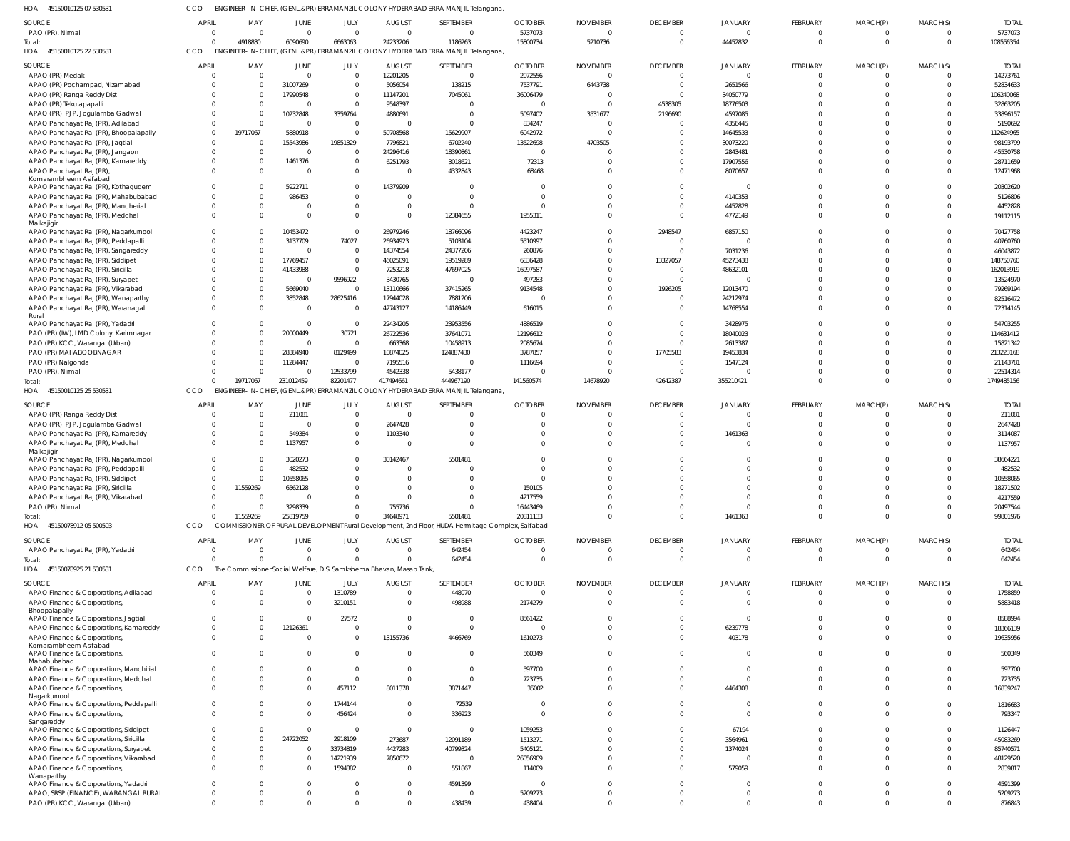HOA 451500101250753053 1 CCO ENGINEER-IN-CHIEF, (GENL.&PR) ERRAMANZIL COLONY HYDERABAD ERRA MANJIL Telangana,

| SOURCE | APRIL | MAY | JUNE | JULY | AUGUST | SEPTEMBER | OCTOBER | NOVEMBER | DECEMBER | JANUARY | FEBRUARY | MARCH(P) | MARCH(S) | TOTAL |
|---|---|---|---|---|---|---|---|---|---|---|---|---|---|---|
| PAO (PR), Nirmal | 0 | 0 | 0 | 0 | 0 | 0 | 5737073 | 0 | 0 | 0 | 0 | 0 | 0 | 5737073 |
| Total: | 0 | 4918830 | 6090690 | 6663063 | 24233206 | 1186263 | 15800734 | 5210736 | 0 | 44452832 | 0 | 0 | 0 | 108556354 |

HOA 451500101252253053 1 CCO ENGINEER-IN-CHIEF, (GENL.&PR) ERRAMANZIL COLONY HYDERABAD ERRA MANJIL Telangana,

| SOURCE | APRIL | MAY | JUNE | JULY | AUGUST | SEPTEMBER | OCTOBER | NOVEMBER | DECEMBER | JANUARY | FEBRUARY | MARCH(P) | MARCH(S) | TOTAL |
|---|---|---|---|---|---|---|---|---|---|---|---|---|---|---|
| APAO (PR) Medak | 0 | 0 | 0 | 0 | 12201205 | 0 | 2072556 | 0 | 0 | 0 | 0 | 0 | 0 | 14273761 |
| APAO (PR) Pochampad, Nizamabad | 0 | 0 | 31007269 | 0 | 5056054 | 138215 | 7537791 | 6443738 | 0 | 2651566 | 0 | 0 | 0 | 52834633 |
| APAO (PR) Ranga Reddy Dist | 0 | 0 | 17990548 | 0 | 11147201 | 7045061 | 36006479 | 0 | 0 | 34050779 | 0 | 0 | 0 | 106240068 |
| APAO (PR) Tekulapapalli | 0 | 0 | 0 | 0 | 9548397 | 0 | 0 | 0 | 4538305 | 18776503 | 0 | 0 | 0 | 32863205 |
| APAO (PR), PJP, Jogulamba Gadwal | 0 | 0 | 10232848 | 3359764 | 4880691 | 0 | 5097402 | 3531677 | 2196690 | 4597085 | 0 | 0 | 0 | 33896157 |
| APAO Panchayat Raj (PR), Adilabad | 0 | 0 | 0 | 0 | 0 | 0 | 834247 | 0 | 0 | 4356445 | 0 | 0 | 0 | 5190692 |
| APAO Panchayat Raj (PR), Bhoopalapally | 0 | 19717067 | 5880918 | 0 | 50708568 | 15629907 | 6042972 | 0 | 0 | 14645533 | 0 | 0 | 0 | 112624965 |
| APAO Panchayat Raj (PR), Jagtial | 0 | 0 | 15543986 | 19851329 | 7796821 | 6702240 | 13522698 | 4703505 | 0 | 30073220 | 0 | 0 | 0 | 98193799 |
| APAO Panchayat Raj (PR), Jangaon | 0 | 0 | 0 | 0 | 24296416 | 18390861 | 0 | 0 | 0 | 2843481 | 0 | 0 | 0 | 45530758 |
| APAO Panchayat Raj (PR), Kamareddy | 0 | 0 | 1461376 | 0 | 6251793 | 3018621 | 72313 | 0 | 0 | 17907556 | 0 | 0 | 0 | 28711659 |
| APAO Panchayat Raj (PR), Komarambheem Asifabad | 0 | 0 | 0 | 0 | 0 | 4332843 | 68468 | 0 | 0 | 8070657 | 0 | 0 | 0 | 12471968 |
| APAO Panchayat Raj (PR), Kothagudem | 0 | 0 | 5922711 | 0 | 14379909 | 0 | 0 | 0 | 0 | 0 | 0 | 0 | 0 | 20302620 |
| APAO Panchayat Raj (PR), Mahabubabad | 0 | 0 | 986453 | 0 | 0 | 0 | 0 | 0 | 0 | 4140353 | 0 | 0 | 0 | 5126806 |
| APAO Panchayat Raj (PR), Mancherial | 0 | 0 | 0 | 0 | 0 | 0 | 0 | 0 | 0 | 4452828 | 0 | 0 | 0 | 4452828 |
| APAO Panchayat Raj (PR), Medchal Malkajigiri | 0 | 0 | 0 | 0 | 0 | 12384655 | 1955311 | 0 | 0 | 4772149 | 0 | 0 | 0 | 19112115 |
| APAO Panchayat Raj (PR), Nagarkurnool | 0 | 0 | 10453472 | 0 | 26979246 | 18766096 | 4423247 | 0 | 2948547 | 6857150 | 0 | 0 | 0 | 70427758 |
| APAO Panchayat Raj (PR), Peddapalli | 0 | 0 | 3137709 | 74027 | 26934923 | 5103104 | 5510997 | 0 | 0 | 0 | 0 | 0 | 0 | 40760760 |
| APAO Panchayat Raj (PR), Sangareddy | 0 | 0 | 0 | 0 | 14374554 | 24377206 | 260876 | 0 | 0 | 7031236 | 0 | 0 | 0 | 46043872 |
| APAO Panchayat Raj (PR), Siddipet | 0 | 0 | 17769457 | 0 | 46025091 | 19519289 | 6836428 | 0 | 13327057 | 45273438 | 0 | 0 | 0 | 148750760 |
| APAO Panchayat Raj (PR), Siricilla | 0 | 0 | 41433988 | 0 | 7253218 | 47697025 | 16997587 | 0 | 0 | 48632101 | 0 | 0 | 0 | 162013919 |
| APAO Panchayat Raj (PR), Suryapet | 0 | 0 | 0 | 9596922 | 3430765 | 0 | 497283 | 0 | 0 | 0 | 0 | 0 | 0 | 13524970 |
| APAO Panchayat Raj (PR), Vikarabad | 0 | 0 | 5669040 | 0 | 13110666 | 37415265 | 9134548 | 0 | 1926205 | 12013470 | 0 | 0 | 0 | 79269194 |
| APAO Panchayat Raj (PR), Wanaparthy | 0 | 0 | 3852848 | 28625416 | 17944028 | 7881206 | 0 | 0 | 0 | 24212974 | 0 | 0 | 0 | 82516472 |
| APAO Panchayat Raj (PR), Waranagal Rural | 0 | 0 | 0 | 0 | 42743127 | 14186449 | 616015 | 0 | 0 | 14768554 | 0 | 0 | 0 | 72314145 |
| APAO Panchayat Raj (PR), Yadadri | 0 | 0 | 0 | 0 | 22434205 | 23953556 | 4886519 | 0 | 0 | 3428975 | 0 | 0 | 0 | 54703255 |
| PAO (PR) (IW), LMD Colony, Karimnagar | 0 | 0 | 20000449 | 30721 | 26722536 | 37641071 | 12196612 | 0 | 0 | 18040023 | 0 | 0 | 0 | 114631412 |
| PAO (PR) KCC, Warangal (Urban) | 0 | 0 | 0 | 0 | 663368 | 10458913 | 2085674 | 0 | 0 | 2613387 | 0 | 0 | 0 | 15821342 |
| PAO (PR) MAHABOOBNAGAR | 0 | 0 | 28384940 | 8129499 | 10874025 | 124887430 | 3787857 | 0 | 17705583 | 19453834 | 0 | 0 | 0 | 213223168 |
| PAO (PR) Nalgonda | 0 | 0 | 11284447 | 0 | 7195516 | 0 | 1116694 | 0 | 0 | 1547124 | 0 | 0 | 0 | 21143781 |
| PAO (PR), Nirmal | 0 | 0 | 0 | 12533799 | 4542338 | 5438177 | 0 | 0 | 0 | 0 | 0 | 0 | 0 | 22514314 |
| Total: | 0 | 19717067 | 231012459 | 82201477 | 417494661 | 444967190 | 141560574 | 14678920 | 42642387 | 355210421 | 0 | 0 | 0 | 1749485156 |

HOA 451500101252553053 1 CCO ENGINEER-IN-CHIEF, (GENL.&PR) ERRAMANZIL COLONY HYDERABAD ERRA MANJIL Telangana,

| SOURCE | APRIL | MAY | JUNE | JULY | AUGUST | SEPTEMBER | OCTOBER | NOVEMBER | DECEMBER | JANUARY | FEBRUARY | MARCH(P) | MARCH(S) | TOTAL |
|---|---|---|---|---|---|---|---|---|---|---|---|---|---|---|
| APAO (PR) Ranga Reddy Dist | 0 | 0 | 211081 | 0 | 0 | 0 | 0 | 0 | 0 | 0 | 0 | 0 | 0 | 211081 |
| APAO (PR), PJP, Jogulamba Gadwal | 0 | 0 | 0 | 0 | 2647428 | 0 | 0 | 0 | 0 | 0 | 0 | 0 | 0 | 2647428 |
| APAO Panchayat Raj (PR), Kamareddy | 0 | 0 | 549384 | 0 | 1103340 | 0 | 0 | 0 | 0 | 1461363 | 0 | 0 | 0 | 3114087 |
| APAO Panchayat Raj (PR), Medchal Malkajigiri | 0 | 0 | 1137957 | 0 | 0 | 0 | 0 | 0 | 0 | 0 | 0 | 0 | 0 | 1137957 |
| APAO Panchayat Raj (PR), Nagarkurnool | 0 | 0 | 3020273 | 0 | 30142467 | 5501481 | 0 | 0 | 0 | 0 | 0 | 0 | 0 | 38664221 |
| APAO Panchayat Raj (PR), Peddapalli | 0 | 0 | 482532 | 0 | 0 | 0 | 0 | 0 | 0 | 0 | 0 | 0 | 0 | 482532 |
| APAO Panchayat Raj (PR), Siddipet | 0 | 0 | 10558065 | 0 | 0 | 0 | 0 | 0 | 0 | 0 | 0 | 0 | 0 | 10558065 |
| APAO Panchayat Raj (PR), Siricilla | 0 | 11559269 | 6562128 | 0 | 0 | 0 | 150105 | 0 | 0 | 0 | 0 | 0 | 0 | 18271502 |
| APAO Panchayat Raj (PR), Vikarabad | 0 | 0 | 0 | 0 | 0 | 0 | 4217559 | 0 | 0 | 0 | 0 | 0 | 0 | 4217559 |
| PAO (PR), Nirmal | 0 | 0 | 3298339 | 0 | 755736 | 0 | 16443469 | 0 | 0 | 0 | 0 | 0 | 0 | 20497544 |
| Total: | 0 | 11559269 | 25819759 | 0 | 34648971 | 5501481 | 20811133 | 0 | 0 | 1461363 | 0 | 0 | 0 | 99801976 |

HOA 451500789120550050 3 CCO COMMISSIONER OF RURAL DEVELOPMENT Rural Development, 2nd Floor, HUDA Hermitage Complex, Saifabad

| SOURCE | APRIL | MAY | JUNE | JULY | AUGUST | SEPTEMBER | OCTOBER | NOVEMBER | DECEMBER | JANUARY | FEBRUARY | MARCH(P) | MARCH(S) | TOTAL |
|---|---|---|---|---|---|---|---|---|---|---|---|---|---|---|
| APAO Panchayat Raj (PR), Yadadri | 0 | 0 | 0 | 0 | 0 | 642454 | 0 | 0 | 0 | 0 | 0 | 0 | 0 | 642454 |
| Total: | 0 | 0 | 0 | 0 | 0 | 642454 | 0 | 0 | 0 | 0 | 0 | 0 | 0 | 642454 |

HOA 451500789252153053 1 CCO The Commissioner Social Welfare, D.S. Samkshema Bhavan, Masab Tank,

| SOURCE | APRIL | MAY | JUNE | JULY | AUGUST | SEPTEMBER | OCTOBER | NOVEMBER | DECEMBER | JANUARY | FEBRUARY | MARCH(P) | MARCH(S) | TOTAL |
|---|---|---|---|---|---|---|---|---|---|---|---|---|---|---|
| APAO Finance & Corporations, Adilabad | 0 | 0 | 0 | 1310789 | 0 | 448070 | 0 | 0 | 0 | 0 | 0 | 0 | 0 | 1758859 |
| APAO Finance & Corporations, Bhoopalapally | 0 | 0 | 0 | 3210151 | 0 | 498988 | 2174279 | 0 | 0 | 0 | 0 | 0 | 0 | 5883418 |
| APAO Finance & Corporations, Jagtial | 0 | 0 | 0 | 27572 | 0 | 0 | 8561422 | 0 | 0 | 0 | 0 | 0 | 0 | 8588994 |
| APAO Finance & Corporations, Kamareddy | 0 | 0 | 12126361 | 0 | 0 | 0 | 0 | 0 | 0 | 6239778 | 0 | 0 | 0 | 18366139 |
| APAO Finance & Corporations, Komarambheem Asifabad | 0 | 0 | 0 | 0 | 13155736 | 4466769 | 1610273 | 0 | 0 | 403178 | 0 | 0 | 0 | 19635956 |
| APAO Finance & Corporations, Mahabubabad | 0 | 0 | 0 | 0 | 0 | 0 | 560349 | 0 | 0 | 0 | 0 | 0 | 0 | 560349 |
| APAO Finance & Corporations, Manchirial | 0 | 0 | 0 | 0 | 0 | 0 | 597700 | 0 | 0 | 0 | 0 | 0 | 0 | 597700 |
| APAO Finance & Corporations, Medchal | 0 | 0 | 0 | 0 | 0 | 0 | 723735 | 0 | 0 | 0 | 0 | 0 | 0 | 723735 |
| APAO Finance & Corporations, Nagarkurnool | 0 | 0 | 0 | 457112 | 8011378 | 3871447 | 35002 | 0 | 0 | 4464308 | 0 | 0 | 0 | 16839247 |
| APAO Finance & Corporations, Peddapalli | 0 | 0 | 0 | 1744144 | 0 | 72539 | 0 | 0 | 0 | 0 | 0 | 0 | 0 | 1816683 |
| APAO Finance & Corporations, Sangareddy | 0 | 0 | 0 | 456424 | 0 | 336923 | 0 | 0 | 0 | 0 | 0 | 0 | 0 | 793347 |
| APAO Finance & Corporations, Siddipet | 0 | 0 | 0 | 0 | 0 | 0 | 1059253 | 0 | 0 | 67194 | 0 | 0 | 0 | 1126447 |
| APAO Finance & Corporations, Siricilla | 0 | 0 | 24722052 | 2918109 | 273687 | 12091189 | 1513271 | 0 | 0 | 3564961 | 0 | 0 | 0 | 45083269 |
| APAO Finance & Corporations, Suryapet | 0 | 0 | 0 | 33734819 | 4427283 | 40799324 | 5405121 | 0 | 0 | 1374024 | 0 | 0 | 0 | 85740571 |
| APAO Finance & Corporations, Vikarabad | 0 | 0 | 0 | 14221939 | 7850672 | 0 | 26056909 | 0 | 0 | 0 | 0 | 0 | 0 | 48129520 |
| APAO Finance & Corporations, Wanaparthy | 0 | 0 | 0 | 1594882 | 0 | 551867 | 114009 | 0 | 0 | 579059 | 0 | 0 | 0 | 2839817 |
| APAO Finance & Corporations, Yadadri | 0 | 0 | 0 | 0 | 0 | 4591399 | 0 | 0 | 0 | 0 | 0 | 0 | 0 | 4591399 |
| APAO, SRSP (FINANCE), WARANGAL RURAL | 0 | 0 | 0 | 0 | 0 | 0 | 5209273 | 0 | 0 | 0 | 0 | 0 | 0 | 5209273 |
| PAO (PR) KCC, Warangal (Urban) | 0 | 0 | 0 | 0 | 0 | 438439 | 438404 | 0 | 0 | 0 | 0 | 0 | 0 | 876843 |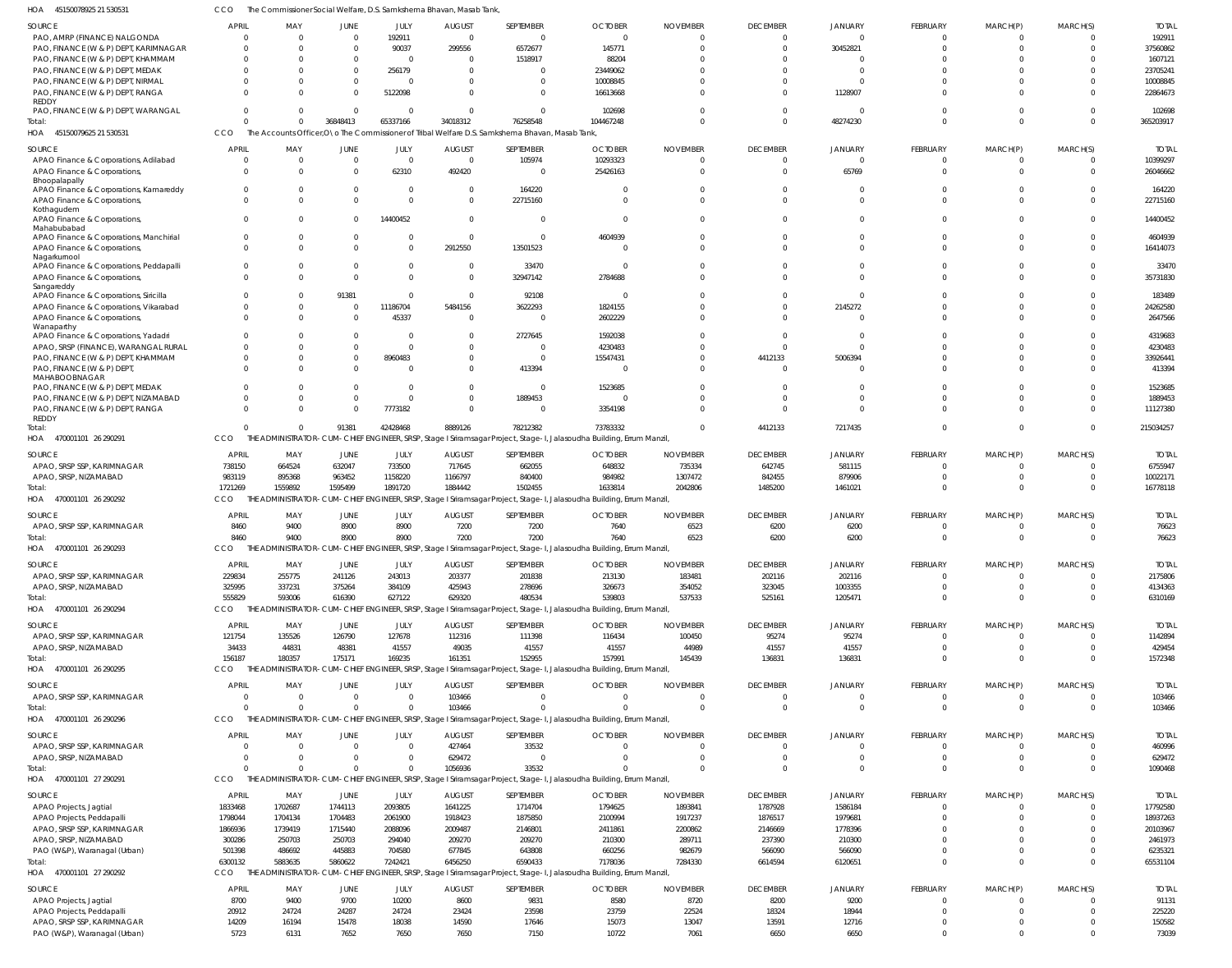HOA 45150078925 21 530531 CCO The Commissioner Social Welfare, D.S. Samkshema Bhavan, Masab Tank,

| SOURCE | APRIL | MAY | JUNE | JULY | AUGUST | SEPTEMBER | OCTOBER | NOVEMBER | DECEMBER | JANUARY | FEBRUARY | MARCH(P) | MARCH(S) | TOTAL |
|---|---|---|---|---|---|---|---|---|---|---|---|---|---|---|
| PAO, AMRP (FINANCE) NALGONDA | 0 | 0 | 0 | 192911 | 0 | 0 | 0 | 0 | 0 | 0 | 0 | 0 | 0 | 192911 |
| PAO, FINANCE (W & P) DEPT, KARIMNAGAR | 0 | 0 | 0 | 90037 | 299556 | 6572677 | 145771 | 0 | 0 | 30452821 | 0 | 0 | 0 | 37560862 |
| PAO, FINANCE (W & P) DEPT, KHAMMAM | 0 | 0 | 0 | 0 | 0 | 1518917 | 88204 | 0 | 0 | 0 | 0 | 0 | 0 | 1607121 |
| PAO, FINANCE (W & P) DEPT, MEDAK | 0 | 0 | 0 | 256179 | 0 | 0 | 23449062 | 0 | 0 | 0 | 0 | 0 | 0 | 23705241 |
| PAO, FINANCE (W & P) DEPT, NIRMAL | 0 | 0 | 0 | 0 | 0 | 0 | 10008845 | 0 | 0 | 0 | 0 | 0 | 0 | 10008845 |
| PAO, FINANCE (W & P) DEPT, RANGA REDDY | 0 | 0 | 0 | 5122098 | 0 | 0 | 16613668 | 0 | 0 | 1128907 | 0 | 0 | 0 | 22864673 |
| PAO, FINANCE (W & P) DEPT, WARANGAL | 0 | 0 | 0 | 0 | 0 | 0 | 102698 | 0 | 0 | 0 | 0 | 0 | 0 | 102698 |
| Total: | 0 | 0 | 36848413 | 65337166 | 34018312 | 76258548 | 104467248 | 0 | 0 | 48274230 | 0 | 0 | 0 | 365203917 |

HOA 45150079625 21 530531 CCO The Accounts Officer,O\o The Commissioner of Tribal Welfare D.S. Samkshema Bhavan, Masab Tank,

| SOURCE | APRIL | MAY | JUNE | JULY | AUGUST | SEPTEMBER | OCTOBER | NOVEMBER | DECEMBER | JANUARY | FEBRUARY | MARCH(P) | MARCH(S) | TOTAL |
|---|---|---|---|---|---|---|---|---|---|---|---|---|---|---|
| APAO Finance & Corporations, Adilabad | 0 | 0 | 0 | 0 | 0 | 105974 | 10293323 | 0 | 0 | 0 | 0 | 0 | 0 | 10399297 |
| APAO Finance & Corporations, Bhoopalapally | 0 | 0 | 0 | 62310 | 492420 | 0 | 25426163 | 0 | 0 | 65769 | 0 | 0 | 0 | 26046662 |
| APAO Finance & Corporations, Kamareddy | 0 | 0 | 0 | 0 | 0 | 164220 | 0 | 0 | 0 | 0 | 0 | 0 | 0 | 164220 |
| APAO Finance & Corporations, Kothagudem | 0 | 0 | 0 | 0 | 0 | 22715160 | 0 | 0 | 0 | 0 | 0 | 0 | 0 | 22715160 |
| APAO Finance & Corporations, Mahabubabad | 0 | 0 | 0 | 14400452 | 0 | 0 | 0 | 0 | 0 | 0 | 0 | 0 | 0 | 14400452 |
| APAO Finance & Corporations, Manchirial | 0 | 0 | 0 | 0 | 0 | 0 | 4604939 | 0 | 0 | 0 | 0 | 0 | 0 | 4604939 |
| APAO Finance & Corporations, Nagarkurnool | 0 | 0 | 0 | 0 | 2912550 | 13501523 | 0 | 0 | 0 | 0 | 0 | 0 | 0 | 16414073 |
| APAO Finance & Corporations, Peddapalli | 0 | 0 | 0 | 0 | 0 | 33470 | 0 | 0 | 0 | 0 | 0 | 0 | 0 | 33470 |
| APAO Finance & Corporations, Sangareddy | 0 | 0 | 0 | 0 | 0 | 32947142 | 2784688 | 0 | 0 | 0 | 0 | 0 | 0 | 35731830 |
| APAO Finance & Corporations, Siricilla | 0 | 0 | 91381 | 0 | 0 | 92108 | 0 | 0 | 0 | 0 | 0 | 0 | 0 | 183489 |
| APAO Finance & Corporations, Vikarabad | 0 | 0 | 0 | 11186704 | 5484156 | 3622293 | 1824155 | 0 | 0 | 2145272 | 0 | 0 | 0 | 24262580 |
| APAO Finance & Corporations, Wanaparthy | 0 | 0 | 0 | 45337 | 0 | 0 | 2602229 | 0 | 0 | 0 | 0 | 0 | 0 | 2647566 |
| APAO Finance & Corporations, Yadadri | 0 | 0 | 0 | 0 | 0 | 2727645 | 1592038 | 0 | 0 | 0 | 0 | 0 | 0 | 4319683 |
| APAO, SRSP (FINANCE), WARANGAL RURAL | 0 | 0 | 0 | 0 | 0 | 0 | 4230483 | 0 | 0 | 0 | 0 | 0 | 0 | 4230483 |
| PAO, FINANCE (W & P) DEPT, KHAMMAM | 0 | 0 | 0 | 8960483 | 0 | 0 | 15547431 | 0 | 4412133 | 5006394 | 0 | 0 | 0 | 33926441 |
| PAO, FINANCE (W & P) DEPT, MAHABOOBNAGAR | 0 | 0 | 0 | 0 | 0 | 413394 | 0 | 0 | 0 | 0 | 0 | 0 | 0 | 413394 |
| PAO, FINANCE (W & P) DEPT, MEDAK | 0 | 0 | 0 | 0 | 0 | 0 | 1523685 | 0 | 0 | 0 | 0 | 0 | 0 | 1523685 |
| PAO, FINANCE (W & P) DEPT, NIZAMABAD | 0 | 0 | 0 | 0 | 0 | 1889453 | 0 | 0 | 0 | 0 | 0 | 0 | 0 | 1889453 |
| PAO, FINANCE (W & P) DEPT, RANGA REDDY | 0 | 0 | 0 | 7773182 | 0 | 0 | 3354198 | 0 | 0 | 0 | 0 | 0 | 0 | 11127380 |
| Total: | 0 | 0 | 91381 | 42428468 | 8889126 | 78212382 | 73783332 | 0 | 4412133 | 7217435 | 0 | 0 | 0 | 215034257 |

HOA 470001101 26 290291 CCO THE ADMINISTRATOR-CUM-CHIEF ENGINEER, SRSP, Stage I Sriramsagar Project, Stage-I, Jalasoudha Building, Errum Manzil,

| SOURCE | APRIL | MAY | JUNE | JULY | AUGUST | SEPTEMBER | OCTOBER | NOVEMBER | DECEMBER | JANUARY | FEBRUARY | MARCH(P) | MARCH(S) | TOTAL |
|---|---|---|---|---|---|---|---|---|---|---|---|---|---|---|
| APAO, SRSP SSP, KARIMNAGAR | 738150 | 664524 | 632047 | 733500 | 717645 | 662055 | 648832 | 735334 | 642745 | 581115 | 0 | 0 | 0 | 6755947 |
| APAO, SRSP, NIZAMABAD | 983119 | 895368 | 963452 | 1158220 | 1166797 | 840400 | 984982 | 1307472 | 842455 | 879906 | 0 | 0 | 0 | 10022171 |
| Total: | 1721269 | 1559892 | 1595499 | 1891720 | 1884442 | 1502455 | 1633814 | 2042806 | 1485200 | 1461021 | 0 | 0 | 0 | 16778118 |

HOA 470001101 26 290292 CCO THE ADMINISTRATOR-CUM-CHIEF ENGINEER, SRSP, Stage I Sriramsagar Project, Stage-I, Jalasoudha Building, Errum Manzil,

| SOURCE | APRIL | MAY | JUNE | JULY | AUGUST | SEPTEMBER | OCTOBER | NOVEMBER | DECEMBER | JANUARY | FEBRUARY | MARCH(P) | MARCH(S) | TOTAL |
|---|---|---|---|---|---|---|---|---|---|---|---|---|---|---|
| APAO, SRSP SSP, KARIMNAGAR | 8460 | 9400 | 8900 | 8900 | 7200 | 7200 | 7640 | 6523 | 6200 | 6200 | 0 | 0 | 0 | 76623 |
| Total: | 8460 | 9400 | 8900 | 8900 | 7200 | 7200 | 7640 | 6523 | 6200 | 6200 | 0 | 0 | 0 | 76623 |

HOA 470001101 26 290293 CCO THE ADMINISTRATOR-CUM-CHIEF ENGINEER, SRSP, Stage I Sriramsagar Project, Stage-I, Jalasoudha Building, Errum Manzil,

| SOURCE | APRIL | MAY | JUNE | JULY | AUGUST | SEPTEMBER | OCTOBER | NOVEMBER | DECEMBER | JANUARY | FEBRUARY | MARCH(P) | MARCH(S) | TOTAL |
|---|---|---|---|---|---|---|---|---|---|---|---|---|---|---|
| APAO, SRSP SSP, KARIMNAGAR | 229834 | 255775 | 241126 | 243013 | 203377 | 201838 | 213130 | 183481 | 202116 | 202116 | 0 | 0 | 0 | 2175806 |
| APAO, SRSP, NIZAMABAD | 325995 | 337231 | 375264 | 384109 | 425943 | 278696 | 326673 | 354052 | 323045 | 1003355 | 0 | 0 | 0 | 4134363 |
| Total: | 555829 | 593006 | 616390 | 627122 | 629320 | 480534 | 539803 | 537533 | 525161 | 1205471 | 0 | 0 | 0 | 6310169 |

HOA 470001101 26 290294 CCO THE ADMINISTRATOR-CUM-CHIEF ENGINEER, SRSP, Stage I Sriramsagar Project, Stage-I, Jalasoudha Building, Errum Manzil,

| SOURCE | APRIL | MAY | JUNE | JULY | AUGUST | SEPTEMBER | OCTOBER | NOVEMBER | DECEMBER | JANUARY | FEBRUARY | MARCH(P) | MARCH(S) | TOTAL |
|---|---|---|---|---|---|---|---|---|---|---|---|---|---|---|
| APAO, SRSP SSP, KARIMNAGAR | 121754 | 135526 | 126790 | 127678 | 112316 | 111398 | 116434 | 100450 | 95274 | 95274 | 0 | 0 | 0 | 1142894 |
| APAO, SRSP, NIZAMABAD | 34433 | 44831 | 48381 | 41557 | 49035 | 41557 | 41557 | 44989 | 41557 | 41557 | 0 | 0 | 0 | 429454 |
| Total: | 156187 | 180357 | 175171 | 169235 | 161351 | 152955 | 157991 | 145439 | 136831 | 136831 | 0 | 0 | 0 | 1572348 |

HOA 470001101 26 290295 CCO THE ADMINISTRATOR-CUM-CHIEF ENGINEER, SRSP, Stage I Sriramsagar Project, Stage-I, Jalasoudha Building, Errum Manzil,

| SOURCE | APRIL | MAY | JUNE | JULY | AUGUST | SEPTEMBER | OCTOBER | NOVEMBER | DECEMBER | JANUARY | FEBRUARY | MARCH(P) | MARCH(S) | TOTAL |
|---|---|---|---|---|---|---|---|---|---|---|---|---|---|---|
| APAO, SRSP SSP, KARIMNAGAR | 0 | 0 | 0 | 0 | 103466 | 0 | 0 | 0 | 0 | 0 | 0 | 0 | 0 | 103466 |
| Total: | 0 | 0 | 0 | 0 | 103466 | 0 | 0 | 0 | 0 | 0 | 0 | 0 | 0 | 103466 |

HOA 470001101 26 290296 CCO THE ADMINISTRATOR-CUM-CHIEF ENGINEER, SRSP, Stage I Sriramsagar Project, Stage-I, Jalasoudha Building, Errum Manzil,

| SOURCE | APRIL | MAY | JUNE | JULY | AUGUST | SEPTEMBER | OCTOBER | NOVEMBER | DECEMBER | JANUARY | FEBRUARY | MARCH(P) | MARCH(S) | TOTAL |
|---|---|---|---|---|---|---|---|---|---|---|---|---|---|---|
| APAO, SRSP SSP, KARIMNAGAR | 0 | 0 | 0 | 0 | 427464 | 33532 | 0 | 0 | 0 | 0 | 0 | 0 | 0 | 460996 |
| APAO, SRSP, NIZAMABAD | 0 | 0 | 0 | 0 | 629472 | 0 | 0 | 0 | 0 | 0 | 0 | 0 | 0 | 629472 |
| Total: | 0 | 0 | 0 | 0 | 1056936 | 33532 | 0 | 0 | 0 | 0 | 0 | 0 | 0 | 1090468 |

HOA 470001101 27 290291 CCO THE ADMINISTRATOR-CUM-CHIEF ENGINEER, SRSP, Stage I Sriramsagar Project, Stage-I, Jalasoudha Building, Errum Manzil,

| SOURCE | APRIL | MAY | JUNE | JULY | AUGUST | SEPTEMBER | OCTOBER | NOVEMBER | DECEMBER | JANUARY | FEBRUARY | MARCH(P) | MARCH(S) | TOTAL |
|---|---|---|---|---|---|---|---|---|---|---|---|---|---|---|
| APAO Projects, Jagtial | 1833468 | 1702687 | 1744113 | 2093805 | 1641225 | 1714704 | 1794625 | 1893841 | 1787928 | 1586184 | 0 | 0 | 0 | 17792580 |
| APAO Projects, Peddapalli | 1798044 | 1704134 | 1704483 | 2061900 | 1918423 | 1875850 | 2100994 | 1917237 | 1876517 | 1979681 | 0 | 0 | 0 | 18937263 |
| APAO, SRSP SSP, KARIMNAGAR | 1866936 | 1739419 | 1715440 | 2088096 | 2009487 | 2146801 | 2411861 | 2200862 | 2146669 | 1778396 | 0 | 0 | 0 | 20103967 |
| APAO, SRSP, NIZAMABAD | 300286 | 250703 | 250703 | 294040 | 209270 | 209270 | 210300 | 289711 | 237390 | 210300 | 0 | 0 | 0 | 2461973 |
| PAO (W&P), Waranagal (Urban) | 501398 | 486692 | 445883 | 704580 | 677845 | 643808 | 660256 | 982679 | 566090 | 566090 | 0 | 0 | 0 | 6235321 |
| Total: | 6300132 | 5883635 | 5860622 | 7242421 | 6456250 | 6590433 | 7178036 | 7284330 | 6614594 | 6120651 | 0 | 0 | 0 | 65531104 |

HOA 470001101 27 290292 CCO THE ADMINISTRATOR-CUM-CHIEF ENGINEER, SRSP, Stage I Sriramsagar Project, Stage-I, Jalasoudha Building, Errum Manzil,

| SOURCE | APRIL | MAY | JUNE | JULY | AUGUST | SEPTEMBER | OCTOBER | NOVEMBER | DECEMBER | JANUARY | FEBRUARY | MARCH(P) | MARCH(S) | TOTAL |
|---|---|---|---|---|---|---|---|---|---|---|---|---|---|---|
| APAO Projects, Jagtial | 8700 | 9400 | 9700 | 10200 | 8600 | 9831 | 8580 | 8720 | 8200 | 9200 | 0 | 0 | 0 | 91131 |
| APAO Projects, Peddapalli | 20912 | 24724 | 24287 | 24724 | 23424 | 23598 | 23759 | 22524 | 18324 | 18944 | 0 | 0 | 0 | 225220 |
| APAO, SRSP SSP, KARIMNAGAR | 14209 | 16194 | 15478 | 18038 | 14590 | 17646 | 15073 | 13047 | 13591 | 12716 | 0 | 0 | 0 | 150582 |
| PAO (W&P), Waranagal (Urban) | 5723 | 6131 | 7652 | 7650 | 7650 | 7150 | 10722 | 7061 | 6650 | 6650 | 0 | 0 | 0 | 73039 |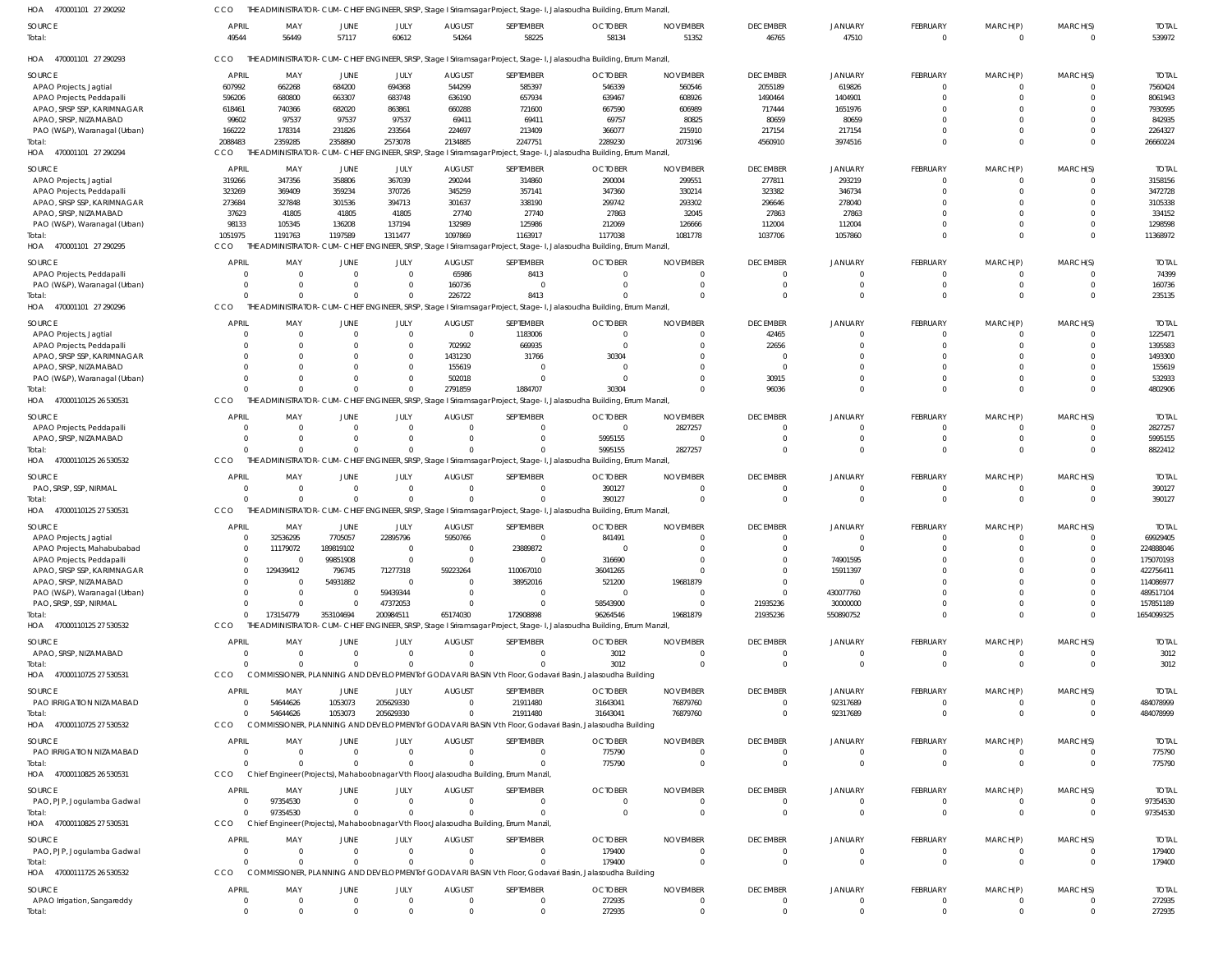HOA 470001101 27 290292 CCO THE ADMINISTRATOR-CUM-CHIEF ENGINEER, SRSP, Stage I Sriramsagar Project, Stage-I, Jalasoudha Building, Errum Manzil,

| SOURCE | APRIL | MAY | JUNE | JULY | AUGUST | SEPTEMBER | OCTOBER | NOVEMBER | DECEMBER | JANUARY | FEBRUARY | MARCH(P) | MARCH(S) | TOTAL |
|---|---|---|---|---|---|---|---|---|---|---|---|---|---|---|
| Total: | 49544 | 56449 | 57117 | 60612 | 54264 | 58225 | 58134 | 51352 | 46765 | 47510 | 0 | 0 | 0 | 539972 |

HOA 470001101 27 290293 CCO THE ADMINISTRATOR-CUM-CHIEF ENGINEER, SRSP, Stage I Sriramsagar Project, Stage-I, Jalasoudha Building, Errum Manzil,

| SOURCE | APRIL | MAY | JUNE | JULY | AUGUST | SEPTEMBER | OCTOBER | NOVEMBER | DECEMBER | JANUARY | FEBRUARY | MARCH(P) | MARCH(S) | TOTAL |
|---|---|---|---|---|---|---|---|---|---|---|---|---|---|---|
| APAO Projects, Jagtial | 607992 | 662268 | 684200 | 694368 | 544299 | 585397 | 546339 | 560546 | 2055189 | 619826 | 0 | 0 | 0 | 7560424 |
| APAO Projects, Peddapalli | 596206 | 680800 | 663307 | 683748 | 636190 | 657934 | 639467 | 608926 | 1490464 | 1404901 | 0 | 0 | 0 | 8061943 |
| APAO, SRSP SSP, KARIMNAGAR | 618461 | 740366 | 682020 | 863861 | 660288 | 721600 | 667590 | 606989 | 717444 | 1651976 | 0 | 0 | 0 | 7930595 |
| APAO, SRSP, NIZAMABAD | 99602 | 97537 | 97537 | 97537 | 69411 | 69411 | 69757 | 80825 | 80659 | 80659 | 0 | 0 | 0 | 842935 |
| PAO (W&P), Waranagal (Urban) | 166222 | 178314 | 231826 | 233564 | 224697 | 213409 | 366077 | 215910 | 217154 | 217154 | 0 | 0 | 0 | 2264327 |
| Total: | 2088483 | 2359285 | 2358890 | 2573078 | 2134885 | 2247751 | 2289230 | 2073196 | 4560910 | 3974516 | 0 | 0 | 0 | 26660224 |

HOA 470001101 27 290294 CCO THE ADMINISTRATOR-CUM-CHIEF ENGINEER, SRSP, Stage I Sriramsagar Project, Stage-I, Jalasoudha Building, Errum Manzil,

| SOURCE | APRIL | MAY | JUNE | JULY | AUGUST | SEPTEMBER | OCTOBER | NOVEMBER | DECEMBER | JANUARY | FEBRUARY | MARCH(P) | MARCH(S) | TOTAL |
|---|---|---|---|---|---|---|---|---|---|---|---|---|---|---|
| APAO Projects, Jagtial | 319266 | 347356 | 358806 | 367039 | 290244 | 314860 | 290004 | 299551 | 277811 | 293219 | 0 | 0 | 0 | 3158156 |
| APAO Projects, Peddapalli | 323269 | 369409 | 359234 | 370726 | 345259 | 357141 | 347360 | 330214 | 323382 | 346734 | 0 | 0 | 0 | 3472728 |
| APAO, SRSP SSP, KARIMNAGAR | 273684 | 327848 | 301536 | 394713 | 301637 | 338190 | 299742 | 293302 | 296646 | 278040 | 0 | 0 | 0 | 3105338 |
| APAO, SRSP, NIZAMABAD | 37623 | 41805 | 41805 | 41805 | 27740 | 27740 | 27863 | 32045 | 27863 | 27863 | 0 | 0 | 0 | 334152 |
| PAO (W&P), Waranagal (Urban) | 98133 | 105345 | 136208 | 137194 | 132989 | 125986 | 212069 | 126666 | 112004 | 112004 | 0 | 0 | 0 | 1298598 |
| Total: | 1051975 | 1191763 | 1197589 | 1311477 | 1097869 | 1163917 | 1177038 | 1081778 | 1037706 | 1057860 | 0 | 0 | 0 | 11368972 |

HOA 470001101 27 290295 CCO THE ADMINISTRATOR-CUM-CHIEF ENGINEER, SRSP, Stage I Sriramsagar Project, Stage-I, Jalasoudha Building, Errum Manzil,

| SOURCE | APRIL | MAY | JUNE | JULY | AUGUST | SEPTEMBER | OCTOBER | NOVEMBER | DECEMBER | JANUARY | FEBRUARY | MARCH(P) | MARCH(S) | TOTAL |
|---|---|---|---|---|---|---|---|---|---|---|---|---|---|---|
| APAO Projects, Peddapalli | 0 | 0 | 0 | 0 | 65986 | 8413 | 0 | 0 | 0 | 0 | 0 | 0 | 0 | 74399 |
| PAO (W&P), Waranagal (Urban) | 0 | 0 | 0 | 0 | 160736 | 0 | 0 | 0 | 0 | 0 | 0 | 0 | 0 | 160736 |
| Total: | 0 | 0 | 0 | 0 | 226722 | 8413 | 0 | 0 | 0 | 0 | 0 | 0 | 0 | 235135 |

HOA 470001101 27 290296 CCO THE ADMINISTRATOR-CUM-CHIEF ENGINEER, SRSP, Stage I Sriramsagar Project, Stage-I, Jalasoudha Building, Errum Manzil,

| SOURCE | APRIL | MAY | JUNE | JULY | AUGUST | SEPTEMBER | OCTOBER | NOVEMBER | DECEMBER | JANUARY | FEBRUARY | MARCH(P) | MARCH(S) | TOTAL |
|---|---|---|---|---|---|---|---|---|---|---|---|---|---|---|
| APAO Projects, Jagtial | 0 | 0 | 0 | 0 | 0 | 1183006 | 0 | 0 | 42465 | 0 | 0 | 0 | 0 | 1225471 |
| APAO Projects, Peddapalli | 0 | 0 | 0 | 0 | 702992 | 669935 | 0 | 0 | 22656 | 0 | 0 | 0 | 0 | 1395583 |
| APAO, SRSP SSP, KARIMNAGAR | 0 | 0 | 0 | 0 | 1431230 | 31766 | 30304 | 0 | 0 | 0 | 0 | 0 | 0 | 1493300 |
| APAO, SRSP, NIZAMABAD | 0 | 0 | 0 | 0 | 155619 | 0 | 0 | 0 | 0 | 0 | 0 | 0 | 0 | 155619 |
| PAO (W&P), Waranagal (Urban) | 0 | 0 | 0 | 0 | 502018 | 0 | 0 | 0 | 30915 | 0 | 0 | 0 | 0 | 532933 |
| Total: | 0 | 0 | 0 | 0 | 2791859 | 1884707 | 30304 | 0 | 96036 | 0 | 0 | 0 | 0 | 4802906 |

HOA 47000110125 26 530531 CCO THE ADMINISTRATOR-CUM-CHIEF ENGINEER, SRSP, Stage I Sriramsagar Project, Stage-I, Jalasoudha Building, Errum Manzil,

| SOURCE | APRIL | MAY | JUNE | JULY | AUGUST | SEPTEMBER | OCTOBER | NOVEMBER | DECEMBER | JANUARY | FEBRUARY | MARCH(P) | MARCH(S) | TOTAL |
|---|---|---|---|---|---|---|---|---|---|---|---|---|---|---|
| APAO Projects, Peddapalli | 0 | 0 | 0 | 0 | 0 | 0 | 0 | 2827257 | 0 | 0 | 0 | 0 | 0 | 2827257 |
| APAO, SRSP, NIZAMABAD | 0 | 0 | 0 | 0 | 0 | 0 | 5995155 | 0 | 0 | 0 | 0 | 0 | 0 | 5995155 |
| Total: | 0 | 0 | 0 | 0 | 0 | 0 | 5995155 | 2827257 | 0 | 0 | 0 | 0 | 0 | 8822412 |

HOA 47000110125 26 530532 CCO THE ADMINISTRATOR-CUM-CHIEF ENGINEER, SRSP, Stage I Sriramsagar Project, Stage-I, Jalasoudha Building, Errum Manzil,

| SOURCE | APRIL | MAY | JUNE | JULY | AUGUST | SEPTEMBER | OCTOBER | NOVEMBER | DECEMBER | JANUARY | FEBRUARY | MARCH(P) | MARCH(S) | TOTAL |
|---|---|---|---|---|---|---|---|---|---|---|---|---|---|---|
| PAO, SRSP, SSP, NIRMAL | 0 | 0 | 0 | 0 | 0 | 0 | 390127 | 0 | 0 | 0 | 0 | 0 | 0 | 390127 |
| Total: | 0 | 0 | 0 | 0 | 0 | 0 | 390127 | 0 | 0 | 0 | 0 | 0 | 0 | 390127 |

HOA 47000110125 27 530531 CCO THE ADMINISTRATOR-CUM-CHIEF ENGINEER, SRSP, Stage I Sriramsagar Project, Stage-I, Jalasoudha Building, Errum Manzil,

| SOURCE | APRIL | MAY | JUNE | JULY | AUGUST | SEPTEMBER | OCTOBER | NOVEMBER | DECEMBER | JANUARY | FEBRUARY | MARCH(P) | MARCH(S) | TOTAL |
|---|---|---|---|---|---|---|---|---|---|---|---|---|---|---|
| APAO Projects, Jagtial | 0 | 32536295 | 7705057 | 22895796 | 5950766 | 0 | 841491 | 0 | 0 | 0 | 0 | 0 | 0 | 69929405 |
| APAO Projects, Mahabubabad | 0 | 11179072 | 189819102 | 0 | 0 | 23889872 | 0 | 0 | 0 | 0 | 0 | 0 | 0 | 224888046 |
| APAO Projects, Peddapalli | 0 | 0 | 99851908 | 0 | 0 | 0 | 316690 | 0 | 0 | 74901595 | 0 | 0 | 0 | 175070193 |
| APAO, SRSP SSP, KARIMNAGAR | 0 | 129439412 | 796745 | 71277318 | 59223264 | 110067010 | 36041265 | 0 | 0 | 15911397 | 0 | 0 | 0 | 422756411 |
| APAO, SRSP, NIZAMABAD | 0 | 0 | 54931882 | 0 | 0 | 38952016 | 521200 | 19681879 | 0 | 0 | 0 | 0 | 0 | 114086977 |
| PAO (W&P), Waranagal (Urban) | 0 | 0 | 0 | 59439344 | 0 | 0 | 0 | 0 | 0 | 430077760 | 0 | 0 | 0 | 489517104 |
| PAO, SRSP, SSP, NIRMAL | 0 | 0 | 0 | 47372053 | 0 | 0 | 58543900 | 0 | 21935236 | 30000000 | 0 | 0 | 0 | 157851189 |
| Total: | 0 | 173154779 | 353104694 | 200984511 | 65174030 | 172908898 | 96264546 | 19681879 | 21935236 | 550890752 | 0 | 0 | 0 | 1654099325 |

HOA 47000110125 27 530532 CCO THE ADMINISTRATOR-CUM-CHIEF ENGINEER, SRSP, Stage I Sriramsagar Project, Stage-I, Jalasoudha Building, Errum Manzil,

| SOURCE | APRIL | MAY | JUNE | JULY | AUGUST | SEPTEMBER | OCTOBER | NOVEMBER | DECEMBER | JANUARY | FEBRUARY | MARCH(P) | MARCH(S) | TOTAL |
|---|---|---|---|---|---|---|---|---|---|---|---|---|---|---|
| APAO, SRSP, NIZAMABAD | 0 | 0 | 0 | 0 | 0 | 0 | 3012 | 0 | 0 | 0 | 0 | 0 | 0 | 3012 |
| Total: | 0 | 0 | 0 | 0 | 0 | 0 | 3012 | 0 | 0 | 0 | 0 | 0 | 0 | 3012 |

HOA 47000110725 27 530531 CCO COMMISSIONER, PLANNING AND DEVELOPMENT of GODAVARI BASIN Vth Floor, Godavari Basin, Jalasoudha Building

| SOURCE | APRIL | MAY | JUNE | JULY | AUGUST | SEPTEMBER | OCTOBER | NOVEMBER | DECEMBER | JANUARY | FEBRUARY | MARCH(P) | MARCH(S) | TOTAL |
|---|---|---|---|---|---|---|---|---|---|---|---|---|---|---|
| PAO IRRIGATION NIZAMABAD | 0 | 54644626 | 1053073 | 205629330 | 0 | 21911480 | 31643041 | 76879760 | 0 | 92317689 | 0 | 0 | 0 | 484078999 |
| Total: | 0 | 54644626 | 1053073 | 205629330 | 0 | 21911480 | 31643041 | 76879760 | 0 | 92317689 | 0 | 0 | 0 | 484078999 |

HOA 47000110725 27 530532 CCO COMMISSIONER, PLANNING AND DEVELOPMENT of GODAVARI BASIN Vth Floor, Godavari Basin, Jalasoudha Building

| SOURCE | APRIL | MAY | JUNE | JULY | AUGUST | SEPTEMBER | OCTOBER | NOVEMBER | DECEMBER | JANUARY | FEBRUARY | MARCH(P) | MARCH(S) | TOTAL |
|---|---|---|---|---|---|---|---|---|---|---|---|---|---|---|
| PAO IRRIGATION NIZAMABAD | 0 | 0 | 0 | 0 | 0 | 0 | 775790 | 0 | 0 | 0 | 0 | 0 | 0 | 775790 |
| Total: | 0 | 0 | 0 | 0 | 0 | 0 | 775790 | 0 | 0 | 0 | 0 | 0 | 0 | 775790 |

HOA 47000110825 26 530531 CCO Chief Engineer(Projects), Mahaboobnagar Vth Floor,Jalasoudha Building, Errum Manzil,

| SOURCE | APRIL | MAY | JUNE | JULY | AUGUST | SEPTEMBER | OCTOBER | NOVEMBER | DECEMBER | JANUARY | FEBRUARY | MARCH(P) | MARCH(S) | TOTAL |
|---|---|---|---|---|---|---|---|---|---|---|---|---|---|---|
| PAO, PJP, Jogulamba Gadwal | 0 | 97354530 | 0 | 0 | 0 | 0 | 0 | 0 | 0 | 0 | 0 | 0 | 0 | 97354530 |
| Total: | 0 | 97354530 | 0 | 0 | 0 | 0 | 0 | 0 | 0 | 0 | 0 | 0 | 0 | 97354530 |

HOA 47000110825 27 530531 CCO Chief Engineer(Projects), Mahaboobnagar Vth Floor,Jalasoudha Building, Errum Manzil,

| SOURCE | APRIL | MAY | JUNE | JULY | AUGUST | SEPTEMBER | OCTOBER | NOVEMBER | DECEMBER | JANUARY | FEBRUARY | MARCH(P) | MARCH(S) | TOTAL |
|---|---|---|---|---|---|---|---|---|---|---|---|---|---|---|
| PAO, PJP, Jogulamba Gadwal | 0 | 0 | 0 | 0 | 0 | 0 | 179400 | 0 | 0 | 0 | 0 | 0 | 0 | 179400 |
| Total: | 0 | 0 | 0 | 0 | 0 | 0 | 179400 | 0 | 0 | 0 | 0 | 0 | 0 | 179400 |

HOA 47000111725 26 530532 CCO COMMISSIONER, PLANNING AND DEVELOPMENT of GODAVARI BASIN Vth Floor, Godavari Basin, Jalasoudha Building

| SOURCE | APRIL | MAY | JUNE | JULY | AUGUST | SEPTEMBER | OCTOBER | NOVEMBER | DECEMBER | JANUARY | FEBRUARY | MARCH(P) | MARCH(S) | TOTAL |
|---|---|---|---|---|---|---|---|---|---|---|---|---|---|---|
| APAO Irrigation, Sangareddy | 0 | 0 | 0 | 0 | 0 | 0 | 272935 | 0 | 0 | 0 | 0 | 0 | 0 | 272935 |
| Total: | 0 | 0 | 0 | 0 | 0 | 0 | 272935 | 0 | 0 | 0 | 0 | 0 | 0 | 272935 |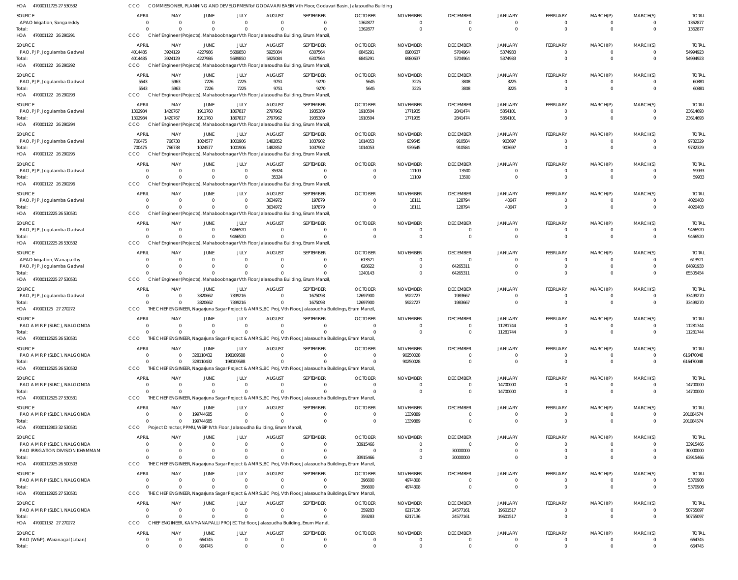HOA 47000111725 27 530532 CCO COMMISSIONER, PLANNING AND DEVELOPMENTof GODAVARI BASIN Vth Floor, Godavari Basin, Jalasoudha Building

| SOURCE | APRIL | MAY | JUNE | JULY | AUGUST | SEPTEMBER | OCTOBER | NOVEMBER | DECEMBER | JANUARY | FEBRUARY | MARCH(P) | MARCH(S) | TOTAL |
|---|---|---|---|---|---|---|---|---|---|---|---|---|---|---|
| APAO Irrigation, Sangareddy | 0 | 0 | 0 | 0 | 0 | 0 | 1362877 | 0 | 0 | 0 | 0 | 0 | 0 | 1362877 |
| Total: | 0 | 0 | 0 | 0 | 0 | 0 | 1362877 | 0 | 0 | 0 | 0 | 0 | 0 | 1362877 |

HOA 470001122 26 290291 CCO Chief Engineer(Projects), Mahaboobnagar Vth Floor,Jalasoudha Building, Errum Manzil,

| SOURCE | APRIL | MAY | JUNE | JULY | AUGUST | SEPTEMBER | OCTOBER | NOVEMBER | DECEMBER | JANUARY | FEBRUARY | MARCH(P) | MARCH(S) | TOTAL |
|---|---|---|---|---|---|---|---|---|---|---|---|---|---|---|
| PAO, PJP, Jogulamba Gadwal | 4014485 | 3924129 | 4227986 | 5689850 | 5925084 | 6307564 | 6845291 | 6980637 | 5704964 | 5374933 | 0 | 0 | 0 | 54994923 |
| Total: | 4014485 | 3924129 | 4227986 | 5689850 | 5925084 | 6307564 | 6845291 | 6980637 | 5704964 | 5374933 | 0 | 0 | 0 | 54994923 |

HOA 470001122 26 290292 CCO Chief Engineer(Projects), Mahaboobnagar Vth Floor,Jalasoudha Building, Errum Manzil,

| SOURCE | APRIL | MAY | JUNE | JULY | AUGUST | SEPTEMBER | OCTOBER | NOVEMBER | DECEMBER | JANUARY | FEBRUARY | MARCH(P) | MARCH(S) | TOTAL |
|---|---|---|---|---|---|---|---|---|---|---|---|---|---|---|
| PAO, PJP, Jogulamba Gadwal | 5543 | 5963 | 7226 | 7225 | 9751 | 9270 | 5645 | 3225 | 3808 | 3225 | 0 | 0 | 0 | 60881 |
| Total: | 5543 | 5963 | 7226 | 7225 | 9751 | 9270 | 5645 | 3225 | 3808 | 3225 | 0 | 0 | 0 | 60881 |

HOA 470001122 26 290293 CCO Chief Engineer(Projects), Mahaboobnagar Vth Floor,Jalasoudha Building, Errum Manzil,

| SOURCE | APRIL | MAY | JUNE | JULY | AUGUST | SEPTEMBER | OCTOBER | NOVEMBER | DECEMBER | JANUARY | FEBRUARY | MARCH(P) | MARCH(S) | TOTAL |
|---|---|---|---|---|---|---|---|---|---|---|---|---|---|---|
| PAO, PJP, Jogulamba Gadwal | 1302984 | 1420767 | 1911760 | 1867817 | 2797962 | 1935389 | 1910504 | 1771935 | 2841474 | 5854101 | 0 | 0 | 0 | 23614693 |
| Total: | 1302984 | 1420767 | 1911760 | 1867817 | 2797962 | 1935389 | 1910504 | 1771935 | 2841474 | 5854101 | 0 | 0 | 0 | 23614693 |

HOA 470001122 26 290294 CCO Chief Engineer(Projects), Mahaboobnagar Vth Floor,Jalasoudha Building, Errum Manzil,

| SOURCE | APRIL | MAY | JUNE | JULY | AUGUST | SEPTEMBER | OCTOBER | NOVEMBER | DECEMBER | JANUARY | FEBRUARY | MARCH(P) | MARCH(S) | TOTAL |
|---|---|---|---|---|---|---|---|---|---|---|---|---|---|---|
| PAO, PJP, Jogulamba Gadwal | 700475 | 766738 | 1024577 | 1001906 | 1482852 | 1037902 | 1014053 | 939545 | 910584 | 903697 | 0 | 0 | 0 | 9782329 |
| Total: | 700475 | 766738 | 1024577 | 1001906 | 1482852 | 1037902 | 1014053 | 939545 | 910584 | 903697 | 0 | 0 | 0 | 9782329 |

HOA 470001122 26 290295 CCO Chief Engineer(Projects), Mahaboobnagar Vth Floor,Jalasoudha Building, Errum Manzil,

| SOURCE | APRIL | MAY | JUNE | JULY | AUGUST | SEPTEMBER | OCTOBER | NOVEMBER | DECEMBER | JANUARY | FEBRUARY | MARCH(P) | MARCH(S) | TOTAL |
|---|---|---|---|---|---|---|---|---|---|---|---|---|---|---|
| PAO, PJP, Jogulamba Gadwal | 0 | 0 | 0 | 0 | 35324 | 0 | 0 | 11109 | 13500 | 0 | 0 | 0 | 0 | 59933 |
| Total: | 0 | 0 | 0 | 0 | 35324 | 0 | 0 | 11109 | 13500 | 0 | 0 | 0 | 0 | 59933 |

HOA 470001122 26 290296 CCO Chief Engineer(Projects), Mahaboobnagar Vth Floor,Jalasoudha Building, Errum Manzil,

| SOURCE | APRIL | MAY | JUNE | JULY | AUGUST | SEPTEMBER | OCTOBER | NOVEMBER | DECEMBER | JANUARY | FEBRUARY | MARCH(P) | MARCH(S) | TOTAL |
|---|---|---|---|---|---|---|---|---|---|---|---|---|---|---|
| PAO, PJP, Jogulamba Gadwal | 0 | 0 | 0 | 0 | 3634972 | 197879 | 0 | 18111 | 128794 | 40647 | 0 | 0 | 0 | 4020403 |
| Total: | 0 | 0 | 0 | 0 | 3634972 | 197879 | 0 | 18111 | 128794 | 40647 | 0 | 0 | 0 | 4020403 |

HOA 47000112225 26 530531 CCO Chief Engineer(Projects), Mahaboobnagar Vth Floor,Jalasoudha Building, Errum Manzil,

| SOURCE | APRIL | MAY | JUNE | JULY | AUGUST | SEPTEMBER | OCTOBER | NOVEMBER | DECEMBER | JANUARY | FEBRUARY | MARCH(P) | MARCH(S) | TOTAL |
|---|---|---|---|---|---|---|---|---|---|---|---|---|---|---|
| PAO, PJP, Jogulamba Gadwal | 0 | 0 | 0 | 9466520 | 0 | 0 | 0 | 0 | 0 | 0 | 0 | 0 | 0 | 9466520 |
| Total: | 0 | 0 | 0 | 9466520 | 0 | 0 | 0 | 0 | 0 | 0 | 0 | 0 | 0 | 9466520 |

HOA 47000112225 26 530532 CCO Chief Engineer(Projects), Mahaboobnagar Vth Floor,Jalasoudha Building, Errum Manzil,

| SOURCE | APRIL | MAY | JUNE | JULY | AUGUST | SEPTEMBER | OCTOBER | NOVEMBER | DECEMBER | JANUARY | FEBRUARY | MARCH(P) | MARCH(S) | TOTAL |
|---|---|---|---|---|---|---|---|---|---|---|---|---|---|---|
| APAO Irrigation, Wanaparthy | 0 | 0 | 0 | 0 | 0 | 0 | 613521 | 0 | 0 | 0 | 0 | 0 | 0 | 613521 |
| PAO, PJP, Jogulamba Gadwal | 0 | 0 | 0 | 0 | 0 | 0 | 626622 | 0 | 64265311 | 0 | 0 | 0 | 0 | 64891933 |
| Total: | 0 | 0 | 0 | 0 | 0 | 0 | 1240143 | 0 | 64265311 | 0 | 0 | 0 | 0 | 65505454 |

HOA 47000112225 27 530531 CCO Chief Engineer(Projects), Mahaboobnagar Vth Floor,Jalasoudha Building, Errum Manzil,

| SOURCE | APRIL | MAY | JUNE | JULY | AUGUST | SEPTEMBER | OCTOBER | NOVEMBER | DECEMBER | JANUARY | FEBRUARY | MARCH(P) | MARCH(S) | TOTAL |
|---|---|---|---|---|---|---|---|---|---|---|---|---|---|---|
| PAO, PJP, Jogulamba Gadwal | 0 | 0 | 3820662 | 7399216 | 0 | 1675098 | 12697900 | 5922727 | 1983667 | 0 | 0 | 0 | 0 | 33499270 |
| Total: | 0 | 0 | 3820662 | 7399216 | 0 | 1675098 | 12697900 | 5922727 | 1983667 | 0 | 0 | 0 | 0 | 33499270 |

HOA 470001125 27 270272 CCO THE CHIEF ENGINEER, Nagarjuna Sagar Project & AMRSLBC Proj, Vth Floor, Jalasoudha Buildings, Erram Manzil,

| SOURCE | APRIL | MAY | JUNE | JULY | AUGUST | SEPTEMBER | OCTOBER | NOVEMBER | DECEMBER | JANUARY | FEBRUARY | MARCH(P) | MARCH(S) | TOTAL |
|---|---|---|---|---|---|---|---|---|---|---|---|---|---|---|
| PAO A M R P (SLBC), NALGONDA | 0 | 0 | 0 | 0 | 0 | 0 | 0 | 0 | 0 | 11281744 | 0 | 0 | 0 | 11281744 |
| Total: | 0 | 0 | 0 | 0 | 0 | 0 | 0 | 0 | 0 | 11281744 | 0 | 0 | 0 | 11281744 |

HOA 47000112525 26 530531 CCO THE CHIEF ENGINEER, Nagarjuna Sagar Project & AMRSLBC Proj, Vth Floor, Jalasoudha Buildings, Erram Manzil,

| SOURCE | APRIL | MAY | JUNE | JULY | AUGUST | SEPTEMBER | OCTOBER | NOVEMBER | DECEMBER | JANUARY | FEBRUARY | MARCH(P) | MARCH(S) | TOTAL |
|---|---|---|---|---|---|---|---|---|---|---|---|---|---|---|
| PAO A M R P (SLBC), NALGONDA | 0 | 0 | 328110432 | 198109588 | 0 | 0 | 0 | 90250028 | 0 | 0 | 0 | 0 | 0 | 616470048 |
| Total: | 0 | 0 | 328110432 | 198109588 | 0 | 0 | 0 | 90250028 | 0 | 0 | 0 | 0 | 0 | 616470048 |

HOA 47000112525 26 530532 CCO THE CHIEF ENGINEER, Nagarjuna Sagar Project & AMRSLBC Proj, Vth Floor, Jalasoudha Buildings, Erram Manzil,

| SOURCE | APRIL | MAY | JUNE | JULY | AUGUST | SEPTEMBER | OCTOBER | NOVEMBER | DECEMBER | JANUARY | FEBRUARY | MARCH(P) | MARCH(S) | TOTAL |
|---|---|---|---|---|---|---|---|---|---|---|---|---|---|---|
| PAO A M R P (SLBC), NALGONDA | 0 | 0 | 0 | 0 | 0 | 0 | 0 | 0 | 0 | 14700000 | 0 | 0 | 0 | 14700000 |
| Total: | 0 | 0 | 0 | 0 | 0 | 0 | 0 | 0 | 0 | 14700000 | 0 | 0 | 0 | 14700000 |

HOA 47000112525 27 530531 CCO THE CHIEF ENGINEER, Nagarjuna Sagar Project & AMRSLBC Proj, Vth Floor, Jalasoudha Buildings, Erram Manzil,

| SOURCE | APRIL | MAY | JUNE | JULY | AUGUST | SEPTEMBER | OCTOBER | NOVEMBER | DECEMBER | JANUARY | FEBRUARY | MARCH(P) | MARCH(S) | TOTAL |
|---|---|---|---|---|---|---|---|---|---|---|---|---|---|---|
| PAO A M R P (SLBC), NALGONDA | 0 | 0 | 199744685 | 0 | 0 | 0 | 0 | 1339889 | 0 | 0 | 0 | 0 | 0 | 201084574 |
| Total: | 0 | 0 | 199744685 | 0 | 0 | 0 | 0 | 1339889 | 0 | 0 | 0 | 0 | 0 | 201084574 |

HOA 47000112903 32 530531 CCO Project Director, PPMU, WSIP IVth Floor, Jalasoudha Building, Errum Manzil,

| SOURCE | APRIL | MAY | JUNE | JULY | AUGUST | SEPTEMBER | OCTOBER | NOVEMBER | DECEMBER | JANUARY | FEBRUARY | MARCH(P) | MARCH(S) | TOTAL |
|---|---|---|---|---|---|---|---|---|---|---|---|---|---|---|
| PAO A M R P (SLBC), NALGONDA | 0 | 0 | 0 | 0 | 0 | 0 | 33915466 | 0 | 0 | 0 | 0 | 0 | 0 | 33915466 |
| PAO IRRIGATION DIVISION KHAMMAM | 0 | 0 | 0 | 0 | 0 | 0 | 0 | 0 | 30000000 | 0 | 0 | 0 | 0 | 30000000 |
| Total: | 0 | 0 | 0 | 0 | 0 | 0 | 33915466 | 0 | 30000000 | 0 | 0 | 0 | 0 | 63915466 |

HOA 47000112925 26 500503 CCO THE CHIEF ENGINEER, Nagarjuna Sagar Project & AMRSLBC Proj, Vth Floor, Jalasoudha Buildings, Erram Manzil,

| SOURCE | APRIL | MAY | JUNE | JULY | AUGUST | SEPTEMBER | OCTOBER | NOVEMBER | DECEMBER | JANUARY | FEBRUARY | MARCH(P) | MARCH(S) | TOTAL |
|---|---|---|---|---|---|---|---|---|---|---|---|---|---|---|
| PAO A M R P (SLBC), NALGONDA | 0 | 0 | 0 | 0 | 0 | 0 | 396600 | 4974308 | 0 | 0 | 0 | 0 | 0 | 5370908 |
| Total: | 0 | 0 | 0 | 0 | 0 | 0 | 396600 | 4974308 | 0 | 0 | 0 | 0 | 0 | 5370908 |

HOA 47000112925 27 530531 CCO THE CHIEF ENGINEER, Nagarjuna Sagar Project & AMRSLBC Proj, Vth Floor, Jalasoudha Buildings, Erram Manzil,

| SOURCE | APRIL | MAY | JUNE | JULY | AUGUST | SEPTEMBER | OCTOBER | NOVEMBER | DECEMBER | JANUARY | FEBRUARY | MARCH(P) | MARCH(S) | TOTAL |
|---|---|---|---|---|---|---|---|---|---|---|---|---|---|---|
| PAO A M R P (SLBC), NALGONDA | 0 | 0 | 0 | 0 | 0 | 0 | 359283 | 6217136 | 24577161 | 19601517 | 0 | 0 | 0 | 50755097 |
| Total: | 0 | 0 | 0 | 0 | 0 | 0 | 359283 | 6217136 | 24577161 | 19601517 | 0 | 0 | 0 | 50755097 |

HOA 470001132 27 270272 CCO CHIEF ENGINEER, KANTHANAPALLI PROJECT Ist floor, Jalasoudha Building, Errum Manzil,

| SOURCE | APRIL | MAY | JUNE | JULY | AUGUST | SEPTEMBER | OCTOBER | NOVEMBER | DECEMBER | JANUARY | FEBRUARY | MARCH(P) | MARCH(S) | TOTAL |
|---|---|---|---|---|---|---|---|---|---|---|---|---|---|---|
| PAO (W&P), Waranagal (Urban) | 0 | 0 | 664745 | 0 | 0 | 0 | 0 | 0 | 0 | 0 | 0 | 0 | 0 | 664745 |
| Total: | 0 | 0 | 664745 | 0 | 0 | 0 | 0 | 0 | 0 | 0 | 0 | 0 | 0 | 664745 |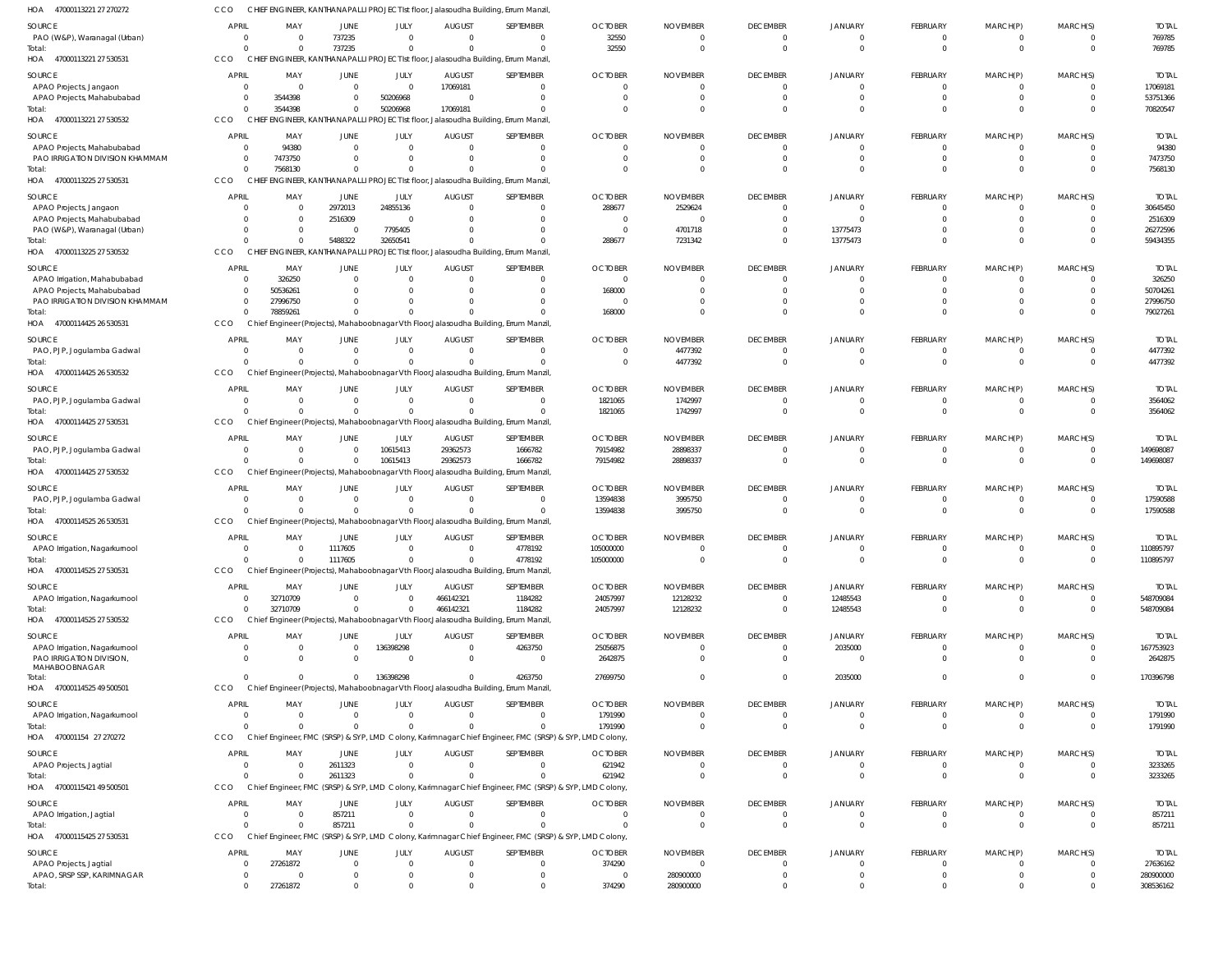HOA 470001132212727 0272 CCO CHIEF ENGINEER, KANTHANAPALLI PROJECT Ist floor, Jalasoudha Building, Errum Manzil,

| SOURCE | APRIL | MAY | JUNE | JULY | AUGUST | SEPTEMBER | OCTOBER | NOVEMBER | DECEMBER | JANUARY | FEBRUARY | MARCH(P) | MARCH(S) | TOTAL |
|---|---|---|---|---|---|---|---|---|---|---|---|---|---|---|
| PAO (W&P), Waranagal (Urban) | 0 | 0 | 737235 | 0 | 0 | 0 | 32550 | 0 | 0 | 0 | 0 | 0 | 0 | 769785 |
| Total: | 0 | 0 | 737235 | 0 | 0 | 0 | 32550 | 0 | 0 | 0 | 0 | 0 | 0 | 769785 |

HOA 470001132212753 0531 CCO CHIEF ENGINEER, KANTHANAPALLI PROJECT Ist floor, Jalasoudha Building, Errum Manzil,

| SOURCE | APRIL | MAY | JUNE | JULY | AUGUST | SEPTEMBER | OCTOBER | NOVEMBER | DECEMBER | JANUARY | FEBRUARY | MARCH(P) | MARCH(S) | TOTAL |
|---|---|---|---|---|---|---|---|---|---|---|---|---|---|---|
| APAO Projects, Jangaon | 0 | 0 | 0 | 0 | 17069181 | 0 | 0 | 0 | 0 | 0 | 0 | 0 | 0 | 17069181 |
| APAO Projects, Mahabubabad | 0 | 3544398 | 0 | 50206968 | 0 | 0 | 0 | 0 | 0 | 0 | 0 | 0 | 0 | 53751366 |
| Total: | 0 | 3544398 | 0 | 50206968 | 17069181 | 0 | 0 | 0 | 0 | 0 | 0 | 0 | 0 | 70820547 |

HOA 470001132212753 0532 CCO CHIEF ENGINEER, KANTHANAPALLI PROJECT Ist floor, Jalasoudha Building, Errum Manzil,

| SOURCE | APRIL | MAY | JUNE | JULY | AUGUST | SEPTEMBER | OCTOBER | NOVEMBER | DECEMBER | JANUARY | FEBRUARY | MARCH(P) | MARCH(S) | TOTAL |
|---|---|---|---|---|---|---|---|---|---|---|---|---|---|---|
| APAO Projects, Mahabubabad | 0 | 94380 | 0 | 0 | 0 | 0 | 0 | 0 | 0 | 0 | 0 | 0 | 0 | 94380 |
| PAO IRRIGATION DIVISION KHAMMAM | 0 | 7473750 | 0 | 0 | 0 | 0 | 0 | 0 | 0 | 0 | 0 | 0 | 0 | 7473750 |
| Total: | 0 | 7568130 | 0 | 0 | 0 | 0 | 0 | 0 | 0 | 0 | 0 | 0 | 0 | 7568130 |

HOA 470001132252753 0531 CCO CHIEF ENGINEER, KANTHANAPALLI PROJECT Ist floor, Jalasoudha Building, Errum Manzil,

| SOURCE | APRIL | MAY | JUNE | JULY | AUGUST | SEPTEMBER | OCTOBER | NOVEMBER | DECEMBER | JANUARY | FEBRUARY | MARCH(P) | MARCH(S) | TOTAL |
|---|---|---|---|---|---|---|---|---|---|---|---|---|---|---|
| APAO Projects, Jangaon | 0 | 0 | 2972013 | 24855136 | 0 | 0 | 288677 | 2529624 | 0 | 0 | 0 | 0 | 0 | 30645450 |
| APAO Projects, Mahabubabad | 0 | 0 | 2516309 | 0 | 0 | 0 | 0 | 0 | 0 | 0 | 0 | 0 | 0 | 2516309 |
| PAO (W&P), Waranagal (Urban) | 0 | 0 | 0 | 7795405 | 0 | 0 | 0 | 4701718 | 0 | 13775473 | 0 | 0 | 0 | 26272596 |
| Total: | 0 | 0 | 5488322 | 32650541 | 0 | 0 | 288677 | 7231342 | 0 | 13775473 | 0 | 0 | 0 | 59434355 |

HOA 470001132252753 0532 CCO CHIEF ENGINEER, KANTHANAPALLI PROJECT Ist floor, Jalasoudha Building, Errum Manzil,

| SOURCE | APRIL | MAY | JUNE | JULY | AUGUST | SEPTEMBER | OCTOBER | NOVEMBER | DECEMBER | JANUARY | FEBRUARY | MARCH(P) | MARCH(S) | TOTAL |
|---|---|---|---|---|---|---|---|---|---|---|---|---|---|---|
| APAO Irrigation, Mahabubabad | 0 | 326250 | 0 | 0 | 0 | 0 | 0 | 0 | 0 | 0 | 0 | 0 | 0 | 326250 |
| APAO Projects, Mahabubabad | 0 | 50536261 | 0 | 0 | 0 | 0 | 168000 | 0 | 0 | 0 | 0 | 0 | 0 | 50704261 |
| PAO IRRIGATION DIVISION KHAMMAM | 0 | 27996750 | 0 | 0 | 0 | 0 | 0 | 0 | 0 | 0 | 0 | 0 | 0 | 27996750 |
| Total: | 0 | 78859261 | 0 | 0 | 0 | 0 | 168000 | 0 | 0 | 0 | 0 | 0 | 0 | 79027261 |

HOA 470001144252653 0531 CCO Chief Engineer(Projects), Mahaboobnagar Vth Floor,Jalasoudha Building, Errum Manzil,

| SOURCE | APRIL | MAY | JUNE | JULY | AUGUST | SEPTEMBER | OCTOBER | NOVEMBER | DECEMBER | JANUARY | FEBRUARY | MARCH(P) | MARCH(S) | TOTAL |
|---|---|---|---|---|---|---|---|---|---|---|---|---|---|---|
| PAO, PJP, Jogulamba Gadwal | 0 | 0 | 0 | 0 | 0 | 0 | 0 | 4477392 | 0 | 0 | 0 | 0 | 0 | 4477392 |
| Total: | 0 | 0 | 0 | 0 | 0 | 0 | 0 | 4477392 | 0 | 0 | 0 | 0 | 0 | 4477392 |

HOA 470001144252653 0532 CCO Chief Engineer(Projects), Mahaboobnagar Vth Floor,Jalasoudha Building, Errum Manzil,

| SOURCE | APRIL | MAY | JUNE | JULY | AUGUST | SEPTEMBER | OCTOBER | NOVEMBER | DECEMBER | JANUARY | FEBRUARY | MARCH(P) | MARCH(S) | TOTAL |
|---|---|---|---|---|---|---|---|---|---|---|---|---|---|---|
| PAO, PJP, Jogulamba Gadwal | 0 | 0 | 0 | 0 | 0 | 0 | 1821065 | 1742997 | 0 | 0 | 0 | 0 | 0 | 3564062 |
| Total: | 0 | 0 | 0 | 0 | 0 | 0 | 1821065 | 1742997 | 0 | 0 | 0 | 0 | 0 | 3564062 |

HOA 470001144252753 0531 CCO Chief Engineer(Projects), Mahaboobnagar Vth Floor,Jalasoudha Building, Errum Manzil,

| SOURCE | APRIL | MAY | JUNE | JULY | AUGUST | SEPTEMBER | OCTOBER | NOVEMBER | DECEMBER | JANUARY | FEBRUARY | MARCH(P) | MARCH(S) | TOTAL |
|---|---|---|---|---|---|---|---|---|---|---|---|---|---|---|
| PAO, PJP, Jogulamba Gadwal | 0 | 0 | 0 | 10615413 | 29362573 | 1666782 | 79154982 | 28898337 | 0 | 0 | 0 | 0 | 0 | 149698087 |
| Total: | 0 | 0 | 0 | 10615413 | 29362573 | 1666782 | 79154982 | 28898337 | 0 | 0 | 0 | 0 | 0 | 149698087 |

HOA 470001144252753 0532 CCO Chief Engineer(Projects), Mahaboobnagar Vth Floor,Jalasoudha Building, Errum Manzil,

| SOURCE | APRIL | MAY | JUNE | JULY | AUGUST | SEPTEMBER | OCTOBER | NOVEMBER | DECEMBER | JANUARY | FEBRUARY | MARCH(P) | MARCH(S) | TOTAL |
|---|---|---|---|---|---|---|---|---|---|---|---|---|---|---|
| PAO, PJP, Jogulamba Gadwal | 0 | 0 | 0 | 0 | 0 | 0 | 13594838 | 3995750 | 0 | 0 | 0 | 0 | 0 | 17590588 |
| Total: | 0 | 0 | 0 | 0 | 0 | 0 | 13594838 | 3995750 | 0 | 0 | 0 | 0 | 0 | 17590588 |

HOA 470001145252653 0531 CCO Chief Engineer(Projects), Mahaboobnagar Vth Floor,Jalasoudha Building, Errum Manzil,

| SOURCE | APRIL | MAY | JUNE | JULY | AUGUST | SEPTEMBER | OCTOBER | NOVEMBER | DECEMBER | JANUARY | FEBRUARY | MARCH(P) | MARCH(S) | TOTAL |
|---|---|---|---|---|---|---|---|---|---|---|---|---|---|---|
| APAO Irrigation, Nagarkurnool | 0 | 0 | 1117605 | 0 | 0 | 4778192 | 105000000 | 0 | 0 | 0 | 0 | 0 | 0 | 110895797 |
| Total: | 0 | 0 | 1117605 | 0 | 0 | 4778192 | 105000000 | 0 | 0 | 0 | 0 | 0 | 0 | 110895797 |

HOA 470001145252753 0531 CCO Chief Engineer(Projects), Mahaboobnagar Vth Floor,Jalasoudha Building, Errum Manzil,

| SOURCE | APRIL | MAY | JUNE | JULY | AUGUST | SEPTEMBER | OCTOBER | NOVEMBER | DECEMBER | JANUARY | FEBRUARY | MARCH(P) | MARCH(S) | TOTAL |
|---|---|---|---|---|---|---|---|---|---|---|---|---|---|---|
| APAO Irrigation, Nagarkurnool | 0 | 32710709 | 0 | 0 | 466142321 | 1184282 | 24057997 | 12128232 | 0 | 12485543 | 0 | 0 | 0 | 548709084 |
| Total: | 0 | 32710709 | 0 | 0 | 466142321 | 1184282 | 24057997 | 12128232 | 0 | 12485543 | 0 | 0 | 0 | 548709084 |

HOA 470001145252753 0532 CCO Chief Engineer(Projects), Mahaboobnagar Vth Floor,Jalasoudha Building, Errum Manzil,

| SOURCE | APRIL | MAY | JUNE | JULY | AUGUST | SEPTEMBER | OCTOBER | NOVEMBER | DECEMBER | JANUARY | FEBRUARY | MARCH(P) | MARCH(S) | TOTAL |
|---|---|---|---|---|---|---|---|---|---|---|---|---|---|---|
| APAO Irrigation, Nagarkurnool | 0 | 0 | 0 | 136398298 | 0 | 4263750 | 25056875 | 0 | 0 | 2035000 | 0 | 0 | 0 | 167753923 |
| PAO IRRIGATION DIVISION, MAHABOOBNAGAR | 0 | 0 | 0 | 0 | 0 | 0 | 2642875 | 0 | 0 | 0 | 0 | 0 | 0 | 2642875 |
| Total: | 0 | 0 | 0 | 136398298 | 0 | 4263750 | 27699750 | 0 | 0 | 2035000 | 0 | 0 | 0 | 170396798 |

HOA 470001145254950 0501 CCO Chief Engineer(Projects), Mahaboobnagar Vth Floor,Jalasoudha Building, Errum Manzil,

| SOURCE | APRIL | MAY | JUNE | JULY | AUGUST | SEPTEMBER | OCTOBER | NOVEMBER | DECEMBER | JANUARY | FEBRUARY | MARCH(P) | MARCH(S) | TOTAL |
|---|---|---|---|---|---|---|---|---|---|---|---|---|---|---|
| APAO Irrigation, Nagarkurnool | 0 | 0 | 0 | 0 | 0 | 0 | 1791990 | 0 | 0 | 0 | 0 | 0 | 0 | 1791990 |
| Total: | 0 | 0 | 0 | 0 | 0 | 0 | 1791990 | 0 | 0 | 0 | 0 | 0 | 0 | 1791990 |

HOA 470001154 27 270272 CCO Chief Engineer, FMC (SRSP) & SYP, LMD Colony, Karimnagar Chief Engineer, FMC (SRSP) & SYP, LMD Colony,

| SOURCE | APRIL | MAY | JUNE | JULY | AUGUST | SEPTEMBER | OCTOBER | NOVEMBER | DECEMBER | JANUARY | FEBRUARY | MARCH(P) | MARCH(S) | TOTAL |
|---|---|---|---|---|---|---|---|---|---|---|---|---|---|---|
| APAO Projects, Jagtial | 0 | 0 | 2611323 | 0 | 0 | 0 | 621942 | 0 | 0 | 0 | 0 | 0 | 0 | 3233265 |
| Total: | 0 | 0 | 2611323 | 0 | 0 | 0 | 621942 | 0 | 0 | 0 | 0 | 0 | 0 | 3233265 |

HOA 470001154214950 0501 CCO Chief Engineer, FMC (SRSP) & SYP, LMD Colony, Karimnagar Chief Engineer, FMC (SRSP) & SYP, LMD Colony,

| SOURCE | APRIL | MAY | JUNE | JULY | AUGUST | SEPTEMBER | OCTOBER | NOVEMBER | DECEMBER | JANUARY | FEBRUARY | MARCH(P) | MARCH(S) | TOTAL |
|---|---|---|---|---|---|---|---|---|---|---|---|---|---|---|
| APAO Irrigation, Jagtial | 0 | 0 | 857211 | 0 | 0 | 0 | 0 | 0 | 0 | 0 | 0 | 0 | 0 | 857211 |
| Total: | 0 | 0 | 857211 | 0 | 0 | 0 | 0 | 0 | 0 | 0 | 0 | 0 | 0 | 857211 |

HOA 470001154252753 0531 CCO Chief Engineer, FMC (SRSP) & SYP, LMD Colony, Karimnagar Chief Engineer, FMC (SRSP) & SYP, LMD Colony,

| SOURCE | APRIL | MAY | JUNE | JULY | AUGUST | SEPTEMBER | OCTOBER | NOVEMBER | DECEMBER | JANUARY | FEBRUARY | MARCH(P) | MARCH(S) | TOTAL |
|---|---|---|---|---|---|---|---|---|---|---|---|---|---|---|
| APAO Projects, Jagtial | 0 | 27261872 | 0 | 0 | 0 | 0 | 374290 | 0 | 0 | 0 | 0 | 0 | 0 | 27636162 |
| APAO, SRSP SSP, KARIMNAGAR | 0 | 0 | 0 | 0 | 0 | 0 | 0 | 280900000 | 0 | 0 | 0 | 0 | 0 | 280900000 |
| Total: | 0 | 27261872 | 0 | 0 | 0 | 0 | 374290 | 280900000 | 0 | 0 | 0 | 0 | 0 | 308536162 |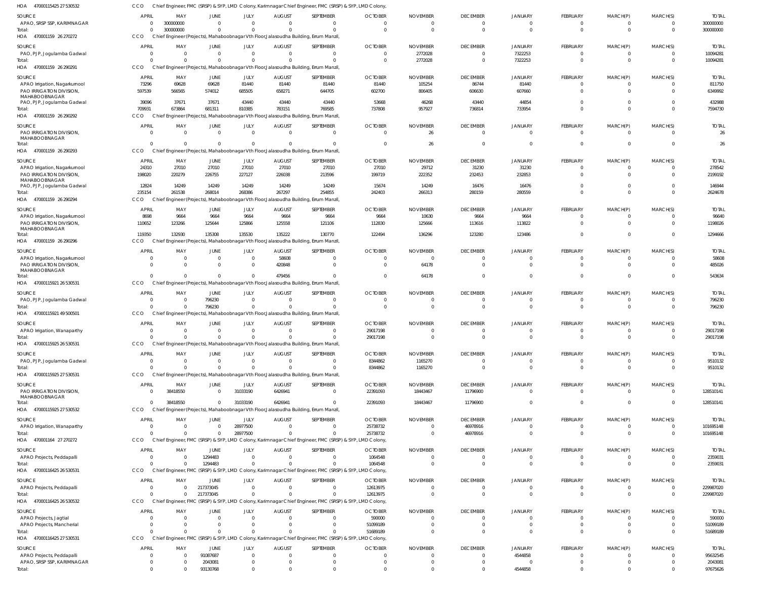HOA 470001154252753053 2 CCO Chief Engineer, FMC (SRSP) & SYP, LMD Colony, Karimnagar Chief Engineer, FMC (SRSP) & SYP, LMD Colony,

| SOURCE | APRIL | MAY | JUNE | JULY | AUGUST | SEPTEMBER | OCTOBER | NOVEMBER | DECEMBER | JANUARY | FEBRUARY | MARCH(P) | MARCH(S) | TOTAL |
|---|---|---|---|---|---|---|---|---|---|---|---|---|---|---|
| APAO, SRSP SSP, KARIMNAGAR | 0 | 300000000 | 0 | 0 | 0 | 0 | 0 | 0 | 0 | 0 | 0 | 0 | 0 | 300000000 |
| Total: | 0 | 300000000 | 0 | 0 | 0 | 0 | 0 | 0 | 0 | 0 | 0 | 0 | 0 | 300000000 |

HOA 470001159 26 270272 CCO Chief Engineer(Projects), Mahaboobnagar Vth Floor,Jalasoudha Building, Errum Manzil,

| SOURCE | APRIL | MAY | JUNE | JULY | AUGUST | SEPTEMBER | OCTOBER | NOVEMBER | DECEMBER | JANUARY | FEBRUARY | MARCH(P) | MARCH(S) | TOTAL |
|---|---|---|---|---|---|---|---|---|---|---|---|---|---|---|
| PAO, PJP, Jogulamba Gadwal | 0 | 0 | 0 | 0 | 0 | 0 | 0 | 2772028 | 0 | 7322253 | 0 | 0 | 0 | 10094281 |
| Total: | 0 | 0 | 0 | 0 | 0 | 0 | 0 | 2772028 | 0 | 7322253 | 0 | 0 | 0 | 10094281 |

HOA 470001159 26 290291 CCO Chief Engineer(Projects), Mahaboobnagar Vth Floor,Jalasoudha Building, Errum Manzil,

| SOURCE | APRIL | MAY | JUNE | JULY | AUGUST | SEPTEMBER | OCTOBER | NOVEMBER | DECEMBER | JANUARY | FEBRUARY | MARCH(P) | MARCH(S) | TOTAL |
|---|---|---|---|---|---|---|---|---|---|---|---|---|---|---|
| APAO Irrigation, Nagarkurnool | 73296 | 69628 | 69628 | 81440 | 81440 | 81440 | 81440 | 105254 | 86744 | 81440 | 0 | 0 | 0 | 811750 |
| PAO IRRIGATION DIVISION, MAHABOOBNAGAR | 597539 | 566565 | 574012 | 685505 | 658271 | 644705 | 602700 | 806405 | 606630 | 607660 | 0 | 0 | 0 | 6349992 |
| PAO, PJP, Jogulamba Gadwal | 39096 | 37671 | 37671 | 43440 | 43440 | 43440 | 53668 | 46268 | 43440 | 44854 | 0 | 0 | 0 | 432988 |
| Total: | 709931 | 673864 | 681311 | 810385 | 783151 | 769585 | 737808 | 957927 | 736814 | 733954 | 0 | 0 | 0 | 7594730 |

HOA 470001159 26 290292 CCO Chief Engineer(Projects), Mahaboobnagar Vth Floor,Jalasoudha Building, Errum Manzil,

| SOURCE | APRIL | MAY | JUNE | JULY | AUGUST | SEPTEMBER | OCTOBER | NOVEMBER | DECEMBER | JANUARY | FEBRUARY | MARCH(P) | MARCH(S) | TOTAL |
|---|---|---|---|---|---|---|---|---|---|---|---|---|---|---|
| PAO IRRIGATION DIVISION, MAHABOOBNAGAR | 0 | 0 | 0 | 0 | 0 | 0 | 0 | 26 | 0 | 0 | 0 | 0 | 0 | 26 |
| Total: | 0 | 0 | 0 | 0 | 0 | 0 | 0 | 26 | 0 | 0 | 0 | 0 | 0 | 26 |

HOA 470001159 26 290293 CCO Chief Engineer(Projects), Mahaboobnagar Vth Floor,Jalasoudha Building, Errum Manzil,

| SOURCE | APRIL | MAY | JUNE | JULY | AUGUST | SEPTEMBER | OCTOBER | NOVEMBER | DECEMBER | JANUARY | FEBRUARY | MARCH(P) | MARCH(S) | TOTAL |
|---|---|---|---|---|---|---|---|---|---|---|---|---|---|---|
| APAO Irrigation, Nagarkurnool | 24310 | 27010 | 27010 | 27010 | 27010 | 27010 | 27010 | 29712 | 31230 | 31230 | 0 | 0 | 0 | 278542 |
| PAO IRRIGATION DIVISION, MAHABOOBNAGAR | 198020 | 220279 | 226755 | 227127 | 226038 | 213596 | 199719 | 222352 | 232453 | 232853 | 0 | 0 | 0 | 2199192 |
| PAO, PJP, Jogulamba Gadwal | 12824 | 14249 | 14249 | 14249 | 14249 | 14249 | 15674 | 14249 | 16476 | 16476 | 0 | 0 | 0 | 146944 |
| Total: | 235154 | 261538 | 268014 | 268386 | 267297 | 254855 | 242403 | 266313 | 280159 | 280559 | 0 | 0 | 0 | 2624678 |

HOA 470001159 26 290294 CCO Chief Engineer(Projects), Mahaboobnagar Vth Floor,Jalasoudha Building, Errum Manzil,

| SOURCE | APRIL | MAY | JUNE | JULY | AUGUST | SEPTEMBER | OCTOBER | NOVEMBER | DECEMBER | JANUARY | FEBRUARY | MARCH(P) | MARCH(S) | TOTAL |
|---|---|---|---|---|---|---|---|---|---|---|---|---|---|---|
| APAO Irrigation, Nagarkurnool | 8698 | 9664 | 9664 | 9664 | 9664 | 9664 | 9664 | 10630 | 9664 | 9664 | 0 | 0 | 0 | 96640 |
| PAO IRRIGATION DIVISION, MAHABOOBNAGAR | 110652 | 123266 | 125644 | 125866 | 125558 | 121106 | 112830 | 125666 | 113616 | 113822 | 0 | 0 | 0 | 1198026 |
| Total: | 119350 | 132930 | 135308 | 135530 | 135222 | 130770 | 122494 | 136296 | 123280 | 123486 | 0 | 0 | 0 | 1294666 |

HOA 470001159 26 290296 CCO Chief Engineer(Projects), Mahaboobnagar Vth Floor,Jalasoudha Building, Errum Manzil,

| SOURCE | APRIL | MAY | JUNE | JULY | AUGUST | SEPTEMBER | OCTOBER | NOVEMBER | DECEMBER | JANUARY | FEBRUARY | MARCH(P) | MARCH(S) | TOTAL |
|---|---|---|---|---|---|---|---|---|---|---|---|---|---|---|
| APAO Irrigation, Nagarkurnool | 0 | 0 | 0 | 0 | 58608 | 0 | 0 | 0 | 0 | 0 | 0 | 0 | 0 | 58608 |
| PAO IRRIGATION DIVISION, MAHABOOBNAGAR | 0 | 0 | 0 | 0 | 420848 | 0 | 0 | 64178 | 0 | 0 | 0 | 0 | 0 | 485026 |
| Total: | 0 | 0 | 0 | 0 | 479456 | 0 | 0 | 64178 | 0 | 0 | 0 | 0 | 0 | 543634 |

HOA 47000115921 26 530531 CCO Chief Engineer(Projects), Mahaboobnagar Vth Floor,Jalasoudha Building, Errum Manzil,

| SOURCE | APRIL | MAY | JUNE | JULY | AUGUST | SEPTEMBER | OCTOBER | NOVEMBER | DECEMBER | JANUARY | FEBRUARY | MARCH(P) | MARCH(S) | TOTAL |
|---|---|---|---|---|---|---|---|---|---|---|---|---|---|---|
| PAO, PJP, Jogulamba Gadwal | 0 | 0 | 796230 | 0 | 0 | 0 | 0 | 0 | 0 | 0 | 0 | 0 | 0 | 796230 |
| Total: | 0 | 0 | 796230 | 0 | 0 | 0 | 0 | 0 | 0 | 0 | 0 | 0 | 0 | 796230 |

HOA 47000115921 49 500501 CCO Chief Engineer(Projects), Mahaboobnagar Vth Floor,Jalasoudha Building, Errum Manzil,

| SOURCE | APRIL | MAY | JUNE | JULY | AUGUST | SEPTEMBER | OCTOBER | NOVEMBER | DECEMBER | JANUARY | FEBRUARY | MARCH(P) | MARCH(S) | TOTAL |
|---|---|---|---|---|---|---|---|---|---|---|---|---|---|---|
| APAO Irrigation, Wanaparthy | 0 | 0 | 0 | 0 | 0 | 0 | 29017198 | 0 | 0 | 0 | 0 | 0 | 0 | 29017198 |
| Total: | 0 | 0 | 0 | 0 | 0 | 0 | 29017198 | 0 | 0 | 0 | 0 | 0 | 0 | 29017198 |

HOA 47000115925 26 530531 CCO Chief Engineer(Projects), Mahaboobnagar Vth Floor,Jalasoudha Building, Errum Manzil,

| SOURCE | APRIL | MAY | JUNE | JULY | AUGUST | SEPTEMBER | OCTOBER | NOVEMBER | DECEMBER | JANUARY | FEBRUARY | MARCH(P) | MARCH(S) | TOTAL |
|---|---|---|---|---|---|---|---|---|---|---|---|---|---|---|
| PAO, PJP, Jogulamba Gadwal | 0 | 0 | 0 | 0 | 0 | 0 | 8344862 | 1165270 | 0 | 0 | 0 | 0 | 0 | 9510132 |
| Total: | 0 | 0 | 0 | 0 | 0 | 0 | 8344862 | 1165270 | 0 | 0 | 0 | 0 | 0 | 9510132 |

HOA 47000115925 27 530531 CCO Chief Engineer(Projects), Mahaboobnagar Vth Floor,Jalasoudha Building, Errum Manzil,

| SOURCE | APRIL | MAY | JUNE | JULY | AUGUST | SEPTEMBER | OCTOBER | NOVEMBER | DECEMBER | JANUARY | FEBRUARY | MARCH(P) | MARCH(S) | TOTAL |
|---|---|---|---|---|---|---|---|---|---|---|---|---|---|---|
| PAO IRRIGATION DIVISION, MAHABOOBNAGAR | 0 | 38418550 | 0 | 31033190 | 6426941 | 0 | 22391093 | 18443467 | 11796900 | 0 | 0 | 0 | 0 | 128510141 |
| Total: | 0 | 38418550 | 0 | 31033190 | 6426941 | 0 | 22391093 | 18443467 | 11796900 | 0 | 0 | 0 | 0 | 128510141 |

HOA 47000115925 27 530532 CCO Chief Engineer(Projects), Mahaboobnagar Vth Floor,Jalasoudha Building, Errum Manzil,

| SOURCE | APRIL | MAY | JUNE | JULY | AUGUST | SEPTEMBER | OCTOBER | NOVEMBER | DECEMBER | JANUARY | FEBRUARY | MARCH(P) | MARCH(S) | TOTAL |
|---|---|---|---|---|---|---|---|---|---|---|---|---|---|---|
| APAO Irrigation, Wanaparthy | 0 | 0 | 0 | 28977500 | 0 | 0 | 25738732 | 0 | 46978916 | 0 | 0 | 0 | 0 | 101695148 |
| Total: | 0 | 0 | 0 | 28977500 | 0 | 0 | 25738732 | 0 | 46978916 | 0 | 0 | 0 | 0 | 101695148 |

HOA 470001164 27 270272 CCO Chief Engineer, FMC (SRSP) & SYP, LMD Colony, Karimnagar Chief Engineer, FMC (SRSP) & SYP, LMD Colony,

| SOURCE | APRIL | MAY | JUNE | JULY | AUGUST | SEPTEMBER | OCTOBER | NOVEMBER | DECEMBER | JANUARY | FEBRUARY | MARCH(P) | MARCH(S) | TOTAL |
|---|---|---|---|---|---|---|---|---|---|---|---|---|---|---|
| APAO Projects, Peddapalli | 0 | 0 | 1294483 | 0 | 0 | 0 | 1064548 | 0 | 0 | 0 | 0 | 0 | 0 | 2359031 |
| Total: | 0 | 0 | 1294483 | 0 | 0 | 0 | 1064548 | 0 | 0 | 0 | 0 | 0 | 0 | 2359031 |

HOA 47000116425 26 530531 CCO Chief Engineer, FMC (SRSP) & SYP, LMD Colony, Karimnagar Chief Engineer, FMC (SRSP) & SYP, LMD Colony,

| SOURCE | APRIL | MAY | JUNE | JULY | AUGUST | SEPTEMBER | OCTOBER | NOVEMBER | DECEMBER | JANUARY | FEBRUARY | MARCH(P) | MARCH(S) | TOTAL |
|---|---|---|---|---|---|---|---|---|---|---|---|---|---|---|
| APAO Projects, Peddapalli | 0 | 0 | 217373045 | 0 | 0 | 0 | 12613975 | 0 | 0 | 0 | 0 | 0 | 0 | 229987020 |
| Total: | 0 | 0 | 217373045 | 0 | 0 | 0 | 12613975 | 0 | 0 | 0 | 0 | 0 | 0 | 229987020 |

HOA 47000116425 26 530532 CCO Chief Engineer, FMC (SRSP) & SYP, LMD Colony, Karimnagar Chief Engineer, FMC (SRSP) & SYP, LMD Colony,

| SOURCE | APRIL | MAY | JUNE | JULY | AUGUST | SEPTEMBER | OCTOBER | NOVEMBER | DECEMBER | JANUARY | FEBRUARY | MARCH(P) | MARCH(S) | TOTAL |
|---|---|---|---|---|---|---|---|---|---|---|---|---|---|---|
| APAO Projects, Jagtial | 0 | 0 | 0 | 0 | 0 | 0 | 590000 | 0 | 0 | 0 | 0 | 0 | 0 | 590000 |
| APAO Projects, Mancherial | 0 | 0 | 0 | 0 | 0 | 0 | 51099189 | 0 | 0 | 0 | 0 | 0 | 0 | 51099189 |
| Total: | 0 | 0 | 0 | 0 | 0 | 0 | 51689189 | 0 | 0 | 0 | 0 | 0 | 0 | 51689189 |

HOA 47000116425 27 530531 CCO Chief Engineer, FMC (SRSP) & SYP, LMD Colony, Karimnagar Chief Engineer, FMC (SRSP) & SYP, LMD Colony,

| SOURCE | APRIL | MAY | JUNE | JULY | AUGUST | SEPTEMBER | OCTOBER | NOVEMBER | DECEMBER | JANUARY | FEBRUARY | MARCH(P) | MARCH(S) | TOTAL |
|---|---|---|---|---|---|---|---|---|---|---|---|---|---|---|
| APAO Projects, Peddapalli | 0 | 0 | 91087687 | 0 | 0 | 0 | 0 | 0 | 0 | 4544858 | 0 | 0 | 0 | 95632545 |
| APAO, SRSP SSP, KARIMNAGAR | 0 | 0 | 2043081 | 0 | 0 | 0 | 0 | 0 | 0 | 0 | 0 | 0 | 0 | 2043081 |
| Total: | 0 | 0 | 93130768 | 0 | 0 | 0 | 0 | 0 | 0 | 4544858 | 0 | 0 | 0 | 97675626 |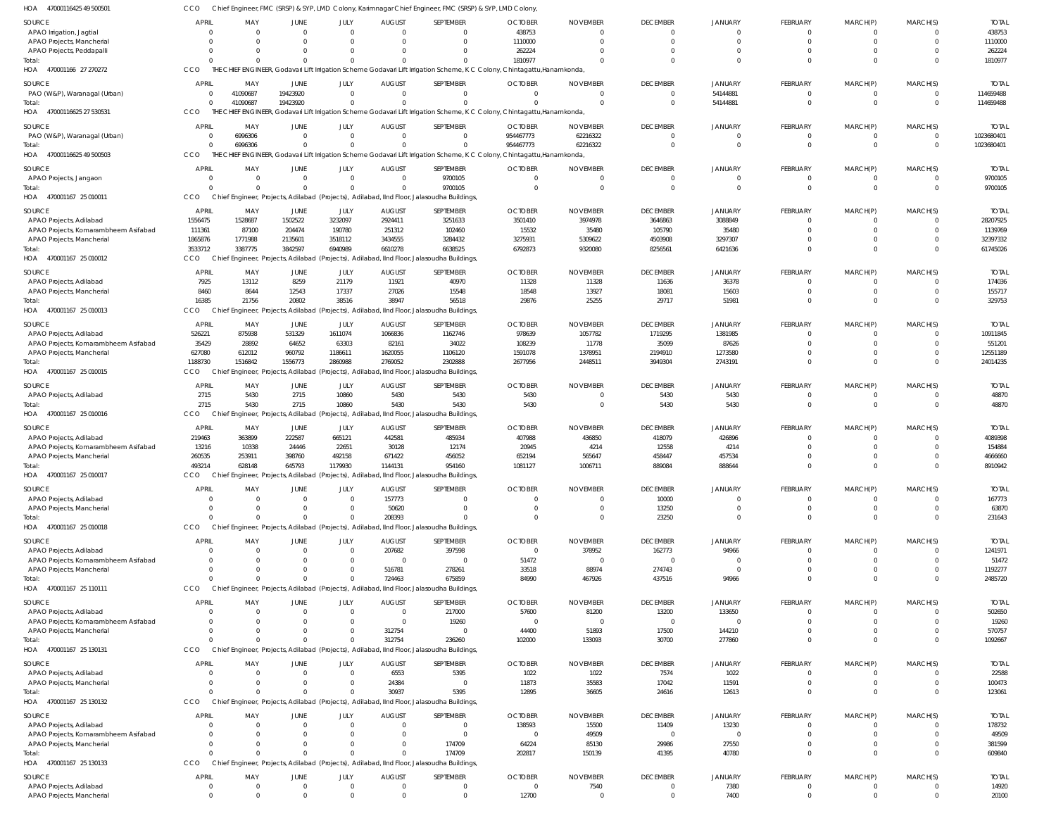HOA 470001164254950050 1 CCO Chief Engineer, FMC (SRSP) & SYP, LMD Colony, Karimnagar Chief Engineer, FMC (SRSP) & SYP, LMD Colony,

| SOURCE | APRIL | MAY | JUNE | JULY | AUGUST | SEPTEMBER | OCTOBER | NOVEMBER | DECEMBER | JANUARY | FEBRUARY | MARCH(P) | MARCH(S) | TOTAL |
|---|---|---|---|---|---|---|---|---|---|---|---|---|---|---|
| APAO Irrigation, Jagtial | 0 | 0 | 0 | 0 | 0 | 0 | 438753 | 0 | 0 | 0 | 0 | 0 | 0 | 438753 |
| APAO Projects, Mancherial | 0 | 0 | 0 | 0 | 0 | 0 | 1110000 | 0 | 0 | 0 | 0 | 0 | 0 | 1110000 |
| APAO Projects, Peddapalli | 0 | 0 | 0 | 0 | 0 | 0 | 262224 | 0 | 0 | 0 | 0 | 0 | 0 | 262224 |
| Total: | 0 | 0 | 0 | 0 | 0 | 0 | 1810977 | 0 | 0 | 0 | 0 | 0 | 0 | 1810977 |

HOA 470001166 27 270272 CCO THE CHIEF ENGINEER, Godavari Lift Irrigation Scheme Godavari Lift Irrigation Scheme, K C Colony, Chintagattu,Hanamkonda,

| SOURCE | APRIL | MAY | JUNE | JULY | AUGUST | SEPTEMBER | OCTOBER | NOVEMBER | DECEMBER | JANUARY | FEBRUARY | MARCH(P) | MARCH(S) | TOTAL |
|---|---|---|---|---|---|---|---|---|---|---|---|---|---|---|
| PAO (W&P), Waranagal (Urban) | 0 | 41090687 | 19423920 | 0 | 0 | 0 | 0 | 0 | 0 | 54144881 | 0 | 0 | 0 | 114659488 |
| Total: | 0 | 41090687 | 19423920 | 0 | 0 | 0 | 0 | 0 | 0 | 54144881 | 0 | 0 | 0 | 114659488 |

HOA 47000116625 27 530531 CCO THE CHIEF ENGINEER, Godavari Lift Irrigation Scheme Godavari Lift Irrigation Scheme, K C Colony, Chintagattu,Hanamkonda,

| SOURCE | APRIL | MAY | JUNE | JULY | AUGUST | SEPTEMBER | OCTOBER | NOVEMBER | DECEMBER | JANUARY | FEBRUARY | MARCH(P) | MARCH(S) | TOTAL |
|---|---|---|---|---|---|---|---|---|---|---|---|---|---|---|
| PAO (W&P), Waranagal (Urban) | 0 | 6996306 | 0 | 0 | 0 | 0 | 954467773 | 62216322 | 0 | 0 | 0 | 0 | 0 | 1023680401 |
| Total: | 0 | 6996306 | 0 | 0 | 0 | 0 | 954467773 | 62216322 | 0 | 0 | 0 | 0 | 0 | 1023680401 |

HOA 47000116625 49 500503 CCO THE CHIEF ENGINEER, Godavari Lift Irrigation Scheme Godavari Lift Irrigation Scheme, K C Colony, Chintagattu,Hanamkonda,

| SOURCE | APRIL | MAY | JUNE | JULY | AUGUST | SEPTEMBER | OCTOBER | NOVEMBER | DECEMBER | JANUARY | FEBRUARY | MARCH(P) | MARCH(S) | TOTAL |
|---|---|---|---|---|---|---|---|---|---|---|---|---|---|---|
| APAO Projects, Jangaon | 0 | 0 | 0 | 0 | 0 | 9700105 | 0 | 0 | 0 | 0 | 0 | 0 | 0 | 9700105 |
| Total: | 0 | 0 | 0 | 0 | 0 | 9700105 | 0 | 0 | 0 | 0 | 0 | 0 | 0 | 9700105 |

HOA 470001167 25 010011 CCO Chief Engineer, Projects, Adilabad (Projects), Adilabad, IInd Floor, Jalasoudha Buildings,

| SOURCE | APRIL | MAY | JUNE | JULY | AUGUST | SEPTEMBER | OCTOBER | NOVEMBER | DECEMBER | JANUARY | FEBRUARY | MARCH(P) | MARCH(S) | TOTAL |
|---|---|---|---|---|---|---|---|---|---|---|---|---|---|---|
| APAO Projects, Adilabad | 1556475 | 1528687 | 1502522 | 3232097 | 2924411 | 3251633 | 3501410 | 3974978 | 3646863 | 3088849 | 0 | 0 | 0 | 28207925 |
| APAO Projects, Komarambheem Asifabad | 111361 | 87100 | 204474 | 190780 | 251312 | 102460 | 15532 | 35480 | 105790 | 35480 | 0 | 0 | 0 | 1139769 |
| APAO Projects, Mancherial | 1865876 | 1771988 | 2135601 | 3518112 | 3434555 | 3284432 | 3275931 | 5309622 | 4503908 | 3297307 | 0 | 0 | 0 | 32397332 |
| Total: | 3533712 | 3387775 | 3842597 | 6940989 | 6610278 | 6638525 | 6792873 | 9320080 | 8256561 | 6421636 | 0 | 0 | 0 | 61745026 |

HOA 470001167 25 010012 CCO Chief Engineer, Projects, Adilabad (Projects), Adilabad, IInd Floor, Jalasoudha Buildings,

| SOURCE | APRIL | MAY | JUNE | JULY | AUGUST | SEPTEMBER | OCTOBER | NOVEMBER | DECEMBER | JANUARY | FEBRUARY | MARCH(P) | MARCH(S) | TOTAL |
|---|---|---|---|---|---|---|---|---|---|---|---|---|---|---|
| APAO Projects, Adilabad | 7925 | 13112 | 8259 | 21179 | 11921 | 40970 | 11328 | 11328 | 11636 | 36378 | 0 | 0 | 0 | 174036 |
| APAO Projects, Mancherial | 8460 | 8644 | 12543 | 17337 | 27026 | 15548 | 18548 | 13927 | 18081 | 15603 | 0 | 0 | 0 | 155717 |
| Total: | 16385 | 21756 | 20802 | 38516 | 38947 | 56518 | 29876 | 25255 | 29717 | 51981 | 0 | 0 | 0 | 329753 |

HOA 470001167 25 010013 CCO Chief Engineer, Projects, Adilabad (Projects), Adilabad, IInd Floor, Jalasoudha Buildings,

| SOURCE | APRIL | MAY | JUNE | JULY | AUGUST | SEPTEMBER | OCTOBER | NOVEMBER | DECEMBER | JANUARY | FEBRUARY | MARCH(P) | MARCH(S) | TOTAL |
|---|---|---|---|---|---|---|---|---|---|---|---|---|---|---|
| APAO Projects, Adilabad | 526221 | 875938 | 531329 | 1611074 | 1066836 | 1162746 | 978639 | 1057782 | 1719295 | 1381985 | 0 | 0 | 0 | 10911845 |
| APAO Projects, Komarambheem Asifabad | 35429 | 28892 | 64652 | 63303 | 82161 | 34022 | 108239 | 11778 | 35099 | 87626 | 0 | 0 | 0 | 551201 |
| APAO Projects, Mancherial | 627080 | 612012 | 960792 | 1186611 | 1620055 | 1106120 | 1591078 | 1378951 | 2194910 | 1273580 | 0 | 0 | 0 | 12551189 |
| Total: | 1188730 | 1516842 | 1556773 | 2860988 | 2769052 | 2302888 | 2677956 | 2448511 | 3949304 | 2743191 | 0 | 0 | 0 | 24014235 |

HOA 470001167 25 010015 CCO Chief Engineer, Projects, Adilabad (Projects), Adilabad, IInd Floor, Jalasoudha Buildings,

| SOURCE | APRIL | MAY | JUNE | JULY | AUGUST | SEPTEMBER | OCTOBER | NOVEMBER | DECEMBER | JANUARY | FEBRUARY | MARCH(P) | MARCH(S) | TOTAL |
|---|---|---|---|---|---|---|---|---|---|---|---|---|---|---|
| APAO Projects, Adilabad | 2715 | 5430 | 2715 | 10860 | 5430 | 5430 | 5430 | 0 | 5430 | 5430 | 0 | 0 | 0 | 48870 |
| Total: | 2715 | 5430 | 2715 | 10860 | 5430 | 5430 | 5430 | 0 | 5430 | 5430 | 0 | 0 | 0 | 48870 |

HOA 470001167 25 010016 CCO Chief Engineer, Projects, Adilabad (Projects), Adilabad, IInd Floor, Jalasoudha Buildings,

| SOURCE | APRIL | MAY | JUNE | JULY | AUGUST | SEPTEMBER | OCTOBER | NOVEMBER | DECEMBER | JANUARY | FEBRUARY | MARCH(P) | MARCH(S) | TOTAL |
|---|---|---|---|---|---|---|---|---|---|---|---|---|---|---|
| APAO Projects, Adilabad | 219463 | 363899 | 222587 | 665121 | 442581 | 485934 | 407988 | 436850 | 418079 | 426896 | 0 | 0 | 0 | 4089398 |
| APAO Projects, Komarambheem Asifabad | 13216 | 10338 | 24446 | 22651 | 30128 | 12174 | 20945 | 4214 | 12558 | 4214 | 0 | 0 | 0 | 154884 |
| APAO Projects, Mancherial | 260535 | 253911 | 398760 | 492158 | 671422 | 456052 | 652194 | 565647 | 458447 | 457534 | 0 | 0 | 0 | 4666660 |
| Total: | 493214 | 628148 | 645793 | 1179930 | 1144131 | 954160 | 1081127 | 1006711 | 889084 | 888644 | 0 | 0 | 0 | 8910942 |

HOA 470001167 25 010017 CCO Chief Engineer, Projects, Adilabad (Projects), Adilabad, IInd Floor, Jalasoudha Buildings,

| SOURCE | APRIL | MAY | JUNE | JULY | AUGUST | SEPTEMBER | OCTOBER | NOVEMBER | DECEMBER | JANUARY | FEBRUARY | MARCH(P) | MARCH(S) | TOTAL |
|---|---|---|---|---|---|---|---|---|---|---|---|---|---|---|
| APAO Projects, Adilabad | 0 | 0 | 0 | 0 | 157773 | 0 | 0 | 0 | 10000 | 0 | 0 | 0 | 0 | 167773 |
| APAO Projects, Mancherial | 0 | 0 | 0 | 0 | 50620 | 0 | 0 | 0 | 13250 | 0 | 0 | 0 | 0 | 63870 |
| Total: | 0 | 0 | 0 | 0 | 208393 | 0 | 0 | 0 | 23250 | 0 | 0 | 0 | 0 | 231643 |

HOA 470001167 25 010018 CCO Chief Engineer, Projects, Adilabad (Projects), Adilabad, IInd Floor, Jalasoudha Buildings,

| SOURCE | APRIL | MAY | JUNE | JULY | AUGUST | SEPTEMBER | OCTOBER | NOVEMBER | DECEMBER | JANUARY | FEBRUARY | MARCH(P) | MARCH(S) | TOTAL |
|---|---|---|---|---|---|---|---|---|---|---|---|---|---|---|
| APAO Projects, Adilabad | 0 | 0 | 0 | 0 | 207682 | 397598 | 0 | 378952 | 162773 | 94966 | 0 | 0 | 0 | 1241971 |
| APAO Projects, Komarambheem Asifabad | 0 | 0 | 0 | 0 | 0 | 0 | 51472 | 0 | 0 | 0 | 0 | 0 | 0 | 51472 |
| APAO Projects, Mancherial | 0 | 0 | 0 | 0 | 516781 | 278261 | 33518 | 88974 | 274743 | 0 | 0 | 0 | 0 | 1192277 |
| Total: | 0 | 0 | 0 | 0 | 724463 | 675859 | 84990 | 467926 | 437516 | 94966 | 0 | 0 | 0 | 2485720 |

HOA 470001167 25 110111 CCO Chief Engineer, Projects, Adilabad (Projects), Adilabad, IInd Floor, Jalasoudha Buildings,

| SOURCE | APRIL | MAY | JUNE | JULY | AUGUST | SEPTEMBER | OCTOBER | NOVEMBER | DECEMBER | JANUARY | FEBRUARY | MARCH(P) | MARCH(S) | TOTAL |
|---|---|---|---|---|---|---|---|---|---|---|---|---|---|---|
| APAO Projects, Adilabad | 0 | 0 | 0 | 0 | 0 | 217000 | 57600 | 81200 | 13200 | 133650 | 0 | 0 | 0 | 502650 |
| APAO Projects, Komarambheem Asifabad | 0 | 0 | 0 | 0 | 0 | 19260 | 0 | 0 | 0 | 0 | 0 | 0 | 0 | 19260 |
| APAO Projects, Mancherial | 0 | 0 | 0 | 0 | 312754 | 0 | 44400 | 51893 | 17500 | 144210 | 0 | 0 | 0 | 570757 |
| Total: | 0 | 0 | 0 | 0 | 312754 | 236260 | 102000 | 133093 | 30700 | 277860 | 0 | 0 | 0 | 1092667 |

HOA 470001167 25 130131 CCO Chief Engineer, Projects, Adilabad (Projects), Adilabad, IInd Floor, Jalasoudha Buildings,

| SOURCE | APRIL | MAY | JUNE | JULY | AUGUST | SEPTEMBER | OCTOBER | NOVEMBER | DECEMBER | JANUARY | FEBRUARY | MARCH(P) | MARCH(S) | TOTAL |
|---|---|---|---|---|---|---|---|---|---|---|---|---|---|---|
| APAO Projects, Adilabad | 0 | 0 | 0 | 0 | 6553 | 5395 | 1022 | 1022 | 7574 | 1022 | 0 | 0 | 0 | 22588 |
| APAO Projects, Mancherial | 0 | 0 | 0 | 0 | 24384 | 0 | 11873 | 35583 | 17042 | 11591 | 0 | 0 | 0 | 100473 |
| Total: | 0 | 0 | 0 | 0 | 30937 | 5395 | 12895 | 36605 | 24616 | 12613 | 0 | 0 | 0 | 123061 |

HOA 470001167 25 130132 CCO Chief Engineer, Projects, Adilabad (Projects), Adilabad, IInd Floor, Jalasoudha Buildings,

| SOURCE | APRIL | MAY | JUNE | JULY | AUGUST | SEPTEMBER | OCTOBER | NOVEMBER | DECEMBER | JANUARY | FEBRUARY | MARCH(P) | MARCH(S) | TOTAL |
|---|---|---|---|---|---|---|---|---|---|---|---|---|---|---|
| APAO Projects, Adilabad | 0 | 0 | 0 | 0 | 0 | 0 | 138593 | 15500 | 11409 | 13230 | 0 | 0 | 0 | 178732 |
| APAO Projects, Komarambheem Asifabad | 0 | 0 | 0 | 0 | 0 | 0 | 0 | 49509 | 0 | 0 | 0 | 0 | 0 | 49509 |
| APAO Projects, Mancherial | 0 | 0 | 0 | 0 | 0 | 174709 | 64224 | 85130 | 29986 | 27550 | 0 | 0 | 0 | 381599 |
| Total: | 0 | 0 | 0 | 0 | 0 | 174709 | 202817 | 150139 | 41395 | 40780 | 0 | 0 | 0 | 609840 |

HOA 470001167 25 130133 CCO Chief Engineer, Projects, Adilabad (Projects), Adilabad, IInd Floor, Jalasoudha Buildings,

| SOURCE | APRIL | MAY | JUNE | JULY | AUGUST | SEPTEMBER | OCTOBER | NOVEMBER | DECEMBER | JANUARY | FEBRUARY | MARCH(P) | MARCH(S) | TOTAL |
|---|---|---|---|---|---|---|---|---|---|---|---|---|---|---|
| APAO Projects, Adilabad | 0 | 0 | 0 | 0 | 0 | 0 | 0 | 7540 | 0 | 7380 | 0 | 0 | 0 | 14920 |
| APAO Projects, Mancherial | 0 | 0 | 0 | 0 | 0 | 0 | 12700 | 0 | 0 | 7400 | 0 | 0 | 0 | 20100 |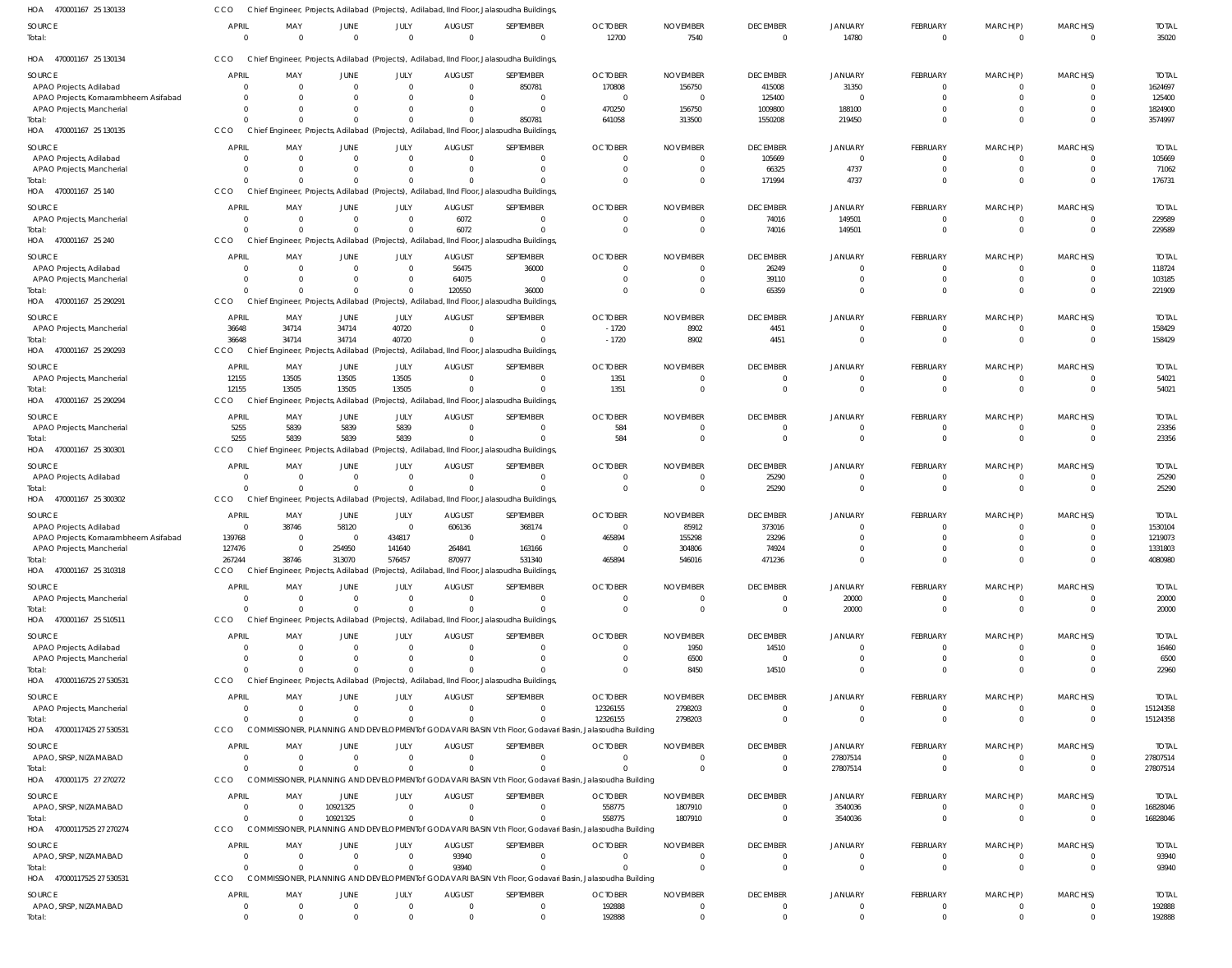HOA 470001167 25 130133 CCO Chief Engineer, Projects, Adilabad (Projects), Adilabad, IInd Floor, Jalasoudha Buildings,

| SOURCE | APRIL | MAY | JUNE | JULY | AUGUST | SEPTEMBER | OCTOBER | NOVEMBER | DECEMBER | JANUARY | FEBRUARY | MARCH(P) | MARCH(S) | TOTAL |
|---|---|---|---|---|---|---|---|---|---|---|---|---|---|---|
| Total: | 0 | 0 | 0 | 0 | 0 | 0 | 12700 | 7540 | 0 | 14780 | 0 | 0 | 0 | 35020 |

HOA 470001167 25 130134 CCO Chief Engineer, Projects, Adilabad (Projects), Adilabad, IInd Floor, Jalasoudha Buildings,

| SOURCE | APRIL | MAY | JUNE | JULY | AUGUST | SEPTEMBER | OCTOBER | NOVEMBER | DECEMBER | JANUARY | FEBRUARY | MARCH(P) | MARCH(S) | TOTAL |
|---|---|---|---|---|---|---|---|---|---|---|---|---|---|---|
| APAO Projects, Adilabad | 0 | 0 | 0 | 0 | 0 | 850781 | 170808 | 156750 | 415008 | 31350 | 0 | 0 | 0 | 1624697 |
| APAO Projects, Komarambheem Asifabad | 0 | 0 | 0 | 0 | 0 | 0 | 0 | 0 | 125400 | 0 | 0 | 0 | 0 | 125400 |
| APAO Projects, Mancherial | 0 | 0 | 0 | 0 | 0 | 0 | 470250 | 156750 | 1009800 | 188100 | 0 | 0 | 0 | 1824900 |
| Total: | 0 | 0 | 0 | 0 | 0 | 850781 | 641058 | 313500 | 1550208 | 219450 | 0 | 0 | 0 | 3574997 |

HOA 470001167 25 130135 CCO Chief Engineer, Projects, Adilabad (Projects), Adilabad, IInd Floor, Jalasoudha Buildings,

| SOURCE | APRIL | MAY | JUNE | JULY | AUGUST | SEPTEMBER | OCTOBER | NOVEMBER | DECEMBER | JANUARY | FEBRUARY | MARCH(P) | MARCH(S) | TOTAL |
|---|---|---|---|---|---|---|---|---|---|---|---|---|---|---|
| APAO Projects, Adilabad | 0 | 0 | 0 | 0 | 0 | 0 | 0 | 0 | 105669 | 0 | 0 | 0 | 0 | 105669 |
| APAO Projects, Mancherial | 0 | 0 | 0 | 0 | 0 | 0 | 0 | 0 | 66325 | 4737 | 0 | 0 | 0 | 71062 |
| Total: | 0 | 0 | 0 | 0 | 0 | 0 | 0 | 0 | 171994 | 4737 | 0 | 0 | 0 | 176731 |

HOA 470001167 25 140 CCO Chief Engineer, Projects, Adilabad (Projects), Adilabad, IInd Floor, Jalasoudha Buildings,

| SOURCE | APRIL | MAY | JUNE | JULY | AUGUST | SEPTEMBER | OCTOBER | NOVEMBER | DECEMBER | JANUARY | FEBRUARY | MARCH(P) | MARCH(S) | TOTAL |
|---|---|---|---|---|---|---|---|---|---|---|---|---|---|---|
| APAO Projects, Mancherial | 0 | 0 | 0 | 0 | 6072 | 0 | 0 | 0 | 74016 | 149501 | 0 | 0 | 0 | 229589 |
| Total: | 0 | 0 | 0 | 0 | 6072 | 0 | 0 | 0 | 74016 | 149501 | 0 | 0 | 0 | 229589 |

HOA 470001167 25 240 CCO Chief Engineer, Projects, Adilabad (Projects), Adilabad, IInd Floor, Jalasoudha Buildings,

| SOURCE | APRIL | MAY | JUNE | JULY | AUGUST | SEPTEMBER | OCTOBER | NOVEMBER | DECEMBER | JANUARY | FEBRUARY | MARCH(P) | MARCH(S) | TOTAL |
|---|---|---|---|---|---|---|---|---|---|---|---|---|---|---|
| APAO Projects, Adilabad | 0 | 0 | 0 | 0 | 56475 | 36000 | 0 | 0 | 26249 | 0 | 0 | 0 | 0 | 118724 |
| APAO Projects, Mancherial | 0 | 0 | 0 | 0 | 64075 | 0 | 0 | 0 | 39110 | 0 | 0 | 0 | 0 | 103185 |
| Total: | 0 | 0 | 0 | 0 | 120550 | 36000 | 0 | 0 | 65359 | 0 | 0 | 0 | 0 | 221909 |

HOA 470001167 25 290291 CCO Chief Engineer, Projects, Adilabad (Projects), Adilabad, IInd Floor, Jalasoudha Buildings,

| SOURCE | APRIL | MAY | JUNE | JULY | AUGUST | SEPTEMBER | OCTOBER | NOVEMBER | DECEMBER | JANUARY | FEBRUARY | MARCH(P) | MARCH(S) | TOTAL |
|---|---|---|---|---|---|---|---|---|---|---|---|---|---|---|
| APAO Projects, Mancherial | 36648 | 34714 | 34714 | 40720 | 0 | 0 | -1720 | 8902 | 4451 | 0 | 0 | 0 | 0 | 158429 |
| Total: | 36648 | 34714 | 34714 | 40720 | 0 | 0 | -1720 | 8902 | 4451 | 0 | 0 | 0 | 0 | 158429 |

HOA 470001167 25 290293 CCO Chief Engineer, Projects, Adilabad (Projects), Adilabad, IInd Floor, Jalasoudha Buildings,

| SOURCE | APRIL | MAY | JUNE | JULY | AUGUST | SEPTEMBER | OCTOBER | NOVEMBER | DECEMBER | JANUARY | FEBRUARY | MARCH(P) | MARCH(S) | TOTAL |
|---|---|---|---|---|---|---|---|---|---|---|---|---|---|---|
| APAO Projects, Mancherial | 12155 | 13505 | 13505 | 13505 | 0 | 0 | 1351 | 0 | 0 | 0 | 0 | 0 | 0 | 54021 |
| Total: | 12155 | 13505 | 13505 | 13505 | 0 | 0 | 1351 | 0 | 0 | 0 | 0 | 0 | 0 | 54021 |

HOA 470001167 25 290294 CCO Chief Engineer, Projects, Adilabad (Projects), Adilabad, IInd Floor, Jalasoudha Buildings,

| SOURCE | APRIL | MAY | JUNE | JULY | AUGUST | SEPTEMBER | OCTOBER | NOVEMBER | DECEMBER | JANUARY | FEBRUARY | MARCH(P) | MARCH(S) | TOTAL |
|---|---|---|---|---|---|---|---|---|---|---|---|---|---|---|
| APAO Projects, Mancherial | 5255 | 5839 | 5839 | 5839 | 0 | 0 | 584 | 0 | 0 | 0 | 0 | 0 | 0 | 23356 |
| Total: | 5255 | 5839 | 5839 | 5839 | 0 | 0 | 584 | 0 | 0 | 0 | 0 | 0 | 0 | 23356 |

HOA 470001167 25 300301 CCO Chief Engineer, Projects, Adilabad (Projects), Adilabad, IInd Floor, Jalasoudha Buildings,

| SOURCE | APRIL | MAY | JUNE | JULY | AUGUST | SEPTEMBER | OCTOBER | NOVEMBER | DECEMBER | JANUARY | FEBRUARY | MARCH(P) | MARCH(S) | TOTAL |
|---|---|---|---|---|---|---|---|---|---|---|---|---|---|---|
| APAO Projects, Adilabad | 0 | 0 | 0 | 0 | 0 | 0 | 0 | 0 | 25290 | 0 | 0 | 0 | 0 | 25290 |
| Total: | 0 | 0 | 0 | 0 | 0 | 0 | 0 | 0 | 25290 | 0 | 0 | 0 | 0 | 25290 |

HOA 470001167 25 300302 CCO Chief Engineer, Projects, Adilabad (Projects), Adilabad, IInd Floor, Jalasoudha Buildings,

| SOURCE | APRIL | MAY | JUNE | JULY | AUGUST | SEPTEMBER | OCTOBER | NOVEMBER | DECEMBER | JANUARY | FEBRUARY | MARCH(P) | MARCH(S) | TOTAL |
|---|---|---|---|---|---|---|---|---|---|---|---|---|---|---|
| APAO Projects, Adilabad | 0 | 38746 | 58120 | 0 | 606136 | 368174 | 0 | 85912 | 373016 | 0 | 0 | 0 | 0 | 1530104 |
| APAO Projects, Komarambheem Asifabad | 139768 | 0 | 0 | 434817 | 0 | 0 | 465894 | 155298 | 23296 | 0 | 0 | 0 | 0 | 1219073 |
| APAO Projects, Mancherial | 127476 | 0 | 254950 | 141640 | 264841 | 163166 | 0 | 304806 | 74924 | 0 | 0 | 0 | 0 | 1331803 |
| Total: | 267244 | 38746 | 313070 | 576457 | 870977 | 531340 | 465894 | 546016 | 471236 | 0 | 0 | 0 | 0 | 4080980 |

HOA 470001167 25 310318 CCO Chief Engineer, Projects, Adilabad (Projects), Adilabad, IInd Floor, Jalasoudha Buildings,

| SOURCE | APRIL | MAY | JUNE | JULY | AUGUST | SEPTEMBER | OCTOBER | NOVEMBER | DECEMBER | JANUARY | FEBRUARY | MARCH(P) | MARCH(S) | TOTAL |
|---|---|---|---|---|---|---|---|---|---|---|---|---|---|---|
| APAO Projects, Mancherial | 0 | 0 | 0 | 0 | 0 | 0 | 0 | 0 | 0 | 20000 | 0 | 0 | 0 | 20000 |
| Total: | 0 | 0 | 0 | 0 | 0 | 0 | 0 | 0 | 0 | 20000 | 0 | 0 | 0 | 20000 |

HOA 470001167 25 510511 CCO Chief Engineer, Projects, Adilabad (Projects), Adilabad, IInd Floor, Jalasoudha Buildings,

| SOURCE | APRIL | MAY | JUNE | JULY | AUGUST | SEPTEMBER | OCTOBER | NOVEMBER | DECEMBER | JANUARY | FEBRUARY | MARCH(P) | MARCH(S) | TOTAL |
|---|---|---|---|---|---|---|---|---|---|---|---|---|---|---|
| APAO Projects, Adilabad | 0 | 0 | 0 | 0 | 0 | 0 | 0 | 1950 | 14510 | 0 | 0 | 0 | 0 | 16460 |
| APAO Projects, Mancherial | 0 | 0 | 0 | 0 | 0 | 0 | 0 | 6500 | 0 | 0 | 0 | 0 | 0 | 6500 |
| Total: | 0 | 0 | 0 | 0 | 0 | 0 | 0 | 8450 | 14510 | 0 | 0 | 0 | 0 | 22960 |

HOA 47000116725 27 530531 CCO Chief Engineer, Projects, Adilabad (Projects), Adilabad, IInd Floor, Jalasoudha Buildings,

| SOURCE | APRIL | MAY | JUNE | JULY | AUGUST | SEPTEMBER | OCTOBER | NOVEMBER | DECEMBER | JANUARY | FEBRUARY | MARCH(P) | MARCH(S) | TOTAL |
|---|---|---|---|---|---|---|---|---|---|---|---|---|---|---|
| APAO Projects, Mancherial | 0 | 0 | 0 | 0 | 0 | 0 | 12326155 | 2798203 | 0 | 0 | 0 | 0 | 0 | 15124358 |
| Total: | 0 | 0 | 0 | 0 | 0 | 0 | 12326155 | 2798203 | 0 | 0 | 0 | 0 | 0 | 15124358 |

HOA 47000117425 27 530531 CCO COMMISSIONER, PLANNING AND DEVELOPMENT of GODAVARI BASIN Vth Floor, Godavari Basin, Jalasoudha Building

| SOURCE | APRIL | MAY | JUNE | JULY | AUGUST | SEPTEMBER | OCTOBER | NOVEMBER | DECEMBER | JANUARY | FEBRUARY | MARCH(P) | MARCH(S) | TOTAL |
|---|---|---|---|---|---|---|---|---|---|---|---|---|---|---|
| APAO, SRSP, NIZAMABAD | 0 | 0 | 0 | 0 | 0 | 0 | 0 | 0 | 0 | 27807514 | 0 | 0 | 0 | 27807514 |
| Total: | 0 | 0 | 0 | 0 | 0 | 0 | 0 | 0 | 0 | 27807514 | 0 | 0 | 0 | 27807514 |

HOA 470001175 27 270272 CCO COMMISSIONER, PLANNING AND DEVELOPMENT of GODAVARI BASIN Vth Floor, Godavari Basin, Jalasoudha Building

| SOURCE | APRIL | MAY | JUNE | JULY | AUGUST | SEPTEMBER | OCTOBER | NOVEMBER | DECEMBER | JANUARY | FEBRUARY | MARCH(P) | MARCH(S) | TOTAL |
|---|---|---|---|---|---|---|---|---|---|---|---|---|---|---|
| APAO, SRSP, NIZAMABAD | 0 | 0 | 10921325 | 0 | 0 | 0 | 558775 | 1807910 | 0 | 3540036 | 0 | 0 | 0 | 16828046 |
| Total: | 0 | 0 | 10921325 | 0 | 0 | 0 | 558775 | 1807910 | 0 | 3540036 | 0 | 0 | 0 | 16828046 |

HOA 47000117525 27 270274 CCO COMMISSIONER, PLANNING AND DEVELOPMENT of GODAVARI BASIN Vth Floor, Godavari Basin, Jalasoudha Building

| SOURCE | APRIL | MAY | JUNE | JULY | AUGUST | SEPTEMBER | OCTOBER | NOVEMBER | DECEMBER | JANUARY | FEBRUARY | MARCH(P) | MARCH(S) | TOTAL |
|---|---|---|---|---|---|---|---|---|---|---|---|---|---|---|
| APAO, SRSP, NIZAMABAD | 0 | 0 | 0 | 0 | 93940 | 0 | 0 | 0 | 0 | 0 | 0 | 0 | 0 | 93940 |
| Total: | 0 | 0 | 0 | 0 | 93940 | 0 | 0 | 0 | 0 | 0 | 0 | 0 | 0 | 93940 |

HOA 47000117525 27 530531 CCO COMMISSIONER, PLANNING AND DEVELOPMENT of GODAVARI BASIN Vth Floor, Godavari Basin, Jalasoudha Building

| SOURCE | APRIL | MAY | JUNE | JULY | AUGUST | SEPTEMBER | OCTOBER | NOVEMBER | DECEMBER | JANUARY | FEBRUARY | MARCH(P) | MARCH(S) | TOTAL |
|---|---|---|---|---|---|---|---|---|---|---|---|---|---|---|
| APAO, SRSP, NIZAMABAD | 0 | 0 | 0 | 0 | 0 | 0 | 192888 | 0 | 0 | 0 | 0 | 0 | 0 | 192888 |
| Total: | 0 | 0 | 0 | 0 | 0 | 0 | 192888 | 0 | 0 | 0 | 0 | 0 | 0 | 192888 |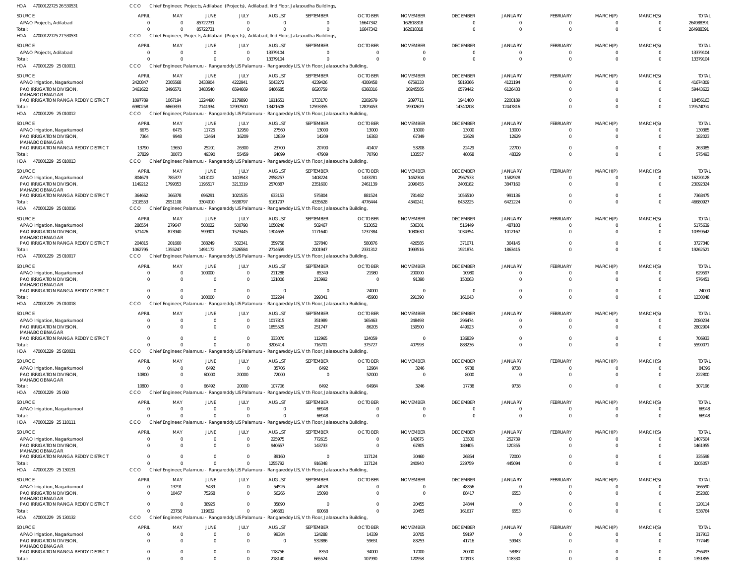HOA 470001227252 6530531 CCO Chief Engineer, Projects, Adilabad (Projects), Adilabad, IInd Floor, Jalasoudha Buildings,

| SOURCE | APRIL | MAY | JUNE | JULY | AUGUST | SEPTEMBER | OCTOBER | NOVEMBER | DECEMBER | JANUARY | FEBRUARY | MARCH(P) | MARCH(S) | TOTAL |
|---|---|---|---|---|---|---|---|---|---|---|---|---|---|---|
| APAO Projects, Adilabad | 0 | 0 | 85722731 | 0 | 0 | 0 | 16647342 | 162618318 | 0 | 0 | 0 | 0 | 0 | 264988391 |
| Total: | 0 | 0 | 85722731 | 0 | 0 | 0 | 16647342 | 162618318 | 0 | 0 | 0 | 0 | 0 | 264988391 |

HOA 470001227252 7530531 CCO Chief Engineer, Projects, Adilabad (Projects), Adilabad, IInd Floor, Jalasoudha Buildings,

| SOURCE | APRIL | MAY | JUNE | JULY | AUGUST | SEPTEMBER | OCTOBER | NOVEMBER | DECEMBER | JANUARY | FEBRUARY | MARCH(P) | MARCH(S) | TOTAL |
|---|---|---|---|---|---|---|---|---|---|---|---|---|---|---|
| APAO Projects, Adilabad | 0 | 0 | 0 | 0 | 13379104 | 0 | 0 | 0 | 0 | 0 | 0 | 0 | 0 | 13379104 |
| Total: | 0 | 0 | 0 | 0 | 13379104 | 0 | 0 | 0 | 0 | 0 | 0 | 0 | 0 | 13379104 |

HOA 470001229 25 010011 CCO Chief Engineer, Palamuru - Rangareddy LIS Palamuru - Rangareddy LIS, V th Floor, Jalasoudha Building,

| SOURCE | APRIL | MAY | JUNE | JULY | AUGUST | SEPTEMBER | OCTOBER | NOVEMBER | DECEMBER | JANUARY | FEBRUARY | MARCH(P) | MARCH(S) | TOTAL |
|---|---|---|---|---|---|---|---|---|---|---|---|---|---|---|
| APAO Irrigation, Nagarkurnool | 2420847 | 2305568 | 2433904 | 4222941 | 5043272 | 4239426 | 4308458 | 6759333 | 5819366 | 4121194 | 0 | 0 | 0 | 41674309 |
| PAO IRRIGATION DIVISION, MAHABOOBNAGAR | 3461622 | 3496571 | 3483540 | 6594669 | 6466685 | 6620759 | 6368316 | 10245585 | 6579442 | 6126433 | 0 | 0 | 0 | 59443622 |
| PAO IRRIGATION RANGA REDDY DISTRICT | 1097789 | 1067194 | 1224490 | 2179890 | 1911651 | 1733170 | 2202679 | 2897711 | 1941400 | 2200189 | 0 | 0 | 0 | 18456163 |
| Total: | 6980258 | 6869333 | 7141934 | 12997500 | 13421608 | 12593355 | 12879453 | 19902629 | 14340208 | 12447816 | 0 | 0 | 0 | 119574094 |

HOA 470001229 25 010012 CCO Chief Engineer, Palamuru - Rangareddy LIS Palamuru - Rangareddy LIS, V th Floor, Jalasoudha Building,

| SOURCE | APRIL | MAY | JUNE | JULY | AUGUST | SEPTEMBER | OCTOBER | NOVEMBER | DECEMBER | JANUARY | FEBRUARY | MARCH(P) | MARCH(S) | TOTAL |
|---|---|---|---|---|---|---|---|---|---|---|---|---|---|---|
| APAO Irrigation, Nagarkurnool | 6675 | 6475 | 11725 | 12950 | 27560 | 13000 | 13000 | 13000 | 13000 | 13000 | 0 | 0 | 0 | 130385 |
| PAO IRRIGATION DIVISION, MAHABOOBNAGAR | 7364 | 9948 | 12464 | 16209 | 12839 | 14209 | 16383 | 67349 | 12629 | 12629 | 0 | 0 | 0 | 182023 |
| PAO IRRIGATION RANGA REDDY DISTRICT | 13790 | 13650 | 25201 | 26300 | 23700 | 20700 | 41407 | 53208 | 22429 | 22700 | 0 | 0 | 0 | 263085 |
| Total: | 27829 | 30073 | 49390 | 55459 | 64099 | 47909 | 70790 | 133557 | 48058 | 48329 | 0 | 0 | 0 | 575493 |

HOA 470001229 25 010013 CCO Chief Engineer, Palamuru - Rangareddy LIS Palamuru - Rangareddy LIS, V th Floor, Jalasoudha Building,

| SOURCE | APRIL | MAY | JUNE | JULY | AUGUST | SEPTEMBER | OCTOBER | NOVEMBER | DECEMBER | JANUARY | FEBRUARY | MARCH(P) | MARCH(S) | TOTAL |
|---|---|---|---|---|---|---|---|---|---|---|---|---|---|---|
| APAO Irrigation, Nagarkurnool | 804679 | 785377 | 1413102 | 1403943 | 2958257 | 1408224 | 1433781 | 1462304 | 2967533 | 1582928 | 0 | 0 | 0 | 16220128 |
| PAO IRRIGATION DIVISION, MAHABOOBNAGAR | 1149212 | 1799353 | 1195517 | 3213319 | 2570387 | 2351600 | 2461139 | 2096455 | 2408182 | 3847160 | 0 | 0 | 0 | 23092324 |
| PAO IRRIGATION RANGA REDDY DISTRICT | 364662 | 366378 | 696291 | 1021535 | 633153 | 575804 | 881524 | 781482 | 1056510 | 991136 | 0 | 0 | 0 | 7368475 |
| Total: | 2318553 | 2951108 | 3304910 | 5638797 | 6161797 | 4335628 | 4776444 | 4340241 | 6432225 | 6421224 | 0 | 0 | 0 | 46680927 |

HOA 470001229 25 010016 CCO Chief Engineer, Palamuru - Rangareddy LIS Palamuru - Rangareddy LIS, V th Floor, Jalasoudha Building,

| SOURCE | APRIL | MAY | JUNE | JULY | AUGUST | SEPTEMBER | OCTOBER | NOVEMBER | DECEMBER | JANUARY | FEBRUARY | MARCH(P) | MARCH(S) | TOTAL |
|---|---|---|---|---|---|---|---|---|---|---|---|---|---|---|
| APAO Irrigation, Nagarkurnool | 286554 | 279647 | 503022 | 500798 | 1050246 | 502467 | 513052 | 536301 | 516449 | 487103 | 0 | 0 | 0 | 5175639 |
| PAO IRRIGATION DIVISION, MAHABOOBNAGAR | 571426 | 873940 | 599901 | 1523445 | 1304655 | 1171640 | 1237384 | 1030630 | 1034354 | 1012167 | 0 | 0 | 0 | 10359542 |
| PAO IRRIGATION RANGA REDDY DISTRICT | 204815 | 201660 | 388249 | 502341 | 359758 | 327840 | 580876 | 426585 | 371071 | 364145 | 0 | 0 | 0 | 3727340 |
| Total: | 1062795 | 1355247 | 1491172 | 2526584 | 2714659 | 2001947 | 2331312 | 1993516 | 1921874 | 1863415 | 0 | 0 | 0 | 19262521 |

HOA 470001229 25 010017 CCO Chief Engineer, Palamuru - Rangareddy LIS Palamuru - Rangareddy LIS, V th Floor, Jalasoudha Building,

| SOURCE | APRIL | MAY | JUNE | JULY | AUGUST | SEPTEMBER | OCTOBER | NOVEMBER | DECEMBER | JANUARY | FEBRUARY | MARCH(P) | MARCH(S) | TOTAL |
|---|---|---|---|---|---|---|---|---|---|---|---|---|---|---|
| APAO Irrigation, Nagarkurnool | 0 | 0 | 100000 | 0 | 211288 | 85349 | 21980 | 200000 | 10980 | 0 | 0 | 0 | 0 | 629597 |
| PAO IRRIGATION DIVISION, MAHABOOBNAGAR | 0 | 0 | 0 | 0 | 121006 | 213992 | 0 | 91390 | 150063 | 0 | 0 | 0 | 0 | 576451 |
| PAO IRRIGATION RANGA REDDY DISTRICT | 0 | 0 | 0 | 0 | 0 | 0 | 24000 | 0 | 0 | 0 | 0 | 0 | 0 | 24000 |
| Total: | 0 | 0 | 100000 | 0 | 332294 | 299341 | 45980 | 291390 | 161043 | 0 | 0 | 0 | 0 | 1230048 |

HOA 470001229 25 010018 CCO Chief Engineer, Palamuru - Rangareddy LIS Palamuru - Rangareddy LIS, V th Floor, Jalasoudha Building,

| SOURCE | APRIL | MAY | JUNE | JULY | AUGUST | SEPTEMBER | OCTOBER | NOVEMBER | DECEMBER | JANUARY | FEBRUARY | MARCH(P) | MARCH(S) | TOTAL |
|---|---|---|---|---|---|---|---|---|---|---|---|---|---|---|
| APAO Irrigation, Nagarkurnool | 0 | 0 | 0 | 0 | 1017815 | 351989 | 165463 | 248493 | 296474 | 0 | 0 | 0 | 0 | 2080234 |
| PAO IRRIGATION DIVISION, MAHABOOBNAGAR | 0 | 0 | 0 | 0 | 1855529 | 251747 | 86205 | 159500 | 449923 | 0 | 0 | 0 | 0 | 2802904 |
| PAO IRRIGATION RANGA REDDY DISTRICT | 0 | 0 | 0 | 0 | 333070 | 112965 | 124059 | 0 | 136839 | 0 | 0 | 0 | 0 | 706933 |
| Total: | 0 | 0 | 0 | 0 | 3206414 | 716701 | 375727 | 407993 | 883236 | 0 | 0 | 0 | 0 | 5590071 |

HOA 470001229 25 020021 CCO Chief Engineer, Palamuru - Rangareddy LIS Palamuru - Rangareddy LIS, V th Floor, Jalasoudha Building,

| SOURCE | APRIL | MAY | JUNE | JULY | AUGUST | SEPTEMBER | OCTOBER | NOVEMBER | DECEMBER | JANUARY | FEBRUARY | MARCH(P) | MARCH(S) | TOTAL |
|---|---|---|---|---|---|---|---|---|---|---|---|---|---|---|
| APAO Irrigation, Nagarkurnool | 0 | 0 | 6492 | 0 | 35706 | 6492 | 12984 | 3246 | 9738 | 9738 | 0 | 0 | 0 | 84396 |
| PAO IRRIGATION DIVISION, MAHABOOBNAGAR | 10800 | 0 | 60000 | 20000 | 72000 | 0 | 52000 | 0 | 8000 | 0 | 0 | 0 | 0 | 222800 |
| Total: | 10800 | 0 | 66492 | 20000 | 107706 | 6492 | 64984 | 3246 | 17738 | 9738 | 0 | 0 | 0 | 307196 |

HOA 470001229 25 060 CCO Chief Engineer, Palamuru - Rangareddy LIS Palamuru - Rangareddy LIS, V th Floor, Jalasoudha Building,

| SOURCE | APRIL | MAY | JUNE | JULY | AUGUST | SEPTEMBER | OCTOBER | NOVEMBER | DECEMBER | JANUARY | FEBRUARY | MARCH(P) | MARCH(S) | TOTAL |
|---|---|---|---|---|---|---|---|---|---|---|---|---|---|---|
| APAO Irrigation, Nagarkurnool | 0 | 0 | 0 | 0 | 0 | 66948 | 0 | 0 | 0 | 0 | 0 | 0 | 0 | 66948 |
| Total: | 0 | 0 | 0 | 0 | 0 | 66948 | 0 | 0 | 0 | 0 | 0 | 0 | 0 | 66948 |

HOA 470001229 25 110111 CCO Chief Engineer, Palamuru - Rangareddy LIS Palamuru - Rangareddy LIS, V th Floor, Jalasoudha Building,

| SOURCE | APRIL | MAY | JUNE | JULY | AUGUST | SEPTEMBER | OCTOBER | NOVEMBER | DECEMBER | JANUARY | FEBRUARY | MARCH(P) | MARCH(S) | TOTAL |
|---|---|---|---|---|---|---|---|---|---|---|---|---|---|---|
| APAO Irrigation, Nagarkurnool | 0 | 0 | 0 | 0 | 225975 | 772615 | 0 | 142675 | 13500 | 252739 | 0 | 0 | 0 | 1407504 |
| PAO IRRIGATION DIVISION, MAHABOOBNAGAR | 0 | 0 | 0 | 0 | 940657 | 143733 | 0 | 67805 | 189405 | 120355 | 0 | 0 | 0 | 1461955 |
| PAO IRRIGATION RANGA REDDY DISTRICT | 0 | 0 | 0 | 0 | 89160 | 0 | 117124 | 30460 | 26854 | 72000 | 0 | 0 | 0 | 335598 |
| Total: | 0 | 0 | 0 | 0 | 1255792 | 916348 | 117124 | 240940 | 229759 | 445094 | 0 | 0 | 0 | 3205057 |

HOA 470001229 25 130131 CCO Chief Engineer, Palamuru - Rangareddy LIS Palamuru - Rangareddy LIS, V th Floor, Jalasoudha Building,

| SOURCE | APRIL | MAY | JUNE | JULY | AUGUST | SEPTEMBER | OCTOBER | NOVEMBER | DECEMBER | JANUARY | FEBRUARY | MARCH(P) | MARCH(S) | TOTAL |
|---|---|---|---|---|---|---|---|---|---|---|---|---|---|---|
| APAO Irrigation, Nagarkurnool | 0 | 13291 | 5439 | 0 | 54526 | 44978 | 0 | 0 | 48356 | 0 | 0 | 0 | 0 | 166590 |
| PAO IRRIGATION DIVISION, MAHABOOBNAGAR | 0 | 10467 | 75268 | 0 | 56265 | 15090 | 0 | 0 | 88417 | 6553 | 0 | 0 | 0 | 252060 |
| PAO IRRIGATION RANGA REDDY DISTRICT | 0 | 0 | 38925 | 0 | 35890 | 0 | 0 | 20455 | 24844 | 0 | 0 | 0 | 0 | 120114 |
| Total: | 0 | 23758 | 119632 | 0 | 146681 | 60068 | 0 | 20455 | 161617 | 6553 | 0 | 0 | 0 | 538764 |

HOA 470001229 25 130132 CCO Chief Engineer, Palamuru - Rangareddy LIS Palamuru - Rangareddy LIS, V th Floor, Jalasoudha Building,

| SOURCE | APRIL | MAY | JUNE | JULY | AUGUST | SEPTEMBER | OCTOBER | NOVEMBER | DECEMBER | JANUARY | FEBRUARY | MARCH(P) | MARCH(S) | TOTAL |
|---|---|---|---|---|---|---|---|---|---|---|---|---|---|---|
| APAO Irrigation, Nagarkurnool | 0 | 0 | 0 | 0 | 99384 | 124288 | 14339 | 20705 | 59197 | 0 | 0 | 0 | 0 | 317913 |
| PAO IRRIGATION DIVISION, MAHABOOBNAGAR | 0 | 0 | 0 | 0 | 0 | 532886 | 59651 | 83253 | 41716 | 59943 | 0 | 0 | 0 | 777449 |
| PAO IRRIGATION RANGA REDDY DISTRICT | 0 | 0 | 0 | 0 | 118756 | 8350 | 34000 | 17000 | 20000 | 58387 | 0 | 0 | 0 | 256493 |
| Total: | 0 | 0 | 0 | 0 | 218140 | 665524 | 107990 | 120958 | 120913 | 118330 | 0 | 0 | 0 | 1351855 |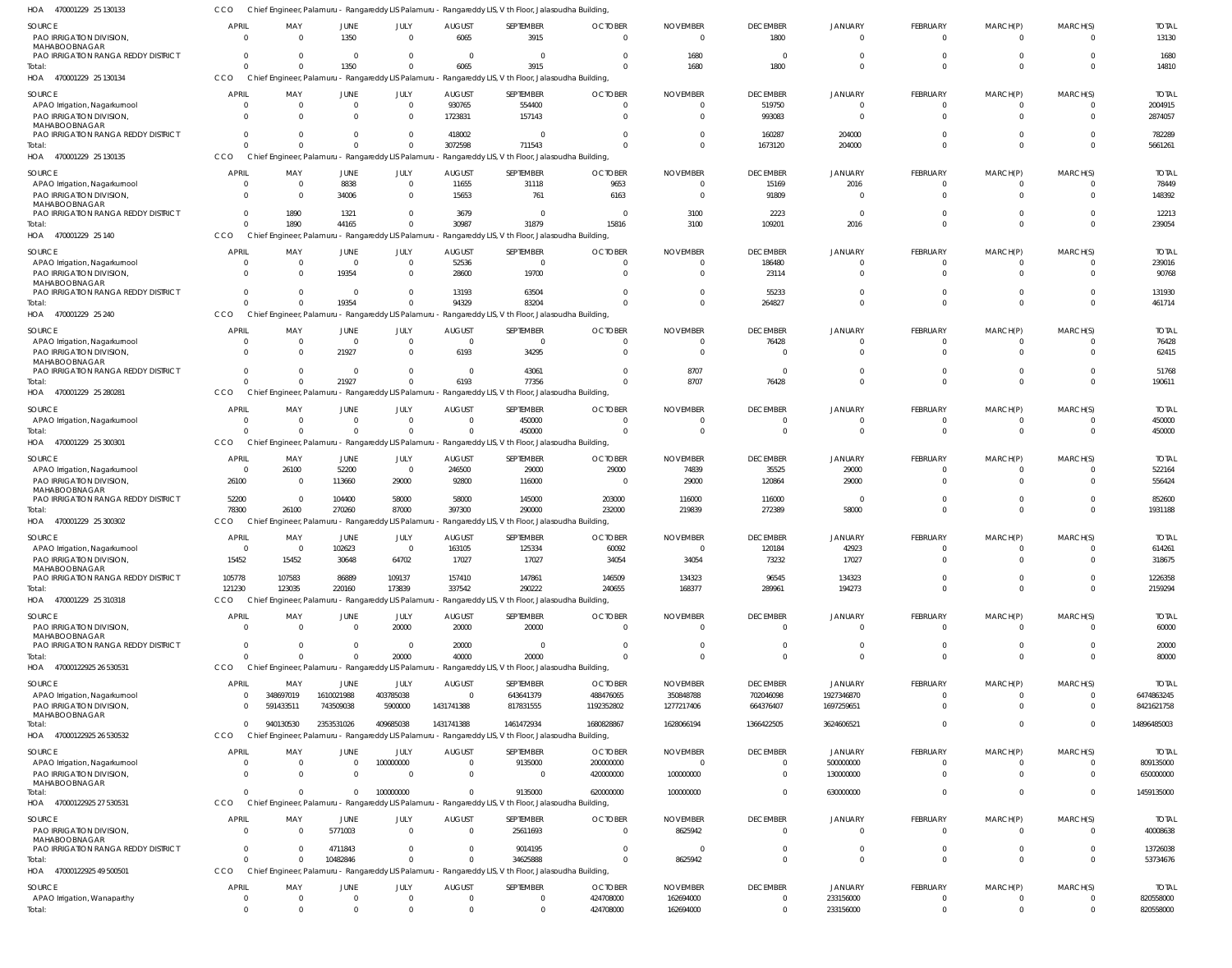HOA 470001229 25 130133 CCO Chief Engineer, Palamuru - Rangareddy LIS Palamuru - Rangareddy LIS, V th Floor, Jalasoudha Building,

| SOURCE | APRIL | MAY | JUNE | JULY | AUGUST | SEPTEMBER | OCTOBER | NOVEMBER | DECEMBER | JANUARY | FEBRUARY | MARCH(P) | MARCH(S) | TOTAL |
|---|---|---|---|---|---|---|---|---|---|---|---|---|---|---|
| PAO IRRIGATION DIVISION, MAHABOOBNAGAR | 0 | 0 | 1350 | 0 | 6065 | 3915 | 0 | 0 | 1800 | 0 | 0 | 0 | 0 | 13130 |
| PAO IRRIGATION RANGA REDDY DISTRICT | 0 | 0 | 0 | 0 | 0 | 0 | 0 | 1680 | 0 | 0 | 0 | 0 | 0 | 1680 |
| Total: | 0 | 0 | 1350 | 0 | 6065 | 3915 | 0 | 1680 | 1800 | 0 | 0 | 0 | 0 | 14810 |

HOA 470001229 25 130134 CCO Chief Engineer, Palamuru - Rangareddy LIS Palamuru - Rangareddy LIS, V th Floor, Jalasoudha Building,

| SOURCE | APRIL | MAY | JUNE | JULY | AUGUST | SEPTEMBER | OCTOBER | NOVEMBER | DECEMBER | JANUARY | FEBRUARY | MARCH(P) | MARCH(S) | TOTAL |
|---|---|---|---|---|---|---|---|---|---|---|---|---|---|---|
| APAO Irrigation, Nagarkurnool | 0 | 0 | 0 | 0 | 930765 | 554400 | 0 | 0 | 519750 | 0 | 0 | 0 | 0 | 2004915 |
| PAO IRRIGATION DIVISION, MAHABOOBNAGAR | 0 | 0 | 0 | 0 | 1723831 | 157143 | 0 | 0 | 993083 | 0 | 0 | 0 | 0 | 2874057 |
| PAO IRRIGATION RANGA REDDY DISTRICT | 0 | 0 | 0 | 0 | 418002 | 0 | 0 | 0 | 160287 | 204000 | 0 | 0 | 0 | 782289 |
| Total: | 0 | 0 | 0 | 0 | 3072598 | 711543 | 0 | 0 | 1673120 | 204000 | 0 | 0 | 0 | 5661261 |

HOA 470001229 25 130135 CCO Chief Engineer, Palamuru - Rangareddy LIS Palamuru - Rangareddy LIS, V th Floor, Jalasoudha Building,

| SOURCE | APRIL | MAY | JUNE | JULY | AUGUST | SEPTEMBER | OCTOBER | NOVEMBER | DECEMBER | JANUARY | FEBRUARY | MARCH(P) | MARCH(S) | TOTAL |
|---|---|---|---|---|---|---|---|---|---|---|---|---|---|---|
| APAO Irrigation, Nagarkurnool | 0 | 0 | 8838 | 0 | 11655 | 31118 | 9653 | 0 | 15169 | 2016 | 0 | 0 | 0 | 78449 |
| PAO IRRIGATION DIVISION, MAHABOOBNAGAR | 0 | 0 | 34006 | 0 | 15653 | 761 | 6163 | 0 | 91809 | 0 | 0 | 0 | 0 | 148392 |
| PAO IRRIGATION RANGA REDDY DISTRICT | 0 | 1890 | 1321 | 0 | 3679 | 0 | 0 | 3100 | 2223 | 0 | 0 | 0 | 0 | 12213 |
| Total: | 0 | 1890 | 44165 | 0 | 30987 | 31879 | 15816 | 3100 | 109201 | 2016 | 0 | 0 | 0 | 239054 |

HOA 470001229 25 140 CCO Chief Engineer, Palamuru - Rangareddy LIS Palamuru - Rangareddy LIS, V th Floor, Jalasoudha Building,

| SOURCE | APRIL | MAY | JUNE | JULY | AUGUST | SEPTEMBER | OCTOBER | NOVEMBER | DECEMBER | JANUARY | FEBRUARY | MARCH(P) | MARCH(S) | TOTAL |
|---|---|---|---|---|---|---|---|---|---|---|---|---|---|---|
| APAO Irrigation, Nagarkurnool | 0 | 0 | 0 | 0 | 52536 | 0 | 0 | 0 | 186480 | 0 | 0 | 0 | 0 | 239016 |
| PAO IRRIGATION DIVISION, MAHABOOBNAGAR | 0 | 0 | 19354 | 0 | 28600 | 19700 | 0 | 0 | 23114 | 0 | 0 | 0 | 0 | 90768 |
| PAO IRRIGATION RANGA REDDY DISTRICT | 0 | 0 | 0 | 0 | 13193 | 63504 | 0 | 0 | 55233 | 0 | 0 | 0 | 0 | 131930 |
| Total: | 0 | 0 | 19354 | 0 | 94329 | 83204 | 0 | 0 | 264827 | 0 | 0 | 0 | 0 | 461714 |

HOA 470001229 25 240 CCO Chief Engineer, Palamuru - Rangareddy LIS Palamuru - Rangareddy LIS, V th Floor, Jalasoudha Building,

| SOURCE | APRIL | MAY | JUNE | JULY | AUGUST | SEPTEMBER | OCTOBER | NOVEMBER | DECEMBER | JANUARY | FEBRUARY | MARCH(P) | MARCH(S) | TOTAL |
|---|---|---|---|---|---|---|---|---|---|---|---|---|---|---|
| APAO Irrigation, Nagarkurnool | 0 | 0 | 0 | 0 | 0 | 0 | 0 | 0 | 76428 | 0 | 0 | 0 | 0 | 76428 |
| PAO IRRIGATION DIVISION, MAHABOOBNAGAR | 0 | 0 | 21927 | 0 | 6193 | 34295 | 0 | 0 | 0 | 0 | 0 | 0 | 0 | 62415 |
| PAO IRRIGATION RANGA REDDY DISTRICT | 0 | 0 | 0 | 0 | 0 | 43061 | 0 | 8707 | 0 | 0 | 0 | 0 | 0 | 51768 |
| Total: | 0 | 0 | 21927 | 0 | 6193 | 77356 | 0 | 8707 | 76428 | 0 | 0 | 0 | 0 | 190611 |

HOA 470001229 25 280281 CCO Chief Engineer, Palamuru - Rangareddy LIS Palamuru - Rangareddy LIS, V th Floor, Jalasoudha Building,

| SOURCE | APRIL | MAY | JUNE | JULY | AUGUST | SEPTEMBER | OCTOBER | NOVEMBER | DECEMBER | JANUARY | FEBRUARY | MARCH(P) | MARCH(S) | TOTAL |
|---|---|---|---|---|---|---|---|---|---|---|---|---|---|---|
| APAO Irrigation, Nagarkurnool | 0 | 0 | 0 | 0 | 0 | 450000 | 0 | 0 | 0 | 0 | 0 | 0 | 0 | 450000 |
| Total: | 0 | 0 | 0 | 0 | 0 | 450000 | 0 | 0 | 0 | 0 | 0 | 0 | 0 | 450000 |

HOA 470001229 25 300301 CCO Chief Engineer, Palamuru - Rangareddy LIS Palamuru - Rangareddy LIS, V th Floor, Jalasoudha Building,

| SOURCE | APRIL | MAY | JUNE | JULY | AUGUST | SEPTEMBER | OCTOBER | NOVEMBER | DECEMBER | JANUARY | FEBRUARY | MARCH(P) | MARCH(S) | TOTAL |
|---|---|---|---|---|---|---|---|---|---|---|---|---|---|---|
| APAO Irrigation, Nagarkurnool | 0 | 26100 | 52200 | 0 | 246500 | 29000 | 29000 | 74839 | 35525 | 29000 | 0 | 0 | 0 | 522164 |
| PAO IRRIGATION DIVISION, MAHABOOBNAGAR | 26100 | 0 | 113660 | 29000 | 92800 | 116000 | 0 | 29000 | 120864 | 29000 | 0 | 0 | 0 | 556424 |
| PAO IRRIGATION RANGA REDDY DISTRICT | 52200 | 0 | 104400 | 58000 | 58000 | 145000 | 203000 | 116000 | 116000 | 0 | 0 | 0 | 0 | 852600 |
| Total: | 78300 | 26100 | 270260 | 87000 | 397300 | 290000 | 232000 | 219839 | 272389 | 58000 | 0 | 0 | 0 | 1931188 |

HOA 470001229 25 300302 CCO Chief Engineer, Palamuru - Rangareddy LIS Palamuru - Rangareddy LIS, V th Floor, Jalasoudha Building,

| SOURCE | APRIL | MAY | JUNE | JULY | AUGUST | SEPTEMBER | OCTOBER | NOVEMBER | DECEMBER | JANUARY | FEBRUARY | MARCH(P) | MARCH(S) | TOTAL |
|---|---|---|---|---|---|---|---|---|---|---|---|---|---|---|
| APAO Irrigation, Nagarkurnool | 0 | 0 | 102623 | 0 | 163105 | 125334 | 60092 | 0 | 120184 | 42923 | 0 | 0 | 0 | 614261 |
| PAO IRRIGATION DIVISION, MAHABOOBNAGAR | 15452 | 15452 | 30648 | 64702 | 17027 | 17027 | 34054 | 34054 | 73232 | 17027 | 0 | 0 | 0 | 318675 |
| PAO IRRIGATION RANGA REDDY DISTRICT | 105778 | 107583 | 86889 | 109137 | 157410 | 147861 | 146509 | 134323 | 96545 | 134323 | 0 | 0 | 0 | 1226358 |
| Total: | 121230 | 123035 | 220160 | 173839 | 337542 | 290222 | 240655 | 168377 | 289961 | 194273 | 0 | 0 | 0 | 2159294 |

HOA 470001229 25 310318 CCO Chief Engineer, Palamuru - Rangareddy LIS Palamuru - Rangareddy LIS, V th Floor, Jalasoudha Building,

| SOURCE | APRIL | MAY | JUNE | JULY | AUGUST | SEPTEMBER | OCTOBER | NOVEMBER | DECEMBER | JANUARY | FEBRUARY | MARCH(P) | MARCH(S) | TOTAL |
|---|---|---|---|---|---|---|---|---|---|---|---|---|---|---|
| PAO IRRIGATION DIVISION, MAHABOOBNAGAR | 0 | 0 | 0 | 20000 | 20000 | 20000 | 0 | 0 | 0 | 0 | 0 | 0 | 0 | 60000 |
| PAO IRRIGATION RANGA REDDY DISTRICT | 0 | 0 | 0 | 0 | 20000 | 0 | 0 | 0 | 0 | 0 | 0 | 0 | 0 | 20000 |
| Total: | 0 | 0 | 0 | 20000 | 40000 | 20000 | 0 | 0 | 0 | 0 | 0 | 0 | 0 | 80000 |

HOA 47000122925 26 530531 CCO Chief Engineer, Palamuru - Rangareddy LIS Palamuru - Rangareddy LIS, V th Floor, Jalasoudha Building,

| SOURCE | APRIL | MAY | JUNE | JULY | AUGUST | SEPTEMBER | OCTOBER | NOVEMBER | DECEMBER | JANUARY | FEBRUARY | MARCH(P) | MARCH(S) | TOTAL |
|---|---|---|---|---|---|---|---|---|---|---|---|---|---|---|
| APAO Irrigation, Nagarkurnool | 0 | 348697019 | 1610021988 | 403785038 | 0 | 643641379 | 488476065 | 350848788 | 702046098 | 1927346870 | 0 | 0 | 0 | 6474863245 |
| PAO IRRIGATION DIVISION, MAHABOOBNAGAR | 0 | 591433511 | 743509038 | 5900000 | 1431741388 | 817831555 | 1192352802 | 1277217406 | 664376407 | 1697259651 | 0 | 0 | 0 | 8421621758 |
| Total: | 0 | 940130530 | 2353531026 | 409685038 | 1431741388 | 1461472934 | 1680828867 | 1628066194 | 1366422505 | 3624606521 | 0 | 0 | 0 | 14896485003 |

HOA 47000122925 26 530532 CCO Chief Engineer, Palamuru - Rangareddy LIS Palamuru - Rangareddy LIS, V th Floor, Jalasoudha Building,

| SOURCE | APRIL | MAY | JUNE | JULY | AUGUST | SEPTEMBER | OCTOBER | NOVEMBER | DECEMBER | JANUARY | FEBRUARY | MARCH(P) | MARCH(S) | TOTAL |
|---|---|---|---|---|---|---|---|---|---|---|---|---|---|---|
| APAO Irrigation, Nagarkurnool | 0 | 0 | 0 | 100000000 | 0 | 9135000 | 200000000 | 0 | 0 | 500000000 | 0 | 0 | 0 | 809135000 |
| PAO IRRIGATION DIVISION, MAHABOOBNAGAR | 0 | 0 | 0 | 0 | 0 | 0 | 420000000 | 100000000 | 0 | 130000000 | 0 | 0 | 0 | 650000000 |
| Total: | 0 | 0 | 0 | 100000000 | 0 | 9135000 | 620000000 | 100000000 | 0 | 630000000 | 0 | 0 | 0 | 1459135000 |

HOA 47000122925 27 530531 CCO Chief Engineer, Palamuru - Rangareddy LIS Palamuru - Rangareddy LIS, V th Floor, Jalasoudha Building,

| SOURCE | APRIL | MAY | JUNE | JULY | AUGUST | SEPTEMBER | OCTOBER | NOVEMBER | DECEMBER | JANUARY | FEBRUARY | MARCH(P) | MARCH(S) | TOTAL |
|---|---|---|---|---|---|---|---|---|---|---|---|---|---|---|
| PAO IRRIGATION DIVISION, MAHABOOBNAGAR | 0 | 0 | 5771003 | 0 | 0 | 25611693 | 0 | 8625942 | 0 | 0 | 0 | 0 | 0 | 40008638 |
| PAO IRRIGATION RANGA REDDY DISTRICT | 0 | 0 | 4711843 | 0 | 0 | 9014195 | 0 | 0 | 0 | 0 | 0 | 0 | 0 | 13726038 |
| Total: | 0 | 0 | 10482846 | 0 | 0 | 34625888 | 0 | 8625942 | 0 | 0 | 0 | 0 | 0 | 53734676 |

HOA 47000122925 49 500501 CCO Chief Engineer, Palamuru - Rangareddy LIS Palamuru - Rangareddy LIS, V th Floor, Jalasoudha Building,

| SOURCE | APRIL | MAY | JUNE | JULY | AUGUST | SEPTEMBER | OCTOBER | NOVEMBER | DECEMBER | JANUARY | FEBRUARY | MARCH(P) | MARCH(S) | TOTAL |
|---|---|---|---|---|---|---|---|---|---|---|---|---|---|---|
| APAO Irrigation, Wanaparthy | 0 | 0 | 0 | 0 | 0 | 0 | 424708000 | 162694000 | 0 | 233156000 | 0 | 0 | 0 | 820558000 |
| Total: | 0 | 0 | 0 | 0 | 0 | 0 | 424708000 | 162694000 | 0 | 233156000 | 0 | 0 | 0 | 820558000 |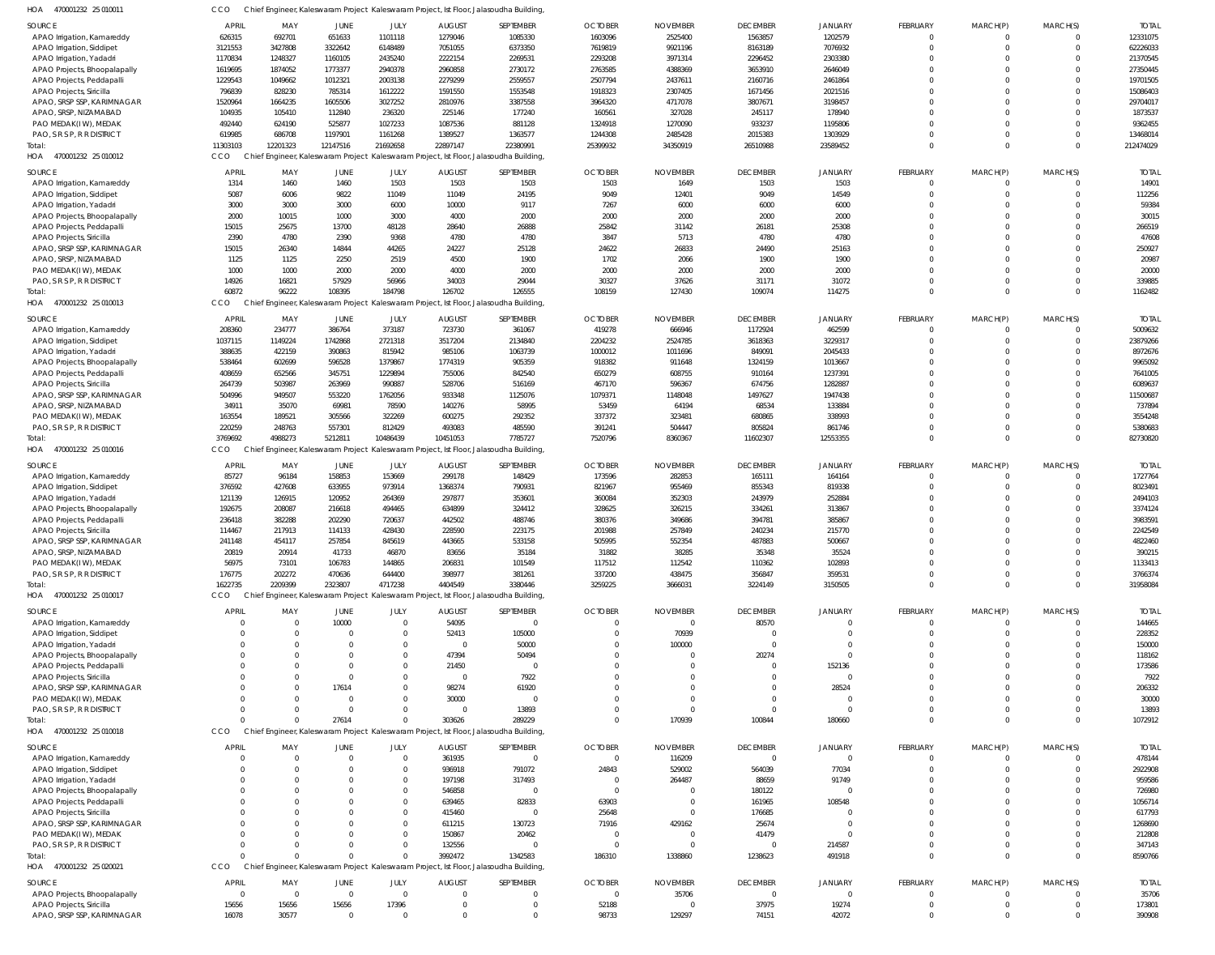HOA 470001232 25 010011 CCO Chief Engineer, Kaleswaram Project Kaleswaram Project, Ist Floor, Jalasoudha Building,

| SOURCE | APRIL | MAY | JUNE | JULY | AUGUST | SEPTEMBER | OCTOBER | NOVEMBER | DECEMBER | JANUARY | FEBRUARY | MARCH(P) | MARCH(S) | TOTAL |
|---|---|---|---|---|---|---|---|---|---|---|---|---|---|---|
| APAO Irrigation, Kamareddy | 626315 | 692701 | 651633 | 1101118 | 1279046 | 1085330 | 1603096 | 2525400 | 1563857 | 1202579 | 0 | 0 | 0 | 12331075 |
| APAO Irrigation, Siddipet | 3121553 | 3427808 | 3322642 | 6148489 | 7051055 | 6373350 | 7619819 | 9921196 | 8163189 | 7076932 | 0 | 0 | 0 | 62226033 |
| APAO Irrigation, Yadadri | 1170834 | 1248327 | 1160105 | 2435240 | 2222154 | 2269531 | 2293208 | 3971314 | 2296452 | 2303380 | 0 | 0 | 0 | 21370545 |
| APAO Projects, Bhoopalapally | 1619695 | 1874052 | 1773377 | 2940378 | 2960858 | 2730172 | 2763585 | 4388369 | 3653910 | 2646049 | 0 | 0 | 0 | 27350445 |
| APAO Projects, Peddapalli | 1229543 | 1049662 | 1012321 | 2003138 | 2279299 | 2559557 | 2507794 | 2437611 | 2160716 | 2461864 | 0 | 0 | 0 | 19701505 |
| APAO Projects, Siricilla | 796839 | 828230 | 785314 | 1612222 | 1591550 | 1553548 | 1918323 | 2307405 | 1671456 | 2021516 | 0 | 0 | 0 | 15086403 |
| APAO, SRSP SSP, KARIMNAGAR | 1520964 | 1664235 | 1605506 | 3027252 | 2810976 | 3387558 | 3964320 | 4717078 | 3807671 | 3198457 | 0 | 0 | 0 | 29704017 |
| APAO, SRSP, NIZAMABAD | 104935 | 105410 | 112840 | 236320 | 225146 | 177240 | 160561 | 327028 | 245117 | 178940 | 0 | 0 | 0 | 1873537 |
| PAO MEDAK(IW), MEDAK | 492440 | 624190 | 525877 | 1027233 | 1087536 | 881128 | 1324918 | 1270090 | 933237 | 1195806 | 0 | 0 | 0 | 9362455 |
| PAO, S R S P, R R DISTRICT | 619985 | 686708 | 1197901 | 1161268 | 1389527 | 1363577 | 1244308 | 2485428 | 2015383 | 1303929 | 0 | 0 | 0 | 13468014 |
| Total: | 11303103 | 12201323 | 12147516 | 21692658 | 22897147 | 22380991 | 25399932 | 34350919 | 26510988 | 23589452 | 0 | 0 | 0 | 212474029 |

HOA 470001232 25 010012 CCO Chief Engineer, Kaleswaram Project Kaleswaram Project, Ist Floor, Jalasoudha Building,

| SOURCE | APRIL | MAY | JUNE | JULY | AUGUST | SEPTEMBER | OCTOBER | NOVEMBER | DECEMBER | JANUARY | FEBRUARY | MARCH(P) | MARCH(S) | TOTAL |
|---|---|---|---|---|---|---|---|---|---|---|---|---|---|---|
| APAO Irrigation, Kamareddy | 1314 | 1460 | 1460 | 1503 | 1503 | 1503 | 1503 | 1649 | 1503 | 1503 | 0 | 0 | 0 | 14901 |
| APAO Irrigation, Siddipet | 5087 | 6006 | 9822 | 11049 | 11049 | 24195 | 9049 | 12401 | 9049 | 14549 | 0 | 0 | 0 | 112256 |
| APAO Irrigation, Yadadri | 3000 | 3000 | 3000 | 6000 | 10000 | 9117 | 7267 | 6000 | 6000 | 6000 | 0 | 0 | 0 | 59384 |
| APAO Projects, Bhoopalapally | 2000 | 10015 | 1000 | 3000 | 4000 | 2000 | 2000 | 2000 | 2000 | 2000 | 0 | 0 | 0 | 30015 |
| APAO Projects, Peddapalli | 15015 | 25675 | 13700 | 48128 | 28640 | 26888 | 25842 | 31142 | 26181 | 25308 | 0 | 0 | 0 | 266519 |
| APAO Projects, Siricilla | 2390 | 4780 | 2390 | 9368 | 4780 | 4780 | 3847 | 5713 | 4780 | 4780 | 0 | 0 | 0 | 47608 |
| APAO, SRSP SSP, KARIMNAGAR | 15015 | 26340 | 14844 | 44265 | 24227 | 25128 | 24622 | 26833 | 24490 | 25163 | 0 | 0 | 0 | 250927 |
| APAO, SRSP, NIZAMABAD | 1125 | 1125 | 2250 | 2519 | 4500 | 1900 | 1702 | 2066 | 1900 | 1900 | 0 | 0 | 0 | 20987 |
| PAO MEDAK(IW), MEDAK | 1000 | 1000 | 2000 | 2000 | 4000 | 2000 | 2000 | 2000 | 2000 | 2000 | 0 | 0 | 0 | 20000 |
| PAO, S R S P, R R DISTRICT | 14926 | 16821 | 57929 | 56966 | 34003 | 29044 | 30327 | 37626 | 31171 | 31072 | 0 | 0 | 0 | 339885 |
| Total: | 60872 | 96222 | 108395 | 184798 | 126702 | 126555 | 108159 | 127430 | 109074 | 114275 | 0 | 0 | 0 | 1162482 |

HOA 470001232 25 010013 CCO Chief Engineer, Kaleswaram Project Kaleswaram Project, Ist Floor, Jalasoudha Building,

| SOURCE | APRIL | MAY | JUNE | JULY | AUGUST | SEPTEMBER | OCTOBER | NOVEMBER | DECEMBER | JANUARY | FEBRUARY | MARCH(P) | MARCH(S) | TOTAL |
|---|---|---|---|---|---|---|---|---|---|---|---|---|---|---|
| APAO Irrigation, Kamareddy | 208360 | 234777 | 386764 | 373187 | 723730 | 361067 | 419278 | 666946 | 1172924 | 462599 | 0 | 0 | 0 | 5009632 |
| APAO Irrigation, Siddipet | 1037115 | 1149224 | 1742868 | 2721318 | 3517204 | 2134840 | 2204232 | 2524785 | 3618363 | 3229317 | 0 | 0 | 0 | 23879266 |
| APAO Irrigation, Yadadri | 388635 | 422159 | 390863 | 815942 | 985106 | 1063739 | 1000012 | 1011696 | 849091 | 2045433 | 0 | 0 | 0 | 8972676 |
| APAO Projects, Bhoopalapally | 538464 | 602699 | 596528 | 1379867 | 1774319 | 905359 | 918382 | 911648 | 1324159 | 1013667 | 0 | 0 | 0 | 9965092 |
| APAO Projects, Peddapalli | 408659 | 652566 | 345751 | 1229894 | 755006 | 842540 | 650279 | 608755 | 910164 | 1237391 | 0 | 0 | 0 | 7641005 |
| APAO Projects, Siricilla | 264739 | 503987 | 263969 | 990887 | 528706 | 516169 | 467170 | 596367 | 674756 | 1282887 | 0 | 0 | 0 | 6089637 |
| APAO, SRSP SSP, KARIMNAGAR | 504996 | 949507 | 553220 | 1762056 | 933348 | 1125076 | 1079371 | 1148048 | 1497627 | 1947438 | 0 | 0 | 0 | 11500687 |
| APAO, SRSP, NIZAMABAD | 34911 | 35070 | 69981 | 78590 | 140276 | 58995 | 53459 | 64194 | 68534 | 133884 | 0 | 0 | 0 | 737894 |
| PAO MEDAK(IW), MEDAK | 163554 | 189521 | 305566 | 322269 | 600275 | 292352 | 337372 | 323481 | 680865 | 338993 | 0 | 0 | 0 | 3554248 |
| PAO, S R S P, R R DISTRICT | 220259 | 248763 | 557301 | 812429 | 493083 | 485590 | 391241 | 504447 | 805824 | 861746 | 0 | 0 | 0 | 5380683 |
| Total: | 3769692 | 4988273 | 5212811 | 10486439 | 10451053 | 7785727 | 7520796 | 8360367 | 11602307 | 12553355 | 0 | 0 | 0 | 82730820 |

HOA 470001232 25 010016 CCO Chief Engineer, Kaleswaram Project Kaleswaram Project, Ist Floor, Jalasoudha Building,

| SOURCE | APRIL | MAY | JUNE | JULY | AUGUST | SEPTEMBER | OCTOBER | NOVEMBER | DECEMBER | JANUARY | FEBRUARY | MARCH(P) | MARCH(S) | TOTAL |
|---|---|---|---|---|---|---|---|---|---|---|---|---|---|---|
| APAO Irrigation, Kamareddy | 85727 | 96184 | 158853 | 153669 | 299178 | 148429 | 173596 | 282853 | 165111 | 164164 | 0 | 0 | 0 | 1727764 |
| APAO Irrigation, Siddipet | 376592 | 427608 | 633955 | 973914 | 1368374 | 790931 | 821967 | 955469 | 855343 | 819338 | 0 | 0 | 0 | 8023491 |
| APAO Irrigation, Yadadri | 121139 | 126915 | 120952 | 264369 | 297877 | 353601 | 360084 | 352303 | 243979 | 252884 | 0 | 0 | 0 | 2494103 |
| APAO Projects, Bhoopalapally | 192675 | 208087 | 216618 | 494465 | 634899 | 324412 | 328625 | 326215 | 334261 | 313867 | 0 | 0 | 0 | 3374124 |
| APAO Projects, Peddapalli | 236418 | 382288 | 202290 | 720637 | 442502 | 488746 | 380376 | 349686 | 394781 | 385867 | 0 | 0 | 0 | 3983591 |
| APAO Projects, Siricilla | 114467 | 217913 | 114133 | 428430 | 228590 | 223175 | 201988 | 257849 | 240234 | 215770 | 0 | 0 | 0 | 2242549 |
| APAO, SRSP SSP, KARIMNAGAR | 241148 | 454117 | 257854 | 845619 | 443665 | 533158 | 505995 | 552354 | 487883 | 500667 | 0 | 0 | 0 | 4822460 |
| APAO, SRSP, NIZAMABAD | 20819 | 20914 | 41733 | 46870 | 83656 | 35184 | 31882 | 38285 | 35348 | 35524 | 0 | 0 | 0 | 390215 |
| PAO MEDAK(IW), MEDAK | 56975 | 73101 | 106783 | 144865 | 206831 | 101549 | 117512 | 112542 | 110362 | 102893 | 0 | 0 | 0 | 1133413 |
| PAO, S R S P, R R DISTRICT | 176775 | 202272 | 470636 | 644400 | 398977 | 381261 | 337200 | 438475 | 356847 | 359531 | 0 | 0 | 0 | 3766374 |
| Total: | 1622735 | 2209399 | 2323807 | 4717238 | 4404549 | 3380446 | 3259225 | 3666031 | 3224149 | 3150505 | 0 | 0 | 0 | 31958084 |

HOA 470001232 25 010017 CCO Chief Engineer, Kaleswaram Project Kaleswaram Project, Ist Floor, Jalasoudha Building,

| SOURCE | APRIL | MAY | JUNE | JULY | AUGUST | SEPTEMBER | OCTOBER | NOVEMBER | DECEMBER | JANUARY | FEBRUARY | MARCH(P) | MARCH(S) | TOTAL |
|---|---|---|---|---|---|---|---|---|---|---|---|---|---|---|
| APAO Irrigation, Kamareddy | 0 | 0 | 10000 | 0 | 54095 | 0 | 0 | 0 | 80570 | 0 | 0 | 0 | 0 | 144665 |
| APAO Irrigation, Siddipet | 0 | 0 | 0 | 0 | 52413 | 105000 | 0 | 70939 | 0 | 0 | 0 | 0 | 0 | 228352 |
| APAO Irrigation, Yadadri | 0 | 0 | 0 | 0 | 0 | 50000 | 0 | 100000 | 0 | 0 | 0 | 0 | 0 | 150000 |
| APAO Projects, Bhoopalapally | 0 | 0 | 0 | 0 | 47394 | 50494 | 0 | 0 | 20274 | 0 | 0 | 0 | 0 | 118162 |
| APAO Projects, Peddapalli | 0 | 0 | 0 | 0 | 21450 | 0 | 0 | 0 | 0 | 152136 | 0 | 0 | 0 | 173586 |
| APAO Projects, Siricilla | 0 | 0 | 0 | 0 | 0 | 7922 | 0 | 0 | 0 | 0 | 0 | 0 | 0 | 7922 |
| APAO, SRSP SSP, KARIMNAGAR | 0 | 0 | 17614 | 0 | 98274 | 61920 | 0 | 0 | 0 | 28524 | 0 | 0 | 0 | 206332 |
| PAO MEDAK(IW), MEDAK | 0 | 0 | 0 | 0 | 30000 | 0 | 0 | 0 | 0 | 0 | 0 | 0 | 0 | 30000 |
| PAO, S R S P, R R DISTRICT | 0 | 0 | 0 | 0 | 0 | 13893 | 0 | 0 | 0 | 0 | 0 | 0 | 0 | 13893 |
| Total: | 0 | 0 | 27614 | 0 | 303626 | 289229 | 0 | 170939 | 100844 | 180660 | 0 | 0 | 0 | 1072912 |

HOA 470001232 25 010018 CCO Chief Engineer, Kaleswaram Project Kaleswaram Project, Ist Floor, Jalasoudha Building,

| SOURCE | APRIL | MAY | JUNE | JULY | AUGUST | SEPTEMBER | OCTOBER | NOVEMBER | DECEMBER | JANUARY | FEBRUARY | MARCH(P) | MARCH(S) | TOTAL |
|---|---|---|---|---|---|---|---|---|---|---|---|---|---|---|
| APAO Irrigation, Kamareddy | 0 | 0 | 0 | 0 | 361935 | 0 | 0 | 116209 | 0 | 0 | 0 | 0 | 0 | 478144 |
| APAO Irrigation, Siddipet | 0 | 0 | 0 | 0 | 936918 | 791072 | 24843 | 529002 | 564039 | 77034 | 0 | 0 | 0 | 2922908 |
| APAO Irrigation, Yadadri | 0 | 0 | 0 | 0 | 197198 | 317493 | 0 | 264487 | 88659 | 91749 | 0 | 0 | 0 | 959586 |
| APAO Projects, Bhoopalapally | 0 | 0 | 0 | 0 | 546858 | 0 | 0 | 0 | 180122 | 0 | 0 | 0 | 0 | 726980 |
| APAO Projects, Peddapalli | 0 | 0 | 0 | 0 | 639465 | 82833 | 63903 | 0 | 161965 | 108548 | 0 | 0 | 0 | 1056714 |
| APAO Projects, Siricilla | 0 | 0 | 0 | 0 | 415460 | 0 | 25648 | 0 | 176685 | 0 | 0 | 0 | 0 | 617793 |
| APAO, SRSP SSP, KARIMNAGAR | 0 | 0 | 0 | 0 | 611215 | 130723 | 71916 | 429162 | 25674 | 0 | 0 | 0 | 0 | 1268690 |
| PAO MEDAK(IW), MEDAK | 0 | 0 | 0 | 0 | 150867 | 20462 | 0 | 0 | 41479 | 0 | 0 | 0 | 0 | 212808 |
| PAO, S R S P, R R DISTRICT | 0 | 0 | 0 | 0 | 132556 | 0 | 0 | 0 | 0 | 214587 | 0 | 0 | 0 | 347143 |
| Total: | 0 | 0 | 0 | 0 | 3992472 | 1342583 | 186310 | 1338860 | 1238623 | 491918 | 0 | 0 | 0 | 8590766 |

HOA 470001232 25 020021 CCO Chief Engineer, Kaleswaram Project Kaleswaram Project, Ist Floor, Jalasoudha Building,

| SOURCE | APRIL | MAY | JUNE | JULY | AUGUST | SEPTEMBER | OCTOBER | NOVEMBER | DECEMBER | JANUARY | FEBRUARY | MARCH(P) | MARCH(S) | TOTAL |
|---|---|---|---|---|---|---|---|---|---|---|---|---|---|---|
| APAO Projects, Bhoopalapally | 0 | 0 | 0 | 0 | 0 | 0 | 0 | 35706 | 0 | 0 | 0 | 0 | 0 | 35706 |
| APAO Projects, Siricilla | 15656 | 15656 | 15656 | 17396 | 0 | 0 | 52188 | 0 | 37975 | 19274 | 0 | 0 | 0 | 173801 |
| APAO, SRSP SSP, KARIMNAGAR | 16078 | 30577 | 0 | 0 | 0 | 0 | 98733 | 129297 | 74151 | 42072 | 0 | 0 | 0 | 390908 |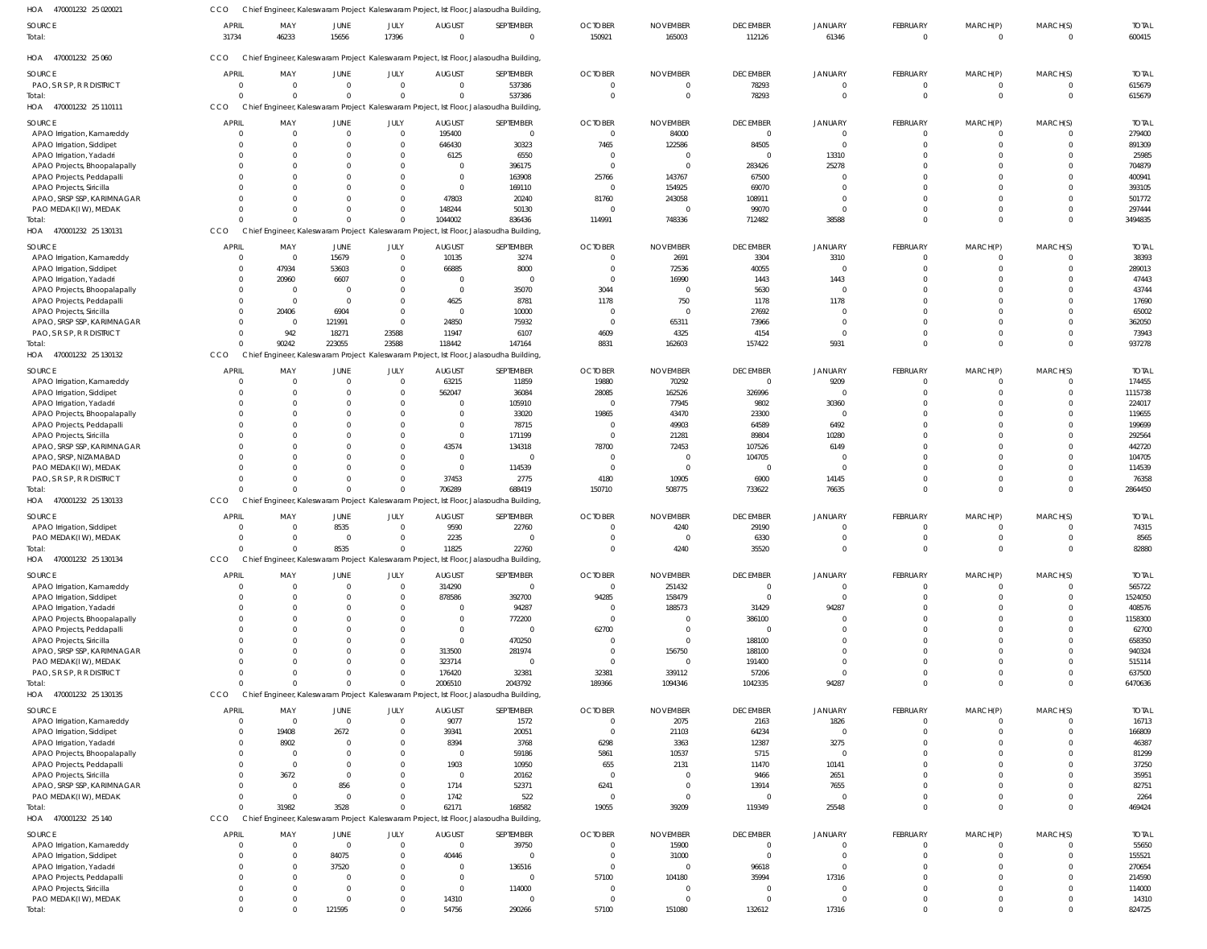HOA 470001232 25 020021 CCO Chief Engineer, Kaleswaram Project Kaleswaram Project, Ist Floor, Jalasoudha Building,

| SOURCE | APRIL | MAY | JUNE | JULY | AUGUST | SEPTEMBER | OCTOBER | NOVEMBER | DECEMBER | JANUARY | FEBRUARY | MARCH(P) | MARCH(S) | TOTAL |
|---|---|---|---|---|---|---|---|---|---|---|---|---|---|---|
| Total: | 31734 | 46233 | 15656 | 17396 | 0 | 0 | 150921 | 165003 | 112126 | 61346 | 0 | 0 | 0 | 600415 |

HOA 470001232 25 060 CCO Chief Engineer, Kaleswaram Project Kaleswaram Project, Ist Floor, Jalasoudha Building,

| SOURCE | APRIL | MAY | JUNE | JULY | AUGUST | SEPTEMBER | OCTOBER | NOVEMBER | DECEMBER | JANUARY | FEBRUARY | MARCH(P) | MARCH(S) | TOTAL |
|---|---|---|---|---|---|---|---|---|---|---|---|---|---|---|
| PAO, S R S P, R R DISTRICT | 0 | 0 | 0 | 0 | 0 | 537386 | 0 | 0 | 78293 | 0 | 0 | 0 | 0 | 615679 |
| Total: | 0 | 0 | 0 | 0 | 0 | 537386 | 0 | 0 | 78293 | 0 | 0 | 0 | 0 | 615679 |

HOA 470001232 25 110111 CCO Chief Engineer, Kaleswaram Project Kaleswaram Project, Ist Floor, Jalasoudha Building,

| SOURCE | APRIL | MAY | JUNE | JULY | AUGUST | SEPTEMBER | OCTOBER | NOVEMBER | DECEMBER | JANUARY | FEBRUARY | MARCH(P) | MARCH(S) | TOTAL |
|---|---|---|---|---|---|---|---|---|---|---|---|---|---|---|
| APAO Irrigation, Kamareddy | 0 | 0 | 0 | 0 | 195400 | 0 | 0 | 84000 | 0 | 0 | 0 | 0 | 0 | 279400 |
| APAO Irrigation, Siddipet | 0 | 0 | 0 | 0 | 646430 | 30323 | 7465 | 122586 | 84505 | 0 | 0 | 0 | 0 | 891309 |
| APAO Irrigation, Yadadri | 0 | 0 | 0 | 0 | 6125 | 6550 | 0 | 0 | 0 | 13310 | 0 | 0 | 0 | 25985 |
| APAO Projects, Bhoopalapally | 0 | 0 | 0 | 0 | 0 | 396175 | 0 | 0 | 283426 | 25278 | 0 | 0 | 0 | 704879 |
| APAO Projects, Peddapalli | 0 | 0 | 0 | 0 | 0 | 163908 | 25766 | 143767 | 67500 | 0 | 0 | 0 | 0 | 400941 |
| APAO Projects, Siricilla | 0 | 0 | 0 | 0 | 0 | 169110 | 0 | 154925 | 69070 | 0 | 0 | 0 | 0 | 393105 |
| APAO, SRSP SSP, KARIMNAGAR | 0 | 0 | 0 | 0 | 47803 | 20240 | 81760 | 243058 | 108911 | 0 | 0 | 0 | 0 | 501772 |
| PAO MEDAK(IW), MEDAK | 0 | 0 | 0 | 0 | 148244 | 50130 | 0 | 0 | 99070 | 0 | 0 | 0 | 0 | 297444 |
| Total: | 0 | 0 | 0 | 0 | 1044002 | 836436 | 114991 | 748336 | 712482 | 38588 | 0 | 0 | 0 | 3494835 |

HOA 470001232 25 130131 CCO Chief Engineer, Kaleswaram Project Kaleswaram Project, Ist Floor, Jalasoudha Building,

| SOURCE | APRIL | MAY | JUNE | JULY | AUGUST | SEPTEMBER | OCTOBER | NOVEMBER | DECEMBER | JANUARY | FEBRUARY | MARCH(P) | MARCH(S) | TOTAL |
|---|---|---|---|---|---|---|---|---|---|---|---|---|---|---|
| APAO Irrigation, Kamareddy | 0 | 0 | 15679 | 0 | 10135 | 3274 | 0 | 2691 | 3304 | 3310 | 0 | 0 | 0 | 38393 |
| APAO Irrigation, Siddipet | 0 | 47934 | 53603 | 0 | 66885 | 8000 | 0 | 72536 | 40055 | 0 | 0 | 0 | 0 | 289013 |
| APAO Irrigation, Yadadri | 0 | 20960 | 6607 | 0 | 0 | 0 | 0 | 16990 | 1443 | 1443 | 0 | 0 | 0 | 47443 |
| APAO Projects, Bhoopalapally | 0 | 0 | 0 | 0 | 0 | 35070 | 3044 | 0 | 5630 | 0 | 0 | 0 | 0 | 43744 |
| APAO Projects, Peddapalli | 0 | 0 | 0 | 0 | 4625 | 8781 | 1178 | 750 | 1178 | 1178 | 0 | 0 | 0 | 17690 |
| APAO Projects, Siricilla | 0 | 20406 | 6904 | 0 | 0 | 10000 | 0 | 0 | 27692 | 0 | 0 | 0 | 0 | 65002 |
| APAO, SRSP SSP, KARIMNAGAR | 0 | 0 | 121991 | 0 | 24850 | 75932 | 0 | 65311 | 73966 | 0 | 0 | 0 | 0 | 362050 |
| PAO, S R S P, R R DISTRICT | 0 | 942 | 18271 | 23588 | 11947 | 6107 | 4609 | 4325 | 4154 | 0 | 0 | 0 | 0 | 73943 |
| Total: | 0 | 90242 | 223055 | 23588 | 118442 | 147164 | 8831 | 162603 | 157422 | 5931 | 0 | 0 | 0 | 937278 |

HOA 470001232 25 130132 CCO Chief Engineer, Kaleswaram Project Kaleswaram Project, Ist Floor, Jalasoudha Building,

| SOURCE | APRIL | MAY | JUNE | JULY | AUGUST | SEPTEMBER | OCTOBER | NOVEMBER | DECEMBER | JANUARY | FEBRUARY | MARCH(P) | MARCH(S) | TOTAL |
|---|---|---|---|---|---|---|---|---|---|---|---|---|---|---|
| APAO Irrigation, Kamareddy | 0 | 0 | 0 | 0 | 63215 | 11859 | 19880 | 70292 | 0 | 9209 | 0 | 0 | 0 | 174455 |
| APAO Irrigation, Siddipet | 0 | 0 | 0 | 0 | 562047 | 36084 | 28085 | 162526 | 326996 | 0 | 0 | 0 | 0 | 1115738 |
| APAO Irrigation, Yadadri | 0 | 0 | 0 | 0 | 0 | 105910 | 0 | 77945 | 9802 | 30360 | 0 | 0 | 0 | 224017 |
| APAO Projects, Bhoopalapally | 0 | 0 | 0 | 0 | 0 | 33020 | 19865 | 43470 | 23300 | 0 | 0 | 0 | 0 | 119655 |
| APAO Projects, Peddapalli | 0 | 0 | 0 | 0 | 0 | 78715 | 0 | 49903 | 64589 | 6492 | 0 | 0 | 0 | 199699 |
| APAO Projects, Siricilla | 0 | 0 | 0 | 0 | 0 | 171199 | 0 | 21281 | 89804 | 10280 | 0 | 0 | 0 | 292564 |
| APAO, SRSP SSP, KARIMNAGAR | 0 | 0 | 0 | 0 | 43574 | 134318 | 78700 | 72453 | 107526 | 6149 | 0 | 0 | 0 | 442720 |
| APAO, SRSP, NIZAMABAD | 0 | 0 | 0 | 0 | 0 | 0 | 0 | 0 | 104705 | 0 | 0 | 0 | 0 | 104705 |
| PAO MEDAK(IW), MEDAK | 0 | 0 | 0 | 0 | 0 | 114539 | 0 | 0 | 0 | 0 | 0 | 0 | 0 | 114539 |
| PAO, S R S P, R R DISTRICT | 0 | 0 | 0 | 0 | 37453 | 2775 | 4180 | 10905 | 6900 | 14145 | 0 | 0 | 0 | 76358 |
| Total: | 0 | 0 | 0 | 0 | 706289 | 688419 | 150710 | 508775 | 733622 | 76635 | 0 | 0 | 0 | 2864450 |

HOA 470001232 25 130133 CCO Chief Engineer, Kaleswaram Project Kaleswaram Project, Ist Floor, Jalasoudha Building,

| SOURCE | APRIL | MAY | JUNE | JULY | AUGUST | SEPTEMBER | OCTOBER | NOVEMBER | DECEMBER | JANUARY | FEBRUARY | MARCH(P) | MARCH(S) | TOTAL |
|---|---|---|---|---|---|---|---|---|---|---|---|---|---|---|
| APAO Irrigation, Siddipet | 0 | 0 | 8535 | 0 | 9590 | 22760 | 0 | 4240 | 29190 | 0 | 0 | 0 | 0 | 74315 |
| PAO MEDAK(IW), MEDAK | 0 | 0 | 0 | 0 | 2235 | 0 | 0 | 0 | 6330 | 0 | 0 | 0 | 0 | 8565 |
| Total: | 0 | 0 | 8535 | 0 | 11825 | 22760 | 0 | 4240 | 35520 | 0 | 0 | 0 | 0 | 82880 |

HOA 470001232 25 130134 CCO Chief Engineer, Kaleswaram Project Kaleswaram Project, Ist Floor, Jalasoudha Building,

| SOURCE | APRIL | MAY | JUNE | JULY | AUGUST | SEPTEMBER | OCTOBER | NOVEMBER | DECEMBER | JANUARY | FEBRUARY | MARCH(P) | MARCH(S) | TOTAL |
|---|---|---|---|---|---|---|---|---|---|---|---|---|---|---|
| APAO Irrigation, Kamareddy | 0 | 0 | 0 | 0 | 314290 | 0 | 0 | 251432 | 0 | 0 | 0 | 0 | 0 | 565722 |
| APAO Irrigation, Siddipet | 0 | 0 | 0 | 0 | 878586 | 392700 | 94285 | 158479 | 0 | 0 | 0 | 0 | 0 | 1524050 |
| APAO Irrigation, Yadadri | 0 | 0 | 0 | 0 | 0 | 94287 | 0 | 188573 | 31429 | 94287 | 0 | 0 | 0 | 408576 |
| APAO Projects, Bhoopalapally | 0 | 0 | 0 | 0 | 0 | 772200 | 0 | 0 | 386100 | 0 | 0 | 0 | 0 | 1158300 |
| APAO Projects, Peddapalli | 0 | 0 | 0 | 0 | 0 | 0 | 62700 | 0 | 0 | 0 | 0 | 0 | 0 | 62700 |
| APAO Projects, Siricilla | 0 | 0 | 0 | 0 | 0 | 470250 | 0 | 0 | 188100 | 0 | 0 | 0 | 0 | 658350 |
| APAO, SRSP SSP, KARIMNAGAR | 0 | 0 | 0 | 0 | 313500 | 281974 | 0 | 156750 | 188100 | 0 | 0 | 0 | 0 | 940324 |
| PAO MEDAK(IW), MEDAK | 0 | 0 | 0 | 0 | 323714 | 0 | 0 | 0 | 191400 | 0 | 0 | 0 | 0 | 515114 |
| PAO, S R S P, R R DISTRICT | 0 | 0 | 0 | 0 | 176420 | 32381 | 32381 | 339112 | 57206 | 0 | 0 | 0 | 0 | 637500 |
| Total: | 0 | 0 | 0 | 0 | 2006510 | 2043792 | 189366 | 1094346 | 1042335 | 94287 | 0 | 0 | 0 | 6470636 |

HOA 470001232 25 130135 CCO Chief Engineer, Kaleswaram Project Kaleswaram Project, Ist Floor, Jalasoudha Building,

| SOURCE | APRIL | MAY | JUNE | JULY | AUGUST | SEPTEMBER | OCTOBER | NOVEMBER | DECEMBER | JANUARY | FEBRUARY | MARCH(P) | MARCH(S) | TOTAL |
|---|---|---|---|---|---|---|---|---|---|---|---|---|---|---|
| APAO Irrigation, Kamareddy | 0 | 0 | 0 | 0 | 9077 | 1572 | 0 | 2075 | 2163 | 1826 | 0 | 0 | 0 | 16713 |
| APAO Irrigation, Siddipet | 0 | 19408 | 2672 | 0 | 39341 | 20051 | 0 | 21103 | 64234 | 0 | 0 | 0 | 0 | 166809 |
| APAO Irrigation, Yadadri | 0 | 8902 | 0 | 0 | 8394 | 3768 | 6298 | 3363 | 12387 | 3275 | 0 | 0 | 0 | 46387 |
| APAO Projects, Bhoopalapally | 0 | 0 | 0 | 0 | 0 | 59186 | 5861 | 10537 | 5715 | 0 | 0 | 0 | 0 | 81299 |
| APAO Projects, Peddapalli | 0 | 0 | 0 | 0 | 1903 | 10950 | 655 | 2131 | 11470 | 10141 | 0 | 0 | 0 | 37250 |
| APAO Projects, Siricilla | 0 | 3672 | 0 | 0 | 0 | 20162 | 0 | 0 | 9466 | 2651 | 0 | 0 | 0 | 35951 |
| APAO, SRSP SSP, KARIMNAGAR | 0 | 0 | 856 | 0 | 1714 | 52371 | 6241 | 0 | 13914 | 7655 | 0 | 0 | 0 | 82751 |
| PAO MEDAK(IW), MEDAK | 0 | 0 | 0 | 0 | 1742 | 522 | 0 | 0 | 0 | 0 | 0 | 0 | 0 | 2264 |
| Total: | 0 | 31982 | 3528 | 0 | 62171 | 168582 | 19055 | 39209 | 119349 | 25548 | 0 | 0 | 0 | 469424 |

HOA 470001232 25 140 CCO Chief Engineer, Kaleswaram Project Kaleswaram Project, Ist Floor, Jalasoudha Building,

| SOURCE | APRIL | MAY | JUNE | JULY | AUGUST | SEPTEMBER | OCTOBER | NOVEMBER | DECEMBER | JANUARY | FEBRUARY | MARCH(P) | MARCH(S) | TOTAL |
|---|---|---|---|---|---|---|---|---|---|---|---|---|---|---|
| APAO Irrigation, Kamareddy | 0 | 0 | 0 | 0 | 0 | 39750 | 0 | 15900 | 0 | 0 | 0 | 0 | 0 | 55650 |
| APAO Irrigation, Siddipet | 0 | 0 | 84075 | 0 | 40446 | 0 | 0 | 31000 | 0 | 0 | 0 | 0 | 0 | 155521 |
| APAO Irrigation, Yadadri | 0 | 0 | 37520 | 0 | 0 | 136516 | 0 | 0 | 96618 | 0 | 0 | 0 | 0 | 270654 |
| APAO Projects, Peddapalli | 0 | 0 | 0 | 0 | 0 | 0 | 57100 | 104180 | 35994 | 17316 | 0 | 0 | 0 | 214590 |
| APAO Projects, Siricilla | 0 | 0 | 0 | 0 | 0 | 114000 | 0 | 0 | 0 | 0 | 0 | 0 | 0 | 114000 |
| PAO MEDAK(IW), MEDAK | 0 | 0 | 0 | 0 | 14310 | 0 | 0 | 0 | 0 | 0 | 0 | 0 | 0 | 14310 |
| Total: | 0 | 0 | 121595 | 0 | 54756 | 290266 | 57100 | 151080 | 132612 | 17316 | 0 | 0 | 0 | 824725 |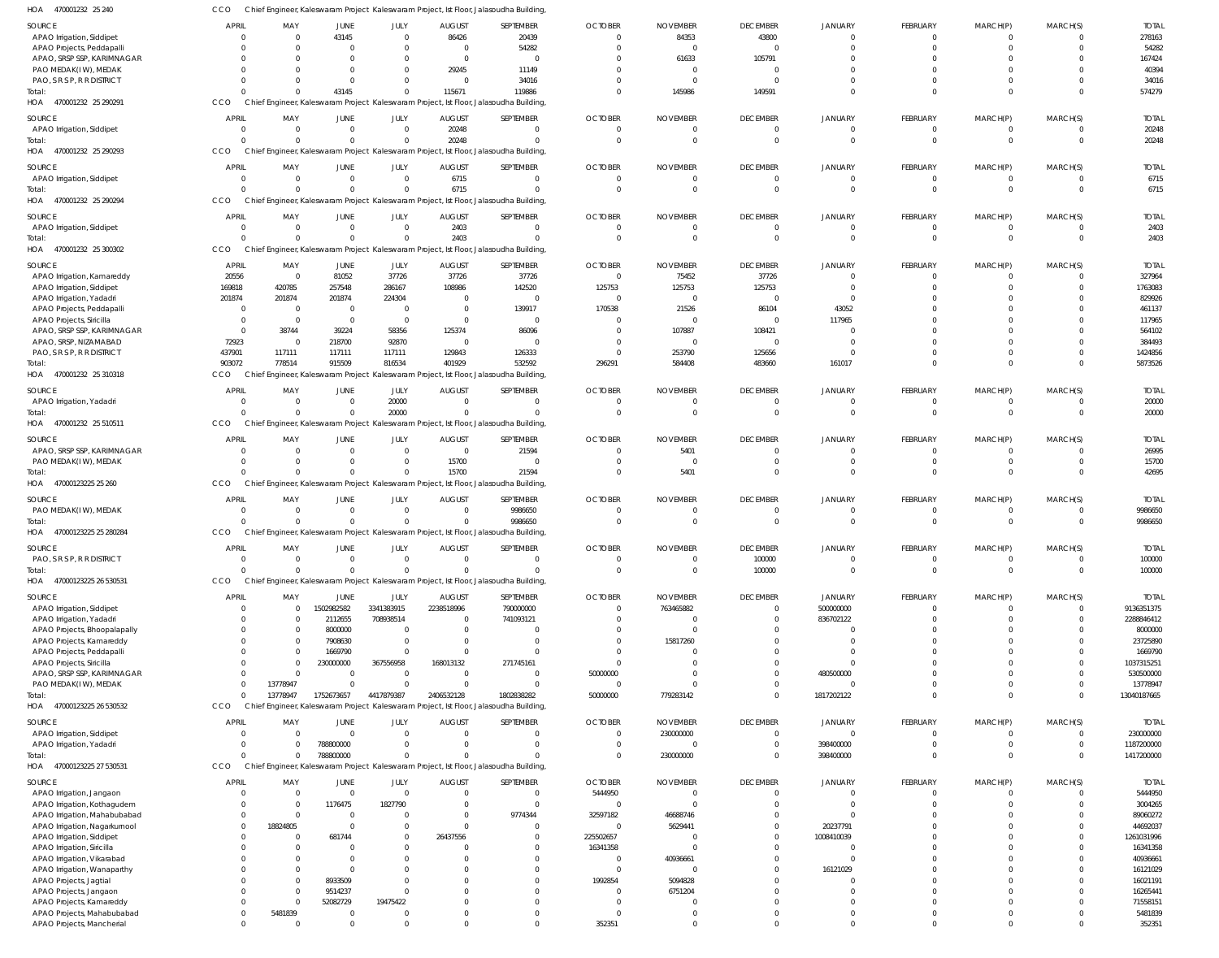HOA 470001232 25 240 CCO Chief Engineer, Kaleswaram Project Kaleswaram Project, Ist Floor, Jalasoudha Building,

| SOURCE | APRIL | MAY | JUNE | JULY | AUGUST | SEPTEMBER | OCTOBER | NOVEMBER | DECEMBER | JANUARY | FEBRUARY | MARCH(P) | MARCH(S) | TOTAL |
|---|---|---|---|---|---|---|---|---|---|---|---|---|---|---|
| APAO Irrigation, Siddipet | 0 | 0 | 43145 | 0 | 86426 | 20439 | 0 | 84353 | 43800 | 0 | 0 | 0 | 0 | 278163 |
| APAO Projects, Peddapalli | 0 | 0 | 0 | 0 | 0 | 54282 | 0 | 0 | 0 | 0 | 0 | 0 | 0 | 54282 |
| APAO, SRSP SSP, KARIMNAGAR | 0 | 0 | 0 | 0 | 0 | 0 | 0 | 61633 | 105791 | 0 | 0 | 0 | 0 | 167424 |
| PAO MEDAK(IW), MEDAK | 0 | 0 | 0 | 0 | 29245 | 11149 | 0 | 0 | 0 | 0 | 0 | 0 | 0 | 40394 |
| PAO, S R S P, R R DISTRICT | 0 | 0 | 0 | 0 | 0 | 34016 | 0 | 0 | 0 | 0 | 0 | 0 | 0 | 34016 |
| Total: | 0 | 0 | 43145 | 0 | 115671 | 119886 | 0 | 145986 | 149591 | 0 | 0 | 0 | 0 | 574279 |

HOA 470001232 25 290291 CCO Chief Engineer, Kaleswaram Project Kaleswaram Project, Ist Floor, Jalasoudha Building,

| SOURCE | APRIL | MAY | JUNE | JULY | AUGUST | SEPTEMBER | OCTOBER | NOVEMBER | DECEMBER | JANUARY | FEBRUARY | MARCH(P) | MARCH(S) | TOTAL |
|---|---|---|---|---|---|---|---|---|---|---|---|---|---|---|
| APAO Irrigation, Siddipet | 0 | 0 | 0 | 0 | 20248 | 0 | 0 | 0 | 0 | 0 | 0 | 0 | 0 | 20248 |
| Total: | 0 | 0 | 0 | 0 | 20248 | 0 | 0 | 0 | 0 | 0 | 0 | 0 | 0 | 20248 |

HOA 470001232 25 290293 CCO Chief Engineer, Kaleswaram Project Kaleswaram Project, Ist Floor, Jalasoudha Building,

| SOURCE | APRIL | MAY | JUNE | JULY | AUGUST | SEPTEMBER | OCTOBER | NOVEMBER | DECEMBER | JANUARY | FEBRUARY | MARCH(P) | MARCH(S) | TOTAL |
|---|---|---|---|---|---|---|---|---|---|---|---|---|---|---|
| APAO Irrigation, Siddipet | 0 | 0 | 0 | 0 | 6715 | 0 | 0 | 0 | 0 | 0 | 0 | 0 | 0 | 6715 |
| Total: | 0 | 0 | 0 | 0 | 6715 | 0 | 0 | 0 | 0 | 0 | 0 | 0 | 0 | 6715 |

HOA 470001232 25 290294 CCO Chief Engineer, Kaleswaram Project Kaleswaram Project, Ist Floor, Jalasoudha Building,

| SOURCE | APRIL | MAY | JUNE | JULY | AUGUST | SEPTEMBER | OCTOBER | NOVEMBER | DECEMBER | JANUARY | FEBRUARY | MARCH(P) | MARCH(S) | TOTAL |
|---|---|---|---|---|---|---|---|---|---|---|---|---|---|---|
| APAO Irrigation, Siddipet | 0 | 0 | 0 | 0 | 2403 | 0 | 0 | 0 | 0 | 0 | 0 | 0 | 0 | 2403 |
| Total: | 0 | 0 | 0 | 0 | 2403 | 0 | 0 | 0 | 0 | 0 | 0 | 0 | 0 | 2403 |

HOA 470001232 25 300302 CCO Chief Engineer, Kaleswaram Project Kaleswaram Project, Ist Floor, Jalasoudha Building,

| SOURCE | APRIL | MAY | JUNE | JULY | AUGUST | SEPTEMBER | OCTOBER | NOVEMBER | DECEMBER | JANUARY | FEBRUARY | MARCH(P) | MARCH(S) | TOTAL |
|---|---|---|---|---|---|---|---|---|---|---|---|---|---|---|
| APAO Irrigation, Kamareddy | 20556 | 0 | 81052 | 37726 | 37726 | 37726 | 0 | 75452 | 37726 | 0 | 0 | 0 | 0 | 327964 |
| APAO Irrigation, Siddipet | 169818 | 420785 | 257548 | 286167 | 108986 | 142520 | 125753 | 125753 | 125753 | 0 | 0 | 0 | 0 | 1763083 |
| APAO Irrigation, Yadadri | 201874 | 201874 | 201874 | 224304 | 0 | 0 | 0 | 0 | 0 | 0 | 0 | 0 | 0 | 829926 |
| APAO Projects, Peddapalli | 0 | 0 | 0 | 0 | 0 | 139917 | 170538 | 21526 | 86104 | 43052 | 0 | 0 | 0 | 461137 |
| APAO Projects, Siricilla | 0 | 0 | 0 | 0 | 0 | 0 | 0 | 0 | 0 | 117965 | 0 | 0 | 0 | 117965 |
| APAO, SRSP SSP, KARIMNAGAR | 0 | 38744 | 39224 | 58356 | 125374 | 86096 | 0 | 107887 | 108421 | 0 | 0 | 0 | 0 | 564102 |
| APAO, SRSP, NIZAMABAD | 72923 | 0 | 218700 | 92870 | 0 | 0 | 0 | 0 | 0 | 0 | 0 | 0 | 0 | 384493 |
| PAO, S R S P, R R DISTRICT | 437901 | 117111 | 117111 | 117111 | 129843 | 126333 | 0 | 253790 | 125656 | 0 | 0 | 0 | 0 | 1424856 |
| Total: | 903072 | 778514 | 915509 | 816534 | 401929 | 532592 | 296291 | 584408 | 483660 | 161017 | 0 | 0 | 0 | 5873526 |

HOA 470001232 25 310318 CCO Chief Engineer, Kaleswaram Project Kaleswaram Project, Ist Floor, Jalasoudha Building,

| SOURCE | APRIL | MAY | JUNE | JULY | AUGUST | SEPTEMBER | OCTOBER | NOVEMBER | DECEMBER | JANUARY | FEBRUARY | MARCH(P) | MARCH(S) | TOTAL |
|---|---|---|---|---|---|---|---|---|---|---|---|---|---|---|
| APAO Irrigation, Yadadri | 0 | 0 | 0 | 20000 | 0 | 0 | 0 | 0 | 0 | 0 | 0 | 0 | 0 | 20000 |
| Total: | 0 | 0 | 0 | 20000 | 0 | 0 | 0 | 0 | 0 | 0 | 0 | 0 | 0 | 20000 |

HOA 470001232 25 510511 CCO Chief Engineer, Kaleswaram Project Kaleswaram Project, Ist Floor, Jalasoudha Building,

| SOURCE | APRIL | MAY | JUNE | JULY | AUGUST | SEPTEMBER | OCTOBER | NOVEMBER | DECEMBER | JANUARY | FEBRUARY | MARCH(P) | MARCH(S) | TOTAL |
|---|---|---|---|---|---|---|---|---|---|---|---|---|---|---|
| APAO, SRSP SSP, KARIMNAGAR | 0 | 0 | 0 | 0 | 0 | 21594 | 0 | 5401 | 0 | 0 | 0 | 0 | 0 | 26995 |
| PAO MEDAK(IW), MEDAK | 0 | 0 | 0 | 0 | 15700 | 0 | 0 | 0 | 0 | 0 | 0 | 0 | 0 | 15700 |
| Total: | 0 | 0 | 0 | 0 | 15700 | 21594 | 0 | 5401 | 0 | 0 | 0 | 0 | 0 | 42695 |

HOA 47000123225 25 260 CCO Chief Engineer, Kaleswaram Project Kaleswaram Project, Ist Floor, Jalasoudha Building,

| SOURCE | APRIL | MAY | JUNE | JULY | AUGUST | SEPTEMBER | OCTOBER | NOVEMBER | DECEMBER | JANUARY | FEBRUARY | MARCH(P) | MARCH(S) | TOTAL |
|---|---|---|---|---|---|---|---|---|---|---|---|---|---|---|
| PAO MEDAK(IW), MEDAK | 0 | 0 | 0 | 0 | 0 | 9986650 | 0 | 0 | 0 | 0 | 0 | 0 | 0 | 9986650 |
| Total: | 0 | 0 | 0 | 0 | 0 | 9986650 | 0 | 0 | 0 | 0 | 0 | 0 | 0 | 9986650 |

HOA 47000123225 25 280284 CCO Chief Engineer, Kaleswaram Project Kaleswaram Project, Ist Floor, Jalasoudha Building,

| SOURCE | APRIL | MAY | JUNE | JULY | AUGUST | SEPTEMBER | OCTOBER | NOVEMBER | DECEMBER | JANUARY | FEBRUARY | MARCH(P) | MARCH(S) | TOTAL |
|---|---|---|---|---|---|---|---|---|---|---|---|---|---|---|
| PAO, S R S P, R R DISTRICT | 0 | 0 | 0 | 0 | 0 | 0 | 0 | 0 | 100000 | 0 | 0 | 0 | 0 | 100000 |
| Total: | 0 | 0 | 0 | 0 | 0 | 0 | 0 | 0 | 100000 | 0 | 0 | 0 | 0 | 100000 |

HOA 47000123225 26 530531 CCO Chief Engineer, Kaleswaram Project Kaleswaram Project, Ist Floor, Jalasoudha Building,

| SOURCE | APRIL | MAY | JUNE | JULY | AUGUST | SEPTEMBER | OCTOBER | NOVEMBER | DECEMBER | JANUARY | FEBRUARY | MARCH(P) | MARCH(S) | TOTAL |
|---|---|---|---|---|---|---|---|---|---|---|---|---|---|---|
| APAO Irrigation, Siddipet | 0 | 0 | 1502982582 | 3341383915 | 2238518996 | 790000000 | 0 | 763465882 | 0 | 500000000 | 0 | 0 | 0 | 9136351375 |
| APAO Irrigation, Yadadri | 0 | 0 | 2112655 | 708938514 | 0 | 741093121 | 0 | 0 | 0 | 836702122 | 0 | 0 | 0 | 2288846412 |
| APAO Projects, Bhoopalapally | 0 | 0 | 8000000 | 0 | 0 | 0 | 0 | 0 | 0 | 0 | 0 | 0 | 0 | 8000000 |
| APAO Projects, Kamareddy | 0 | 0 | 7908630 | 0 | 0 | 0 | 0 | 15817260 | 0 | 0 | 0 | 0 | 0 | 23725890 |
| APAO Projects, Peddapalli | 0 | 0 | 1669790 | 0 | 0 | 0 | 0 | 0 | 0 | 0 | 0 | 0 | 0 | 1669790 |
| APAO Projects, Siricilla | 0 | 0 | 230000000 | 367556958 | 168013132 | 271745161 | 0 | 0 | 0 | 0 | 0 | 0 | 0 | 1037315251 |
| APAO, SRSP SSP, KARIMNAGAR | 0 | 0 | 0 | 0 | 0 | 0 | 50000000 | 0 | 0 | 480500000 | 0 | 0 | 0 | 530500000 |
| PAO MEDAK(IW), MEDAK | 0 | 13778947 | 0 | 0 | 0 | 0 | 0 | 0 | 0 | 0 | 0 | 0 | 0 | 13778947 |
| Total: | 0 | 13778947 | 1752673657 | 4417879387 | 2406532128 | 1802838282 | 50000000 | 779283142 | 0 | 1817202122 | 0 | 0 | 0 | 13040187665 |

HOA 47000123225 26 530532 CCO Chief Engineer, Kaleswaram Project Kaleswaram Project, Ist Floor, Jalasoudha Building,

| SOURCE | APRIL | MAY | JUNE | JULY | AUGUST | SEPTEMBER | OCTOBER | NOVEMBER | DECEMBER | JANUARY | FEBRUARY | MARCH(P) | MARCH(S) | TOTAL |
|---|---|---|---|---|---|---|---|---|---|---|---|---|---|---|
| APAO Irrigation, Siddipet | 0 | 0 | 0 | 0 | 0 | 0 | 0 | 230000000 | 0 | 0 | 0 | 0 | 0 | 230000000 |
| APAO Irrigation, Yadadri | 0 | 0 | 788800000 | 0 | 0 | 0 | 0 | 0 | 0 | 398400000 | 0 | 0 | 0 | 1187200000 |
| Total: | 0 | 0 | 788800000 | 0 | 0 | 0 | 0 | 230000000 | 0 | 398400000 | 0 | 0 | 0 | 1417200000 |

HOA 47000123225 27 530531 CCO Chief Engineer, Kaleswaram Project Kaleswaram Project, Ist Floor, Jalasoudha Building,

| SOURCE | APRIL | MAY | JUNE | JULY | AUGUST | SEPTEMBER | OCTOBER | NOVEMBER | DECEMBER | JANUARY | FEBRUARY | MARCH(P) | MARCH(S) | TOTAL |
|---|---|---|---|---|---|---|---|---|---|---|---|---|---|---|
| APAO Irrigation, Jangaon | 0 | 0 | 0 | 0 | 0 | 0 | 5444950 | 0 | 0 | 0 | 0 | 0 | 0 | 5444950 |
| APAO Irrigation, Kothagudem | 0 | 0 | 1176475 | 1827790 | 0 | 0 | 0 | 0 | 0 | 0 | 0 | 0 | 0 | 3004265 |
| APAO Irrigation, Mahabubabad | 0 | 0 | 0 | 0 | 0 | 9774344 | 32597182 | 46688746 | 0 | 0 | 0 | 0 | 0 | 89060272 |
| APAO Irrigation, Nagarkurnool | 0 | 18824805 | 0 | 0 | 0 | 0 | 0 | 5629441 | 0 | 20237791 | 0 | 0 | 0 | 44692037 |
| APAO Irrigation, Siddipet | 0 | 0 | 681744 | 0 | 26437556 | 0 | 225502657 | 0 | 0 | 1008410039 | 0 | 0 | 0 | 1261031996 |
| APAO Irrigation, Siricilla | 0 | 0 | 0 | 0 | 0 | 0 | 16341358 | 0 | 0 | 0 | 0 | 0 | 0 | 16341358 |
| APAO Irrigation, Vikarabad | 0 | 0 | 0 | 0 | 0 | 0 | 0 | 40936661 | 0 | 0 | 0 | 0 | 0 | 40936661 |
| APAO Irrigation, Wanaparthy | 0 | 0 | 0 | 0 | 0 | 0 | 0 | 0 | 0 | 16121029 | 0 | 0 | 0 | 16121029 |
| APAO Projects, Jagtial | 0 | 0 | 8933509 | 0 | 0 | 0 | 1992854 | 5094828 | 0 | 0 | 0 | 0 | 0 | 16021191 |
| APAO Projects, Jangaon | 0 | 0 | 9514237 | 0 | 0 | 0 | 0 | 6751204 | 0 | 0 | 0 | 0 | 0 | 16265441 |
| APAO Projects, Kamareddy | 0 | 0 | 52082729 | 19475422 | 0 | 0 | 0 | 0 | 0 | 0 | 0 | 0 | 0 | 71558151 |
| APAO Projects, Mahabubabad | 0 | 5481839 | 0 | 0 | 0 | 0 | 0 | 0 | 0 | 0 | 0 | 0 | 0 | 5481839 |
| APAO Projects, Mancherial | 0 | 0 | 0 | 0 | 0 | 0 | 352351 | 0 | 0 | 0 | 0 | 0 | 0 | 352351 |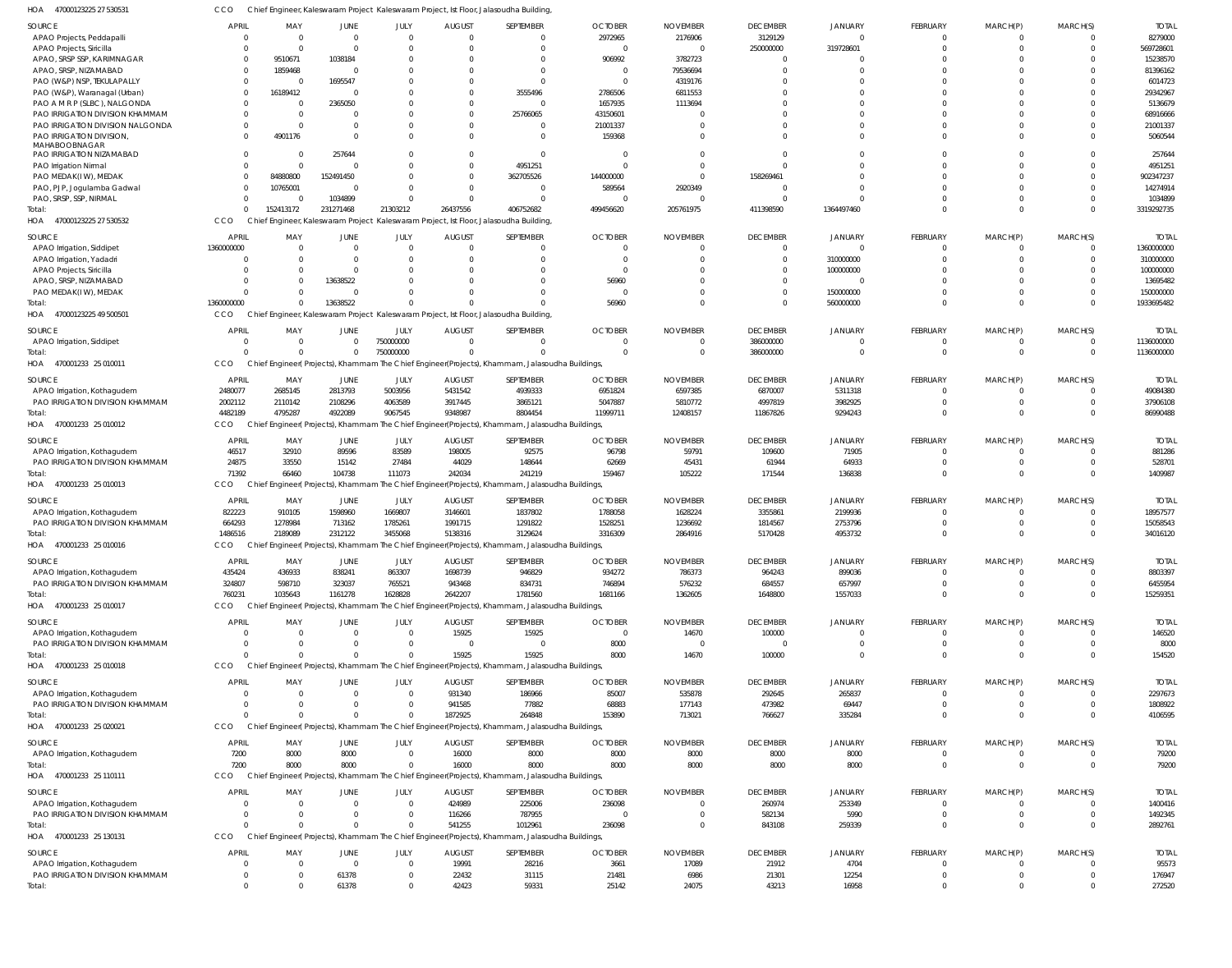HOA 47000123225 27 530531 CCO Chief Engineer, Kaleswaram Project Kaleswaram Project, Ist Floor, Jalasoudha Building,

| SOURCE | APRIL | MAY | JUNE | JULY | AUGUST | SEPTEMBER | OCTOBER | NOVEMBER | DECEMBER | JANUARY | FEBRUARY | MARCH(P) | MARCH(S) | TOTAL |
|---|---|---|---|---|---|---|---|---|---|---|---|---|---|---|
| APAO Projects, Peddapalli | 0 | 0 | 0 | 0 | 0 | 0 | 2972965 | 2176906 | 3129129 | 0 | 0 | 0 | 0 | 8279000 |
| APAO Projects, Siricilla | 0 | 0 | 0 | 0 | 0 | 0 | 0 | 0 | 250000000 | 319728601 | 0 | 0 | 0 | 569728601 |
| APAO, SRSP SSP, KARIMNAGAR | 0 | 9510671 | 1038184 | 0 | 0 | 0 | 906992 | 3782723 | 0 | 0 | 0 | 0 | 0 | 15238570 |
| APAO, SRSP, NIZAMABAD | 0 | 1859468 | 0 | 0 | 0 | 0 | 0 | 79536694 | 0 | 0 | 0 | 0 | 0 | 81396162 |
| PAO (W&P) NSP, TEKULAPALLY | 0 | 0 | 1695547 | 0 | 0 | 0 | 0 | 4319176 | 0 | 0 | 0 | 0 | 0 | 6014723 |
| PAO (W&P), Waranagal (Urban) | 0 | 16189412 | 0 | 0 | 0 | 3555496 | 2786506 | 6811553 | 0 | 0 | 0 | 0 | 0 | 29342967 |
| PAO A M R P (SLBC), NALGONDA | 0 | 0 | 2365050 | 0 | 0 | 0 | 1657935 | 1113694 | 0 | 0 | 0 | 0 | 0 | 5136679 |
| PAO IRRIGATION DIVISION KHAMMAM | 0 | 0 | 0 | 0 | 0 | 25766065 | 43150601 | 0 | 0 | 0 | 0 | 0 | 0 | 68916666 |
| PAO IRRIGATION DIVISION NALGONDA | 0 | 0 | 0 | 0 | 0 | 0 | 21001337 | 0 | 0 | 0 | 0 | 0 | 0 | 21001337 |
| PAO IRRIGATION DIVISION, MAHABOOBNAGAR | 0 | 4901176 | 0 | 0 | 0 | 0 | 159368 | 0 | 0 | 0 | 0 | 0 | 0 | 5060544 |
| PAO IRRIGATION NIZAMABAD | 0 | 0 | 257644 | 0 | 0 | 0 | 0 | 0 | 0 | 0 | 0 | 0 | 0 | 257644 |
| PAO Irrigation Nirmal | 0 | 0 | 0 | 0 | 0 | 4951251 | 0 | 0 | 0 | 0 | 0 | 0 | 0 | 4951251 |
| PAO MEDAK(IW), MEDAK | 0 | 84880800 | 152491450 | 0 | 0 | 362705526 | 144000000 | 0 | 158269461 | 0 | 0 | 0 | 0 | 902347237 |
| PAO, PJP, Jogulamba Gadwal | 0 | 10765001 | 0 | 0 | 0 | 0 | 589564 | 2920349 | 0 | 0 | 0 | 0 | 0 | 14274914 |
| PAO, SRSP, SSP, NIRMAL | 0 | 0 | 1034899 | 0 | 0 | 0 | 0 | 0 | 0 | 0 | 0 | 0 | 0 | 1034899 |
| Total: | 0 | 152413172 | 231271468 | 21303212 | 26437556 | 406752682 | 499456620 | 205761975 | 411398590 | 1364497460 | 0 | 0 | 0 | 3319292735 |

HOA 47000123225 27 530532 CCO Chief Engineer, Kaleswaram Project Kaleswaram Project, Ist Floor, Jalasoudha Building,

| SOURCE | APRIL | MAY | JUNE | JULY | AUGUST | SEPTEMBER | OCTOBER | NOVEMBER | DECEMBER | JANUARY | FEBRUARY | MARCH(P) | MARCH(S) | TOTAL |
|---|---|---|---|---|---|---|---|---|---|---|---|---|---|---|
| APAO Irrigation, Siddipet | 1360000000 | 0 | 0 | 0 | 0 | 0 | 0 | 0 | 0 | 0 | 0 | 0 | 0 | 1360000000 |
| APAO Irrigation, Yadadri | 0 | 0 | 0 | 0 | 0 | 0 | 0 | 0 | 0 | 310000000 | 0 | 0 | 0 | 310000000 |
| APAO Projects, Siricilla | 0 | 0 | 0 | 0 | 0 | 0 | 0 | 0 | 0 | 100000000 | 0 | 0 | 0 | 100000000 |
| APAO, SRSP, NIZAMABAD | 0 | 0 | 13638522 | 0 | 0 | 0 | 56960 | 0 | 0 | 0 | 0 | 0 | 0 | 13695482 |
| PAO MEDAK(IW), MEDAK | 0 | 0 | 0 | 0 | 0 | 0 | 0 | 0 | 0 | 150000000 | 0 | 0 | 0 | 150000000 |
| Total: | 1360000000 | 0 | 13638522 | 0 | 0 | 0 | 56960 | 0 | 0 | 560000000 | 0 | 0 | 0 | 1933695482 |

HOA 47000123225 49 500501 CCO Chief Engineer, Kaleswaram Project Kaleswaram Project, Ist Floor, Jalasoudha Building,

| SOURCE | APRIL | MAY | JUNE | JULY | AUGUST | SEPTEMBER | OCTOBER | NOVEMBER | DECEMBER | JANUARY | FEBRUARY | MARCH(P) | MARCH(S) | TOTAL |
|---|---|---|---|---|---|---|---|---|---|---|---|---|---|---|
| APAO Irrigation, Siddipet | 0 | 0 | 0 | 750000000 | 0 | 0 | 0 | 0 | 386000000 | 0 | 0 | 0 | 0 | 1136000000 |
| Total: | 0 | 0 | 0 | 750000000 | 0 | 0 | 0 | 0 | 386000000 | 0 | 0 | 0 | 0 | 1136000000 |

HOA 470001233 25 010011 CCO Chief Engineer(Projects), Khammam The Chief Engineer(Projects), Khammam, Jalasoudha Buildings,

| SOURCE | APRIL | MAY | JUNE | JULY | AUGUST | SEPTEMBER | OCTOBER | NOVEMBER | DECEMBER | JANUARY | FEBRUARY | MARCH(P) | MARCH(S) | TOTAL |
|---|---|---|---|---|---|---|---|---|---|---|---|---|---|---|
| APAO Irrigation, Kothagudem | 2480077 | 2685145 | 2813793 | 5003956 | 5431542 | 4939333 | 6951824 | 6597385 | 6870007 | 5311318 | 0 | 0 | 0 | 49084380 |
| PAO IRRIGATION DIVISION KHAMMAM | 2002112 | 2110142 | 2108296 | 4063589 | 3917445 | 3865121 | 5047887 | 5810772 | 4997819 | 3982925 | 0 | 0 | 0 | 37906108 |
| Total: | 4482189 | 4795287 | 4922089 | 9067545 | 9348987 | 8804454 | 11999711 | 12408157 | 11867826 | 9294243 | 0 | 0 | 0 | 86990488 |

HOA 470001233 25 010012 CCO Chief Engineer(Projects), Khammam The Chief Engineer(Projects), Khammam, Jalasoudha Buildings,

| SOURCE | APRIL | MAY | JUNE | JULY | AUGUST | SEPTEMBER | OCTOBER | NOVEMBER | DECEMBER | JANUARY | FEBRUARY | MARCH(P) | MARCH(S) | TOTAL |
|---|---|---|---|---|---|---|---|---|---|---|---|---|---|---|
| APAO Irrigation, Kothagudem | 46517 | 32910 | 89596 | 83589 | 198005 | 92575 | 96798 | 59791 | 109600 | 71905 | 0 | 0 | 0 | 881286 |
| PAO IRRIGATION DIVISION KHAMMAM | 24875 | 33550 | 15142 | 27484 | 44029 | 148644 | 62669 | 45431 | 61944 | 64933 | 0 | 0 | 0 | 528701 |
| Total: | 71392 | 66460 | 104738 | 111073 | 242034 | 241219 | 159467 | 105222 | 171544 | 136838 | 0 | 0 | 0 | 1409987 |

HOA 470001233 25 010013 CCO Chief Engineer(Projects), Khammam The Chief Engineer(Projects), Khammam, Jalasoudha Buildings,

| SOURCE | APRIL | MAY | JUNE | JULY | AUGUST | SEPTEMBER | OCTOBER | NOVEMBER | DECEMBER | JANUARY | FEBRUARY | MARCH(P) | MARCH(S) | TOTAL |
|---|---|---|---|---|---|---|---|---|---|---|---|---|---|---|
| APAO Irrigation, Kothagudem | 822223 | 910105 | 1598960 | 1669807 | 3146601 | 1837802 | 1788058 | 1628224 | 3355861 | 2199936 | 0 | 0 | 0 | 18957577 |
| PAO IRRIGATION DIVISION KHAMMAM | 664293 | 1278984 | 713162 | 1785261 | 1991715 | 1291822 | 1528251 | 1236692 | 1814567 | 2753796 | 0 | 0 | 0 | 15058543 |
| Total: | 1486516 | 2189089 | 2312122 | 3455068 | 5138316 | 3129624 | 3316309 | 2864916 | 5170428 | 4953732 | 0 | 0 | 0 | 34016120 |

HOA 470001233 25 010016 CCO Chief Engineer(Projects), Khammam The Chief Engineer(Projects), Khammam, Jalasoudha Buildings,

| SOURCE | APRIL | MAY | JUNE | JULY | AUGUST | SEPTEMBER | OCTOBER | NOVEMBER | DECEMBER | JANUARY | FEBRUARY | MARCH(P) | MARCH(S) | TOTAL |
|---|---|---|---|---|---|---|---|---|---|---|---|---|---|---|
| APAO Irrigation, Kothagudem | 435424 | 436933 | 838241 | 863307 | 1698739 | 946829 | 934272 | 786373 | 964243 | 899036 | 0 | 0 | 0 | 8803397 |
| PAO IRRIGATION DIVISION KHAMMAM | 324807 | 598710 | 323037 | 765521 | 943468 | 834731 | 746894 | 576232 | 684557 | 657997 | 0 | 0 | 0 | 6455954 |
| Total: | 760231 | 1035643 | 1161278 | 1628828 | 2642207 | 1781560 | 1681166 | 1362605 | 1648800 | 1557033 | 0 | 0 | 0 | 15259351 |

HOA 470001233 25 010017 CCO Chief Engineer(Projects), Khammam The Chief Engineer(Projects), Khammam, Jalasoudha Buildings,

| SOURCE | APRIL | MAY | JUNE | JULY | AUGUST | SEPTEMBER | OCTOBER | NOVEMBER | DECEMBER | JANUARY | FEBRUARY | MARCH(P) | MARCH(S) | TOTAL |
|---|---|---|---|---|---|---|---|---|---|---|---|---|---|---|
| APAO Irrigation, Kothagudem | 0 | 0 | 0 | 0 | 15925 | 15925 | 0 | 14670 | 100000 | 0 | 0 | 0 | 0 | 146520 |
| PAO IRRIGATION DIVISION KHAMMAM | 0 | 0 | 0 | 0 | 0 | 0 | 8000 | 0 | 0 | 0 | 0 | 0 | 0 | 8000 |
| Total: | 0 | 0 | 0 | 0 | 15925 | 15925 | 8000 | 14670 | 100000 | 0 | 0 | 0 | 0 | 154520 |

HOA 470001233 25 010018 CCO Chief Engineer(Projects), Khammam The Chief Engineer(Projects), Khammam, Jalasoudha Buildings,

| SOURCE | APRIL | MAY | JUNE | JULY | AUGUST | SEPTEMBER | OCTOBER | NOVEMBER | DECEMBER | JANUARY | FEBRUARY | MARCH(P) | MARCH(S) | TOTAL |
|---|---|---|---|---|---|---|---|---|---|---|---|---|---|---|
| APAO Irrigation, Kothagudem | 0 | 0 | 0 | 0 | 931340 | 186966 | 85007 | 535878 | 292645 | 265837 | 0 | 0 | 0 | 2297673 |
| PAO IRRIGATION DIVISION KHAMMAM | 0 | 0 | 0 | 0 | 941585 | 77882 | 68883 | 177143 | 473982 | 69447 | 0 | 0 | 0 | 1808922 |
| Total: | 0 | 0 | 0 | 0 | 1872925 | 264848 | 153890 | 713021 | 766627 | 335284 | 0 | 0 | 0 | 4106595 |

HOA 470001233 25 020021 CCO Chief Engineer(Projects), Khammam The Chief Engineer(Projects), Khammam, Jalasoudha Buildings,

| SOURCE | APRIL | MAY | JUNE | JULY | AUGUST | SEPTEMBER | OCTOBER | NOVEMBER | DECEMBER | JANUARY | FEBRUARY | MARCH(P) | MARCH(S) | TOTAL |
|---|---|---|---|---|---|---|---|---|---|---|---|---|---|---|
| APAO Irrigation, Kothagudem | 7200 | 8000 | 8000 | 0 | 16000 | 8000 | 8000 | 8000 | 8000 | 8000 | 0 | 0 | 0 | 79200 |
| Total: | 7200 | 8000 | 8000 | 0 | 16000 | 8000 | 8000 | 8000 | 8000 | 8000 | 0 | 0 | 0 | 79200 |

HOA 470001233 25 110111 CCO Chief Engineer(Projects), Khammam The Chief Engineer(Projects), Khammam, Jalasoudha Buildings,

| SOURCE | APRIL | MAY | JUNE | JULY | AUGUST | SEPTEMBER | OCTOBER | NOVEMBER | DECEMBER | JANUARY | FEBRUARY | MARCH(P) | MARCH(S) | TOTAL |
|---|---|---|---|---|---|---|---|---|---|---|---|---|---|---|
| APAO Irrigation, Kothagudem | 0 | 0 | 0 | 0 | 424989 | 225006 | 236098 | 0 | 260974 | 253349 | 0 | 0 | 0 | 1400416 |
| PAO IRRIGATION DIVISION KHAMMAM | 0 | 0 | 0 | 0 | 116266 | 787955 | 0 | 0 | 582134 | 5990 | 0 | 0 | 0 | 1492345 |
| Total: | 0 | 0 | 0 | 0 | 541255 | 1012961 | 236098 | 0 | 843108 | 259339 | 0 | 0 | 0 | 2892761 |

HOA 470001233 25 130131 CCO Chief Engineer(Projects), Khammam The Chief Engineer(Projects), Khammam, Jalasoudha Buildings,

| SOURCE | APRIL | MAY | JUNE | JULY | AUGUST | SEPTEMBER | OCTOBER | NOVEMBER | DECEMBER | JANUARY | FEBRUARY | MARCH(P) | MARCH(S) | TOTAL |
|---|---|---|---|---|---|---|---|---|---|---|---|---|---|---|
| APAO Irrigation, Kothagudem | 0 | 0 | 0 | 0 | 19991 | 28216 | 3661 | 17089 | 21912 | 4704 | 0 | 0 | 0 | 95573 |
| PAO IRRIGATION DIVISION KHAMMAM | 0 | 0 | 61378 | 0 | 22432 | 31115 | 21481 | 6986 | 21301 | 12254 | 0 | 0 | 0 | 176947 |
| Total: | 0 | 0 | 61378 | 0 | 42423 | 59331 | 25142 | 24075 | 43213 | 16958 | 0 | 0 | 0 | 272520 |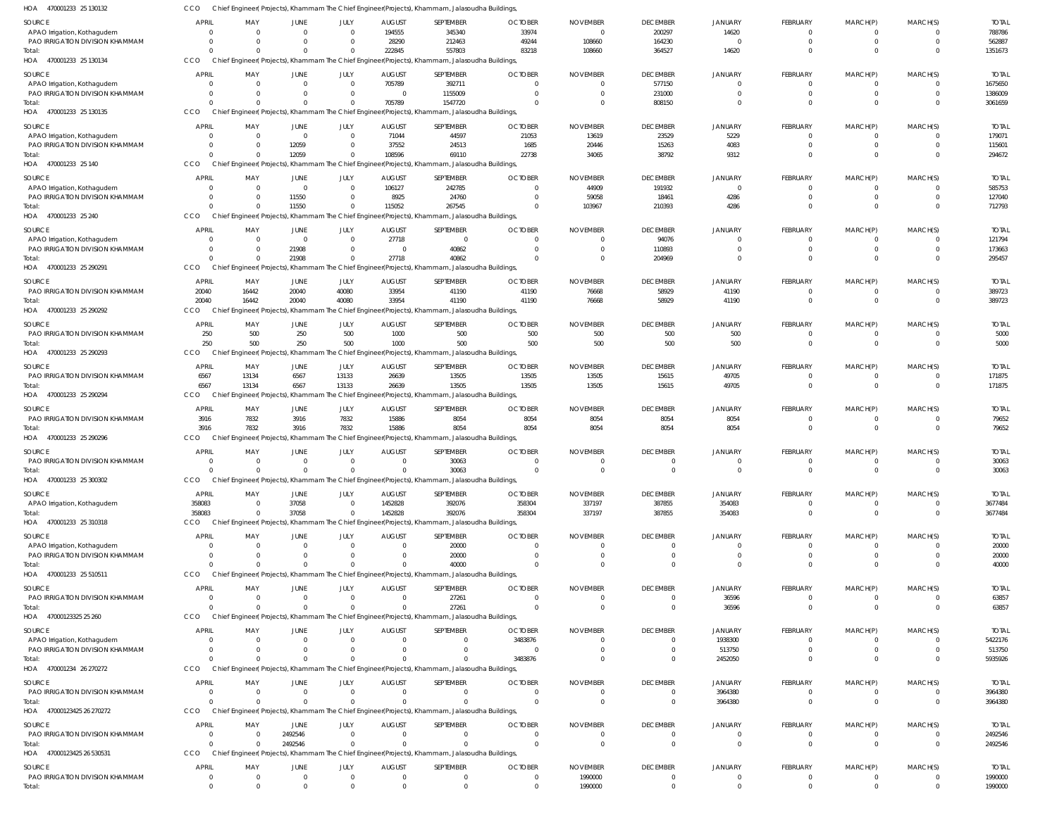HOA 470001233 25 130132 CCO Chief Engineer( Projects), Khammam The Chief Engineer(Projects), Khammam, Jalasoudha Buildings,

| SOURCE | APRIL | MAY | JUNE | JULY | AUGUST | SEPTEMBER | OCTOBER | NOVEMBER | DECEMBER | JANUARY | FEBRUARY | MARCH(P) | MARCH(S) | TOTAL |
|---|---|---|---|---|---|---|---|---|---|---|---|---|---|---|
| APAO Irrigation, Kothagudem | 0 | 0 | 0 | 0 | 194555 | 345340 | 33974 | 0 | 200297 | 14620 | 0 | 0 | 0 | 788786 |
| PAO IRRIGATION DIVISION KHAMMAM | 0 | 0 | 0 | 0 | 28290 | 212463 | 49244 | 108660 | 164230 | 0 | 0 | 0 | 0 | 562887 |
| Total: | 0 | 0 | 0 | 0 | 222845 | 557803 | 83218 | 108660 | 364527 | 14620 | 0 | 0 | 0 | 1351673 |

HOA 470001233 25 130134 CCO Chief Engineer( Projects), Khammam The Chief Engineer(Projects), Khammam, Jalasoudha Buildings,

| SOURCE | APRIL | MAY | JUNE | JULY | AUGUST | SEPTEMBER | OCTOBER | NOVEMBER | DECEMBER | JANUARY | FEBRUARY | MARCH(P) | MARCH(S) | TOTAL |
|---|---|---|---|---|---|---|---|---|---|---|---|---|---|---|
| APAO Irrigation, Kothagudem | 0 | 0 | 0 | 0 | 705789 | 392711 | 0 | 0 | 577150 | 0 | 0 | 0 | 0 | 1675650 |
| PAO IRRIGATION DIVISION KHAMMAM | 0 | 0 | 0 | 0 | 0 | 1155009 | 0 | 0 | 231000 | 0 | 0 | 0 | 0 | 1386009 |
| Total: | 0 | 0 | 0 | 0 | 705789 | 1547720 | 0 | 0 | 808150 | 0 | 0 | 0 | 0 | 3061659 |

HOA 470001233 25 130135 CCO Chief Engineer( Projects), Khammam The Chief Engineer(Projects), Khammam, Jalasoudha Buildings,

| SOURCE | APRIL | MAY | JUNE | JULY | AUGUST | SEPTEMBER | OCTOBER | NOVEMBER | DECEMBER | JANUARY | FEBRUARY | MARCH(P) | MARCH(S) | TOTAL |
|---|---|---|---|---|---|---|---|---|---|---|---|---|---|---|
| APAO Irrigation, Kothagudem | 0 | 0 | 0 | 0 | 71044 | 44597 | 21053 | 13619 | 23529 | 5229 | 0 | 0 | 0 | 179071 |
| PAO IRRIGATION DIVISION KHAMMAM | 0 | 0 | 12059 | 0 | 37552 | 24513 | 1685 | 20446 | 15263 | 4083 | 0 | 0 | 0 | 115601 |
| Total: | 0 | 0 | 12059 | 0 | 108596 | 69110 | 22738 | 34065 | 38792 | 9312 | 0 | 0 | 0 | 294672 |

HOA 470001233 25 140 CCO Chief Engineer( Projects), Khammam The Chief Engineer(Projects), Khammam, Jalasoudha Buildings,

| SOURCE | APRIL | MAY | JUNE | JULY | AUGUST | SEPTEMBER | OCTOBER | NOVEMBER | DECEMBER | JANUARY | FEBRUARY | MARCH(P) | MARCH(S) | TOTAL |
|---|---|---|---|---|---|---|---|---|---|---|---|---|---|---|
| APAO Irrigation, Kothagudem | 0 | 0 | 0 | 0 | 106127 | 242785 | 0 | 44909 | 191932 | 0 | 0 | 0 | 0 | 585753 |
| PAO IRRIGATION DIVISION KHAMMAM | 0 | 0 | 11550 | 0 | 8925 | 24760 | 0 | 59058 | 18461 | 4286 | 0 | 0 | 0 | 127040 |
| Total: | 0 | 0 | 11550 | 0 | 115052 | 267545 | 0 | 103967 | 210393 | 4286 | 0 | 0 | 0 | 712793 |

HOA 470001233 25 240 CCO Chief Engineer( Projects), Khammam The Chief Engineer(Projects), Khammam, Jalasoudha Buildings,

| SOURCE | APRIL | MAY | JUNE | JULY | AUGUST | SEPTEMBER | OCTOBER | NOVEMBER | DECEMBER | JANUARY | FEBRUARY | MARCH(P) | MARCH(S) | TOTAL |
|---|---|---|---|---|---|---|---|---|---|---|---|---|---|---|
| APAO Irrigation, Kothagudem | 0 | 0 | 0 | 0 | 27718 | 0 | 0 | 0 | 94076 | 0 | 0 | 0 | 0 | 121794 |
| PAO IRRIGATION DIVISION KHAMMAM | 0 | 0 | 21908 | 0 | 0 | 40862 | 0 | 0 | 110893 | 0 | 0 | 0 | 0 | 173663 |
| Total: | 0 | 0 | 21908 | 0 | 27718 | 40862 | 0 | 0 | 204969 | 0 | 0 | 0 | 0 | 295457 |

HOA 470001233 25 290291 CCO Chief Engineer( Projects), Khammam The Chief Engineer(Projects), Khammam, Jalasoudha Buildings,

| SOURCE | APRIL | MAY | JUNE | JULY | AUGUST | SEPTEMBER | OCTOBER | NOVEMBER | DECEMBER | JANUARY | FEBRUARY | MARCH(P) | MARCH(S) | TOTAL |
|---|---|---|---|---|---|---|---|---|---|---|---|---|---|---|
| PAO IRRIGATION DIVISION KHAMMAM | 20040 | 16442 | 20040 | 40080 | 33954 | 41190 | 41190 | 76668 | 58929 | 41190 | 0 | 0 | 0 | 389723 |
| Total: | 20040 | 16442 | 20040 | 40080 | 33954 | 41190 | 41190 | 76668 | 58929 | 41190 | 0 | 0 | 0 | 389723 |

HOA 470001233 25 290292 CCO Chief Engineer( Projects), Khammam The Chief Engineer(Projects), Khammam, Jalasoudha Buildings,

| SOURCE | APRIL | MAY | JUNE | JULY | AUGUST | SEPTEMBER | OCTOBER | NOVEMBER | DECEMBER | JANUARY | FEBRUARY | MARCH(P) | MARCH(S) | TOTAL |
|---|---|---|---|---|---|---|---|---|---|---|---|---|---|---|
| PAO IRRIGATION DIVISION KHAMMAM | 250 | 500 | 250 | 500 | 1000 | 500 | 500 | 500 | 500 | 500 | 0 | 0 | 0 | 5000 |
| Total: | 250 | 500 | 250 | 500 | 1000 | 500 | 500 | 500 | 500 | 500 | 0 | 0 | 0 | 5000 |

HOA 470001233 25 290293 CCO Chief Engineer( Projects), Khammam The Chief Engineer(Projects), Khammam, Jalasoudha Buildings,

| SOURCE | APRIL | MAY | JUNE | JULY | AUGUST | SEPTEMBER | OCTOBER | NOVEMBER | DECEMBER | JANUARY | FEBRUARY | MARCH(P) | MARCH(S) | TOTAL |
|---|---|---|---|---|---|---|---|---|---|---|---|---|---|---|
| PAO IRRIGATION DIVISION KHAMMAM | 6567 | 13134 | 6567 | 13133 | 26639 | 13505 | 13505 | 13505 | 15615 | 49705 | 0 | 0 | 0 | 171875 |
| Total: | 6567 | 13134 | 6567 | 13133 | 26639 | 13505 | 13505 | 13505 | 15615 | 49705 | 0 | 0 | 0 | 171875 |

HOA 470001233 25 290294 CCO Chief Engineer( Projects), Khammam The Chief Engineer(Projects), Khammam, Jalasoudha Buildings,

| SOURCE | APRIL | MAY | JUNE | JULY | AUGUST | SEPTEMBER | OCTOBER | NOVEMBER | DECEMBER | JANUARY | FEBRUARY | MARCH(P) | MARCH(S) | TOTAL |
|---|---|---|---|---|---|---|---|---|---|---|---|---|---|---|
| PAO IRRIGATION DIVISION KHAMMAM | 3916 | 7832 | 3916 | 7832 | 15886 | 8054 | 8054 | 8054 | 8054 | 8054 | 0 | 0 | 0 | 79652 |
| Total: | 3916 | 7832 | 3916 | 7832 | 15886 | 8054 | 8054 | 8054 | 8054 | 8054 | 0 | 0 | 0 | 79652 |

HOA 470001233 25 290296 CCO Chief Engineer( Projects), Khammam The Chief Engineer(Projects), Khammam, Jalasoudha Buildings,

| SOURCE | APRIL | MAY | JUNE | JULY | AUGUST | SEPTEMBER | OCTOBER | NOVEMBER | DECEMBER | JANUARY | FEBRUARY | MARCH(P) | MARCH(S) | TOTAL |
|---|---|---|---|---|---|---|---|---|---|---|---|---|---|---|
| PAO IRRIGATION DIVISION KHAMMAM | 0 | 0 | 0 | 0 | 0 | 30063 | 0 | 0 | 0 | 0 | 0 | 0 | 0 | 30063 |
| Total: | 0 | 0 | 0 | 0 | 0 | 30063 | 0 | 0 | 0 | 0 | 0 | 0 | 0 | 30063 |

HOA 470001233 25 300302 CCO Chief Engineer( Projects), Khammam The Chief Engineer(Projects), Khammam, Jalasoudha Buildings,

| SOURCE | APRIL | MAY | JUNE | JULY | AUGUST | SEPTEMBER | OCTOBER | NOVEMBER | DECEMBER | JANUARY | FEBRUARY | MARCH(P) | MARCH(S) | TOTAL |
|---|---|---|---|---|---|---|---|---|---|---|---|---|---|---|
| APAO Irrigation, Kothagudem | 358083 | 0 | 37058 | 0 | 1452828 | 392076 | 358304 | 337197 | 387855 | 354083 | 0 | 0 | 0 | 3677484 |
| Total: | 358083 | 0 | 37058 | 0 | 1452828 | 392076 | 358304 | 337197 | 387855 | 354083 | 0 | 0 | 0 | 3677484 |

HOA 470001233 25 310318 CCO Chief Engineer( Projects), Khammam The Chief Engineer(Projects), Khammam, Jalasoudha Buildings,

| SOURCE | APRIL | MAY | JUNE | JULY | AUGUST | SEPTEMBER | OCTOBER | NOVEMBER | DECEMBER | JANUARY | FEBRUARY | MARCH(P) | MARCH(S) | TOTAL |
|---|---|---|---|---|---|---|---|---|---|---|---|---|---|---|
| APAO Irrigation, Kothagudem | 0 | 0 | 0 | 0 | 0 | 20000 | 0 | 0 | 0 | 0 | 0 | 0 | 0 | 20000 |
| PAO IRRIGATION DIVISION KHAMMAM | 0 | 0 | 0 | 0 | 0 | 20000 | 0 | 0 | 0 | 0 | 0 | 0 | 0 | 20000 |
| Total: | 0 | 0 | 0 | 0 | 0 | 40000 | 0 | 0 | 0 | 0 | 0 | 0 | 0 | 40000 |

HOA 470001233 25 510511 CCO Chief Engineer( Projects), Khammam The Chief Engineer(Projects), Khammam, Jalasoudha Buildings,

| SOURCE | APRIL | MAY | JUNE | JULY | AUGUST | SEPTEMBER | OCTOBER | NOVEMBER | DECEMBER | JANUARY | FEBRUARY | MARCH(P) | MARCH(S) | TOTAL |
|---|---|---|---|---|---|---|---|---|---|---|---|---|---|---|
| PAO IRRIGATION DIVISION KHAMMAM | 0 | 0 | 0 | 0 | 0 | 27261 | 0 | 0 | 0 | 36596 | 0 | 0 | 0 | 63857 |
| Total: | 0 | 0 | 0 | 0 | 0 | 27261 | 0 | 0 | 0 | 36596 | 0 | 0 | 0 | 63857 |

HOA 47000123325 25 260 CCO Chief Engineer( Projects), Khammam The Chief Engineer(Projects), Khammam, Jalasoudha Buildings,

| SOURCE | APRIL | MAY | JUNE | JULY | AUGUST | SEPTEMBER | OCTOBER | NOVEMBER | DECEMBER | JANUARY | FEBRUARY | MARCH(P) | MARCH(S) | TOTAL |
|---|---|---|---|---|---|---|---|---|---|---|---|---|---|---|
| APAO Irrigation, Kothagudem | 0 | 0 | 0 | 0 | 0 | 0 | 3483876 | 0 | 0 | 1938300 | 0 | 0 | 0 | 5422176 |
| PAO IRRIGATION DIVISION KHAMMAM | 0 | 0 | 0 | 0 | 0 | 0 | 0 | 0 | 0 | 513750 | 0 | 0 | 0 | 513750 |
| Total: | 0 | 0 | 0 | 0 | 0 | 0 | 3483876 | 0 | 0 | 2452050 | 0 | 0 | 0 | 5935926 |

HOA 470001234 26 270272 CCO Chief Engineer( Projects), Khammam The Chief Engineer(Projects), Khammam, Jalasoudha Buildings,

| SOURCE | APRIL | MAY | JUNE | JULY | AUGUST | SEPTEMBER | OCTOBER | NOVEMBER | DECEMBER | JANUARY | FEBRUARY | MARCH(P) | MARCH(S) | TOTAL |
|---|---|---|---|---|---|---|---|---|---|---|---|---|---|---|
| PAO IRRIGATION DIVISION KHAMMAM | 0 | 0 | 0 | 0 | 0 | 0 | 0 | 0 | 0 | 3964380 | 0 | 0 | 0 | 3964380 |
| Total: | 0 | 0 | 0 | 0 | 0 | 0 | 0 | 0 | 0 | 3964380 | 0 | 0 | 0 | 3964380 |

HOA 47000123425 26 270272 CCO Chief Engineer( Projects), Khammam The Chief Engineer(Projects), Khammam, Jalasoudha Buildings,

| SOURCE | APRIL | MAY | JUNE | JULY | AUGUST | SEPTEMBER | OCTOBER | NOVEMBER | DECEMBER | JANUARY | FEBRUARY | MARCH(P) | MARCH(S) | TOTAL |
|---|---|---|---|---|---|---|---|---|---|---|---|---|---|---|
| PAO IRRIGATION DIVISION KHAMMAM | 0 | 0 | 2492546 | 0 | 0 | 0 | 0 | 0 | 0 | 0 | 0 | 0 | 0 | 2492546 |
| Total: | 0 | 0 | 2492546 | 0 | 0 | 0 | 0 | 0 | 0 | 0 | 0 | 0 | 0 | 2492546 |

HOA 47000123425 26 530531 CCO Chief Engineer( Projects), Khammam The Chief Engineer(Projects), Khammam, Jalasoudha Buildings,

| SOURCE | APRIL | MAY | JUNE | JULY | AUGUST | SEPTEMBER | OCTOBER | NOVEMBER | DECEMBER | JANUARY | FEBRUARY | MARCH(P) | MARCH(S) | TOTAL |
|---|---|---|---|---|---|---|---|---|---|---|---|---|---|---|
| PAO IRRIGATION DIVISION KHAMMAM | 0 | 0 | 0 | 0 | 0 | 0 | 0 | 1990000 | 0 | 0 | 0 | 0 | 0 | 1990000 |
| Total: | 0 | 0 | 0 | 0 | 0 | 0 | 0 | 1990000 | 0 | 0 | 0 | 0 | 0 | 1990000 |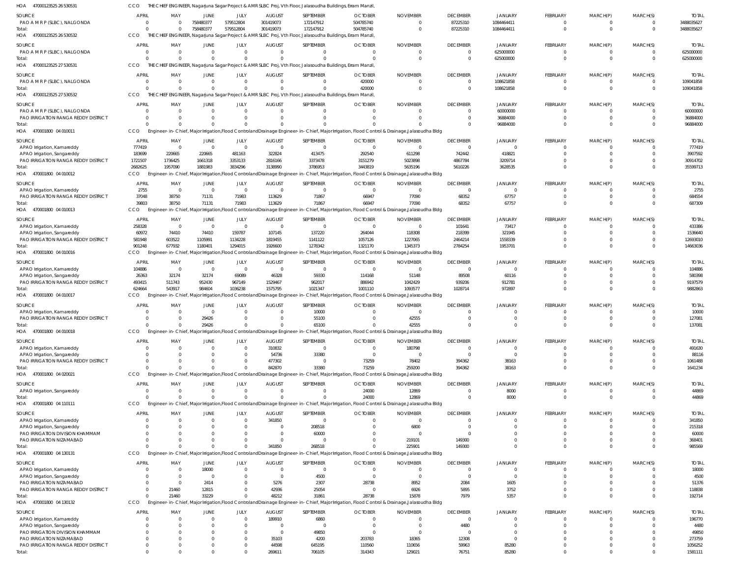HOA 470001232526530531 CCO THE CHIEF ENGINEER, Nagarjuna Sagar Project & AMRSLBC Proj, Vth Floor, Jalasoudha Buildings, Erram Manzil,

| SOURCE | APRIL | MAY | JUNE | JULY | AUGUST | SEPTEMBER | OCTOBER | NOVEMBER | DECEMBER | JANUARY | FEBRUARY | MARCH(P) | MARCH(S) | TOTAL |
|---|---|---|---|---|---|---|---|---|---|---|---|---|---|---|
| PAO A M R P (SLBC), NALGONDA | 0 | 0 | 758480377 | 579512804 | 301419073 | 172147912 | 504785740 | 0 | 87225310 | 1084464411 | 0 | 0 | 0 | 3488035627 |
| Total: | 0 | 0 | 758480377 | 579512804 | 301419073 | 172147912 | 504785740 | 0 | 87225310 | 1084464411 | 0 | 0 | 0 | 3488035627 |

HOA 470001232526530532 CCO THE CHIEF ENGINEER, Nagarjuna Sagar Project & AMRSLBC Proj, Vth Floor, Jalasoudha Buildings, Erram Manzil,

| SOURCE | APRIL | MAY | JUNE | JULY | AUGUST | SEPTEMBER | OCTOBER | NOVEMBER | DECEMBER | JANUARY | FEBRUARY | MARCH(P) | MARCH(S) | TOTAL |
|---|---|---|---|---|---|---|---|---|---|---|---|---|---|---|
| PAO A M R P (SLBC), NALGONDA | 0 | 0 | 0 | 0 | 0 | 0 | 0 | 0 | 0 | 625000000 | 0 | 0 | 0 | 625000000 |
| Total: | 0 | 0 | 0 | 0 | 0 | 0 | 0 | 0 | 0 | 625000000 | 0 | 0 | 0 | 625000000 |

HOA 470001232527530531 CCO THE CHIEF ENGINEER, Nagarjuna Sagar Project & AMRSLBC Proj, Vth Floor, Jalasoudha Buildings, Erram Manzil,

| SOURCE | APRIL | MAY | JUNE | JULY | AUGUST | SEPTEMBER | OCTOBER | NOVEMBER | DECEMBER | JANUARY | FEBRUARY | MARCH(P) | MARCH(S) | TOTAL |
|---|---|---|---|---|---|---|---|---|---|---|---|---|---|---|
| PAO A M R P (SLBC), NALGONDA | 0 | 0 | 0 | 0 | 0 | 0 | 420000 | 0 | 0 | 108621858 | 0 | 0 | 0 | 109041858 |
| Total: | 0 | 0 | 0 | 0 | 0 | 0 | 420000 | 0 | 0 | 108621858 | 0 | 0 | 0 | 109041858 |

HOA 470001232527530532 CCO THE CHIEF ENGINEER, Nagarjuna Sagar Project & AMRSLBC Proj, Vth Floor, Jalasoudha Buildings, Erram Manzil,

| SOURCE | APRIL | MAY | JUNE | JULY | AUGUST | SEPTEMBER | OCTOBER | NOVEMBER | DECEMBER | JANUARY | FEBRUARY | MARCH(P) | MARCH(S) | TOTAL |
|---|---|---|---|---|---|---|---|---|---|---|---|---|---|---|
| PAO A M R P (SLBC), NALGONDA | 0 | 0 | 0 | 0 | 0 | 0 | 0 | 0 | 0 | 60000000 | 0 | 0 | 0 | 60000000 |
| PAO IRRIGATION RANGA REDDY DISTRICT | 0 | 0 | 0 | 0 | 0 | 0 | 0 | 0 | 0 | 36884000 | 0 | 0 | 0 | 36884000 |
| Total: | 0 | 0 | 0 | 0 | 0 | 0 | 0 | 0 | 0 | 96884000 | 0 | 0 | 0 | 96884000 |

HOA 470001800 04 010011 CCO Engineer-in-Chief, Major Irrigation, Flood Control and Drainage Engineer-in-Chief, Major Irrigation, Flood Control & Drainage, Jalasoudha Bldg

| SOURCE | APRIL | MAY | JUNE | JULY | AUGUST | SEPTEMBER | OCTOBER | NOVEMBER | DECEMBER | JANUARY | FEBRUARY | MARCH(P) | MARCH(S) | TOTAL |
|---|---|---|---|---|---|---|---|---|---|---|---|---|---|---|
| APAO Irrigation, Kamareddy | 777419 | 0 | 0 | 0 | 0 | 0 | 0 | 0 | 0 | 0 | 0 | 0 | 0 | 777419 |
| APAO Irrigation, Sangareddy | 183699 | 220665 | 220665 | 481163 | 322824 | 413475 | 292540 | 611298 | 742442 | 418821 | 0 | 0 | 0 | 3907592 |
| PAO IRRIGATION RANGA REDDY DISTRICT | 1721507 | 1736425 | 1661318 | 3353133 | 2816166 | 3373478 | 3151279 | 5023898 | 4867784 | 3209714 | 0 | 0 | 0 | 30914702 |
| Total: | 2682625 | 1957090 | 1881983 | 3834296 | 3138990 | 3786953 | 3443819 | 5635196 | 5610226 | 3628535 | 0 | 0 | 0 | 35599713 |

HOA 470001800 04 010012 CCO Engineer-in-Chief, Major Irrigation, Flood Control and Drainage Engineer-in-Chief, Major Irrigation, Flood Control & Drainage, Jalasoudha Bldg

| SOURCE | APRIL | MAY | JUNE | JULY | AUGUST | SEPTEMBER | OCTOBER | NOVEMBER | DECEMBER | JANUARY | FEBRUARY | MARCH(P) | MARCH(S) | TOTAL |
|---|---|---|---|---|---|---|---|---|---|---|---|---|---|---|
| APAO Irrigation, Kamareddy | 2755 | 0 | 0 | 0 | 0 | 0 | 0 | 0 | 0 | 0 | 0 | 0 | 0 | 2755 |
| PAO IRRIGATION RANGA REDDY DISTRICT | 37048 | 38750 | 71131 | 71983 | 113629 | 71867 | 66947 | 77090 | 68352 | 67757 | 0 | 0 | 0 | 684554 |
| Total: | 39803 | 38750 | 71131 | 71983 | 113629 | 71867 | 66947 | 77090 | 68352 | 67757 | 0 | 0 | 0 | 687309 |

HOA 470001800 04 010013 CCO Engineer-in-Chief, Major Irrigation, Flood Control and Drainage Engineer-in-Chief, Major Irrigation, Flood Control & Drainage, Jalasoudha Bldg

| SOURCE | APRIL | MAY | JUNE | JULY | AUGUST | SEPTEMBER | OCTOBER | NOVEMBER | DECEMBER | JANUARY | FEBRUARY | MARCH(P) | MARCH(S) | TOTAL |
|---|---|---|---|---|---|---|---|---|---|---|---|---|---|---|
| APAO Irrigation, Kamareddy | 258328 | 0 | 0 | 0 | 0 | 0 | 0 | 0 | 101641 | 73417 | 0 | 0 | 0 | 433386 |
| APAO Irrigation, Sangareddy | 60972 | 74410 | 74410 | 159787 | 107145 | 137220 | 264044 | 118308 | 218399 | 321945 | 0 | 0 | 0 | 1536640 |
| PAO IRRIGATION RANGA REDDY DISTRICT | 581948 | 603522 | 1105991 | 1134228 | 1819455 | 1141122 | 1057126 | 1227065 | 2464214 | 1558339 | 0 | 0 | 0 | 12693010 |
| Total: | 901248 | 677932 | 1180401 | 1294015 | 1926600 | 1278342 | 1321170 | 1345373 | 2784254 | 1953701 | 0 | 0 | 0 | 14663036 |

HOA 470001800 04 010016 CCO Engineer-in-Chief, Major Irrigation, Flood Control and Drainage Engineer-in-Chief, Major Irrigation, Flood Control & Drainage, Jalasoudha Bldg

| SOURCE | APRIL | MAY | JUNE | JULY | AUGUST | SEPTEMBER | OCTOBER | NOVEMBER | DECEMBER | JANUARY | FEBRUARY | MARCH(P) | MARCH(S) | TOTAL |
|---|---|---|---|---|---|---|---|---|---|---|---|---|---|---|
| APAO Irrigation, Kamareddy | 104886 | 0 | 0 | 0 | 0 | 0 | 0 | 0 | 0 | 0 | 0 | 0 | 0 | 104886 |
| APAO Irrigation, Sangareddy | 26363 | 32174 | 32174 | 69089 | 46328 | 59330 | 114168 | 51148 | 89508 | 60116 | 0 | 0 | 0 | 580398 |
| PAO IRRIGATION RANGA REDDY DISTRICT | 493415 | 511743 | 952430 | 967149 | 1529467 | 962017 | 886942 | 1042429 | 939206 | 912781 | 0 | 0 | 0 | 9197579 |
| Total: | 624664 | 543917 | 984604 | 1036238 | 1575795 | 1021347 | 1001110 | 1093577 | 1028714 | 972897 | 0 | 0 | 0 | 9882863 |

HOA 470001800 04 010017 CCO Engineer-in-Chief, Major Irrigation, Flood Control and Drainage Engineer-in-Chief, Major Irrigation, Flood Control & Drainage, Jalasoudha Bldg

| SOURCE | APRIL | MAY | JUNE | JULY | AUGUST | SEPTEMBER | OCTOBER | NOVEMBER | DECEMBER | JANUARY | FEBRUARY | MARCH(P) | MARCH(S) | TOTAL |
|---|---|---|---|---|---|---|---|---|---|---|---|---|---|---|
| APAO Irrigation, Kamareddy | 0 | 0 | 0 | 0 | 0 | 10000 | 0 | 0 | 0 | 0 | 0 | 0 | 0 | 10000 |
| PAO IRRIGATION RANGA REDDY DISTRICT | 0 | 0 | 29426 | 0 | 0 | 55100 | 0 | 42555 | 0 | 0 | 0 | 0 | 0 | 127081 |
| Total: | 0 | 0 | 29426 | 0 | 0 | 65100 | 0 | 42555 | 0 | 0 | 0 | 0 | 0 | 137081 |

HOA 470001800 04 010018 CCO Engineer-in-Chief, Major Irrigation, Flood Control and Drainage Engineer-in-Chief, Major Irrigation, Flood Control & Drainage, Jalasoudha Bldg

| SOURCE | APRIL | MAY | JUNE | JULY | AUGUST | SEPTEMBER | OCTOBER | NOVEMBER | DECEMBER | JANUARY | FEBRUARY | MARCH(P) | MARCH(S) | TOTAL |
|---|---|---|---|---|---|---|---|---|---|---|---|---|---|---|
| APAO Irrigation, Kamareddy | 0 | 0 | 0 | 0 | 310832 | 0 | 0 | 180798 | 0 | 0 | 0 | 0 | 0 | 491630 |
| APAO Irrigation, Sangareddy | 0 | 0 | 0 | 0 | 54736 | 33380 | 0 | 0 | 0 | 0 | 0 | 0 | 0 | 88116 |
| PAO IRRIGATION RANGA REDDY DISTRICT | 0 | 0 | 0 | 0 | 477302 | 0 | 73259 | 78402 | 394362 | 38163 | 0 | 0 | 0 | 1061488 |
| Total: | 0 | 0 | 0 | 0 | 842870 | 33380 | 73259 | 259200 | 394362 | 38163 | 0 | 0 | 0 | 1641234 |

HOA 470001800 04 020021 CCO Engineer-in-Chief, Major Irrigation, Flood Control and Drainage Engineer-in-Chief, Major Irrigation, Flood Control & Drainage, Jalasoudha Bldg

| SOURCE | APRIL | MAY | JUNE | JULY | AUGUST | SEPTEMBER | OCTOBER | NOVEMBER | DECEMBER | JANUARY | FEBRUARY | MARCH(P) | MARCH(S) | TOTAL |
|---|---|---|---|---|---|---|---|---|---|---|---|---|---|---|
| APAO Irrigation, Sangareddy | 0 | 0 | 0 | 0 | 0 | 0 | 24000 | 12869 | 0 | 8000 | 0 | 0 | 0 | 44869 |
| Total: | 0 | 0 | 0 | 0 | 0 | 0 | 24000 | 12869 | 0 | 8000 | 0 | 0 | 0 | 44869 |

HOA 470001800 04 110111 CCO Engineer-in-Chief, Major Irrigation, Flood Control and Drainage Engineer-in-Chief, Major Irrigation, Flood Control & Drainage, Jalasoudha Bldg

| SOURCE | APRIL | MAY | JUNE | JULY | AUGUST | SEPTEMBER | OCTOBER | NOVEMBER | DECEMBER | JANUARY | FEBRUARY | MARCH(P) | MARCH(S) | TOTAL |
|---|---|---|---|---|---|---|---|---|---|---|---|---|---|---|
| APAO Irrigation, Kamareddy | 0 | 0 | 0 | 0 | 341850 | 0 | 0 | 0 | 0 | 0 | 0 | 0 | 0 | 341850 |
| APAO Irrigation, Sangareddy | 0 | 0 | 0 | 0 | 0 | 208518 | 0 | 6800 | 0 | 0 | 0 | 0 | 0 | 215318 |
| PAO IRRIGATION DIVISION KHAMMAM | 0 | 0 | 0 | 0 | 0 | 60000 | 0 | 0 | 0 | 0 | 0 | 0 | 0 | 60000 |
| PAO IRRIGATION NIZAMABAD | 0 | 0 | 0 | 0 | 0 | 0 | 0 | 219101 | 149300 | 0 | 0 | 0 | 0 | 368401 |
| Total: | 0 | 0 | 0 | 0 | 341850 | 268518 | 0 | 225901 | 149300 | 0 | 0 | 0 | 0 | 985569 |

HOA 470001800 04 130131 CCO Engineer-in-Chief, Major Irrigation, Flood Control and Drainage Engineer-in-Chief, Major Irrigation, Flood Control & Drainage, Jalasoudha Bldg

| SOURCE | APRIL | MAY | JUNE | JULY | AUGUST | SEPTEMBER | OCTOBER | NOVEMBER | DECEMBER | JANUARY | FEBRUARY | MARCH(P) | MARCH(S) | TOTAL |
|---|---|---|---|---|---|---|---|---|---|---|---|---|---|---|
| APAO Irrigation, Kamareddy | 0 | 0 | 18000 | 0 | 0 | 0 | 0 | 0 | 0 | 0 | 0 | 0 | 0 | 18000 |
| APAO Irrigation, Sangareddy | 0 | 0 | 0 | 0 | 0 | 4500 | 0 | 0 | 0 | 0 | 0 | 0 | 0 | 4500 |
| PAO IRRIGATION NIZAMABAD | 0 | 0 | 2414 | 0 | 5276 | 2307 | 28738 | 8952 | 2084 | 1605 | 0 | 0 | 0 | 51376 |
| PAO IRRIGATION RANGA REDDY DISTRICT | 0 | 21460 | 12815 | 0 | 42936 | 25054 | 0 | 6926 | 5895 | 3752 | 0 | 0 | 0 | 118838 |
| Total: | 0 | 21460 | 33229 | 0 | 48212 | 31861 | 28738 | 15878 | 7979 | 5357 | 0 | 0 | 0 | 192714 |

HOA 470001800 04 130132 CCO Engineer-in-Chief, Major Irrigation, Flood Control and Drainage Engineer-in-Chief, Major Irrigation, Flood Control & Drainage, Jalasoudha Bldg

| SOURCE | APRIL | MAY | JUNE | JULY | AUGUST | SEPTEMBER | OCTOBER | NOVEMBER | DECEMBER | JANUARY | FEBRUARY | MARCH(P) | MARCH(S) | TOTAL |
|---|---|---|---|---|---|---|---|---|---|---|---|---|---|---|
| APAO Irrigation, Kamareddy | 0 | 0 | 0 | 0 | 189910 | 6860 | 0 | 0 | 0 | 0 | 0 | 0 | 0 | 196770 |
| APAO Irrigation, Sangareddy | 0 | 0 | 0 | 0 | 0 | 0 | 0 | 0 | 4480 | 0 | 0 | 0 | 0 | 4480 |
| PAO IRRIGATION DIVISION KHAMMAM | 0 | 0 | 0 | 0 | 0 | 49850 | 0 | 0 | 0 | 0 | 0 | 0 | 0 | 49850 |
| PAO IRRIGATION NIZAMABAD | 0 | 0 | 0 | 0 | 35103 | 4200 | 203783 | 18365 | 12308 | 0 | 0 | 0 | 0 | 273759 |
| PAO IRRIGATION RANGA REDDY DISTRICT | 0 | 0 | 0 | 0 | 44598 | 645195 | 110560 | 110656 | 59963 | 85280 | 0 | 0 | 0 | 1056252 |
| Total: | 0 | 0 | 0 | 0 | 269611 | 706105 | 314343 | 129021 | 76751 | 85280 | 0 | 0 | 0 | 1581111 |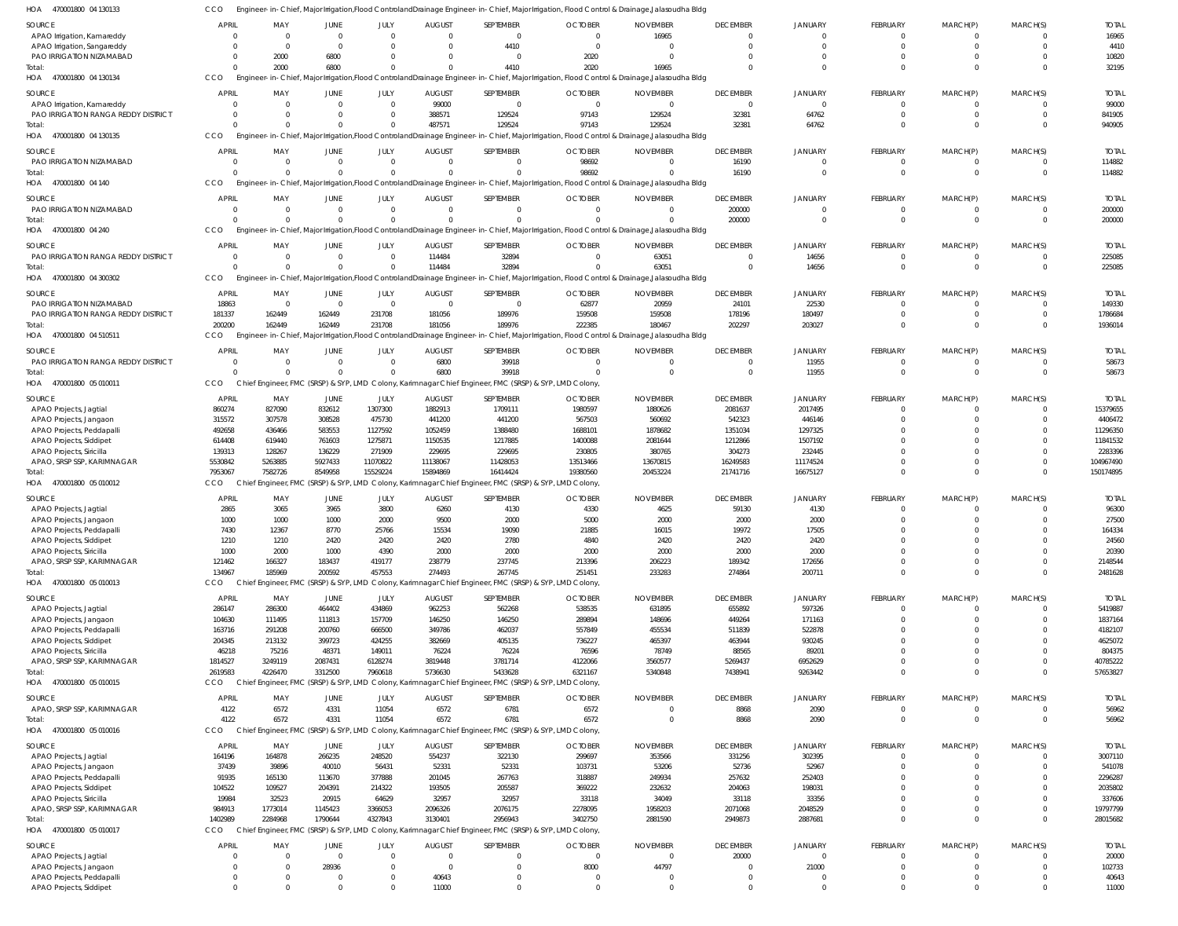HOA 470001800 04 130133 CCO Engineer-in-Chief, Major Irrigation, Flood Control and Drainage Engineer-in-Chief, Major Irrigation, Flood Control & Drainage, Jalasoudha Bldg

| SOURCE | APRIL | MAY | JUNE | JULY | AUGUST | SEPTEMBER | OCTOBER | NOVEMBER | DECEMBER | JANUARY | FEBRUARY | MARCH(P) | MARCH(S) | TOTAL |
|---|---|---|---|---|---|---|---|---|---|---|---|---|---|---|
| APAO Irrigation, Kamareddy | 0 | 0 | 0 | 0 | 0 | 0 | 0 | 16965 | 0 | 0 | 0 | 0 | 0 | 16965 |
| APAO Irrigation, Sangareddy | 0 | 0 | 0 | 0 | 0 | 4410 | 0 | 0 | 0 | 0 | 0 | 0 | 0 | 4410 |
| PAO IRRIGATION NIZAMABAD | 0 | 2000 | 6800 | 0 | 0 | 0 | 2020 | 0 | 0 | 0 | 0 | 0 | 0 | 10820 |
| Total: | 0 | 2000 | 6800 | 0 | 0 | 4410 | 2020 | 16965 | 0 | 0 | 0 | 0 | 0 | 32195 |

HOA 470001800 04 130134 CCO Engineer-in-Chief, Major Irrigation, Flood Control and Drainage Engineer-in-Chief, Major Irrigation, Flood Control & Drainage, Jalasoudha Bldg

| SOURCE | APRIL | MAY | JUNE | JULY | AUGUST | SEPTEMBER | OCTOBER | NOVEMBER | DECEMBER | JANUARY | FEBRUARY | MARCH(P) | MARCH(S) | TOTAL |
|---|---|---|---|---|---|---|---|---|---|---|---|---|---|---|
| APAO Irrigation, Kamareddy | 0 | 0 | 0 | 0 | 99000 | 0 | 0 | 0 | 0 | 0 | 0 | 0 | 0 | 99000 |
| PAO IRRIGATION RANGA REDDY DISTRICT | 0 | 0 | 0 | 0 | 388571 | 129524 | 97143 | 129524 | 32381 | 64762 | 0 | 0 | 0 | 841905 |
| Total: | 0 | 0 | 0 | 0 | 487571 | 129524 | 97143 | 129524 | 32381 | 64762 | 0 | 0 | 0 | 940905 |

HOA 470001800 04 130135 CCO Engineer-in-Chief, Major Irrigation, Flood Control and Drainage Engineer-in-Chief, Major Irrigation, Flood Control & Drainage, Jalasoudha Bldg

| SOURCE | APRIL | MAY | JUNE | JULY | AUGUST | SEPTEMBER | OCTOBER | NOVEMBER | DECEMBER | JANUARY | FEBRUARY | MARCH(P) | MARCH(S) | TOTAL |
|---|---|---|---|---|---|---|---|---|---|---|---|---|---|---|
| PAO IRRIGATION NIZAMABAD | 0 | 0 | 0 | 0 | 0 | 0 | 98692 | 0 | 16190 | 0 | 0 | 0 | 0 | 114882 |
| Total: | 0 | 0 | 0 | 0 | 0 | 0 | 98692 | 0 | 16190 | 0 | 0 | 0 | 0 | 114882 |

HOA 470001800 04 140 CCO Engineer-in-Chief, Major Irrigation, Flood Control and Drainage Engineer-in-Chief, Major Irrigation, Flood Control & Drainage, Jalasoudha Bldg

| SOURCE | APRIL | MAY | JUNE | JULY | AUGUST | SEPTEMBER | OCTOBER | NOVEMBER | DECEMBER | JANUARY | FEBRUARY | MARCH(P) | MARCH(S) | TOTAL |
|---|---|---|---|---|---|---|---|---|---|---|---|---|---|---|
| PAO IRRIGATION NIZAMABAD | 0 | 0 | 0 | 0 | 0 | 0 | 0 | 0 | 200000 | 0 | 0 | 0 | 0 | 200000 |
| Total: | 0 | 0 | 0 | 0 | 0 | 0 | 0 | 0 | 200000 | 0 | 0 | 0 | 0 | 200000 |

HOA 470001800 04 240 CCO Engineer-in-Chief, Major Irrigation, Flood Control and Drainage Engineer-in-Chief, Major Irrigation, Flood Control & Drainage, Jalasoudha Bldg

| SOURCE | APRIL | MAY | JUNE | JULY | AUGUST | SEPTEMBER | OCTOBER | NOVEMBER | DECEMBER | JANUARY | FEBRUARY | MARCH(P) | MARCH(S) | TOTAL |
|---|---|---|---|---|---|---|---|---|---|---|---|---|---|---|
| PAO IRRIGATION RANGA REDDY DISTRICT | 0 | 0 | 0 | 0 | 114484 | 32894 | 0 | 63051 | 0 | 14656 | 0 | 0 | 0 | 225085 |
| Total: | 0 | 0 | 0 | 0 | 114484 | 32894 | 0 | 63051 | 0 | 14656 | 0 | 0 | 0 | 225085 |

HOA 470001800 04 300302 CCO Engineer-in-Chief, Major Irrigation, Flood Control and Drainage Engineer-in-Chief, Major Irrigation, Flood Control & Drainage, Jalasoudha Bldg

| SOURCE | APRIL | MAY | JUNE | JULY | AUGUST | SEPTEMBER | OCTOBER | NOVEMBER | DECEMBER | JANUARY | FEBRUARY | MARCH(P) | MARCH(S) | TOTAL |
|---|---|---|---|---|---|---|---|---|---|---|---|---|---|---|
| PAO IRRIGATION NIZAMABAD | 18863 | 0 | 0 | 0 | 0 | 0 | 62877 | 20959 | 24101 | 22530 | 0 | 0 | 0 | 149330 |
| PAO IRRIGATION RANGA REDDY DISTRICT | 181337 | 162449 | 162449 | 231708 | 181056 | 189976 | 159508 | 159508 | 178196 | 180497 | 0 | 0 | 0 | 1786684 |
| Total: | 200200 | 162449 | 162449 | 231708 | 181056 | 189976 | 222385 | 180467 | 202297 | 203027 | 0 | 0 | 0 | 1936014 |

HOA 470001800 04 510511 CCO Engineer-in-Chief, Major Irrigation, Flood Control and Drainage Engineer-in-Chief, Major Irrigation, Flood Control & Drainage, Jalasoudha Bldg

| SOURCE | APRIL | MAY | JUNE | JULY | AUGUST | SEPTEMBER | OCTOBER | NOVEMBER | DECEMBER | JANUARY | FEBRUARY | MARCH(P) | MARCH(S) | TOTAL |
|---|---|---|---|---|---|---|---|---|---|---|---|---|---|---|
| PAO IRRIGATION RANGA REDDY DISTRICT | 0 | 0 | 0 | 0 | 6800 | 39918 | 0 | 0 | 0 | 11955 | 0 | 0 | 0 | 58673 |
| Total: | 0 | 0 | 0 | 0 | 6800 | 39918 | 0 | 0 | 0 | 11955 | 0 | 0 | 0 | 58673 |

HOA 470001800 05 010011 CCO Chief Engineer, FMC (SRSP) & SYP, LMD Colony, Karimnagar Chief Engineer, FMC (SRSP) & SYP, LMD Colony,

| SOURCE | APRIL | MAY | JUNE | JULY | AUGUST | SEPTEMBER | OCTOBER | NOVEMBER | DECEMBER | JANUARY | FEBRUARY | MARCH(P) | MARCH(S) | TOTAL |
|---|---|---|---|---|---|---|---|---|---|---|---|---|---|---|
| APAO Projects, Jagtial | 860274 | 827090 | 832612 | 1307300 | 1882913 | 1709111 | 1980597 | 1880626 | 2081637 | 2017495 | 0 | 0 | 0 | 15379655 |
| APAO Projects, Jangaon | 315572 | 307578 | 308528 | 475730 | 441200 | 441200 | 567503 | 560692 | 542323 | 446146 | 0 | 0 | 0 | 4406472 |
| APAO Projects, Peddapalli | 492658 | 436466 | 583553 | 1127592 | 1052459 | 1388480 | 1688101 | 1878682 | 1351034 | 1297325 | 0 | 0 | 0 | 11296350 |
| APAO Projects, Siddipet | 614408 | 619440 | 761603 | 1275871 | 1150535 | 1217885 | 1400088 | 2081644 | 1212866 | 1507192 | 0 | 0 | 0 | 11841532 |
| APAO Projects, Siricilla | 139313 | 128267 | 136229 | 271909 | 229695 | 229695 | 230805 | 380765 | 304273 | 232445 | 0 | 0 | 0 | 2283396 |
| APAO, SRSP SSP, KARIMNAGAR | 5530842 | 5263885 | 5927433 | 11070822 | 11138067 | 11428053 | 13513466 | 13670815 | 16249583 | 11174524 | 0 | 0 | 0 | 104967490 |
| Total: | 7953067 | 7582726 | 8549958 | 15529224 | 15894869 | 16414424 | 19380560 | 20453224 | 21741716 | 16675127 | 0 | 0 | 0 | 150174895 |

HOA 470001800 05 010012 CCO Chief Engineer, FMC (SRSP) & SYP, LMD Colony, Karimnagar Chief Engineer, FMC (SRSP) & SYP, LMD Colony,

| SOURCE | APRIL | MAY | JUNE | JULY | AUGUST | SEPTEMBER | OCTOBER | NOVEMBER | DECEMBER | JANUARY | FEBRUARY | MARCH(P) | MARCH(S) | TOTAL |
|---|---|---|---|---|---|---|---|---|---|---|---|---|---|---|
| APAO Projects, Jagtial | 2865 | 3065 | 3965 | 3800 | 6260 | 4130 | 4330 | 4625 | 59130 | 4130 | 0 | 0 | 0 | 96300 |
| APAO Projects, Jangaon | 1000 | 1000 | 1000 | 2000 | 9500 | 2000 | 5000 | 2000 | 2000 | 2000 | 0 | 0 | 0 | 27500 |
| APAO Projects, Peddapalli | 7430 | 12367 | 8770 | 25766 | 15534 | 19090 | 21885 | 16015 | 19972 | 17505 | 0 | 0 | 0 | 164334 |
| APAO Projects, Siddipet | 1210 | 1210 | 2420 | 2420 | 2420 | 2780 | 4840 | 2420 | 2420 | 2420 | 0 | 0 | 0 | 24560 |
| APAO Projects, Siricilla | 1000 | 2000 | 1000 | 4390 | 2000 | 2000 | 2000 | 2000 | 2000 | 2000 | 0 | 0 | 0 | 20390 |
| APAO, SRSP SSP, KARIMNAGAR | 121462 | 166327 | 183437 | 419177 | 238779 | 237745 | 213396 | 206223 | 189342 | 172656 | 0 | 0 | 0 | 2148544 |
| Total: | 134967 | 185969 | 200592 | 457553 | 274493 | 267745 | 251451 | 233283 | 274864 | 200711 | 0 | 0 | 0 | 2481628 |

HOA 470001800 05 010013 CCO Chief Engineer, FMC (SRSP) & SYP, LMD Colony, Karimnagar Chief Engineer, FMC (SRSP) & SYP, LMD Colony,

| SOURCE | APRIL | MAY | JUNE | JULY | AUGUST | SEPTEMBER | OCTOBER | NOVEMBER | DECEMBER | JANUARY | FEBRUARY | MARCH(P) | MARCH(S) | TOTAL |
|---|---|---|---|---|---|---|---|---|---|---|---|---|---|---|
| APAO Projects, Jagtial | 286147 | 286300 | 464402 | 434869 | 962253 | 562268 | 538535 | 631895 | 655892 | 597326 | 0 | 0 | 0 | 5419887 |
| APAO Projects, Jangaon | 104630 | 111495 | 111813 | 157709 | 146250 | 146250 | 289894 | 148696 | 449264 | 171163 | 0 | 0 | 0 | 1837164 |
| APAO Projects, Peddapalli | 163716 | 291208 | 200760 | 666500 | 349786 | 462037 | 557849 | 455534 | 511839 | 522878 | 0 | 0 | 0 | 4182107 |
| APAO Projects, Siddipet | 204345 | 213132 | 399723 | 424255 | 382669 | 405135 | 736227 | 465397 | 463944 | 930245 | 0 | 0 | 0 | 4625072 |
| APAO Projects, Siricilla | 46218 | 75216 | 48371 | 149011 | 76224 | 76224 | 76596 | 78749 | 88565 | 89201 | 0 | 0 | 0 | 804375 |
| APAO, SRSP SSP, KARIMNAGAR | 1814527 | 3249119 | 2087431 | 6128274 | 3819448 | 3781714 | 4122066 | 3560577 | 5269437 | 6952629 | 0 | 0 | 0 | 40785222 |
| Total: | 2619583 | 4226470 | 3312500 | 7960618 | 5736630 | 5433628 | 6321167 | 5340848 | 7438941 | 9263442 | 0 | 0 | 0 | 57653827 |

HOA 470001800 05 010015 CCO Chief Engineer, FMC (SRSP) & SYP, LMD Colony, Karimnagar Chief Engineer, FMC (SRSP) & SYP, LMD Colony,

| SOURCE | APRIL | MAY | JUNE | JULY | AUGUST | SEPTEMBER | OCTOBER | NOVEMBER | DECEMBER | JANUARY | FEBRUARY | MARCH(P) | MARCH(S) | TOTAL |
|---|---|---|---|---|---|---|---|---|---|---|---|---|---|---|
| APAO, SRSP SSP, KARIMNAGAR | 4122 | 6572 | 4331 | 11054 | 6572 | 6781 | 6572 | 0 | 8868 | 2090 | 0 | 0 | 0 | 56962 |
| Total: | 4122 | 6572 | 4331 | 11054 | 6572 | 6781 | 6572 | 0 | 8868 | 2090 | 0 | 0 | 0 | 56962 |

HOA 470001800 05 010016 CCO Chief Engineer, FMC (SRSP) & SYP, LMD Colony, Karimnagar Chief Engineer, FMC (SRSP) & SYP, LMD Colony,

| SOURCE | APRIL | MAY | JUNE | JULY | AUGUST | SEPTEMBER | OCTOBER | NOVEMBER | DECEMBER | JANUARY | FEBRUARY | MARCH(P) | MARCH(S) | TOTAL |
|---|---|---|---|---|---|---|---|---|---|---|---|---|---|---|
| APAO Projects, Jagtial | 164196 | 164878 | 266235 | 248520 | 554237 | 322130 | 299697 | 353566 | 331256 | 302395 | 0 | 0 | 0 | 3007110 |
| APAO Projects, Jangaon | 37439 | 39896 | 40010 | 56431 | 52331 | 52331 | 103731 | 53206 | 52736 | 52967 | 0 | 0 | 0 | 541078 |
| APAO Projects, Peddapalli | 91935 | 165130 | 113670 | 377888 | 201045 | 267763 | 318887 | 249934 | 257632 | 252403 | 0 | 0 | 0 | 2296287 |
| APAO Projects, Siddipet | 104522 | 109527 | 204391 | 214322 | 193505 | 205587 | 369222 | 232632 | 204063 | 198031 | 0 | 0 | 0 | 2035802 |
| APAO Projects, Siricilla | 19984 | 32523 | 20915 | 64629 | 32957 | 32957 | 33118 | 34049 | 33118 | 33356 | 0 | 0 | 0 | 337606 |
| APAO, SRSP SSP, KARIMNAGAR | 984913 | 1773014 | 1145423 | 3366053 | 2096326 | 2076175 | 2278095 | 1958203 | 2071068 | 2048529 | 0 | 0 | 0 | 19797799 |
| Total: | 1402989 | 2284968 | 1790644 | 4327843 | 3130401 | 2956943 | 3402750 | 2881590 | 2949873 | 2887681 | 0 | 0 | 0 | 28015682 |

HOA 470001800 05 010017 CCO Chief Engineer, FMC (SRSP) & SYP, LMD Colony, Karimnagar Chief Engineer, FMC (SRSP) & SYP, LMD Colony,

| SOURCE | APRIL | MAY | JUNE | JULY | AUGUST | SEPTEMBER | OCTOBER | NOVEMBER | DECEMBER | JANUARY | FEBRUARY | MARCH(P) | MARCH(S) | TOTAL |
|---|---|---|---|---|---|---|---|---|---|---|---|---|---|---|
| APAO Projects, Jagtial | 0 | 0 | 0 | 0 | 0 | 0 | 0 | 0 | 20000 | 0 | 0 | 0 | 0 | 20000 |
| APAO Projects, Jangaon | 0 | 0 | 28936 | 0 | 0 | 0 | 8000 | 44797 | 0 | 21000 | 0 | 0 | 0 | 102733 |
| APAO Projects, Peddapalli | 0 | 0 | 0 | 0 | 40643 | 0 | 0 | 0 | 0 | 0 | 0 | 0 | 0 | 40643 |
| APAO Projects, Siddipet | 0 | 0 | 0 | 0 | 11000 | 0 | 0 | 0 | 0 | 0 | 0 | 0 | 0 | 11000 |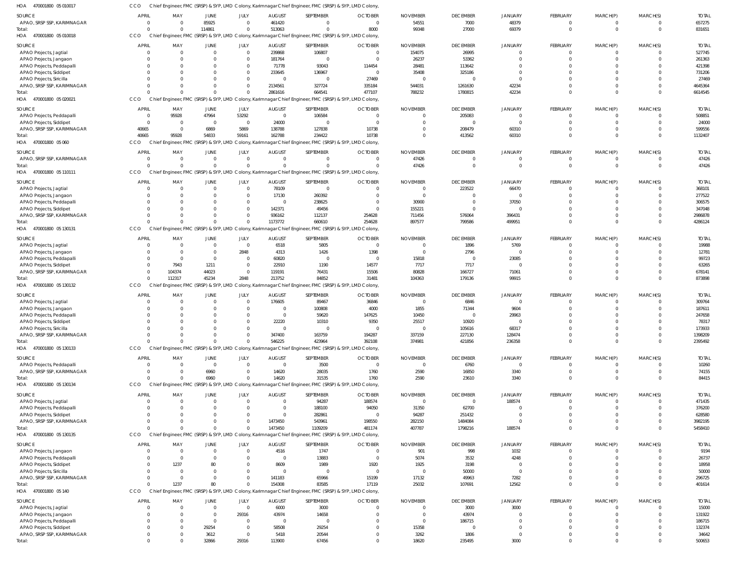HOA 470001800 05 010017 CCO Chief Engineer, FMC (SRSP) & SYP, LMD Colony, Karimnagar Chief Engineer, FMC (SRSP) & SYP, LMD Colony,

| SOURCE | APRIL | MAY | JUNE | JULY | AUGUST | SEPTEMBER | OCTOBER | NOVEMBER | DECEMBER | JANUARY | FEBRUARY | MARCH(P) | MARCH(S) | TOTAL |
|---|---|---|---|---|---|---|---|---|---|---|---|---|---|---|
| APAO, SRSP SSP, KARIMNAGAR | 0 | 0 | 85925 | 0 | 461420 | 0 | 0 | 54551 | 7000 | 48379 | 0 | 0 | 0 | 657275 |
| Total: | 0 | 0 | 114861 | 0 | 513063 | 0 | 8000 | 99348 | 27000 | 69379 | 0 | 0 | 0 | 831651 |

HOA 470001800 05 010018 CCO Chief Engineer, FMC (SRSP) & SYP, LMD Colony, Karimnagar Chief Engineer, FMC (SRSP) & SYP, LMD Colony,

| SOURCE | APRIL | MAY | JUNE | JULY | AUGUST | SEPTEMBER | OCTOBER | NOVEMBER | DECEMBER | JANUARY | FEBRUARY | MARCH(P) | MARCH(S) | TOTAL |
|---|---|---|---|---|---|---|---|---|---|---|---|---|---|---|
| APAO Projects, Jagtial | 0 | 0 | 0 | 0 | 239868 | 106807 | 0 | 154075 | 26995 | 0 | 0 | 0 | 0 | 527745 |
| APAO Projects, Jangaon | 0 | 0 | 0 | 0 | 181764 | 0 | 0 | 26237 | 53362 | 0 | 0 | 0 | 0 | 261363 |
| APAO Projects, Peddapalli | 0 | 0 | 0 | 0 | 71778 | 93043 | 114454 | 28481 | 113642 | 0 | 0 | 0 | 0 | 421398 |
| APAO Projects, Siddipet | 0 | 0 | 0 | 0 | 233645 | 136967 | 0 | 35408 | 325186 | 0 | 0 | 0 | 0 | 731206 |
| APAO Projects, Siricilla | 0 | 0 | 0 | 0 | 0 | 0 | 27469 | 0 | 0 | 0 | 0 | 0 | 0 | 27469 |
| APAO, SRSP SSP, KARIMNAGAR | 0 | 0 | 0 | 0 | 2134561 | 327724 | 335184 | 544031 | 1261630 | 42234 | 0 | 0 | 0 | 4645364 |
| Total: | 0 | 0 | 0 | 0 | 2861616 | 664541 | 477107 | 788232 | 1780815 | 42234 | 0 | 0 | 0 | 6614545 |

HOA 470001800 05 020021 CCO Chief Engineer, FMC (SRSP) & SYP, LMD Colony, Karimnagar Chief Engineer, FMC (SRSP) & SYP, LMD Colony,

| SOURCE | APRIL | MAY | JUNE | JULY | AUGUST | SEPTEMBER | OCTOBER | NOVEMBER | DECEMBER | JANUARY | FEBRUARY | MARCH(P) | MARCH(S) | TOTAL |
|---|---|---|---|---|---|---|---|---|---|---|---|---|---|---|
| APAO Projects, Peddapalli | 0 | 95928 | 47964 | 53292 | 0 | 106584 | 0 | 0 | 205083 | 0 | 0 | 0 | 0 | 508851 |
| APAO Projects, Siddipet | 0 | 0 | 0 | 0 | 24000 | 0 | 0 | 0 | 0 | 0 | 0 | 0 | 0 | 24000 |
| APAO, SRSP SSP, KARIMNAGAR | 40665 | 0 | 6869 | 5869 | 138788 | 127838 | 10738 | 0 | 208479 | 60310 | 0 | 0 | 0 | 599556 |
| Total: | 40665 | 95928 | 54833 | 59161 | 162788 | 234422 | 10738 | 0 | 413562 | 60310 | 0 | 0 | 0 | 1132407 |

HOA 470001800 05 060 CCO Chief Engineer, FMC (SRSP) & SYP, LMD Colony, Karimnagar Chief Engineer, FMC (SRSP) & SYP, LMD Colony,

| SOURCE | APRIL | MAY | JUNE | JULY | AUGUST | SEPTEMBER | OCTOBER | NOVEMBER | DECEMBER | JANUARY | FEBRUARY | MARCH(P) | MARCH(S) | TOTAL |
|---|---|---|---|---|---|---|---|---|---|---|---|---|---|---|
| APAO, SRSP SSP, KARIMNAGAR | 0 | 0 | 0 | 0 | 0 | 0 | 0 | 47426 | 0 | 0 | 0 | 0 | 0 | 47426 |
| Total: | 0 | 0 | 0 | 0 | 0 | 0 | 0 | 47426 | 0 | 0 | 0 | 0 | 0 | 47426 |

HOA 470001800 05 110111 CCO Chief Engineer, FMC (SRSP) & SYP, LMD Colony, Karimnagar Chief Engineer, FMC (SRSP) & SYP, LMD Colony,

| SOURCE | APRIL | MAY | JUNE | JULY | AUGUST | SEPTEMBER | OCTOBER | NOVEMBER | DECEMBER | JANUARY | FEBRUARY | MARCH(P) | MARCH(S) | TOTAL |
|---|---|---|---|---|---|---|---|---|---|---|---|---|---|---|
| APAO Projects, Jagtial | 0 | 0 | 0 | 0 | 78109 | 0 | 0 | 0 | 223522 | 66470 | 0 | 0 | 0 | 368101 |
| APAO Projects, Jangaon | 0 | 0 | 0 | 0 | 17130 | 260392 | 0 | 0 | 0 | 0 | 0 | 0 | 0 | 277522 |
| APAO Projects, Peddapalli | 0 | 0 | 0 | 0 | 0 | 238625 | 0 | 30900 | 0 | 37050 | 0 | 0 | 0 | 306575 |
| APAO Projects, Siddipet | 0 | 0 | 0 | 0 | 142371 | 49456 | 0 | 155221 | 0 | 0 | 0 | 0 | 0 | 347048 |
| APAO, SRSP SSP, KARIMNAGAR | 0 | 0 | 0 | 0 | 936162 | 112137 | 254628 | 711456 | 576064 | 396431 | 0 | 0 | 0 | 2986878 |
| Total: | 0 | 0 | 0 | 0 | 1173772 | 660610 | 254628 | 897577 | 799586 | 499951 | 0 | 0 | 0 | 4286124 |

HOA 470001800 05 130131 CCO Chief Engineer, FMC (SRSP) & SYP, LMD Colony, Karimnagar Chief Engineer, FMC (SRSP) & SYP, LMD Colony,

| SOURCE | APRIL | MAY | JUNE | JULY | AUGUST | SEPTEMBER | OCTOBER | NOVEMBER | DECEMBER | JANUARY | FEBRUARY | MARCH(P) | MARCH(S) | TOTAL |
|---|---|---|---|---|---|---|---|---|---|---|---|---|---|---|
| APAO Projects, Jagtial | 0 | 0 | 0 | 0 | 6518 | 5805 | 0 | 0 | 1896 | 5769 | 0 | 0 | 0 | 19988 |
| APAO Projects, Jangaon | 0 | 0 | 0 | 2848 | 4313 | 1426 | 1398 | 0 | 2796 | 0 | 0 | 0 | 0 | 12781 |
| APAO Projects, Peddapalli | 0 | 0 | 0 | 0 | 60820 | 0 | 0 | 15818 | 0 | 23085 | 0 | 0 | 0 | 99723 |
| APAO Projects, Siddipet | 0 | 7943 | 1211 | 0 | 22910 | 1190 | 14577 | 7717 | 7717 | 0 | 0 | 0 | 0 | 63265 |
| APAO, SRSP SSP, KARIMNAGAR | 0 | 104374 | 44023 | 0 | 119191 | 76431 | 15506 | 80828 | 166727 | 71061 | 0 | 0 | 0 | 678141 |
| Total: | 0 | 112317 | 45234 | 2848 | 213752 | 84852 | 31481 | 104363 | 179136 | 99915 | 0 | 0 | 0 | 873898 |

HOA 470001800 05 130132 CCO Chief Engineer, FMC (SRSP) & SYP, LMD Colony, Karimnagar Chief Engineer, FMC (SRSP) & SYP, LMD Colony,

| SOURCE | APRIL | MAY | JUNE | JULY | AUGUST | SEPTEMBER | OCTOBER | NOVEMBER | DECEMBER | JANUARY | FEBRUARY | MARCH(P) | MARCH(S) | TOTAL |
|---|---|---|---|---|---|---|---|---|---|---|---|---|---|---|
| APAO Projects, Jagtial | 0 | 0 | 0 | 0 | 176605 | 89467 | 36846 | 0 | 6846 | 0 | 0 | 0 | 0 | 309764 |
| APAO Projects, Jangaon | 0 | 0 | 0 | 0 | 0 | 100808 | 4000 | 1855 | 71344 | 9604 | 0 | 0 | 0 | 187611 |
| APAO Projects, Peddapalli | 0 | 0 | 0 | 0 | 0 | 59620 | 147625 | 10450 | 0 | 29963 | 0 | 0 | 0 | 247658 |
| APAO Projects, Siddipet | 0 | 0 | 0 | 0 | 22220 | 10310 | 9350 | 25517 | 10920 | 0 | 0 | 0 | 0 | 78317 |
| APAO Projects, Siricilla | 0 | 0 | 0 | 0 | 0 | 0 | 0 | 0 | 105616 | 68317 | 0 | 0 | 0 | 173933 |
| APAO, SRSP SSP, KARIMNAGAR | 0 | 0 | 0 | 0 | 347400 | 163759 | 194287 | 337159 | 227130 | 128474 | 0 | 0 | 0 | 1398209 |
| Total: | 0 | 0 | 0 | 0 | 546225 | 423964 | 392108 | 374981 | 421856 | 236358 | 0 | 0 | 0 | 2395492 |

HOA 470001800 05 130133 CCO Chief Engineer, FMC (SRSP) & SYP, LMD Colony, Karimnagar Chief Engineer, FMC (SRSP) & SYP, LMD Colony,

| SOURCE | APRIL | MAY | JUNE | JULY | AUGUST | SEPTEMBER | OCTOBER | NOVEMBER | DECEMBER | JANUARY | FEBRUARY | MARCH(P) | MARCH(S) | TOTAL |
|---|---|---|---|---|---|---|---|---|---|---|---|---|---|---|
| APAO Projects, Peddapalli | 0 | 0 | 0 | 0 | 0 | 3500 | 0 | 0 | 6760 | 0 | 0 | 0 | 0 | 10260 |
| APAO, SRSP SSP, KARIMNAGAR | 0 | 0 | 6960 | 0 | 14620 | 28035 | 1760 | 2590 | 16850 | 3340 | 0 | 0 | 0 | 74155 |
| Total: | 0 | 0 | 6960 | 0 | 14620 | 31535 | 1760 | 2590 | 23610 | 3340 | 0 | 0 | 0 | 84415 |

HOA 470001800 05 130134 CCO Chief Engineer, FMC (SRSP) & SYP, LMD Colony, Karimnagar Chief Engineer, FMC (SRSP) & SYP, LMD Colony,

| SOURCE | APRIL | MAY | JUNE | JULY | AUGUST | SEPTEMBER | OCTOBER | NOVEMBER | DECEMBER | JANUARY | FEBRUARY | MARCH(P) | MARCH(S) | TOTAL |
|---|---|---|---|---|---|---|---|---|---|---|---|---|---|---|
| APAO Projects, Jagtial | 0 | 0 | 0 | 0 | 0 | 94287 | 188574 | 0 | 0 | 188574 | 0 | 0 | 0 | 471435 |
| APAO Projects, Peddapalli | 0 | 0 | 0 | 0 | 0 | 188100 | 94050 | 31350 | 62700 | 0 | 0 | 0 | 0 | 376200 |
| APAO Projects, Siddipet | 0 | 0 | 0 | 0 | 0 | 282861 | 0 | 94287 | 251432 | 0 | 0 | 0 | 0 | 628580 |
| APAO, SRSP SSP, KARIMNAGAR | 0 | 0 | 0 | 0 | 1473450 | 543961 | 198550 | 282150 | 1484084 | 0 | 0 | 0 | 0 | 3982195 |
| Total: | 0 | 0 | 0 | 0 | 1473450 | 1109209 | 481174 | 407787 | 1798216 | 188574 | 0 | 0 | 0 | 5458410 |

HOA 470001800 05 130135 CCO Chief Engineer, FMC (SRSP) & SYP, LMD Colony, Karimnagar Chief Engineer, FMC (SRSP) & SYP, LMD Colony,

| SOURCE | APRIL | MAY | JUNE | JULY | AUGUST | SEPTEMBER | OCTOBER | NOVEMBER | DECEMBER | JANUARY | FEBRUARY | MARCH(P) | MARCH(S) | TOTAL |
|---|---|---|---|---|---|---|---|---|---|---|---|---|---|---|
| APAO Projects, Jangaon | 0 | 0 | 0 | 0 | 4516 | 1747 | 0 | 901 | 998 | 1032 | 0 | 0 | 0 | 9194 |
| APAO Projects, Peddapalli | 0 | 0 | 0 | 0 | 0 | 13883 | 0 | 5074 | 3532 | 4248 | 0 | 0 | 0 | 26737 |
| APAO Projects, Siddipet | 0 | 1237 | 80 | 0 | 8609 | 1989 | 1920 | 1925 | 3198 | 0 | 0 | 0 | 0 | 18958 |
| APAO Projects, Siricilla | 0 | 0 | 0 | 0 | 0 | 0 | 0 | 0 | 50000 | 0 | 0 | 0 | 0 | 50000 |
| APAO, SRSP SSP, KARIMNAGAR | 0 | 0 | 0 | 0 | 141183 | 65966 | 15199 | 17132 | 49963 | 7282 | 0 | 0 | 0 | 296725 |
| Total: | 0 | 1237 | 80 | 0 | 154308 | 83585 | 17119 | 25032 | 107691 | 12562 | 0 | 0 | 0 | 401614 |

HOA 470001800 05 140 CCO Chief Engineer, FMC (SRSP) & SYP, LMD Colony, Karimnagar Chief Engineer, FMC (SRSP) & SYP, LMD Colony,

| SOURCE | APRIL | MAY | JUNE | JULY | AUGUST | SEPTEMBER | OCTOBER | NOVEMBER | DECEMBER | JANUARY | FEBRUARY | MARCH(P) | MARCH(S) | TOTAL |
|---|---|---|---|---|---|---|---|---|---|---|---|---|---|---|
| APAO Projects, Jagtial | 0 | 0 | 0 | 0 | 6000 | 3000 | 0 | 0 | 3000 | 3000 | 0 | 0 | 0 | 15000 |
| APAO Projects, Jangaon | 0 | 0 | 0 | 29316 | 43974 | 14658 | 0 | 0 | 43974 | 0 | 0 | 0 | 0 | 131922 |
| APAO Projects, Peddapalli | 0 | 0 | 0 | 0 | 0 | 0 | 0 | 0 | 186715 | 0 | 0 | 0 | 0 | 186715 |
| APAO Projects, Siddipet | 0 | 0 | 29254 | 0 | 58508 | 29254 | 0 | 15358 | 0 | 0 | 0 | 0 | 0 | 132374 |
| APAO, SRSP SSP, KARIMNAGAR | 0 | 0 | 3612 | 0 | 5418 | 20544 | 0 | 3262 | 1806 | 0 | 0 | 0 | 0 | 34642 |
| Total: | 0 | 0 | 32866 | 29316 | 113900 | 67456 | 0 | 18620 | 235495 | 3000 | 0 | 0 | 0 | 500653 |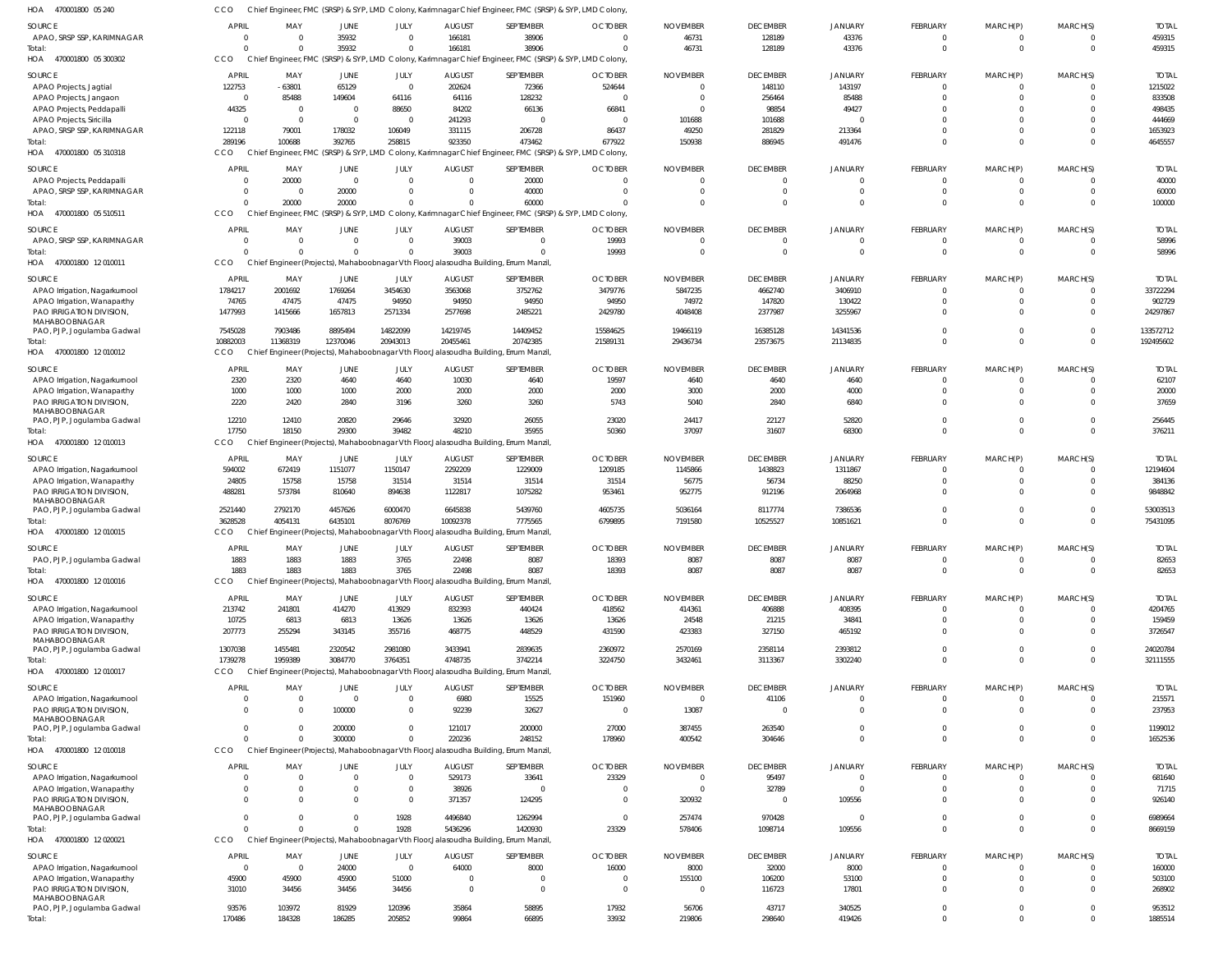HOA 470001800 05 240 CCO Chief Engineer, FMC (SRSP) & SYP, LMD Colony, Karimnagar Chief Engineer, FMC (SRSP) & SYP, LMD Colony,

| SOURCE | APRIL | MAY | JUNE | JULY | AUGUST | SEPTEMBER | OCTOBER | NOVEMBER | DECEMBER | JANUARY | FEBRUARY | MARCH(P) | MARCH(S) | TOTAL |
|---|---|---|---|---|---|---|---|---|---|---|---|---|---|---|
| APAO, SRSP SSP, KARIMNAGAR | 0 | 0 | 35932 | 0 | 166181 | 38906 | 0 | 46731 | 128189 | 43376 | 0 | 0 | 0 | 459315 |
| Total: | 0 | 0 | 35932 | 0 | 166181 | 38906 | 0 | 46731 | 128189 | 43376 | 0 | 0 | 0 | 459315 |

HOA 470001800 05 300302 CCO Chief Engineer, FMC (SRSP) & SYP, LMD Colony, Karimnagar Chief Engineer, FMC (SRSP) & SYP, LMD Colony,

| SOURCE | APRIL | MAY | JUNE | JULY | AUGUST | SEPTEMBER | OCTOBER | NOVEMBER | DECEMBER | JANUARY | FEBRUARY | MARCH(P) | MARCH(S) | TOTAL |
|---|---|---|---|---|---|---|---|---|---|---|---|---|---|---|
| APAO Projects, Jagtial | 122753 | -63801 | 65129 | 0 | 202624 | 72366 | 524644 | 0 | 148110 | 143197 | 0 | 0 | 0 | 1215022 |
| APAO Projects, Jangaon | 0 | 85488 | 149604 | 64116 | 64116 | 128232 | 0 | 0 | 256464 | 85488 | 0 | 0 | 0 | 833508 |
| APAO Projects, Peddapalli | 44325 | 0 | 0 | 88650 | 84202 | 66136 | 66841 | 0 | 98854 | 49427 | 0 | 0 | 0 | 498435 |
| APAO Projects, Siricilla | 0 | 0 | 0 | 0 | 241293 | 0 | 0 | 101688 | 101688 | 0 | 0 | 0 | 0 | 444669 |
| APAO, SRSP SSP, KARIMNAGAR | 122118 | 79001 | 178032 | 106049 | 331115 | 206728 | 86437 | 49250 | 281829 | 213364 | 0 | 0 | 0 | 1653923 |
| Total: | 289196 | 100688 | 392765 | 258815 | 923350 | 473462 | 677922 | 150938 | 886945 | 491476 | 0 | 0 | 0 | 4645557 |

HOA 470001800 05 310318 CCO Chief Engineer, FMC (SRSP) & SYP, LMD Colony, Karimnagar Chief Engineer, FMC (SRSP) & SYP, LMD Colony,

| SOURCE | APRIL | MAY | JUNE | JULY | AUGUST | SEPTEMBER | OCTOBER | NOVEMBER | DECEMBER | JANUARY | FEBRUARY | MARCH(P) | MARCH(S) | TOTAL |
|---|---|---|---|---|---|---|---|---|---|---|---|---|---|---|
| APAO Projects, Peddapalli | 0 | 20000 | 0 | 0 | 0 | 20000 | 0 | 0 | 0 | 0 | 0 | 0 | 0 | 40000 |
| APAO, SRSP SSP, KARIMNAGAR | 0 | 0 | 20000 | 0 | 0 | 40000 | 0 | 0 | 0 | 0 | 0 | 0 | 0 | 60000 |
| Total: | 0 | 20000 | 20000 | 0 | 0 | 60000 | 0 | 0 | 0 | 0 | 0 | 0 | 0 | 100000 |

HOA 470001800 05 510511 CCO Chief Engineer, FMC (SRSP) & SYP, LMD Colony, Karimnagar Chief Engineer, FMC (SRSP) & SYP, LMD Colony,

| SOURCE | APRIL | MAY | JUNE | JULY | AUGUST | SEPTEMBER | OCTOBER | NOVEMBER | DECEMBER | JANUARY | FEBRUARY | MARCH(P) | MARCH(S) | TOTAL |
|---|---|---|---|---|---|---|---|---|---|---|---|---|---|---|
| APAO, SRSP SSP, KARIMNAGAR | 0 | 0 | 0 | 0 | 39003 | 0 | 19993 | 0 | 0 | 0 | 0 | 0 | 0 | 58996 |
| Total: | 0 | 0 | 0 | 0 | 39003 | 0 | 19993 | 0 | 0 | 0 | 0 | 0 | 0 | 58996 |

HOA 470001800 12 010011 CCO Chief Engineer(Projects), Mahaboobnagar Vth Floor,Jalasoudha Building, Errum Manzil,

| SOURCE | APRIL | MAY | JUNE | JULY | AUGUST | SEPTEMBER | OCTOBER | NOVEMBER | DECEMBER | JANUARY | FEBRUARY | MARCH(P) | MARCH(S) | TOTAL |
|---|---|---|---|---|---|---|---|---|---|---|---|---|---|---|
| APAO Irrigation, Nagarkurnool | 1784217 | 2001692 | 1769264 | 3454630 | 3563068 | 3752762 | 3479776 | 5847235 | 4662740 | 3406910 | 0 | 0 | 0 | 33722294 |
| APAO Irrigation, Wanaparthy | 74765 | 47475 | 47475 | 94950 | 94950 | 94950 | 94950 | 74972 | 147820 | 130422 | 0 | 0 | 0 | 902729 |
| PAO IRRIGATION DIVISION, MAHABOOBNAGAR | 1477993 | 1415666 | 1657813 | 2571334 | 2577698 | 2485221 | 2429780 | 4048408 | 2377987 | 3255967 | 0 | 0 | 0 | 24297867 |
| PAO, PJP, Jogulamba Gadwal | 7545028 | 7903486 | 8895494 | 14822099 | 14219745 | 14409452 | 15584625 | 19466119 | 16385128 | 14341536 | 0 | 0 | 0 | 133572712 |
| Total: | 10882003 | 11368319 | 12370046 | 20943013 | 20455461 | 20742385 | 21589131 | 29436734 | 23573675 | 21134835 | 0 | 0 | 0 | 192495602 |

HOA 470001800 12 010012 CCO Chief Engineer(Projects), Mahaboobnagar Vth Floor,Jalasoudha Building, Errum Manzil,

| SOURCE | APRIL | MAY | JUNE | JULY | AUGUST | SEPTEMBER | OCTOBER | NOVEMBER | DECEMBER | JANUARY | FEBRUARY | MARCH(P) | MARCH(S) | TOTAL |
|---|---|---|---|---|---|---|---|---|---|---|---|---|---|---|
| APAO Irrigation, Nagarkurnool | 2320 | 2320 | 4640 | 4640 | 10030 | 4640 | 19597 | 4640 | 4640 | 4640 | 0 | 0 | 0 | 62107 |
| APAO Irrigation, Wanaparthy | 1000 | 1000 | 1000 | 2000 | 2000 | 2000 | 2000 | 3000 | 2000 | 4000 | 0 | 0 | 0 | 20000 |
| PAO IRRIGATION DIVISION, MAHABOOBNAGAR | 2220 | 2420 | 2840 | 3196 | 3260 | 3260 | 5743 | 5040 | 2840 | 6840 | 0 | 0 | 0 | 37659 |
| PAO, PJP, Jogulamba Gadwal | 12210 | 12410 | 20820 | 29646 | 32920 | 26055 | 23020 | 24417 | 22127 | 52820 | 0 | 0 | 0 | 256445 |
| Total: | 17750 | 18150 | 29300 | 39482 | 48210 | 35955 | 50360 | 37097 | 31607 | 68300 | 0 | 0 | 0 | 376211 |

HOA 470001800 12 010013 CCO Chief Engineer(Projects), Mahaboobnagar Vth Floor,Jalasoudha Building, Errum Manzil,

| SOURCE | APRIL | MAY | JUNE | JULY | AUGUST | SEPTEMBER | OCTOBER | NOVEMBER | DECEMBER | JANUARY | FEBRUARY | MARCH(P) | MARCH(S) | TOTAL |
|---|---|---|---|---|---|---|---|---|---|---|---|---|---|---|
| APAO Irrigation, Nagarkurnool | 594002 | 672419 | 1151077 | 1150147 | 2292209 | 1229009 | 1209185 | 1145866 | 1438823 | 1311867 | 0 | 0 | 0 | 12194604 |
| APAO Irrigation, Wanaparthy | 24805 | 15758 | 15758 | 31514 | 31514 | 31514 | 31514 | 56775 | 56734 | 88250 | 0 | 0 | 0 | 384136 |
| PAO IRRIGATION DIVISION, MAHABOOBNAGAR | 488281 | 573784 | 810640 | 894638 | 1122817 | 1075282 | 953461 | 952775 | 912196 | 2064968 | 0 | 0 | 0 | 9848842 |
| PAO, PJP, Jogulamba Gadwal | 2521440 | 2792170 | 4457626 | 6000470 | 6645838 | 5439760 | 4605735 | 5036164 | 8117774 | 7386536 | 0 | 0 | 0 | 53003513 |
| Total: | 3628528 | 4054131 | 6435101 | 8076769 | 10092378 | 7775565 | 6799895 | 7191580 | 10525527 | 10851621 | 0 | 0 | 0 | 75431095 |

HOA 470001800 12 010015 CCO Chief Engineer(Projects), Mahaboobnagar Vth Floor,Jalasoudha Building, Errum Manzil,

| SOURCE | APRIL | MAY | JUNE | JULY | AUGUST | SEPTEMBER | OCTOBER | NOVEMBER | DECEMBER | JANUARY | FEBRUARY | MARCH(P) | MARCH(S) | TOTAL |
|---|---|---|---|---|---|---|---|---|---|---|---|---|---|---|
| PAO, PJP, Jogulamba Gadwal | 1883 | 1883 | 1883 | 3765 | 22498 | 8087 | 18393 | 8087 | 8087 | 8087 | 0 | 0 | 0 | 82653 |
| Total: | 1883 | 1883 | 1883 | 3765 | 22498 | 8087 | 18393 | 8087 | 8087 | 8087 | 0 | 0 | 0 | 82653 |

HOA 470001800 12 010016 CCO Chief Engineer(Projects), Mahaboobnagar Vth Floor,Jalasoudha Building, Errum Manzil,

| SOURCE | APRIL | MAY | JUNE | JULY | AUGUST | SEPTEMBER | OCTOBER | NOVEMBER | DECEMBER | JANUARY | FEBRUARY | MARCH(P) | MARCH(S) | TOTAL |
|---|---|---|---|---|---|---|---|---|---|---|---|---|---|---|
| APAO Irrigation, Nagarkurnool | 213742 | 241801 | 414270 | 413929 | 832393 | 440424 | 418562 | 414361 | 406888 | 408395 | 0 | 0 | 0 | 4204765 |
| APAO Irrigation, Wanaparthy | 10725 | 6813 | 6813 | 13626 | 13626 | 13626 | 13626 | 24548 | 21215 | 34841 | 0 | 0 | 0 | 159459 |
| PAO IRRIGATION DIVISION, MAHABOOBNAGAR | 207773 | 255294 | 343145 | 355716 | 468775 | 448529 | 431590 | 423383 | 327150 | 465192 | 0 | 0 | 0 | 3726547 |
| PAO, PJP, Jogulamba Gadwal | 1307038 | 1455481 | 2320542 | 2981080 | 3433941 | 2839635 | 2360972 | 2570169 | 2358114 | 2393812 | 0 | 0 | 0 | 24020784 |
| Total: | 1739278 | 1959389 | 3084770 | 3764351 | 4748735 | 3742214 | 3224750 | 3432461 | 3113367 | 3302240 | 0 | 0 | 0 | 32111555 |

HOA 470001800 12 010017 CCO Chief Engineer(Projects), Mahaboobnagar Vth Floor,Jalasoudha Building, Errum Manzil,

| SOURCE | APRIL | MAY | JUNE | JULY | AUGUST | SEPTEMBER | OCTOBER | NOVEMBER | DECEMBER | JANUARY | FEBRUARY | MARCH(P) | MARCH(S) | TOTAL |
|---|---|---|---|---|---|---|---|---|---|---|---|---|---|---|
| APAO Irrigation, Nagarkurnool | 0 | 0 | 0 | 0 | 6980 | 15525 | 151960 | 0 | 41106 | 0 | 0 | 0 | 0 | 215571 |
| PAO IRRIGATION DIVISION, MAHABOOBNAGAR | 0 | 0 | 100000 | 0 | 92239 | 32627 | 0 | 13087 | 0 | 0 | 0 | 0 | 0 | 237953 |
| PAO, PJP, Jogulamba Gadwal | 0 | 0 | 200000 | 0 | 121017 | 200000 | 27000 | 387455 | 263540 | 0 | 0 | 0 | 0 | 1199012 |
| Total: | 0 | 0 | 300000 | 0 | 220236 | 248152 | 178960 | 400542 | 304646 | 0 | 0 | 0 | 0 | 1652536 |

HOA 470001800 12 010018 CCO Chief Engineer(Projects), Mahaboobnagar Vth Floor,Jalasoudha Building, Errum Manzil,

| SOURCE | APRIL | MAY | JUNE | JULY | AUGUST | SEPTEMBER | OCTOBER | NOVEMBER | DECEMBER | JANUARY | FEBRUARY | MARCH(P) | MARCH(S) | TOTAL |
|---|---|---|---|---|---|---|---|---|---|---|---|---|---|---|
| APAO Irrigation, Nagarkurnool | 0 | 0 | 0 | 0 | 529173 | 33641 | 23329 | 0 | 95497 | 0 | 0 | 0 | 0 | 681640 |
| APAO Irrigation, Wanaparthy | 0 | 0 | 0 | 0 | 38926 | 0 | 0 | 0 | 32789 | 0 | 0 | 0 | 0 | 71715 |
| PAO IRRIGATION DIVISION, MAHABOOBNAGAR | 0 | 0 | 0 | 0 | 371357 | 124295 | 0 | 320932 | 0 | 109556 | 0 | 0 | 0 | 926140 |
| PAO, PJP, Jogulamba Gadwal | 0 | 0 | 0 | 1928 | 4496840 | 1262994 | 0 | 257474 | 970428 | 0 | 0 | 0 | 0 | 6989664 |
| Total: | 0 | 0 | 0 | 1928 | 5436296 | 1420930 | 23329 | 578406 | 1098714 | 109556 | 0 | 0 | 0 | 8669159 |

HOA 470001800 12 020021 CCO Chief Engineer(Projects), Mahaboobnagar Vth Floor,Jalasoudha Building, Errum Manzil,

| SOURCE | APRIL | MAY | JUNE | JULY | AUGUST | SEPTEMBER | OCTOBER | NOVEMBER | DECEMBER | JANUARY | FEBRUARY | MARCH(P) | MARCH(S) | TOTAL |
|---|---|---|---|---|---|---|---|---|---|---|---|---|---|---|
| APAO Irrigation, Nagarkurnool | 0 | 0 | 24000 | 0 | 64000 | 8000 | 16000 | 8000 | 32000 | 8000 | 0 | 0 | 0 | 160000 |
| APAO Irrigation, Wanaparthy | 45900 | 45900 | 45900 | 51000 | 0 | 0 | 0 | 155100 | 106200 | 53100 | 0 | 0 | 0 | 503100 |
| PAO IRRIGATION DIVISION, MAHABOOBNAGAR | 31010 | 34456 | 34456 | 34456 | 0 | 0 | 0 | 0 | 116723 | 17801 | 0 | 0 | 0 | 268902 |
| PAO, PJP, Jogulamba Gadwal | 93576 | 103972 | 81929 | 120396 | 35864 | 58895 | 17932 | 56706 | 43717 | 340525 | 0 | 0 | 0 | 953512 |
| Total: | 170486 | 184328 | 186285 | 205852 | 99864 | 66895 | 33932 | 219806 | 298640 | 419426 | 0 | 0 | 0 | 1885514 |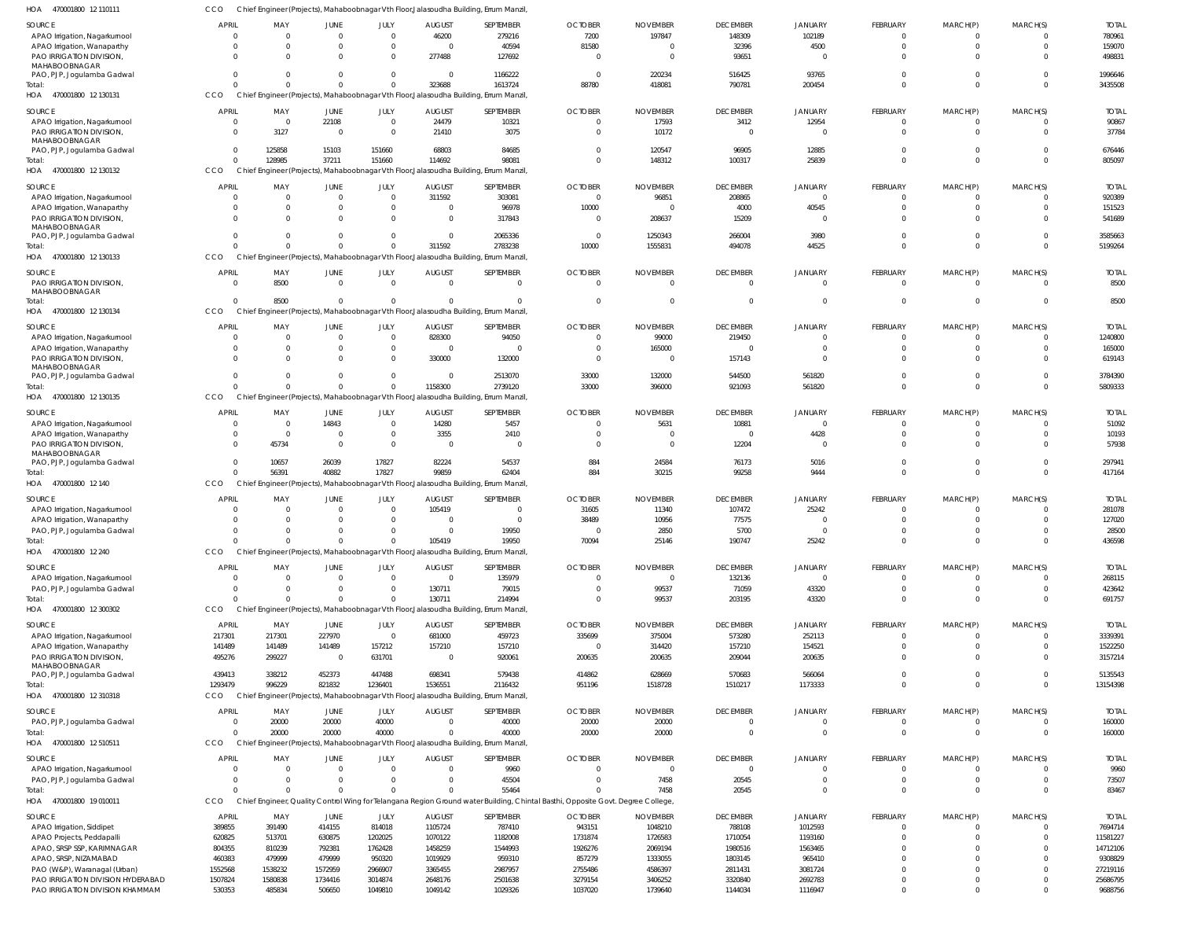HOA 470001800 12 110111 CCO Chief Engineer(Projects), Mahaboobnagar Vth Floor,Jalasoudha Building, Errum Manzil,

| SOURCE | APRIL | MAY | JUNE | JULY | AUGUST | SEPTEMBER | OCTOBER | NOVEMBER | DECEMBER | JANUARY | FEBRUARY | MARCH(P) | MARCH(S) | TOTAL |
|---|---|---|---|---|---|---|---|---|---|---|---|---|---|---|
| APAO Irrigation, Nagarkurnool | 0 | 0 | 0 | 0 | 46200 | 279216 | 7200 | 197847 | 148309 | 102189 | 0 | 0 | 0 | 780961 |
| APAO Irrigation, Wanaparthy | 0 | 0 | 0 | 0 | 0 | 40594 | 81580 | 0 | 32396 | 4500 | 0 | 0 | 0 | 159070 |
| PAO IRRIGATION DIVISION, MAHABOOBNAGAR | 0 | 0 | 0 | 0 | 277488 | 127692 | 0 | 0 | 93651 | 0 | 0 | 0 | 0 | 498831 |
| PAO, PJP, Jogulamba Gadwal | 0 | 0 | 0 | 0 | 0 | 1166222 | 0 | 220234 | 516425 | 93765 | 0 | 0 | 0 | 1996646 |
| Total: | 0 | 0 | 0 | 0 | 323688 | 1613724 | 88780 | 418081 | 790781 | 200454 | 0 | 0 | 0 | 3435508 |

HOA 470001800 12 130131 CCO Chief Engineer(Projects), Mahaboobnagar Vth Floor,Jalasoudha Building, Errum Manzil,

| SOURCE | APRIL | MAY | JUNE | JULY | AUGUST | SEPTEMBER | OCTOBER | NOVEMBER | DECEMBER | JANUARY | FEBRUARY | MARCH(P) | MARCH(S) | TOTAL |
|---|---|---|---|---|---|---|---|---|---|---|---|---|---|---|
| APAO Irrigation, Nagarkurnool | 0 | 0 | 22108 | 0 | 24479 | 10321 | 0 | 17593 | 3412 | 12954 | 0 | 0 | 0 | 90867 |
| PAO IRRIGATION DIVISION, MAHABOOBNAGAR | 0 | 3127 | 0 | 0 | 21410 | 3075 | 0 | 10172 | 0 | 0 | 0 | 0 | 0 | 37784 |
| PAO, PJP, Jogulamba Gadwal | 0 | 125858 | 15103 | 151660 | 68803 | 84685 | 0 | 120547 | 96905 | 12885 | 0 | 0 | 0 | 676446 |
| Total: | 0 | 128985 | 37211 | 151660 | 114692 | 98081 | 0 | 148312 | 100317 | 25839 | 0 | 0 | 0 | 805097 |

HOA 470001800 12 130132 CCO Chief Engineer(Projects), Mahaboobnagar Vth Floor,Jalasoudha Building, Errum Manzil,

| SOURCE | APRIL | MAY | JUNE | JULY | AUGUST | SEPTEMBER | OCTOBER | NOVEMBER | DECEMBER | JANUARY | FEBRUARY | MARCH(P) | MARCH(S) | TOTAL |
|---|---|---|---|---|---|---|---|---|---|---|---|---|---|---|
| APAO Irrigation, Nagarkurnool | 0 | 0 | 0 | 0 | 311592 | 303081 | 0 | 96851 | 208865 | 0 | 0 | 0 | 0 | 920389 |
| APAO Irrigation, Wanaparthy | 0 | 0 | 0 | 0 | 0 | 96978 | 10000 | 0 | 4000 | 40545 | 0 | 0 | 0 | 151523 |
| PAO IRRIGATION DIVISION, MAHABOOBNAGAR | 0 | 0 | 0 | 0 | 0 | 317843 | 0 | 208637 | 15209 | 0 | 0 | 0 | 0 | 541689 |
| PAO, PJP, Jogulamba Gadwal | 0 | 0 | 0 | 0 | 0 | 2065336 | 0 | 1250343 | 266004 | 3980 | 0 | 0 | 0 | 3585663 |
| Total: | 0 | 0 | 0 | 0 | 311592 | 2783238 | 10000 | 1555831 | 494078 | 44525 | 0 | 0 | 0 | 5199264 |

HOA 470001800 12 130133 CCO Chief Engineer(Projects), Mahaboobnagar Vth Floor,Jalasoudha Building, Errum Manzil,

| SOURCE | APRIL | MAY | JUNE | JULY | AUGUST | SEPTEMBER | OCTOBER | NOVEMBER | DECEMBER | JANUARY | FEBRUARY | MARCH(P) | MARCH(S) | TOTAL |
|---|---|---|---|---|---|---|---|---|---|---|---|---|---|---|
| PAO IRRIGATION DIVISION, MAHABOOBNAGAR | 0 | 8500 | 0 | 0 | 0 | 0 | 0 | 0 | 0 | 0 | 0 | 0 | 0 | 8500 |
| Total: | 0 | 8500 | 0 | 0 | 0 | 0 | 0 | 0 | 0 | 0 | 0 | 0 | 0 | 8500 |

HOA 470001800 12 130134 CCO Chief Engineer(Projects), Mahaboobnagar Vth Floor,Jalasoudha Building, Errum Manzil,

| SOURCE | APRIL | MAY | JUNE | JULY | AUGUST | SEPTEMBER | OCTOBER | NOVEMBER | DECEMBER | JANUARY | FEBRUARY | MARCH(P) | MARCH(S) | TOTAL |
|---|---|---|---|---|---|---|---|---|---|---|---|---|---|---|
| APAO Irrigation, Nagarkurnool | 0 | 0 | 0 | 0 | 828300 | 94050 | 0 | 99000 | 219450 | 0 | 0 | 0 | 0 | 1240800 |
| APAO Irrigation, Wanaparthy | 0 | 0 | 0 | 0 | 0 | 0 | 0 | 165000 | 0 | 0 | 0 | 0 | 0 | 165000 |
| PAO IRRIGATION DIVISION, MAHABOOBNAGAR | 0 | 0 | 0 | 0 | 330000 | 132000 | 0 | 0 | 157143 | 0 | 0 | 0 | 0 | 619143 |
| PAO, PJP, Jogulamba Gadwal | 0 | 0 | 0 | 0 | 0 | 2513070 | 33000 | 132000 | 544500 | 561820 | 0 | 0 | 0 | 3784390 |
| Total: | 0 | 0 | 0 | 0 | 1158300 | 2739120 | 33000 | 396000 | 921093 | 561820 | 0 | 0 | 0 | 5809333 |

HOA 470001800 12 130135 CCO Chief Engineer(Projects), Mahaboobnagar Vth Floor,Jalasoudha Building, Errum Manzil,

| SOURCE | APRIL | MAY | JUNE | JULY | AUGUST | SEPTEMBER | OCTOBER | NOVEMBER | DECEMBER | JANUARY | FEBRUARY | MARCH(P) | MARCH(S) | TOTAL |
|---|---|---|---|---|---|---|---|---|---|---|---|---|---|---|
| APAO Irrigation, Nagarkurnool | 0 | 0 | 14843 | 0 | 14280 | 5457 | 0 | 5631 | 10881 | 0 | 0 | 0 | 0 | 51092 |
| APAO Irrigation, Wanaparthy | 0 | 0 | 0 | 0 | 3355 | 2410 | 0 | 0 | 0 | 4428 | 0 | 0 | 0 | 10193 |
| PAO IRRIGATION DIVISION, MAHABOOBNAGAR | 0 | 45734 | 0 | 0 | 0 | 0 | 0 | 0 | 12204 | 0 | 0 | 0 | 0 | 57938 |
| PAO, PJP, Jogulamba Gadwal | 0 | 10657 | 26039 | 17827 | 82224 | 54537 | 884 | 24584 | 76173 | 5016 | 0 | 0 | 0 | 297941 |
| Total: | 0 | 56391 | 40882 | 17827 | 99859 | 62404 | 884 | 30215 | 99258 | 9444 | 0 | 0 | 0 | 417164 |

HOA 470001800 12 140 CCO Chief Engineer(Projects), Mahaboobnagar Vth Floor,Jalasoudha Building, Errum Manzil,

| SOURCE | APRIL | MAY | JUNE | JULY | AUGUST | SEPTEMBER | OCTOBER | NOVEMBER | DECEMBER | JANUARY | FEBRUARY | MARCH(P) | MARCH(S) | TOTAL |
|---|---|---|---|---|---|---|---|---|---|---|---|---|---|---|
| APAO Irrigation, Nagarkurnool | 0 | 0 | 0 | 0 | 105419 | 0 | 31605 | 11340 | 107472 | 25242 | 0 | 0 | 0 | 281078 |
| APAO Irrigation, Wanaparthy | 0 | 0 | 0 | 0 | 0 | 0 | 38489 | 10956 | 77575 | 0 | 0 | 0 | 0 | 127020 |
| PAO, PJP, Jogulamba Gadwal | 0 | 0 | 0 | 0 | 0 | 19950 | 0 | 2850 | 5700 | 0 | 0 | 0 | 0 | 28500 |
| Total: | 0 | 0 | 0 | 0 | 105419 | 19950 | 70094 | 25146 | 190747 | 25242 | 0 | 0 | 0 | 436598 |

HOA 470001800 12 240 CCO Chief Engineer(Projects), Mahaboobnagar Vth Floor,Jalasoudha Building, Errum Manzil,

| SOURCE | APRIL | MAY | JUNE | JULY | AUGUST | SEPTEMBER | OCTOBER | NOVEMBER | DECEMBER | JANUARY | FEBRUARY | MARCH(P) | MARCH(S) | TOTAL |
|---|---|---|---|---|---|---|---|---|---|---|---|---|---|---|
| APAO Irrigation, Nagarkurnool | 0 | 0 | 0 | 0 | 0 | 135979 | 0 | 0 | 132136 | 0 | 0 | 0 | 0 | 268115 |
| PAO, PJP, Jogulamba Gadwal | 0 | 0 | 0 | 0 | 130711 | 79015 | 0 | 99537 | 71059 | 43320 | 0 | 0 | 0 | 423642 |
| Total: | 0 | 0 | 0 | 0 | 130711 | 214994 | 0 | 99537 | 203195 | 43320 | 0 | 0 | 0 | 691757 |

HOA 470001800 12 300302 CCO Chief Engineer(Projects), Mahaboobnagar Vth Floor,Jalasoudha Building, Errum Manzil,

| SOURCE | APRIL | MAY | JUNE | JULY | AUGUST | SEPTEMBER | OCTOBER | NOVEMBER | DECEMBER | JANUARY | FEBRUARY | MARCH(P) | MARCH(S) | TOTAL |
|---|---|---|---|---|---|---|---|---|---|---|---|---|---|---|
| APAO Irrigation, Nagarkurnool | 217301 | 217301 | 227970 | 0 | 681000 | 459723 | 335699 | 375004 | 573280 | 252113 | 0 | 0 | 0 | 3339391 |
| APAO Irrigation, Wanaparthy | 141489 | 141489 | 141489 | 157212 | 157210 | 157210 | 0 | 314420 | 157210 | 154521 | 0 | 0 | 0 | 1522250 |
| PAO IRRIGATION DIVISION, MAHABOOBNAGAR | 495276 | 299227 | 0 | 631701 | 0 | 920061 | 200635 | 200635 | 209044 | 200635 | 0 | 0 | 0 | 3157214 |
| PAO, PJP, Jogulamba Gadwal | 439413 | 338212 | 452373 | 447488 | 698341 | 579438 | 414862 | 628669 | 570683 | 566064 | 0 | 0 | 0 | 5135543 |
| Total: | 1293479 | 996229 | 821832 | 1236401 | 1536551 | 2116432 | 951196 | 1518728 | 1510217 | 1173333 | 0 | 0 | 0 | 13154398 |

HOA 470001800 12 310318 CCO Chief Engineer(Projects), Mahaboobnagar Vth Floor,Jalasoudha Building, Errum Manzil,

| SOURCE | APRIL | MAY | JUNE | JULY | AUGUST | SEPTEMBER | OCTOBER | NOVEMBER | DECEMBER | JANUARY | FEBRUARY | MARCH(P) | MARCH(S) | TOTAL |
|---|---|---|---|---|---|---|---|---|---|---|---|---|---|---|
| PAO, PJP, Jogulamba Gadwal | 0 | 20000 | 20000 | 40000 | 0 | 40000 | 20000 | 20000 | 0 | 0 | 0 | 0 | 0 | 160000 |
| Total: | 0 | 20000 | 20000 | 40000 | 0 | 40000 | 20000 | 20000 | 0 | 0 | 0 | 0 | 0 | 160000 |

HOA 470001800 12 510511 CCO Chief Engineer(Projects), Mahaboobnagar Vth Floor,Jalasoudha Building, Errum Manzil,

| SOURCE | APRIL | MAY | JUNE | JULY | AUGUST | SEPTEMBER | OCTOBER | NOVEMBER | DECEMBER | JANUARY | FEBRUARY | MARCH(P) | MARCH(S) | TOTAL |
|---|---|---|---|---|---|---|---|---|---|---|---|---|---|---|
| APAO Irrigation, Nagarkurnool | 0 | 0 | 0 | 0 | 0 | 9960 | 0 | 0 | 0 | 0 | 0 | 0 | 0 | 9960 |
| PAO, PJP, Jogulamba Gadwal | 0 | 0 | 0 | 0 | 0 | 45504 | 0 | 7458 | 20545 | 0 | 0 | 0 | 0 | 73507 |
| Total: | 0 | 0 | 0 | 0 | 0 | 55464 | 0 | 7458 | 20545 | 0 | 0 | 0 | 0 | 83467 |

HOA 470001800 19 010011 CCO Chief Engineer, Quality Control Wing for Telangana Region Ground water Building, Chintal Basthi, Opposite Govt. Degree College,

| SOURCE | APRIL | MAY | JUNE | JULY | AUGUST | SEPTEMBER | OCTOBER | NOVEMBER | DECEMBER | JANUARY | FEBRUARY | MARCH(P) | MARCH(S) | TOTAL |
|---|---|---|---|---|---|---|---|---|---|---|---|---|---|---|
| APAO Irrigation, Siddipet | 389855 | 391490 | 414155 | 814018 | 1105724 | 787410 | 943151 | 1048210 | 788108 | 1012593 | 0 | 0 | 0 | 7694714 |
| APAO Projects, Peddapalli | 620825 | 513701 | 630875 | 1202025 | 1070122 | 1182008 | 1731874 | 1726583 | 1710054 | 1193160 | 0 | 0 | 0 | 11581227 |
| APAO, SRSP SSP, KARIMNAGAR | 804355 | 810239 | 792381 | 1762428 | 1458259 | 1544993 | 1926276 | 2069194 | 1980516 | 1563465 | 0 | 0 | 0 | 14712106 |
| APAO, SRSP, NIZAMABAD | 460383 | 479999 | 479999 | 950320 | 1019929 | 959310 | 857279 | 1333055 | 1803145 | 965410 | 0 | 0 | 0 | 9308829 |
| PAO (W&P), Waranagal (Urban) | 1552568 | 1538232 | 1572959 | 2966907 | 3365455 | 2987957 | 2755486 | 4586397 | 2811431 | 3081724 | 0 | 0 | 0 | 27219116 |
| PAO IRRIGATION DIVISION HYDERABAD | 1507824 | 1580838 | 1734416 | 3014874 | 2648176 | 2501638 | 3279154 | 3406252 | 3320840 | 2692783 | 0 | 0 | 0 | 25686795 |
| PAO IRRIGATION DIVISION KHAMMAM | 530353 | 485834 | 506650 | 1049810 | 1049142 | 1029326 | 1037020 | 1739640 | 1144034 | 1116947 | 0 | 0 | 0 | 9688756 |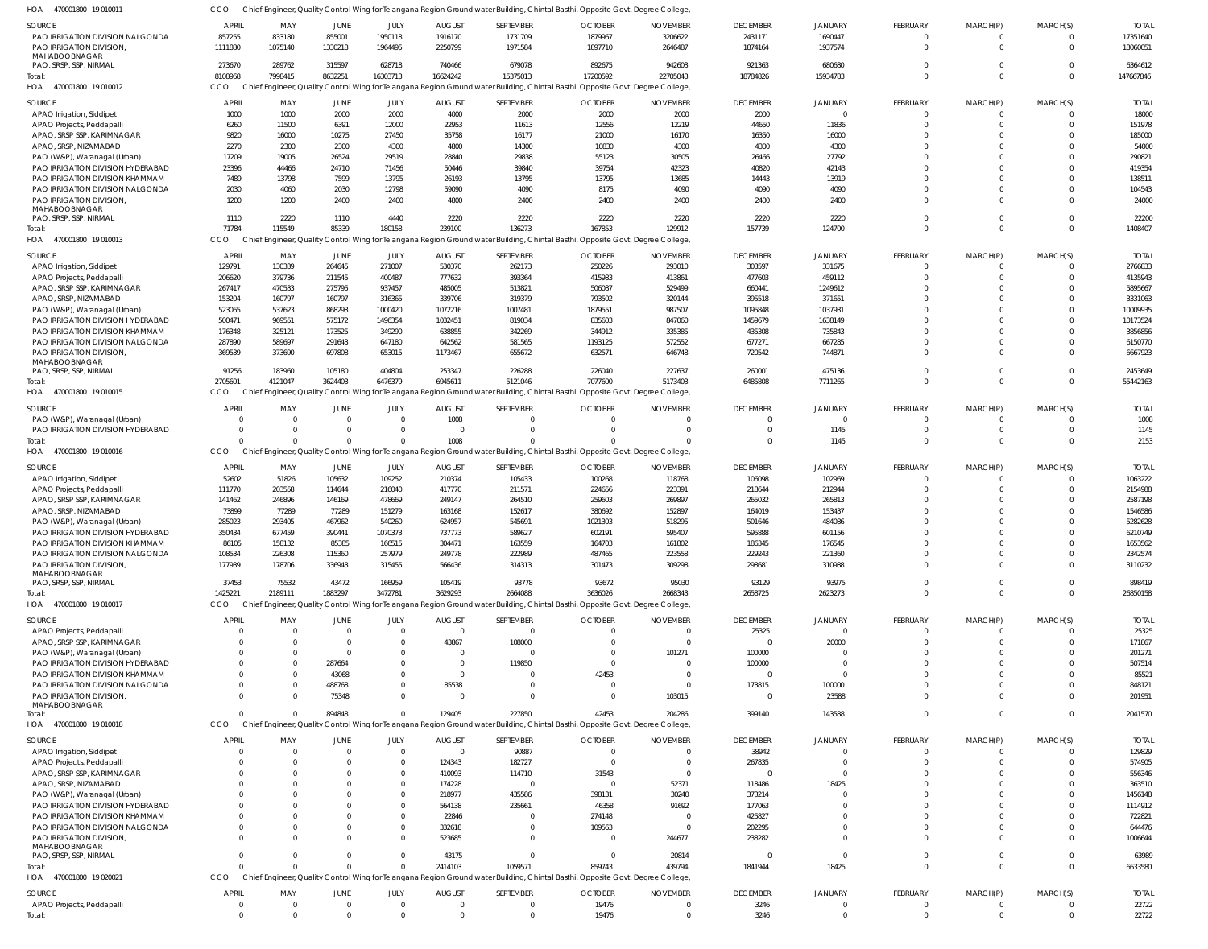HOA 470001800 19 010011 CCO Chief Engineer, Quality Control Wing for Telangana Region Ground water Building, Chintal Basthi, Opposite Govt. Degree College,

| SOURCE | APRIL | MAY | JUNE | JULY | AUGUST | SEPTEMBER | OCTOBER | NOVEMBER | DECEMBER | JANUARY | FEBRUARY | MARCH(P) | MARCH(S) | TOTAL |
|---|---|---|---|---|---|---|---|---|---|---|---|---|---|---|
| PAO IRRIGATION DIVISION NALGONDA | 857255 | 833180 | 855001 | 1950118 | 1916170 | 1731709 | 1879967 | 3206622 | 2431171 | 1690447 | 0 | 0 | 0 | 17351640 |
| PAO IRRIGATION DIVISION, MAHABOOBNAGAR | 1111880 | 1075140 | 1330218 | 1964495 | 2250799 | 1971584 | 1897710 | 2646487 | 1874164 | 1937574 | 0 | 0 | 0 | 18060051 |
| PAO, SRSP, SSP, NIRMAL | 273670 | 289762 | 315597 | 628718 | 740466 | 679078 | 892675 | 942603 | 921363 | 680680 | 0 | 0 | 0 | 6364612 |
| Total: | 8108968 | 7998815 | 8632251 | 16303713 | 16624242 | 15375013 | 17200592 | 22705043 | 18784826 | 15934783 | 0 | 0 | 0 | 147667846 |

HOA 470001800 19 010012 CCO Chief Engineer, Quality Control Wing for Telangana Region Ground water Building, Chintal Basthi, Opposite Govt. Degree College,

| SOURCE | APRIL | MAY | JUNE | JULY | AUGUST | SEPTEMBER | OCTOBER | NOVEMBER | DECEMBER | JANUARY | FEBRUARY | MARCH(P) | MARCH(S) | TOTAL |
|---|---|---|---|---|---|---|---|---|---|---|---|---|---|---|
| APAO Irrigation, Siddipet | 1000 | 1000 | 2000 | 2000 | 4000 | 2000 | 2000 | 2000 | 2000 | 0 | 0 | 0 | 0 | 18000 |
| APAO Projects, Peddapalli | 6260 | 11500 | 6391 | 12000 | 22953 | 11613 | 12556 | 12219 | 44650 | 11836 | 0 | 0 | 0 | 151978 |
| APAO, SRSP SSP, KARIMNAGAR | 9820 | 16000 | 10275 | 27450 | 35758 | 16177 | 21000 | 16170 | 16350 | 16000 | 0 | 0 | 0 | 185000 |
| APAO, SRSP, NIZAMABAD | 2270 | 2300 | 2300 | 4300 | 4800 | 14300 | 10830 | 4300 | 4300 | 4300 | 0 | 0 | 0 | 54000 |
| PAO (W&P), Waranagal (Urban) | 17209 | 19005 | 26524 | 29519 | 28840 | 29838 | 55123 | 30505 | 26466 | 27792 | 0 | 0 | 0 | 290821 |
| PAO IRRIGATION DIVISION HYDERABAD | 23396 | 44466 | 24710 | 71456 | 50446 | 39840 | 39754 | 42323 | 40820 | 42143 | 0 | 0 | 0 | 419354 |
| PAO IRRIGATION DIVISION KHAMMAM | 7489 | 13798 | 7599 | 13795 | 26193 | 13795 | 13795 | 13685 | 14443 | 13919 | 0 | 0 | 0 | 138511 |
| PAO IRRIGATION DIVISION NALGONDA | 2030 | 4060 | 2030 | 12798 | 59090 | 4090 | 8175 | 4090 | 4090 | 4090 | 0 | 0 | 0 | 104543 |
| PAO IRRIGATION DIVISION, MAHABOOBNAGAR | 1200 | 1200 | 2400 | 2400 | 4800 | 2400 | 2400 | 2400 | 2400 | 2400 | 0 | 0 | 0 | 24000 |
| PAO, SRSP, SSP, NIRMAL | 1110 | 2220 | 1110 | 4440 | 2220 | 2220 | 2220 | 2220 | 2220 | 2220 | 0 | 0 | 0 | 22200 |
| Total: | 71784 | 115549 | 85339 | 180158 | 239100 | 136273 | 167853 | 129912 | 157739 | 124700 | 0 | 0 | 0 | 1408407 |

HOA 470001800 19 010013 CCO Chief Engineer, Quality Control Wing for Telangana Region Ground water Building, Chintal Basthi, Opposite Govt. Degree College,

| SOURCE | APRIL | MAY | JUNE | JULY | AUGUST | SEPTEMBER | OCTOBER | NOVEMBER | DECEMBER | JANUARY | FEBRUARY | MARCH(P) | MARCH(S) | TOTAL |
|---|---|---|---|---|---|---|---|---|---|---|---|---|---|---|
| APAO Irrigation, Siddipet | 129791 | 130339 | 264645 | 271007 | 530370 | 262173 | 250226 | 293010 | 303597 | 331675 | 0 | 0 | 0 | 2766833 |
| APAO Projects, Peddapalli | 206620 | 379736 | 211545 | 400487 | 777632 | 393364 | 415983 | 413861 | 477603 | 459112 | 0 | 0 | 0 | 4135943 |
| APAO, SRSP SSP, KARIMNAGAR | 267417 | 470533 | 275795 | 937457 | 485005 | 513821 | 506087 | 529499 | 660441 | 1249612 | 0 | 0 | 0 | 5895667 |
| APAO, SRSP, NIZAMABAD | 153204 | 160797 | 160797 | 316365 | 339706 | 319379 | 793502 | 320144 | 395518 | 371651 | 0 | 0 | 0 | 3331063 |
| PAO (W&P), Waranagal (Urban) | 523065 | 537623 | 868293 | 1000420 | 1072216 | 1007481 | 1879551 | 987507 | 1095848 | 1037931 | 0 | 0 | 0 | 10009935 |
| PAO IRRIGATION DIVISION HYDERABAD | 500471 | 969551 | 575172 | 1496354 | 1032451 | 819034 | 835603 | 847060 | 1459679 | 1638149 | 0 | 0 | 0 | 10173524 |
| PAO IRRIGATION DIVISION KHAMMAM | 176348 | 325121 | 173525 | 349290 | 638855 | 342269 | 344912 | 335385 | 435308 | 735843 | 0 | 0 | 0 | 3856856 |
| PAO IRRIGATION DIVISION NALGONDA | 287890 | 589697 | 291643 | 647180 | 642562 | 581565 | 1193125 | 572552 | 677271 | 667285 | 0 | 0 | 0 | 6150770 |
| PAO IRRIGATION DIVISION, MAHABOOBNAGAR | 369539 | 373690 | 697808 | 653015 | 1173467 | 655672 | 632571 | 646748 | 720542 | 744871 | 0 | 0 | 0 | 6667923 |
| PAO, SRSP, SSP, NIRMAL | 91256 | 183960 | 105180 | 404804 | 253347 | 226288 | 226040 | 227637 | 260001 | 475136 | 0 | 0 | 0 | 2453649 |
| Total: | 2705601 | 4121047 | 3624403 | 6476379 | 6945611 | 5121046 | 7077600 | 5173403 | 6485808 | 7711265 | 0 | 0 | 0 | 55442163 |

HOA 470001800 19 010015 CCO Chief Engineer, Quality Control Wing for Telangana Region Ground water Building, Chintal Basthi, Opposite Govt. Degree College,

| SOURCE | APRIL | MAY | JUNE | JULY | AUGUST | SEPTEMBER | OCTOBER | NOVEMBER | DECEMBER | JANUARY | FEBRUARY | MARCH(P) | MARCH(S) | TOTAL |
|---|---|---|---|---|---|---|---|---|---|---|---|---|---|---|
| PAO (W&P), Waranagal (Urban) | 0 | 0 | 0 | 0 | 1008 | 0 | 0 | 0 | 0 | 0 | 0 | 0 | 0 | 1008 |
| PAO IRRIGATION DIVISION HYDERABAD | 0 | 0 | 0 | 0 | 0 | 0 | 0 | 0 | 0 | 1145 | 0 | 0 | 0 | 1145 |
| Total: | 0 | 0 | 0 | 0 | 1008 | 0 | 0 | 0 | 0 | 1145 | 0 | 0 | 0 | 2153 |

HOA 470001800 19 010016 CCO Chief Engineer, Quality Control Wing for Telangana Region Ground water Building, Chintal Basthi, Opposite Govt. Degree College,

| SOURCE | APRIL | MAY | JUNE | JULY | AUGUST | SEPTEMBER | OCTOBER | NOVEMBER | DECEMBER | JANUARY | FEBRUARY | MARCH(P) | MARCH(S) | TOTAL |
|---|---|---|---|---|---|---|---|---|---|---|---|---|---|---|
| APAO Irrigation, Siddipet | 52602 | 51826 | 105632 | 109252 | 210374 | 105433 | 100268 | 118768 | 106098 | 102969 | 0 | 0 | 0 | 1063222 |
| APAO Projects, Peddapalli | 111770 | 203558 | 114644 | 216040 | 417770 | 211571 | 224656 | 223391 | 218644 | 212944 | 0 | 0 | 0 | 2154988 |
| APAO, SRSP SSP, KARIMNAGAR | 141462 | 246896 | 146169 | 478669 | 249147 | 264510 | 259603 | 269897 | 265032 | 265813 | 0 | 0 | 0 | 2587198 |
| APAO, SRSP, NIZAMABAD | 73899 | 77289 | 77289 | 151279 | 163168 | 152617 | 380692 | 152897 | 164019 | 153437 | 0 | 0 | 0 | 1546586 |
| PAO (W&P), Waranagal (Urban) | 285023 | 293405 | 467962 | 540260 | 624957 | 545691 | 1021303 | 518295 | 501646 | 484086 | 0 | 0 | 0 | 5282628 |
| PAO IRRIGATION DIVISION HYDERABAD | 350434 | 677459 | 390441 | 1070373 | 737773 | 589627 | 602191 | 595407 | 595888 | 601156 | 0 | 0 | 0 | 6210749 |
| PAO IRRIGATION DIVISION KHAMMAM | 86105 | 158132 | 85385 | 166515 | 304471 | 163559 | 164703 | 161802 | 186345 | 176545 | 0 | 0 | 0 | 1653562 |
| PAO IRRIGATION DIVISION NALGONDA | 108534 | 226308 | 115360 | 257979 | 249778 | 222989 | 487465 | 223558 | 229243 | 221360 | 0 | 0 | 0 | 2342574 |
| PAO IRRIGATION DIVISION, MAHABOOBNAGAR | 177939 | 178706 | 336943 | 315455 | 566436 | 314313 | 301473 | 309298 | 298681 | 310988 | 0 | 0 | 0 | 3110232 |
| PAO, SRSP, SSP, NIRMAL | 37453 | 75532 | 43472 | 166959 | 105419 | 93778 | 93672 | 95030 | 93129 | 93975 | 0 | 0 | 0 | 898419 |
| Total: | 1425221 | 2189111 | 1883297 | 3472781 | 3629293 | 2664088 | 3636026 | 2668343 | 2658725 | 2623273 | 0 | 0 | 0 | 26850158 |

HOA 470001800 19 010017 CCO Chief Engineer, Quality Control Wing for Telangana Region Ground water Building, Chintal Basthi, Opposite Govt. Degree College,

| SOURCE | APRIL | MAY | JUNE | JULY | AUGUST | SEPTEMBER | OCTOBER | NOVEMBER | DECEMBER | JANUARY | FEBRUARY | MARCH(P) | MARCH(S) | TOTAL |
|---|---|---|---|---|---|---|---|---|---|---|---|---|---|---|
| APAO Projects, Peddapalli | 0 | 0 | 0 | 0 | 0 | 0 | 0 | 0 | 25325 | 0 | 0 | 0 | 0 | 25325 |
| APAO, SRSP SSP, KARIMNAGAR | 0 | 0 | 0 | 0 | 43867 | 108000 | 0 | 0 | 0 | 20000 | 0 | 0 | 0 | 171867 |
| PAO (W&P), Waranagal (Urban) | 0 | 0 | 0 | 0 | 0 | 0 | 0 | 101271 | 100000 | 0 | 0 | 0 | 0 | 201271 |
| PAO IRRIGATION DIVISION HYDERABAD | 0 | 0 | 287664 | 0 | 0 | 119850 | 0 | 0 | 100000 | 0 | 0 | 0 | 0 | 507514 |
| PAO IRRIGATION DIVISION KHAMMAM | 0 | 0 | 43068 | 0 | 0 | 0 | 42453 | 0 | 0 | 0 | 0 | 0 | 0 | 85521 |
| PAO IRRIGATION DIVISION NALGONDA | 0 | 0 | 488768 | 0 | 85538 | 0 | 0 | 0 | 173815 | 100000 | 0 | 0 | 0 | 848121 |
| PAO IRRIGATION DIVISION, MAHABOOBNAGAR | 0 | 0 | 75348 | 0 | 0 | 0 | 0 | 103015 | 0 | 23588 | 0 | 0 | 0 | 201951 |
| Total: | 0 | 0 | 894848 | 0 | 129405 | 227850 | 42453 | 204286 | 399140 | 143588 | 0 | 0 | 0 | 2041570 |

HOA 470001800 19 010018 CCO Chief Engineer, Quality Control Wing for Telangana Region Ground water Building, Chintal Basthi, Opposite Govt. Degree College,

| SOURCE | APRIL | MAY | JUNE | JULY | AUGUST | SEPTEMBER | OCTOBER | NOVEMBER | DECEMBER | JANUARY | FEBRUARY | MARCH(P) | MARCH(S) | TOTAL |
|---|---|---|---|---|---|---|---|---|---|---|---|---|---|---|
| APAO Irrigation, Siddipet | 0 | 0 | 0 | 0 | 0 | 90887 | 0 | 0 | 38942 | 0 | 0 | 0 | 0 | 129829 |
| APAO Projects, Peddapalli | 0 | 0 | 0 | 0 | 124343 | 182727 | 0 | 0 | 267835 | 0 | 0 | 0 | 0 | 574905 |
| APAO, SRSP SSP, KARIMNAGAR | 0 | 0 | 0 | 0 | 410093 | 114710 | 31543 | 0 | 0 | 0 | 0 | 0 | 0 | 556346 |
| APAO, SRSP, NIZAMABAD | 0 | 0 | 0 | 0 | 174228 | 0 | 0 | 52371 | 118486 | 18425 | 0 | 0 | 0 | 363510 |
| PAO (W&P), Waranagal (Urban) | 0 | 0 | 0 | 0 | 218977 | 435586 | 398131 | 30240 | 373214 | 0 | 0 | 0 | 0 | 1456148 |
| PAO IRRIGATION DIVISION HYDERABAD | 0 | 0 | 0 | 0 | 564138 | 235661 | 46358 | 91692 | 177063 | 0 | 0 | 0 | 0 | 1114912 |
| PAO IRRIGATION DIVISION KHAMMAM | 0 | 0 | 0 | 0 | 22846 | 0 | 274148 | 0 | 425827 | 0 | 0 | 0 | 0 | 722821 |
| PAO IRRIGATION DIVISION NALGONDA | 0 | 0 | 0 | 0 | 332618 | 0 | 109563 | 0 | 202295 | 0 | 0 | 0 | 0 | 644476 |
| PAO IRRIGATION DIVISION, MAHABOOBNAGAR | 0 | 0 | 0 | 0 | 523685 | 0 | 0 | 244677 | 238282 | 0 | 0 | 0 | 0 | 1006644 |
| PAO, SRSP, SSP, NIRMAL | 0 | 0 | 0 | 0 | 43175 | 0 | 0 | 20814 | 0 | 0 | 0 | 0 | 0 | 63989 |
| Total: | 0 | 0 | 0 | 0 | 2414103 | 1059571 | 859743 | 439794 | 1841944 | 18425 | 0 | 0 | 0 | 6633580 |

HOA 470001800 19 020021 CCO Chief Engineer, Quality Control Wing for Telangana Region Ground water Building, Chintal Basthi, Opposite Govt. Degree College,

| SOURCE | APRIL | MAY | JUNE | JULY | AUGUST | SEPTEMBER | OCTOBER | NOVEMBER | DECEMBER | JANUARY | FEBRUARY | MARCH(P) | MARCH(S) | TOTAL |
|---|---|---|---|---|---|---|---|---|---|---|---|---|---|---|
| APAO Projects, Peddapalli | 0 | 0 | 0 | 0 | 0 | 0 | 19476 | 0 | 3246 | 0 | 0 | 0 | 0 | 22722 |
| Total: | 0 | 0 | 0 | 0 | 0 | 0 | 19476 | 0 | 3246 | 0 | 0 | 0 | 0 | 22722 |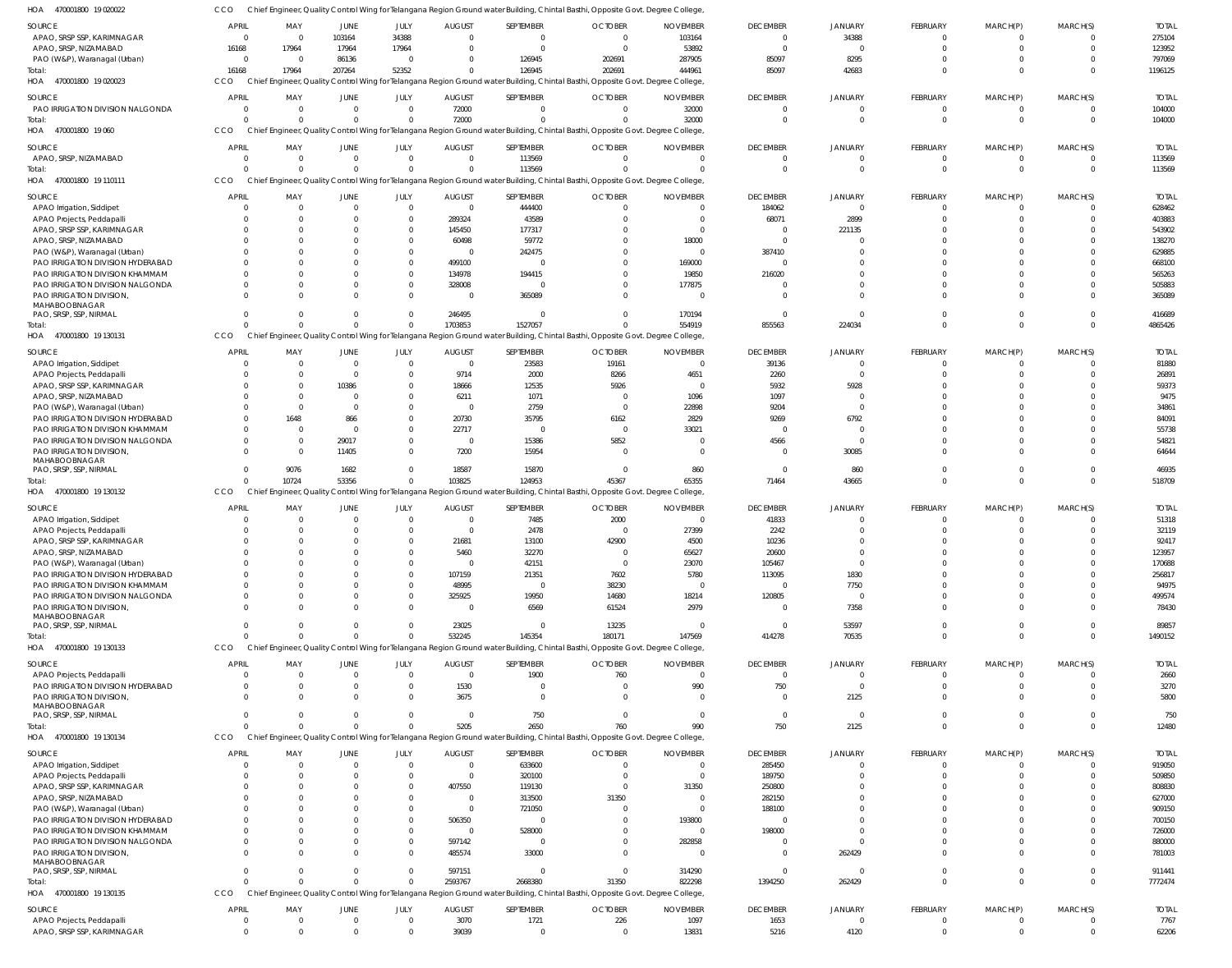HOA 470001800 19 020022 CCO Chief Engineer, Quality Control Wing for Telangana Region Ground water Building, Chintal Basthi, Opposite Govt. Degree College,

| SOURCE | APRIL | MAY | JUNE | JULY | AUGUST | SEPTEMBER | OCTOBER | NOVEMBER | DECEMBER | JANUARY | FEBRUARY | MARCH(P) | MARCH(S) | TOTAL |
|---|---|---|---|---|---|---|---|---|---|---|---|---|---|---|
| APAO, SRSP SSP, KARIMNAGAR | 0 | 0 | 103164 | 34388 | 0 | 0 | 0 | 103164 | 0 | 34388 | 0 | 0 | 0 | 275104 |
| APAO, SRSP, NIZAMABAD | 16168 | 17964 | 17964 | 17964 | 0 | 0 | 0 | 53892 | 0 | 0 | 0 | 0 | 0 | 123952 |
| PAO (W&P), Waranagal (Urban) | 0 | 0 | 86136 | 0 | 0 | 126945 | 202691 | 287905 | 85097 | 8295 | 0 | 0 | 0 | 797069 |
| Total: | 16168 | 17964 | 207264 | 52352 | 0 | 126945 | 202691 | 444961 | 85097 | 42683 | 0 | 0 | 0 | 1196125 |

HOA 470001800 19 020023 CCO Chief Engineer, Quality Control Wing for Telangana Region Ground water Building, Chintal Basthi, Opposite Govt. Degree College,

| SOURCE | APRIL | MAY | JUNE | JULY | AUGUST | SEPTEMBER | OCTOBER | NOVEMBER | DECEMBER | JANUARY | FEBRUARY | MARCH(P) | MARCH(S) | TOTAL |
|---|---|---|---|---|---|---|---|---|---|---|---|---|---|---|
| PAO IRRIGATION DIVISION NALGONDA | 0 | 0 | 0 | 0 | 72000 | 0 | 0 | 32000 | 0 | 0 | 0 | 0 | 0 | 104000 |
| Total: | 0 | 0 | 0 | 0 | 72000 | 0 | 0 | 32000 | 0 | 0 | 0 | 0 | 0 | 104000 |

HOA 470001800 19 060 CCO Chief Engineer, Quality Control Wing for Telangana Region Ground water Building, Chintal Basthi, Opposite Govt. Degree College,

| SOURCE | APRIL | MAY | JUNE | JULY | AUGUST | SEPTEMBER | OCTOBER | NOVEMBER | DECEMBER | JANUARY | FEBRUARY | MARCH(P) | MARCH(S) | TOTAL |
|---|---|---|---|---|---|---|---|---|---|---|---|---|---|---|
| APAO, SRSP, NIZAMABAD | 0 | 0 | 0 | 0 | 0 | 113569 | 0 | 0 | 0 | 0 | 0 | 0 | 0 | 113569 |
| Total: | 0 | 0 | 0 | 0 | 0 | 113569 | 0 | 0 | 0 | 0 | 0 | 0 | 0 | 113569 |

HOA 470001800 19 110111 CCO Chief Engineer, Quality Control Wing for Telangana Region Ground water Building, Chintal Basthi, Opposite Govt. Degree College,

| SOURCE | APRIL | MAY | JUNE | JULY | AUGUST | SEPTEMBER | OCTOBER | NOVEMBER | DECEMBER | JANUARY | FEBRUARY | MARCH(P) | MARCH(S) | TOTAL |
|---|---|---|---|---|---|---|---|---|---|---|---|---|---|---|
| APAO Irrigation, Siddipet | 0 | 0 | 0 | 0 | 0 | 444400 | 0 | 0 | 184062 | 0 | 0 | 0 | 0 | 628462 |
| APAO Projects, Peddapalli | 0 | 0 | 0 | 0 | 289324 | 43589 | 0 | 0 | 68071 | 2899 | 0 | 0 | 0 | 403883 |
| APAO, SRSP SSP, KARIMNAGAR | 0 | 0 | 0 | 0 | 145450 | 177317 | 0 | 0 | 0 | 221135 | 0 | 0 | 0 | 543902 |
| APAO, SRSP, NIZAMABAD | 0 | 0 | 0 | 0 | 60498 | 59772 | 0 | 18000 | 0 | 0 | 0 | 0 | 0 | 138270 |
| PAO (W&P), Waranagal (Urban) | 0 | 0 | 0 | 0 | 0 | 242475 | 0 | 0 | 387410 | 0 | 0 | 0 | 0 | 629885 |
| PAO IRRIGATION DIVISION HYDERABAD | 0 | 0 | 0 | 0 | 499100 | 0 | 0 | 169000 | 0 | 0 | 0 | 0 | 0 | 668100 |
| PAO IRRIGATION DIVISION KHAMMAM | 0 | 0 | 0 | 0 | 134978 | 194415 | 0 | 19850 | 216020 | 0 | 0 | 0 | 0 | 565263 |
| PAO IRRIGATION DIVISION NALGONDA | 0 | 0 | 0 | 0 | 328008 | 0 | 0 | 177875 | 0 | 0 | 0 | 0 | 0 | 505883 |
| PAO IRRIGATION DIVISION, MAHABOOBNAGAR | 0 | 0 | 0 | 0 | 0 | 365089 | 0 | 0 | 0 | 0 | 0 | 0 | 0 | 365089 |
| PAO, SRSP, SSP, NIRMAL | 0 | 0 | 0 | 0 | 246495 | 0 | 0 | 170194 | 0 | 0 | 0 | 0 | 0 | 416689 |
| Total: | 0 | 0 | 0 | 0 | 1703853 | 1527057 | 0 | 554919 | 855563 | 224034 | 0 | 0 | 0 | 4865426 |

HOA 470001800 19 130131 CCO Chief Engineer, Quality Control Wing for Telangana Region Ground water Building, Chintal Basthi, Opposite Govt. Degree College,

| SOURCE | APRIL | MAY | JUNE | JULY | AUGUST | SEPTEMBER | OCTOBER | NOVEMBER | DECEMBER | JANUARY | FEBRUARY | MARCH(P) | MARCH(S) | TOTAL |
|---|---|---|---|---|---|---|---|---|---|---|---|---|---|---|
| APAO Irrigation, Siddipet | 0 | 0 | 0 | 0 | 0 | 23583 | 19161 | 0 | 39136 | 0 | 0 | 0 | 0 | 81880 |
| APAO Projects, Peddapalli | 0 | 0 | 0 | 0 | 9714 | 2000 | 8266 | 4651 | 2260 | 0 | 0 | 0 | 0 | 26891 |
| APAO, SRSP SSP, KARIMNAGAR | 0 | 0 | 10386 | 0 | 18666 | 12535 | 5926 | 0 | 5932 | 5928 | 0 | 0 | 0 | 59373 |
| APAO, SRSP, NIZAMABAD | 0 | 0 | 0 | 0 | 6211 | 1071 | 0 | 1096 | 1097 | 0 | 0 | 0 | 0 | 9475 |
| PAO (W&P), Waranagal (Urban) | 0 | 0 | 0 | 0 | 0 | 2759 | 0 | 22898 | 9204 | 0 | 0 | 0 | 0 | 34861 |
| PAO IRRIGATION DIVISION HYDERABAD | 0 | 1648 | 866 | 0 | 20730 | 35795 | 6162 | 2829 | 9269 | 6792 | 0 | 0 | 0 | 84091 |
| PAO IRRIGATION DIVISION KHAMMAM | 0 | 0 | 0 | 0 | 22717 | 0 | 0 | 33021 | 0 | 0 | 0 | 0 | 0 | 55738 |
| PAO IRRIGATION DIVISION NALGONDA | 0 | 0 | 29017 | 0 | 0 | 15386 | 5852 | 0 | 4566 | 0 | 0 | 0 | 0 | 54821 |
| PAO IRRIGATION DIVISION, MAHABOOBNAGAR | 0 | 0 | 11405 | 0 | 7200 | 15954 | 0 | 0 | 0 | 30085 | 0 | 0 | 0 | 64644 |
| PAO, SRSP, SSP, NIRMAL | 0 | 9076 | 1682 | 0 | 18587 | 15870 | 0 | 860 | 0 | 860 | 0 | 0 | 0 | 46935 |
| Total: | 0 | 10724 | 53356 | 0 | 103825 | 124953 | 45367 | 65355 | 71464 | 43665 | 0 | 0 | 0 | 518709 |

HOA 470001800 19 130132 CCO Chief Engineer, Quality Control Wing for Telangana Region Ground water Building, Chintal Basthi, Opposite Govt. Degree College,

| SOURCE | APRIL | MAY | JUNE | JULY | AUGUST | SEPTEMBER | OCTOBER | NOVEMBER | DECEMBER | JANUARY | FEBRUARY | MARCH(P) | MARCH(S) | TOTAL |
|---|---|---|---|---|---|---|---|---|---|---|---|---|---|---|
| APAO Irrigation, Siddipet | 0 | 0 | 0 | 0 | 0 | 7485 | 2000 | 0 | 41833 | 0 | 0 | 0 | 0 | 51318 |
| APAO Projects, Peddapalli | 0 | 0 | 0 | 0 | 0 | 2478 | 0 | 27399 | 2242 | 0 | 0 | 0 | 0 | 32119 |
| APAO, SRSP SSP, KARIMNAGAR | 0 | 0 | 0 | 0 | 21681 | 13100 | 42900 | 4500 | 10236 | 0 | 0 | 0 | 0 | 92417 |
| APAO, SRSP, NIZAMABAD | 0 | 0 | 0 | 0 | 5460 | 32270 | 0 | 65627 | 20600 | 0 | 0 | 0 | 0 | 123957 |
| PAO (W&P), Waranagal (Urban) | 0 | 0 | 0 | 0 | 0 | 42151 | 0 | 23070 | 105467 | 0 | 0 | 0 | 0 | 170688 |
| PAO IRRIGATION DIVISION HYDERABAD | 0 | 0 | 0 | 0 | 107159 | 21351 | 7602 | 5780 | 113095 | 1830 | 0 | 0 | 0 | 256817 |
| PAO IRRIGATION DIVISION KHAMMAM | 0 | 0 | 0 | 0 | 48995 | 0 | 38230 | 0 | 0 | 7750 | 0 | 0 | 0 | 94975 |
| PAO IRRIGATION DIVISION NALGONDA | 0 | 0 | 0 | 0 | 325925 | 19950 | 14680 | 18214 | 120805 | 0 | 0 | 0 | 0 | 499574 |
| PAO IRRIGATION DIVISION, MAHABOOBNAGAR | 0 | 0 | 0 | 0 | 0 | 6569 | 61524 | 2979 | 0 | 7358 | 0 | 0 | 0 | 78430 |
| PAO, SRSP, SSP, NIRMAL | 0 | 0 | 0 | 0 | 23025 | 0 | 13235 | 0 | 0 | 53597 | 0 | 0 | 0 | 89857 |
| Total: | 0 | 0 | 0 | 0 | 532245 | 145354 | 180171 | 147569 | 414278 | 70535 | 0 | 0 | 0 | 1490152 |

HOA 470001800 19 130133 CCO Chief Engineer, Quality Control Wing for Telangana Region Ground water Building, Chintal Basthi, Opposite Govt. Degree College,

| SOURCE | APRIL | MAY | JUNE | JULY | AUGUST | SEPTEMBER | OCTOBER | NOVEMBER | DECEMBER | JANUARY | FEBRUARY | MARCH(P) | MARCH(S) | TOTAL |
|---|---|---|---|---|---|---|---|---|---|---|---|---|---|---|
| APAO Projects, Peddapalli | 0 | 0 | 0 | 0 | 0 | 1900 | 760 | 0 | 0 | 0 | 0 | 0 | 0 | 2660 |
| PAO IRRIGATION DIVISION HYDERABAD | 0 | 0 | 0 | 0 | 1530 | 0 | 0 | 990 | 750 | 0 | 0 | 0 | 0 | 3270 |
| PAO IRRIGATION DIVISION, MAHABOOBNAGAR | 0 | 0 | 0 | 0 | 3675 | 0 | 0 | 0 | 0 | 2125 | 0 | 0 | 0 | 5800 |
| PAO, SRSP, SSP, NIRMAL | 0 | 0 | 0 | 0 | 0 | 750 | 0 | 0 | 0 | 0 | 0 | 0 | 0 | 750 |
| Total: | 0 | 0 | 0 | 0 | 5205 | 2650 | 760 | 990 | 750 | 2125 | 0 | 0 | 0 | 12480 |

HOA 470001800 19 130134 CCO Chief Engineer, Quality Control Wing for Telangana Region Ground water Building, Chintal Basthi, Opposite Govt. Degree College,

| SOURCE | APRIL | MAY | JUNE | JULY | AUGUST | SEPTEMBER | OCTOBER | NOVEMBER | DECEMBER | JANUARY | FEBRUARY | MARCH(P) | MARCH(S) | TOTAL |
|---|---|---|---|---|---|---|---|---|---|---|---|---|---|---|
| APAO Irrigation, Siddipet | 0 | 0 | 0 | 0 | 0 | 633600 | 0 | 0 | 285450 | 0 | 0 | 0 | 0 | 919050 |
| APAO Projects, Peddapalli | 0 | 0 | 0 | 0 | 0 | 320100 | 0 | 0 | 189750 | 0 | 0 | 0 | 0 | 509850 |
| APAO, SRSP SSP, KARIMNAGAR | 0 | 0 | 0 | 0 | 407550 | 119130 | 0 | 31350 | 250800 | 0 | 0 | 0 | 0 | 808830 |
| APAO, SRSP, NIZAMABAD | 0 | 0 | 0 | 0 | 0 | 313500 | 31350 | 0 | 282150 | 0 | 0 | 0 | 0 | 627000 |
| PAO (W&P), Waranagal (Urban) | 0 | 0 | 0 | 0 | 0 | 721050 | 0 | 0 | 188100 | 0 | 0 | 0 | 0 | 909150 |
| PAO IRRIGATION DIVISION HYDERABAD | 0 | 0 | 0 | 0 | 506350 | 0 | 0 | 193800 | 0 | 0 | 0 | 0 | 0 | 700150 |
| PAO IRRIGATION DIVISION KHAMMAM | 0 | 0 | 0 | 0 | 0 | 528000 | 0 | 0 | 198000 | 0 | 0 | 0 | 0 | 726000 |
| PAO IRRIGATION DIVISION NALGONDA | 0 | 0 | 0 | 0 | 597142 | 0 | 0 | 282858 | 0 | 0 | 0 | 0 | 0 | 880000 |
| PAO IRRIGATION DIVISION, MAHABOOBNAGAR | 0 | 0 | 0 | 0 | 485574 | 33000 | 0 | 0 | 0 | 262429 | 0 | 0 | 0 | 781003 |
| PAO, SRSP, SSP, NIRMAL | 0 | 0 | 0 | 0 | 597151 | 0 | 0 | 314290 | 0 | 0 | 0 | 0 | 0 | 911441 |
| Total: | 0 | 0 | 0 | 0 | 2593767 | 2668380 | 31350 | 822298 | 1394250 | 262429 | 0 | 0 | 0 | 7772474 |

HOA 470001800 19 130135 CCO Chief Engineer, Quality Control Wing for Telangana Region Ground water Building, Chintal Basthi, Opposite Govt. Degree College,

| SOURCE | APRIL | MAY | JUNE | JULY | AUGUST | SEPTEMBER | OCTOBER | NOVEMBER | DECEMBER | JANUARY | FEBRUARY | MARCH(P) | MARCH(S) | TOTAL |
|---|---|---|---|---|---|---|---|---|---|---|---|---|---|---|
| APAO Projects, Peddapalli | 0 | 0 | 0 | 0 | 3070 | 1721 | 226 | 1097 | 1653 | 0 | 0 | 0 | 0 | 7767 |
| APAO, SRSP SSP, KARIMNAGAR | 0 | 0 | 0 | 0 | 39039 | 0 | 0 | 13831 | 5216 | 4120 | 0 | 0 | 0 | 62206 |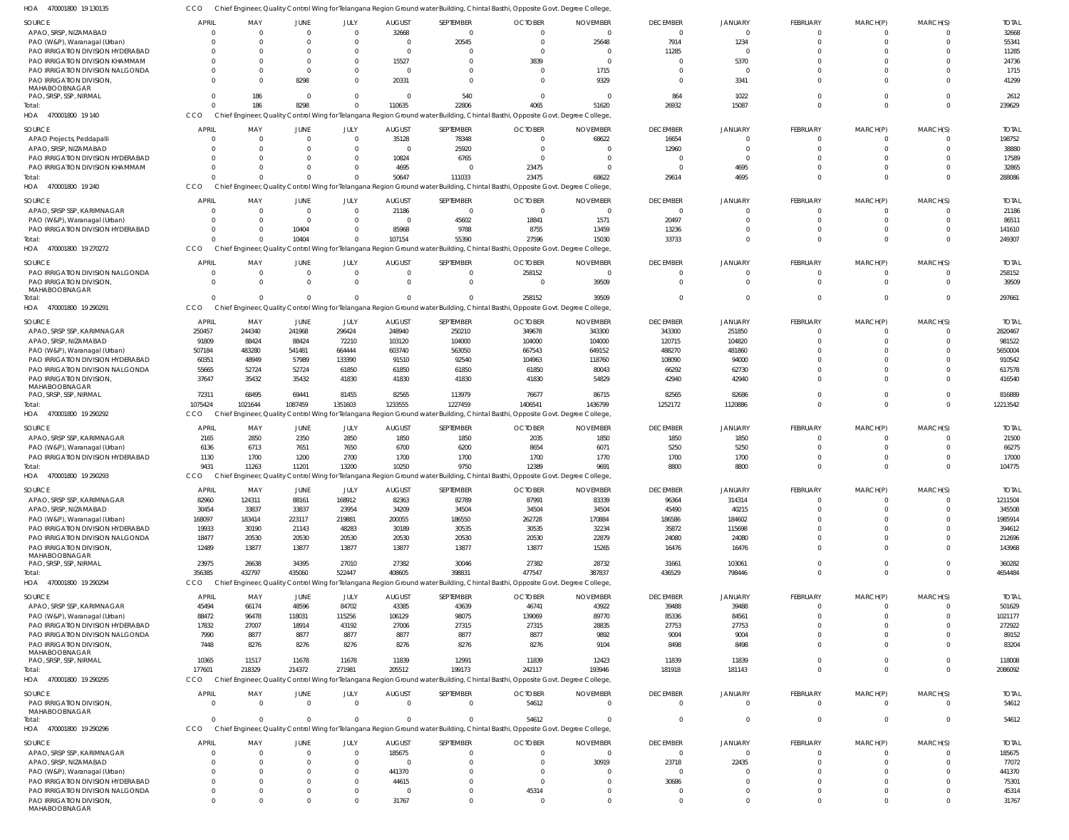HOA 470001800 19 130135 CCO Chief Engineer, Quality Control Wing for Telangana Region Ground water Building, Chintal Basthi, Opposite Govt. Degree College,

| SOURCE | APRIL | MAY | JUNE | JULY | AUGUST | SEPTEMBER | OCTOBER | NOVEMBER | DECEMBER | JANUARY | FEBRUARY | MARCH(P) | MARCH(S) | TOTAL |
|---|---|---|---|---|---|---|---|---|---|---|---|---|---|---|
| APAO, SRSP, NIZAMABAD | 0 | 0 | 0 | 0 | 32668 | 0 | 0 | 0 | 0 | 0 | 0 | 0 | 0 | 32668 |
| PAO (W&P), Waranagal (Urban) | 0 | 0 | 0 | 0 | 0 | 20545 | 0 | 25648 | 7914 | 1234 | 0 | 0 | 0 | 55341 |
| PAO IRRIGATION DIVISION HYDERABAD | 0 | 0 | 0 | 0 | 0 | 0 | 0 | 0 | 11285 | 0 | 0 | 0 | 0 | 11285 |
| PAO IRRIGATION DIVISION KHAMMAM | 0 | 0 | 0 | 0 | 15527 | 0 | 3839 | 0 | 0 | 5370 | 0 | 0 | 0 | 24736 |
| PAO IRRIGATION DIVISION NALGONDA | 0 | 0 | 0 | 0 | 0 | 0 | 0 | 1715 | 0 | 0 | 0 | 0 | 0 | 1715 |
| PAO IRRIGATION DIVISION, MAHABOOBNAGAR | 0 | 0 | 8298 | 0 | 20331 | 0 | 0 | 9329 | 0 | 3341 | 0 | 0 | 0 | 41299 |
| PAO, SRSP, SSP, NIRMAL | 0 | 186 | 0 | 0 | 0 | 540 | 0 | 0 | 864 | 1022 | 0 | 0 | 0 | 2612 |
| Total: | 0 | 186 | 8298 | 0 | 110635 | 22806 | 4065 | 51620 | 26932 | 15087 | 0 | 0 | 0 | 239629 |

HOA 470001800 19 140 CCO Chief Engineer, Quality Control Wing for Telangana Region Ground water Building, Chintal Basthi, Opposite Govt. Degree College,

| SOURCE | APRIL | MAY | JUNE | JULY | AUGUST | SEPTEMBER | OCTOBER | NOVEMBER | DECEMBER | JANUARY | FEBRUARY | MARCH(P) | MARCH(S) | TOTAL |
|---|---|---|---|---|---|---|---|---|---|---|---|---|---|---|
| APAO Projects, Peddapalli | 0 | 0 | 0 | 0 | 35128 | 78348 | 0 | 68622 | 16654 | 0 | 0 | 0 | 0 | 198752 |
| APAO, SRSP, NIZAMABAD | 0 | 0 | 0 | 0 | 0 | 25920 | 0 | 0 | 12960 | 0 | 0 | 0 | 0 | 38880 |
| PAO IRRIGATION DIVISION HYDERABAD | 0 | 0 | 0 | 0 | 10824 | 6765 | 0 | 0 | 0 | 0 | 0 | 0 | 0 | 17589 |
| PAO IRRIGATION DIVISION KHAMMAM | 0 | 0 | 0 | 0 | 4695 | 0 | 23475 | 0 | 0 | 4695 | 0 | 0 | 0 | 32865 |
| Total: | 0 | 0 | 0 | 0 | 50647 | 111033 | 23475 | 68622 | 29614 | 4695 | 0 | 0 | 0 | 288086 |

HOA 470001800 19 240 CCO Chief Engineer, Quality Control Wing for Telangana Region Ground water Building, Chintal Basthi, Opposite Govt. Degree College,

| SOURCE | APRIL | MAY | JUNE | JULY | AUGUST | SEPTEMBER | OCTOBER | NOVEMBER | DECEMBER | JANUARY | FEBRUARY | MARCH(P) | MARCH(S) | TOTAL |
|---|---|---|---|---|---|---|---|---|---|---|---|---|---|---|
| APAO, SRSP SSP, KARIMNAGAR | 0 | 0 | 0 | 0 | 21186 | 0 | 0 | 0 | 0 | 0 | 0 | 0 | 0 | 21186 |
| PAO (W&P), Waranagal (Urban) | 0 | 0 | 0 | 0 | 0 | 45602 | 18841 | 1571 | 20497 | 0 | 0 | 0 | 0 | 86511 |
| PAO IRRIGATION DIVISION HYDERABAD | 0 | 0 | 10404 | 0 | 85968 | 9788 | 8755 | 13459 | 13236 | 0 | 0 | 0 | 0 | 141610 |
| Total: | 0 | 0 | 10404 | 0 | 107154 | 55390 | 27596 | 15030 | 33733 | 0 | 0 | 0 | 0 | 249307 |

HOA 470001800 19 270272 CCO Chief Engineer, Quality Control Wing for Telangana Region Ground water Building, Chintal Basthi, Opposite Govt. Degree College,

| SOURCE | APRIL | MAY | JUNE | JULY | AUGUST | SEPTEMBER | OCTOBER | NOVEMBER | DECEMBER | JANUARY | FEBRUARY | MARCH(P) | MARCH(S) | TOTAL |
|---|---|---|---|---|---|---|---|---|---|---|---|---|---|---|
| PAO IRRIGATION DIVISION NALGONDA | 0 | 0 | 0 | 0 | 0 | 0 | 258152 | 0 | 0 | 0 | 0 | 0 | 0 | 258152 |
| PAO IRRIGATION DIVISION, MAHABOOBNAGAR | 0 | 0 | 0 | 0 | 0 | 0 | 0 | 39509 | 0 | 0 | 0 | 0 | 0 | 39509 |
| Total: | 0 | 0 | 0 | 0 | 0 | 0 | 258152 | 39509 | 0 | 0 | 0 | 0 | 0 | 297661 |

HOA 470001800 19 290291 CCO Chief Engineer, Quality Control Wing for Telangana Region Ground water Building, Chintal Basthi, Opposite Govt. Degree College,

| SOURCE | APRIL | MAY | JUNE | JULY | AUGUST | SEPTEMBER | OCTOBER | NOVEMBER | DECEMBER | JANUARY | FEBRUARY | MARCH(P) | MARCH(S) | TOTAL |
|---|---|---|---|---|---|---|---|---|---|---|---|---|---|---|
| APAO, SRSP SSP, KARIMNAGAR | 250457 | 244340 | 241968 | 296424 | 248940 | 250210 | 349678 | 343300 | 343300 | 251850 | 0 | 0 | 0 | 2820467 |
| APAO, SRSP, NIZAMABAD | 91809 | 88424 | 88424 | 72210 | 103120 | 104000 | 104000 | 104000 | 120715 | 104820 | 0 | 0 | 0 | 981522 |
| PAO (W&P), Waranagal (Urban) | 507184 | 483280 | 541481 | 664444 | 603740 | 563050 | 667543 | 649152 | 488270 | 481860 | 0 | 0 | 0 | 5650004 |
| PAO IRRIGATION DIVISION HYDERABAD | 60351 | 48949 | 57989 | 133390 | 91510 | 92540 | 104963 | 118760 | 108090 | 94000 | 0 | 0 | 0 | 910542 |
| PAO IRRIGATION DIVISION NALGONDA | 55665 | 52724 | 52724 | 61850 | 61850 | 61850 | 61850 | 80043 | 66292 | 62730 | 0 | 0 | 0 | 617578 |
| PAO IRRIGATION DIVISION, MAHABOOBNAGAR | 37647 | 35432 | 35432 | 41830 | 41830 | 41830 | 41830 | 54829 | 42940 | 42940 | 0 | 0 | 0 | 416540 |
| PAO, SRSP, SSP, NIRMAL | 72311 | 68495 | 69441 | 81455 | 82565 | 113979 | 76677 | 86715 | 82565 | 82686 | 0 | 0 | 0 | 816889 |
| Total: | 1075424 | 1021644 | 1087459 | 1351603 | 1233555 | 1227459 | 1406541 | 1436799 | 1252172 | 1120886 | 0 | 0 | 0 | 12213542 |

HOA 470001800 19 290292 CCO Chief Engineer, Quality Control Wing for Telangana Region Ground water Building, Chintal Basthi, Opposite Govt. Degree College,

| SOURCE | APRIL | MAY | JUNE | JULY | AUGUST | SEPTEMBER | OCTOBER | NOVEMBER | DECEMBER | JANUARY | FEBRUARY | MARCH(P) | MARCH(S) | TOTAL |
|---|---|---|---|---|---|---|---|---|---|---|---|---|---|---|
| APAO, SRSP SSP, KARIMNAGAR | 2165 | 2850 | 2350 | 2850 | 1850 | 1850 | 2035 | 1850 | 1850 | 1850 | 0 | 0 | 0 | 21500 |
| PAO (W&P), Waranagal (Urban) | 6136 | 6713 | 7651 | 7650 | 6700 | 6200 | 8654 | 6071 | 5250 | 5250 | 0 | 0 | 0 | 66275 |
| PAO IRRIGATION DIVISION HYDERABAD | 1130 | 1700 | 1200 | 2700 | 1700 | 1700 | 1700 | 1770 | 1700 | 1700 | 0 | 0 | 0 | 17000 |
| Total: | 9431 | 11263 | 11201 | 13200 | 10250 | 9750 | 12389 | 9691 | 8800 | 8800 | 0 | 0 | 0 | 104775 |

HOA 470001800 19 290293 CCO Chief Engineer, Quality Control Wing for Telangana Region Ground water Building, Chintal Basthi, Opposite Govt. Degree College,

| SOURCE | APRIL | MAY | JUNE | JULY | AUGUST | SEPTEMBER | OCTOBER | NOVEMBER | DECEMBER | JANUARY | FEBRUARY | MARCH(P) | MARCH(S) | TOTAL |
|---|---|---|---|---|---|---|---|---|---|---|---|---|---|---|
| APAO, SRSP SSP, KARIMNAGAR | 82960 | 124311 | 88161 | 168912 | 82363 | 82789 | 87991 | 83339 | 96364 | 314314 | 0 | 0 | 0 | 1211504 |
| APAO, SRSP, NIZAMABAD | 30454 | 33837 | 33837 | 23954 | 34209 | 34504 | 34504 | 34504 | 45490 | 40215 | 0 | 0 | 0 | 345508 |
| PAO (W&P), Waranagal (Urban) | 168097 | 183414 | 223117 | 219881 | 200055 | 186550 | 262728 | 170884 | 186586 | 184602 | 0 | 0 | 0 | 1985914 |
| PAO IRRIGATION DIVISION HYDERABAD | 19933 | 30190 | 21143 | 48283 | 30189 | 30535 | 30535 | 32234 | 35872 | 115698 | 0 | 0 | 0 | 394612 |
| PAO IRRIGATION DIVISION NALGONDA | 18477 | 20530 | 20530 | 20530 | 20530 | 20530 | 20530 | 22879 | 24080 | 24080 | 0 | 0 | 0 | 212696 |
| PAO IRRIGATION DIVISION, MAHABOOBNAGAR | 12489 | 13877 | 13877 | 13877 | 13877 | 13877 | 13877 | 15265 | 16476 | 16476 | 0 | 0 | 0 | 143968 |
| PAO, SRSP, SSP, NIRMAL | 23975 | 26638 | 34395 | 27010 | 27382 | 30046 | 27382 | 28732 | 31661 | 103061 | 0 | 0 | 0 | 360282 |
| Total: | 356385 | 432797 | 435060 | 522447 | 408605 | 398831 | 477547 | 387837 | 436529 | 798446 | 0 | 0 | 0 | 4654484 |

HOA 470001800 19 290294 CCO Chief Engineer, Quality Control Wing for Telangana Region Ground water Building, Chintal Basthi, Opposite Govt. Degree College,

| SOURCE | APRIL | MAY | JUNE | JULY | AUGUST | SEPTEMBER | OCTOBER | NOVEMBER | DECEMBER | JANUARY | FEBRUARY | MARCH(P) | MARCH(S) | TOTAL |
|---|---|---|---|---|---|---|---|---|---|---|---|---|---|---|
| APAO, SRSP SSP, KARIMNAGAR | 45494 | 66174 | 48596 | 84702 | 43385 | 43639 | 46741 | 43922 | 39488 | 39488 | 0 | 0 | 0 | 501629 |
| PAO (W&P), Waranagal (Urban) | 88472 | 96478 | 118031 | 115256 | 106129 | 98075 | 139069 | 89770 | 85336 | 84561 | 0 | 0 | 0 | 1021177 |
| PAO IRRIGATION DIVISION HYDERABAD | 17832 | 27007 | 18914 | 43192 | 27006 | 27315 | 27315 | 28835 | 27753 | 27753 | 0 | 0 | 0 | 272922 |
| PAO IRRIGATION DIVISION NALGONDA | 7990 | 8877 | 8877 | 8877 | 8877 | 8877 | 8877 | 9892 | 9004 | 9004 | 0 | 0 | 0 | 89152 |
| PAO IRRIGATION DIVISION, MAHABOOBNAGAR | 7448 | 8276 | 8276 | 8276 | 8276 | 8276 | 8276 | 9104 | 8498 | 8498 | 0 | 0 | 0 | 83204 |
| PAO, SRSP, SSP, NIRMAL | 10365 | 11517 | 11678 | 11678 | 11839 | 12991 | 11839 | 12423 | 11839 | 11839 | 0 | 0 | 0 | 118008 |
| Total: | 177601 | 218329 | 214372 | 271981 | 205512 | 199173 | 242117 | 193946 | 181918 | 181143 | 0 | 0 | 0 | 2086092 |

HOA 470001800 19 290295 CCO Chief Engineer, Quality Control Wing for Telangana Region Ground water Building, Chintal Basthi, Opposite Govt. Degree College,

| SOURCE | APRIL | MAY | JUNE | JULY | AUGUST | SEPTEMBER | OCTOBER | NOVEMBER | DECEMBER | JANUARY | FEBRUARY | MARCH(P) | MARCH(S) | TOTAL |
|---|---|---|---|---|---|---|---|---|---|---|---|---|---|---|
| PAO IRRIGATION DIVISION, MAHABOOBNAGAR | 0 | 0 | 0 | 0 | 0 | 0 | 54612 | 0 | 0 | 0 | 0 | 0 | 0 | 54612 |
| Total: | 0 | 0 | 0 | 0 | 0 | 0 | 54612 | 0 | 0 | 0 | 0 | 0 | 0 | 54612 |

HOA 470001800 19 290296 CCO Chief Engineer, Quality Control Wing for Telangana Region Ground water Building, Chintal Basthi, Opposite Govt. Degree College,

| SOURCE | APRIL | MAY | JUNE | JULY | AUGUST | SEPTEMBER | OCTOBER | NOVEMBER | DECEMBER | JANUARY | FEBRUARY | MARCH(P) | MARCH(S) | TOTAL |
|---|---|---|---|---|---|---|---|---|---|---|---|---|---|---|
| APAO, SRSP SSP, KARIMNAGAR | 0 | 0 | 0 | 0 | 185675 | 0 | 0 | 0 | 0 | 0 | 0 | 0 | 0 | 185675 |
| APAO, SRSP, NIZAMABAD | 0 | 0 | 0 | 0 | 0 | 0 | 0 | 30919 | 23718 | 22435 | 0 | 0 | 0 | 77072 |
| PAO (W&P), Waranagal (Urban) | 0 | 0 | 0 | 0 | 441370 | 0 | 0 | 0 | 0 | 0 | 0 | 0 | 0 | 441370 |
| PAO IRRIGATION DIVISION HYDERABAD | 0 | 0 | 0 | 0 | 44615 | 0 | 0 | 0 | 30686 | 0 | 0 | 0 | 0 | 75301 |
| PAO IRRIGATION DIVISION NALGONDA | 0 | 0 | 0 | 0 | 0 | 0 | 45314 | 0 | 0 | 0 | 0 | 0 | 0 | 45314 |
| PAO IRRIGATION DIVISION, MAHABOOBNAGAR | 0 | 0 | 0 | 0 | 31767 | 0 | 0 | 0 | 0 | 0 | 0 | 0 | 0 | 31767 |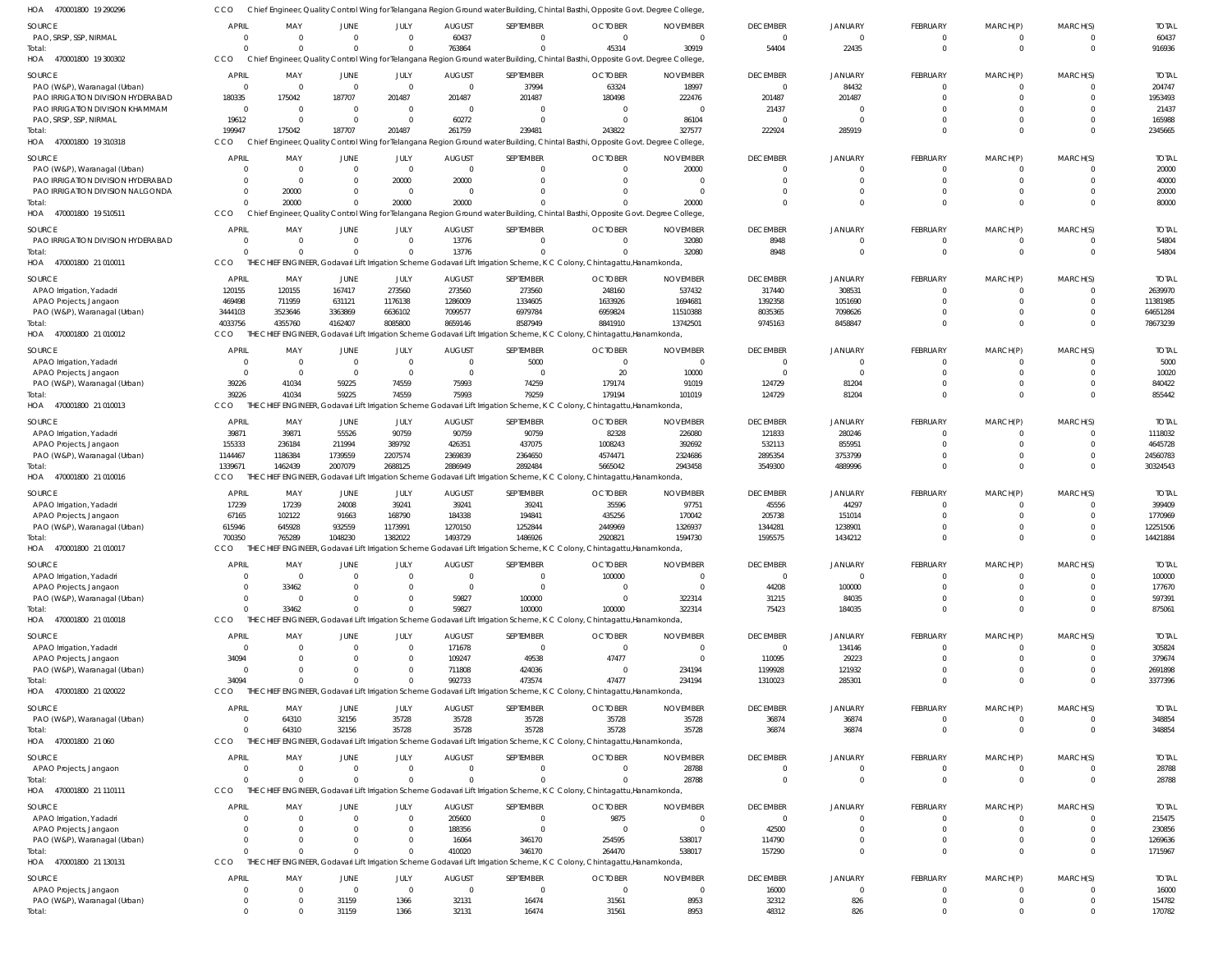HOA 470001800 19 290296 CCO Chief Engineer, Quality Control Wing for Telangana Region Ground water Building, Chintal Basthi, Opposite Govt. Degree College,

| SOURCE | APRIL | MAY | JUNE | JULY | AUGUST | SEPTEMBER | OCTOBER | NOVEMBER | DECEMBER | JANUARY | FEBRUARY | MARCH(P) | MARCH(S) | TOTAL |
|---|---|---|---|---|---|---|---|---|---|---|---|---|---|---|
| PAO, SRSP, SSP, NIRMAL | 0 | 0 | 0 | 0 | 60437 | 0 | 0 | 0 | 0 | 0 | 0 | 0 | 0 | 60437 |
| Total: | 0 | 0 | 0 | 0 | 763864 | 0 | 45314 | 30919 | 54404 | 22435 | 0 | 0 | 0 | 916936 |

HOA 470001800 19 300302 CCO Chief Engineer, Quality Control Wing for Telangana Region Ground water Building, Chintal Basthi, Opposite Govt. Degree College,

| SOURCE | APRIL | MAY | JUNE | JULY | AUGUST | SEPTEMBER | OCTOBER | NOVEMBER | DECEMBER | JANUARY | FEBRUARY | MARCH(P) | MARCH(S) | TOTAL |
|---|---|---|---|---|---|---|---|---|---|---|---|---|---|---|
| PAO (W&P), Waranagal (Urban) | 0 | 0 | 0 | 0 | 0 | 37994 | 63324 | 18997 | 0 | 84432 | 0 | 0 | 0 | 204747 |
| PAO IRRIGATION DIVISION HYDERABAD | 180335 | 175042 | 187707 | 201487 | 201487 | 201487 | 180498 | 222476 | 201487 | 201487 | 0 | 0 | 0 | 1953493 |
| PAO IRRIGATION DIVISION KHAMMAM | 0 | 0 | 0 | 0 | 0 | 0 | 0 | 0 | 21437 | 0 | 0 | 0 | 0 | 21437 |
| PAO, SRSP, SSP, NIRMAL | 19612 | 0 | 0 | 0 | 60272 | 0 | 0 | 86104 | 0 | 0 | 0 | 0 | 0 | 165988 |
| Total: | 199947 | 175042 | 187707 | 201487 | 261759 | 239481 | 243822 | 327577 | 222924 | 285919 | 0 | 0 | 0 | 2345665 |

HOA 470001800 19 310318 CCO Chief Engineer, Quality Control Wing for Telangana Region Ground water Building, Chintal Basthi, Opposite Govt. Degree College,

| SOURCE | APRIL | MAY | JUNE | JULY | AUGUST | SEPTEMBER | OCTOBER | NOVEMBER | DECEMBER | JANUARY | FEBRUARY | MARCH(P) | MARCH(S) | TOTAL |
|---|---|---|---|---|---|---|---|---|---|---|---|---|---|---|
| PAO (W&P), Waranagal (Urban) | 0 | 0 | 0 | 0 | 0 | 0 | 0 | 20000 | 0 | 0 | 0 | 0 | 0 | 20000 |
| PAO IRRIGATION DIVISION HYDERABAD | 0 | 0 | 0 | 20000 | 20000 | 0 | 0 | 0 | 0 | 0 | 0 | 0 | 0 | 40000 |
| PAO IRRIGATION DIVISION NALGONDA | 0 | 20000 | 0 | 0 | 0 | 0 | 0 | 0 | 0 | 0 | 0 | 0 | 0 | 20000 |
| Total: | 0 | 20000 | 0 | 20000 | 20000 | 0 | 0 | 20000 | 0 | 0 | 0 | 0 | 0 | 80000 |

HOA 470001800 19 510511 CCO Chief Engineer, Quality Control Wing for Telangana Region Ground water Building, Chintal Basthi, Opposite Govt. Degree College,

| SOURCE | APRIL | MAY | JUNE | JULY | AUGUST | SEPTEMBER | OCTOBER | NOVEMBER | DECEMBER | JANUARY | FEBRUARY | MARCH(P) | MARCH(S) | TOTAL |
|---|---|---|---|---|---|---|---|---|---|---|---|---|---|---|
| PAO IRRIGATION DIVISION HYDERABAD | 0 | 0 | 0 | 0 | 13776 | 0 | 0 | 32080 | 8948 | 0 | 0 | 0 | 0 | 54804 |
| Total: | 0 | 0 | 0 | 0 | 13776 | 0 | 0 | 32080 | 8948 | 0 | 0 | 0 | 0 | 54804 |

HOA 470001800 21 010011 CCO THE CHIEF ENGINEER, Godavari Lift Irrigation Scheme Godavari Lift Irrigation Scheme, K C Colony, Chintagattu,Hanamkonda,

| SOURCE | APRIL | MAY | JUNE | JULY | AUGUST | SEPTEMBER | OCTOBER | NOVEMBER | DECEMBER | JANUARY | FEBRUARY | MARCH(P) | MARCH(S) | TOTAL |
|---|---|---|---|---|---|---|---|---|---|---|---|---|---|---|
| APAO Irrigation, Yadadri | 120155 | 120155 | 167417 | 273560 | 273560 | 273560 | 248160 | 537432 | 317440 | 308531 | 0 | 0 | 0 | 2639970 |
| APAO Projects, Jangaon | 469498 | 711959 | 631121 | 1176138 | 1286009 | 1334605 | 1633926 | 1694681 | 1392358 | 1051690 | 0 | 0 | 0 | 11381985 |
| PAO (W&P), Waranagal (Urban) | 3444103 | 3523646 | 3363869 | 6636102 | 7099577 | 6979784 | 6959824 | 11510388 | 8035365 | 7098626 | 0 | 0 | 0 | 64651284 |
| Total: | 4033756 | 4355760 | 4162407 | 8085800 | 8659146 | 8587949 | 8841910 | 13742501 | 9745163 | 8458847 | 0 | 0 | 0 | 78673239 |

HOA 470001800 21 010012 CCO THE CHIEF ENGINEER, Godavari Lift Irrigation Scheme Godavari Lift Irrigation Scheme, K C Colony, Chintagattu,Hanamkonda,

| SOURCE | APRIL | MAY | JUNE | JULY | AUGUST | SEPTEMBER | OCTOBER | NOVEMBER | DECEMBER | JANUARY | FEBRUARY | MARCH(P) | MARCH(S) | TOTAL |
|---|---|---|---|---|---|---|---|---|---|---|---|---|---|---|
| APAO Irrigation, Yadadri | 0 | 0 | 0 | 0 | 0 | 5000 | 0 | 0 | 0 | 0 | 0 | 0 | 0 | 5000 |
| APAO Projects, Jangaon | 0 | 0 | 0 | 0 | 0 | 0 | 20 | 10000 | 0 | 0 | 0 | 0 | 0 | 10020 |
| PAO (W&P), Waranagal (Urban) | 39226 | 41034 | 59225 | 74559 | 75993 | 74259 | 179174 | 91019 | 124729 | 81204 | 0 | 0 | 0 | 840422 |
| Total: | 39226 | 41034 | 59225 | 74559 | 75993 | 79259 | 179194 | 101019 | 124729 | 81204 | 0 | 0 | 0 | 855442 |

HOA 470001800 21 010013 CCO THE CHIEF ENGINEER, Godavari Lift Irrigation Scheme Godavari Lift Irrigation Scheme, K C Colony, Chintagattu,Hanamkonda,

| SOURCE | APRIL | MAY | JUNE | JULY | AUGUST | SEPTEMBER | OCTOBER | NOVEMBER | DECEMBER | JANUARY | FEBRUARY | MARCH(P) | MARCH(S) | TOTAL |
|---|---|---|---|---|---|---|---|---|---|---|---|---|---|---|
| APAO Irrigation, Yadadri | 39871 | 39871 | 55526 | 90759 | 90759 | 90759 | 82328 | 226080 | 121833 | 280246 | 0 | 0 | 0 | 1118032 |
| APAO Projects, Jangaon | 155333 | 236184 | 211994 | 389792 | 426351 | 437075 | 1008243 | 392692 | 532113 | 855951 | 0 | 0 | 0 | 4645728 |
| PAO (W&P), Waranagal (Urban) | 1144467 | 1186384 | 1739559 | 2207574 | 2369839 | 2364650 | 4574471 | 2324686 | 2895354 | 3753799 | 0 | 0 | 0 | 24560783 |
| Total: | 1339671 | 1462439 | 2007079 | 2688125 | 2886949 | 2892484 | 5665042 | 2943458 | 3549300 | 4889996 | 0 | 0 | 0 | 30324543 |

HOA 470001800 21 010016 CCO THE CHIEF ENGINEER, Godavari Lift Irrigation Scheme Godavari Lift Irrigation Scheme, K C Colony, Chintagattu,Hanamkonda,

| SOURCE | APRIL | MAY | JUNE | JULY | AUGUST | SEPTEMBER | OCTOBER | NOVEMBER | DECEMBER | JANUARY | FEBRUARY | MARCH(P) | MARCH(S) | TOTAL |
|---|---|---|---|---|---|---|---|---|---|---|---|---|---|---|
| APAO Irrigation, Yadadri | 17239 | 17239 | 24008 | 39241 | 39241 | 39241 | 35596 | 97751 | 45556 | 44297 | 0 | 0 | 0 | 399409 |
| APAO Projects, Jangaon | 67165 | 102122 | 91663 | 168790 | 184338 | 194841 | 435256 | 170042 | 205738 | 151014 | 0 | 0 | 0 | 1770969 |
| PAO (W&P), Waranagal (Urban) | 615946 | 645928 | 932559 | 1173991 | 1270150 | 1252844 | 2449969 | 1326937 | 1344281 | 1238901 | 0 | 0 | 0 | 12251506 |
| Total: | 700350 | 765289 | 1048230 | 1382022 | 1493729 | 1486926 | 2920821 | 1594730 | 1595575 | 1434212 | 0 | 0 | 0 | 14421884 |

HOA 470001800 21 010017 CCO THE CHIEF ENGINEER, Godavari Lift Irrigation Scheme Godavari Lift Irrigation Scheme, K C Colony, Chintagattu,Hanamkonda,

| SOURCE | APRIL | MAY | JUNE | JULY | AUGUST | SEPTEMBER | OCTOBER | NOVEMBER | DECEMBER | JANUARY | FEBRUARY | MARCH(P) | MARCH(S) | TOTAL |
|---|---|---|---|---|---|---|---|---|---|---|---|---|---|---|
| APAO Irrigation, Yadadri | 0 | 0 | 0 | 0 | 0 | 0 | 100000 | 0 | 0 | 0 | 0 | 0 | 0 | 100000 |
| APAO Projects, Jangaon | 0 | 33462 | 0 | 0 | 0 | 0 | 0 | 0 | 44208 | 100000 | 0 | 0 | 0 | 177670 |
| PAO (W&P), Waranagal (Urban) | 0 | 0 | 0 | 0 | 59827 | 100000 | 0 | 322314 | 31215 | 84035 | 0 | 0 | 0 | 597391 |
| Total: | 0 | 33462 | 0 | 0 | 59827 | 100000 | 100000 | 322314 | 75423 | 184035 | 0 | 0 | 0 | 875061 |

HOA 470001800 21 010018 CCO THE CHIEF ENGINEER, Godavari Lift Irrigation Scheme Godavari Lift Irrigation Scheme, K C Colony, Chintagattu,Hanamkonda,

| SOURCE | APRIL | MAY | JUNE | JULY | AUGUST | SEPTEMBER | OCTOBER | NOVEMBER | DECEMBER | JANUARY | FEBRUARY | MARCH(P) | MARCH(S) | TOTAL |
|---|---|---|---|---|---|---|---|---|---|---|---|---|---|---|
| APAO Irrigation, Yadadri | 0 | 0 | 0 | 0 | 171678 | 0 | 0 | 0 | 0 | 134146 | 0 | 0 | 0 | 305824 |
| APAO Projects, Jangaon | 34094 | 0 | 0 | 0 | 109247 | 49538 | 47477 | 0 | 110095 | 29223 | 0 | 0 | 0 | 379674 |
| PAO (W&P), Waranagal (Urban) | 0 | 0 | 0 | 0 | 711808 | 424036 | 0 | 234194 | 1199928 | 121932 | 0 | 0 | 0 | 2691898 |
| Total: | 34094 | 0 | 0 | 0 | 992733 | 473574 | 47477 | 234194 | 1310023 | 285301 | 0 | 0 | 0 | 3377396 |

HOA 470001800 21 020022 CCO THE CHIEF ENGINEER, Godavari Lift Irrigation Scheme Godavari Lift Irrigation Scheme, K C Colony, Chintagattu,Hanamkonda,

| SOURCE | APRIL | MAY | JUNE | JULY | AUGUST | SEPTEMBER | OCTOBER | NOVEMBER | DECEMBER | JANUARY | FEBRUARY | MARCH(P) | MARCH(S) | TOTAL |
|---|---|---|---|---|---|---|---|---|---|---|---|---|---|---|
| PAO (W&P), Waranagal (Urban) | 0 | 64310 | 32156 | 35728 | 35728 | 35728 | 35728 | 35728 | 36874 | 36874 | 0 | 0 | 0 | 348854 |
| Total: | 0 | 64310 | 32156 | 35728 | 35728 | 35728 | 35728 | 35728 | 36874 | 36874 | 0 | 0 | 0 | 348854 |

HOA 470001800 21 060 CCO THE CHIEF ENGINEER, Godavari Lift Irrigation Scheme Godavari Lift Irrigation Scheme, K C Colony, Chintagattu,Hanamkonda,

| SOURCE | APRIL | MAY | JUNE | JULY | AUGUST | SEPTEMBER | OCTOBER | NOVEMBER | DECEMBER | JANUARY | FEBRUARY | MARCH(P) | MARCH(S) | TOTAL |
|---|---|---|---|---|---|---|---|---|---|---|---|---|---|---|
| APAO Projects, Jangaon | 0 | 0 | 0 | 0 | 0 | 0 | 0 | 28788 | 0 | 0 | 0 | 0 | 0 | 28788 |
| Total: | 0 | 0 | 0 | 0 | 0 | 0 | 0 | 28788 | 0 | 0 | 0 | 0 | 0 | 28788 |

HOA 470001800 21 110111 CCO THE CHIEF ENGINEER, Godavari Lift Irrigation Scheme Godavari Lift Irrigation Scheme, K C Colony, Chintagattu,Hanamkonda,

| SOURCE | APRIL | MAY | JUNE | JULY | AUGUST | SEPTEMBER | OCTOBER | NOVEMBER | DECEMBER | JANUARY | FEBRUARY | MARCH(P) | MARCH(S) | TOTAL |
|---|---|---|---|---|---|---|---|---|---|---|---|---|---|---|
| APAO Irrigation, Yadadri | 0 | 0 | 0 | 0 | 205600 | 0 | 9875 | 0 | 0 | 0 | 0 | 0 | 0 | 215475 |
| APAO Projects, Jangaon | 0 | 0 | 0 | 0 | 188356 | 0 | 0 | 0 | 42500 | 0 | 0 | 0 | 0 | 230856 |
| PAO (W&P), Waranagal (Urban) | 0 | 0 | 0 | 0 | 16064 | 346170 | 254595 | 538017 | 114790 | 0 | 0 | 0 | 0 | 1269636 |
| Total: | 0 | 0 | 0 | 0 | 410020 | 346170 | 264470 | 538017 | 157290 | 0 | 0 | 0 | 0 | 1715967 |

HOA 470001800 21 130131 CCO THE CHIEF ENGINEER, Godavari Lift Irrigation Scheme Godavari Lift Irrigation Scheme, K C Colony, Chintagattu,Hanamkonda,

| SOURCE | APRIL | MAY | JUNE | JULY | AUGUST | SEPTEMBER | OCTOBER | NOVEMBER | DECEMBER | JANUARY | FEBRUARY | MARCH(P) | MARCH(S) | TOTAL |
|---|---|---|---|---|---|---|---|---|---|---|---|---|---|---|
| APAO Projects, Jangaon | 0 | 0 | 0 | 0 | 0 | 0 | 0 | 0 | 16000 | 0 | 0 | 0 | 0 | 16000 |
| PAO (W&P), Waranagal (Urban) | 0 | 0 | 31159 | 1366 | 32131 | 16474 | 31561 | 8953 | 32312 | 826 | 0 | 0 | 0 | 154782 |
| Total: | 0 | 0 | 31159 | 1366 | 32131 | 16474 | 31561 | 8953 | 48312 | 826 | 0 | 0 | 0 | 170782 |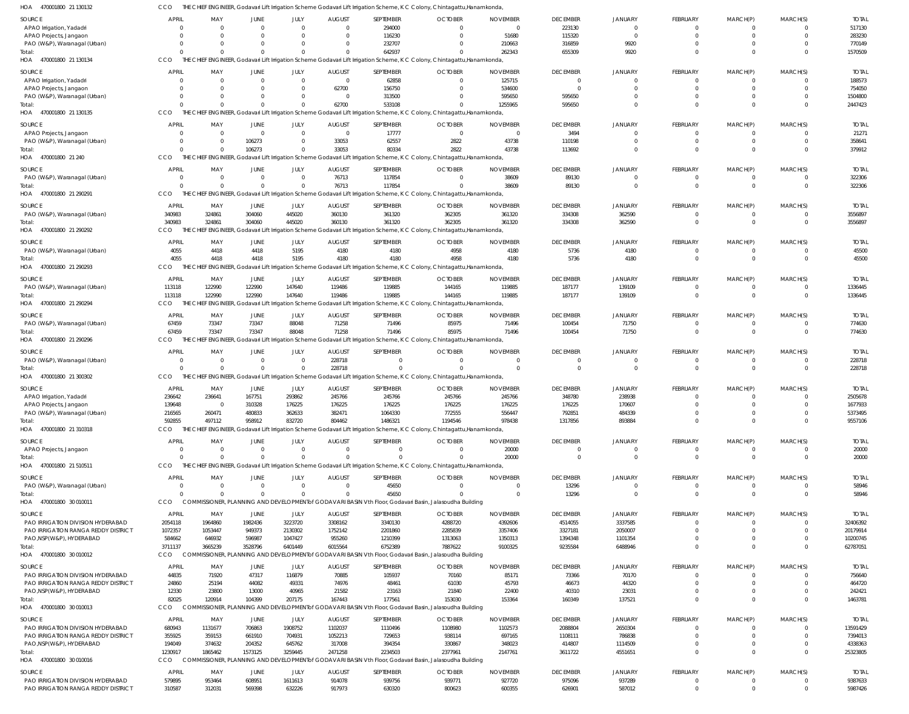HOA 470001800 21 130132 CCO THE CHIEF ENGINEER, Godavari Lift Irrigation Scheme Godavari Lift Irrigation Scheme, K C Colony, Chintagattu,Hanamkonda,

| SOURCE | APRIL | MAY | JUNE | JULY | AUGUST | SEPTEMBER | OCTOBER | NOVEMBER | DECEMBER | JANUARY | FEBRUARY | MARCH(P) | MARCH(S) | TOTAL |
|---|---|---|---|---|---|---|---|---|---|---|---|---|---|---|
| APAO Irrigation, Yadadri | 0 | 0 | 0 | 0 | 0 | 294000 | 0 | 0 | 223130 | 0 | 0 | 0 | 0 | 517130 |
| APAO Projects, Jangaon | 0 | 0 | 0 | 0 | 0 | 116230 | 0 | 51680 | 115320 | 0 | 0 | 0 | 0 | 283230 |
| PAO (W&P), Waranagal (Urban) | 0 | 0 | 0 | 0 | 0 | 232707 | 0 | 210663 | 316859 | 9920 | 0 | 0 | 0 | 770149 |
| Total: | 0 | 0 | 0 | 0 | 0 | 642937 | 0 | 262343 | 655309 | 9920 | 0 | 0 | 0 | 1570509 |

HOA 470001800 21 130134 CCO THE CHIEF ENGINEER, Godavari Lift Irrigation Scheme Godavari Lift Irrigation Scheme, K C Colony, Chintagattu,Hanamkonda,

| SOURCE | APRIL | MAY | JUNE | JULY | AUGUST | SEPTEMBER | OCTOBER | NOVEMBER | DECEMBER | JANUARY | FEBRUARY | MARCH(P) | MARCH(S) | TOTAL |
|---|---|---|---|---|---|---|---|---|---|---|---|---|---|---|
| APAO Irrigation, Yadadri | 0 | 0 | 0 | 0 | 0 | 62858 | 0 | 125715 | 0 | 0 | 0 | 0 | 0 | 188573 |
| APAO Projects, Jangaon | 0 | 0 | 0 | 0 | 62700 | 156750 | 0 | 534600 | 0 | 0 | 0 | 0 | 0 | 754050 |
| PAO (W&P), Waranagal (Urban) | 0 | 0 | 0 | 0 | 0 | 313500 | 0 | 595650 | 595650 | 0 | 0 | 0 | 0 | 1504800 |
| Total: | 0 | 0 | 0 | 0 | 62700 | 533108 | 0 | 1255965 | 595650 | 0 | 0 | 0 | 0 | 2447423 |

HOA 470001800 21 130135 CCO THE CHIEF ENGINEER, Godavari Lift Irrigation Scheme Godavari Lift Irrigation Scheme, K C Colony, Chintagattu,Hanamkonda,

| SOURCE | APRIL | MAY | JUNE | JULY | AUGUST | SEPTEMBER | OCTOBER | NOVEMBER | DECEMBER | JANUARY | FEBRUARY | MARCH(P) | MARCH(S) | TOTAL |
|---|---|---|---|---|---|---|---|---|---|---|---|---|---|---|
| APAO Projects, Jangaon | 0 | 0 | 0 | 0 | 0 | 17777 | 0 | 0 | 3494 | 0 | 0 | 0 | 0 | 21271 |
| PAO (W&P), Waranagal (Urban) | 0 | 0 | 106273 | 0 | 33053 | 62557 | 2822 | 43738 | 110198 | 0 | 0 | 0 | 0 | 358641 |
| Total: | 0 | 0 | 106273 | 0 | 33053 | 80334 | 2822 | 43738 | 113692 | 0 | 0 | 0 | 0 | 379912 |

HOA 470001800 21 240 CCO THE CHIEF ENGINEER, Godavari Lift Irrigation Scheme Godavari Lift Irrigation Scheme, K C Colony, Chintagattu,Hanamkonda,

| SOURCE | APRIL | MAY | JUNE | JULY | AUGUST | SEPTEMBER | OCTOBER | NOVEMBER | DECEMBER | JANUARY | FEBRUARY | MARCH(P) | MARCH(S) | TOTAL |
|---|---|---|---|---|---|---|---|---|---|---|---|---|---|---|
| PAO (W&P), Waranagal (Urban) | 0 | 0 | 0 | 0 | 76713 | 117854 | 0 | 38609 | 89130 | 0 | 0 | 0 | 0 | 322306 |
| Total: | 0 | 0 | 0 | 0 | 76713 | 117854 | 0 | 38609 | 89130 | 0 | 0 | 0 | 0 | 322306 |

HOA 470001800 21 290291 CCO THE CHIEF ENGINEER, Godavari Lift Irrigation Scheme Godavari Lift Irrigation Scheme, K C Colony, Chintagattu,Hanamkonda,

| SOURCE | APRIL | MAY | JUNE | JULY | AUGUST | SEPTEMBER | OCTOBER | NOVEMBER | DECEMBER | JANUARY | FEBRUARY | MARCH(P) | MARCH(S) | TOTAL |
|---|---|---|---|---|---|---|---|---|---|---|---|---|---|---|
| PAO (W&P), Waranagal (Urban) | 340983 | 324861 | 304060 | 445020 | 360130 | 361320 | 362305 | 361320 | 334308 | 362590 | 0 | 0 | 0 | 3556897 |
| Total: | 340983 | 324861 | 304060 | 445020 | 360130 | 361320 | 362305 | 361320 | 334308 | 362590 | 0 | 0 | 0 | 3556897 |

HOA 470001800 21 290292 CCO THE CHIEF ENGINEER, Godavari Lift Irrigation Scheme Godavari Lift Irrigation Scheme, K C Colony, Chintagattu,Hanamkonda,

| SOURCE | APRIL | MAY | JUNE | JULY | AUGUST | SEPTEMBER | OCTOBER | NOVEMBER | DECEMBER | JANUARY | FEBRUARY | MARCH(P) | MARCH(S) | TOTAL |
|---|---|---|---|---|---|---|---|---|---|---|---|---|---|---|
| PAO (W&P), Waranagal (Urban) | 4055 | 4418 | 4418 | 5195 | 4180 | 4180 | 4958 | 4180 | 5736 | 4180 | 0 | 0 | 0 | 45500 |
| Total: | 4055 | 4418 | 4418 | 5195 | 4180 | 4180 | 4958 | 4180 | 5736 | 4180 | 0 | 0 | 0 | 45500 |

HOA 470001800 21 290293 CCO THE CHIEF ENGINEER, Godavari Lift Irrigation Scheme Godavari Lift Irrigation Scheme, K C Colony, Chintagattu,Hanamkonda,

| SOURCE | APRIL | MAY | JUNE | JULY | AUGUST | SEPTEMBER | OCTOBER | NOVEMBER | DECEMBER | JANUARY | FEBRUARY | MARCH(P) | MARCH(S) | TOTAL |
|---|---|---|---|---|---|---|---|---|---|---|---|---|---|---|
| PAO (W&P), Waranagal (Urban) | 113118 | 122990 | 122990 | 147640 | 119486 | 119885 | 144165 | 119885 | 187177 | 139109 | 0 | 0 | 0 | 1336445 |
| Total: | 113118 | 122990 | 122990 | 147640 | 119486 | 119885 | 144165 | 119885 | 187177 | 139109 | 0 | 0 | 0 | 1336445 |

HOA 470001800 21 290294 CCO THE CHIEF ENGINEER, Godavari Lift Irrigation Scheme Godavari Lift Irrigation Scheme, K C Colony, Chintagattu,Hanamkonda,

| SOURCE | APRIL | MAY | JUNE | JULY | AUGUST | SEPTEMBER | OCTOBER | NOVEMBER | DECEMBER | JANUARY | FEBRUARY | MARCH(P) | MARCH(S) | TOTAL |
|---|---|---|---|---|---|---|---|---|---|---|---|---|---|---|
| PAO (W&P), Waranagal (Urban) | 67459 | 73347 | 73347 | 88048 | 71258 | 71496 | 85975 | 71496 | 100454 | 71750 | 0 | 0 | 0 | 774630 |
| Total: | 67459 | 73347 | 73347 | 88048 | 71258 | 71496 | 85975 | 71496 | 100454 | 71750 | 0 | 0 | 0 | 774630 |

HOA 470001800 21 290296 CCO THE CHIEF ENGINEER, Godavari Lift Irrigation Scheme Godavari Lift Irrigation Scheme, K C Colony, Chintagattu,Hanamkonda,

| SOURCE | APRIL | MAY | JUNE | JULY | AUGUST | SEPTEMBER | OCTOBER | NOVEMBER | DECEMBER | JANUARY | FEBRUARY | MARCH(P) | MARCH(S) | TOTAL |
|---|---|---|---|---|---|---|---|---|---|---|---|---|---|---|
| PAO (W&P), Waranagal (Urban) | 0 | 0 | 0 | 0 | 228718 | 0 | 0 | 0 | 0 | 0 | 0 | 0 | 0 | 228718 |
| Total: | 0 | 0 | 0 | 0 | 228718 | 0 | 0 | 0 | 0 | 0 | 0 | 0 | 0 | 228718 |

HOA 470001800 21 300302 CCO THE CHIEF ENGINEER, Godavari Lift Irrigation Scheme Godavari Lift Irrigation Scheme, K C Colony, Chintagattu,Hanamkonda,

| SOURCE | APRIL | MAY | JUNE | JULY | AUGUST | SEPTEMBER | OCTOBER | NOVEMBER | DECEMBER | JANUARY | FEBRUARY | MARCH(P) | MARCH(S) | TOTAL |
|---|---|---|---|---|---|---|---|---|---|---|---|---|---|---|
| APAO Irrigation, Yadadri | 236642 | 236641 | 167751 | 293862 | 245766 | 245766 | 245766 | 245766 | 348780 | 238938 | 0 | 0 | 0 | 2505678 |
| APAO Projects, Jangaon | 139648 | 0 | 310328 | 176225 | 176225 | 176225 | 176225 | 176225 | 176225 | 170607 | 0 | 0 | 0 | 1677933 |
| PAO (W&P), Waranagal (Urban) | 216565 | 260471 | 480833 | 362633 | 382471 | 1064330 | 772555 | 556447 | 792851 | 484339 | 0 | 0 | 0 | 5373495 |
| Total: | 592855 | 497112 | 958912 | 832720 | 804462 | 1486321 | 1194546 | 978438 | 1317856 | 893884 | 0 | 0 | 0 | 9557106 |

HOA 470001800 21 310318 CCO THE CHIEF ENGINEER, Godavari Lift Irrigation Scheme Godavari Lift Irrigation Scheme, K C Colony, Chintagattu,Hanamkonda,

| SOURCE | APRIL | MAY | JUNE | JULY | AUGUST | SEPTEMBER | OCTOBER | NOVEMBER | DECEMBER | JANUARY | FEBRUARY | MARCH(P) | MARCH(S) | TOTAL |
|---|---|---|---|---|---|---|---|---|---|---|---|---|---|---|
| APAO Projects, Jangaon | 0 | 0 | 0 | 0 | 0 | 0 | 0 | 20000 | 0 | 0 | 0 | 0 | 0 | 20000 |
| Total: | 0 | 0 | 0 | 0 | 0 | 0 | 0 | 20000 | 0 | 0 | 0 | 0 | 0 | 20000 |

HOA 470001800 21 510511 CCO THE CHIEF ENGINEER, Godavari Lift Irrigation Scheme Godavari Lift Irrigation Scheme, K C Colony, Chintagattu,Hanamkonda,

| SOURCE | APRIL | MAY | JUNE | JULY | AUGUST | SEPTEMBER | OCTOBER | NOVEMBER | DECEMBER | JANUARY | FEBRUARY | MARCH(P) | MARCH(S) | TOTAL |
|---|---|---|---|---|---|---|---|---|---|---|---|---|---|---|
| PAO (W&P), Waranagal (Urban) | 0 | 0 | 0 | 0 | 0 | 45650 | 0 | 0 | 13296 | 0 | 0 | 0 | 0 | 58946 |
| Total: | 0 | 0 | 0 | 0 | 0 | 45650 | 0 | 0 | 13296 | 0 | 0 | 0 | 0 | 58946 |

HOA 470001800 30 010011 CCO COMMISSIONER, PLANNING AND DEVELOPMENT of GODAVARI BASIN Vth Floor, Godavari Basin, Jalasoudha Building

| SOURCE | APRIL | MAY | JUNE | JULY | AUGUST | SEPTEMBER | OCTOBER | NOVEMBER | DECEMBER | JANUARY | FEBRUARY | MARCH(P) | MARCH(S) | TOTAL |
|---|---|---|---|---|---|---|---|---|---|---|---|---|---|---|
| PAO IRRIGATION DIVISION HYDERABAD | 2054118 | 1964860 | 1982436 | 3223720 | 3308162 | 3340130 | 4288720 | 4392606 | 4514055 | 3337585 | 0 | 0 | 0 | 32406392 |
| PAO IRRIGATION RANGA REDDY DISTRICT | 1072357 | 1053447 | 949373 | 2130302 | 1752142 | 2201860 | 2285839 | 3357406 | 3327181 | 2050007 | 0 | 0 | 0 | 20179914 |
| PAO,NSP(W&P), HYDERABAD | 584662 | 646932 | 596987 | 1047427 | 955260 | 1210399 | 1313063 | 1350313 | 1394348 | 1101354 | 0 | 0 | 0 | 10200745 |
| Total: | 3711137 | 3665239 | 3528796 | 6401449 | 6015564 | 6752389 | 7887622 | 9100325 | 9235584 | 6488946 | 0 | 0 | 0 | 62787051 |

HOA 470001800 30 010012 CCO COMMISSIONER, PLANNING AND DEVELOPMENT of GODAVARI BASIN Vth Floor, Godavari Basin, Jalasoudha Building

| SOURCE | APRIL | MAY | JUNE | JULY | AUGUST | SEPTEMBER | OCTOBER | NOVEMBER | DECEMBER | JANUARY | FEBRUARY | MARCH(P) | MARCH(S) | TOTAL |
|---|---|---|---|---|---|---|---|---|---|---|---|---|---|---|
| PAO IRRIGATION DIVISION HYDERABAD | 44835 | 71920 | 47317 | 116879 | 70885 | 105937 | 70160 | 85171 | 73366 | 70170 | 0 | 0 | 0 | 756640 |
| PAO IRRIGATION RANGA REDDY DISTRICT | 24860 | 25194 | 44082 | 49331 | 74976 | 48461 | 61030 | 45793 | 46673 | 44320 | 0 | 0 | 0 | 464720 |
| PAO,NSP(W&P), HYDERABAD | 12330 | 23800 | 13000 | 40965 | 21582 | 23163 | 21840 | 22400 | 40310 | 23031 | 0 | 0 | 0 | 242421 |
| Total: | 82025 | 120914 | 104399 | 207175 | 167443 | 177561 | 153030 | 153364 | 160349 | 137521 | 0 | 0 | 0 | 1463781 |

HOA 470001800 30 010013 CCO COMMISSIONER, PLANNING AND DEVELOPMENT of GODAVARI BASIN Vth Floor, Godavari Basin, Jalasoudha Building

| SOURCE | APRIL | MAY | JUNE | JULY | AUGUST | SEPTEMBER | OCTOBER | NOVEMBER | DECEMBER | JANUARY | FEBRUARY | MARCH(P) | MARCH(S) | TOTAL |
|---|---|---|---|---|---|---|---|---|---|---|---|---|---|---|
| PAO IRRIGATION DIVISION HYDERABAD | 680943 | 1131677 | 706863 | 1908752 | 1102037 | 1110496 | 1108980 | 1102573 | 2088804 | 2650304 | 0 | 0 | 0 | 13591429 |
| PAO IRRIGATION RANGA REDDY DISTRICT | 355925 | 359153 | 661910 | 704931 | 1052213 | 729653 | 938114 | 697165 | 1108111 | 786838 | 0 | 0 | 0 | 7394013 |
| PAO,NSP(W&P), HYDERABAD | 194049 | 374632 | 204352 | 645762 | 317008 | 394354 | 330867 | 348023 | 414807 | 1114509 | 0 | 0 | 0 | 4338363 |
| Total: | 1230917 | 1865462 | 1573125 | 3259445 | 2471258 | 2234503 | 2377961 | 2147761 | 3611722 | 4551651 | 0 | 0 | 0 | 25323805 |

HOA 470001800 30 010016 CCO COMMISSIONER, PLANNING AND DEVELOPMENT of GODAVARI BASIN Vth Floor, Godavari Basin, Jalasoudha Building

| SOURCE | APRIL | MAY | JUNE | JULY | AUGUST | SEPTEMBER | OCTOBER | NOVEMBER | DECEMBER | JANUARY | FEBRUARY | MARCH(P) | MARCH(S) | TOTAL |
|---|---|---|---|---|---|---|---|---|---|---|---|---|---|---|
| PAO IRRIGATION DIVISION HYDERABAD | 579895 | 953464 | 608951 | 1611613 | 914078 | 939756 | 939771 | 927720 | 975096 | 937289 | 0 | 0 | 0 | 9387633 |
| PAO IRRIGATION RANGA REDDY DISTRICT | 310587 | 312031 | 569398 | 632226 | 917973 | 630320 | 800623 | 600355 | 626901 | 587012 | 0 | 0 | 0 | 5987426 |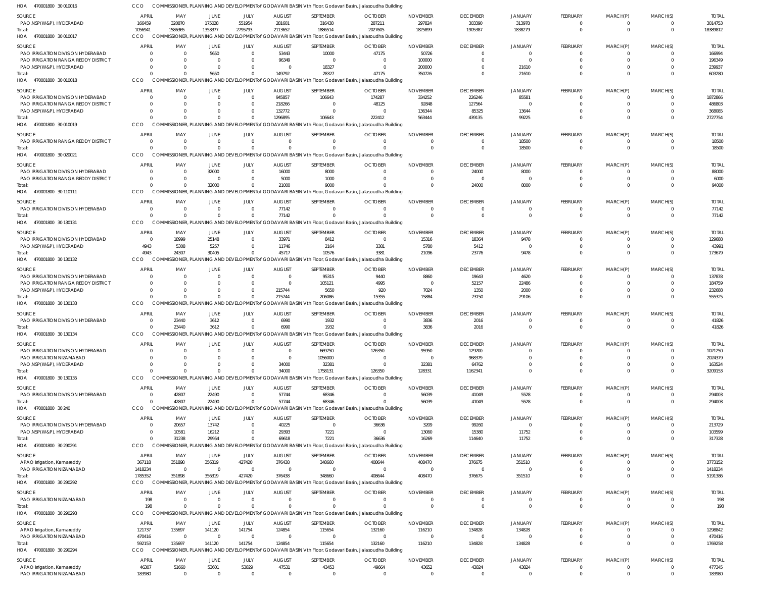HOA 470001800 30 010016 CCO COMMISSIONER, PLANNING AND DEVELOPMENT of GODAVARI BASIN Vth Floor, Godavari Basin, Jalasoudha Building

| SOURCE | APRIL | MAY | JUNE | JULY | AUGUST | SEPTEMBER | OCTOBER | NOVEMBER | DECEMBER | JANUARY | FEBRUARY | MARCH(P) | MARCH(S) | TOTAL |
|---|---|---|---|---|---|---|---|---|---|---|---|---|---|---|
| PAO,NSP(W&P), HYDERABAD | 166459 | 320870 | 175028 | 551954 | 281601 | 316438 | 287211 | 297824 | 303390 | 313978 | 0 | 0 | 0 | 3014753 |
| Total: | 1056941 | 1586365 | 1353377 | 2795793 | 2113652 | 1886514 | 2027605 | 1825899 | 1905387 | 1838279 | 0 | 0 | 0 | 18389812 |

HOA 470001800 30 010017 CCO COMMISSIONER, PLANNING AND DEVELOPMENT of GODAVARI BASIN Vth Floor, Godavari Basin, Jalasoudha Building

| SOURCE | APRIL | MAY | JUNE | JULY | AUGUST | SEPTEMBER | OCTOBER | NOVEMBER | DECEMBER | JANUARY | FEBRUARY | MARCH(P) | MARCH(S) | TOTAL |
|---|---|---|---|---|---|---|---|---|---|---|---|---|---|---|
| PAO IRRIGATION DIVISION HYDERABAD | 0 | 0 | 5650 | 0 | 53443 | 10000 | 47175 | 50726 | 0 | 0 | 0 | 0 | 0 | 166994 |
| PAO IRRIGATION RANGA REDDY DISTRICT | 0 | 0 | 0 | 0 | 96349 | 0 | 0 | 100000 | 0 | 0 | 0 | 0 | 0 | 196349 |
| PAO,NSP(W&P), HYDERABAD | 0 | 0 | 0 | 0 | 0 | 18327 | 0 | 200000 | 0 | 21610 | 0 | 0 | 0 | 239937 |
| Total: | 0 | 0 | 5650 | 0 | 149792 | 28327 | 47175 | 350726 | 0 | 21610 | 0 | 0 | 0 | 603280 |

HOA 470001800 30 010018 CCO COMMISSIONER, PLANNING AND DEVELOPMENT of GODAVARI BASIN Vth Floor, Godavari Basin, Jalasoudha Building

| SOURCE | APRIL | MAY | JUNE | JULY | AUGUST | SEPTEMBER | OCTOBER | NOVEMBER | DECEMBER | JANUARY | FEBRUARY | MARCH(P) | MARCH(S) | TOTAL |
|---|---|---|---|---|---|---|---|---|---|---|---|---|---|---|
| PAO IRRIGATION DIVISION HYDERABAD | 0 | 0 | 0 | 0 | 945857 | 106643 | 174287 | 334252 | 226246 | 85581 | 0 | 0 | 0 | 1872866 |
| PAO IRRIGATION RANGA REDDY DISTRICT | 0 | 0 | 0 | 0 | 218266 | 0 | 48125 | 92848 | 127564 | 0 | 0 | 0 | 0 | 486803 |
| PAO,NSP(W&P), HYDERABAD | 0 | 0 | 0 | 0 | 132772 | 0 | 0 | 136344 | 85325 | 13644 | 0 | 0 | 0 | 368085 |
| Total: | 0 | 0 | 0 | 0 | 1296895 | 106643 | 222412 | 563444 | 439135 | 99225 | 0 | 0 | 0 | 2727754 |

HOA 470001800 30 010019 CCO COMMISSIONER, PLANNING AND DEVELOPMENT of GODAVARI BASIN Vth Floor, Godavari Basin, Jalasoudha Building

| SOURCE | APRIL | MAY | JUNE | JULY | AUGUST | SEPTEMBER | OCTOBER | NOVEMBER | DECEMBER | JANUARY | FEBRUARY | MARCH(P) | MARCH(S) | TOTAL |
|---|---|---|---|---|---|---|---|---|---|---|---|---|---|---|
| PAO IRRIGATION RANGA REDDY DISTRICT | 0 | 0 | 0 | 0 | 0 | 0 | 0 | 0 | 0 | 18500 | 0 | 0 | 0 | 18500 |
| Total: | 0 | 0 | 0 | 0 | 0 | 0 | 0 | 0 | 0 | 18500 | 0 | 0 | 0 | 18500 |

HOA 470001800 30 020021 CCO COMMISSIONER, PLANNING AND DEVELOPMENT of GODAVARI BASIN Vth Floor, Godavari Basin, Jalasoudha Building

| SOURCE | APRIL | MAY | JUNE | JULY | AUGUST | SEPTEMBER | OCTOBER | NOVEMBER | DECEMBER | JANUARY | FEBRUARY | MARCH(P) | MARCH(S) | TOTAL |
|---|---|---|---|---|---|---|---|---|---|---|---|---|---|---|
| PAO IRRIGATION DIVISION HYDERABAD | 0 | 0 | 32000 | 0 | 16000 | 8000 | 0 | 0 | 24000 | 8000 | 0 | 0 | 0 | 88000 |
| PAO IRRIGATION RANGA REDDY DISTRICT | 0 | 0 | 0 | 0 | 5000 | 1000 | 0 | 0 | 0 | 0 | 0 | 0 | 0 | 6000 |
| Total: | 0 | 0 | 32000 | 0 | 21000 | 9000 | 0 | 0 | 24000 | 8000 | 0 | 0 | 0 | 94000 |

HOA 470001800 30 110111 CCO COMMISSIONER, PLANNING AND DEVELOPMENT of GODAVARI BASIN Vth Floor, Godavari Basin, Jalasoudha Building

| SOURCE | APRIL | MAY | JUNE | JULY | AUGUST | SEPTEMBER | OCTOBER | NOVEMBER | DECEMBER | JANUARY | FEBRUARY | MARCH(P) | MARCH(S) | TOTAL |
|---|---|---|---|---|---|---|---|---|---|---|---|---|---|---|
| PAO IRRIGATION DIVISION HYDERABAD | 0 | 0 | 0 | 0 | 77142 | 0 | 0 | 0 | 0 | 0 | 0 | 0 | 0 | 77142 |
| Total: | 0 | 0 | 0 | 0 | 77142 | 0 | 0 | 0 | 0 | 0 | 0 | 0 | 0 | 77142 |

HOA 470001800 30 130131 CCO COMMISSIONER, PLANNING AND DEVELOPMENT of GODAVARI BASIN Vth Floor, Godavari Basin, Jalasoudha Building

| SOURCE | APRIL | MAY | JUNE | JULY | AUGUST | SEPTEMBER | OCTOBER | NOVEMBER | DECEMBER | JANUARY | FEBRUARY | MARCH(P) | MARCH(S) | TOTAL |
|---|---|---|---|---|---|---|---|---|---|---|---|---|---|---|
| PAO IRRIGATION DIVISION HYDERABAD | 0 | 18999 | 25148 | 0 | 33971 | 8412 | 0 | 15316 | 18364 | 9478 | 0 | 0 | 0 | 129688 |
| PAO,NSP(W&P), HYDERABAD | 4943 | 5308 | 5257 | 0 | 11746 | 2164 | 3381 | 5780 | 5412 | 0 | 0 | 0 | 0 | 43991 |
| Total: | 4943 | 24307 | 30405 | 0 | 45717 | 10576 | 3381 | 21096 | 23776 | 9478 | 0 | 0 | 0 | 173679 |

HOA 470001800 30 130132 CCO COMMISSIONER, PLANNING AND DEVELOPMENT of GODAVARI BASIN Vth Floor, Godavari Basin, Jalasoudha Building

| SOURCE | APRIL | MAY | JUNE | JULY | AUGUST | SEPTEMBER | OCTOBER | NOVEMBER | DECEMBER | JANUARY | FEBRUARY | MARCH(P) | MARCH(S) | TOTAL |
|---|---|---|---|---|---|---|---|---|---|---|---|---|---|---|
| PAO IRRIGATION DIVISION HYDERABAD | 0 | 0 | 0 | 0 | 0 | 95315 | 9440 | 8860 | 19643 | 4620 | 0 | 0 | 0 | 137878 |
| PAO IRRIGATION RANGA REDDY DISTRICT | 0 | 0 | 0 | 0 | 0 | 105121 | 4995 | 0 | 52157 | 22486 | 0 | 0 | 0 | 184759 |
| PAO,NSP(W&P), HYDERABAD | 0 | 0 | 0 | 0 | 215744 | 5650 | 920 | 7024 | 1350 | 2000 | 0 | 0 | 0 | 232688 |
| Total: | 0 | 0 | 0 | 0 | 215744 | 206086 | 15355 | 15884 | 73150 | 29106 | 0 | 0 | 0 | 555325 |

HOA 470001800 30 130133 CCO COMMISSIONER, PLANNING AND DEVELOPMENT of GODAVARI BASIN Vth Floor, Godavari Basin, Jalasoudha Building

| SOURCE | APRIL | MAY | JUNE | JULY | AUGUST | SEPTEMBER | OCTOBER | NOVEMBER | DECEMBER | JANUARY | FEBRUARY | MARCH(P) | MARCH(S) | TOTAL |
|---|---|---|---|---|---|---|---|---|---|---|---|---|---|---|
| PAO IRRIGATION DIVISION HYDERABAD | 0 | 23440 | 3612 | 0 | 6990 | 1932 | 0 | 3836 | 2016 | 0 | 0 | 0 | 0 | 41826 |
| Total: | 0 | 23440 | 3612 | 0 | 6990 | 1932 | 0 | 3836 | 2016 | 0 | 0 | 0 | 0 | 41826 |

HOA 470001800 30 130134 CCO COMMISSIONER, PLANNING AND DEVELOPMENT of GODAVARI BASIN Vth Floor, Godavari Basin, Jalasoudha Building

| SOURCE | APRIL | MAY | JUNE | JULY | AUGUST | SEPTEMBER | OCTOBER | NOVEMBER | DECEMBER | JANUARY | FEBRUARY | MARCH(P) | MARCH(S) | TOTAL |
|---|---|---|---|---|---|---|---|---|---|---|---|---|---|---|
| PAO IRRIGATION DIVISION HYDERABAD | 0 | 0 | 0 | 0 | 0 | 669750 | 126350 | 95950 | 129200 | 0 | 0 | 0 | 0 | 1021250 |
| PAO IRRIGATION NIZAMABAD | 0 | 0 | 0 | 0 | 0 | 1056000 | 0 | 0 | 968379 | 0 | 0 | 0 | 0 | 2024379 |
| PAO,NSP(W&P), HYDERABAD | 0 | 0 | 0 | 0 | 34000 | 32381 | 0 | 32381 | 64762 | 0 | 0 | 0 | 0 | 163524 |
| Total: | 0 | 0 | 0 | 0 | 34000 | 1758131 | 126350 | 128331 | 1162341 | 0 | 0 | 0 | 0 | 3209153 |

HOA 470001800 30 130135 CCO COMMISSIONER, PLANNING AND DEVELOPMENT of GODAVARI BASIN Vth Floor, Godavari Basin, Jalasoudha Building

| SOURCE | APRIL | MAY | JUNE | JULY | AUGUST | SEPTEMBER | OCTOBER | NOVEMBER | DECEMBER | JANUARY | FEBRUARY | MARCH(P) | MARCH(S) | TOTAL |
|---|---|---|---|---|---|---|---|---|---|---|---|---|---|---|
| PAO IRRIGATION DIVISION HYDERABAD | 0 | 42807 | 22490 | 0 | 57744 | 68346 | 0 | 56039 | 41049 | 5528 | 0 | 0 | 0 | 294003 |
| Total: | 0 | 42807 | 22490 | 0 | 57744 | 68346 | 0 | 56039 | 41049 | 5528 | 0 | 0 | 0 | 294003 |

HOA 470001800 30 240 CCO COMMISSIONER, PLANNING AND DEVELOPMENT of GODAVARI BASIN Vth Floor, Godavari Basin, Jalasoudha Building

| SOURCE | APRIL | MAY | JUNE | JULY | AUGUST | SEPTEMBER | OCTOBER | NOVEMBER | DECEMBER | JANUARY | FEBRUARY | MARCH(P) | MARCH(S) | TOTAL |
|---|---|---|---|---|---|---|---|---|---|---|---|---|---|---|
| PAO IRRIGATION DIVISION HYDERABAD | 0 | 20657 | 13742 | 0 | 40225 | 0 | 36636 | 3209 | 99260 | 0 | 0 | 0 | 0 | 213729 |
| PAO,NSP(W&P), HYDERABAD | 0 | 10581 | 16212 | 0 | 29393 | 7221 | 0 | 13060 | 15380 | 11752 | 0 | 0 | 0 | 103599 |
| Total: | 0 | 31238 | 29954 | 0 | 69618 | 7221 | 36636 | 16269 | 114640 | 11752 | 0 | 0 | 0 | 317328 |

HOA 470001800 30 290291 CCO COMMISSIONER, PLANNING AND DEVELOPMENT of GODAVARI BASIN Vth Floor, Godavari Basin, Jalasoudha Building

| SOURCE | APRIL | MAY | JUNE | JULY | AUGUST | SEPTEMBER | OCTOBER | NOVEMBER | DECEMBER | JANUARY | FEBRUARY | MARCH(P) | MARCH(S) | TOTAL |
|---|---|---|---|---|---|---|---|---|---|---|---|---|---|---|
| APAO Irrigation, Kamareddy | 367118 | 351898 | 356319 | 427420 | 376438 | 348660 | 408644 | 408470 | 376675 | 351510 | 0 | 0 | 0 | 3773152 |
| PAO IRRIGATION NIZAMABAD | 1418234 | 0 | 0 | 0 | 0 | 0 | 0 | 0 | 0 | 0 | 0 | 0 | 0 | 1418234 |
| Total: | 1785352 | 351898 | 356319 | 427420 | 376438 | 348660 | 408644 | 408470 | 376675 | 351510 | 0 | 0 | 0 | 5191386 |

HOA 470001800 30 290292 CCO COMMISSIONER, PLANNING AND DEVELOPMENT of GODAVARI BASIN Vth Floor, Godavari Basin, Jalasoudha Building

| SOURCE | APRIL | MAY | JUNE | JULY | AUGUST | SEPTEMBER | OCTOBER | NOVEMBER | DECEMBER | JANUARY | FEBRUARY | MARCH(P) | MARCH(S) | TOTAL |
|---|---|---|---|---|---|---|---|---|---|---|---|---|---|---|
| PAO IRRIGATION NIZAMABAD | 198 | 0 | 0 | 0 | 0 | 0 | 0 | 0 | 0 | 0 | 0 | 0 | 0 | 198 |
| Total: | 198 | 0 | 0 | 0 | 0 | 0 | 0 | 0 | 0 | 0 | 0 | 0 | 0 | 198 |

HOA 470001800 30 290293 CCO COMMISSIONER, PLANNING AND DEVELOPMENT of GODAVARI BASIN Vth Floor, Godavari Basin, Jalasoudha Building

| SOURCE | APRIL | MAY | JUNE | JULY | AUGUST | SEPTEMBER | OCTOBER | NOVEMBER | DECEMBER | JANUARY | FEBRUARY | MARCH(P) | MARCH(S) | TOTAL |
|---|---|---|---|---|---|---|---|---|---|---|---|---|---|---|
| APAO Irrigation, Kamareddy | 121737 | 135697 | 141120 | 141754 | 124854 | 115654 | 132160 | 116210 | 134828 | 134828 | 0 | 0 | 0 | 1298842 |
| PAO IRRIGATION NIZAMABAD | 470416 | 0 | 0 | 0 | 0 | 0 | 0 | 0 | 0 | 0 | 0 | 0 | 0 | 470416 |
| Total: | 592153 | 135697 | 141120 | 141754 | 124854 | 115654 | 132160 | 116210 | 134828 | 134828 | 0 | 0 | 0 | 1769258 |

HOA 470001800 30 290294 CCO COMMISSIONER, PLANNING AND DEVELOPMENT of GODAVARI BASIN Vth Floor, Godavari Basin, Jalasoudha Building

| SOURCE | APRIL | MAY | JUNE | JULY | AUGUST | SEPTEMBER | OCTOBER | NOVEMBER | DECEMBER | JANUARY | FEBRUARY | MARCH(P) | MARCH(S) | TOTAL |
|---|---|---|---|---|---|---|---|---|---|---|---|---|---|---|
| APAO Irrigation, Kamareddy | 46307 | 51660 | 53601 | 53829 | 47531 | 43453 | 49664 | 43652 | 43824 | 43824 | 0 | 0 | 0 | 477345 |
| PAO IRRIGATION NIZAMABAD | 183980 | 0 | 0 | 0 | 0 | 0 | 0 | 0 | 0 | 0 | 0 | 0 | 0 | 183980 |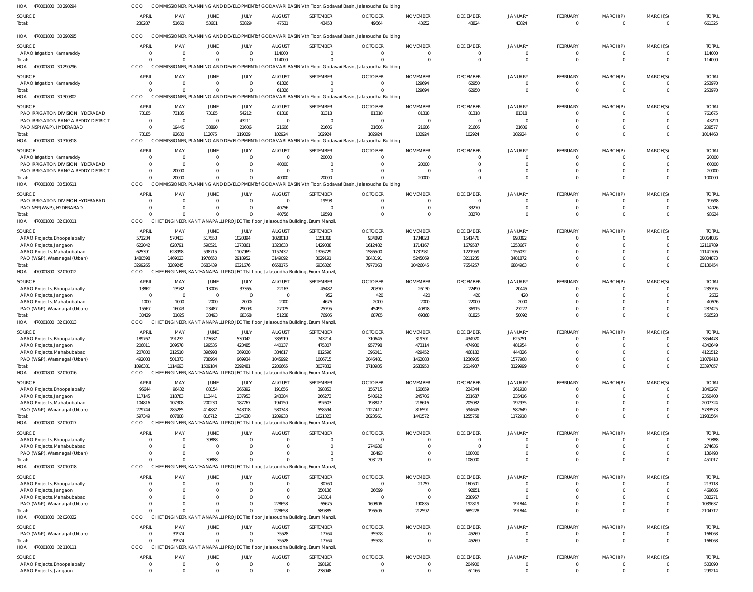HOA 470001800 30 290294 CCO COMMISSIONER, PLANNING AND DEVELOPMENT of GODAVARI BASIN Vth Floor, Godavari Basin, Jalasoudha Building

| SOURCE | APRIL | MAY | JUNE | JULY | AUGUST | SEPTEMBER | OCTOBER | NOVEMBER | DECEMBER | JANUARY | FEBRUARY | MARCH(P) | MARCH(S) | TOTAL |
|---|---|---|---|---|---|---|---|---|---|---|---|---|---|---|
| Total: | 230287 | 51660 | 53601 | 53829 | 47531 | 43453 | 49664 | 43652 | 43824 | 43824 | 0 | 0 | 0 | 661325 |

HOA 470001800 30 290295 CCO COMMISSIONER, PLANNING AND DEVELOPMENT of GODAVARI BASIN Vth Floor, Godavari Basin, Jalasoudha Building

| SOURCE | APRIL | MAY | JUNE | JULY | AUGUST | SEPTEMBER | OCTOBER | NOVEMBER | DECEMBER | JANUARY | FEBRUARY | MARCH(P) | MARCH(S) | TOTAL |
|---|---|---|---|---|---|---|---|---|---|---|---|---|---|---|
| APAO Irrigation, Kamareddy | 0 | 0 | 0 | 0 | 114000 | 0 | 0 | 0 | 0 | 0 | 0 | 0 | 0 | 114000 |
| Total: | 0 | 0 | 0 | 0 | 114000 | 0 | 0 | 0 | 0 | 0 | 0 | 0 | 0 | 114000 |

HOA 470001800 30 290296 CCO COMMISSIONER, PLANNING AND DEVELOPMENT of GODAVARI BASIN Vth Floor, Godavari Basin, Jalasoudha Building

| SOURCE | APRIL | MAY | JUNE | JULY | AUGUST | SEPTEMBER | OCTOBER | NOVEMBER | DECEMBER | JANUARY | FEBRUARY | MARCH(P) | MARCH(S) | TOTAL |
|---|---|---|---|---|---|---|---|---|---|---|---|---|---|---|
| APAO Irrigation, Kamareddy | 0 | 0 | 0 | 0 | 61326 | 0 | 0 | 129694 | 62950 | 0 | 0 | 0 | 0 | 253970 |
| Total: | 0 | 0 | 0 | 0 | 61326 | 0 | 0 | 129694 | 62950 | 0 | 0 | 0 | 0 | 253970 |

HOA 470001800 30 300302 CCO COMMISSIONER, PLANNING AND DEVELOPMENT of GODAVARI BASIN Vth Floor, Godavari Basin, Jalasoudha Building

| SOURCE | APRIL | MAY | JUNE | JULY | AUGUST | SEPTEMBER | OCTOBER | NOVEMBER | DECEMBER | JANUARY | FEBRUARY | MARCH(P) | MARCH(S) | TOTAL |
|---|---|---|---|---|---|---|---|---|---|---|---|---|---|---|
| PAO IRRIGATION DIVISION HYDERABAD | 73185 | 73185 | 73185 | 54212 | 81318 | 81318 | 81318 | 81318 | 81318 | 81318 | 0 | 0 | 0 | 761675 |
| PAO IRRIGATION RANGA REDDY DISTRICT | 0 | 0 | 0 | 43211 | 0 | 0 | 0 | 0 | 0 | 0 | 0 | 0 | 0 | 43211 |
| PAO,NSP(W&P), HYDERABAD | 0 | 19445 | 38890 | 21606 | 21606 | 21606 | 21606 | 21606 | 21606 | 21606 | 0 | 0 | 0 | 209577 |
| Total: | 73185 | 92630 | 112075 | 119029 | 102924 | 102924 | 102924 | 102924 | 102924 | 102924 | 0 | 0 | 0 | 1014463 |

HOA 470001800 30 310318 CCO COMMISSIONER, PLANNING AND DEVELOPMENT of GODAVARI BASIN Vth Floor, Godavari Basin, Jalasoudha Building

| SOURCE | APRIL | MAY | JUNE | JULY | AUGUST | SEPTEMBER | OCTOBER | NOVEMBER | DECEMBER | JANUARY | FEBRUARY | MARCH(P) | MARCH(S) | TOTAL |
|---|---|---|---|---|---|---|---|---|---|---|---|---|---|---|
| APAO Irrigation, Kamareddy | 0 | 0 | 0 | 0 | 0 | 20000 | 0 | 0 | 0 | 0 | 0 | 0 | 0 | 20000 |
| PAO IRRIGATION DIVISION HYDERABAD | 0 | 0 | 0 | 0 | 40000 | 0 | 0 | 20000 | 0 | 0 | 0 | 0 | 0 | 60000 |
| PAO IRRIGATION RANGA REDDY DISTRICT | 0 | 20000 | 0 | 0 | 0 | 0 | 0 | 0 | 0 | 0 | 0 | 0 | 0 | 20000 |
| Total: | 0 | 20000 | 0 | 0 | 40000 | 20000 | 0 | 20000 | 0 | 0 | 0 | 0 | 0 | 100000 |

HOA 470001800 30 510511 CCO COMMISSIONER, PLANNING AND DEVELOPMENT of GODAVARI BASIN Vth Floor, Godavari Basin, Jalasoudha Building

| SOURCE | APRIL | MAY | JUNE | JULY | AUGUST | SEPTEMBER | OCTOBER | NOVEMBER | DECEMBER | JANUARY | FEBRUARY | MARCH(P) | MARCH(S) | TOTAL |
|---|---|---|---|---|---|---|---|---|---|---|---|---|---|---|
| PAO IRRIGATION DIVISION HYDERABAD | 0 | 0 | 0 | 0 | 0 | 19598 | 0 | 0 | 0 | 0 | 0 | 0 | 0 | 19598 |
| PAO,NSP(W&P), HYDERABAD | 0 | 0 | 0 | 0 | 40756 | 0 | 0 | 0 | 33270 | 0 | 0 | 0 | 0 | 74026 |
| Total: | 0 | 0 | 0 | 0 | 40756 | 19598 | 0 | 0 | 33270 | 0 | 0 | 0 | 0 | 93624 |

HOA 470001800 32 010011 CCO CHIEF ENGINEER, KANTHANAPALLI PROJECT Ist floor, Jalasoudha Building, Errum Manzil,

| SOURCE | APRIL | MAY | JUNE | JULY | AUGUST | SEPTEMBER | OCTOBER | NOVEMBER | DECEMBER | JANUARY | FEBRUARY | MARCH(P) | MARCH(S) | TOTAL |
|---|---|---|---|---|---|---|---|---|---|---|---|---|---|---|
| APAO Projects, Bhoopalapally | 571234 | 570433 | 517553 | 1020894 | 1028018 | 1151368 | 934890 | 1734828 | 1541476 | 993392 | 0 | 0 | 0 | 10064086 |
| APAO Projects, Jangaon | 622042 | 620791 | 590521 | 1273861 | 1323633 | 1429038 | 1612482 | 1714167 | 1679587 | 1253667 | 0 | 0 | 0 | 12119789 |
| APAO Projects, Mahabubabad | 625391 | 628998 | 598715 | 1107969 | 1157432 | 1326729 | 1586500 | 1731981 | 1221959 | 1156032 | 0 | 0 | 0 | 11141706 |
| PAO (W&P), Waranagal (Urban) | 1480598 | 1469023 | 1976650 | 2918952 | 3149092 | 3029191 | 3843191 | 5245069 | 3211235 | 3481872 | 0 | 0 | 0 | 29804873 |
| Total: | 3299265 | 3289245 | 3683439 | 6321676 | 6658175 | 6936326 | 7977063 | 10426045 | 7654257 | 6884963 | 0 | 0 | 0 | 63130454 |

HOA 470001800 32 010012 CCO CHIEF ENGINEER, KANTHANAPALLI PROJECT Ist floor, Jalasoudha Building, Errum Manzil,

| SOURCE | APRIL | MAY | JUNE | JULY | AUGUST | SEPTEMBER | OCTOBER | NOVEMBER | DECEMBER | JANUARY | FEBRUARY | MARCH(P) | MARCH(S) | TOTAL |
|---|---|---|---|---|---|---|---|---|---|---|---|---|---|---|
| APAO Projects, Bhoopalapally | 13862 | 13982 | 13006 | 37365 | 22163 | 45482 | 20870 | 26130 | 22490 | 20445 | 0 | 0 | 0 | 235795 |
| APAO Projects, Jangaon | 0 | 0 | 0 | 0 | 0 | 952 | 420 | 420 | 420 | 420 | 0 | 0 | 0 | 2632 |
| APAO Projects, Mahabubabad | 1000 | 1000 | 2000 | 2000 | 2000 | 4676 | 2000 | 2000 | 22000 | 2000 | 0 | 0 | 0 | 40676 |
| PAO (W&P), Waranagal (Urban) | 15567 | 16043 | 23487 | 29003 | 27075 | 25795 | 45495 | 40818 | 36915 | 27227 | 0 | 0 | 0 | 287425 |
| Total: | 30429 | 31025 | 38493 | 68368 | 51238 | 76905 | 68785 | 69368 | 81825 | 50092 | 0 | 0 | 0 | 566528 |

HOA 470001800 32 010013 CCO CHIEF ENGINEER, KANTHANAPALLI PROJECT Ist floor, Jalasoudha Building, Errum Manzil,

| SOURCE | APRIL | MAY | JUNE | JULY | AUGUST | SEPTEMBER | OCTOBER | NOVEMBER | DECEMBER | JANUARY | FEBRUARY | MARCH(P) | MARCH(S) | TOTAL |
|---|---|---|---|---|---|---|---|---|---|---|---|---|---|---|
| APAO Projects, Bhoopalapally | 189767 | 191232 | 173687 | 530042 | 335919 | 743214 | 310645 | 319301 | 434920 | 625751 | 0 | 0 | 0 | 3854478 |
| APAO Projects, Jangaon | 206811 | 209578 | 199535 | 423485 | 440137 | 475307 | 957798 | 473114 | 474930 | 481954 | 0 | 0 | 0 | 4342649 |
| APAO Projects, Mahabubabad | 207800 | 212510 | 396998 | 369020 | 384617 | 812596 | 396011 | 429452 | 468182 | 444326 | 0 | 0 | 0 | 4121512 |
| PAO (W&P), Waranagal (Urban) | 492003 | 501373 | 738964 | 969934 | 1045992 | 1006715 | 2046481 | 1462083 | 1236905 | 1577968 | 0 | 0 | 0 | 11078418 |
| Total: | 1096381 | 1114693 | 1509184 | 2292481 | 2206665 | 3037832 | 3710935 | 2683950 | 2614937 | 3129999 | 0 | 0 | 0 | 23397057 |

HOA 470001800 32 010016 CCO CHIEF ENGINEER, KANTHANAPALLI PROJECT Ist floor, Jalasoudha Building, Errum Manzil,

| SOURCE | APRIL | MAY | JUNE | JULY | AUGUST | SEPTEMBER | OCTOBER | NOVEMBER | DECEMBER | JANUARY | FEBRUARY | MARCH(P) | MARCH(S) | TOTAL |
|---|---|---|---|---|---|---|---|---|---|---|---|---|---|---|
| APAO Projects, Bhoopalapally | 95644 | 96432 | 88154 | 265892 | 191656 | 398853 | 156715 | 160659 | 224344 | 161918 | 0 | 0 | 0 | 1840267 |
| APAO Projects, Jangaon | 117145 | 118783 | 113441 | 237953 | 243384 | 266273 | 540612 | 245706 | 231687 | 235416 | 0 | 0 | 0 | 2350400 |
| APAO Projects, Mahabubabad | 104816 | 107308 | 200230 | 187767 | 194150 | 397603 | 198817 | 218616 | 205082 | 192935 | 0 | 0 | 0 | 2007324 |
| PAO (W&P), Waranagal (Urban) | 279744 | 285285 | 414887 | 543018 | 580743 | 558594 | 1127417 | 816591 | 594645 | 582649 | 0 | 0 | 0 | 5783573 |
| Total: | 597349 | 607808 | 816712 | 1234630 | 1209933 | 1621323 | 2023561 | 1441572 | 1255758 | 1172918 | 0 | 0 | 0 | 11981564 |

HOA 470001800 32 010017 CCO CHIEF ENGINEER, KANTHANAPALLI PROJECT Ist floor, Jalasoudha Building, Errum Manzil,

| SOURCE | APRIL | MAY | JUNE | JULY | AUGUST | SEPTEMBER | OCTOBER | NOVEMBER | DECEMBER | JANUARY | FEBRUARY | MARCH(P) | MARCH(S) | TOTAL |
|---|---|---|---|---|---|---|---|---|---|---|---|---|---|---|
| APAO Projects, Bhoopalapally | 0 | 0 | 39888 | 0 | 0 | 0 | 0 | 0 | 0 | 0 | 0 | 0 | 0 | 39888 |
| APAO Projects, Mahabubabad | 0 | 0 | 0 | 0 | 0 | 0 | 274636 | 0 | 0 | 0 | 0 | 0 | 0 | 274636 |
| PAO (W&P), Waranagal (Urban) | 0 | 0 | 0 | 0 | 0 | 0 | 28493 | 0 | 108000 | 0 | 0 | 0 | 0 | 136493 |
| Total: | 0 | 0 | 39888 | 0 | 0 | 0 | 303129 | 0 | 108000 | 0 | 0 | 0 | 0 | 451017 |

HOA 470001800 32 010018 CCO CHIEF ENGINEER, KANTHANAPALLI PROJECT Ist floor, Jalasoudha Building, Errum Manzil,

| SOURCE | APRIL | MAY | JUNE | JULY | AUGUST | SEPTEMBER | OCTOBER | NOVEMBER | DECEMBER | JANUARY | FEBRUARY | MARCH(P) | MARCH(S) | TOTAL |
|---|---|---|---|---|---|---|---|---|---|---|---|---|---|---|
| APAO Projects, Bhoopalapally | 0 | 0 | 0 | 0 | 0 | 30760 | 0 | 21757 | 160601 | 0 | 0 | 0 | 0 | 213118 |
| APAO Projects, Jangaon | 0 | 0 | 0 | 0 | 0 | 350136 | 26699 | 0 | 92851 | 0 | 0 | 0 | 0 | 469686 |
| APAO Projects, Mahabubabad | 0 | 0 | 0 | 0 | 0 | 143314 | 0 | 0 | 238957 | 0 | 0 | 0 | 0 | 382271 |
| PAO (W&P), Waranagal (Urban) | 0 | 0 | 0 | 0 | 228658 | 65675 | 169806 | 190835 | 192819 | 191844 | 0 | 0 | 0 | 1039637 |
| Total: | 0 | 0 | 0 | 0 | 228658 | 589885 | 196505 | 212592 | 685228 | 191844 | 0 | 0 | 0 | 2104712 |

HOA 470001800 32 020022 CCO CHIEF ENGINEER, KANTHANAPALLI PROJECT Ist floor, Jalasoudha Building, Errum Manzil,

| SOURCE | APRIL | MAY | JUNE | JULY | AUGUST | SEPTEMBER | OCTOBER | NOVEMBER | DECEMBER | JANUARY | FEBRUARY | MARCH(P) | MARCH(S) | TOTAL |
|---|---|---|---|---|---|---|---|---|---|---|---|---|---|---|
| PAO (W&P), Waranagal (Urban) | 0 | 31974 | 0 | 0 | 35528 | 17764 | 35528 | 0 | 45269 | 0 | 0 | 0 | 0 | 166063 |
| Total: | 0 | 31974 | 0 | 0 | 35528 | 17764 | 35528 | 0 | 45269 | 0 | 0 | 0 | 0 | 166063 |

HOA 470001800 32 110111 CCO CHIEF ENGINEER, KANTHANAPALLI PROJECT Ist floor, Jalasoudha Building, Errum Manzil,

| SOURCE | APRIL | MAY | JUNE | JULY | AUGUST | SEPTEMBER | OCTOBER | NOVEMBER | DECEMBER | JANUARY | FEBRUARY | MARCH(P) | MARCH(S) | TOTAL |
|---|---|---|---|---|---|---|---|---|---|---|---|---|---|---|
| APAO Projects, Bhoopalapally | 0 | 0 | 0 | 0 | 0 | 298190 | 0 | 0 | 204900 | 0 | 0 | 0 | 0 | 503090 |
| APAO Projects, Jangaon | 0 | 0 | 0 | 0 | 0 | 238048 | 0 | 0 | 61166 | 0 | 0 | 0 | 0 | 299214 |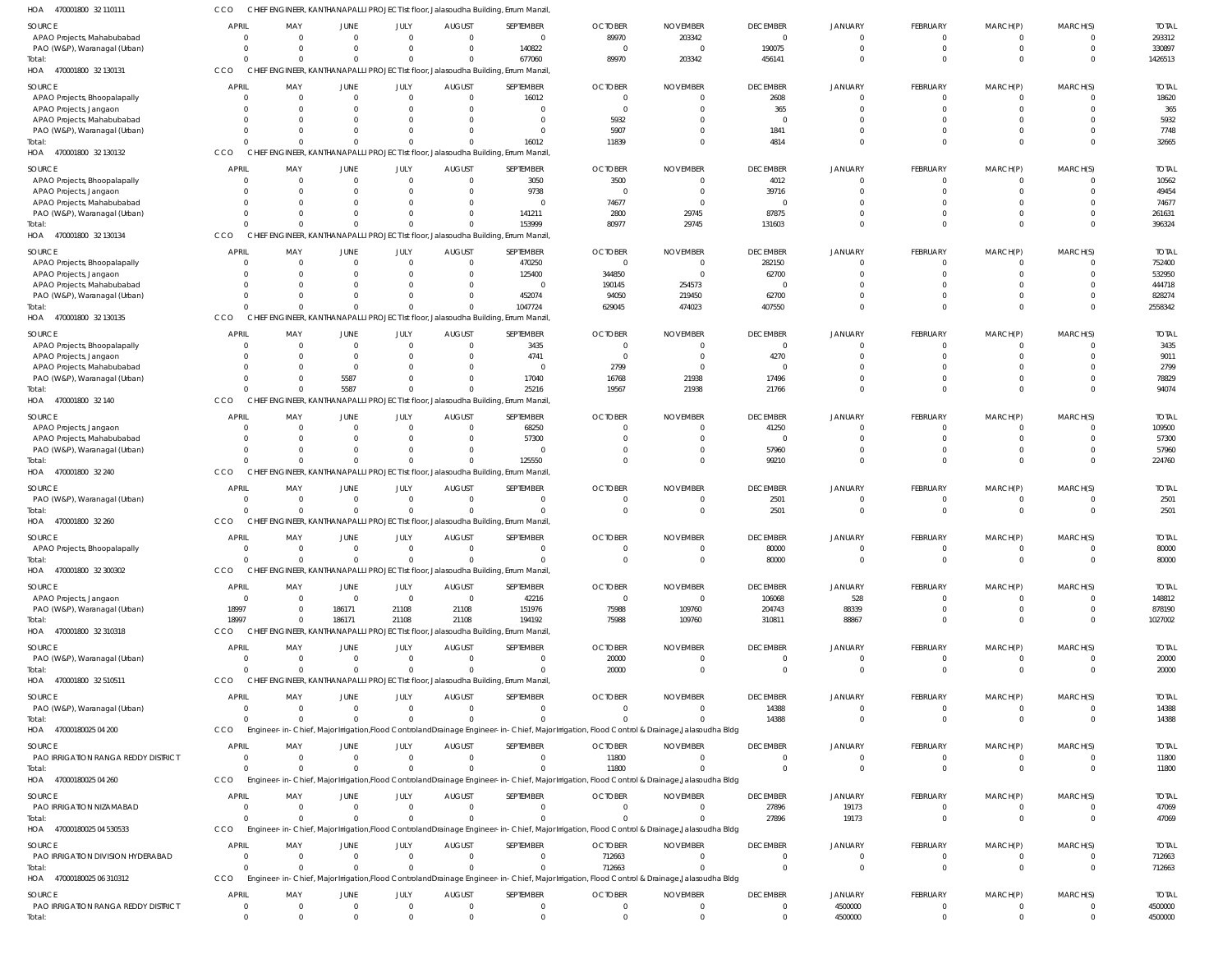HOA 470001800 32 110111 CCO CHIEF ENGINEER, KANTHANAPALLI PROJECT Ist floor, Jalasoudha Building, Errum Manzil,

| SOURCE | APRIL | MAY | JUNE | JULY | AUGUST | SEPTEMBER | OCTOBER | NOVEMBER | DECEMBER | JANUARY | FEBRUARY | MARCH(P) | MARCH(S) | TOTAL |
|---|---|---|---|---|---|---|---|---|---|---|---|---|---|---|
| APAO Projects, Mahabubabad | 0 | 0 | 0 | 0 | 0 | 0 | 89970 | 203342 | 0 | 0 | 0 | 0 | 0 | 293312 |
| PAO (W&P), Waranagal (Urban) | 0 | 0 | 0 | 0 | 0 | 140822 | 0 | 0 | 190075 | 0 | 0 | 0 | 0 | 330897 |
| Total: | 0 | 0 | 0 | 0 | 0 | 677060 | 89970 | 203342 | 456141 | 0 | 0 | 0 | 0 | 1426513 |

HOA 470001800 32 130131 CCO CHIEF ENGINEER, KANTHANAPALLI PROJECT Ist floor, Jalasoudha Building, Errum Manzil,

| SOURCE | APRIL | MAY | JUNE | JULY | AUGUST | SEPTEMBER | OCTOBER | NOVEMBER | DECEMBER | JANUARY | FEBRUARY | MARCH(P) | MARCH(S) | TOTAL |
|---|---|---|---|---|---|---|---|---|---|---|---|---|---|---|
| APAO Projects, Bhoopalapally | 0 | 0 | 0 | 0 | 0 | 16012 | 0 | 0 | 2608 | 0 | 0 | 0 | 0 | 18620 |
| APAO Projects, Jangaon | 0 | 0 | 0 | 0 | 0 | 0 | 0 | 0 | 365 | 0 | 0 | 0 | 0 | 365 |
| APAO Projects, Mahabubabad | 0 | 0 | 0 | 0 | 0 | 0 | 5932 | 0 | 0 | 0 | 0 | 0 | 0 | 5932 |
| PAO (W&P), Waranagal (Urban) | 0 | 0 | 0 | 0 | 0 | 0 | 5907 | 0 | 1841 | 0 | 0 | 0 | 0 | 7748 |
| Total: | 0 | 0 | 0 | 0 | 0 | 16012 | 11839 | 0 | 4814 | 0 | 0 | 0 | 0 | 32665 |

HOA 470001800 32 130132 CCO CHIEF ENGINEER, KANTHANAPALLI PROJECT Ist floor, Jalasoudha Building, Errum Manzil,

| SOURCE | APRIL | MAY | JUNE | JULY | AUGUST | SEPTEMBER | OCTOBER | NOVEMBER | DECEMBER | JANUARY | FEBRUARY | MARCH(P) | MARCH(S) | TOTAL |
|---|---|---|---|---|---|---|---|---|---|---|---|---|---|---|
| APAO Projects, Bhoopalapally | 0 | 0 | 0 | 0 | 0 | 3050 | 3500 | 0 | 4012 | 0 | 0 | 0 | 0 | 10562 |
| APAO Projects, Jangaon | 0 | 0 | 0 | 0 | 0 | 9738 | 0 | 0 | 39716 | 0 | 0 | 0 | 0 | 49454 |
| APAO Projects, Mahabubabad | 0 | 0 | 0 | 0 | 0 | 0 | 74677 | 0 | 0 | 0 | 0 | 0 | 0 | 74677 |
| PAO (W&P), Waranagal (Urban) | 0 | 0 | 0 | 0 | 0 | 141211 | 2800 | 29745 | 87875 | 0 | 0 | 0 | 0 | 261631 |
| Total: | 0 | 0 | 0 | 0 | 0 | 153999 | 80977 | 29745 | 131603 | 0 | 0 | 0 | 0 | 396324 |

HOA 470001800 32 130134 CCO CHIEF ENGINEER, KANTHANAPALLI PROJECT Ist floor, Jalasoudha Building, Errum Manzil,

| SOURCE | APRIL | MAY | JUNE | JULY | AUGUST | SEPTEMBER | OCTOBER | NOVEMBER | DECEMBER | JANUARY | FEBRUARY | MARCH(P) | MARCH(S) | TOTAL |
|---|---|---|---|---|---|---|---|---|---|---|---|---|---|---|
| APAO Projects, Bhoopalapally | 0 | 0 | 0 | 0 | 0 | 470250 | 0 | 0 | 282150 | 0 | 0 | 0 | 0 | 752400 |
| APAO Projects, Jangaon | 0 | 0 | 0 | 0 | 0 | 125400 | 344850 | 0 | 62700 | 0 | 0 | 0 | 0 | 532950 |
| APAO Projects, Mahabubabad | 0 | 0 | 0 | 0 | 0 | 0 | 190145 | 254573 | 0 | 0 | 0 | 0 | 0 | 444718 |
| PAO (W&P), Waranagal (Urban) | 0 | 0 | 0 | 0 | 0 | 452074 | 94050 | 219450 | 62700 | 0 | 0 | 0 | 0 | 828274 |
| Total: | 0 | 0 | 0 | 0 | 0 | 1047724 | 629045 | 474023 | 407550 | 0 | 0 | 0 | 0 | 2558342 |

HOA 470001800 32 130135 CCO CHIEF ENGINEER, KANTHANAPALLI PROJECT Ist floor, Jalasoudha Building, Errum Manzil,

| SOURCE | APRIL | MAY | JUNE | JULY | AUGUST | SEPTEMBER | OCTOBER | NOVEMBER | DECEMBER | JANUARY | FEBRUARY | MARCH(P) | MARCH(S) | TOTAL |
|---|---|---|---|---|---|---|---|---|---|---|---|---|---|---|
| APAO Projects, Bhoopalapally | 0 | 0 | 0 | 0 | 0 | 3435 | 0 | 0 | 0 | 0 | 0 | 0 | 0 | 3435 |
| APAO Projects, Jangaon | 0 | 0 | 0 | 0 | 0 | 4741 | 0 | 0 | 4270 | 0 | 0 | 0 | 0 | 9011 |
| APAO Projects, Mahabubabad | 0 | 0 | 0 | 0 | 0 | 0 | 2799 | 0 | 0 | 0 | 0 | 0 | 0 | 2799 |
| PAO (W&P), Waranagal (Urban) | 0 | 0 | 5587 | 0 | 0 | 17040 | 16768 | 21938 | 17496 | 0 | 0 | 0 | 0 | 78829 |
| Total: | 0 | 0 | 5587 | 0 | 0 | 25216 | 19567 | 21938 | 21766 | 0 | 0 | 0 | 0 | 94074 |

HOA 470001800 32 140 CCO CHIEF ENGINEER, KANTHANAPALLI PROJECT Ist floor, Jalasoudha Building, Errum Manzil,

| SOURCE | APRIL | MAY | JUNE | JULY | AUGUST | SEPTEMBER | OCTOBER | NOVEMBER | DECEMBER | JANUARY | FEBRUARY | MARCH(P) | MARCH(S) | TOTAL |
|---|---|---|---|---|---|---|---|---|---|---|---|---|---|---|
| APAO Projects, Jangaon | 0 | 0 | 0 | 0 | 0 | 68250 | 0 | 0 | 41250 | 0 | 0 | 0 | 0 | 109500 |
| APAO Projects, Mahabubabad | 0 | 0 | 0 | 0 | 0 | 57300 | 0 | 0 | 0 | 0 | 0 | 0 | 0 | 57300 |
| PAO (W&P), Waranagal (Urban) | 0 | 0 | 0 | 0 | 0 | 0 | 0 | 0 | 57960 | 0 | 0 | 0 | 0 | 57960 |
| Total: | 0 | 0 | 0 | 0 | 0 | 125550 | 0 | 0 | 99210 | 0 | 0 | 0 | 0 | 224760 |

HOA 470001800 32 240 CCO CHIEF ENGINEER, KANTHANAPALLI PROJECT Ist floor, Jalasoudha Building, Errum Manzil,

| SOURCE | APRIL | MAY | JUNE | JULY | AUGUST | SEPTEMBER | OCTOBER | NOVEMBER | DECEMBER | JANUARY | FEBRUARY | MARCH(P) | MARCH(S) | TOTAL |
|---|---|---|---|---|---|---|---|---|---|---|---|---|---|---|
| PAO (W&P), Waranagal (Urban) | 0 | 0 | 0 | 0 | 0 | 0 | 0 | 0 | 2501 | 0 | 0 | 0 | 0 | 2501 |
| Total: | 0 | 0 | 0 | 0 | 0 | 0 | 0 | 0 | 2501 | 0 | 0 | 0 | 0 | 2501 |

HOA 470001800 32 260 CCO CHIEF ENGINEER, KANTHANAPALLI PROJECT Ist floor, Jalasoudha Building, Errum Manzil,

| SOURCE | APRIL | MAY | JUNE | JULY | AUGUST | SEPTEMBER | OCTOBER | NOVEMBER | DECEMBER | JANUARY | FEBRUARY | MARCH(P) | MARCH(S) | TOTAL |
|---|---|---|---|---|---|---|---|---|---|---|---|---|---|---|
| APAO Projects, Bhoopalapally | 0 | 0 | 0 | 0 | 0 | 0 | 0 | 0 | 80000 | 0 | 0 | 0 | 0 | 80000 |
| Total: | 0 | 0 | 0 | 0 | 0 | 0 | 0 | 0 | 80000 | 0 | 0 | 0 | 0 | 80000 |

HOA 470001800 32 300302 CCO CHIEF ENGINEER, KANTHANAPALLI PROJECT Ist floor, Jalasoudha Building, Errum Manzil,

| SOURCE | APRIL | MAY | JUNE | JULY | AUGUST | SEPTEMBER | OCTOBER | NOVEMBER | DECEMBER | JANUARY | FEBRUARY | MARCH(P) | MARCH(S) | TOTAL |
|---|---|---|---|---|---|---|---|---|---|---|---|---|---|---|
| APAO Projects, Jangaon | 0 | 0 | 0 | 0 | 0 | 42216 | 0 | 0 | 106068 | 528 | 0 | 0 | 0 | 148812 |
| PAO (W&P), Waranagal (Urban) | 18997 | 0 | 186171 | 21108 | 21108 | 151976 | 75988 | 109760 | 204743 | 88339 | 0 | 0 | 0 | 878190 |
| Total: | 18997 | 0 | 186171 | 21108 | 21108 | 194192 | 75988 | 109760 | 310811 | 88867 | 0 | 0 | 0 | 1027002 |

HOA 470001800 32 310318 CCO CHIEF ENGINEER, KANTHANAPALLI PROJECT Ist floor, Jalasoudha Building, Errum Manzil,

| SOURCE | APRIL | MAY | JUNE | JULY | AUGUST | SEPTEMBER | OCTOBER | NOVEMBER | DECEMBER | JANUARY | FEBRUARY | MARCH(P) | MARCH(S) | TOTAL |
|---|---|---|---|---|---|---|---|---|---|---|---|---|---|---|
| PAO (W&P), Waranagal (Urban) | 0 | 0 | 0 | 0 | 0 | 0 | 20000 | 0 | 0 | 0 | 0 | 0 | 0 | 20000 |
| Total: | 0 | 0 | 0 | 0 | 0 | 0 | 20000 | 0 | 0 | 0 | 0 | 0 | 0 | 20000 |

HOA 470001800 32 510511 CCO CHIEF ENGINEER, KANTHANAPALLI PROJECT Ist floor, Jalasoudha Building, Errum Manzil,

| SOURCE | APRIL | MAY | JUNE | JULY | AUGUST | SEPTEMBER | OCTOBER | NOVEMBER | DECEMBER | JANUARY | FEBRUARY | MARCH(P) | MARCH(S) | TOTAL |
|---|---|---|---|---|---|---|---|---|---|---|---|---|---|---|
| PAO (W&P), Waranagal (Urban) | 0 | 0 | 0 | 0 | 0 | 0 | 0 | 0 | 14388 | 0 | 0 | 0 | 0 | 14388 |
| Total: | 0 | 0 | 0 | 0 | 0 | 0 | 0 | 0 | 14388 | 0 | 0 | 0 | 0 | 14388 |

HOA 47000180025 04 200 CCO Engineer-in-Chief, Major Irrigation,Flood Control and Drainage Engineer-in-Chief, Major Irrigation, Flood Control & Drainage,Jalasoudha Bldg

| SOURCE | APRIL | MAY | JUNE | JULY | AUGUST | SEPTEMBER | OCTOBER | NOVEMBER | DECEMBER | JANUARY | FEBRUARY | MARCH(P) | MARCH(S) | TOTAL |
|---|---|---|---|---|---|---|---|---|---|---|---|---|---|---|
| PAO IRRIGATION RANGA REDDY DISTRICT | 0 | 0 | 0 | 0 | 0 | 0 | 11800 | 0 | 0 | 0 | 0 | 0 | 0 | 11800 |
| Total: | 0 | 0 | 0 | 0 | 0 | 0 | 11800 | 0 | 0 | 0 | 0 | 0 | 0 | 11800 |

HOA 47000180025 04 260 CCO Engineer-in-Chief, Major Irrigation,Flood Control and Drainage Engineer-in-Chief, Major Irrigation, Flood Control & Drainage,Jalasoudha Bldg

| SOURCE | APRIL | MAY | JUNE | JULY | AUGUST | SEPTEMBER | OCTOBER | NOVEMBER | DECEMBER | JANUARY | FEBRUARY | MARCH(P) | MARCH(S) | TOTAL |
|---|---|---|---|---|---|---|---|---|---|---|---|---|---|---|
| PAO IRRIGATION NIZAMABAD | 0 | 0 | 0 | 0 | 0 | 0 | 0 | 0 | 27896 | 19173 | 0 | 0 | 0 | 47069 |
| Total: | 0 | 0 | 0 | 0 | 0 | 0 | 0 | 0 | 27896 | 19173 | 0 | 0 | 0 | 47069 |

HOA 47000180025 04 530533 CCO Engineer-in-Chief, Major Irrigation,Flood Control and Drainage Engineer-in-Chief, Major Irrigation, Flood Control & Drainage,Jalasoudha Bldg

| SOURCE | APRIL | MAY | JUNE | JULY | AUGUST | SEPTEMBER | OCTOBER | NOVEMBER | DECEMBER | JANUARY | FEBRUARY | MARCH(P) | MARCH(S) | TOTAL |
|---|---|---|---|---|---|---|---|---|---|---|---|---|---|---|
| PAO IRRIGATION DIVISION HYDERABAD | 0 | 0 | 0 | 0 | 0 | 0 | 712663 | 0 | 0 | 0 | 0 | 0 | 0 | 712663 |
| Total: | 0 | 0 | 0 | 0 | 0 | 0 | 712663 | 0 | 0 | 0 | 0 | 0 | 0 | 712663 |

HOA 47000180025 06 310312 CCO Engineer-in-Chief, Major Irrigation,Flood Control and Drainage Engineer-in-Chief, Major Irrigation, Flood Control & Drainage,Jalasoudha Bldg

| SOURCE | APRIL | MAY | JUNE | JULY | AUGUST | SEPTEMBER | OCTOBER | NOVEMBER | DECEMBER | JANUARY | FEBRUARY | MARCH(P) | MARCH(S) | TOTAL |
|---|---|---|---|---|---|---|---|---|---|---|---|---|---|---|
| PAO IRRIGATION RANGA REDDY DISTRICT | 0 | 0 | 0 | 0 | 0 | 0 | 0 | 0 | 0 | 4500000 | 0 | 0 | 0 | 4500000 |
| Total: | 0 | 0 | 0 | 0 | 0 | 0 | 0 | 0 | 0 | 4500000 | 0 | 0 | 0 | 4500000 |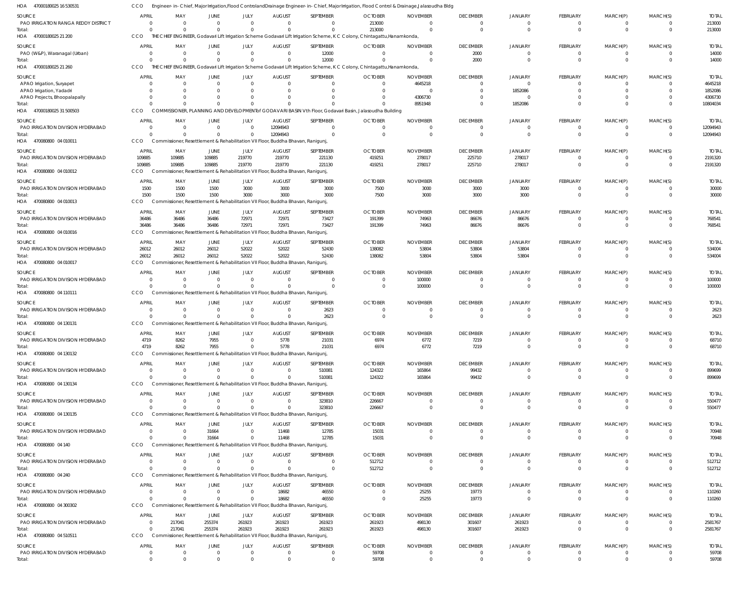HOA 470001800251 6530531 CCO Engineer- in- Chief, Major Irrigation, Flood Control and Drainage Engineer- in- Chief, Major Irrigation, Flood Control & Drainage, Jalasoudha Bldg

| SOURCE | APRIL | MAY | JUNE | JULY | AUGUST | SEPTEMBER | OCTOBER | NOVEMBER | DECEMBER | JANUARY | FEBRUARY | MARCH(P) | MARCH(S) | TOTAL |
|---|---|---|---|---|---|---|---|---|---|---|---|---|---|---|
| PAO IRRIGATION RANGA REDDY DISTRICT | 0 | 0 | 0 | 0 | 0 | 0 | 213000 | 0 | 0 | 0 | 0 | 0 | 0 | 213000 |
| Total: | 0 | 0 | 0 | 0 | 0 | 0 | 213000 | 0 | 0 | 0 | 0 | 0 | 0 | 213000 |

HOA 47000180025 21 200 CCO THE CHIEF ENGINEER, Godavari Lift Irrigation Scheme Godavari Lift Irrigation Scheme, K C Colony, Chintagattu, Hanamkonda,

| SOURCE | APRIL | MAY | JUNE | JULY | AUGUST | SEPTEMBER | OCTOBER | NOVEMBER | DECEMBER | JANUARY | FEBRUARY | MARCH(P) | MARCH(S) | TOTAL |
|---|---|---|---|---|---|---|---|---|---|---|---|---|---|---|
| PAO (W&P), Waranagal (Urban) | 0 | 0 | 0 | 0 | 0 | 12000 | 0 | 0 | 2000 | 0 | 0 | 0 | 0 | 14000 |
| Total: | 0 | 0 | 0 | 0 | 0 | 12000 | 0 | 0 | 2000 | 0 | 0 | 0 | 0 | 14000 |

HOA 47000180025 21 260 CCO THE CHIEF ENGINEER, Godavari Lift Irrigation Scheme Godavari Lift Irrigation Scheme, K C Colony, Chintagattu, Hanamkonda,

| SOURCE | APRIL | MAY | JUNE | JULY | AUGUST | SEPTEMBER | OCTOBER | NOVEMBER | DECEMBER | JANUARY | FEBRUARY | MARCH(P) | MARCH(S) | TOTAL |
|---|---|---|---|---|---|---|---|---|---|---|---|---|---|---|
| APAO Irrigation, Suryapet | 0 | 0 | 0 | 0 | 0 | 0 | 0 | 4645218 | 0 | 0 | 0 | 0 | 0 | 4645218 |
| APAO Irrigation, Yadadri | 0 | 0 | 0 | 0 | 0 | 0 | 0 | 0 | 0 | 1852086 | 0 | 0 | 0 | 1852086 |
| APAO Projects, Bhoopalapally | 0 | 0 | 0 | 0 | 0 | 0 | 0 | 4306730 | 0 | 0 | 0 | 0 | 0 | 4306730 |
| Total: | 0 | 0 | 0 | 0 | 0 | 0 | 0 | 8951948 | 0 | 1852086 | 0 | 0 | 0 | 10804034 |

HOA 47000180025 31 500503 CCO COMMISSIONER, PLANNING AND DEVELOPMENT of GODAVARI BASIN Vth Floor, Godavari Basin, Jalasoudha Building

| SOURCE | APRIL | MAY | JUNE | JULY | AUGUST | SEPTEMBER | OCTOBER | NOVEMBER | DECEMBER | JANUARY | FEBRUARY | MARCH(P) | MARCH(S) | TOTAL |
|---|---|---|---|---|---|---|---|---|---|---|---|---|---|---|
| PAO IRRIGATION DIVISION HYDERABAD | 0 | 0 | 0 | 0 | 12094943 | 0 | 0 | 0 | 0 | 0 | 0 | 0 | 0 | 12094943 |
| Total: | 0 | 0 | 0 | 0 | 12094943 | 0 | 0 | 0 | 0 | 0 | 0 | 0 | 0 | 12094943 |

HOA 470080800 04 010011 CCO Commissioner, Resettlement & Rehabilitation VII Floor, Buddha Bhavan, Ranigunj,

| SOURCE | APRIL | MAY | JUNE | JULY | AUGUST | SEPTEMBER | OCTOBER | NOVEMBER | DECEMBER | JANUARY | FEBRUARY | MARCH(P) | MARCH(S) | TOTAL |
|---|---|---|---|---|---|---|---|---|---|---|---|---|---|---|
| PAO IRRIGATION DIVISION HYDERABAD | 109885 | 109885 | 109885 | 219770 | 219770 | 221130 | 419251 | 278017 | 225710 | 278017 | 0 | 0 | 0 | 2191320 |
| Total: | 109885 | 109885 | 109885 | 219770 | 219770 | 221130 | 419251 | 278017 | 225710 | 278017 | 0 | 0 | 0 | 2191320 |

HOA 470080800 04 010012 CCO Commissioner, Resettlement & Rehabilitation VII Floor, Buddha Bhavan, Ranigunj,

| SOURCE | APRIL | MAY | JUNE | JULY | AUGUST | SEPTEMBER | OCTOBER | NOVEMBER | DECEMBER | JANUARY | FEBRUARY | MARCH(P) | MARCH(S) | TOTAL |
|---|---|---|---|---|---|---|---|---|---|---|---|---|---|---|
| PAO IRRIGATION DIVISION HYDERABAD | 1500 | 1500 | 1500 | 3000 | 3000 | 3000 | 7500 | 3000 | 3000 | 3000 | 0 | 0 | 0 | 30000 |
| Total: | 1500 | 1500 | 1500 | 3000 | 3000 | 3000 | 7500 | 3000 | 3000 | 3000 | 0 | 0 | 0 | 30000 |

HOA 470080800 04 010013 CCO Commissioner, Resettlement & Rehabilitation VII Floor, Buddha Bhavan, Ranigunj,

| SOURCE | APRIL | MAY | JUNE | JULY | AUGUST | SEPTEMBER | OCTOBER | NOVEMBER | DECEMBER | JANUARY | FEBRUARY | MARCH(P) | MARCH(S) | TOTAL |
|---|---|---|---|---|---|---|---|---|---|---|---|---|---|---|
| PAO IRRIGATION DIVISION HYDERABAD | 36486 | 36486 | 36486 | 72971 | 72971 | 73427 | 191399 | 74963 | 86676 | 86676 | 0 | 0 | 0 | 768541 |
| Total: | 36486 | 36486 | 36486 | 72971 | 72971 | 73427 | 191399 | 74963 | 86676 | 86676 | 0 | 0 | 0 | 768541 |

HOA 470080800 04 010016 CCO Commissioner, Resettlement & Rehabilitation VII Floor, Buddha Bhavan, Ranigunj,

| SOURCE | APRIL | MAY | JUNE | JULY | AUGUST | SEPTEMBER | OCTOBER | NOVEMBER | DECEMBER | JANUARY | FEBRUARY | MARCH(P) | MARCH(S) | TOTAL |
|---|---|---|---|---|---|---|---|---|---|---|---|---|---|---|
| PAO IRRIGATION DIVISION HYDERABAD | 26012 | 26012 | 26012 | 52022 | 52022 | 52430 | 138082 | 53804 | 53804 | 53804 | 0 | 0 | 0 | 534004 |
| Total: | 26012 | 26012 | 26012 | 52022 | 52022 | 52430 | 138082 | 53804 | 53804 | 53804 | 0 | 0 | 0 | 534004 |

HOA 470080800 04 010017 CCO Commissioner, Resettlement & Rehabilitation VII Floor, Buddha Bhavan, Ranigunj,

| SOURCE | APRIL | MAY | JUNE | JULY | AUGUST | SEPTEMBER | OCTOBER | NOVEMBER | DECEMBER | JANUARY | FEBRUARY | MARCH(P) | MARCH(S) | TOTAL |
|---|---|---|---|---|---|---|---|---|---|---|---|---|---|---|
| PAO IRRIGATION DIVISION HYDERABAD | 0 | 0 | 0 | 0 | 0 | 0 | 0 | 100000 | 0 | 0 | 0 | 0 | 0 | 100000 |
| Total: | 0 | 0 | 0 | 0 | 0 | 0 | 0 | 100000 | 0 | 0 | 0 | 0 | 0 | 100000 |

HOA 470080800 04 110111 CCO Commissioner, Resettlement & Rehabilitation VII Floor, Buddha Bhavan, Ranigunj,

| SOURCE | APRIL | MAY | JUNE | JULY | AUGUST | SEPTEMBER | OCTOBER | NOVEMBER | DECEMBER | JANUARY | FEBRUARY | MARCH(P) | MARCH(S) | TOTAL |
|---|---|---|---|---|---|---|---|---|---|---|---|---|---|---|
| PAO IRRIGATION DIVISION HYDERABAD | 0 | 0 | 0 | 0 | 0 | 2623 | 0 | 0 | 0 | 0 | 0 | 0 | 0 | 2623 |
| Total: | 0 | 0 | 0 | 0 | 0 | 2623 | 0 | 0 | 0 | 0 | 0 | 0 | 0 | 2623 |

HOA 470080800 04 130131 CCO Commissioner, Resettlement & Rehabilitation VII Floor, Buddha Bhavan, Ranigunj,

| SOURCE | APRIL | MAY | JUNE | JULY | AUGUST | SEPTEMBER | OCTOBER | NOVEMBER | DECEMBER | JANUARY | FEBRUARY | MARCH(P) | MARCH(S) | TOTAL |
|---|---|---|---|---|---|---|---|---|---|---|---|---|---|---|
| PAO IRRIGATION DIVISION HYDERABAD | 4719 | 8262 | 7955 | 0 | 5778 | 21031 | 6974 | 6772 | 7219 | 0 | 0 | 0 | 0 | 68710 |
| Total: | 4719 | 8262 | 7955 | 0 | 5778 | 21031 | 6974 | 6772 | 7219 | 0 | 0 | 0 | 0 | 68710 |

HOA 470080800 04 130132 CCO Commissioner, Resettlement & Rehabilitation VII Floor, Buddha Bhavan, Ranigunj,

| SOURCE | APRIL | MAY | JUNE | JULY | AUGUST | SEPTEMBER | OCTOBER | NOVEMBER | DECEMBER | JANUARY | FEBRUARY | MARCH(P) | MARCH(S) | TOTAL |
|---|---|---|---|---|---|---|---|---|---|---|---|---|---|---|
| PAO IRRIGATION DIVISION HYDERABAD | 0 | 0 | 0 | 0 | 0 | 510081 | 124322 | 165864 | 99432 | 0 | 0 | 0 | 0 | 899699 |
| Total: | 0 | 0 | 0 | 0 | 0 | 510081 | 124322 | 165864 | 99432 | 0 | 0 | 0 | 0 | 899699 |

HOA 470080800 04 130134 CCO Commissioner, Resettlement & Rehabilitation VII Floor, Buddha Bhavan, Ranigunj,

| SOURCE | APRIL | MAY | JUNE | JULY | AUGUST | SEPTEMBER | OCTOBER | NOVEMBER | DECEMBER | JANUARY | FEBRUARY | MARCH(P) | MARCH(S) | TOTAL |
|---|---|---|---|---|---|---|---|---|---|---|---|---|---|---|
| PAO IRRIGATION DIVISION HYDERABAD | 0 | 0 | 0 | 0 | 0 | 323810 | 226667 | 0 | 0 | 0 | 0 | 0 | 0 | 550477 |
| Total: | 0 | 0 | 0 | 0 | 0 | 323810 | 226667 | 0 | 0 | 0 | 0 | 0 | 0 | 550477 |

HOA 470080800 04 130135 CCO Commissioner, Resettlement & Rehabilitation VII Floor, Buddha Bhavan, Ranigunj,

| SOURCE | APRIL | MAY | JUNE | JULY | AUGUST | SEPTEMBER | OCTOBER | NOVEMBER | DECEMBER | JANUARY | FEBRUARY | MARCH(P) | MARCH(S) | TOTAL |
|---|---|---|---|---|---|---|---|---|---|---|---|---|---|---|
| PAO IRRIGATION DIVISION HYDERABAD | 0 | 0 | 31664 | 0 | 11468 | 12785 | 15031 | 0 | 0 | 0 | 0 | 0 | 0 | 70948 |
| Total: | 0 | 0 | 31664 | 0 | 11468 | 12785 | 15031 | 0 | 0 | 0 | 0 | 0 | 0 | 70948 |

HOA 470080800 04 140 CCO Commissioner, Resettlement & Rehabilitation VII Floor, Buddha Bhavan, Ranigunj,

| SOURCE | APRIL | MAY | JUNE | JULY | AUGUST | SEPTEMBER | OCTOBER | NOVEMBER | DECEMBER | JANUARY | FEBRUARY | MARCH(P) | MARCH(S) | TOTAL |
|---|---|---|---|---|---|---|---|---|---|---|---|---|---|---|
| PAO IRRIGATION DIVISION HYDERABAD | 0 | 0 | 0 | 0 | 0 | 0 | 512712 | 0 | 0 | 0 | 0 | 0 | 0 | 512712 |
| Total: | 0 | 0 | 0 | 0 | 0 | 0 | 512712 | 0 | 0 | 0 | 0 | 0 | 0 | 512712 |

HOA 470080800 04 240 CCO Commissioner, Resettlement & Rehabilitation VII Floor, Buddha Bhavan, Ranigunj,

| SOURCE | APRIL | MAY | JUNE | JULY | AUGUST | SEPTEMBER | OCTOBER | NOVEMBER | DECEMBER | JANUARY | FEBRUARY | MARCH(P) | MARCH(S) | TOTAL |
|---|---|---|---|---|---|---|---|---|---|---|---|---|---|---|
| PAO IRRIGATION DIVISION HYDERABAD | 0 | 0 | 0 | 0 | 18682 | 46550 | 0 | 25255 | 19773 | 0 | 0 | 0 | 0 | 110260 |
| Total: | 0 | 0 | 0 | 0 | 18682 | 46550 | 0 | 25255 | 19773 | 0 | 0 | 0 | 0 | 110260 |

HOA 470080800 04 300302 CCO Commissioner, Resettlement & Rehabilitation VII Floor, Buddha Bhavan, Ranigunj,

| SOURCE | APRIL | MAY | JUNE | JULY | AUGUST | SEPTEMBER | OCTOBER | NOVEMBER | DECEMBER | JANUARY | FEBRUARY | MARCH(P) | MARCH(S) | TOTAL |
|---|---|---|---|---|---|---|---|---|---|---|---|---|---|---|
| PAO IRRIGATION DIVISION HYDERABAD | 0 | 217041 | 255374 | 261923 | 261923 | 261923 | 261923 | 498130 | 301607 | 261923 | 0 | 0 | 0 | 2581767 |
| Total: | 0 | 217041 | 255374 | 261923 | 261923 | 261923 | 261923 | 498130 | 301607 | 261923 | 0 | 0 | 0 | 2581767 |

HOA 470080800 04 510511 CCO Commissioner, Resettlement & Rehabilitation VII Floor, Buddha Bhavan, Ranigunj,

| SOURCE | APRIL | MAY | JUNE | JULY | AUGUST | SEPTEMBER | OCTOBER | NOVEMBER | DECEMBER | JANUARY | FEBRUARY | MARCH(P) | MARCH(S) | TOTAL |
|---|---|---|---|---|---|---|---|---|---|---|---|---|---|---|
| PAO IRRIGATION DIVISION HYDERABAD | 0 | 0 | 0 | 0 | 0 | 0 | 59708 | 0 | 0 | 0 | 0 | 0 | 0 | 59708 |
| Total: | 0 | 0 | 0 | 0 | 0 | 0 | 59708 | 0 | 0 | 0 | 0 | 0 | 0 | 59708 |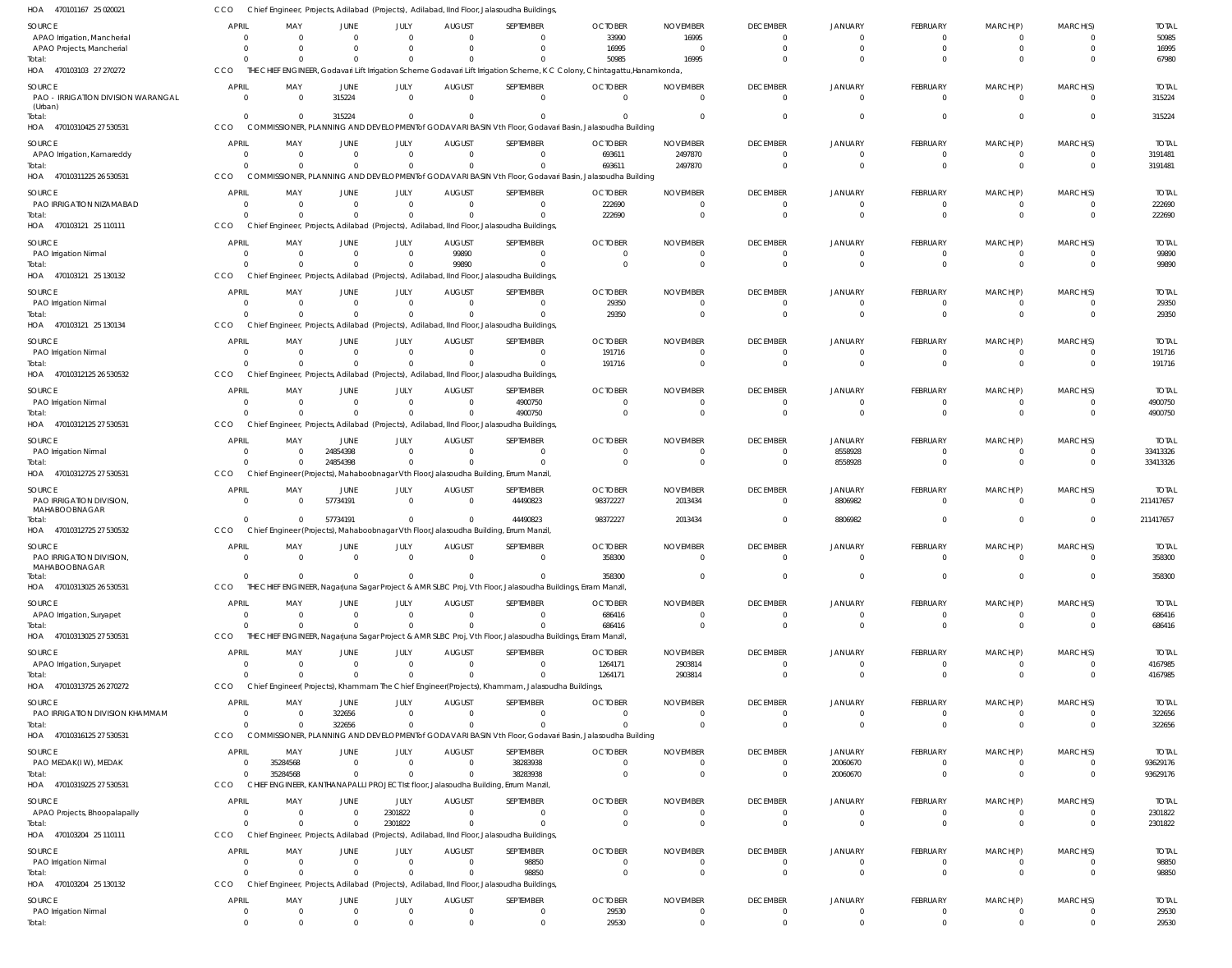HOA 470101167 25 020021 CCO Chief Engineer, Projects, Adilabad (Projects), Adilabad, IInd Floor, Jalasoudha Buildings,

| SOURCE | APRIL | MAY | JUNE | JULY | AUGUST | SEPTEMBER | OCTOBER | NOVEMBER | DECEMBER | JANUARY | FEBRUARY | MARCH(P) | MARCH(S) | TOTAL |
|---|---|---|---|---|---|---|---|---|---|---|---|---|---|---|
| APAO Irrigation, Mancherial | 0 | 0 | 0 | 0 | 0 | 0 | 33990 | 16995 | 0 | 0 | 0 | 0 | 0 | 50985 |
| APAO Projects, Mancherial | 0 | 0 | 0 | 0 | 0 | 0 | 16995 | 0 | 0 | 0 | 0 | 0 | 0 | 16995 |
| Total: | 0 | 0 | 0 | 0 | 0 | 0 | 50985 | 16995 | 0 | 0 | 0 | 0 | 0 | 67980 |

HOA 470103103 27 270272 CCO THE CHIEF ENGINEER, Godavari Lift Irrigation Scheme Godavari Lift Irrigation Scheme, K C Colony, Chintagattu,Hanamkonda,

| SOURCE | APRIL | MAY | JUNE | JULY | AUGUST | SEPTEMBER | OCTOBER | NOVEMBER | DECEMBER | JANUARY | FEBRUARY | MARCH(P) | MARCH(S) | TOTAL |
|---|---|---|---|---|---|---|---|---|---|---|---|---|---|---|
| PAO - IRRIGATION DIVISION WARANGAL (Urban) | 0 | 0 | 315224 | 0 | 0 | 0 | 0 | 0 | 0 | 0 | 0 | 0 | 0 | 315224 |
| Total: | 0 | 0 | 315224 | 0 | 0 | 0 | 0 | 0 | 0 | 0 | 0 | 0 | 0 | 315224 |

HOA 47010310425 27 530531 CCO COMMISSIONER, PLANNING AND DEVELOPMENTof GODAVARI BASIN Vth Floor, Godavari Basin, Jalasoudha Building

| SOURCE | APRIL | MAY | JUNE | JULY | AUGUST | SEPTEMBER | OCTOBER | NOVEMBER | DECEMBER | JANUARY | FEBRUARY | MARCH(P) | MARCH(S) | TOTAL |
|---|---|---|---|---|---|---|---|---|---|---|---|---|---|---|
| APAO Irrigation, Kamareddy | 0 | 0 | 0 | 0 | 0 | 0 | 693611 | 2497870 | 0 | 0 | 0 | 0 | 0 | 3191481 |
| Total: | 0 | 0 | 0 | 0 | 0 | 0 | 693611 | 2497870 | 0 | 0 | 0 | 0 | 0 | 3191481 |

HOA 47010311225 26 530531 CCO COMMISSIONER, PLANNING AND DEVELOPMENTof GODAVARI BASIN Vth Floor, Godavari Basin, Jalasoudha Building

| SOURCE | APRIL | MAY | JUNE | JULY | AUGUST | SEPTEMBER | OCTOBER | NOVEMBER | DECEMBER | JANUARY | FEBRUARY | MARCH(P) | MARCH(S) | TOTAL |
|---|---|---|---|---|---|---|---|---|---|---|---|---|---|---|
| PAO IRRIGATION NIZAMABAD | 0 | 0 | 0 | 0 | 0 | 0 | 222690 | 0 | 0 | 0 | 0 | 0 | 0 | 222690 |
| Total: | 0 | 0 | 0 | 0 | 0 | 0 | 222690 | 0 | 0 | 0 | 0 | 0 | 0 | 222690 |

HOA 470103121 25 110111 CCO Chief Engineer, Projects, Adilabad (Projects), Adilabad, IInd Floor, Jalasoudha Buildings,

| SOURCE | APRIL | MAY | JUNE | JULY | AUGUST | SEPTEMBER | OCTOBER | NOVEMBER | DECEMBER | JANUARY | FEBRUARY | MARCH(P) | MARCH(S) | TOTAL |
|---|---|---|---|---|---|---|---|---|---|---|---|---|---|---|
| PAO Irrigation Nirmal | 0 | 0 | 0 | 0 | 99890 | 0 | 0 | 0 | 0 | 0 | 0 | 0 | 0 | 99890 |
| Total: | 0 | 0 | 0 | 0 | 99890 | 0 | 0 | 0 | 0 | 0 | 0 | 0 | 0 | 99890 |

HOA 470103121 25 130132 CCO Chief Engineer, Projects, Adilabad (Projects), Adilabad, IInd Floor, Jalasoudha Buildings,

| SOURCE | APRIL | MAY | JUNE | JULY | AUGUST | SEPTEMBER | OCTOBER | NOVEMBER | DECEMBER | JANUARY | FEBRUARY | MARCH(P) | MARCH(S) | TOTAL |
|---|---|---|---|---|---|---|---|---|---|---|---|---|---|---|
| PAO Irrigation Nirmal | 0 | 0 | 0 | 0 | 0 | 0 | 29350 | 0 | 0 | 0 | 0 | 0 | 0 | 29350 |
| Total: | 0 | 0 | 0 | 0 | 0 | 0 | 29350 | 0 | 0 | 0 | 0 | 0 | 0 | 29350 |

HOA 470103121 25 130134 CCO Chief Engineer, Projects, Adilabad (Projects), Adilabad, IInd Floor, Jalasoudha Buildings,

| SOURCE | APRIL | MAY | JUNE | JULY | AUGUST | SEPTEMBER | OCTOBER | NOVEMBER | DECEMBER | JANUARY | FEBRUARY | MARCH(P) | MARCH(S) | TOTAL |
|---|---|---|---|---|---|---|---|---|---|---|---|---|---|---|
| PAO Irrigation Nirmal | 0 | 0 | 0 | 0 | 0 | 0 | 191716 | 0 | 0 | 0 | 0 | 0 | 0 | 191716 |
| Total: | 0 | 0 | 0 | 0 | 0 | 0 | 191716 | 0 | 0 | 0 | 0 | 0 | 0 | 191716 |

HOA 47010312125 26 530532 CCO Chief Engineer, Projects, Adilabad (Projects), Adilabad, IInd Floor, Jalasoudha Buildings,

| SOURCE | APRIL | MAY | JUNE | JULY | AUGUST | SEPTEMBER | OCTOBER | NOVEMBER | DECEMBER | JANUARY | FEBRUARY | MARCH(P) | MARCH(S) | TOTAL |
|---|---|---|---|---|---|---|---|---|---|---|---|---|---|---|
| PAO Irrigation Nirmal | 0 | 0 | 0 | 0 | 0 | 4900750 | 0 | 0 | 0 | 0 | 0 | 0 | 0 | 4900750 |
| Total: | 0 | 0 | 0 | 0 | 0 | 4900750 | 0 | 0 | 0 | 0 | 0 | 0 | 0 | 4900750 |

HOA 47010312125 27 530531 CCO Chief Engineer, Projects, Adilabad (Projects), Adilabad, IInd Floor, Jalasoudha Buildings,

| SOURCE | APRIL | MAY | JUNE | JULY | AUGUST | SEPTEMBER | OCTOBER | NOVEMBER | DECEMBER | JANUARY | FEBRUARY | MARCH(P) | MARCH(S) | TOTAL |
|---|---|---|---|---|---|---|---|---|---|---|---|---|---|---|
| PAO Irrigation Nirmal | 0 | 0 | 24854398 | 0 | 0 | 0 | 0 | 0 | 0 | 8558928 | 0 | 0 | 0 | 33413326 |
| Total: | 0 | 0 | 24854398 | 0 | 0 | 0 | 0 | 0 | 0 | 8558928 | 0 | 0 | 0 | 33413326 |

HOA 47010312725 27 530531 CCO Chief Engineer(Projects), Mahaboobnagar Vth Floor,Jalasoudha Building, Errum Manzil,

| SOURCE | APRIL | MAY | JUNE | JULY | AUGUST | SEPTEMBER | OCTOBER | NOVEMBER | DECEMBER | JANUARY | FEBRUARY | MARCH(P) | MARCH(S) | TOTAL |
|---|---|---|---|---|---|---|---|---|---|---|---|---|---|---|
| PAO IRRIGATION DIVISION, MAHABOOBNAGAR | 0 | 0 | 57734191 | 0 | 0 | 44490823 | 98372227 | 2013434 | 0 | 8806982 | 0 | 0 | 0 | 211417657 |
| Total: | 0 | 0 | 57734191 | 0 | 0 | 44490823 | 98372227 | 2013434 | 0 | 8806982 | 0 | 0 | 0 | 211417657 |

HOA 47010312725 27 530532 CCO Chief Engineer(Projects), Mahaboobnagar Vth Floor,Jalasoudha Building, Errum Manzil,

| SOURCE | APRIL | MAY | JUNE | JULY | AUGUST | SEPTEMBER | OCTOBER | NOVEMBER | DECEMBER | JANUARY | FEBRUARY | MARCH(P) | MARCH(S) | TOTAL |
|---|---|---|---|---|---|---|---|---|---|---|---|---|---|---|
| PAO IRRIGATION DIVISION, MAHABOOBNAGAR | 0 | 0 | 0 | 0 | 0 | 0 | 358300 | 0 | 0 | 0 | 0 | 0 | 0 | 358300 |
| Total: | 0 | 0 | 0 | 0 | 0 | 0 | 358300 | 0 | 0 | 0 | 0 | 0 | 0 | 358300 |

HOA 47010313025 26 530531 CCO THE CHIEF ENGINEER, Nagarjuna Sagar Project & AMR SLBC Proj, Vth Floor, Jalasoudha Buildings, Erram Manzil,

| SOURCE | APRIL | MAY | JUNE | JULY | AUGUST | SEPTEMBER | OCTOBER | NOVEMBER | DECEMBER | JANUARY | FEBRUARY | MARCH(P) | MARCH(S) | TOTAL |
|---|---|---|---|---|---|---|---|---|---|---|---|---|---|---|
| APAO Irrigation, Suryapet | 0 | 0 | 0 | 0 | 0 | 0 | 686416 | 0 | 0 | 0 | 0 | 0 | 0 | 686416 |
| Total: | 0 | 0 | 0 | 0 | 0 | 0 | 686416 | 0 | 0 | 0 | 0 | 0 | 0 | 686416 |

HOA 47010313025 27 530531 CCO THE CHIEF ENGINEER, Nagarjuna Sagar Project & AMR SLBC Proj, Vth Floor, Jalasoudha Buildings, Erram Manzil,

| SOURCE | APRIL | MAY | JUNE | JULY | AUGUST | SEPTEMBER | OCTOBER | NOVEMBER | DECEMBER | JANUARY | FEBRUARY | MARCH(P) | MARCH(S) | TOTAL |
|---|---|---|---|---|---|---|---|---|---|---|---|---|---|---|
| APAO Irrigation, Suryapet | 0 | 0 | 0 | 0 | 0 | 0 | 1264171 | 2903814 | 0 | 0 | 0 | 0 | 0 | 4167985 |
| Total: | 0 | 0 | 0 | 0 | 0 | 0 | 1264171 | 2903814 | 0 | 0 | 0 | 0 | 0 | 4167985 |

HOA 47010313725 26 270272 CCO Chief Engineer(Projects), Khammam The Chief Engineer(Projects), Khammam, Jalasoudha Buildings,

| SOURCE | APRIL | MAY | JUNE | JULY | AUGUST | SEPTEMBER | OCTOBER | NOVEMBER | DECEMBER | JANUARY | FEBRUARY | MARCH(P) | MARCH(S) | TOTAL |
|---|---|---|---|---|---|---|---|---|---|---|---|---|---|---|
| PAO IRRIGATION DIVISION KHAMMAM | 0 | 0 | 322656 | 0 | 0 | 0 | 0 | 0 | 0 | 0 | 0 | 0 | 0 | 322656 |
| Total: | 0 | 0 | 322656 | 0 | 0 | 0 | 0 | 0 | 0 | 0 | 0 | 0 | 0 | 322656 |

HOA 47010316125 27 530531 CCO COMMISSIONER, PLANNING AND DEVELOPMENTof GODAVARI BASIN Vth Floor, Godavari Basin, Jalasoudha Building

| SOURCE | APRIL | MAY | JUNE | JULY | AUGUST | SEPTEMBER | OCTOBER | NOVEMBER | DECEMBER | JANUARY | FEBRUARY | MARCH(P) | MARCH(S) | TOTAL |
|---|---|---|---|---|---|---|---|---|---|---|---|---|---|---|
| PAO MEDAK(IW), MEDAK | 0 | 35284568 | 0 | 0 | 0 | 38283938 | 0 | 0 | 0 | 20060670 | 0 | 0 | 0 | 93629176 |
| Total: | 0 | 35284568 | 0 | 0 | 0 | 38283938 | 0 | 0 | 0 | 20060670 | 0 | 0 | 0 | 93629176 |

HOA 47010319225 27 530531 CCO CHIEF ENGINEER, KANTHANAPALLI PROJECT Ist floor, Jalasoudha Building, Errum Manzil,

| SOURCE | APRIL | MAY | JUNE | JULY | AUGUST | SEPTEMBER | OCTOBER | NOVEMBER | DECEMBER | JANUARY | FEBRUARY | MARCH(P) | MARCH(S) | TOTAL |
|---|---|---|---|---|---|---|---|---|---|---|---|---|---|---|
| APAO Projects, Bhoopalapally | 0 | 0 | 0 | 2301822 | 0 | 0 | 0 | 0 | 0 | 0 | 0 | 0 | 0 | 2301822 |
| Total: | 0 | 0 | 0 | 2301822 | 0 | 0 | 0 | 0 | 0 | 0 | 0 | 0 | 0 | 2301822 |

HOA 470103204 25 110111 CCO Chief Engineer, Projects, Adilabad (Projects), Adilabad, IInd Floor, Jalasoudha Buildings,

| SOURCE | APRIL | MAY | JUNE | JULY | AUGUST | SEPTEMBER | OCTOBER | NOVEMBER | DECEMBER | JANUARY | FEBRUARY | MARCH(P) | MARCH(S) | TOTAL |
|---|---|---|---|---|---|---|---|---|---|---|---|---|---|---|
| PAO Irrigation Nirmal | 0 | 0 | 0 | 0 | 0 | 98850 | 0 | 0 | 0 | 0 | 0 | 0 | 0 | 98850 |
| Total: | 0 | 0 | 0 | 0 | 0 | 98850 | 0 | 0 | 0 | 0 | 0 | 0 | 0 | 98850 |

HOA 470103204 25 130132 CCO Chief Engineer, Projects, Adilabad (Projects), Adilabad, IInd Floor, Jalasoudha Buildings,

| SOURCE | APRIL | MAY | JUNE | JULY | AUGUST | SEPTEMBER | OCTOBER | NOVEMBER | DECEMBER | JANUARY | FEBRUARY | MARCH(P) | MARCH(S) | TOTAL |
|---|---|---|---|---|---|---|---|---|---|---|---|---|---|---|
| PAO Irrigation Nirmal | 0 | 0 | 0 | 0 | 0 | 0 | 29530 | 0 | 0 | 0 | 0 | 0 | 0 | 29530 |
| Total: | 0 | 0 | 0 | 0 | 0 | 0 | 29530 | 0 | 0 | 0 | 0 | 0 | 0 | 29530 |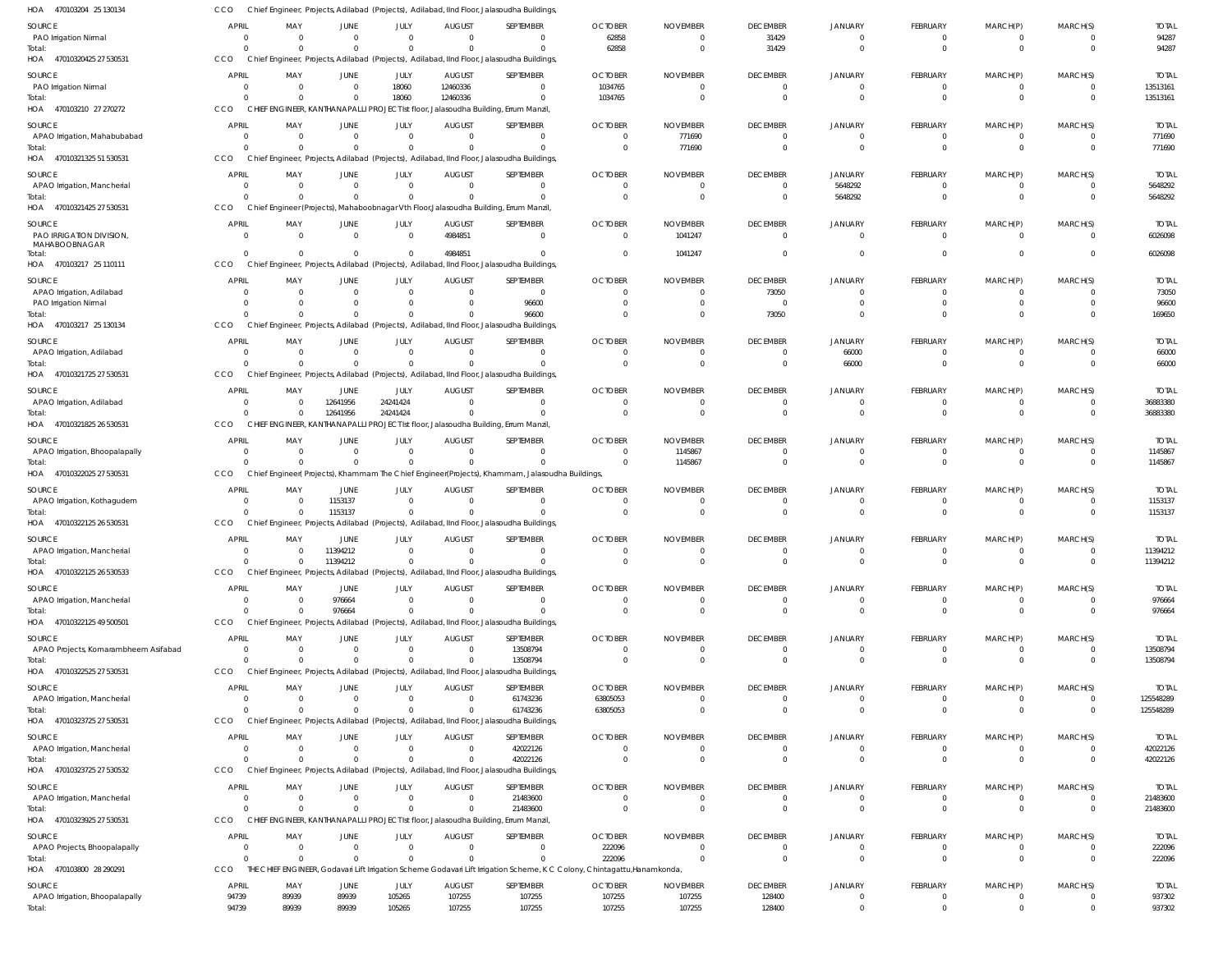HOA 470103204 25 130134 CCO Chief Engineer, Projects, Adilabad (Projects), Adilabad, IInd Floor, Jalasoudha Buildings,

| SOURCE | APRIL | MAY | JUNE | JULY | AUGUST | SEPTEMBER | OCTOBER | NOVEMBER | DECEMBER | JANUARY | FEBRUARY | MARCH(P) | MARCH(S) | TOTAL |
|---|---|---|---|---|---|---|---|---|---|---|---|---|---|---|
| PAO Irrigation Nirmal | 0 | 0 | 0 | 0 | 0 | 0 | 62858 | 0 | 31429 | 0 | 0 | 0 | 0 | 94287 |
| Total: | 0 | 0 | 0 | 0 | 0 | 0 | 62858 | 0 | 31429 | 0 | 0 | 0 | 0 | 94287 |

HOA 470103204 25 27 530531 CCO Chief Engineer, Projects, Adilabad (Projects), Adilabad, IInd Floor, Jalasoudha Buildings,

| SOURCE | APRIL | MAY | JUNE | JULY | AUGUST | SEPTEMBER | OCTOBER | NOVEMBER | DECEMBER | JANUARY | FEBRUARY | MARCH(P) | MARCH(S) | TOTAL |
|---|---|---|---|---|---|---|---|---|---|---|---|---|---|---|
| PAO Irrigation Nirmal | 0 | 0 | 0 | 18060 | 12460336 | 0 | 1034765 | 0 | 0 | 0 | 0 | 0 | 0 | 13513161 |
| Total: | 0 | 0 | 0 | 18060 | 12460336 | 0 | 1034765 | 0 | 0 | 0 | 0 | 0 | 0 | 13513161 |

HOA 470103210 27 270272 CCO CHIEF ENGINEER, KANTHANAPALLI PROJECT Ist floor, Jalasoudha Building, Errum Manzil,

| SOURCE | APRIL | MAY | JUNE | JULY | AUGUST | SEPTEMBER | OCTOBER | NOVEMBER | DECEMBER | JANUARY | FEBRUARY | MARCH(P) | MARCH(S) | TOTAL |
|---|---|---|---|---|---|---|---|---|---|---|---|---|---|---|
| APAO Irrigation, Mahabubabad | 0 | 0 | 0 | 0 | 0 | 0 | 0 | 771690 | 0 | 0 | 0 | 0 | 0 | 771690 |
| Total: | 0 | 0 | 0 | 0 | 0 | 0 | 0 | 771690 | 0 | 0 | 0 | 0 | 0 | 771690 |

HOA 47010321325 51 530531 CCO Chief Engineer, Projects, Adilabad (Projects), Adilabad, IInd Floor, Jalasoudha Buildings,

| SOURCE | APRIL | MAY | JUNE | JULY | AUGUST | SEPTEMBER | OCTOBER | NOVEMBER | DECEMBER | JANUARY | FEBRUARY | MARCH(P) | MARCH(S) | TOTAL |
|---|---|---|---|---|---|---|---|---|---|---|---|---|---|---|
| APAO Irrigation, Mancherial | 0 | 0 | 0 | 0 | 0 | 0 | 0 | 0 | 0 | 5648292 | 0 | 0 | 0 | 5648292 |
| Total: | 0 | 0 | 0 | 0 | 0 | 0 | 0 | 0 | 0 | 5648292 | 0 | 0 | 0 | 5648292 |

HOA 47010321425 27 530531 CCO Chief Engineer(Projects), Mahaboobnagar Vth Floor,Jalasoudha Building, Errum Manzil,

| SOURCE | APRIL | MAY | JUNE | JULY | AUGUST | SEPTEMBER | OCTOBER | NOVEMBER | DECEMBER | JANUARY | FEBRUARY | MARCH(P) | MARCH(S) | TOTAL |
|---|---|---|---|---|---|---|---|---|---|---|---|---|---|---|
| PAO IRRIGATION DIVISION, MAHABOOBNAGAR | 0 | 0 | 0 | 0 | 4984851 | 0 | 0 | 1041247 | 0 | 0 | 0 | 0 | 0 | 6026098 |
| Total: | 0 | 0 | 0 | 0 | 4984851 | 0 | 0 | 1041247 | 0 | 0 | 0 | 0 | 0 | 6026098 |

HOA 470103217 25 110111 CCO Chief Engineer, Projects, Adilabad (Projects), Adilabad, IInd Floor, Jalasoudha Buildings,

| SOURCE | APRIL | MAY | JUNE | JULY | AUGUST | SEPTEMBER | OCTOBER | NOVEMBER | DECEMBER | JANUARY | FEBRUARY | MARCH(P) | MARCH(S) | TOTAL |
|---|---|---|---|---|---|---|---|---|---|---|---|---|---|---|
| APAO Irrigation, Adilabad | 0 | 0 | 0 | 0 | 0 | 0 | 0 | 0 | 73050 | 0 | 0 | 0 | 0 | 73050 |
| PAO Irrigation Nirmal | 0 | 0 | 0 | 0 | 0 | 96600 | 0 | 0 | 0 | 0 | 0 | 0 | 0 | 96600 |
| Total: | 0 | 0 | 0 | 0 | 0 | 96600 | 0 | 0 | 73050 | 0 | 0 | 0 | 0 | 169650 |

HOA 470103217 25 130134 CCO Chief Engineer, Projects, Adilabad (Projects), Adilabad, IInd Floor, Jalasoudha Buildings,

| SOURCE | APRIL | MAY | JUNE | JULY | AUGUST | SEPTEMBER | OCTOBER | NOVEMBER | DECEMBER | JANUARY | FEBRUARY | MARCH(P) | MARCH(S) | TOTAL |
|---|---|---|---|---|---|---|---|---|---|---|---|---|---|---|
| APAO Irrigation, Adilabad | 0 | 0 | 0 | 0 | 0 | 0 | 0 | 0 | 0 | 66000 | 0 | 0 | 0 | 66000 |
| Total: | 0 | 0 | 0 | 0 | 0 | 0 | 0 | 0 | 0 | 66000 | 0 | 0 | 0 | 66000 |

HOA 47010321725 27 530531 CCO Chief Engineer, Projects, Adilabad (Projects), Adilabad, IInd Floor, Jalasoudha Buildings,

| SOURCE | APRIL | MAY | JUNE | JULY | AUGUST | SEPTEMBER | OCTOBER | NOVEMBER | DECEMBER | JANUARY | FEBRUARY | MARCH(P) | MARCH(S) | TOTAL |
|---|---|---|---|---|---|---|---|---|---|---|---|---|---|---|
| APAO Irrigation, Adilabad | 0 | 0 | 12641956 | 24241424 | 0 | 0 | 0 | 0 | 0 | 0 | 0 | 0 | 0 | 36883380 |
| Total: | 0 | 0 | 12641956 | 24241424 | 0 | 0 | 0 | 0 | 0 | 0 | 0 | 0 | 0 | 36883380 |

HOA 47010321825 26 530531 CCO CHIEF ENGINEER, KANTHANAPALLI PROJECT Ist floor, Jalasoudha Building, Errum Manzil,

| SOURCE | APRIL | MAY | JUNE | JULY | AUGUST | SEPTEMBER | OCTOBER | NOVEMBER | DECEMBER | JANUARY | FEBRUARY | MARCH(P) | MARCH(S) | TOTAL |
|---|---|---|---|---|---|---|---|---|---|---|---|---|---|---|
| APAO Irrigation, Bhoopalapally | 0 | 0 | 0 | 0 | 0 | 0 | 0 | 1145867 | 0 | 0 | 0 | 0 | 0 | 1145867 |
| Total: | 0 | 0 | 0 | 0 | 0 | 0 | 0 | 1145867 | 0 | 0 | 0 | 0 | 0 | 1145867 |

HOA 47010322025 27 530531 CCO Chief Engineer(Projects), Khammam The Chief Engineer(Projects), Khammam, Jalasoudha Buildings,

| SOURCE | APRIL | MAY | JUNE | JULY | AUGUST | SEPTEMBER | OCTOBER | NOVEMBER | DECEMBER | JANUARY | FEBRUARY | MARCH(P) | MARCH(S) | TOTAL |
|---|---|---|---|---|---|---|---|---|---|---|---|---|---|---|
| APAO Irrigation, Kothagudem | 0 | 0 | 1153137 | 0 | 0 | 0 | 0 | 0 | 0 | 0 | 0 | 0 | 0 | 1153137 |
| Total: | 0 | 0 | 1153137 | 0 | 0 | 0 | 0 | 0 | 0 | 0 | 0 | 0 | 0 | 1153137 |

HOA 47010322125 26 530531 CCO Chief Engineer, Projects, Adilabad (Projects), Adilabad, IInd Floor, Jalasoudha Buildings,

| SOURCE | APRIL | MAY | JUNE | JULY | AUGUST | SEPTEMBER | OCTOBER | NOVEMBER | DECEMBER | JANUARY | FEBRUARY | MARCH(P) | MARCH(S) | TOTAL |
|---|---|---|---|---|---|---|---|---|---|---|---|---|---|---|
| APAO Irrigation, Mancherial | 0 | 0 | 11394212 | 0 | 0 | 0 | 0 | 0 | 0 | 0 | 0 | 0 | 0 | 11394212 |
| Total: | 0 | 0 | 11394212 | 0 | 0 | 0 | 0 | 0 | 0 | 0 | 0 | 0 | 0 | 11394212 |

HOA 47010322125 26 530533 CCO Chief Engineer, Projects, Adilabad (Projects), Adilabad, IInd Floor, Jalasoudha Buildings,

| SOURCE | APRIL | MAY | JUNE | JULY | AUGUST | SEPTEMBER | OCTOBER | NOVEMBER | DECEMBER | JANUARY | FEBRUARY | MARCH(P) | MARCH(S) | TOTAL |
|---|---|---|---|---|---|---|---|---|---|---|---|---|---|---|
| APAO Irrigation, Mancherial | 0 | 0 | 976664 | 0 | 0 | 0 | 0 | 0 | 0 | 0 | 0 | 0 | 0 | 976664 |
| Total: | 0 | 0 | 976664 | 0 | 0 | 0 | 0 | 0 | 0 | 0 | 0 | 0 | 0 | 976664 |

HOA 47010322125 49 500501 CCO Chief Engineer, Projects, Adilabad (Projects), Adilabad, IInd Floor, Jalasoudha Buildings,

| SOURCE | APRIL | MAY | JUNE | JULY | AUGUST | SEPTEMBER | OCTOBER | NOVEMBER | DECEMBER | JANUARY | FEBRUARY | MARCH(P) | MARCH(S) | TOTAL |
|---|---|---|---|---|---|---|---|---|---|---|---|---|---|---|
| APAO Projects, Komarambheem Asifabad | 0 | 0 | 0 | 0 | 0 | 13508794 | 0 | 0 | 0 | 0 | 0 | 0 | 0 | 13508794 |
| Total: | 0 | 0 | 0 | 0 | 0 | 13508794 | 0 | 0 | 0 | 0 | 0 | 0 | 0 | 13508794 |

HOA 47010322525 27 530531 CCO Chief Engineer, Projects, Adilabad (Projects), Adilabad, IInd Floor, Jalasoudha Buildings,

| SOURCE | APRIL | MAY | JUNE | JULY | AUGUST | SEPTEMBER | OCTOBER | NOVEMBER | DECEMBER | JANUARY | FEBRUARY | MARCH(P) | MARCH(S) | TOTAL |
|---|---|---|---|---|---|---|---|---|---|---|---|---|---|---|
| APAO Irrigation, Mancherial | 0 | 0 | 0 | 0 | 0 | 61743236 | 63805053 | 0 | 0 | 0 | 0 | 0 | 0 | 125548289 |
| Total: | 0 | 0 | 0 | 0 | 0 | 61743236 | 63805053 | 0 | 0 | 0 | 0 | 0 | 0 | 125548289 |

HOA 47010323725 27 530531 CCO Chief Engineer, Projects, Adilabad (Projects), Adilabad, IInd Floor, Jalasoudha Buildings,

| SOURCE | APRIL | MAY | JUNE | JULY | AUGUST | SEPTEMBER | OCTOBER | NOVEMBER | DECEMBER | JANUARY | FEBRUARY | MARCH(P) | MARCH(S) | TOTAL |
|---|---|---|---|---|---|---|---|---|---|---|---|---|---|---|
| APAO Irrigation, Mancherial | 0 | 0 | 0 | 0 | 0 | 42022126 | 0 | 0 | 0 | 0 | 0 | 0 | 0 | 42022126 |
| Total: | 0 | 0 | 0 | 0 | 0 | 42022126 | 0 | 0 | 0 | 0 | 0 | 0 | 0 | 42022126 |

HOA 47010323725 27 530532 CCO Chief Engineer, Projects, Adilabad (Projects), Adilabad, IInd Floor, Jalasoudha Buildings,

| SOURCE | APRIL | MAY | JUNE | JULY | AUGUST | SEPTEMBER | OCTOBER | NOVEMBER | DECEMBER | JANUARY | FEBRUARY | MARCH(P) | MARCH(S) | TOTAL |
|---|---|---|---|---|---|---|---|---|---|---|---|---|---|---|
| APAO Irrigation, Mancherial | 0 | 0 | 0 | 0 | 0 | 21483600 | 0 | 0 | 0 | 0 | 0 | 0 | 0 | 21483600 |
| Total: | 0 | 0 | 0 | 0 | 0 | 21483600 | 0 | 0 | 0 | 0 | 0 | 0 | 0 | 21483600 |

HOA 47010323925 27 530531 CCO CHIEF ENGINEER, KANTHANAPALLI PROJECT Ist floor, Jalasoudha Building, Errum Manzil,

| SOURCE | APRIL | MAY | JUNE | JULY | AUGUST | SEPTEMBER | OCTOBER | NOVEMBER | DECEMBER | JANUARY | FEBRUARY | MARCH(P) | MARCH(S) | TOTAL |
|---|---|---|---|---|---|---|---|---|---|---|---|---|---|---|
| APAO Projects, Bhoopalapally | 0 | 0 | 0 | 0 | 0 | 0 | 222096 | 0 | 0 | 0 | 0 | 0 | 0 | 222096 |
| Total: | 0 | 0 | 0 | 0 | 0 | 0 | 222096 | 0 | 0 | 0 | 0 | 0 | 0 | 222096 |

HOA 470103800 28 290291 CCO THE CHIEF ENGINEER, Godavari Lift Irrigation Scheme Godavari Lift Irrigation Scheme, K C Colony, Chintagattu,Hanamkonda,

| SOURCE | APRIL | MAY | JUNE | JULY | AUGUST | SEPTEMBER | OCTOBER | NOVEMBER | DECEMBER | JANUARY | FEBRUARY | MARCH(P) | MARCH(S) | TOTAL |
|---|---|---|---|---|---|---|---|---|---|---|---|---|---|---|
| APAO Irrigation, Bhoopalapally | 94739 | 89939 | 89939 | 105265 | 107255 | 107255 | 107255 | 107255 | 128400 | 0 | 0 | 0 | 0 | 937302 |
| Total: | 94739 | 89939 | 89939 | 105265 | 107255 | 107255 | 107255 | 107255 | 128400 | 0 | 0 | 0 | 0 | 937302 |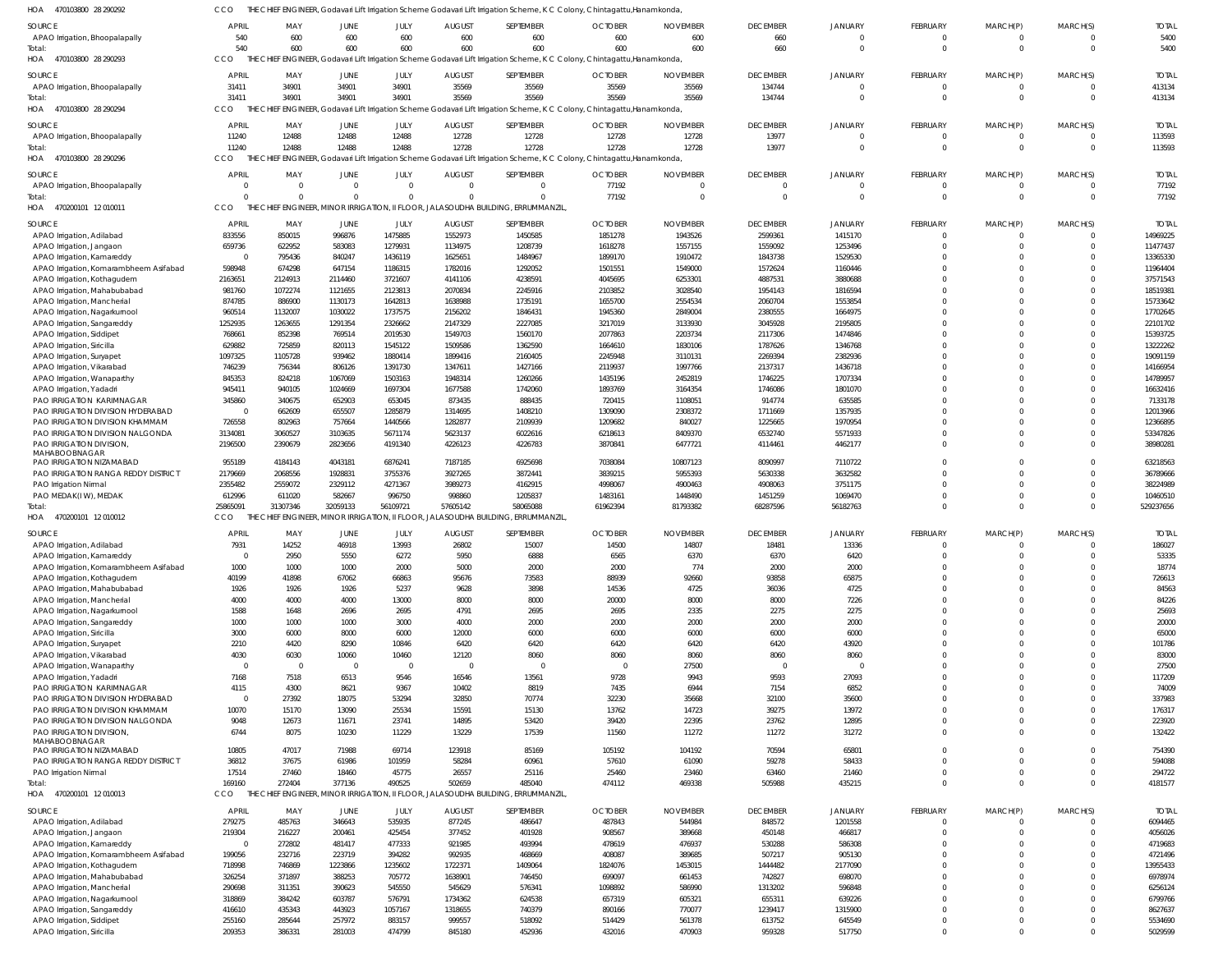HOA 470103800 28 290292 CCO THE CHIEF ENGINEER, Godavari Lift Irrigation Scheme Godavari Lift Irrigation Scheme, K C Colony, Chintagattu,Hanamkonda,

| SOURCE | APRIL | MAY | JUNE | JULY | AUGUST | SEPTEMBER | OCTOBER | NOVEMBER | DECEMBER | JANUARY | FEBRUARY | MARCH(P) | MARCH(S) | TOTAL |
|---|---|---|---|---|---|---|---|---|---|---|---|---|---|---|
| APAO Irrigation, Bhoopalapally | 540 | 600 | 600 | 600 | 600 | 600 | 600 | 600 | 660 | 0 | 0 | 0 | 0 | 5400 |
| Total: | 540 | 600 | 600 | 600 | 600 | 600 | 600 | 600 | 660 | 0 | 0 | 0 | 0 | 5400 |

HOA 470103800 28 290293 CCO THE CHIEF ENGINEER, Godavari Lift Irrigation Scheme Godavari Lift Irrigation Scheme, K C Colony, Chintagattu,Hanamkonda,

| SOURCE | APRIL | MAY | JUNE | JULY | AUGUST | SEPTEMBER | OCTOBER | NOVEMBER | DECEMBER | JANUARY | FEBRUARY | MARCH(P) | MARCH(S) | TOTAL |
|---|---|---|---|---|---|---|---|---|---|---|---|---|---|---|
| APAO Irrigation, Bhoopalapally | 31411 | 34901 | 34901 | 34901 | 35569 | 35569 | 35569 | 35569 | 134744 | 0 | 0 | 0 | 0 | 413134 |
| Total: | 31411 | 34901 | 34901 | 34901 | 35569 | 35569 | 35569 | 35569 | 134744 | 0 | 0 | 0 | 0 | 413134 |

HOA 470103800 28 290294 CCO THE CHIEF ENGINEER, Godavari Lift Irrigation Scheme Godavari Lift Irrigation Scheme, K C Colony, Chintagattu,Hanamkonda,

| SOURCE | APRIL | MAY | JUNE | JULY | AUGUST | SEPTEMBER | OCTOBER | NOVEMBER | DECEMBER | JANUARY | FEBRUARY | MARCH(P) | MARCH(S) | TOTAL |
|---|---|---|---|---|---|---|---|---|---|---|---|---|---|---|
| APAO Irrigation, Bhoopalapally | 11240 | 12488 | 12488 | 12488 | 12728 | 12728 | 12728 | 12728 | 13977 | 0 | 0 | 0 | 0 | 113593 |
| Total: | 11240 | 12488 | 12488 | 12488 | 12728 | 12728 | 12728 | 12728 | 13977 | 0 | 0 | 0 | 0 | 113593 |

HOA 470103800 28 290296 CCO THE CHIEF ENGINEER, Godavari Lift Irrigation Scheme Godavari Lift Irrigation Scheme, K C Colony, Chintagattu,Hanamkonda,

| SOURCE | APRIL | MAY | JUNE | JULY | AUGUST | SEPTEMBER | OCTOBER | NOVEMBER | DECEMBER | JANUARY | FEBRUARY | MARCH(P) | MARCH(S) | TOTAL |
|---|---|---|---|---|---|---|---|---|---|---|---|---|---|---|
| APAO Irrigation, Bhoopalapally | 0 | 0 | 0 | 0 | 0 | 0 | 77192 | 0 | 0 | 0 | 0 | 0 | 0 | 77192 |
| Total: | 0 | 0 | 0 | 0 | 0 | 0 | 77192 | 0 | 0 | 0 | 0 | 0 | 0 | 77192 |

HOA 470200101 12 010011 CCO THE CHIEF ENGINEER, MINOR IRRIGATION, II FLOOR, JALASOUDHA BUILDING, ERRUMMANZIL,

| SOURCE | APRIL | MAY | JUNE | JULY | AUGUST | SEPTEMBER | OCTOBER | NOVEMBER | DECEMBER | JANUARY | FEBRUARY | MARCH(P) | MARCH(S) | TOTAL |
|---|---|---|---|---|---|---|---|---|---|---|---|---|---|---|
| APAO Irrigation, Adilabad | 833556 | 850015 | 996876 | 1475885 | 1552973 | 1450585 | 1851278 | 1943526 | 2599361 | 1415170 | 0 | 0 | 0 | 14969225 |
| APAO Irrigation, Jangaon | 659736 | 622952 | 583083 | 1279931 | 1134975 | 1208739 | 1618278 | 1557155 | 1559092 | 1253496 | 0 | 0 | 0 | 11477437 |
| APAO Irrigation, Kamareddy | 0 | 795436 | 840247 | 1436119 | 1625651 | 1484967 | 1899170 | 1910472 | 1843738 | 1529530 | 0 | 0 | 0 | 13365330 |
| APAO Irrigation, Komarambheem Asifabad | 598948 | 674298 | 647154 | 1186315 | 1782016 | 1292052 | 1501551 | 1549000 | 1572624 | 1160446 | 0 | 0 | 0 | 11964404 |
| APAO Irrigation, Kothagudem | 2163651 | 2124913 | 2114460 | 3721607 | 4141106 | 4238591 | 4045695 | 6253301 | 4887531 | 3880688 | 0 | 0 | 0 | 37571543 |
| APAO Irrigation, Mahabubabad | 981760 | 1072274 | 1121655 | 2123813 | 2070834 | 2245916 | 2103852 | 3028540 | 1954143 | 1816594 | 0 | 0 | 0 | 18519381 |
| APAO Irrigation, Mancherial | 874785 | 886900 | 1130173 | 1642813 | 1638988 | 1735191 | 1655700 | 2554534 | 2060704 | 1553854 | 0 | 0 | 0 | 15733642 |
| APAO Irrigation, Nagarkurnool | 960514 | 1132007 | 1030022 | 1737575 | 2156202 | 1846431 | 1945360 | 2849004 | 2380555 | 1664975 | 0 | 0 | 0 | 17702645 |
| APAO Irrigation, Sangareddy | 1252935 | 1263655 | 1291354 | 2326662 | 2147329 | 2227085 | 3217019 | 3133930 | 3045928 | 2195805 | 0 | 0 | 0 | 22101702 |
| APAO Irrigation, Siddipet | 768661 | 852398 | 769514 | 2019530 | 1549703 | 1560170 | 2077863 | 2203734 | 2117306 | 1474846 | 0 | 0 | 0 | 15393725 |
| APAO Irrigation, Siricilla | 629882 | 725859 | 820113 | 1545122 | 1509586 | 1362590 | 1664610 | 1830106 | 1787626 | 1346768 | 0 | 0 | 0 | 13222262 |
| APAO Irrigation, Suryapet | 1097325 | 1105728 | 939462 | 1880414 | 1899416 | 2160405 | 2245948 | 3110131 | 2269394 | 2382936 | 0 | 0 | 0 | 19091159 |
| APAO Irrigation, Vikarabad | 746239 | 756344 | 806126 | 1391730 | 1347611 | 1427166 | 2119937 | 1997766 | 2137317 | 1436718 | 0 | 0 | 0 | 14166954 |
| APAO Irrigation, Wanaparthy | 845353 | 824218 | 1067069 | 1503163 | 1948314 | 1260266 | 1435196 | 2452819 | 1746225 | 1707334 | 0 | 0 | 0 | 14789957 |
| APAO Irrigation, Yadadri | 945411 | 940105 | 1024669 | 1697304 | 1677588 | 1742060 | 1893769 | 3164354 | 1746086 | 1801070 | 0 | 0 | 0 | 16632416 |
| PAO IRRIGATION KARIMNAGAR | 345860 | 340675 | 652903 | 653045 | 873435 | 888435 | 720415 | 1108051 | 914774 | 635585 | 0 | 0 | 0 | 7133178 |
| PAO IRRIGATION DIVISION HYDERABAD | 0 | 662609 | 655507 | 1285879 | 1314695 | 1408210 | 1309090 | 2308372 | 1711669 | 1357935 | 0 | 0 | 0 | 12013966 |
| PAO IRRIGATION DIVISION KHAMMAM | 726558 | 802963 | 757664 | 1440566 | 1282877 | 2109939 | 1209682 | 840027 | 1225665 | 1970954 | 0 | 0 | 0 | 12366895 |
| PAO IRRIGATION DIVISION NALGONDA | 3134081 | 3060527 | 3103635 | 5671174 | 5623137 | 6022616 | 6218613 | 8409370 | 6532740 | 5571933 | 0 | 0 | 0 | 53347826 |
| PAO IRRIGATION DIVISION, MAHABOOBNAGAR | 2196500 | 2390679 | 2823656 | 4191340 | 4226123 | 4226783 | 3870841 | 6477721 | 4114461 | 4462177 | 0 | 0 | 0 | 38980281 |
| PAO IRRIGATION NIZAMABAD | 955189 | 4184143 | 4043181 | 6876241 | 7187185 | 6925698 | 7038084 | 10807123 | 8090997 | 7110722 | 0 | 0 | 0 | 63218563 |
| PAO IRRIGATION RANGA REDDY DISTRICT | 2179669 | 2068556 | 1928831 | 3755376 | 3927265 | 3872441 | 3839215 | 5955393 | 5630338 | 3632582 | 0 | 0 | 0 | 36789666 |
| PAO Irrigation Nirmal | 2355482 | 2559072 | 2329112 | 4271367 | 3989273 | 4162915 | 4998067 | 4900463 | 4908063 | 3751175 | 0 | 0 | 0 | 38224989 |
| PAO MEDAK(IW), MEDAK | 612996 | 611020 | 582667 | 996750 | 998860 | 1205837 | 1483161 | 1448490 | 1451259 | 1069470 | 0 | 0 | 0 | 10460510 |
| Total: | 25865091 | 31307346 | 32059133 | 56109721 | 57605142 | 58065088 | 61962394 | 81793382 | 68287596 | 56182763 | 0 | 0 | 0 | 529237656 |

HOA 470200101 12 010012 CCO THE CHIEF ENGINEER, MINOR IRRIGATION, II FLOOR, JALASOUDHA BUILDING, ERRUMMANZIL,

| SOURCE | APRIL | MAY | JUNE | JULY | AUGUST | SEPTEMBER | OCTOBER | NOVEMBER | DECEMBER | JANUARY | FEBRUARY | MARCH(P) | MARCH(S) | TOTAL |
|---|---|---|---|---|---|---|---|---|---|---|---|---|---|---|
| APAO Irrigation, Adilabad | 7931 | 14252 | 46918 | 13993 | 26802 | 15007 | 14500 | 14807 | 18481 | 13336 | 0 | 0 | 0 | 186027 |
| APAO Irrigation, Kamareddy | 0 | 2950 | 5550 | 6272 | 5950 | 6888 | 6565 | 6370 | 6370 | 6420 | 0 | 0 | 0 | 53335 |
| APAO Irrigation, Komarambheem Asifabad | 1000 | 1000 | 1000 | 2000 | 5000 | 2000 | 2000 | 774 | 2000 | 2000 | 0 | 0 | 0 | 18774 |
| APAO Irrigation, Kothagudem | 40199 | 41898 | 67062 | 66863 | 95676 | 73583 | 88939 | 92660 | 93858 | 65875 | 0 | 0 | 0 | 726613 |
| APAO Irrigation, Mahabubabad | 1926 | 1926 | 1926 | 5237 | 9628 | 3898 | 14536 | 4725 | 36036 | 4725 | 0 | 0 | 0 | 84563 |
| APAO Irrigation, Mancherial | 4000 | 4000 | 4000 | 13000 | 8000 | 8000 | 20000 | 8000 | 8000 | 7226 | 0 | 0 | 0 | 84226 |
| APAO Irrigation, Nagarkurnool | 1588 | 1648 | 2696 | 2695 | 4791 | 2695 | 2695 | 2335 | 2275 | 2275 | 0 | 0 | 0 | 25693 |
| APAO Irrigation, Sangareddy | 1000 | 1000 | 1000 | 3000 | 4000 | 2000 | 2000 | 2000 | 2000 | 2000 | 0 | 0 | 0 | 20000 |
| APAO Irrigation, Siricilla | 3000 | 6000 | 8000 | 6000 | 12000 | 6000 | 6000 | 6000 | 6000 | 6000 | 0 | 0 | 0 | 65000 |
| APAO Irrigation, Suryapet | 2210 | 4420 | 8290 | 10846 | 6420 | 6420 | 6420 | 6420 | 6420 | 43920 | 0 | 0 | 0 | 101786 |
| APAO Irrigation, Vikarabad | 4030 | 6030 | 10060 | 10460 | 12120 | 8060 | 8060 | 8060 | 8060 | 8060 | 0 | 0 | 0 | 83000 |
| APAO Irrigation, Wanaparthy | 0 | 0 | 0 | 0 | 0 | 0 | 0 | 27500 | 0 | 0 | 0 | 0 | 0 | 27500 |
| APAO Irrigation, Yadadri | 7168 | 7518 | 6513 | 9546 | 16546 | 13561 | 9728 | 9943 | 9593 | 27093 | 0 | 0 | 0 | 117209 |
| PAO IRRIGATION KARIMNAGAR | 4115 | 4300 | 8621 | 9367 | 10402 | 8819 | 7435 | 6944 | 7154 | 6852 | 0 | 0 | 0 | 74009 |
| PAO IRRIGATION DIVISION HYDERABAD | 0 | 27392 | 18075 | 53294 | 32850 | 70774 | 32230 | 35668 | 32100 | 35600 | 0 | 0 | 0 | 337983 |
| PAO IRRIGATION DIVISION KHAMMAM | 10070 | 15170 | 13090 | 25534 | 15591 | 15130 | 13762 | 14723 | 39275 | 13972 | 0 | 0 | 0 | 176317 |
| PAO IRRIGATION DIVISION NALGONDA | 9048 | 12673 | 11671 | 23741 | 14895 | 53420 | 39420 | 22395 | 23762 | 12895 | 0 | 0 | 0 | 223920 |
| PAO IRRIGATION DIVISION, MAHABOOBNAGAR | 6744 | 8075 | 10230 | 11229 | 13229 | 17539 | 11560 | 11272 | 11272 | 31272 | 0 | 0 | 0 | 132422 |
| PAO IRRIGATION NIZAMABAD | 10805 | 47017 | 71988 | 69714 | 123918 | 85169 | 105192 | 104192 | 70594 | 65801 | 0 | 0 | 0 | 754390 |
| PAO IRRIGATION RANGA REDDY DISTRICT | 36812 | 37675 | 61986 | 101959 | 58284 | 60961 | 57610 | 61090 | 59278 | 58433 | 0 | 0 | 0 | 594088 |
| PAO Irrigation Nirmal | 17514 | 27460 | 18460 | 45775 | 26557 | 25116 | 25460 | 23460 | 63460 | 21460 | 0 | 0 | 0 | 294722 |
| Total: | 169160 | 272404 | 377136 | 490525 | 502659 | 485040 | 474112 | 469338 | 505988 | 435215 | 0 | 0 | 0 | 4181577 |

HOA 470200101 12 010013 CCO THE CHIEF ENGINEER, MINOR IRRIGATION, II FLOOR, JALASOUDHA BUILDING, ERRUMMANZIL,

| SOURCE | APRIL | MAY | JUNE | JULY | AUGUST | SEPTEMBER | OCTOBER | NOVEMBER | DECEMBER | JANUARY | FEBRUARY | MARCH(P) | MARCH(S) | TOTAL |
|---|---|---|---|---|---|---|---|---|---|---|---|---|---|---|
| APAO Irrigation, Adilabad | 279275 | 485763 | 346643 | 535935 | 877245 | 486647 | 487843 | 544984 | 848572 | 1201558 | 0 | 0 | 0 | 6094465 |
| APAO Irrigation, Jangaon | 219304 | 216227 | 200461 | 425454 | 377452 | 401928 | 908567 | 389668 | 450148 | 466817 | 0 | 0 | 0 | 4056026 |
| APAO Irrigation, Kamareddy | 0 | 272802 | 481417 | 477333 | 921985 | 493994 | 478619 | 476937 | 530288 | 586308 | 0 | 0 | 0 | 4719683 |
| APAO Irrigation, Komarambheem Asifabad | 199056 | 232716 | 223719 | 394282 | 992935 | 468669 | 408087 | 389685 | 507217 | 905130 | 0 | 0 | 0 | 4721496 |
| APAO Irrigation, Kothagudem | 718998 | 746869 | 1223866 | 1235602 | 1722371 | 1409064 | 1824076 | 1453015 | 1444482 | 2177090 | 0 | 0 | 0 | 13955433 |
| APAO Irrigation, Mahabubabad | 326254 | 371897 | 388253 | 705772 | 1638901 | 746450 | 699097 | 661453 | 742827 | 698070 | 0 | 0 | 0 | 6978974 |
| APAO Irrigation, Mancherial | 290698 | 311351 | 390623 | 545550 | 545629 | 576341 | 1098892 | 586990 | 1313202 | 596848 | 0 | 0 | 0 | 6256124 |
| APAO Irrigation, Nagarkurnool | 318869 | 384242 | 603787 | 576791 | 1734362 | 624538 | 657319 | 605321 | 655311 | 639226 | 0 | 0 | 0 | 6799766 |
| APAO Irrigation, Sangareddy | 416610 | 435343 | 443923 | 1057167 | 1318655 | 740379 | 890166 | 770077 | 1239417 | 1315900 | 0 | 0 | 0 | 8627637 |
| APAO Irrigation, Siddipet | 255160 | 285644 | 257972 | 883157 | 999557 | 518092 | 514429 | 561378 | 613752 | 645549 | 0 | 0 | 0 | 5534690 |
| APAO Irrigation, Siricilla | 209353 | 386331 | 281003 | 474799 | 845180 | 452936 | 432016 | 470903 | 959328 | 517750 | 0 | 0 | 0 | 5029599 |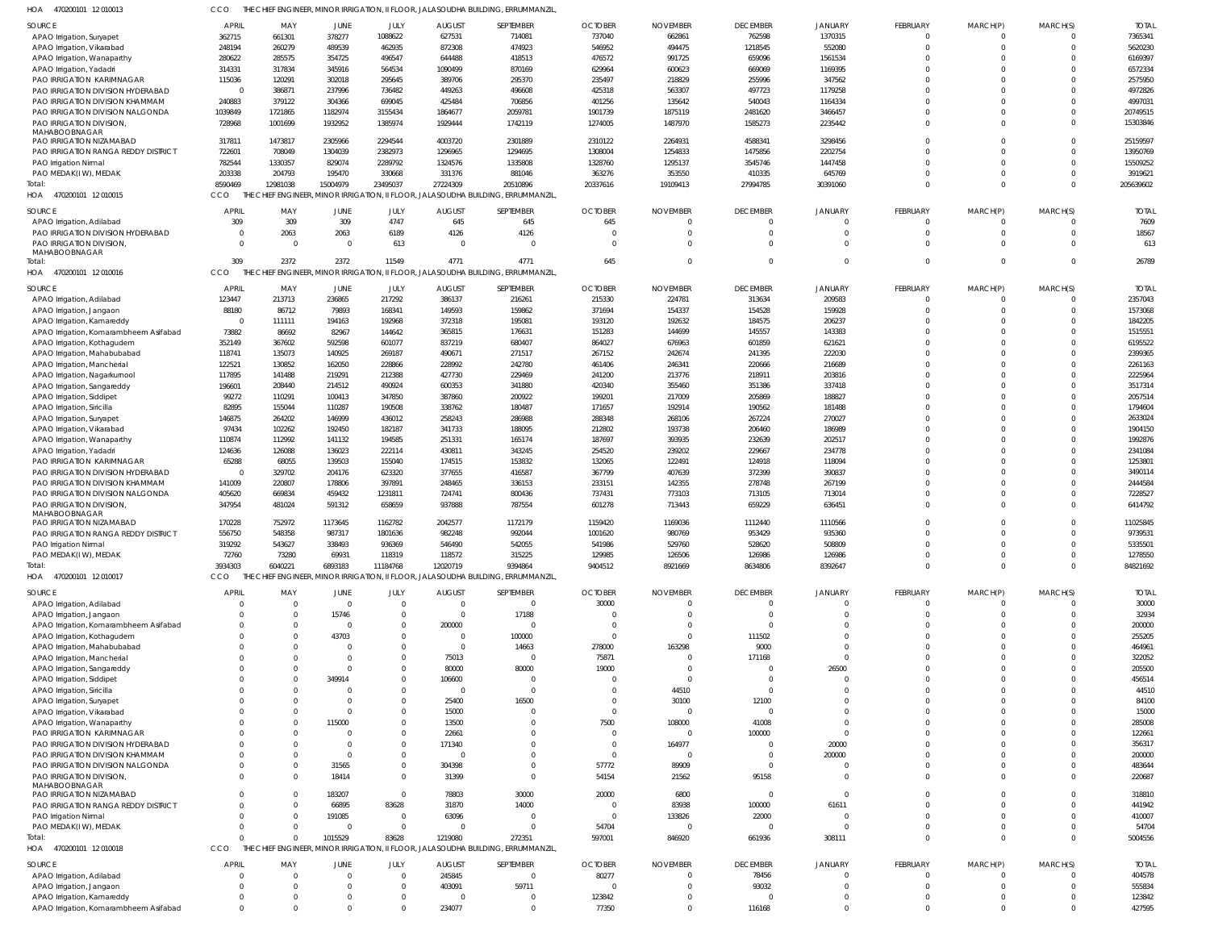HOA 470200101 12 010013 CCO THE CHIEF ENGINEER, MINOR IRRIGATION, II FLOOR, JALASOUDHA BUILDING, ERRUMMANZIL,

| SOURCE | APRIL | MAY | JUNE | JULY | AUGUST | SEPTEMBER | OCTOBER | NOVEMBER | DECEMBER | JANUARY | FEBRUARY | MARCH(P) | MARCH(S) | TOTAL |
|---|---|---|---|---|---|---|---|---|---|---|---|---|---|---|
| APAO Irrigation, Suryapet | 362715 | 661301 | 378277 | 1088622 | 627531 | 714081 | 737040 | 662861 | 762598 | 1370315 | 0 | 0 | 0 | 7365341 |
| APAO Irrigation, Vikarabad | 248194 | 260279 | 489539 | 462935 | 872308 | 479923 | 546952 | 494475 | 1218545 | 552080 | 0 | 0 | 0 | 5620230 |
| APAO Irrigation, Wanaparthy | 280622 | 285575 | 354725 | 496547 | 644488 | 418513 | 476572 | 991725 | 659096 | 1561534 | 0 | 0 | 0 | 6169397 |
| APAO Irrigation, Yadadri | 314331 | 317834 | 345916 | 564534 | 1090499 | 870169 | 629964 | 600623 | 669069 | 1169395 | 0 | 0 | 0 | 6572334 |
| PAO IRRIGATION KARIMNAGAR | 115036 | 120291 | 302018 | 295645 | 389706 | 295370 | 235497 | 218829 | 255996 | 347562 | 0 | 0 | 0 | 2575950 |
| PAO IRRIGATION DIVISION HYDERABAD | 0 | 386871 | 237996 | 736482 | 449263 | 496608 | 425318 | 563307 | 497723 | 1179258 | 0 | 0 | 0 | 4972826 |
| PAO IRRIGATION DIVISION KHAMMAM | 240883 | 379122 | 304366 | 699045 | 425484 | 706856 | 401256 | 135642 | 540043 | 1164334 | 0 | 0 | 0 | 4997031 |
| PAO IRRIGATION DIVISION NALGONDA | 1039849 | 1721865 | 1182974 | 3155434 | 1864677 | 2059781 | 1901739 | 1875119 | 2481620 | 3466457 | 0 | 0 | 0 | 20749515 |
| PAO IRRIGATION DIVISION, MAHABOOBNAGAR | 728968 | 1001699 | 1932952 | 1385974 | 1929444 | 1742119 | 1274005 | 1487970 | 1585273 | 2235442 | 0 | 0 | 0 | 15303846 |
| PAO IRRIGATION NIZAMABAD | 317811 | 1473817 | 2305966 | 2294544 | 4003720 | 2301889 | 2310122 | 2264931 | 4588341 | 3298456 | 0 | 0 | 0 | 25159597 |
| PAO IRRIGATION RANGA REDDY DISTRICT | 722601 | 708049 | 1304039 | 2382973 | 1296965 | 1294695 | 1308004 | 1254833 | 1475856 | 2202754 | 0 | 0 | 0 | 13950769 |
| PAO Irrigation Nirmal | 782544 | 1330357 | 829074 | 2289792 | 1324576 | 1335808 | 1328760 | 1295137 | 3545746 | 1447458 | 0 | 0 | 0 | 15509252 |
| PAO MEDAK(IW), MEDAK | 203338 | 204793 | 195470 | 330668 | 331376 | 881046 | 363276 | 353550 | 410335 | 645769 | 0 | 0 | 0 | 3919621 |
| Total: | 8590469 | 12981038 | 15004979 | 23495037 | 27224309 | 20510896 | 20337616 | 19109413 | 27994785 | 30391060 | 0 | 0 | 0 | 205639602 |

HOA 470200101 12 010015 CCO THE CHIEF ENGINEER, MINOR IRRIGATION, II FLOOR, JALASOUDHA BUILDING, ERRUMMANZIL,

| SOURCE | APRIL | MAY | JUNE | JULY | AUGUST | SEPTEMBER | OCTOBER | NOVEMBER | DECEMBER | JANUARY | FEBRUARY | MARCH(P) | MARCH(S) | TOTAL |
|---|---|---|---|---|---|---|---|---|---|---|---|---|---|---|
| APAO Irrigation, Adilabad | 309 | 309 | 309 | 4747 | 645 | 645 | 645 | 0 | 0 | 0 | 0 | 0 | 0 | 7609 |
| PAO IRRIGATION DIVISION HYDERABAD | 0 | 2063 | 2063 | 6189 | 4126 | 4126 | 0 | 0 | 0 | 0 | 0 | 0 | 0 | 18567 |
| PAO IRRIGATION DIVISION, MAHABOOBNAGAR | 0 | 0 | 0 | 613 | 0 | 0 | 0 | 0 | 0 | 0 | 0 | 0 | 0 | 613 |
| Total: | 309 | 2372 | 2372 | 11549 | 4771 | 4771 | 645 | 0 | 0 | 0 | 0 | 0 | 0 | 26789 |

HOA 470200101 12 010016 CCO THE CHIEF ENGINEER, MINOR IRRIGATION, II FLOOR, JALASOUDHA BUILDING, ERRUMMANZIL,

| SOURCE | APRIL | MAY | JUNE | JULY | AUGUST | SEPTEMBER | OCTOBER | NOVEMBER | DECEMBER | JANUARY | FEBRUARY | MARCH(P) | MARCH(S) | TOTAL |
|---|---|---|---|---|---|---|---|---|---|---|---|---|---|---|
| APAO Irrigation, Adilabad | 123447 | 213713 | 236865 | 217292 | 386137 | 216261 | 215330 | 224781 | 313634 | 209583 | 0 | 0 | 0 | 2357043 |
| APAO Irrigation, Jangaon | 88180 | 86712 | 79893 | 168341 | 149593 | 159862 | 371694 | 154337 | 154528 | 159928 | 0 | 0 | 0 | 1573068 |
| APAO Irrigation, Kamareddy | 0 | 111111 | 194163 | 192968 | 372318 | 195081 | 193120 | 192632 | 184575 | 206237 | 0 | 0 | 0 | 1842205 |
| APAO Irrigation, Komarambheem Asifabad | 73882 | 86692 | 82967 | 144642 | 365815 | 176631 | 151283 | 144699 | 145557 | 143383 | 0 | 0 | 0 | 1515551 |
| APAO Irrigation, Kothagudem | 352149 | 367602 | 592598 | 601077 | 837219 | 680407 | 864027 | 676963 | 601859 | 621621 | 0 | 0 | 0 | 6195522 |
| APAO Irrigation, Mahabubabad | 118741 | 135073 | 140925 | 269187 | 490671 | 271517 | 267152 | 242674 | 241395 | 222030 | 0 | 0 | 0 | 2399365 |
| APAO Irrigation, Mancherial | 122521 | 130852 | 162050 | 228866 | 228992 | 242780 | 461406 | 246341 | 220666 | 216689 | 0 | 0 | 0 | 2261163 |
| APAO Irrigation, Nagarkurnool | 117895 | 141488 | 219291 | 212388 | 427730 | 229469 | 241200 | 213776 | 218911 | 203816 | 0 | 0 | 0 | 2225964 |
| APAO Irrigation, Sangareddy | 196601 | 208440 | 214512 | 490924 | 600353 | 341880 | 420340 | 355460 | 351386 | 337418 | 0 | 0 | 0 | 3517314 |
| APAO Irrigation, Siddipet | 99272 | 110291 | 100413 | 347850 | 387860 | 200922 | 199201 | 217009 | 205869 | 188827 | 0 | 0 | 0 | 2057514 |
| APAO Irrigation, Siricilla | 82895 | 155044 | 110287 | 190508 | 338762 | 180487 | 171657 | 192914 | 190562 | 181488 | 0 | 0 | 0 | 1794604 |
| APAO Irrigation, Suryapet | 146875 | 264202 | 146999 | 436012 | 258243 | 286988 | 288348 | 268106 | 267224 | 270027 | 0 | 0 | 0 | 2633024 |
| APAO Irrigation, Vikarabad | 97434 | 102262 | 192450 | 182187 | 341733 | 188095 | 212802 | 193738 | 206460 | 186989 | 0 | 0 | 0 | 1904150 |
| APAO Irrigation, Wanaparthy | 110874 | 112992 | 141132 | 194585 | 251331 | 165174 | 187697 | 393935 | 232639 | 202517 | 0 | 0 | 0 | 1992876 |
| APAO Irrigation, Yadadri | 124636 | 126088 | 136023 | 222114 | 430811 | 343245 | 254520 | 239202 | 229667 | 234778 | 0 | 0 | 0 | 2341084 |
| PAO IRRIGATION KARIMNAGAR | 65288 | 68055 | 139503 | 155040 | 174515 | 153832 | 132065 | 122491 | 124918 | 118094 | 0 | 0 | 0 | 1253801 |
| PAO IRRIGATION DIVISION HYDERABAD | 0 | 329702 | 204176 | 623320 | 377655 | 416587 | 367799 | 407639 | 372399 | 390837 | 0 | 0 | 0 | 3490114 |
| PAO IRRIGATION DIVISION KHAMMAM | 141009 | 220807 | 178806 | 397891 | 248465 | 336153 | 233151 | 142355 | 278748 | 267199 | 0 | 0 | 0 | 2444584 |
| PAO IRRIGATION DIVISION NALGONDA | 405620 | 669834 | 459432 | 1231811 | 724741 | 800436 | 737431 | 773103 | 713105 | 713014 | 0 | 0 | 0 | 7228527 |
| PAO IRRIGATION DIVISION, MAHABOOBNAGAR | 347954 | 481024 | 591312 | 658659 | 937888 | 787554 | 601278 | 713443 | 659229 | 636451 | 0 | 0 | 0 | 6414792 |
| PAO IRRIGATION NIZAMABAD | 170228 | 752972 | 1173645 | 1162782 | 2042577 | 1172179 | 1159420 | 1169036 | 1112440 | 1110566 | 0 | 0 | 0 | 11025845 |
| PAO IRRIGATION RANGA REDDY DISTRICT | 556750 | 548358 | 987317 | 1801636 | 982248 | 992044 | 1001620 | 980769 | 953429 | 935360 | 0 | 0 | 0 | 9739531 |
| PAO Irrigation Nirmal | 319292 | 543627 | 338493 | 936369 | 546490 | 542055 | 541986 | 529760 | 528620 | 508809 | 0 | 0 | 0 | 5335501 |
| PAO MEDAK(IW), MEDAK | 72760 | 73280 | 69931 | 118319 | 118572 | 315225 | 129985 | 126506 | 126986 | 126986 | 0 | 0 | 0 | 1278550 |
| Total: | 3934303 | 6040221 | 6893183 | 11184768 | 12020719 | 9394864 | 9404512 | 8921669 | 8634806 | 8392647 | 0 | 0 | 0 | 84821692 |

HOA 470200101 12 010017 CCO THE CHIEF ENGINEER, MINOR IRRIGATION, II FLOOR, JALASOUDHA BUILDING, ERRUMMANZIL,

| SOURCE | APRIL | MAY | JUNE | JULY | AUGUST | SEPTEMBER | OCTOBER | NOVEMBER | DECEMBER | JANUARY | FEBRUARY | MARCH(P) | MARCH(S) | TOTAL |
|---|---|---|---|---|---|---|---|---|---|---|---|---|---|---|
| APAO Irrigation, Adilabad | 0 | 0 | 0 | 0 | 0 | 0 | 30000 | 0 | 0 | 0 | 0 | 0 | 0 | 30000 |
| APAO Irrigation, Jangaon | 0 | 0 | 15746 | 0 | 0 | 17188 | 0 | 0 | 0 | 0 | 0 | 0 | 0 | 32934 |
| APAO Irrigation, Komarambheem Asifabad | 0 | 0 | 0 | 0 | 200000 | 0 | 0 | 0 | 0 | 0 | 0 | 0 | 0 | 200000 |
| APAO Irrigation, Kothagudem | 0 | 0 | 43703 | 0 | 0 | 100000 | 0 | 0 | 111502 | 0 | 0 | 0 | 0 | 255205 |
| APAO Irrigation, Mahabubabad | 0 | 0 | 0 | 0 | 0 | 14663 | 278000 | 163298 | 9000 | 0 | 0 | 0 | 0 | 464961 |
| APAO Irrigation, Mancherial | 0 | 0 | 0 | 0 | 75013 | 0 | 75871 | 0 | 171168 | 0 | 0 | 0 | 0 | 322052 |
| APAO Irrigation, Sangareddy | 0 | 0 | 0 | 0 | 80000 | 80000 | 19000 | 0 | 0 | 26500 | 0 | 0 | 0 | 205500 |
| APAO Irrigation, Siddipet | 0 | 0 | 349914 | 0 | 106600 | 0 | 0 | 0 | 0 | 0 | 0 | 0 | 0 | 456514 |
| APAO Irrigation, Siricilla | 0 | 0 | 0 | 0 | 0 | 0 | 0 | 44510 | 0 | 0 | 0 | 0 | 0 | 44510 |
| APAO Irrigation, Suryapet | 0 | 0 | 0 | 0 | 25400 | 16500 | 0 | 30100 | 12100 | 0 | 0 | 0 | 0 | 84100 |
| APAO Irrigation, Vikarabad | 0 | 0 | 0 | 0 | 15000 | 0 | 0 | 0 | 0 | 0 | 0 | 0 | 0 | 15000 |
| APAO Irrigation, Wanaparthy | 0 | 0 | 115000 | 0 | 13500 | 0 | 7500 | 108000 | 41008 | 0 | 0 | 0 | 0 | 285008 |
| PAO IRRIGATION KARIMNAGAR | 0 | 0 | 0 | 0 | 22661 | 0 | 0 | 0 | 100000 | 0 | 0 | 0 | 0 | 122661 |
| PAO IRRIGATION DIVISION HYDERABAD | 0 | 0 | 0 | 0 | 171340 | 0 | 0 | 164977 | 0 | 20000 | 0 | 0 | 0 | 356317 |
| PAO IRRIGATION DIVISION KHAMMAM | 0 | 0 | 0 | 0 | 0 | 0 | 0 | 0 | 0 | 200000 | 0 | 0 | 0 | 200000 |
| PAO IRRIGATION DIVISION NALGONDA | 0 | 0 | 31565 | 0 | 304398 | 0 | 57772 | 89909 | 0 | 0 | 0 | 0 | 0 | 483644 |
| PAO IRRIGATION DIVISION, MAHABOOBNAGAR | 0 | 0 | 18414 | 0 | 31399 | 0 | 54154 | 21562 | 95158 | 0 | 0 | 0 | 0 | 220687 |
| PAO IRRIGATION NIZAMABAD | 0 | 0 | 183207 | 0 | 78803 | 30000 | 20000 | 6800 | 0 | 0 | 0 | 0 | 0 | 318810 |
| PAO IRRIGATION RANGA REDDY DISTRICT | 0 | 0 | 66895 | 83628 | 31870 | 14000 | 0 | 83938 | 100000 | 61611 | 0 | 0 | 0 | 441942 |
| PAO Irrigation Nirmal | 0 | 0 | 191085 | 0 | 63096 | 0 | 0 | 133826 | 22000 | 0 | 0 | 0 | 0 | 410007 |
| PAO MEDAK(IW), MEDAK | 0 | 0 | 0 | 0 | 0 | 0 | 54704 | 0 | 0 | 0 | 0 | 0 | 0 | 54704 |
| Total: | 0 | 0 | 1015529 | 83628 | 1219080 | 272351 | 597001 | 846920 | 661936 | 308111 | 0 | 0 | 0 | 5004556 |

HOA 470200101 12 010018 CCO THE CHIEF ENGINEER, MINOR IRRIGATION, II FLOOR, JALASOUDHA BUILDING, ERRUMMANZIL,

| SOURCE | APRIL | MAY | JUNE | JULY | AUGUST | SEPTEMBER | OCTOBER | NOVEMBER | DECEMBER | JANUARY | FEBRUARY | MARCH(P) | MARCH(S) | TOTAL |
|---|---|---|---|---|---|---|---|---|---|---|---|---|---|---|
| APAO Irrigation, Adilabad | 0 | 0 | 0 | 0 | 245845 | 0 | 80277 | 0 | 78456 | 0 | 0 | 0 | 0 | 404578 |
| APAO Irrigation, Jangaon | 0 | 0 | 0 | 0 | 403091 | 59711 | 0 | 0 | 93032 | 0 | 0 | 0 | 0 | 555834 |
| APAO Irrigation, Kamareddy | 0 | 0 | 0 | 0 | 0 | 0 | 123842 | 0 | 0 | 0 | 0 | 0 | 0 | 123842 |
| APAO Irrigation, Komarambheem Asifabad | 0 | 0 | 0 | 0 | 234077 | 0 | 77350 | 0 | 116168 | 0 | 0 | 0 | 0 | 427595 |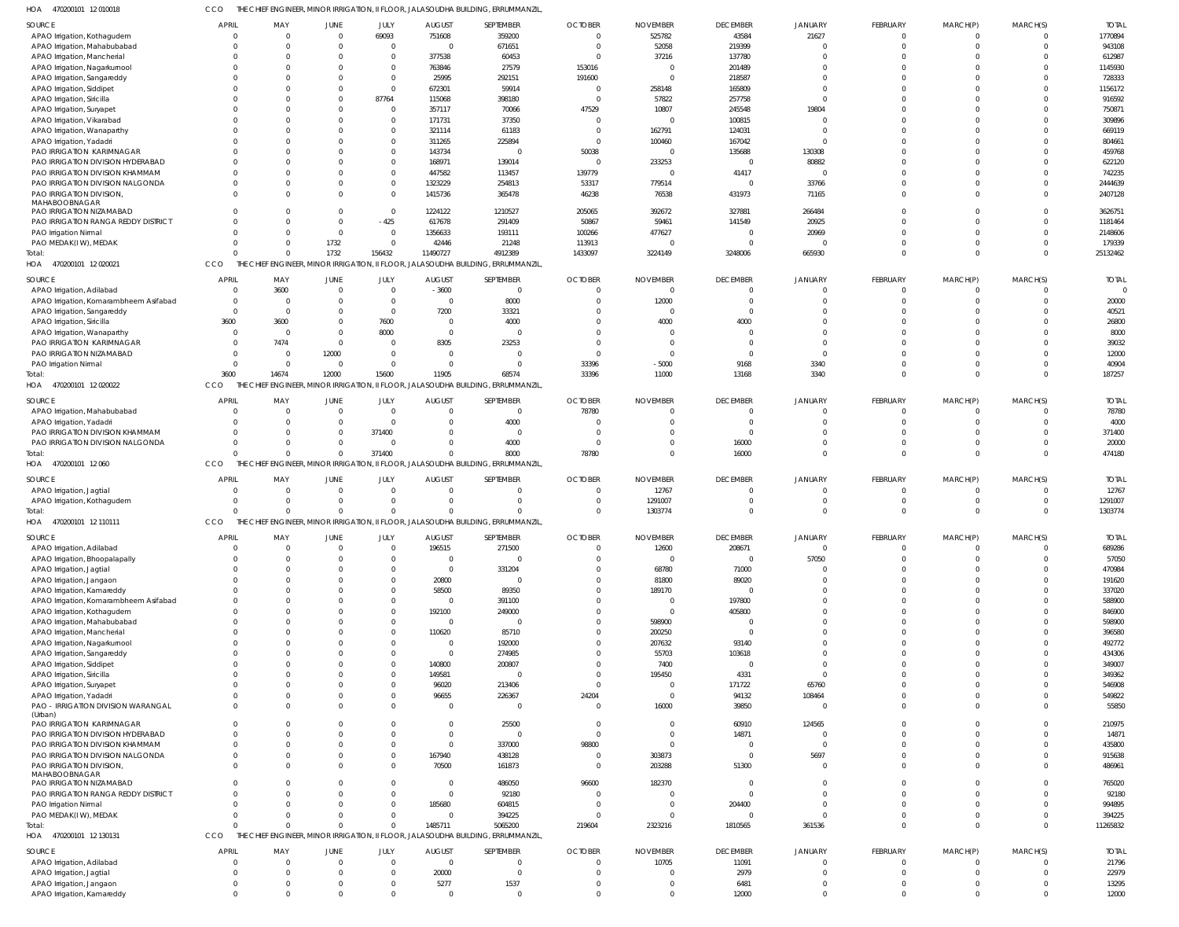HOA 470200101 12 010018 CCO THE CHIEF ENGINEER, MINOR IRRIGATION, II FLOOR, JALASOUDHA BUILDING, ERRUMMANZIL,

| SOURCE | APRIL | MAY | JUNE | JULY | AUGUST | SEPTEMBER | OCTOBER | NOVEMBER | DECEMBER | JANUARY | FEBRUARY | MARCH(P) | MARCH(S) | TOTAL |
|---|---|---|---|---|---|---|---|---|---|---|---|---|---|---|
| APAO Irrigation, Kothagudem | 0 | 0 | 0 | 69093 | 751608 | 359200 | 0 | 525782 | 43584 | 21627 | 0 | 0 | 0 | 1770894 |
| APAO Irrigation, Mahabubabad | 0 | 0 | 0 | 0 | 0 | 671651 | 0 | 52058 | 219399 | 0 | 0 | 0 | 0 | 943108 |
| APAO Irrigation, Mancherial | 0 | 0 | 0 | 0 | 377538 | 60453 | 0 | 37216 | 137780 | 0 | 0 | 0 | 0 | 612987 |
| APAO Irrigation, Nagarkurnool | 0 | 0 | 0 | 0 | 763846 | 27579 | 153016 | 0 | 201489 | 0 | 0 | 0 | 0 | 1145930 |
| APAO Irrigation, Sangareddy | 0 | 0 | 0 | 0 | 25995 | 292151 | 191600 | 0 | 218587 | 0 | 0 | 0 | 0 | 728333 |
| APAO Irrigation, Siddipet | 0 | 0 | 0 | 0 | 672301 | 59914 | 0 | 258148 | 165809 | 0 | 0 | 0 | 0 | 1156172 |
| APAO Irrigation, Siricilla | 0 | 0 | 0 | 87764 | 115068 | 398180 | 0 | 57822 | 257758 | 0 | 0 | 0 | 0 | 916592 |
| APAO Irrigation, Suryapet | 0 | 0 | 0 | 0 | 357117 | 70066 | 47529 | 10807 | 245548 | 19804 | 0 | 0 | 0 | 750871 |
| APAO Irrigation, Vikarabad | 0 | 0 | 0 | 0 | 171731 | 37350 | 0 | 0 | 100815 | 0 | 0 | 0 | 0 | 309896 |
| APAO Irrigation, Wanaparthy | 0 | 0 | 0 | 0 | 321114 | 61183 | 0 | 162791 | 124031 | 0 | 0 | 0 | 0 | 669119 |
| APAO Irrigation, Yadadri | 0 | 0 | 0 | 0 | 311265 | 225894 | 0 | 100460 | 167042 | 0 | 0 | 0 | 0 | 804661 |
| PAO IRRIGATION KARIMNAGAR | 0 | 0 | 0 | 0 | 143734 | 0 | 50038 | 0 | 135688 | 130308 | 0 | 0 | 0 | 459768 |
| PAO IRRIGATION DIVISION HYDERABAD | 0 | 0 | 0 | 0 | 168971 | 139014 | 0 | 233253 | 0 | 80882 | 0 | 0 | 0 | 622120 |
| PAO IRRIGATION DIVISION KHAMMAM | 0 | 0 | 0 | 0 | 447582 | 113457 | 139779 | 0 | 41417 | 0 | 0 | 0 | 0 | 742235 |
| PAO IRRIGATION DIVISION NALGONDA | 0 | 0 | 0 | 0 | 1323229 | 254813 | 53317 | 779514 | 0 | 33766 | 0 | 0 | 0 | 2444639 |
| PAO IRRIGATION DIVISION, MAHABOOBNAGAR | 0 | 0 | 0 | 0 | 1415736 | 365478 | 46238 | 76538 | 431973 | 71165 | 0 | 0 | 0 | 2407128 |
| PAO IRRIGATION NIZAMABAD | 0 | 0 | 0 | 0 | 1224122 | 1210527 | 205065 | 392672 | 327881 | 266484 | 0 | 0 | 0 | 3626751 |
| PAO IRRIGATION RANGA REDDY DISTRICT | 0 | 0 | 0 | -425 | 617678 | 291409 | 50867 | 59461 | 141549 | 20925 | 0 | 0 | 0 | 1181464 |
| PAO Irrigation Nirmal | 0 | 0 | 0 | 0 | 1356633 | 193111 | 100266 | 477627 | 0 | 20969 | 0 | 0 | 0 | 2148606 |
| PAO MEDAK(IW), MEDAK | 0 | 0 | 1732 | 0 | 42446 | 21248 | 113913 | 0 | 0 | 0 | 0 | 0 | 0 | 179339 |
| Total: | 0 | 0 | 1732 | 156432 | 11490727 | 4912389 | 1433097 | 3224149 | 3248006 | 665930 | 0 | 0 | 0 | 25132462 |

HOA 470200101 12 020021 CCO THE CHIEF ENGINEER, MINOR IRRIGATION, II FLOOR, JALASOUDHA BUILDING, ERRUMMANZIL,

| SOURCE | APRIL | MAY | JUNE | JULY | AUGUST | SEPTEMBER | OCTOBER | NOVEMBER | DECEMBER | JANUARY | FEBRUARY | MARCH(P) | MARCH(S) | TOTAL |
|---|---|---|---|---|---|---|---|---|---|---|---|---|---|---|
| APAO Irrigation, Adilabad | 0 | 3600 | 0 | 0 | -3600 | 0 | 0 | 0 | 0 | 0 | 0 | 0 | 0 | 0 |
| APAO Irrigation, Komarambheem Asifabad | 0 | 0 | 0 | 0 | 0 | 8000 | 0 | 12000 | 0 | 0 | 0 | 0 | 0 | 20000 |
| APAO Irrigation, Sangareddy | 0 | 0 | 0 | 0 | 7200 | 33321 | 0 | 0 | 0 | 0 | 0 | 0 | 0 | 40521 |
| APAO Irrigation, Siricilla | 3600 | 3600 | 0 | 7600 | 0 | 4000 | 0 | 4000 | 4000 | 0 | 0 | 0 | 0 | 26800 |
| APAO Irrigation, Wanaparthy | 0 | 0 | 0 | 8000 | 0 | 0 | 0 | 0 | 0 | 0 | 0 | 0 | 0 | 8000 |
| PAO IRRIGATION KARIMNAGAR | 0 | 7474 | 0 | 0 | 8305 | 23253 | 0 | 0 | 0 | 0 | 0 | 0 | 0 | 39032 |
| PAO IRRIGATION NIZAMABAD | 0 | 0 | 12000 | 0 | 0 | 0 | 0 | 0 | 0 | 0 | 0 | 0 | 0 | 12000 |
| PAO Irrigation Nirmal | 0 | 0 | 0 | 0 | 0 | 0 | 33396 | -5000 | 9168 | 3340 | 0 | 0 | 0 | 40904 |
| Total: | 3600 | 14674 | 12000 | 15600 | 11905 | 68574 | 33396 | 11000 | 13168 | 3340 | 0 | 0 | 0 | 187257 |

HOA 470200101 12 020022 CCO THE CHIEF ENGINEER, MINOR IRRIGATION, II FLOOR, JALASOUDHA BUILDING, ERRUMMANZIL,

| SOURCE | APRIL | MAY | JUNE | JULY | AUGUST | SEPTEMBER | OCTOBER | NOVEMBER | DECEMBER | JANUARY | FEBRUARY | MARCH(P) | MARCH(S) | TOTAL |
|---|---|---|---|---|---|---|---|---|---|---|---|---|---|---|
| APAO Irrigation, Mahabubabad | 0 | 0 | 0 | 0 | 0 | 0 | 78780 | 0 | 0 | 0 | 0 | 0 | 0 | 78780 |
| APAO Irrigation, Yadadri | 0 | 0 | 0 | 0 | 0 | 4000 | 0 | 0 | 0 | 0 | 0 | 0 | 0 | 4000 |
| PAO IRRIGATION DIVISION KHAMMAM | 0 | 0 | 0 | 371400 | 0 | 0 | 0 | 0 | 0 | 0 | 0 | 0 | 0 | 371400 |
| PAO IRRIGATION DIVISION NALGONDA | 0 | 0 | 0 | 0 | 0 | 4000 | 0 | 0 | 16000 | 0 | 0 | 0 | 0 | 20000 |
| Total: | 0 | 0 | 0 | 371400 | 0 | 8000 | 78780 | 0 | 16000 | 0 | 0 | 0 | 0 | 474180 |

HOA 470200101 12 060 CCO THE CHIEF ENGINEER, MINOR IRRIGATION, II FLOOR, JALASOUDHA BUILDING, ERRUMMANZIL,

| SOURCE | APRIL | MAY | JUNE | JULY | AUGUST | SEPTEMBER | OCTOBER | NOVEMBER | DECEMBER | JANUARY | FEBRUARY | MARCH(P) | MARCH(S) | TOTAL |
|---|---|---|---|---|---|---|---|---|---|---|---|---|---|---|
| APAO Irrigation, Jagtial | 0 | 0 | 0 | 0 | 0 | 0 | 0 | 12767 | 0 | 0 | 0 | 0 | 0 | 12767 |
| APAO Irrigation, Kothagudem | 0 | 0 | 0 | 0 | 0 | 0 | 0 | 1291007 | 0 | 0 | 0 | 0 | 0 | 1291007 |
| Total: | 0 | 0 | 0 | 0 | 0 | 0 | 0 | 1303774 | 0 | 0 | 0 | 0 | 0 | 1303774 |

HOA 470200101 12 110111 CCO THE CHIEF ENGINEER, MINOR IRRIGATION, II FLOOR, JALASOUDHA BUILDING, ERRUMMANZIL,

| SOURCE | APRIL | MAY | JUNE | JULY | AUGUST | SEPTEMBER | OCTOBER | NOVEMBER | DECEMBER | JANUARY | FEBRUARY | MARCH(P) | MARCH(S) | TOTAL |
|---|---|---|---|---|---|---|---|---|---|---|---|---|---|---|
| APAO Irrigation, Adilabad | 0 | 0 | 0 | 0 | 196515 | 271500 | 0 | 12600 | 208671 | 0 | 0 | 0 | 0 | 689286 |
| APAO Irrigation, Bhoopalapally | 0 | 0 | 0 | 0 | 0 | 0 | 0 | 0 | 0 | 57050 | 0 | 0 | 0 | 57050 |
| APAO Irrigation, Jagtial | 0 | 0 | 0 | 0 | 0 | 331204 | 0 | 68780 | 71000 | 0 | 0 | 0 | 0 | 470984 |
| APAO Irrigation, Jangaon | 0 | 0 | 0 | 0 | 20800 | 0 | 0 | 81800 | 89020 | 0 | 0 | 0 | 0 | 191620 |
| APAO Irrigation, Kamareddy | 0 | 0 | 0 | 0 | 58500 | 89350 | 0 | 189170 | 0 | 0 | 0 | 0 | 0 | 337020 |
| APAO Irrigation, Komarambheem Asifabad | 0 | 0 | 0 | 0 | 0 | 391100 | 0 | 0 | 197800 | 0 | 0 | 0 | 0 | 588900 |
| APAO Irrigation, Kothagudem | 0 | 0 | 0 | 0 | 192100 | 249000 | 0 | 0 | 405800 | 0 | 0 | 0 | 0 | 846900 |
| APAO Irrigation, Mahabubabad | 0 | 0 | 0 | 0 | 0 | 0 | 0 | 598900 | 0 | 0 | 0 | 0 | 0 | 598900 |
| APAO Irrigation, Mancherial | 0 | 0 | 0 | 0 | 110620 | 85710 | 0 | 200250 | 0 | 0 | 0 | 0 | 0 | 396580 |
| APAO Irrigation, Nagarkurnool | 0 | 0 | 0 | 0 | 0 | 192000 | 0 | 207632 | 93140 | 0 | 0 | 0 | 0 | 492772 |
| APAO Irrigation, Sangareddy | 0 | 0 | 0 | 0 | 0 | 274985 | 0 | 55703 | 103618 | 0 | 0 | 0 | 0 | 434306 |
| APAO Irrigation, Siddipet | 0 | 0 | 0 | 0 | 140800 | 200807 | 0 | 7400 | 0 | 0 | 0 | 0 | 0 | 349007 |
| APAO Irrigation, Siricilla | 0 | 0 | 0 | 0 | 149581 | 0 | 0 | 195450 | 4331 | 0 | 0 | 0 | 0 | 349362 |
| APAO Irrigation, Suryapet | 0 | 0 | 0 | 0 | 96020 | 213406 | 0 | 0 | 171722 | 65760 | 0 | 0 | 0 | 546908 |
| APAO Irrigation, Yadadri | 0 | 0 | 0 | 0 | 96655 | 226367 | 24204 | 0 | 94132 | 108464 | 0 | 0 | 0 | 549822 |
| PAO - IRRIGATION DIVISION WARANGAL (Urban) | 0 | 0 | 0 | 0 | 0 | 0 | 0 | 16000 | 39850 | 0 | 0 | 0 | 0 | 55850 |
| PAO IRRIGATION KARIMNAGAR | 0 | 0 | 0 | 0 | 0 | 25500 | 0 | 0 | 60910 | 124565 | 0 | 0 | 0 | 210975 |
| PAO IRRIGATION DIVISION HYDERABAD | 0 | 0 | 0 | 0 | 0 | 0 | 0 | 0 | 14871 | 0 | 0 | 0 | 0 | 14871 |
| PAO IRRIGATION DIVISION KHAMMAM | 0 | 0 | 0 | 0 | 0 | 337000 | 98800 | 0 | 0 | 0 | 0 | 0 | 0 | 435800 |
| PAO IRRIGATION DIVISION NALGONDA | 0 | 0 | 0 | 0 | 167940 | 438128 | 0 | 303873 | 0 | 5697 | 0 | 0 | 0 | 915638 |
| PAO IRRIGATION DIVISION, MAHABOOBNAGAR | 0 | 0 | 0 | 0 | 70500 | 161873 | 0 | 203288 | 51300 | 0 | 0 | 0 | 0 | 486961 |
| PAO IRRIGATION NIZAMABAD | 0 | 0 | 0 | 0 | 0 | 486050 | 96600 | 182370 | 0 | 0 | 0 | 0 | 0 | 765020 |
| PAO IRRIGATION RANGA REDDY DISTRICT | 0 | 0 | 0 | 0 | 0 | 92180 | 0 | 0 | 0 | 0 | 0 | 0 | 0 | 92180 |
| PAO Irrigation Nirmal | 0 | 0 | 0 | 0 | 185680 | 604815 | 0 | 0 | 204400 | 0 | 0 | 0 | 0 | 994895 |
| PAO MEDAK(IW), MEDAK | 0 | 0 | 0 | 0 | 0 | 394225 | 0 | 0 | 0 | 0 | 0 | 0 | 0 | 394225 |
| Total: | 0 | 0 | 0 | 0 | 1485711 | 5065200 | 219604 | 2323216 | 1810565 | 361536 | 0 | 0 | 0 | 11265832 |

HOA 470200101 12 130131 CCO THE CHIEF ENGINEER, MINOR IRRIGATION, II FLOOR, JALASOUDHA BUILDING, ERRUMMANZIL,

| SOURCE | APRIL | MAY | JUNE | JULY | AUGUST | SEPTEMBER | OCTOBER | NOVEMBER | DECEMBER | JANUARY | FEBRUARY | MARCH(P) | MARCH(S) | TOTAL |
|---|---|---|---|---|---|---|---|---|---|---|---|---|---|---|
| APAO Irrigation, Adilabad | 0 | 0 | 0 | 0 | 0 | 0 | 0 | 10705 | 11091 | 0 | 0 | 0 | 0 | 21796 |
| APAO Irrigation, Jagtial | 0 | 0 | 0 | 0 | 20000 | 0 | 0 | 0 | 2979 | 0 | 0 | 0 | 0 | 22979 |
| APAO Irrigation, Jangaon | 0 | 0 | 0 | 0 | 5277 | 1537 | 0 | 0 | 6481 | 0 | 0 | 0 | 0 | 13295 |
| APAO Irrigation, Kamareddy | 0 | 0 | 0 | 0 | 0 | 0 | 0 | 0 | 12000 | 0 | 0 | 0 | 0 | 12000 |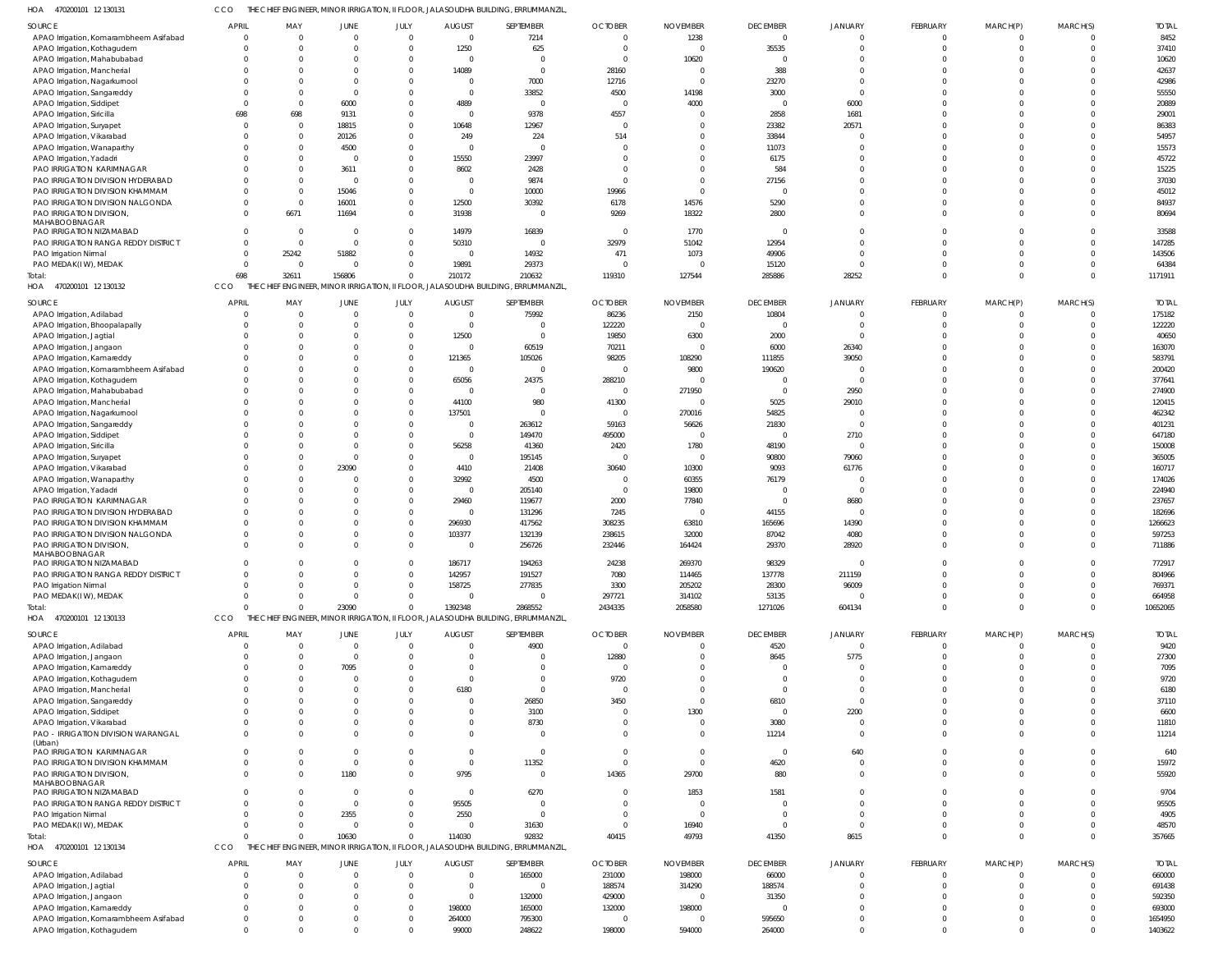HOA 470200101 12 130131 CCO THE CHIEF ENGINEER, MINOR IRRIGATION, II FLOOR, JALASOUDHA BUILDING, ERRUMMANZIL,

| SOURCE | APRIL | MAY | JUNE | JULY | AUGUST | SEPTEMBER | OCTOBER | NOVEMBER | DECEMBER | JANUARY | FEBRUARY | MARCH(P) | MARCH(S) | TOTAL |
|---|---|---|---|---|---|---|---|---|---|---|---|---|---|---|
| APAO Irrigation, Komarambheem Asifabad | 0 | 0 | 0 | 0 | 0 | 7214 | 0 | 1238 | 0 | 0 | 0 | 0 | 0 | 8452 |
| APAO Irrigation, Kothagudem | 0 | 0 | 0 | 0 | 1250 | 625 | 0 | 0 | 35535 | 0 | 0 | 0 | 0 | 37410 |
| APAO Irrigation, Mahabubabad | 0 | 0 | 0 | 0 | 0 | 0 | 0 | 10620 | 0 | 0 | 0 | 0 | 0 | 10620 |
| APAO Irrigation, Mancherial | 0 | 0 | 0 | 0 | 14089 | 0 | 28160 | 0 | 388 | 0 | 0 | 0 | 0 | 42637 |
| APAO Irrigation, Nagarkurnool | 0 | 0 | 0 | 0 | 0 | 7000 | 12716 | 0 | 23270 | 0 | 0 | 0 | 0 | 42986 |
| APAO Irrigation, Sangareddy | 0 | 0 | 0 | 0 | 0 | 33852 | 4500 | 14198 | 3000 | 0 | 0 | 0 | 0 | 55550 |
| APAO Irrigation, Siddipet | 0 | 0 | 6000 | 0 | 4889 | 0 | 0 | 4000 | 0 | 6000 | 0 | 0 | 0 | 20889 |
| APAO Irrigation, Siricilla | 698 | 698 | 9131 | 0 | 0 | 9378 | 4557 | 0 | 2858 | 1681 | 0 | 0 | 0 | 29001 |
| APAO Irrigation, Suryapet | 0 | 0 | 18815 | 0 | 10648 | 12967 | 0 | 0 | 23382 | 20571 | 0 | 0 | 0 | 86383 |
| APAO Irrigation, Vikarabad | 0 | 0 | 20126 | 0 | 249 | 224 | 514 | 0 | 33844 | 0 | 0 | 0 | 0 | 54957 |
| APAO Irrigation, Wanaparthy | 0 | 0 | 4500 | 0 | 0 | 0 | 0 | 0 | 11073 | 0 | 0 | 0 | 0 | 15573 |
| APAO Irrigation, Yadadri | 0 | 0 | 0 | 0 | 15550 | 23997 | 0 | 0 | 6175 | 0 | 0 | 0 | 0 | 45722 |
| PAO IRRIGATION KARIMNAGAR | 0 | 0 | 3611 | 0 | 8602 | 2428 | 0 | 0 | 584 | 0 | 0 | 0 | 0 | 15225 |
| PAO IRRIGATION DIVISION HYDERABAD | 0 | 0 | 0 | 0 | 0 | 9874 | 0 | 0 | 27156 | 0 | 0 | 0 | 0 | 37030 |
| PAO IRRIGATION DIVISION KHAMMAM | 0 | 0 | 15046 | 0 | 0 | 10000 | 19966 | 0 | 0 | 0 | 0 | 0 | 0 | 45012 |
| PAO IRRIGATION DIVISION NALGONDA | 0 | 0 | 16001 | 0 | 12500 | 30392 | 6178 | 14576 | 5290 | 0 | 0 | 0 | 0 | 84937 |
| PAO IRRIGATION DIVISION, MAHABOOBNAGAR | 0 | 6671 | 11694 | 0 | 31938 | 0 | 9269 | 18322 | 2800 | 0 | 0 | 0 | 0 | 80694 |
| PAO IRRIGATION NIZAMABAD | 0 | 0 | 0 | 0 | 14979 | 16839 | 0 | 1770 | 0 | 0 | 0 | 0 | 0 | 33588 |
| PAO IRRIGATION RANGA REDDY DISTRICT | 0 | 0 | 0 | 0 | 50310 | 0 | 32979 | 51042 | 12954 | 0 | 0 | 0 | 0 | 147285 |
| PAO Irrigation Nirmal | 0 | 25242 | 51882 | 0 | 0 | 14932 | 471 | 1073 | 49906 | 0 | 0 | 0 | 0 | 143506 |
| PAO MEDAK(IW), MEDAK | 0 | 0 | 0 | 0 | 19891 | 29373 | 0 | 0 | 15120 | 0 | 0 | 0 | 0 | 64384 |
| Total: | 698 | 32611 | 156806 | 0 | 210172 | 210632 | 119310 | 127544 | 285886 | 28252 | 0 | 0 | 0 | 1171911 |

HOA 470200101 12 130132 CCO THE CHIEF ENGINEER, MINOR IRRIGATION, II FLOOR, JALASOUDHA BUILDING, ERRUMMANZIL,

| SOURCE | APRIL | MAY | JUNE | JULY | AUGUST | SEPTEMBER | OCTOBER | NOVEMBER | DECEMBER | JANUARY | FEBRUARY | MARCH(P) | MARCH(S) | TOTAL |
|---|---|---|---|---|---|---|---|---|---|---|---|---|---|---|
| APAO Irrigation, Adilabad | 0 | 0 | 0 | 0 | 0 | 75992 | 86236 | 2150 | 10804 | 0 | 0 | 0 | 0 | 175182 |
| APAO Irrigation, Bhoopalapally | 0 | 0 | 0 | 0 | 0 | 0 | 122220 | 0 | 0 | 0 | 0 | 0 | 0 | 122220 |
| APAO Irrigation, Jagtial | 0 | 0 | 0 | 0 | 12500 | 0 | 19850 | 6300 | 2000 | 0 | 0 | 0 | 0 | 40650 |
| APAO Irrigation, Jangaon | 0 | 0 | 0 | 0 | 0 | 60519 | 70211 | 0 | 6000 | 26340 | 0 | 0 | 0 | 163070 |
| APAO Irrigation, Kamareddy | 0 | 0 | 0 | 0 | 121365 | 105026 | 98205 | 108290 | 111855 | 39050 | 0 | 0 | 0 | 583791 |
| APAO Irrigation, Komarambheem Asifabad | 0 | 0 | 0 | 0 | 0 | 0 | 0 | 9800 | 190620 | 0 | 0 | 0 | 0 | 200420 |
| APAO Irrigation, Kothagudem | 0 | 0 | 0 | 0 | 65056 | 24375 | 288210 | 0 | 0 | 0 | 0 | 0 | 0 | 377641 |
| APAO Irrigation, Mahabubabad | 0 | 0 | 0 | 0 | 0 | 0 | 0 | 271950 | 0 | 2950 | 0 | 0 | 0 | 274900 |
| APAO Irrigation, Mancherial | 0 | 0 | 0 | 0 | 44100 | 980 | 41300 | 0 | 5025 | 29010 | 0 | 0 | 0 | 120415 |
| APAO Irrigation, Nagarkurnool | 0 | 0 | 0 | 0 | 137501 | 0 | 0 | 270016 | 54825 | 0 | 0 | 0 | 0 | 462342 |
| APAO Irrigation, Sangareddy | 0 | 0 | 0 | 0 | 0 | 263612 | 59163 | 56626 | 21830 | 0 | 0 | 0 | 0 | 401231 |
| APAO Irrigation, Siddipet | 0 | 0 | 0 | 0 | 0 | 149470 | 495000 | 0 | 0 | 2710 | 0 | 0 | 0 | 647180 |
| APAO Irrigation, Siricilla | 0 | 0 | 0 | 0 | 56258 | 41360 | 2420 | 1780 | 48190 | 0 | 0 | 0 | 0 | 150008 |
| APAO Irrigation, Suryapet | 0 | 0 | 0 | 0 | 0 | 195145 | 0 | 0 | 90800 | 79060 | 0 | 0 | 0 | 365005 |
| APAO Irrigation, Vikarabad | 0 | 0 | 23090 | 0 | 4410 | 21408 | 30640 | 10300 | 9093 | 61776 | 0 | 0 | 0 | 160717 |
| APAO Irrigation, Wanaparthy | 0 | 0 | 0 | 0 | 32992 | 4500 | 0 | 60355 | 76179 | 0 | 0 | 0 | 0 | 174026 |
| APAO Irrigation, Yadadri | 0 | 0 | 0 | 0 | 0 | 205140 | 0 | 19800 | 0 | 0 | 0 | 0 | 0 | 224940 |
| PAO IRRIGATION KARIMNAGAR | 0 | 0 | 0 | 0 | 29460 | 119677 | 2000 | 77840 | 0 | 8680 | 0 | 0 | 0 | 237657 |
| PAO IRRIGATION DIVISION HYDERABAD | 0 | 0 | 0 | 0 | 0 | 131296 | 7245 | 0 | 44155 | 0 | 0 | 0 | 0 | 182696 |
| PAO IRRIGATION DIVISION KHAMMAM | 0 | 0 | 0 | 0 | 296930 | 417562 | 308235 | 63810 | 165696 | 14390 | 0 | 0 | 0 | 1266623 |
| PAO IRRIGATION DIVISION NALGONDA | 0 | 0 | 0 | 0 | 103377 | 132139 | 238615 | 32000 | 87042 | 4080 | 0 | 0 | 0 | 597253 |
| PAO IRRIGATION DIVISION, MAHABOOBNAGAR | 0 | 0 | 0 | 0 | 0 | 256726 | 232446 | 164424 | 29370 | 28920 | 0 | 0 | 0 | 711886 |
| PAO IRRIGATION NIZAMABAD | 0 | 0 | 0 | 0 | 186717 | 194263 | 24238 | 269370 | 98329 | 0 | 0 | 0 | 0 | 772917 |
| PAO IRRIGATION RANGA REDDY DISTRICT | 0 | 0 | 0 | 0 | 142957 | 191527 | 7080 | 114465 | 137778 | 211159 | 0 | 0 | 0 | 804966 |
| PAO Irrigation Nirmal | 0 | 0 | 0 | 0 | 158725 | 277835 | 3300 | 205202 | 28300 | 96009 | 0 | 0 | 0 | 769371 |
| PAO MEDAK(IW), MEDAK | 0 | 0 | 0 | 0 | 0 | 0 | 297721 | 314102 | 53135 | 0 | 0 | 0 | 0 | 664958 |
| Total: | 0 | 0 | 23090 | 0 | 1392348 | 2868552 | 2434335 | 2058580 | 1271026 | 604134 | 0 | 0 | 0 | 10652065 |

HOA 470200101 12 130133 CCO THE CHIEF ENGINEER, MINOR IRRIGATION, II FLOOR, JALASOUDHA BUILDING, ERRUMMANZIL,

| SOURCE | APRIL | MAY | JUNE | JULY | AUGUST | SEPTEMBER | OCTOBER | NOVEMBER | DECEMBER | JANUARY | FEBRUARY | MARCH(P) | MARCH(S) | TOTAL |
|---|---|---|---|---|---|---|---|---|---|---|---|---|---|---|
| APAO Irrigation, Adilabad | 0 | 0 | 0 | 0 | 0 | 4900 | 0 | 0 | 4520 | 0 | 0 | 0 | 0 | 9420 |
| APAO Irrigation, Jangaon | 0 | 0 | 0 | 0 | 0 | 0 | 12880 | 0 | 8645 | 5775 | 0 | 0 | 0 | 27300 |
| APAO Irrigation, Kamareddy | 0 | 0 | 7095 | 0 | 0 | 0 | 0 | 0 | 0 | 0 | 0 | 0 | 0 | 7095 |
| APAO Irrigation, Kothagudem | 0 | 0 | 0 | 0 | 0 | 0 | 9720 | 0 | 0 | 0 | 0 | 0 | 0 | 9720 |
| APAO Irrigation, Mancherial | 0 | 0 | 0 | 0 | 6180 | 0 | 0 | 0 | 0 | 0 | 0 | 0 | 0 | 6180 |
| APAO Irrigation, Sangareddy | 0 | 0 | 0 | 0 | 0 | 26850 | 3450 | 0 | 6810 | 0 | 0 | 0 | 0 | 37110 |
| APAO Irrigation, Siddipet | 0 | 0 | 0 | 0 | 0 | 3100 | 0 | 1300 | 0 | 2200 | 0 | 0 | 0 | 6600 |
| APAO Irrigation, Vikarabad | 0 | 0 | 0 | 0 | 0 | 8730 | 0 | 0 | 3080 | 0 | 0 | 0 | 0 | 11810 |
| PAO - IRRIGATION DIVISION WARANGAL (Urban) | 0 | 0 | 0 | 0 | 0 | 0 | 0 | 0 | 11214 | 0 | 0 | 0 | 0 | 11214 |
| PAO IRRIGATION KARIMNAGAR | 0 | 0 | 0 | 0 | 0 | 0 | 0 | 0 | 0 | 640 | 0 | 0 | 0 | 640 |
| PAO IRRIGATION DIVISION KHAMMAM | 0 | 0 | 0 | 0 | 0 | 11352 | 0 | 0 | 4620 | 0 | 0 | 0 | 0 | 15972 |
| PAO IRRIGATION DIVISION, MAHABOOBNAGAR | 0 | 0 | 1180 | 0 | 9795 | 0 | 14365 | 29700 | 880 | 0 | 0 | 0 | 0 | 55920 |
| PAO IRRIGATION NIZAMABAD | 0 | 0 | 0 | 0 | 0 | 6270 | 0 | 1853 | 1581 | 0 | 0 | 0 | 0 | 9704 |
| PAO IRRIGATION RANGA REDDY DISTRICT | 0 | 0 | 0 | 0 | 95505 | 0 | 0 | 0 | 0 | 0 | 0 | 0 | 0 | 95505 |
| PAO Irrigation Nirmal | 0 | 0 | 2355 | 0 | 2550 | 0 | 0 | 0 | 0 | 0 | 0 | 0 | 0 | 4905 |
| PAO MEDAK(IW), MEDAK | 0 | 0 | 0 | 0 | 0 | 31630 | 0 | 16940 | 0 | 0 | 0 | 0 | 0 | 48570 |
| Total: | 0 | 0 | 10630 | 0 | 114030 | 92832 | 40415 | 49793 | 41350 | 8615 | 0 | 0 | 0 | 357665 |

HOA 470200101 12 130134 CCO THE CHIEF ENGINEER, MINOR IRRIGATION, II FLOOR, JALASOUDHA BUILDING, ERRUMMANZIL,

| SOURCE | APRIL | MAY | JUNE | JULY | AUGUST | SEPTEMBER | OCTOBER | NOVEMBER | DECEMBER | JANUARY | FEBRUARY | MARCH(P) | MARCH(S) | TOTAL |
|---|---|---|---|---|---|---|---|---|---|---|---|---|---|---|
| APAO Irrigation, Adilabad | 0 | 0 | 0 | 0 | 0 | 165000 | 231000 | 198000 | 66000 | 0 | 0 | 0 | 0 | 660000 |
| APAO Irrigation, Jagtial | 0 | 0 | 0 | 0 | 0 | 0 | 188574 | 314290 | 188574 | 0 | 0 | 0 | 0 | 691438 |
| APAO Irrigation, Jangaon | 0 | 0 | 0 | 0 | 0 | 132000 | 429000 | 0 | 31350 | 0 | 0 | 0 | 0 | 592350 |
| APAO Irrigation, Kamareddy | 0 | 0 | 0 | 0 | 198000 | 165000 | 132000 | 198000 | 0 | 0 | 0 | 0 | 0 | 693000 |
| APAO Irrigation, Komarambheem Asifabad | 0 | 0 | 0 | 0 | 264000 | 795300 | 0 | 0 | 595650 | 0 | 0 | 0 | 0 | 1654950 |
| APAO Irrigation, Kothagudem | 0 | 0 | 0 | 0 | 99000 | 248622 | 198000 | 594000 | 264000 | 0 | 0 | 0 | 0 | 1403622 |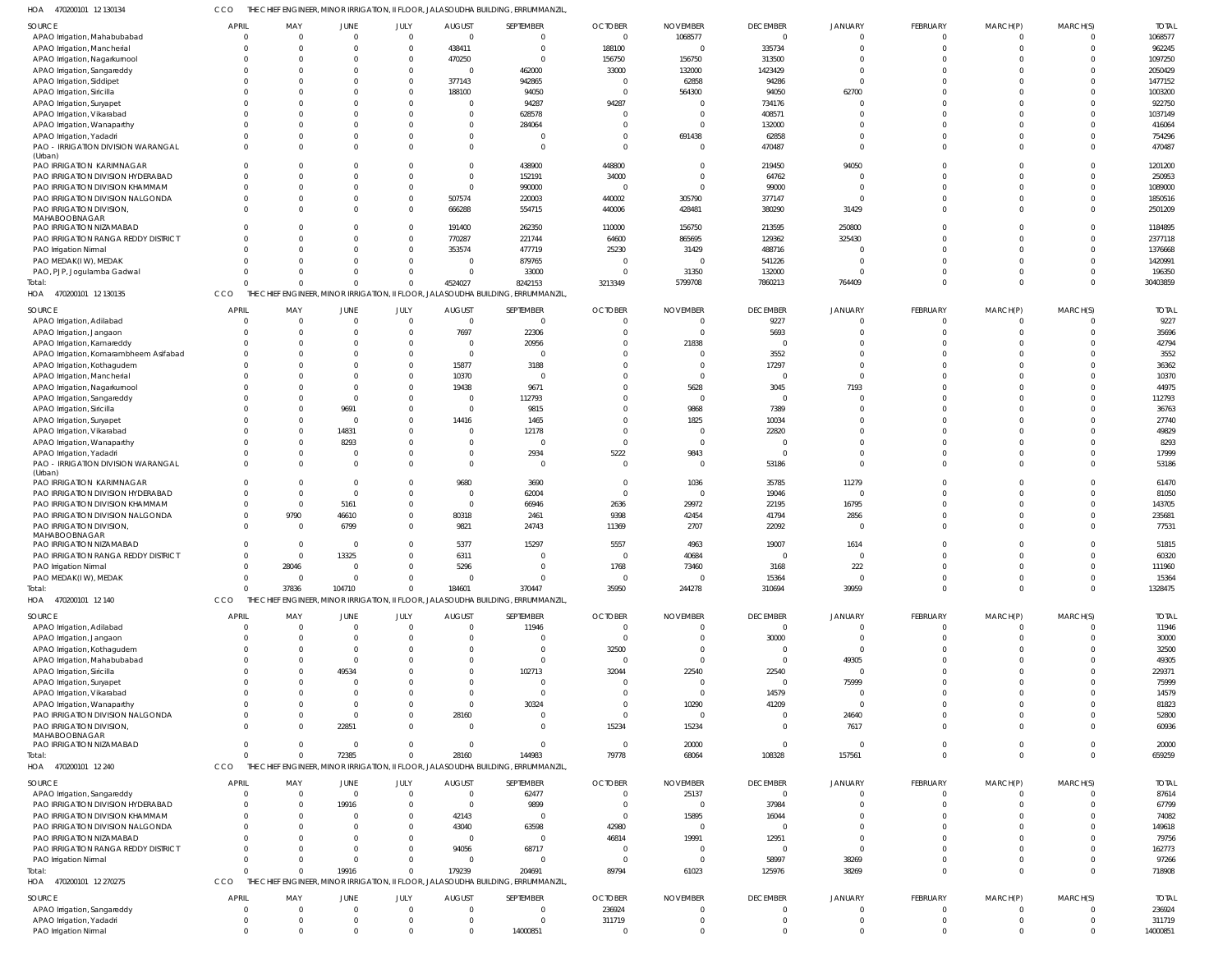HOA 470200101 12 130134 CCO THE CHIEF ENGINEER, MINOR IRRIGATION, II FLOOR, JALASOUDHA BUILDING, ERRUMMANZIL,

| SOURCE | APRIL | MAY | JUNE | JULY | AUGUST | SEPTEMBER | OCTOBER | NOVEMBER | DECEMBER | JANUARY | FEBRUARY | MARCH(P) | MARCH(S) | TOTAL |
|---|---|---|---|---|---|---|---|---|---|---|---|---|---|---|
| APAO Irrigation, Mahabubabad | 0 | 0 | 0 | 0 | 0 | 0 | 0 | 1068577 | 0 | 0 | 0 | 0 | 0 | 1068577 |
| APAO Irrigation, Mancherial | 0 | 0 | 0 | 0 | 438411 | 0 | 188100 | 0 | 335734 | 0 | 0 | 0 | 0 | 962245 |
| APAO Irrigation, Nagarkurnool | 0 | 0 | 0 | 0 | 470250 | 0 | 156750 | 156750 | 313500 | 0 | 0 | 0 | 0 | 1097250 |
| APAO Irrigation, Sangareddy | 0 | 0 | 0 | 0 | 0 | 462000 | 33000 | 132000 | 1423429 | 0 | 0 | 0 | 0 | 2050429 |
| APAO Irrigation, Siddipet | 0 | 0 | 0 | 0 | 377143 | 942865 | 0 | 62858 | 94286 | 0 | 0 | 0 | 0 | 1477152 |
| APAO Irrigation, Siricilla | 0 | 0 | 0 | 0 | 188100 | 94050 | 0 | 564300 | 94050 | 62700 | 0 | 0 | 0 | 1003200 |
| APAO Irrigation, Suryapet | 0 | 0 | 0 | 0 | 0 | 94287 | 94287 | 0 | 734176 | 0 | 0 | 0 | 0 | 922750 |
| APAO Irrigation, Vikarabad | 0 | 0 | 0 | 0 | 0 | 628578 | 0 | 0 | 408571 | 0 | 0 | 0 | 0 | 1037149 |
| APAO Irrigation, Wanaparthy | 0 | 0 | 0 | 0 | 0 | 284064 | 0 | 0 | 132000 | 0 | 0 | 0 | 0 | 416064 |
| APAO Irrigation, Yadadri | 0 | 0 | 0 | 0 | 0 | 0 | 0 | 691438 | 62858 | 0 | 0 | 0 | 0 | 754296 |
| PAO - IRRIGATION DIVISION WARANGAL (Urban) | 0 | 0 | 0 | 0 | 0 | 0 | 0 | 0 | 470487 | 0 | 0 | 0 | 0 | 470487 |
| PAO IRRIGATION KARIMNAGAR | 0 | 0 | 0 | 0 | 0 | 438900 | 448800 | 0 | 219450 | 94050 | 0 | 0 | 0 | 1201200 |
| PAO IRRIGATION DIVISION HYDERABAD | 0 | 0 | 0 | 0 | 0 | 152191 | 34000 | 0 | 64762 | 0 | 0 | 0 | 0 | 250953 |
| PAO IRRIGATION DIVISION KHAMMAM | 0 | 0 | 0 | 0 | 0 | 990000 | 0 | 0 | 99000 | 0 | 0 | 0 | 0 | 1089000 |
| PAO IRRIGATION DIVISION NALGONDA | 0 | 0 | 0 | 0 | 507574 | 220003 | 440002 | 305790 | 377147 | 0 | 0 | 0 | 0 | 1850516 |
| PAO IRRIGATION DIVISION, MAHABOOBNAGAR | 0 | 0 | 0 | 0 | 666288 | 554715 | 440006 | 428481 | 380290 | 31429 | 0 | 0 | 0 | 2501209 |
| PAO IRRIGATION NIZAMABAD | 0 | 0 | 0 | 0 | 191400 | 262350 | 110000 | 156750 | 213595 | 250800 | 0 | 0 | 0 | 1184895 |
| PAO IRRIGATION RANGA REDDY DISTRICT | 0 | 0 | 0 | 0 | 770287 | 221744 | 64600 | 865695 | 129362 | 325430 | 0 | 0 | 0 | 2377118 |
| PAO Irrigation Nirmal | 0 | 0 | 0 | 0 | 353574 | 477719 | 25230 | 31429 | 488716 | 0 | 0 | 0 | 0 | 1376668 |
| PAO MEDAK(IW), MEDAK | 0 | 0 | 0 | 0 | 0 | 879765 | 0 | 0 | 541226 | 0 | 0 | 0 | 0 | 1420991 |
| PAO, PJP, Jogulamba Gadwal | 0 | 0 | 0 | 0 | 0 | 33000 | 0 | 31350 | 132000 | 0 | 0 | 0 | 0 | 196350 |
| Total: | 0 | 0 | 0 | 0 | 4524027 | 8242153 | 3213349 | 5799708 | 7860213 | 764409 | 0 | 0 | 0 | 30403859 |

HOA 470200101 12 130135 CCO THE CHIEF ENGINEER, MINOR IRRIGATION, II FLOOR, JALASOUDHA BUILDING, ERRUMMANZIL,

| SOURCE | APRIL | MAY | JUNE | JULY | AUGUST | SEPTEMBER | OCTOBER | NOVEMBER | DECEMBER | JANUARY | FEBRUARY | MARCH(P) | MARCH(S) | TOTAL |
|---|---|---|---|---|---|---|---|---|---|---|---|---|---|---|
| APAO Irrigation, Adilabad | 0 | 0 | 0 | 0 | 0 | 0 | 0 | 0 | 9227 | 0 | 0 | 0 | 0 | 9227 |
| APAO Irrigation, Jangaon | 0 | 0 | 0 | 0 | 7697 | 22306 | 0 | 0 | 5693 | 0 | 0 | 0 | 0 | 35696 |
| APAO Irrigation, Kamareddy | 0 | 0 | 0 | 0 | 0 | 20956 | 0 | 21838 | 0 | 0 | 0 | 0 | 0 | 42794 |
| APAO Irrigation, Komarambheem Asifabad | 0 | 0 | 0 | 0 | 0 | 0 | 0 | 0 | 3552 | 0 | 0 | 0 | 0 | 3552 |
| APAO Irrigation, Kothagudem | 0 | 0 | 0 | 0 | 15877 | 3188 | 0 | 0 | 17297 | 0 | 0 | 0 | 0 | 36362 |
| APAO Irrigation, Mancherial | 0 | 0 | 0 | 0 | 10370 | 0 | 0 | 0 | 0 | 0 | 0 | 0 | 0 | 10370 |
| APAO Irrigation, Nagarkurnool | 0 | 0 | 0 | 0 | 19438 | 9671 | 0 | 5628 | 3045 | 7193 | 0 | 0 | 0 | 44975 |
| APAO Irrigation, Sangareddy | 0 | 0 | 0 | 0 | 0 | 112793 | 0 | 0 | 0 | 0 | 0 | 0 | 0 | 112793 |
| APAO Irrigation, Siricilla | 0 | 0 | 9691 | 0 | 0 | 9815 | 0 | 9868 | 7389 | 0 | 0 | 0 | 0 | 36763 |
| APAO Irrigation, Suryapet | 0 | 0 | 0 | 0 | 14416 | 1465 | 0 | 1825 | 10034 | 0 | 0 | 0 | 0 | 27740 |
| APAO Irrigation, Vikarabad | 0 | 0 | 14831 | 0 | 0 | 12178 | 0 | 0 | 22820 | 0 | 0 | 0 | 0 | 49829 |
| APAO Irrigation, Wanaparthy | 0 | 0 | 8293 | 0 | 0 | 0 | 0 | 0 | 0 | 0 | 0 | 0 | 0 | 8293 |
| APAO Irrigation, Yadadri | 0 | 0 | 0 | 0 | 0 | 2934 | 5222 | 9843 | 0 | 0 | 0 | 0 | 0 | 17999 |
| PAO - IRRIGATION DIVISION WARANGAL (Urban) | 0 | 0 | 0 | 0 | 0 | 0 | 0 | 0 | 53186 | 0 | 0 | 0 | 0 | 53186 |
| PAO IRRIGATION KARIMNAGAR | 0 | 0 | 0 | 0 | 9680 | 3690 | 0 | 1036 | 35785 | 11279 | 0 | 0 | 0 | 61470 |
| PAO IRRIGATION DIVISION HYDERABAD | 0 | 0 | 0 | 0 | 0 | 62004 | 0 | 0 | 19046 | 0 | 0 | 0 | 0 | 81050 |
| PAO IRRIGATION DIVISION KHAMMAM | 0 | 0 | 5161 | 0 | 0 | 66946 | 2636 | 29972 | 22195 | 16795 | 0 | 0 | 0 | 143705 |
| PAO IRRIGATION DIVISION NALGONDA | 0 | 9790 | 46610 | 0 | 80318 | 2461 | 9398 | 42454 | 41794 | 2856 | 0 | 0 | 0 | 235681 |
| PAO IRRIGATION DIVISION, MAHABOOBNAGAR | 0 | 0 | 6799 | 0 | 9821 | 24743 | 11369 | 2707 | 22092 | 0 | 0 | 0 | 0 | 77531 |
| PAO IRRIGATION NIZAMABAD | 0 | 0 | 0 | 0 | 5377 | 15297 | 5557 | 4963 | 19007 | 1614 | 0 | 0 | 0 | 51815 |
| PAO IRRIGATION RANGA REDDY DISTRICT | 0 | 0 | 13325 | 0 | 6311 | 0 | 0 | 40684 | 0 | 0 | 0 | 0 | 0 | 60320 |
| PAO Irrigation Nirmal | 0 | 28046 | 0 | 0 | 5296 | 0 | 1768 | 73460 | 3168 | 222 | 0 | 0 | 0 | 111960 |
| PAO MEDAK(IW), MEDAK | 0 | 0 | 0 | 0 | 0 | 0 | 0 | 0 | 15364 | 0 | 0 | 0 | 0 | 15364 |
| Total: | 0 | 37836 | 104710 | 0 | 184601 | 370447 | 35950 | 244278 | 310694 | 39959 | 0 | 0 | 0 | 1328475 |

HOA 470200101 12 140 CCO THE CHIEF ENGINEER, MINOR IRRIGATION, II FLOOR, JALASOUDHA BUILDING, ERRUMMANZIL,

| SOURCE | APRIL | MAY | JUNE | JULY | AUGUST | SEPTEMBER | OCTOBER | NOVEMBER | DECEMBER | JANUARY | FEBRUARY | MARCH(P) | MARCH(S) | TOTAL |
|---|---|---|---|---|---|---|---|---|---|---|---|---|---|---|
| APAO Irrigation, Adilabad | 0 | 0 | 0 | 0 | 0 | 11946 | 0 | 0 | 0 | 0 | 0 | 0 | 0 | 11946 |
| APAO Irrigation, Jangaon | 0 | 0 | 0 | 0 | 0 | 0 | 0 | 0 | 30000 | 0 | 0 | 0 | 0 | 30000 |
| APAO Irrigation, Kothagudem | 0 | 0 | 0 | 0 | 0 | 0 | 32500 | 0 | 0 | 0 | 0 | 0 | 0 | 32500 |
| APAO Irrigation, Mahabubabad | 0 | 0 | 0 | 0 | 0 | 0 | 0 | 0 | 0 | 49305 | 0 | 0 | 0 | 49305 |
| APAO Irrigation, Siricilla | 0 | 0 | 49534 | 0 | 0 | 102713 | 32044 | 22540 | 22540 | 0 | 0 | 0 | 0 | 229371 |
| APAO Irrigation, Suryapet | 0 | 0 | 0 | 0 | 0 | 0 | 0 | 0 | 0 | 75999 | 0 | 0 | 0 | 75999 |
| APAO Irrigation, Vikarabad | 0 | 0 | 0 | 0 | 0 | 0 | 0 | 0 | 14579 | 0 | 0 | 0 | 0 | 14579 |
| APAO Irrigation, Wanaparthy | 0 | 0 | 0 | 0 | 0 | 30324 | 0 | 10290 | 41209 | 0 | 0 | 0 | 0 | 81823 |
| PAO IRRIGATION DIVISION NALGONDA | 0 | 0 | 0 | 0 | 28160 | 0 | 0 | 0 | 0 | 24640 | 0 | 0 | 0 | 52800 |
| PAO IRRIGATION DIVISION, MAHABOOBNAGAR | 0 | 0 | 22851 | 0 | 0 | 0 | 15234 | 15234 | 0 | 7617 | 0 | 0 | 0 | 60936 |
| PAO IRRIGATION NIZAMABAD | 0 | 0 | 0 | 0 | 0 | 0 | 0 | 20000 | 0 | 0 | 0 | 0 | 0 | 20000 |
| Total: | 0 | 0 | 72385 | 0 | 28160 | 144983 | 79778 | 68064 | 108328 | 157561 | 0 | 0 | 0 | 659259 |

HOA 470200101 12 240 CCO THE CHIEF ENGINEER, MINOR IRRIGATION, II FLOOR, JALASOUDHA BUILDING, ERRUMMANZIL,

| SOURCE | APRIL | MAY | JUNE | JULY | AUGUST | SEPTEMBER | OCTOBER | NOVEMBER | DECEMBER | JANUARY | FEBRUARY | MARCH(P) | MARCH(S) | TOTAL |
|---|---|---|---|---|---|---|---|---|---|---|---|---|---|---|
| APAO Irrigation, Sangareddy | 0 | 0 | 0 | 0 | 0 | 62477 | 0 | 25137 | 0 | 0 | 0 | 0 | 0 | 87614 |
| PAO IRRIGATION DIVISION HYDERABAD | 0 | 0 | 19916 | 0 | 0 | 9899 | 0 | 0 | 37984 | 0 | 0 | 0 | 0 | 67799 |
| PAO IRRIGATION DIVISION KHAMMAM | 0 | 0 | 0 | 0 | 42143 | 0 | 0 | 15895 | 16044 | 0 | 0 | 0 | 0 | 74082 |
| PAO IRRIGATION DIVISION NALGONDA | 0 | 0 | 0 | 0 | 43040 | 63598 | 42980 | 0 | 0 | 0 | 0 | 0 | 0 | 149618 |
| PAO IRRIGATION NIZAMABAD | 0 | 0 | 0 | 0 | 0 | 0 | 46814 | 19991 | 12951 | 0 | 0 | 0 | 0 | 79756 |
| PAO IRRIGATION RANGA REDDY DISTRICT | 0 | 0 | 0 | 0 | 94056 | 68717 | 0 | 0 | 0 | 0 | 0 | 0 | 0 | 162773 |
| PAO Irrigation Nirmal | 0 | 0 | 0 | 0 | 0 | 0 | 0 | 0 | 58997 | 38269 | 0 | 0 | 0 | 97266 |
| Total: | 0 | 0 | 19916 | 0 | 179239 | 204691 | 89794 | 61023 | 125976 | 38269 | 0 | 0 | 0 | 718908 |

HOA 470200101 12 270275 CCO THE CHIEF ENGINEER, MINOR IRRIGATION, II FLOOR, JALASOUDHA BUILDING, ERRUMMANZIL,

| SOURCE | APRIL | MAY | JUNE | JULY | AUGUST | SEPTEMBER | OCTOBER | NOVEMBER | DECEMBER | JANUARY | FEBRUARY | MARCH(P) | MARCH(S) | TOTAL |
|---|---|---|---|---|---|---|---|---|---|---|---|---|---|---|
| APAO Irrigation, Sangareddy | 0 | 0 | 0 | 0 | 0 | 0 | 236924 | 0 | 0 | 0 | 0 | 0 | 0 | 236924 |
| APAO Irrigation, Yadadri | 0 | 0 | 0 | 0 | 0 | 0 | 311719 | 0 | 0 | 0 | 0 | 0 | 0 | 311719 |
| PAO Irrigation Nirmal | 0 | 0 | 0 | 0 | 0 | 14000851 | 0 | 0 | 0 | 0 | 0 | 0 | 0 | 14000851 |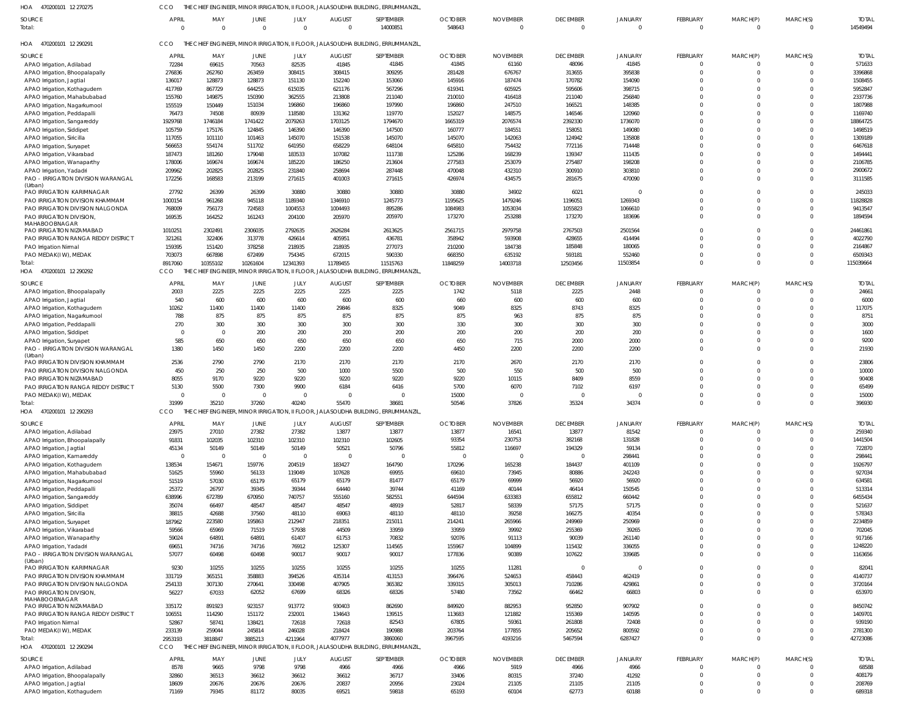HOA 470200101 12 270275 CCO THE CHIEF ENGINEER, MINOR IRRIGATION, II FLOOR, JALASOUDHA BUILDING, ERRUMMANZIL,

| SOURCE | APRIL | MAY | JUNE | JULY | AUGUST | SEPTEMBER | OCTOBER | NOVEMBER | DECEMBER | JANUARY | FEBRUARY | MARCH(P) | MARCH(S) | TOTAL |
|---|---|---|---|---|---|---|---|---|---|---|---|---|---|---|
| Total: | 0 | 0 | 0 | 0 | 0 | 14000851 | 548643 | 0 | 0 | 0 | 0 | 0 | 0 | 14549494 |

HOA 470200101 12 290291 CCO THE CHIEF ENGINEER, MINOR IRRIGATION, II FLOOR, JALASOUDHA BUILDING, ERRUMMANZIL,

| SOURCE | APRIL | MAY | JUNE | JULY | AUGUST | SEPTEMBER | OCTOBER | NOVEMBER | DECEMBER | JANUARY | FEBRUARY | MARCH(P) | MARCH(S) | TOTAL |
|---|---|---|---|---|---|---|---|---|---|---|---|---|---|---|
| APAO Irrigation, Adilabad | 72284 | 69615 | 70563 | 82535 | 41845 | 41845 | 41845 | 61160 | 48096 | 41845 | 0 | 0 | 0 | 571633 |
| APAO Irrigation, Bhoopalapally | 276836 | 262760 | 263459 | 308415 | 308415 | 309295 | 281428 | 676767 | 313655 | 395838 | 0 | 0 | 0 | 3396868 |
| APAO Irrigation, Jagtial | 136017 | 128873 | 128873 | 151130 | 152240 | 153060 | 145916 | 187474 | 170782 | 154090 | 0 | 0 | 0 | 1508455 |
| APAO Irrigation, Kothagudem | 417769 | 867729 | 644255 | 615035 | 621176 | 567296 | 619341 | 605925 | 595606 | 398715 | 0 | 0 | 0 | 5952847 |
| APAO Irrigation, Mahabubabad | 155760 | 149875 | 150390 | 362555 | 213808 | 211040 | 210010 | 416418 | 211040 | 256840 | 0 | 0 | 0 | 2337736 |
| APAO Irrigation, Nagarkurnool | 155519 | 150449 | 151034 | 196860 | 196860 | 197990 | 196860 | 247510 | 166521 | 148385 | 0 | 0 | 0 | 1807988 |
| APAO Irrigation, Peddapalli | 76473 | 74508 | 80939 | 118580 | 131362 | 119770 | 152027 | 148575 | 146546 | 120960 | 0 | 0 | 0 | 1169740 |
| APAO Irrigation, Sangareddy | 1929768 | 1746184 | 1741422 | 2079263 | 1703125 | 1794670 | 1665319 | 2076574 | 2392330 | 1736070 | 0 | 0 | 0 | 18864725 |
| APAO Irrigation, Siddipet | 105759 | 175176 | 124845 | 146390 | 146390 | 147500 | 160777 | 184551 | 158051 | 149080 | 0 | 0 | 0 | 1498519 |
| APAO Irrigation, Siricilla | 117055 | 101110 | 101463 | 145070 | 151538 | 145070 | 145070 | 142063 | 124942 | 135808 | 0 | 0 | 0 | 1309189 |
| APAO Irrigation, Suryapet | 566653 | 554174 | 511702 | 641950 | 658229 | 648104 | 645810 | 754432 | 772116 | 714448 | 0 | 0 | 0 | 6467618 |
| APAO Irrigation, Vikarabad | 187473 | 181260 | 179048 | 183533 | 107082 | 111738 | 125286 | 168239 | 139347 | 111435 | 0 | 0 | 0 | 1494441 |
| APAO Irrigation, Wanaparthy | 178006 | 169674 | 169674 | 185220 | 186250 | 213604 | 277583 | 253079 | 275487 | 198208 | 0 | 0 | 0 | 2106785 |
| APAO Irrigation, Yadadri | 209962 | 202825 | 202825 | 231840 | 258694 | 287448 | 470048 | 432310 | 300910 | 303810 | 0 | 0 | 0 | 2900672 |
| PAO - IRRIGATION DIVISION WARANGAL (Urban) | 172256 | 168583 | 213199 | 271615 | 401003 | 271615 | 426974 | 434575 | 281675 | 470090 | 0 | 0 | 0 | 3111585 |
| PAO IRRIGATION KARIMNAGAR | 27792 | 26399 | 26399 | 30880 | 30880 | 30880 | 30880 | 34902 | 6021 | 0 | 0 | 0 | 0 | 245033 |
| PAO IRRIGATION DIVISION KHAMMAM | 1000154 | 961268 | 945118 | 1189340 | 1346910 | 1245773 | 1195625 | 1479246 | 1196051 | 1269343 | 0 | 0 | 0 | 11828828 |
| PAO IRRIGATION DIVISION NALGONDA | 768009 | 756173 | 724583 | 1004553 | 1004493 | 895286 | 1084983 | 1053034 | 1055823 | 1066610 | 0 | 0 | 0 | 9413547 |
| PAO IRRIGATION DIVISION, MAHABOOBNAGAR | 169535 | 164252 | 161243 | 204100 | 205970 | 205970 | 173270 | 253288 | 173270 | 183696 | 0 | 0 | 0 | 1894594 |
| PAO IRRIGATION NIZAMABAD | 1010251 | 2302491 | 2306035 | 2792635 | 2626284 | 2613625 | 2561715 | 2979758 | 2767503 | 2501564 | 0 | 0 | 0 | 24461861 |
| PAO IRRIGATION RANGA REDDY DISTRICT | 321261 | 322406 | 313778 | 426614 | 405951 | 436781 | 358942 | 593908 | 428655 | 414494 | 0 | 0 | 0 | 4022790 |
| PAO Irrigation Nirmal | 159395 | 151420 | 378258 | 218935 | 218935 | 277073 | 210200 | 184738 | 185848 | 180065 | 0 | 0 | 0 | 2164867 |
| PAO MEDAK(IW), MEDAK | 703073 | 667898 | 672499 | 754345 | 672015 | 590330 | 668350 | 635192 | 593181 | 552460 | 0 | 0 | 0 | 6509343 |
| Total: | 8917060 | 10355102 | 10261604 | 12341393 | 11789455 | 11515763 | 11848259 | 14003718 | 12503456 | 11503854 | 0 | 0 | 0 | 115039664 |

HOA 470200101 12 290292 CCO THE CHIEF ENGINEER, MINOR IRRIGATION, II FLOOR, JALASOUDHA BUILDING, ERRUMMANZIL,

| SOURCE | APRIL | MAY | JUNE | JULY | AUGUST | SEPTEMBER | OCTOBER | NOVEMBER | DECEMBER | JANUARY | FEBRUARY | MARCH(P) | MARCH(S) | TOTAL |
|---|---|---|---|---|---|---|---|---|---|---|---|---|---|---|
| APAO Irrigation, Bhoopalapally | 2003 | 2225 | 2225 | 2225 | 2225 | 2225 | 1742 | 5118 | 2225 | 2448 | 0 | 0 | 0 | 24661 |
| APAO Irrigation, Jagtial | 540 | 600 | 600 | 600 | 600 | 600 | 660 | 600 | 600 | 600 | 0 | 0 | 0 | 6000 |
| APAO Irrigation, Kothagudem | 10262 | 11400 | 11400 | 11400 | 29846 | 8325 | 9049 | 8325 | 8743 | 8325 | 0 | 0 | 0 | 117075 |
| APAO Irrigation, Nagarkurnool | 788 | 875 | 875 | 875 | 875 | 875 | 875 | 963 | 875 | 875 | 0 | 0 | 0 | 8751 |
| APAO Irrigation, Peddapalli | 270 | 300 | 300 | 300 | 300 | 300 | 330 | 300 | 300 | 300 | 0 | 0 | 0 | 3000 |
| APAO Irrigation, Siddipet | 0 | 0 | 200 | 200 | 200 | 200 | 200 | 200 | 200 | 200 | 0 | 0 | 0 | 1600 |
| APAO Irrigation, Suryapet | 585 | 650 | 650 | 650 | 650 | 650 | 650 | 715 | 2000 | 2000 | 0 | 0 | 0 | 9200 |
| PAO - IRRIGATION DIVISION WARANGAL (Urban) | 1380 | 1450 | 1450 | 2200 | 2200 | 2200 | 4450 | 2200 | 2200 | 2200 | 0 | 0 | 0 | 21930 |
| PAO IRRIGATION DIVISION KHAMMAM | 2536 | 2790 | 2790 | 2170 | 2170 | 2170 | 2170 | 2670 | 2170 | 2170 | 0 | 0 | 0 | 23806 |
| PAO IRRIGATION DIVISION NALGONDA | 450 | 250 | 250 | 500 | 1000 | 5500 | 500 | 550 | 500 | 500 | 0 | 0 | 0 | 10000 |
| PAO IRRIGATION NIZAMABAD | 8055 | 9170 | 9220 | 9220 | 9220 | 9220 | 9220 | 10115 | 8409 | 8559 | 0 | 0 | 0 | 90408 |
| PAO IRRIGATION RANGA REDDY DISTRICT | 5130 | 5500 | 7300 | 9900 | 6184 | 6416 | 5700 | 6070 | 7102 | 6197 | 0 | 0 | 0 | 65499 |
| PAO MEDAK(IW), MEDAK | 0 | 0 | 0 | 0 | 0 | 0 | 15000 | 0 | 0 | 0 | 0 | 0 | 0 | 15000 |
| Total: | 31999 | 35210 | 37260 | 40240 | 55470 | 38681 | 50546 | 37826 | 35324 | 34374 | 0 | 0 | 0 | 396930 |

HOA 470200101 12 290293 CCO THE CHIEF ENGINEER, MINOR IRRIGATION, II FLOOR, JALASOUDHA BUILDING, ERRUMMANZIL,

| SOURCE | APRIL | MAY | JUNE | JULY | AUGUST | SEPTEMBER | OCTOBER | NOVEMBER | DECEMBER | JANUARY | FEBRUARY | MARCH(P) | MARCH(S) | TOTAL |
|---|---|---|---|---|---|---|---|---|---|---|---|---|---|---|
| APAO Irrigation, Adilabad | 23975 | 27010 | 27382 | 27382 | 13877 | 13877 | 13877 | 16541 | 13877 | 81542 | 0 | 0 | 0 | 259340 |
| APAO Irrigation, Bhoopalapally | 91831 | 102035 | 102310 | 102310 | 102310 | 102605 | 93354 | 230753 | 382168 | 131828 | 0 | 0 | 0 | 1441504 |
| APAO Irrigation, Jagtial | 45134 | 50149 | 50149 | 50149 | 50521 | 50796 | 55812 | 116697 | 194329 | 59134 | 0 | 0 | 0 | 722870 |
| APAO Irrigation, Kamareddy | 0 | 0 | 0 | 0 | 0 | 0 | 0 | 0 | 0 | 298441 | 0 | 0 | 0 | 298441 |
| APAO Irrigation, Kothagudem | 138534 | 154671 | 159776 | 204519 | 183427 | 164790 | 170296 | 165238 | 184437 | 401109 | 0 | 0 | 0 | 1926797 |
| APAO Irrigation, Mahabubabad | 51625 | 55960 | 56133 | 119049 | 107628 | 69955 | 69610 | 73945 | 80886 | 242243 | 0 | 0 | 0 | 927034 |
| APAO Irrigation, Nagarkurnool | 51519 | 57030 | 65179 | 65179 | 65179 | 81477 | 65179 | 69999 | 56920 | 56920 | 0 | 0 | 0 | 634581 |
| APAO Irrigation, Peddapalli | 25372 | 26797 | 39345 | 39344 | 64440 | 39744 | 41169 | 40144 | 46414 | 150545 | 0 | 0 | 0 | 513314 |
| APAO Irrigation, Sangareddy | 638996 | 672789 | 670950 | 740757 | 555160 | 582551 | 644594 | 633383 | 655812 | 660442 | 0 | 0 | 0 | 6455434 |
| APAO Irrigation, Siddipet | 35074 | 66497 | 48547 | 48547 | 48547 | 48919 | 52817 | 58339 | 57175 | 57175 | 0 | 0 | 0 | 521637 |
| APAO Irrigation, Siricilla | 38815 | 42688 | 37560 | 48110 | 69063 | 48110 | 48110 | 39258 | 166275 | 40354 | 0 | 0 | 0 | 578343 |
| APAO Irrigation, Suryapet | 187962 | 223580 | 195863 | 212947 | 218351 | 215011 | 214241 | 265966 | 249969 | 250969 | 0 | 0 | 0 | 2234859 |
| APAO Irrigation, Vikarabad | 59566 | 65969 | 71519 | 57938 | 44509 | 33959 | 33959 | 39992 | 255369 | 39265 | 0 | 0 | 0 | 702045 |
| APAO Irrigation, Wanaparthy | 59024 | 64891 | 64891 | 61407 | 61753 | 70832 | 92076 | 91113 | 90039 | 261140 | 0 | 0 | 0 | 917166 |
| APAO Irrigation, Yadadri | 69651 | 74716 | 74716 | 76912 | 125307 | 114565 | 155967 | 104899 | 115432 | 336055 | 0 | 0 | 0 | 1248220 |
| PAO - IRRIGATION DIVISION WARANGAL (Urban) | 57077 | 60498 | 60498 | 90017 | 90017 | 90017 | 177836 | 90389 | 107622 | 339685 | 0 | 0 | 0 | 1163656 |
| PAO IRRIGATION KARIMNAGAR | 9230 | 10255 | 10255 | 10255 | 10255 | 10255 | 10255 | 11281 | 0 | 0 | 0 | 0 | 0 | 82041 |
| PAO IRRIGATION DIVISION KHAMMAM | 331719 | 365151 | 358883 | 394526 | 435314 | 413153 | 396476 | 524653 | 458443 | 462419 | 0 | 0 | 0 | 4140737 |
| PAO IRRIGATION DIVISION NALGONDA | 254133 | 307130 | 270641 | 330498 | 407905 | 365382 | 339315 | 305013 | 710286 | 429861 | 0 | 0 | 0 | 3720164 |
| PAO IRRIGATION DIVISION, MAHABOOBNAGAR | 56227 | 67033 | 62052 | 67699 | 68326 | 68326 | 57480 | 73562 | 66462 | 66803 | 0 | 0 | 0 | 653970 |
| PAO IRRIGATION NIZAMABAD | 335172 | 891923 | 923157 | 913772 | 930403 | 862690 | 849920 | 882953 | 952850 | 907902 | 0 | 0 | 0 | 8450742 |
| PAO IRRIGATION RANGA REDDY DISTRICT | 106551 | 114290 | 151172 | 232001 | 134643 | 139515 | 113683 | 121882 | 155369 | 140595 | 0 | 0 | 0 | 1409701 |
| PAO Irrigation Nirmal | 52867 | 58741 | 138421 | 72618 | 72618 | 82543 | 67805 | 59361 | 261808 | 72408 | 0 | 0 | 0 | 939190 |
| PAO MEDAK(IW), MEDAK | 233139 | 259044 | 245814 | 246028 | 218424 | 190988 | 203764 | 177855 | 205652 | 800592 | 0 | 0 | 0 | 2781300 |
| Total: | 2953193 | 3818847 | 3885213 | 4211964 | 4077977 | 3860060 | 3967595 | 4193216 | 5467594 | 6287427 | 0 | 0 | 0 | 42723086 |

HOA 470200101 12 290294 CCO THE CHIEF ENGINEER, MINOR IRRIGATION, II FLOOR, JALASOUDHA BUILDING, ERRUMMANZIL,

| SOURCE | APRIL | MAY | JUNE | JULY | AUGUST | SEPTEMBER | OCTOBER | NOVEMBER | DECEMBER | JANUARY | FEBRUARY | MARCH(P) | MARCH(S) | TOTAL |
|---|---|---|---|---|---|---|---|---|---|---|---|---|---|---|
| APAO Irrigation, Adilabad | 8578 | 9665 | 9798 | 9798 | 4966 | 4966 | 4966 | 5919 | 4966 | 4966 | 0 | 0 | 0 | 68588 |
| APAO Irrigation, Bhoopalapally | 32860 | 36513 | 36612 | 36612 | 36612 | 36717 | 33406 | 80315 | 37240 | 41292 | 0 | 0 | 0 | 408179 |
| APAO Irrigation, Jagtial | 18609 | 20676 | 20676 | 20676 | 20837 | 20956 | 23024 | 21105 | 21105 | 21105 | 0 | 0 | 0 | 208769 |
| APAO Irrigation, Kothagudem | 71169 | 79345 | 81172 | 80035 | 69521 | 59818 | 65193 | 60104 | 62773 | 60188 | 0 | 0 | 0 | 689318 |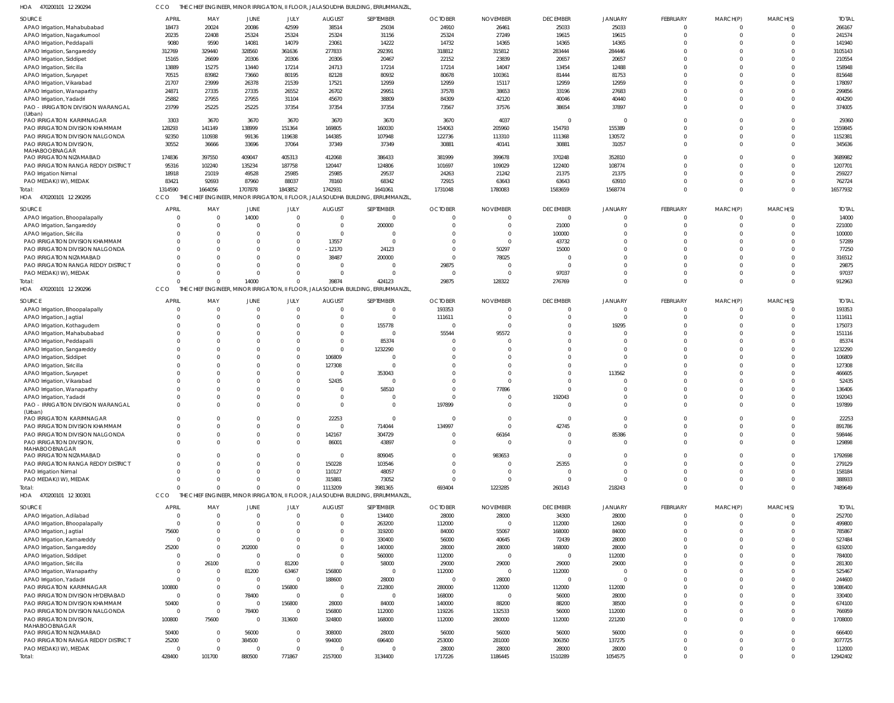HOA 470200101 12 290294 CCO THE CHIEF ENGINEER, MINOR IRRIGATION, II FLOOR, JALASOUDHA BUILDING, ERRUMMANZIL,

| SOURCE | APRIL | MAY | JUNE | JULY | AUGUST | SEPTEMBER | OCTOBER | NOVEMBER | DECEMBER | JANUARY | FEBRUARY | MARCH(P) | MARCH(S) | TOTAL |
|---|---|---|---|---|---|---|---|---|---|---|---|---|---|---|
| APAO Irrigation, Mahabubabad | 18473 | 20024 | 20086 | 42599 | 38514 | 25034 | 24910 | 26461 | 25033 | 25033 | 0 | 0 | 0 | 266167 |
| APAO Irrigation, Nagarkurnool | 20235 | 22408 | 25324 | 25324 | 25324 | 31156 | 25324 | 27249 | 19615 | 19615 | 0 | 0 | 0 | 241574 |
| APAO Irrigation, Peddapalli | 9080 | 9590 | 14081 | 14079 | 23061 | 14222 | 14732 | 14365 | 14365 | 14365 | 0 | 0 | 0 | 141940 |
| APAO Irrigation, Sangareddy | 312769 | 329440 | 328560 | 361636 | 277833 | 292391 | 318812 | 315812 | 283444 | 284446 | 0 | 0 | 0 | 3105143 |
| APAO Irrigation, Siddipet | 15165 | 26699 | 20306 | 20306 | 20306 | 20467 | 22152 | 23839 | 20657 | 20657 | 0 | 0 | 0 | 210554 |
| APAO Irrigation, Siricilla | 13889 | 15275 | 13440 | 17214 | 24713 | 17214 | 17214 | 14047 | 13454 | 12488 | 0 | 0 | 0 | 158948 |
| APAO Irrigation, Suryapet | 70515 | 83982 | 73660 | 80195 | 82128 | 80932 | 80678 | 100361 | 81444 | 81753 | 0 | 0 | 0 | 815648 |
| APAO Irrigation, Vikarabad | 21707 | 23999 | 26378 | 21539 | 17521 | 12959 | 12959 | 15117 | 12959 | 12959 | 0 | 0 | 0 | 178097 |
| APAO Irrigation, Wanaparthy | 24871 | 27335 | 27335 | 26552 | 26702 | 29951 | 37578 | 38653 | 33196 | 27683 | 0 | 0 | 0 | 299856 |
| APAO Irrigation, Yadadri | 25882 | 27955 | 27955 | 31104 | 45670 | 38809 | 84309 | 42120 | 40046 | 40440 | 0 | 0 | 0 | 404290 |
| PAO - IRRIGATION DIVISION WARANGAL (Urban) | 23799 | 25225 | 25225 | 37354 | 37354 | 37354 | 73567 | 37576 | 38654 | 37897 | 0 | 0 | 0 | 374005 |
| PAO IRRIGATION KARIMNAGAR | 3303 | 3670 | 3670 | 3670 | 3670 | 3670 | 3670 | 4037 | 0 | 0 | 0 | 0 | 0 | 29360 |
| PAO IRRIGATION DIVISION KHAMMAM | 128293 | 141149 | 138999 | 151364 | 169805 | 160030 | 154063 | 205960 | 154793 | 155389 | 0 | 0 | 0 | 1559845 |
| PAO IRRIGATION DIVISION NALGONDA | 92350 | 110938 | 99136 | 119638 | 144385 | 107948 | 122736 | 113310 | 111368 | 130572 | 0 | 0 | 0 | 1152381 |
| PAO IRRIGATION DIVISION, MAHABOOBNAGAR | 30552 | 36666 | 33696 | 37064 | 37349 | 37349 | 30881 | 40141 | 30881 | 31057 | 0 | 0 | 0 | 345636 |
| PAO IRRIGATION NIZAMABAD | 174836 | 397550 | 409047 | 405313 | 412068 | 386433 | 381999 | 399678 | 370248 | 352810 | 0 | 0 | 0 | 3689982 |
| PAO IRRIGATION RANGA REDDY DISTRICT | 95316 | 102240 | 135234 | 187758 | 120447 | 124806 | 101697 | 109029 | 122400 | 108774 | 0 | 0 | 0 | 1207701 |
| PAO Irrigation Nirmal | 18918 | 21019 | 49528 | 25985 | 25985 | 29537 | 24263 | 21242 | 21375 | 21375 | 0 | 0 | 0 | 259227 |
| PAO MEDAK(IW), MEDAK | 83421 | 92693 | 87960 | 88037 | 78160 | 68342 | 72915 | 63643 | 63643 | 63910 | 0 | 0 | 0 | 762724 |
| Total: | 1314590 | 1664056 | 1707878 | 1843852 | 1742931 | 1641061 | 1731048 | 1780083 | 1583659 | 1568774 | 0 | 0 | 0 | 16577932 |

HOA 470200101 12 290295 CCO THE CHIEF ENGINEER, MINOR IRRIGATION, II FLOOR, JALASOUDHA BUILDING, ERRUMMANZIL,

| SOURCE | APRIL | MAY | JUNE | JULY | AUGUST | SEPTEMBER | OCTOBER | NOVEMBER | DECEMBER | JANUARY | FEBRUARY | MARCH(P) | MARCH(S) | TOTAL |
|---|---|---|---|---|---|---|---|---|---|---|---|---|---|---|
| APAO Irrigation, Bhoopalapally | 0 | 0 | 14000 | 0 | 0 | 0 | 0 | 0 | 0 | 0 | 0 | 0 | 0 | 14000 |
| APAO Irrigation, Sangareddy | 0 | 0 | 0 | 0 | 0 | 200000 | 0 | 0 | 21000 | 0 | 0 | 0 | 0 | 221000 |
| APAO Irrigation, Siricilla | 0 | 0 | 0 | 0 | 0 | 0 | 0 | 0 | 100000 | 0 | 0 | 0 | 0 | 100000 |
| PAO IRRIGATION DIVISION KHAMMAM | 0 | 0 | 0 | 0 | 13557 | 0 | 0 | 0 | 43732 | 0 | 0 | 0 | 0 | 57289 |
| PAO IRRIGATION DIVISION NALGONDA | 0 | 0 | 0 | 0 | -12170 | 24123 | 0 | 50297 | 15000 | 0 | 0 | 0 | 0 | 77250 |
| PAO IRRIGATION NIZAMABAD | 0 | 0 | 0 | 0 | 38487 | 200000 | 0 | 78025 | 0 | 0 | 0 | 0 | 0 | 316512 |
| PAO IRRIGATION RANGA REDDY DISTRICT | 0 | 0 | 0 | 0 | 0 | 0 | 29875 | 0 | 0 | 0 | 0 | 0 | 0 | 29875 |
| PAO MEDAK(IW), MEDAK | 0 | 0 | 0 | 0 | 0 | 0 | 0 | 0 | 97037 | 0 | 0 | 0 | 0 | 97037 |
| Total: | 0 | 0 | 14000 | 0 | 39874 | 424123 | 29875 | 128322 | 276769 | 0 | 0 | 0 | 0 | 912963 |

HOA 470200101 12 290296 CCO THE CHIEF ENGINEER, MINOR IRRIGATION, II FLOOR, JALASOUDHA BUILDING, ERRUMMANZIL,

| SOURCE | APRIL | MAY | JUNE | JULY | AUGUST | SEPTEMBER | OCTOBER | NOVEMBER | DECEMBER | JANUARY | FEBRUARY | MARCH(P) | MARCH(S) | TOTAL |
|---|---|---|---|---|---|---|---|---|---|---|---|---|---|---|
| APAO Irrigation, Bhoopalapally | 0 | 0 | 0 | 0 | 0 | 0 | 193353 | 0 | 0 | 0 | 0 | 0 | 0 | 193353 |
| APAO Irrigation, Jagtial | 0 | 0 | 0 | 0 | 0 | 0 | 111611 | 0 | 0 | 0 | 0 | 0 | 0 | 111611 |
| APAO Irrigation, Kothagudem | 0 | 0 | 0 | 0 | 0 | 155778 | 0 | 0 | 0 | 19295 | 0 | 0 | 0 | 175073 |
| APAO Irrigation, Mahabubabad | 0 | 0 | 0 | 0 | 0 | 0 | 55544 | 95572 | 0 | 0 | 0 | 0 | 0 | 151116 |
| APAO Irrigation, Peddapalli | 0 | 0 | 0 | 0 | 0 | 85374 | 0 | 0 | 0 | 0 | 0 | 0 | 0 | 85374 |
| APAO Irrigation, Sangareddy | 0 | 0 | 0 | 0 | 0 | 1232290 | 0 | 0 | 0 | 0 | 0 | 0 | 0 | 1232290 |
| APAO Irrigation, Siddipet | 0 | 0 | 0 | 0 | 106809 | 0 | 0 | 0 | 0 | 0 | 0 | 0 | 0 | 106809 |
| APAO Irrigation, Siricilla | 0 | 0 | 0 | 0 | 127308 | 0 | 0 | 0 | 0 | 0 | 0 | 0 | 0 | 127308 |
| APAO Irrigation, Suryapet | 0 | 0 | 0 | 0 | 0 | 353043 | 0 | 0 | 0 | 113562 | 0 | 0 | 0 | 466605 |
| APAO Irrigation, Vikarabad | 0 | 0 | 0 | 0 | 52435 | 0 | 0 | 0 | 0 | 0 | 0 | 0 | 0 | 52435 |
| APAO Irrigation, Wanaparthy | 0 | 0 | 0 | 0 | 0 | 58510 | 0 | 77896 | 0 | 0 | 0 | 0 | 0 | 136406 |
| APAO Irrigation, Yadadri | 0 | 0 | 0 | 0 | 0 | 0 | 0 | 0 | 192043 | 0 | 0 | 0 | 0 | 192043 |
| PAO - IRRIGATION DIVISION WARANGAL (Urban) | 0 | 0 | 0 | 0 | 0 | 0 | 197899 | 0 | 0 | 0 | 0 | 0 | 0 | 197899 |
| PAO IRRIGATION KARIMNAGAR | 0 | 0 | 0 | 0 | 22253 | 0 | 0 | 0 | 0 | 0 | 0 | 0 | 0 | 22253 |
| PAO IRRIGATION DIVISION KHAMMAM | 0 | 0 | 0 | 0 | 0 | 714044 | 134997 | 0 | 42745 | 0 | 0 | 0 | 0 | 891786 |
| PAO IRRIGATION DIVISION NALGONDA | 0 | 0 | 0 | 0 | 142167 | 304729 | 0 | 66164 | 0 | 85386 | 0 | 0 | 0 | 598446 |
| PAO IRRIGATION DIVISION, MAHABOOBNAGAR | 0 | 0 | 0 | 0 | 86001 | 43897 | 0 | 0 | 0 | 0 | 0 | 0 | 0 | 129898 |
| PAO IRRIGATION NIZAMABAD | 0 | 0 | 0 | 0 | 0 | 809045 | 0 | 983653 | 0 | 0 | 0 | 0 | 0 | 1792698 |
| PAO IRRIGATION RANGA REDDY DISTRICT | 0 | 0 | 0 | 0 | 150228 | 103546 | 0 | 0 | 25355 | 0 | 0 | 0 | 0 | 279129 |
| PAO Irrigation Nirmal | 0 | 0 | 0 | 0 | 110127 | 48057 | 0 | 0 | 0 | 0 | 0 | 0 | 0 | 158184 |
| PAO MEDAK(IW), MEDAK | 0 | 0 | 0 | 0 | 315881 | 73052 | 0 | 0 | 0 | 0 | 0 | 0 | 0 | 388933 |
| Total: | 0 | 0 | 0 | 0 | 1113209 | 3981365 | 693404 | 1223285 | 260143 | 218243 | 0 | 0 | 0 | 7489649 |

HOA 470200101 12 300301 CCO THE CHIEF ENGINEER, MINOR IRRIGATION, II FLOOR, JALASOUDHA BUILDING, ERRUMMANZIL,

| SOURCE | APRIL | MAY | JUNE | JULY | AUGUST | SEPTEMBER | OCTOBER | NOVEMBER | DECEMBER | JANUARY | FEBRUARY | MARCH(P) | MARCH(S) | TOTAL |
|---|---|---|---|---|---|---|---|---|---|---|---|---|---|---|
| APAO Irrigation, Adilabad | 0 | 0 | 0 | 0 | 0 | 134400 | 28000 | 28000 | 34300 | 28000 | 0 | 0 | 0 | 252700 |
| APAO Irrigation, Bhoopalapally | 0 | 0 | 0 | 0 | 0 | 263200 | 112000 | 0 | 112000 | 12600 | 0 | 0 | 0 | 499800 |
| APAO Irrigation, Jagtial | 75600 | 0 | 0 | 0 | 0 | 319200 | 84000 | 55067 | 168000 | 84000 | 0 | 0 | 0 | 785867 |
| APAO Irrigation, Kamareddy | 0 | 0 | 0 | 0 | 0 | 330400 | 56000 | 40645 | 72439 | 28000 | 0 | 0 | 0 | 527484 |
| APAO Irrigation, Sangareddy | 25200 | 0 | 202000 | 0 | 0 | 140000 | 28000 | 28000 | 168000 | 28000 | 0 | 0 | 0 | 619200 |
| APAO Irrigation, Siddipet | 0 | 0 | 0 | 0 | 0 | 560000 | 112000 | 0 | 0 | 112000 | 0 | 0 | 0 | 784000 |
| APAO Irrigation, Siricilla | 0 | 26100 | 0 | 81200 | 0 | 58000 | 29000 | 29000 | 29000 | 29000 | 0 | 0 | 0 | 281300 |
| APAO Irrigation, Wanaparthy | 0 | 0 | 81200 | 63467 | 156800 | 0 | 112000 | 0 | 112000 | 0 | 0 | 0 | 0 | 525467 |
| APAO Irrigation, Yadadri | 0 | 0 | 0 | 0 | 188600 | 28000 | 0 | 28000 | 0 | 0 | 0 | 0 | 0 | 244600 |
| PAO IRRIGATION KARIMNAGAR | 100800 | 0 | 0 | 156800 | 0 | 212800 | 280000 | 112000 | 112000 | 112000 | 0 | 0 | 0 | 1086400 |
| PAO IRRIGATION DIVISION HYDERABAD | 0 | 0 | 78400 | 0 | 0 | 0 | 168000 | 0 | 56000 | 28000 | 0 | 0 | 0 | 330400 |
| PAO IRRIGATION DIVISION KHAMMAM | 50400 | 0 | 0 | 156800 | 28000 | 84000 | 140000 | 88200 | 88200 | 38500 | 0 | 0 | 0 | 674100 |
| PAO IRRIGATION DIVISION NALGONDA | 0 | 0 | 78400 | 0 | 156800 | 112000 | 119226 | 132533 | 56000 | 112000 | 0 | 0 | 0 | 766959 |
| PAO IRRIGATION DIVISION, MAHABOOBNAGAR | 100800 | 75600 | 0 | 313600 | 324800 | 168000 | 112000 | 280000 | 112000 | 221200 | 0 | 0 | 0 | 1708000 |
| PAO IRRIGATION NIZAMABAD | 50400 | 0 | 56000 | 0 | 308000 | 28000 | 56000 | 56000 | 56000 | 56000 | 0 | 0 | 0 | 666400 |
| PAO IRRIGATION RANGA REDDY DISTRICT | 25200 | 0 | 384500 | 0 | 994000 | 696400 | 253000 | 281000 | 306350 | 137275 | 0 | 0 | 0 | 3077725 |
| PAO MEDAK(IW), MEDAK | 0 | 0 | 0 | 0 | 0 | 0 | 28000 | 28000 | 28000 | 28000 | 0 | 0 | 0 | 112000 |
| Total: | 428400 | 101700 | 880500 | 771867 | 2157000 | 3134400 | 1717226 | 1186445 | 1510289 | 1054575 | 0 | 0 | 0 | 12942402 |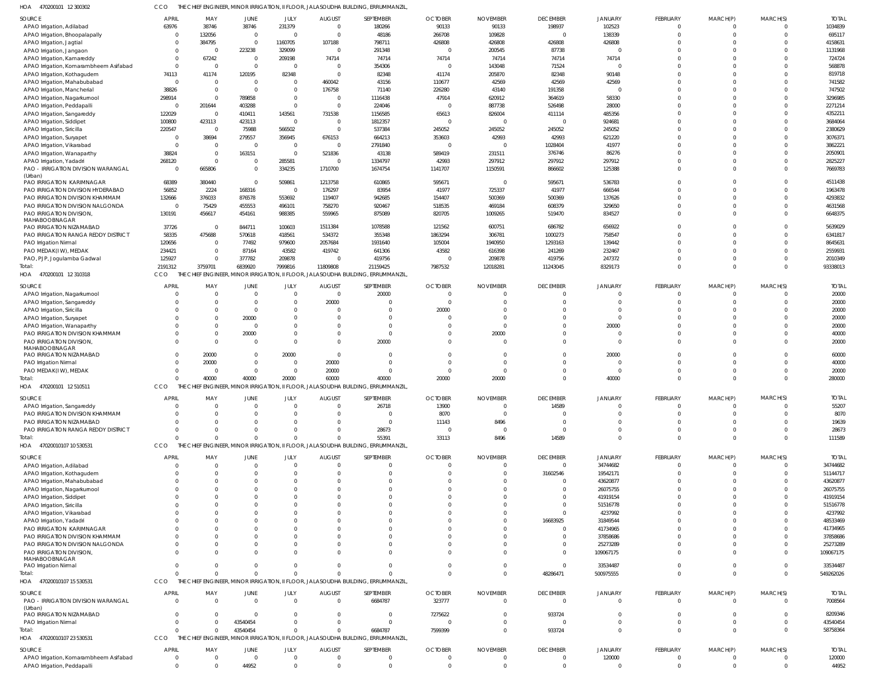HOA 470200101 12 300302 CCO THE CHIEF ENGINEER, MINOR IRRIGATION, II FLOOR, JALASOUDHA BUILDING, ERRUMMANZIL,

| SOURCE | APRIL | MAY | JUNE | JULY | AUGUST | SEPTEMBER | OCTOBER | NOVEMBER | DECEMBER | JANUARY | FEBRUARY | MARCH(P) | MARCH(S) | TOTAL |
|---|---|---|---|---|---|---|---|---|---|---|---|---|---|---|
| APAO Irrigation, Adilabad | 63976 | 38746 | 38746 | 231379 | 0 | 180266 | 90133 | 90133 | 198937 | 102523 | 0 | 0 | 0 | 1034839 |
| APAO Irrigation, Bhoopalapally | 0 | 132056 | 0 | 0 | 0 | 48186 | 266708 | 109828 | 0 | 138339 | 0 | 0 | 0 | 695117 |
| APAO Irrigation, Jagtial | 0 | 384795 | 0 | 1160705 | 107188 | 798711 | 426808 | 426808 | 426808 | 426808 | 0 | 0 | 0 | 4158631 |
| APAO Irrigation, Jangaon | 0 | 0 | 223238 | 329099 | 0 | 291348 | 0 | 200545 | 87738 | 0 | 0 | 0 | 0 | 1131968 |
| APAO Irrigation, Kamareddy | 0 | 67242 | 0 | 209198 | 74714 | 74714 | 74714 | 74714 | 74714 | 74714 | 0 | 0 | 0 | 724724 |
| APAO Irrigation, Komarambheem Asifabad | 0 | 0 | 0 | 0 | 0 | 354306 | 0 | 143048 | 71524 | 0 | 0 | 0 | 0 | 568878 |
| APAO Irrigation, Kothagudem | 74113 | 41174 | 120195 | 82348 | 0 | 82348 | 41174 | 205870 | 82348 | 90148 | 0 | 0 | 0 | 819718 |
| APAO Irrigation, Mahabubabad | 0 | 0 | 0 | 0 | 460042 | 43156 | 110677 | 42569 | 42569 | 42569 | 0 | 0 | 0 | 741582 |
| APAO Irrigation, Mancherial | 38826 | 0 | 0 | 0 | 176758 | 71140 | 226280 | 43140 | 191358 | 0 | 0 | 0 | 0 | 747502 |
| APAO Irrigation, Nagarkurnool | 298914 | 0 | 789858 | 0 | 0 | 1116438 | 47914 | 620912 | 364619 | 58330 | 0 | 0 | 0 | 3296985 |
| APAO Irrigation, Peddapalli | 0 | 201644 | 403288 | 0 | 0 | 224046 | 0 | 887738 | 526498 | 28000 | 0 | 0 | 0 | 2271214 |
| APAO Irrigation, Sangareddy | 122029 | 0 | 410411 | 143561 | 731538 | 1156585 | 65613 | 826004 | 411114 | 485356 | 0 | 0 | 0 | 4352211 |
| APAO Irrigation, Siddipet | 100800 | 423113 | 423113 | 0 | 0 | 1812357 | 0 | 0 | 0 | 924681 | 0 | 0 | 0 | 3684064 |
| APAO Irrigation, Siricilla | 220547 | 0 | 75988 | 566502 | 0 | 537384 | 245052 | 245052 | 245052 | 245052 | 0 | 0 | 0 | 2380629 |
| APAO Irrigation, Suryapet | 0 | 38694 | 279557 | 356945 | 676153 | 664213 | 353603 | 42993 | 42993 | 621220 | 0 | 0 | 0 | 3076371 |
| APAO Irrigation, Vikarabad | 0 | 0 | 0 | 0 | 0 | 2791840 | 0 | 0 | 1028404 | 41977 | 0 | 0 | 0 | 3862221 |
| APAO Irrigation, Wanaparthy | 38824 | 0 | 163151 | 0 | 521836 | 43138 | 589419 | 231511 | 376746 | 86276 | 0 | 0 | 0 | 2050901 |
| APAO Irrigation, Yadadri | 268120 | 0 | 0 | 285581 | 0 | 1334797 | 42993 | 297912 | 297912 | 297912 | 0 | 0 | 0 | 2825227 |
| PAO - IRRIGATION DIVISION WARANGAL (Urban) | 0 | 665806 | 0 | 334235 | 1710700 | 1674754 | 1141707 | 1150591 | 866602 | 125388 | 0 | 0 | 0 | 7669783 |
| PAO IRRIGATION KARIMNAGAR | 68389 | 380440 | 0 | 509861 | 1213758 | 610865 | 595671 | 0 | 595671 | 536783 | 0 | 0 | 0 | 4511438 |
| PAO IRRIGATION DIVISION HYDERABAD | 56852 | 2224 | 168316 | 0 | 176297 | 83954 | 41977 | 725337 | 41977 | 666544 | 0 | 0 | 0 | 1963478 |
| PAO IRRIGATION DIVISION KHAMMAM | 132666 | 376033 | 876578 | 553692 | 119407 | 942685 | 154407 | 500369 | 500369 | 137626 | 0 | 0 | 0 | 4293832 |
| PAO IRRIGATION DIVISION NALGONDA | 0 | 75429 | 455553 | 496101 | 758270 | 920467 | 518535 | 469184 | 608379 | 329650 | 0 | 0 | 0 | 4631568 |
| PAO IRRIGATION DIVISION, MAHABOOBNAGAR | 130191 | 456617 | 454161 | 988385 | 559965 | 875089 | 820705 | 1009265 | 519470 | 834527 | 0 | 0 | 0 | 6648375 |
| PAO IRRIGATION NIZAMABAD | 37726 | 0 | 844711 | 100603 | 1511384 | 1078588 | 121562 | 600751 | 686782 | 656922 | 0 | 0 | 0 | 5639029 |
| PAO IRRIGATION RANGA REDDY DISTRICT | 58335 | 475688 | 570618 | 418561 | 534372 | 355348 | 1863294 | 306781 | 1000273 | 758547 | 0 | 0 | 0 | 6341817 |
| PAO Irrigation Nirmal | 120656 | 0 | 77492 | 979600 | 2057684 | 1931640 | 105004 | 1940950 | 1293163 | 139442 | 0 | 0 | 0 | 8645631 |
| PAO MEDAK(IW), MEDAK | 234421 | 0 | 87164 | 43582 | 419742 | 641306 | 43582 | 616398 | 241269 | 232467 | 0 | 0 | 0 | 2559931 |
| PAO, PJP, Jogulamba Gadwal | 125927 | 0 | 377782 | 209878 | 0 | 419756 | 0 | 209878 | 419756 | 247372 | 0 | 0 | 0 | 2010349 |
| Total: | 2191312 | 3759701 | 6839920 | 7999816 | 11809808 | 21159425 | 7987532 | 12018281 | 11243045 | 8329173 | 0 | 0 | 0 | 93338013 |

HOA 470200101 12 310318 CCO THE CHIEF ENGINEER, MINOR IRRIGATION, II FLOOR, JALASOUDHA BUILDING, ERRUMMANZIL,

| SOURCE | APRIL | MAY | JUNE | JULY | AUGUST | SEPTEMBER | OCTOBER | NOVEMBER | DECEMBER | JANUARY | FEBRUARY | MARCH(P) | MARCH(S) | TOTAL |
|---|---|---|---|---|---|---|---|---|---|---|---|---|---|---|
| APAO Irrigation, Nagarkurnool | 0 | 0 | 0 | 0 | 0 | 20000 | 0 | 0 | 0 | 0 | 0 | 0 | 0 | 20000 |
| APAO Irrigation, Sangareddy | 0 | 0 | 0 | 0 | 20000 | 0 | 0 | 0 | 0 | 0 | 0 | 0 | 0 | 20000 |
| APAO Irrigation, Siricilla | 0 | 0 | 0 | 0 | 0 | 0 | 20000 | 0 | 0 | 0 | 0 | 0 | 0 | 20000 |
| APAO Irrigation, Suryapet | 0 | 0 | 20000 | 0 | 0 | 0 | 0 | 0 | 0 | 0 | 0 | 0 | 0 | 20000 |
| APAO Irrigation, Wanaparthy | 0 | 0 | 0 | 0 | 0 | 0 | 0 | 0 | 0 | 20000 | 0 | 0 | 0 | 20000 |
| PAO IRRIGATION DIVISION KHAMMAM | 0 | 0 | 20000 | 0 | 0 | 0 | 0 | 20000 | 0 | 0 | 0 | 0 | 0 | 40000 |
| PAO IRRIGATION DIVISION, MAHABOOBNAGAR | 0 | 0 | 0 | 0 | 0 | 20000 | 0 | 0 | 0 | 0 | 0 | 0 | 0 | 20000 |
| PAO IRRIGATION NIZAMABAD | 0 | 20000 | 0 | 20000 | 0 | 0 | 0 | 0 | 0 | 20000 | 0 | 0 | 0 | 60000 |
| PAO Irrigation Nirmal | 0 | 20000 | 0 | 0 | 20000 | 0 | 0 | 0 | 0 | 0 | 0 | 0 | 0 | 40000 |
| PAO MEDAK(IW), MEDAK | 0 | 0 | 0 | 0 | 20000 | 0 | 0 | 0 | 0 | 0 | 0 | 0 | 0 | 20000 |
| Total: | 0 | 40000 | 40000 | 20000 | 60000 | 40000 | 20000 | 20000 | 0 | 40000 | 0 | 0 | 0 | 280000 |

HOA 470200101 12 510511 CCO THE CHIEF ENGINEER, MINOR IRRIGATION, II FLOOR, JALASOUDHA BUILDING, ERRUMMANZIL,

| SOURCE | APRIL | MAY | JUNE | JULY | AUGUST | SEPTEMBER | OCTOBER | NOVEMBER | DECEMBER | JANUARY | FEBRUARY | MARCH(P) | MARCH(S) | TOTAL |
|---|---|---|---|---|---|---|---|---|---|---|---|---|---|---|
| APAO Irrigation, Sangareddy | 0 | 0 | 0 | 0 | 0 | 26718 | 13900 | 0 | 14589 | 0 | 0 | 0 | 0 | 55207 |
| PAO IRRIGATION DIVISION KHAMMAM | 0 | 0 | 0 | 0 | 0 | 0 | 8070 | 0 | 0 | 0 | 0 | 0 | 0 | 8070 |
| PAO IRRIGATION NIZAMABAD | 0 | 0 | 0 | 0 | 0 | 0 | 11143 | 8496 | 0 | 0 | 0 | 0 | 0 | 19639 |
| PAO IRRIGATION RANGA REDDY DISTRICT | 0 | 0 | 0 | 0 | 0 | 28673 | 0 | 0 | 0 | 0 | 0 | 0 | 0 | 28673 |
| Total: | 0 | 0 | 0 | 0 | 0 | 55391 | 33113 | 8496 | 14589 | 0 | 0 | 0 | 0 | 111589 |

HOA 47020010107 10 530531 CCO THE CHIEF ENGINEER, MINOR IRRIGATION, II FLOOR, JALASOUDHA BUILDING, ERRUMMANZIL,

| SOURCE | APRIL | MAY | JUNE | JULY | AUGUST | SEPTEMBER | OCTOBER | NOVEMBER | DECEMBER | JANUARY | FEBRUARY | MARCH(P) | MARCH(S) | TOTAL |
|---|---|---|---|---|---|---|---|---|---|---|---|---|---|---|
| APAO Irrigation, Adilabad | 0 | 0 | 0 | 0 | 0 | 0 | 0 | 0 | 0 | 34744682 | 0 | 0 | 0 | 34744682 |
| APAO Irrigation, Kothagudem | 0 | 0 | 0 | 0 | 0 | 0 | 0 | 0 | 31602546 | 19542171 | 0 | 0 | 0 | 51144717 |
| APAO Irrigation, Mahabubabad | 0 | 0 | 0 | 0 | 0 | 0 | 0 | 0 | 0 | 43620877 | 0 | 0 | 0 | 43620877 |
| APAO Irrigation, Nagarkurnool | 0 | 0 | 0 | 0 | 0 | 0 | 0 | 0 | 0 | 26075755 | 0 | 0 | 0 | 26075755 |
| APAO Irrigation, Siddipet | 0 | 0 | 0 | 0 | 0 | 0 | 0 | 0 | 0 | 41919154 | 0 | 0 | 0 | 41919154 |
| APAO Irrigation, Siricilla | 0 | 0 | 0 | 0 | 0 | 0 | 0 | 0 | 0 | 51516778 | 0 | 0 | 0 | 51516778 |
| APAO Irrigation, Vikarabad | 0 | 0 | 0 | 0 | 0 | 0 | 0 | 0 | 0 | 4237992 | 0 | 0 | 0 | 4237992 |
| APAO Irrigation, Yadadri | 0 | 0 | 0 | 0 | 0 | 0 | 0 | 0 | 16683925 | 31849544 | 0 | 0 | 0 | 48533469 |
| PAO IRRIGATION KARIMNAGAR | 0 | 0 | 0 | 0 | 0 | 0 | 0 | 0 | 0 | 41734965 | 0 | 0 | 0 | 41734965 |
| PAO IRRIGATION DIVISION KHAMMAM | 0 | 0 | 0 | 0 | 0 | 0 | 0 | 0 | 0 | 37858686 | 0 | 0 | 0 | 37858686 |
| PAO IRRIGATION DIVISION NALGONDA | 0 | 0 | 0 | 0 | 0 | 0 | 0 | 0 | 0 | 25273289 | 0 | 0 | 0 | 25273289 |
| PAO IRRIGATION DIVISION, MAHABOOBNAGAR | 0 | 0 | 0 | 0 | 0 | 0 | 0 | 0 | 0 | 109067175 | 0 | 0 | 0 | 109067175 |
| PAO Irrigation Nirmal | 0 | 0 | 0 | 0 | 0 | 0 | 0 | 0 | 0 | 33534487 | 0 | 0 | 0 | 33534487 |
| Total: | 0 | 0 | 0 | 0 | 0 | 0 | 0 | 0 | 48286471 | 500975555 | 0 | 0 | 0 | 549262026 |

HOA 47020010107 15 530531 CCO THE CHIEF ENGINEER, MINOR IRRIGATION, II FLOOR, JALASOUDHA BUILDING, ERRUMMANZIL,

| SOURCE | APRIL | MAY | JUNE | JULY | AUGUST | SEPTEMBER | OCTOBER | NOVEMBER | DECEMBER | JANUARY | FEBRUARY | MARCH(P) | MARCH(S) | TOTAL |
|---|---|---|---|---|---|---|---|---|---|---|---|---|---|---|
| PAO - IRRIGATION DIVISION WARANGAL (Urban) | 0 | 0 | 0 | 0 | 0 | 6684787 | 323777 | 0 | 0 | 0 | 0 | 0 | 0 | 7008564 |
| PAO IRRIGATION NIZAMABAD | 0 | 0 | 0 | 0 | 0 | 0 | 7275622 | 0 | 933724 | 0 | 0 | 0 | 0 | 8209346 |
| PAO Irrigation Nirmal | 0 | 0 | 43540454 | 0 | 0 | 0 | 0 | 0 | 0 | 0 | 0 | 0 | 0 | 43540454 |
| Total: | 0 | 0 | 43540454 | 0 | 0 | 6684787 | 7599399 | 0 | 933724 | 0 | 0 | 0 | 0 | 58758364 |

HOA 47020010107 23 530531 CCO THE CHIEF ENGINEER, MINOR IRRIGATION, II FLOOR, JALASOUDHA BUILDING, ERRUMMANZIL,

| SOURCE | APRIL | MAY | JUNE | JULY | AUGUST | SEPTEMBER | OCTOBER | NOVEMBER | DECEMBER | JANUARY | FEBRUARY | MARCH(P) | MARCH(S) | TOTAL |
|---|---|---|---|---|---|---|---|---|---|---|---|---|---|---|
| APAO Irrigation, Komarambheem Asifabad | 0 | 0 | 0 | 0 | 0 | 0 | 0 | 0 | 0 | 120000 | 0 | 0 | 0 | 120000 |
| APAO Irrigation, Peddapalli | 0 | 0 | 44952 | 0 | 0 | 0 | 0 | 0 | 0 | 0 | 0 | 0 | 0 | 44952 |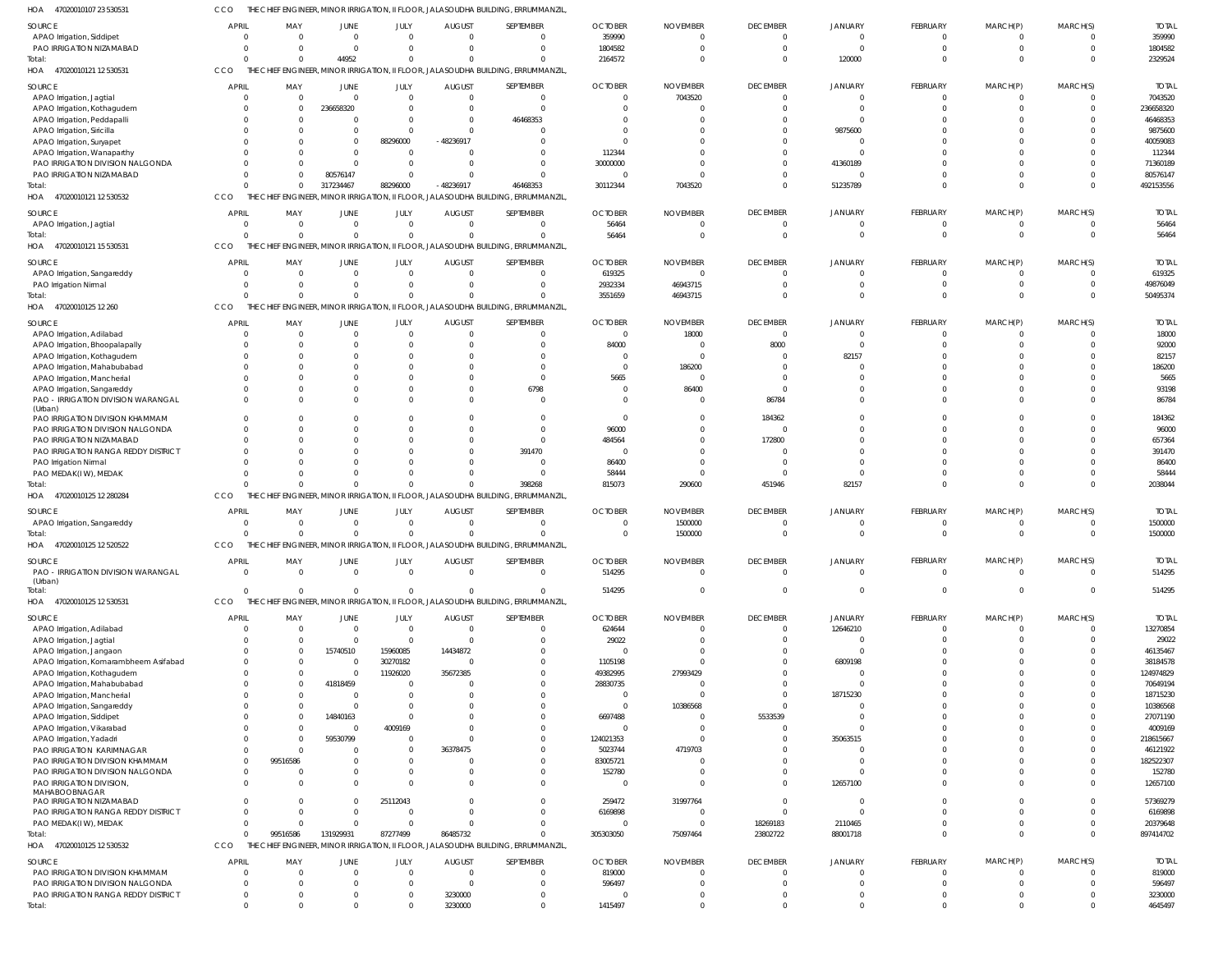HOA 470200101 07 23 530531 CCO THE CHIEF ENGINEER, MINOR IRRIGATION, II FLOOR, JALASOUDHA BUILDING, ERRUMMANZIL,

| SOURCE | APRIL | MAY | JUNE | JULY | AUGUST | SEPTEMBER | OCTOBER | NOVEMBER | DECEMBER | JANUARY | FEBRUARY | MARCH(P) | MARCH(S) | TOTAL |
|---|---|---|---|---|---|---|---|---|---|---|---|---|---|---|
| APAO Irrigation, Siddipet | 0 | 0 | 0 | 0 | 0 | 0 | 359990 | 0 | 0 | 0 | 0 | 0 | 0 | 359990 |
| PAO IRRIGATION NIZAMABAD | 0 | 0 | 0 | 0 | 0 | 0 | 1804582 | 0 | 0 | 0 | 0 | 0 | 0 | 1804582 |
| Total: | 0 | 0 | 44952 | 0 | 0 | 0 | 2164572 | 0 | 0 | 120000 | 0 | 0 | 0 | 2329524 |

HOA 470200101 21 12 530531 CCO THE CHIEF ENGINEER, MINOR IRRIGATION, II FLOOR, JALASOUDHA BUILDING, ERRUMMANZIL,

| SOURCE | APRIL | MAY | JUNE | JULY | AUGUST | SEPTEMBER | OCTOBER | NOVEMBER | DECEMBER | JANUARY | FEBRUARY | MARCH(P) | MARCH(S) | TOTAL |
|---|---|---|---|---|---|---|---|---|---|---|---|---|---|---|
| APAO Irrigation, Jagtial | 0 | 0 | 0 | 0 | 0 | 0 | 0 | 7043520 | 0 | 0 | 0 | 0 | 0 | 7043520 |
| APAO Irrigation, Kothagudem | 0 | 0 | 236658320 | 0 | 0 | 0 | 0 | 0 | 0 | 0 | 0 | 0 | 0 | 236658320 |
| APAO Irrigation, Peddapalli | 0 | 0 | 0 | 0 | 0 | 46468353 | 0 | 0 | 0 | 0 | 0 | 0 | 0 | 46468353 |
| APAO Irrigation, Siricilla | 0 | 0 | 0 | 0 | 0 | 0 | 0 | 0 | 0 | 9875600 | 0 | 0 | 0 | 9875600 |
| APAO Irrigation, Suryapet | 0 | 0 | 0 | 88296000 | -48236917 | 0 | 0 | 0 | 0 | 0 | 0 | 0 | 0 | 40059083 |
| APAO Irrigation, Wanaparthy | 0 | 0 | 0 | 0 | 0 | 0 | 112344 | 0 | 0 | 0 | 0 | 0 | 0 | 112344 |
| PAO IRRIGATION DIVISION NALGONDA | 0 | 0 | 0 | 0 | 0 | 0 | 30000000 | 0 | 0 | 41360189 | 0 | 0 | 0 | 71360189 |
| PAO IRRIGATION NIZAMABAD | 0 | 0 | 80576147 | 0 | 0 | 0 | 0 | 0 | 0 | 0 | 0 | 0 | 0 | 80576147 |
| Total: | 0 | 0 | 317234467 | 88296000 | -48236917 | 46468353 | 30112344 | 7043520 | 0 | 51235789 | 0 | 0 | 0 | 492153556 |

HOA 470200101 21 12 530532 CCO THE CHIEF ENGINEER, MINOR IRRIGATION, II FLOOR, JALASOUDHA BUILDING, ERRUMMANZIL,

| SOURCE | APRIL | MAY | JUNE | JULY | AUGUST | SEPTEMBER | OCTOBER | NOVEMBER | DECEMBER | JANUARY | FEBRUARY | MARCH(P) | MARCH(S) | TOTAL |
|---|---|---|---|---|---|---|---|---|---|---|---|---|---|---|
| APAO Irrigation, Jagtial | 0 | 0 | 0 | 0 | 0 | 0 | 56464 | 0 | 0 | 0 | 0 | 0 | 0 | 56464 |
| Total: | 0 | 0 | 0 | 0 | 0 | 0 | 56464 | 0 | 0 | 0 | 0 | 0 | 0 | 56464 |

HOA 470200101 21 15 530531 CCO THE CHIEF ENGINEER, MINOR IRRIGATION, II FLOOR, JALASOUDHA BUILDING, ERRUMMANZIL,

| SOURCE | APRIL | MAY | JUNE | JULY | AUGUST | SEPTEMBER | OCTOBER | NOVEMBER | DECEMBER | JANUARY | FEBRUARY | MARCH(P) | MARCH(S) | TOTAL |
|---|---|---|---|---|---|---|---|---|---|---|---|---|---|---|
| APAO Irrigation, Sangareddy | 0 | 0 | 0 | 0 | 0 | 0 | 619325 | 0 | 0 | 0 | 0 | 0 | 0 | 619325 |
| PAO Irrigation Nirmal | 0 | 0 | 0 | 0 | 0 | 0 | 2932334 | 46943715 | 0 | 0 | 0 | 0 | 0 | 49876049 |
| Total: | 0 | 0 | 0 | 0 | 0 | 0 | 3551659 | 46943715 | 0 | 0 | 0 | 0 | 0 | 50495374 |

HOA 470200101 25 12 260 CCO THE CHIEF ENGINEER, MINOR IRRIGATION, II FLOOR, JALASOUDHA BUILDING, ERRUMMANZIL,

| SOURCE | APRIL | MAY | JUNE | JULY | AUGUST | SEPTEMBER | OCTOBER | NOVEMBER | DECEMBER | JANUARY | FEBRUARY | MARCH(P) | MARCH(S) | TOTAL |
|---|---|---|---|---|---|---|---|---|---|---|---|---|---|---|
| APAO Irrigation, Adilabad | 0 | 0 | 0 | 0 | 0 | 0 | 0 | 18000 | 0 | 0 | 0 | 0 | 0 | 18000 |
| APAO Irrigation, Bhoopalapally | 0 | 0 | 0 | 0 | 0 | 0 | 84000 | 0 | 8000 | 0 | 0 | 0 | 0 | 92000 |
| APAO Irrigation, Kothagudem | 0 | 0 | 0 | 0 | 0 | 0 | 0 | 0 | 0 | 82157 | 0 | 0 | 0 | 82157 |
| APAO Irrigation, Mahabubabad | 0 | 0 | 0 | 0 | 0 | 0 | 0 | 186200 | 0 | 0 | 0 | 0 | 0 | 186200 |
| APAO Irrigation, Mancherial | 0 | 0 | 0 | 0 | 0 | 0 | 5665 | 0 | 0 | 0 | 0 | 0 | 0 | 5665 |
| APAO Irrigation, Sangareddy | 0 | 0 | 0 | 0 | 0 | 6798 | 0 | 86400 | 0 | 0 | 0 | 0 | 0 | 93198 |
| PAO - IRRIGATION DIVISION WARANGAL (Urban) | 0 | 0 | 0 | 0 | 0 | 0 | 0 | 0 | 86784 | 0 | 0 | 0 | 0 | 86784 |
| PAO IRRIGATION DIVISION KHAMMAM | 0 | 0 | 0 | 0 | 0 | 0 | 0 | 0 | 184362 | 0 | 0 | 0 | 0 | 184362 |
| PAO IRRIGATION DIVISION NALGONDA | 0 | 0 | 0 | 0 | 0 | 0 | 96000 | 0 | 0 | 0 | 0 | 0 | 0 | 96000 |
| PAO IRRIGATION NIZAMABAD | 0 | 0 | 0 | 0 | 0 | 0 | 484564 | 0 | 172800 | 0 | 0 | 0 | 0 | 657364 |
| PAO IRRIGATION RANGA REDDY DISTRICT | 0 | 0 | 0 | 0 | 0 | 391470 | 0 | 0 | 0 | 0 | 0 | 0 | 0 | 391470 |
| PAO Irrigation Nirmal | 0 | 0 | 0 | 0 | 0 | 0 | 86400 | 0 | 0 | 0 | 0 | 0 | 0 | 86400 |
| PAO MEDAK(IW), MEDAK | 0 | 0 | 0 | 0 | 0 | 0 | 58444 | 0 | 0 | 0 | 0 | 0 | 0 | 58444 |
| Total: | 0 | 0 | 0 | 0 | 0 | 398268 | 815073 | 290600 | 451946 | 82157 | 0 | 0 | 0 | 2038044 |

HOA 470200101 25 12 280284 CCO THE CHIEF ENGINEER, MINOR IRRIGATION, II FLOOR, JALASOUDHA BUILDING, ERRUMMANZIL,

| SOURCE | APRIL | MAY | JUNE | JULY | AUGUST | SEPTEMBER | OCTOBER | NOVEMBER | DECEMBER | JANUARY | FEBRUARY | MARCH(P) | MARCH(S) | TOTAL |
|---|---|---|---|---|---|---|---|---|---|---|---|---|---|---|
| APAO Irrigation, Sangareddy | 0 | 0 | 0 | 0 | 0 | 0 | 0 | 1500000 | 0 | 0 | 0 | 0 | 0 | 1500000 |
| Total: | 0 | 0 | 0 | 0 | 0 | 0 | 0 | 1500000 | 0 | 0 | 0 | 0 | 0 | 1500000 |

HOA 470200101 25 12 520522 CCO THE CHIEF ENGINEER, MINOR IRRIGATION, II FLOOR, JALASOUDHA BUILDING, ERRUMMANZIL,

| SOURCE | APRIL | MAY | JUNE | JULY | AUGUST | SEPTEMBER | OCTOBER | NOVEMBER | DECEMBER | JANUARY | FEBRUARY | MARCH(P) | MARCH(S) | TOTAL |
|---|---|---|---|---|---|---|---|---|---|---|---|---|---|---|
| PAO - IRRIGATION DIVISION WARANGAL (Urban) | 0 | 0 | 0 | 0 | 0 | 0 | 514295 | 0 | 0 | 0 | 0 | 0 | 0 | 514295 |
| Total: | 0 | 0 | 0 | 0 | 0 | 0 | 514295 | 0 | 0 | 0 | 0 | 0 | 0 | 514295 |

HOA 470200101 25 12 530531 CCO THE CHIEF ENGINEER, MINOR IRRIGATION, II FLOOR, JALASOUDHA BUILDING, ERRUMMANZIL,

| SOURCE | APRIL | MAY | JUNE | JULY | AUGUST | SEPTEMBER | OCTOBER | NOVEMBER | DECEMBER | JANUARY | FEBRUARY | MARCH(P) | MARCH(S) | TOTAL |
|---|---|---|---|---|---|---|---|---|---|---|---|---|---|---|
| APAO Irrigation, Adilabad | 0 | 0 | 0 | 0 | 0 | 0 | 624644 | 0 | 0 | 12646210 | 0 | 0 | 0 | 13270854 |
| APAO Irrigation, Jagtial | 0 | 0 | 0 | 0 | 0 | 0 | 29022 | 0 | 0 | 0 | 0 | 0 | 0 | 29022 |
| APAO Irrigation, Jangaon | 0 | 0 | 15740510 | 15960085 | 14434872 | 0 | 0 | 0 | 0 | 0 | 0 | 0 | 0 | 46135467 |
| APAO Irrigation, Komarambheem Asifabad | 0 | 0 | 0 | 30270182 | 0 | 0 | 1105198 | 0 | 0 | 6809198 | 0 | 0 | 0 | 38184578 |
| APAO Irrigation, Kothagudem | 0 | 0 | 0 | 11926020 | 35672385 | 0 | 49382995 | 27993429 | 0 | 0 | 0 | 0 | 0 | 124974829 |
| APAO Irrigation, Mahabubabad | 0 | 0 | 41818459 | 0 | 0 | 0 | 28830735 | 0 | 0 | 0 | 0 | 0 | 0 | 70649194 |
| APAO Irrigation, Mancherial | 0 | 0 | 0 | 0 | 0 | 0 | 0 | 0 | 0 | 18715230 | 0 | 0 | 0 | 18715230 |
| APAO Irrigation, Sangareddy | 0 | 0 | 0 | 0 | 0 | 0 | 0 | 10386568 | 0 | 0 | 0 | 0 | 0 | 10386568 |
| APAO Irrigation, Siddipet | 0 | 0 | 14840163 | 0 | 0 | 0 | 6697488 | 0 | 5533539 | 0 | 0 | 0 | 0 | 27071190 |
| APAO Irrigation, Vikarabad | 0 | 0 | 0 | 4009169 | 0 | 0 | 0 | 0 | 0 | 0 | 0 | 0 | 0 | 4009169 |
| APAO Irrigation, Yadadri | 0 | 0 | 59530799 | 0 | 0 | 0 | 124021353 | 0 | 0 | 35063515 | 0 | 0 | 0 | 218615667 |
| PAO IRRIGATION KARIMNAGAR | 0 | 0 | 0 | 0 | 36378475 | 0 | 5023744 | 4719703 | 0 | 0 | 0 | 0 | 0 | 46121922 |
| PAO IRRIGATION DIVISION KHAMMAM | 0 | 99516586 | 0 | 0 | 0 | 0 | 83005721 | 0 | 0 | 0 | 0 | 0 | 0 | 182522307 |
| PAO IRRIGATION DIVISION NALGONDA | 0 | 0 | 0 | 0 | 0 | 0 | 152780 | 0 | 0 | 0 | 0 | 0 | 0 | 152780 |
| PAO IRRIGATION DIVISION, MAHABOOBNAGAR | 0 | 0 | 0 | 0 | 0 | 0 | 0 | 0 | 0 | 12657100 | 0 | 0 | 0 | 12657100 |
| PAO IRRIGATION NIZAMABAD | 0 | 0 | 0 | 25112043 | 0 | 0 | 259472 | 31997764 | 0 | 0 | 0 | 0 | 0 | 57369279 |
| PAO IRRIGATION RANGA REDDY DISTRICT | 0 | 0 | 0 | 0 | 0 | 0 | 6169898 | 0 | 0 | 0 | 0 | 0 | 0 | 6169898 |
| PAO MEDAK(IW), MEDAK | 0 | 0 | 0 | 0 | 0 | 0 | 0 | 0 | 18269183 | 2110465 | 0 | 0 | 0 | 20379648 |
| Total: | 0 | 99516586 | 131929931 | 87277499 | 86485732 | 0 | 305303050 | 75097464 | 23802722 | 88001718 | 0 | 0 | 0 | 897414702 |

HOA 470200101 25 12 530532 CCO THE CHIEF ENGINEER, MINOR IRRIGATION, II FLOOR, JALASOUDHA BUILDING, ERRUMMANZIL,

| SOURCE | APRIL | MAY | JUNE | JULY | AUGUST | SEPTEMBER | OCTOBER | NOVEMBER | DECEMBER | JANUARY | FEBRUARY | MARCH(P) | MARCH(S) | TOTAL |
|---|---|---|---|---|---|---|---|---|---|---|---|---|---|---|
| PAO IRRIGATION DIVISION KHAMMAM | 0 | 0 | 0 | 0 | 0 | 0 | 819000 | 0 | 0 | 0 | 0 | 0 | 0 | 819000 |
| PAO IRRIGATION DIVISION NALGONDA | 0 | 0 | 0 | 0 | 0 | 0 | 596497 | 0 | 0 | 0 | 0 | 0 | 0 | 596497 |
| PAO IRRIGATION RANGA REDDY DISTRICT | 0 | 0 | 0 | 0 | 3230000 | 0 | 0 | 0 | 0 | 0 | 0 | 0 | 0 | 3230000 |
| Total: | 0 | 0 | 0 | 0 | 3230000 | 0 | 1415497 | 0 | 0 | 0 | 0 | 0 | 0 | 4645497 |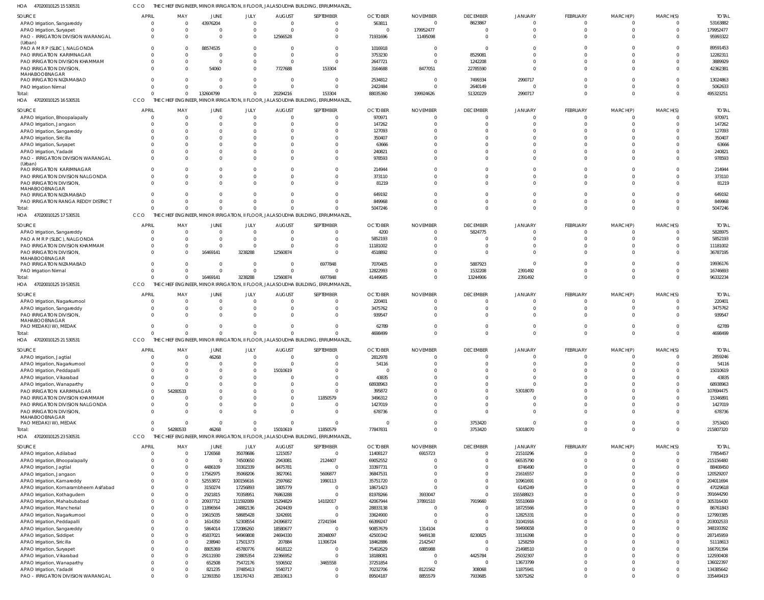HOA 470200101251 5 530531 CCO THE CHIEF ENGINEER, MINOR IRRIGATION, II FLOOR, JALASOUDHA BUILDING, ERRUMMANZIL,

| SOURCE | APRIL | MAY | JUNE | JULY | AUGUST | SEPTEMBER | OCTOBER | NOVEMBER | DECEMBER | JANUARY | FEBRUARY | MARCH(P) | MARCH(S) | TOTAL |
|---|---|---|---|---|---|---|---|---|---|---|---|---|---|---|
| APAO Irrigation, Sangareddy | 0 | 0 | 43976204 | 0 | 0 | 0 | 563811 | 0 | 8623867 | 0 | 0 | 0 | 0 | 53163882 |
| APAO Irrigation, Suryapet | 0 | 0 | 0 | 0 | 0 | 0 | 0 | 179952477 | 0 | 0 | 0 | 0 | 0 | 179952477 |
| PAO - IRRIGATION DIVISION WARANGAL (Urban) | 0 | 0 | 0 | 0 | 12566528 | 0 | 71931696 | 11495098 | 0 | 0 | 0 | 0 | 0 | 95993322 |
| PAO A M R P (SLBC), NALGONDA | 0 | 0 | 88574535 | 0 | 0 | 0 | 1016918 | 0 | 0 | 0 | 0 | 0 | 0 | 89591453 |
| PAO IRRIGATION KARIMNAGAR | 0 | 0 | 0 | 0 | 0 | 0 | 3753230 | 0 | 8529081 | 0 | 0 | 0 | 0 | 12282311 |
| PAO IRRIGATION DIVISION KHAMMAM | 0 | 0 | 0 | 0 | 0 | 0 | 2647721 | 0 | 1242208 | 0 | 0 | 0 | 0 | 3889929 |
| PAO IRRIGATION DIVISION, MAHABOOBNAGAR | 0 | 0 | 54060 | 0 | 7727688 | 153304 | 3164688 | 8477051 | 22785590 | 0 | 0 | 0 | 0 | 42362381 |
| PAO IRRIGATION NIZAMABAD | 0 | 0 | 0 | 0 | 0 | 0 | 2534812 | 0 | 7499334 | 2990717 | 0 | 0 | 0 | 13024863 |
| PAO Irrigation Nirmal | 0 | 0 | 0 | 0 | 0 | 0 | 2422484 | 0 | 2640149 | 0 | 0 | 0 | 0 | 5062633 |
| Total: | 0 | 0 | 132604799 | 0 | 20294216 | 153304 | 88035360 | 199924626 | 51320229 | 2990717 | 0 | 0 | 0 | 495323251 |

HOA 470200101251 6 530531 CCO THE CHIEF ENGINEER, MINOR IRRIGATION, II FLOOR, JALASOUDHA BUILDING, ERRUMMANZIL,

| SOURCE | APRIL | MAY | JUNE | JULY | AUGUST | SEPTEMBER | OCTOBER | NOVEMBER | DECEMBER | JANUARY | FEBRUARY | MARCH(P) | MARCH(S) | TOTAL |
|---|---|---|---|---|---|---|---|---|---|---|---|---|---|---|
| APAO Irrigation, Bhoopalapally | 0 | 0 | 0 | 0 | 0 | 0 | 970971 | 0 | 0 | 0 | 0 | 0 | 0 | 970971 |
| APAO Irrigation, Jangaon | 0 | 0 | 0 | 0 | 0 | 0 | 147262 | 0 | 0 | 0 | 0 | 0 | 0 | 147262 |
| APAO Irrigation, Sangareddy | 0 | 0 | 0 | 0 | 0 | 0 | 127093 | 0 | 0 | 0 | 0 | 0 | 0 | 127093 |
| APAO Irrigation, Siricilla | 0 | 0 | 0 | 0 | 0 | 0 | 350407 | 0 | 0 | 0 | 0 | 0 | 0 | 350407 |
| APAO Irrigation, Suryapet | 0 | 0 | 0 | 0 | 0 | 0 | 63666 | 0 | 0 | 0 | 0 | 0 | 0 | 63666 |
| APAO Irrigation, Yadadri | 0 | 0 | 0 | 0 | 0 | 0 | 240821 | 0 | 0 | 0 | 0 | 0 | 0 | 240821 |
| PAO - IRRIGATION DIVISION WARANGAL (Urban) | 0 | 0 | 0 | 0 | 0 | 0 | 978593 | 0 | 0 | 0 | 0 | 0 | 0 | 978593 |
| PAO IRRIGATION KARIMNAGAR | 0 | 0 | 0 | 0 | 0 | 0 | 214944 | 0 | 0 | 0 | 0 | 0 | 0 | 214944 |
| PAO IRRIGATION DIVISION NALGONDA | 0 | 0 | 0 | 0 | 0 | 0 | 373110 | 0 | 0 | 0 | 0 | 0 | 0 | 373110 |
| PAO IRRIGATION DIVISION, MAHABOOBNAGAR | 0 | 0 | 0 | 0 | 0 | 0 | 81219 | 0 | 0 | 0 | 0 | 0 | 0 | 81219 |
| PAO IRRIGATION NIZAMABAD | 0 | 0 | 0 | 0 | 0 | 0 | 649192 | 0 | 0 | 0 | 0 | 0 | 0 | 649192 |
| PAO IRRIGATION RANGA REDDY DISTRICT | 0 | 0 | 0 | 0 | 0 | 0 | 849968 | 0 | 0 | 0 | 0 | 0 | 0 | 849968 |
| Total: | 0 | 0 | 0 | 0 | 0 | 0 | 5047246 | 0 | 0 | 0 | 0 | 0 | 0 | 5047246 |

HOA 470200101251 7 530531 CCO THE CHIEF ENGINEER, MINOR IRRIGATION, II FLOOR, JALASOUDHA BUILDING, ERRUMMANZIL,

| SOURCE | APRIL | MAY | JUNE | JULY | AUGUST | SEPTEMBER | OCTOBER | NOVEMBER | DECEMBER | JANUARY | FEBRUARY | MARCH(P) | MARCH(S) | TOTAL |
|---|---|---|---|---|---|---|---|---|---|---|---|---|---|---|
| APAO Irrigation, Sangareddy | 0 | 0 | 0 | 0 | 0 | 0 | 4200 | 0 | 5824775 | 0 | 0 | 0 | 0 | 5828975 |
| PAO A M R P (SLBC), NALGONDA | 0 | 0 | 0 | 0 | 0 | 0 | 5852193 | 0 | 0 | 0 | 0 | 0 | 0 | 5852193 |
| PAO IRRIGATION DIVISION KHAMMAM | 0 | 0 | 0 | 0 | 0 | 0 | 11181002 | 0 | 0 | 0 | 0 | 0 | 0 | 11181002 |
| PAO IRRIGATION DIVISION, MAHABOOBNAGAR | 0 | 0 | 16469141 | 3238288 | 12560874 | 0 | 4518892 | 0 | 0 | 0 | 0 | 0 | 0 | 36787195 |
| PAO IRRIGATION NIZAMABAD | 0 | 0 | 0 | 0 | 0 | 6977848 | 7070405 | 0 | 5887923 | 0 | 0 | 0 | 0 | 19936176 |
| PAO Irrigation Nirmal | 0 | 0 | 0 | 0 | 0 | 0 | 12822993 | 0 | 1532208 | 2391492 | 0 | 0 | 0 | 16746693 |
| Total: | 0 | 0 | 16469141 | 3238288 | 12560874 | 6977848 | 41449685 | 0 | 13244906 | 2391492 | 0 | 0 | 0 | 96332234 |

HOA 470200101251 9 530531 CCO THE CHIEF ENGINEER, MINOR IRRIGATION, II FLOOR, JALASOUDHA BUILDING, ERRUMMANZIL,

| SOURCE | APRIL | MAY | JUNE | JULY | AUGUST | SEPTEMBER | OCTOBER | NOVEMBER | DECEMBER | JANUARY | FEBRUARY | MARCH(P) | MARCH(S) | TOTAL |
|---|---|---|---|---|---|---|---|---|---|---|---|---|---|---|
| APAO Irrigation, Nagarkurnool | 0 | 0 | 0 | 0 | 0 | 0 | 220401 | 0 | 0 | 0 | 0 | 0 | 0 | 220401 |
| APAO Irrigation, Sangareddy | 0 | 0 | 0 | 0 | 0 | 0 | 3475762 | 0 | 0 | 0 | 0 | 0 | 0 | 3475762 |
| PAO IRRIGATION DIVISION, MAHABOOBNAGAR | 0 | 0 | 0 | 0 | 0 | 0 | 939547 | 0 | 0 | 0 | 0 | 0 | 0 | 939547 |
| PAO MEDAK(IW), MEDAK | 0 | 0 | 0 | 0 | 0 | 0 | 62789 | 0 | 0 | 0 | 0 | 0 | 0 | 62789 |
| Total: | 0 | 0 | 0 | 0 | 0 | 0 | 4698499 | 0 | 0 | 0 | 0 | 0 | 0 | 4698499 |

HOA 470200101252 1 530531 CCO THE CHIEF ENGINEER, MINOR IRRIGATION, II FLOOR, JALASOUDHA BUILDING, ERRUMMANZIL,

| SOURCE | APRIL | MAY | JUNE | JULY | AUGUST | SEPTEMBER | OCTOBER | NOVEMBER | DECEMBER | JANUARY | FEBRUARY | MARCH(P) | MARCH(S) | TOTAL |
|---|---|---|---|---|---|---|---|---|---|---|---|---|---|---|
| APAO Irrigation, Jagtial | 0 | 0 | 46268 | 0 | 0 | 0 | 2812978 | 0 | 0 | 0 | 0 | 0 | 0 | 2859246 |
| APAO Irrigation, Nagarkurnool | 0 | 0 | 0 | 0 | 0 | 0 | 54116 | 0 | 0 | 0 | 0 | 0 | 0 | 54116 |
| APAO Irrigation, Peddapalli | 0 | 0 | 0 | 0 | 15010619 | 0 | 0 | 0 | 0 | 0 | 0 | 0 | 0 | 15010619 |
| APAO Irrigation, Vikarabad | 0 | 0 | 0 | 0 | 0 | 0 | 43835 | 0 | 0 | 0 | 0 | 0 | 0 | 43835 |
| APAO Irrigation, Wanaparthy | 0 | 0 | 0 | 0 | 0 | 0 | 68938963 | 0 | 0 | 0 | 0 | 0 | 0 | 68938963 |
| PAO IRRIGATION KARIMNAGAR | 0 | 54280533 | 0 | 0 | 0 | 0 | 395872 | 0 | 0 | 53018070 | 0 | 0 | 0 | 107694475 |
| PAO IRRIGATION DIVISION KHAMMAM | 0 | 0 | 0 | 0 | 0 | 11850579 | 3496312 | 0 | 0 | 0 | 0 | 0 | 0 | 15346891 |
| PAO IRRIGATION DIVISION NALGONDA | 0 | 0 | 0 | 0 | 0 | 0 | 1427019 | 0 | 0 | 0 | 0 | 0 | 0 | 1427019 |
| PAO IRRIGATION DIVISION, MAHABOOBNAGAR | 0 | 0 | 0 | 0 | 0 | 0 | 678736 | 0 | 0 | 0 | 0 | 0 | 0 | 678736 |
| PAO MEDAK(IW), MEDAK | 0 | 0 | 0 | 0 | 0 | 0 | 0 | 0 | 3753420 | 0 | 0 | 0 | 0 | 3753420 |
| Total: | 0 | 54280533 | 46268 | 0 | 15010619 | 11850579 | 77847831 | 0 | 3753420 | 53018070 | 0 | 0 | 0 | 215807320 |

HOA 470200101252 3 530531 CCO THE CHIEF ENGINEER, MINOR IRRIGATION, II FLOOR, JALASOUDHA BUILDING, ERRUMMANZIL,

| SOURCE | APRIL | MAY | JUNE | JULY | AUGUST | SEPTEMBER | OCTOBER | NOVEMBER | DECEMBER | JANUARY | FEBRUARY | MARCH(P) | MARCH(S) | TOTAL |
|---|---|---|---|---|---|---|---|---|---|---|---|---|---|---|
| APAO Irrigation, Adilabad | 0 | 0 | 1726568 | 35078686 | 1215057 | 0 | 11408127 | 6915723 | 0 | 21510296 | 0 | 0 | 0 | 77854457 |
| APAO Irrigation, Bhoopalapally | 0 | 0 | 0 | 74500650 | 2943081 | 2124407 | 69052552 | 0 | 0 | 66535790 | 0 | 0 | 0 | 215156480 |
| APAO Irrigation, Jagtial | 0 | 0 | 4486109 | 33302339 | 8475781 | 0 | 33397731 | 0 | 0 | 8746490 | 0 | 0 | 0 | 88408450 |
| APAO Irrigation, Jangaon | 0 | 0 | 17562975 | 35068206 | 3827061 | 5606877 | 36847531 | 0 | 0 | 21616557 | 0 | 0 | 0 | 120529207 |
| APAO Irrigation, Kamareddy | 0 | 0 | 52553872 | 100156616 | 2597682 | 1990113 | 35751720 | 0 | 0 | 10961691 | 0 | 0 | 0 | 204011694 |
| APAO Irrigation, Komarambheem Asifabad | 0 | 0 | 3150274 | 17256893 | 1805779 | 0 | 18671423 | 0 | 0 | 6145249 | 0 | 0 | 0 | 47029618 |
| APAO Irrigation, Kothagudem | 0 | 0 | 2921815 | 70358951 | 76863288 | 0 | 81978266 | 3933047 | 0 | 155588923 | 0 | 0 | 0 | 391644290 |
| APAO Irrigation, Mahabubabad | 0 | 0 | 20937712 | 111592089 | 15294829 | 14102017 | 42067944 | 37891510 | 7919660 | 55510669 | 0 | 0 | 0 | 305316430 |
| APAO Irrigation, Mancherial | 0 | 0 | 11896564 | 24882136 | 2424439 | 0 | 28833138 | 0 | 0 | 18725566 | 0 | 0 | 0 | 86761843 |
| APAO Irrigation, Nagarkurnool | 0 | 0 | 19615035 | 58685428 | 3242691 | 0 | 33624900 | 0 | 0 | 12825331 | 0 | 0 | 0 | 127993385 |
| APAO Irrigation, Peddapalli | 0 | 0 | 1614350 | 52308554 | 24396872 | 27241594 | 66399247 | 0 | 0 | 31041916 | 0 | 0 | 0 | 203002533 |
| APAO Irrigation, Sangareddy | 0 | 0 | 5864014 | 172086260 | 18580677 | 0 | 90857679 | 1314104 | 0 | 59490658 | 0 | 0 | 0 | 348193392 |
| APAO Irrigation, Siddipet | 0 | 0 | 45837021 | 94969808 | 24694330 | 28348097 | 42500342 | 9449138 | 8230825 | 33116398 | 0 | 0 | 0 | 287145959 |
| APAO Irrigation, Siricilla | 0 | 0 | 238940 | 17501373 | 207884 | 11306724 | 18462886 | 2142547 | 0 | 1258259 | 0 | 0 | 0 | 51118613 |
| APAO Irrigation, Suryapet | 0 | 0 | 8805369 | 45780776 | 8418122 | 0 | 75402629 | 6885988 | 0 | 21498510 | 0 | 0 | 0 | 166791394 |
| APAO Irrigation, Vikarabad | 0 | 0 | 29111930 | 23805354 | 22366952 | 0 | 18188081 | 0 | 4425784 | 25032307 | 0 | 0 | 0 | 122930408 |
| APAO Irrigation, Wanaparthy | 0 | 0 | 652508 | 75472176 | 5506502 | 3465558 | 37251854 | 0 | 0 | 13673799 | 0 | 0 | 0 | 136022397 |
| APAO Irrigation, Yadadri | 0 | 0 | 821235 | 37485413 | 5540717 | 0 | 70232706 | 8121562 | 308068 | 11875941 | 0 | 0 | 0 | 134385642 |
| PAO - IRRIGATION DIVISION WARANGAL | 0 | 0 | 12393350 | 135176743 | 28510613 | 0 | 89504187 | 8855579 | 7933685 | 53075262 | 0 | 0 | 0 | 335449419 |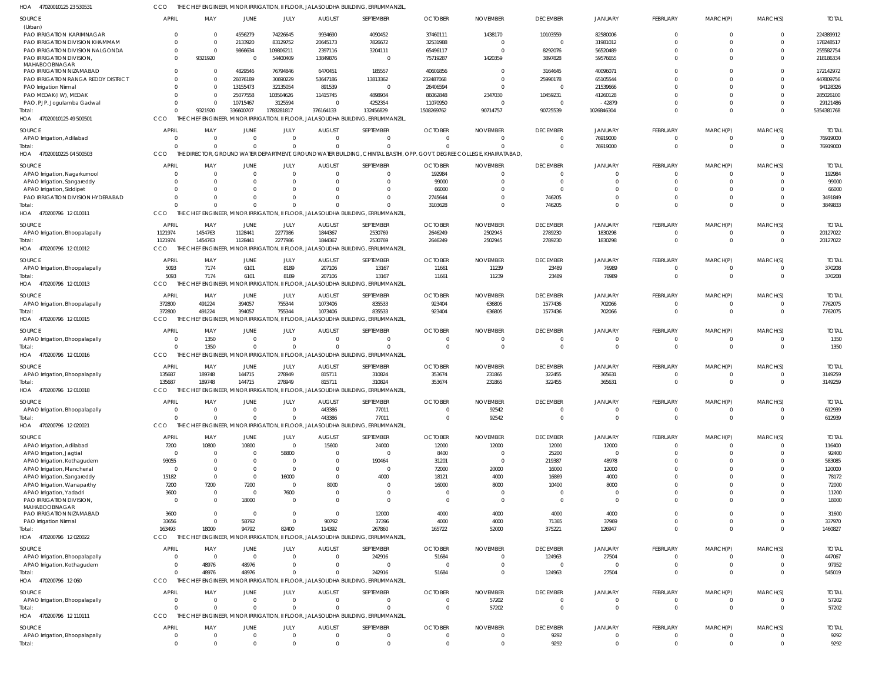HOA 470200101252353053 1 CCO THE CHIEF ENGINEER, MINOR IRRIGATION, II FLOOR, JALASOUDHA BUILDING, ERRUMMANZIL,

| SOURCE | APRIL | MAY | JUNE | JULY | AUGUST | SEPTEMBER | OCTOBER | NOVEMBER | DECEMBER | JANUARY | FEBRUARY | MARCH(P) | MARCH(S) | TOTAL |
|---|---|---|---|---|---|---|---|---|---|---|---|---|---|---|
| (Urban) | | | | | | | | | | | | | | |
| PAO IRRIGATION KARIMNAGAR | 0 | 0 | 4556279 | 74226645 | 9934690 | 4090452 | 37460111 | 1438170 | 10103559 | 82580006 | 0 | 0 | 0 | 224389912 |
| PAO IRRIGATION DIVISION KHAMMAM | 0 | 0 | 2133920 | 83129752 | 20645173 | 7826672 | 32531988 | 0 | 0 | 31981012 | 0 | 0 | 0 | 178248517 |
| PAO IRRIGATION DIVISION NALGONDA | 0 | 0 | 9866634 | 109806211 | 2397116 | 3204111 | 65496117 | 0 | 8292076 | 56520489 | 0 | 0 | 0 | 255582754 |
| PAO IRRIGATION DIVISION, MAHABOOBNAGAR | 0 | 9321920 | 0 | 54400409 | 13849876 | 0 | 75719287 | 1420359 | 3897828 | 59576655 | 0 | 0 | 0 | 218186334 |
| PAO IRRIGATION NIZAMABAD | 0 | 0 | 4829546 | 76794846 | 6470451 | 185557 | 40601856 | 0 | 3164645 | 40096071 | 0 | 0 | 0 | 172142972 |
| PAO IRRIGATION RANGA REDDY DISTRICT | 0 | 0 | 26076189 | 30690229 | 53647186 | 13813362 | 232487068 | 0 | 25990178 | 65105544 | 0 | 0 | 0 | 447809756 |
| PAO Irrigation Nirmal | 0 | 0 | 13155473 | 32135054 | 891539 | 0 | 26406594 | 0 | 0 | 21539666 | 0 | 0 | 0 | 94128326 |
| PAO MEDAK(IW), MEDAK | 0 | 0 | 25077558 | 103504626 | 11415745 | 4898934 | 86062848 | 2347030 | 10459231 | 41260128 | 0 | 0 | 0 | 285026100 |
| PAO, PJP, Jogulamba Gadwal | 0 | 0 | 10715467 | 3125594 | 0 | 4252354 | 11070950 | 0 | 0 | -42879 | 0 | 0 | 0 | 29121486 |
| Total: | 0 | 9321920 | 336600707 | 1783281817 | 376164133 | 132456829 | 1508269762 | 90714757 | 90725539 | 1026846304 | 0 | 0 | 0 | 5354381768 |

HOA 470200101254950050 1 CCO THE CHIEF ENGINEER, MINOR IRRIGATION, II FLOOR, JALASOUDHA BUILDING, ERRUMMANZIL,

| SOURCE | APRIL | MAY | JUNE | JULY | AUGUST | SEPTEMBER | OCTOBER | NOVEMBER | DECEMBER | JANUARY | FEBRUARY | MARCH(P) | MARCH(S) | TOTAL |
|---|---|---|---|---|---|---|---|---|---|---|---|---|---|---|
| APAO Irrigation, Adilabad | 0 | 0 | 0 | 0 | 0 | 0 | 0 | 0 | 0 | 76919000 | 0 | 0 | 0 | 76919000 |
| Total: | 0 | 0 | 0 | 0 | 0 | 0 | 0 | 0 | 0 | 76919000 | 0 | 0 | 0 | 76919000 |

HOA 470200102250450050 3 CCO THE DIRECTOR, GROUND WATER DEPARTMENT, GROUND WATER BUILDING, CHINTAL BASTHI, OPP. GOVT. DEGREE COLLEGE, KHAIRATABAD,

| SOURCE | APRIL | MAY | JUNE | JULY | AUGUST | SEPTEMBER | OCTOBER | NOVEMBER | DECEMBER | JANUARY | FEBRUARY | MARCH(P) | MARCH(S) | TOTAL |
|---|---|---|---|---|---|---|---|---|---|---|---|---|---|---|
| APAO Irrigation, Nagarkurnool | 0 | 0 | 0 | 0 | 0 | 0 | 192984 | 0 | 0 | 0 | 0 | 0 | 0 | 192984 |
| APAO Irrigation, Sangareddy | 0 | 0 | 0 | 0 | 0 | 0 | 99000 | 0 | 0 | 0 | 0 | 0 | 0 | 99000 |
| APAO Irrigation, Siddipet | 0 | 0 | 0 | 0 | 0 | 0 | 66000 | 0 | 0 | 0 | 0 | 0 | 0 | 66000 |
| PAO IRRIGATION DIVISION HYDERABAD | 0 | 0 | 0 | 0 | 0 | 0 | 2745644 | 0 | 746205 | 0 | 0 | 0 | 0 | 3491849 |
| Total: | 0 | 0 | 0 | 0 | 0 | 0 | 3103628 | 0 | 746205 | 0 | 0 | 0 | 0 | 3849833 |

HOA 470200796 12010011 CCO THE CHIEF ENGINEER, MINOR IRRIGATION, II FLOOR, JALASOUDHA BUILDING, ERRUMMANZIL,

| SOURCE | APRIL | MAY | JUNE | JULY | AUGUST | SEPTEMBER | OCTOBER | NOVEMBER | DECEMBER | JANUARY | FEBRUARY | MARCH(P) | MARCH(S) | TOTAL |
|---|---|---|---|---|---|---|---|---|---|---|---|---|---|---|
| APAO Irrigation, Bhoopalapally | 1121974 | 1454763 | 1128441 | 2277986 | 1844367 | 2530769 | 2646249 | 2502945 | 2789230 | 1830298 | 0 | 0 | 0 | 20127022 |
| Total: | 1121974 | 1454763 | 1128441 | 2277986 | 1844367 | 2530769 | 2646249 | 2502945 | 2789230 | 1830298 | 0 | 0 | 0 | 20127022 |

HOA 470200796 12010012 CCO THE CHIEF ENGINEER, MINOR IRRIGATION, II FLOOR, JALASOUDHA BUILDING, ERRUMMANZIL,

| SOURCE | APRIL | MAY | JUNE | JULY | AUGUST | SEPTEMBER | OCTOBER | NOVEMBER | DECEMBER | JANUARY | FEBRUARY | MARCH(P) | MARCH(S) | TOTAL |
|---|---|---|---|---|---|---|---|---|---|---|---|---|---|---|
| APAO Irrigation, Bhoopalapally | 5093 | 7174 | 6101 | 8189 | 207106 | 13167 | 11661 | 11239 | 23489 | 76989 | 0 | 0 | 0 | 370208 |
| Total: | 5093 | 7174 | 6101 | 8189 | 207106 | 13167 | 11661 | 11239 | 23489 | 76989 | 0 | 0 | 0 | 370208 |

HOA 470200796 12010013 CCO THE CHIEF ENGINEER, MINOR IRRIGATION, II FLOOR, JALASOUDHA BUILDING, ERRUMMANZIL,

| SOURCE | APRIL | MAY | JUNE | JULY | AUGUST | SEPTEMBER | OCTOBER | NOVEMBER | DECEMBER | JANUARY | FEBRUARY | MARCH(P) | MARCH(S) | TOTAL |
|---|---|---|---|---|---|---|---|---|---|---|---|---|---|---|
| APAO Irrigation, Bhoopalapally | 372800 | 491224 | 394057 | 755344 | 1073406 | 835533 | 923404 | 636805 | 1577436 | 702066 | 0 | 0 | 0 | 7762075 |
| Total: | 372800 | 491224 | 394057 | 755344 | 1073406 | 835533 | 923404 | 636805 | 1577436 | 702066 | 0 | 0 | 0 | 7762075 |

HOA 470200796 12010015 CCO THE CHIEF ENGINEER, MINOR IRRIGATION, II FLOOR, JALASOUDHA BUILDING, ERRUMMANZIL,

| SOURCE | APRIL | MAY | JUNE | JULY | AUGUST | SEPTEMBER | OCTOBER | NOVEMBER | DECEMBER | JANUARY | FEBRUARY | MARCH(P) | MARCH(S) | TOTAL |
|---|---|---|---|---|---|---|---|---|---|---|---|---|---|---|
| APAO Irrigation, Bhoopalapally | 0 | 1350 | 0 | 0 | 0 | 0 | 0 | 0 | 0 | 0 | 0 | 0 | 0 | 1350 |
| Total: | 0 | 1350 | 0 | 0 | 0 | 0 | 0 | 0 | 0 | 0 | 0 | 0 | 0 | 1350 |

HOA 470200796 12010016 CCO THE CHIEF ENGINEER, MINOR IRRIGATION, II FLOOR, JALASOUDHA BUILDING, ERRUMMANZIL,

| SOURCE | APRIL | MAY | JUNE | JULY | AUGUST | SEPTEMBER | OCTOBER | NOVEMBER | DECEMBER | JANUARY | FEBRUARY | MARCH(P) | MARCH(S) | TOTAL |
|---|---|---|---|---|---|---|---|---|---|---|---|---|---|---|
| APAO Irrigation, Bhoopalapally | 135687 | 189748 | 144715 | 278949 | 815711 | 310824 | 353674 | 231865 | 322455 | 365631 | 0 | 0 | 0 | 3149259 |
| Total: | 135687 | 189748 | 144715 | 278949 | 815711 | 310824 | 353674 | 231865 | 322455 | 365631 | 0 | 0 | 0 | 3149259 |

HOA 470200796 12010018 CCO THE CHIEF ENGINEER, MINOR IRRIGATION, II FLOOR, JALASOUDHA BUILDING, ERRUMMANZIL,

| SOURCE | APRIL | MAY | JUNE | JULY | AUGUST | SEPTEMBER | OCTOBER | NOVEMBER | DECEMBER | JANUARY | FEBRUARY | MARCH(P) | MARCH(S) | TOTAL |
|---|---|---|---|---|---|---|---|---|---|---|---|---|---|---|
| APAO Irrigation, Bhoopalapally | 0 | 0 | 0 | 0 | 443386 | 77011 | 0 | 92542 | 0 | 0 | 0 | 0 | 0 | 612939 |
| Total: | 0 | 0 | 0 | 0 | 443386 | 77011 | 0 | 92542 | 0 | 0 | 0 | 0 | 0 | 612939 |

HOA 470200796 12020021 CCO THE CHIEF ENGINEER, MINOR IRRIGATION, II FLOOR, JALASOUDHA BUILDING, ERRUMMANZIL,

| SOURCE | APRIL | MAY | JUNE | JULY | AUGUST | SEPTEMBER | OCTOBER | NOVEMBER | DECEMBER | JANUARY | FEBRUARY | MARCH(P) | MARCH(S) | TOTAL |
|---|---|---|---|---|---|---|---|---|---|---|---|---|---|---|
| APAO Irrigation, Adilabad | 7200 | 10800 | 10800 | 0 | 15600 | 24000 | 12000 | 12000 | 12000 | 12000 | 0 | 0 | 0 | 116400 |
| APAO Irrigation, Jagtial | 0 | 0 | 0 | 58800 | 0 | 0 | 8400 | 0 | 25200 | 0 | 0 | 0 | 0 | 92400 |
| APAO Irrigation, Kothagudem | 93055 | 0 | 0 | 0 | 0 | 190464 | 31201 | 0 | 219387 | 48978 | 0 | 0 | 0 | 583085 |
| APAO Irrigation, Mancherial | 0 | 0 | 0 | 0 | 0 | 0 | 72000 | 20000 | 16000 | 12000 | 0 | 0 | 0 | 120000 |
| APAO Irrigation, Sangareddy | 15182 | 0 | 0 | 16000 | 0 | 4000 | 18121 | 4000 | 16869 | 4000 | 0 | 0 | 0 | 78172 |
| APAO Irrigation, Wanaparthy | 7200 | 7200 | 7200 | 0 | 8000 | 0 | 16000 | 8000 | 10400 | 8000 | 0 | 0 | 0 | 72000 |
| APAO Irrigation, Yadadri | 3600 | 0 | 0 | 7600 | 0 | 0 | 0 | 0 | 0 | 0 | 0 | 0 | 0 | 11200 |
| PAO IRRIGATION DIVISION, MAHABOOBNAGAR | 0 | 0 | 18000 | 0 | 0 | 0 | 0 | 0 | 0 | 0 | 0 | 0 | 0 | 18000 |
| PAO IRRIGATION NIZAMABAD | 3600 | 0 | 0 | 0 | 0 | 12000 | 4000 | 4000 | 4000 | 4000 | 0 | 0 | 0 | 31600 |
| PAO Irrigation Nirmal | 33656 | 0 | 58792 | 0 | 90792 | 37396 | 4000 | 4000 | 71365 | 37969 | 0 | 0 | 0 | 337970 |
| Total: | 163493 | 18000 | 94792 | 82400 | 114392 | 267860 | 165722 | 52000 | 375221 | 126947 | 0 | 0 | 0 | 1460827 |

HOA 470200796 12020022 CCO THE CHIEF ENGINEER, MINOR IRRIGATION, II FLOOR, JALASOUDHA BUILDING, ERRUMMANZIL,

| SOURCE | APRIL | MAY | JUNE | JULY | AUGUST | SEPTEMBER | OCTOBER | NOVEMBER | DECEMBER | JANUARY | FEBRUARY | MARCH(P) | MARCH(S) | TOTAL |
|---|---|---|---|---|---|---|---|---|---|---|---|---|---|---|
| APAO Irrigation, Bhoopalapally | 0 | 0 | 0 | 0 | 0 | 242916 | 51684 | 0 | 124963 | 27504 | 0 | 0 | 0 | 447067 |
| APAO Irrigation, Kothagudem | 0 | 48976 | 48976 | 0 | 0 | 0 | 0 | 0 | 0 | 0 | 0 | 0 | 0 | 97952 |
| Total: | 0 | 48976 | 48976 | 0 | 0 | 242916 | 51684 | 0 | 124963 | 27504 | 0 | 0 | 0 | 545019 |

HOA 470200796 12060 CCO THE CHIEF ENGINEER, MINOR IRRIGATION, II FLOOR, JALASOUDHA BUILDING, ERRUMMANZIL,

| SOURCE | APRIL | MAY | JUNE | JULY | AUGUST | SEPTEMBER | OCTOBER | NOVEMBER | DECEMBER | JANUARY | FEBRUARY | MARCH(P) | MARCH(S) | TOTAL |
|---|---|---|---|---|---|---|---|---|---|---|---|---|---|---|
| APAO Irrigation, Bhoopalapally | 0 | 0 | 0 | 0 | 0 | 0 | 0 | 57202 | 0 | 0 | 0 | 0 | 0 | 57202 |
| Total: | 0 | 0 | 0 | 0 | 0 | 0 | 0 | 57202 | 0 | 0 | 0 | 0 | 0 | 57202 |

HOA 470200796 12110111 CCO THE CHIEF ENGINEER, MINOR IRRIGATION, II FLOOR, JALASOUDHA BUILDING, ERRUMMANZIL,

| SOURCE | APRIL | MAY | JUNE | JULY | AUGUST | SEPTEMBER | OCTOBER | NOVEMBER | DECEMBER | JANUARY | FEBRUARY | MARCH(P) | MARCH(S) | TOTAL |
|---|---|---|---|---|---|---|---|---|---|---|---|---|---|---|
| APAO Irrigation, Bhoopalapally | 0 | 0 | 0 | 0 | 0 | 0 | 0 | 0 | 9292 | 0 | 0 | 0 | 0 | 9292 |
| Total: | 0 | 0 | 0 | 0 | 0 | 0 | 0 | 0 | 9292 | 0 | 0 | 0 | 0 | 9292 |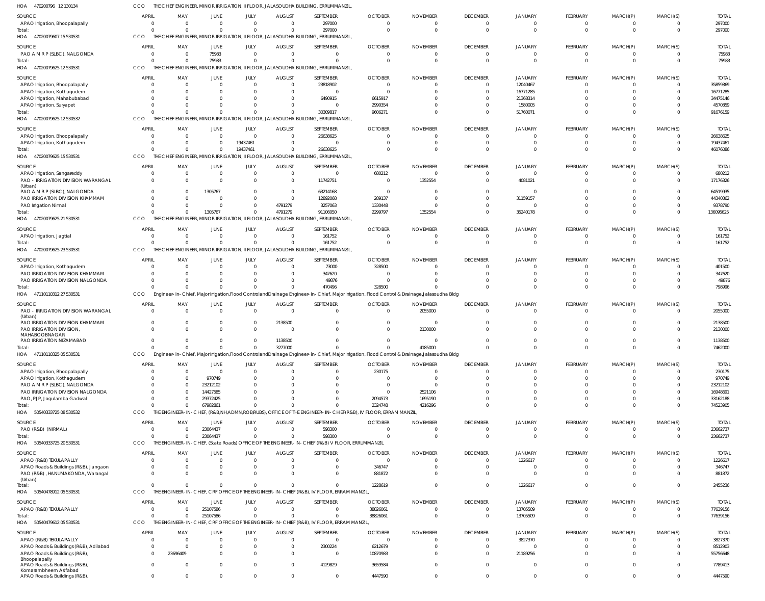HOA 470200796 12 130134 CCO THE CHIEF ENGINEER, MINOR IRRIGATION, II FLOOR, JALASOUDHA BUILDING, ERRUMMANZIL,

| SOURCE | APRIL | MAY | JUNE | JULY | AUGUST | SEPTEMBER | OCTOBER | NOVEMBER | DECEMBER | JANUARY | FEBRUARY | MARCH(P) | MARCH(S) | TOTAL |
|---|---|---|---|---|---|---|---|---|---|---|---|---|---|---|
| APAO Irrigation, Bhoopalapally | 0 | 0 | 0 | 0 | 0 | 297000 | 0 | 0 | 0 | 0 | 0 | 0 | 0 | 297000 |
| Total: | 0 | 0 | 0 | 0 | 0 | 297000 | 0 | 0 | 0 | 0 | 0 | 0 | 0 | 297000 |

HOA 47020079607 15 530531 CCO THE CHIEF ENGINEER, MINOR IRRIGATION, II FLOOR, JALASOUDHA BUILDING, ERRUMMANZIL,

| SOURCE | APRIL | MAY | JUNE | JULY | AUGUST | SEPTEMBER | OCTOBER | NOVEMBER | DECEMBER | JANUARY | FEBRUARY | MARCH(P) | MARCH(S) | TOTAL |
|---|---|---|---|---|---|---|---|---|---|---|---|---|---|---|
| PAO A M R P (SLBC), NALGONDA | 0 | 0 | 75983 | 0 | 0 | 0 | 0 | 0 | 0 | 0 | 0 | 0 | 0 | 75983 |
| Total: | 0 | 0 | 75983 | 0 | 0 | 0 | 0 | 0 | 0 | 0 | 0 | 0 | 0 | 75983 |

HOA 47020079625 12 530531 CCO THE CHIEF ENGINEER, MINOR IRRIGATION, II FLOOR, JALASOUDHA BUILDING, ERRUMMANZIL,

| SOURCE | APRIL | MAY | JUNE | JULY | AUGUST | SEPTEMBER | OCTOBER | NOVEMBER | DECEMBER | JANUARY | FEBRUARY | MARCH(P) | MARCH(S) | TOTAL |
|---|---|---|---|---|---|---|---|---|---|---|---|---|---|---|
| APAO Irrigation, Bhoopalapally | 0 | 0 | 0 | 0 | 0 | 23818902 | 0 | 0 | 0 | 12040467 | 0 | 0 | 0 | 35859369 |
| APAO Irrigation, Kothagudem | 0 | 0 | 0 | 0 | 0 | 0 | 0 | 0 | 0 | 16771285 | 0 | 0 | 0 | 16771285 |
| APAO Irrigation, Mahabubabad | 0 | 0 | 0 | 0 | 0 | 6490915 | 6615917 | 0 | 0 | 21368314 | 0 | 0 | 0 | 34475146 |
| APAO Irrigation, Suryapet | 0 | 0 | 0 | 0 | 0 | 0 | 2990354 | 0 | 0 | 1580005 | 0 | 0 | 0 | 4570359 |
| Total: | 0 | 0 | 0 | 0 | 0 | 30309817 | 9606271 | 0 | 0 | 51760071 | 0 | 0 | 0 | 91676159 |

HOA 47020079625 12 530532 CCO THE CHIEF ENGINEER, MINOR IRRIGATION, II FLOOR, JALASOUDHA BUILDING, ERRUMMANZIL,

| SOURCE | APRIL | MAY | JUNE | JULY | AUGUST | SEPTEMBER | OCTOBER | NOVEMBER | DECEMBER | JANUARY | FEBRUARY | MARCH(P) | MARCH(S) | TOTAL |
|---|---|---|---|---|---|---|---|---|---|---|---|---|---|---|
| APAO Irrigation, Bhoopalapally | 0 | 0 | 0 | 0 | 0 | 26638625 | 0 | 0 | 0 | 0 | 0 | 0 | 0 | 26638625 |
| APAO Irrigation, Kothagudem | 0 | 0 | 0 | 19437461 | 0 | 0 | 0 | 0 | 0 | 0 | 0 | 0 | 0 | 19437461 |
| Total: | 0 | 0 | 0 | 19437461 | 0 | 26638625 | 0 | 0 | 0 | 0 | 0 | 0 | 0 | 46076086 |

HOA 47020079625 15 530531 CCO THE CHIEF ENGINEER, MINOR IRRIGATION, II FLOOR, JALASOUDHA BUILDING, ERRUMMANZIL,

| SOURCE | APRIL | MAY | JUNE | JULY | AUGUST | SEPTEMBER | OCTOBER | NOVEMBER | DECEMBER | JANUARY | FEBRUARY | MARCH(P) | MARCH(S) | TOTAL |
|---|---|---|---|---|---|---|---|---|---|---|---|---|---|---|
| APAO Irrigation, Sangareddy | 0 | 0 | 0 | 0 | 0 | 0 | 680212 | 0 | 0 | 0 | 0 | 0 | 0 | 680212 |
| PAO - IRRIGATION DIVISION WARANGAL (Urban) | 0 | 0 | 0 | 0 | 0 | 11742751 | 0 | 1352554 | 0 | 4081021 | 0 | 0 | 0 | 17176326 |
| PAO A M R P (SLBC), NALGONDA | 0 | 0 | 1305767 | 0 | 0 | 63214168 | 0 | 0 | 0 | 0 | 0 | 0 | 0 | 64519935 |
| PAO IRRIGATION DIVISION KHAMMAM | 0 | 0 | 0 | 0 | 0 | 12892068 | 289137 | 0 | 0 | 31159157 | 0 | 0 | 0 | 44340362 |
| PAO Irrigation Nirmal | 0 | 0 | 0 | 0 | 4791279 | 3257063 | 1330448 | 0 | 0 | 0 | 0 | 0 | 0 | 9378790 |
| Total: | 0 | 0 | 1305767 | 0 | 4791279 | 91106050 | 2299797 | 1352554 | 0 | 35240178 | 0 | 0 | 0 | 136095625 |

HOA 47020079625 21 530531 CCO THE CHIEF ENGINEER, MINOR IRRIGATION, II FLOOR, JALASOUDHA BUILDING, ERRUMMANZIL,

| SOURCE | APRIL | MAY | JUNE | JULY | AUGUST | SEPTEMBER | OCTOBER | NOVEMBER | DECEMBER | JANUARY | FEBRUARY | MARCH(P) | MARCH(S) | TOTAL |
|---|---|---|---|---|---|---|---|---|---|---|---|---|---|---|
| APAO Irrigation, Jagtial | 0 | 0 | 0 | 0 | 0 | 161752 | 0 | 0 | 0 | 0 | 0 | 0 | 0 | 161752 |
| Total: | 0 | 0 | 0 | 0 | 0 | 161752 | 0 | 0 | 0 | 0 | 0 | 0 | 0 | 161752 |

HOA 47020079625 23 530531 CCO THE CHIEF ENGINEER, MINOR IRRIGATION, II FLOOR, JALASOUDHA BUILDING, ERRUMMANZIL,

| SOURCE | APRIL | MAY | JUNE | JULY | AUGUST | SEPTEMBER | OCTOBER | NOVEMBER | DECEMBER | JANUARY | FEBRUARY | MARCH(P) | MARCH(S) | TOTAL |
|---|---|---|---|---|---|---|---|---|---|---|---|---|---|---|
| APAO Irrigation, Kothagudem | 0 | 0 | 0 | 0 | 0 | 73000 | 328500 | 0 | 0 | 0 | 0 | 0 | 0 | 401500 |
| PAO IRRIGATION DIVISION KHAMMAM | 0 | 0 | 0 | 0 | 0 | 347620 | 0 | 0 | 0 | 0 | 0 | 0 | 0 | 347620 |
| PAO IRRIGATION DIVISION NALGONDA | 0 | 0 | 0 | 0 | 0 | 49876 | 0 | 0 | 0 | 0 | 0 | 0 | 0 | 49876 |
| Total: | 0 | 0 | 0 | 0 | 0 | 470496 | 328500 | 0 | 0 | 0 | 0 | 0 | 0 | 798996 |

HOA 47110110312 27 530531 CCO Engineer-in-Chief, Major Irrigation,Flood Control and Drainage Engineer-in-Chief, Major Irrigation, Flood Control & Drainage,Jalasoudha Bldg

| SOURCE | APRIL | MAY | JUNE | JULY | AUGUST | SEPTEMBER | OCTOBER | NOVEMBER | DECEMBER | JANUARY | FEBRUARY | MARCH(P) | MARCH(S) | TOTAL |
|---|---|---|---|---|---|---|---|---|---|---|---|---|---|---|
| PAO - IRRIGATION DIVISION WARANGAL (Urban) | 0 | 0 | 0 | 0 | 0 | 0 | 0 | 2055000 | 0 | 0 | 0 | 0 | 0 | 2055000 |
| PAO IRRIGATION DIVISION KHAMMAM | 0 | 0 | 0 | 0 | 2138500 | 0 | 0 | 0 | 0 | 0 | 0 | 0 | 0 | 2138500 |
| PAO IRRIGATION DIVISION, MAHABOOBNAGAR | 0 | 0 | 0 | 0 | 0 | 0 | 0 | 2130000 | 0 | 0 | 0 | 0 | 0 | 2130000 |
| PAO IRRIGATION NIZAMABAD | 0 | 0 | 0 | 0 | 1138500 | 0 | 0 | 0 | 0 | 0 | 0 | 0 | 0 | 1138500 |
| Total: | 0 | 0 | 0 | 0 | 3277000 | 0 | 0 | 4185000 | 0 | 0 | 0 | 0 | 0 | 7462000 |

HOA 47110110325 05 530531 CCO Engineer-in-Chief, Major Irrigation,Flood Control and Drainage Engineer-in-Chief, Major Irrigation, Flood Control & Drainage,Jalasoudha Bldg

| SOURCE | APRIL | MAY | JUNE | JULY | AUGUST | SEPTEMBER | OCTOBER | NOVEMBER | DECEMBER | JANUARY | FEBRUARY | MARCH(P) | MARCH(S) | TOTAL |
|---|---|---|---|---|---|---|---|---|---|---|---|---|---|---|
| APAO Irrigation, Bhoopalapally | 0 | 0 | 0 | 0 | 0 | 0 | 230175 | 0 | 0 | 0 | 0 | 0 | 0 | 230175 |
| APAO Irrigation, Kothagudem | 0 | 0 | 970749 | 0 | 0 | 0 | 0 | 0 | 0 | 0 | 0 | 0 | 0 | 970749 |
| PAO A M R P (SLBC), NALGONDA | 0 | 0 | 23212102 | 0 | 0 | 0 | 0 | 0 | 0 | 0 | 0 | 0 | 0 | 23212102 |
| PAO IRRIGATION DIVISION NALGONDA | 0 | 0 | 14427585 | 0 | 0 | 0 | 0 | 2521106 | 0 | 0 | 0 | 0 | 0 | 16948691 |
| PAO, PJP, Jogulamba Gadwal | 0 | 0 | 29372425 | 0 | 0 | 0 | 2094573 | 1695190 | 0 | 0 | 0 | 0 | 0 | 33162188 |
| Total: | 0 | 0 | 67982861 | 0 | 0 | 0 | 2324748 | 4216296 | 0 | 0 | 0 | 0 | 0 | 74523905 |

HOA 50540333725 08 530532 CCO THE ENGINEER-IN-CHIEF, (R&B,NH,ADMN,ROB/RUBS), OFFICE OF THE ENGINEER-IN-CHIEF(R&B), IV FLOOR, ERRAM MANZIL,

| SOURCE | APRIL | MAY | JUNE | JULY | AUGUST | SEPTEMBER | OCTOBER | NOVEMBER | DECEMBER | JANUARY | FEBRUARY | MARCH(P) | MARCH(S) | TOTAL |
|---|---|---|---|---|---|---|---|---|---|---|---|---|---|---|
| PAO (R&B) (NIRMAL) | 0 | 0 | 23064437 | 0 | 0 | 598300 | 0 | 0 | 0 | 0 | 0 | 0 | 0 | 23662737 |
| Total: | 0 | 0 | 23064437 | 0 | 0 | 598300 | 0 | 0 | 0 | 0 | 0 | 0 | 0 | 23662737 |

HOA 50540333725 20 530531 CCO THE ENGINEER-IN-CHIEF, (State Roads) OFFICE OF THE ENGINEER-IN-CHIEF (R&B) V FLOOR, ERRUMMANZIL

| SOURCE | APRIL | MAY | JUNE | JULY | AUGUST | SEPTEMBER | OCTOBER | NOVEMBER | DECEMBER | JANUARY | FEBRUARY | MARCH(P) | MARCH(S) | TOTAL |
|---|---|---|---|---|---|---|---|---|---|---|---|---|---|---|
| APAO (R&B) TEKULAPALLY | 0 | 0 | 0 | 0 | 0 | 0 | 0 | 0 | 0 | 1226617 | 0 | 0 | 0 | 1226617 |
| APAO Roads & Buildings (R&B), Jangaon | 0 | 0 | 0 | 0 | 0 | 0 | 346747 | 0 | 0 | 0 | 0 | 0 | 0 | 346747 |
| PAO (R&B) , HANUMAKONDA, Warangal (Urban) | 0 | 0 | 0 | 0 | 0 | 0 | 881872 | 0 | 0 | 0 | 0 | 0 | 0 | 881872 |
| Total: | 0 | 0 | 0 | 0 | 0 | 0 | 1228619 | 0 | 0 | 1226617 | 0 | 0 | 0 | 2455236 |

HOA 50540478912 05 530531 CCO THE ENGINEER-IN-CHIEF, CRF OFFICE OF THE ENGINEER-IN-CHIEF (R&B), IV FLOOR, ERRAM MANZIL,

| SOURCE | APRIL | MAY | JUNE | JULY | AUGUST | SEPTEMBER | OCTOBER | NOVEMBER | DECEMBER | JANUARY | FEBRUARY | MARCH(P) | MARCH(S) | TOTAL |
|---|---|---|---|---|---|---|---|---|---|---|---|---|---|---|
| APAO (R&B) TEKULAPALLY | 0 | 0 | 25107586 | 0 | 0 | 0 | 38826061 | 0 | 0 | 13705509 | 0 | 0 | 0 | 77639156 |
| Total: | 0 | 0 | 25107586 | 0 | 0 | 0 | 38826061 | 0 | 0 | 13705509 | 0 | 0 | 0 | 77639156 |

HOA 50540479612 05 530531 CCO THE ENGINEER-IN-CHIEF, CRF OFFICE OF THE ENGINEER-IN-CHIEF (R&B), IV FLOOR, ERRAM MANZIL,

| SOURCE | APRIL | MAY | JUNE | JULY | AUGUST | SEPTEMBER | OCTOBER | NOVEMBER | DECEMBER | JANUARY | FEBRUARY | MARCH(P) | MARCH(S) | TOTAL |
|---|---|---|---|---|---|---|---|---|---|---|---|---|---|---|
| APAO (R&B) TEKULAPALLY | 0 | 0 | 0 | 0 | 0 | 0 | 0 | 0 | 0 | 3827370 | 0 | 0 | 0 | 3827370 |
| APAO Roads & Buildings (R&B), Adilabad | 0 | 0 | 0 | 0 | 0 | 2300224 | 6212679 | 0 | 0 | 0 | 0 | 0 | 0 | 8512903 |
| APAO Roads & Buildings (R&B), Bhoopalapally | 0 | 23696409 | 0 | 0 | 0 | 0 | 10870983 | 0 | 0 | 21189256 | 0 | 0 | 0 | 55756648 |
| APAO Roads & Buildings (R&B), Komarambheem Asifabad | 0 | 0 | 0 | 0 | 0 | 4129829 | 3659584 | 0 | 0 | 0 | 0 | 0 | 0 | 7789413 |
| APAO Roads & Buildings (R&B), | 0 | 0 | 0 | 0 | 0 | 0 | 4447590 | 0 | 0 | 0 | 0 | 0 | 0 | 4447590 |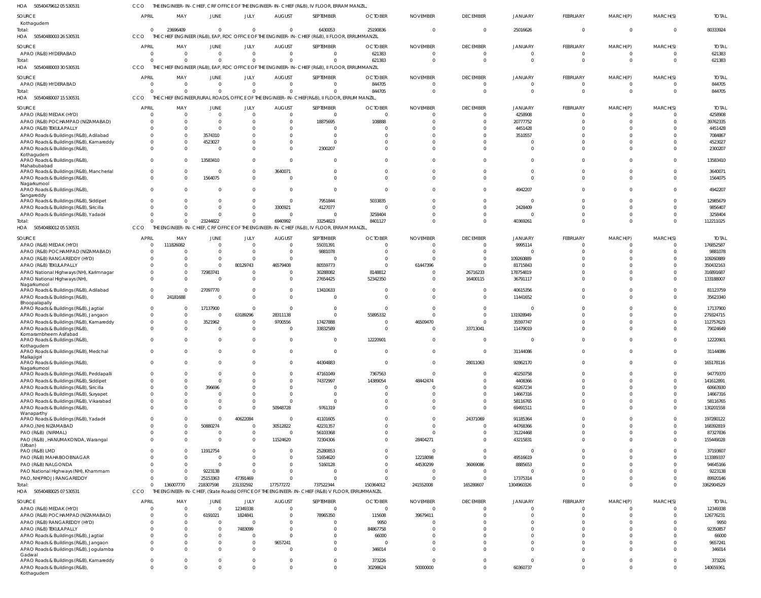HOA 50540479612 05 530531 CCO THE ENGINEER- IN- CHIEF, CRF OFFICE OF THE ENGINEER- IN- CHIEF (R&B), IV FLOOR, ERRAM MANZIL,

| SOURCE | APRIL | MAY | JUNE | JULY | AUGUST | SEPTEMBER | OCTOBER | NOVEMBER | DECEMBER | JANUARY | FEBRUARY | MARCH(P) | MARCH(S) | TOTAL |
|---|---|---|---|---|---|---|---|---|---|---|---|---|---|---|
| Kothagudem | | | | | | | | | | | | | | |
| Total: | 0 | 23696409 | 0 | 0 | 0 | 6430053 | 25190836 | 0 | 0 | 25016626 | 0 | 0 | 0 | 80333924 |

HOA 50540480003 26 530531 CCO THE CHIEF ENGINEER (R&B), EAP, RDC OFFICE OF THE ENGINEER- IN- CHIEF (R&B), II FLOOR, ERRUMMANZIL

| SOURCE | APRIL | MAY | JUNE | JULY | AUGUST | SEPTEMBER | OCTOBER | NOVEMBER | DECEMBER | JANUARY | FEBRUARY | MARCH(P) | MARCH(S) | TOTAL |
|---|---|---|---|---|---|---|---|---|---|---|---|---|---|---|
| APAO (R&B) HYDERABAD | 0 | 0 | 0 | 0 | 0 | 0 | 621383 | 0 | 0 | 0 | 0 | 0 | 0 | 621383 |
| Total: | 0 | 0 | 0 | 0 | 0 | 0 | 621383 | 0 | 0 | 0 | 0 | 0 | 0 | 621383 |

HOA 50540480003 30 530531 CCO THE CHIEF ENGINEER (R&B), EAP, RDC OFFICE OF THE ENGINEER- IN- CHIEF (R&B), II FLOOR, ERRUMMANZIL

| SOURCE | APRIL | MAY | JUNE | JULY | AUGUST | SEPTEMBER | OCTOBER | NOVEMBER | DECEMBER | JANUARY | FEBRUARY | MARCH(P) | MARCH(S) | TOTAL |
|---|---|---|---|---|---|---|---|---|---|---|---|---|---|---|
| APAO (R&B) HYDERABAD | 0 | 0 | 0 | 0 | 0 | 0 | 844705 | 0 | 0 | 0 | 0 | 0 | 0 | 844705 |
| Total: | 0 | 0 | 0 | 0 | 0 | 0 | 844705 | 0 | 0 | 0 | 0 | 0 | 0 | 844705 |

HOA 50540480007 15 530531 CCO THE CHIEF ENGINEER,RURAL ROADS, OFFICE OF THE ENGINEER- IN- CHIEF(R&B), II FLOOR, ERRUM MANZIL,

| SOURCE | APRIL | MAY | JUNE | JULY | AUGUST | SEPTEMBER | OCTOBER | NOVEMBER | DECEMBER | JANUARY | FEBRUARY | MARCH(P) | MARCH(S) | TOTAL |
|---|---|---|---|---|---|---|---|---|---|---|---|---|---|---|
| APAO (R&B) MEDAK (HYD) | 0 | 0 | 0 | 0 | 0 | 0 | 0 | 0 | 0 | 4258908 | 0 | 0 | 0 | 4258908 |
| APAO (R&B) POCHAMPAD (NIZAMABAD) | 0 | 0 | 0 | 0 | 0 | 18875695 | 108888 | 0 | 0 | 20777752 | 0 | 0 | 0 | 39762335 |
| APAO (R&B) TEKULAPALLY | 0 | 0 | 0 | 0 | 0 | 0 | 0 | 0 | 0 | 4451428 | 0 | 0 | 0 | 4451428 |
| APAO Roads & Buildings (R&B), Adilabad | 0 | 0 | 3574310 | 0 | 0 | 0 | 0 | 0 | 0 | 3510557 | 0 | 0 | 0 | 7084867 |
| APAO Roads & Buildings (R&B), Kamareddy | 0 | 0 | 4523027 | 0 | 0 | 0 | 0 | 0 | 0 | 0 | 0 | 0 | 0 | 4523027 |
| APAO Roads & Buildings (R&B), Kothagudem | 0 | 0 | 0 | 0 | 0 | 2300207 | 0 | 0 | 0 | 0 | 0 | 0 | 0 | 2300207 |
| APAO Roads & Buildings (R&B), Mahabubabad | 0 | 0 | 13583410 | 0 | 0 | 0 | 0 | 0 | 0 | 0 | 0 | 0 | 0 | 13583410 |
| APAO Roads & Buildings (R&B), Mancherial | 0 | 0 | 0 | 0 | 3640071 | 0 | 0 | 0 | 0 | 0 | 0 | 0 | 0 | 3640071 |
| APAO Roads & Buildings (R&B), Nagarkurnool | 0 | 0 | 1564075 | 0 | 0 | 0 | 0 | 0 | 0 | 0 | 0 | 0 | 0 | 1564075 |
| APAO Roads & Buildings (R&B), Sangareddy | 0 | 0 | 0 | 0 | 0 | 0 | 0 | 0 | 0 | 4942207 | 0 | 0 | 0 | 4942207 |
| APAO Roads & Buildings (R&B), Siddipet | 0 | 0 | 0 | 0 | 0 | 7951844 | 5033835 | 0 | 0 | 0 | 0 | 0 | 0 | 12985679 |
| APAO Roads & Buildings (R&B), Siricilla | 0 | 0 | 0 | 0 | 3300921 | 4127077 | 0 | 0 | 0 | 2428409 | 0 | 0 | 0 | 9856407 |
| APAO Roads & Buildings (R&B), Yadadri | 0 | 0 | 0 | 0 | 0 | 0 | 3258404 | 0 | 0 | 0 | 0 | 0 | 0 | 3258404 |
| Total: | 0 | 0 | 23244822 | 0 | 6940992 | 33254823 | 8401127 | 0 | 0 | 40369261 | 0 | 0 | 0 | 112211025 |

HOA 50540480012 05 530531 CCO THE ENGINEER- IN- CHIEF, CRF OFFICE OF THE ENGINEER- IN- CHIEF (R&B), IV FLOOR, ERRAM MANZIL,

| SOURCE | APRIL | MAY | JUNE | JULY | AUGUST | SEPTEMBER | OCTOBER | NOVEMBER | DECEMBER | JANUARY | FEBRUARY | MARCH(P) | MARCH(S) | TOTAL |
|---|---|---|---|---|---|---|---|---|---|---|---|---|---|---|
| APAO (R&B) MEDAK (HYD) | 0 | 111826082 | 0 | 0 | 0 | 55031391 | 0 | 0 | 0 | 9995114 | 0 | 0 | 0 | 176852587 |
| APAO (R&B) POCHAMPAD (NIZAMABAD) | 0 | 0 | 0 | 0 | 0 | 9881078 | 0 | 0 | 0 | 0 | 0 | 0 | 0 | 9881078 |
| APAO (R&B) RANGAREDDY (HYD) | 0 | 0 | 0 | 0 | 0 | 0 | 0 | 0 | 0 | 109260889 | 0 | 0 | 0 | 109260889 |
| APAO (R&B) TEKULAPALLY | 0 | 0 | 0 | 80129743 | 46579408 | 80559773 | 0 | 61447396 | 0 | 81715843 | 0 | 0 | 0 | 350432163 |
| APAO National Highways (NH), Karimnagar | 0 | 0 | 72983741 | 0 | 0 | 30288082 | 8148812 | 0 | 26716233 | 178754819 | 0 | 0 | 0 | 316891687 |
| APAO National Highways (NH), Nagarkurnool | 0 | 0 | 0 | 0 | 0 | 27654425 | 52342350 | 0 | 16400115 | 36791117 | 0 | 0 | 0 | 133188007 |
| APAO Roads & Buildings (R&B), Adilabad | 0 | 0 | 27097770 | 0 | 0 | 13410633 | 0 | 0 | 0 | 40615356 | 0 | 0 | 0 | 81123759 |
| APAO Roads & Buildings (R&B), Bhoopalapally | 0 | 24181688 | 0 | 0 | 0 | 0 | 0 | 0 | 0 | 11441652 | 0 | 0 | 0 | 35623340 |
| APAO Roads & Buildings (R&B), Jagtial | 0 | 0 | 17137900 | 0 | 0 | 0 | 0 | 0 | 0 | 0 | 0 | 0 | 0 | 17137900 |
| APAO Roads & Buildings (R&B), Jangaon | 0 | 0 | 0 | 63189296 | 28311138 | 0 | 55895332 | 0 | 0 | 131928949 | 0 | 0 | 0 | 279324715 |
| APAO Roads & Buildings (R&B), Kamareddy | 0 | 0 | 3521962 | 0 | 9700556 | 17427888 | 0 | 46509470 | 0 | 35597747 | 0 | 0 | 0 | 112757623 |
| APAO Roads & Buildings (R&B), Komarambheem Asifabad | 0 | 0 | 0 | 0 | 0 | 33832589 | 0 | 0 | 33713041 | 11479019 | 0 | 0 | 0 | 79024649 |
| APAO Roads & Buildings (R&B), Kothagudem | 0 | 0 | 0 | 0 | 0 | 0 | 12220901 | 0 | 0 | 0 | 0 | 0 | 0 | 12220901 |
| APAO Roads & Buildings (R&B), Medchal Malkajigiri | 0 | 0 | 0 | 0 | 0 | 0 | 0 | 0 | 0 | 31144086 | 0 | 0 | 0 | 31144086 |
| APAO Roads & Buildings (R&B), Nagarkurnool | 0 | 0 | 0 | 0 | 0 | 44304883 | 0 | 0 | 28011063 | 92862170 | 0 | 0 | 0 | 165178116 |
| APAO Roads & Buildings (R&B), Peddapalli | 0 | 0 | 0 | 0 | 0 | 47161049 | 7367563 | 0 | 0 | 40250758 | 0 | 0 | 0 | 94779370 |
| APAO Roads & Buildings (R&B), Siddipet | 0 | 0 | 0 | 0 | 0 | 74372997 | 14389054 | 48442474 | 0 | 4408366 | 0 | 0 | 0 | 141612891 |
| APAO Roads & Buildings (R&B), Siricilla | 0 | 0 | 396696 | 0 | 0 | 0 | 0 | 0 | 0 | 60267234 | 0 | 0 | 0 | 60663930 |
| APAO Roads & Buildings (R&B), Suryapet | 0 | 0 | 0 | 0 | 0 | 0 | 0 | 0 | 0 | 14667316 | 0 | 0 | 0 | 14667316 |
| APAO Roads & Buildings (R&B), Vikarabad | 0 | 0 | 0 | 0 | 0 | 0 | 0 | 0 | 0 | 58116765 | 0 | 0 | 0 | 58116765 |
| APAO Roads & Buildings (R&B), Wanaparthy | 0 | 0 | 0 | 0 | 50948728 | 9761319 | 0 | 0 | 0 | 69491511 | 0 | 0 | 0 | 130201558 |
| APAO Roads & Buildings (R&B), Yadadri | 0 | 0 | 0 | 40622084 | 0 | 41101605 | 0 | 0 | 24371069 | 91185364 | 0 | 0 | 0 | 197280122 |
| APAO,(NH) NIZAMABAD | 0 | 0 | 50880274 | 0 | 30512822 | 42231357 | 0 | 0 | 0 | 44768366 | 0 | 0 | 0 | 168392819 |
| PAO (R&B) (NIRMAL) | 0 | 0 | 0 | 0 | 0 | 56103368 | 0 | 0 | 0 | 31224468 | 0 | 0 | 0 | 87327836 |
| PAO (R&B) , HANUMAKONDA, Warangal (Urban) | 0 | 0 | 0 | 0 | 11524620 | 72304306 | 0 | 28404271 | 0 | 43215831 | 0 | 0 | 0 | 155449028 |
| PAO (R&B) LMD | 0 | 0 | 11912754 | 0 | 0 | 25280853 | 0 | 0 | 0 | 0 | 0 | 0 | 0 | 37193607 |
| PAO (R&B) MAHABOOBNAGAR | 0 | 0 | 0 | 0 | 0 | 51654620 | 0 | 12218098 | 0 | 49516619 | 0 | 0 | 0 | 113389337 |
| PAO (R&B) NALGONDA | 0 | 0 | 0 | 0 | 0 | 5160128 | 0 | 44530299 | 36069086 | 8885653 | 0 | 0 | 0 | 94645166 |
| PAO National Highways (NH), Khammam | 0 | 0 | 9223138 | 0 | 0 | 0 | 0 | 0 | 0 | 0 | 0 | 0 | 0 | 9223138 |
| PAO, NH(PROJ) RANGAREDDY | 0 | 0 | 25153363 | 47391469 | 0 | 0 | 0 | 0 | 0 | 17375314 | 0 | 0 | 0 | 89920146 |
| Total: | 0 | 136007770 | 218307598 | 231332592 | 177577272 | 737522344 | 150364012 | 241552008 | 165280607 | 1304960326 | 0 | 0 | 0 | 3362904529 |

HOA 50540480025 07 530531 CCO THE ENGINEER- IN- CHIEF, (State Roads) OFFICE OF THE ENGINEER- IN- CHIEF (R&B) V FLOOR, ERRUMMANZIL

| SOURCE | APRIL | MAY | JUNE | JULY | AUGUST | SEPTEMBER | OCTOBER | NOVEMBER | DECEMBER | JANUARY | FEBRUARY | MARCH(P) | MARCH(S) | TOTAL |
|---|---|---|---|---|---|---|---|---|---|---|---|---|---|---|
| APAO (R&B) MEDAK (HYD) | 0 | 0 | 0 | 12349338 | 0 | 0 | 0 | 0 | 0 | 0 | 0 | 0 | 0 | 12349338 |
| APAO (R&B) POCHAMPAD (NIZAMABAD) | 0 | 0 | 6191021 | 1824841 | 0 | 78965350 | 115608 | 39679411 | 0 | 0 | 0 | 0 | 0 | 126776231 |
| APAO (R&B) RANGAREDDY (HYD) | 0 | 0 | 0 | 0 | 0 | 0 | 9950 | 0 | 0 | 0 | 0 | 0 | 0 | 9950 |
| APAO (R&B) TEKULAPALLY | 0 | 0 | 0 | 7483099 | 0 | 0 | 84867758 | 0 | 0 | 0 | 0 | 0 | 0 | 92350857 |
| APAO Roads & Buildings (R&B), Jagtial | 0 | 0 | 0 | 0 | 0 | 0 | 66000 | 0 | 0 | 0 | 0 | 0 | 0 | 66000 |
| APAO Roads & Buildings (R&B), Jangaon | 0 | 0 | 0 | 0 | 9657241 | 0 | 0 | 0 | 0 | 0 | 0 | 0 | 0 | 9657241 |
| APAO Roads & Buildings (R&B), Jogulamba Gadwal | 0 | 0 | 0 | 0 | 0 | 0 | 346014 | 0 | 0 | 0 | 0 | 0 | 0 | 346014 |
| APAO Roads & Buildings (R&B), Kamareddy | 0 | 0 | 0 | 0 | 0 | 0 | 373226 | 0 | 0 | 0 | 0 | 0 | 0 | 373226 |
| APAO Roads & Buildings (R&B), Kothagudem | 0 | 0 | 0 | 0 | 0 | 0 | 30298624 | 50000000 | 0 | 60360737 | 0 | 0 | 0 | 140659361 |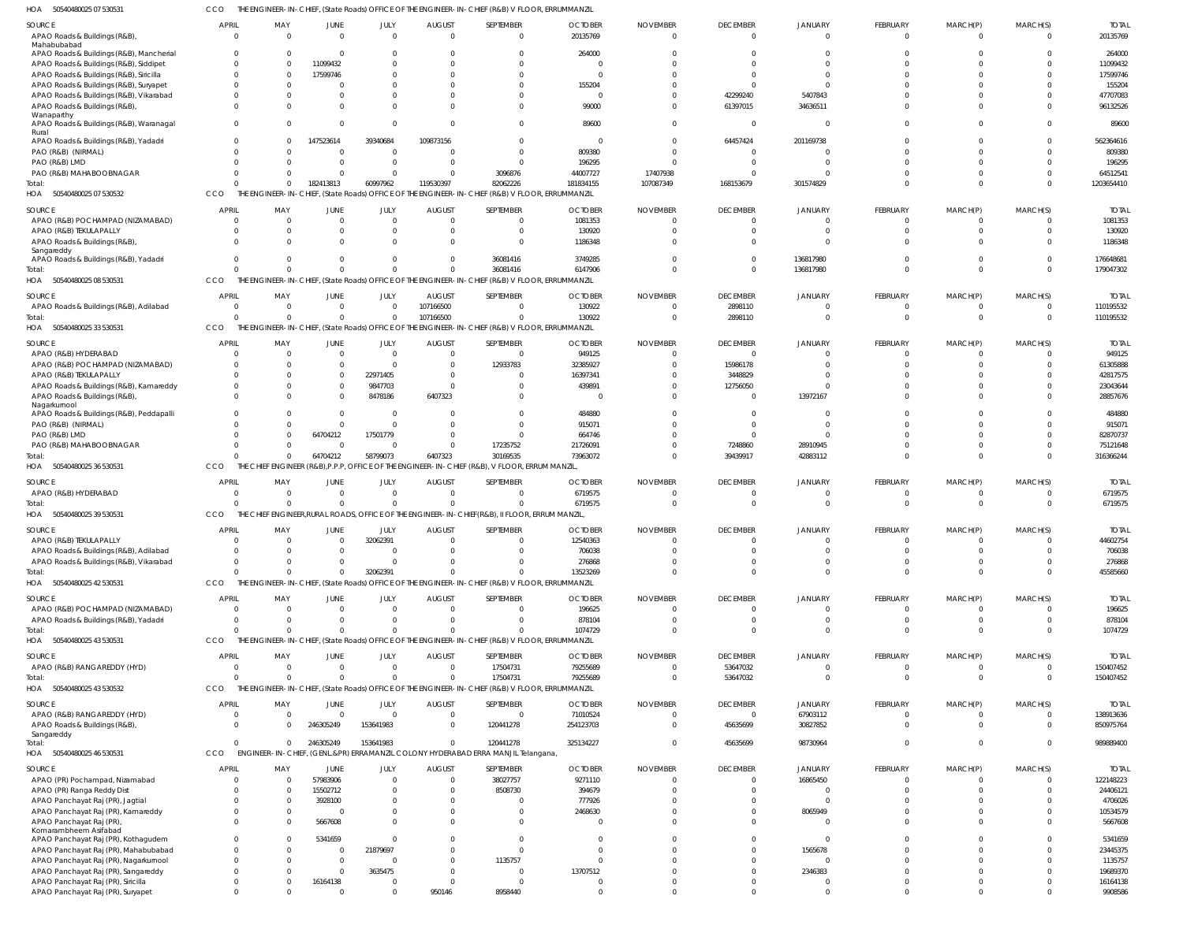HOA 50540480025 07 530531 CCO THE ENGINEER-IN-CHIEF, (State Roads) OFFICE OF THE ENGINEER-IN-CHIEF (R&B) V FLOOR, ERRUMMANZIL

| SOURCE | APRIL | MAY | JUNE | JULY | AUGUST | SEPTEMBER | OCTOBER | NOVEMBER | DECEMBER | JANUARY | FEBRUARY | MARCH(P) | MARCH(S) | TOTAL |
|---|---|---|---|---|---|---|---|---|---|---|---|---|---|---|
| APAO Roads & Buildings (R&B), Mahabubabad | 0 | 0 | 0 | 0 | 0 | 0 | 20135769 | 0 | 0 | 0 | 0 | 0 | 0 | 20135769 |
| APAO Roads & Buildings (R&B), Mancherial | 0 | 0 | 0 | 0 | 0 | 0 | 264000 | 0 | 0 | 0 | 0 | 0 | 0 | 264000 |
| APAO Roads & Buildings (R&B), Siddipet | 0 | 0 | 11099432 | 0 | 0 | 0 | 0 | 0 | 0 | 0 | 0 | 0 | 0 | 11099432 |
| APAO Roads & Buildings (R&B), Siricilla | 0 | 0 | 17599746 | 0 | 0 | 0 | 0 | 0 | 0 | 0 | 0 | 0 | 0 | 17599746 |
| APAO Roads & Buildings (R&B), Suryapet | 0 | 0 | 0 | 0 | 0 | 0 | 155204 | 0 | 0 | 0 | 0 | 0 | 0 | 155204 |
| APAO Roads & Buildings (R&B), Vikarabad | 0 | 0 | 0 | 0 | 0 | 0 | 0 | 0 | 42299240 | 5407843 | 0 | 0 | 0 | 47707083 |
| APAO Roads & Buildings (R&B), Wanaparthy | 0 | 0 | 0 | 0 | 0 | 0 | 99000 | 0 | 61397015 | 34636511 | 0 | 0 | 0 | 96132526 |
| APAO Roads & Buildings (R&B), Waranagal Rural | 0 | 0 | 0 | 0 | 0 | 0 | 89600 | 0 | 0 | 0 | 0 | 0 | 0 | 89600 |
| APAO Roads & Buildings (R&B), Yadadri | 0 | 0 | 147523614 | 39340684 | 109873156 | 0 | 0 | 0 | 64457424 | 201169738 | 0 | 0 | 0 | 562364616 |
| PAO (R&B) (NIRMAL) | 0 | 0 | 0 | 0 | 0 | 0 | 809380 | 0 | 0 | 0 | 0 | 0 | 0 | 809380 |
| PAO (R&B) LMD | 0 | 0 | 0 | 0 | 0 | 0 | 196295 | 0 | 0 | 0 | 0 | 0 | 0 | 196295 |
| PAO (R&B) MAHABOOBNAGAR | 0 | 0 | 0 | 0 | 0 | 3096876 | 44007727 | 17407938 | 0 | 0 | 0 | 0 | 0 | 64512541 |
| Total: | 0 | 0 | 182413813 | 60997962 | 119530397 | 82062226 | 181834155 | 107087349 | 168153679 | 301574829 | 0 | 0 | 0 | 1203654410 |

HOA 50540480025 07 530532 CCO THE ENGINEER-IN-CHIEF, (State Roads) OFFICE OF THE ENGINEER-IN-CHIEF (R&B) V FLOOR, ERRUMMANZIL

| SOURCE | APRIL | MAY | JUNE | JULY | AUGUST | SEPTEMBER | OCTOBER | NOVEMBER | DECEMBER | JANUARY | FEBRUARY | MARCH(P) | MARCH(S) | TOTAL |
|---|---|---|---|---|---|---|---|---|---|---|---|---|---|---|
| APAO (R&B) POCHAMPAD (NIZAMABAD) | 0 | 0 | 0 | 0 | 0 | 0 | 1081353 | 0 | 0 | 0 | 0 | 0 | 0 | 1081353 |
| APAO (R&B) TEKULAPALLY | 0 | 0 | 0 | 0 | 0 | 0 | 130920 | 0 | 0 | 0 | 0 | 0 | 0 | 130920 |
| APAO Roads & Buildings (R&B), Sangareddy | 0 | 0 | 0 | 0 | 0 | 0 | 1186348 | 0 | 0 | 0 | 0 | 0 | 0 | 1186348 |
| APAO Roads & Buildings (R&B), Yadadri | 0 | 0 | 0 | 0 | 0 | 36081416 | 3749285 | 0 | 0 | 136817980 | 0 | 0 | 0 | 176648681 |
| Total: | 0 | 0 | 0 | 0 | 0 | 36081416 | 6147906 | 0 | 0 | 136817980 | 0 | 0 | 0 | 179047302 |

HOA 50540480025 08 530531 CCO THE ENGINEER-IN-CHIEF, (State Roads) OFFICE OF THE ENGINEER-IN-CHIEF (R&B) V FLOOR, ERRUMMANZIL

| SOURCE | APRIL | MAY | JUNE | JULY | AUGUST | SEPTEMBER | OCTOBER | NOVEMBER | DECEMBER | JANUARY | FEBRUARY | MARCH(P) | MARCH(S) | TOTAL |
|---|---|---|---|---|---|---|---|---|---|---|---|---|---|---|
| APAO Roads & Buildings (R&B), Adilabad | 0 | 0 | 0 | 0 | 107166500 | 0 | 130922 | 0 | 2898110 | 0 | 0 | 0 | 0 | 110195532 |
| Total: | 0 | 0 | 0 | 0 | 107166500 | 0 | 130922 | 0 | 2898110 | 0 | 0 | 0 | 0 | 110195532 |

HOA 50540480025 33 530531 CCO THE ENGINEER-IN-CHIEF, (State Roads) OFFICE OF THE ENGINEER-IN-CHIEF (R&B) V FLOOR, ERRUMMANZIL

| SOURCE | APRIL | MAY | JUNE | JULY | AUGUST | SEPTEMBER | OCTOBER | NOVEMBER | DECEMBER | JANUARY | FEBRUARY | MARCH(P) | MARCH(S) | TOTAL |
|---|---|---|---|---|---|---|---|---|---|---|---|---|---|---|
| APAO (R&B) HYDERABAD | 0 | 0 | 0 | 0 | 0 | 0 | 949125 | 0 | 0 | 0 | 0 | 0 | 0 | 949125 |
| APAO (R&B) POCHAMPAD (NIZAMABAD) | 0 | 0 | 0 | 0 | 0 | 12933783 | 32385927 | 0 | 15986178 | 0 | 0 | 0 | 0 | 61305888 |
| APAO (R&B) TEKULAPALLY | 0 | 0 | 0 | 22971405 | 0 | 0 | 16397341 | 0 | 3448829 | 0 | 0 | 0 | 0 | 42817575 |
| APAO Roads & Buildings (R&B), Kamareddy | 0 | 0 | 0 | 9847703 | 0 | 0 | 439891 | 0 | 12756050 | 0 | 0 | 0 | 0 | 23043644 |
| APAO Roads & Buildings (R&B), Nagarkurnool | 0 | 0 | 0 | 8478186 | 6407323 | 0 | 0 | 0 | 0 | 13972167 | 0 | 0 | 0 | 28857676 |
| APAO Roads & Buildings (R&B), Peddapalli | 0 | 0 | 0 | 0 | 0 | 0 | 484880 | 0 | 0 | 0 | 0 | 0 | 0 | 484880 |
| PAO (R&B) (NIRMAL) | 0 | 0 | 0 | 0 | 0 | 0 | 915071 | 0 | 0 | 0 | 0 | 0 | 0 | 915071 |
| PAO (R&B) LMD | 0 | 0 | 64704212 | 17501779 | 0 | 0 | 664746 | 0 | 0 | 0 | 0 | 0 | 0 | 82870737 |
| PAO (R&B) MAHABOOBNAGAR | 0 | 0 | 0 | 0 | 0 | 17235752 | 21726091 | 0 | 7248860 | 28910945 | 0 | 0 | 0 | 75121648 |
| Total: | 0 | 0 | 64704212 | 58799073 | 6407323 | 30169535 | 73963072 | 0 | 39439917 | 42883112 | 0 | 0 | 0 | 316366244 |

HOA 50540480025 36 530531 CCO THE CHIEF ENGINEER (R&B),P.P.P, OFFICE OF THE ENGINEER-IN-CHIEF (R&B), V FLOOR, ERRUM MANZIL,

| SOURCE | APRIL | MAY | JUNE | JULY | AUGUST | SEPTEMBER | OCTOBER | NOVEMBER | DECEMBER | JANUARY | FEBRUARY | MARCH(P) | MARCH(S) | TOTAL |
|---|---|---|---|---|---|---|---|---|---|---|---|---|---|---|
| APAO (R&B) HYDERABAD | 0 | 0 | 0 | 0 | 0 | 0 | 6719575 | 0 | 0 | 0 | 0 | 0 | 0 | 6719575 |
| Total: | 0 | 0 | 0 | 0 | 0 | 0 | 6719575 | 0 | 0 | 0 | 0 | 0 | 0 | 6719575 |

HOA 50540480025 39 530531 CCO THE CHIEF ENGINEER,RURAL ROADS, OFFICE OF THE ENGINEER-IN-CHIEF(R&B), II FLOOR, ERRUM MANZIL,

| SOURCE | APRIL | MAY | JUNE | JULY | AUGUST | SEPTEMBER | OCTOBER | NOVEMBER | DECEMBER | JANUARY | FEBRUARY | MARCH(P) | MARCH(S) | TOTAL |
|---|---|---|---|---|---|---|---|---|---|---|---|---|---|---|
| APAO (R&B) TEKULAPALLY | 0 | 0 | 0 | 32062391 | 0 | 0 | 12540363 | 0 | 0 | 0 | 0 | 0 | 0 | 44602754 |
| APAO Roads & Buildings (R&B), Adilabad | 0 | 0 | 0 | 0 | 0 | 0 | 706038 | 0 | 0 | 0 | 0 | 0 | 0 | 706038 |
| APAO Roads & Buildings (R&B), Vikarabad | 0 | 0 | 0 | 0 | 0 | 0 | 276868 | 0 | 0 | 0 | 0 | 0 | 0 | 276868 |
| Total: | 0 | 0 | 0 | 32062391 | 0 | 0 | 13523269 | 0 | 0 | 0 | 0 | 0 | 0 | 45585660 |

HOA 50540480025 42 530531 CCO THE ENGINEER-IN-CHIEF, (State Roads) OFFICE OF THE ENGINEER-IN-CHIEF (R&B) V FLOOR, ERRUMMANZIL

| SOURCE | APRIL | MAY | JUNE | JULY | AUGUST | SEPTEMBER | OCTOBER | NOVEMBER | DECEMBER | JANUARY | FEBRUARY | MARCH(P) | MARCH(S) | TOTAL |
|---|---|---|---|---|---|---|---|---|---|---|---|---|---|---|
| APAO (R&B) POCHAMPAD (NIZAMABAD) | 0 | 0 | 0 | 0 | 0 | 0 | 196625 | 0 | 0 | 0 | 0 | 0 | 0 | 196625 |
| APAO Roads & Buildings (R&B), Yadadri | 0 | 0 | 0 | 0 | 0 | 0 | 878104 | 0 | 0 | 0 | 0 | 0 | 0 | 878104 |
| Total: | 0 | 0 | 0 | 0 | 0 | 0 | 1074729 | 0 | 0 | 0 | 0 | 0 | 0 | 1074729 |

HOA 50540480025 43 530531 CCO THE ENGINEER-IN-CHIEF, (State Roads) OFFICE OF THE ENGINEER-IN-CHIEF (R&B) V FLOOR, ERRUMMANZIL

| SOURCE | APRIL | MAY | JUNE | JULY | AUGUST | SEPTEMBER | OCTOBER | NOVEMBER | DECEMBER | JANUARY | FEBRUARY | MARCH(P) | MARCH(S) | TOTAL |
|---|---|---|---|---|---|---|---|---|---|---|---|---|---|---|
| APAO (R&B) RANGAREDDY (HYD) | 0 | 0 | 0 | 0 | 0 | 17504731 | 79255689 | 0 | 53647032 | 0 | 0 | 0 | 0 | 150407452 |
| Total: | 0 | 0 | 0 | 0 | 0 | 17504731 | 79255689 | 0 | 53647032 | 0 | 0 | 0 | 0 | 150407452 |

HOA 50540480025 43 530532 CCO THE ENGINEER-IN-CHIEF, (State Roads) OFFICE OF THE ENGINEER-IN-CHIEF (R&B) V FLOOR, ERRUMMANZIL

| SOURCE | APRIL | MAY | JUNE | JULY | AUGUST | SEPTEMBER | OCTOBER | NOVEMBER | DECEMBER | JANUARY | FEBRUARY | MARCH(P) | MARCH(S) | TOTAL |
|---|---|---|---|---|---|---|---|---|---|---|---|---|---|---|
| APAO (R&B) RANGAREDDY (HYD) | 0 | 0 | 0 | 0 | 0 | 0 | 71010524 | 0 | 0 | 67903112 | 0 | 0 | 0 | 138913636 |
| APAO Roads & Buildings (R&B), Sangareddy | 0 | 0 | 246305249 | 153641983 | 0 | 120441278 | 254123703 | 0 | 45635699 | 30827852 | 0 | 0 | 0 | 850975764 |
| Total: | 0 | 0 | 246305249 | 153641983 | 0 | 120441278 | 325134227 | 0 | 45635699 | 98730964 | 0 | 0 | 0 | 989889400 |

HOA 50540480025 46 530531 CCO ENGINEER-IN-CHIEF, (GENL.&PR) ERRAMANZIL COLONY HYDERABAD ERRA MANZIL Telangana,

| SOURCE | APRIL | MAY | JUNE | JULY | AUGUST | SEPTEMBER | OCTOBER | NOVEMBER | DECEMBER | JANUARY | FEBRUARY | MARCH(P) | MARCH(S) | TOTAL |
|---|---|---|---|---|---|---|---|---|---|---|---|---|---|---|
| APAO (PR) Pochampad, Nizamabad | 0 | 0 | 57983906 | 0 | 0 | 38027757 | 9271110 | 0 | 0 | 16865450 | 0 | 0 | 0 | 122148223 |
| APAO (PR) Ranga Reddy Dist | 0 | 0 | 15502712 | 0 | 0 | 8508730 | 394679 | 0 | 0 | 0 | 0 | 0 | 0 | 24406121 |
| APAO Panchayat Raj (PR), Jagtial | 0 | 0 | 3928100 | 0 | 0 | 0 | 777926 | 0 | 0 | 0 | 0 | 0 | 0 | 4706026 |
| APAO Panchayat Raj (PR), Kamareddy | 0 | 0 | 0 | 0 | 0 | 0 | 2468630 | 0 | 0 | 8065949 | 0 | 0 | 0 | 10534579 |
| APAO Panchayat Raj (PR), Komarambheem Asifabad | 0 | 0 | 5667608 | 0 | 0 | 0 | 0 | 0 | 0 | 0 | 0 | 0 | 0 | 5667608 |
| APAO Panchayat Raj (PR), Kothagudem | 0 | 0 | 5341659 | 0 | 0 | 0 | 0 | 0 | 0 | 0 | 0 | 0 | 0 | 5341659 |
| APAO Panchayat Raj (PR), Mahabubabad | 0 | 0 | 0 | 21879697 | 0 | 0 | 0 | 0 | 0 | 1565678 | 0 | 0 | 0 | 23445375 |
| APAO Panchayat Raj (PR), Nagarkurnool | 0 | 0 | 0 | 0 | 0 | 1135757 | 0 | 0 | 0 | 0 | 0 | 0 | 0 | 1135757 |
| APAO Panchayat Raj (PR), Sangareddy | 0 | 0 | 0 | 3635475 | 0 | 0 | 13707512 | 0 | 0 | 2346383 | 0 | 0 | 0 | 19689370 |
| APAO Panchayat Raj (PR), Siricilla | 0 | 0 | 16164138 | 0 | 0 | 0 | 0 | 0 | 0 | 0 | 0 | 0 | 0 | 16164138 |
| APAO Panchayat Raj (PR), Suryapet | 0 | 0 | 0 | 0 | 950146 | 8958440 | 0 | 0 | 0 | 0 | 0 | 0 | 0 | 9908586 |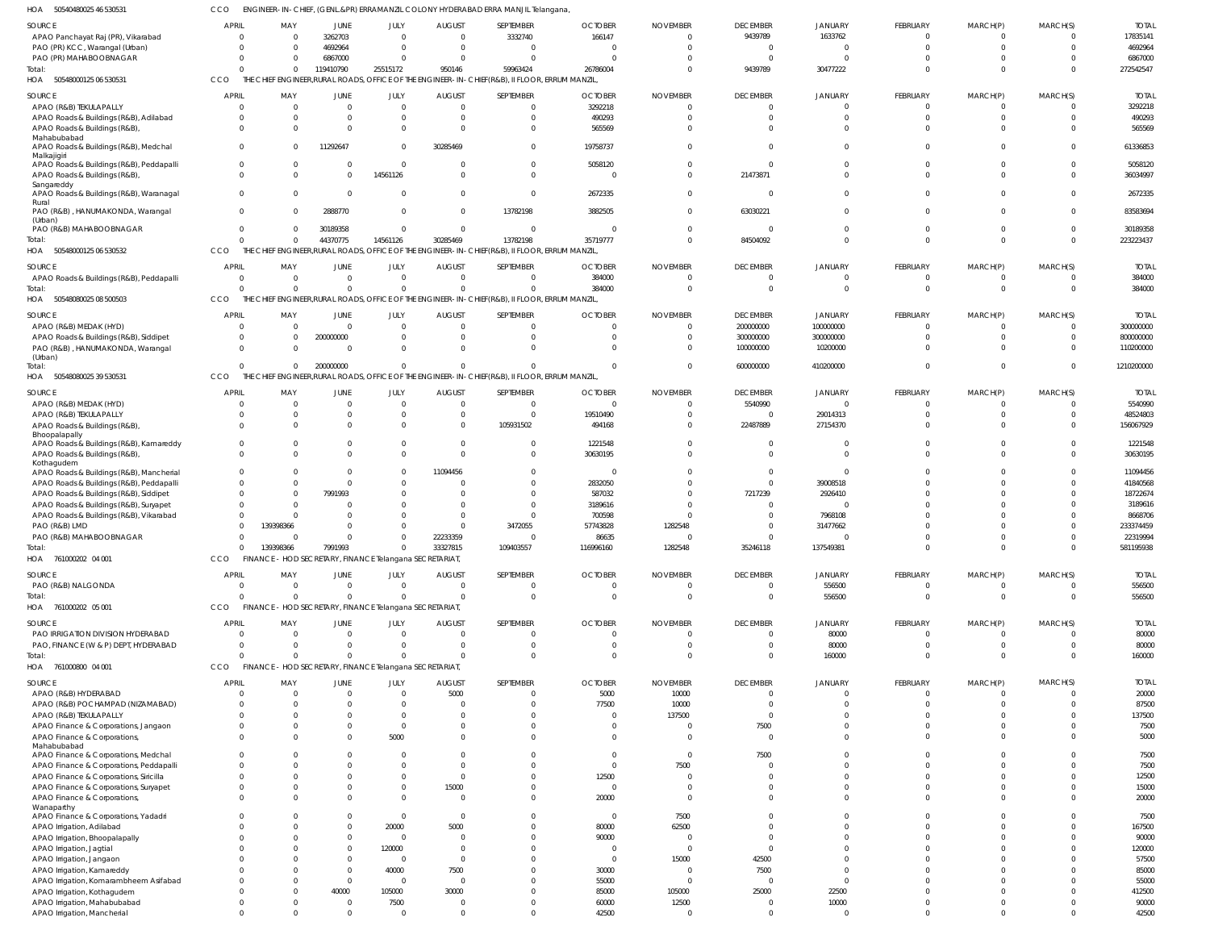HOA 50540480025 46 530531 CCO ENGINEER-IN-CHIEF, (GENL.&PR) ERRAMANZIL COLONY HYDERABAD ERRA MANJIL Telangana,

| SOURCE | APRIL | MAY | JUNE | JULY | AUGUST | SEPTEMBER | OCTOBER | NOVEMBER | DECEMBER | JANUARY | FEBRUARY | MARCH(P) | MARCH(S) | TOTAL |
|---|---|---|---|---|---|---|---|---|---|---|---|---|---|---|
| APAO Panchayat Raj (PR), Vikarabad | 0 | 0 | 3262703 | 0 | 0 | 3332740 | 166147 | 0 | 9439789 | 1633762 | 0 | 0 | 0 | 17835141 |
| PAO (PR) KCC, Warangal (Urban) | 0 | 0 | 4692964 | 0 | 0 | 0 | 0 | 0 | 0 | 0 | 0 | 0 | 0 | 4692964 |
| PAO (PR) MAHABOOBNAGAR | 0 | 0 | 6867000 | 0 | 0 | 0 | 0 | 0 | 0 | 0 | 0 | 0 | 0 | 6867000 |
| Total: | 0 | 0 | 119410790 | 25515172 | 950146 | 59963424 | 26786004 | 0 | 9439789 | 30477222 | 0 | 0 | 0 | 272542547 |

HOA 50548000125 06 530531 CCO THE CHIEF ENGINEER,RURAL ROADS, OFFICE OF THE ENGINEER-IN-CHIEF(R&B), II FLOOR, ERRUM MANZIL,

| SOURCE | APRIL | MAY | JUNE | JULY | AUGUST | SEPTEMBER | OCTOBER | NOVEMBER | DECEMBER | JANUARY | FEBRUARY | MARCH(P) | MARCH(S) | TOTAL |
|---|---|---|---|---|---|---|---|---|---|---|---|---|---|---|
| APAO (R&B) TEKULAPALLY | 0 | 0 | 0 | 0 | 0 | 0 | 3292218 | 0 | 0 | 0 | 0 | 0 | 0 | 3292218 |
| APAO Roads & Buildings (R&B), Adilabad | 0 | 0 | 0 | 0 | 0 | 0 | 490293 | 0 | 0 | 0 | 0 | 0 | 0 | 490293 |
| APAO Roads & Buildings (R&B), Mahabubabad | 0 | 0 | 0 | 0 | 0 | 0 | 565569 | 0 | 0 | 0 | 0 | 0 | 0 | 565569 |
| APAO Roads & Buildings (R&B), Medchal Malkajigiri | 0 | 0 | 11292647 | 0 | 30285469 | 0 | 19758737 | 0 | 0 | 0 | 0 | 0 | 0 | 61336853 |
| APAO Roads & Buildings (R&B), Peddapalli | 0 | 0 | 0 | 0 | 0 | 0 | 5058120 | 0 | 0 | 0 | 0 | 0 | 0 | 5058120 |
| APAO Roads & Buildings (R&B), Sangareddy | 0 | 0 | 0 | 14561126 | 0 | 0 | 0 | 0 | 21473871 | 0 | 0 | 0 | 0 | 36034997 |
| APAO Roads & Buildings (R&B), Waranagal Rural | 0 | 0 | 0 | 0 | 0 | 0 | 2672335 | 0 | 0 | 0 | 0 | 0 | 0 | 2672335 |
| PAO (R&B), HANUMAKONDA, Warangal (Urban) | 0 | 0 | 2888770 | 0 | 0 | 13782198 | 3882505 | 0 | 63030221 | 0 | 0 | 0 | 0 | 83583694 |
| PAO (R&B) MAHABOOBNAGAR | 0 | 0 | 30189358 | 0 | 0 | 0 | 0 | 0 | 0 | 0 | 0 | 0 | 0 | 30189358 |
| Total: | 0 | 0 | 44370775 | 14561126 | 30285469 | 13782198 | 35719777 | 0 | 84504092 | 0 | 0 | 0 | 0 | 223223437 |

HOA 50548000125 06 530532 CCO THE CHIEF ENGINEER,RURAL ROADS, OFFICE OF THE ENGINEER-IN-CHIEF(R&B), II FLOOR, ERRUM MANZIL,

| SOURCE | APRIL | MAY | JUNE | JULY | AUGUST | SEPTEMBER | OCTOBER | NOVEMBER | DECEMBER | JANUARY | FEBRUARY | MARCH(P) | MARCH(S) | TOTAL |
|---|---|---|---|---|---|---|---|---|---|---|---|---|---|---|
| APAO Roads & Buildings (R&B), Peddapalli | 0 | 0 | 0 | 0 | 0 | 0 | 384000 | 0 | 0 | 0 | 0 | 0 | 0 | 384000 |
| Total: | 0 | 0 | 0 | 0 | 0 | 0 | 384000 | 0 | 0 | 0 | 0 | 0 | 0 | 384000 |

HOA 50548080025 08 500503 CCO THE CHIEF ENGINEER,RURAL ROADS, OFFICE OF THE ENGINEER-IN-CHIEF(R&B), II FLOOR, ERRUM MANZIL,

| SOURCE | APRIL | MAY | JUNE | JULY | AUGUST | SEPTEMBER | OCTOBER | NOVEMBER | DECEMBER | JANUARY | FEBRUARY | MARCH(P) | MARCH(S) | TOTAL |
|---|---|---|---|---|---|---|---|---|---|---|---|---|---|---|
| APAO (R&B) MEDAK (HYD) | 0 | 0 | 0 | 0 | 0 | 0 | 0 | 0 | 200000000 | 100000000 | 0 | 0 | 0 | 300000000 |
| APAO Roads & Buildings (R&B), Siddipet | 0 | 0 | 200000000 | 0 | 0 | 0 | 0 | 0 | 300000000 | 300000000 | 0 | 0 | 0 | 800000000 |
| PAO (R&B), HANUMAKONDA, Warangal (Urban) | 0 | 0 | 0 | 0 | 0 | 0 | 0 | 0 | 100000000 | 10200000 | 0 | 0 | 0 | 110200000 |
| Total: | 0 | 0 | 200000000 | 0 | 0 | 0 | 0 | 0 | 600000000 | 410200000 | 0 | 0 | 0 | 1210200000 |

HOA 50548080025 39 530531 CCO THE CHIEF ENGINEER,RURAL ROADS, OFFICE OF THE ENGINEER-IN-CHIEF(R&B), II FLOOR, ERRUM MANZIL,

| SOURCE | APRIL | MAY | JUNE | JULY | AUGUST | SEPTEMBER | OCTOBER | NOVEMBER | DECEMBER | JANUARY | FEBRUARY | MARCH(P) | MARCH(S) | TOTAL |
|---|---|---|---|---|---|---|---|---|---|---|---|---|---|---|
| APAO (R&B) MEDAK (HYD) | 0 | 0 | 0 | 0 | 0 | 0 | 0 | 0 | 5540990 | 0 | 0 | 0 | 0 | 5540990 |
| APAO (R&B) TEKULAPALLY | 0 | 0 | 0 | 0 | 0 | 0 | 19510490 | 0 | 0 | 29014313 | 0 | 0 | 0 | 48524803 |
| APAO Roads & Buildings (R&B), Bhoopalapally | 0 | 0 | 0 | 0 | 0 | 105931502 | 494168 | 0 | 22487889 | 27154370 | 0 | 0 | 0 | 156067929 |
| APAO Roads & Buildings (R&B), Kamareddy | 0 | 0 | 0 | 0 | 0 | 0 | 1221548 | 0 | 0 | 0 | 0 | 0 | 0 | 1221548 |
| APAO Roads & Buildings (R&B), Kothagudem | 0 | 0 | 0 | 0 | 0 | 0 | 30630195 | 0 | 0 | 0 | 0 | 0 | 0 | 30630195 |
| APAO Roads & Buildings (R&B), Mancherial | 0 | 0 | 0 | 0 | 11094456 | 0 | 0 | 0 | 0 | 0 | 0 | 0 | 0 | 11094456 |
| APAO Roads & Buildings (R&B), Peddapalli | 0 | 0 | 0 | 0 | 0 | 0 | 2832050 | 0 | 0 | 39008518 | 0 | 0 | 0 | 41840568 |
| APAO Roads & Buildings (R&B), Siddipet | 0 | 0 | 7991993 | 0 | 0 | 0 | 587032 | 0 | 7217239 | 2926410 | 0 | 0 | 0 | 18722674 |
| APAO Roads & Buildings (R&B), Suryapet | 0 | 0 | 0 | 0 | 0 | 0 | 3189616 | 0 | 0 | 0 | 0 | 0 | 0 | 3189616 |
| APAO Roads & Buildings (R&B), Vikarabad | 0 | 0 | 0 | 0 | 0 | 0 | 700598 | 0 | 0 | 7968108 | 0 | 0 | 0 | 8668706 |
| PAO (R&B) LMD | 0 | 139398366 | 0 | 0 | 0 | 3472055 | 57743828 | 1282548 | 0 | 31477662 | 0 | 0 | 0 | 233374459 |
| PAO (R&B) MAHABOOBNAGAR | 0 | 0 | 0 | 0 | 22233359 | 0 | 86635 | 0 | 0 | 0 | 0 | 0 | 0 | 22319994 |
| Total: | 0 | 139398366 | 7991993 | 0 | 33327815 | 109403557 | 116996160 | 1282548 | 35246118 | 137549381 | 0 | 0 | 0 | 581195938 |

HOA 761000202 04 001 CCO FINANCE - HOD SECRETARY, FINANCE Telangana SECRETARIAT,

| SOURCE | APRIL | MAY | JUNE | JULY | AUGUST | SEPTEMBER | OCTOBER | NOVEMBER | DECEMBER | JANUARY | FEBRUARY | MARCH(P) | MARCH(S) | TOTAL |
|---|---|---|---|---|---|---|---|---|---|---|---|---|---|---|
| PAO (R&B) NALGONDA | 0 | 0 | 0 | 0 | 0 | 0 | 0 | 0 | 0 | 556500 | 0 | 0 | 0 | 556500 |
| Total: | 0 | 0 | 0 | 0 | 0 | 0 | 0 | 0 | 0 | 556500 | 0 | 0 | 0 | 556500 |

HOA 761000202 05 001 CCO FINANCE - HOD SECRETARY, FINANCE Telangana SECRETARIAT,

| SOURCE | APRIL | MAY | JUNE | JULY | AUGUST | SEPTEMBER | OCTOBER | NOVEMBER | DECEMBER | JANUARY | FEBRUARY | MARCH(P) | MARCH(S) | TOTAL |
|---|---|---|---|---|---|---|---|---|---|---|---|---|---|---|
| PAO IRRIGATION DIVISION HYDERABAD | 0 | 0 | 0 | 0 | 0 | 0 | 0 | 0 | 0 | 80000 | 0 | 0 | 0 | 80000 |
| PAO, FINANCE (W & P) DEPT, HYDERABAD | 0 | 0 | 0 | 0 | 0 | 0 | 0 | 0 | 0 | 80000 | 0 | 0 | 0 | 80000 |
| Total: | 0 | 0 | 0 | 0 | 0 | 0 | 0 | 0 | 0 | 160000 | 0 | 0 | 0 | 160000 |

HOA 761000800 04 001 CCO FINANCE - HOD SECRETARY, FINANCE Telangana SECRETARIAT,

| SOURCE | APRIL | MAY | JUNE | JULY | AUGUST | SEPTEMBER | OCTOBER | NOVEMBER | DECEMBER | JANUARY | FEBRUARY | MARCH(P) | MARCH(S) | TOTAL |
|---|---|---|---|---|---|---|---|---|---|---|---|---|---|---|
| APAO (R&B) HYDERABAD | 0 | 0 | 0 | 0 | 5000 | 0 | 5000 | 10000 | 0 | 0 | 0 | 0 | 0 | 20000 |
| APAO (R&B) POCHAMPAD (NIZAMABAD) | 0 | 0 | 0 | 0 | 0 | 0 | 77500 | 10000 | 0 | 0 | 0 | 0 | 0 | 87500 |
| APAO (R&B) TEKULAPALLY | 0 | 0 | 0 | 0 | 0 | 0 | 0 | 137500 | 0 | 0 | 0 | 0 | 0 | 137500 |
| APAO Finance & Corporations, Jangaon | 0 | 0 | 0 | 0 | 0 | 0 | 0 | 0 | 7500 | 0 | 0 | 0 | 0 | 7500 |
| APAO Finance & Corporations, Mahabubabad | 0 | 0 | 0 | 5000 | 0 | 0 | 0 | 0 | 0 | 0 | 0 | 0 | 0 | 5000 |
| APAO Finance & Corporations, Medchal | 0 | 0 | 0 | 0 | 0 | 0 | 0 | 0 | 7500 | 0 | 0 | 0 | 0 | 7500 |
| APAO Finance & Corporations, Peddapalli | 0 | 0 | 0 | 0 | 0 | 0 | 0 | 7500 | 0 | 0 | 0 | 0 | 0 | 7500 |
| APAO Finance & Corporations, Siricilla | 0 | 0 | 0 | 0 | 0 | 0 | 12500 | 0 | 0 | 0 | 0 | 0 | 0 | 12500 |
| APAO Finance & Corporations, Suryapet | 0 | 0 | 0 | 0 | 15000 | 0 | 0 | 0 | 0 | 0 | 0 | 0 | 0 | 15000 |
| APAO Finance & Corporations, Wanaparthy | 0 | 0 | 0 | 0 | 0 | 0 | 20000 | 0 | 0 | 0 | 0 | 0 | 0 | 20000 |
| APAO Finance & Corporations, Yadadri | 0 | 0 | 0 | 0 | 0 | 0 | 0 | 7500 | 0 | 0 | 0 | 0 | 0 | 7500 |
| APAO Irrigation, Adilabad | 0 | 0 | 0 | 20000 | 5000 | 0 | 80000 | 62500 | 0 | 0 | 0 | 0 | 0 | 167500 |
| APAO Irrigation, Bhoopalapally | 0 | 0 | 0 | 0 | 0 | 0 | 90000 | 0 | 0 | 0 | 0 | 0 | 0 | 90000 |
| APAO Irrigation, Jagtial | 0 | 0 | 0 | 120000 | 0 | 0 | 0 | 0 | 0 | 0 | 0 | 0 | 0 | 120000 |
| APAO Irrigation, Jangaon | 0 | 0 | 0 | 0 | 0 | 0 | 0 | 15000 | 42500 | 0 | 0 | 0 | 0 | 57500 |
| APAO Irrigation, Kamareddy | 0 | 0 | 0 | 40000 | 7500 | 0 | 30000 | 0 | 7500 | 0 | 0 | 0 | 0 | 85000 |
| APAO Irrigation, Komarambheem Asifabad | 0 | 0 | 0 | 0 | 0 | 0 | 55000 | 0 | 0 | 0 | 0 | 0 | 0 | 55000 |
| APAO Irrigation, Kothagudem | 0 | 0 | 40000 | 105000 | 30000 | 0 | 85000 | 105000 | 25000 | 22500 | 0 | 0 | 0 | 412500 |
| APAO Irrigation, Mahabubabad | 0 | 0 | 0 | 7500 | 0 | 0 | 60000 | 12500 | 0 | 10000 | 0 | 0 | 0 | 90000 |
| APAO Irrigation, Mancherial | 0 | 0 | 0 | 0 | 0 | 0 | 42500 | 0 | 0 | 0 | 0 | 0 | 0 | 42500 |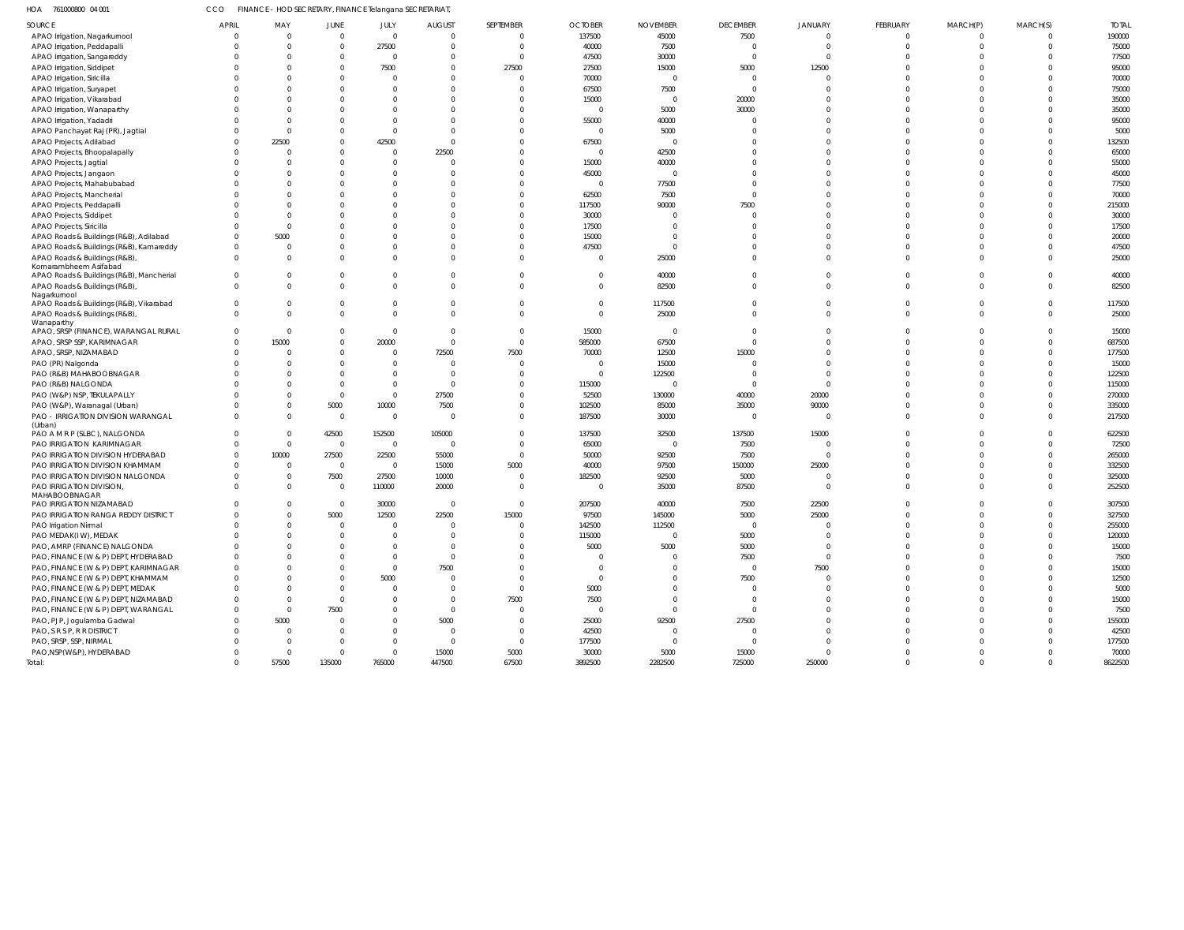HOA 761000800 04 001 CCO FINANCE - HOD SECRETARY, FINANCE Telangana SECRETARIAT,

| SOURCE | APRIL | MAY | JUNE | JULY | AUGUST | SEPTEMBER | OCTOBER | NOVEMBER | DECEMBER | JANUARY | FEBRUARY | MARCH(P) | MARCH(S) | TOTAL |
|---|---|---|---|---|---|---|---|---|---|---|---|---|---|---|
| APAO Irrigation, Nagarkurnool | 0 | 0 | 0 | 0 | 0 | 0 | 137500 | 45000 | 7500 | 0 | 0 | 0 | 0 | 190000 |
| APAO Irrigation, Peddapalli | 0 | 0 | 0 | 27500 | 0 | 0 | 40000 | 7500 | 0 | 0 | 0 | 0 | 0 | 75000 |
| APAO Irrigation, Sangareddy | 0 | 0 | 0 | 0 | 0 | 0 | 47500 | 30000 | 0 | 0 | 0 | 0 | 0 | 77500 |
| APAO Irrigation, Siddipet | 0 | 0 | 0 | 7500 | 0 | 27500 | 27500 | 15000 | 5000 | 12500 | 0 | 0 | 0 | 95000 |
| APAO Irrigation, Siricilla | 0 | 0 | 0 | 0 | 0 | 0 | 70000 | 0 | 0 | 0 | 0 | 0 | 0 | 70000 |
| APAO Irrigation, Suryapet | 0 | 0 | 0 | 0 | 0 | 0 | 67500 | 7500 | 0 | 0 | 0 | 0 | 0 | 75000 |
| APAO Irrigation, Vikarabad | 0 | 0 | 0 | 0 | 0 | 0 | 15000 | 0 | 20000 | 0 | 0 | 0 | 0 | 35000 |
| APAO Irrigation, Wanaparthy | 0 | 0 | 0 | 0 | 0 | 0 | 0 | 5000 | 30000 | 0 | 0 | 0 | 0 | 35000 |
| APAO Irrigation, Yadadri | 0 | 0 | 0 | 0 | 0 | 0 | 55000 | 40000 | 0 | 0 | 0 | 0 | 0 | 95000 |
| APAO Panchayat Raj (PR), Jagtial | 0 | 0 | 0 | 0 | 0 | 0 | 0 | 5000 | 0 | 0 | 0 | 0 | 0 | 5000 |
| APAO Projects, Adilabad | 0 | 22500 | 0 | 42500 | 0 | 0 | 67500 | 0 | 0 | 0 | 0 | 0 | 0 | 132500 |
| APAO Projects, Bhoopalapally | 0 | 0 | 0 | 0 | 22500 | 0 | 0 | 42500 | 0 | 0 | 0 | 0 | 0 | 65000 |
| APAO Projects, Jagtial | 0 | 0 | 0 | 0 | 0 | 0 | 15000 | 40000 | 0 | 0 | 0 | 0 | 0 | 55000 |
| APAO Projects, Jangaon | 0 | 0 | 0 | 0 | 0 | 0 | 45000 | 0 | 0 | 0 | 0 | 0 | 0 | 45000 |
| APAO Projects, Mahabubabad | 0 | 0 | 0 | 0 | 0 | 0 | 0 | 77500 | 0 | 0 | 0 | 0 | 0 | 77500 |
| APAO Projects, Mancherial | 0 | 0 | 0 | 0 | 0 | 0 | 62500 | 7500 | 0 | 0 | 0 | 0 | 0 | 70000 |
| APAO Projects, Peddapalli | 0 | 0 | 0 | 0 | 0 | 0 | 117500 | 90000 | 7500 | 0 | 0 | 0 | 0 | 215000 |
| APAO Projects, Siddipet | 0 | 0 | 0 | 0 | 0 | 0 | 30000 | 0 | 0 | 0 | 0 | 0 | 0 | 30000 |
| APAO Projects, Siricilla | 0 | 0 | 0 | 0 | 0 | 0 | 17500 | 0 | 0 | 0 | 0 | 0 | 0 | 17500 |
| APAO Roads & Buildings (R&B), Adilabad | 0 | 5000 | 0 | 0 | 0 | 0 | 15000 | 0 | 0 | 0 | 0 | 0 | 0 | 20000 |
| APAO Roads & Buildings (R&B), Kamareddy | 0 | 0 | 0 | 0 | 0 | 0 | 47500 | 0 | 0 | 0 | 0 | 0 | 0 | 47500 |
| APAO Roads & Buildings (R&B), Komarambheem Asifabad | 0 | 0 | 0 | 0 | 0 | 0 | 0 | 25000 | 0 | 0 | 0 | 0 | 0 | 25000 |
| APAO Roads & Buildings (R&B), Mancherial | 0 | 0 | 0 | 0 | 0 | 0 | 0 | 40000 | 0 | 0 | 0 | 0 | 0 | 40000 |
| APAO Roads & Buildings (R&B), Nagarkurnool | 0 | 0 | 0 | 0 | 0 | 0 | 0 | 82500 | 0 | 0 | 0 | 0 | 0 | 82500 |
| APAO Roads & Buildings (R&B), Vikarabad | 0 | 0 | 0 | 0 | 0 | 0 | 0 | 117500 | 0 | 0 | 0 | 0 | 0 | 117500 |
| APAO Roads & Buildings (R&B), Wanaparthy | 0 | 0 | 0 | 0 | 0 | 0 | 0 | 25000 | 0 | 0 | 0 | 0 | 0 | 25000 |
| APAO, SRSP (FINANCE), WARANGAL RURAL | 0 | 0 | 0 | 0 | 0 | 0 | 15000 | 0 | 0 | 0 | 0 | 0 | 0 | 15000 |
| APAO, SRSP SSP, KARIMNAGAR | 0 | 15000 | 0 | 20000 | 0 | 0 | 585000 | 67500 | 0 | 0 | 0 | 0 | 0 | 687500 |
| APAO, SRSP, NIZAMABAD | 0 | 0 | 0 | 0 | 72500 | 7500 | 70000 | 12500 | 15000 | 0 | 0 | 0 | 0 | 177500 |
| PAO (PR) Nalgonda | 0 | 0 | 0 | 0 | 0 | 0 | 0 | 15000 | 0 | 0 | 0 | 0 | 0 | 15000 |
| PAO (R&B) MAHABOOBNAGAR | 0 | 0 | 0 | 0 | 0 | 0 | 0 | 122500 | 0 | 0 | 0 | 0 | 0 | 122500 |
| PAO (R&B) NALGONDA | 0 | 0 | 0 | 0 | 0 | 0 | 115000 | 0 | 0 | 0 | 0 | 0 | 0 | 115000 |
| PAO (W&P) NSP, TEKULAPALLY | 0 | 0 | 0 | 0 | 27500 | 0 | 52500 | 130000 | 40000 | 20000 | 0 | 0 | 0 | 270000 |
| PAO (W&P), Waranagal (Urban) | 0 | 0 | 5000 | 10000 | 7500 | 0 | 102500 | 85000 | 35000 | 90000 | 0 | 0 | 0 | 335000 |
| PAO - IRRIGATION DIVISION WARANGAL (Urban) | 0 | 0 | 0 | 0 | 0 | 0 | 187500 | 30000 | 0 | 0 | 0 | 0 | 0 | 217500 |
| PAO A M R P (SLBC), NALGONDA | 0 | 0 | 42500 | 152500 | 105000 | 0 | 137500 | 32500 | 137500 | 15000 | 0 | 0 | 0 | 622500 |
| PAO IRRIGATION KARIMNAGAR | 0 | 0 | 0 | 0 | 0 | 0 | 65000 | 0 | 7500 | 0 | 0 | 0 | 0 | 72500 |
| PAO IRRIGATION DIVISION HYDERABAD | 0 | 10000 | 27500 | 22500 | 55000 | 0 | 50000 | 92500 | 7500 | 0 | 0 | 0 | 0 | 265000 |
| PAO IRRIGATION DIVISION KHAMMAM | 0 | 0 | 0 | 0 | 15000 | 5000 | 40000 | 97500 | 150000 | 25000 | 0 | 0 | 0 | 332500 |
| PAO IRRIGATION DIVISION NALGONDA | 0 | 0 | 7500 | 27500 | 10000 | 0 | 182500 | 92500 | 5000 | 0 | 0 | 0 | 0 | 325000 |
| PAO IRRIGATION DIVISION, MAHABOOBNAGAR | 0 | 0 | 0 | 110000 | 20000 | 0 | 0 | 35000 | 87500 | 0 | 0 | 0 | 0 | 252500 |
| PAO IRRIGATION NIZAMABAD | 0 | 0 | 0 | 30000 | 0 | 0 | 207500 | 40000 | 7500 | 22500 | 0 | 0 | 0 | 307500 |
| PAO IRRIGATION RANGA REDDY DISTRICT | 0 | 0 | 5000 | 12500 | 22500 | 15000 | 97500 | 145000 | 5000 | 25000 | 0 | 0 | 0 | 327500 |
| PAO Irrigation Nirmal | 0 | 0 | 0 | 0 | 0 | 0 | 142500 | 112500 | 0 | 0 | 0 | 0 | 0 | 255000 |
| PAO MEDAK(IW), MEDAK | 0 | 0 | 0 | 0 | 0 | 0 | 115000 | 0 | 5000 | 0 | 0 | 0 | 0 | 120000 |
| PAO, AMRP (FINANCE) NALGONDA | 0 | 0 | 0 | 0 | 0 | 0 | 5000 | 5000 | 5000 | 0 | 0 | 0 | 0 | 15000 |
| PAO, FINANCE (W & P) DEPT, HYDERABAD | 0 | 0 | 0 | 0 | 0 | 0 | 0 | 0 | 7500 | 0 | 0 | 0 | 0 | 7500 |
| PAO, FINANCE (W & P) DEPT, KARIMNAGAR | 0 | 0 | 0 | 0 | 7500 | 0 | 0 | 0 | 0 | 7500 | 0 | 0 | 0 | 15000 |
| PAO, FINANCE (W & P) DEPT, KHAMMAM | 0 | 0 | 0 | 5000 | 0 | 0 | 0 | 0 | 7500 | 0 | 0 | 0 | 0 | 12500 |
| PAO, FINANCE (W & P) DEPT, MEDAK | 0 | 0 | 0 | 0 | 0 | 0 | 5000 | 0 | 0 | 0 | 0 | 0 | 0 | 5000 |
| PAO, FINANCE (W & P) DEPT, NIZAMABAD | 0 | 0 | 0 | 0 | 0 | 7500 | 7500 | 0 | 0 | 0 | 0 | 0 | 0 | 15000 |
| PAO, FINANCE (W & P) DEPT, WARANGAL | 0 | 0 | 7500 | 0 | 0 | 0 | 0 | 0 | 0 | 0 | 0 | 0 | 0 | 7500 |
| PAO, PJP, Jogulamba Gadwal | 0 | 5000 | 0 | 0 | 5000 | 0 | 25000 | 92500 | 27500 | 0 | 0 | 0 | 0 | 155000 |
| PAO, S R S P, R R DISTRICT | 0 | 0 | 0 | 0 | 0 | 0 | 42500 | 0 | 0 | 0 | 0 | 0 | 0 | 42500 |
| PAO, SRSP, SSP, NIRMAL | 0 | 0 | 0 | 0 | 0 | 0 | 177500 | 0 | 0 | 0 | 0 | 0 | 0 | 177500 |
| PAO,NSP(W&P), HYDERABAD | 0 | 0 | 0 | 0 | 15000 | 5000 | 30000 | 5000 | 15000 | 0 | 0 | 0 | 0 | 70000 |
| Total: | 0 | 57500 | 135000 | 765000 | 447500 | 67500 | 3892500 | 2282500 | 725000 | 250000 | 0 | 0 | 0 | 8622500 |